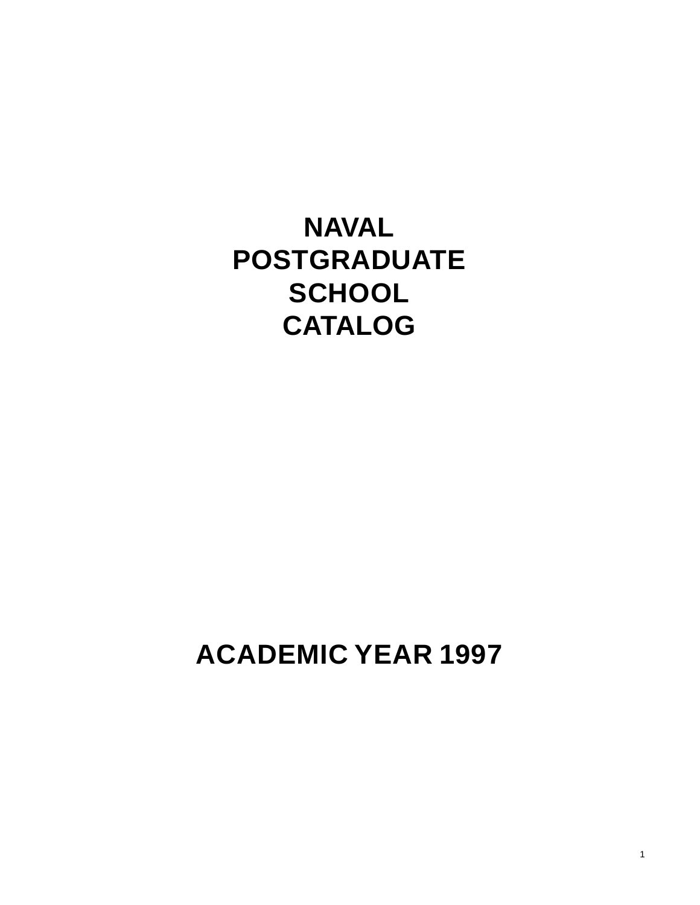# NAVAL POSTGRADUATE SCHOOL CATALOG

## ACADEMIC YEAR 1997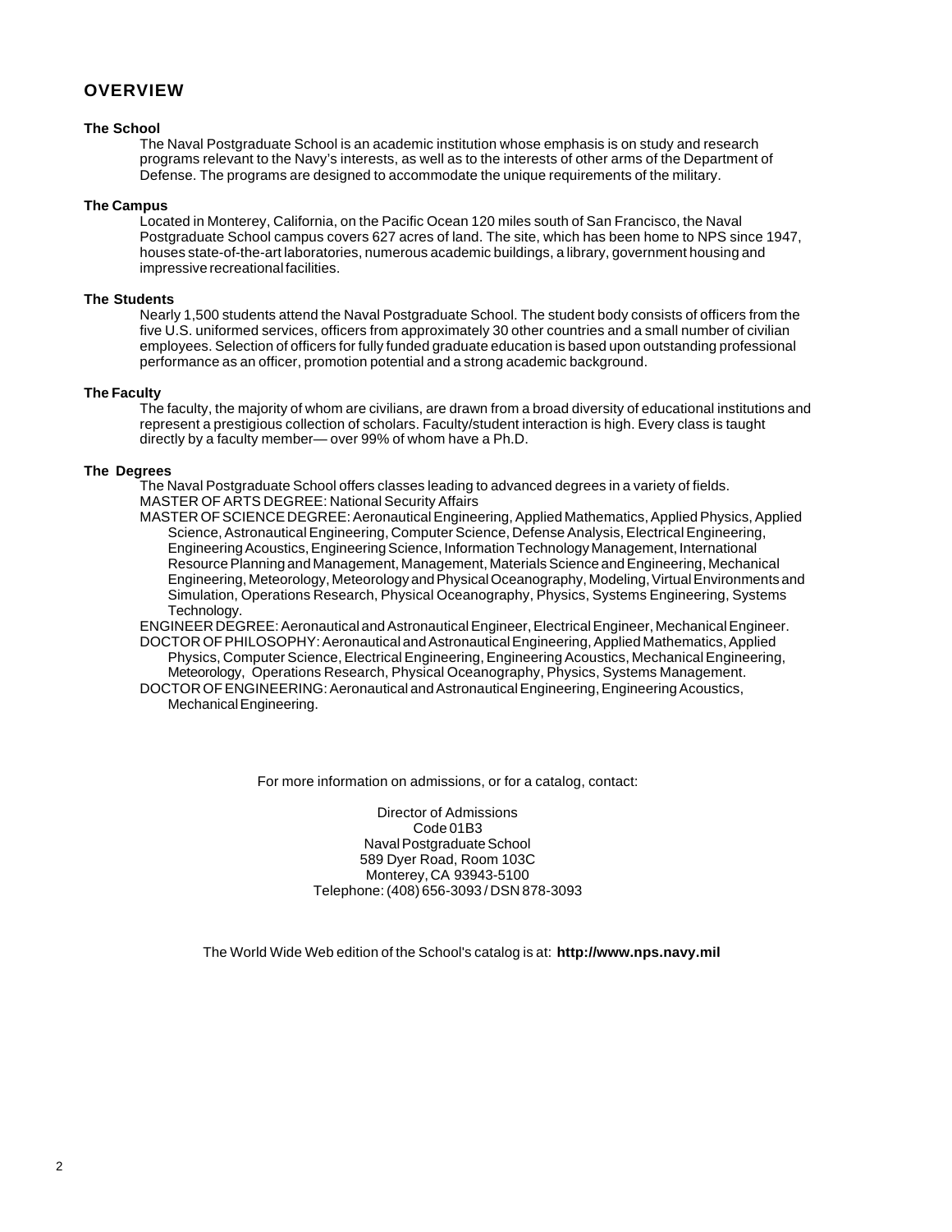## OVERVIEW

### The School

The Naval Postgraduate School is an academic institution whose emphasis is on study and research programs relevant to the Navy's interests, as well as to the interests of other arms of the Department of Defense. The programs are designed to accommodate the unique requirements of the military.

### The Campus

Located in Monterey, California, on the Pacific Ocean 120 miles south of San Francisco, the Naval Postgraduate School campus covers 627 acres of land. The site, which has been home to NPS since 1947, houses state-of-the-art laboratories, numerous academic buildings, a library, government housing and impressive recreational facilities.

### The Students

Nearly 1,500 students attend the Naval Postgraduate School. The student body consists of officers from the five U.S. uniformed services, officers from approximately 30 other countries and a small number of civilian employees. Selection of officers for fully funded graduate education is based upon outstanding professional performance as an officer, promotion potential and a strong academic background.

### The Faculty

The faculty, the majority of whom are civilians, are drawn from a broad diversity of educational institutions and represent a prestigious collection of scholars. Faculty/student interaction is high. Every class is taught directly by a faculty member— over 99% of whom have a Ph.D.

### The Degrees

The Naval Postgraduate School offers classes leading to advanced degrees in a variety of fields.

MASTER OF ARTS DEGREE: National Security Affairs

MASTER OF SCIENCE DEGREE: Aeronautical Engineering, Applied Mathematics, Applied Physics, Applied Science, Astronautical Engineering, Computer Science, Defense Analysis, Electrical Engineering, Engineering Acoustics, Engineering Science, Information Technology Management, International Resource Planning and Management, Management, Materials Science and Engineering, Mechanical Engineering, Meteorology, Meteorology and Physical Oceanography, Modeling, Virtual Environments and Simulation, Operations Research, Physical Oceanography, Physics, Systems Engineering, Systems Technology.

ENGINEER DEGREE: Aeronautical and Astronautical Engineer, Electrical Engineer, Mechanical Engineer.

DOCTOR OF PHILOSOPHY: Aeronautical and Astronautical Engineering, Applied Mathematics, Applied Physics, Computer Science, Electrical Engineering, Engineering Acoustics, Mechanical Engineering, Meteorology, Operations Research, Physical Oceanography, Physics, Systems Management.

DOCTOR OF ENGINEERING: Aeronautical and Astronautical Engineering, Engineering Acoustics, Mechanical Engineering.

For more information on admissions, or for a catalog, contact:

Director of Admissions
Code 01B3
Naval Postgraduate School
589 Dyer Road, Room 103C
Monterey, CA 93943-5100
Telephone: (408) 656-3093 / DSN 878-3093

The World Wide Web edition of the School's catalog is at: **http://www.nps.navy.mil**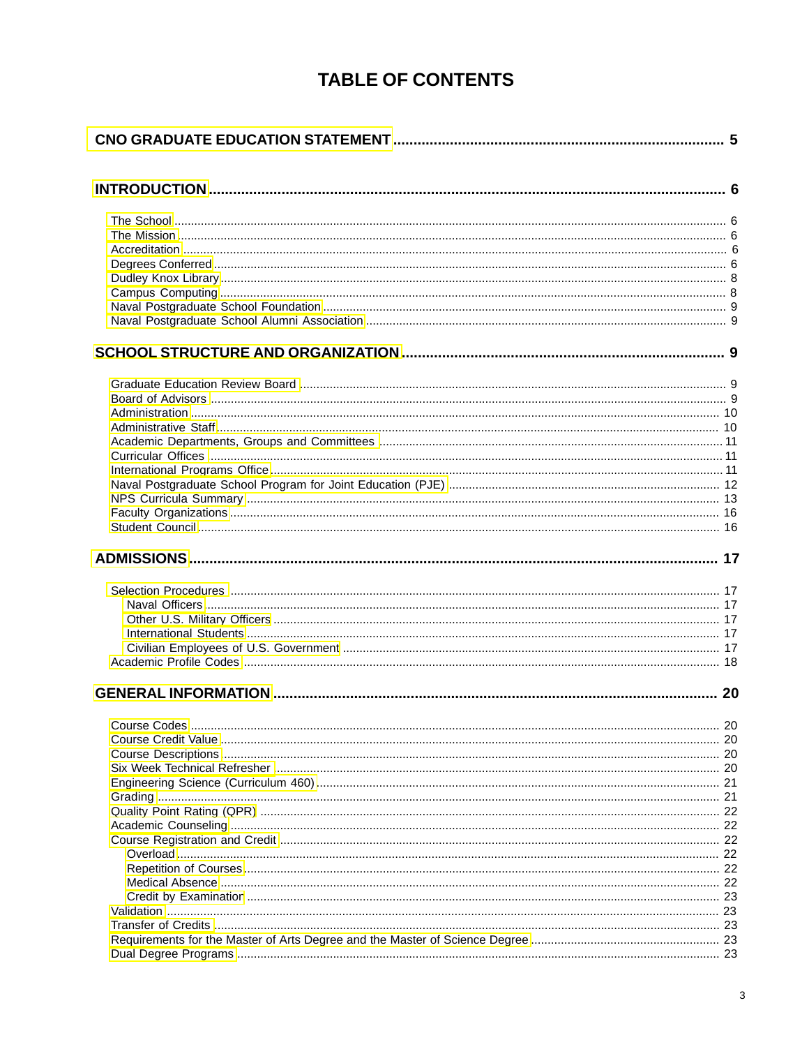# TABLE OF CONTENTS

**CNO GRADUATE EDUCATION STATEMENT** ..... **5**

**INTRODUCTION** ..... **6**

- The School ..... 6
- The Mission ..... 6
- Accreditation ..... 6
- Degrees Conferred ..... 6
- Dudley Knox Library ..... 8
- Campus Computing ..... 8
- Naval Postgraduate School Foundation ..... 9
- Naval Postgraduate School Alumni Association ..... 9

**SCHOOL STRUCTURE AND ORGANIZATION** ..... **9**

- Graduate Education Review Board ..... 9
- Board of Advisors ..... 9
- Administration ..... 10
- Administrative Staff ..... 10
- Academic Departments, Groups and Committees ..... 11
- Curricular Offices ..... 11
- International Programs Office ..... 11
- Naval Postgraduate School Program for Joint Education (PJE) ..... 12
- NPS Curricula Summary ..... 13
- Faculty Organizations ..... 16
- Student Council ..... 16

**ADMISSIONS** ..... **17**

- Selection Procedures ..... 17
  - Naval Officers ..... 17
  - Other U.S. Military Officers ..... 17
  - International Students ..... 17
  - Civilian Employees of U.S. Government ..... 17
- Academic Profile Codes ..... 18

**GENERAL INFORMATION** ..... **20**

- Course Codes ..... 20
- Course Credit Value ..... 20
- Course Descriptions ..... 20
- Six Week Technical Refresher ..... 20
- Engineering Science (Curriculum 460) ..... 21
- Grading ..... 21
- Quality Point Rating (QPR) ..... 22
- Academic Counseling ..... 22
- Course Registration and Credit ..... 22
  - Overload ..... 22
  - Repetition of Courses ..... 22
  - Medical Absence ..... 22
  - Credit by Examination ..... 23
- Validation ..... 23
- Transfer of Credits ..... 23
- Requirements for the Master of Arts Degree and the Master of Science Degree ..... 23
- Dual Degree Programs ..... 23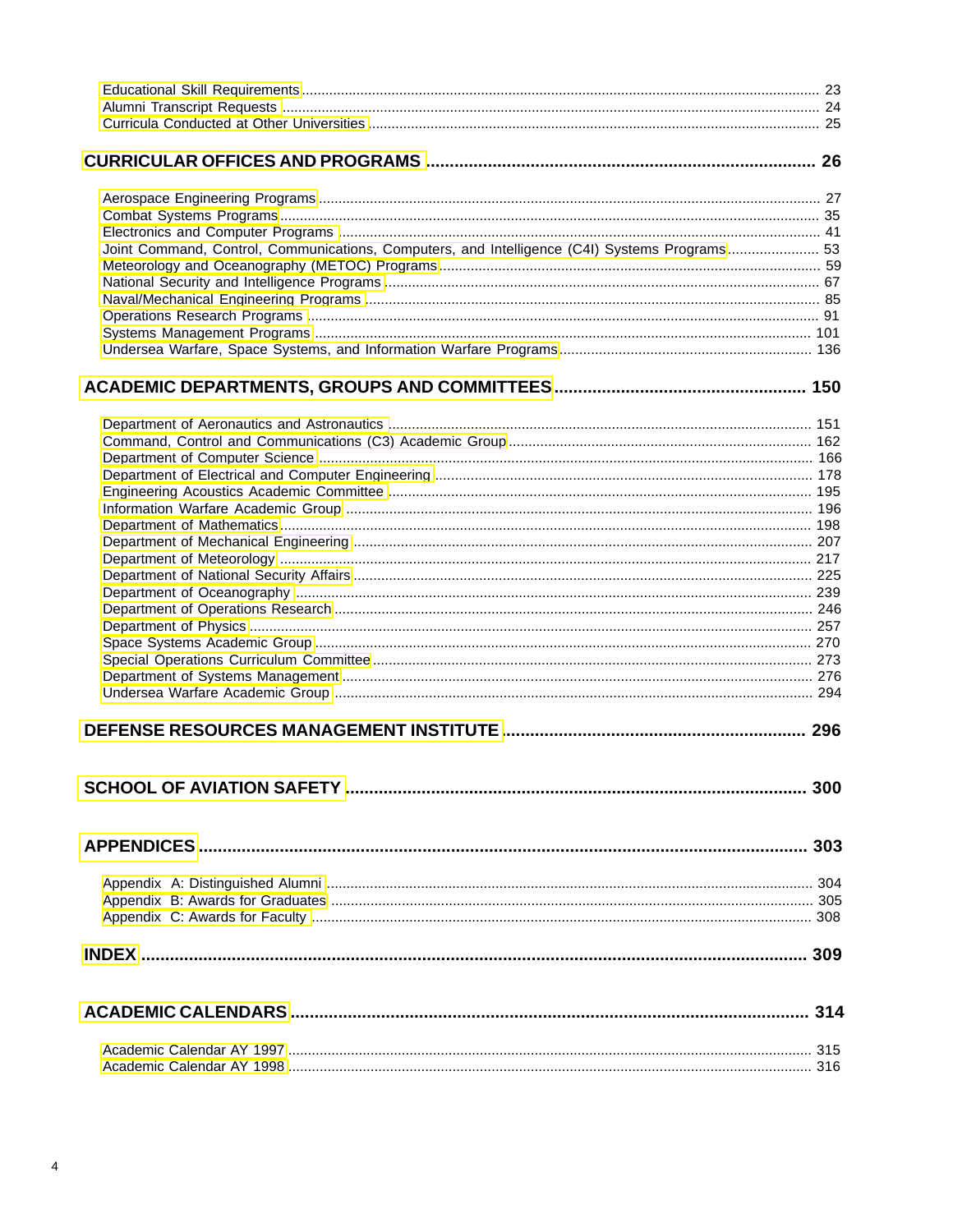Educational Skill Requirements ........ 23
Alumni Transcript Requests ........ 24
Curricula Conducted at Other Universities ........ 25

## CURRICULAR OFFICES AND PROGRAMS ........ 26

Aerospace Engineering Programs ........ 27
Combat Systems Programs ........ 35
Electronics and Computer Programs ........ 41
Joint Command, Control, Communications, Computers, and Intelligence (C4I) Systems Programs ........ 53
Meteorology and Oceanography (METOC) Programs ........ 59
National Security and Intelligence Programs ........ 67
Naval/Mechanical Engineering Programs ........ 85
Operations Research Programs ........ 91
Systems Management Programs ........ 101
Undersea Warfare, Space Systems, and Information Warfare Programs ........ 136

## ACADEMIC DEPARTMENTS, GROUPS AND COMMITTEES ........ 150

Department of Aeronautics and Astronautics ........ 151
Command, Control and Communications (C3) Academic Group ........ 162
Department of Computer Science ........ 166
Department of Electrical and Computer Engineering ........ 178
Engineering Acoustics Academic Committee ........ 195
Information Warfare Academic Group ........ 196
Department of Mathematics ........ 198
Department of Mechanical Engineering ........ 207
Department of Meteorology ........ 217
Department of National Security Affairs ........ 225
Department of Oceanography ........ 239
Department of Operations Research ........ 246
Department of Physics ........ 257
Space Systems Academic Group ........ 270
Special Operations Curriculum Committee ........ 273
Department of Systems Management ........ 276
Undersea Warfare Academic Group ........ 294

## DEFENSE RESOURCES MANAGEMENT INSTITUTE ........ 296

## SCHOOL OF AVIATION SAFETY ........ 300

## APPENDICES ........ 303

Appendix A: Distinguished Alumni ........ 304
Appendix B: Awards for Graduates ........ 305
Appendix C: Awards for Faculty ........ 308

## INDEX ........ 309

## ACADEMIC CALENDARS ........ 314

Academic Calendar AY 1997 ........ 315
Academic Calendar AY 1998 ........ 316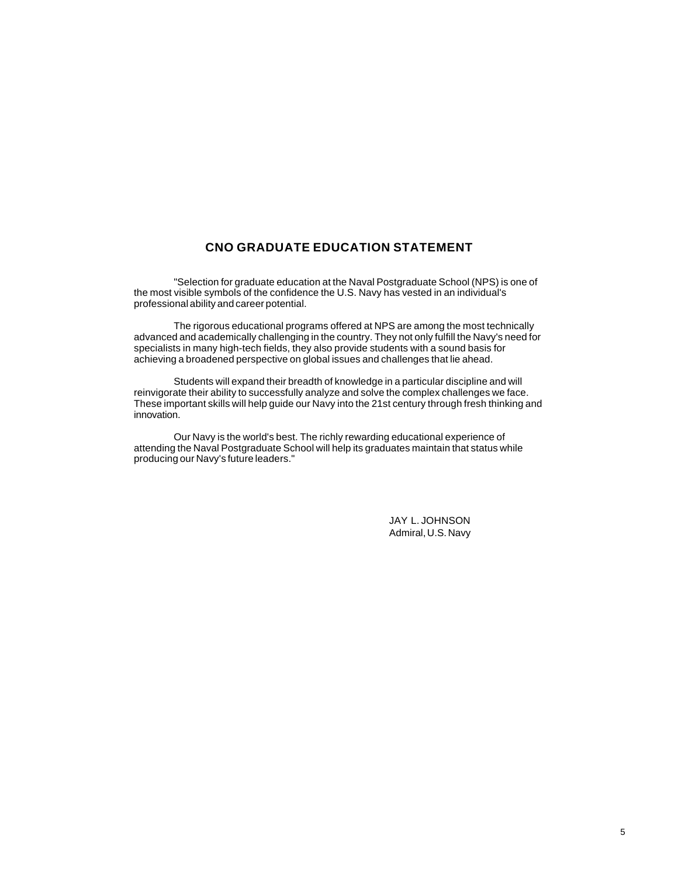## CNO GRADUATE EDUCATION STATEMENT

"Selection for graduate education at the Naval Postgraduate School (NPS) is one of the most visible symbols of the confidence the U.S. Navy has vested in an individual's professional ability and career potential.

The rigorous educational programs offered at NPS are among the most technically advanced and academically challenging in the country. They not only fulfill the Navy's need for specialists in many high-tech fields, they also provide students with a sound basis for achieving a broadened perspective on global issues and challenges that lie ahead.

Students will expand their breadth of knowledge in a particular discipline and will reinvigorate their ability to successfully analyze and solve the complex challenges we face. These important skills will help guide our Navy into the 21st century through fresh thinking and innovation.

Our Navy is the world's best. The richly rewarding educational experience of attending the Naval Postgraduate School will help its graduates maintain that status while producing our Navy's future leaders."

JAY L. JOHNSON
Admiral, U.S. Navy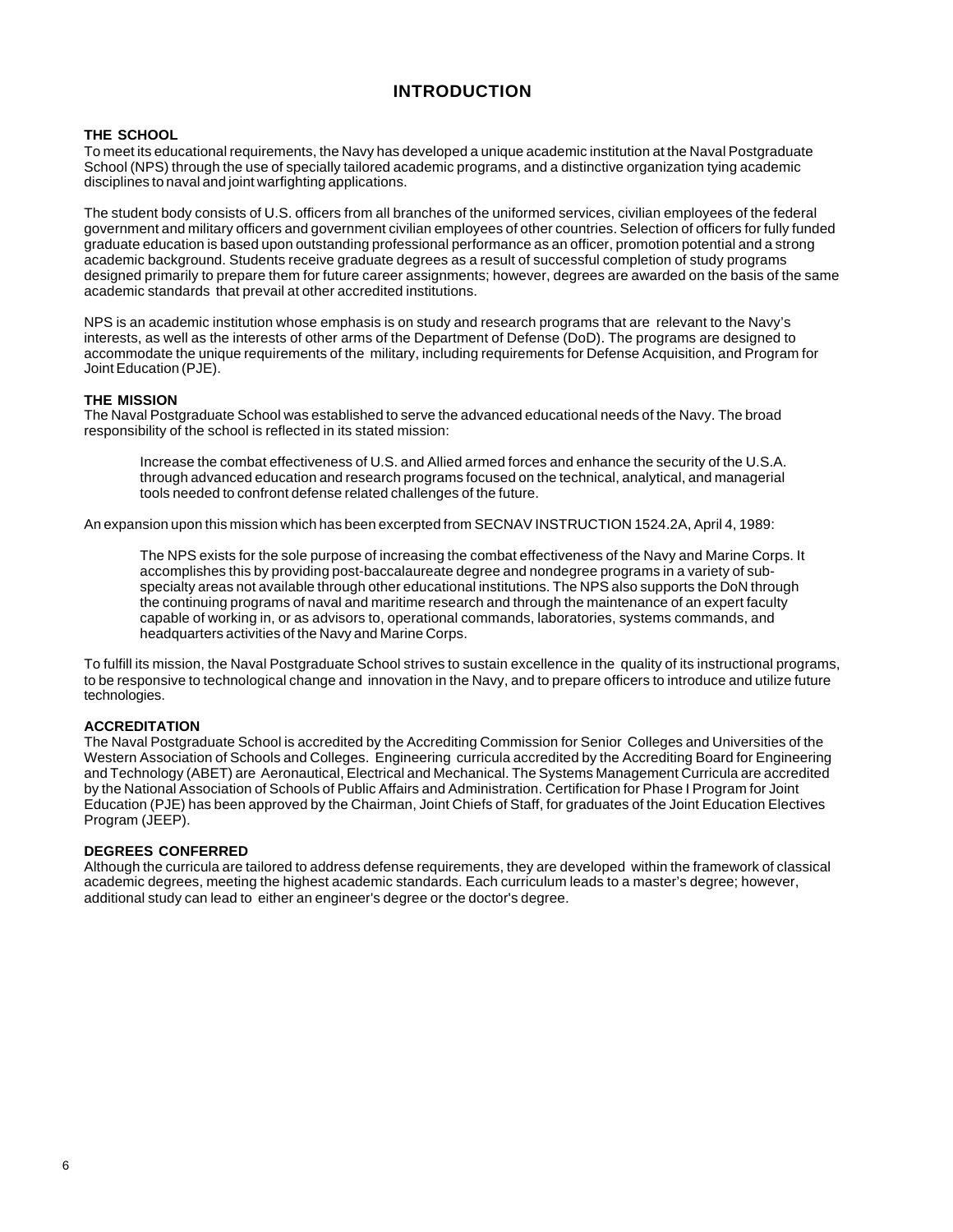# INTRODUCTION

### THE SCHOOL

To meet its educational requirements, the Navy has developed a unique academic institution at the Naval Postgraduate School (NPS) through the use of specially tailored academic programs, and a distinctive organization tying academic disciplines to naval and joint warfighting applications.

The student body consists of U.S. officers from all branches of the uniformed services, civilian employees of the federal government and military officers and government civilian employees of other countries. Selection of officers for fully funded graduate education is based upon outstanding professional performance as an officer, promotion potential and a strong academic background. Students receive graduate degrees as a result of successful completion of study programs designed primarily to prepare them for future career assignments; however, degrees are awarded on the basis of the same academic standards that prevail at other accredited institutions.

NPS is an academic institution whose emphasis is on study and research programs that are relevant to the Navy's interests, as well as the interests of other arms of the Department of Defense (DoD). The programs are designed to accommodate the unique requirements of the military, including requirements for Defense Acquisition, and Program for Joint Education (PJE).

### THE MISSION

The Naval Postgraduate School was established to serve the advanced educational needs of the Navy. The broad responsibility of the school is reflected in its stated mission:

> Increase the combat effectiveness of U.S. and Allied armed forces and enhance the security of the U.S.A. through advanced education and research programs focused on the technical, analytical, and managerial tools needed to confront defense related challenges of the future.

An expansion upon this mission which has been excerpted from SECNAV INSTRUCTION 1524.2A, April 4, 1989:

> The NPS exists for the sole purpose of increasing the combat effectiveness of the Navy and Marine Corps. It accomplishes this by providing post-baccalaureate degree and nondegree programs in a variety of sub-specialty areas not available through other educational institutions. The NPS also supports the DoN through the continuing programs of naval and maritime research and through the maintenance of an expert faculty capable of working in, or as advisors to, operational commands, laboratories, systems commands, and headquarters activities of the Navy and Marine Corps.

To fulfill its mission, the Naval Postgraduate School strives to sustain excellence in the quality of its instructional programs, to be responsive to technological change and innovation in the Navy, and to prepare officers to introduce and utilize future technologies.

### ACCREDITATION

The Naval Postgraduate School is accredited by the Accrediting Commission for Senior Colleges and Universities of the Western Association of Schools and Colleges. Engineering curricula accredited by the Accrediting Board for Engineering and Technology (ABET) are Aeronautical, Electrical and Mechanical. The Systems Management Curricula are accredited by the National Association of Schools of Public Affairs and Administration. Certification for Phase I Program for Joint Education (PJE) has been approved by the Chairman, Joint Chiefs of Staff, for graduates of the Joint Education Electives Program (JEEP).

### DEGREES CONFERRED

Although the curricula are tailored to address defense requirements, they are developed within the framework of classical academic degrees, meeting the highest academic standards. Each curriculum leads to a master's degree; however, additional study can lead to either an engineer's degree or the doctor's degree.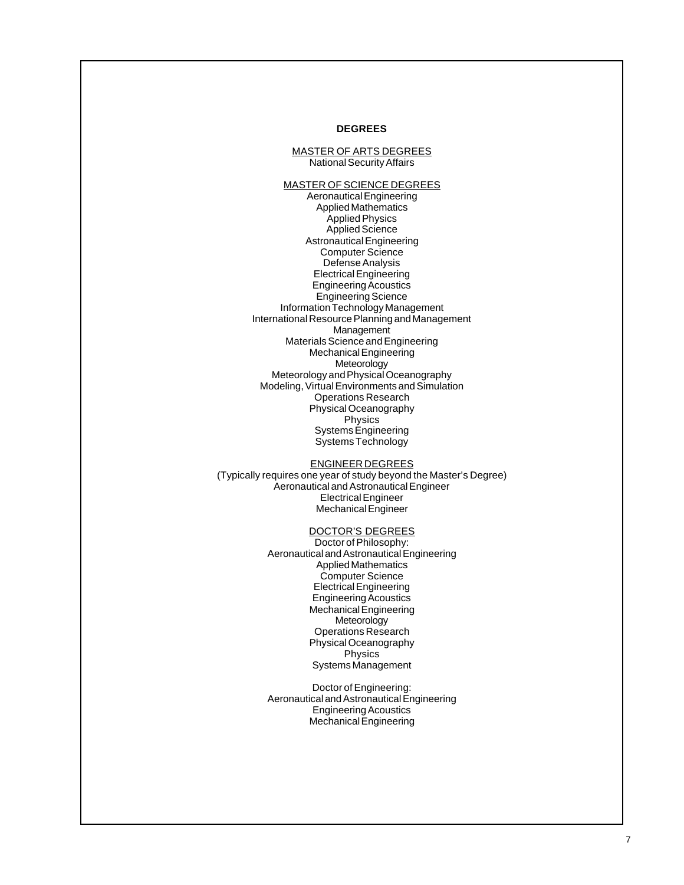# DEGREES

## MASTER OF ARTS DEGREES

National Security Affairs

## MASTER OF SCIENCE DEGREES

Aeronautical Engineering
Applied Mathematics
Applied Physics
Applied Science
Astronautical Engineering
Computer Science
Defense Analysis
Electrical Engineering
Engineering Acoustics
Engineering Science
Information Technology Management
International Resource Planning and Management
Management
Materials Science and Engineering
Mechanical Engineering
Meteorology
Meteorology and Physical Oceanography
Modeling, Virtual Environments and Simulation
Operations Research
Physical Oceanography
Physics
Systems Engineering
Systems Technology

## ENGINEER DEGREES

(Typically requires one year of study beyond the Master's Degree)

Aeronautical and Astronautical Engineer
Electrical Engineer
Mechanical Engineer

## DOCTOR'S DEGREES

Doctor of Philosophy:

Aeronautical and Astronautical Engineering
Applied Mathematics
Computer Science
Electrical Engineering
Engineering Acoustics
Mechanical Engineering
Meteorology
Operations Research
Physical Oceanography
Physics
Systems Management

Doctor of Engineering:

Aeronautical and Astronautical Engineering
Engineering Acoustics
Mechanical Engineering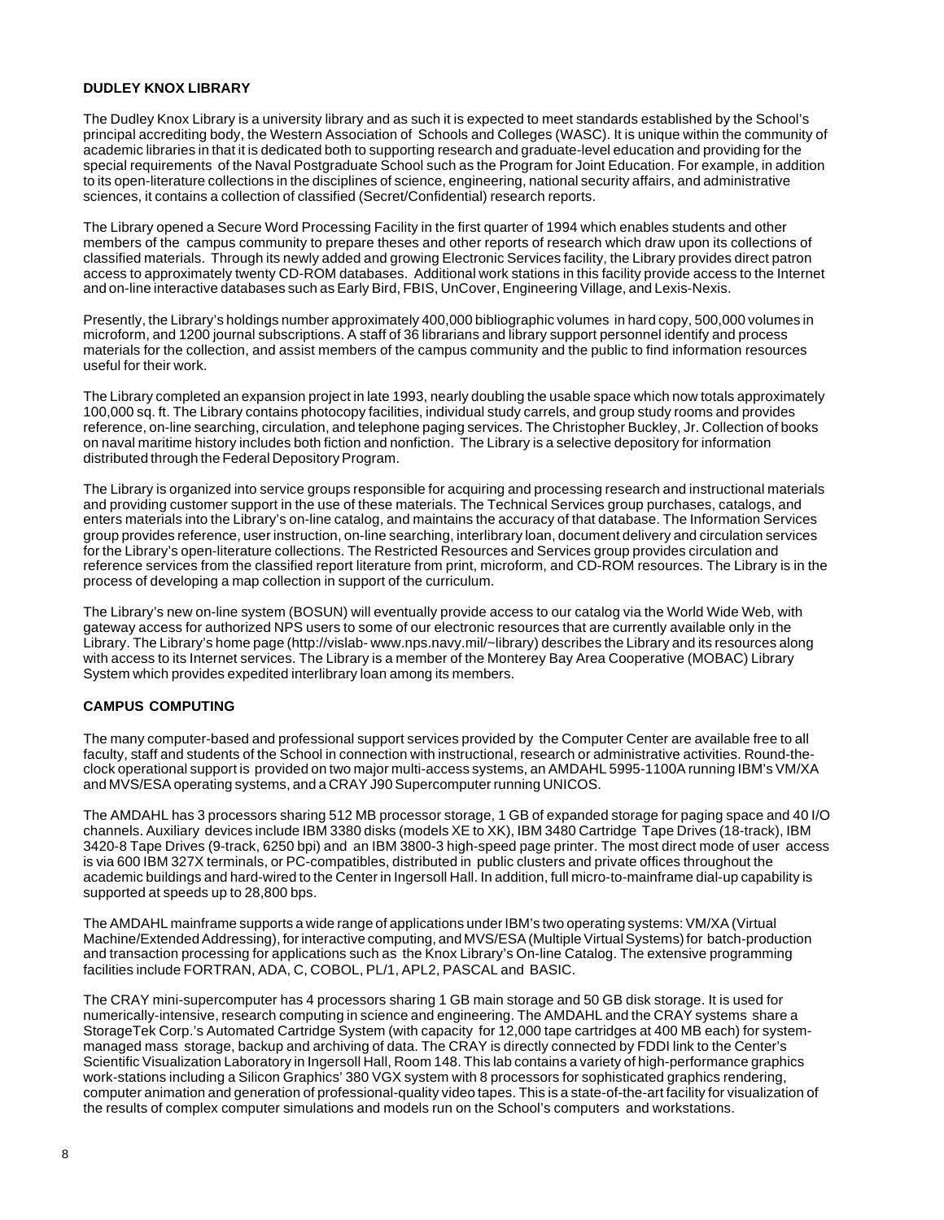## DUDLEY KNOX LIBRARY

The Dudley Knox Library is a university library and as such it is expected to meet standards established by the School's principal accrediting body, the Western Association of Schools and Colleges (WASC). It is unique within the community of academic libraries in that it is dedicated both to supporting research and graduate-level education and providing for the special requirements of the Naval Postgraduate School such as the Program for Joint Education. For example, in addition to its open-literature collections in the disciplines of science, engineering, national security affairs, and administrative sciences, it contains a collection of classified (Secret/Confidential) research reports.

The Library opened a Secure Word Processing Facility in the first quarter of 1994 which enables students and other members of the campus community to prepare theses and other reports of research which draw upon its collections of classified materials. Through its newly added and growing Electronic Services facility, the Library provides direct patron access to approximately twenty CD-ROM databases. Additional work stations in this facility provide access to the Internet and on-line interactive databases such as Early Bird, FBIS, UnCover, Engineering Village, and Lexis-Nexis.

Presently, the Library's holdings number approximately 400,000 bibliographic volumes in hard copy, 500,000 volumes in microform, and 1200 journal subscriptions. A staff of 36 librarians and library support personnel identify and process materials for the collection, and assist members of the campus community and the public to find information resources useful for their work.

The Library completed an expansion project in late 1993, nearly doubling the usable space which now totals approximately 100,000 sq. ft. The Library contains photocopy facilities, individual study carrels, and group study rooms and provides reference, on-line searching, circulation, and telephone paging services. The Christopher Buckley, Jr. Collection of books on naval maritime history includes both fiction and nonfiction. The Library is a selective depository for information distributed through the Federal Depository Program.

The Library is organized into service groups responsible for acquiring and processing research and instructional materials and providing customer support in the use of these materials. The Technical Services group purchases, catalogs, and enters materials into the Library's on-line catalog, and maintains the accuracy of that database. The Information Services group provides reference, user instruction, on-line searching, interlibrary loan, document delivery and circulation services for the Library's open-literature collections. The Restricted Resources and Services group provides circulation and reference services from the classified report literature from print, microform, and CD-ROM resources. The Library is in the process of developing a map collection in support of the curriculum.

The Library's new on-line system (BOSUN) will eventually provide access to our catalog via the World Wide Web, with gateway access for authorized NPS users to some of our electronic resources that are currently available only in the Library. The Library's home page (http://vislab- www.nps.navy.mil/~library) describes the Library and its resources along with access to its Internet services. The Library is a member of the Monterey Bay Area Cooperative (MOBAC) Library System which provides expedited interlibrary loan among its members.

## CAMPUS COMPUTING

The many computer-based and professional support services provided by the Computer Center are available free to all faculty, staff and students of the School in connection with instructional, research or administrative activities. Round-the-clock operational support is provided on two major multi-access systems, an AMDAHL 5995-1100A running IBM's VM/XA and MVS/ESA operating systems, and a CRAY J90 Supercomputer running UNICOS.

The AMDAHL has 3 processors sharing 512 MB processor storage, 1 GB of expanded storage for paging space and 40 I/O channels. Auxiliary devices include IBM 3380 disks (models XE to XK), IBM 3480 Cartridge Tape Drives (18-track), IBM 3420-8 Tape Drives (9-track, 6250 bpi) and an IBM 3800-3 high-speed page printer. The most direct mode of user access is via 600 IBM 327X terminals, or PC-compatibles, distributed in public clusters and private offices throughout the academic buildings and hard-wired to the Center in Ingersoll Hall. In addition, full micro-to-mainframe dial-up capability is supported at speeds up to 28,800 bps.

The AMDAHL mainframe supports a wide range of applications under IBM's two operating systems: VM/XA (Virtual Machine/Extended Addressing), for interactive computing, and MVS/ESA (Multiple Virtual Systems) for batch-production and transaction processing for applications such as the Knox Library's On-line Catalog. The extensive programming facilities include FORTRAN, ADA, C, COBOL, PL/1, APL2, PASCAL and BASIC.

The CRAY mini-supercomputer has 4 processors sharing 1 GB main storage and 50 GB disk storage. It is used for numerically-intensive, research computing in science and engineering. The AMDAHL and the CRAY systems share a StorageTek Corp.'s Automated Cartridge System (with capacity for 12,000 tape cartridges at 400 MB each) for system-managed mass storage, backup and archiving of data. The CRAY is directly connected by FDDI link to the Center's Scientific Visualization Laboratory in Ingersoll Hall, Room 148. This lab contains a variety of high-performance graphics work-stations including a Silicon Graphics' 380 VGX system with 8 processors for sophisticated graphics rendering, computer animation and generation of professional-quality video tapes. This is a state-of-the-art facility for visualization of the results of complex computer simulations and models run on the School's computers and workstations.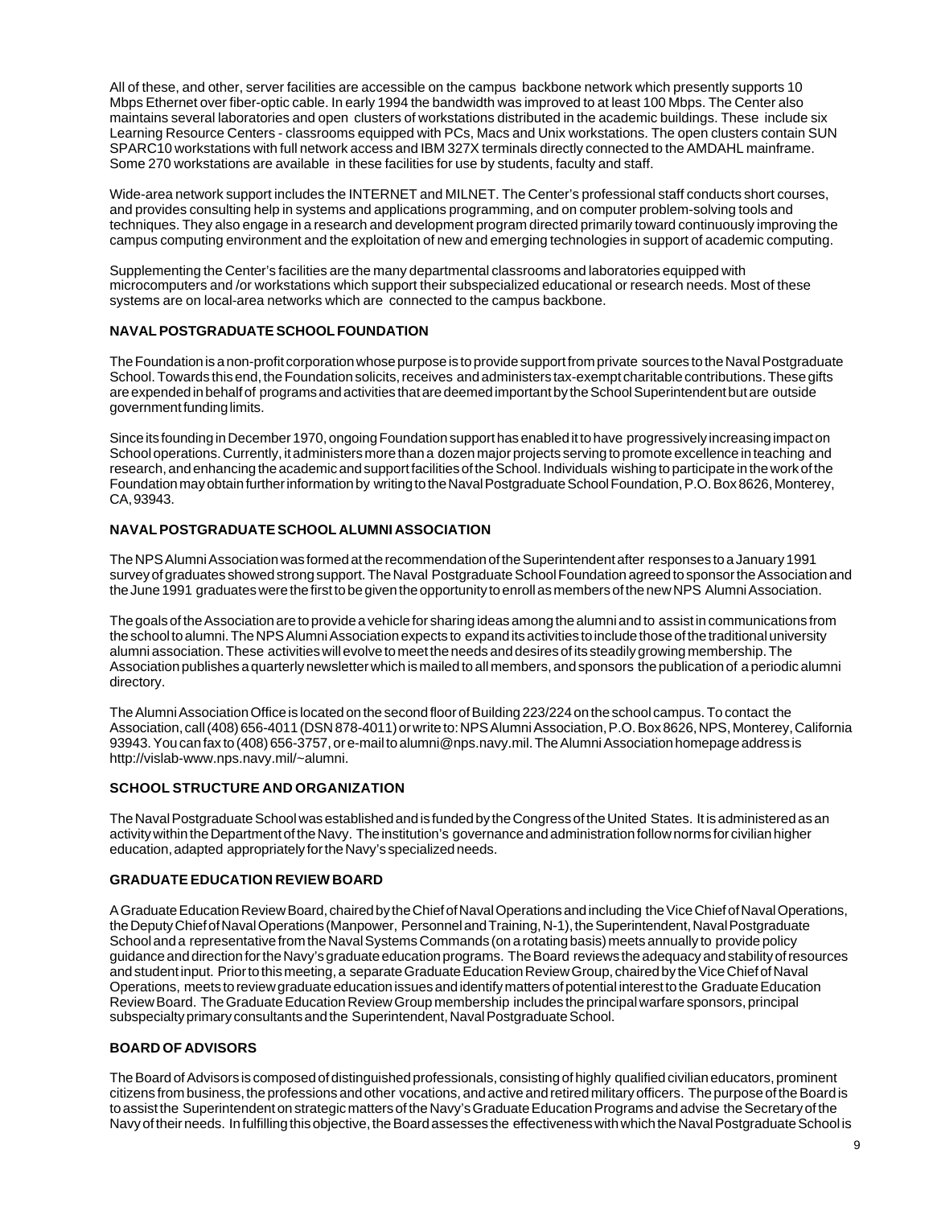All of these, and other, server facilities are accessible on the campus backbone network which presently supports 10 Mbps Ethernet over fiber-optic cable. In early 1994 the bandwidth was improved to at least 100 Mbps. The Center also maintains several laboratories and open clusters of workstations distributed in the academic buildings. These include six Learning Resource Centers - classrooms equipped with PCs, Macs and Unix workstations. The open clusters contain SUN SPARC10 workstations with full network access and IBM 327X terminals directly connected to the AMDAHL mainframe. Some 270 workstations are available in these facilities for use by students, faculty and staff.

Wide-area network support includes the INTERNET and MILNET. The Center's professional staff conducts short courses, and provides consulting help in systems and applications programming, and on computer problem-solving tools and techniques. They also engage in a research and development program directed primarily toward continuously improving the campus computing environment and the exploitation of new and emerging technologies in support of academic computing.

Supplementing the Center's facilities are the many departmental classrooms and laboratories equipped with microcomputers and /or workstations which support their subspecialized educational or research needs. Most of these systems are on local-area networks which are connected to the campus backbone.

## NAVAL POSTGRADUATE SCHOOL FOUNDATION

The Foundation is a non-profit corporation whose purpose is to provide support from private sources to the Naval Postgraduate School. Towards this end, the Foundation solicits, receives and administers tax-exempt charitable contributions. These gifts are expended in behalf of programs and activities that are deemed important by the School Superintendent but are outside government funding limits.

Since its founding in December 1970, ongoing Foundation support has enabled it to have progressively increasing impact on School operations. Currently, it administers more than a dozen major projects serving to promote excellence in teaching and research, and enhancing the academic and support facilities of the School. Individuals wishing to participate in the work of the Foundation may obtain further information by writing to the Naval Postgraduate School Foundation, P.O. Box 8626, Monterey, CA, 93943.

## NAVAL POSTGRADUATE SCHOOL ALUMNI ASSOCIATION

The NPS Alumni Association was formed at the recommendation of the Superintendent after responses to a January 1991 survey of graduates showed strong support. The Naval Postgraduate School Foundation agreed to sponsor the Association and the June 1991 graduates were the first to be given the opportunity to enroll as members of the new NPS Alumni Association.

The goals of the Association are to provide a vehicle for sharing ideas among the alumni and to assist in communications from the school to alumni. The NPS Alumni Association expects to expand its activities to include those of the traditional university alumni association. These activities will evolve to meet the needs and desires of its steadily growing membership. The Association publishes a quarterly newsletter which is mailed to all members, and sponsors the publication of a periodic alumni directory.

The Alumni Association Office is located on the second floor of Building 223/224 on the school campus. To contact the Association, call (408) 656-4011 (DSN 878-4011) or write to: NPS Alumni Association, P.O. Box 8626, NPS, Monterey, California 93943. You can fax to (408) 656-3757, or e-mail to alumni@nps.navy.mil. The Alumni Association homepage address is http://vislab-www.nps.navy.mil/~alumni.

## SCHOOL STRUCTURE AND ORGANIZATION

The Naval Postgraduate School was established and is funded by the Congress of the United States. It is administered as an activity within the Department of the Navy. The institution's governance and administration follow norms for civilian higher education, adapted appropriately for the Navy's specialized needs.

## GRADUATE EDUCATION REVIEW BOARD

A Graduate Education Review Board, chaired by the Chief of Naval Operations and including the Vice Chief of Naval Operations, the Deputy Chief of Naval Operations (Manpower, Personnel and Training, N-1), the Superintendent, Naval Postgraduate School and a representative from the Naval Systems Commands (on a rotating basis) meets annually to provide policy guidance and direction for the Navy's graduate education programs. The Board reviews the adequacy and stability of resources and student input. Prior to this meeting, a separate Graduate Education Review Group, chaired by the Vice Chief of Naval Operations, meets to review graduate education issues and identify matters of potential interest to the Graduate Education Review Board. The Graduate Education Review Group membership includes the principal warfare sponsors, principal subspecialty primary consultants and the Superintendent, Naval Postgraduate School.

## BOARD OF ADVISORS

The Board of Advisors is composed of distinguished professionals, consisting of highly qualified civilian educators, prominent citizens from business, the professions and other vocations, and active and retired military officers. The purpose of the Board is to assist the Superintendent on strategic matters of the Navy's Graduate Education Programs and advise the Secretary of the Navy of their needs. In fulfilling this objective, the Board assesses the effectiveness with which the Naval Postgraduate School is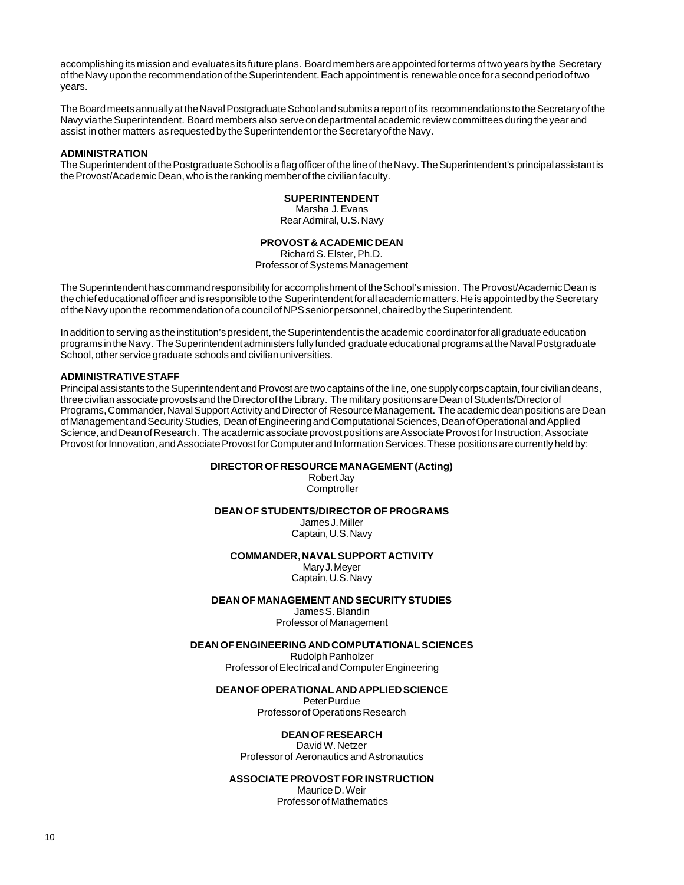accomplishing its mission and evaluates its future plans. Board members are appointed for terms of two years by the Secretary of the Navy upon the recommendation of the Superintendent. Each appointment is renewable once for a second period of two years.

The Board meets annually at the Naval Postgraduate School and submits a report of its recommendations to the Secretary of the Navy via the Superintendent. Board members also serve on departmental academic review committees during the year and assist in other matters as requested by the Superintendent or the Secretary of the Navy.

### ADMINISTRATION

The Superintendent of the Postgraduate School is a flag officer of the line of the Navy. The Superintendent's principal assistant is the Provost/Academic Dean, who is the ranking member of the civilian faculty.

**SUPERINTENDENT**
Marsha J. Evans
Rear Admiral, U.S. Navy

**PROVOST & ACADEMIC DEAN**
Richard S. Elster, Ph.D.
Professor of Systems Management

The Superintendent has command responsibility for accomplishment of the School's mission. The Provost/Academic Dean is the chief educational officer and is responsible to the Superintendent for all academic matters. He is appointed by the Secretary of the Navy upon the recommendation of a council of NPS senior personnel, chaired by the Superintendent.

In addition to serving as the institution's president, the Superintendent is the academic coordinator for all graduate education programs in the Navy. The Superintendent administers fully funded graduate educational programs at the Naval Postgraduate School, other service graduate schools and civilian universities.

### ADMINISTRATIVE STAFF

Principal assistants to the Superintendent and Provost are two captains of the line, one supply corps captain, four civilian deans, three civilian associate provosts and the Director of the Library. The military positions are Dean of Students/Director of Programs, Commander, Naval Support Activity and Director of Resource Management. The academic dean positions are Dean of Management and Security Studies, Dean of Engineering and Computational Sciences, Dean of Operational and Applied Science, and Dean of Research. The academic associate provost positions are Associate Provost for Instruction, Associate Provost for Innovation, and Associate Provost for Computer and Information Services. These positions are currently held by:

**DIRECTOR OF RESOURCE MANAGEMENT (Acting)**
Robert Jay
Comptroller

**DEAN OF STUDENTS/DIRECTOR OF PROGRAMS**
James J. Miller
Captain, U.S. Navy

**COMMANDER, NAVAL SUPPORT ACTIVITY**
Mary J. Meyer
Captain, U.S. Navy

**DEAN OF MANAGEMENT AND SECURITY STUDIES**
James S. Blandin
Professor of Management

**DEAN OF ENGINEERING AND COMPUTATIONAL SCIENCES**
Rudolph Panholzer
Professor of Electrical and Computer Engineering

**DEAN OF OPERATIONAL AND APPLIED SCIENCE**
Peter Purdue
Professor of Operations Research

**DEAN OF RESEARCH**
David W. Netzer
Professor of Aeronautics and Astronautics

**ASSOCIATE PROVOST FOR INSTRUCTION**
Maurice D. Weir
Professor of Mathematics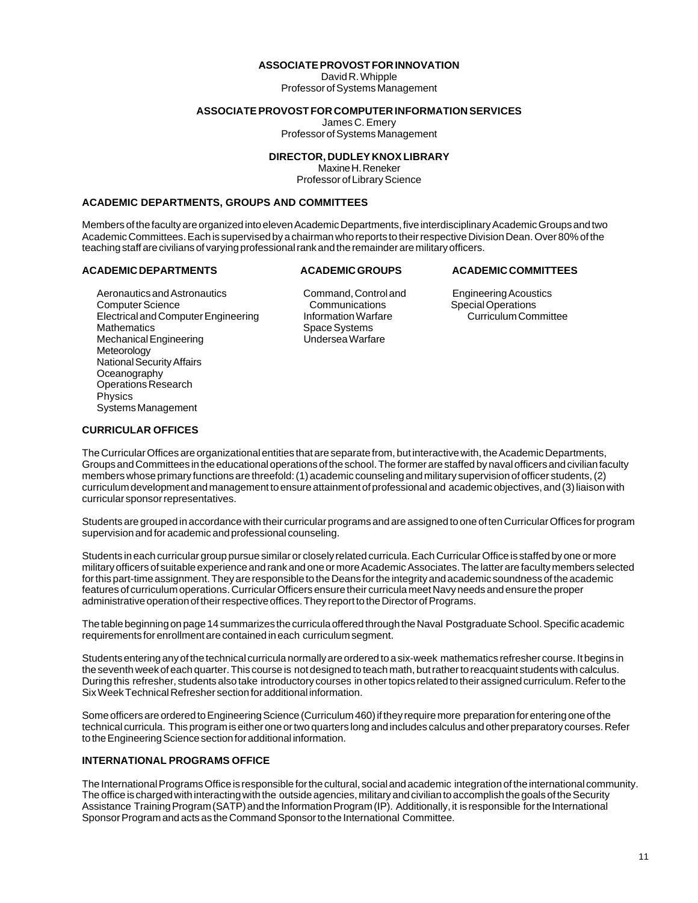**ASSOCIATE PROVOST FOR INNOVATION**
David R. Whipple
Professor of Systems Management

**ASSOCIATE PROVOST FOR COMPUTER INFORMATION SERVICES**
James C. Emery
Professor of Systems Management

**DIRECTOR, DUDLEY KNOX LIBRARY**
Maxine H. Reneker
Professor of Library Science

## ACADEMIC DEPARTMENTS, GROUPS AND COMMITTEES

Members of the faculty are organized into eleven Academic Departments, five interdisciplinary Academic Groups and two Academic Committees. Each is supervised by a chairman who reports to their respective Division Dean. Over 80% of the teaching staff are civilians of varying professional rank and the remainder are military officers.

| ACADEMIC DEPARTMENTS | ACADEMIC GROUPS | ACADEMIC COMMITTEES |
|---|---|---|
| Aeronautics and Astronautics | Command, Control and Communications | Engineering Acoustics |
| Computer Science | Information Warfare | Special Operations Curriculum Committee |
| Electrical and Computer Engineering | Space Systems | |
| Mathematics | Undersea Warfare | |
| Mechanical Engineering | | |
| Meteorology | | |
| National Security Affairs | | |
| Oceanography | | |
| Operations Research | | |
| Physics | | |
| Systems Management | | |

## CURRICULAR OFFICES

The Curricular Offices are organizational entities that are separate from, but interactive with, the Academic Departments, Groups and Committees in the educational operations of the school. The former are staffed by naval officers and civilian faculty members whose primary functions are threefold: (1) academic counseling and military supervision of officer students, (2) curriculum development and management to ensure attainment of professional and academic objectives, and (3) liaison with curricular sponsor representatives.

Students are grouped in accordance with their curricular programs and are assigned to one of ten Curricular Offices for program supervision and for academic and professional counseling.

Students in each curricular group pursue similar or closely related curricula. Each Curricular Office is staffed by one or more military officers of suitable experience and rank and one or more Academic Associates. The latter are faculty members selected for this part-time assignment. They are responsible to the Deans for the integrity and academic soundness of the academic features of curriculum operations. Curricular Officers ensure their curricula meet Navy needs and ensure the proper administrative operation of their respective offices. They report to the Director of Programs.

The table beginning on page 14 summarizes the curricula offered through the Naval Postgraduate School. Specific academic requirements for enrollment are contained in each curriculum segment.

Students entering any of the technical curricula normally are ordered to a six-week mathematics refresher course. It begins in the seventh week of each quarter. This course is not designed to teach math, but rather to reacquaint students with calculus. During this refresher, students also take introductory courses in other topics related to their assigned curriculum. Refer to the Six Week Technical Refresher section for additional information.

Some officers are ordered to Engineering Science (Curriculum 460) if they require more preparation for entering one of the technical curricula. This program is either one or two quarters long and includes calculus and other preparatory courses. Refer to the Engineering Science section for additional information.

## INTERNATIONAL PROGRAMS OFFICE

The International Programs Office is responsible for the cultural, social and academic integration of the international community. The office is charged with interacting with the outside agencies, military and civilian to accomplish the goals of the Security Assistance Training Program (SATP) and the Information Program (IP). Additionally, it is responsible for the International Sponsor Program and acts as the Command Sponsor to the International Committee.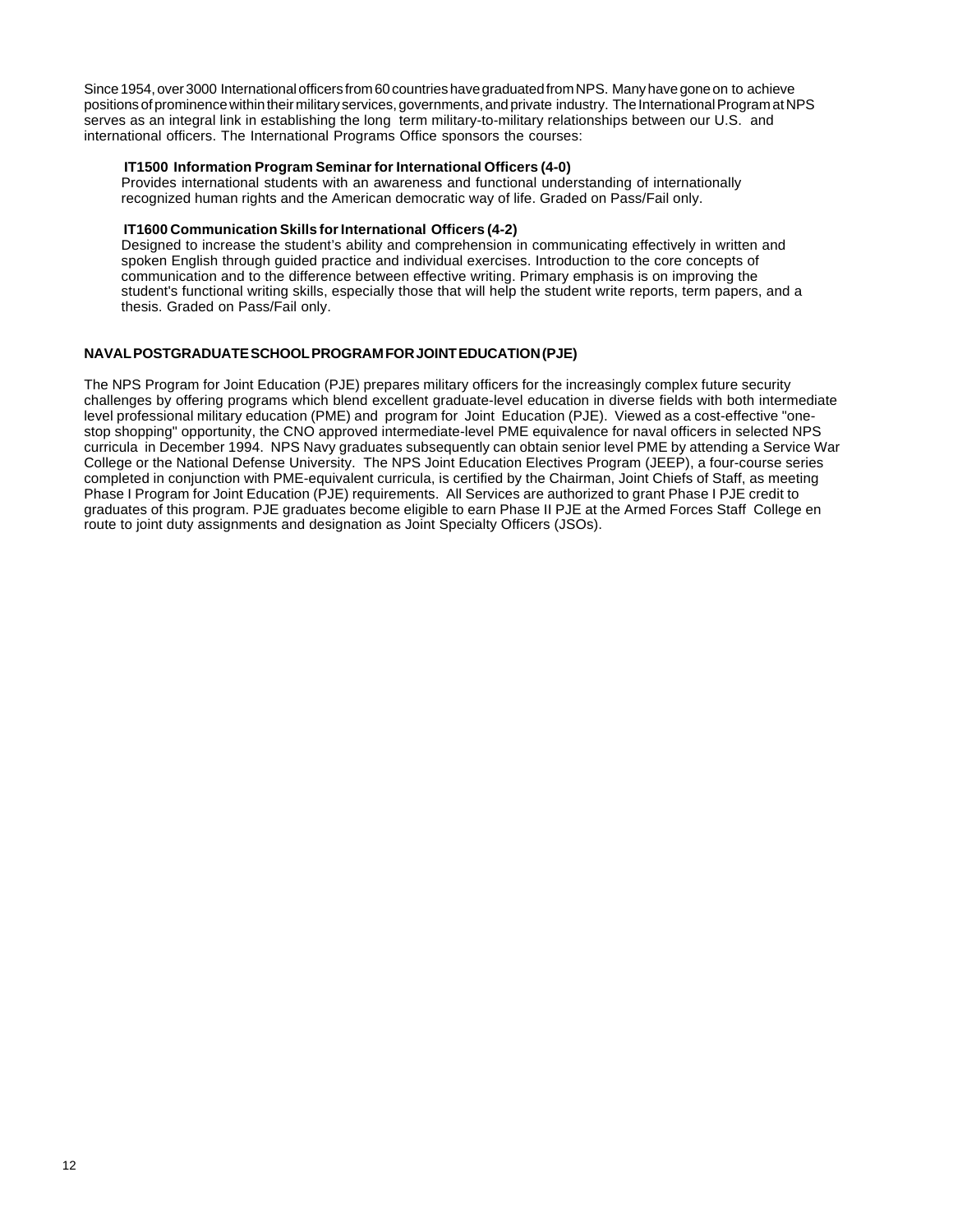Since 1954, over 3000 International officers from 60 countries have graduated from NPS. Many have gone on to achieve positions of prominence within their military services, governments, and private industry. The International Program at NPS serves as an integral link in establishing the long term military-to-military relationships between our U.S. and international officers. The International Programs Office sponsors the courses:

**IT1500 Information Program Seminar for International Officers (4-0)**
Provides international students with an awareness and functional understanding of internationally recognized human rights and the American democratic way of life. Graded on Pass/Fail only.

**IT1600 Communication Skills for International Officers (4-2)**
Designed to increase the student's ability and comprehension in communicating effectively in written and spoken English through guided practice and individual exercises. Introduction to the core concepts of communication and to the difference between effective writing. Primary emphasis is on improving the student's functional writing skills, especially those that will help the student write reports, term papers, and a thesis. Graded on Pass/Fail only.

## NAVAL POSTGRADUATE SCHOOL PROGRAM FOR JOINT EDUCATION (PJE)

The NPS Program for Joint Education (PJE) prepares military officers for the increasingly complex future security challenges by offering programs which blend excellent graduate-level education in diverse fields with both intermediate level professional military education (PME) and program for Joint Education (PJE). Viewed as a cost-effective "one-stop shopping" opportunity, the CNO approved intermediate-level PME equivalence for naval officers in selected NPS curricula in December 1994. NPS Navy graduates subsequently can obtain senior level PME by attending a Service War College or the National Defense University. The NPS Joint Education Electives Program (JEEP), a four-course series completed in conjunction with PME-equivalent curricula, is certified by the Chairman, Joint Chiefs of Staff, as meeting Phase I Program for Joint Education (PJE) requirements. All Services are authorized to grant Phase I PJE credit to graduates of this program. PJE graduates become eligible to earn Phase II PJE at the Armed Forces Staff College en route to joint duty assignments and designation as Joint Specialty Officers (JSOs).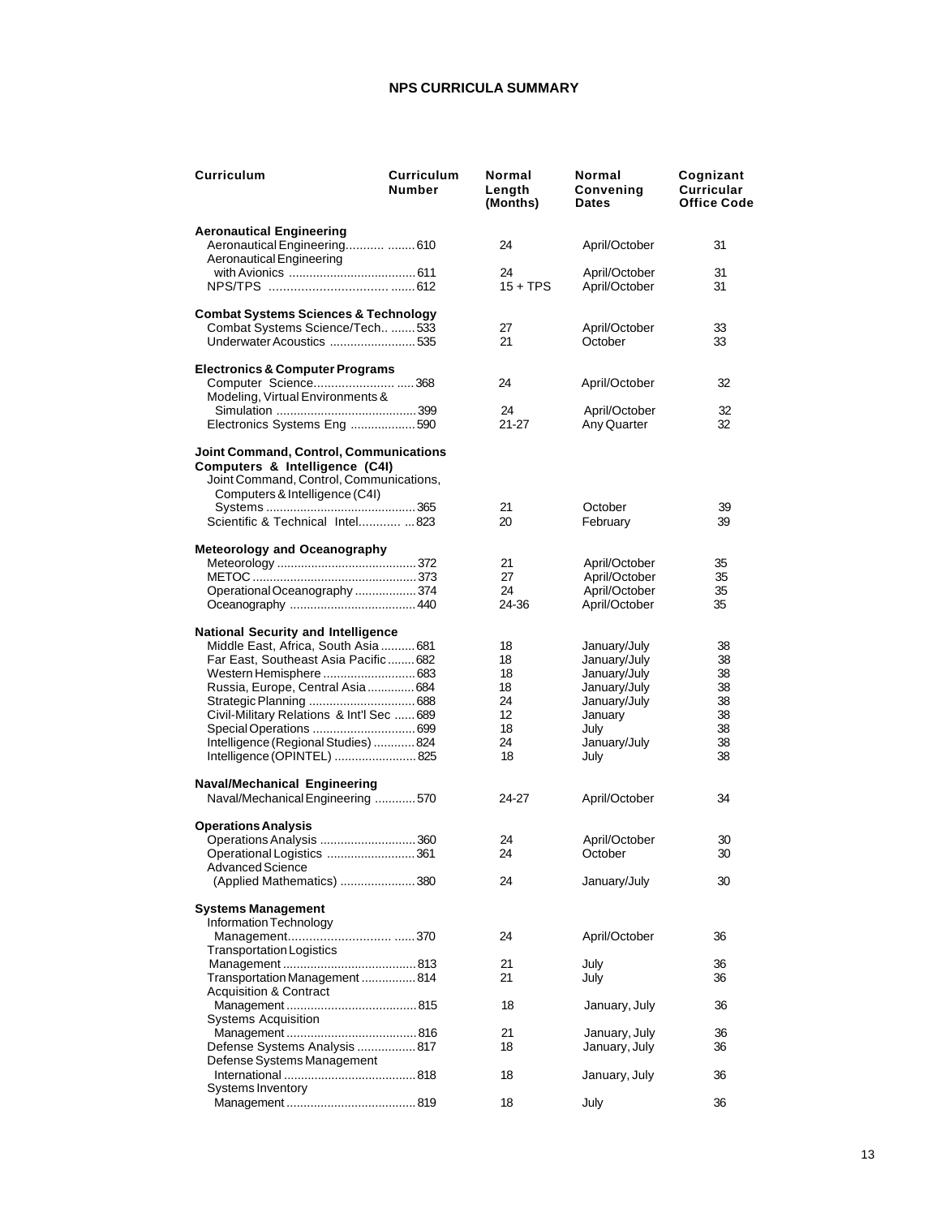## NPS CURRICULA SUMMARY

| Curriculum | Curriculum Number | Normal Length (Months) | Normal Convening Dates | Cognizant Curricular Office Code |
|---|---|---|---|---|
| **Aeronautical Engineering** | | | | |
| Aeronautical Engineering | 610 | 24 | April/October | 31 |
| Aeronautical Engineering with Avionics | 611 | 24 | April/October | 31 |
| NPS/TPS | 612 | 15 + TPS | April/October | 31 |
| **Combat Systems Sciences & Technology** | | | | |
| Combat Systems Science/Tech.. | 533 | 27 | April/October | 33 |
| Underwater Acoustics | 535 | 21 | October | 33 |
| **Electronics & Computer Programs** | | | | |
| Computer Science | 368 | 24 | April/October | 32 |
| Modeling, Virtual Environments & Simulation | 399 | 24 | April/October | 32 |
| Electronics Systems Eng | 590 | 21-27 | Any Quarter | 32 |
| **Joint Command, Control, Communications Computers & Intelligence (C4I)** | | | | |
| Joint Command, Control, Communications, Computers & Intelligence (C4I) Systems | 365 | 21 | October | 39 |
| Scientific & Technical Intel | 823 | 20 | February | 39 |
| **Meteorology and Oceanography** | | | | |
| Meteorology | 372 | 21 | April/October | 35 |
| METOC | 373 | 27 | April/October | 35 |
| Operational Oceanography | 374 | 24 | April/October | 35 |
| Oceanography | 440 | 24-36 | April/October | 35 |
| **National Security and Intelligence** | | | | |
| Middle East, Africa, South Asia | 681 | 18 | January/July | 38 |
| Far East, Southeast Asia Pacific | 682 | 18 | January/July | 38 |
| Western Hemisphere | 683 | 18 | January/July | 38 |
| Russia, Europe, Central Asia | 684 | 18 | January/July | 38 |
| Strategic Planning | 688 | 24 | January/July | 38 |
| Civil-Military Relations & Int'l Sec | 689 | 12 | January | 38 |
| Special Operations | 699 | 18 | July | 38 |
| Intelligence (Regional Studies) | 824 | 24 | January/July | 38 |
| Intelligence (OPINTEL) | 825 | 18 | July | 38 |
| **Naval/Mechanical Engineering** | | | | |
| Naval/Mechanical Engineering | 570 | 24-27 | April/October | 34 |
| **Operations Analysis** | | | | |
| Operations Analysis | 360 | 24 | April/October | 30 |
| Operational Logistics | 361 | 24 | October | 30 |
| Advanced Science (Applied Mathematics) | 380 | 24 | January/July | 30 |
| **Systems Management** | | | | |
| Information Technology Management | 370 | 24 | April/October | 36 |
| Transportation Logistics Management | 813 | 21 | July | 36 |
| Transportation Management | 814 | 21 | July | 36 |
| Acquisition & Contract Management | 815 | 18 | January, July | 36 |
| Systems Acquisition Management | 816 | 21 | January, July | 36 |
| Defense Systems Analysis | 817 | 18 | January, July | 36 |
| Defense Systems Management International | 818 | 18 | January, July | 36 |
| Systems Inventory Management | 819 | 18 | July | 36 |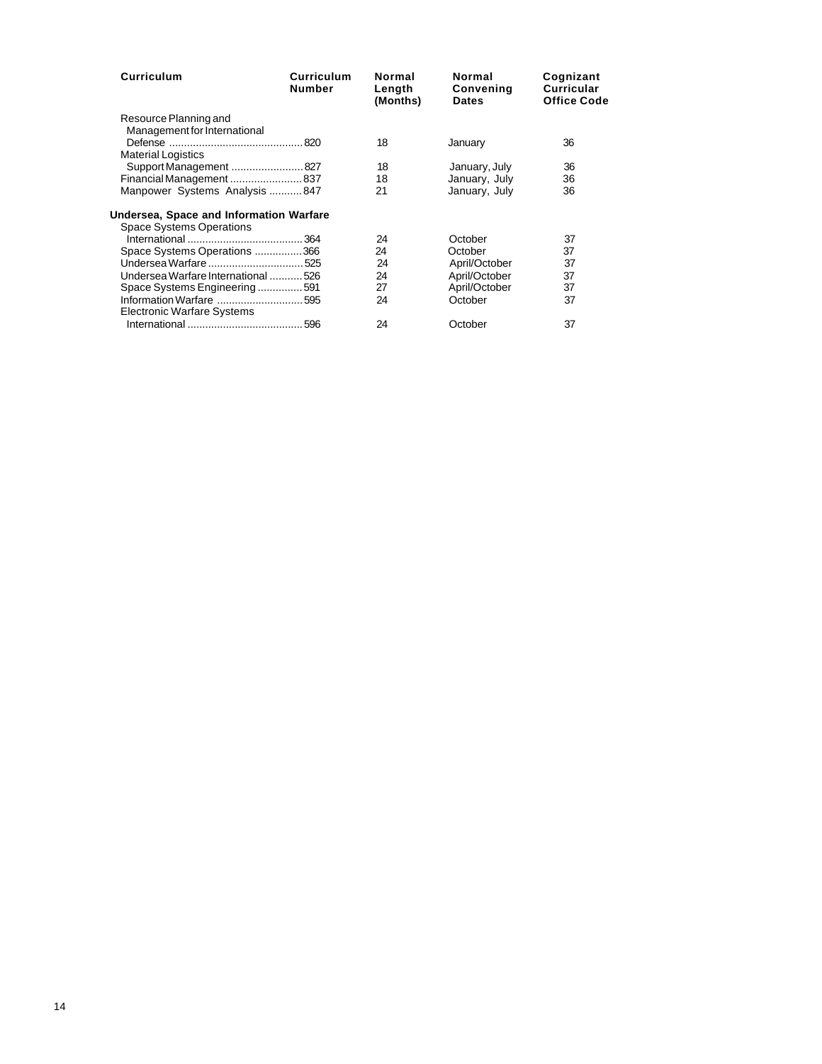| Curriculum | Curriculum Number | Normal Length (Months) | Normal Convening Dates | Cognizant Curricular Office Code |
|---|---|---|---|---|
| Resource Planning and Management for International Defense | 820 | 18 | January | 36 |
| Material Logistics Support Management | 827 | 18 | January, July | 36 |
| Financial Management | 837 | 18 | January, July | 36 |
| Manpower Systems Analysis | 847 | 21 | January, July | 36 |
| **Undersea, Space and Information Warfare** | | | | |
| Space Systems Operations International | 364 | 24 | October | 37 |
| Space Systems Operations | 366 | 24 | October | 37 |
| Undersea Warfare | 525 | 24 | April/October | 37 |
| Undersea Warfare International | 526 | 24 | April/October | 37 |
| Space Systems Engineering | 591 | 27 | April/October | 37 |
| Information Warfare | 595 | 24 | October | 37 |
| Electronic Warfare Systems International | 596 | 24 | October | 37 |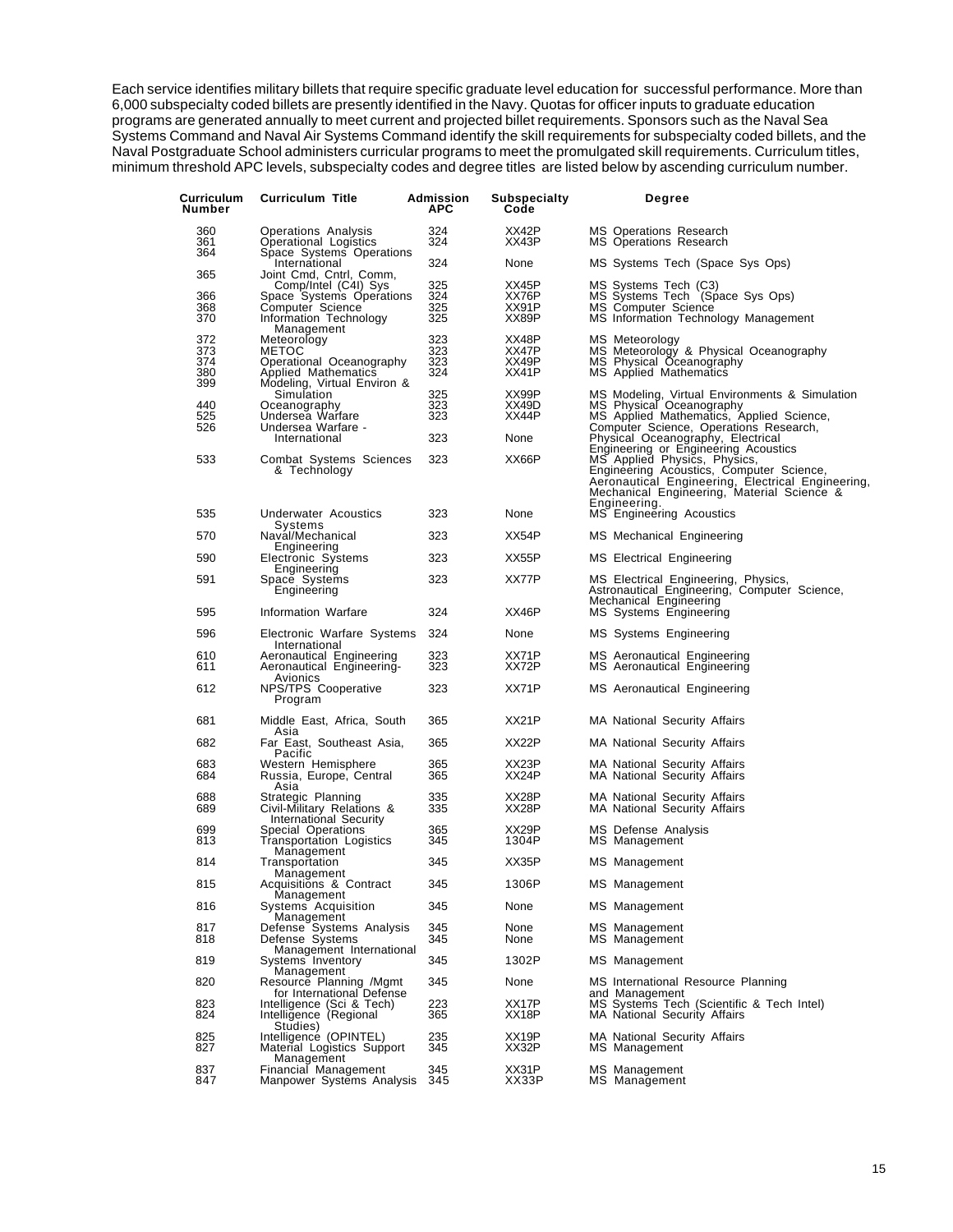Each service identifies military billets that require specific graduate level education for successful performance. More than 6,000 subspecialty coded billets are presently identified in the Navy. Quotas for officer inputs to graduate education programs are generated annually to meet current and projected billet requirements. Sponsors such as the Naval Sea Systems Command and Naval Air Systems Command identify the skill requirements for subspecialty coded billets, and the Naval Postgraduate School administers curricular programs to meet the promulgated skill requirements. Curriculum titles, minimum threshold APC levels, subspecialty codes and degree titles are listed below by ascending curriculum number.

| Curriculum Number | Curriculum Title | Admission APC | Subspecialty Code | Degree |
|---|---|---|---|---|
| 360 | Operations Analysis | 324 | XX42P | MS Operations Research |
| 361 | Operational Logistics | 324 | XX43P | MS Operations Research |
| 364 | Space Systems Operations International | 324 | None | MS Systems Tech (Space Sys Ops) |
| 365 | Joint Cmd, Cntrl, Comm, Comp/Intel (C4I) Sys | 325 | XX45P | MS Systems Tech (C3) |
| 366 | Space Systems Operations | 324 | XX76P | MS Systems Tech (Space Sys Ops) |
| 368 | Computer Science | 325 | XX91P | MS Computer Science |
| 370 | Information Technology Management | 325 | XX89P | MS Information Technology Management |
| 372 | Meteorology | 323 | XX48P | MS Meteorology |
| 373 | METOC | 323 | XX47P | MS Meteorology & Physical Oceanography |
| 374 | Operational Oceanography | 323 | XX49P | MS Physical Oceanography |
| 380 | Applied Mathematics | 324 | XX41P | MS Applied Mathematics |
| 399 | Modeling, Virtual Environ & Simulation | 325 | XX99P | MS Modeling, Virtual Environments & Simulation |
| 440 | Oceanography | 323 | XX49D | MS Physical Oceanography |
| 525 | Undersea Warfare | 323 | XX44P | MS Applied Mathematics, Applied Science, Computer Science, Operations Research, Physical Oceanography, Electrical Engineering or Engineering Acoustics |
| 526 | Undersea Warfare - International | 323 | None | |
| 533 | Combat Systems Sciences & Technology | 323 | XX66P | MS Applied Physics, Physics, Engineering Acoustics, Computer Science, Aeronautical Engineering, Electrical Engineering, Mechanical Engineering, Material Science & Engineering. |
| 535 | Underwater Acoustics Systems | 323 | None | MS Engineering Acoustics |
| 570 | Naval/Mechanical Engineering | 323 | XX54P | MS Mechanical Engineering |
| 590 | Electronic Systems Engineering | 323 | XX55P | MS Electrical Engineering |
| 591 | Space Systems Engineering | 323 | XX77P | MS Electrical Engineering, Physics, Astronautical Engineering, Computer Science, Mechanical Engineering |
| 595 | Information Warfare | 324 | XX46P | MS Systems Engineering |
| 596 | Electronic Warfare Systems International | 324 | None | MS Systems Engineering |
| 610 | Aeronautical Engineering | 323 | XX71P | MS Aeronautical Engineering |
| 611 | Aeronautical Engineering-Avionics | 323 | XX72P | MS Aeronautical Engineering |
| 612 | NPS/TPS Cooperative Program | 323 | XX71P | MS Aeronautical Engineering |
| 681 | Middle East, Africa, South Asia | 365 | XX21P | MA National Security Affairs |
| 682 | Far East, Southeast Asia, Pacific | 365 | XX22P | MA National Security Affairs |
| 683 | Western Hemisphere | 365 | XX23P | MA National Security Affairs |
| 684 | Russia, Europe, Central Asia | 365 | XX24P | MA National Security Affairs |
| 688 | Strategic Planning | 335 | XX28P | MA National Security Affairs |
| 689 | Civil-Military Relations & International Security | 335 | XX28P | MA National Security Affairs |
| 699 | Special Operations | 365 | XX29P | MS Defense Analysis |
| 813 | Transportation Logistics Management | 345 | 1304P | MS Management |
| 814 | Transportation Management | 345 | XX35P | MS Management |
| 815 | Acquisitions & Contract Management | 345 | 1306P | MS Management |
| 816 | Systems Acquisition Management | 345 | None | MS Management |
| 817 | Defense Systems Analysis | 345 | None | MS Management |
| 818 | Defense Systems Management International | 345 | None | MS Management |
| 819 | Systems Inventory Management | 345 | 1302P | MS Management |
| 820 | Resource Planning /Mgmt for International Defense | 345 | None | MS International Resource Planning and Management |
| 823 | Intelligence (Sci & Tech) | 223 | XX17P | MS Systems Tech (Scientific & Tech Intel) |
| 824 | Intelligence (Regional Studies) | 365 | XX18P | MA National Security Affairs |
| 825 | Intelligence (OPINTEL) | 235 | XX19P | MA National Security Affairs |
| 827 | Material Logistics Support Management | 345 | XX32P | MS Management |
| 837 | Financial Management | 345 | XX31P | MS Management |
| 847 | Manpower Systems Analysis | 345 | XX33P | MS Management |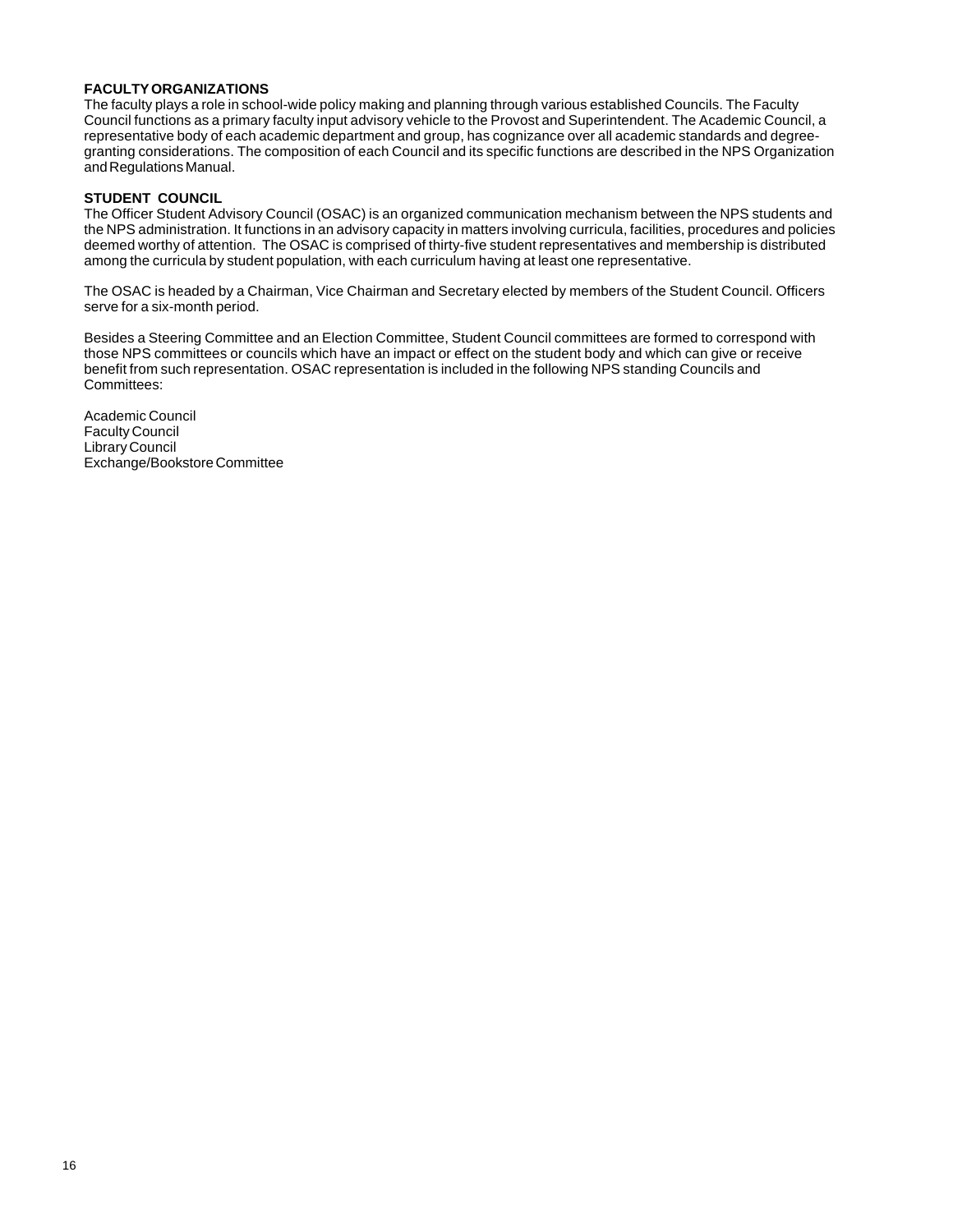## FACULTY ORGANIZATIONS

The faculty plays a role in school-wide policy making and planning through various established Councils. The Faculty Council functions as a primary faculty input advisory vehicle to the Provost and Superintendent. The Academic Council, a representative body of each academic department and group, has cognizance over all academic standards and degree-granting considerations. The composition of each Council and its specific functions are described in the NPS Organization and Regulations Manual.

## STUDENT COUNCIL

The Officer Student Advisory Council (OSAC) is an organized communication mechanism between the NPS students and the NPS administration. It functions in an advisory capacity in matters involving curricula, facilities, procedures and policies deemed worthy of attention. The OSAC is comprised of thirty-five student representatives and membership is distributed among the curricula by student population, with each curriculum having at least one representative.

The OSAC is headed by a Chairman, Vice Chairman and Secretary elected by members of the Student Council. Officers serve for a six-month period.

Besides a Steering Committee and an Election Committee, Student Council committees are formed to correspond with those NPS committees or councils which have an impact or effect on the student body and which can give or receive benefit from such representation. OSAC representation is included in the following NPS standing Councils and Committees:

Academic Council
Faculty Council
Library Council
Exchange/Bookstore Committee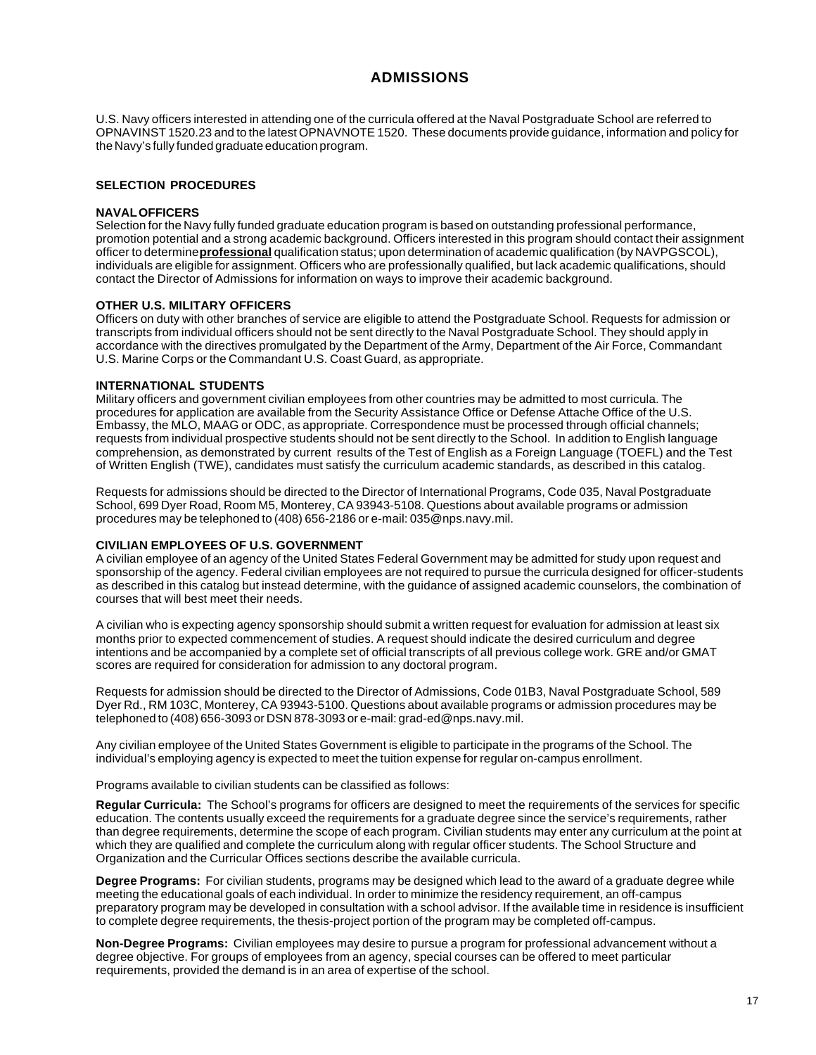# ADMISSIONS

U.S. Navy officers interested in attending one of the curricula offered at the Naval Postgraduate School are referred to OPNAVINST 1520.23 and to the latest OPNAVNOTE 1520. These documents provide guidance, information and policy for the Navy's fully funded graduate education program.

## SELECTION PROCEDURES

### NAVAL OFFICERS

Selection for the Navy fully funded graduate education program is based on outstanding professional performance, promotion potential and a strong academic background. Officers interested in this program should contact their assignment officer to determine **professional** qualification status; upon determination of academic qualification (by NAVPGSCOL), individuals are eligible for assignment. Officers who are professionally qualified, but lack academic qualifications, should contact the Director of Admissions for information on ways to improve their academic background.

### OTHER U.S. MILITARY OFFICERS

Officers on duty with other branches of service are eligible to attend the Postgraduate School. Requests for admission or transcripts from individual officers should not be sent directly to the Naval Postgraduate School. They should apply in accordance with the directives promulgated by the Department of the Army, Department of the Air Force, Commandant U.S. Marine Corps or the Commandant U.S. Coast Guard, as appropriate.

### INTERNATIONAL STUDENTS

Military officers and government civilian employees from other countries may be admitted to most curricula. The procedures for application are available from the Security Assistance Office or Defense Attache Office of the U.S. Embassy, the MLO, MAAG or ODC, as appropriate. Correspondence must be processed through official channels; requests from individual prospective students should not be sent directly to the School. In addition to English language comprehension, as demonstrated by current results of the Test of English as a Foreign Language (TOEFL) and the Test of Written English (TWE), candidates must satisfy the curriculum academic standards, as described in this catalog.

Requests for admissions should be directed to the Director of International Programs, Code 035, Naval Postgraduate School, 699 Dyer Road, Room M5, Monterey, CA 93943-5108. Questions about available programs or admission procedures may be telephoned to (408) 656-2186 or e-mail: 035@nps.navy.mil.

### CIVILIAN EMPLOYEES OF U.S. GOVERNMENT

A civilian employee of an agency of the United States Federal Government may be admitted for study upon request and sponsorship of the agency. Federal civilian employees are not required to pursue the curricula designed for officer-students as described in this catalog but instead determine, with the guidance of assigned academic counselors, the combination of courses that will best meet their needs.

A civilian who is expecting agency sponsorship should submit a written request for evaluation for admission at least six months prior to expected commencement of studies. A request should indicate the desired curriculum and degree intentions and be accompanied by a complete set of official transcripts of all previous college work. GRE and/or GMAT scores are required for consideration for admission to any doctoral program.

Requests for admission should be directed to the Director of Admissions, Code 01B3, Naval Postgraduate School, 589 Dyer Rd., RM 103C, Monterey, CA 93943-5100. Questions about available programs or admission procedures may be telephoned to (408) 656-3093 or DSN 878-3093 or e-mail: grad-ed@nps.navy.mil.

Any civilian employee of the United States Government is eligible to participate in the programs of the School. The individual's employing agency is expected to meet the tuition expense for regular on-campus enrollment.

Programs available to civilian students can be classified as follows:

**Regular Curricula:** The School's programs for officers are designed to meet the requirements of the services for specific education. The contents usually exceed the requirements for a graduate degree since the service's requirements, rather than degree requirements, determine the scope of each program. Civilian students may enter any curriculum at the point at which they are qualified and complete the curriculum along with regular officer students. The School Structure and Organization and the Curricular Offices sections describe the available curricula.

**Degree Programs:** For civilian students, programs may be designed which lead to the award of a graduate degree while meeting the educational goals of each individual. In order to minimize the residency requirement, an off-campus preparatory program may be developed in consultation with a school advisor. If the available time in residence is insufficient to complete degree requirements, the thesis-project portion of the program may be completed off-campus.

**Non-Degree Programs:** Civilian employees may desire to pursue a program for professional advancement without a degree objective. For groups of employees from an agency, special courses can be offered to meet particular requirements, provided the demand is in an area of expertise of the school.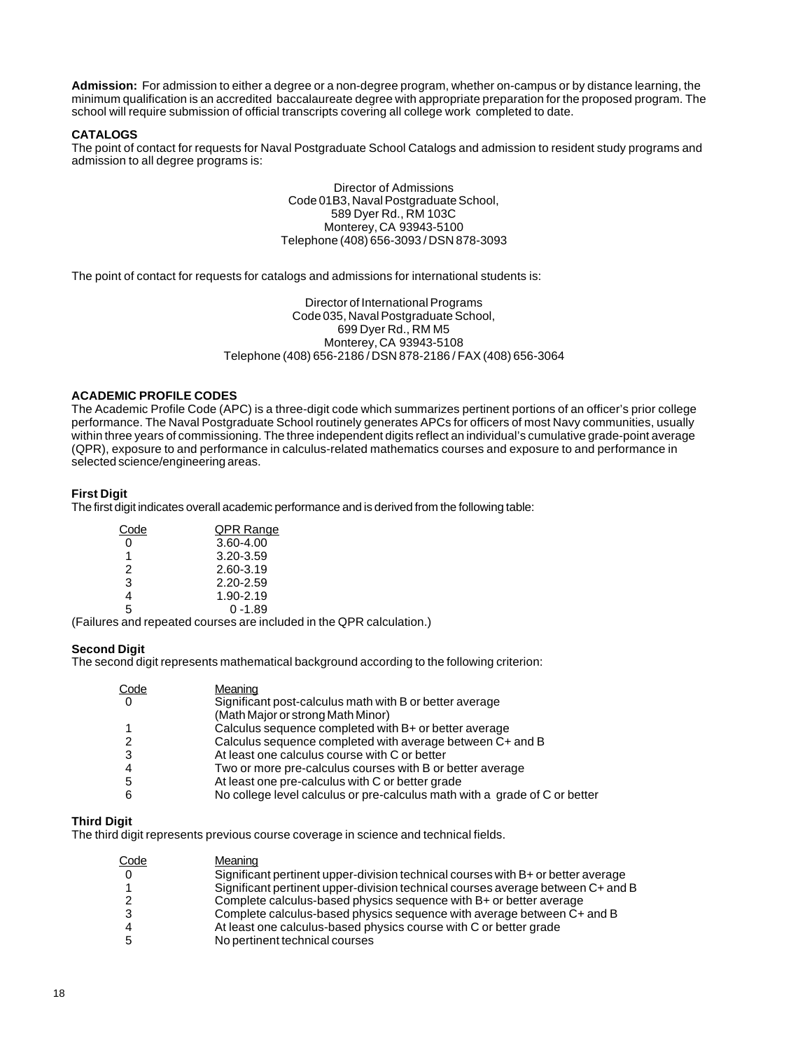**Admission:** For admission to either a degree or a non-degree program, whether on-campus or by distance learning, the minimum qualification is an accredited baccalaureate degree with appropriate preparation for the proposed program. The school will require submission of official transcripts covering all college work completed to date.

## CATALOGS

The point of contact for requests for Naval Postgraduate School Catalogs and admission to resident study programs and admission to all degree programs is:

Director of Admissions
Code 01B3, Naval Postgraduate School,
589 Dyer Rd., RM 103C
Monterey, CA 93943-5100
Telephone (408) 656-3093 / DSN 878-3093

The point of contact for requests for catalogs and admissions for international students is:

Director of International Programs
Code 035, Naval Postgraduate School,
699 Dyer Rd., RM M5
Monterey, CA 93943-5108
Telephone (408) 656-2186 / DSN 878-2186 / FAX (408) 656-3064

## ACADEMIC PROFILE CODES

The Academic Profile Code (APC) is a three-digit code which summarizes pertinent portions of an officer's prior college performance. The Naval Postgraduate School routinely generates APCs for officers of most Navy communities, usually within three years of commissioning. The three independent digits reflect an individual's cumulative grade-point average (QPR), exposure to and performance in calculus-related mathematics courses and exposure to and performance in selected science/engineering areas.

### First Digit

The first digit indicates overall academic performance and is derived from the following table:

| Code | QPR Range |
|---|---|
| 0 | 3.60-4.00 |
| 1 | 3.20-3.59 |
| 2 | 2.60-3.19 |
| 3 | 2.20-2.59 |
| 4 | 1.90-2.19 |
| 5 | 0 -1.89 |

(Failures and repeated courses are included in the QPR calculation.)

### Second Digit

The second digit represents mathematical background according to the following criterion:

| Code | Meaning |
|---|---|
| 0 | Significant post-calculus math with B or better average (Math Major or strong Math Minor) |
| 1 | Calculus sequence completed with B+ or better average |
| 2 | Calculus sequence completed with average between C+ and B |
| 3 | At least one calculus course with C or better |
| 4 | Two or more pre-calculus courses with B or better average |
| 5 | At least one pre-calculus with C or better grade |
| 6 | No college level calculus or pre-calculus math with a grade of C or better |

### Third Digit

The third digit represents previous course coverage in science and technical fields.

| Code | Meaning |
|---|---|
| 0 | Significant pertinent upper-division technical courses with B+ or better average |
| 1 | Significant pertinent upper-division technical courses average between C+ and B |
| 2 | Complete calculus-based physics sequence with B+ or better average |
| 3 | Complete calculus-based physics sequence with average between C+ and B |
| 4 | At least one calculus-based physics course with C or better grade |
| 5 | No pertinent technical courses |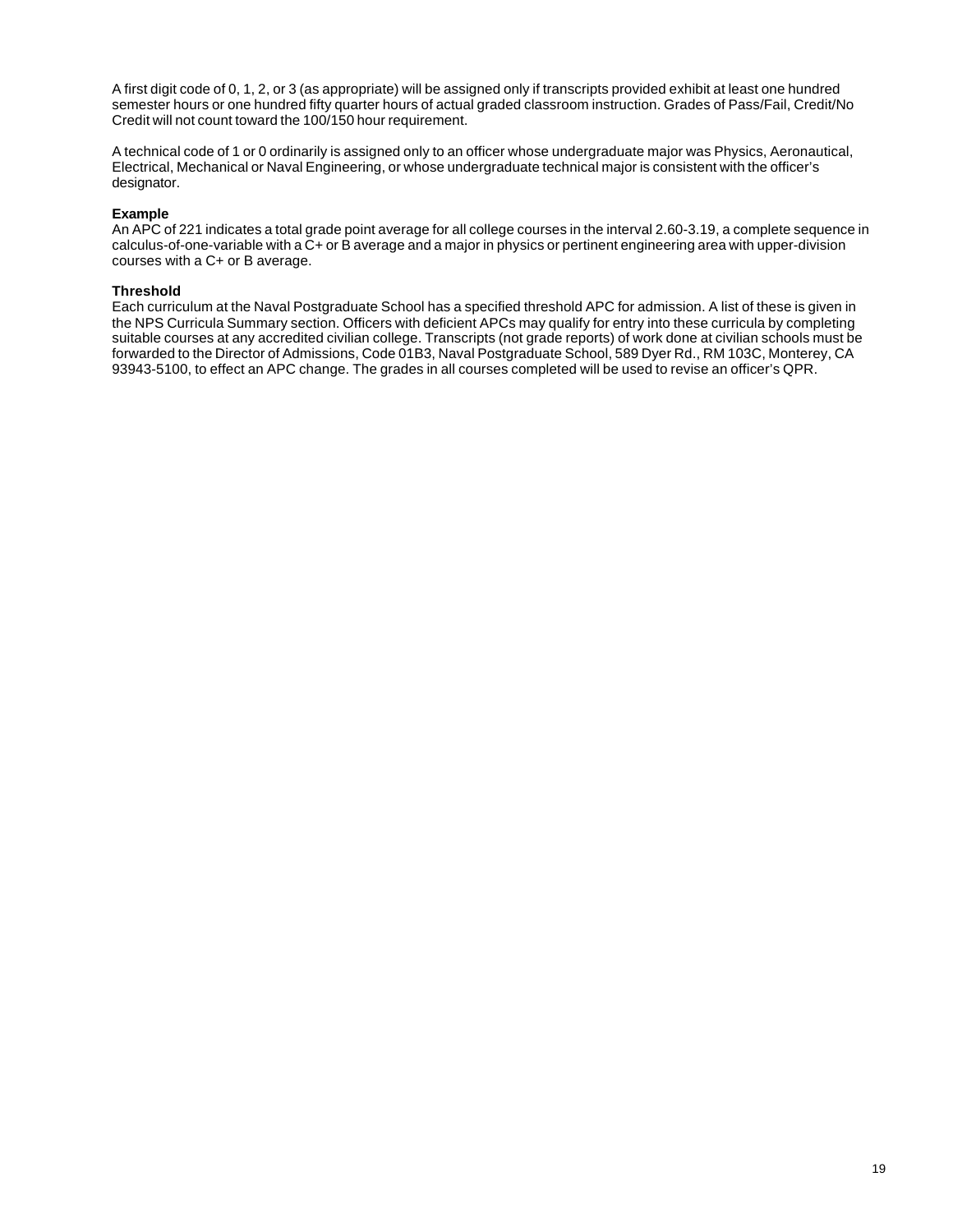A first digit code of 0, 1, 2, or 3 (as appropriate) will be assigned only if transcripts provided exhibit at least one hundred semester hours or one hundred fifty quarter hours of actual graded classroom instruction. Grades of Pass/Fail, Credit/No Credit will not count toward the 100/150 hour requirement.

A technical code of 1 or 0 ordinarily is assigned only to an officer whose undergraduate major was Physics, Aeronautical, Electrical, Mechanical or Naval Engineering, or whose undergraduate technical major is consistent with the officer's designator.

**Example**

An APC of 221 indicates a total grade point average for all college courses in the interval 2.60-3.19, a complete sequence in calculus-of-one-variable with a C+ or B average and a major in physics or pertinent engineering area with upper-division courses with a C+ or B average.

**Threshold**

Each curriculum at the Naval Postgraduate School has a specified threshold APC for admission. A list of these is given in the NPS Curricula Summary section. Officers with deficient APCs may qualify for entry into these curricula by completing suitable courses at any accredited civilian college. Transcripts (not grade reports) of work done at civilian schools must be forwarded to the Director of Admissions, Code 01B3, Naval Postgraduate School, 589 Dyer Rd., RM 103C, Monterey, CA 93943-5100, to effect an APC change. The grades in all courses completed will be used to revise an officer's QPR.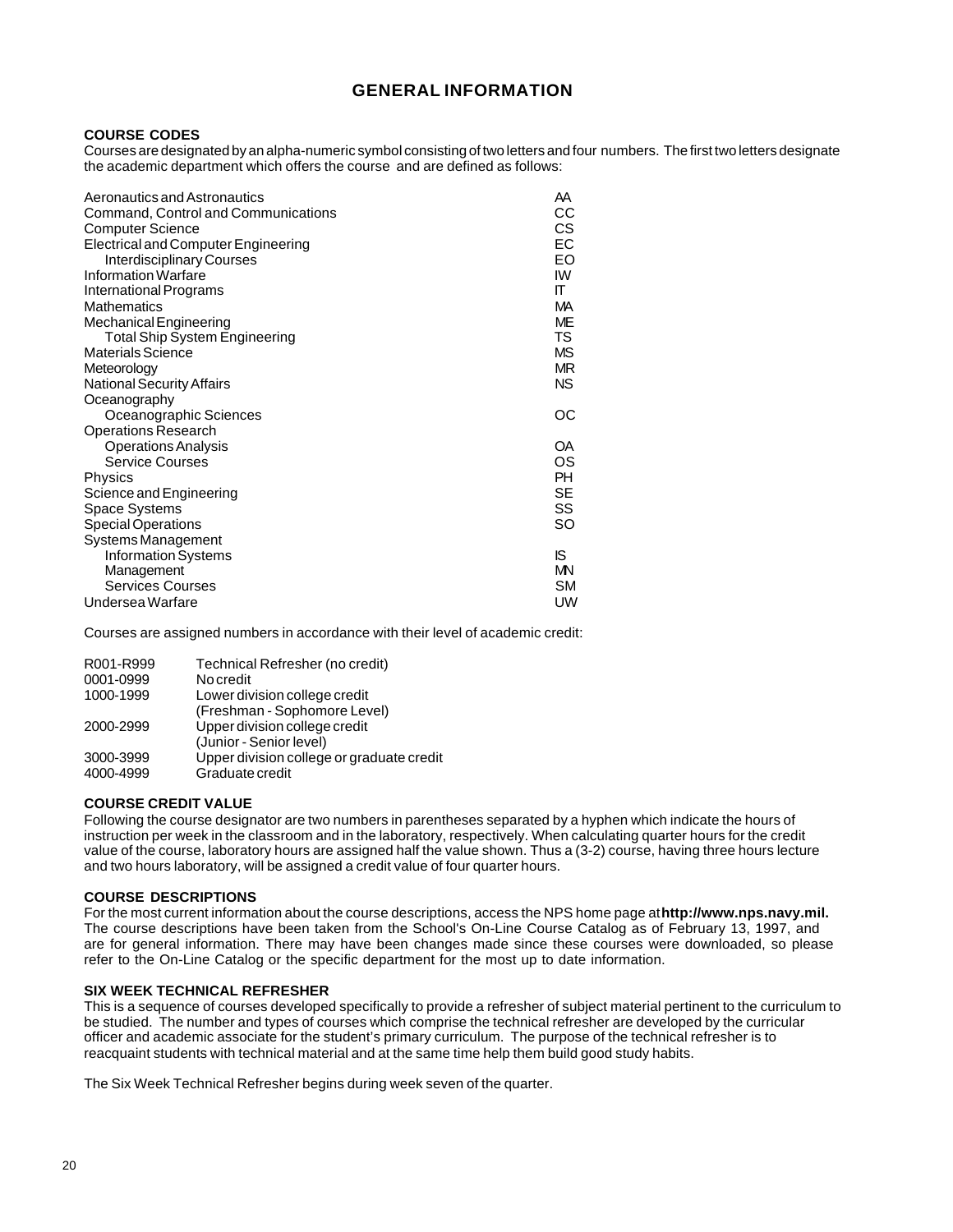# GENERAL INFORMATION

### COURSE CODES

Courses are designated by an alpha-numeric symbol consisting of two letters and four numbers. The first two letters designate the academic department which offers the course and are defined as follows:

| Department | Code |
|---|---|
| Aeronautics and Astronautics | AA |
| Command, Control and Communications | CC |
| Computer Science | CS |
| Electrical and Computer Engineering | EC |
| Interdisciplinary Courses | EO |
| Information Warfare | IW |
| International Programs | IT |
| Mathematics | MA |
| Mechanical Engineering | ME |
| Total Ship System Engineering | TS |
| Materials Science | MS |
| Meteorology | MR |
| National Security Affairs | NS |
| Oceanography | |
| Oceanographic Sciences | OC |
| Operations Research | |
| Operations Analysis | OA |
| Service Courses | OS |
| Physics | PH |
| Science and Engineering | SE |
| Space Systems | SS |
| Special Operations | SO |
| Systems Management | |
| Information Systems | IS |
| Management | MN |
| Services Courses | SM |
| Undersea Warfare | UW |

Courses are assigned numbers in accordance with their level of academic credit:

| Range | Level |
|---|---|
| R001-R999 | Technical Refresher (no credit) |
| 0001-0999 | No credit |
| 1000-1999 | Lower division college credit (Freshman - Sophomore Level) |
| 2000-2999 | Upper division college credit (Junior - Senior level) |
| 3000-3999 | Upper division college or graduate credit |
| 4000-4999 | Graduate credit |

### COURSE CREDIT VALUE

Following the course designator are two numbers in parentheses separated by a hyphen which indicate the hours of instruction per week in the classroom and in the laboratory, respectively. When calculating quarter hours for the credit value of the course, laboratory hours are assigned half the value shown. Thus a (3-2) course, having three hours lecture and two hours laboratory, will be assigned a credit value of four quarter hours.

### COURSE DESCRIPTIONS

For the most current information about the course descriptions, access the NPS home page at **http://www.nps.navy.mil.** The course descriptions have been taken from the School's On-Line Course Catalog as of February 13, 1997, and are for general information. There may have been changes made since these courses were downloaded, so please refer to the On-Line Catalog or the specific department for the most up to date information.

### SIX WEEK TECHNICAL REFRESHER

This is a sequence of courses developed specifically to provide a refresher of subject material pertinent to the curriculum to be studied. The number and types of courses which comprise the technical refresher are developed by the curricular officer and academic associate for the student's primary curriculum. The purpose of the technical refresher is to reacquaint students with technical material and at the same time help them build good study habits.

The Six Week Technical Refresher begins during week seven of the quarter.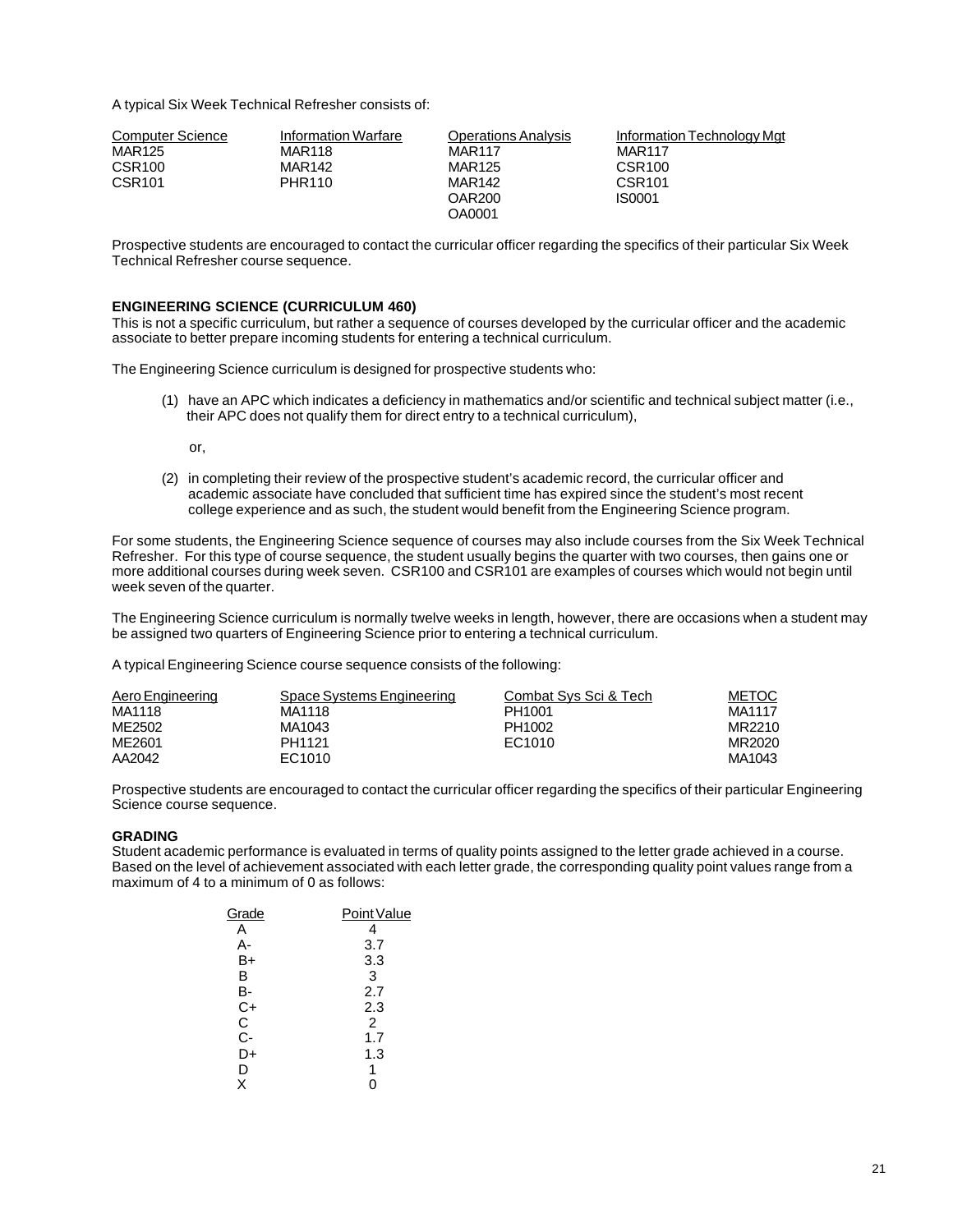A typical Six Week Technical Refresher consists of:

| Computer Science | Information Warfare | Operations Analysis | Information Technology Mgt |
|---|---|---|---|
| MAR125 | MAR118 | MAR117 | MAR117 |
| CSR100 | MAR142 | MAR125 | CSR100 |
| CSR101 | PHR110 | MAR142 | CSR101 |
| | | OAR200 | IS0001 |
| | | OA0001 | |

Prospective students are encouraged to contact the curricular officer regarding the specifics of their particular Six Week Technical Refresher course sequence.

### ENGINEERING SCIENCE (CURRICULUM 460)

This is not a specific curriculum, but rather a sequence of courses developed by the curricular officer and the academic associate to better prepare incoming students for entering a technical curriculum.

The Engineering Science curriculum is designed for prospective students who:

(1) have an APC which indicates a deficiency in mathematics and/or scientific and technical subject matter (i.e., their APC does not qualify them for direct entry to a technical curriculum),

or,

(2) in completing their review of the prospective student's academic record, the curricular officer and academic associate have concluded that sufficient time has expired since the student's most recent college experience and as such, the student would benefit from the Engineering Science program.

For some students, the Engineering Science sequence of courses may also include courses from the Six Week Technical Refresher. For this type of course sequence, the student usually begins the quarter with two courses, then gains one or more additional courses during week seven. CSR100 and CSR101 are examples of courses which would not begin until week seven of the quarter.

The Engineering Science curriculum is normally twelve weeks in length, however, there are occasions when a student may be assigned two quarters of Engineering Science prior to entering a technical curriculum.

A typical Engineering Science course sequence consists of the following:

| Aero Engineering | Space Systems Engineering | Combat Sys Sci & Tech | METOC |
|---|---|---|---|
| MA1118 | MA1118 | PH1001 | MA1117 |
| ME2502 | MA1043 | PH1002 | MR2210 |
| ME2601 | PH1121 | EC1010 | MR2020 |
| AA2042 | EC1010 | | MA1043 |

Prospective students are encouraged to contact the curricular officer regarding the specifics of their particular Engineering Science course sequence.

### GRADING

Student academic performance is evaluated in terms of quality points assigned to the letter grade achieved in a course. Based on the level of achievement associated with each letter grade, the corresponding quality point values range from a maximum of 4 to a minimum of 0 as follows:

| Grade | Point Value |
|---|---|
| A | 4 |
| A- | 3.7 |
| B+ | 3.3 |
| B | 3 |
| B- | 2.7 |
| C+ | 2.3 |
| C | 2 |
| C- | 1.7 |
| D+ | 1.3 |
| D | 1 |
| X | 0 |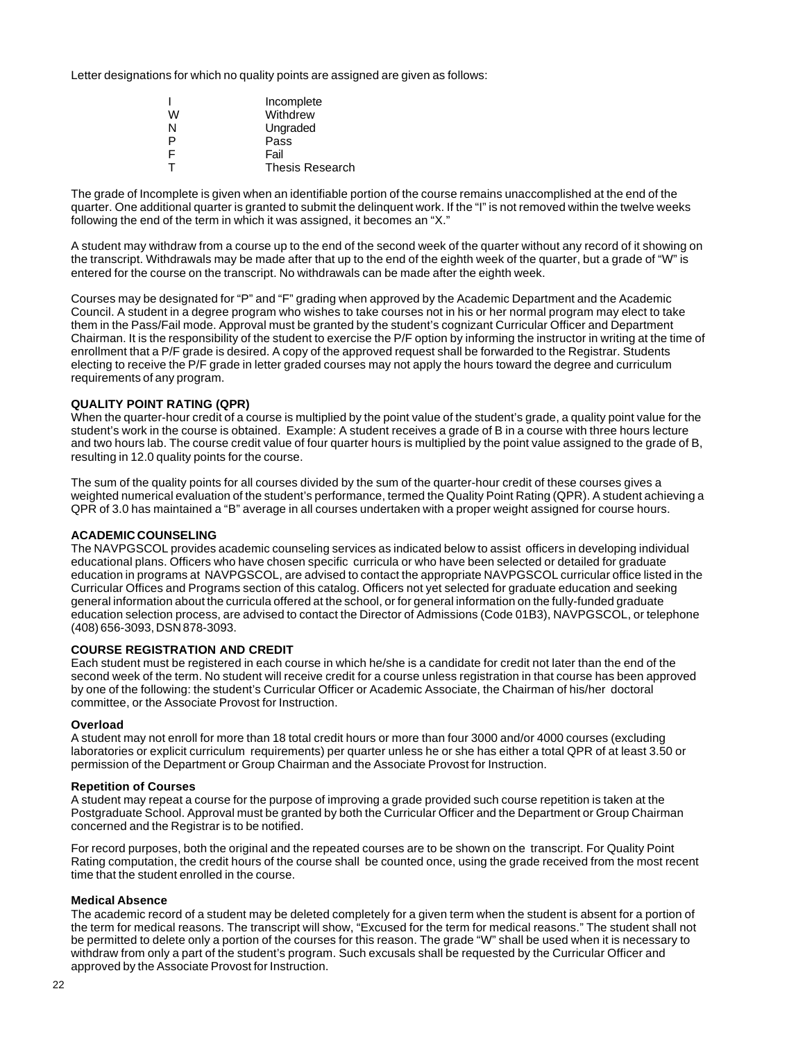Letter designations for which no quality points are assigned are given as follows:

| | |
|---|---|
| I | Incomplete |
| W | Withdrew |
| N | Ungraded |
| P | Pass |
| F | Fail |
| T | Thesis Research |

The grade of Incomplete is given when an identifiable portion of the course remains unaccomplished at the end of the quarter. One additional quarter is granted to submit the delinquent work. If the "I" is not removed within the twelve weeks following the end of the term in which it was assigned, it becomes an "X."

A student may withdraw from a course up to the end of the second week of the quarter without any record of it showing on the transcript. Withdrawals may be made after that up to the end of the eighth week of the quarter, but a grade of "W" is entered for the course on the transcript. No withdrawals can be made after the eighth week.

Courses may be designated for "P" and "F" grading when approved by the Academic Department and the Academic Council. A student in a degree program who wishes to take courses not in his or her normal program may elect to take them in the Pass/Fail mode. Approval must be granted by the student's cognizant Curricular Officer and Department Chairman. It is the responsibility of the student to exercise the P/F option by informing the instructor in writing at the time of enrollment that a P/F grade is desired. A copy of the approved request shall be forwarded to the Registrar. Students electing to receive the P/F grade in letter graded courses may not apply the hours toward the degree and curriculum requirements of any program.

**QUALITY POINT RATING (QPR)**

When the quarter-hour credit of a course is multiplied by the point value of the student's grade, a quality point value for the student's work in the course is obtained. Example: A student receives a grade of B in a course with three hours lecture and two hours lab. The course credit value of four quarter hours is multiplied by the point value assigned to the grade of B, resulting in 12.0 quality points for the course.

The sum of the quality points for all courses divided by the sum of the quarter-hour credit of these courses gives a weighted numerical evaluation of the student's performance, termed the Quality Point Rating (QPR). A student achieving a QPR of 3.0 has maintained a "B" average in all courses undertaken with a proper weight assigned for course hours.

**ACADEMIC COUNSELING**

The NAVPGSCOL provides academic counseling services as indicated below to assist officers in developing individual educational plans. Officers who have chosen specific curricula or who have been selected or detailed for graduate education in programs at NAVPGSCOL, are advised to contact the appropriate NAVPGSCOL curricular office listed in the Curricular Offices and Programs section of this catalog. Officers not yet selected for graduate education and seeking general information about the curricula offered at the school, or for general information on the fully-funded graduate education selection process, are advised to contact the Director of Admissions (Code 01B3), NAVPGSCOL, or telephone (408) 656-3093, DSN 878-3093.

**COURSE REGISTRATION AND CREDIT**

Each student must be registered in each course in which he/she is a candidate for credit not later than the end of the second week of the term. No student will receive credit for a course unless registration in that course has been approved by one of the following: the student's Curricular Officer or Academic Associate, the Chairman of his/her doctoral committee, or the Associate Provost for Instruction.

**Overload**

A student may not enroll for more than 18 total credit hours or more than four 3000 and/or 4000 courses (excluding laboratories or explicit curriculum requirements) per quarter unless he or she has either a total QPR of at least 3.50 or permission of the Department or Group Chairman and the Associate Provost for Instruction.

**Repetition of Courses**

A student may repeat a course for the purpose of improving a grade provided such course repetition is taken at the Postgraduate School. Approval must be granted by both the Curricular Officer and the Department or Group Chairman concerned and the Registrar is to be notified.

For record purposes, both the original and the repeated courses are to be shown on the transcript. For Quality Point Rating computation, the credit hours of the course shall be counted once, using the grade received from the most recent time that the student enrolled in the course.

**Medical Absence**

The academic record of a student may be deleted completely for a given term when the student is absent for a portion of the term for medical reasons. The transcript will show, "Excused for the term for medical reasons." The student shall not be permitted to delete only a portion of the courses for this reason. The grade "W" shall be used when it is necessary to withdraw from only a part of the student's program. Such excusals shall be requested by the Curricular Officer and approved by the Associate Provost for Instruction.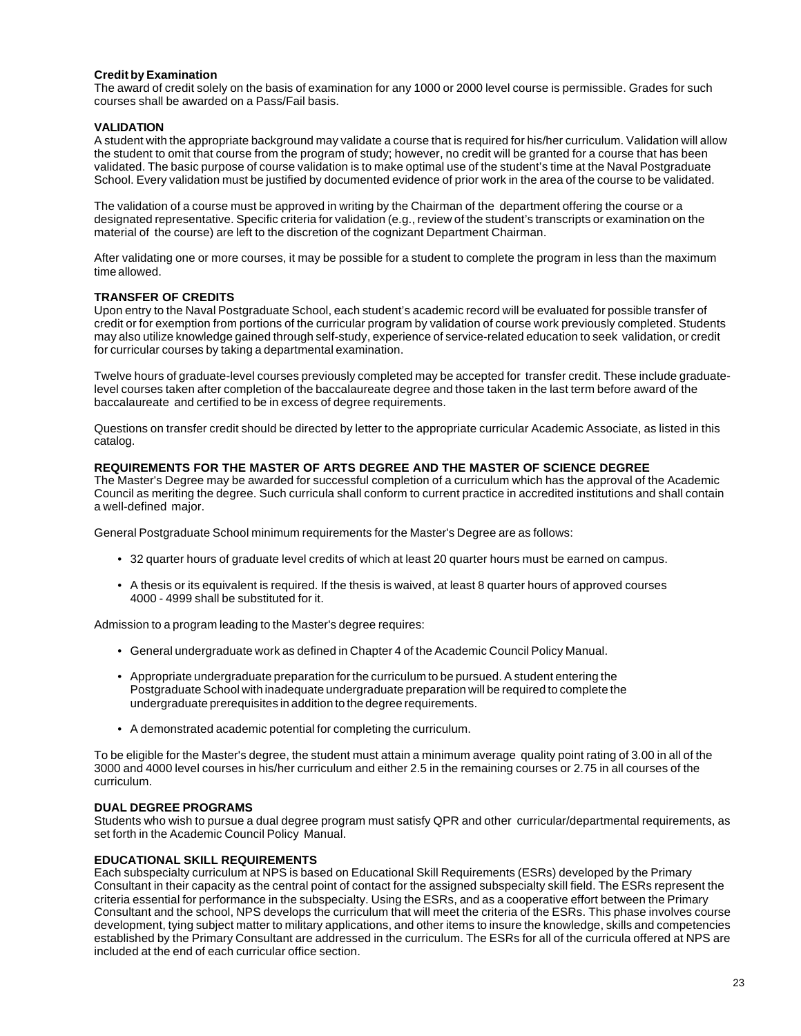### Credit by Examination

The award of credit solely on the basis of examination for any 1000 or 2000 level course is permissible. Grades for such courses shall be awarded on a Pass/Fail basis.

### VALIDATION

A student with the appropriate background may validate a course that is required for his/her curriculum. Validation will allow the student to omit that course from the program of study; however, no credit will be granted for a course that has been validated. The basic purpose of course validation is to make optimal use of the student's time at the Naval Postgraduate School. Every validation must be justified by documented evidence of prior work in the area of the course to be validated.

The validation of a course must be approved in writing by the Chairman of the department offering the course or a designated representative. Specific criteria for validation (e.g., review of the student's transcripts or examination on the material of the course) are left to the discretion of the cognizant Department Chairman.

After validating one or more courses, it may be possible for a student to complete the program in less than the maximum time allowed.

### TRANSFER OF CREDITS

Upon entry to the Naval Postgraduate School, each student's academic record will be evaluated for possible transfer of credit or for exemption from portions of the curricular program by validation of course work previously completed. Students may also utilize knowledge gained through self-study, experience of service-related education to seek validation, or credit for curricular courses by taking a departmental examination.

Twelve hours of graduate-level courses previously completed may be accepted for transfer credit. These include graduate-level courses taken after completion of the baccalaureate degree and those taken in the last term before award of the baccalaureate and certified to be in excess of degree requirements.

Questions on transfer credit should be directed by letter to the appropriate curricular Academic Associate, as listed in this catalog.

### REQUIREMENTS FOR THE MASTER OF ARTS DEGREE AND THE MASTER OF SCIENCE DEGREE

The Master's Degree may be awarded for successful completion of a curriculum which has the approval of the Academic Council as meriting the degree. Such curricula shall conform to current practice in accredited institutions and shall contain a well-defined major.

General Postgraduate School minimum requirements for the Master's Degree are as follows:

- 32 quarter hours of graduate level credits of which at least 20 quarter hours must be earned on campus.
- A thesis or its equivalent is required. If the thesis is waived, at least 8 quarter hours of approved courses 4000 - 4999 shall be substituted for it.

Admission to a program leading to the Master's degree requires:

- General undergraduate work as defined in Chapter 4 of the Academic Council Policy Manual.
- Appropriate undergraduate preparation for the curriculum to be pursued. A student entering the Postgraduate School with inadequate undergraduate preparation will be required to complete the undergraduate prerequisites in addition to the degree requirements.
- A demonstrated academic potential for completing the curriculum.

To be eligible for the Master's degree, the student must attain a minimum average quality point rating of 3.00 in all of the 3000 and 4000 level courses in his/her curriculum and either 2.5 in the remaining courses or 2.75 in all courses of the curriculum.

### DUAL DEGREE PROGRAMS

Students who wish to pursue a dual degree program must satisfy QPR and other curricular/departmental requirements, as set forth in the Academic Council Policy Manual.

### EDUCATIONAL SKILL REQUIREMENTS

Each subspecialty curriculum at NPS is based on Educational Skill Requirements (ESRs) developed by the Primary Consultant in their capacity as the central point of contact for the assigned subspecialty skill field. The ESRs represent the criteria essential for performance in the subspecialty. Using the ESRs, and as a cooperative effort between the Primary Consultant and the school, NPS develops the curriculum that will meet the criteria of the ESRs. This phase involves course development, tying subject matter to military applications, and other items to insure the knowledge, skills and competencies established by the Primary Consultant are addressed in the curriculum. The ESRs for all of the curricula offered at NPS are included at the end of each curricular office section.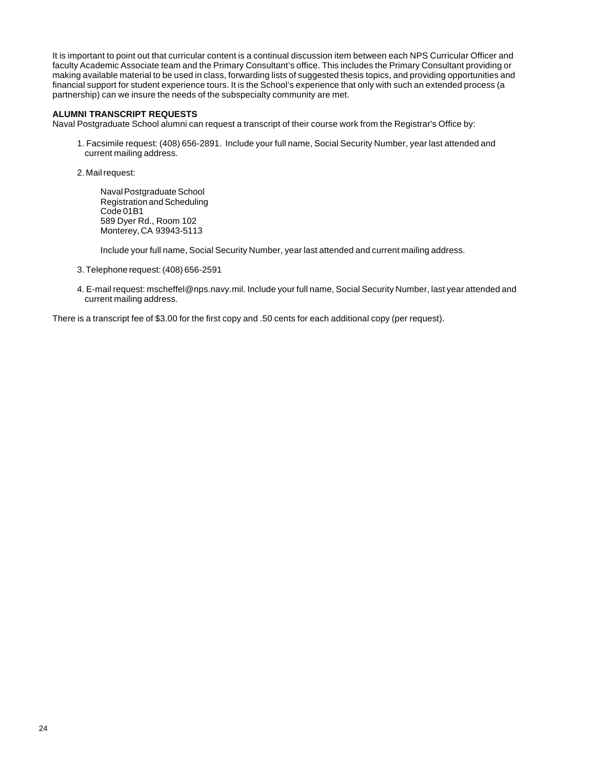It is important to point out that curricular content is a continual discussion item between each NPS Curricular Officer and faculty Academic Associate team and the Primary Consultant's office. This includes the Primary Consultant providing or making available material to be used in class, forwarding lists of suggested thesis topics, and providing opportunities and financial support for student experience tours. It is the School's experience that only with such an extended process (a partnership) can we insure the needs of the subspecialty community are met.

**ALUMNI TRANSCRIPT REQUESTS**

Naval Postgraduate School alumni can request a transcript of their course work from the Registrar's Office by:

1. Facsimile request: (408) 656-2891. Include your full name, Social Security Number, year last attended and current mailing address.

2. Mail request:

   Naval Postgraduate School
   Registration and Scheduling
   Code 01B1
   589 Dyer Rd., Room 102
   Monterey, CA 93943-5113

   Include your full name, Social Security Number, year last attended and current mailing address.

3. Telephone request: (408) 656-2591

4. E-mail request: mscheffel@nps.navy.mil. Include your full name, Social Security Number, last year attended and current mailing address.

There is a transcript fee of $3.00 for the first copy and .50 cents for each additional copy (per request).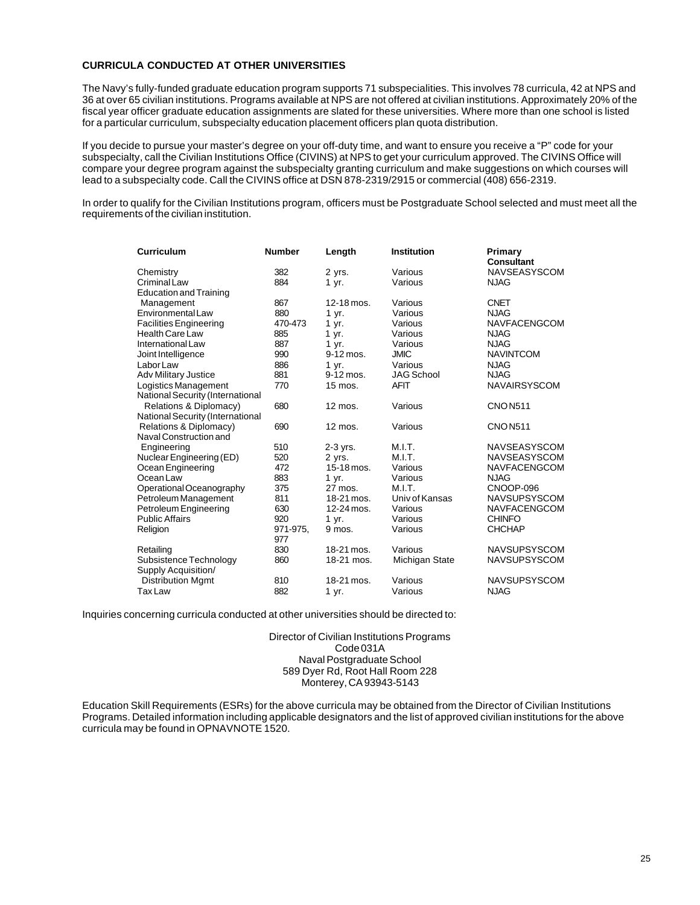## CURRICULA CONDUCTED AT OTHER UNIVERSITIES

The Navy's fully-funded graduate education program supports 71 subspecialities. This involves 78 curricula, 42 at NPS and 36 at over 65 civilian institutions. Programs available at NPS are not offered at civilian institutions. Approximately 20% of the fiscal year officer graduate education assignments are slated for these universities. Where more than one school is listed for a particular curriculum, subspecialty education placement officers plan quota distribution.

If you decide to pursue your master's degree on your off-duty time, and want to ensure you receive a "P" code for your subspecialty, call the Civilian Institutions Office (CIVINS) at NPS to get your curriculum approved. The CIVINS Office will compare your degree program against the subspecialty granting curriculum and make suggestions on which courses will lead to a subspecialty code. Call the CIVINS office at DSN 878-2319/2915 or commercial (408) 656-2319.

In order to qualify for the Civilian Institutions program, officers must be Postgraduate School selected and must meet all the requirements of the civilian institution.

| Curriculum | Number | Length | Institution | Primary Consultant |
|---|---|---|---|---|
| Chemistry | 382 | 2 yrs. | Various | NAVSEASYSCOM |
| Criminal Law | 884 | 1 yr. | Various | NJAG |
| Education and Training Management | 867 | 12-18 mos. | Various | CNET |
| Environmental Law | 880 | 1 yr. | Various | NJAG |
| Facilities Engineering | 470-473 | 1 yr. | Various | NAVFACENGCOM |
| Health Care Law | 885 | 1 yr. | Various | NJAG |
| International Law | 887 | 1 yr. | Various | NJAG |
| Joint Intelligence | 990 | 9-12 mos. | JMIC | NAVINTCOM |
| Labor Law | 886 | 1 yr. | Various | NJAG |
| Adv Military Justice | 881 | 9-12 mos. | JAG School | NJAG |
| Logistics Management | 770 | 15 mos. | AFIT | NAVAIRSYSCOM |
| National Security (International Relations & Diplomacy) | 680 | 12 mos. | Various | CNO N511 |
| National Security (International Relations & Diplomacy) | 690 | 12 mos. | Various | CNO N511 |
| Naval Construction and Engineering | 510 | 2-3 yrs. | M.I.T. | NAVSEASYSCOM |
| Nuclear Engineering (ED) | 520 | 2 yrs. | M.I.T. | NAVSEASYSCOM |
| Ocean Engineering | 472 | 15-18 mos. | Various | NAVFACENGCOM |
| Ocean Law | 883 | 1 yr. | Various | NJAG |
| Operational Oceanography | 375 | 27 mos. | M.I.T. | CNOOP-096 |
| Petroleum Management | 811 | 18-21 mos. | Univ of Kansas | NAVSUPSYSCOM |
| Petroleum Engineering | 630 | 12-24 mos. | Various | NAVFACENGCOM |
| Public Affairs | 920 | 1 yr. | Various | CHINFO |
| Religion | 971-975, 977 | 9 mos. | Various | CHCHAP |
| Retailing | 830 | 18-21 mos. | Various | NAVSUPSYSCOM |
| Subsistence Technology | 860 | 18-21 mos. | Michigan State | NAVSUPSYSCOM |
| Supply Acquisition/ Distribution Mgmt | 810 | 18-21 mos. | Various | NAVSUPSYSCOM |
| Tax Law | 882 | 1 yr. | Various | NJAG |

Inquiries concerning curricula conducted at other universities should be directed to:

Director of Civilian Institutions Programs
Code 031A
Naval Postgraduate School
589 Dyer Rd, Root Hall Room 228
Monterey, CA 93943-5143

Education Skill Requirements (ESRs) for the above curricula may be obtained from the Director of Civilian Institutions Programs. Detailed information including applicable designators and the list of approved civilian institutions for the above curricula may be found in OPNAVNOTE 1520.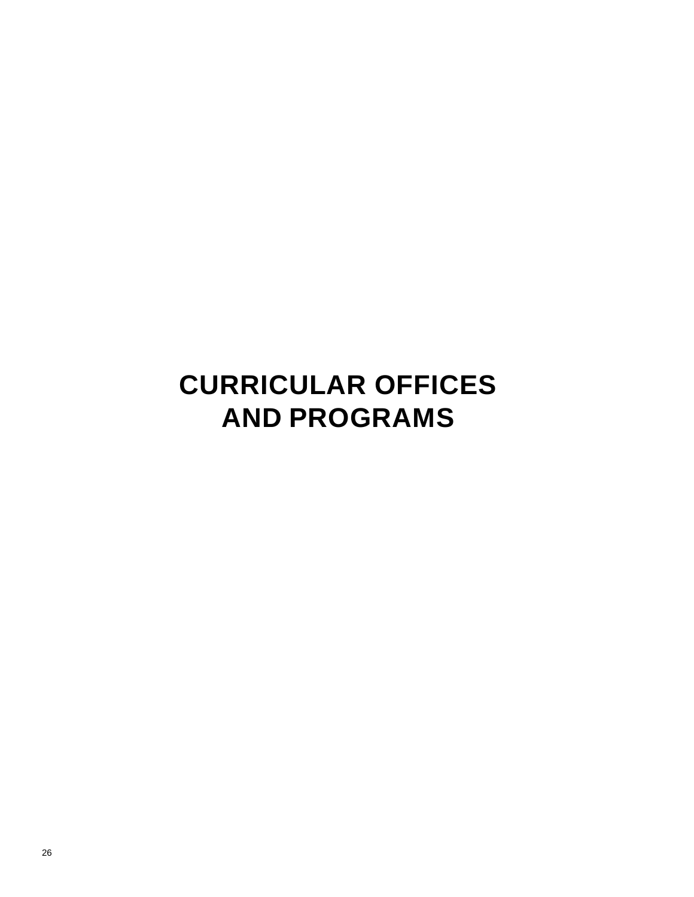# CURRICULAR OFFICES AND PROGRAMS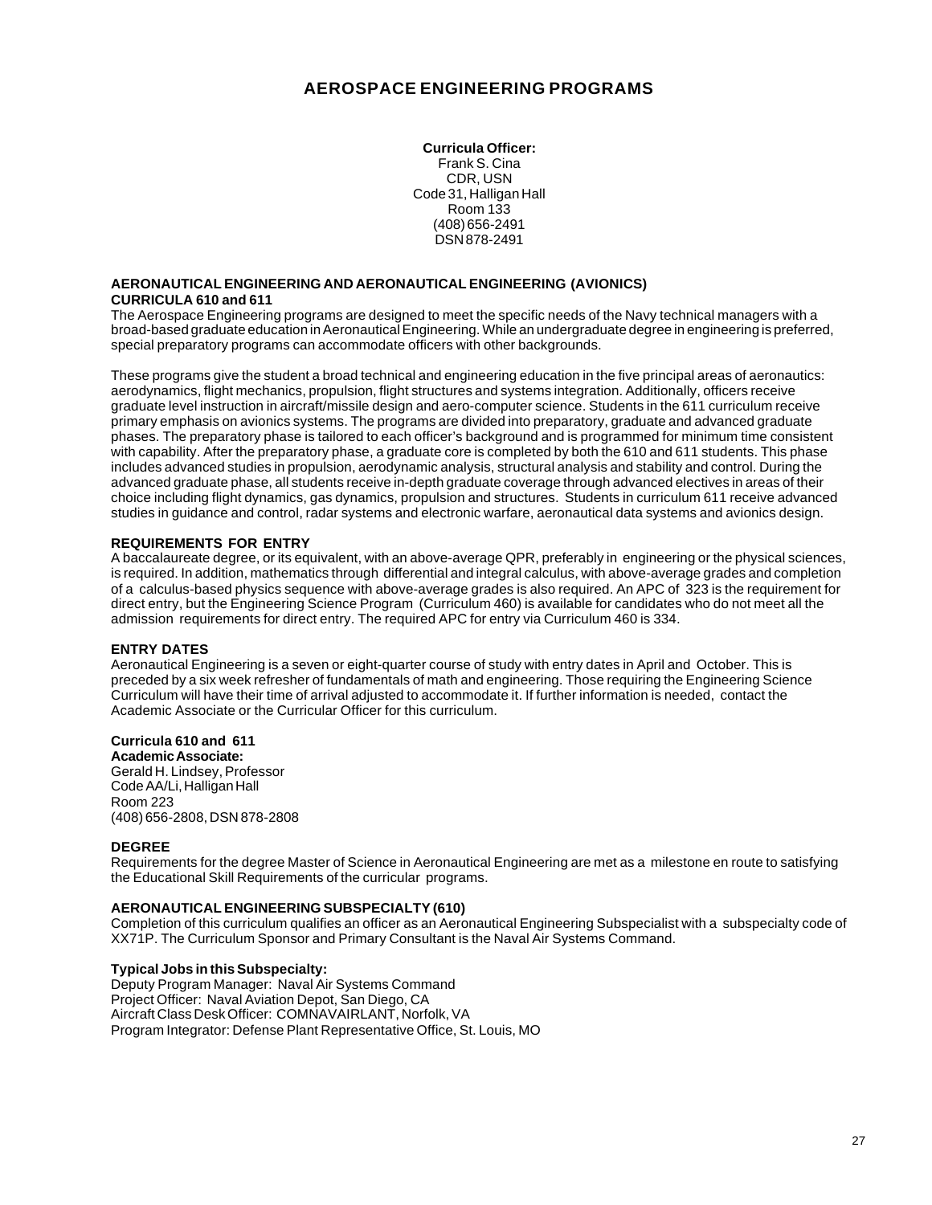# AEROSPACE ENGINEERING PROGRAMS

**Curricula Officer:**
Frank S. Cina
CDR, USN
Code 31, Halligan Hall
Room 133
(408) 656-2491
DSN 878-2491

## AERONAUTICAL ENGINEERING AND AERONAUTICAL ENGINEERING (AVIONICS) CURRICULA 610 and 611

The Aerospace Engineering programs are designed to meet the specific needs of the Navy technical managers with a broad-based graduate education in Aeronautical Engineering. While an undergraduate degree in engineering is preferred, special preparatory programs can accommodate officers with other backgrounds.

These programs give the student a broad technical and engineering education in the five principal areas of aeronautics: aerodynamics, flight mechanics, propulsion, flight structures and systems integration. Additionally, officers receive graduate level instruction in aircraft/missile design and aero-computer science. Students in the 611 curriculum receive primary emphasis on avionics systems. The programs are divided into preparatory, graduate and advanced graduate phases. The preparatory phase is tailored to each officer's background and is programmed for minimum time consistent with capability. After the preparatory phase, a graduate core is completed by both the 610 and 611 students. This phase includes advanced studies in propulsion, aerodynamic analysis, structural analysis and stability and control. During the advanced graduate phase, all students receive in-depth graduate coverage through advanced electives in areas of their choice including flight dynamics, gas dynamics, propulsion and structures. Students in curriculum 611 receive advanced studies in guidance and control, radar systems and electronic warfare, aeronautical data systems and avionics design.

### REQUIREMENTS FOR ENTRY

A baccalaureate degree, or its equivalent, with an above-average QPR, preferably in engineering or the physical sciences, is required. In addition, mathematics through differential and integral calculus, with above-average grades and completion of a calculus-based physics sequence with above-average grades is also required. An APC of 323 is the requirement for direct entry, but the Engineering Science Program (Curriculum 460) is available for candidates who do not meet all the admission requirements for direct entry. The required APC for entry via Curriculum 460 is 334.

### ENTRY DATES

Aeronautical Engineering is a seven or eight-quarter course of study with entry dates in April and October. This is preceded by a six week refresher of fundamentals of math and engineering. Those requiring the Engineering Science Curriculum will have their time of arrival adjusted to accommodate it. If further information is needed, contact the Academic Associate or the Curricular Officer for this curriculum.

**Curricula 610 and 611**
**Academic Associate:**
Gerald H. Lindsey, Professor
Code AA/Li, Halligan Hall
Room 223
(408) 656-2808, DSN 878-2808

### DEGREE

Requirements for the degree Master of Science in Aeronautical Engineering are met as a milestone en route to satisfying the Educational Skill Requirements of the curricular programs.

### AERONAUTICAL ENGINEERING SUBSPECIALTY (610)

Completion of this curriculum qualifies an officer as an Aeronautical Engineering Subspecialist with a subspecialty code of XX71P. The Curriculum Sponsor and Primary Consultant is the Naval Air Systems Command.

**Typical Jobs in this Subspecialty:**
Deputy Program Manager: Naval Air Systems Command
Project Officer: Naval Aviation Depot, San Diego, CA
Aircraft Class Desk Officer: COMNAVAIRLANT, Norfolk, VA
Program Integrator: Defense Plant Representative Office, St. Louis, MO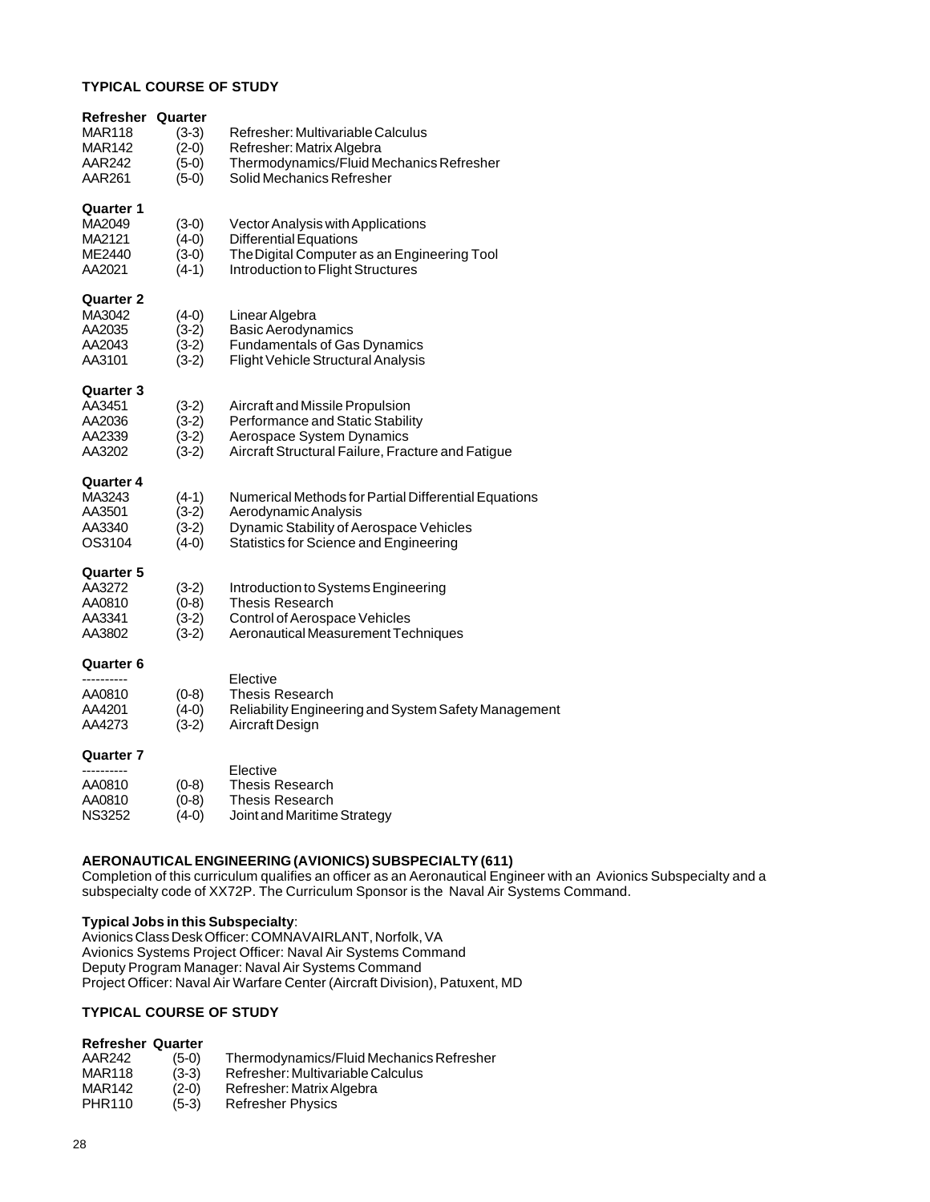**TYPICAL COURSE OF STUDY**

**Refresher Quarter**

| | | |
|---|---|---|
| MAR118 | (3-3) | Refresher: Multivariable Calculus |
| MAR142 | (2-0) | Refresher: Matrix Algebra |
| AAR242 | (5-0) | Thermodynamics/Fluid Mechanics Refresher |
| AAR261 | (5-0) | Solid Mechanics Refresher |

**Quarter 1**

| | | |
|---|---|---|
| MA2049 | (3-0) | Vector Analysis with Applications |
| MA2121 | (4-0) | Differential Equations |
| ME2440 | (3-0) | The Digital Computer as an Engineering Tool |
| AA2021 | (4-1) | Introduction to Flight Structures |

**Quarter 2**

| | | |
|---|---|---|
| MA3042 | (4-0) | Linear Algebra |
| AA2035 | (3-2) | Basic Aerodynamics |
| AA2043 | (3-2) | Fundamentals of Gas Dynamics |
| AA3101 | (3-2) | Flight Vehicle Structural Analysis |

**Quarter 3**

| | | |
|---|---|---|
| AA3451 | (3-2) | Aircraft and Missile Propulsion |
| AA2036 | (3-2) | Performance and Static Stability |
| AA2339 | (3-2) | Aerospace System Dynamics |
| AA3202 | (3-2) | Aircraft Structural Failure, Fracture and Fatigue |

**Quarter 4**

| | | |
|---|---|---|
| MA3243 | (4-1) | Numerical Methods for Partial Differential Equations |
| AA3501 | (3-2) | Aerodynamic Analysis |
| AA3340 | (3-2) | Dynamic Stability of Aerospace Vehicles |
| OS3104 | (4-0) | Statistics for Science and Engineering |

**Quarter 5**

| | | |
|---|---|---|
| AA3272 | (3-2) | Introduction to Systems Engineering |
| AA0810 | (0-8) | Thesis Research |
| AA3341 | (3-2) | Control of Aerospace Vehicles |
| AA3802 | (3-2) | Aeronautical Measurement Techniques |

**Quarter 6**

| | | |
|---|---|---|
| ---------- | | Elective |
| AA0810 | (0-8) | Thesis Research |
| AA4201 | (4-0) | Reliability Engineering and System Safety Management |
| AA4273 | (3-2) | Aircraft Design |

**Quarter 7**

| | | |
|---|---|---|
| ---------- | | Elective |
| AA0810 | (0-8) | Thesis Research |
| AA0810 | (0-8) | Thesis Research |
| NS3252 | (4-0) | Joint and Maritime Strategy |

**AERONAUTICAL ENGINEERING (AVIONICS) SUBSPECIALTY (611)**

Completion of this curriculum qualifies an officer as an Aeronautical Engineer with an Avionics Subspecialty and a subspecialty code of XX72P. The Curriculum Sponsor is the Naval Air Systems Command.

**Typical Jobs in this Subspecialty**:

Avionics Class Desk Officer: COMNAVAIRLANT, Norfolk, VA
Avionics Systems Project Officer: Naval Air Systems Command
Deputy Program Manager: Naval Air Systems Command
Project Officer: Naval Air Warfare Center (Aircraft Division), Patuxent, MD

**TYPICAL COURSE OF STUDY**

**Refresher Quarter**

| | | |
|---|---|---|
| AAR242 | (5-0) | Thermodynamics/Fluid Mechanics Refresher |
| MAR118 | (3-3) | Refresher: Multivariable Calculus |
| MAR142 | (2-0) | Refresher: Matrix Algebra |
| PHR110 | (5-3) | Refresher Physics |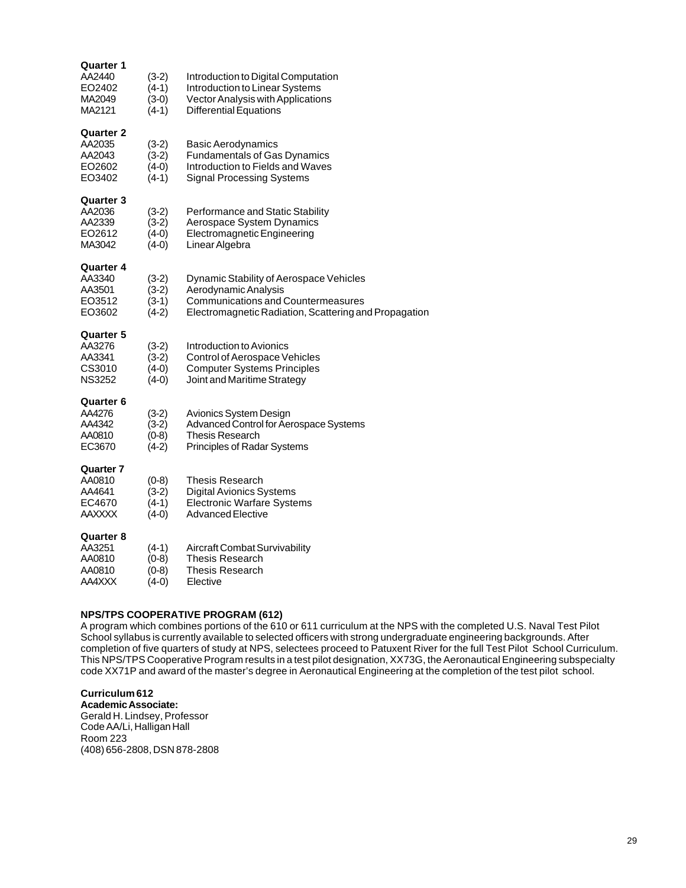**Quarter 1**

| | | |
|---|---|---|
| AA2440 | (3-2) | Introduction to Digital Computation |
| EO2402 | (4-1) | Introduction to Linear Systems |
| MA2049 | (3-0) | Vector Analysis with Applications |
| MA2121 | (4-1) | Differential Equations |

**Quarter 2**

| | | |
|---|---|---|
| AA2035 | (3-2) | Basic Aerodynamics |
| AA2043 | (3-2) | Fundamentals of Gas Dynamics |
| EO2602 | (4-0) | Introduction to Fields and Waves |
| EO3402 | (4-1) | Signal Processing Systems |

**Quarter 3**

| | | |
|---|---|---|
| AA2036 | (3-2) | Performance and Static Stability |
| AA2339 | (3-2) | Aerospace System Dynamics |
| EO2612 | (4-0) | Electromagnetic Engineering |
| MA3042 | (4-0) | Linear Algebra |

**Quarter 4**

| | | |
|---|---|---|
| AA3340 | (3-2) | Dynamic Stability of Aerospace Vehicles |
| AA3501 | (3-2) | Aerodynamic Analysis |
| EO3512 | (3-1) | Communications and Countermeasures |
| EO3602 | (4-2) | Electromagnetic Radiation, Scattering and Propagation |

**Quarter 5**

| | | |
|---|---|---|
| AA3276 | (3-2) | Introduction to Avionics |
| AA3341 | (3-2) | Control of Aerospace Vehicles |
| CS3010 | (4-0) | Computer Systems Principles |
| NS3252 | (4-0) | Joint and Maritime Strategy |

**Quarter 6**

| | | |
|---|---|---|
| AA4276 | (3-2) | Avionics System Design |
| AA4342 | (3-2) | Advanced Control for Aerospace Systems |
| AA0810 | (0-8) | Thesis Research |
| EC3670 | (4-2) | Principles of Radar Systems |

**Quarter 7**

| | | |
|---|---|---|
| AA0810 | (0-8) | Thesis Research |
| AA4641 | (3-2) | Digital Avionics Systems |
| EC4670 | (4-1) | Electronic Warfare Systems |
| AAXXXX | (4-0) | Advanced Elective |

**Quarter 8**

| | | |
|---|---|---|
| AA3251 | (4-1) | Aircraft Combat Survivability |
| AA0810 | (0-8) | Thesis Research |
| AA0810 | (0-8) | Thesis Research |
| AA4XXX | (4-0) | Elective |

**NPS/TPS COOPERATIVE PROGRAM (612)**

A program which combines portions of the 610 or 611 curriculum at the NPS with the completed U.S. Naval Test Pilot School syllabus is currently available to selected officers with strong undergraduate engineering backgrounds. After completion of five quarters of study at NPS, selectees proceed to Patuxent River for the full Test Pilot School Curriculum. This NPS/TPS Cooperative Program results in a test pilot designation, XX73G, the Aeronautical Engineering subspecialty code XX71P and award of the master's degree in Aeronautical Engineering at the completion of the test pilot school.

**Curriculum 612**

**Academic Associate:**

Gerald H. Lindsey, Professor
Code AA/Li, Halligan Hall
Room 223
(408) 656-2808, DSN 878-2808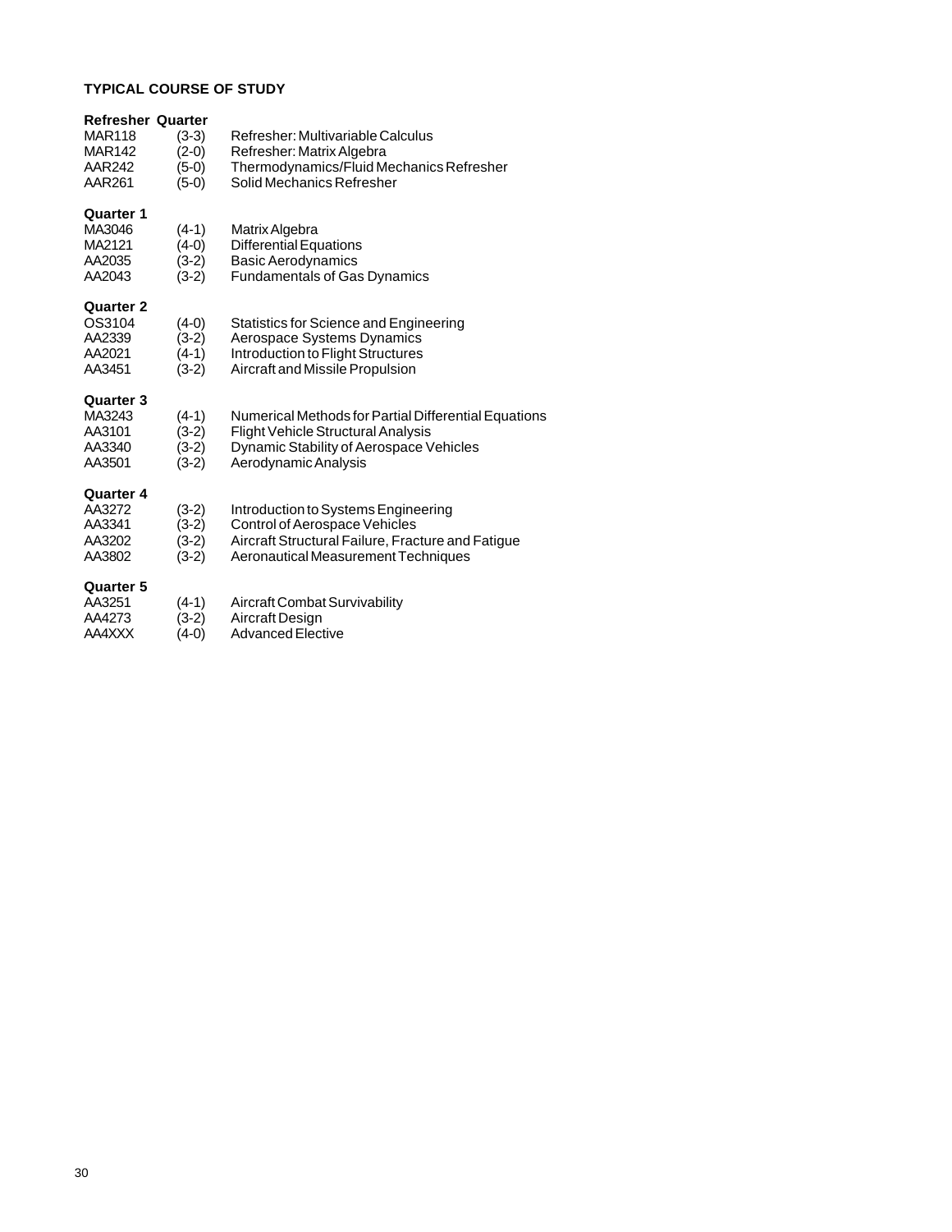### TYPICAL COURSE OF STUDY

**Refresher Quarter**

| | | |
|---|---|---|
| MAR118 | (3-3) | Refresher: Multivariable Calculus |
| MAR142 | (2-0) | Refresher: Matrix Algebra |
| AAR242 | (5-0) | Thermodynamics/Fluid Mechanics Refresher |
| AAR261 | (5-0) | Solid Mechanics Refresher |

**Quarter 1**

| | | |
|---|---|---|
| MA3046 | (4-1) | Matrix Algebra |
| MA2121 | (4-0) | Differential Equations |
| AA2035 | (3-2) | Basic Aerodynamics |
| AA2043 | (3-2) | Fundamentals of Gas Dynamics |

**Quarter 2**

| | | |
|---|---|---|
| OS3104 | (4-0) | Statistics for Science and Engineering |
| AA2339 | (3-2) | Aerospace Systems Dynamics |
| AA2021 | (4-1) | Introduction to Flight Structures |
| AA3451 | (3-2) | Aircraft and Missile Propulsion |

**Quarter 3**

| | | |
|---|---|---|
| MA3243 | (4-1) | Numerical Methods for Partial Differential Equations |
| AA3101 | (3-2) | Flight Vehicle Structural Analysis |
| AA3340 | (3-2) | Dynamic Stability of Aerospace Vehicles |
| AA3501 | (3-2) | Aerodynamic Analysis |

**Quarter 4**

| | | |
|---|---|---|
| AA3272 | (3-2) | Introduction to Systems Engineering |
| AA3341 | (3-2) | Control of Aerospace Vehicles |
| AA3202 | (3-2) | Aircraft Structural Failure, Fracture and Fatigue |
| AA3802 | (3-2) | Aeronautical Measurement Techniques |

**Quarter 5**

| | | |
|---|---|---|
| AA3251 | (4-1) | Aircraft Combat Survivability |
| AA4273 | (3-2) | Aircraft Design |
| AA4XXX | (4-0) | Advanced Elective |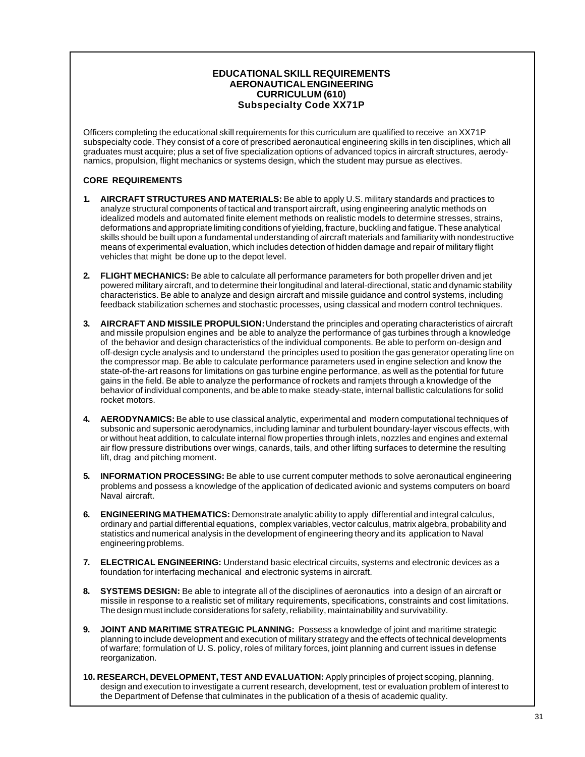# EDUCATIONAL SKILL REQUIREMENTS
# AERONAUTICAL ENGINEERING
# CURRICULUM (610)
# Subspecialty Code XX71P

Officers completing the educational skill requirements for this curriculum are qualified to receive an XX71P subspecialty code. They consist of a core of prescribed aeronautical engineering skills in ten disciplines, which all graduates must acquire; plus a set of five specialization options of advanced topics in aircraft structures, aerodynamics, propulsion, flight mechanics or systems design, which the student may pursue as electives.

## CORE REQUIREMENTS

1. **AIRCRAFT STRUCTURES AND MATERIALS:** Be able to apply U.S. military standards and practices to analyze structural components of tactical and transport aircraft, using engineering analytic methods on idealized models and automated finite element methods on realistic models to determine stresses, strains, deformations and appropriate limiting conditions of yielding, fracture, buckling and fatigue. These analytical skills should be built upon a fundamental understanding of aircraft materials and familiarity with nondestructive means of experimental evaluation, which includes detection of hidden damage and repair of military flight vehicles that might be done up to the depot level.

2. **FLIGHT MECHANICS:** Be able to calculate all performance parameters for both propeller driven and jet powered military aircraft, and to determine their longitudinal and lateral-directional, static and dynamic stability characteristics. Be able to analyze and design aircraft and missile guidance and control systems, including feedback stabilization schemes and stochastic processes, using classical and modern control techniques.

3. **AIRCRAFT AND MISSILE PROPULSION:** Understand the principles and operating characteristics of aircraft and missile propulsion engines and be able to analyze the performance of gas turbines through a knowledge of the behavior and design characteristics of the individual components. Be able to perform on-design and off-design cycle analysis and to understand the principles used to position the gas generator operating line on the compressor map. Be able to calculate performance parameters used in engine selection and know the state-of-the-art reasons for limitations on gas turbine engine performance, as well as the potential for future gains in the field. Be able to analyze the performance of rockets and ramjets through a knowledge of the behavior of individual components, and be able to make steady-state, internal ballistic calculations for solid rocket motors.

4. **AERODYNAMICS:** Be able to use classical analytic, experimental and modern computational techniques of subsonic and supersonic aerodynamics, including laminar and turbulent boundary-layer viscous effects, with or without heat addition, to calculate internal flow properties through inlets, nozzles and engines and external air flow pressure distributions over wings, canards, tails, and other lifting surfaces to determine the resulting lift, drag and pitching moment.

5. **INFORMATION PROCESSING:** Be able to use current computer methods to solve aeronautical engineering problems and possess a knowledge of the application of dedicated avionic and systems computers on board Naval aircraft.

6. **ENGINEERING MATHEMATICS:** Demonstrate analytic ability to apply differential and integral calculus, ordinary and partial differential equations, complex variables, vector calculus, matrix algebra, probability and statistics and numerical analysis in the development of engineering theory and its application to Naval engineering problems.

7. **ELECTRICAL ENGINEERING:** Understand basic electrical circuits, systems and electronic devices as a foundation for interfacing mechanical and electronic systems in aircraft.

8. **SYSTEMS DESIGN:** Be able to integrate all of the disciplines of aeronautics into a design of an aircraft or missile in response to a realistic set of military requirements, specifications, constraints and cost limitations. The design must include considerations for safety, reliability, maintainability and survivability.

9. **JOINT AND MARITIME STRATEGIC PLANNING:** Possess a knowledge of joint and maritime strategic planning to include development and execution of military strategy and the effects of technical developments of warfare; formulation of U. S. policy, roles of military forces, joint planning and current issues in defense reorganization.

10. **RESEARCH, DEVELOPMENT, TEST AND EVALUATION:** Apply principles of project scoping, planning, design and execution to investigate a current research, development, test or evaluation problem of interest to the Department of Defense that culminates in the publication of a thesis of academic quality.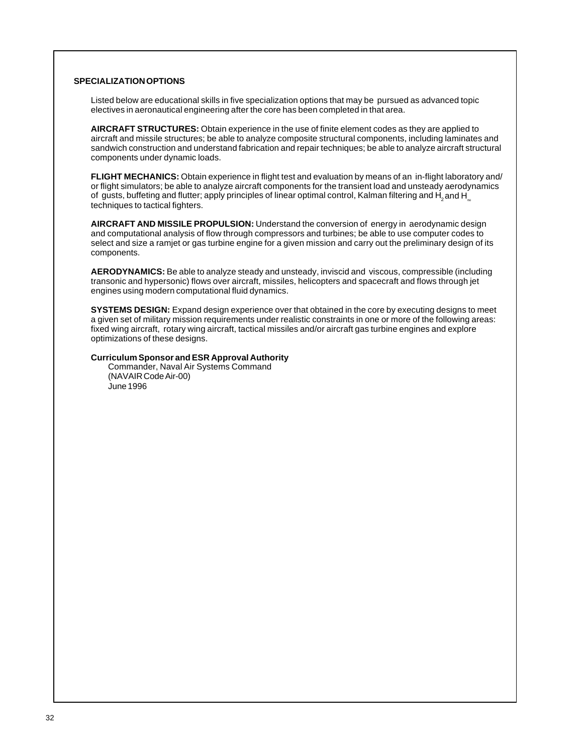## SPECIALIZATION OPTIONS

Listed below are educational skills in five specialization options that may be pursued as advanced topic electives in aeronautical engineering after the core has been completed in that area.

**AIRCRAFT STRUCTURES:** Obtain experience in the use of finite element codes as they are applied to aircraft and missile structures; be able to analyze composite structural components, including laminates and sandwich construction and understand fabrication and repair techniques; be able to analyze aircraft structural components under dynamic loads.

**FLIGHT MECHANICS:** Obtain experience in flight test and evaluation by means of an in-flight laboratory and/or flight simulators; be able to analyze aircraft components for the transient load and unsteady aerodynamics of gusts, buffeting and flutter; apply principles of linear optimal control, Kalman filtering and $H_2$ and $H_\infty$ techniques to tactical fighters.

**AIRCRAFT AND MISSILE PROPULSION:** Understand the conversion of energy in aerodynamic design and computational analysis of flow through compressors and turbines; be able to use computer codes to select and size a ramjet or gas turbine engine for a given mission and carry out the preliminary design of its components.

**AERODYNAMICS:** Be able to analyze steady and unsteady, inviscid and viscous, compressible (including transonic and hypersonic) flows over aircraft, missiles, helicopters and spacecraft and flows through jet engines using modern computational fluid dynamics.

**SYSTEMS DESIGN:** Expand design experience over that obtained in the core by executing designs to meet a given set of military mission requirements under realistic constraints in one or more of the following areas: fixed wing aircraft, rotary wing aircraft, tactical missiles and/or aircraft gas turbine engines and explore optimizations of these designs.

**Curriculum Sponsor and ESR Approval Authority**

Commander, Naval Air Systems Command
(NAVAIR Code Air-00)
June 1996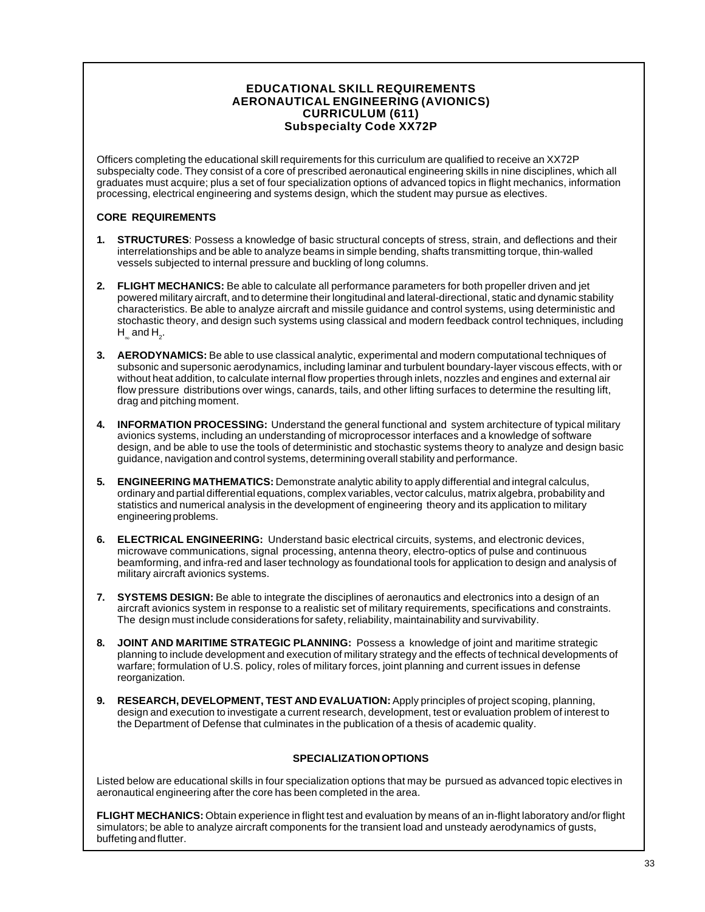## EDUCATIONAL SKILL REQUIREMENTS
## AERONAUTICAL ENGINEERING (AVIONICS)
## CURRICULUM (611)
## Subspecialty Code XX72P

Officers completing the educational skill requirements for this curriculum are qualified to receive an XX72P subspecialty code. They consist of a core of prescribed aeronautical engineering skills in nine disciplines, which all graduates must acquire; plus a set of four specialization options of advanced topics in flight mechanics, information processing, electrical engineering and systems design, which the student may pursue as electives.

### CORE REQUIREMENTS

1. **STRUCTURES**: Possess a knowledge of basic structural concepts of stress, strain, and deflections and their interrelationships and be able to analyze beams in simple bending, shafts transmitting torque, thin-walled vessels subjected to internal pressure and buckling of long columns.

2. **FLIGHT MECHANICS:** Be able to calculate all performance parameters for both propeller driven and jet powered military aircraft, and to determine their longitudinal and lateral-directional, static and dynamic stability characteristics. Be able to analyze aircraft and missile guidance and control systems, using deterministic and stochastic theory, and design such systems using classical and modern feedback control techniques, including $H_\infty$ and $H_2$.

3. **AERODYNAMICS:** Be able to use classical analytic, experimental and modern computational techniques of subsonic and supersonic aerodynamics, including laminar and turbulent boundary-layer viscous effects, with or without heat addition, to calculate internal flow properties through inlets, nozzles and engines and external air flow pressure distributions over wings, canards, tails, and other lifting surfaces to determine the resulting lift, drag and pitching moment.

4. **INFORMATION PROCESSING:** Understand the general functional and system architecture of typical military avionics systems, including an understanding of microprocessor interfaces and a knowledge of software design, and be able to use the tools of deterministic and stochastic systems theory to analyze and design basic guidance, navigation and control systems, determining overall stability and performance.

5. **ENGINEERING MATHEMATICS:** Demonstrate analytic ability to apply differential and integral calculus, ordinary and partial differential equations, complex variables, vector calculus, matrix algebra, probability and statistics and numerical analysis in the development of engineering theory and its application to military engineering problems.

6. **ELECTRICAL ENGINEERING:** Understand basic electrical circuits, systems, and electronic devices, microwave communications, signal processing, antenna theory, electro-optics of pulse and continuous beamforming, and infra-red and laser technology as foundational tools for application to design and analysis of military aircraft avionics systems.

7. **SYSTEMS DESIGN:** Be able to integrate the disciplines of aeronautics and electronics into a design of an aircraft avionics system in response to a realistic set of military requirements, specifications and constraints. The design must include considerations for safety, reliability, maintainability and survivability.

8. **JOINT AND MARITIME STRATEGIC PLANNING:** Possess a knowledge of joint and maritime strategic planning to include development and execution of military strategy and the effects of technical developments of warfare; formulation of U.S. policy, roles of military forces, joint planning and current issues in defense reorganization.

9. **RESEARCH, DEVELOPMENT, TEST AND EVALUATION:** Apply principles of project scoping, planning, design and execution to investigate a current research, development, test or evaluation problem of interest to the Department of Defense that culminates in the publication of a thesis of academic quality.

### SPECIALIZATION OPTIONS

Listed below are educational skills in four specialization options that may be pursued as advanced topic electives in aeronautical engineering after the core has been completed in the area.

**FLIGHT MECHANICS:** Obtain experience in flight test and evaluation by means of an in-flight laboratory and/or flight simulators; be able to analyze aircraft components for the transient load and unsteady aerodynamics of gusts, buffeting and flutter.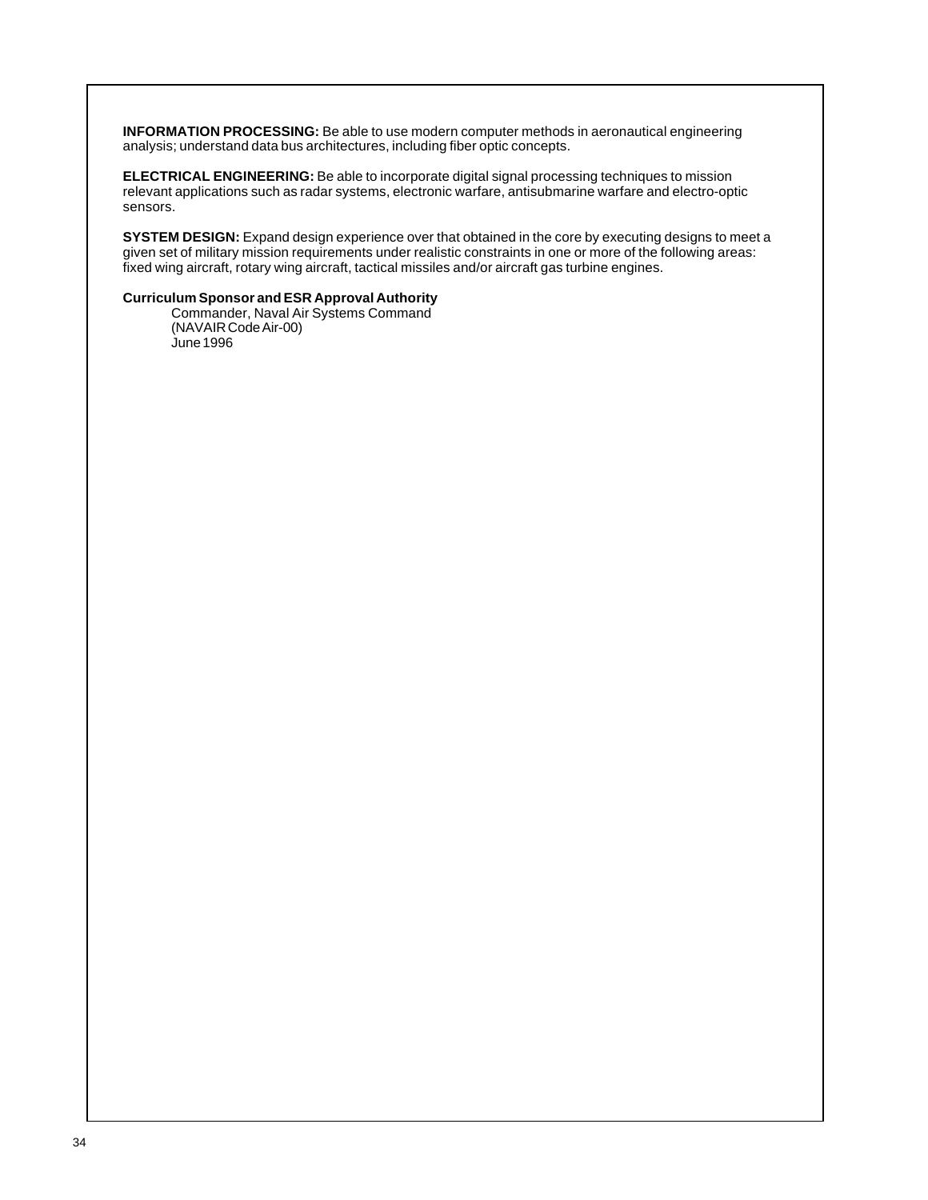**INFORMATION PROCESSING:** Be able to use modern computer methods in aeronautical engineering analysis; understand data bus architectures, including fiber optic concepts.

**ELECTRICAL ENGINEERING:** Be able to incorporate digital signal processing techniques to mission relevant applications such as radar systems, electronic warfare, antisubmarine warfare and electro-optic sensors.

**SYSTEM DESIGN:** Expand design experience over that obtained in the core by executing designs to meet a given set of military mission requirements under realistic constraints in one or more of the following areas: fixed wing aircraft, rotary wing aircraft, tactical missiles and/or aircraft gas turbine engines.

**Curriculum Sponsor and ESR Approval Authority**

Commander, Naval Air Systems Command
(NAVAIR Code Air-00)
June 1996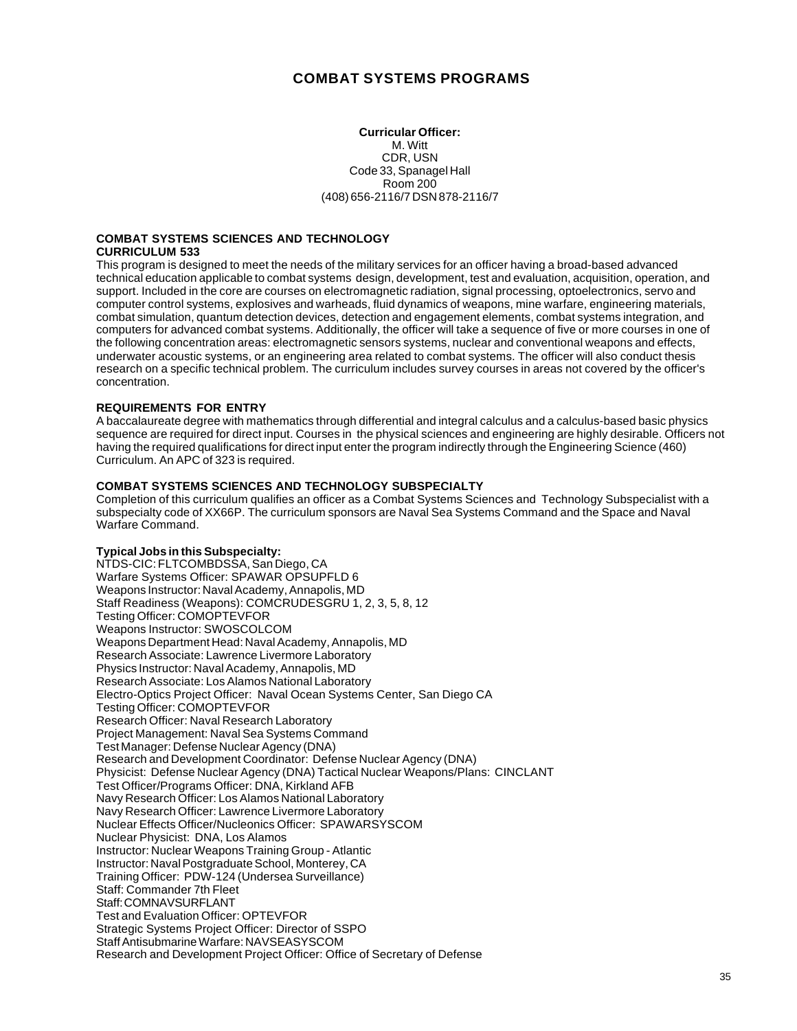# COMBAT SYSTEMS PROGRAMS

**Curricular Officer:**
M. Witt
CDR, USN
Code 33, Spanagel Hall
Room 200
(408) 656-2116/7 DSN 878-2116/7

## COMBAT SYSTEMS SCIENCES AND TECHNOLOGY CURRICULUM 533

This program is designed to meet the needs of the military services for an officer having a broad-based advanced technical education applicable to combat systems design, development, test and evaluation, acquisition, operation, and support. Included in the core are courses on electromagnetic radiation, signal processing, optoelectronics, servo and computer control systems, explosives and warheads, fluid dynamics of weapons, mine warfare, engineering materials, combat simulation, quantum detection devices, detection and engagement elements, combat systems integration, and computers for advanced combat systems. Additionally, the officer will take a sequence of five or more courses in one of the following concentration areas: electromagnetic sensors systems, nuclear and conventional weapons and effects, underwater acoustic systems, or an engineering area related to combat systems. The officer will also conduct thesis research on a specific technical problem. The curriculum includes survey courses in areas not covered by the officer's concentration.

### REQUIREMENTS FOR ENTRY

A baccalaureate degree with mathematics through differential and integral calculus and a calculus-based basic physics sequence are required for direct input. Courses in the physical sciences and engineering are highly desirable. Officers not having the required qualifications for direct input enter the program indirectly through the Engineering Science (460) Curriculum. An APC of 323 is required.

### COMBAT SYSTEMS SCIENCES AND TECHNOLOGY SUBSPECIALTY

Completion of this curriculum qualifies an officer as a Combat Systems Sciences and Technology Subspecialist with a subspecialty code of XX66P. The curriculum sponsors are Naval Sea Systems Command and the Space and Naval Warfare Command.

**Typical Jobs in this Subspecialty:**

NTDS-CIC: FLTCOMBDSSA, San Diego, CA
Warfare Systems Officer: SPAWAR OPSUPFLD 6
Weapons Instructor: Naval Academy, Annapolis, MD
Staff Readiness (Weapons): COMCRUDESGRU 1, 2, 3, 5, 8, 12
Testing Officer: COMOPTEVFOR
Weapons Instructor: SWOSCOLCOM
Weapons Department Head: Naval Academy, Annapolis, MD
Research Associate: Lawrence Livermore Laboratory
Physics Instructor: Naval Academy, Annapolis, MD
Research Associate: Los Alamos National Laboratory
Electro-Optics Project Officer: Naval Ocean Systems Center, San Diego CA
Testing Officer: COMOPTEVFOR
Research Officer: Naval Research Laboratory
Project Management: Naval Sea Systems Command
Test Manager: Defense Nuclear Agency (DNA)
Research and Development Coordinator: Defense Nuclear Agency (DNA)
Physicist: Defense Nuclear Agency (DNA) Tactical Nuclear Weapons/Plans: CINCLANT
Test Officer/Programs Officer: DNA, Kirkland AFB
Navy Research Officer: Los Alamos National Laboratory
Navy Research Officer: Lawrence Livermore Laboratory
Nuclear Effects Officer/Nucleonics Officer: SPAWARSYSCOM
Nuclear Physicist: DNA, Los Alamos
Instructor: Nuclear Weapons Training Group - Atlantic
Instructor: Naval Postgraduate School, Monterey, CA
Training Officer: PDW-124 (Undersea Surveillance)
Staff: Commander 7th Fleet
Staff: COMNAVSURFLANT
Test and Evaluation Officer: OPTEVFOR
Strategic Systems Project Officer: Director of SSPO
Staff Antisubmarine Warfare: NAVSEASYSCOM
Research and Development Project Officer: Office of Secretary of Defense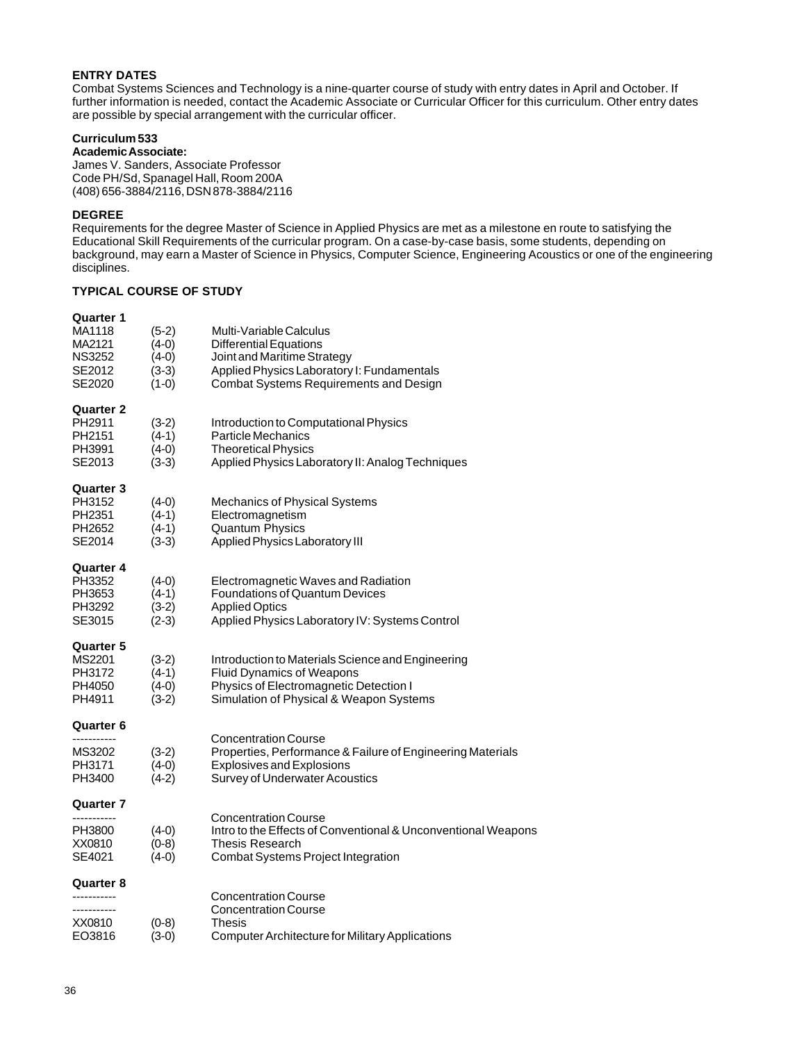### ENTRY DATES

Combat Systems Sciences and Technology is a nine-quarter course of study with entry dates in April and October. If further information is needed, contact the Academic Associate or Curricular Officer for this curriculum. Other entry dates are possible by special arrangement with the curricular officer.

**Curriculum 533**

**Academic Associate:**

James V. Sanders, Associate Professor
Code PH/Sd, Spanagel Hall, Room 200A
(408) 656-3884/2116, DSN 878-3884/2116

### DEGREE

Requirements for the degree Master of Science in Applied Physics are met as a milestone en route to satisfying the Educational Skill Requirements of the curricular program. On a case-by-case basis, some students, depending on background, may earn a Master of Science in Physics, Computer Science, Engineering Acoustics or one of the engineering disciplines.

### TYPICAL COURSE OF STUDY

**Quarter 1**

| | | |
|---|---|---|
| MA1118 | (5-2) | Multi-Variable Calculus |
| MA2121 | (4-0) | Differential Equations |
| NS3252 | (4-0) | Joint and Maritime Strategy |
| SE2012 | (3-3) | Applied Physics Laboratory I: Fundamentals |
| SE2020 | (1-0) | Combat Systems Requirements and Design |

**Quarter 2**

| | | |
|---|---|---|
| PH2911 | (3-2) | Introduction to Computational Physics |
| PH2151 | (4-1) | Particle Mechanics |
| PH3991 | (4-0) | Theoretical Physics |
| SE2013 | (3-3) | Applied Physics Laboratory II: Analog Techniques |

**Quarter 3**

| | | |
|---|---|---|
| PH3152 | (4-0) | Mechanics of Physical Systems |
| PH2351 | (4-1) | Electromagnetism |
| PH2652 | (4-1) | Quantum Physics |
| SE2014 | (3-3) | Applied Physics Laboratory III |

**Quarter 4**

| | | |
|---|---|---|
| PH3352 | (4-0) | Electromagnetic Waves and Radiation |
| PH3653 | (4-1) | Foundations of Quantum Devices |
| PH3292 | (3-2) | Applied Optics |
| SE3015 | (2-3) | Applied Physics Laboratory IV: Systems Control |

**Quarter 5**

| | | |
|---|---|---|
| MS2201 | (3-2) | Introduction to Materials Science and Engineering |
| PH3172 | (4-1) | Fluid Dynamics of Weapons |
| PH4050 | (4-0) | Physics of Electromagnetic Detection I |
| PH4911 | (3-2) | Simulation of Physical & Weapon Systems |

**Quarter 6**

| | | |
|---|---|---|
| ----------- | | Concentration Course |
| MS3202 | (3-2) | Properties, Performance & Failure of Engineering Materials |
| PH3171 | (4-0) | Explosives and Explosions |
| PH3400 | (4-2) | Survey of Underwater Acoustics |

**Quarter 7**

| | | |
|---|---|---|
| ----------- | | Concentration Course |
| PH3800 | (4-0) | Intro to the Effects of Conventional & Unconventional Weapons |
| XX0810 | (0-8) | Thesis Research |
| SE4021 | (4-0) | Combat Systems Project Integration |

**Quarter 8**

| | | |
|---|---|---|
| ----------- | | Concentration Course |
| ----------- | | Concentration Course |
| XX0810 | (0-8) | Thesis |
| EO3816 | (3-0) | Computer Architecture for Military Applications |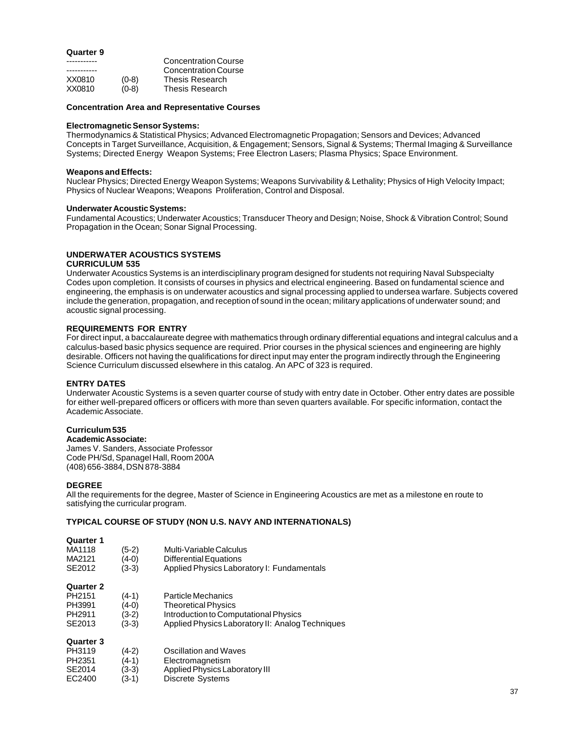**Quarter 9**

| | | |
|---|---|---|
| ----------- | | Concentration Course |
| ----------- | | Concentration Course |
| XX0810 | (0-8) | Thesis Research |
| XX0810 | (0-8) | Thesis Research |

**Concentration Area and Representative Courses**

**Electromagnetic Sensor Systems:**
Thermodynamics & Statistical Physics; Advanced Electromagnetic Propagation; Sensors and Devices; Advanced Concepts in Target Surveillance, Acquisition, & Engagement; Sensors, Signal & Systems; Thermal Imaging & Surveillance Systems; Directed Energy Weapon Systems; Free Electron Lasers; Plasma Physics; Space Environment.

**Weapons and Effects:**
Nuclear Physics; Directed Energy Weapon Systems; Weapons Survivability & Lethality; Physics of High Velocity Impact; Physics of Nuclear Weapons; Weapons Proliferation, Control and Disposal.

**Underwater Acoustic Systems:**
Fundamental Acoustics; Underwater Acoustics; Transducer Theory and Design; Noise, Shock & Vibration Control; Sound Propagation in the Ocean; Sonar Signal Processing.

## UNDERWATER ACOUSTICS SYSTEMS CURRICULUM 535

Underwater Acoustics Systems is an interdisciplinary program designed for students not requiring Naval Subspecialty Codes upon completion. It consists of courses in physics and electrical engineering. Based on fundamental science and engineering, the emphasis is on underwater acoustics and signal processing applied to undersea warfare. Subjects covered include the generation, propagation, and reception of sound in the ocean; military applications of underwater sound; and acoustic signal processing.

### REQUIREMENTS FOR ENTRY

For direct input, a baccalaureate degree with mathematics through ordinary differential equations and integral calculus and a calculus-based basic physics sequence are required. Prior courses in the physical sciences and engineering are highly desirable. Officers not having the qualifications for direct input may enter the program indirectly through the Engineering Science Curriculum discussed elsewhere in this catalog. An APC of 323 is required.

### ENTRY DATES

Underwater Acoustic Systems is a seven quarter course of study with entry date in October. Other entry dates are possible for either well-prepared officers or officers with more than seven quarters available. For specific information, contact the Academic Associate.

**Curriculum 535**
**Academic Associate:**
James V. Sanders, Associate Professor
Code PH/Sd, Spanagel Hall, Room 200A
(408) 656-3884, DSN 878-3884

### DEGREE

All the requirements for the degree, Master of Science in Engineering Acoustics are met as a milestone en route to satisfying the curricular program.

### TYPICAL COURSE OF STUDY (NON U.S. NAVY AND INTERNATIONALS)

**Quarter 1**

| | | |
|---|---|---|
| MA1118 | (5-2) | Multi-Variable Calculus |
| MA2121 | (4-0) | Differential Equations |
| SE2012 | (3-3) | Applied Physics Laboratory I: Fundamentals |

**Quarter 2**

| | | |
|---|---|---|
| PH2151 | (4-1) | Particle Mechanics |
| PH3991 | (4-0) | Theoretical Physics |
| PH2911 | (3-2) | Introduction to Computational Physics |
| SE2013 | (3-3) | Applied Physics Laboratory II: Analog Techniques |

**Quarter 3**

| | | |
|---|---|---|
| PH3119 | (4-2) | Oscillation and Waves |
| PH2351 | (4-1) | Electromagnetism |
| SE2014 | (3-3) | Applied Physics Laboratory III |
| EC2400 | (3-1) | Discrete Systems |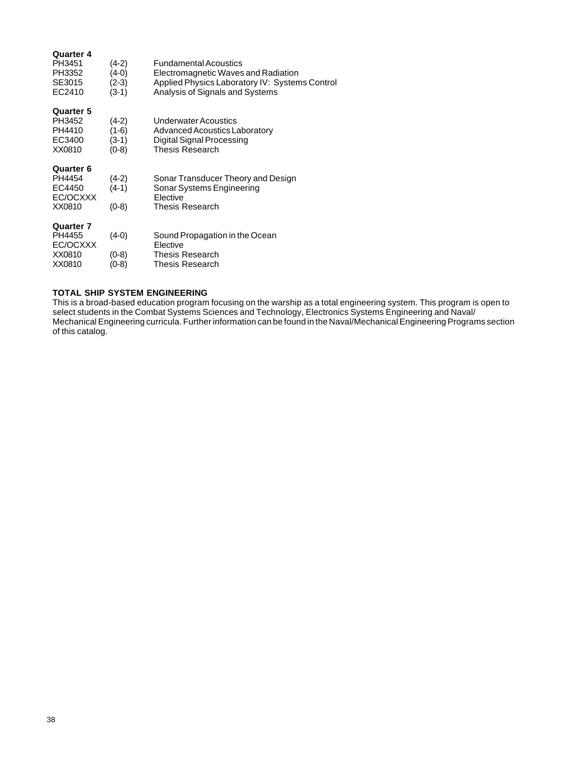**Quarter 4**

| | | |
|---|---|---|
| PH3451 | (4-2) | Fundamental Acoustics |
| PH3352 | (4-0) | Electromagnetic Waves and Radiation |
| SE3015 | (2-3) | Applied Physics Laboratory IV: Systems Control |
| EC2410 | (3-1) | Analysis of Signals and Systems |

**Quarter 5**

| | | |
|---|---|---|
| PH3452 | (4-2) | Underwater Acoustics |
| PH4410 | (1-6) | Advanced Acoustics Laboratory |
| EC3400 | (3-1) | Digital Signal Processing |
| XX0810 | (0-8) | Thesis Research |

**Quarter 6**

| | | |
|---|---|---|
| PH4454 | (4-2) | Sonar Transducer Theory and Design |
| EC4450 | (4-1) | Sonar Systems Engineering |
| EC/OCXXX | | Elective |
| XX0810 | (0-8) | Thesis Research |

**Quarter 7**

| | | |
|---|---|---|
| PH4455 | (4-0) | Sound Propagation in the Ocean |
| EC/OCXXX | | Elective |
| XX0810 | (0-8) | Thesis Research |
| XX0810 | (0-8) | Thesis Research |

## TOTAL SHIP SYSTEM ENGINEERING

This is a broad-based education program focusing on the warship as a total engineering system. This program is open to select students in the Combat Systems Sciences and Technology, Electronics Systems Engineering and Naval/Mechanical Engineering curricula. Further information can be found in the Naval/Mechanical Engineering Programs section of this catalog.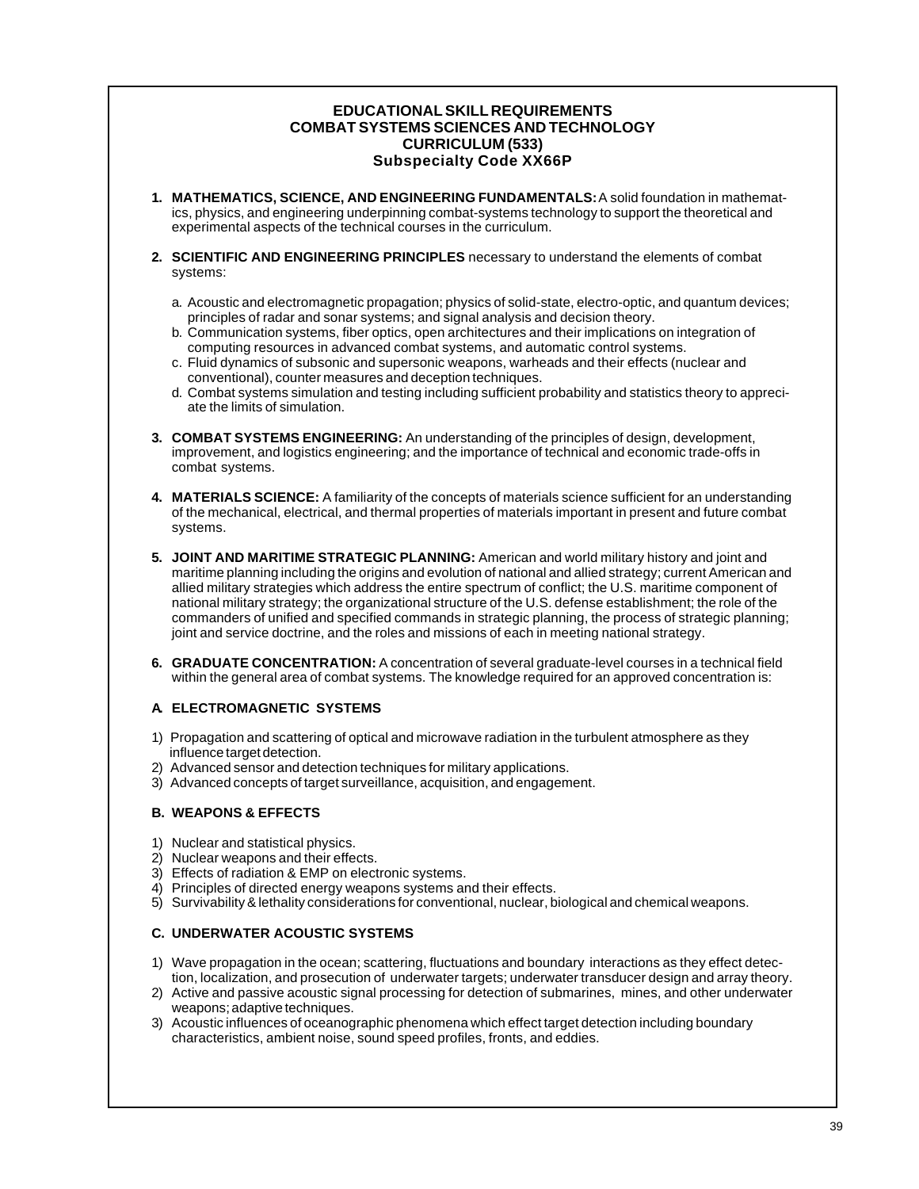## EDUCATIONAL SKILL REQUIREMENTS
## COMBAT SYSTEMS SCIENCES AND TECHNOLOGY
## CURRICULUM (533)
## Subspecialty Code XX66P

1. **MATHEMATICS, SCIENCE, AND ENGINEERING FUNDAMENTALS:** A solid foundation in mathematics, physics, and engineering underpinning combat-systems technology to support the theoretical and experimental aspects of the technical courses in the curriculum.

2. **SCIENTIFIC AND ENGINEERING PRINCIPLES** necessary to understand the elements of combat systems:

   a. Acoustic and electromagnetic propagation; physics of solid-state, electro-optic, and quantum devices; principles of radar and sonar systems; and signal analysis and decision theory.
   
   b. Communication systems, fiber optics, open architectures and their implications on integration of computing resources in advanced combat systems, and automatic control systems.
   
   c. Fluid dynamics of subsonic and supersonic weapons, warheads and their effects (nuclear and conventional), counter measures and deception techniques.
   
   d. Combat systems simulation and testing including sufficient probability and statistics theory to appreciate the limits of simulation.

3. **COMBAT SYSTEMS ENGINEERING:** An understanding of the principles of design, development, improvement, and logistics engineering; and the importance of technical and economic trade-offs in combat systems.

4. **MATERIALS SCIENCE:** A familiarity of the concepts of materials science sufficient for an understanding of the mechanical, electrical, and thermal properties of materials important in present and future combat systems.

5. **JOINT AND MARITIME STRATEGIC PLANNING:** American and world military history and joint and maritime planning including the origins and evolution of national and allied strategy; current American and allied military strategies which address the entire spectrum of conflict; the U.S. maritime component of national military strategy; the organizational structure of the U.S. defense establishment; the role of the commanders of unified and specified commands in strategic planning, the process of strategic planning; joint and service doctrine, and the roles and missions of each in meeting national strategy.

6. **GRADUATE CONCENTRATION:** A concentration of several graduate-level courses in a technical field within the general area of combat systems. The knowledge required for an approved concentration is:

### A. ELECTROMAGNETIC SYSTEMS

1) Propagation and scattering of optical and microwave radiation in the turbulent atmosphere as they influence target detection.
2) Advanced sensor and detection techniques for military applications.
3) Advanced concepts of target surveillance, acquisition, and engagement.

### B. WEAPONS & EFFECTS

1) Nuclear and statistical physics.
2) Nuclear weapons and their effects.
3) Effects of radiation & EMP on electronic systems.
4) Principles of directed energy weapons systems and their effects.
5) Survivability & lethality considerations for conventional, nuclear, biological and chemical weapons.

### C. UNDERWATER ACOUSTIC SYSTEMS

1) Wave propagation in the ocean; scattering, fluctuations and boundary interactions as they effect detection, localization, and prosecution of underwater targets; underwater transducer design and array theory.
2) Active and passive acoustic signal processing for detection of submarines, mines, and other underwater weapons; adaptive techniques.
3) Acoustic influences of oceanographic phenomena which effect target detection including boundary characteristics, ambient noise, sound speed profiles, fronts, and eddies.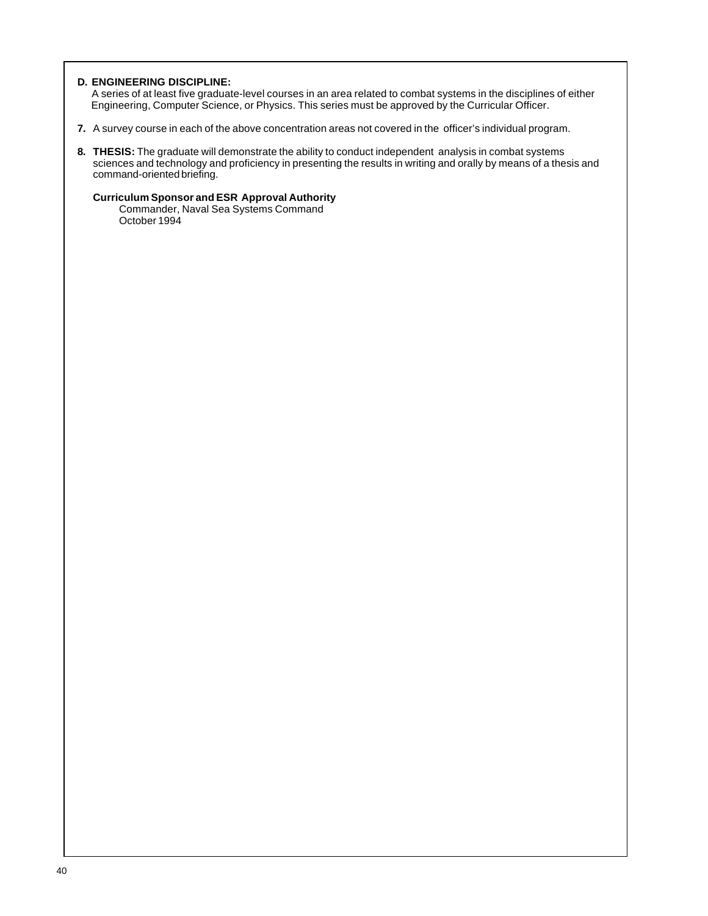**D. ENGINEERING DISCIPLINE:**
A series of at least five graduate-level courses in an area related to combat systems in the disciplines of either Engineering, Computer Science, or Physics. This series must be approved by the Curricular Officer.

**7.** A survey course in each of the above concentration areas not covered in the officer's individual program.

**8. THESIS:** The graduate will demonstrate the ability to conduct independent analysis in combat systems sciences and technology and proficiency in presenting the results in writing and orally by means of a thesis and command-oriented briefing.

**Curriculum Sponsor and ESR Approval Authority**
Commander, Naval Sea Systems Command
October 1994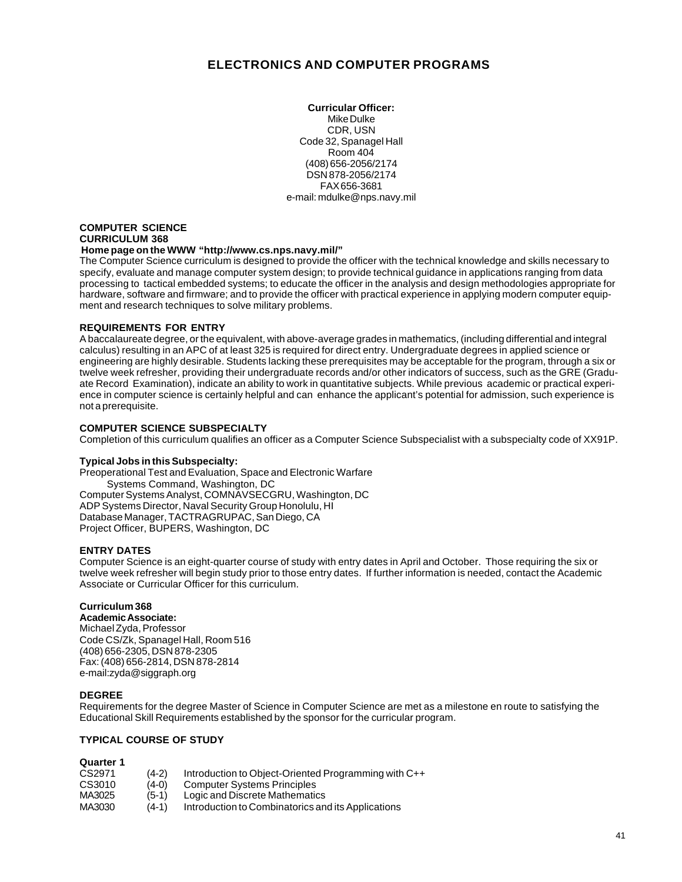# ELECTRONICS AND COMPUTER PROGRAMS

**Curricular Officer:**
Mike Dulke
CDR, USN
Code 32, Spanagel Hall
Room 404
(408) 656-2056/2174
DSN 878-2056/2174
FAX 656-3681
e-mail: mdulke@nps.navy.mil

## COMPUTER SCIENCE
## CURRICULUM 368

**Home page on the WWW "http://www.cs.nps.navy.mil/"**

The Computer Science curriculum is designed to provide the officer with the technical knowledge and skills necessary to specify, evaluate and manage computer system design; to provide technical guidance in applications ranging from data processing to tactical embedded systems; to educate the officer in the analysis and design methodologies appropriate for hardware, software and firmware; and to provide the officer with practical experience in applying modern computer equipment and research techniques to solve military problems.

### REQUIREMENTS FOR ENTRY

A baccalaureate degree, or the equivalent, with above-average grades in mathematics, (including differential and integral calculus) resulting in an APC of at least 325 is required for direct entry. Undergraduate degrees in applied science or engineering are highly desirable. Students lacking these prerequisites may be acceptable for the program, through a six or twelve week refresher, providing their undergraduate records and/or other indicators of success, such as the GRE (Graduate Record Examination), indicate an ability to work in quantitative subjects. While previous academic or practical experience in computer science is certainly helpful and can enhance the applicant's potential for admission, such experience is not a prerequisite.

### COMPUTER SCIENCE SUBSPECIALTY

Completion of this curriculum qualifies an officer as a Computer Science Subspecialist with a subspecialty code of XX91P.

**Typical Jobs in this Subspecialty:**

Preoperational Test and Evaluation, Space and Electronic Warfare
Systems Command, Washington, DC
Computer Systems Analyst, COMNAVSECGRU, Washington, DC
ADP Systems Director, Naval Security Group Honolulu, HI
Database Manager, TACTRAGRUPAC, San Diego, CA
Project Officer, BUPERS, Washington, DC

### ENTRY DATES

Computer Science is an eight-quarter course of study with entry dates in April and October. Those requiring the six or twelve week refresher will begin study prior to those entry dates. If further information is needed, contact the Academic Associate or Curricular Officer for this curriculum.

**Curriculum 368**
**Academic Associate:**
Michael Zyda, Professor
Code CS/Zk, Spanagel Hall, Room 516
(408) 656-2305, DSN 878-2305
Fax: (408) 656-2814, DSN 878-2814
e-mail:zyda@siggraph.org

### DEGREE

Requirements for the degree Master of Science in Computer Science are met as a milestone en route to satisfying the Educational Skill Requirements established by the sponsor for the curricular program.

### TYPICAL COURSE OF STUDY

**Quarter 1**

| | | |
|---|---|---|
| CS2971 | (4-2) | Introduction to Object-Oriented Programming with C++ |
| CS3010 | (4-0) | Computer Systems Principles |
| MA3025 | (5-1) | Logic and Discrete Mathematics |
| MA3030 | (4-1) | Introduction to Combinatorics and its Applications |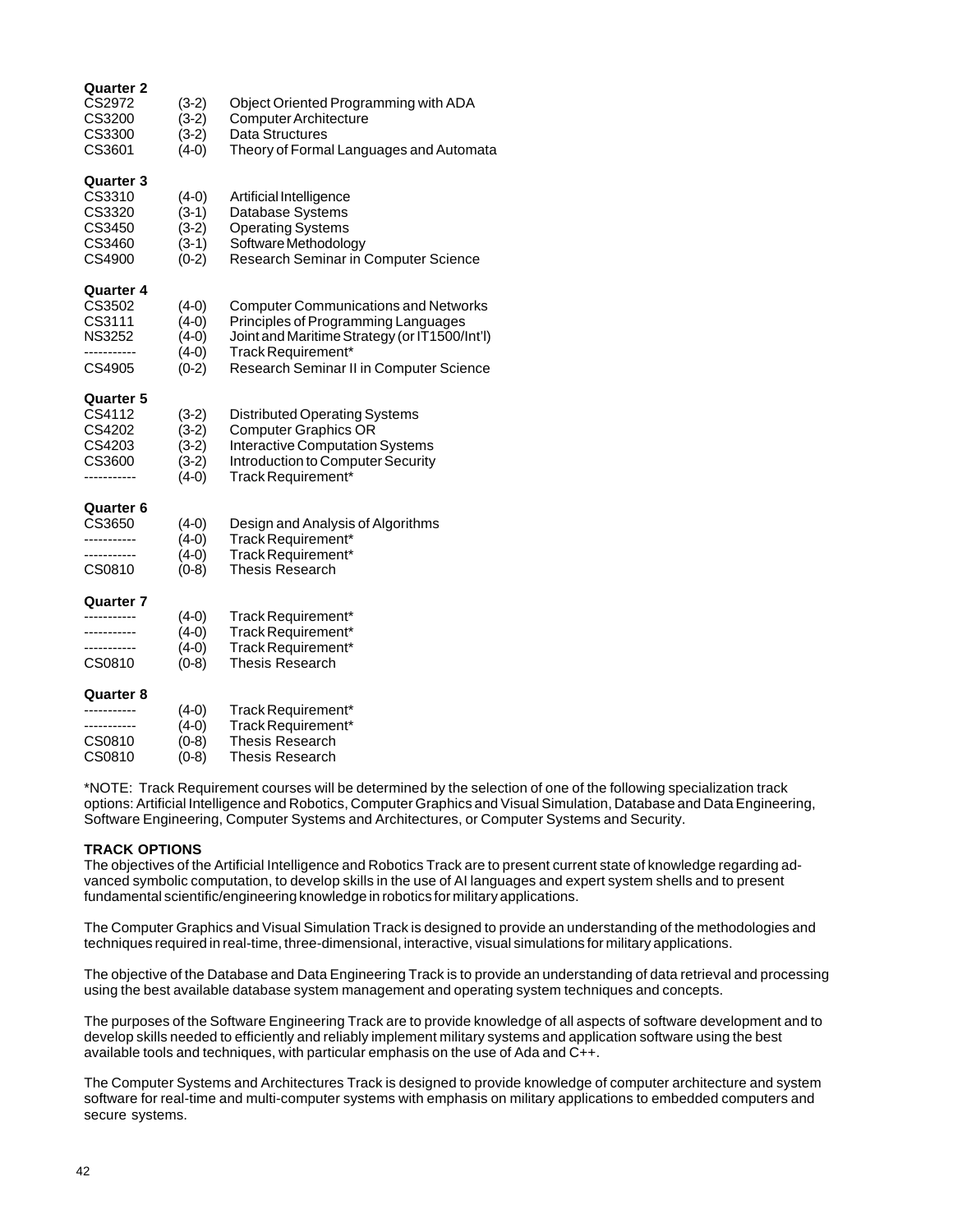**Quarter 2**

| | | |
|---|---|---|
| CS2972 | (3-2) | Object Oriented Programming with ADA |
| CS3200 | (3-2) | Computer Architecture |
| CS3300 | (3-2) | Data Structures |
| CS3601 | (4-0) | Theory of Formal Languages and Automata |

**Quarter 3**

| | | |
|---|---|---|
| CS3310 | (4-0) | Artificial Intelligence |
| CS3320 | (3-1) | Database Systems |
| CS3450 | (3-2) | Operating Systems |
| CS3460 | (3-1) | Software Methodology |
| CS4900 | (0-2) | Research Seminar in Computer Science |

**Quarter 4**

| | | |
|---|---|---|
| CS3502 | (4-0) | Computer Communications and Networks |
| CS3111 | (4-0) | Principles of Programming Languages |
| NS3252 | (4-0) | Joint and Maritime Strategy (or IT1500/Int'l) |
| ----------- | (4-0) | Track Requirement* |
| CS4905 | (0-2) | Research Seminar II in Computer Science |

**Quarter 5**

| | | |
|---|---|---|
| CS4112 | (3-2) | Distributed Operating Systems |
| CS4202 | (3-2) | Computer Graphics OR |
| CS4203 | (3-2) | Interactive Computation Systems |
| CS3600 | (3-2) | Introduction to Computer Security |
| ----------- | (4-0) | Track Requirement* |

**Quarter 6**

| | | |
|---|---|---|
| CS3650 | (4-0) | Design and Analysis of Algorithms |
| ----------- | (4-0) | Track Requirement* |
| ----------- | (4-0) | Track Requirement* |
| CS0810 | (0-8) | Thesis Research |

**Quarter 7**

| | | |
|---|---|---|
| ----------- | (4-0) | Track Requirement* |
| ----------- | (4-0) | Track Requirement* |
| ----------- | (4-0) | Track Requirement* |
| CS0810 | (0-8) | Thesis Research |

**Quarter 8**

| | | |
|---|---|---|
| ----------- | (4-0) | Track Requirement* |
| ----------- | (4-0) | Track Requirement* |
| CS0810 | (0-8) | Thesis Research |
| CS0810 | (0-8) | Thesis Research |

*NOTE: Track Requirement courses will be determined by the selection of one of the following specialization track options: Artificial Intelligence and Robotics, Computer Graphics and Visual Simulation, Database and Data Engineering, Software Engineering, Computer Systems and Architectures, or Computer Systems and Security.

**TRACK OPTIONS**

The objectives of the Artificial Intelligence and Robotics Track are to present current state of knowledge regarding advanced symbolic computation, to develop skills in the use of AI languages and expert system shells and to present fundamental scientific/engineering knowledge in robotics for military applications.

The Computer Graphics and Visual Simulation Track is designed to provide an understanding of the methodologies and techniques required in real-time, three-dimensional, interactive, visual simulations for military applications.

The objective of the Database and Data Engineering Track is to provide an understanding of data retrieval and processing using the best available database system management and operating system techniques and concepts.

The purposes of the Software Engineering Track are to provide knowledge of all aspects of software development and to develop skills needed to efficiently and reliably implement military systems and application software using the best available tools and techniques, with particular emphasis on the use of Ada and C++.

The Computer Systems and Architectures Track is designed to provide knowledge of computer architecture and system software for real-time and multi-computer systems with emphasis on military applications to embedded computers and secure systems.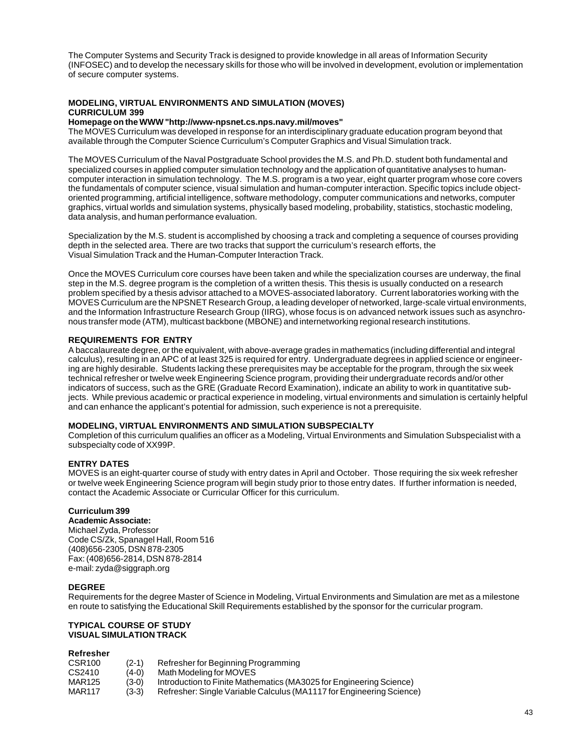The Computer Systems and Security Track is designed to provide knowledge in all areas of Information Security (INFOSEC) and to develop the necessary skills for those who will be involved in development, evolution or implementation of secure computer systems.

## MODELING, VIRTUAL ENVIRONMENTS AND SIMULATION (MOVES)
## CURRICULUM 399

**Homepage on the WWW "http://www-npsnet.cs.nps.navy.mil/moves"**

The MOVES Curriculum was developed in response for an interdisciplinary graduate education program beyond that available through the Computer Science Curriculum's Computer Graphics and Visual Simulation track.

The MOVES Curriculum of the Naval Postgraduate School provides the M.S. and Ph.D. student both fundamental and specialized courses in applied computer simulation technology and the application of quantitative analyses to human-computer interaction in simulation technology. The M.S. program is a two year, eight quarter program whose core covers the fundamentals of computer science, visual simulation and human-computer interaction. Specific topics include object-oriented programming, artificial intelligence, software methodology, computer communications and networks, computer graphics, virtual worlds and simulation systems, physically based modeling, probability, statistics, stochastic modeling, data analysis, and human performance evaluation.

Specialization by the M.S. student is accomplished by choosing a track and completing a sequence of courses providing depth in the selected area. There are two tracks that support the curriculum's research efforts, the Visual Simulation Track and the Human-Computer Interaction Track.

Once the MOVES Curriculum core courses have been taken and while the specialization courses are underway, the final step in the M.S. degree program is the completion of a written thesis. This thesis is usually conducted on a research problem specified by a thesis advisor attached to a MOVES-associated laboratory. Current laboratories working with the MOVES Curriculum are the NPSNET Research Group, a leading developer of networked, large-scale virtual environments, and the Information Infrastructure Research Group (IIRG), whose focus is on advanced network issues such as asynchronous transfer mode (ATM), multicast backbone (MBONE) and internetworking regional research institutions.

### REQUIREMENTS FOR ENTRY

A baccalaureate degree, or the equivalent, with above-average grades in mathematics (including differential and integral calculus), resulting in an APC of at least 325 is required for entry. Undergraduate degrees in applied science or engineering are highly desirable. Students lacking these prerequisites may be acceptable for the program, through the six week technical refresher or twelve week Engineering Science program, providing their undergraduate records and/or other indicators of success, such as the GRE (Graduate Record Examination), indicate an ability to work in quantitative subjects. While previous academic or practical experience in modeling, virtual environments and simulation is certainly helpful and can enhance the applicant's potential for admission, such experience is not a prerequisite.

### MODELING, VIRTUAL ENVIRONMENTS AND SIMULATION SUBSPECIALTY

Completion of this curriculum qualifies an officer as a Modeling, Virtual Environments and Simulation Subspecialist with a subspecialty code of XX99P.

### ENTRY DATES

MOVES is an eight-quarter course of study with entry dates in April and October. Those requiring the six week refresher or twelve week Engineering Science program will begin study prior to those entry dates. If further information is needed, contact the Academic Associate or Curricular Officer for this curriculum.

**Curriculum 399**
**Academic Associate:**
Michael Zyda, Professor
Code CS/Zk, Spanagel Hall, Room 516
(408)656-2305, DSN 878-2305
Fax: (408)656-2814, DSN 878-2814
e-mail: zyda@siggraph.org

### DEGREE

Requirements for the degree Master of Science in Modeling, Virtual Environments and Simulation are met as a milestone en route to satisfying the Educational Skill Requirements established by the sponsor for the curricular program.

### TYPICAL COURSE OF STUDY
### VISUAL SIMULATION TRACK

**Refresher**

| | | |
|---|---|---|
| CSR100 | (2-1) | Refresher for Beginning Programming |
| CS2410 | (4-0) | Math Modeling for MOVES |
| MAR125 | (3-0) | Introduction to Finite Mathematics (MA3025 for Engineering Science) |
| MAR117 | (3-3) | Refresher: Single Variable Calculus (MA1117 for Engineering Science) |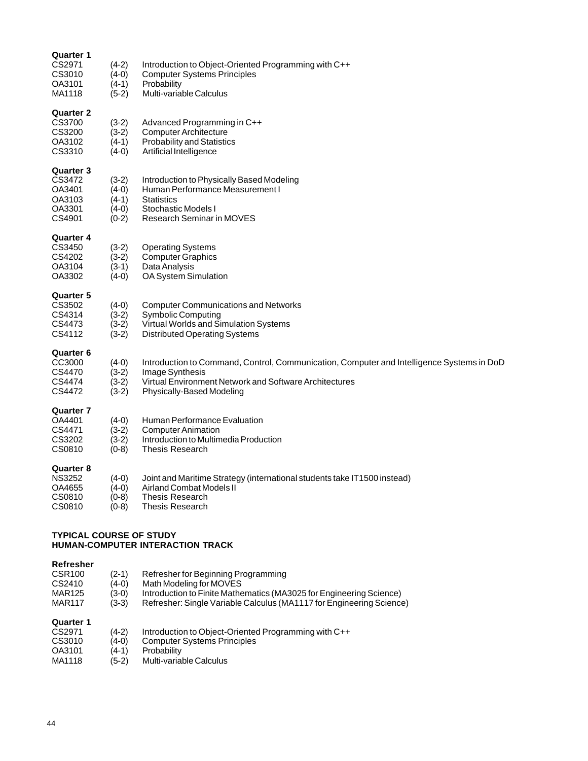**Quarter 1**

| | | |
|---|---|---|
| CS2971 | (4-2) | Introduction to Object-Oriented Programming with C++ |
| CS3010 | (4-0) | Computer Systems Principles |
| OA3101 | (4-1) | Probability |
| MA1118 | (5-2) | Multi-variable Calculus |

**Quarter 2**

| | | |
|---|---|---|
| CS3700 | (3-2) | Advanced Programming in C++ |
| CS3200 | (3-2) | Computer Architecture |
| OA3102 | (4-1) | Probability and Statistics |
| CS3310 | (4-0) | Artificial Intelligence |

**Quarter 3**

| | | |
|---|---|---|
| CS3472 | (3-2) | Introduction to Physically Based Modeling |
| OA3401 | (4-0) | Human Performance Measurement I |
| OA3103 | (4-1) | Statistics |
| OA3301 | (4-0) | Stochastic Models I |
| CS4901 | (0-2) | Research Seminar in MOVES |

**Quarter 4**

| | | |
|---|---|---|
| CS3450 | (3-2) | Operating Systems |
| CS4202 | (3-2) | Computer Graphics |
| OA3104 | (3-1) | Data Analysis |
| OA3302 | (4-0) | OA System Simulation |

**Quarter 5**

| | | |
|---|---|---|
| CS3502 | (4-0) | Computer Communications and Networks |
| CS4314 | (3-2) | Symbolic Computing |
| CS4473 | (3-2) | Virtual Worlds and Simulation Systems |
| CS4112 | (3-2) | Distributed Operating Systems |

**Quarter 6**

| | | |
|---|---|---|
| CC3000 | (4-0) | Introduction to Command, Control, Communication, Computer and Intelligence Systems in DoD |
| CS4470 | (3-2) | Image Synthesis |
| CS4474 | (3-2) | Virtual Environment Network and Software Architectures |
| CS4472 | (3-2) | Physically-Based Modeling |

**Quarter 7**

| | | |
|---|---|---|
| OA4401 | (4-0) | Human Performance Evaluation |
| CS4471 | (3-2) | Computer Animation |
| CS3202 | (3-2) | Introduction to Multimedia Production |
| CS0810 | (0-8) | Thesis Research |

**Quarter 8**

| | | |
|---|---|---|
| NS3252 | (4-0) | Joint and Maritime Strategy (international students take IT1500 instead) |
| OA4655 | (4-0) | Airland Combat Models II |
| CS0810 | (0-8) | Thesis Research |
| CS0810 | (0-8) | Thesis Research |

**TYPICAL COURSE OF STUDY**
**HUMAN-COMPUTER INTERACTION TRACK**

**Refresher**

| | | |
|---|---|---|
| CSR100 | (2-1) | Refresher for Beginning Programming |
| CS2410 | (4-0) | Math Modeling for MOVES |
| MAR125 | (3-0) | Introduction to Finite Mathematics (MA3025 for Engineering Science) |
| MAR117 | (3-3) | Refresher: Single Variable Calculus (MA1117 for Engineering Science) |

**Quarter 1**

| | | |
|---|---|---|
| CS2971 | (4-2) | Introduction to Object-Oriented Programming with C++ |
| CS3010 | (4-0) | Computer Systems Principles |
| OA3101 | (4-1) | Probability |
| MA1118 | (5-2) | Multi-variable Calculus |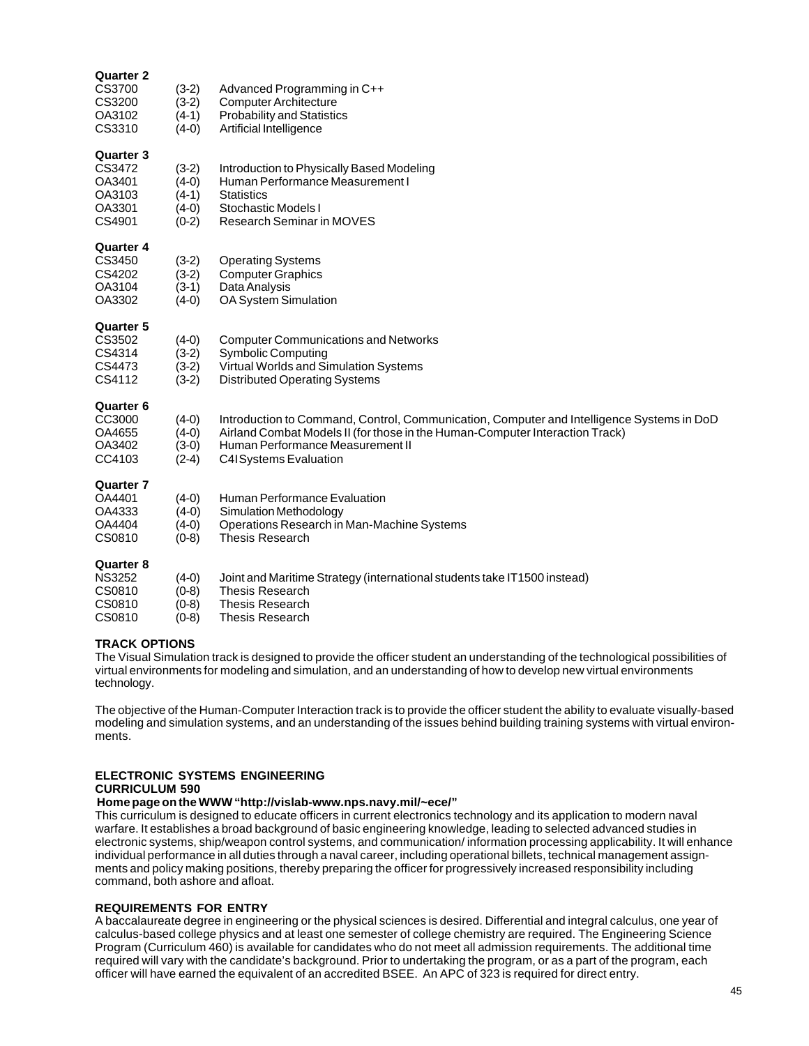**Quarter 2**

| | | |
|---|---|---|
| CS3700 | (3-2) | Advanced Programming in C++ |
| CS3200 | (3-2) | Computer Architecture |
| OA3102 | (4-1) | Probability and Statistics |
| CS3310 | (4-0) | Artificial Intelligence |

**Quarter 3**

| | | |
|---|---|---|
| CS3472 | (3-2) | Introduction to Physically Based Modeling |
| OA3401 | (4-0) | Human Performance Measurement I |
| OA3103 | (4-1) | Statistics |
| OA3301 | (4-0) | Stochastic Models I |
| CS4901 | (0-2) | Research Seminar in MOVES |

**Quarter 4**

| | | |
|---|---|---|
| CS3450 | (3-2) | Operating Systems |
| CS4202 | (3-2) | Computer Graphics |
| OA3104 | (3-1) | Data Analysis |
| OA3302 | (4-0) | OA System Simulation |

**Quarter 5**

| | | |
|---|---|---|
| CS3502 | (4-0) | Computer Communications and Networks |
| CS4314 | (3-2) | Symbolic Computing |
| CS4473 | (3-2) | Virtual Worlds and Simulation Systems |
| CS4112 | (3-2) | Distributed Operating Systems |

**Quarter 6**

| | | |
|---|---|---|
| CC3000 | (4-0) | Introduction to Command, Control, Communication, Computer and Intelligence Systems in DoD |
| OA4655 | (4-0) | Airland Combat Models II (for those in the Human-Computer Interaction Track) |
| OA3402 | (3-0) | Human Performance Measurement II |
| CC4103 | (2-4) | C4I Systems Evaluation |

**Quarter 7**

| | | |
|---|---|---|
| OA4401 | (4-0) | Human Performance Evaluation |
| OA4333 | (4-0) | Simulation Methodology |
| OA4404 | (4-0) | Operations Research in Man-Machine Systems |
| CS0810 | (0-8) | Thesis Research |

**Quarter 8**

| | | |
|---|---|---|
| NS3252 | (4-0) | Joint and Maritime Strategy (international students take IT1500 instead) |
| CS0810 | (0-8) | Thesis Research |
| CS0810 | (0-8) | Thesis Research |
| CS0810 | (0-8) | Thesis Research |

**TRACK OPTIONS**

The Visual Simulation track is designed to provide the officer student an understanding of the technological possibilities of virtual environments for modeling and simulation, and an understanding of how to develop new virtual environments technology.

The objective of the Human-Computer Interaction track is to provide the officer student the ability to evaluate visually-based modeling and simulation systems, and an understanding of the issues behind building training systems with virtual environments.

## ELECTRONIC SYSTEMS ENGINEERING CURRICULUM 590

**Home page on the WWW "http://vislab-www.nps.navy.mil/~ece/"**

This curriculum is designed to educate officers in current electronics technology and its application to modern naval warfare. It establishes a broad background of basic engineering knowledge, leading to selected advanced studies in electronic systems, ship/weapon control systems, and communication/ information processing applicability. It will enhance individual performance in all duties through a naval career, including operational billets, technical management assignments and policy making positions, thereby preparing the officer for progressively increased responsibility including command, both ashore and afloat.

**REQUIREMENTS FOR ENTRY**

A baccalaureate degree in engineering or the physical sciences is desired. Differential and integral calculus, one year of calculus-based college physics and at least one semester of college chemistry are required. The Engineering Science Program (Curriculum 460) is available for candidates who do not meet all admission requirements. The additional time required will vary with the candidate's background. Prior to undertaking the program, or as a part of the program, each officer will have earned the equivalent of an accredited BSEE. An APC of 323 is required for direct entry.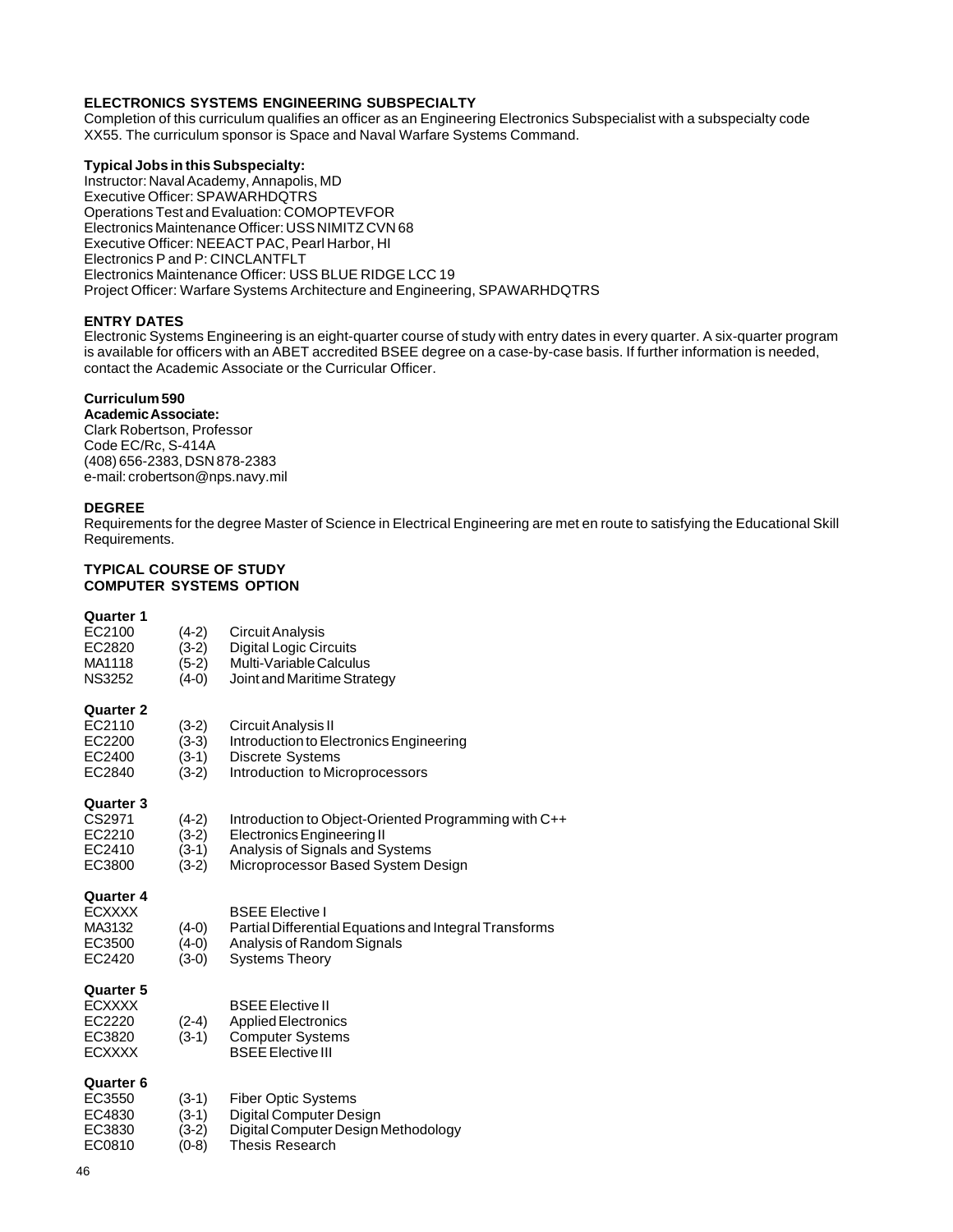### ELECTRONICS SYSTEMS ENGINEERING SUBSPECIALTY

Completion of this curriculum qualifies an officer as an Engineering Electronics Subspecialist with a subspecialty code XX55. The curriculum sponsor is Space and Naval Warfare Systems Command.

**Typical Jobs in this Subspecialty:**

Instructor: Naval Academy, Annapolis, MD
Executive Officer: SPAWARHDQTRS
Operations Test and Evaluation: COMOPTEVFOR
Electronics Maintenance Officer: USS NIMITZ CVN 68
Executive Officer: NEEACT PAC, Pearl Harbor, HI
Electronics P and P: CINCLANTFLT
Electronics Maintenance Officer: USS BLUE RIDGE LCC 19
Project Officer: Warfare Systems Architecture and Engineering, SPAWARHDQTRS

### ENTRY DATES

Electronic Systems Engineering is an eight-quarter course of study with entry dates in every quarter. A six-quarter program is available for officers with an ABET accredited BSEE degree on a case-by-case basis. If further information is needed, contact the Academic Associate or the Curricular Officer.

**Curriculum 590**

**Academic Associate:**

Clark Robertson, Professor
Code EC/Rc, S-414A
(408) 656-2383, DSN 878-2383
e-mail: crobertson@nps.navy.mil

### DEGREE

Requirements for the degree Master of Science in Electrical Engineering are met en route to satisfying the Educational Skill Requirements.

### TYPICAL COURSE OF STUDY
### COMPUTER SYSTEMS OPTION

**Quarter 1**

| | | |
|---|---|---|
| EC2100 | (4-2) | Circuit Analysis |
| EC2820 | (3-2) | Digital Logic Circuits |
| MA1118 | (5-2) | Multi-Variable Calculus |
| NS3252 | (4-0) | Joint and Maritime Strategy |

**Quarter 2**

| | | |
|---|---|---|
| EC2110 | (3-2) | Circuit Analysis II |
| EC2200 | (3-3) | Introduction to Electronics Engineering |
| EC2400 | (3-1) | Discrete Systems |
| EC2840 | (3-2) | Introduction to Microprocessors |

**Quarter 3**

| | | |
|---|---|---|
| CS2971 | (4-2) | Introduction to Object-Oriented Programming with C++ |
| EC2210 | (3-2) | Electronics Engineering II |
| EC2410 | (3-1) | Analysis of Signals and Systems |
| EC3800 | (3-2) | Microprocessor Based System Design |

**Quarter 4**

| | | |
|---|---|---|
| ECXXXX | | BSEE Elective I |
| MA3132 | (4-0) | Partial Differential Equations and Integral Transforms |
| EC3500 | (4-0) | Analysis of Random Signals |
| EC2420 | (3-0) | Systems Theory |

**Quarter 5**

| | | |
|---|---|---|
| ECXXXX | | BSEE Elective II |
| EC2220 | (2-4) | Applied Electronics |
| EC3820 | (3-1) | Computer Systems |
| ECXXXX | | BSEE Elective III |

**Quarter 6**

| | | |
|---|---|---|
| EC3550 | (3-1) | Fiber Optic Systems |
| EC4830 | (3-1) | Digital Computer Design |
| EC3830 | (3-2) | Digital Computer Design Methodology |
| EC0810 | (0-8) | Thesis Research |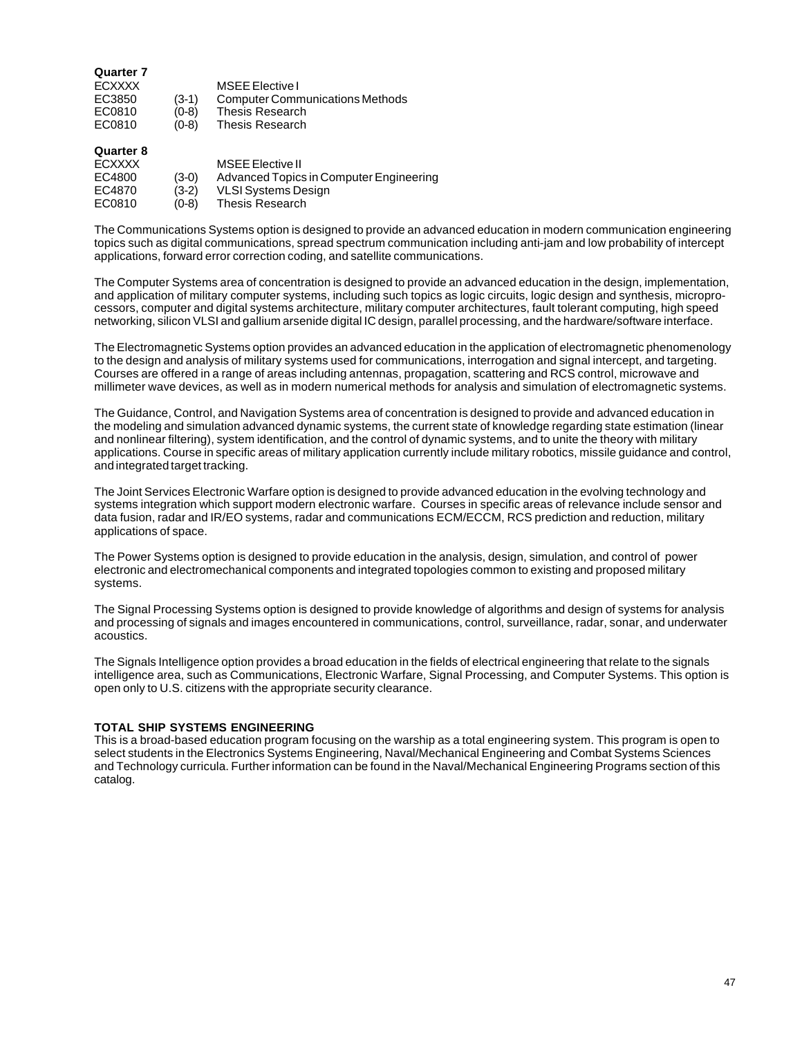**Quarter 7**

| | | |
|---|---|---|
| ECXXXX | | MSEE Elective I |
| EC3850 | (3-1) | Computer Communications Methods |
| EC0810 | (0-8) | Thesis Research |
| EC0810 | (0-8) | Thesis Research |

**Quarter 8**

| | | |
|---|---|---|
| ECXXXX | | MSEE Elective II |
| EC4800 | (3-0) | Advanced Topics in Computer Engineering |
| EC4870 | (3-2) | VLSI Systems Design |
| EC0810 | (0-8) | Thesis Research |

The Communications Systems option is designed to provide an advanced education in modern communication engineering topics such as digital communications, spread spectrum communication including anti-jam and low probability of intercept applications, forward error correction coding, and satellite communications.

The Computer Systems area of concentration is designed to provide an advanced education in the design, implementation, and application of military computer systems, including such topics as logic circuits, logic design and synthesis, microprocessors, computer and digital systems architecture, military computer architectures, fault tolerant computing, high speed networking, silicon VLSI and gallium arsenide digital IC design, parallel processing, and the hardware/software interface.

The Electromagnetic Systems option provides an advanced education in the application of electromagnetic phenomenology to the design and analysis of military systems used for communications, interrogation and signal intercept, and targeting. Courses are offered in a range of areas including antennas, propagation, scattering and RCS control, microwave and millimeter wave devices, as well as in modern numerical methods for analysis and simulation of electromagnetic systems.

The Guidance, Control, and Navigation Systems area of concentration is designed to provide and advanced education in the modeling and simulation advanced dynamic systems, the current state of knowledge regarding state estimation (linear and nonlinear filtering), system identification, and the control of dynamic systems, and to unite the theory with military applications. Course in specific areas of military application currently include military robotics, missile guidance and control, and integrated target tracking.

The Joint Services Electronic Warfare option is designed to provide advanced education in the evolving technology and systems integration which support modern electronic warfare. Courses in specific areas of relevance include sensor and data fusion, radar and IR/EO systems, radar and communications ECM/ECCM, RCS prediction and reduction, military applications of space.

The Power Systems option is designed to provide education in the analysis, design, simulation, and control of power electronic and electromechanical components and integrated topologies common to existing and proposed military systems.

The Signal Processing Systems option is designed to provide knowledge of algorithms and design of systems for analysis and processing of signals and images encountered in communications, control, surveillance, radar, sonar, and underwater acoustics.

The Signals Intelligence option provides a broad education in the fields of electrical engineering that relate to the signals intelligence area, such as Communications, Electronic Warfare, Signal Processing, and Computer Systems. This option is open only to U.S. citizens with the appropriate security clearance.

**TOTAL SHIP SYSTEMS ENGINEERING**

This is a broad-based education program focusing on the warship as a total engineering system. This program is open to select students in the Electronics Systems Engineering, Naval/Mechanical Engineering and Combat Systems Sciences and Technology curricula. Further information can be found in the Naval/Mechanical Engineering Programs section of this catalog.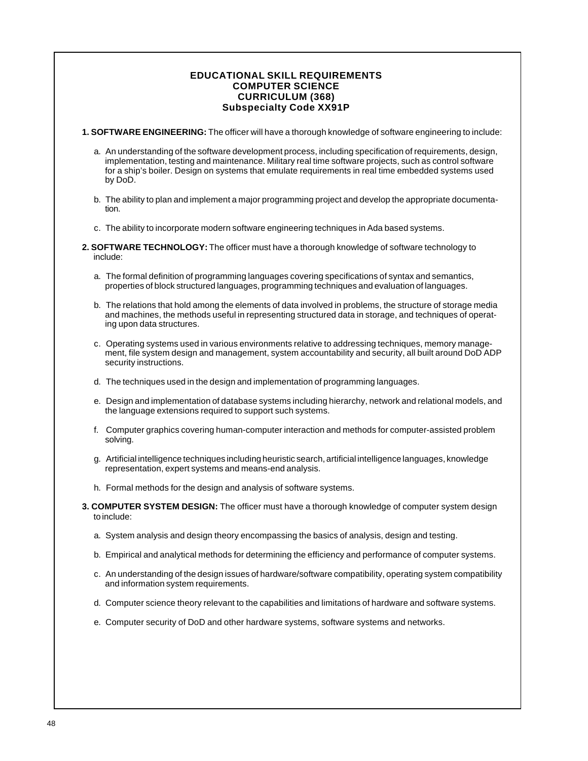# EDUCATIONAL SKILL REQUIREMENTS
# COMPUTER SCIENCE
# CURRICULUM (368)
# Subspecialty Code XX91P

**1. SOFTWARE ENGINEERING:** The officer will have a thorough knowledge of software engineering to include:

a. An understanding of the software development process, including specification of requirements, design, implementation, testing and maintenance. Military real time software projects, such as control software for a ship's boiler. Design on systems that emulate requirements in real time embedded systems used by DoD.

b. The ability to plan and implement a major programming project and develop the appropriate documentation.

c. The ability to incorporate modern software engineering techniques in Ada based systems.

**2. SOFTWARE TECHNOLOGY:** The officer must have a thorough knowledge of software technology to include:

a. The formal definition of programming languages covering specifications of syntax and semantics, properties of block structured languages, programming techniques and evaluation of languages.

b. The relations that hold among the elements of data involved in problems, the structure of storage media and machines, the methods useful in representing structured data in storage, and techniques of operating upon data structures.

c. Operating systems used in various environments relative to addressing techniques, memory management, file system design and management, system accountability and security, all built around DoD ADP security instructions.

d. The techniques used in the design and implementation of programming languages.

e. Design and implementation of database systems including hierarchy, network and relational models, and the language extensions required to support such systems.

f. Computer graphics covering human-computer interaction and methods for computer-assisted problem solving.

g. Artificial intelligence techniques including heuristic search, artificial intelligence languages, knowledge representation, expert systems and means-end analysis.

h. Formal methods for the design and analysis of software systems.

**3. COMPUTER SYSTEM DESIGN:** The officer must have a thorough knowledge of computer system design to include:

a. System analysis and design theory encompassing the basics of analysis, design and testing.

b. Empirical and analytical methods for determining the efficiency and performance of computer systems.

c. An understanding of the design issues of hardware/software compatibility, operating system compatibility and information system requirements.

d. Computer science theory relevant to the capabilities and limitations of hardware and software systems.

e. Computer security of DoD and other hardware systems, software systems and networks.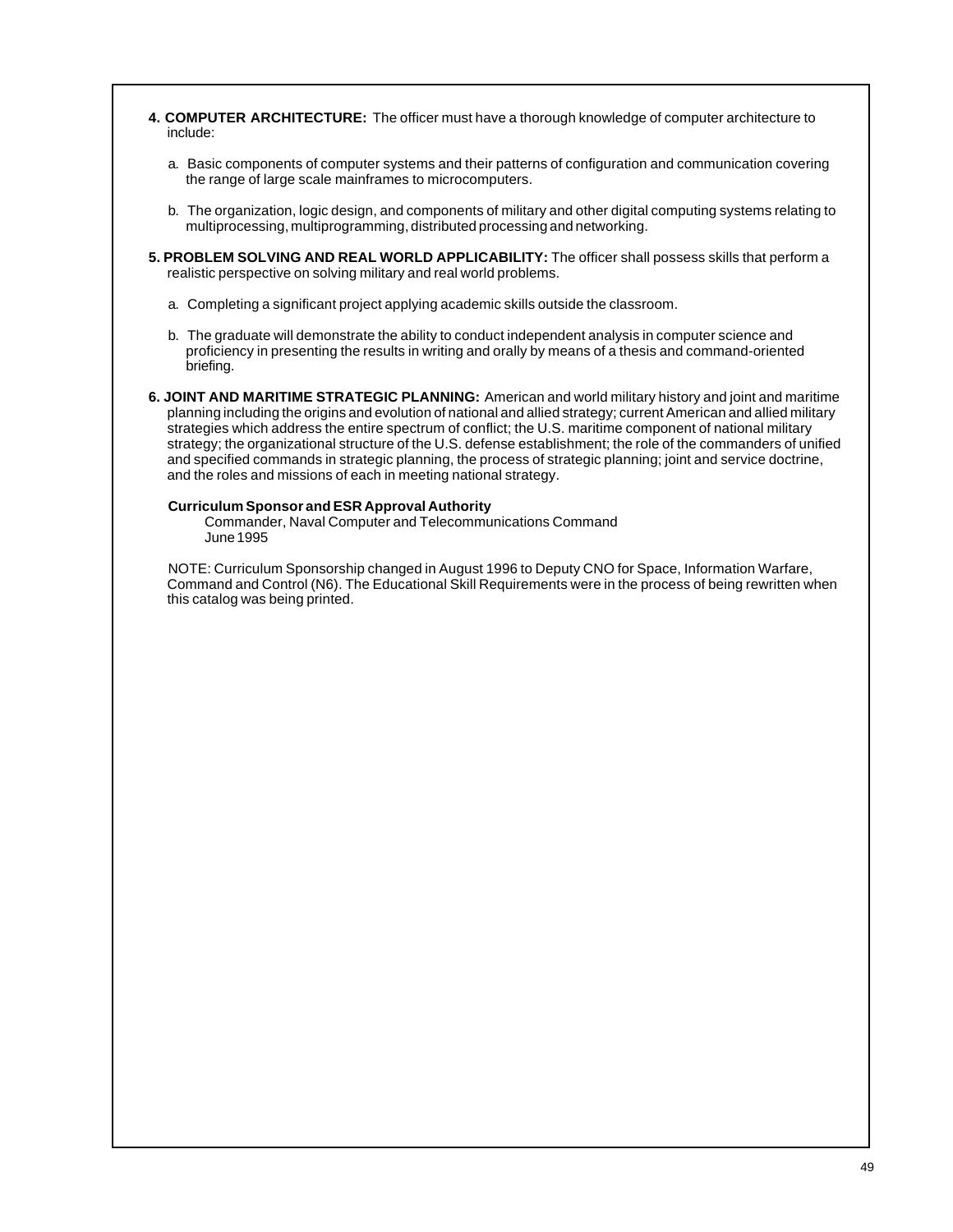**4. COMPUTER ARCHITECTURE:** The officer must have a thorough knowledge of computer architecture to include:

a. Basic components of computer systems and their patterns of configuration and communication covering the range of large scale mainframes to microcomputers.

b. The organization, logic design, and components of military and other digital computing systems relating to multiprocessing, multiprogramming, distributed processing and networking.

**5. PROBLEM SOLVING AND REAL WORLD APPLICABILITY:** The officer shall possess skills that perform a realistic perspective on solving military and real world problems.

a. Completing a significant project applying academic skills outside the classroom.

b. The graduate will demonstrate the ability to conduct independent analysis in computer science and proficiency in presenting the results in writing and orally by means of a thesis and command-oriented briefing.

**6. JOINT AND MARITIME STRATEGIC PLANNING:** American and world military history and joint and maritime planning including the origins and evolution of national and allied strategy; current American and allied military strategies which address the entire spectrum of conflict; the U.S. maritime component of national military strategy; the organizational structure of the U.S. defense establishment; the role of the commanders of unified and specified commands in strategic planning, the process of strategic planning; joint and service doctrine, and the roles and missions of each in meeting national strategy.

**Curriculum Sponsor and ESR Approval Authority**

Commander, Naval Computer and Telecommunications Command
June 1995

NOTE: Curriculum Sponsorship changed in August 1996 to Deputy CNO for Space, Information Warfare, Command and Control (N6). The Educational Skill Requirements were in the process of being rewritten when this catalog was being printed.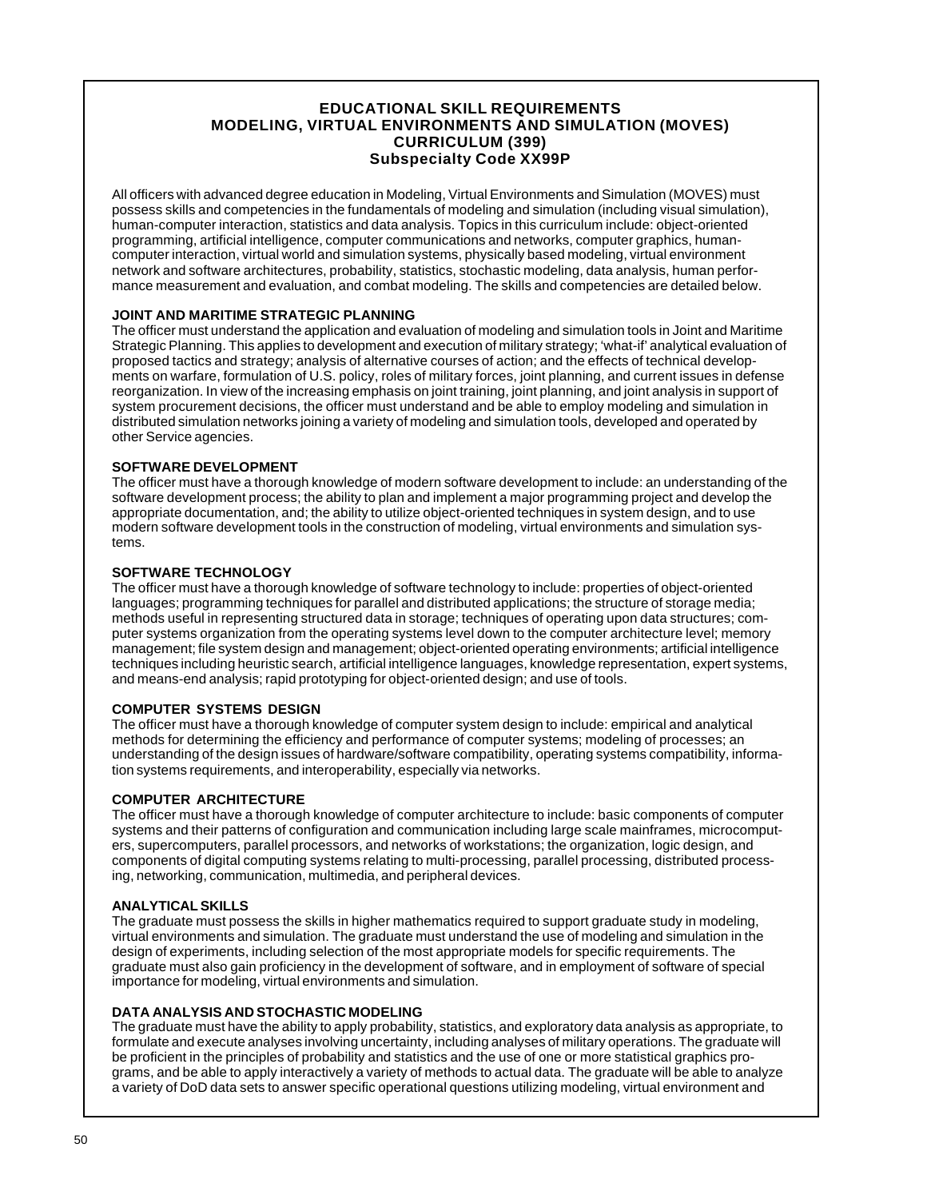# EDUCATIONAL SKILL REQUIREMENTS
# MODELING, VIRTUAL ENVIRONMENTS AND SIMULATION (MOVES) CURRICULUM (399)
## Subspecialty Code XX99P

All officers with advanced degree education in Modeling, Virtual Environments and Simulation (MOVES) must possess skills and competencies in the fundamentals of modeling and simulation (including visual simulation), human-computer interaction, statistics and data analysis. Topics in this curriculum include: object-oriented programming, artificial intelligence, computer communications and networks, computer graphics, human-computer interaction, virtual world and simulation systems, physically based modeling, virtual environment network and software architectures, probability, statistics, stochastic modeling, data analysis, human performance measurement and evaluation, and combat modeling. The skills and competencies are detailed below.

### JOINT AND MARITIME STRATEGIC PLANNING

The officer must understand the application and evaluation of modeling and simulation tools in Joint and Maritime Strategic Planning. This applies to development and execution of military strategy; 'what-if' analytical evaluation of proposed tactics and strategy; analysis of alternative courses of action; and the effects of technical developments on warfare, formulation of U.S. policy, roles of military forces, joint planning, and current issues in defense reorganization. In view of the increasing emphasis on joint training, joint planning, and joint analysis in support of system procurement decisions, the officer must understand and be able to employ modeling and simulation in distributed simulation networks joining a variety of modeling and simulation tools, developed and operated by other Service agencies.

### SOFTWARE DEVELOPMENT

The officer must have a thorough knowledge of modern software development to include: an understanding of the software development process; the ability to plan and implement a major programming project and develop the appropriate documentation, and; the ability to utilize object-oriented techniques in system design, and to use modern software development tools in the construction of modeling, virtual environments and simulation systems.

### SOFTWARE TECHNOLOGY

The officer must have a thorough knowledge of software technology to include: properties of object-oriented languages; programming techniques for parallel and distributed applications; the structure of storage media; methods useful in representing structured data in storage; techniques of operating upon data structures; computer systems organization from the operating systems level down to the computer architecture level; memory management; file system design and management; object-oriented operating environments; artificial intelligence techniques including heuristic search, artificial intelligence languages, knowledge representation, expert systems, and means-end analysis; rapid prototyping for object-oriented design; and use of tools.

### COMPUTER SYSTEMS DESIGN

The officer must have a thorough knowledge of computer system design to include: empirical and analytical methods for determining the efficiency and performance of computer systems; modeling of processes; an understanding of the design issues of hardware/software compatibility, operating systems compatibility, information systems requirements, and interoperability, especially via networks.

### COMPUTER ARCHITECTURE

The officer must have a thorough knowledge of computer architecture to include: basic components of computer systems and their patterns of configuration and communication including large scale mainframes, microcomputers, supercomputers, parallel processors, and networks of workstations; the organization, logic design, and components of digital computing systems relating to multi-processing, parallel processing, distributed processing, networking, communication, multimedia, and peripheral devices.

### ANALYTICAL SKILLS

The graduate must possess the skills in higher mathematics required to support graduate study in modeling, virtual environments and simulation. The graduate must understand the use of modeling and simulation in the design of experiments, including selection of the most appropriate models for specific requirements. The graduate must also gain proficiency in the development of software, and in employment of software of special importance for modeling, virtual environments and simulation.

### DATA ANALYSIS AND STOCHASTIC MODELING

The graduate must have the ability to apply probability, statistics, and exploratory data analysis as appropriate, to formulate and execute analyses involving uncertainty, including analyses of military operations. The graduate will be proficient in the principles of probability and statistics and the use of one or more statistical graphics programs, and be able to apply interactively a variety of methods to actual data. The graduate will be able to analyze a variety of DoD data sets to answer specific operational questions utilizing modeling, virtual environment and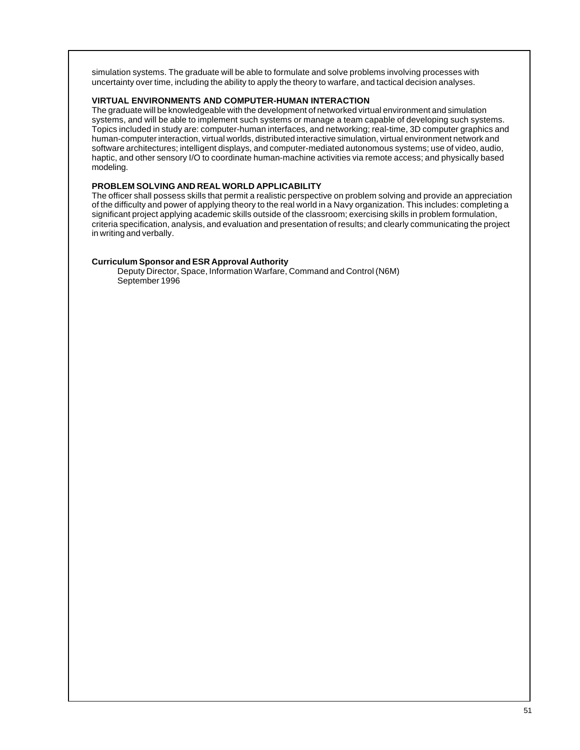simulation systems. The graduate will be able to formulate and solve problems involving processes with uncertainty over time, including the ability to apply the theory to warfare, and tactical decision analyses.

### VIRTUAL ENVIRONMENTS AND COMPUTER-HUMAN INTERACTION

The graduate will be knowledgeable with the development of networked virtual environment and simulation systems, and will be able to implement such systems or manage a team capable of developing such systems. Topics included in study are: computer-human interfaces, and networking; real-time, 3D computer graphics and human-computer interaction, virtual worlds, distributed interactive simulation, virtual environment network and software architectures; intelligent displays, and computer-mediated autonomous systems; use of video, audio, haptic, and other sensory I/O to coordinate human-machine activities via remote access; and physically based modeling.

### PROBLEM SOLVING AND REAL WORLD APPLICABILITY

The officer shall possess skills that permit a realistic perspective on problem solving and provide an appreciation of the difficulty and power of applying theory to the real world in a Navy organization. This includes: completing a significant project applying academic skills outside of the classroom; exercising skills in problem formulation, criteria specification, analysis, and evaluation and presentation of results; and clearly communicating the project in writing and verbally.

**Curriculum Sponsor and ESR Approval Authority**

Deputy Director, Space, Information Warfare, Command and Control (N6M)
September 1996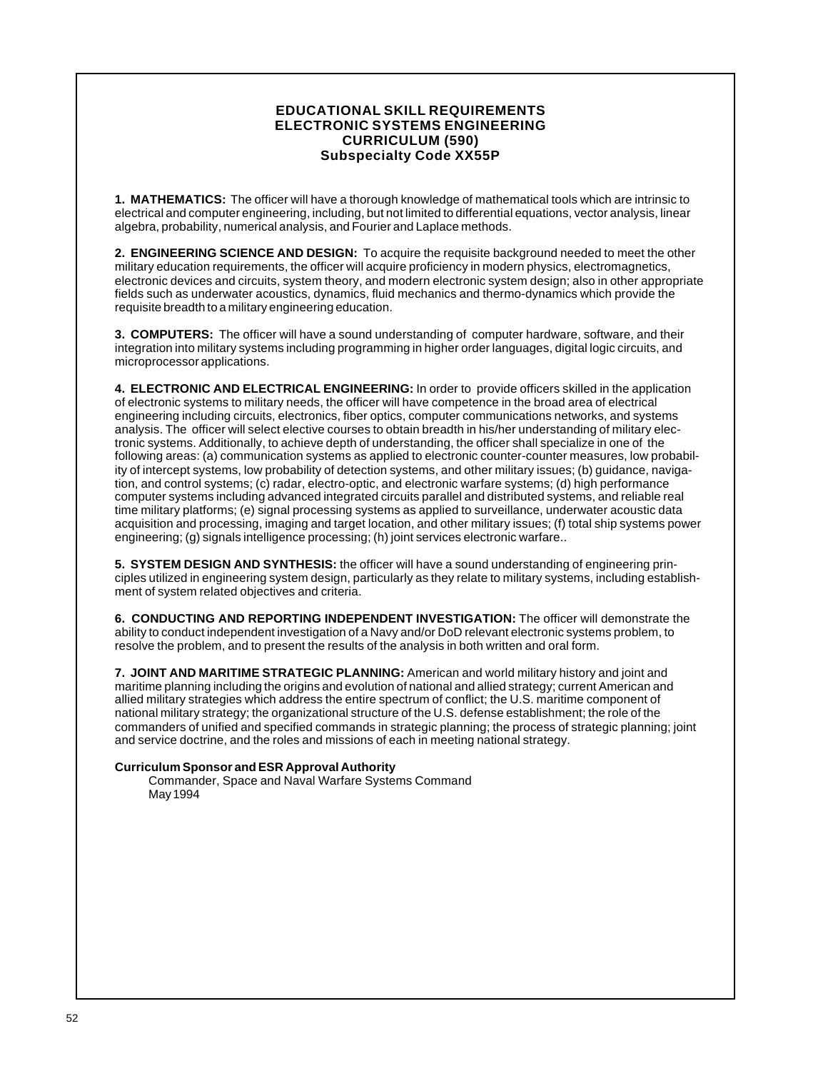# EDUCATIONAL SKILL REQUIREMENTS
# ELECTRONIC SYSTEMS ENGINEERING
# CURRICULUM (590)
# Subspecialty Code XX55P

**1. MATHEMATICS:** The officer will have a thorough knowledge of mathematical tools which are intrinsic to electrical and computer engineering, including, but not limited to differential equations, vector analysis, linear algebra, probability, numerical analysis, and Fourier and Laplace methods.

**2. ENGINEERING SCIENCE AND DESIGN:** To acquire the requisite background needed to meet the other military education requirements, the officer will acquire proficiency in modern physics, electromagnetics, electronic devices and circuits, system theory, and modern electronic system design; also in other appropriate fields such as underwater acoustics, dynamics, fluid mechanics and thermo-dynamics which provide the requisite breadth to a military engineering education.

**3. COMPUTERS:** The officer will have a sound understanding of computer hardware, software, and their integration into military systems including programming in higher order languages, digital logic circuits, and microprocessor applications.

**4. ELECTRONIC AND ELECTRICAL ENGINEERING:** In order to provide officers skilled in the application of electronic systems to military needs, the officer will have competence in the broad area of electrical engineering including circuits, electronics, fiber optics, computer communications networks, and systems analysis. The officer will select elective courses to obtain breadth in his/her understanding of military electronic systems. Additionally, to achieve depth of understanding, the officer shall specialize in one of the following areas: (a) communication systems as applied to electronic counter-counter measures, low probability of intercept systems, low probability of detection systems, and other military issues; (b) guidance, navigation, and control systems; (c) radar, electro-optic, and electronic warfare systems; (d) high performance computer systems including advanced integrated circuits parallel and distributed systems, and reliable real time military platforms; (e) signal processing systems as applied to surveillance, underwater acoustic data acquisition and processing, imaging and target location, and other military issues; (f) total ship systems power engineering; (g) signals intelligence processing; (h) joint services electronic warfare..

**5. SYSTEM DESIGN AND SYNTHESIS:** the officer will have a sound understanding of engineering principles utilized in engineering system design, particularly as they relate to military systems, including establishment of system related objectives and criteria.

**6. CONDUCTING AND REPORTING INDEPENDENT INVESTIGATION:** The officer will demonstrate the ability to conduct independent investigation of a Navy and/or DoD relevant electronic systems problem, to resolve the problem, and to present the results of the analysis in both written and oral form.

**7. JOINT AND MARITIME STRATEGIC PLANNING:** American and world military history and joint and maritime planning including the origins and evolution of national and allied strategy; current American and allied military strategies which address the entire spectrum of conflict; the U.S. maritime component of national military strategy; the organizational structure of the U.S. defense establishment; the role of the commanders of unified and specified commands in strategic planning; the process of strategic planning; joint and service doctrine, and the roles and missions of each in meeting national strategy.

**Curriculum Sponsor and ESR Approval Authority**

Commander, Space and Naval Warfare Systems Command
May 1994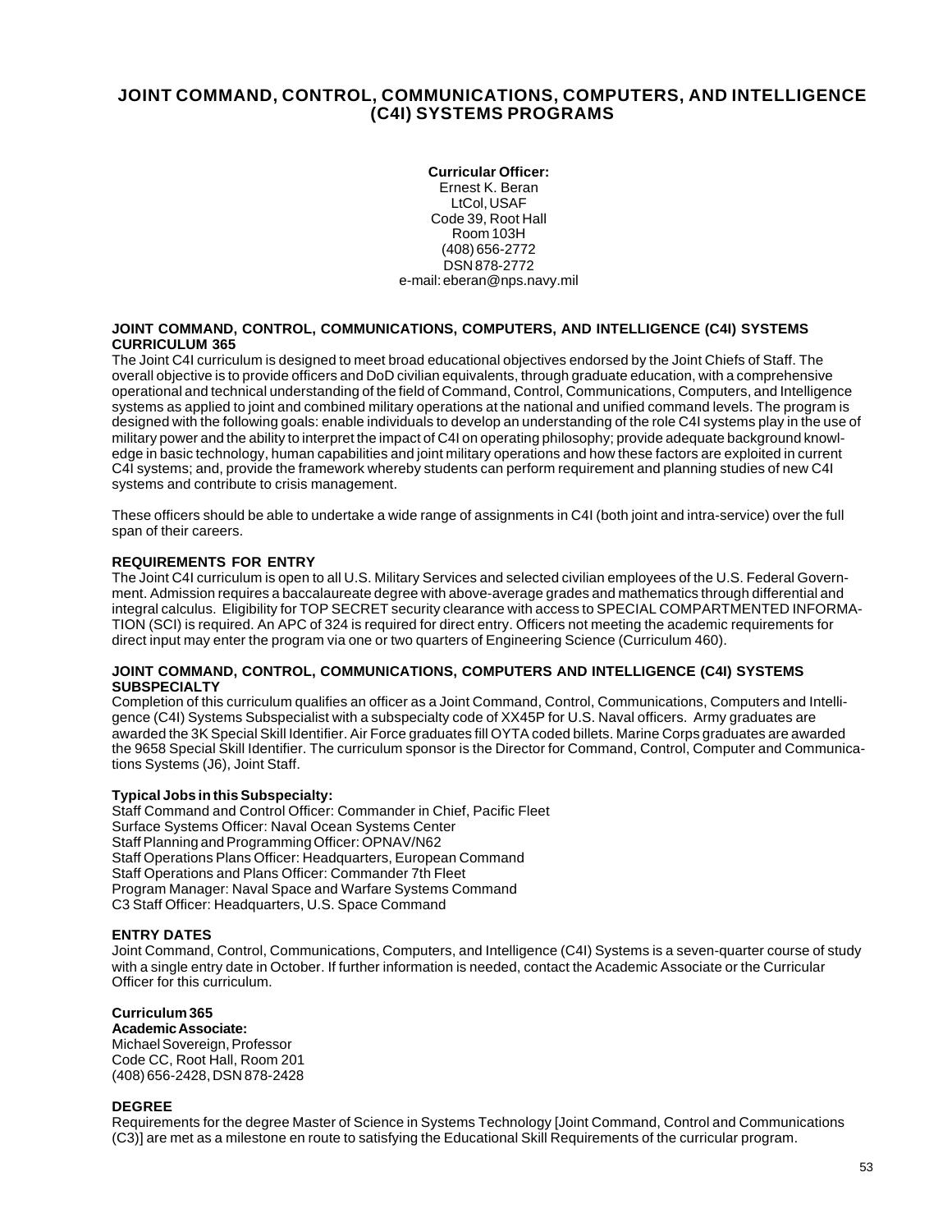# JOINT COMMAND, CONTROL, COMMUNICATIONS, COMPUTERS, AND INTELLIGENCE (C4I) SYSTEMS PROGRAMS

**Curricular Officer:**
Ernest K. Beran
LtCol, USAF
Code 39, Root Hall
Room 103H
(408) 656-2772
DSN 878-2772
e-mail: eberan@nps.navy.mil

### JOINT COMMAND, CONTROL, COMMUNICATIONS, COMPUTERS, AND INTELLIGENCE (C4I) SYSTEMS CURRICULUM 365

The Joint C4I curriculum is designed to meet broad educational objectives endorsed by the Joint Chiefs of Staff. The overall objective is to provide officers and DoD civilian equivalents, through graduate education, with a comprehensive operational and technical understanding of the field of Command, Control, Communications, Computers, and Intelligence systems as applied to joint and combined military operations at the national and unified command levels. The program is designed with the following goals: enable individuals to develop an understanding of the role C4I systems play in the use of military power and the ability to interpret the impact of C4I on operating philosophy; provide adequate background knowledge in basic technology, human capabilities and joint military operations and how these factors are exploited in current C4I systems; and, provide the framework whereby students can perform requirement and planning studies of new C4I systems and contribute to crisis management.

These officers should be able to undertake a wide range of assignments in C4I (both joint and intra-service) over the full span of their careers.

### REQUIREMENTS FOR ENTRY

The Joint C4I curriculum is open to all U.S. Military Services and selected civilian employees of the U.S. Federal Government. Admission requires a baccalaureate degree with above-average grades and mathematics through differential and integral calculus. Eligibility for TOP SECRET security clearance with access to SPECIAL COMPARTMENTED INFORMATION (SCI) is required. An APC of 324 is required for direct entry. Officers not meeting the academic requirements for direct input may enter the program via one or two quarters of Engineering Science (Curriculum 460).

### JOINT COMMAND, CONTROL, COMMUNICATIONS, COMPUTERS AND INTELLIGENCE (C4I) SYSTEMS SUBSPECIALTY

Completion of this curriculum qualifies an officer as a Joint Command, Control, Communications, Computers and Intelligence (C4I) Systems Subspecialist with a subspecialty code of XX45P for U.S. Naval officers. Army graduates are awarded the 3K Special Skill Identifier. Air Force graduates fill OYTA coded billets. Marine Corps graduates are awarded the 9658 Special Skill Identifier. The curriculum sponsor is the Director for Command, Control, Computer and Communications Systems (J6), Joint Staff.

**Typical Jobs in this Subspecialty:**

Staff Command and Control Officer: Commander in Chief, Pacific Fleet
Surface Systems Officer: Naval Ocean Systems Center
Staff Planning and Programming Officer: OPNAV/N62
Staff Operations Plans Officer: Headquarters, European Command
Staff Operations and Plans Officer: Commander 7th Fleet
Program Manager: Naval Space and Warfare Systems Command
C3 Staff Officer: Headquarters, U.S. Space Command

### ENTRY DATES

Joint Command, Control, Communications, Computers, and Intelligence (C4I) Systems is a seven-quarter course of study with a single entry date in October. If further information is needed, contact the Academic Associate or the Curricular Officer for this curriculum.

**Curriculum 365**
**Academic Associate:**
Michael Sovereign, Professor
Code CC, Root Hall, Room 201
(408) 656-2428, DSN 878-2428

### DEGREE

Requirements for the degree Master of Science in Systems Technology [Joint Command, Control and Communications (C3)] are met as a milestone en route to satisfying the Educational Skill Requirements of the curricular program.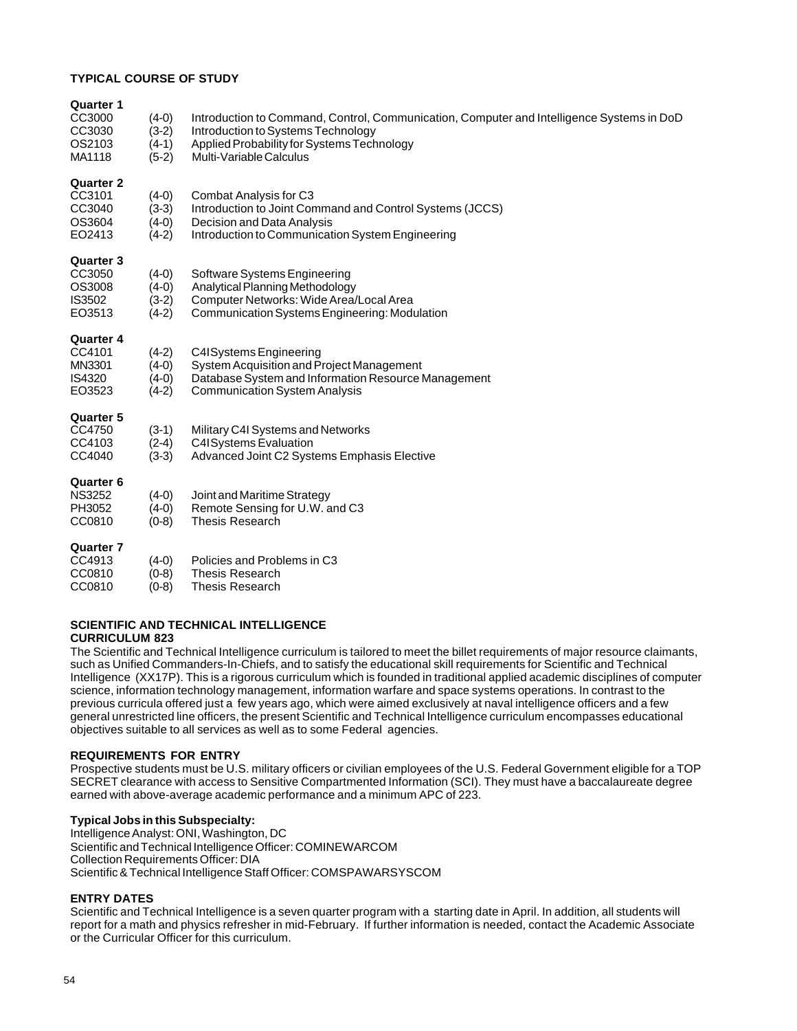**TYPICAL COURSE OF STUDY**

**Quarter 1**

| | | |
|---|---|---|
| CC3000 | (4-0) | Introduction to Command, Control, Communication, Computer and Intelligence Systems in DoD |
| CC3030 | (3-2) | Introduction to Systems Technology |
| OS2103 | (4-1) | Applied Probability for Systems Technology |
| MA1118 | (5-2) | Multi-Variable Calculus |

**Quarter 2**

| | | |
|---|---|---|
| CC3101 | (4-0) | Combat Analysis for C3 |
| CC3040 | (3-3) | Introduction to Joint Command and Control Systems (JCCS) |
| OS3604 | (4-0) | Decision and Data Analysis |
| EO2413 | (4-2) | Introduction to Communication System Engineering |

**Quarter 3**

| | | |
|---|---|---|
| CC3050 | (4-0) | Software Systems Engineering |
| OS3008 | (4-0) | Analytical Planning Methodology |
| IS3502 | (3-2) | Computer Networks: Wide Area/Local Area |
| EO3513 | (4-2) | Communication Systems Engineering: Modulation |

**Quarter 4**

| | | |
|---|---|---|
| CC4101 | (4-2) | C4ISystems Engineering |
| MN3301 | (4-0) | System Acquisition and Project Management |
| IS4320 | (4-0) | Database System and Information Resource Management |
| EO3523 | (4-2) | Communication System Analysis |

**Quarter 5**

| | | |
|---|---|---|
| CC4750 | (3-1) | Military C4I Systems and Networks |
| CC4103 | (2-4) | C4ISystems Evaluation |
| CC4040 | (3-3) | Advanced Joint C2 Systems Emphasis Elective |

**Quarter 6**

| | | |
|---|---|---|
| NS3252 | (4-0) | Joint and Maritime Strategy |
| PH3052 | (4-0) | Remote Sensing for U.W. and C3 |
| CC0810 | (0-8) | Thesis Research |

**Quarter 7**

| | | |
|---|---|---|
| CC4913 | (4-0) | Policies and Problems in C3 |
| CC0810 | (0-8) | Thesis Research |
| CC0810 | (0-8) | Thesis Research |

## SCIENTIFIC AND TECHNICAL INTELLIGENCE CURRICULUM 823

The Scientific and Technical Intelligence curriculum is tailored to meet the billet requirements of major resource claimants, such as Unified Commanders-In-Chiefs, and to satisfy the educational skill requirements for Scientific and Technical Intelligence (XX17P). This is a rigorous curriculum which is founded in traditional applied academic disciplines of computer science, information technology management, information warfare and space systems operations. In contrast to the previous curricula offered just a few years ago, which were aimed exclusively at naval intelligence officers and a few general unrestricted line officers, the present Scientific and Technical Intelligence curriculum encompasses educational objectives suitable to all services as well as to some Federal agencies.

**REQUIREMENTS FOR ENTRY**

Prospective students must be U.S. military officers or civilian employees of the U.S. Federal Government eligible for a TOP SECRET clearance with access to Sensitive Compartmented Information (SCI). They must have a baccalaureate degree earned with above-average academic performance and a minimum APC of 223.

**Typical Jobs in this Subspecialty:**

Intelligence Analyst: ONI, Washington, DC
Scientific and Technical Intelligence Officer: COMINEWARCOM
Collection Requirements Officer: DIA
Scientific & Technical Intelligence Staff Officer: COMSPAWARSYSCOM

**ENTRY DATES**

Scientific and Technical Intelligence is a seven quarter program with a starting date in April. In addition, all students will report for a math and physics refresher in mid-February. If further information is needed, contact the Academic Associate or the Curricular Officer for this curriculum.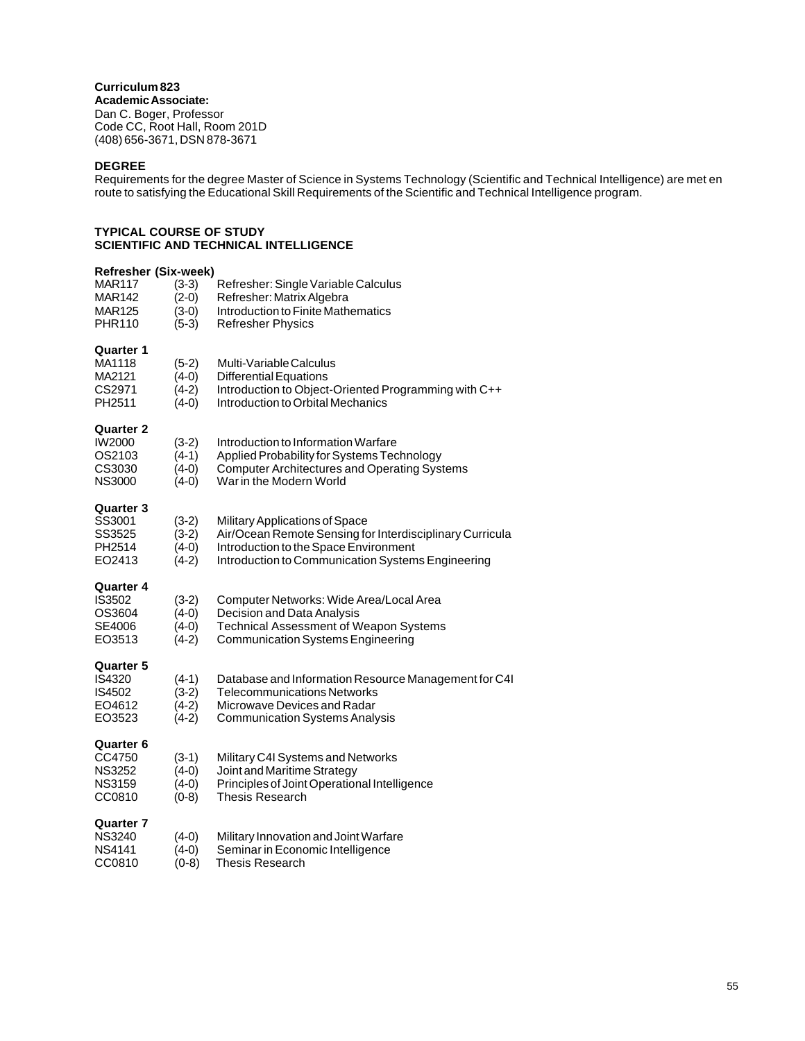**Curriculum 823**

**Academic Associate:**
Dan C. Boger, Professor
Code CC, Root Hall, Room 201D
(408) 656-3671, DSN 878-3671

### DEGREE

Requirements for the degree Master of Science in Systems Technology (Scientific and Technical Intelligence) are met en route to satisfying the Educational Skill Requirements of the Scientific and Technical Intelligence program.

### TYPICAL COURSE OF STUDY
### SCIENTIFIC AND TECHNICAL INTELLIGENCE

**Refresher (Six-week)**

| | | |
|---|---|---|
| MAR117 | (3-3) | Refresher: Single Variable Calculus |
| MAR142 | (2-0) | Refresher: Matrix Algebra |
| MAR125 | (3-0) | Introduction to Finite Mathematics |
| PHR110 | (5-3) | Refresher Physics |

**Quarter 1**

| | | |
|---|---|---|
| MA1118 | (5-2) | Multi-Variable Calculus |
| MA2121 | (4-0) | Differential Equations |
| CS2971 | (4-2) | Introduction to Object-Oriented Programming with C++ |
| PH2511 | (4-0) | Introduction to Orbital Mechanics |

**Quarter 2**

| | | |
|---|---|---|
| IW2000 | (3-2) | Introduction to Information Warfare |
| OS2103 | (4-1) | Applied Probability for Systems Technology |
| CS3030 | (4-0) | Computer Architectures and Operating Systems |
| NS3000 | (4-0) | War in the Modern World |

**Quarter 3**

| | | |
|---|---|---|
| SS3001 | (3-2) | Military Applications of Space |
| SS3525 | (3-2) | Air/Ocean Remote Sensing for Interdisciplinary Curricula |
| PH2514 | (4-0) | Introduction to the Space Environment |
| EO2413 | (4-2) | Introduction to Communication Systems Engineering |

**Quarter 4**

| | | |
|---|---|---|
| IS3502 | (3-2) | Computer Networks: Wide Area/Local Area |
| OS3604 | (4-0) | Decision and Data Analysis |
| SE4006 | (4-0) | Technical Assessment of Weapon Systems |
| EO3513 | (4-2) | Communication Systems Engineering |

**Quarter 5**

| | | |
|---|---|---|
| IS4320 | (4-1) | Database and Information Resource Management for C4I |
| IS4502 | (3-2) | Telecommunications Networks |
| EO4612 | (4-2) | Microwave Devices and Radar |
| EO3523 | (4-2) | Communication Systems Analysis |

**Quarter 6**

| | | |
|---|---|---|
| CC4750 | (3-1) | Military C4I Systems and Networks |
| NS3252 | (4-0) | Joint and Maritime Strategy |
| NS3159 | (4-0) | Principles of Joint Operational Intelligence |
| CC0810 | (0-8) | Thesis Research |

**Quarter 7**

| | | |
|---|---|---|
| NS3240 | (4-0) | Military Innovation and Joint Warfare |
| NS4141 | (4-0) | Seminar in Economic Intelligence |
| CC0810 | (0-8) | Thesis Research |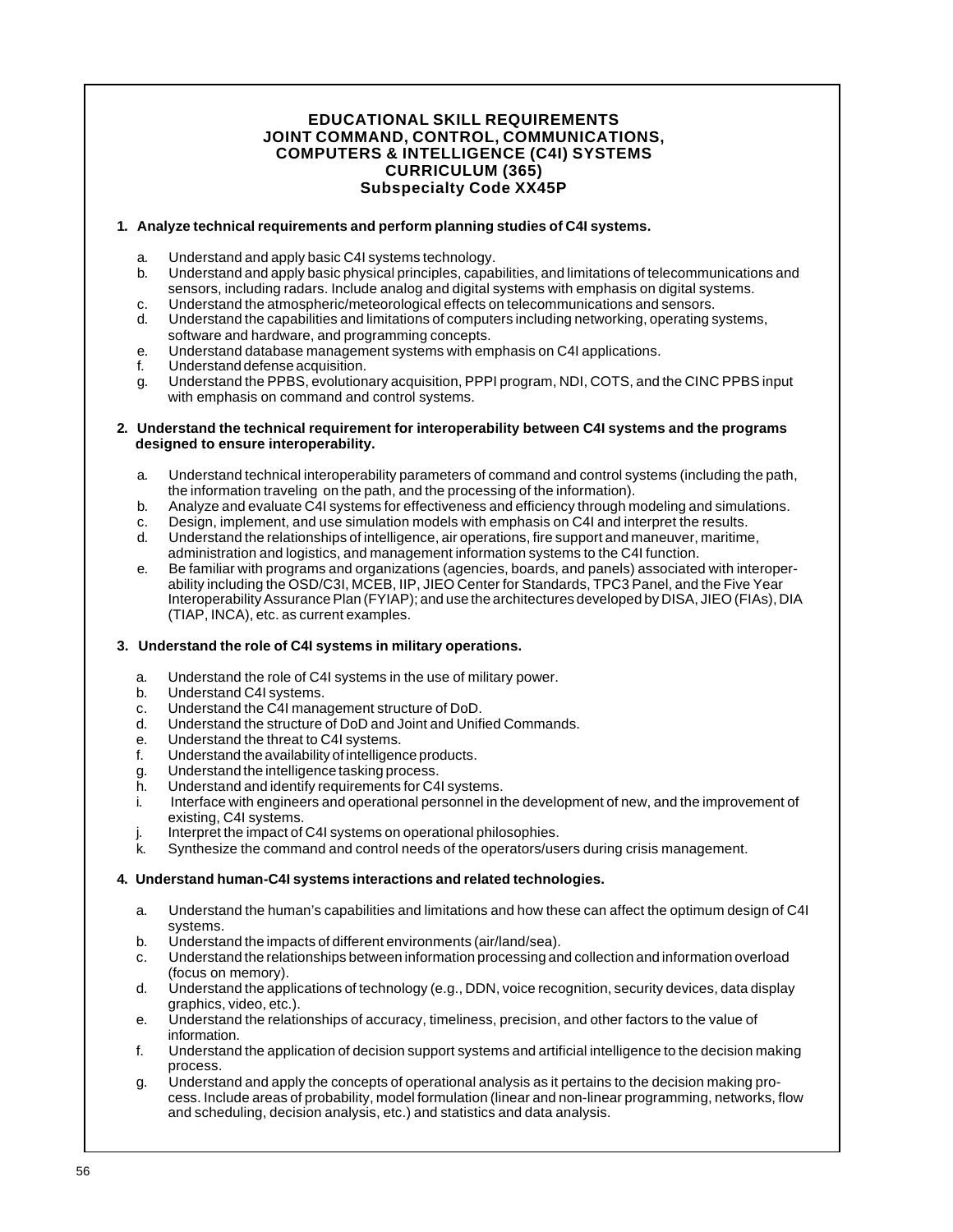# EDUCATIONAL SKILL REQUIREMENTS
# JOINT COMMAND, CONTROL, COMMUNICATIONS, COMPUTERS & INTELLIGENCE (C4I) SYSTEMS CURRICULUM (365)
## Subspecialty Code XX45P

**1. Analyze technical requirements and perform planning studies of C4I systems.**

a. Understand and apply basic C4I systems technology.
b. Understand and apply basic physical principles, capabilities, and limitations of telecommunications and sensors, including radars. Include analog and digital systems with emphasis on digital systems.
c. Understand the atmospheric/meteorological effects on telecommunications and sensors.
d. Understand the capabilities and limitations of computers including networking, operating systems, software and hardware, and programming concepts.
e. Understand database management systems with emphasis on C4I applications.
f. Understand defense acquisition.
g. Understand the PPBS, evolutionary acquisition, PPPI program, NDI, COTS, and the CINC PPBS input with emphasis on command and control systems.

**2. Understand the technical requirement for interoperability between C4I systems and the programs designed to ensure interoperability.**

a. Understand technical interoperability parameters of command and control systems (including the path, the information traveling on the path, and the processing of the information).
b. Analyze and evaluate C4I systems for effectiveness and efficiency through modeling and simulations.
c. Design, implement, and use simulation models with emphasis on C4I and interpret the results.
d. Understand the relationships of intelligence, air operations, fire support and maneuver, maritime, administration and logistics, and management information systems to the C4I function.
e. Be familiar with programs and organizations (agencies, boards, and panels) associated with interoperability including the OSD/C3I, MCEB, IIP, JIEO Center for Standards, TPC3 Panel, and the Five Year Interoperability Assurance Plan (FYIAP); and use the architectures developed by DISA, JIEO (FIAs), DIA (TIAP, INCA), etc. as current examples.

**3. Understand the role of C4I systems in military operations.**

a. Understand the role of C4I systems in the use of military power.
b. Understand C4I systems.
c. Understand the C4I management structure of DoD.
d. Understand the structure of DoD and Joint and Unified Commands.
e. Understand the threat to C4I systems.
f. Understand the availability of intelligence products.
g. Understand the intelligence tasking process.
h. Understand and identify requirements for C4I systems.
i. Interface with engineers and operational personnel in the development of new, and the improvement of existing, C4I systems.
j. Interpret the impact of C4I systems on operational philosophies.
k. Synthesize the command and control needs of the operators/users during crisis management.

**4. Understand human-C4I systems interactions and related technologies.**

a. Understand the human's capabilities and limitations and how these can affect the optimum design of C4I systems.
b. Understand the impacts of different environments (air/land/sea).
c. Understand the relationships between information processing and collection and information overload (focus on memory).
d. Understand the applications of technology (e.g., DDN, voice recognition, security devices, data display graphics, video, etc.).
e. Understand the relationships of accuracy, timeliness, precision, and other factors to the value of information.
f. Understand the application of decision support systems and artificial intelligence to the decision making process.
g. Understand and apply the concepts of operational analysis as it pertains to the decision making process. Include areas of probability, model formulation (linear and non-linear programming, networks, flow and scheduling, decision analysis, etc.) and statistics and data analysis.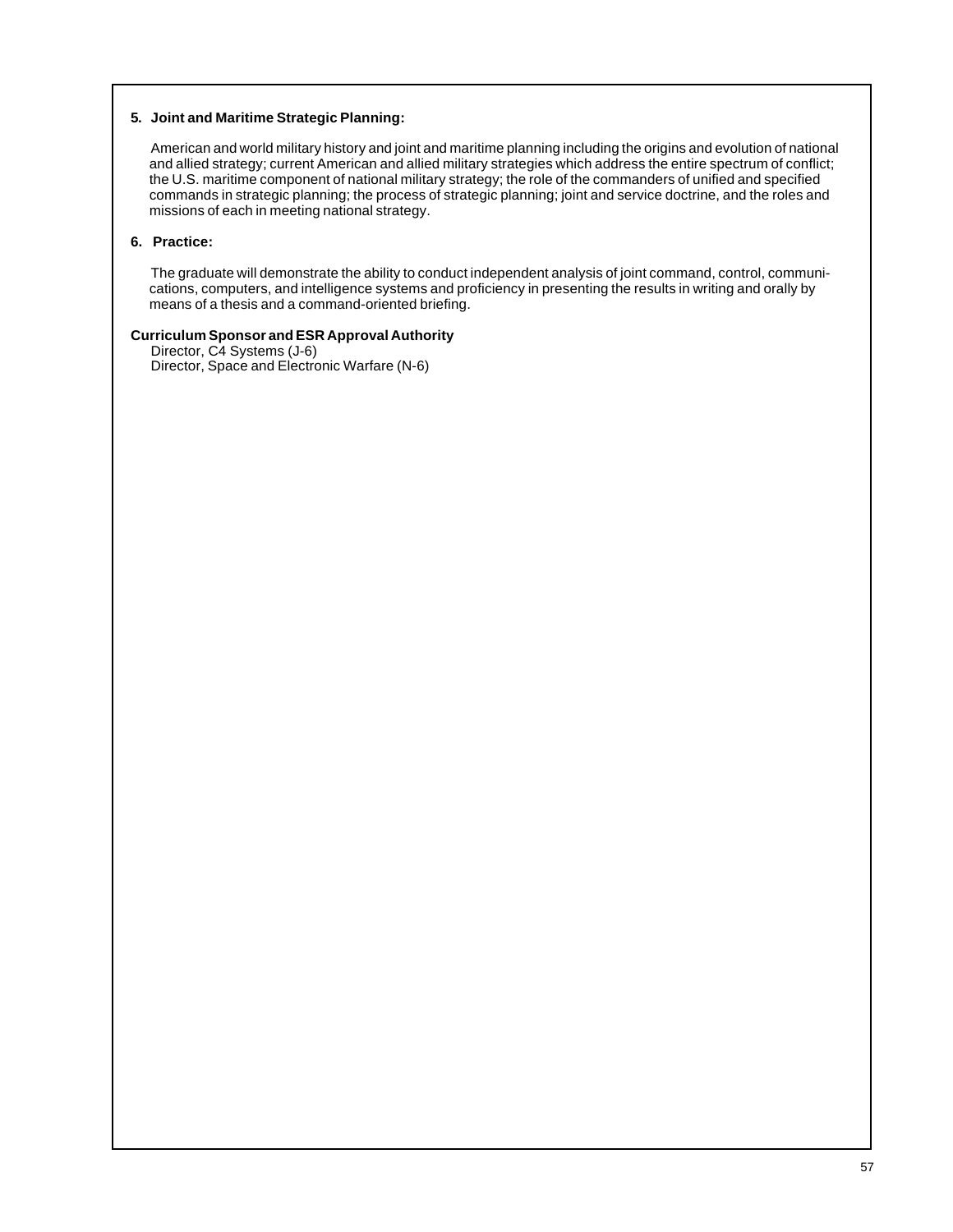**5. Joint and Maritime Strategic Planning:**

American and world military history and joint and maritime planning including the origins and evolution of national and allied strategy; current American and allied military strategies which address the entire spectrum of conflict; the U.S. maritime component of national military strategy; the role of the commanders of unified and specified commands in strategic planning; the process of strategic planning; joint and service doctrine, and the roles and missions of each in meeting national strategy.

**6. Practice:**

The graduate will demonstrate the ability to conduct independent analysis of joint command, control, communications, computers, and intelligence systems and proficiency in presenting the results in writing and orally by means of a thesis and a command-oriented briefing.

**Curriculum Sponsor and ESR Approval Authority**

Director, C4 Systems (J-6)
Director, Space and Electronic Warfare (N-6)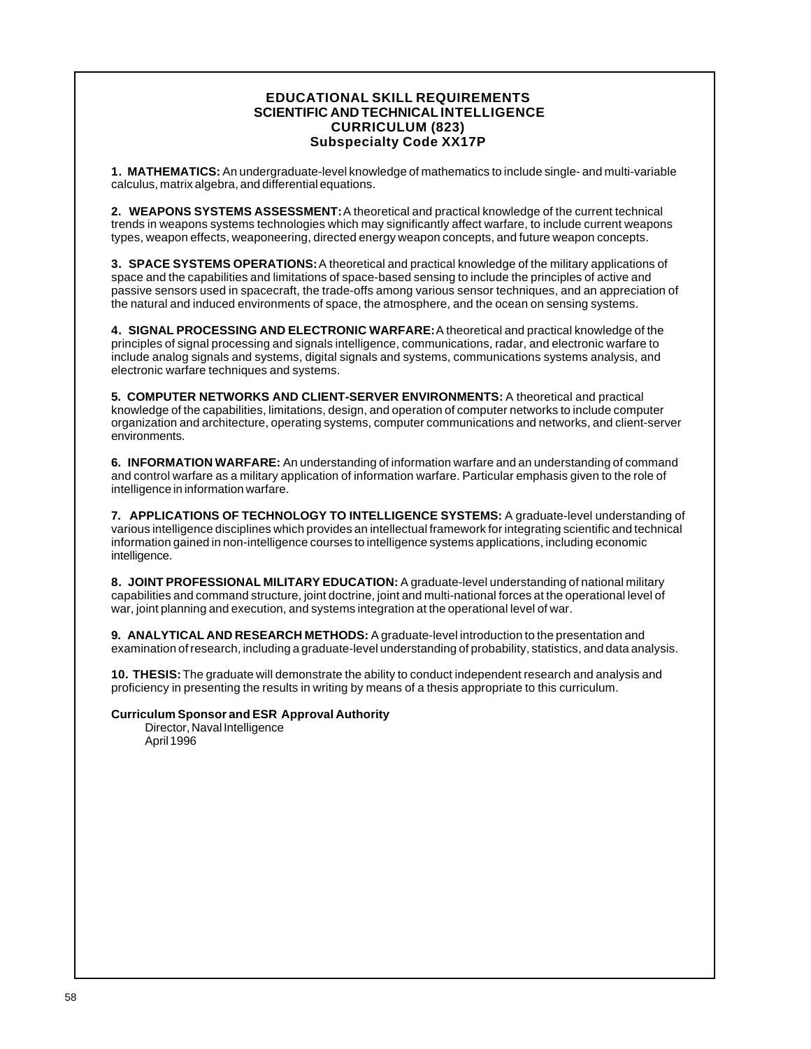# EDUCATIONAL SKILL REQUIREMENTS
## SCIENTIFIC AND TECHNICAL INTELLIGENCE
## CURRICULUM (823)
## Subspecialty Code XX17P

**1. MATHEMATICS:** An undergraduate-level knowledge of mathematics to include single- and multi-variable calculus, matrix algebra, and differential equations.

**2. WEAPONS SYSTEMS ASSESSMENT:** A theoretical and practical knowledge of the current technical trends in weapons systems technologies which may significantly affect warfare, to include current weapons types, weapon effects, weaponeering, directed energy weapon concepts, and future weapon concepts.

**3. SPACE SYSTEMS OPERATIONS:** A theoretical and practical knowledge of the military applications of space and the capabilities and limitations of space-based sensing to include the principles of active and passive sensors used in spacecraft, the trade-offs among various sensor techniques, and an appreciation of the natural and induced environments of space, the atmosphere, and the ocean on sensing systems.

**4. SIGNAL PROCESSING AND ELECTRONIC WARFARE:** A theoretical and practical knowledge of the principles of signal processing and signals intelligence, communications, radar, and electronic warfare to include analog signals and systems, digital signals and systems, communications systems analysis, and electronic warfare techniques and systems.

**5. COMPUTER NETWORKS AND CLIENT-SERVER ENVIRONMENTS:** A theoretical and practical knowledge of the capabilities, limitations, design, and operation of computer networks to include computer organization and architecture, operating systems, computer communications and networks, and client-server environments.

**6. INFORMATION WARFARE:** An understanding of information warfare and an understanding of command and control warfare as a military application of information warfare. Particular emphasis given to the role of intelligence in information warfare.

**7. APPLICATIONS OF TECHNOLOGY TO INTELLIGENCE SYSTEMS:** A graduate-level understanding of various intelligence disciplines which provides an intellectual framework for integrating scientific and technical information gained in non-intelligence courses to intelligence systems applications, including economic intelligence.

**8. JOINT PROFESSIONAL MILITARY EDUCATION:** A graduate-level understanding of national military capabilities and command structure, joint doctrine, joint and multi-national forces at the operational level of war, joint planning and execution, and systems integration at the operational level of war.

**9. ANALYTICAL AND RESEARCH METHODS:** A graduate-level introduction to the presentation and examination of research, including a graduate-level understanding of probability, statistics, and data analysis.

**10. THESIS:** The graduate will demonstrate the ability to conduct independent research and analysis and proficiency in presenting the results in writing by means of a thesis appropriate to this curriculum.

**Curriculum Sponsor and ESR Approval Authority**

Director, Naval Intelligence
April 1996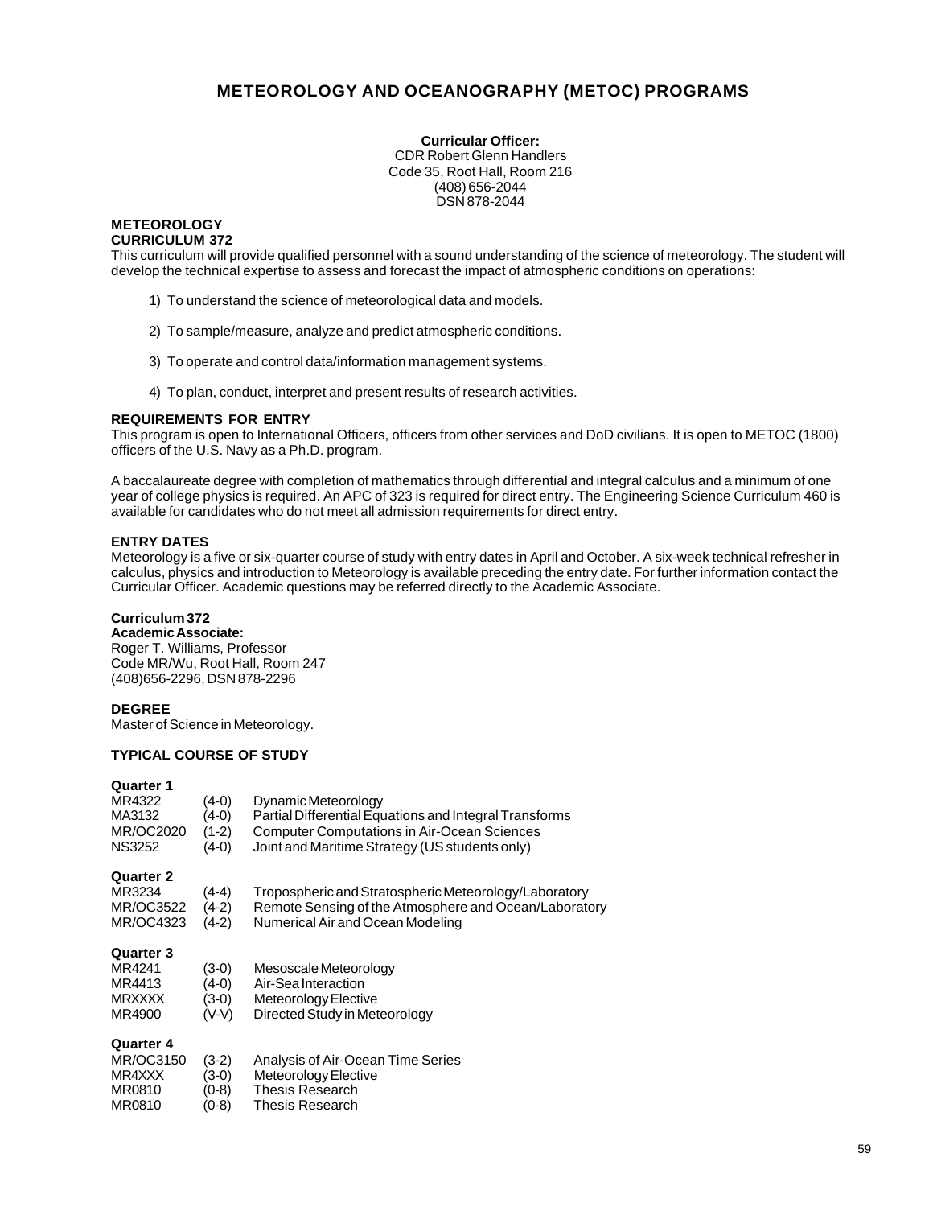# METEOROLOGY AND OCEANOGRAPHY (METOC) PROGRAMS

**Curricular Officer:**
CDR Robert Glenn Handlers
Code 35, Root Hall, Room 216
(408) 656-2044
DSN 878-2044

## METEOROLOGY
## CURRICULUM 372

This curriculum will provide qualified personnel with a sound understanding of the science of meteorology. The student will develop the technical expertise to assess and forecast the impact of atmospheric conditions on operations:

1) To understand the science of meteorological data and models.

2) To sample/measure, analyze and predict atmospheric conditions.

3) To operate and control data/information management systems.

4) To plan, conduct, interpret and present results of research activities.

### REQUIREMENTS FOR ENTRY

This program is open to International Officers, officers from other services and DoD civilians. It is open to METOC (1800) officers of the U.S. Navy as a Ph.D. program.

A baccalaureate degree with completion of mathematics through differential and integral calculus and a minimum of one year of college physics is required. An APC of 323 is required for direct entry. The Engineering Science Curriculum 460 is available for candidates who do not meet all admission requirements for direct entry.

### ENTRY DATES

Meteorology is a five or six-quarter course of study with entry dates in April and October. A six-week technical refresher in calculus, physics and introduction to Meteorology is available preceding the entry date. For further information contact the Curricular Officer. Academic questions may be referred directly to the Academic Associate.

**Curriculum 372**
**Academic Associate:**
Roger T. Williams, Professor
Code MR/Wu, Root Hall, Room 247
(408)656-2296, DSN 878-2296

### DEGREE

Master of Science in Meteorology.

### TYPICAL COURSE OF STUDY

**Quarter 1**

| | | |
|---|---|---|
| MR4322 | (4-0) | Dynamic Meteorology |
| MA3132 | (4-0) | Partial Differential Equations and Integral Transforms |
| MR/OC2020 | (1-2) | Computer Computations in Air-Ocean Sciences |
| NS3252 | (4-0) | Joint and Maritime Strategy (US students only) |

**Quarter 2**

| | | |
|---|---|---|
| MR3234 | (4-4) | Tropospheric and Stratospheric Meteorology/Laboratory |
| MR/OC3522 | (4-2) | Remote Sensing of the Atmosphere and Ocean/Laboratory |
| MR/OC4323 | (4-2) | Numerical Air and Ocean Modeling |

**Quarter 3**

| | | |
|---|---|---|
| MR4241 | (3-0) | Mesoscale Meteorology |
| MR4413 | (4-0) | Air-Sea Interaction |
| MRXXXX | (3-0) | Meteorology Elective |
| MR4900 | (V-V) | Directed Study in Meteorology |

**Quarter 4**

| | | |
|---|---|---|
| MR/OC3150 | (3-2) | Analysis of Air-Ocean Time Series |
| MR4XXX | (3-0) | Meteorology Elective |
| MR0810 | (0-8) | Thesis Research |
| MR0810 | (0-8) | Thesis Research |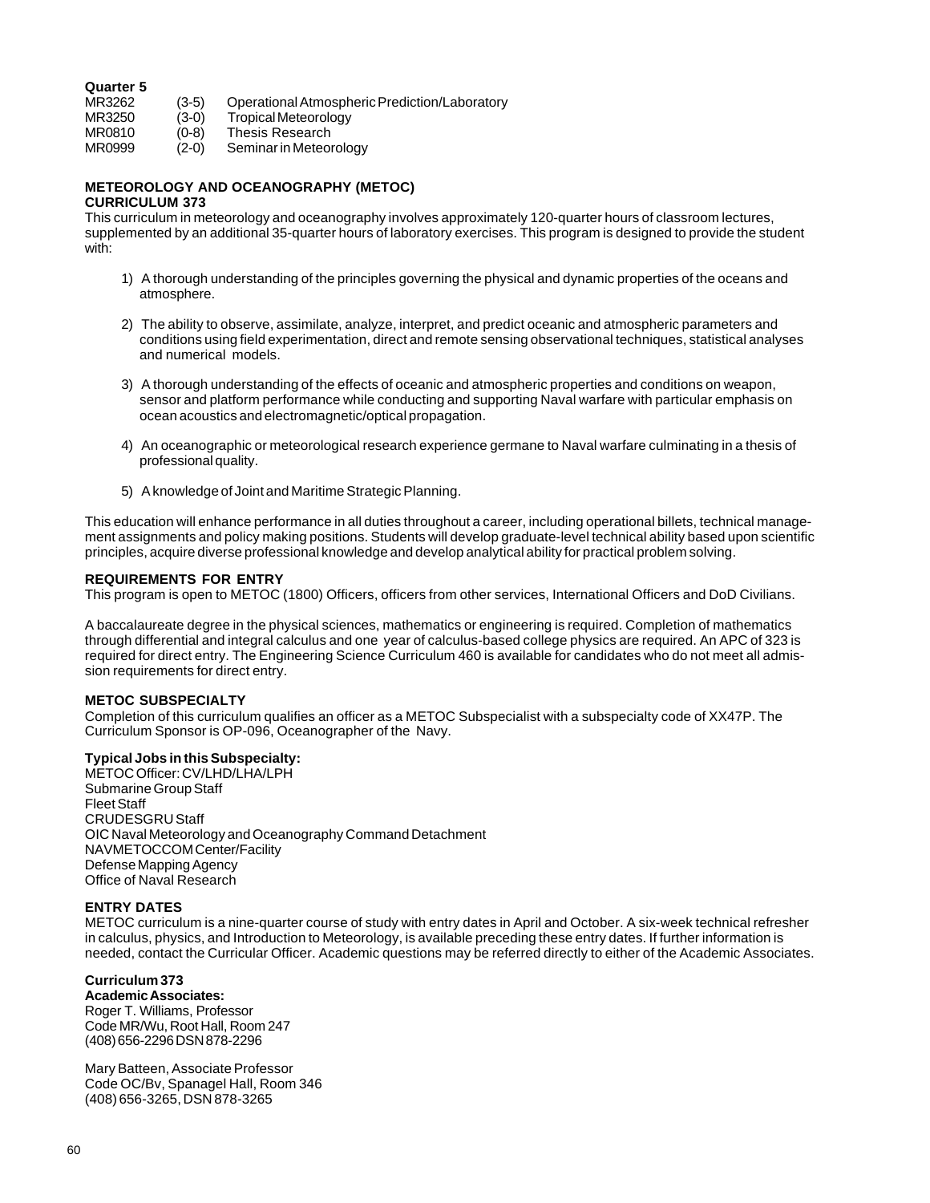**Quarter 5**

| | | |
|---|---|---|
| MR3262 | (3-5) | Operational Atmospheric Prediction/Laboratory |
| MR3250 | (3-0) | Tropical Meteorology |
| MR0810 | (0-8) | Thesis Research |
| MR0999 | (2-0) | Seminar in Meteorology |

## METEOROLOGY AND OCEANOGRAPHY (METOC) CURRICULUM 373

This curriculum in meteorology and oceanography involves approximately 120-quarter hours of classroom lectures, supplemented by an additional 35-quarter hours of laboratory exercises. This program is designed to provide the student with:

1) A thorough understanding of the principles governing the physical and dynamic properties of the oceans and atmosphere.

2) The ability to observe, assimilate, analyze, interpret, and predict oceanic and atmospheric parameters and conditions using field experimentation, direct and remote sensing observational techniques, statistical analyses and numerical models.

3) A thorough understanding of the effects of oceanic and atmospheric properties and conditions on weapon, sensor and platform performance while conducting and supporting Naval warfare with particular emphasis on ocean acoustics and electromagnetic/optical propagation.

4) An oceanographic or meteorological research experience germane to Naval warfare culminating in a thesis of professional quality.

5) A knowledge of Joint and Maritime Strategic Planning.

This education will enhance performance in all duties throughout a career, including operational billets, technical management assignments and policy making positions. Students will develop graduate-level technical ability based upon scientific principles, acquire diverse professional knowledge and develop analytical ability for practical problem solving.

### REQUIREMENTS FOR ENTRY

This program is open to METOC (1800) Officers, officers from other services, International Officers and DoD Civilians.

A baccalaureate degree in the physical sciences, mathematics or engineering is required. Completion of mathematics through differential and integral calculus and one year of calculus-based college physics are required. An APC of 323 is required for direct entry. The Engineering Science Curriculum 460 is available for candidates who do not meet all admission requirements for direct entry.

### METOC SUBSPECIALTY

Completion of this curriculum qualifies an officer as a METOC Subspecialist with a subspecialty code of XX47P. The Curriculum Sponsor is OP-096, Oceanographer of the Navy.

**Typical Jobs in this Subspecialty:**

METOC Officer: CV/LHD/LHA/LPH
Submarine Group Staff
Fleet Staff
CRUDESGRU Staff
OIC Naval Meteorology and Oceanography Command Detachment
NAVMETOCCOM Center/Facility
Defense Mapping Agency
Office of Naval Research

### ENTRY DATES

METOC curriculum is a nine-quarter course of study with entry dates in April and October. A six-week technical refresher in calculus, physics, and Introduction to Meteorology, is available preceding these entry dates. If further information is needed, contact the Curricular Officer. Academic questions may be referred directly to either of the Academic Associates.

**Curriculum 373**

**Academic Associates:**

Roger T. Williams, Professor
Code MR/Wu, Root Hall, Room 247
(408) 656-2296 DSN 878-2296

Mary Batteen, Associate Professor
Code OC/Bv, Spanagel Hall, Room 346
(408) 656-3265, DSN 878-3265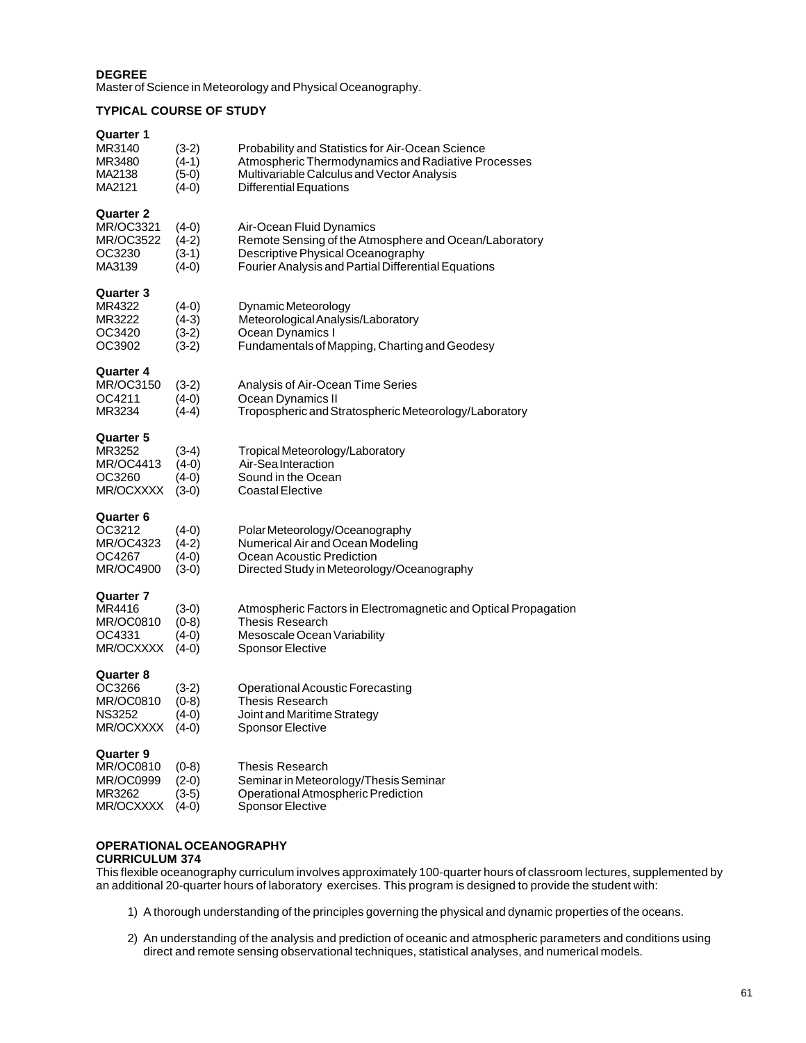**DEGREE**

Master of Science in Meteorology and Physical Oceanography.

**TYPICAL COURSE OF STUDY**

**Quarter 1**

| | | |
|---|---|---|
| MR3140 | (3-2) | Probability and Statistics for Air-Ocean Science |
| MR3480 | (4-1) | Atmospheric Thermodynamics and Radiative Processes |
| MA2138 | (5-0) | Multivariable Calculus and Vector Analysis |
| MA2121 | (4-0) | Differential Equations |

**Quarter 2**

| | | |
|---|---|---|
| MR/OC3321 | (4-0) | Air-Ocean Fluid Dynamics |
| MR/OC3522 | (4-2) | Remote Sensing of the Atmosphere and Ocean/Laboratory |
| OC3230 | (3-1) | Descriptive Physical Oceanography |
| MA3139 | (4-0) | Fourier Analysis and Partial Differential Equations |

**Quarter 3**

| | | |
|---|---|---|
| MR4322 | (4-0) | Dynamic Meteorology |
| MR3222 | (4-3) | Meteorological Analysis/Laboratory |
| OC3420 | (3-2) | Ocean Dynamics I |
| OC3902 | (3-2) | Fundamentals of Mapping, Charting and Geodesy |

**Quarter 4**

| | | |
|---|---|---|
| MR/OC3150 | (3-2) | Analysis of Air-Ocean Time Series |
| OC4211 | (4-0) | Ocean Dynamics II |
| MR3234 | (4-4) | Tropospheric and Stratospheric Meteorology/Laboratory |

**Quarter 5**

| | | |
|---|---|---|
| MR3252 | (3-4) | Tropical Meteorology/Laboratory |
| MR/OC4413 | (4-0) | Air-Sea Interaction |
| OC3260 | (4-0) | Sound in the Ocean |
| MR/OCXXXX | (3-0) | Coastal Elective |

**Quarter 6**

| | | |
|---|---|---|
| OC3212 | (4-0) | Polar Meteorology/Oceanography |
| MR/OC4323 | (4-2) | Numerical Air and Ocean Modeling |
| OC4267 | (4-0) | Ocean Acoustic Prediction |
| MR/OC4900 | (3-0) | Directed Study in Meteorology/Oceanography |

**Quarter 7**

| | | |
|---|---|---|
| MR4416 | (3-0) | Atmospheric Factors in Electromagnetic and Optical Propagation |
| MR/OC0810 | (0-8) | Thesis Research |
| OC4331 | (4-0) | Mesoscale Ocean Variability |
| MR/OCXXXX | (4-0) | Sponsor Elective |

**Quarter 8**

| | | |
|---|---|---|
| OC3266 | (3-2) | Operational Acoustic Forecasting |
| MR/OC0810 | (0-8) | Thesis Research |
| NS3252 | (4-0) | Joint and Maritime Strategy |
| MR/OCXXXX | (4-0) | Sponsor Elective |

**Quarter 9**

| | | |
|---|---|---|
| MR/OC0810 | (0-8) | Thesis Research |
| MR/OC0999 | (2-0) | Seminar in Meteorology/Thesis Seminar |
| MR3262 | (3-5) | Operational Atmospheric Prediction |
| MR/OCXXXX | (4-0) | Sponsor Elective |

## OPERATIONAL OCEANOGRAPHY
### CURRICULUM 374

This flexible oceanography curriculum involves approximately 100-quarter hours of classroom lectures, supplemented by an additional 20-quarter hours of laboratory exercises. This program is designed to provide the student with:

1) A thorough understanding of the principles governing the physical and dynamic properties of the oceans.

2) An understanding of the analysis and prediction of oceanic and atmospheric parameters and conditions using direct and remote sensing observational techniques, statistical analyses, and numerical models.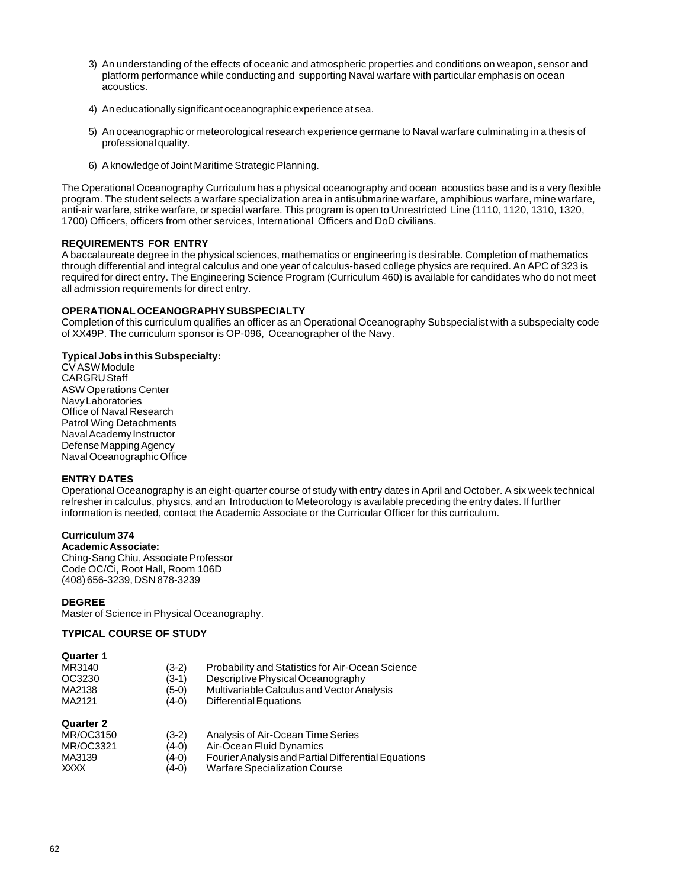3) An understanding of the effects of oceanic and atmospheric properties and conditions on weapon, sensor and platform performance while conducting and supporting Naval warfare with particular emphasis on ocean acoustics.

4) An educationally significant oceanographic experience at sea.

5) An oceanographic or meteorological research experience germane to Naval warfare culminating in a thesis of professional quality.

6) A knowledge of Joint Maritime Strategic Planning.

The Operational Oceanography Curriculum has a physical oceanography and ocean acoustics base and is a very flexible program. The student selects a warfare specialization area in antisubmarine warfare, amphibious warfare, mine warfare, anti-air warfare, strike warfare, or special warfare. This program is open to Unrestricted Line (1110, 1120, 1310, 1320, 1700) Officers, officers from other services, International Officers and DoD civilians.

**REQUIREMENTS FOR ENTRY**

A baccalaureate degree in the physical sciences, mathematics or engineering is desirable. Completion of mathematics through differential and integral calculus and one year of calculus-based college physics are required. An APC of 323 is required for direct entry. The Engineering Science Program (Curriculum 460) is available for candidates who do not meet all admission requirements for direct entry.

**OPERATIONAL OCEANOGRAPHY SUBSPECIALTY**

Completion of this curriculum qualifies an officer as an Operational Oceanography Subspecialist with a subspecialty code of XX49P. The curriculum sponsor is OP-096, Oceanographer of the Navy.

**Typical Jobs in this Subspecialty:**

CV ASW Module
CARGRU Staff
ASW Operations Center
Navy Laboratories
Office of Naval Research
Patrol Wing Detachments
Naval Academy Instructor
Defense Mapping Agency
Naval Oceanographic Office

**ENTRY DATES**

Operational Oceanography is an eight-quarter course of study with entry dates in April and October. A six week technical refresher in calculus, physics, and an Introduction to Meteorology is available preceding the entry dates. If further information is needed, contact the Academic Associate or the Curricular Officer for this curriculum.

**Curriculum 374**

**Academic Associate:**
Ching-Sang Chiu, Associate Professor
Code OC/Ci, Root Hall, Room 106D
(408) 656-3239, DSN 878-3239

**DEGREE**

Master of Science in Physical Oceanography.

**TYPICAL COURSE OF STUDY**

**Quarter 1**

| | | |
|---|---|---|
| MR3140 | (3-2) | Probability and Statistics for Air-Ocean Science |
| OC3230 | (3-1) | Descriptive Physical Oceanography |
| MA2138 | (5-0) | Multivariable Calculus and Vector Analysis |
| MA2121 | (4-0) | Differential Equations |

**Quarter 2**

| | | |
|---|---|---|
| MR/OC3150 | (3-2) | Analysis of Air-Ocean Time Series |
| MR/OC3321 | (4-0) | Air-Ocean Fluid Dynamics |
| MA3139 | (4-0) | Fourier Analysis and Partial Differential Equations |
| XXXX | (4-0) | Warfare Specialization Course |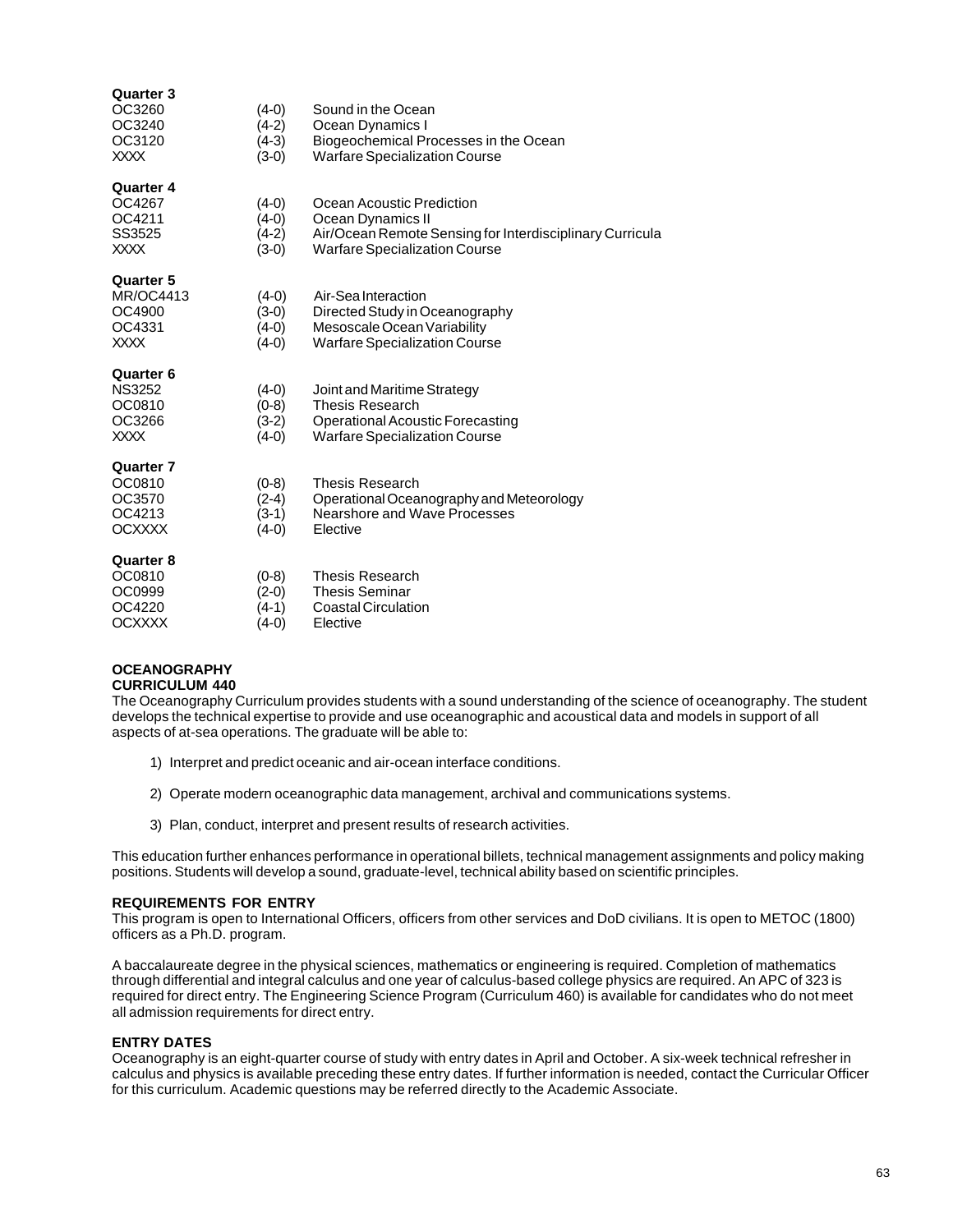**Quarter 3**

| | | |
|---|---|---|
| OC3260 | (4-0) | Sound in the Ocean |
| OC3240 | (4-2) | Ocean Dynamics I |
| OC3120 | (4-3) | Biogeochemical Processes in the Ocean |
| XXXX | (3-0) | Warfare Specialization Course |

**Quarter 4**

| | | |
|---|---|---|
| OC4267 | (4-0) | Ocean Acoustic Prediction |
| OC4211 | (4-0) | Ocean Dynamics II |
| SS3525 | (4-2) | Air/Ocean Remote Sensing for Interdisciplinary Curricula |
| XXXX | (3-0) | Warfare Specialization Course |

**Quarter 5**

| | | |
|---|---|---|
| MR/OC4413 | (4-0) | Air-Sea Interaction |
| OC4900 | (3-0) | Directed Study in Oceanography |
| OC4331 | (4-0) | Mesoscale Ocean Variability |
| XXXX | (4-0) | Warfare Specialization Course |

**Quarter 6**

| | | |
|---|---|---|
| NS3252 | (4-0) | Joint and Maritime Strategy |
| OC0810 | (0-8) | Thesis Research |
| OC3266 | (3-2) | Operational Acoustic Forecasting |
| XXXX | (4-0) | Warfare Specialization Course |

**Quarter 7**

| | | |
|---|---|---|
| OC0810 | (0-8) | Thesis Research |
| OC3570 | (2-4) | Operational Oceanography and Meteorology |
| OC4213 | (3-1) | Nearshore and Wave Processes |
| OCXXXX | (4-0) | Elective |

**Quarter 8**

| | | |
|---|---|---|
| OC0810 | (0-8) | Thesis Research |
| OC0999 | (2-0) | Thesis Seminar |
| OC4220 | (4-1) | Coastal Circulation |
| OCXXXX | (4-0) | Elective |

## OCEANOGRAPHY CURRICULUM 440

The Oceanography Curriculum provides students with a sound understanding of the science of oceanography. The student develops the technical expertise to provide and use oceanographic and acoustical data and models in support of all aspects of at-sea operations. The graduate will be able to:

1) Interpret and predict oceanic and air-ocean interface conditions.

2) Operate modern oceanographic data management, archival and communications systems.

3) Plan, conduct, interpret and present results of research activities.

This education further enhances performance in operational billets, technical management assignments and policy making positions. Students will develop a sound, graduate-level, technical ability based on scientific principles.

### REQUIREMENTS FOR ENTRY

This program is open to International Officers, officers from other services and DoD civilians. It is open to METOC (1800) officers as a Ph.D. program.

A baccalaureate degree in the physical sciences, mathematics or engineering is required. Completion of mathematics through differential and integral calculus and one year of calculus-based college physics are required. An APC of 323 is required for direct entry. The Engineering Science Program (Curriculum 460) is available for candidates who do not meet all admission requirements for direct entry.

### ENTRY DATES

Oceanography is an eight-quarter course of study with entry dates in April and October. A six-week technical refresher in calculus and physics is available preceding these entry dates. If further information is needed, contact the Curricular Officer for this curriculum. Academic questions may be referred directly to the Academic Associate.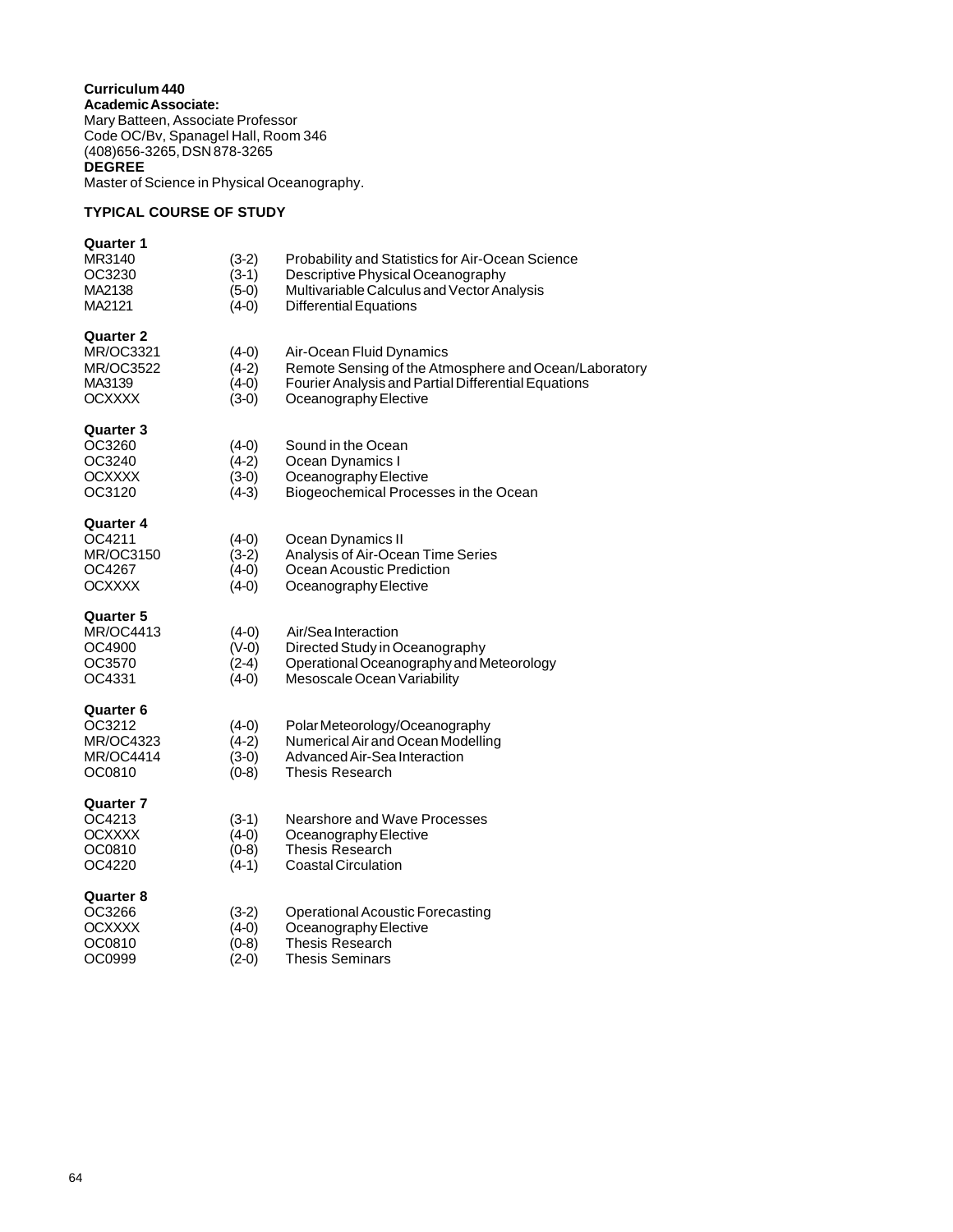**Curriculum 440**
**Academic Associate:**
Mary Batteen, Associate Professor
Code OC/Bv, Spanagel Hall, Room 346
(408)656-3265, DSN 878-3265
**DEGREE**
Master of Science in Physical Oceanography.

**TYPICAL COURSE OF STUDY**

**Quarter 1**

| | | |
|---|---|---|
| MR3140 | (3-2) | Probability and Statistics for Air-Ocean Science |
| OC3230 | (3-1) | Descriptive Physical Oceanography |
| MA2138 | (5-0) | Multivariable Calculus and Vector Analysis |
| MA2121 | (4-0) | Differential Equations |

**Quarter 2**

| | | |
|---|---|---|
| MR/OC3321 | (4-0) | Air-Ocean Fluid Dynamics |
| MR/OC3522 | (4-2) | Remote Sensing of the Atmosphere and Ocean/Laboratory |
| MA3139 | (4-0) | Fourier Analysis and Partial Differential Equations |
| OCXXXX | (3-0) | Oceanography Elective |

**Quarter 3**

| | | |
|---|---|---|
| OC3260 | (4-0) | Sound in the Ocean |
| OC3240 | (4-2) | Ocean Dynamics I |
| OCXXXX | (3-0) | Oceanography Elective |
| OC3120 | (4-3) | Biogeochemical Processes in the Ocean |

**Quarter 4**

| | | |
|---|---|---|
| OC4211 | (4-0) | Ocean Dynamics II |
| MR/OC3150 | (3-2) | Analysis of Air-Ocean Time Series |
| OC4267 | (4-0) | Ocean Acoustic Prediction |
| OCXXXX | (4-0) | Oceanography Elective |

**Quarter 5**

| | | |
|---|---|---|
| MR/OC4413 | (4-0) | Air/Sea Interaction |
| OC4900 | (V-0) | Directed Study in Oceanography |
| OC3570 | (2-4) | Operational Oceanography and Meteorology |
| OC4331 | (4-0) | Mesoscale Ocean Variability |

**Quarter 6**

| | | |
|---|---|---|
| OC3212 | (4-0) | Polar Meteorology/Oceanography |
| MR/OC4323 | (4-2) | Numerical Air and Ocean Modelling |
| MR/OC4414 | (3-0) | Advanced Air-Sea Interaction |
| OC0810 | (0-8) | Thesis Research |

**Quarter 7**

| | | |
|---|---|---|
| OC4213 | (3-1) | Nearshore and Wave Processes |
| OCXXXX | (4-0) | Oceanography Elective |
| OC0810 | (0-8) | Thesis Research |
| OC4220 | (4-1) | Coastal Circulation |

**Quarter 8**

| | | |
|---|---|---|
| OC3266 | (3-2) | Operational Acoustic Forecasting |
| OCXXXX | (4-0) | Oceanography Elective |
| OC0810 | (0-8) | Thesis Research |
| OC0999 | (2-0) | Thesis Seminars |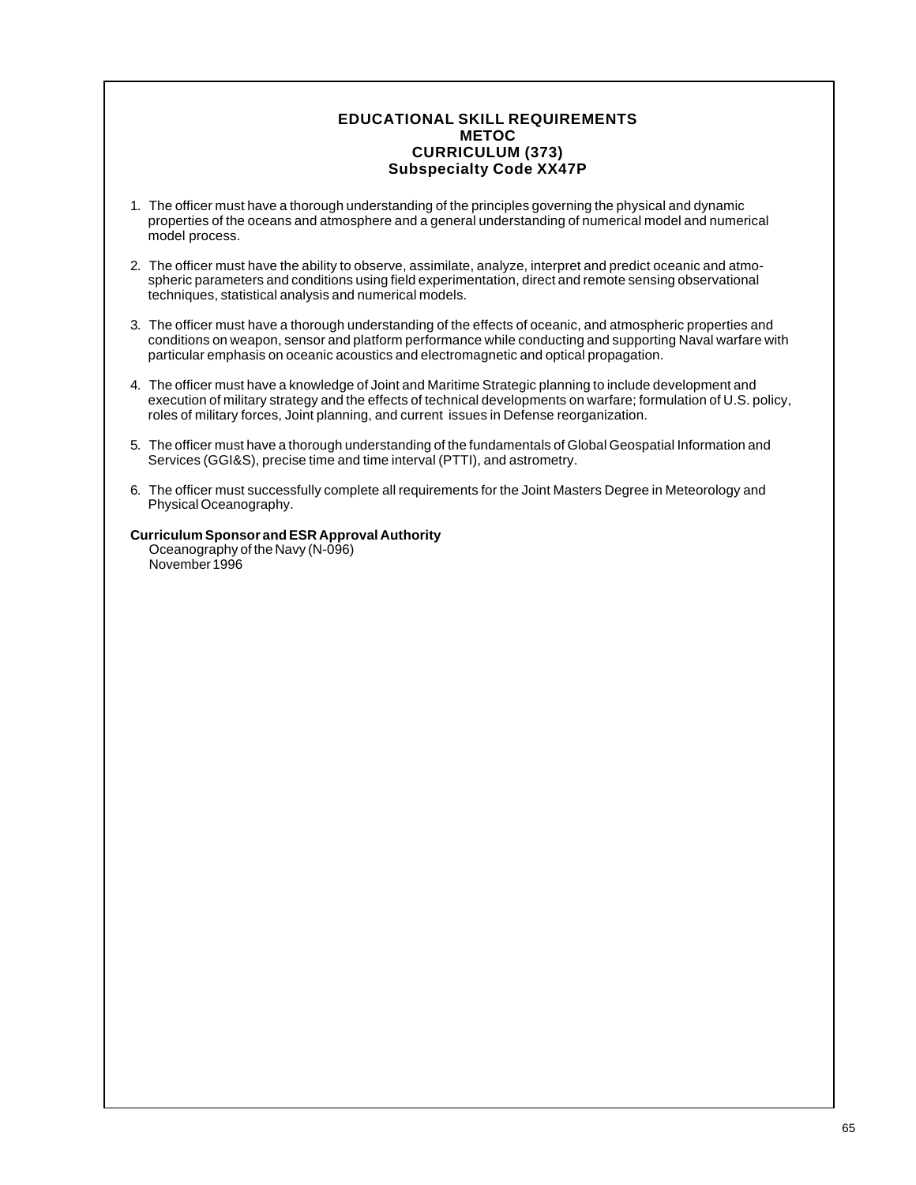## EDUCATIONAL SKILL REQUIREMENTS
## METOC
## CURRICULUM (373)
## Subspecialty Code XX47P

1. The officer must have a thorough understanding of the principles governing the physical and dynamic properties of the oceans and atmosphere and a general understanding of numerical model and numerical model process.

2. The officer must have the ability to observe, assimilate, analyze, interpret and predict oceanic and atmospheric parameters and conditions using field experimentation, direct and remote sensing observational techniques, statistical analysis and numerical models.

3. The officer must have a thorough understanding of the effects of oceanic, and atmospheric properties and conditions on weapon, sensor and platform performance while conducting and supporting Naval warfare with particular emphasis on oceanic acoustics and electromagnetic and optical propagation.

4. The officer must have a knowledge of Joint and Maritime Strategic planning to include development and execution of military strategy and the effects of technical developments on warfare; formulation of U.S. policy, roles of military forces, Joint planning, and current issues in Defense reorganization.

5. The officer must have a thorough understanding of the fundamentals of Global Geospatial Information and Services (GGI&S), precise time and time interval (PTTI), and astrometry.

6. The officer must successfully complete all requirements for the Joint Masters Degree in Meteorology and Physical Oceanography.

**Curriculum Sponsor and ESR Approval Authority**
Oceanography of the Navy (N-096)
November 1996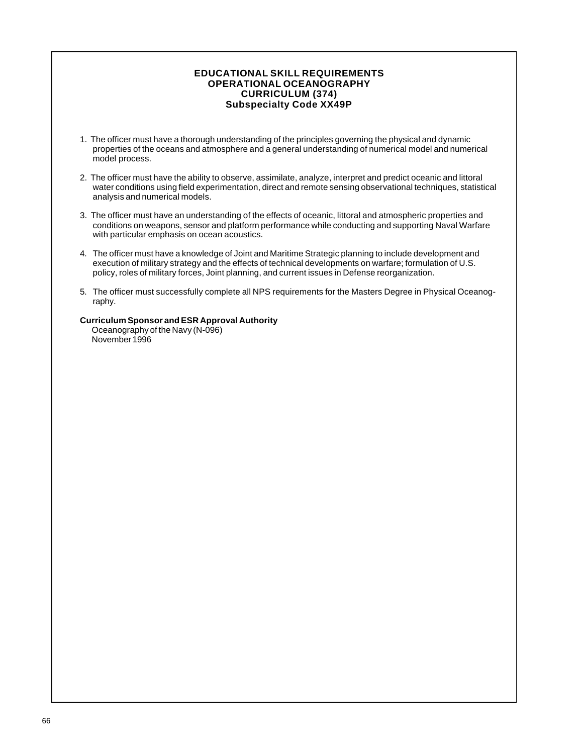# EDUCATIONAL SKILL REQUIREMENTS
# OPERATIONAL OCEANOGRAPHY
# CURRICULUM (374)
# Subspecialty Code XX49P

1. The officer must have a thorough understanding of the principles governing the physical and dynamic properties of the oceans and atmosphere and a general understanding of numerical model and numerical model process.

2. The officer must have the ability to observe, assimilate, analyze, interpret and predict oceanic and littoral water conditions using field experimentation, direct and remote sensing observational techniques, statistical analysis and numerical models.

3. The officer must have an understanding of the effects of oceanic, littoral and atmospheric properties and conditions on weapons, sensor and platform performance while conducting and supporting Naval Warfare with particular emphasis on ocean acoustics.

4. The officer must have a knowledge of Joint and Maritime Strategic planning to include development and execution of military strategy and the effects of technical developments on warfare; formulation of U.S. policy, roles of military forces, Joint planning, and current issues in Defense reorganization.

5. The officer must successfully complete all NPS requirements for the Masters Degree in Physical Oceanography.

**Curriculum Sponsor and ESR Approval Authority**
Oceanography of the Navy (N-096)
November 1996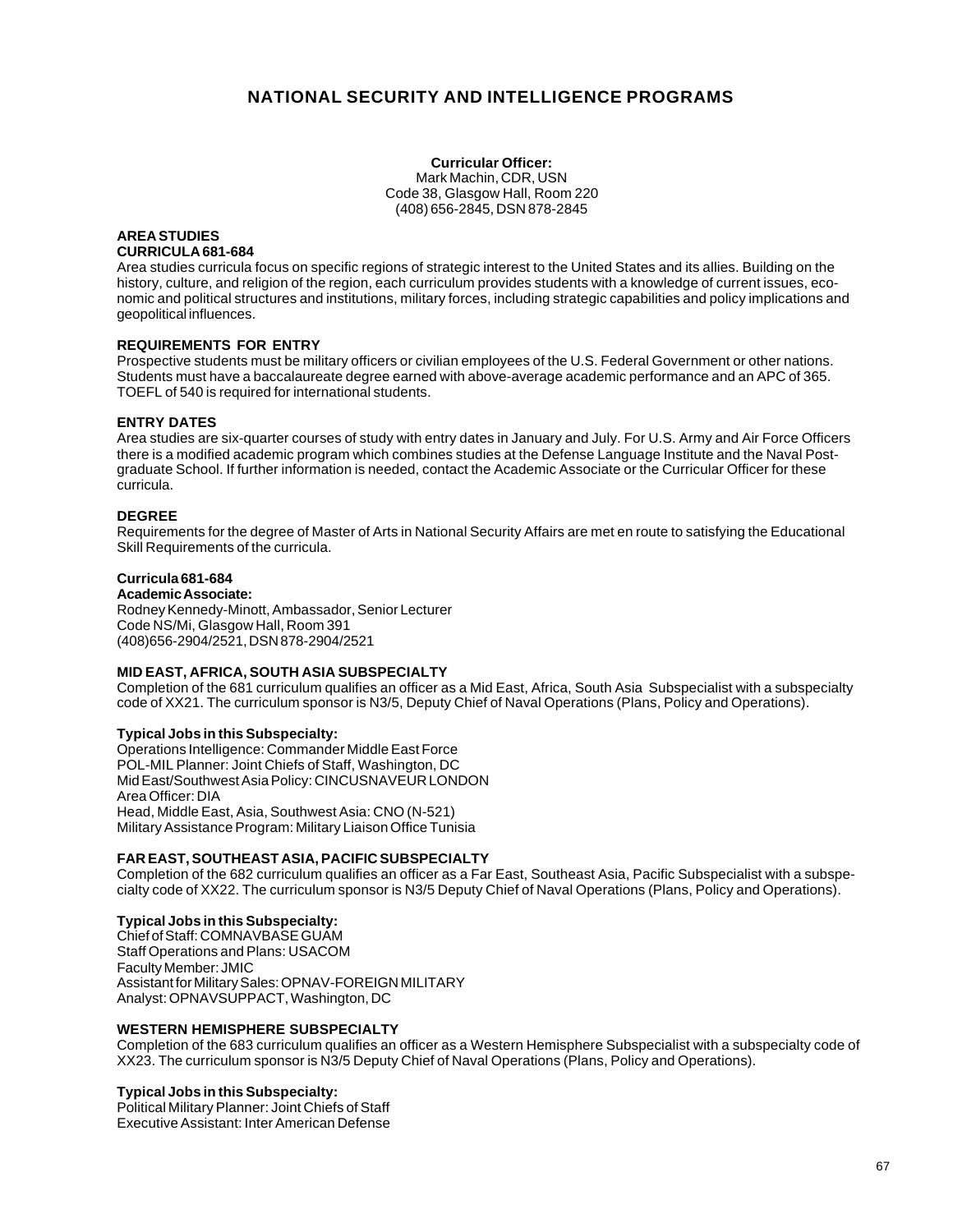# NATIONAL SECURITY AND INTELLIGENCE PROGRAMS

**Curricular Officer:**
Mark Machin, CDR, USN
Code 38, Glasgow Hall, Room 220
(408) 656-2845, DSN 878-2845

## AREA STUDIES
## CURRICULA 681-684

Area studies curricula focus on specific regions of strategic interest to the United States and its allies. Building on the history, culture, and religion of the region, each curriculum provides students with a knowledge of current issues, economic and political structures and institutions, military forces, including strategic capabilities and policy implications and geopolitical influences.

### REQUIREMENTS FOR ENTRY

Prospective students must be military officers or civilian employees of the U.S. Federal Government or other nations. Students must have a baccalaureate degree earned with above-average academic performance and an APC of 365. TOEFL of 540 is required for international students.

### ENTRY DATES

Area studies are six-quarter courses of study with entry dates in January and July. For U.S. Army and Air Force Officers there is a modified academic program which combines studies at the Defense Language Institute and the Naval Postgraduate School. If further information is needed, contact the Academic Associate or the Curricular Officer for these curricula.

### DEGREE

Requirements for the degree of Master of Arts in National Security Affairs are met en route to satisfying the Educational Skill Requirements of the curricula.

### Curricula 681-684

**Academic Associate:**
Rodney Kennedy-Minott, Ambassador, Senior Lecturer
Code NS/Mi, Glasgow Hall, Room 391
(408)656-2904/2521, DSN 878-2904/2521

### MID EAST, AFRICA, SOUTH ASIA SUBSPECIALTY

Completion of the 681 curriculum qualifies an officer as a Mid East, Africa, South Asia Subspecialist with a subspecialty code of XX21. The curriculum sponsor is N3/5, Deputy Chief of Naval Operations (Plans, Policy and Operations).

**Typical Jobs in this Subspecialty:**

Operations Intelligence: Commander Middle East Force
POL-MIL Planner: Joint Chiefs of Staff, Washington, DC
Mid East/Southwest Asia Policy: CINCUSNAVEUR LONDON
Area Officer: DIA
Head, Middle East, Asia, Southwest Asia: CNO (N-521)
Military Assistance Program: Military Liaison Office Tunisia

### FAR EAST, SOUTHEAST ASIA, PACIFIC SUBSPECIALTY

Completion of the 682 curriculum qualifies an officer as a Far East, Southeast Asia, Pacific Subspecialist with a subspecialty code of XX22. The curriculum sponsor is N3/5 Deputy Chief of Naval Operations (Plans, Policy and Operations).

**Typical Jobs in this Subspecialty:**

Chief of Staff: COMNAVBASE GUAM
Staff Operations and Plans: USACOM
Faculty Member: JMIC
Assistant for Military Sales: OPNAV-FOREIGN MILITARY
Analyst: OPNAVSUPPACT, Washington, DC

### WESTERN HEMISPHERE SUBSPECIALTY

Completion of the 683 curriculum qualifies an officer as a Western Hemisphere Subspecialist with a subspecialty code of XX23. The curriculum sponsor is N3/5 Deputy Chief of Naval Operations (Plans, Policy and Operations).

**Typical Jobs in this Subspecialty:**

Political Military Planner: Joint Chiefs of Staff
Executive Assistant: Inter American Defense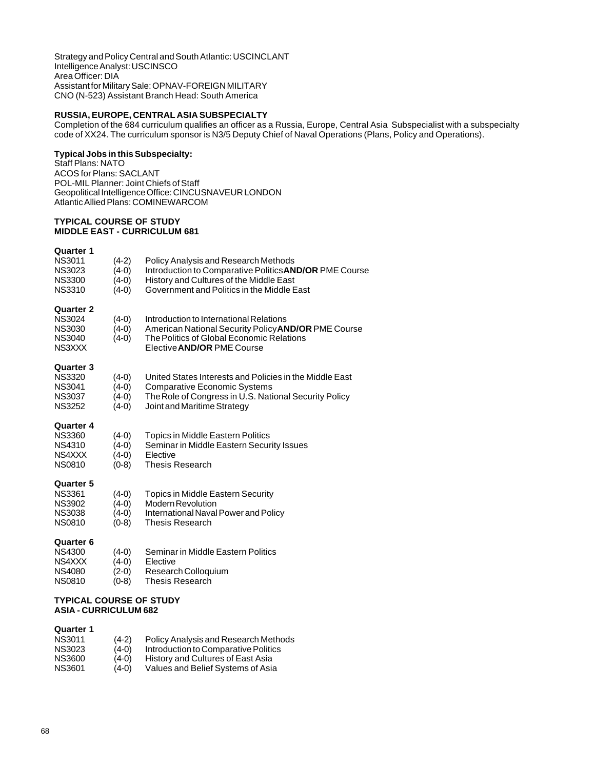Strategy and Policy Central and South Atlantic: USCINCLANT
Intelligence Analyst: USCINSCO
Area Officer: DIA
Assistant for Military Sale: OPNAV-FOREIGN MILITARY
CNO (N-523) Assistant Branch Head: South America

### RUSSIA, EUROPE, CENTRAL ASIA SUBSPECIALTY

Completion of the 684 curriculum qualifies an officer as a Russia, Europe, Central Asia Subspecialist with a subspecialty code of XX24. The curriculum sponsor is N3/5 Deputy Chief of Naval Operations (Plans, Policy and Operations).

**Typical Jobs in this Subspecialty:**

Staff Plans: NATO
ACOS for Plans: SACLANT
POL-MIL Planner: Joint Chiefs of Staff
Geopolitical Intelligence Office: CINCUSNAVEUR LONDON
Atlantic Allied Plans: COMINEWARCOM

### TYPICAL COURSE OF STUDY
### MIDDLE EAST - CURRICULUM 681

**Quarter 1**

| | | |
|---|---|---|
| NS3011 | (4-2) | Policy Analysis and Research Methods |
| NS3023 | (4-0) | Introduction to Comparative Politics **AND/OR** PME Course |
| NS3300 | (4-0) | History and Cultures of the Middle East |
| NS3310 | (4-0) | Government and Politics in the Middle East |

**Quarter 2**

| | | |
|---|---|---|
| NS3024 | (4-0) | Introduction to International Relations |
| NS3030 | (4-0) | American National Security Policy **AND/OR** PME Course |
| NS3040 | (4-0) | The Politics of Global Economic Relations |
| NS3XXX | | Elective **AND/OR** PME Course |

**Quarter 3**

| | | |
|---|---|---|
| NS3320 | (4-0) | United States Interests and Policies in the Middle East |
| NS3041 | (4-0) | Comparative Economic Systems |
| NS3037 | (4-0) | The Role of Congress in U.S. National Security Policy |
| NS3252 | (4-0) | Joint and Maritime Strategy |

**Quarter 4**

| | | |
|---|---|---|
| NS3360 | (4-0) | Topics in Middle Eastern Politics |
| NS4310 | (4-0) | Seminar in Middle Eastern Security Issues |
| NS4XXX | (4-0) | Elective |
| NS0810 | (0-8) | Thesis Research |

**Quarter 5**

| | | |
|---|---|---|
| NS3361 | (4-0) | Topics in Middle Eastern Security |
| NS3902 | (4-0) | Modern Revolution |
| NS3038 | (4-0) | International Naval Power and Policy |
| NS0810 | (0-8) | Thesis Research |

**Quarter 6**

| | | |
|---|---|---|
| NS4300 | (4-0) | Seminar in Middle Eastern Politics |
| NS4XXX | (4-0) | Elective |
| NS4080 | (2-0) | Research Colloquium |
| NS0810 | (0-8) | Thesis Research |

### TYPICAL COURSE OF STUDY
### ASIA - CURRICULUM 682

**Quarter 1**

| | | |
|---|---|---|
| NS3011 | (4-2) | Policy Analysis and Research Methods |
| NS3023 | (4-0) | Introduction to Comparative Politics |
| NS3600 | (4-0) | History and Cultures of East Asia |
| NS3601 | (4-0) | Values and Belief Systems of Asia |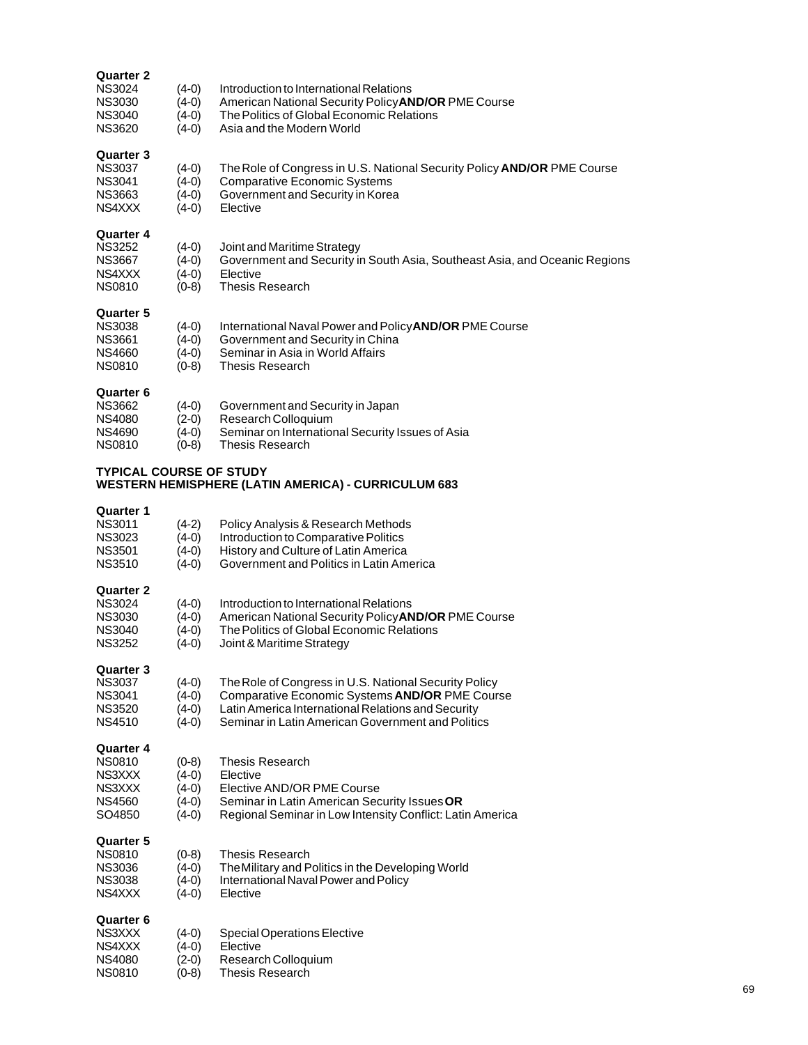**Quarter 2**

| | | |
|---|---|---|
| NS3024 | (4-0) | Introduction to International Relations |
| NS3030 | (4-0) | American National Security Policy **AND/OR** PME Course |
| NS3040 | (4-0) | The Politics of Global Economic Relations |
| NS3620 | (4-0) | Asia and the Modern World |

**Quarter 3**

| | | |
|---|---|---|
| NS3037 | (4-0) | The Role of Congress in U.S. National Security Policy **AND/OR** PME Course |
| NS3041 | (4-0) | Comparative Economic Systems |
| NS3663 | (4-0) | Government and Security in Korea |
| NS4XXX | (4-0) | Elective |

**Quarter 4**

| | | |
|---|---|---|
| NS3252 | (4-0) | Joint and Maritime Strategy |
| NS3667 | (4-0) | Government and Security in South Asia, Southeast Asia, and Oceanic Regions |
| NS4XXX | (4-0) | Elective |
| NS0810 | (0-8) | Thesis Research |

**Quarter 5**

| | | |
|---|---|---|
| NS3038 | (4-0) | International Naval Power and Policy **AND/OR** PME Course |
| NS3661 | (4-0) | Government and Security in China |
| NS4660 | (4-0) | Seminar in Asia in World Affairs |
| NS0810 | (0-8) | Thesis Research |

**Quarter 6**

| | | |
|---|---|---|
| NS3662 | (4-0) | Government and Security in Japan |
| NS4080 | (2-0) | Research Colloquium |
| NS4690 | (4-0) | Seminar on International Security Issues of Asia |
| NS0810 | (0-8) | Thesis Research |

## TYPICAL COURSE OF STUDY
## WESTERN HEMISPHERE (LATIN AMERICA) - CURRICULUM 683

**Quarter 1**

| | | |
|---|---|---|
| NS3011 | (4-2) | Policy Analysis & Research Methods |
| NS3023 | (4-0) | Introduction to Comparative Politics |
| NS3501 | (4-0) | History and Culture of Latin America |
| NS3510 | (4-0) | Government and Politics in Latin America |

**Quarter 2**

| | | |
|---|---|---|
| NS3024 | (4-0) | Introduction to International Relations |
| NS3030 | (4-0) | American National Security Policy **AND/OR** PME Course |
| NS3040 | (4-0) | The Politics of Global Economic Relations |
| NS3252 | (4-0) | Joint & Maritime Strategy |

**Quarter 3**

| | | |
|---|---|---|
| NS3037 | (4-0) | The Role of Congress in U.S. National Security Policy |
| NS3041 | (4-0) | Comparative Economic Systems **AND/OR** PME Course |
| NS3520 | (4-0) | Latin America International Relations and Security |
| NS4510 | (4-0) | Seminar in Latin American Government and Politics |

**Quarter 4**

| | | |
|---|---|---|
| NS0810 | (0-8) | Thesis Research |
| NS3XXX | (4-0) | Elective |
| NS3XXX | (4-0) | Elective AND/OR PME Course |
| NS4560 | (4-0) | Seminar in Latin American Security Issues **OR** |
| SO4850 | (4-0) | Regional Seminar in Low Intensity Conflict: Latin America |

**Quarter 5**

| | | |
|---|---|---|
| NS0810 | (0-8) | Thesis Research |
| NS3036 | (4-0) | The Military and Politics in the Developing World |
| NS3038 | (4-0) | International Naval Power and Policy |
| NS4XXX | (4-0) | Elective |

**Quarter 6**

| | | |
|---|---|---|
| NS3XXX | (4-0) | Special Operations Elective |
| NS4XXX | (4-0) | Elective |
| NS4080 | (2-0) | Research Colloquium |
| NS0810 | (0-8) | Thesis Research |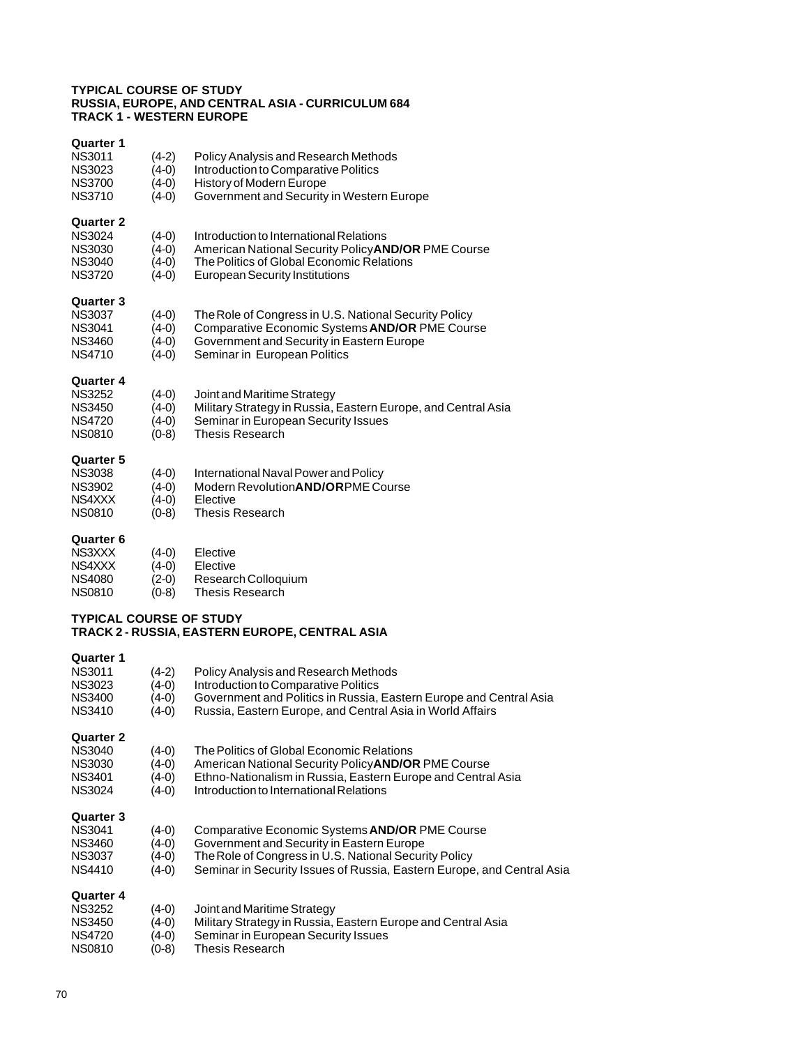**TYPICAL COURSE OF STUDY**
**RUSSIA, EUROPE, AND CENTRAL ASIA - CURRICULUM 684**
**TRACK 1 - WESTERN EUROPE**

**Quarter 1**

| | | |
|---|---|---|
| NS3011 | (4-2) | Policy Analysis and Research Methods |
| NS3023 | (4-0) | Introduction to Comparative Politics |
| NS3700 | (4-0) | History of Modern Europe |
| NS3710 | (4-0) | Government and Security in Western Europe |

**Quarter 2**

| | | |
|---|---|---|
| NS3024 | (4-0) | Introduction to International Relations |
| NS3030 | (4-0) | American National Security Policy **AND/OR** PME Course |
| NS3040 | (4-0) | The Politics of Global Economic Relations |
| NS3720 | (4-0) | European Security Institutions |

**Quarter 3**

| | | |
|---|---|---|
| NS3037 | (4-0) | The Role of Congress in U.S. National Security Policy |
| NS3041 | (4-0) | Comparative Economic Systems **AND/OR** PME Course |
| NS3460 | (4-0) | Government and Security in Eastern Europe |
| NS4710 | (4-0) | Seminar in European Politics |

**Quarter 4**

| | | |
|---|---|---|
| NS3252 | (4-0) | Joint and Maritime Strategy |
| NS3450 | (4-0) | Military Strategy in Russia, Eastern Europe, and Central Asia |
| NS4720 | (4-0) | Seminar in European Security Issues |
| NS0810 | (0-8) | Thesis Research |

**Quarter 5**

| | | |
|---|---|---|
| NS3038 | (4-0) | International Naval Power and Policy |
| NS3902 | (4-0) | Modern Revolution **AND/OR** PME Course |
| NS4XXX | (4-0) | Elective |
| NS0810 | (0-8) | Thesis Research |

**Quarter 6**

| | | |
|---|---|---|
| NS3XXX | (4-0) | Elective |
| NS4XXX | (4-0) | Elective |
| NS4080 | (2-0) | Research Colloquium |
| NS0810 | (0-8) | Thesis Research |

**TYPICAL COURSE OF STUDY**
**TRACK 2 - RUSSIA, EASTERN EUROPE, CENTRAL ASIA**

**Quarter 1**

| | | |
|---|---|---|
| NS3011 | (4-2) | Policy Analysis and Research Methods |
| NS3023 | (4-0) | Introduction to Comparative Politics |
| NS3400 | (4-0) | Government and Politics in Russia, Eastern Europe and Central Asia |
| NS3410 | (4-0) | Russia, Eastern Europe, and Central Asia in World Affairs |

**Quarter 2**

| | | |
|---|---|---|
| NS3040 | (4-0) | The Politics of Global Economic Relations |
| NS3030 | (4-0) | American National Security Policy **AND/OR** PME Course |
| NS3401 | (4-0) | Ethno-Nationalism in Russia, Eastern Europe and Central Asia |
| NS3024 | (4-0) | Introduction to International Relations |

**Quarter 3**

| | | |
|---|---|---|
| NS3041 | (4-0) | Comparative Economic Systems **AND/OR** PME Course |
| NS3460 | (4-0) | Government and Security in Eastern Europe |
| NS3037 | (4-0) | The Role of Congress in U.S. National Security Policy |
| NS4410 | (4-0) | Seminar in Security Issues of Russia, Eastern Europe, and Central Asia |

**Quarter 4**

| | | |
|---|---|---|
| NS3252 | (4-0) | Joint and Maritime Strategy |
| NS3450 | (4-0) | Military Strategy in Russia, Eastern Europe and Central Asia |
| NS4720 | (4-0) | Seminar in European Security Issues |
| NS0810 | (0-8) | Thesis Research |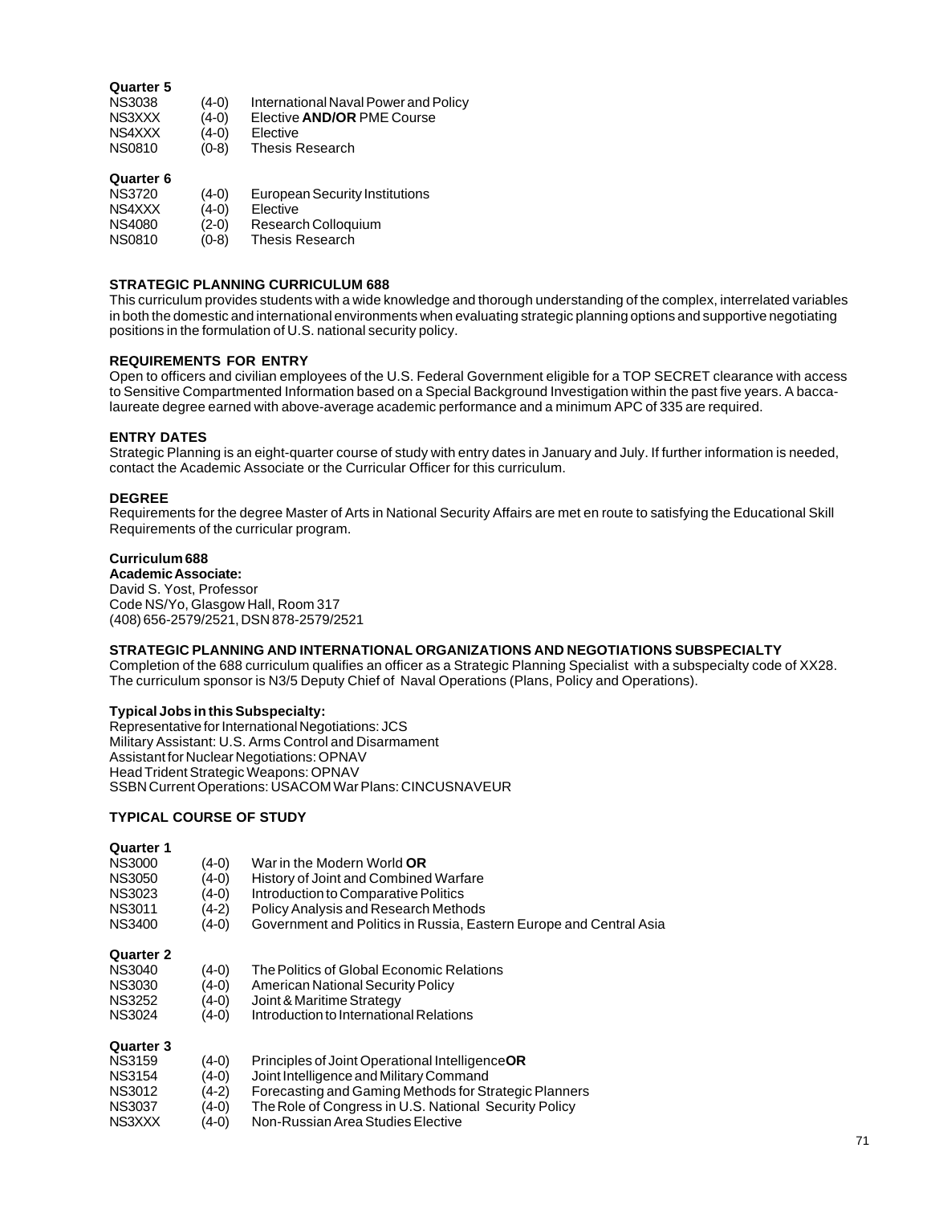**Quarter 5**

| | | |
|---|---|---|
| NS3038 | (4-0) | International Naval Power and Policy |
| NS3XXX | (4-0) | Elective **AND/OR** PME Course |
| NS4XXX | (4-0) | Elective |
| NS0810 | (0-8) | Thesis Research |

**Quarter 6**

| | | |
|---|---|---|
| NS3720 | (4-0) | European Security Institutions |
| NS4XXX | (4-0) | Elective |
| NS4080 | (2-0) | Research Colloquium |
| NS0810 | (0-8) | Thesis Research |

### STRATEGIC PLANNING CURRICULUM 688

This curriculum provides students with a wide knowledge and thorough understanding of the complex, interrelated variables in both the domestic and international environments when evaluating strategic planning options and supportive negotiating positions in the formulation of U.S. national security policy.

### REQUIREMENTS FOR ENTRY

Open to officers and civilian employees of the U.S. Federal Government eligible for a TOP SECRET clearance with access to Sensitive Compartmented Information based on a Special Background Investigation within the past five years. A baccalaureate degree earned with above-average academic performance and a minimum APC of 335 are required.

### ENTRY DATES

Strategic Planning is an eight-quarter course of study with entry dates in January and July. If further information is needed, contact the Academic Associate or the Curricular Officer for this curriculum.

### DEGREE

Requirements for the degree Master of Arts in National Security Affairs are met en route to satisfying the Educational Skill Requirements of the curricular program.

**Curriculum 688**
**Academic Associate:**
David S. Yost, Professor
Code NS/Yo, Glasgow Hall, Room 317
(408) 656-2579/2521, DSN 878-2579/2521

### STRATEGIC PLANNING AND INTERNATIONAL ORGANIZATIONS AND NEGOTIATIONS SUBSPECIALTY

Completion of the 688 curriculum qualifies an officer as a Strategic Planning Specialist with a subspecialty code of XX28. The curriculum sponsor is N3/5 Deputy Chief of Naval Operations (Plans, Policy and Operations).

**Typical Jobs in this Subspecialty:**
Representative for International Negotiations: JCS
Military Assistant: U.S. Arms Control and Disarmament
Assistant for Nuclear Negotiations: OPNAV
Head Trident Strategic Weapons: OPNAV
SSBN Current Operations: USACOM War Plans: CINCUSNAVEUR

### TYPICAL COURSE OF STUDY

**Quarter 1**

| | | |
|---|---|---|
| NS3000 | (4-0) | War in the Modern World **OR** |
| NS3050 | (4-0) | History of Joint and Combined Warfare |
| NS3023 | (4-0) | Introduction to Comparative Politics |
| NS3011 | (4-2) | Policy Analysis and Research Methods |
| NS3400 | (4-0) | Government and Politics in Russia, Eastern Europe and Central Asia |

**Quarter 2**

| | | |
|---|---|---|
| NS3040 | (4-0) | The Politics of Global Economic Relations |
| NS3030 | (4-0) | American National Security Policy |
| NS3252 | (4-0) | Joint & Maritime Strategy |
| NS3024 | (4-0) | Introduction to International Relations |

**Quarter 3**

| | | |
|---|---|---|
| NS3159 | (4-0) | Principles of Joint Operational Intelligence **OR** |
| NS3154 | (4-0) | Joint Intelligence and Military Command |
| NS3012 | (4-2) | Forecasting and Gaming Methods for Strategic Planners |
| NS3037 | (4-0) | The Role of Congress in U.S. National Security Policy |
| NS3XXX | (4-0) | Non-Russian Area Studies Elective |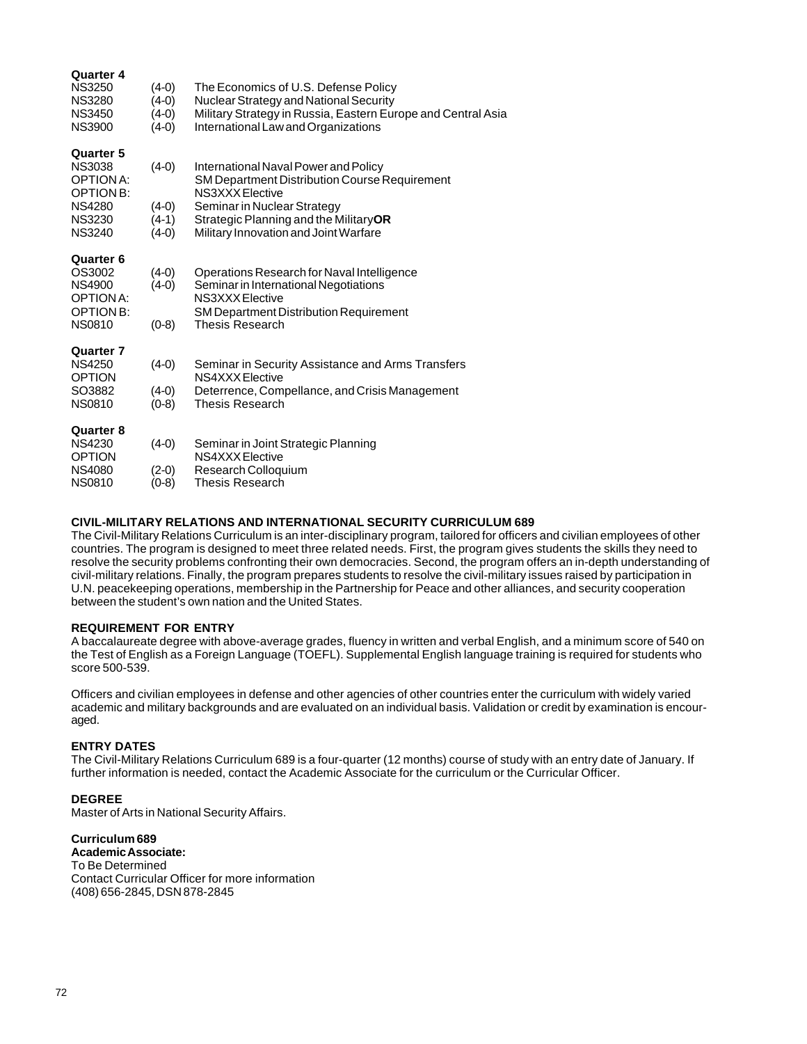**Quarter 4**

| | | |
|---|---|---|
| NS3250 | (4-0) | The Economics of U.S. Defense Policy |
| NS3280 | (4-0) | Nuclear Strategy and National Security |
| NS3450 | (4-0) | Military Strategy in Russia, Eastern Europe and Central Asia |
| NS3900 | (4-0) | International Law and Organizations |

**Quarter 5**

| | | |
|---|---|---|
| NS3038 | (4-0) | International Naval Power and Policy |
| OPTION A: | | SM Department Distribution Course Requirement |
| OPTION B: | | NS3XXX Elective |
| NS4280 | (4-0) | Seminar in Nuclear Strategy |
| NS3230 | (4-1) | Strategic Planning and the Military **OR** |
| NS3240 | (4-0) | Military Innovation and Joint Warfare |

**Quarter 6**

| | | |
|---|---|---|
| OS3002 | (4-0) | Operations Research for Naval Intelligence |
| NS4900 | (4-0) | Seminar in International Negotiations |
| OPTION A: | | NS3XXX Elective |
| OPTION B: | | SM Department Distribution Requirement |
| NS0810 | (0-8) | Thesis Research |

**Quarter 7**

| | | |
|---|---|---|
| NS4250 | (4-0) | Seminar in Security Assistance and Arms Transfers |
| OPTION | | NS4XXX Elective |
| SO3882 | (4-0) | Deterrence, Compellance, and Crisis Management |
| NS0810 | (0-8) | Thesis Research |

**Quarter 8**

| | | |
|---|---|---|
| NS4230 | (4-0) | Seminar in Joint Strategic Planning |
| OPTION | | NS4XXX Elective |
| NS4080 | (2-0) | Research Colloquium |
| NS0810 | (0-8) | Thesis Research |

## CIVIL-MILITARY RELATIONS AND INTERNATIONAL SECURITY CURRICULUM 689

The Civil-Military Relations Curriculum is an inter-disciplinary program, tailored for officers and civilian employees of other countries. The program is designed to meet three related needs. First, the program gives students the skills they need to resolve the security problems confronting their own democracies. Second, the program offers an in-depth understanding of civil-military relations. Finally, the program prepares students to resolve the civil-military issues raised by participation in U.N. peacekeeping operations, membership in the Partnership for Peace and other alliances, and security cooperation between the student's own nation and the United States.

### REQUIREMENT FOR ENTRY

A baccalaureate degree with above-average grades, fluency in written and verbal English, and a minimum score of 540 on the Test of English as a Foreign Language (TOEFL). Supplemental English language training is required for students who score 500-539.

Officers and civilian employees in defense and other agencies of other countries enter the curriculum with widely varied academic and military backgrounds and are evaluated on an individual basis. Validation or credit by examination is encouraged.

### ENTRY DATES

The Civil-Military Relations Curriculum 689 is a four-quarter (12 months) course of study with an entry date of January. If further information is needed, contact the Academic Associate for the curriculum or the Curricular Officer.

### DEGREE

Master of Arts in National Security Affairs.

**Curriculum 689**
**Academic Associate:**
To Be Determined
Contact Curricular Officer for more information
(408) 656-2845, DSN 878-2845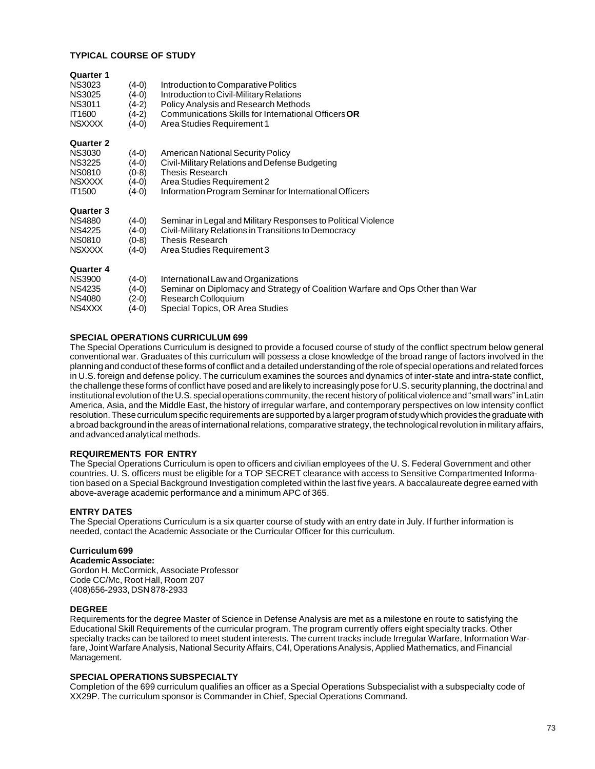### TYPICAL COURSE OF STUDY

**Quarter 1**

| | | |
|---|---|---|
| NS3023 | (4-0) | Introduction to Comparative Politics |
| NS3025 | (4-0) | Introduction to Civil-Military Relations |
| NS3011 | (4-2) | Policy Analysis and Research Methods |
| IT1600 | (4-2) | Communications Skills for International Officers **OR** |
| NSXXXX | (4-0) | Area Studies Requirement 1 |

**Quarter 2**

| | | |
|---|---|---|
| NS3030 | (4-0) | American National Security Policy |
| NS3225 | (4-0) | Civil-Military Relations and Defense Budgeting |
| NS0810 | (0-8) | Thesis Research |
| NSXXXX | (4-0) | Area Studies Requirement 2 |
| IT1500 | (4-0) | Information Program Seminar for International Officers |

**Quarter 3**

| | | |
|---|---|---|
| NS4880 | (4-0) | Seminar in Legal and Military Responses to Political Violence |
| NS4225 | (4-0) | Civil-Military Relations in Transitions to Democracy |
| NS0810 | (0-8) | Thesis Research |
| NSXXXX | (4-0) | Area Studies Requirement 3 |

**Quarter 4**

| | | |
|---|---|---|
| NS3900 | (4-0) | International Law and Organizations |
| NS4235 | (4-0) | Seminar on Diplomacy and Strategy of Coalition Warfare and Ops Other than War |
| NS4080 | (2-0) | Research Colloquium |
| NS4XXX | (4-0) | Special Topics, OR Area Studies |

### SPECIAL OPERATIONS CURRICULUM 699

The Special Operations Curriculum is designed to provide a focused course of study of the conflict spectrum below general conventional war. Graduates of this curriculum will possess a close knowledge of the broad range of factors involved in the planning and conduct of these forms of conflict and a detailed understanding of the role of special operations and related forces in U.S. foreign and defense policy. The curriculum examines the sources and dynamics of inter-state and intra-state conflict, the challenge these forms of conflict have posed and are likely to increasingly pose for U.S. security planning, the doctrinal and institutional evolution of the U.S. special operations community, the recent history of political violence and "small wars" in Latin America, Asia, and the Middle East, the history of irregular warfare, and contemporary perspectives on low intensity conflict resolution. These curriculum specific requirements are supported by a larger program of study which provides the graduate with a broad background in the areas of international relations, comparative strategy, the technological revolution in military affairs, and advanced analytical methods.

### REQUIREMENTS FOR ENTRY

The Special Operations Curriculum is open to officers and civilian employees of the U. S. Federal Government and other countries. U. S. officers must be eligible for a TOP SECRET clearance with access to Sensitive Compartmented Information based on a Special Background Investigation completed within the last five years. A baccalaureate degree earned with above-average academic performance and a minimum APC of 365.

### ENTRY DATES

The Special Operations Curriculum is a six quarter course of study with an entry date in July. If further information is needed, contact the Academic Associate or the Curricular Officer for this curriculum.

**Curriculum 699**

**Academic Associate:**

Gordon H. McCormick, Associate Professor
Code CC/Mc, Root Hall, Room 207
(408)656-2933, DSN 878-2933

### DEGREE

Requirements for the degree Master of Science in Defense Analysis are met as a milestone en route to satisfying the Educational Skill Requirements of the curricular program. The program currently offers eight specialty tracks. Other specialty tracks can be tailored to meet student interests. The current tracks include Irregular Warfare, Information Warfare, Joint Warfare Analysis, National Security Affairs, C4I, Operations Analysis, Applied Mathematics, and Financial Management.

### SPECIAL OPERATIONS SUBSPECIALTY

Completion of the 699 curriculum qualifies an officer as a Special Operations Subspecialist with a subspecialty code of XX29P. The curriculum sponsor is Commander in Chief, Special Operations Command.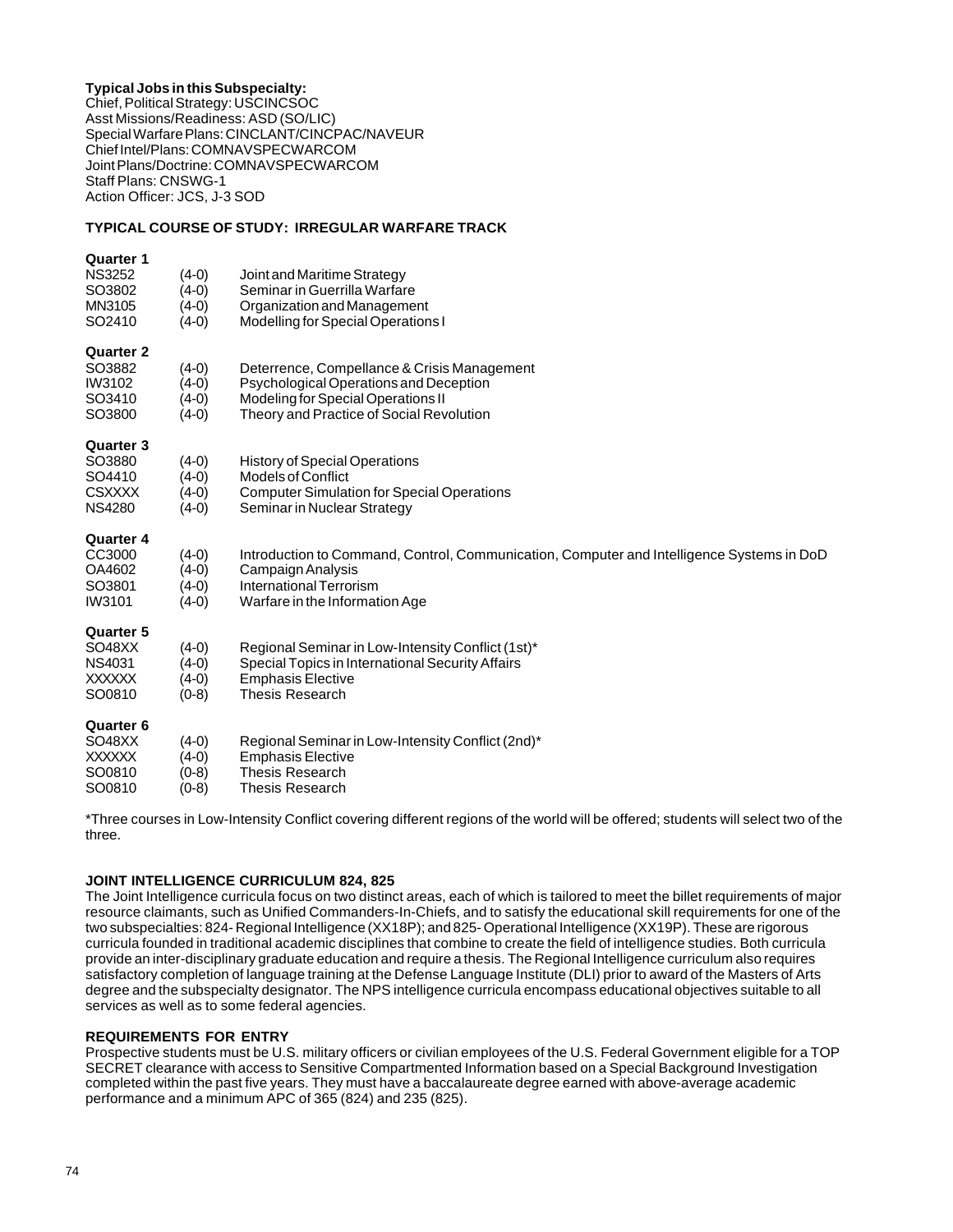**Typical Jobs in this Subspecialty:**
Chief, Political Strategy: USCINCSOC
Asst Missions/Readiness: ASD (SO/LIC)
Special Warfare Plans: CINCLANT/CINCPAC/NAVEUR
Chief Intel/Plans: COMNAVSPECWARCOM
Joint Plans/Doctrine: COMNAVSPECWARCOM
Staff Plans: CNSWG-1
Action Officer: JCS, J-3 SOD

## TYPICAL COURSE OF STUDY: IRREGULAR WARFARE TRACK

**Quarter 1**

| | | |
|---|---|---|
| NS3252 | (4-0) | Joint and Maritime Strategy |
| SO3802 | (4-0) | Seminar in Guerrilla Warfare |
| MN3105 | (4-0) | Organization and Management |
| SO2410 | (4-0) | Modelling for Special Operations I |

**Quarter 2**

| | | |
|---|---|---|
| SO3882 | (4-0) | Deterrence, Compellance & Crisis Management |
| IW3102 | (4-0) | Psychological Operations and Deception |
| SO3410 | (4-0) | Modeling for Special Operations II |
| SO3800 | (4-0) | Theory and Practice of Social Revolution |

**Quarter 3**

| | | |
|---|---|---|
| SO3880 | (4-0) | History of Special Operations |
| SO4410 | (4-0) | Models of Conflict |
| CSXXXX | (4-0) | Computer Simulation for Special Operations |
| NS4280 | (4-0) | Seminar in Nuclear Strategy |

**Quarter 4**

| | | |
|---|---|---|
| CC3000 | (4-0) | Introduction to Command, Control, Communication, Computer and Intelligence Systems in DoD |
| OA4602 | (4-0) | Campaign Analysis |
| SO3801 | (4-0) | International Terrorism |
| IW3101 | (4-0) | Warfare in the Information Age |

**Quarter 5**

| | | |
|---|---|---|
| SO48XX | (4-0) | Regional Seminar in Low-Intensity Conflict (1st)* |
| NS4031 | (4-0) | Special Topics in International Security Affairs |
| XXXXXX | (4-0) | Emphasis Elective |
| SO0810 | (0-8) | Thesis Research |

**Quarter 6**

| | | |
|---|---|---|
| SO48XX | (4-0) | Regional Seminar in Low-Intensity Conflict (2nd)* |
| XXXXXX | (4-0) | Emphasis Elective |
| SO0810 | (0-8) | Thesis Research |
| SO0810 | (0-8) | Thesis Research |

*Three courses in Low-Intensity Conflict covering different regions of the world will be offered; students will select two of the three.

## JOINT INTELLIGENCE CURRICULUM 824, 825

The Joint Intelligence curricula focus on two distinct areas, each of which is tailored to meet the billet requirements of major resource claimants, such as Unified Commanders-In-Chiefs, and to satisfy the educational skill requirements for one of the two subspecialties: 824- Regional Intelligence (XX18P); and 825- Operational Intelligence (XX19P). These are rigorous curricula founded in traditional academic disciplines that combine to create the field of intelligence studies. Both curricula provide an inter-disciplinary graduate education and require a thesis. The Regional Intelligence curriculum also requires satisfactory completion of language training at the Defense Language Institute (DLI) prior to award of the Masters of Arts degree and the subspecialty designator. The NPS intelligence curricula encompass educational objectives suitable to all services as well as to some federal agencies.

## REQUIREMENTS FOR ENTRY

Prospective students must be U.S. military officers or civilian employees of the U.S. Federal Government eligible for a TOP SECRET clearance with access to Sensitive Compartmented Information based on a Special Background Investigation completed within the past five years. They must have a baccalaureate degree earned with above-average academic performance and a minimum APC of 365 (824) and 235 (825).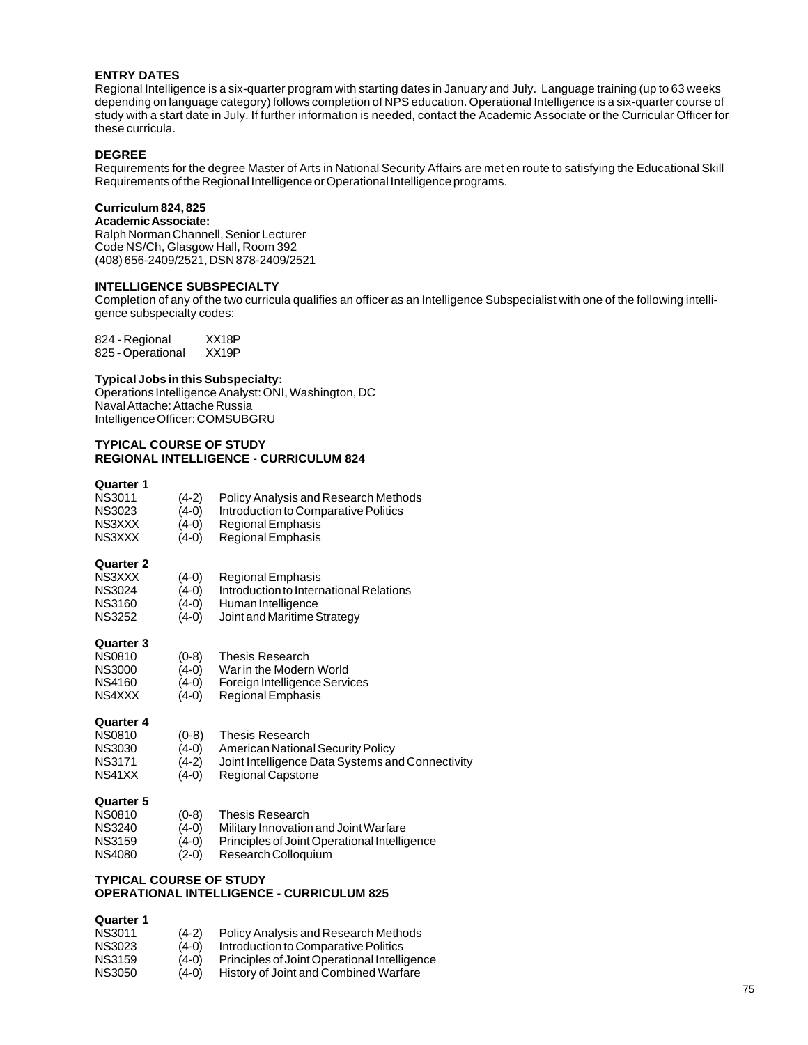### ENTRY DATES

Regional Intelligence is a six-quarter program with starting dates in January and July. Language training (up to 63 weeks depending on language category) follows completion of NPS education. Operational Intelligence is a six-quarter course of study with a start date in July. If further information is needed, contact the Academic Associate or the Curricular Officer for these curricula.

### DEGREE

Requirements for the degree Master of Arts in National Security Affairs are met en route to satisfying the Educational Skill Requirements of the Regional Intelligence or Operational Intelligence programs.

**Curriculum 824, 825**

**Academic Associate:**

Ralph Norman Channell, Senior Lecturer
Code NS/Ch, Glasgow Hall, Room 392
(408) 656-2409/2521, DSN 878-2409/2521

### INTELLIGENCE SUBSPECIALTY

Completion of any of the two curricula qualifies an officer as an Intelligence Subspecialist with one of the following intelligence subspecialty codes:

| | |
|---|---|
| 824 - Regional | XX18P |
| 825 - Operational | XX19P |

**Typical Jobs in this Subspecialty:**

Operations Intelligence Analyst: ONI, Washington, DC
Naval Attache: Attache Russia
Intelligence Officer: COMSUBGRU

### TYPICAL COURSE OF STUDY
### REGIONAL INTELLIGENCE - CURRICULUM 824

**Quarter 1**

| | | |
|---|---|---|
| NS3011 | (4-2) | Policy Analysis and Research Methods |
| NS3023 | (4-0) | Introduction to Comparative Politics |
| NS3XXX | (4-0) | Regional Emphasis |
| NS3XXX | (4-0) | Regional Emphasis |

**Quarter 2**

| | | |
|---|---|---|
| NS3XXX | (4-0) | Regional Emphasis |
| NS3024 | (4-0) | Introduction to International Relations |
| NS3160 | (4-0) | Human Intelligence |
| NS3252 | (4-0) | Joint and Maritime Strategy |

**Quarter 3**

| | | |
|---|---|---|
| NS0810 | (0-8) | Thesis Research |
| NS3000 | (4-0) | War in the Modern World |
| NS4160 | (4-0) | Foreign Intelligence Services |
| NS4XXX | (4-0) | Regional Emphasis |

**Quarter 4**

| | | |
|---|---|---|
| NS0810 | (0-8) | Thesis Research |
| NS3030 | (4-0) | American National Security Policy |
| NS3171 | (4-2) | Joint Intelligence Data Systems and Connectivity |
| NS41XX | (4-0) | Regional Capstone |

**Quarter 5**

| | | |
|---|---|---|
| NS0810 | (0-8) | Thesis Research |
| NS3240 | (4-0) | Military Innovation and Joint Warfare |
| NS3159 | (4-0) | Principles of Joint Operational Intelligence |
| NS4080 | (2-0) | Research Colloquium |

### TYPICAL COURSE OF STUDY
### OPERATIONAL INTELLIGENCE - CURRICULUM 825

**Quarter 1**

| | | |
|---|---|---|
| NS3011 | (4-2) | Policy Analysis and Research Methods |
| NS3023 | (4-0) | Introduction to Comparative Politics |
| NS3159 | (4-0) | Principles of Joint Operational Intelligence |
| NS3050 | (4-0) | History of Joint and Combined Warfare |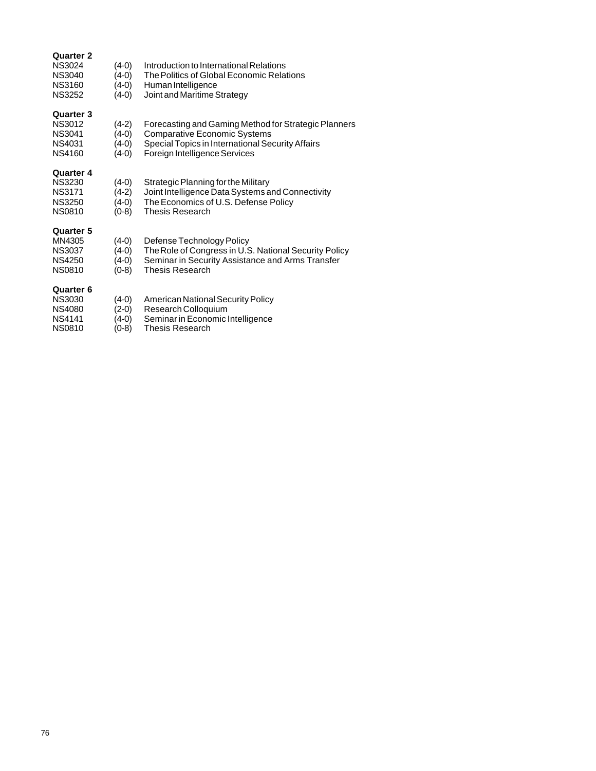**Quarter 2**

| | | |
|---|---|---|
| NS3024 | (4-0) | Introduction to International Relations |
| NS3040 | (4-0) | The Politics of Global Economic Relations |
| NS3160 | (4-0) | Human Intelligence |
| NS3252 | (4-0) | Joint and Maritime Strategy |

**Quarter 3**

| | | |
|---|---|---|
| NS3012 | (4-2) | Forecasting and Gaming Method for Strategic Planners |
| NS3041 | (4-0) | Comparative Economic Systems |
| NS4031 | (4-0) | Special Topics in International Security Affairs |
| NS4160 | (4-0) | Foreign Intelligence Services |

**Quarter 4**

| | | |
|---|---|---|
| NS3230 | (4-0) | Strategic Planning for the Military |
| NS3171 | (4-2) | Joint Intelligence Data Systems and Connectivity |
| NS3250 | (4-0) | The Economics of U.S. Defense Policy |
| NS0810 | (0-8) | Thesis Research |

**Quarter 5**

| | | |
|---|---|---|
| MN4305 | (4-0) | Defense Technology Policy |
| NS3037 | (4-0) | The Role of Congress in U.S. National Security Policy |
| NS4250 | (4-0) | Seminar in Security Assistance and Arms Transfer |
| NS0810 | (0-8) | Thesis Research |

**Quarter 6**

| | | |
|---|---|---|
| NS3030 | (4-0) | American National Security Policy |
| NS4080 | (2-0) | Research Colloquium |
| NS4141 | (4-0) | Seminar in Economic Intelligence |
| NS0810 | (0-8) | Thesis Research |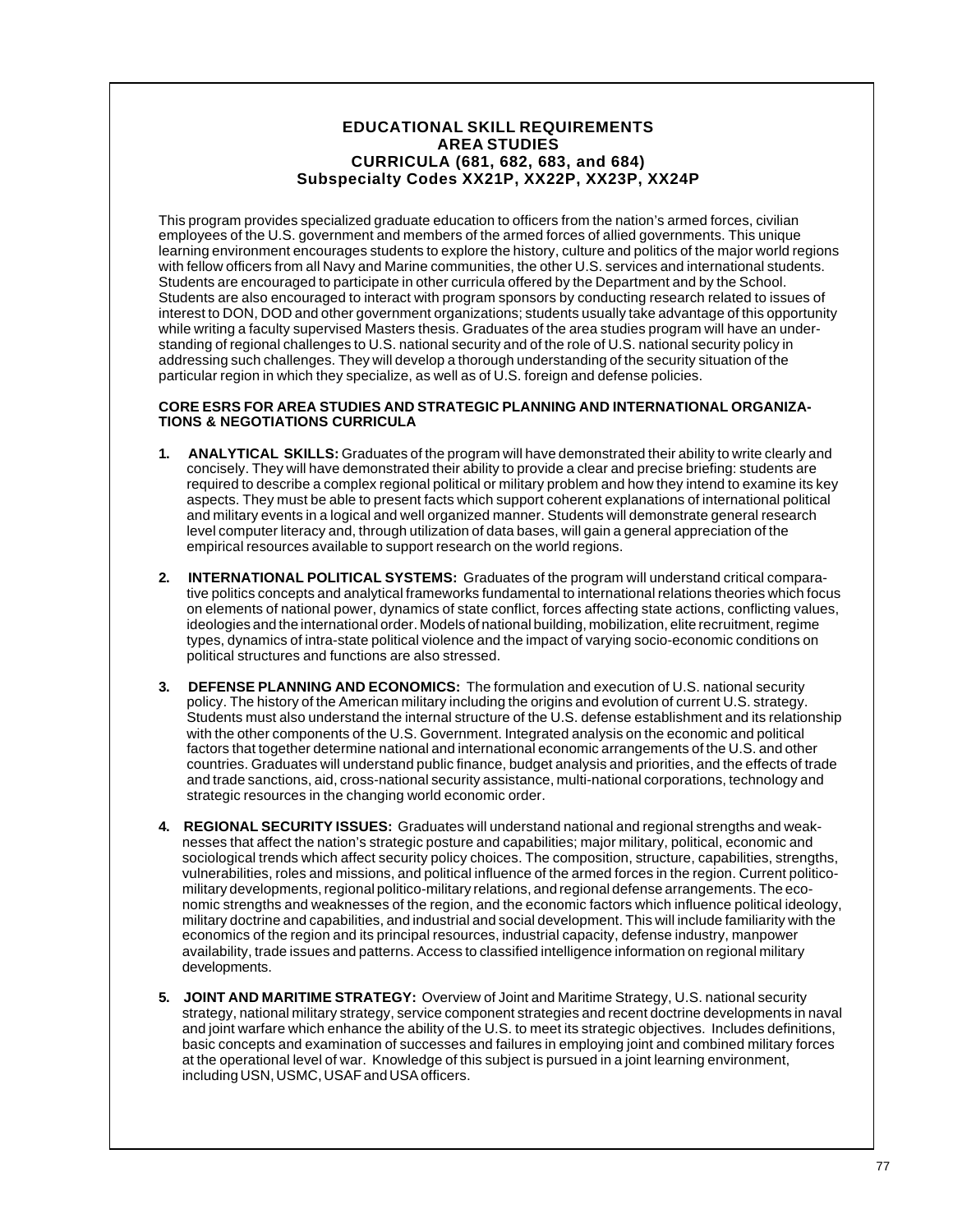# EDUCATIONAL SKILL REQUIREMENTS
## AREA STUDIES
## CURRICULA (681, 682, 683, and 684)
## Subspecialty Codes XX21P, XX22P, XX23P, XX24P

This program provides specialized graduate education to officers from the nation's armed forces, civilian employees of the U.S. government and members of the armed forces of allied governments. This unique learning environment encourages students to explore the history, culture and politics of the major world regions with fellow officers from all Navy and Marine communities, the other U.S. services and international students. Students are encouraged to participate in other curricula offered by the Department and by the School. Students are also encouraged to interact with program sponsors by conducting research related to issues of interest to DON, DOD and other government organizations; students usually take advantage of this opportunity while writing a faculty supervised Masters thesis. Graduates of the area studies program will have an understanding of regional challenges to U.S. national security and of the role of U.S. national security policy in addressing such challenges. They will develop a thorough understanding of the security situation of the particular region in which they specialize, as well as of U.S. foreign and defense policies.

**CORE ESRS FOR AREA STUDIES AND STRATEGIC PLANNING AND INTERNATIONAL ORGANIZATIONS & NEGOTIATIONS CURRICULA**

1. **ANALYTICAL SKILLS:** Graduates of the program will have demonstrated their ability to write clearly and concisely. They will have demonstrated their ability to provide a clear and precise briefing: students are required to describe a complex regional political or military problem and how they intend to examine its key aspects. They must be able to present facts which support coherent explanations of international political and military events in a logical and well organized manner. Students will demonstrate general research level computer literacy and, through utilization of data bases, will gain a general appreciation of the empirical resources available to support research on the world regions.

2. **INTERNATIONAL POLITICAL SYSTEMS:** Graduates of the program will understand critical comparative politics concepts and analytical frameworks fundamental to international relations theories which focus on elements of national power, dynamics of state conflict, forces affecting state actions, conflicting values, ideologies and the international order. Models of national building, mobilization, elite recruitment, regime types, dynamics of intra-state political violence and the impact of varying socio-economic conditions on political structures and functions are also stressed.

3. **DEFENSE PLANNING AND ECONOMICS:** The formulation and execution of U.S. national security policy. The history of the American military including the origins and evolution of current U.S. strategy. Students must also understand the internal structure of the U.S. defense establishment and its relationship with the other components of the U.S. Government. Integrated analysis on the economic and political factors that together determine national and international economic arrangements of the U.S. and other countries. Graduates will understand public finance, budget analysis and priorities, and the effects of trade and trade sanctions, aid, cross-national security assistance, multi-national corporations, technology and strategic resources in the changing world economic order.

4. **REGIONAL SECURITY ISSUES:** Graduates will understand national and regional strengths and weaknesses that affect the nation's strategic posture and capabilities; major military, political, economic and sociological trends which affect security policy choices. The composition, structure, capabilities, strengths, vulnerabilities, roles and missions, and political influence of the armed forces in the region. Current politico-military developments, regional politico-military relations, and regional defense arrangements. The economic strengths and weaknesses of the region, and the economic factors which influence political ideology, military doctrine and capabilities, and industrial and social development. This will include familiarity with the economics of the region and its principal resources, industrial capacity, defense industry, manpower availability, trade issues and patterns. Access to classified intelligence information on regional military developments.

5. **JOINT AND MARITIME STRATEGY:** Overview of Joint and Maritime Strategy, U.S. national security strategy, national military strategy, service component strategies and recent doctrine developments in naval and joint warfare which enhance the ability of the U.S. to meet its strategic objectives. Includes definitions, basic concepts and examination of successes and failures in employing joint and combined military forces at the operational level of war. Knowledge of this subject is pursued in a joint learning environment, including USN, USMC, USAF and USA officers.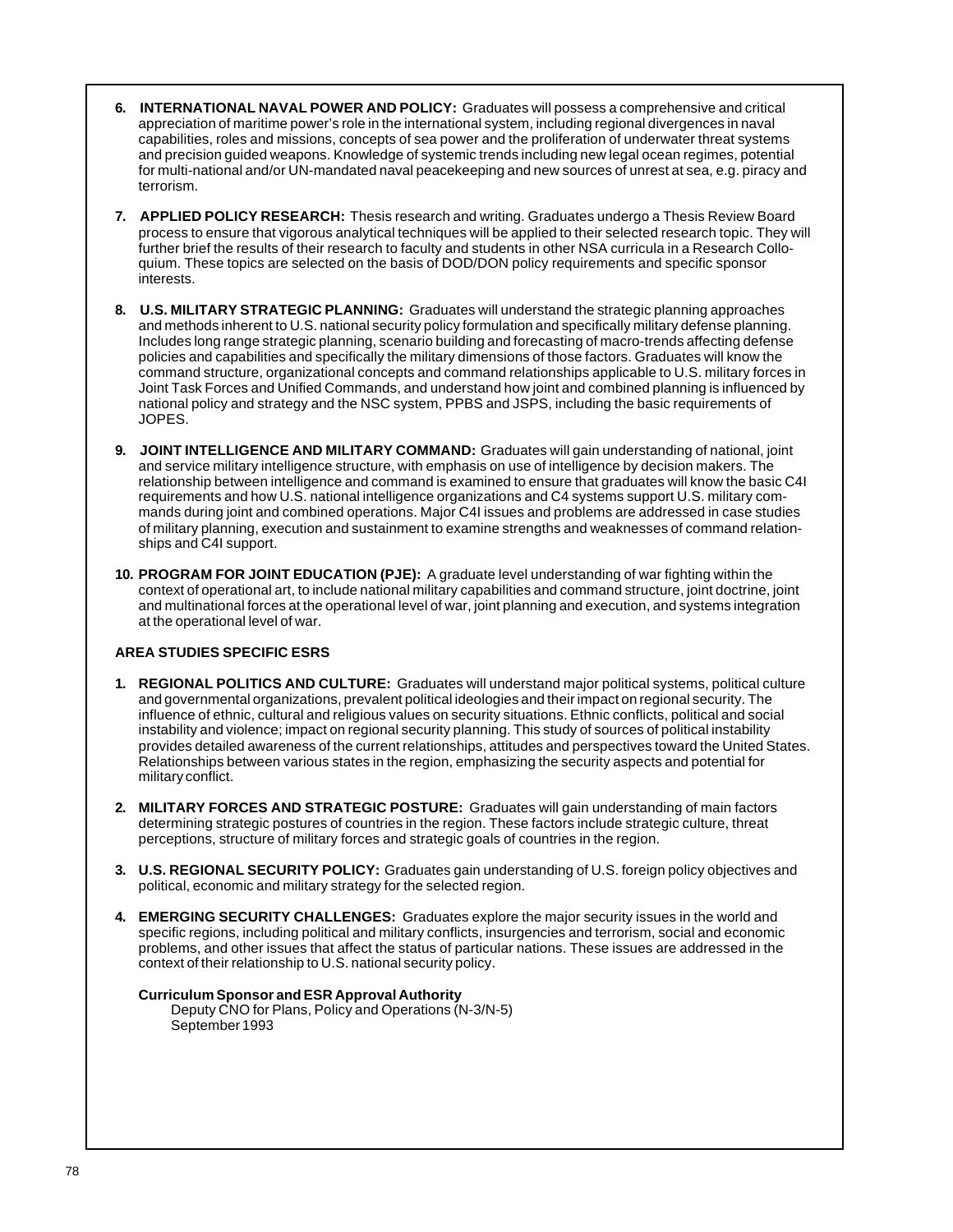6. **INTERNATIONAL NAVAL POWER AND POLICY:** Graduates will possess a comprehensive and critical appreciation of maritime power's role in the international system, including regional divergences in naval capabilities, roles and missions, concepts of sea power and the proliferation of underwater threat systems and precision guided weapons. Knowledge of systemic trends including new legal ocean regimes, potential for multi-national and/or UN-mandated naval peacekeeping and new sources of unrest at sea, e.g. piracy and terrorism.

7. **APPLIED POLICY RESEARCH:** Thesis research and writing. Graduates undergo a Thesis Review Board process to ensure that vigorous analytical techniques will be applied to their selected research topic. They will further brief the results of their research to faculty and students in other NSA curricula in a Research Colloquium. These topics are selected on the basis of DOD/DON policy requirements and specific sponsor interests.

8. **U.S. MILITARY STRATEGIC PLANNING:** Graduates will understand the strategic planning approaches and methods inherent to U.S. national security policy formulation and specifically military defense planning. Includes long range strategic planning, scenario building and forecasting of macro-trends affecting defense policies and capabilities and specifically the military dimensions of those factors. Graduates will know the command structure, organizational concepts and command relationships applicable to U.S. military forces in Joint Task Forces and Unified Commands, and understand how joint and combined planning is influenced by national policy and strategy and the NSC system, PPBS and JSPS, including the basic requirements of JOPES.

9. **JOINT INTELLIGENCE AND MILITARY COMMAND:** Graduates will gain understanding of national, joint and service military intelligence structure, with emphasis on use of intelligence by decision makers. The relationship between intelligence and command is examined to ensure that graduates will know the basic C4I requirements and how U.S. national intelligence organizations and C4 systems support U.S. military commands during joint and combined operations. Major C4I issues and problems are addressed in case studies of military planning, execution and sustainment to examine strengths and weaknesses of command relationships and C4I support.

10. **PROGRAM FOR JOINT EDUCATION (PJE):** A graduate level understanding of war fighting within the context of operational art, to include national military capabilities and command structure, joint doctrine, joint and multinational forces at the operational level of war, joint planning and execution, and systems integration at the operational level of war.

**AREA STUDIES SPECIFIC ESRS**

1. **REGIONAL POLITICS AND CULTURE:** Graduates will understand major political systems, political culture and governmental organizations, prevalent political ideologies and their impact on regional security. The influence of ethnic, cultural and religious values on security situations. Ethnic conflicts, political and social instability and violence; impact on regional security planning. This study of sources of political instability provides detailed awareness of the current relationships, attitudes and perspectives toward the United States. Relationships between various states in the region, emphasizing the security aspects and potential for military conflict.

2. **MILITARY FORCES AND STRATEGIC POSTURE:** Graduates will gain understanding of main factors determining strategic postures of countries in the region. These factors include strategic culture, threat perceptions, structure of military forces and strategic goals of countries in the region.

3. **U.S. REGIONAL SECURITY POLICY:** Graduates gain understanding of U.S. foreign policy objectives and political, economic and military strategy for the selected region.

4. **EMERGING SECURITY CHALLENGES:** Graduates explore the major security issues in the world and specific regions, including political and military conflicts, insurgencies and terrorism, social and economic problems, and other issues that affect the status of particular nations. These issues are addressed in the context of their relationship to U.S. national security policy.

**Curriculum Sponsor and ESR Approval Authority**
Deputy CNO for Plans, Policy and Operations (N-3/N-5)
September 1993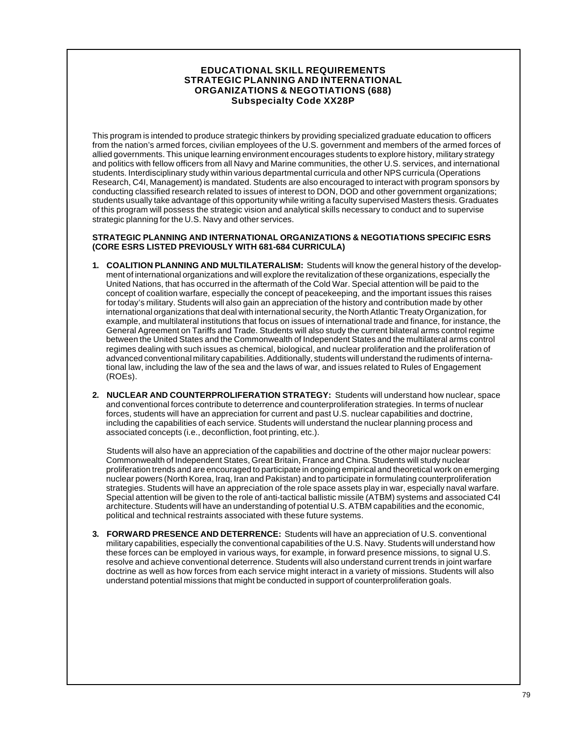## EDUCATIONAL SKILL REQUIREMENTS
## STRATEGIC PLANNING AND INTERNATIONAL ORGANIZATIONS & NEGOTIATIONS (688)
### Subspecialty Code XX28P

This program is intended to produce strategic thinkers by providing specialized graduate education to officers from the nation's armed forces, civilian employees of the U.S. government and members of the armed forces of allied governments. This unique learning environment encourages students to explore history, military strategy and politics with fellow officers from all Navy and Marine communities, the other U.S. services, and international students. Interdisciplinary study within various departmental curricula and other NPS curricula (Operations Research, C4I, Management) is mandated. Students are also encouraged to interact with program sponsors by conducting classified research related to issues of interest to DON, DOD and other government organizations; students usually take advantage of this opportunity while writing a faculty supervised Masters thesis. Graduates of this program will possess the strategic vision and analytical skills necessary to conduct and to supervise strategic planning for the U.S. Navy and other services.

**STRATEGIC PLANNING AND INTERNATIONAL ORGANIZATIONS & NEGOTIATIONS SPECIFIC ESRS (CORE ESRS LISTED PREVIOUSLY WITH 681-684 CURRICULA)**

1. **COALITION PLANNING AND MULTILATERALISM:** Students will know the general history of the development of international organizations and will explore the revitalization of these organizations, especially the United Nations, that has occurred in the aftermath of the Cold War. Special attention will be paid to the concept of coalition warfare, especially the concept of peacekeeping, and the important issues this raises for today's military. Students will also gain an appreciation of the history and contribution made by other international organizations that deal with international security, the North Atlantic Treaty Organization, for example, and multilateral institutions that focus on issues of international trade and finance, for instance, the General Agreement on Tariffs and Trade. Students will also study the current bilateral arms control regime between the United States and the Commonwealth of Independent States and the multilateral arms control regimes dealing with such issues as chemical, biological, and nuclear proliferation and the proliferation of advanced conventional military capabilities. Additionally, students will understand the rudiments of international law, including the law of the sea and the laws of war, and issues related to Rules of Engagement (ROEs).

2. **NUCLEAR AND COUNTERPROLIFERATION STRATEGY:** Students will understand how nuclear, space and conventional forces contribute to deterrence and counterproliferation strategies. In terms of nuclear forces, students will have an appreciation for current and past U.S. nuclear capabilities and doctrine, including the capabilities of each service. Students will understand the nuclear planning process and associated concepts (i.e., deconfliction, foot printing, etc.).

   Students will also have an appreciation of the capabilities and doctrine of the other major nuclear powers: Commonwealth of Independent States, Great Britain, France and China. Students will study nuclear proliferation trends and are encouraged to participate in ongoing empirical and theoretical work on emerging nuclear powers (North Korea, Iraq, Iran and Pakistan) and to participate in formulating counterproliferation strategies. Students will have an appreciation of the role space assets play in war, especially naval warfare. Special attention will be given to the role of anti-tactical ballistic missile (ATBM) systems and associated C4I architecture. Students will have an understanding of potential U.S. ATBM capabilities and the economic, political and technical restraints associated with these future systems.

3. **FORWARD PRESENCE AND DETERRENCE:** Students will have an appreciation of U.S. conventional military capabilities, especially the conventional capabilities of the U.S. Navy. Students will understand how these forces can be employed in various ways, for example, in forward presence missions, to signal U.S. resolve and achieve conventional deterrence. Students will also understand current trends in joint warfare doctrine as well as how forces from each service might interact in a variety of missions. Students will also understand potential missions that might be conducted in support of counterproliferation goals.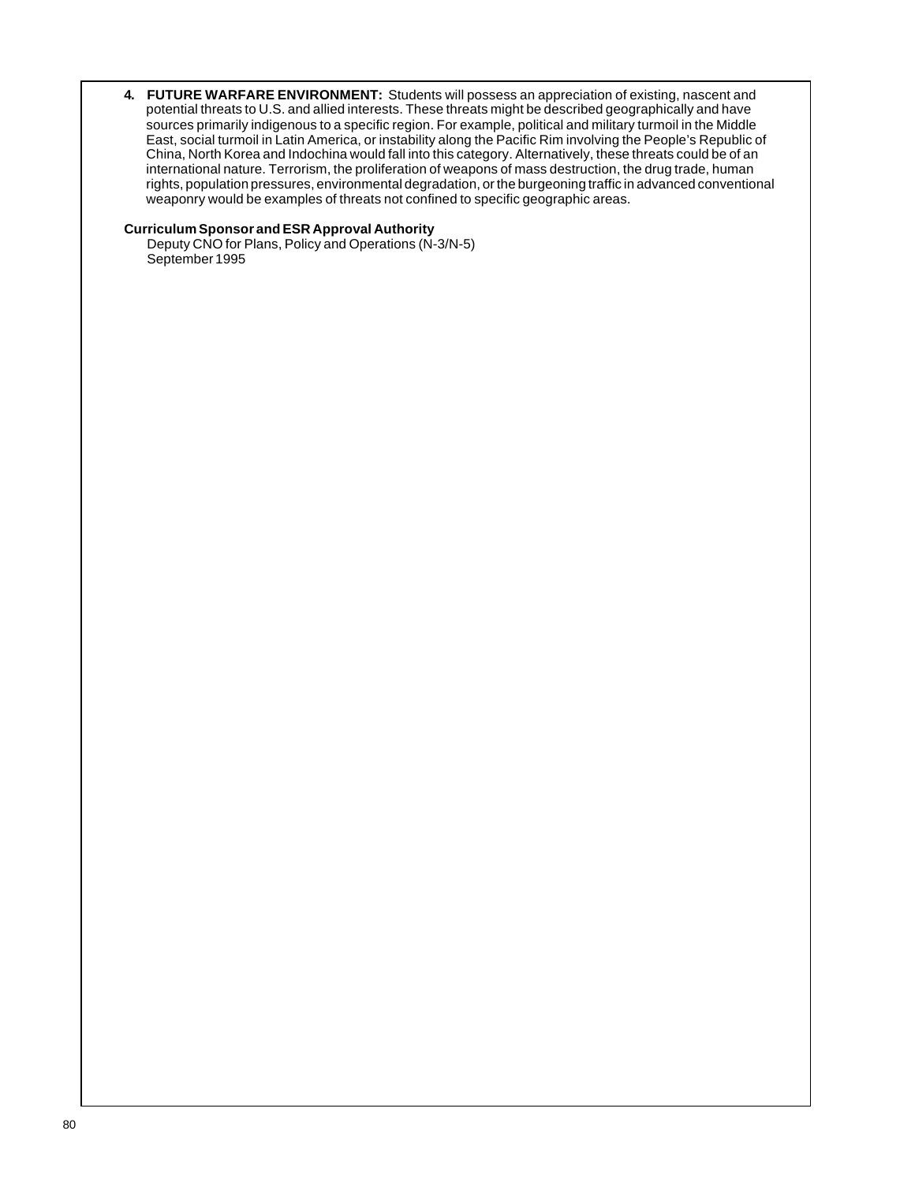4. **FUTURE WARFARE ENVIRONMENT:** Students will possess an appreciation of existing, nascent and potential threats to U.S. and allied interests. These threats might be described geographically and have sources primarily indigenous to a specific region. For example, political and military turmoil in the Middle East, social turmoil in Latin America, or instability along the Pacific Rim involving the People's Republic of China, North Korea and Indochina would fall into this category. Alternatively, these threats could be of an international nature. Terrorism, the proliferation of weapons of mass destruction, the drug trade, human rights, population pressures, environmental degradation, or the burgeoning traffic in advanced conventional weaponry would be examples of threats not confined to specific geographic areas.

**Curriculum Sponsor and ESR Approval Authority**

Deputy CNO for Plans, Policy and Operations (N-3/N-5)
September 1995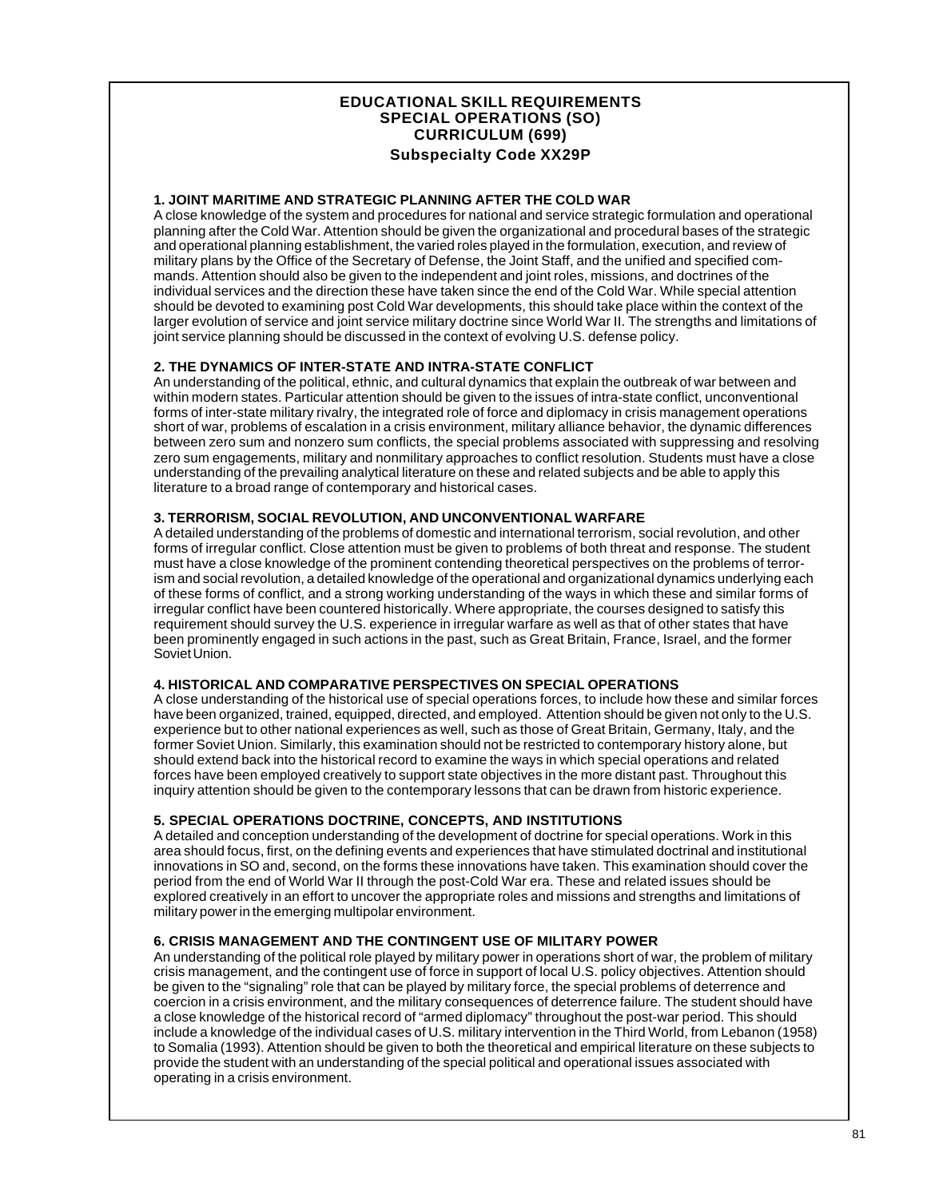# EDUCATIONAL SKILL REQUIREMENTS
# SPECIAL OPERATIONS (SO)
# CURRICULUM (699)
## Subspecialty Code XX29P

### 1. JOINT MARITIME AND STRATEGIC PLANNING AFTER THE COLD WAR

A close knowledge of the system and procedures for national and service strategic formulation and operational planning after the Cold War. Attention should be given the organizational and procedural bases of the strategic and operational planning establishment, the varied roles played in the formulation, execution, and review of military plans by the Office of the Secretary of Defense, the Joint Staff, and the unified and specified commands. Attention should also be given to the independent and joint roles, missions, and doctrines of the individual services and the direction these have taken since the end of the Cold War. While special attention should be devoted to examining post Cold War developments, this should take place within the context of the larger evolution of service and joint service military doctrine since World War II. The strengths and limitations of joint service planning should be discussed in the context of evolving U.S. defense policy.

### 2. THE DYNAMICS OF INTER-STATE AND INTRA-STATE CONFLICT

An understanding of the political, ethnic, and cultural dynamics that explain the outbreak of war between and within modern states. Particular attention should be given to the issues of intra-state conflict, unconventional forms of inter-state military rivalry, the integrated role of force and diplomacy in crisis management operations short of war, problems of escalation in a crisis environment, military alliance behavior, the dynamic differences between zero sum and nonzero sum conflicts, the special problems associated with suppressing and resolving zero sum engagements, military and nonmilitary approaches to conflict resolution. Students must have a close understanding of the prevailing analytical literature on these and related subjects and be able to apply this literature to a broad range of contemporary and historical cases.

### 3. TERRORISM, SOCIAL REVOLUTION, AND UNCONVENTIONAL WARFARE

A detailed understanding of the problems of domestic and international terrorism, social revolution, and other forms of irregular conflict. Close attention must be given to problems of both threat and response. The student must have a close knowledge of the prominent contending theoretical perspectives on the problems of terrorism and social revolution, a detailed knowledge of the operational and organizational dynamics underlying each of these forms of conflict, and a strong working understanding of the ways in which these and similar forms of irregular conflict have been countered historically. Where appropriate, the courses designed to satisfy this requirement should survey the U.S. experience in irregular warfare as well as that of other states that have been prominently engaged in such actions in the past, such as Great Britain, France, Israel, and the former Soviet Union.

### 4. HISTORICAL AND COMPARATIVE PERSPECTIVES ON SPECIAL OPERATIONS

A close understanding of the historical use of special operations forces, to include how these and similar forces have been organized, trained, equipped, directed, and employed. Attention should be given not only to the U.S. experience but to other national experiences as well, such as those of Great Britain, Germany, Italy, and the former Soviet Union. Similarly, this examination should not be restricted to contemporary history alone, but should extend back into the historical record to examine the ways in which special operations and related forces have been employed creatively to support state objectives in the more distant past. Throughout this inquiry attention should be given to the contemporary lessons that can be drawn from historic experience.

### 5. SPECIAL OPERATIONS DOCTRINE, CONCEPTS, AND INSTITUTIONS

A detailed and conception understanding of the development of doctrine for special operations. Work in this area should focus, first, on the defining events and experiences that have stimulated doctrinal and institutional innovations in SO and, second, on the forms these innovations have taken. This examination should cover the period from the end of World War II through the post-Cold War era. These and related issues should be explored creatively in an effort to uncover the appropriate roles and missions and strengths and limitations of military power in the emerging multipolar environment.

### 6. CRISIS MANAGEMENT AND THE CONTINGENT USE OF MILITARY POWER

An understanding of the political role played by military power in operations short of war, the problem of military crisis management, and the contingent use of force in support of local U.S. policy objectives. Attention should be given to the "signaling" role that can be played by military force, the special problems of deterrence and coercion in a crisis environment, and the military consequences of deterrence failure. The student should have a close knowledge of the historical record of "armed diplomacy" throughout the post-war period. This should include a knowledge of the individual cases of U.S. military intervention in the Third World, from Lebanon (1958) to Somalia (1993). Attention should be given to both the theoretical and empirical literature on these subjects to provide the student with an understanding of the special political and operational issues associated with operating in a crisis environment.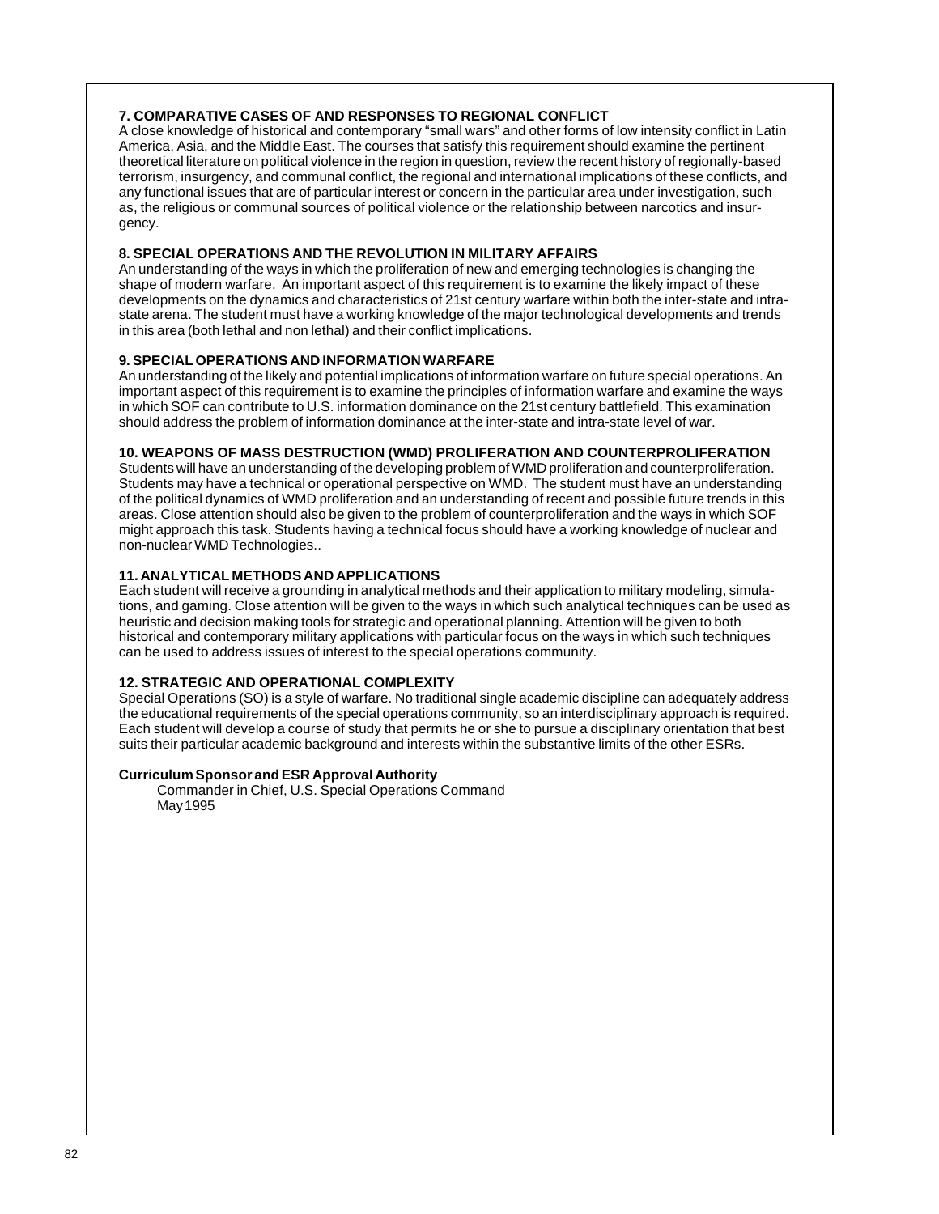### 7. COMPARATIVE CASES OF AND RESPONSES TO REGIONAL CONFLICT

A close knowledge of historical and contemporary "small wars" and other forms of low intensity conflict in Latin America, Asia, and the Middle East. The courses that satisfy this requirement should examine the pertinent theoretical literature on political violence in the region in question, review the recent history of regionally-based terrorism, insurgency, and communal conflict, the regional and international implications of these conflicts, and any functional issues that are of particular interest or concern in the particular area under investigation, such as, the religious or communal sources of political violence or the relationship between narcotics and insurgency.

### 8. SPECIAL OPERATIONS AND THE REVOLUTION IN MILITARY AFFAIRS

An understanding of the ways in which the proliferation of new and emerging technologies is changing the shape of modern warfare. An important aspect of this requirement is to examine the likely impact of these developments on the dynamics and characteristics of 21st century warfare within both the inter-state and intra-state arena. The student must have a working knowledge of the major technological developments and trends in this area (both lethal and non lethal) and their conflict implications.

### 9. SPECIAL OPERATIONS AND INFORMATION WARFARE

An understanding of the likely and potential implications of information warfare on future special operations. An important aspect of this requirement is to examine the principles of information warfare and examine the ways in which SOF can contribute to U.S. information dominance on the 21st century battlefield. This examination should address the problem of information dominance at the inter-state and intra-state level of war.

### 10. WEAPONS OF MASS DESTRUCTION (WMD) PROLIFERATION AND COUNTERPROLIFERATION

Students will have an understanding of the developing problem of WMD proliferation and counterproliferation. Students may have a technical or operational perspective on WMD. The student must have an understanding of the political dynamics of WMD proliferation and an understanding of recent and possible future trends in this areas. Close attention should also be given to the problem of counterproliferation and the ways in which SOF might approach this task. Students having a technical focus should have a working knowledge of nuclear and non-nuclear WMD Technologies..

### 11. ANALYTICAL METHODS AND APPLICATIONS

Each student will receive a grounding in analytical methods and their application to military modeling, simulations, and gaming. Close attention will be given to the ways in which such analytical techniques can be used as heuristic and decision making tools for strategic and operational planning. Attention will be given to both historical and contemporary military applications with particular focus on the ways in which such techniques can be used to address issues of interest to the special operations community.

### 12. STRATEGIC AND OPERATIONAL COMPLEXITY

Special Operations (SO) is a style of warfare. No traditional single academic discipline can adequately address the educational requirements of the special operations community, so an interdisciplinary approach is required. Each student will develop a course of study that permits he or she to pursue a disciplinary orientation that best suits their particular academic background and interests within the substantive limits of the other ESRs.

**Curriculum Sponsor and ESR Approval Authority**

Commander in Chief, U.S. Special Operations Command
May 1995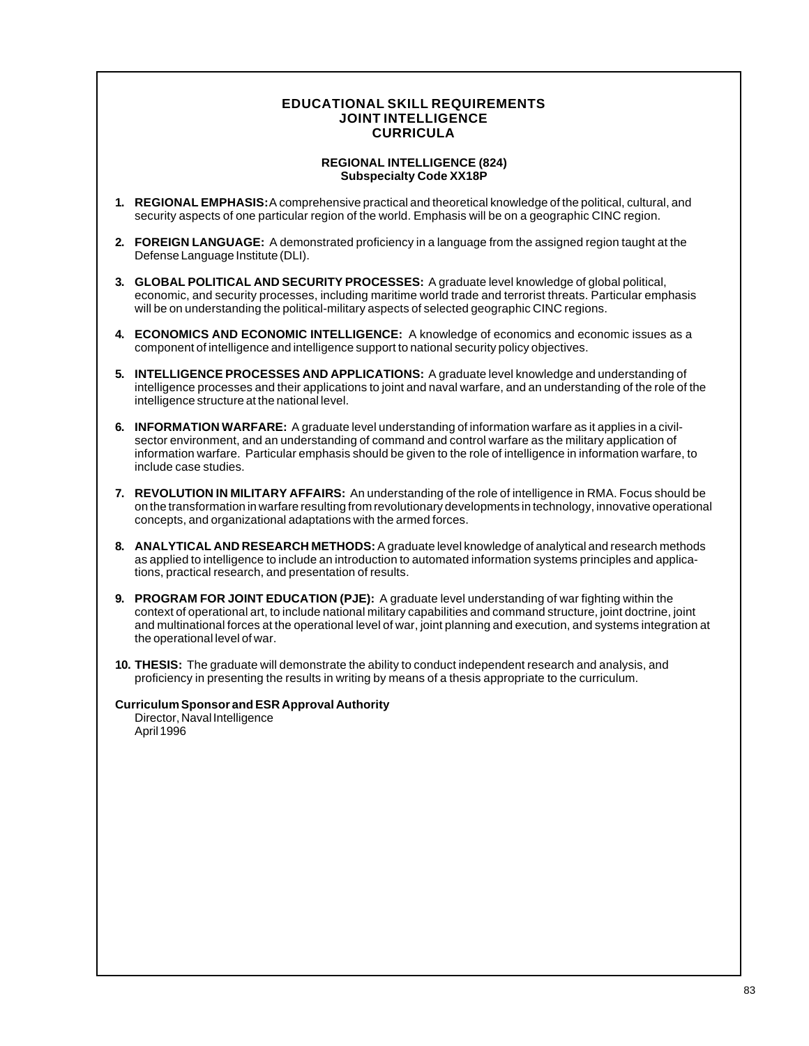# EDUCATIONAL SKILL REQUIREMENTS
# JOINT INTELLIGENCE
# CURRICULA

## REGIONAL INTELLIGENCE (824)
### Subspecialty Code XX18P

1. **REGIONAL EMPHASIS:** A comprehensive practical and theoretical knowledge of the political, cultural, and security aspects of one particular region of the world. Emphasis will be on a geographic CINC region.

2. **FOREIGN LANGUAGE:** A demonstrated proficiency in a language from the assigned region taught at the Defense Language Institute (DLI).

3. **GLOBAL POLITICAL AND SECURITY PROCESSES:** A graduate level knowledge of global political, economic, and security processes, including maritime world trade and terrorist threats. Particular emphasis will be on understanding the political-military aspects of selected geographic CINC regions.

4. **ECONOMICS AND ECONOMIC INTELLIGENCE:** A knowledge of economics and economic issues as a component of intelligence and intelligence support to national security policy objectives.

5. **INTELLIGENCE PROCESSES AND APPLICATIONS:** A graduate level knowledge and understanding of intelligence processes and their applications to joint and naval warfare, and an understanding of the role of the intelligence structure at the national level.

6. **INFORMATION WARFARE:** A graduate level understanding of information warfare as it applies in a civil-sector environment, and an understanding of command and control warfare as the military application of information warfare. Particular emphasis should be given to the role of intelligence in information warfare, to include case studies.

7. **REVOLUTION IN MILITARY AFFAIRS:** An understanding of the role of intelligence in RMA. Focus should be on the transformation in warfare resulting from revolutionary developments in technology, innovative operational concepts, and organizational adaptations with the armed forces.

8. **ANALYTICAL AND RESEARCH METHODS:** A graduate level knowledge of analytical and research methods as applied to intelligence to include an introduction to automated information systems principles and applications, practical research, and presentation of results.

9. **PROGRAM FOR JOINT EDUCATION (PJE):** A graduate level understanding of war fighting within the context of operational art, to include national military capabilities and command structure, joint doctrine, joint and multinational forces at the operational level of war, joint planning and execution, and systems integration at the operational level of war.

10. **THESIS:** The graduate will demonstrate the ability to conduct independent research and analysis, and proficiency in presenting the results in writing by means of a thesis appropriate to the curriculum.

**Curriculum Sponsor and ESR Approval Authority**
Director, Naval Intelligence
April 1996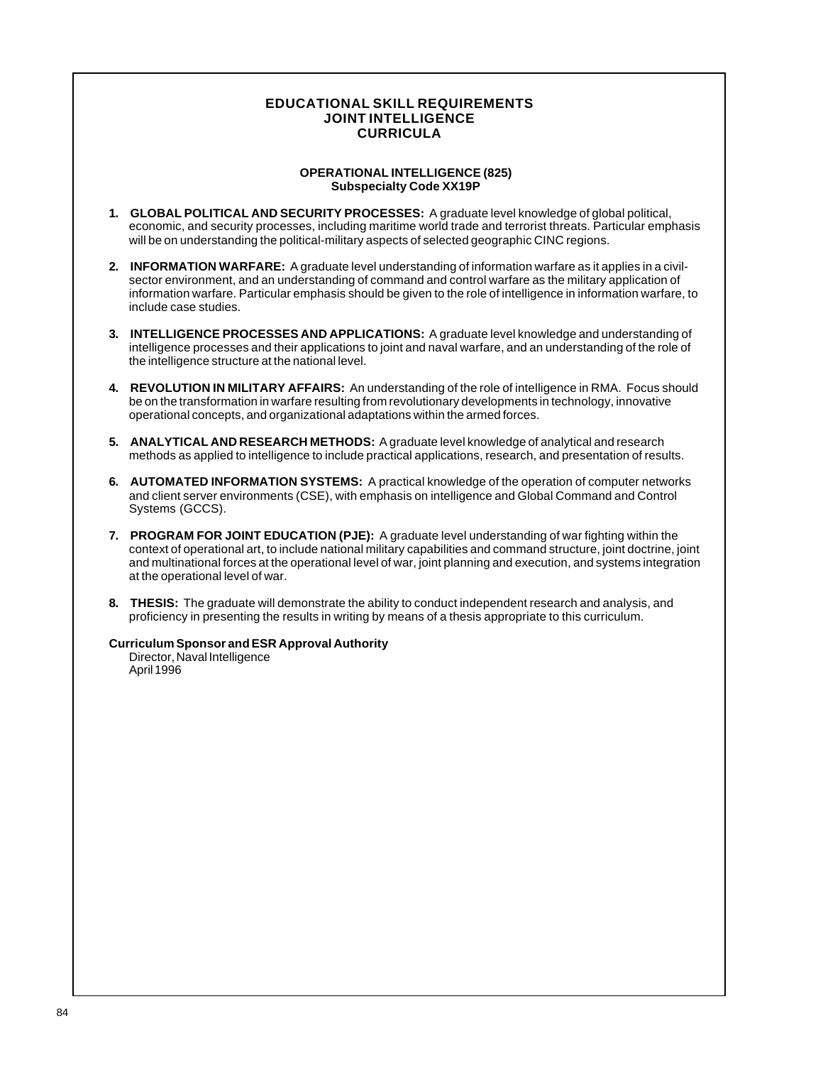# EDUCATIONAL SKILL REQUIREMENTS
# JOINT INTELLIGENCE
# CURRICULA

## OPERATIONAL INTELLIGENCE (825)
### Subspecialty Code XX19P

1. **GLOBAL POLITICAL AND SECURITY PROCESSES:** A graduate level knowledge of global political, economic, and security processes, including maritime world trade and terrorist threats. Particular emphasis will be on understanding the political-military aspects of selected geographic CINC regions.

2. **INFORMATION WARFARE:** A graduate level understanding of information warfare as it applies in a civil-sector environment, and an understanding of command and control warfare as the military application of information warfare. Particular emphasis should be given to the role of intelligence in information warfare, to include case studies.

3. **INTELLIGENCE PROCESSES AND APPLICATIONS:** A graduate level knowledge and understanding of intelligence processes and their applications to joint and naval warfare, and an understanding of the role of the intelligence structure at the national level.

4. **REVOLUTION IN MILITARY AFFAIRS:** An understanding of the role of intelligence in RMA. Focus should be on the transformation in warfare resulting from revolutionary developments in technology, innovative operational concepts, and organizational adaptations within the armed forces.

5. **ANALYTICAL AND RESEARCH METHODS:** A graduate level knowledge of analytical and research methods as applied to intelligence to include practical applications, research, and presentation of results.

6. **AUTOMATED INFORMATION SYSTEMS:** A practical knowledge of the operation of computer networks and client server environments (CSE), with emphasis on intelligence and Global Command and Control Systems (GCCS).

7. **PROGRAM FOR JOINT EDUCATION (PJE):** A graduate level understanding of war fighting within the context of operational art, to include national military capabilities and command structure, joint doctrine, joint and multinational forces at the operational level of war, joint planning and execution, and systems integration at the operational level of war.

8. **THESIS:** The graduate will demonstrate the ability to conduct independent research and analysis, and proficiency in presenting the results in writing by means of a thesis appropriate to this curriculum.

**Curriculum Sponsor and ESR Approval Authority**
Director, Naval Intelligence
April 1996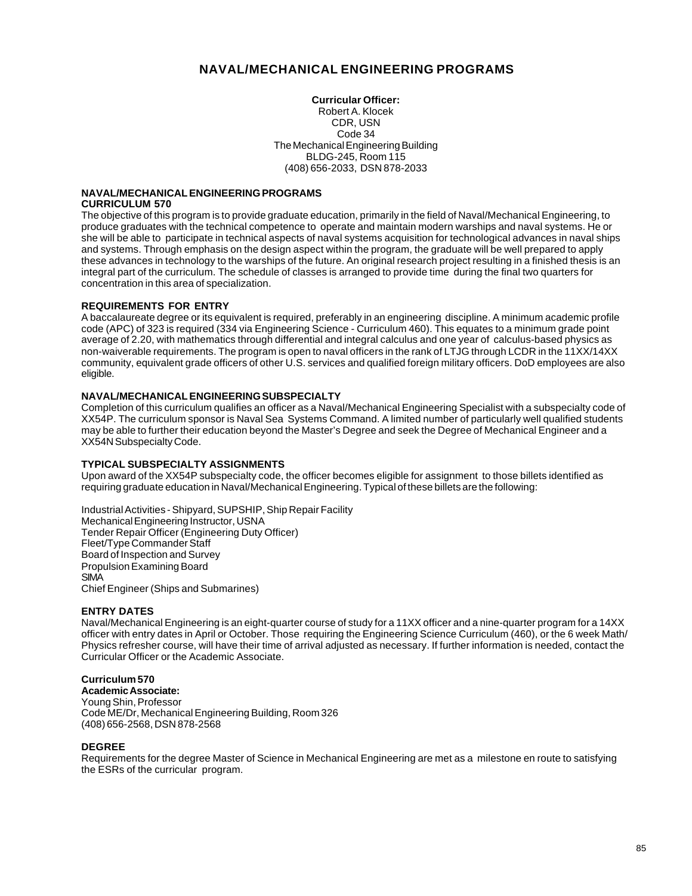# NAVAL/MECHANICAL ENGINEERING PROGRAMS

**Curricular Officer:**
Robert A. Klocek
CDR, USN
Code 34
The Mechanical Engineering Building
BLDG-245, Room 115
(408) 656-2033, DSN 878-2033

## NAVAL/MECHANICAL ENGINEERING PROGRAMS
## CURRICULUM 570

The objective of this program is to provide graduate education, primarily in the field of Naval/Mechanical Engineering, to produce graduates with the technical competence to operate and maintain modern warships and naval systems. He or she will be able to participate in technical aspects of naval systems acquisition for technological advances in naval ships and systems. Through emphasis on the design aspect within the program, the graduate will be well prepared to apply these advances in technology to the warships of the future. An original research project resulting in a finished thesis is an integral part of the curriculum. The schedule of classes is arranged to provide time during the final two quarters for concentration in this area of specialization.

### REQUIREMENTS FOR ENTRY

A baccalaureate degree or its equivalent is required, preferably in an engineering discipline. A minimum academic profile code (APC) of 323 is required (334 via Engineering Science - Curriculum 460). This equates to a minimum grade point average of 2.20, with mathematics through differential and integral calculus and one year of calculus-based physics as non-waiverable requirements. The program is open to naval officers in the rank of LTJG through LCDR in the 11XX/14XX community, equivalent grade officers of other U.S. services and qualified foreign military officers. DoD employees are also eligible.

### NAVAL/MECHANICAL ENGINEERING SUBSPECIALTY

Completion of this curriculum qualifies an officer as a Naval/Mechanical Engineering Specialist with a subspecialty code of XX54P. The curriculum sponsor is Naval Sea Systems Command. A limited number of particularly well qualified students may be able to further their education beyond the Master's Degree and seek the Degree of Mechanical Engineer and a XX54N Subspecialty Code.

### TYPICAL SUBSPECIALTY ASSIGNMENTS

Upon award of the XX54P subspecialty code, the officer becomes eligible for assignment to those billets identified as requiring graduate education in Naval/Mechanical Engineering. Typical of these billets are the following:

Industrial Activities - Shipyard, SUPSHIP, Ship Repair Facility
Mechanical Engineering Instructor, USNA
Tender Repair Officer (Engineering Duty Officer)
Fleet/Type Commander Staff
Board of Inspection and Survey
Propulsion Examining Board
SIMA
Chief Engineer (Ships and Submarines)

### ENTRY DATES

Naval/Mechanical Engineering is an eight-quarter course of study for a 11XX officer and a nine-quarter program for a 14XX officer with entry dates in April or October. Those requiring the Engineering Science Curriculum (460), or the 6 week Math/Physics refresher course, will have their time of arrival adjusted as necessary. If further information is needed, contact the Curricular Officer or the Academic Associate.

**Curriculum 570**
**Academic Associate:**
Young Shin, Professor
Code ME/Dr, Mechanical Engineering Building, Room 326
(408) 656-2568, DSN 878-2568

### DEGREE

Requirements for the degree Master of Science in Mechanical Engineering are met as a milestone en route to satisfying the ESRs of the curricular program.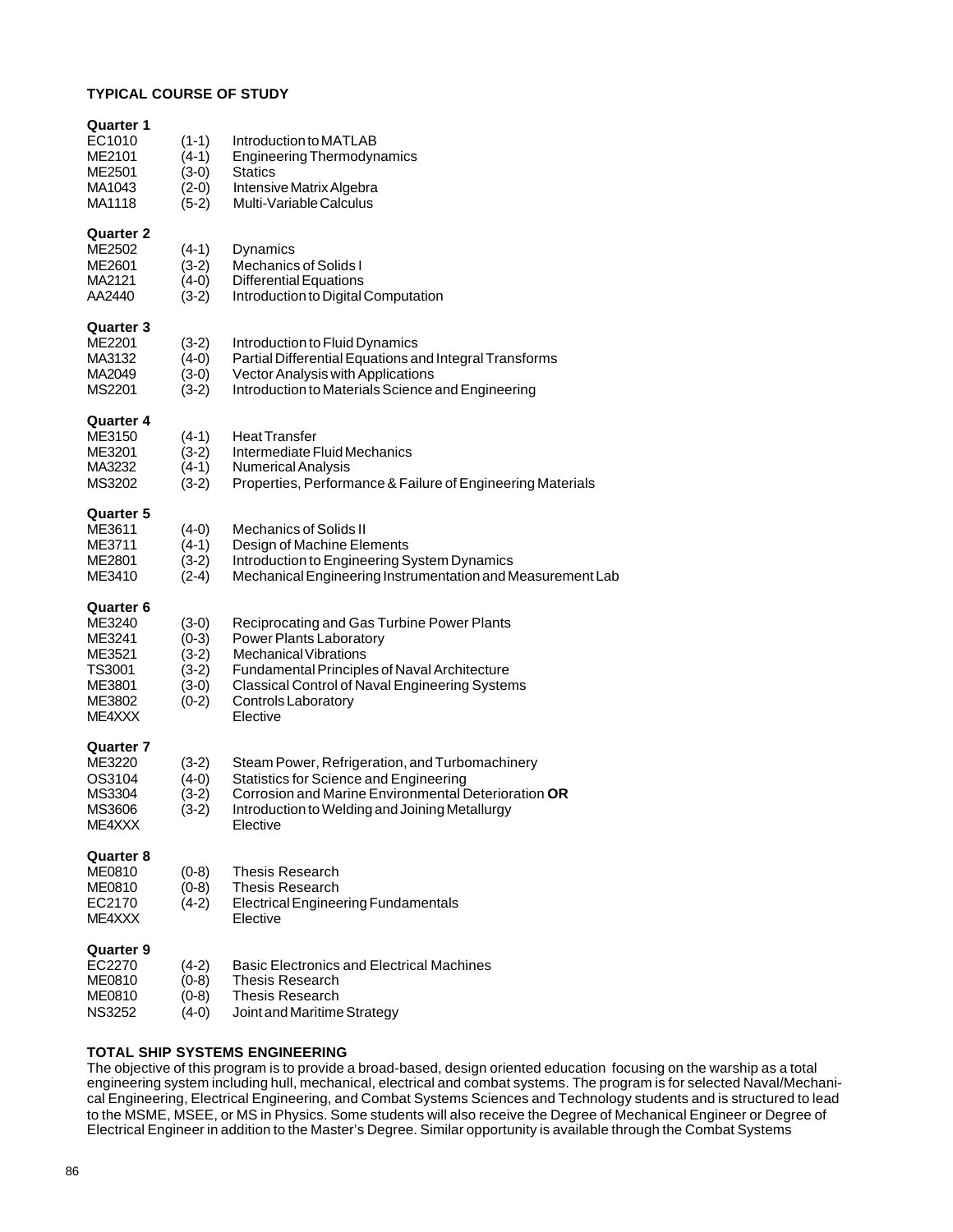### TYPICAL COURSE OF STUDY

**Quarter 1**

| | | |
|---|---|---|
| EC1010 | (1-1) | Introduction to MATLAB |
| ME2101 | (4-1) | Engineering Thermodynamics |
| ME2501 | (3-0) | Statics |
| MA1043 | (2-0) | Intensive Matrix Algebra |
| MA1118 | (5-2) | Multi-Variable Calculus |

**Quarter 2**

| | | |
|---|---|---|
| ME2502 | (4-1) | Dynamics |
| ME2601 | (3-2) | Mechanics of Solids I |
| MA2121 | (4-0) | Differential Equations |
| AA2440 | (3-2) | Introduction to Digital Computation |

**Quarter 3**

| | | |
|---|---|---|
| ME2201 | (3-2) | Introduction to Fluid Dynamics |
| MA3132 | (4-0) | Partial Differential Equations and Integral Transforms |
| MA2049 | (3-0) | Vector Analysis with Applications |
| MS2201 | (3-2) | Introduction to Materials Science and Engineering |

**Quarter 4**

| | | |
|---|---|---|
| ME3150 | (4-1) | Heat Transfer |
| ME3201 | (3-2) | Intermediate Fluid Mechanics |
| MA3232 | (4-1) | Numerical Analysis |
| MS3202 | (3-2) | Properties, Performance & Failure of Engineering Materials |

**Quarter 5**

| | | |
|---|---|---|
| ME3611 | (4-0) | Mechanics of Solids II |
| ME3711 | (4-1) | Design of Machine Elements |
| ME2801 | (3-2) | Introduction to Engineering System Dynamics |
| ME3410 | (2-4) | Mechanical Engineering Instrumentation and Measurement Lab |

**Quarter 6**

| | | |
|---|---|---|
| ME3240 | (3-0) | Reciprocating and Gas Turbine Power Plants |
| ME3241 | (0-3) | Power Plants Laboratory |
| ME3521 | (3-2) | Mechanical Vibrations |
| TS3001 | (3-2) | Fundamental Principles of Naval Architecture |
| ME3801 | (3-0) | Classical Control of Naval Engineering Systems |
| ME3802 | (0-2) | Controls Laboratory |
| ME4XXX | | Elective |

**Quarter 7**

| | | |
|---|---|---|
| ME3220 | (3-2) | Steam Power, Refrigeration, and Turbomachinery |
| OS3104 | (4-0) | Statistics for Science and Engineering |
| MS3304 | (3-2) | Corrosion and Marine Environmental Deterioration **OR** |
| MS3606 | (3-2) | Introduction to Welding and Joining Metallurgy |
| ME4XXX | | Elective |

**Quarter 8**

| | | |
|---|---|---|
| ME0810 | (0-8) | Thesis Research |
| ME0810 | (0-8) | Thesis Research |
| EC2170 | (4-2) | Electrical Engineering Fundamentals |
| ME4XXX | | Elective |

**Quarter 9**

| | | |
|---|---|---|
| EC2270 | (4-2) | Basic Electronics and Electrical Machines |
| ME0810 | (0-8) | Thesis Research |
| ME0810 | (0-8) | Thesis Research |
| NS3252 | (4-0) | Joint and Maritime Strategy |

### TOTAL SHIP SYSTEMS ENGINEERING

The objective of this program is to provide a broad-based, design oriented education focusing on the warship as a total engineering system including hull, mechanical, electrical and combat systems. The program is for selected Naval/Mechanical Engineering, Electrical Engineering, and Combat Systems Sciences and Technology students and is structured to lead to the MSME, MSEE, or MS in Physics. Some students will also receive the Degree of Mechanical Engineer or Degree of Electrical Engineer in addition to the Master's Degree. Similar opportunity is available through the Combat Systems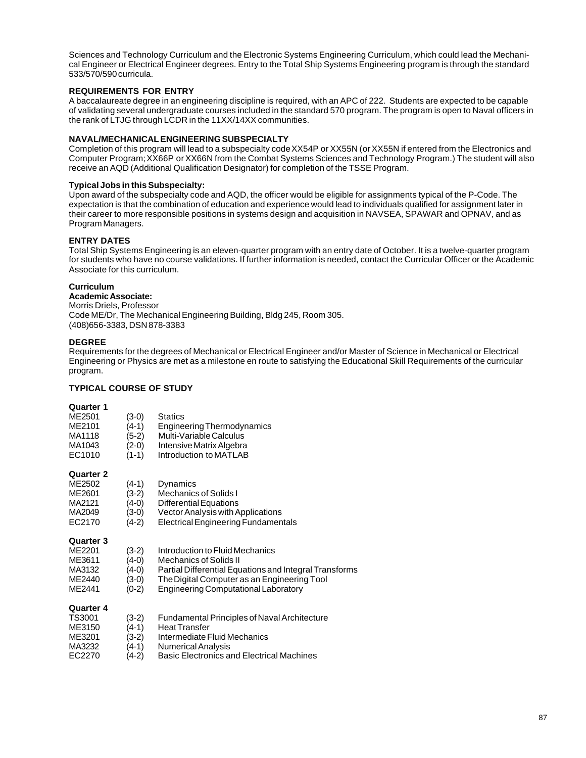Sciences and Technology Curriculum and the Electronic Systems Engineering Curriculum, which could lead the Mechanical Engineer or Electrical Engineer degrees. Entry to the Total Ship Systems Engineering program is through the standard 533/570/590 curricula.

### REQUIREMENTS FOR ENTRY

A baccalaureate degree in an engineering discipline is required, with an APC of 222. Students are expected to be capable of validating several undergraduate courses included in the standard 570 program. The program is open to Naval officers in the rank of LTJG through LCDR in the 11XX/14XX communities.

### NAVAL/MECHANICAL ENGINEERING SUBSPECIALTY

Completion of this program will lead to a subspecialty code XX54P or XX55N (or XX55N if entered from the Electronics and Computer Program; XX66P or XX66N from the Combat Systems Sciences and Technology Program.) The student will also receive an AQD (Additional Qualification Designator) for completion of the TSSE Program.

**Typical Jobs in this Subspecialty:**

Upon award of the subspecialty code and AQD, the officer would be eligible for assignments typical of the P-Code. The expectation is that the combination of education and experience would lead to individuals qualified for assignment later in their career to more responsible positions in systems design and acquisition in NAVSEA, SPAWAR and OPNAV, and as Program Managers.

### ENTRY DATES

Total Ship Systems Engineering is an eleven-quarter program with an entry date of October. It is a twelve-quarter program for students who have no course validations. If further information is needed, contact the Curricular Officer or the Academic Associate for this curriculum.

**Curriculum**

**Academic Associate:**

Morris Driels, Professor
Code ME/Dr, The Mechanical Engineering Building, Bldg 245, Room 305.
(408)656-3383, DSN 878-3383

### DEGREE

Requirements for the degrees of Mechanical or Electrical Engineer and/or Master of Science in Mechanical or Electrical Engineering or Physics are met as a milestone en route to satisfying the Educational Skill Requirements of the curricular program.

### TYPICAL COURSE OF STUDY

**Quarter 1**

| | | |
|---|---|---|
| ME2501 | (3-0) | Statics |
| ME2101 | (4-1) | Engineering Thermodynamics |
| MA1118 | (5-2) | Multi-Variable Calculus |
| MA1043 | (2-0) | Intensive Matrix Algebra |
| EC1010 | (1-1) | Introduction to MATLAB |

**Quarter 2**

| | | |
|---|---|---|
| ME2502 | (4-1) | Dynamics |
| ME2601 | (3-2) | Mechanics of Solids I |
| MA2121 | (4-0) | Differential Equations |
| MA2049 | (3-0) | Vector Analysis with Applications |
| EC2170 | (4-2) | Electrical Engineering Fundamentals |

**Quarter 3**

| | | |
|---|---|---|
| ME2201 | (3-2) | Introduction to Fluid Mechanics |
| ME3611 | (4-0) | Mechanics of Solids II |
| MA3132 | (4-0) | Partial Differential Equations and Integral Transforms |
| ME2440 | (3-0) | The Digital Computer as an Engineering Tool |
| ME2441 | (0-2) | Engineering Computational Laboratory |

**Quarter 4**

| | | |
|---|---|---|
| TS3001 | (3-2) | Fundamental Principles of Naval Architecture |
| ME3150 | (4-1) | Heat Transfer |
| ME3201 | (3-2) | Intermediate Fluid Mechanics |
| MA3232 | (4-1) | Numerical Analysis |
| EC2270 | (4-2) | Basic Electronics and Electrical Machines |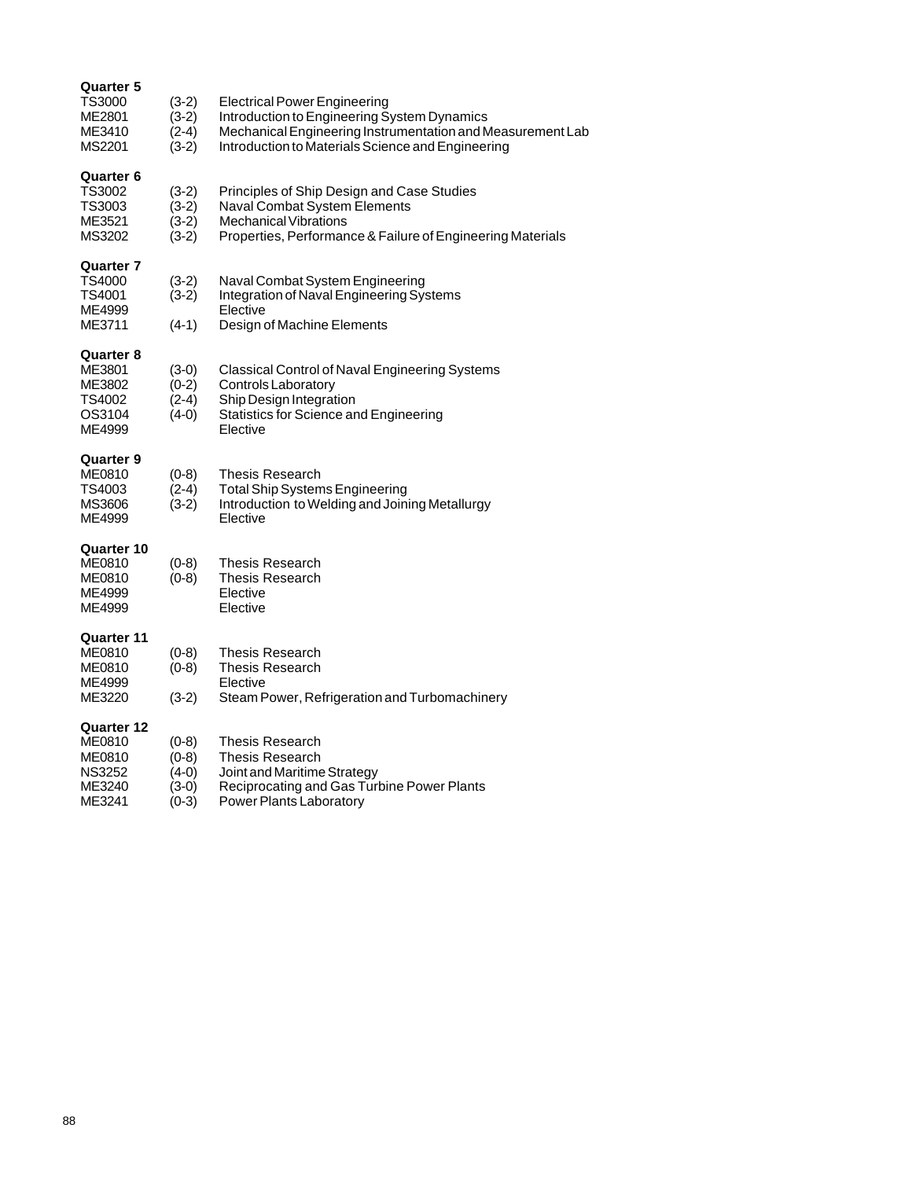**Quarter 5**

| | | |
|---|---|---|
| TS3000 | (3-2) | Electrical Power Engineering |
| ME2801 | (3-2) | Introduction to Engineering System Dynamics |
| ME3410 | (2-4) | Mechanical Engineering Instrumentation and Measurement Lab |
| MS2201 | (3-2) | Introduction to Materials Science and Engineering |

**Quarter 6**

| | | |
|---|---|---|
| TS3002 | (3-2) | Principles of Ship Design and Case Studies |
| TS3003 | (3-2) | Naval Combat System Elements |
| ME3521 | (3-2) | Mechanical Vibrations |
| MS3202 | (3-2) | Properties, Performance & Failure of Engineering Materials |

**Quarter 7**

| | | |
|---|---|---|
| TS4000 | (3-2) | Naval Combat System Engineering |
| TS4001 | (3-2) | Integration of Naval Engineering Systems |
| ME4999 | | Elective |
| ME3711 | (4-1) | Design of Machine Elements |

**Quarter 8**

| | | |
|---|---|---|
| ME3801 | (3-0) | Classical Control of Naval Engineering Systems |
| ME3802 | (0-2) | Controls Laboratory |
| TS4002 | (2-4) | Ship Design Integration |
| OS3104 | (4-0) | Statistics for Science and Engineering |
| ME4999 | | Elective |

**Quarter 9**

| | | |
|---|---|---|
| ME0810 | (0-8) | Thesis Research |
| TS4003 | (2-4) | Total Ship Systems Engineering |
| MS3606 | (3-2) | Introduction to Welding and Joining Metallurgy |
| ME4999 | | Elective |

**Quarter 10**

| | | |
|---|---|---|
| ME0810 | (0-8) | Thesis Research |
| ME0810 | (0-8) | Thesis Research |
| ME4999 | | Elective |
| ME4999 | | Elective |

**Quarter 11**

| | | |
|---|---|---|
| ME0810 | (0-8) | Thesis Research |
| ME0810 | (0-8) | Thesis Research |
| ME4999 | | Elective |
| ME3220 | (3-2) | Steam Power, Refrigeration and Turbomachinery |

**Quarter 12**

| | | |
|---|---|---|
| ME0810 | (0-8) | Thesis Research |
| ME0810 | (0-8) | Thesis Research |
| NS3252 | (4-0) | Joint and Maritime Strategy |
| ME3240 | (3-0) | Reciprocating and Gas Turbine Power Plants |
| ME3241 | (0-3) | Power Plants Laboratory |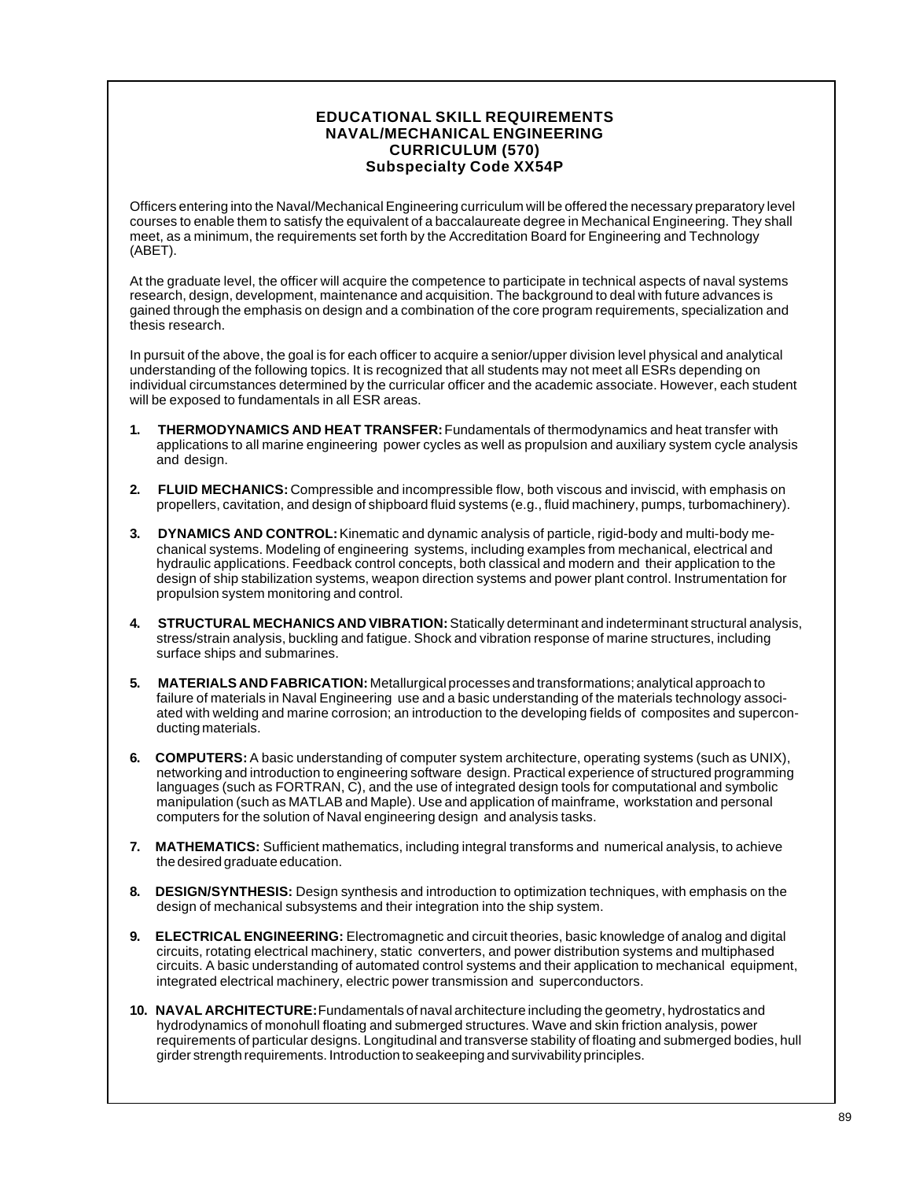# EDUCATIONAL SKILL REQUIREMENTS
## NAVAL/MECHANICAL ENGINEERING
## CURRICULUM (570)
## Subspecialty Code XX54P

Officers entering into the Naval/Mechanical Engineering curriculum will be offered the necessary preparatory level courses to enable them to satisfy the equivalent of a baccalaureate degree in Mechanical Engineering. They shall meet, as a minimum, the requirements set forth by the Accreditation Board for Engineering and Technology (ABET).

At the graduate level, the officer will acquire the competence to participate in technical aspects of naval systems research, design, development, maintenance and acquisition. The background to deal with future advances is gained through the emphasis on design and a combination of the core program requirements, specialization and thesis research.

In pursuit of the above, the goal is for each officer to acquire a senior/upper division level physical and analytical understanding of the following topics. It is recognized that all students may not meet all ESRs depending on individual circumstances determined by the curricular officer and the academic associate. However, each student will be exposed to fundamentals in all ESR areas.

1. **THERMODYNAMICS AND HEAT TRANSFER:** Fundamentals of thermodynamics and heat transfer with applications to all marine engineering power cycles as well as propulsion and auxiliary system cycle analysis and design.

2. **FLUID MECHANICS:** Compressible and incompressible flow, both viscous and inviscid, with emphasis on propellers, cavitation, and design of shipboard fluid systems (e.g., fluid machinery, pumps, turbomachinery).

3. **DYNAMICS AND CONTROL:** Kinematic and dynamic analysis of particle, rigid-body and multi-body mechanical systems. Modeling of engineering systems, including examples from mechanical, electrical and hydraulic applications. Feedback control concepts, both classical and modern and their application to the design of ship stabilization systems, weapon direction systems and power plant control. Instrumentation for propulsion system monitoring and control.

4. **STRUCTURAL MECHANICS AND VIBRATION:** Statically determinant and indeterminant structural analysis, stress/strain analysis, buckling and fatigue. Shock and vibration response of marine structures, including surface ships and submarines.

5. **MATERIALS AND FABRICATION:** Metallurgical processes and transformations; analytical approach to failure of materials in Naval Engineering use and a basic understanding of the materials technology associated with welding and marine corrosion; an introduction to the developing fields of composites and superconducting materials.

6. **COMPUTERS:** A basic understanding of computer system architecture, operating systems (such as UNIX), networking and introduction to engineering software design. Practical experience of structured programming languages (such as FORTRAN, C), and the use of integrated design tools for computational and symbolic manipulation (such as MATLAB and Maple). Use and application of mainframe, workstation and personal computers for the solution of Naval engineering design and analysis tasks.

7. **MATHEMATICS:** Sufficient mathematics, including integral transforms and numerical analysis, to achieve the desired graduate education.

8. **DESIGN/SYNTHESIS:** Design synthesis and introduction to optimization techniques, with emphasis on the design of mechanical subsystems and their integration into the ship system.

9. **ELECTRICAL ENGINEERING:** Electromagnetic and circuit theories, basic knowledge of analog and digital circuits, rotating electrical machinery, static converters, and power distribution systems and multiphased circuits. A basic understanding of automated control systems and their application to mechanical equipment, integrated electrical machinery, electric power transmission and superconductors.

10. **NAVAL ARCHITECTURE:** Fundamentals of naval architecture including the geometry, hydrostatics and hydrodynamics of monohull floating and submerged structures. Wave and skin friction analysis, power requirements of particular designs. Longitudinal and transverse stability of floating and submerged bodies, hull girder strength requirements. Introduction to seakeeping and survivability principles.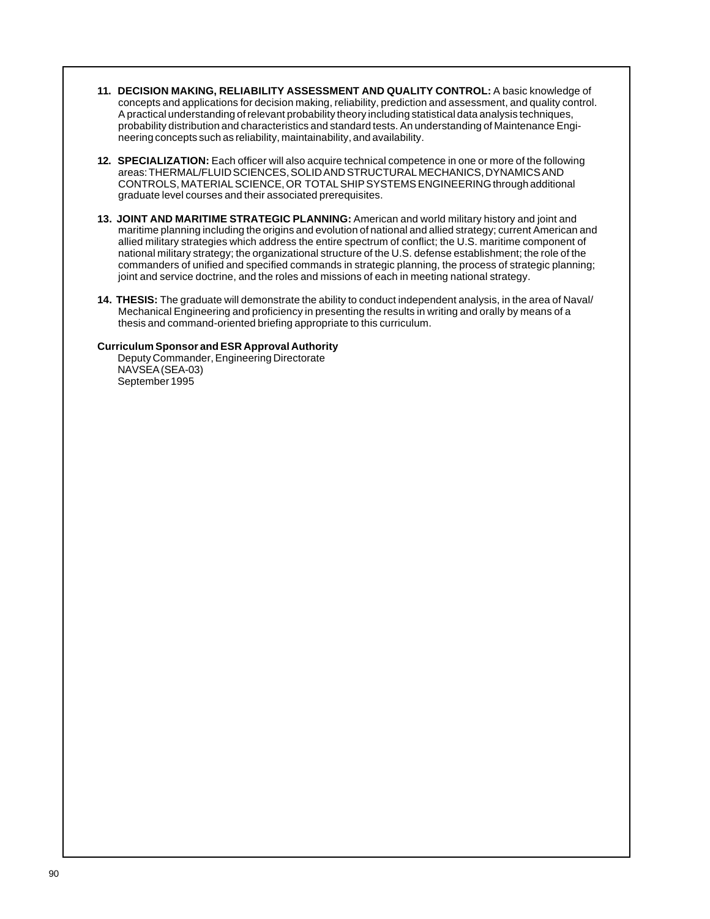11. **DECISION MAKING, RELIABILITY ASSESSMENT AND QUALITY CONTROL:** A basic knowledge of concepts and applications for decision making, reliability, prediction and assessment, and quality control. A practical understanding of relevant probability theory including statistical data analysis techniques, probability distribution and characteristics and standard tests. An understanding of Maintenance Engineering concepts such as reliability, maintainability, and availability.

12. **SPECIALIZATION:** Each officer will also acquire technical competence in one or more of the following areas: THERMAL/FLUID SCIENCES, SOLID AND STRUCTURAL MECHANICS, DYNAMICS AND CONTROLS, MATERIAL SCIENCE, OR TOTAL SHIP SYSTEMS ENGINEERING through additional graduate level courses and their associated prerequisites.

13. **JOINT AND MARITIME STRATEGIC PLANNING:** American and world military history and joint and maritime planning including the origins and evolution of national and allied strategy; current American and allied military strategies which address the entire spectrum of conflict; the U.S. maritime component of national military strategy; the organizational structure of the U.S. defense establishment; the role of the commanders of unified and specified commands in strategic planning, the process of strategic planning; joint and service doctrine, and the roles and missions of each in meeting national strategy.

14. **THESIS:** The graduate will demonstrate the ability to conduct independent analysis, in the area of Naval/ Mechanical Engineering and proficiency in presenting the results in writing and orally by means of a thesis and command-oriented briefing appropriate to this curriculum.

**Curriculum Sponsor and ESR Approval Authority**

Deputy Commander, Engineering Directorate
NAVSEA (SEA-03)
September 1995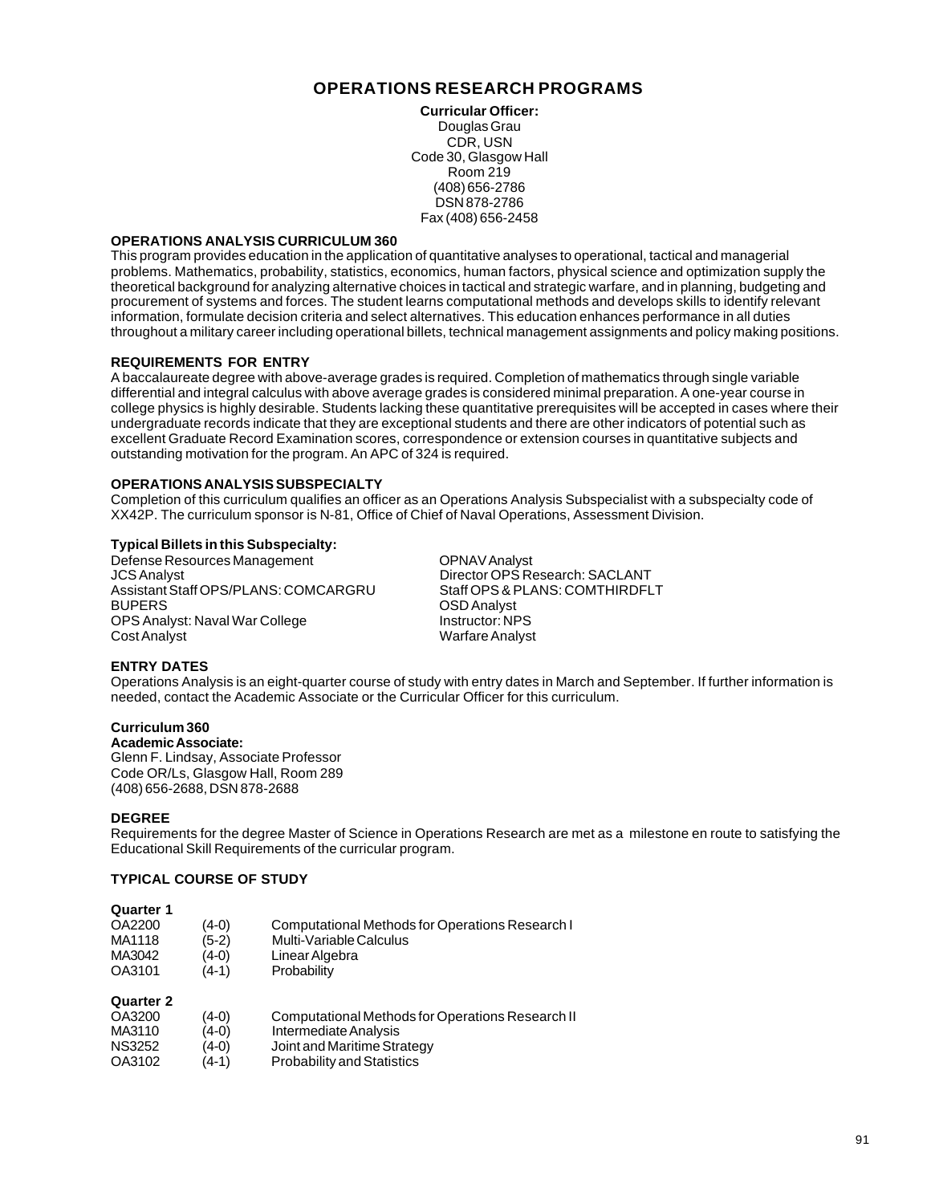# OPERATIONS RESEARCH PROGRAMS

**Curricular Officer:**
Douglas Grau
CDR, USN
Code 30, Glasgow Hall
Room 219
(408) 656-2786
DSN 878-2786
Fax (408) 656-2458

## OPERATIONS ANALYSIS CURRICULUM 360

This program provides education in the application of quantitative analyses to operational, tactical and managerial problems. Mathematics, probability, statistics, economics, human factors, physical science and optimization supply the theoretical background for analyzing alternative choices in tactical and strategic warfare, and in planning, budgeting and procurement of systems and forces. The student learns computational methods and develops skills to identify relevant information, formulate decision criteria and select alternatives. This education enhances performance in all duties throughout a military career including operational billets, technical management assignments and policy making positions.

## REQUIREMENTS FOR ENTRY

A baccalaureate degree with above-average grades is required. Completion of mathematics through single variable differential and integral calculus with above average grades is considered minimal preparation. A one-year course in college physics is highly desirable. Students lacking these quantitative prerequisites will be accepted in cases where their undergraduate records indicate that they are exceptional students and there are other indicators of potential such as excellent Graduate Record Examination scores, correspondence or extension courses in quantitative subjects and outstanding motivation for the program. An APC of 324 is required.

## OPERATIONS ANALYSIS SUBSPECIALTY

Completion of this curriculum qualifies an officer as an Operations Analysis Subspecialist with a subspecialty code of XX42P. The curriculum sponsor is N-81, Office of Chief of Naval Operations, Assessment Division.

### Typical Billets in this Subspecialty:

- Defense Resources Management
- JCS Analyst
- Assistant Staff OPS/PLANS: COMCARGRU
- BUPERS
- OPS Analyst: Naval War College
- Cost Analyst
- OPNAV Analyst
- Director OPS Research: SACLANT
- Staff OPS & PLANS: COMTHIRDFLT
- OSD Analyst
- Instructor: NPS
- Warfare Analyst

## ENTRY DATES

Operations Analysis is an eight-quarter course of study with entry dates in March and September. If further information is needed, contact the Academic Associate or the Curricular Officer for this curriculum.

### Curriculum 360

**Academic Associate:**
Glenn F. Lindsay, Associate Professor
Code OR/Ls, Glasgow Hall, Room 289
(408) 656-2688, DSN 878-2688

## DEGREE

Requirements for the degree Master of Science in Operations Research are met as a milestone en route to satisfying the Educational Skill Requirements of the curricular program.

## TYPICAL COURSE OF STUDY

**Quarter 1**

| | | |
|---|---|---|
| OA2200 | (4-0) | Computational Methods for Operations Research I |
| MA1118 | (5-2) | Multi-Variable Calculus |
| MA3042 | (4-0) | Linear Algebra |
| OA3101 | (4-1) | Probability |

**Quarter 2**

| | | |
|---|---|---|
| OA3200 | (4-0) | Computational Methods for Operations Research II |
| MA3110 | (4-0) | Intermediate Analysis |
| NS3252 | (4-0) | Joint and Maritime Strategy |
| OA3102 | (4-1) | Probability and Statistics |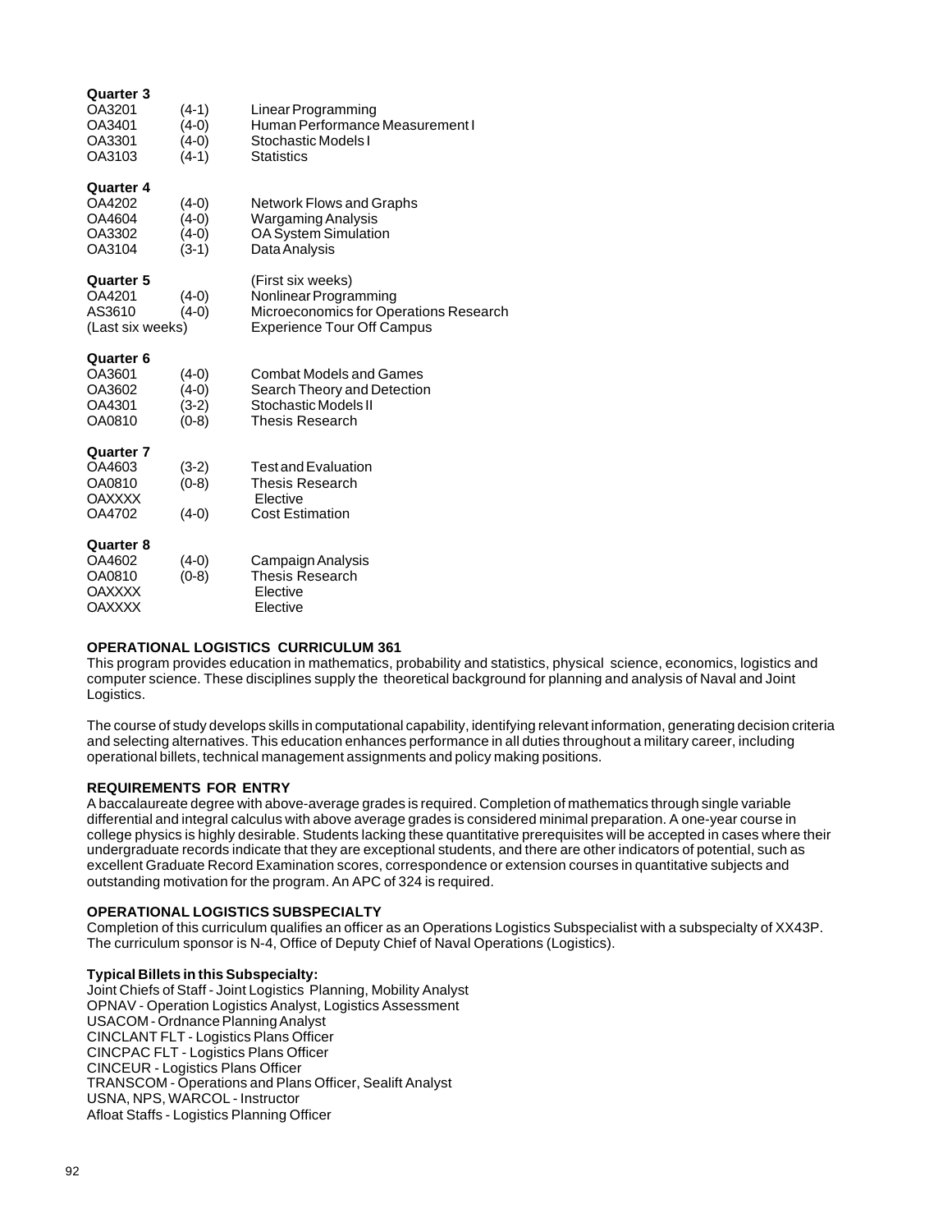**Quarter 3**

| | | |
|---|---|---|
| OA3201 | (4-1) | Linear Programming |
| OA3401 | (4-0) | Human Performance Measurement I |
| OA3301 | (4-0) | Stochastic Models I |
| OA3103 | (4-1) | Statistics |

**Quarter 4**

| | | |
|---|---|---|
| OA4202 | (4-0) | Network Flows and Graphs |
| OA4604 | (4-0) | Wargaming Analysis |
| OA3302 | (4-0) | OA System Simulation |
| OA3104 | (3-1) | Data Analysis |

**Quarter 5**

| | | |
|---|---|---|
| | | (First six weeks) |
| OA4201 | (4-0) | Nonlinear Programming |
| AS3610 | (4-0) | Microeconomics for Operations Research |
| (Last six weeks) | | Experience Tour Off Campus |

**Quarter 6**

| | | |
|---|---|---|
| OA3601 | (4-0) | Combat Models and Games |
| OA3602 | (4-0) | Search Theory and Detection |
| OA4301 | (3-2) | Stochastic Models II |
| OA0810 | (0-8) | Thesis Research |

**Quarter 7**

| | | |
|---|---|---|
| OA4603 | (3-2) | Test and Evaluation |
| OA0810 | (0-8) | Thesis Research |
| OAXXXX | | Elective |
| OA4702 | (4-0) | Cost Estimation |

**Quarter 8**

| | | |
|---|---|---|
| OA4602 | (4-0) | Campaign Analysis |
| OA0810 | (0-8) | Thesis Research |
| OAXXXX | | Elective |
| OAXXXX | | Elective |

## OPERATIONAL LOGISTICS CURRICULUM 361

This program provides education in mathematics, probability and statistics, physical science, economics, logistics and computer science. These disciplines supply the theoretical background for planning and analysis of Naval and Joint Logistics.

The course of study develops skills in computational capability, identifying relevant information, generating decision criteria and selecting alternatives. This education enhances performance in all duties throughout a military career, including operational billets, technical management assignments and policy making positions.

### REQUIREMENTS FOR ENTRY

A baccalaureate degree with above-average grades is required. Completion of mathematics through single variable differential and integral calculus with above average grades is considered minimal preparation. A one-year course in college physics is highly desirable. Students lacking these quantitative prerequisites will be accepted in cases where their undergraduate records indicate that they are exceptional students, and there are other indicators of potential, such as excellent Graduate Record Examination scores, correspondence or extension courses in quantitative subjects and outstanding motivation for the program. An APC of 324 is required.

### OPERATIONAL LOGISTICS SUBSPECIALTY

Completion of this curriculum qualifies an officer as an Operations Logistics Subspecialist with a subspecialty of XX43P. The curriculum sponsor is N-4, Office of Deputy Chief of Naval Operations (Logistics).

**Typical Billets in this Subspecialty:**

Joint Chiefs of Staff - Joint Logistics Planning, Mobility Analyst
OPNAV - Operation Logistics Analyst, Logistics Assessment
USACOM - Ordnance Planning Analyst
CINCLANT FLT - Logistics Plans Officer
CINCPAC FLT - Logistics Plans Officer
CINCEUR - Logistics Plans Officer
TRANSCOM - Operations and Plans Officer, Sealift Analyst
USNA, NPS, WARCOL - Instructor
Afloat Staffs - Logistics Planning Officer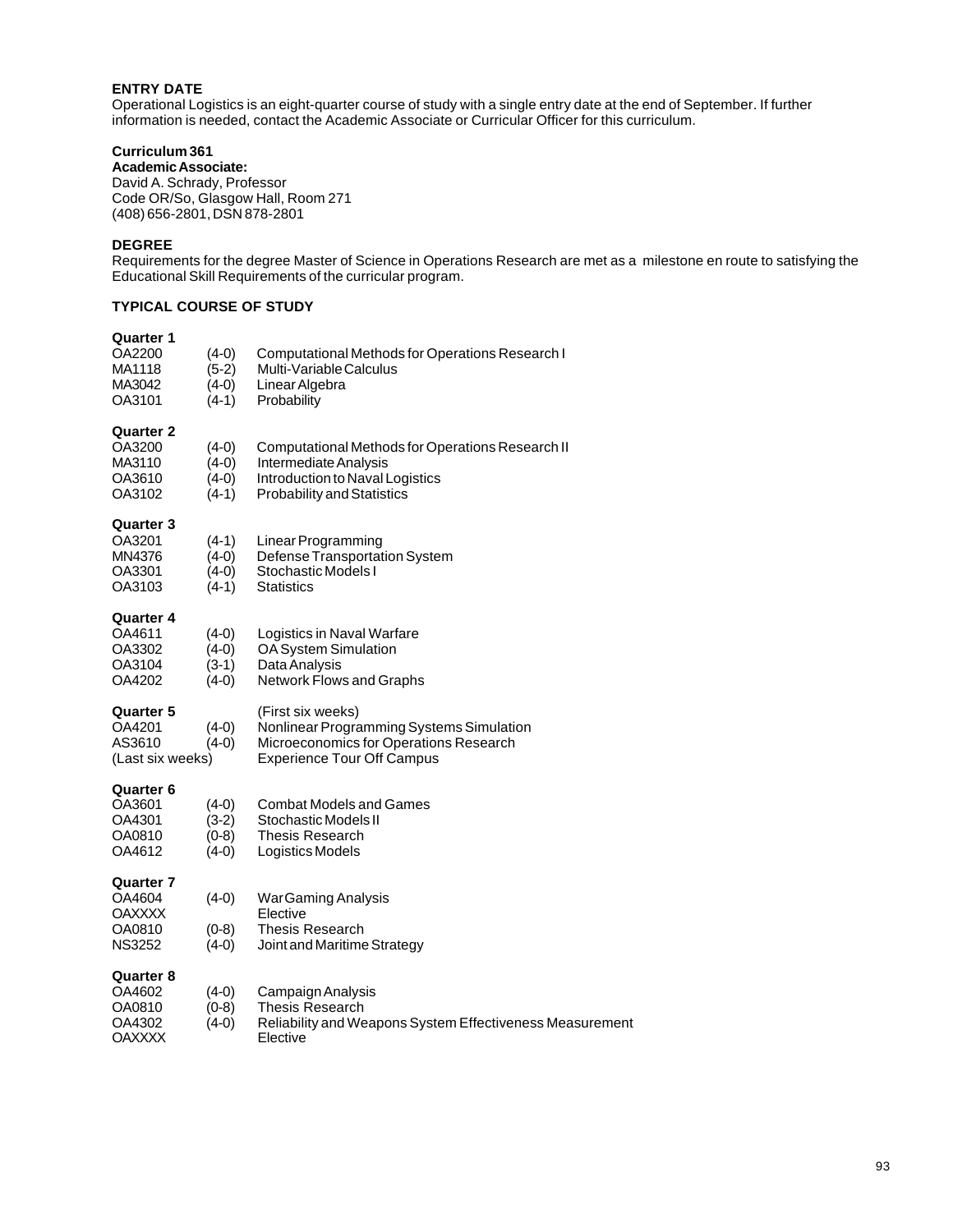### ENTRY DATE

Operational Logistics is an eight-quarter course of study with a single entry date at the end of September. If further information is needed, contact the Academic Associate or Curricular Officer for this curriculum.

**Curriculum 361**

**Academic Associate:**

David A. Schrady, Professor
Code OR/So, Glasgow Hall, Room 271
(408) 656-2801, DSN 878-2801

### DEGREE

Requirements for the degree Master of Science in Operations Research are met as a milestone en route to satisfying the Educational Skill Requirements of the curricular program.

### TYPICAL COURSE OF STUDY

**Quarter 1**

| | | |
|---|---|---|
| OA2200 | (4-0) | Computational Methods for Operations Research I |
| MA1118 | (5-2) | Multi-Variable Calculus |
| MA3042 | (4-0) | Linear Algebra |
| OA3101 | (4-1) | Probability |

**Quarter 2**

| | | |
|---|---|---|
| OA3200 | (4-0) | Computational Methods for Operations Research II |
| MA3110 | (4-0) | Intermediate Analysis |
| OA3610 | (4-0) | Introduction to Naval Logistics |
| OA3102 | (4-1) | Probability and Statistics |

**Quarter 3**

| | | |
|---|---|---|
| OA3201 | (4-1) | Linear Programming |
| MN4376 | (4-0) | Defense Transportation System |
| OA3301 | (4-0) | Stochastic Models I |
| OA3103 | (4-1) | Statistics |

**Quarter 4**

| | | |
|---|---|---|
| OA4611 | (4-0) | Logistics in Naval Warfare |
| OA3302 | (4-0) | OA System Simulation |
| OA3104 | (3-1) | Data Analysis |
| OA4202 | (4-0) | Network Flows and Graphs |

**Quarter 5** (First six weeks)

| | | |
|---|---|---|
| OA4201 | (4-0) | Nonlinear Programming Systems Simulation |
| AS3610 | (4-0) | Microeconomics for Operations Research |
| (Last six weeks) | | Experience Tour Off Campus |

**Quarter 6**

| | | |
|---|---|---|
| OA3601 | (4-0) | Combat Models and Games |
| OA4301 | (3-2) | Stochastic Models II |
| OA0810 | (0-8) | Thesis Research |
| OA4612 | (4-0) | Logistics Models |

**Quarter 7**

| | | |
|---|---|---|
| OA4604 | (4-0) | War Gaming Analysis |
| OAXXXX | | Elective |
| OA0810 | (0-8) | Thesis Research |
| NS3252 | (4-0) | Joint and Maritime Strategy |

**Quarter 8**

| | | |
|---|---|---|
| OA4602 | (4-0) | Campaign Analysis |
| OA0810 | (0-8) | Thesis Research |
| OA4302 | (4-0) | Reliability and Weapons System Effectiveness Measurement |
| OAXXXX | | Elective |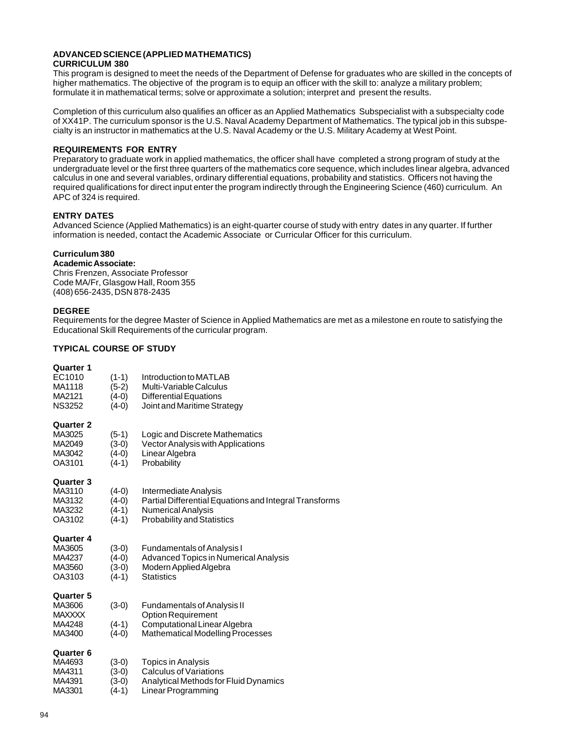## ADVANCED SCIENCE (APPLIED MATHEMATICS)
## CURRICULUM 380

This program is designed to meet the needs of the Department of Defense for graduates who are skilled in the concepts of higher mathematics. The objective of the program is to equip an officer with the skill to: analyze a military problem; formulate it in mathematical terms; solve or approximate a solution; interpret and present the results.

Completion of this curriculum also qualifies an officer as an Applied Mathematics Subspecialist with a subspecialty code of XX41P. The curriculum sponsor is the U.S. Naval Academy Department of Mathematics. The typical job in this subspecialty is an instructor in mathematics at the U.S. Naval Academy or the U.S. Military Academy at West Point.

### REQUIREMENTS FOR ENTRY

Preparatory to graduate work in applied mathematics, the officer shall have completed a strong program of study at the undergraduate level or the first three quarters of the mathematics core sequence, which includes linear algebra, advanced calculus in one and several variables, ordinary differential equations, probability and statistics. Officers not having the required qualifications for direct input enter the program indirectly through the Engineering Science (460) curriculum. An APC of 324 is required.

### ENTRY DATES

Advanced Science (Applied Mathematics) is an eight-quarter course of study with entry dates in any quarter. If further information is needed, contact the Academic Associate or Curricular Officer for this curriculum.

**Curriculum 380**

**Academic Associate:**
Chris Frenzen, Associate Professor
Code MA/Fr, Glasgow Hall, Room 355
(408) 656-2435, DSN 878-2435

### DEGREE

Requirements for the degree Master of Science in Applied Mathematics are met as a milestone en route to satisfying the Educational Skill Requirements of the curricular program.

### TYPICAL COURSE OF STUDY

**Quarter 1**

| | | |
|---|---|---|
| EC1010 | (1-1) | Introduction to MATLAB |
| MA1118 | (5-2) | Multi-Variable Calculus |
| MA2121 | (4-0) | Differential Equations |
| NS3252 | (4-0) | Joint and Maritime Strategy |

**Quarter 2**

| | | |
|---|---|---|
| MA3025 | (5-1) | Logic and Discrete Mathematics |
| MA2049 | (3-0) | Vector Analysis with Applications |
| MA3042 | (4-0) | Linear Algebra |
| OA3101 | (4-1) | Probability |

**Quarter 3**

| | | |
|---|---|---|
| MA3110 | (4-0) | Intermediate Analysis |
| MA3132 | (4-0) | Partial Differential Equations and Integral Transforms |
| MA3232 | (4-1) | Numerical Analysis |
| OA3102 | (4-1) | Probability and Statistics |

**Quarter 4**

| | | |
|---|---|---|
| MA3605 | (3-0) | Fundamentals of Analysis I |
| MA4237 | (4-0) | Advanced Topics in Numerical Analysis |
| MA3560 | (3-0) | Modern Applied Algebra |
| OA3103 | (4-1) | Statistics |

**Quarter 5**

| | | |
|---|---|---|
| MA3606 | (3-0) | Fundamentals of Analysis II |
| MAXXXX | | Option Requirement |
| MA4248 | (4-1) | Computational Linear Algebra |
| MA3400 | (4-0) | Mathematical Modelling Processes |

**Quarter 6**

| | | |
|---|---|---|
| MA4693 | (3-0) | Topics in Analysis |
| MA4311 | (3-0) | Calculus of Variations |
| MA4391 | (3-0) | Analytical Methods for Fluid Dynamics |
| MA3301 | (4-1) | Linear Programming |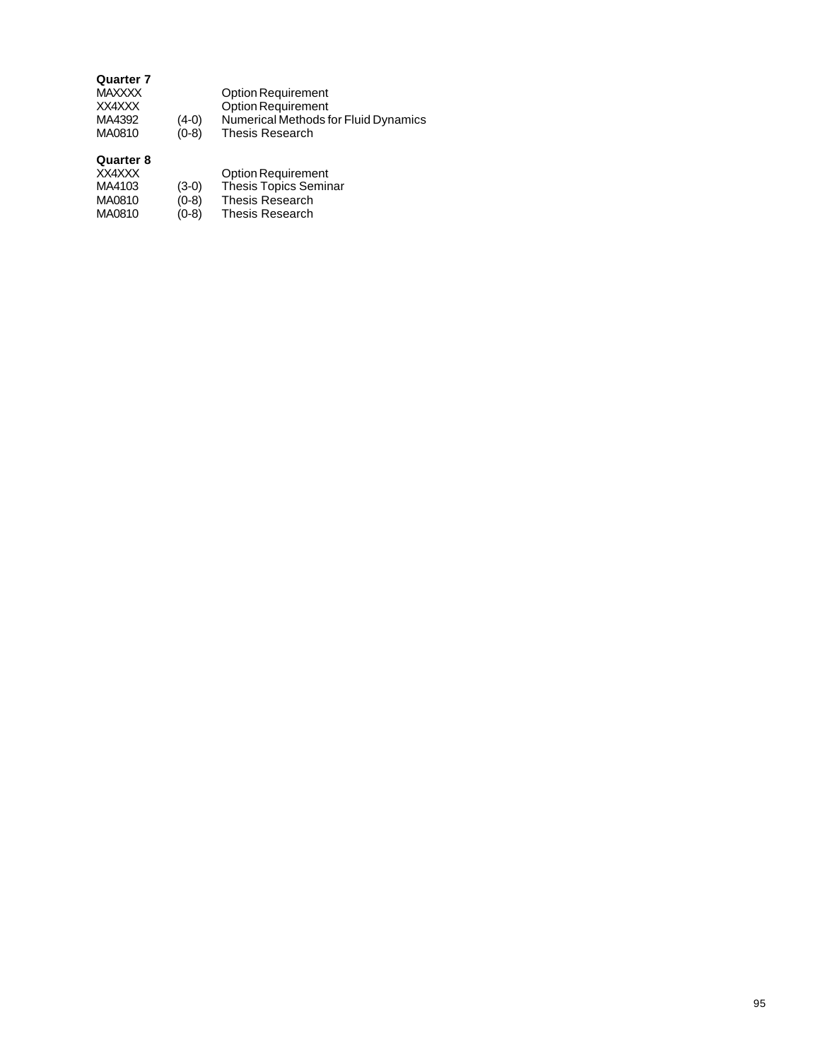**Quarter 7**

| | | |
|---|---|---|
| MAXXXX | | Option Requirement |
| XX4XXX | | Option Requirement |
| MA4392 | (4-0) | Numerical Methods for Fluid Dynamics |
| MA0810 | (0-8) | Thesis Research |

**Quarter 8**

| | | |
|---|---|---|
| XX4XXX | | Option Requirement |
| MA4103 | (3-0) | Thesis Topics Seminar |
| MA0810 | (0-8) | Thesis Research |
| MA0810 | (0-8) | Thesis Research |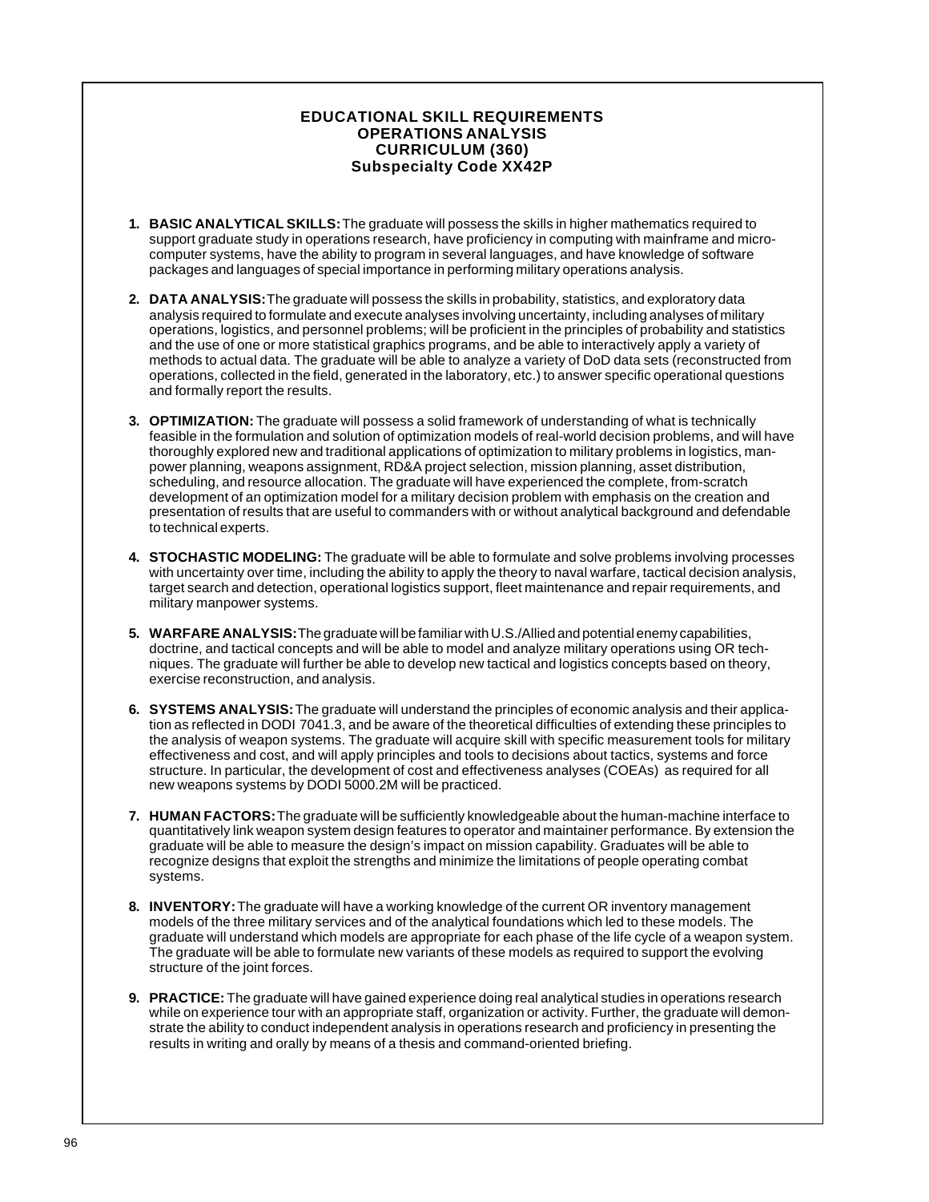# EDUCATIONAL SKILL REQUIREMENTS
## OPERATIONS ANALYSIS
## CURRICULUM (360)
## Subspecialty Code XX42P

1. **BASIC ANALYTICAL SKILLS:** The graduate will possess the skills in higher mathematics required to support graduate study in operations research, have proficiency in computing with mainframe and microcomputer systems, have the ability to program in several languages, and have knowledge of software packages and languages of special importance in performing military operations analysis.

2. **DATA ANALYSIS:** The graduate will possess the skills in probability, statistics, and exploratory data analysis required to formulate and execute analyses involving uncertainty, including analyses of military operations, logistics, and personnel problems; will be proficient in the principles of probability and statistics and the use of one or more statistical graphics programs, and be able to interactively apply a variety of methods to actual data. The graduate will be able to analyze a variety of DoD data sets (reconstructed from operations, collected in the field, generated in the laboratory, etc.) to answer specific operational questions and formally report the results.

3. **OPTIMIZATION:** The graduate will possess a solid framework of understanding of what is technically feasible in the formulation and solution of optimization models of real-world decision problems, and will have thoroughly explored new and traditional applications of optimization to military problems in logistics, manpower planning, weapons assignment, RD&A project selection, mission planning, asset distribution, scheduling, and resource allocation. The graduate will have experienced the complete, from-scratch development of an optimization model for a military decision problem with emphasis on the creation and presentation of results that are useful to commanders with or without analytical background and defendable to technical experts.

4. **STOCHASTIC MODELING:** The graduate will be able to formulate and solve problems involving processes with uncertainty over time, including the ability to apply the theory to naval warfare, tactical decision analysis, target search and detection, operational logistics support, fleet maintenance and repair requirements, and military manpower systems.

5. **WARFARE ANALYSIS:** The graduate will be familiar with U.S./Allied and potential enemy capabilities, doctrine, and tactical concepts and will be able to model and analyze military operations using OR techniques. The graduate will further be able to develop new tactical and logistics concepts based on theory, exercise reconstruction, and analysis.

6. **SYSTEMS ANALYSIS:** The graduate will understand the principles of economic analysis and their application as reflected in DODI 7041.3, and be aware of the theoretical difficulties of extending these principles to the analysis of weapon systems. The graduate will acquire skill with specific measurement tools for military effectiveness and cost, and will apply principles and tools to decisions about tactics, systems and force structure. In particular, the development of cost and effectiveness analyses (COEAs) as required for all new weapons systems by DODI 5000.2M will be practiced.

7. **HUMAN FACTORS:** The graduate will be sufficiently knowledgeable about the human-machine interface to quantitatively link weapon system design features to operator and maintainer performance. By extension the graduate will be able to measure the design's impact on mission capability. Graduates will be able to recognize designs that exploit the strengths and minimize the limitations of people operating combat systems.

8. **INVENTORY:** The graduate will have a working knowledge of the current OR inventory management models of the three military services and of the analytical foundations which led to these models. The graduate will understand which models are appropriate for each phase of the life cycle of a weapon system. The graduate will be able to formulate new variants of these models as required to support the evolving structure of the joint forces.

9. **PRACTICE:** The graduate will have gained experience doing real analytical studies in operations research while on experience tour with an appropriate staff, organization or activity. Further, the graduate will demonstrate the ability to conduct independent analysis in operations research and proficiency in presenting the results in writing and orally by means of a thesis and command-oriented briefing.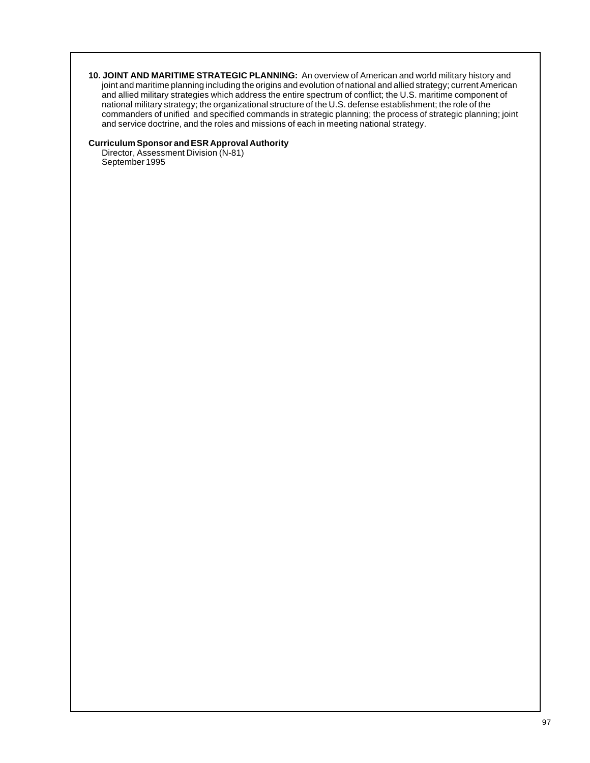**10. JOINT AND MARITIME STRATEGIC PLANNING:** An overview of American and world military history and joint and maritime planning including the origins and evolution of national and allied strategy; current American and allied military strategies which address the entire spectrum of conflict; the U.S. maritime component of national military strategy; the organizational structure of the U.S. defense establishment; the role of the commanders of unified and specified commands in strategic planning; the process of strategic planning; joint and service doctrine, and the roles and missions of each in meeting national strategy.

**Curriculum Sponsor and ESR Approval Authority**

Director, Assessment Division (N-81)
September 1995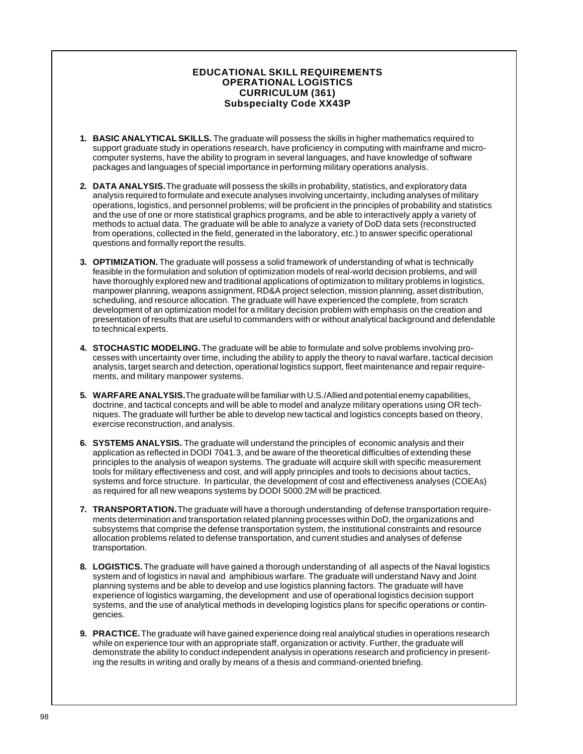# EDUCATIONAL SKILL REQUIREMENTS
# OPERATIONAL LOGISTICS
# CURRICULUM (361)
# Subspecialty Code XX43P

1. **BASIC ANALYTICAL SKILLS.** The graduate will possess the skills in higher mathematics required to support graduate study in operations research, have proficiency in computing with mainframe and micro-computer systems, have the ability to program in several languages, and have knowledge of software packages and languages of special importance in performing military operations analysis.

2. **DATA ANALYSIS.** The graduate will possess the skills in probability, statistics, and exploratory data analysis required to formulate and execute analyses involving uncertainty, including analyses of military operations, logistics, and personnel problems; will be proficient in the principles of probability and statistics and the use of one or more statistical graphics programs, and be able to interactively apply a variety of methods to actual data. The graduate will be able to analyze a variety of DoD data sets (reconstructed from operations, collected in the field, generated in the laboratory, etc.) to answer specific operational questions and formally report the results.

3. **OPTIMIZATION.** The graduate will possess a solid framework of understanding of what is technically feasible in the formulation and solution of optimization models of real-world decision problems, and will have thoroughly explored new and traditional applications of optimization to military problems in logistics, manpower planning, weapons assignment, RD&A project selection, mission planning, asset distribution, scheduling, and resource allocation. The graduate will have experienced the complete, from scratch development of an optimization model for a military decision problem with emphasis on the creation and presentation of results that are useful to commanders with or without analytical background and defendable to technical experts.

4. **STOCHASTIC MODELING.** The graduate will be able to formulate and solve problems involving processes with uncertainty over time, including the ability to apply the theory to naval warfare, tactical decision analysis, target search and detection, operational logistics support, fleet maintenance and repair requirements, and military manpower systems.

5. **WARFARE ANALYSIS.** The graduate will be familiar with U.S./Allied and potential enemy capabilities, doctrine, and tactical concepts and will be able to model and analyze military operations using OR techniques. The graduate will further be able to develop new tactical and logistics concepts based on theory, exercise reconstruction, and analysis.

6. **SYSTEMS ANALYSIS.** The graduate will understand the principles of economic analysis and their application as reflected in DODI 7041.3, and be aware of the theoretical difficulties of extending these principles to the analysis of weapon systems. The graduate will acquire skill with specific measurement tools for military effectiveness and cost, and will apply principles and tools to decisions about tactics, systems and force structure. In particular, the development of cost and effectiveness analyses (COEAs) as required for all new weapons systems by DODI 5000.2M will be practiced.

7. **TRANSPORTATION.** The graduate will have a thorough understanding of defense transportation requirements determination and transportation related planning processes within DoD, the organizations and subsystems that comprise the defense transportation system, the institutional constraints and resource allocation problems related to defense transportation, and current studies and analyses of defense transportation.

8. **LOGISTICS.** The graduate will have gained a thorough understanding of all aspects of the Naval logistics system and of logistics in naval and amphibious warfare. The graduate will understand Navy and Joint planning systems and be able to develop and use logistics planning factors. The graduate will have experience of logistics wargaming, the development and use of operational logistics decision support systems, and the use of analytical methods in developing logistics plans for specific operations or contingencies.

9. **PRACTICE.** The graduate will have gained experience doing real analytical studies in operations research while on experience tour with an appropriate staff, organization or activity. Further, the graduate will demonstrate the ability to conduct independent analysis in operations research and proficiency in presenting the results in writing and orally by means of a thesis and command-oriented briefing.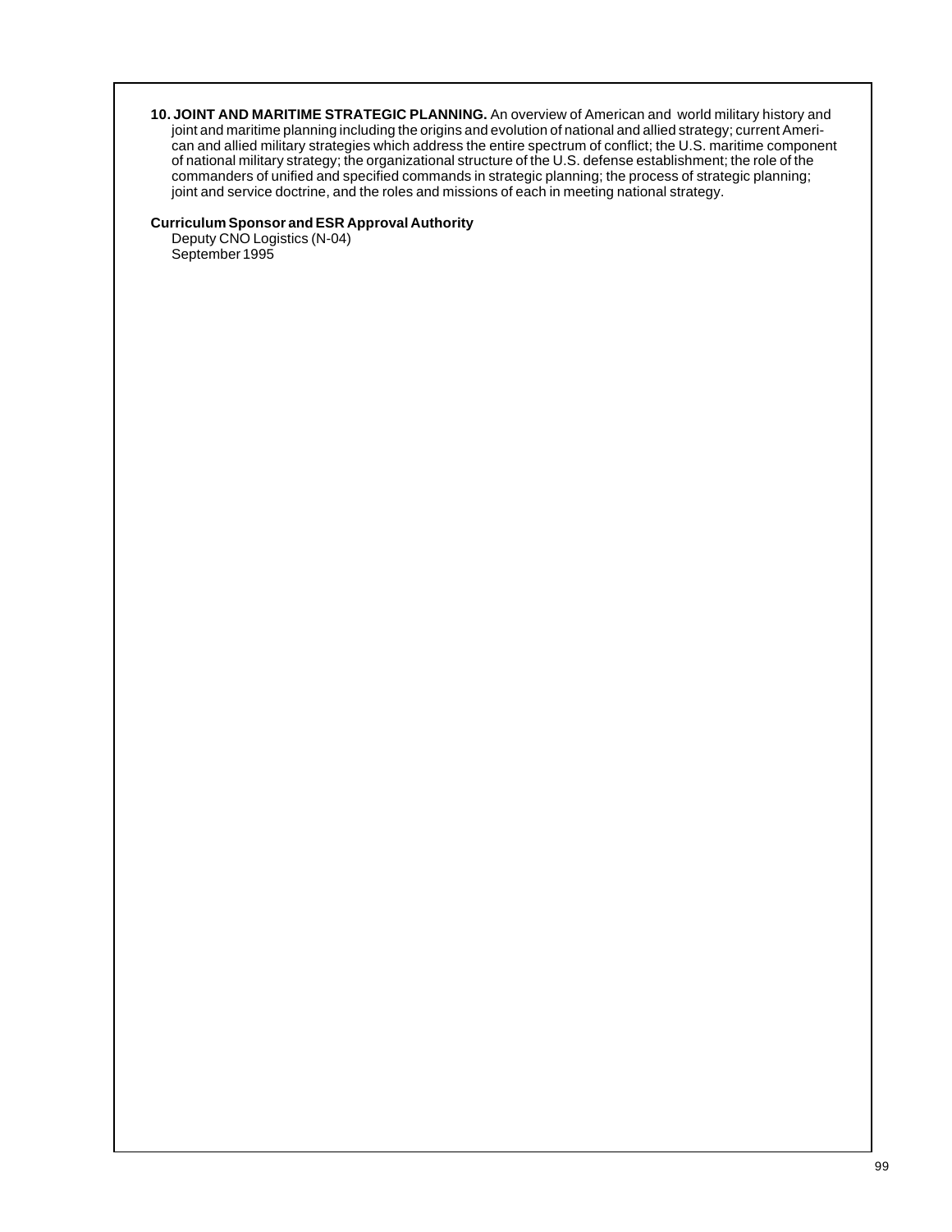**10. JOINT AND MARITIME STRATEGIC PLANNING.** An overview of American and world military history and joint and maritime planning including the origins and evolution of national and allied strategy; current American and allied military strategies which address the entire spectrum of conflict; the U.S. maritime component of national military strategy; the organizational structure of the U.S. defense establishment; the role of the commanders of unified and specified commands in strategic planning; the process of strategic planning; joint and service doctrine, and the roles and missions of each in meeting national strategy.

**Curriculum Sponsor and ESR Approval Authority**

Deputy CNO Logistics (N-04)
September 1995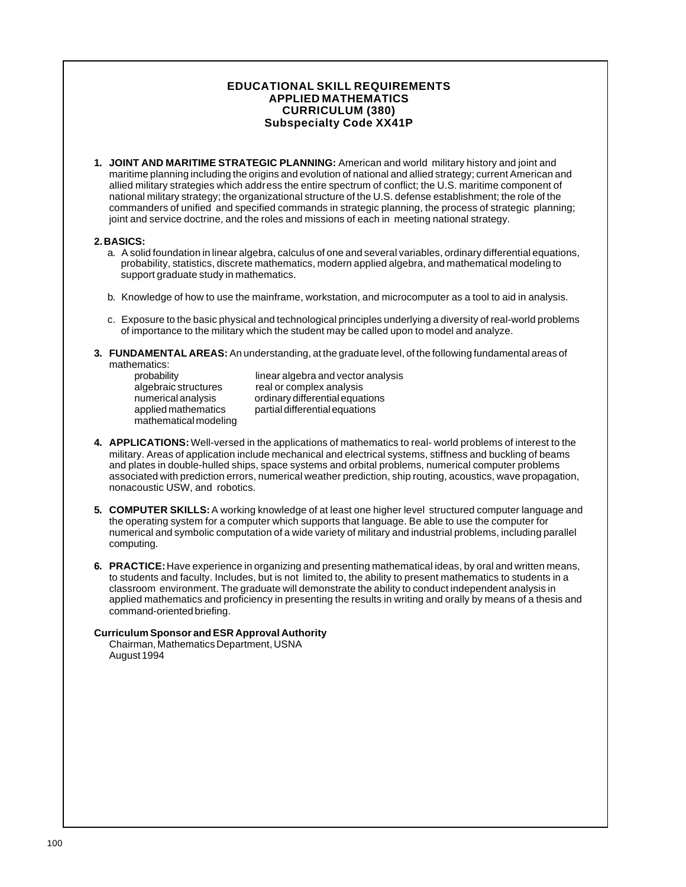# EDUCATIONAL SKILL REQUIREMENTS
## APPLIED MATHEMATICS
## CURRICULUM (380)
## Subspecialty Code XX41P

**1. JOINT AND MARITIME STRATEGIC PLANNING:** American and world military history and joint and maritime planning including the origins and evolution of national and allied strategy; current American and allied military strategies which address the entire spectrum of conflict; the U.S. maritime component of national military strategy; the organizational structure of the U.S. defense establishment; the role of the commanders of unified and specified commands in strategic planning, the process of strategic planning; joint and service doctrine, and the roles and missions of each in meeting national strategy.

**2. BASICS:**

a. A solid foundation in linear algebra, calculus of one and several variables, ordinary differential equations, probability, statistics, discrete mathematics, modern applied algebra, and mathematical modeling to support graduate study in mathematics.

b. Knowledge of how to use the mainframe, workstation, and microcomputer as a tool to aid in analysis.

c. Exposure to the basic physical and technological principles underlying a diversity of real-world problems of importance to the military which the student may be called upon to model and analyze.

**3. FUNDAMENTAL AREAS:** An understanding, at the graduate level, of the following fundamental areas of mathematics:

- probability
- algebraic structures
- numerical analysis
- applied mathematics
- mathematical modeling
- linear algebra and vector analysis
- real or complex analysis
- ordinary differential equations
- partial differential equations

**4. APPLICATIONS:** Well-versed in the applications of mathematics to real- world problems of interest to the military. Areas of application include mechanical and electrical systems, stiffness and buckling of beams and plates in double-hulled ships, space systems and orbital problems, numerical computer problems associated with prediction errors, numerical weather prediction, ship routing, acoustics, wave propagation, nonacoustic USW, and robotics.

**5. COMPUTER SKILLS:** A working knowledge of at least one higher level structured computer language and the operating system for a computer which supports that language. Be able to use the computer for numerical and symbolic computation of a wide variety of military and industrial problems, including parallel computing.

**6. PRACTICE:** Have experience in organizing and presenting mathematical ideas, by oral and written means, to students and faculty. Includes, but is not limited to, the ability to present mathematics to students in a classroom environment. The graduate will demonstrate the ability to conduct independent analysis in applied mathematics and proficiency in presenting the results in writing and orally by means of a thesis and command-oriented briefing.

**Curriculum Sponsor and ESR Approval Authority**

Chairman, Mathematics Department, USNA
August 1994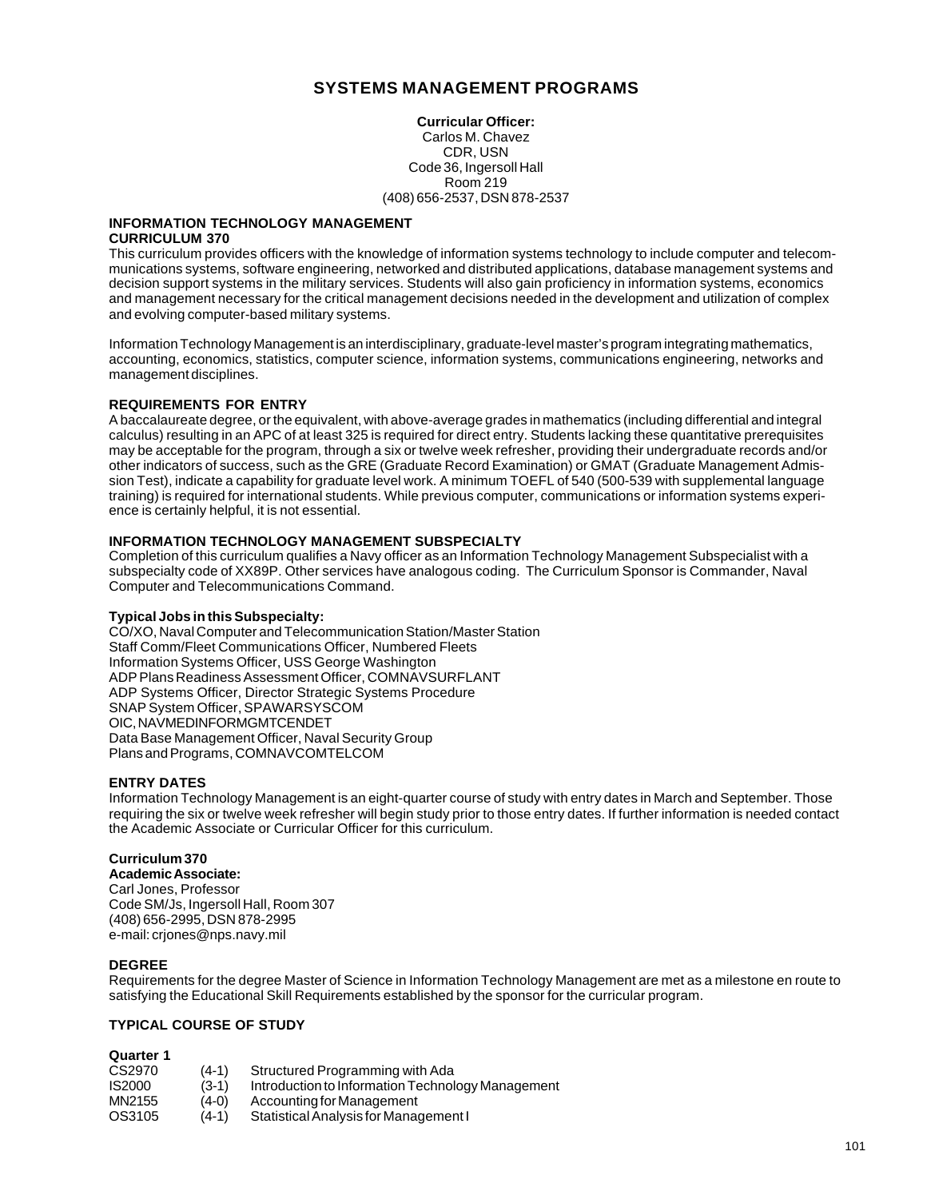# SYSTEMS MANAGEMENT PROGRAMS

**Curricular Officer:**
Carlos M. Chavez
CDR, USN
Code 36, Ingersoll Hall
Room 219
(408) 656-2537, DSN 878-2537

## INFORMATION TECHNOLOGY MANAGEMENT
## CURRICULUM 370

This curriculum provides officers with the knowledge of information systems technology to include computer and telecommunications systems, software engineering, networked and distributed applications, database management systems and decision support systems in the military services. Students will also gain proficiency in information systems, economics and management necessary for the critical management decisions needed in the development and utilization of complex and evolving computer-based military systems.

Information Technology Management is an interdisciplinary, graduate-level master's program integrating mathematics, accounting, economics, statistics, computer science, information systems, communications engineering, networks and management disciplines.

### REQUIREMENTS FOR ENTRY

A baccalaureate degree, or the equivalent, with above-average grades in mathematics (including differential and integral calculus) resulting in an APC of at least 325 is required for direct entry. Students lacking these quantitative prerequisites may be acceptable for the program, through a six or twelve week refresher, providing their undergraduate records and/or other indicators of success, such as the GRE (Graduate Record Examination) or GMAT (Graduate Management Admission Test), indicate a capability for graduate level work. A minimum TOEFL of 540 (500-539 with supplemental language training) is required for international students. While previous computer, communications or information systems experience is certainly helpful, it is not essential.

### INFORMATION TECHNOLOGY MANAGEMENT SUBSPECIALTY

Completion of this curriculum qualifies a Navy officer as an Information Technology Management Subspecialist with a subspecialty code of XX89P. Other services have analogous coding. The Curriculum Sponsor is Commander, Naval Computer and Telecommunications Command.

**Typical Jobs in this Subspecialty:**

CO/XO, Naval Computer and Telecommunication Station/Master Station
Staff Comm/Fleet Communications Officer, Numbered Fleets
Information Systems Officer, USS George Washington
ADP Plans Readiness Assessment Officer, COMNAVSURFLANT
ADP Systems Officer, Director Strategic Systems Procedure
SNAP System Officer, SPAWARSYSCOM
OIC, NAVMEDINFORMGMTCENDET
Data Base Management Officer, Naval Security Group
Plans and Programs, COMNAVCOMTELCOM

### ENTRY DATES

Information Technology Management is an eight-quarter course of study with entry dates in March and September. Those requiring the six or twelve week refresher will begin study prior to those entry dates. If further information is needed contact the Academic Associate or Curricular Officer for this curriculum.

**Curriculum 370**
**Academic Associate:**
Carl Jones, Professor
Code SM/Js, Ingersoll Hall, Room 307
(408) 656-2995, DSN 878-2995
e-mail: crjones@nps.navy.mil

### DEGREE

Requirements for the degree Master of Science in Information Technology Management are met as a milestone en route to satisfying the Educational Skill Requirements established by the sponsor for the curricular program.

### TYPICAL COURSE OF STUDY

**Quarter 1**

| | | |
|---|---|---|
| CS2970 | (4-1) | Structured Programming with Ada |
| IS2000 | (3-1) | Introduction to Information Technology Management |
| MN2155 | (4-0) | Accounting for Management |
| OS3105 | (4-1) | Statistical Analysis for Management I |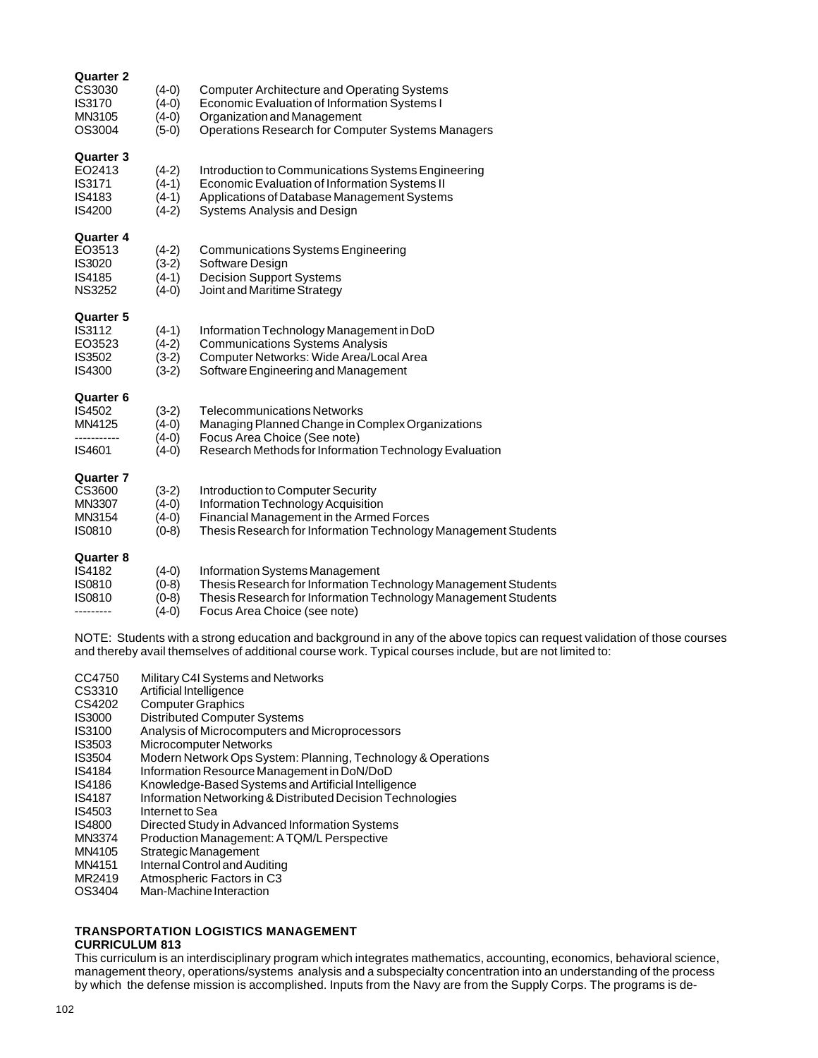**Quarter 2**

| | | |
|---|---|---|
| CS3030 | (4-0) | Computer Architecture and Operating Systems |
| IS3170 | (4-0) | Economic Evaluation of Information Systems I |
| MN3105 | (4-0) | Organization and Management |
| OS3004 | (5-0) | Operations Research for Computer Systems Managers |

**Quarter 3**

| | | |
|---|---|---|
| EO2413 | (4-2) | Introduction to Communications Systems Engineering |
| IS3171 | (4-1) | Economic Evaluation of Information Systems II |
| IS4183 | (4-1) | Applications of Database Management Systems |
| IS4200 | (4-2) | Systems Analysis and Design |

**Quarter 4**

| | | |
|---|---|---|
| EO3513 | (4-2) | Communications Systems Engineering |
| IS3020 | (3-2) | Software Design |
| IS4185 | (4-1) | Decision Support Systems |
| NS3252 | (4-0) | Joint and Maritime Strategy |

**Quarter 5**

| | | |
|---|---|---|
| IS3112 | (4-1) | Information Technology Management in DoD |
| EO3523 | (4-2) | Communications Systems Analysis |
| IS3502 | (3-2) | Computer Networks: Wide Area/Local Area |
| IS4300 | (3-2) | Software Engineering and Management |

**Quarter 6**

| | | |
|---|---|---|
| IS4502 | (3-2) | Telecommunications Networks |
| MN4125 | (4-0) | Managing Planned Change in Complex Organizations |
| ----------- | (4-0) | Focus Area Choice (See note) |
| IS4601 | (4-0) | Research Methods for Information Technology Evaluation |

**Quarter 7**

| | | |
|---|---|---|
| CS3600 | (3-2) | Introduction to Computer Security |
| MN3307 | (4-0) | Information Technology Acquisition |
| MN3154 | (4-0) | Financial Management in the Armed Forces |
| IS0810 | (0-8) | Thesis Research for Information Technology Management Students |

**Quarter 8**

| | | |
|---|---|---|
| IS4182 | (4-0) | Information Systems Management |
| IS0810 | (0-8) | Thesis Research for Information Technology Management Students |
| IS0810 | (0-8) | Thesis Research for Information Technology Management Students |
| --------- | (4-0) | Focus Area Choice (see note) |

NOTE: Students with a strong education and background in any of the above topics can request validation of those courses and thereby avail themselves of additional course work. Typical courses include, but are not limited to:

| | |
|---|---|
| CC4750 | Military C4I Systems and Networks |
| CS3310 | Artificial Intelligence |
| CS4202 | Computer Graphics |
| IS3000 | Distributed Computer Systems |
| IS3100 | Analysis of Microcomputers and Microprocessors |
| IS3503 | Microcomputer Networks |
| IS3504 | Modern Network Ops System: Planning, Technology & Operations |
| IS4184 | Information Resource Management in DoN/DoD |
| IS4186 | Knowledge-Based Systems and Artificial Intelligence |
| IS4187 | Information Networking & Distributed Decision Technologies |
| IS4503 | Internet to Sea |
| IS4800 | Directed Study in Advanced Information Systems |
| MN3374 | Production Management: A TQM/L Perspective |
| MN4105 | Strategic Management |
| MN4151 | Internal Control and Auditing |
| MR2419 | Atmospheric Factors in C3 |
| OS3404 | Man-Machine Interaction |

## TRANSPORTATION LOGISTICS MANAGEMENT
### CURRICULUM 813

This curriculum is an interdisciplinary program which integrates mathematics, accounting, economics, behavioral science, management theory, operations/systems analysis and a subspecialty concentration into an understanding of the process by which the defense mission is accomplished. Inputs from the Navy are from the Supply Corps. The programs is de-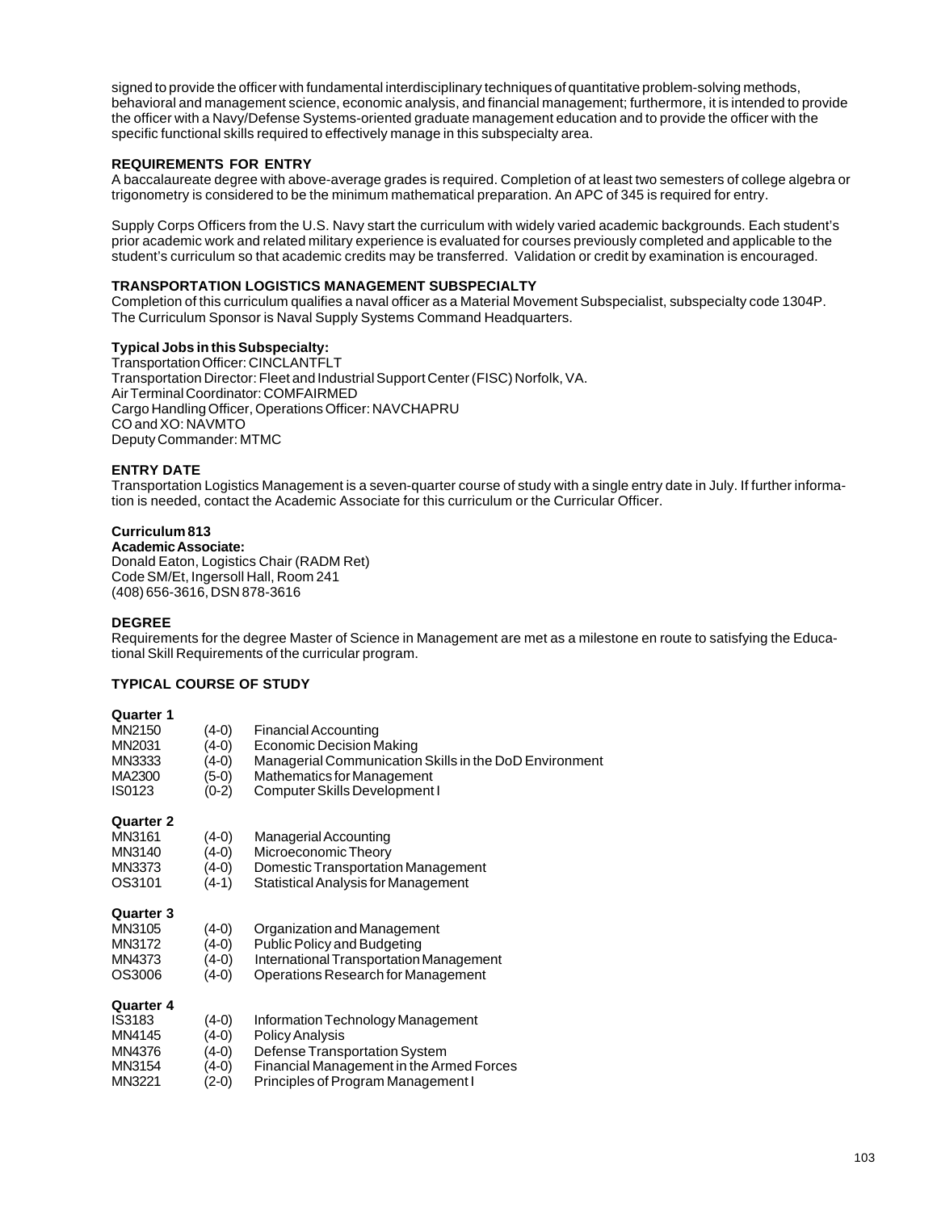signed to provide the officer with fundamental interdisciplinary techniques of quantitative problem-solving methods, behavioral and management science, economic analysis, and financial management; furthermore, it is intended to provide the officer with a Navy/Defense Systems-oriented graduate management education and to provide the officer with the specific functional skills required to effectively manage in this subspecialty area.

### REQUIREMENTS FOR ENTRY

A baccalaureate degree with above-average grades is required. Completion of at least two semesters of college algebra or trigonometry is considered to be the minimum mathematical preparation. An APC of 345 is required for entry.

Supply Corps Officers from the U.S. Navy start the curriculum with widely varied academic backgrounds. Each student's prior academic work and related military experience is evaluated for courses previously completed and applicable to the student's curriculum so that academic credits may be transferred. Validation or credit by examination is encouraged.

### TRANSPORTATION LOGISTICS MANAGEMENT SUBSPECIALTY

Completion of this curriculum qualifies a naval officer as a Material Movement Subspecialist, subspecialty code 1304P. The Curriculum Sponsor is Naval Supply Systems Command Headquarters.

**Typical Jobs in this Subspecialty:**

Transportation Officer: CINCLANTFLT
Transportation Director: Fleet and Industrial Support Center (FISC) Norfolk, VA.
Air Terminal Coordinator: COMFAIRMED
Cargo Handling Officer, Operations Officer: NAVCHAPRU
CO and XO: NAVMTO
Deputy Commander: MTMC

### ENTRY DATE

Transportation Logistics Management is a seven-quarter course of study with a single entry date in July. If further information is needed, contact the Academic Associate for this curriculum or the Curricular Officer.

**Curriculum 813**

**Academic Associate:**
Donald Eaton, Logistics Chair (RADM Ret)
Code SM/Et, Ingersoll Hall, Room 241
(408) 656-3616, DSN 878-3616

### DEGREE

Requirements for the degree Master of Science in Management are met as a milestone en route to satisfying the Educational Skill Requirements of the curricular program.

### TYPICAL COURSE OF STUDY

**Quarter 1**

| | | |
|---|---|---|
| MN2150 | (4-0) | Financial Accounting |
| MN2031 | (4-0) | Economic Decision Making |
| MN3333 | (4-0) | Managerial Communication Skills in the DoD Environment |
| MA2300 | (5-0) | Mathematics for Management |
| IS0123 | (0-2) | Computer Skills Development I |

**Quarter 2**

| | | |
|---|---|---|
| MN3161 | (4-0) | Managerial Accounting |
| MN3140 | (4-0) | Microeconomic Theory |
| MN3373 | (4-0) | Domestic Transportation Management |
| OS3101 | (4-1) | Statistical Analysis for Management |

**Quarter 3**

| | | |
|---|---|---|
| MN3105 | (4-0) | Organization and Management |
| MN3172 | (4-0) | Public Policy and Budgeting |
| MN4373 | (4-0) | International Transportation Management |
| OS3006 | (4-0) | Operations Research for Management |

**Quarter 4**

| | | |
|---|---|---|
| IS3183 | (4-0) | Information Technology Management |
| MN4145 | (4-0) | Policy Analysis |
| MN4376 | (4-0) | Defense Transportation System |
| MN3154 | (4-0) | Financial Management in the Armed Forces |
| MN3221 | (2-0) | Principles of Program Management I |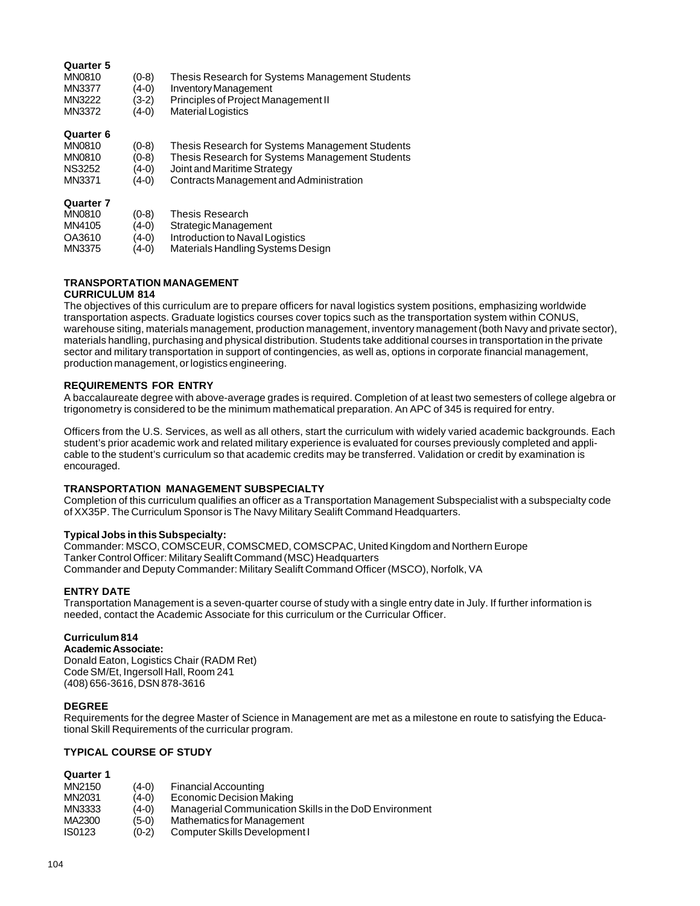**Quarter 5**

| | | |
|---|---|---|
| MN0810 | (0-8) | Thesis Research for Systems Management Students |
| MN3377 | (4-0) | Inventory Management |
| MN3222 | (3-2) | Principles of Project Management II |
| MN3372 | (4-0) | Material Logistics |

**Quarter 6**

| | | |
|---|---|---|
| MN0810 | (0-8) | Thesis Research for Systems Management Students |
| MN0810 | (0-8) | Thesis Research for Systems Management Students |
| NS3252 | (4-0) | Joint and Maritime Strategy |
| MN3371 | (4-0) | Contracts Management and Administration |

**Quarter 7**

| | | |
|---|---|---|
| MN0810 | (0-8) | Thesis Research |
| MN4105 | (4-0) | Strategic Management |
| OA3610 | (4-0) | Introduction to Naval Logistics |
| MN3375 | (4-0) | Materials Handling Systems Design |

## TRANSPORTATION MANAGEMENT CURRICULUM 814

The objectives of this curriculum are to prepare officers for naval logistics system positions, emphasizing worldwide transportation aspects. Graduate logistics courses cover topics such as the transportation system within CONUS, warehouse siting, materials management, production management, inventory management (both Navy and private sector), materials handling, purchasing and physical distribution. Students take additional courses in transportation in the private sector and military transportation in support of contingencies, as well as, options in corporate financial management, production management, or logistics engineering.

### REQUIREMENTS FOR ENTRY

A baccalaureate degree with above-average grades is required. Completion of at least two semesters of college algebra or trigonometry is considered to be the minimum mathematical preparation. An APC of 345 is required for entry.

Officers from the U.S. Services, as well as all others, start the curriculum with widely varied academic backgrounds. Each student's prior academic work and related military experience is evaluated for courses previously completed and applicable to the student's curriculum so that academic credits may be transferred. Validation or credit by examination is encouraged.

### TRANSPORTATION MANAGEMENT SUBSPECIALTY

Completion of this curriculum qualifies an officer as a Transportation Management Subspecialist with a subspecialty code of XX35P. The Curriculum Sponsor is The Navy Military Sealift Command Headquarters.

**Typical Jobs in this Subspecialty:**

Commander: MSCO, COMSCEUR, COMSCMED, COMSCPAC, United Kingdom and Northern Europe
Tanker Control Officer: Military Sealift Command (MSC) Headquarters
Commander and Deputy Commander: Military Sealift Command Officer (MSCO), Norfolk, VA

### ENTRY DATE

Transportation Management is a seven-quarter course of study with a single entry date in July. If further information is needed, contact the Academic Associate for this curriculum or the Curricular Officer.

**Curriculum 814**

**Academic Associate:**

Donald Eaton, Logistics Chair (RADM Ret)
Code SM/Et, Ingersoll Hall, Room 241
(408) 656-3616, DSN 878-3616

### DEGREE

Requirements for the degree Master of Science in Management are met as a milestone en route to satisfying the Educational Skill Requirements of the curricular program.

### TYPICAL COURSE OF STUDY

**Quarter 1**

| | | |
|---|---|---|
| MN2150 | (4-0) | Financial Accounting |
| MN2031 | (4-0) | Economic Decision Making |
| MN3333 | (4-0) | Managerial Communication Skills in the DoD Environment |
| MA2300 | (5-0) | Mathematics for Management |
| IS0123 | (0-2) | Computer Skills Development I |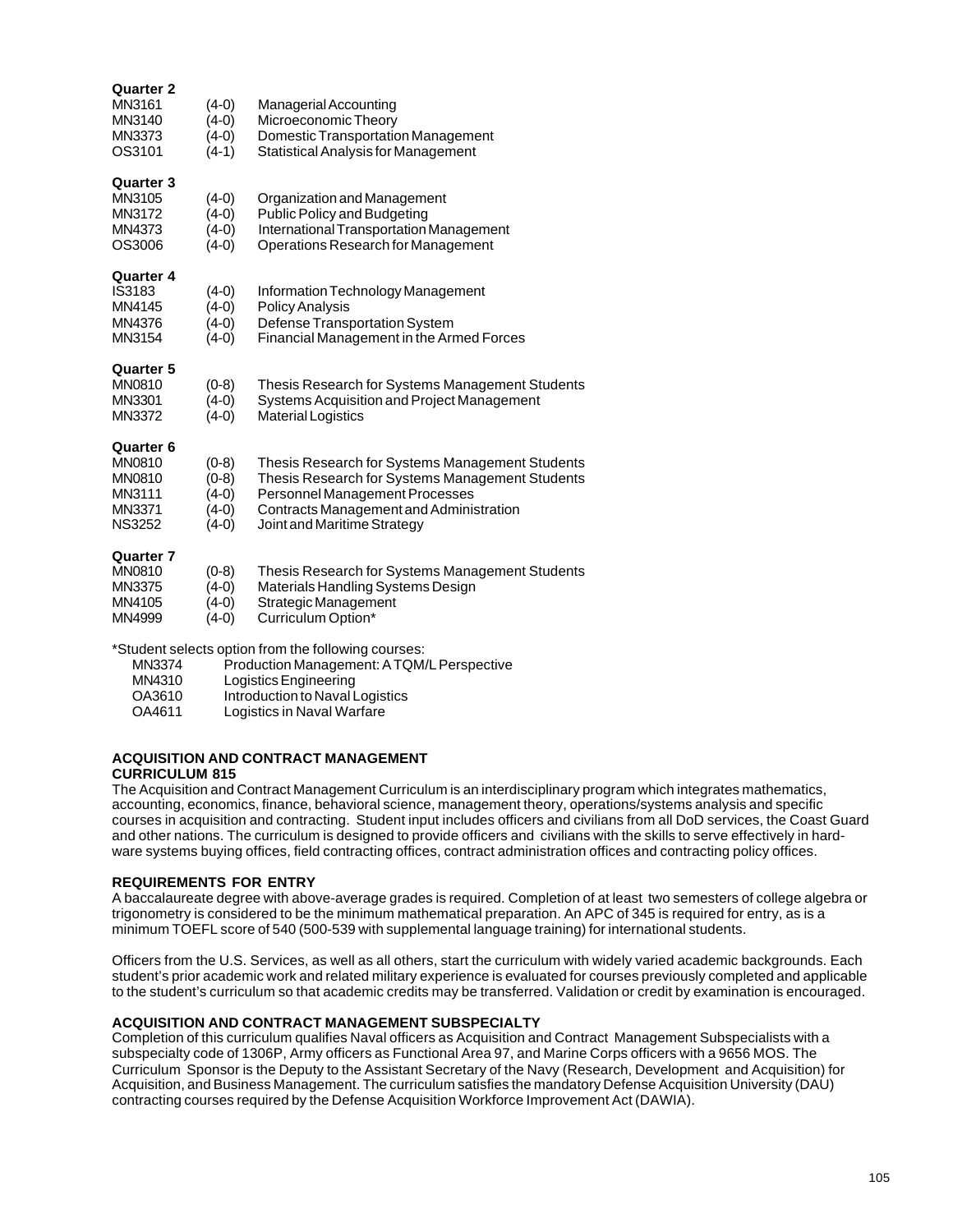**Quarter 2**

MN3161 (4-0) Managerial Accounting
MN3140 (4-0) Microeconomic Theory
MN3373 (4-0) Domestic Transportation Management
OS3101 (4-1) Statistical Analysis for Management

**Quarter 3**

MN3105 (4-0) Organization and Management
MN3172 (4-0) Public Policy and Budgeting
MN4373 (4-0) International Transportation Management
OS3006 (4-0) Operations Research for Management

**Quarter 4**

IS3183 (4-0) Information Technology Management
MN4145 (4-0) Policy Analysis
MN4376 (4-0) Defense Transportation System
MN3154 (4-0) Financial Management in the Armed Forces

**Quarter 5**

MN0810 (0-8) Thesis Research for Systems Management Students
MN3301 (4-0) Systems Acquisition and Project Management
MN3372 (4-0) Material Logistics

**Quarter 6**

MN0810 (0-8) Thesis Research for Systems Management Students
MN0810 (0-8) Thesis Research for Systems Management Students
MN3111 (4-0) Personnel Management Processes
MN3371 (4-0) Contracts Management and Administration
NS3252 (4-0) Joint and Maritime Strategy

**Quarter 7**

MN0810 (0-8) Thesis Research for Systems Management Students
MN3375 (4-0) Materials Handling Systems Design
MN4105 (4-0) Strategic Management
MN4999 (4-0) Curriculum Option*

*Student selects option from the following courses:

MN3374 Production Management: A TQM/L Perspective
MN4310 Logistics Engineering
OA3610 Introduction to Naval Logistics
OA4611 Logistics in Naval Warfare

## ACQUISITION AND CONTRACT MANAGEMENT CURRICULUM 815

The Acquisition and Contract Management Curriculum is an interdisciplinary program which integrates mathematics, accounting, economics, finance, behavioral science, management theory, operations/systems analysis and specific courses in acquisition and contracting. Student input includes officers and civilians from all DoD services, the Coast Guard and other nations. The curriculum is designed to provide officers and civilians with the skills to serve effectively in hardware systems buying offices, field contracting offices, contract administration offices and contracting policy offices.

### REQUIREMENTS FOR ENTRY

A baccalaureate degree with above-average grades is required. Completion of at least two semesters of college algebra or trigonometry is considered to be the minimum mathematical preparation. An APC of 345 is required for entry, as is a minimum TOEFL score of 540 (500-539 with supplemental language training) for international students.

Officers from the U.S. Services, as well as all others, start the curriculum with widely varied academic backgrounds. Each student's prior academic work and related military experience is evaluated for courses previously completed and applicable to the student's curriculum so that academic credits may be transferred. Validation or credit by examination is encouraged.

### ACQUISITION AND CONTRACT MANAGEMENT SUBSPECIALTY

Completion of this curriculum qualifies Naval officers as Acquisition and Contract Management Subspecialists with a subspecialty code of 1306P, Army officers as Functional Area 97, and Marine Corps officers with a 9656 MOS. The Curriculum Sponsor is the Deputy to the Assistant Secretary of the Navy (Research, Development and Acquisition) for Acquisition, and Business Management. The curriculum satisfies the mandatory Defense Acquisition University (DAU) contracting courses required by the Defense Acquisition Workforce Improvement Act (DAWIA).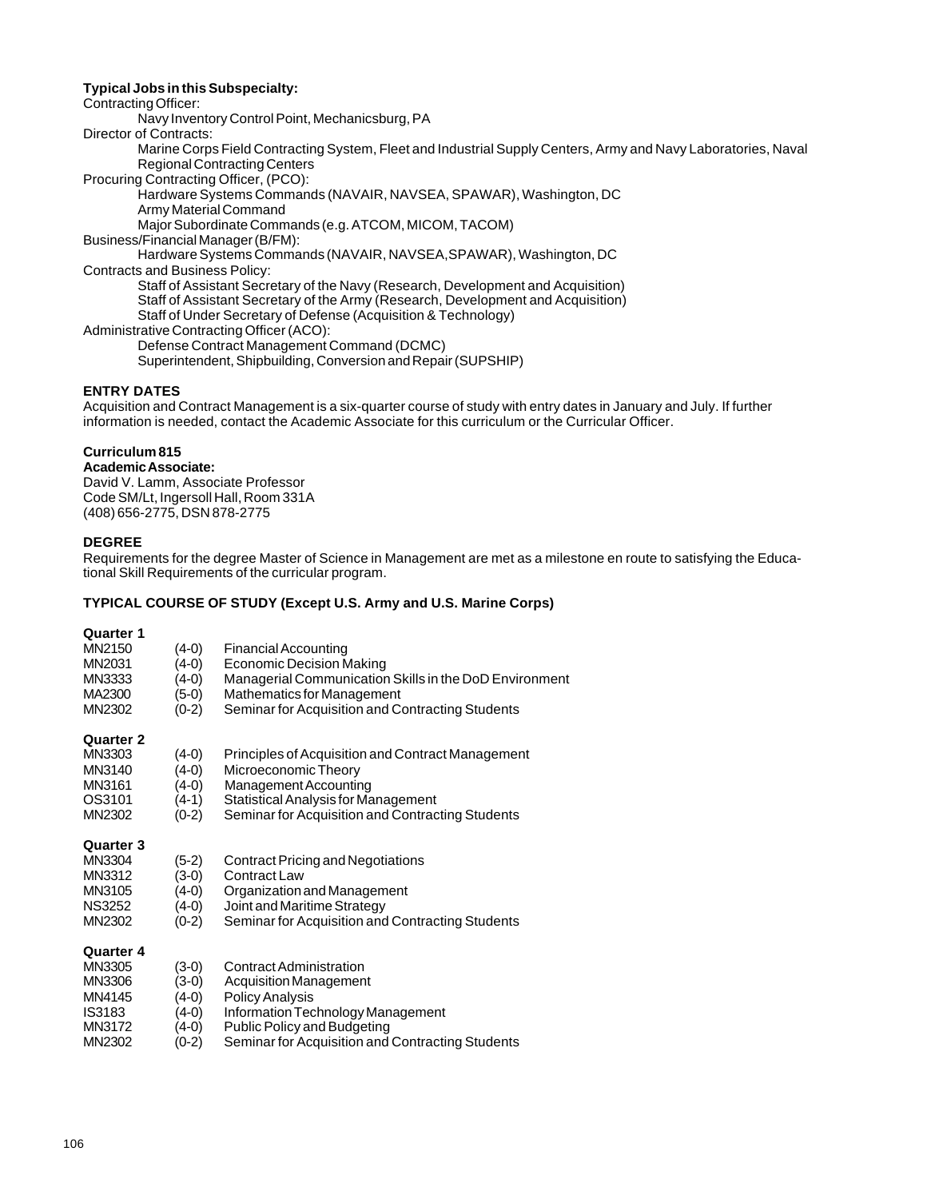**Typical Jobs in this Subspecialty:**

Contracting Officer:

- Navy Inventory Control Point, Mechanicsburg, PA

Director of Contracts:

- Marine Corps Field Contracting System, Fleet and Industrial Supply Centers, Army and Navy Laboratories, Naval Regional Contracting Centers

Procuring Contracting Officer, (PCO):

- Hardware Systems Commands (NAVAIR, NAVSEA, SPAWAR), Washington, DC
- Army Material Command
- Major Subordinate Commands (e.g. ATCOM, MICOM, TACOM)

Business/Financial Manager (B/FM):

- Hardware Systems Commands (NAVAIR, NAVSEA,SPAWAR), Washington, DC

Contracts and Business Policy:

- Staff of Assistant Secretary of the Navy (Research, Development and Acquisition)
- Staff of Assistant Secretary of the Army (Research, Development and Acquisition)
- Staff of Under Secretary of Defense (Acquisition & Technology)

Administrative Contracting Officer (ACO):

- Defense Contract Management Command (DCMC)
- Superintendent, Shipbuilding, Conversion and Repair (SUPSHIP)

**ENTRY DATES**

Acquisition and Contract Management is a six-quarter course of study with entry dates in January and July. If further information is needed, contact the Academic Associate for this curriculum or the Curricular Officer.

**Curriculum 815**

**Academic Associate:**

David V. Lamm, Associate Professor
Code SM/Lt, Ingersoll Hall, Room 331A
(408) 656-2775, DSN 878-2775

**DEGREE**

Requirements for the degree Master of Science in Management are met as a milestone en route to satisfying the Educational Skill Requirements of the curricular program.

**TYPICAL COURSE OF STUDY (Except U.S. Army and U.S. Marine Corps)**

**Quarter 1**

| | | |
|---|---|---|
| MN2150 | (4-0) | Financial Accounting |
| MN2031 | (4-0) | Economic Decision Making |
| MN3333 | (4-0) | Managerial Communication Skills in the DoD Environment |
| MA2300 | (5-0) | Mathematics for Management |
| MN2302 | (0-2) | Seminar for Acquisition and Contracting Students |

**Quarter 2**

| | | |
|---|---|---|
| MN3303 | (4-0) | Principles of Acquisition and Contract Management |
| MN3140 | (4-0) | Microeconomic Theory |
| MN3161 | (4-0) | Management Accounting |
| OS3101 | (4-1) | Statistical Analysis for Management |
| MN2302 | (0-2) | Seminar for Acquisition and Contracting Students |

**Quarter 3**

| | | |
|---|---|---|
| MN3304 | (5-2) | Contract Pricing and Negotiations |
| MN3312 | (3-0) | Contract Law |
| MN3105 | (4-0) | Organization and Management |
| NS3252 | (4-0) | Joint and Maritime Strategy |
| MN2302 | (0-2) | Seminar for Acquisition and Contracting Students |

**Quarter 4**

| | | |
|---|---|---|
| MN3305 | (3-0) | Contract Administration |
| MN3306 | (3-0) | Acquisition Management |
| MN4145 | (4-0) | Policy Analysis |
| IS3183 | (4-0) | Information Technology Management |
| MN3172 | (4-0) | Public Policy and Budgeting |
| MN2302 | (0-2) | Seminar for Acquisition and Contracting Students |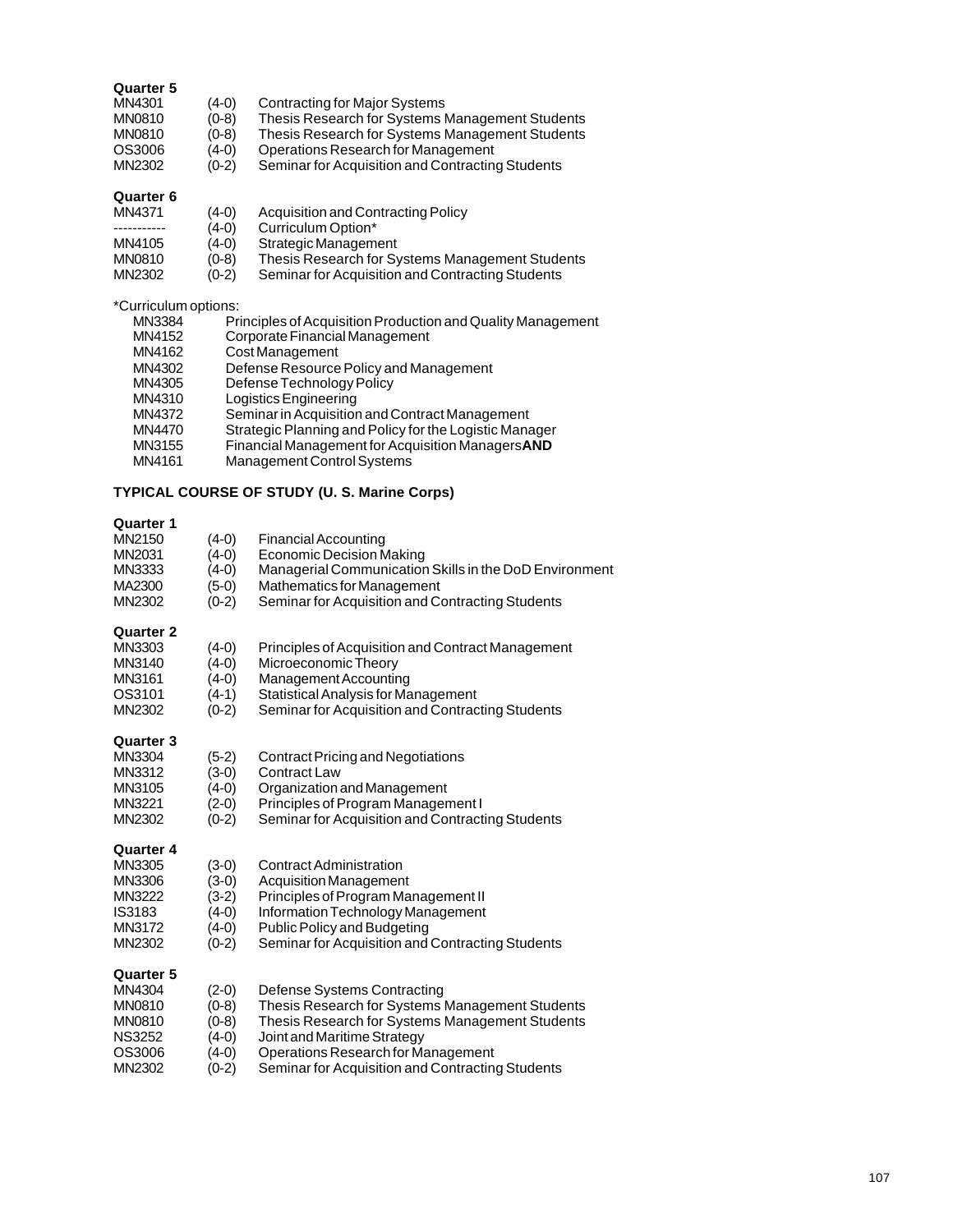**Quarter 5**

| | | |
|---|---|---|
| MN4301 | (4-0) | Contracting for Major Systems |
| MN0810 | (0-8) | Thesis Research for Systems Management Students |
| MN0810 | (0-8) | Thesis Research for Systems Management Students |
| OS3006 | (4-0) | Operations Research for Management |
| MN2302 | (0-2) | Seminar for Acquisition and Contracting Students |

**Quarter 6**

| | | |
|---|---|---|
| MN4371 | (4-0) | Acquisition and Contracting Policy |
| ----------- | (4-0) | Curriculum Option* |
| MN4105 | (4-0) | Strategic Management |
| MN0810 | (0-8) | Thesis Research for Systems Management Students |
| MN2302 | (0-2) | Seminar for Acquisition and Contracting Students |

*Curriculum options:

| | |
|---|---|
| MN3384 | Principles of Acquisition Production and Quality Management |
| MN4152 | Corporate Financial Management |
| MN4162 | Cost Management |
| MN4302 | Defense Resource Policy and Management |
| MN4305 | Defense Technology Policy |
| MN4310 | Logistics Engineering |
| MN4372 | Seminar in Acquisition and Contract Management |
| MN4470 | Strategic Planning and Policy for the Logistic Manager |
| MN3155 | Financial Management for Acquisition Managers **AND** |
| MN4161 | Management Control Systems |

## TYPICAL COURSE OF STUDY (U. S. Marine Corps)

**Quarter 1**

| | | |
|---|---|---|
| MN2150 | (4-0) | Financial Accounting |
| MN2031 | (4-0) | Economic Decision Making |
| MN3333 | (4-0) | Managerial Communication Skills in the DoD Environment |
| MA2300 | (5-0) | Mathematics for Management |
| MN2302 | (0-2) | Seminar for Acquisition and Contracting Students |

**Quarter 2**

| | | |
|---|---|---|
| MN3303 | (4-0) | Principles of Acquisition and Contract Management |
| MN3140 | (4-0) | Microeconomic Theory |
| MN3161 | (4-0) | Management Accounting |
| OS3101 | (4-1) | Statistical Analysis for Management |
| MN2302 | (0-2) | Seminar for Acquisition and Contracting Students |

**Quarter 3**

| | | |
|---|---|---|
| MN3304 | (5-2) | Contract Pricing and Negotiations |
| MN3312 | (3-0) | Contract Law |
| MN3105 | (4-0) | Organization and Management |
| MN3221 | (2-0) | Principles of Program Management I |
| MN2302 | (0-2) | Seminar for Acquisition and Contracting Students |

**Quarter 4**

| | | |
|---|---|---|
| MN3305 | (3-0) | Contract Administration |
| MN3306 | (3-0) | Acquisition Management |
| MN3222 | (3-2) | Principles of Program Management II |
| IS3183 | (4-0) | Information Technology Management |
| MN3172 | (4-0) | Public Policy and Budgeting |
| MN2302 | (0-2) | Seminar for Acquisition and Contracting Students |

**Quarter 5**

| | | |
|---|---|---|
| MN4304 | (2-0) | Defense Systems Contracting |
| MN0810 | (0-8) | Thesis Research for Systems Management Students |
| MN0810 | (0-8) | Thesis Research for Systems Management Students |
| NS3252 | (4-0) | Joint and Maritime Strategy |
| OS3006 | (4-0) | Operations Research for Management |
| MN2302 | (0-2) | Seminar for Acquisition and Contracting Students |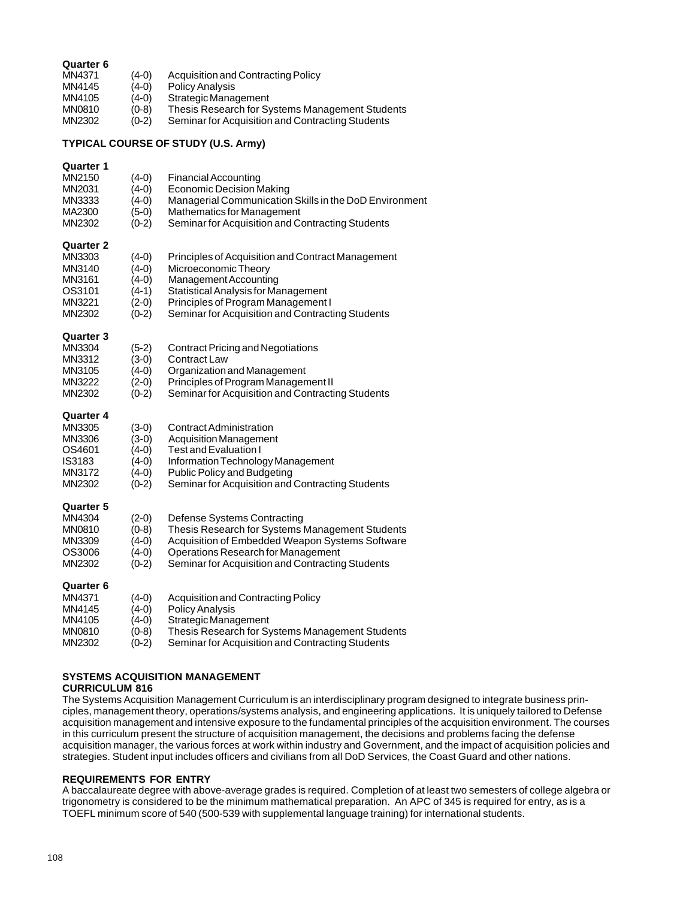**Quarter 6**

| | | |
|---|---|---|
| MN4371 | (4-0) | Acquisition and Contracting Policy |
| MN4145 | (4-0) | Policy Analysis |
| MN4105 | (4-0) | Strategic Management |
| MN0810 | (0-8) | Thesis Research for Systems Management Students |
| MN2302 | (0-2) | Seminar for Acquisition and Contracting Students |

**TYPICAL COURSE OF STUDY (U.S. Army)**

**Quarter 1**

| | | |
|---|---|---|
| MN2150 | (4-0) | Financial Accounting |
| MN2031 | (4-0) | Economic Decision Making |
| MN3333 | (4-0) | Managerial Communication Skills in the DoD Environment |
| MA2300 | (5-0) | Mathematics for Management |
| MN2302 | (0-2) | Seminar for Acquisition and Contracting Students |

**Quarter 2**

| | | |
|---|---|---|
| MN3303 | (4-0) | Principles of Acquisition and Contract Management |
| MN3140 | (4-0) | Microeconomic Theory |
| MN3161 | (4-0) | Management Accounting |
| OS3101 | (4-1) | Statistical Analysis for Management |
| MN3221 | (2-0) | Principles of Program Management I |
| MN2302 | (0-2) | Seminar for Acquisition and Contracting Students |

**Quarter 3**

| | | |
|---|---|---|
| MN3304 | (5-2) | Contract Pricing and Negotiations |
| MN3312 | (3-0) | Contract Law |
| MN3105 | (4-0) | Organization and Management |
| MN3222 | (2-0) | Principles of Program Management II |
| MN2302 | (0-2) | Seminar for Acquisition and Contracting Students |

**Quarter 4**

| | | |
|---|---|---|
| MN3305 | (3-0) | Contract Administration |
| MN3306 | (3-0) | Acquisition Management |
| OS4601 | (4-0) | Test and Evaluation I |
| IS3183 | (4-0) | Information Technology Management |
| MN3172 | (4-0) | Public Policy and Budgeting |
| MN2302 | (0-2) | Seminar for Acquisition and Contracting Students |

**Quarter 5**

| | | |
|---|---|---|
| MN4304 | (2-0) | Defense Systems Contracting |
| MN0810 | (0-8) | Thesis Research for Systems Management Students |
| MN3309 | (4-0) | Acquisition of Embedded Weapon Systems Software |
| OS3006 | (4-0) | Operations Research for Management |
| MN2302 | (0-2) | Seminar for Acquisition and Contracting Students |

**Quarter 6**

| | | |
|---|---|---|
| MN4371 | (4-0) | Acquisition and Contracting Policy |
| MN4145 | (4-0) | Policy Analysis |
| MN4105 | (4-0) | Strategic Management |
| MN0810 | (0-8) | Thesis Research for Systems Management Students |
| MN2302 | (0-2) | Seminar for Acquisition and Contracting Students |

## SYSTEMS ACQUISITION MANAGEMENT CURRICULUM 816

The Systems Acquisition Management Curriculum is an interdisciplinary program designed to integrate business principles, management theory, operations/systems analysis, and engineering applications. It is uniquely tailored to Defense acquisition management and intensive exposure to the fundamental principles of the acquisition environment. The courses in this curriculum present the structure of acquisition management, the decisions and problems facing the defense acquisition manager, the various forces at work within industry and Government, and the impact of acquisition policies and strategies. Student input includes officers and civilians from all DoD Services, the Coast Guard and other nations.

### REQUIREMENTS FOR ENTRY

A baccalaureate degree with above-average grades is required. Completion of at least two semesters of college algebra or trigonometry is considered to be the minimum mathematical preparation. An APC of 345 is required for entry, as is a TOEFL minimum score of 540 (500-539 with supplemental language training) for international students.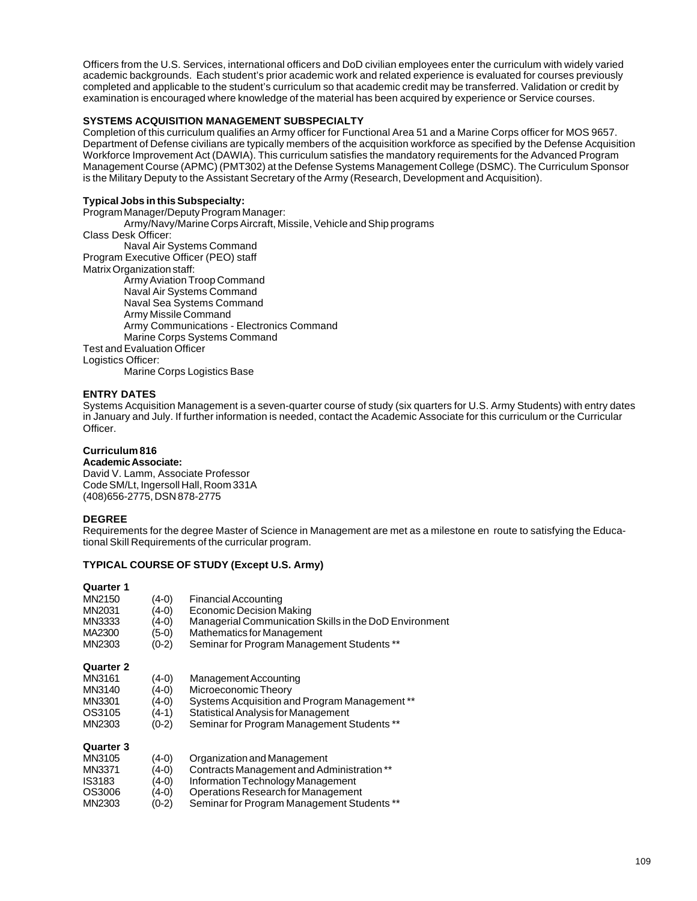Officers from the U.S. Services, international officers and DoD civilian employees enter the curriculum with widely varied academic backgrounds. Each student's prior academic work and related experience is evaluated for courses previously completed and applicable to the student's curriculum so that academic credit may be transferred. Validation or credit by examination is encouraged where knowledge of the material has been acquired by experience or Service courses.

**SYSTEMS ACQUISITION MANAGEMENT SUBSPECIALTY**

Completion of this curriculum qualifies an Army officer for Functional Area 51 and a Marine Corps officer for MOS 9657. Department of Defense civilians are typically members of the acquisition workforce as specified by the Defense Acquisition Workforce Improvement Act (DAWIA). This curriculum satisfies the mandatory requirements for the Advanced Program Management Course (APMC) (PMT302) at the Defense Systems Management College (DSMC). The Curriculum Sponsor is the Military Deputy to the Assistant Secretary of the Army (Research, Development and Acquisition).

**Typical Jobs in this Subspecialty:**

Program Manager/Deputy Program Manager:
- Army/Navy/Marine Corps Aircraft, Missile, Vehicle and Ship programs

Class Desk Officer:
- Naval Air Systems Command

Program Executive Officer (PEO) staff

Matrix Organization staff:
- Army Aviation Troop Command
- Naval Air Systems Command
- Naval Sea Systems Command
- Army Missile Command
- Army Communications - Electronics Command
- Marine Corps Systems Command

Test and Evaluation Officer

Logistics Officer:
- Marine Corps Logistics Base

**ENTRY DATES**

Systems Acquisition Management is a seven-quarter course of study (six quarters for U.S. Army Students) with entry dates in January and July. If further information is needed, contact the Academic Associate for this curriculum or the Curricular Officer.

**Curriculum 816**

**Academic Associate:**

David V. Lamm, Associate Professor
Code SM/Lt, Ingersoll Hall, Room 331A
(408)656-2775, DSN 878-2775

**DEGREE**

Requirements for the degree Master of Science in Management are met as a milestone en route to satisfying the Educational Skill Requirements of the curricular program.

**TYPICAL COURSE OF STUDY (Except U.S. Army)**

**Quarter 1**

| | | |
|---|---|---|
| MN2150 | (4-0) | Financial Accounting |
| MN2031 | (4-0) | Economic Decision Making |
| MN3333 | (4-0) | Managerial Communication Skills in the DoD Environment |
| MA2300 | (5-0) | Mathematics for Management |
| MN2303 | (0-2) | Seminar for Program Management Students ** |

**Quarter 2**

| | | |
|---|---|---|
| MN3161 | (4-0) | Management Accounting |
| MN3140 | (4-0) | Microeconomic Theory |
| MN3301 | (4-0) | Systems Acquisition and Program Management ** |
| OS3105 | (4-1) | Statistical Analysis for Management |
| MN2303 | (0-2) | Seminar for Program Management Students ** |

**Quarter 3**

| | | |
|---|---|---|
| MN3105 | (4-0) | Organization and Management |
| MN3371 | (4-0) | Contracts Management and Administration ** |
| IS3183 | (4-0) | Information Technology Management |
| OS3006 | (4-0) | Operations Research for Management |
| MN2303 | (0-2) | Seminar for Program Management Students ** |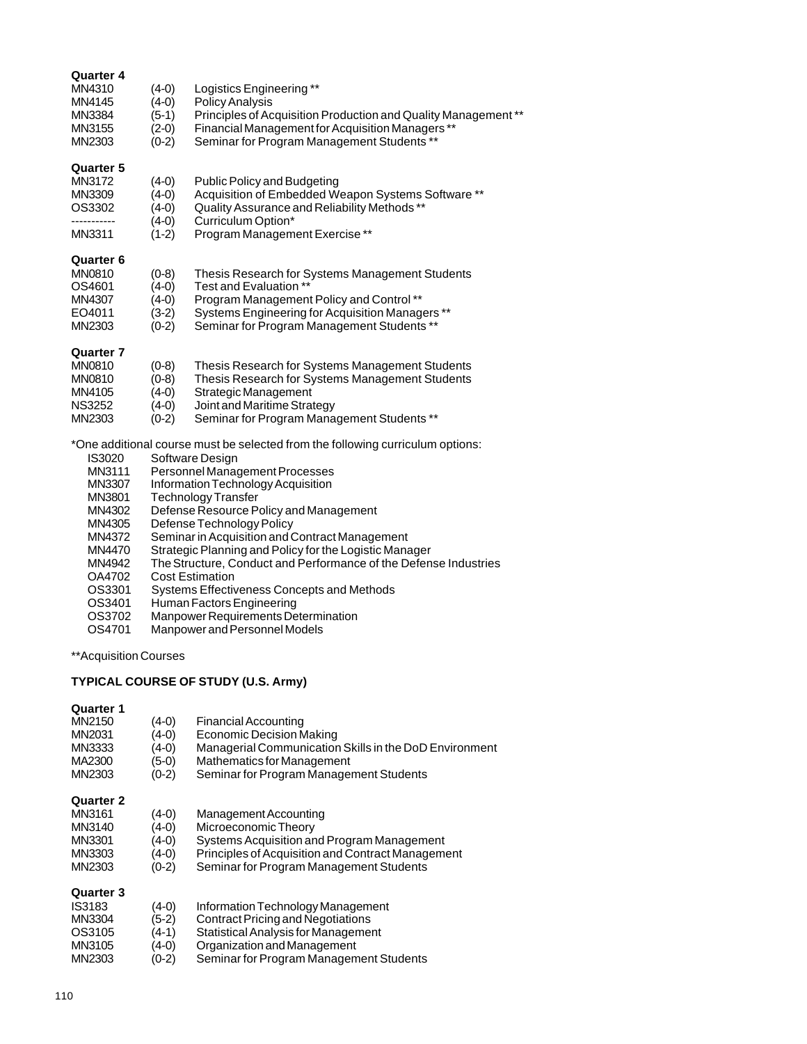**Quarter 4**

| | | |
|---|---|---|
| MN4310 | (4-0) | Logistics Engineering ** |
| MN4145 | (4-0) | Policy Analysis |
| MN3384 | (5-1) | Principles of Acquisition Production and Quality Management ** |
| MN3155 | (2-0) | Financial Management for Acquisition Managers ** |
| MN2303 | (0-2) | Seminar for Program Management Students ** |

**Quarter 5**

| | | |
|---|---|---|
| MN3172 | (4-0) | Public Policy and Budgeting |
| MN3309 | (4-0) | Acquisition of Embedded Weapon Systems Software ** |
| OS3302 | (4-0) | Quality Assurance and Reliability Methods ** |
| ----------- | (4-0) | Curriculum Option* |
| MN3311 | (1-2) | Program Management Exercise ** |

**Quarter 6**

| | | |
|---|---|---|
| MN0810 | (0-8) | Thesis Research for Systems Management Students |
| OS4601 | (4-0) | Test and Evaluation ** |
| MN4307 | (4-0) | Program Management Policy and Control ** |
| EO4011 | (3-2) | Systems Engineering for Acquisition Managers ** |
| MN2303 | (0-2) | Seminar for Program Management Students ** |

**Quarter 7**

| | | |
|---|---|---|
| MN0810 | (0-8) | Thesis Research for Systems Management Students |
| MN0810 | (0-8) | Thesis Research for Systems Management Students |
| MN4105 | (4-0) | Strategic Management |
| NS3252 | (4-0) | Joint and Maritime Strategy |
| MN2303 | (0-2) | Seminar for Program Management Students ** |

*One additional course must be selected from the following curriculum options:

| | |
|---|---|
| IS3020 | Software Design |
| MN3111 | Personnel Management Processes |
| MN3307 | Information Technology Acquisition |
| MN3801 | Technology Transfer |
| MN4302 | Defense Resource Policy and Management |
| MN4305 | Defense Technology Policy |
| MN4372 | Seminar in Acquisition and Contract Management |
| MN4470 | Strategic Planning and Policy for the Logistic Manager |
| MN4942 | The Structure, Conduct and Performance of the Defense Industries |
| OA4702 | Cost Estimation |
| OS3301 | Systems Effectiveness Concepts and Methods |
| OS3401 | Human Factors Engineering |
| OS3702 | Manpower Requirements Determination |
| OS4701 | Manpower and Personnel Models |

**Acquisition Courses

## TYPICAL COURSE OF STUDY (U.S. Army)

**Quarter 1**

| | | |
|---|---|---|
| MN2150 | (4-0) | Financial Accounting |
| MN2031 | (4-0) | Economic Decision Making |
| MN3333 | (4-0) | Managerial Communication Skills in the DoD Environment |
| MA2300 | (5-0) | Mathematics for Management |
| MN2303 | (0-2) | Seminar for Program Management Students |

**Quarter 2**

| | | |
|---|---|---|
| MN3161 | (4-0) | Management Accounting |
| MN3140 | (4-0) | Microeconomic Theory |
| MN3301 | (4-0) | Systems Acquisition and Program Management |
| MN3303 | (4-0) | Principles of Acquisition and Contract Management |
| MN2303 | (0-2) | Seminar for Program Management Students |

**Quarter 3**

| | | |
|---|---|---|
| IS3183 | (4-0) | Information Technology Management |
| MN3304 | (5-2) | Contract Pricing and Negotiations |
| OS3105 | (4-1) | Statistical Analysis for Management |
| MN3105 | (4-0) | Organization and Management |
| MN2303 | (0-2) | Seminar for Program Management Students |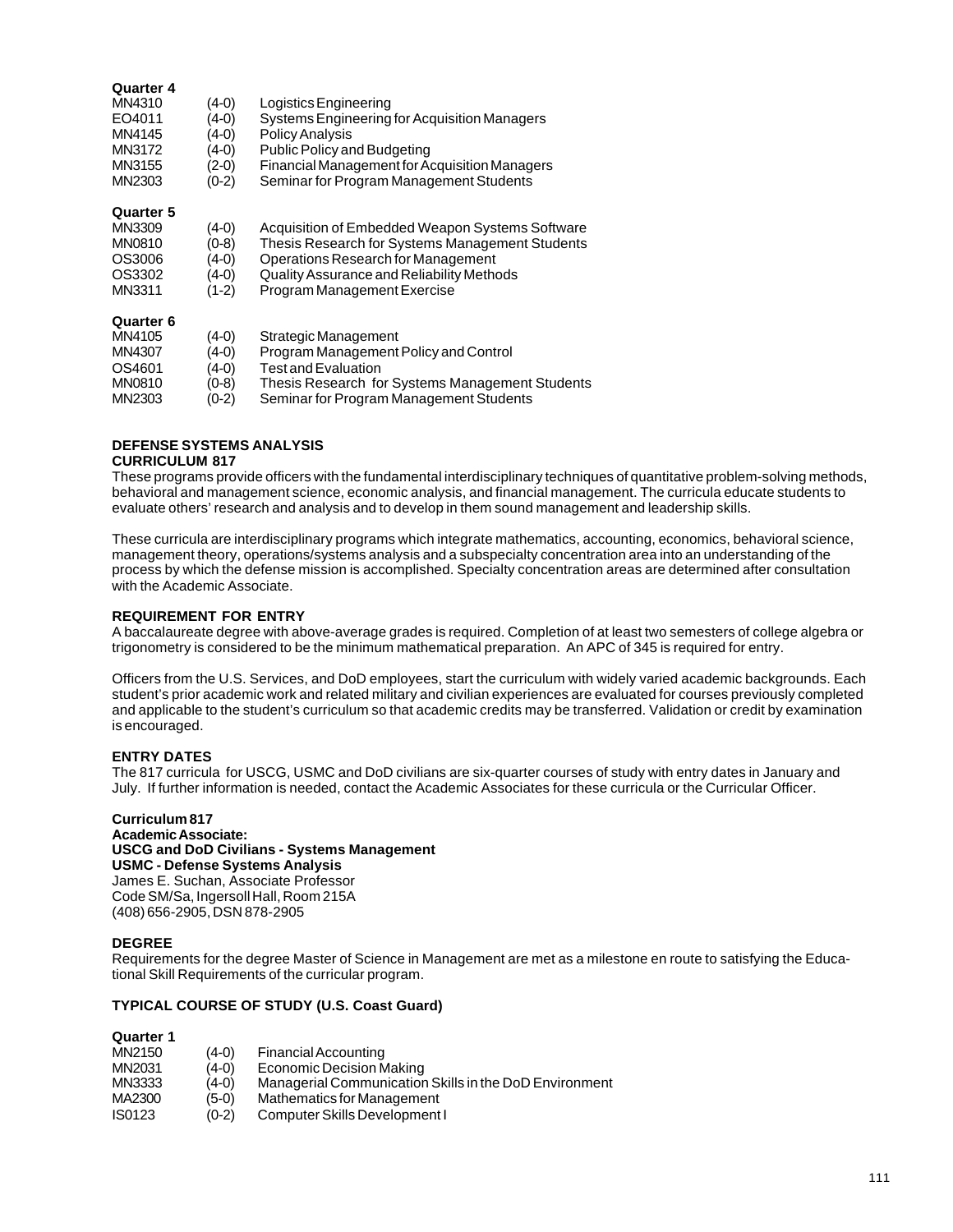**Quarter 4**

| | | |
|---|---|---|
| MN4310 | (4-0) | Logistics Engineering |
| EO4011 | (4-0) | Systems Engineering for Acquisition Managers |
| MN4145 | (4-0) | Policy Analysis |
| MN3172 | (4-0) | Public Policy and Budgeting |
| MN3155 | (2-0) | Financial Management for Acquisition Managers |
| MN2303 | (0-2) | Seminar for Program Management Students |

**Quarter 5**

| | | |
|---|---|---|
| MN3309 | (4-0) | Acquisition of Embedded Weapon Systems Software |
| MN0810 | (0-8) | Thesis Research for Systems Management Students |
| OS3006 | (4-0) | Operations Research for Management |
| OS3302 | (4-0) | Quality Assurance and Reliability Methods |
| MN3311 | (1-2) | Program Management Exercise |

**Quarter 6**

| | | |
|---|---|---|
| MN4105 | (4-0) | Strategic Management |
| MN4307 | (4-0) | Program Management Policy and Control |
| OS4601 | (4-0) | Test and Evaluation |
| MN0810 | (0-8) | Thesis Research for Systems Management Students |
| MN2303 | (0-2) | Seminar for Program Management Students |

## DEFENSE SYSTEMS ANALYSIS
### CURRICULUM 817

These programs provide officers with the fundamental interdisciplinary techniques of quantitative problem-solving methods, behavioral and management science, economic analysis, and financial management. The curricula educate students to evaluate others' research and analysis and to develop in them sound management and leadership skills.

These curricula are interdisciplinary programs which integrate mathematics, accounting, economics, behavioral science, management theory, operations/systems analysis and a subspecialty concentration area into an understanding of the process by which the defense mission is accomplished. Specialty concentration areas are determined after consultation with the Academic Associate.

### REQUIREMENT FOR ENTRY

A baccalaureate degree with above-average grades is required. Completion of at least two semesters of college algebra or trigonometry is considered to be the minimum mathematical preparation. An APC of 345 is required for entry.

Officers from the U.S. Services, and DoD employees, start the curriculum with widely varied academic backgrounds. Each student's prior academic work and related military and civilian experiences are evaluated for courses previously completed and applicable to the student's curriculum so that academic credits may be transferred. Validation or credit by examination is encouraged.

### ENTRY DATES

The 817 curricula for USCG, USMC and DoD civilians are six-quarter courses of study with entry dates in January and July. If further information is needed, contact the Academic Associates for these curricula or the Curricular Officer.

**Curriculum 817**
**Academic Associate:**
**USCG and DoD Civilians - Systems Management**
**USMC - Defense Systems Analysis**
James E. Suchan, Associate Professor
Code SM/Sa, Ingersoll Hall, Room 215A
(408) 656-2905, DSN 878-2905

### DEGREE

Requirements for the degree Master of Science in Management are met as a milestone en route to satisfying the Educational Skill Requirements of the curricular program.

### TYPICAL COURSE OF STUDY (U.S. Coast Guard)

**Quarter 1**

| | | |
|---|---|---|
| MN2150 | (4-0) | Financial Accounting |
| MN2031 | (4-0) | Economic Decision Making |
| MN3333 | (4-0) | Managerial Communication Skills in the DoD Environment |
| MA2300 | (5-0) | Mathematics for Management |
| IS0123 | (0-2) | Computer Skills Development I |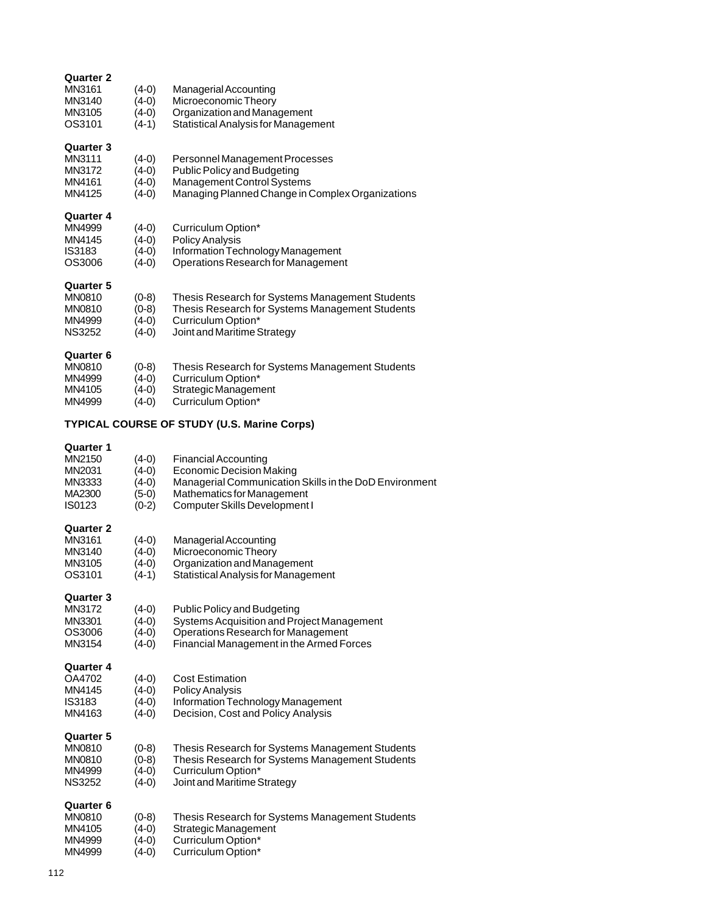**Quarter 2**

| | | |
|---|---|---|
| MN3161 | (4-0) | Managerial Accounting |
| MN3140 | (4-0) | Microeconomic Theory |
| MN3105 | (4-0) | Organization and Management |
| OS3101 | (4-1) | Statistical Analysis for Management |

**Quarter 3**

| | | |
|---|---|---|
| MN3111 | (4-0) | Personnel Management Processes |
| MN3172 | (4-0) | Public Policy and Budgeting |
| MN4161 | (4-0) | Management Control Systems |
| MN4125 | (4-0) | Managing Planned Change in Complex Organizations |

**Quarter 4**

| | | |
|---|---|---|
| MN4999 | (4-0) | Curriculum Option* |
| MN4145 | (4-0) | Policy Analysis |
| IS3183 | (4-0) | Information Technology Management |
| OS3006 | (4-0) | Operations Research for Management |

**Quarter 5**

| | | |
|---|---|---|
| MN0810 | (0-8) | Thesis Research for Systems Management Students |
| MN0810 | (0-8) | Thesis Research for Systems Management Students |
| MN4999 | (4-0) | Curriculum Option* |
| NS3252 | (4-0) | Joint and Maritime Strategy |

**Quarter 6**

| | | |
|---|---|---|
| MN0810 | (0-8) | Thesis Research for Systems Management Students |
| MN4999 | (4-0) | Curriculum Option* |
| MN4105 | (4-0) | Strategic Management |
| MN4999 | (4-0) | Curriculum Option* |

### TYPICAL COURSE OF STUDY (U.S. Marine Corps)

**Quarter 1**

| | | |
|---|---|---|
| MN2150 | (4-0) | Financial Accounting |
| MN2031 | (4-0) | Economic Decision Making |
| MN3333 | (4-0) | Managerial Communication Skills in the DoD Environment |
| MA2300 | (5-0) | Mathematics for Management |
| IS0123 | (0-2) | Computer Skills Development I |

**Quarter 2**

| | | |
|---|---|---|
| MN3161 | (4-0) | Managerial Accounting |
| MN3140 | (4-0) | Microeconomic Theory |
| MN3105 | (4-0) | Organization and Management |
| OS3101 | (4-1) | Statistical Analysis for Management |

**Quarter 3**

| | | |
|---|---|---|
| MN3172 | (4-0) | Public Policy and Budgeting |
| MN3301 | (4-0) | Systems Acquisition and Project Management |
| OS3006 | (4-0) | Operations Research for Management |
| MN3154 | (4-0) | Financial Management in the Armed Forces |

**Quarter 4**

| | | |
|---|---|---|
| OA4702 | (4-0) | Cost Estimation |
| MN4145 | (4-0) | Policy Analysis |
| IS3183 | (4-0) | Information Technology Management |
| MN4163 | (4-0) | Decision, Cost and Policy Analysis |

**Quarter 5**

| | | |
|---|---|---|
| MN0810 | (0-8) | Thesis Research for Systems Management Students |
| MN0810 | (0-8) | Thesis Research for Systems Management Students |
| MN4999 | (4-0) | Curriculum Option* |
| NS3252 | (4-0) | Joint and Maritime Strategy |

**Quarter 6**

| | | |
|---|---|---|
| MN0810 | (0-8) | Thesis Research for Systems Management Students |
| MN4105 | (4-0) | Strategic Management |
| MN4999 | (4-0) | Curriculum Option* |
| MN4999 | (4-0) | Curriculum Option* |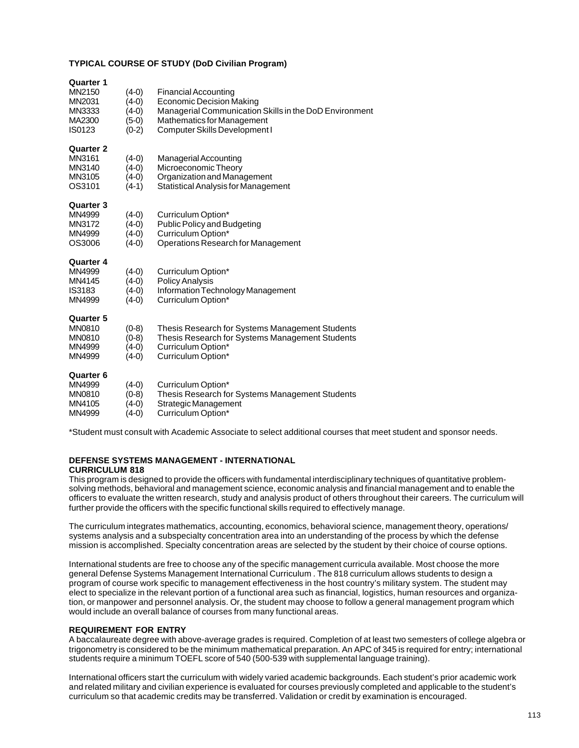### TYPICAL COURSE OF STUDY (DoD Civilian Program)

**Quarter 1**

| | | |
|---|---|---|
| MN2150 | (4-0) | Financial Accounting |
| MN2031 | (4-0) | Economic Decision Making |
| MN3333 | (4-0) | Managerial Communication Skills in the DoD Environment |
| MA2300 | (5-0) | Mathematics for Management |
| IS0123 | (0-2) | Computer Skills Development I |

**Quarter 2**

| | | |
|---|---|---|
| MN3161 | (4-0) | Managerial Accounting |
| MN3140 | (4-0) | Microeconomic Theory |
| MN3105 | (4-0) | Organization and Management |
| OS3101 | (4-1) | Statistical Analysis for Management |

**Quarter 3**

| | | |
|---|---|---|
| MN4999 | (4-0) | Curriculum Option* |
| MN3172 | (4-0) | Public Policy and Budgeting |
| MN4999 | (4-0) | Curriculum Option* |
| OS3006 | (4-0) | Operations Research for Management |

**Quarter 4**

| | | |
|---|---|---|
| MN4999 | (4-0) | Curriculum Option* |
| MN4145 | (4-0) | Policy Analysis |
| IS3183 | (4-0) | Information Technology Management |
| MN4999 | (4-0) | Curriculum Option* |

**Quarter 5**

| | | |
|---|---|---|
| MN0810 | (0-8) | Thesis Research for Systems Management Students |
| MN0810 | (0-8) | Thesis Research for Systems Management Students |
| MN4999 | (4-0) | Curriculum Option* |
| MN4999 | (4-0) | Curriculum Option* |

**Quarter 6**

| | | |
|---|---|---|
| MN4999 | (4-0) | Curriculum Option* |
| MN0810 | (0-8) | Thesis Research for Systems Management Students |
| MN4105 | (4-0) | Strategic Management |
| MN4999 | (4-0) | Curriculum Option* |

*Student must consult with Academic Associate to select additional courses that meet student and sponsor needs.

### DEFENSE SYSTEMS MANAGEMENT - INTERNATIONAL
### CURRICULUM 818

This program is designed to provide the officers with fundamental interdisciplinary techniques of quantitative problem-solving methods, behavioral and management science, economic analysis and financial management and to enable the officers to evaluate the written research, study and analysis product of others throughout their careers. The curriculum will further provide the officers with the specific functional skills required to effectively manage.

The curriculum integrates mathematics, accounting, economics, behavioral science, management theory, operations/ systems analysis and a subspecialty concentration area into an understanding of the process by which the defense mission is accomplished. Specialty concentration areas are selected by the student by their choice of course options.

International students are free to choose any of the specific management curricula available. Most choose the more general Defense Systems Management International Curriculum . The 818 curriculum allows students to design a program of course work specific to management effectiveness in the host country's military system. The student may elect to specialize in the relevant portion of a functional area such as financial, logistics, human resources and organization, or manpower and personnel analysis. Or, the student may choose to follow a general management program which would include an overall balance of courses from many functional areas.

### REQUIREMENT FOR ENTRY

A baccalaureate degree with above-average grades is required. Completion of at least two semesters of college algebra or trigonometry is considered to be the minimum mathematical preparation. An APC of 345 is required for entry; international students require a minimum TOEFL score of 540 (500-539 with supplemental language training).

International officers start the curriculum with widely varied academic backgrounds. Each student's prior academic work and related military and civilian experience is evaluated for courses previously completed and applicable to the student's curriculum so that academic credits may be transferred. Validation or credit by examination is encouraged.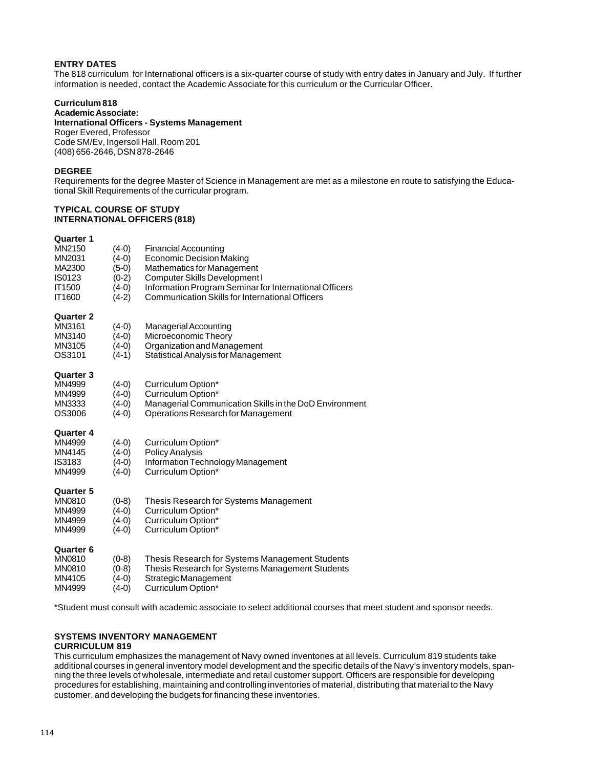### ENTRY DATES

The 818 curriculum for International officers is a six-quarter course of study with entry dates in January and July. If further information is needed, contact the Academic Associate for this curriculum or the Curricular Officer.

**Curriculum 818**
**Academic Associate:**
**International Officers - Systems Management**
Roger Evered, Professor
Code SM/Ev, Ingersoll Hall, Room 201
(408) 656-2646, DSN 878-2646

### DEGREE

Requirements for the degree Master of Science in Management are met as a milestone en route to satisfying the Educational Skill Requirements of the curricular program.

### TYPICAL COURSE OF STUDY
### INTERNATIONAL OFFICERS (818)

**Quarter 1**

| | | |
|---|---|---|
| MN2150 | (4-0) | Financial Accounting |
| MN2031 | (4-0) | Economic Decision Making |
| MA2300 | (5-0) | Mathematics for Management |
| IS0123 | (0-2) | Computer Skills Development I |
| IT1500 | (4-0) | Information Program Seminar for International Officers |
| IT1600 | (4-2) | Communication Skills for International Officers |

**Quarter 2**

| | | |
|---|---|---|
| MN3161 | (4-0) | Managerial Accounting |
| MN3140 | (4-0) | Microeconomic Theory |
| MN3105 | (4-0) | Organization and Management |
| OS3101 | (4-1) | Statistical Analysis for Management |

**Quarter 3**

| | | |
|---|---|---|
| MN4999 | (4-0) | Curriculum Option* |
| MN4999 | (4-0) | Curriculum Option* |
| MN3333 | (4-0) | Managerial Communication Skills in the DoD Environment |
| OS3006 | (4-0) | Operations Research for Management |

**Quarter 4**

| | | |
|---|---|---|
| MN4999 | (4-0) | Curriculum Option* |
| MN4145 | (4-0) | Policy Analysis |
| IS3183 | (4-0) | Information Technology Management |
| MN4999 | (4-0) | Curriculum Option* |

**Quarter 5**

| | | |
|---|---|---|
| MN0810 | (0-8) | Thesis Research for Systems Management |
| MN4999 | (4-0) | Curriculum Option* |
| MN4999 | (4-0) | Curriculum Option* |
| MN4999 | (4-0) | Curriculum Option* |

**Quarter 6**

| | | |
|---|---|---|
| MN0810 | (0-8) | Thesis Research for Systems Management Students |
| MN0810 | (0-8) | Thesis Research for Systems Management Students |
| MN4105 | (4-0) | Strategic Management |
| MN4999 | (4-0) | Curriculum Option* |

*Student must consult with academic associate to select additional courses that meet student and sponsor needs.

## SYSTEMS INVENTORY MANAGEMENT
## CURRICULUM 819

This curriculum emphasizes the management of Navy owned inventories at all levels. Curriculum 819 students take additional courses in general inventory model development and the specific details of the Navy's inventory models, spanning the three levels of wholesale, intermediate and retail customer support. Officers are responsible for developing procedures for establishing, maintaining and controlling inventories of material, distributing that material to the Navy customer, and developing the budgets for financing these inventories.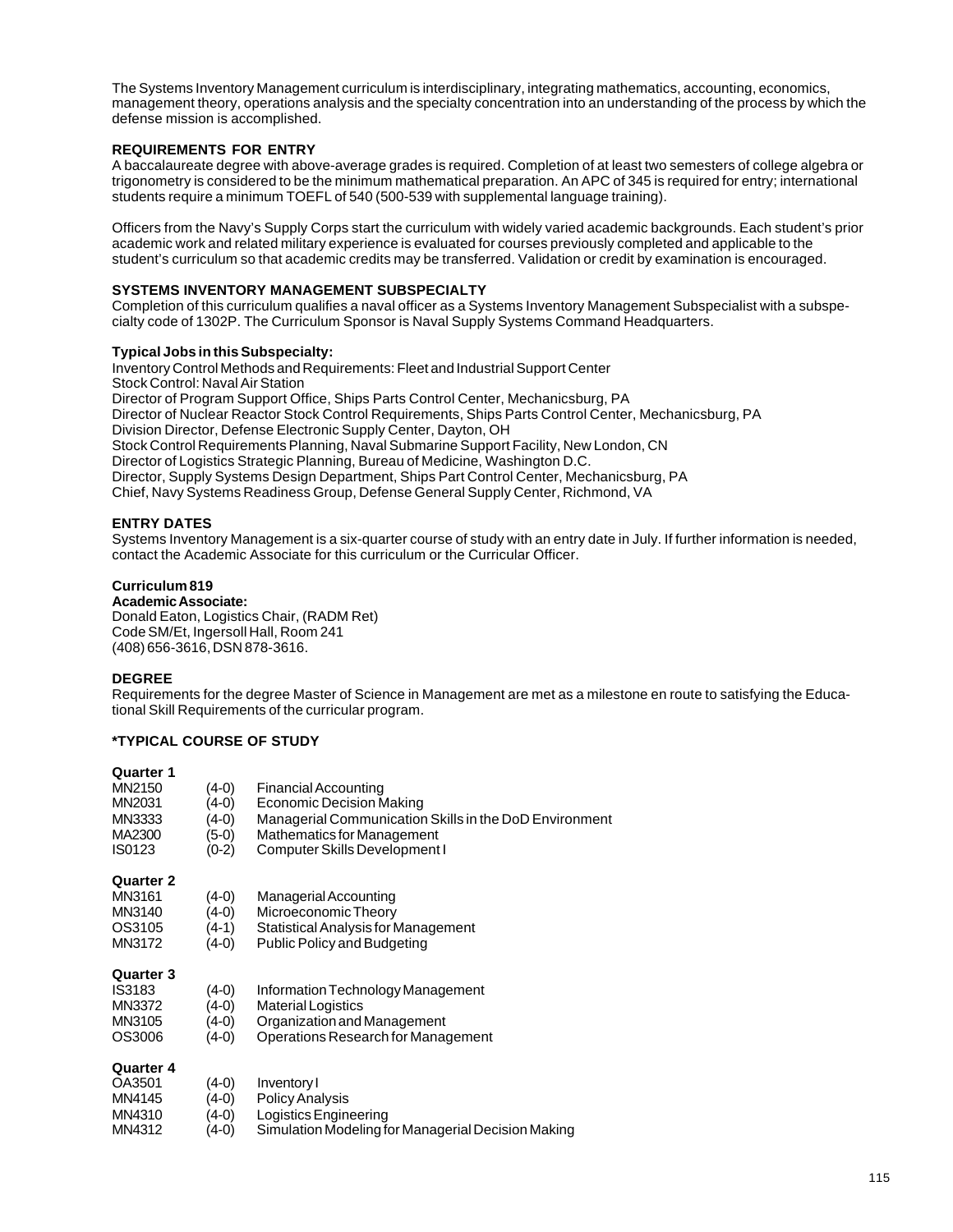The Systems Inventory Management curriculum is interdisciplinary, integrating mathematics, accounting, economics, management theory, operations analysis and the specialty concentration into an understanding of the process by which the defense mission is accomplished.

### REQUIREMENTS FOR ENTRY

A baccalaureate degree with above-average grades is required. Completion of at least two semesters of college algebra or trigonometry is considered to be the minimum mathematical preparation. An APC of 345 is required for entry; international students require a minimum TOEFL of 540 (500-539 with supplemental language training).

Officers from the Navy's Supply Corps start the curriculum with widely varied academic backgrounds. Each student's prior academic work and related military experience is evaluated for courses previously completed and applicable to the student's curriculum so that academic credits may be transferred. Validation or credit by examination is encouraged.

### SYSTEMS INVENTORY MANAGEMENT SUBSPECIALTY

Completion of this curriculum qualifies a naval officer as a Systems Inventory Management Subspecialist with a subspecialty code of 1302P. The Curriculum Sponsor is Naval Supply Systems Command Headquarters.

**Typical Jobs in this Subspecialty:**

Inventory Control Methods and Requirements: Fleet and Industrial Support Center
Stock Control: Naval Air Station
Director of Program Support Office, Ships Parts Control Center, Mechanicsburg, PA
Director of Nuclear Reactor Stock Control Requirements, Ships Parts Control Center, Mechanicsburg, PA
Division Director, Defense Electronic Supply Center, Dayton, OH
Stock Control Requirements Planning, Naval Submarine Support Facility, New London, CN
Director of Logistics Strategic Planning, Bureau of Medicine, Washington D.C.
Director, Supply Systems Design Department, Ships Part Control Center, Mechanicsburg, PA
Chief, Navy Systems Readiness Group, Defense General Supply Center, Richmond, VA

### ENTRY DATES

Systems Inventory Management is a six-quarter course of study with an entry date in July. If further information is needed, contact the Academic Associate for this curriculum or the Curricular Officer.

**Curriculum 819**

**Academic Associate:**
Donald Eaton, Logistics Chair, (RADM Ret)
Code SM/Et, Ingersoll Hall, Room 241
(408) 656-3616, DSN 878-3616.

### DEGREE

Requirements for the degree Master of Science in Management are met as a milestone en route to satisfying the Educational Skill Requirements of the curricular program.

### *TYPICAL COURSE OF STUDY

**Quarter 1**

| | | |
|---|---|---|
| MN2150 | (4-0) | Financial Accounting |
| MN2031 | (4-0) | Economic Decision Making |
| MN3333 | (4-0) | Managerial Communication Skills in the DoD Environment |
| MA2300 | (5-0) | Mathematics for Management |
| IS0123 | (0-2) | Computer Skills Development I |

**Quarter 2**

| | | |
|---|---|---|
| MN3161 | (4-0) | Managerial Accounting |
| MN3140 | (4-0) | Microeconomic Theory |
| OS3105 | (4-1) | Statistical Analysis for Management |
| MN3172 | (4-0) | Public Policy and Budgeting |

**Quarter 3**

| | | |
|---|---|---|
| IS3183 | (4-0) | Information Technology Management |
| MN3372 | (4-0) | Material Logistics |
| MN3105 | (4-0) | Organization and Management |
| OS3006 | (4-0) | Operations Research for Management |

**Quarter 4**

| | | |
|---|---|---|
| OA3501 | (4-0) | Inventory I |
| MN4145 | (4-0) | Policy Analysis |
| MN4310 | (4-0) | Logistics Engineering |
| MN4312 | (4-0) | Simulation Modeling for Managerial Decision Making |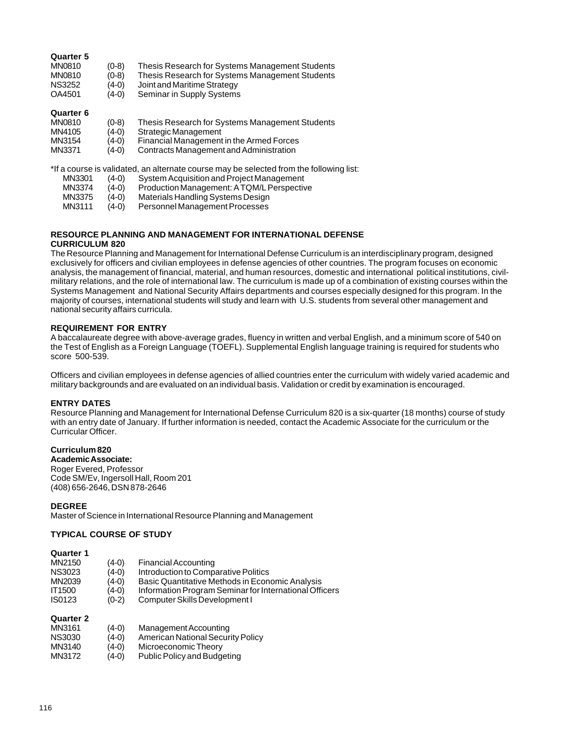**Quarter 5**

| | | |
|---|---|---|
| MN0810 | (0-8) | Thesis Research for Systems Management Students |
| MN0810 | (0-8) | Thesis Research for Systems Management Students |
| NS3252 | (4-0) | Joint and Maritime Strategy |
| OA4501 | (4-0) | Seminar in Supply Systems |

**Quarter 6**

| | | |
|---|---|---|
| MN0810 | (0-8) | Thesis Research for Systems Management Students |
| MN4105 | (4-0) | Strategic Management |
| MN3154 | (4-0) | Financial Management in the Armed Forces |
| MN3371 | (4-0) | Contracts Management and Administration |

*If a course is validated, an alternate course may be selected from the following list:

| | | |
|---|---|---|
| MN3301 | (4-0) | System Acquisition and Project Management |
| MN3374 | (4-0) | Production Management: A TQM/L Perspective |
| MN3375 | (4-0) | Materials Handling Systems Design |
| MN3111 | (4-0) | Personnel Management Processes |

## RESOURCE PLANNING AND MANAGEMENT FOR INTERNATIONAL DEFENSE CURRICULUM 820

The Resource Planning and Management for International Defense Curriculum is an interdisciplinary program, designed exclusively for officers and civilian employees in defense agencies of other countries. The program focuses on economic analysis, the management of financial, material, and human resources, domestic and international political institutions, civil-military relations, and the role of international law. The curriculum is made up of a combination of existing courses within the Systems Management and National Security Affairs departments and courses especially designed for this program. In the majority of courses, international students will study and learn with U.S. students from several other management and national security affairs curricula.

### REQUIREMENT FOR ENTRY

A baccalaureate degree with above-average grades, fluency in written and verbal English, and a minimum score of 540 on the Test of English as a Foreign Language (TOEFL). Supplemental English language training is required for students who score 500-539.

Officers and civilian employees in defense agencies of allied countries enter the curriculum with widely varied academic and military backgrounds and are evaluated on an individual basis. Validation or credit by examination is encouraged.

### ENTRY DATES

Resource Planning and Management for International Defense Curriculum 820 is a six-quarter (18 months) course of study with an entry date of January. If further information is needed, contact the Academic Associate for the curriculum or the Curricular Officer.

**Curriculum 820**

**Academic Associate:**
Roger Evered, Professor
Code SM/Ev, Ingersoll Hall, Room 201
(408) 656-2646, DSN 878-2646

### DEGREE

Master of Science in International Resource Planning and Management

### TYPICAL COURSE OF STUDY

**Quarter 1**

| | | |
|---|---|---|
| MN2150 | (4-0) | Financial Accounting |
| NS3023 | (4-0) | Introduction to Comparative Politics |
| MN2039 | (4-0) | Basic Quantitative Methods in Economic Analysis |
| IT1500 | (4-0) | Information Program Seminar for International Officers |
| IS0123 | (0-2) | Computer Skills Development I |

**Quarter 2**

| | | |
|---|---|---|
| MN3161 | (4-0) | Management Accounting |
| NS3030 | (4-0) | American National Security Policy |
| MN3140 | (4-0) | Microeconomic Theory |
| MN3172 | (4-0) | Public Policy and Budgeting |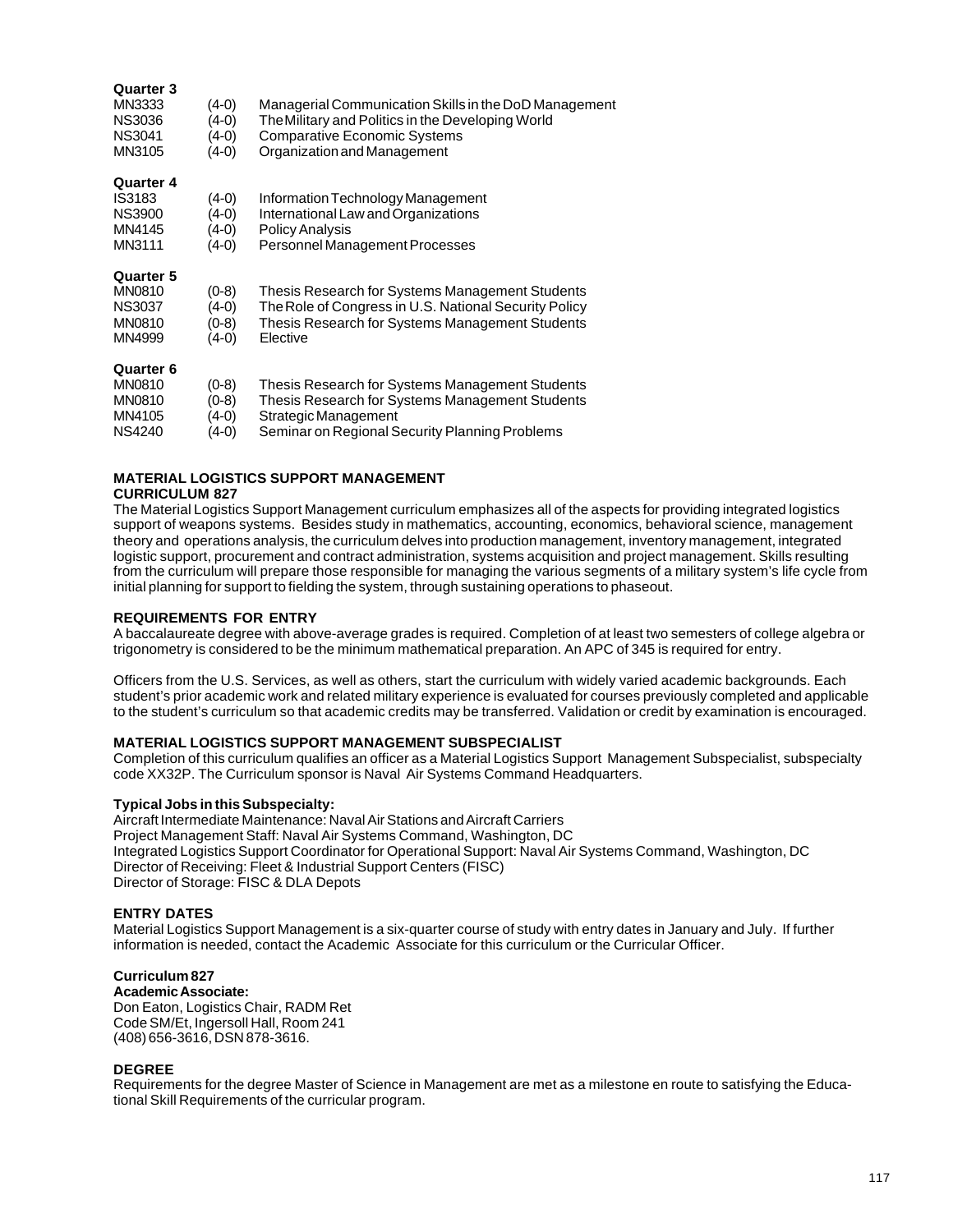**Quarter 3**

| | | |
|---|---|---|
| MN3333 | (4-0) | Managerial Communication Skills in the DoD Management |
| NS3036 | (4-0) | The Military and Politics in the Developing World |
| NS3041 | (4-0) | Comparative Economic Systems |
| MN3105 | (4-0) | Organization and Management |

**Quarter 4**

| | | |
|---|---|---|
| IS3183 | (4-0) | Information Technology Management |
| NS3900 | (4-0) | International Law and Organizations |
| MN4145 | (4-0) | Policy Analysis |
| MN3111 | (4-0) | Personnel Management Processes |

**Quarter 5**

| | | |
|---|---|---|
| MN0810 | (0-8) | Thesis Research for Systems Management Students |
| NS3037 | (4-0) | The Role of Congress in U.S. National Security Policy |
| MN0810 | (0-8) | Thesis Research for Systems Management Students |
| MN4999 | (4-0) | Elective |

**Quarter 6**

| | | |
|---|---|---|
| MN0810 | (0-8) | Thesis Research for Systems Management Students |
| MN0810 | (0-8) | Thesis Research for Systems Management Students |
| MN4105 | (4-0) | Strategic Management |
| NS4240 | (4-0) | Seminar on Regional Security Planning Problems |

## MATERIAL LOGISTICS SUPPORT MANAGEMENT CURRICULUM 827

The Material Logistics Support Management curriculum emphasizes all of the aspects for providing integrated logistics support of weapons systems. Besides study in mathematics, accounting, economics, behavioral science, management theory and operations analysis, the curriculum delves into production management, inventory management, integrated logistic support, procurement and contract administration, systems acquisition and project management. Skills resulting from the curriculum will prepare those responsible for managing the various segments of a military system's life cycle from initial planning for support to fielding the system, through sustaining operations to phaseout.

### REQUIREMENTS FOR ENTRY

A baccalaureate degree with above-average grades is required. Completion of at least two semesters of college algebra or trigonometry is considered to be the minimum mathematical preparation. An APC of 345 is required for entry.

Officers from the U.S. Services, as well as others, start the curriculum with widely varied academic backgrounds. Each student's prior academic work and related military experience is evaluated for courses previously completed and applicable to the student's curriculum so that academic credits may be transferred. Validation or credit by examination is encouraged.

### MATERIAL LOGISTICS SUPPORT MANAGEMENT SUBSPECIALIST

Completion of this curriculum qualifies an officer as a Material Logistics Support Management Subspecialist, subspecialty code XX32P. The Curriculum sponsor is Naval Air Systems Command Headquarters.

**Typical Jobs in this Subspecialty:**

Aircraft Intermediate Maintenance: Naval Air Stations and Aircraft Carriers
Project Management Staff: Naval Air Systems Command, Washington, DC
Integrated Logistics Support Coordinator for Operational Support: Naval Air Systems Command, Washington, DC
Director of Receiving: Fleet & Industrial Support Centers (FISC)
Director of Storage: FISC & DLA Depots

### ENTRY DATES

Material Logistics Support Management is a six-quarter course of study with entry dates in January and July. If further information is needed, contact the Academic Associate for this curriculum or the Curricular Officer.

**Curriculum 827**

**Academic Associate:**
Don Eaton, Logistics Chair, RADM Ret
Code SM/Et, Ingersoll Hall, Room 241
(408) 656-3616, DSN 878-3616.

### DEGREE

Requirements for the degree Master of Science in Management are met as a milestone en route to satisfying the Educational Skill Requirements of the curricular program.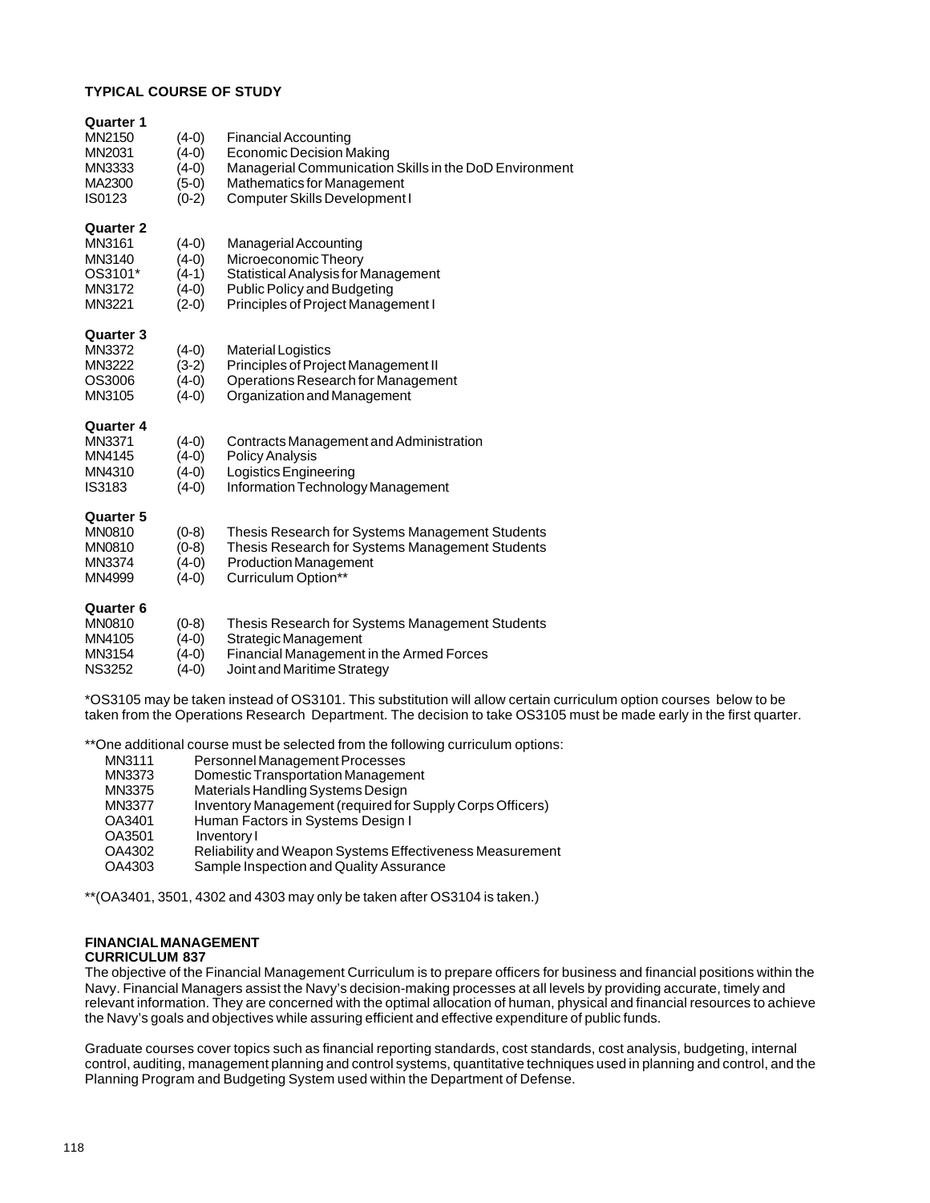**TYPICAL COURSE OF STUDY**

**Quarter 1**

| | | |
|---|---|---|
| MN2150 | (4-0) | Financial Accounting |
| MN2031 | (4-0) | Economic Decision Making |
| MN3333 | (4-0) | Managerial Communication Skills in the DoD Environment |
| MA2300 | (5-0) | Mathematics for Management |
| IS0123 | (0-2) | Computer Skills Development I |

**Quarter 2**

| | | |
|---|---|---|
| MN3161 | (4-0) | Managerial Accounting |
| MN3140 | (4-0) | Microeconomic Theory |
| OS3101* | (4-1) | Statistical Analysis for Management |
| MN3172 | (4-0) | Public Policy and Budgeting |
| MN3221 | (2-0) | Principles of Project Management I |

**Quarter 3**

| | | |
|---|---|---|
| MN3372 | (4-0) | Material Logistics |
| MN3222 | (3-2) | Principles of Project Management II |
| OS3006 | (4-0) | Operations Research for Management |
| MN3105 | (4-0) | Organization and Management |

**Quarter 4**

| | | |
|---|---|---|
| MN3371 | (4-0) | Contracts Management and Administration |
| MN4145 | (4-0) | Policy Analysis |
| MN4310 | (4-0) | Logistics Engineering |
| IS3183 | (4-0) | Information Technology Management |

**Quarter 5**

| | | |
|---|---|---|
| MN0810 | (0-8) | Thesis Research for Systems Management Students |
| MN0810 | (0-8) | Thesis Research for Systems Management Students |
| MN3374 | (4-0) | Production Management |
| MN4999 | (4-0) | Curriculum Option** |

**Quarter 6**

| | | |
|---|---|---|
| MN0810 | (0-8) | Thesis Research for Systems Management Students |
| MN4105 | (4-0) | Strategic Management |
| MN3154 | (4-0) | Financial Management in the Armed Forces |
| NS3252 | (4-0) | Joint and Maritime Strategy |

*OS3105 may be taken instead of OS3101. This substitution will allow certain curriculum option courses below to be taken from the Operations Research Department. The decision to take OS3105 must be made early in the first quarter.

**One additional course must be selected from the following curriculum options:

| | |
|---|---|
| MN3111 | Personnel Management Processes |
| MN3373 | Domestic Transportation Management |
| MN3375 | Materials Handling Systems Design |
| MN3377 | Inventory Management (required for Supply Corps Officers) |
| OA3401 | Human Factors in Systems Design I |
| OA3501 | Inventory I |
| OA4302 | Reliability and Weapon Systems Effectiveness Measurement |
| OA4303 | Sample Inspection and Quality Assurance |

**(OA3401, 3501, 4302 and 4303 may only be taken after OS3104 is taken.)

## FINANCIAL MANAGEMENT CURRICULUM 837

The objective of the Financial Management Curriculum is to prepare officers for business and financial positions within the Navy. Financial Managers assist the Navy's decision-making processes at all levels by providing accurate, timely and relevant information. They are concerned with the optimal allocation of human, physical and financial resources to achieve the Navy's goals and objectives while assuring efficient and effective expenditure of public funds.

Graduate courses cover topics such as financial reporting standards, cost standards, cost analysis, budgeting, internal control, auditing, management planning and control systems, quantitative techniques used in planning and control, and the Planning Program and Budgeting System used within the Department of Defense.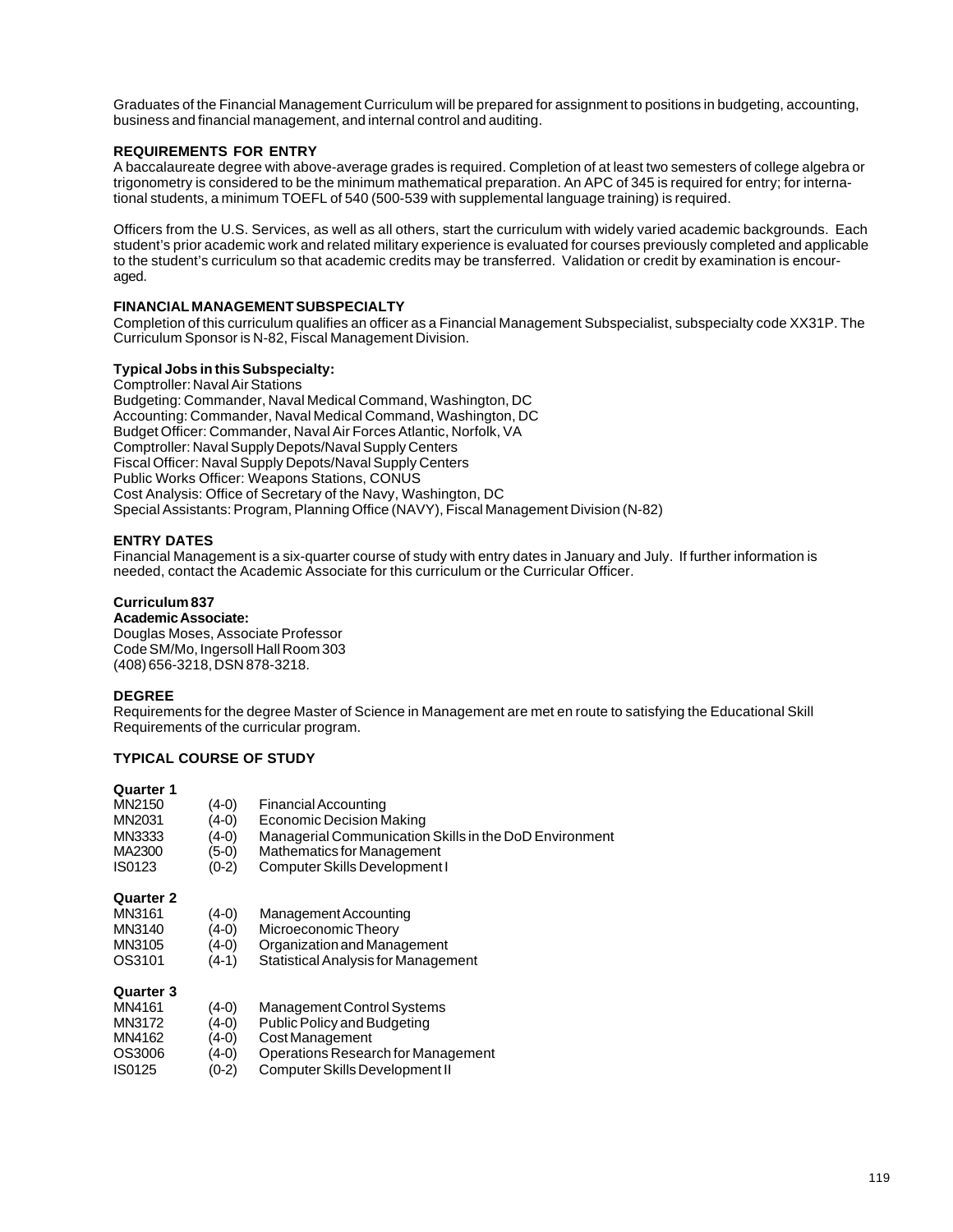Graduates of the Financial Management Curriculum will be prepared for assignment to positions in budgeting, accounting, business and financial management, and internal control and auditing.

### REQUIREMENTS FOR ENTRY

A baccalaureate degree with above-average grades is required. Completion of at least two semesters of college algebra or trigonometry is considered to be the minimum mathematical preparation. An APC of 345 is required for entry; for international students, a minimum TOEFL of 540 (500-539 with supplemental language training) is required.

Officers from the U.S. Services, as well as all others, start the curriculum with widely varied academic backgrounds. Each student's prior academic work and related military experience is evaluated for courses previously completed and applicable to the student's curriculum so that academic credits may be transferred. Validation or credit by examination is encouraged.

### FINANCIAL MANAGEMENT SUBSPECIALTY

Completion of this curriculum qualifies an officer as a Financial Management Subspecialist, subspecialty code XX31P. The Curriculum Sponsor is N-82, Fiscal Management Division.

**Typical Jobs in this Subspecialty:**

Comptroller: Naval Air Stations
Budgeting: Commander, Naval Medical Command, Washington, DC
Accounting: Commander, Naval Medical Command, Washington, DC
Budget Officer: Commander, Naval Air Forces Atlantic, Norfolk, VA
Comptroller: Naval Supply Depots/Naval Supply Centers
Fiscal Officer: Naval Supply Depots/Naval Supply Centers
Public Works Officer: Weapons Stations, CONUS
Cost Analysis: Office of Secretary of the Navy, Washington, DC
Special Assistants: Program, Planning Office (NAVY), Fiscal Management Division (N-82)

### ENTRY DATES

Financial Management is a six-quarter course of study with entry dates in January and July. If further information is needed, contact the Academic Associate for this curriculum or the Curricular Officer.

**Curriculum 837**

**Academic Associate:**

Douglas Moses, Associate Professor
Code SM/Mo, Ingersoll Hall Room 303
(408) 656-3218, DSN 878-3218.

### DEGREE

Requirements for the degree Master of Science in Management are met en route to satisfying the Educational Skill Requirements of the curricular program.

### TYPICAL COURSE OF STUDY

**Quarter 1**

| | | |
|---|---|---|
| MN2150 | (4-0) | Financial Accounting |
| MN2031 | (4-0) | Economic Decision Making |
| MN3333 | (4-0) | Managerial Communication Skills in the DoD Environment |
| MA2300 | (5-0) | Mathematics for Management |
| IS0123 | (0-2) | Computer Skills Development I |

**Quarter 2**

| | | |
|---|---|---|
| MN3161 | (4-0) | Management Accounting |
| MN3140 | (4-0) | Microeconomic Theory |
| MN3105 | (4-0) | Organization and Management |
| OS3101 | (4-1) | Statistical Analysis for Management |

**Quarter 3**

| | | |
|---|---|---|
| MN4161 | (4-0) | Management Control Systems |
| MN3172 | (4-0) | Public Policy and Budgeting |
| MN4162 | (4-0) | Cost Management |
| OS3006 | (4-0) | Operations Research for Management |
| IS0125 | (0-2) | Computer Skills Development II |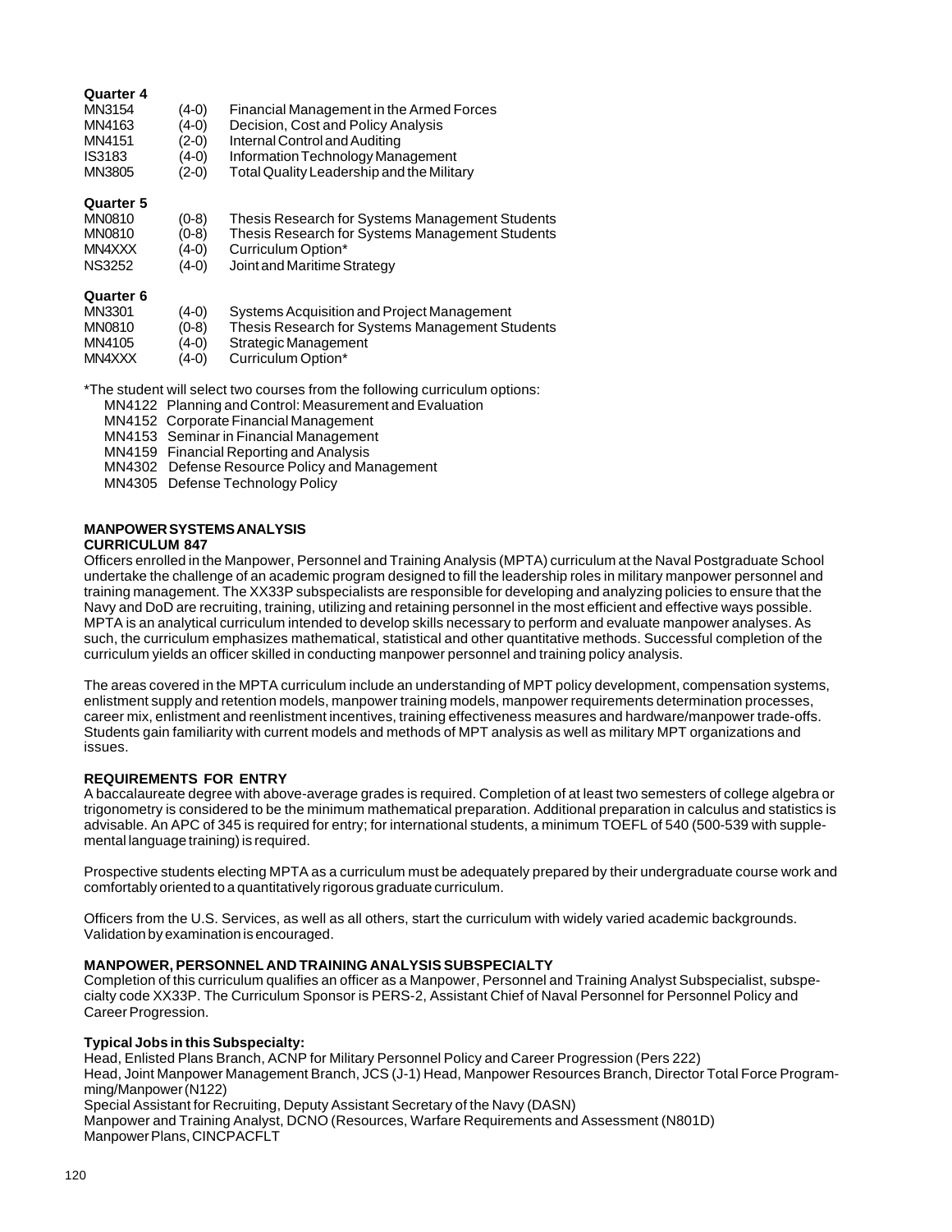**Quarter 4**

| | | |
|---|---|---|
| MN3154 | (4-0) | Financial Management in the Armed Forces |
| MN4163 | (4-0) | Decision, Cost and Policy Analysis |
| MN4151 | (2-0) | Internal Control and Auditing |
| IS3183 | (4-0) | Information Technology Management |
| MN3805 | (2-0) | Total Quality Leadership and the Military |

**Quarter 5**

| | | |
|---|---|---|
| MN0810 | (0-8) | Thesis Research for Systems Management Students |
| MN0810 | (0-8) | Thesis Research for Systems Management Students |
| MN4XXX | (4-0) | Curriculum Option* |
| NS3252 | (4-0) | Joint and Maritime Strategy |

**Quarter 6**

| | | |
|---|---|---|
| MN3301 | (4-0) | Systems Acquisition and Project Management |
| MN0810 | (0-8) | Thesis Research for Systems Management Students |
| MN4105 | (4-0) | Strategic Management |
| MN4XXX | (4-0) | Curriculum Option* |

*The student will select two courses from the following curriculum options:

- MN4122 Planning and Control: Measurement and Evaluation
- MN4152 Corporate Financial Management
- MN4153 Seminar in Financial Management
- MN4159 Financial Reporting and Analysis
- MN4302 Defense Resource Policy and Management
- MN4305 Defense Technology Policy

## MANPOWER SYSTEMS ANALYSIS
## CURRICULUM 847

Officers enrolled in the Manpower, Personnel and Training Analysis (MPTA) curriculum at the Naval Postgraduate School undertake the challenge of an academic program designed to fill the leadership roles in military manpower personnel and training management. The XX33P subspecialists are responsible for developing and analyzing policies to ensure that the Navy and DoD are recruiting, training, utilizing and retaining personnel in the most efficient and effective ways possible. MPTA is an analytical curriculum intended to develop skills necessary to perform and evaluate manpower analyses. As such, the curriculum emphasizes mathematical, statistical and other quantitative methods. Successful completion of the curriculum yields an officer skilled in conducting manpower personnel and training policy analysis.

The areas covered in the MPTA curriculum include an understanding of MPT policy development, compensation systems, enlistment supply and retention models, manpower training models, manpower requirements determination processes, career mix, enlistment and reenlistment incentives, training effectiveness measures and hardware/manpower trade-offs. Students gain familiarity with current models and methods of MPT analysis as well as military MPT organizations and issues.

### REQUIREMENTS FOR ENTRY

A baccalaureate degree with above-average grades is required. Completion of at least two semesters of college algebra or trigonometry is considered to be the minimum mathematical preparation. Additional preparation in calculus and statistics is advisable. An APC of 345 is required for entry; for international students, a minimum TOEFL of 540 (500-539 with supplemental language training) is required.

Prospective students electing MPTA as a curriculum must be adequately prepared by their undergraduate course work and comfortably oriented to a quantitatively rigorous graduate curriculum.

Officers from the U.S. Services, as well as all others, start the curriculum with widely varied academic backgrounds. Validation by examination is encouraged.

### MANPOWER, PERSONNEL AND TRAINING ANALYSIS SUBSPECIALTY

Completion of this curriculum qualifies an officer as a Manpower, Personnel and Training Analyst Subspecialist, subspecialty code XX33P. The Curriculum Sponsor is PERS-2, Assistant Chief of Naval Personnel for Personnel Policy and Career Progression.

**Typical Jobs in this Subspecialty:**

Head, Enlisted Plans Branch, ACNP for Military Personnel Policy and Career Progression (Pers 222)
Head, Joint Manpower Management Branch, JCS (J-1) Head, Manpower Resources Branch, Director Total Force Programming/Manpower (N122)
Special Assistant for Recruiting, Deputy Assistant Secretary of the Navy (DASN)
Manpower and Training Analyst, DCNO (Resources, Warfare Requirements and Assessment (N801D)
Manpower Plans, CINCPACFLT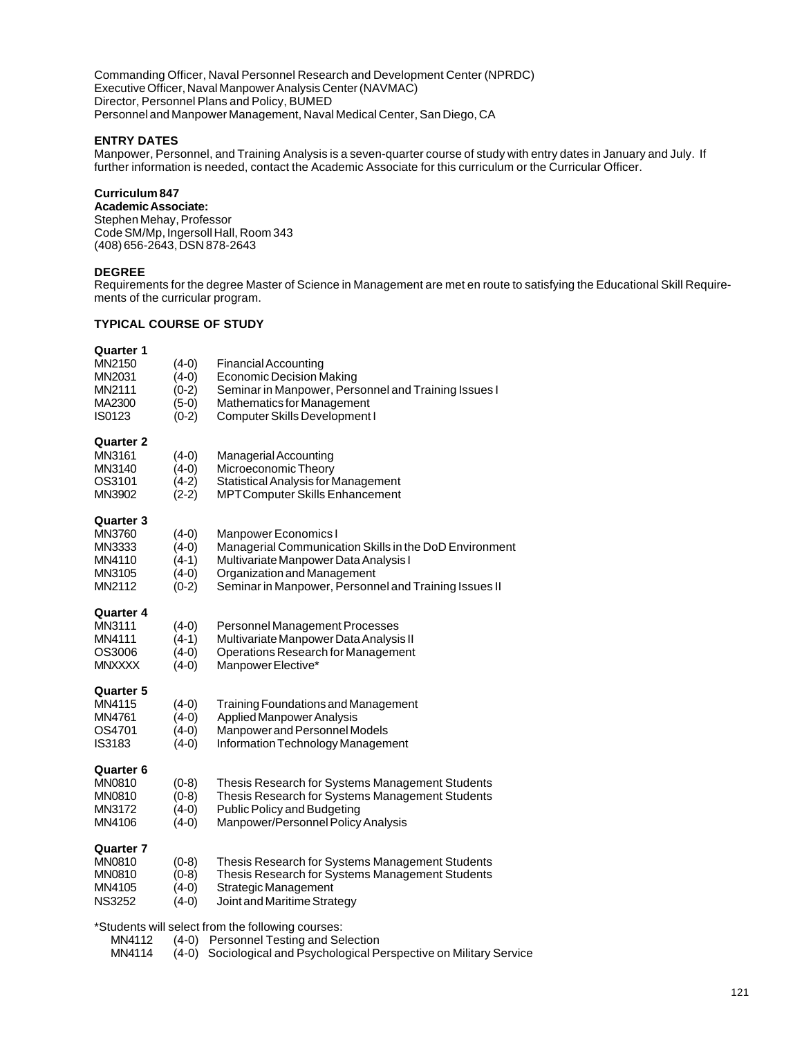Commanding Officer, Naval Personnel Research and Development Center (NPRDC)
Executive Officer, Naval Manpower Analysis Center (NAVMAC)
Director, Personnel Plans and Policy, BUMED
Personnel and Manpower Management, Naval Medical Center, San Diego, CA

**ENTRY DATES**

Manpower, Personnel, and Training Analysis is a seven-quarter course of study with entry dates in January and July. If further information is needed, contact the Academic Associate for this curriculum or the Curricular Officer.

**Curriculum 847**

**Academic Associate:**
Stephen Mehay, Professor
Code SM/Mp, Ingersoll Hall, Room 343
(408) 656-2643, DSN 878-2643

**DEGREE**

Requirements for the degree Master of Science in Management are met en route to satisfying the Educational Skill Requirements of the curricular program.

**TYPICAL COURSE OF STUDY**

**Quarter 1**

| | | |
|---|---|---|
| MN2150 | (4-0) | Financial Accounting |
| MN2031 | (4-0) | Economic Decision Making |
| MN2111 | (0-2) | Seminar in Manpower, Personnel and Training Issues I |
| MA2300 | (5-0) | Mathematics for Management |
| IS0123 | (0-2) | Computer Skills Development I |

**Quarter 2**

| | | |
|---|---|---|
| MN3161 | (4-0) | Managerial Accounting |
| MN3140 | (4-0) | Microeconomic Theory |
| OS3101 | (4-2) | Statistical Analysis for Management |
| MN3902 | (2-2) | MPT Computer Skills Enhancement |

**Quarter 3**

| | | |
|---|---|---|
| MN3760 | (4-0) | Manpower Economics I |
| MN3333 | (4-0) | Managerial Communication Skills in the DoD Environment |
| MN4110 | (4-1) | Multivariate Manpower Data Analysis I |
| MN3105 | (4-0) | Organization and Management |
| MN2112 | (0-2) | Seminar in Manpower, Personnel and Training Issues II |

**Quarter 4**

| | | |
|---|---|---|
| MN3111 | (4-0) | Personnel Management Processes |
| MN4111 | (4-1) | Multivariate Manpower Data Analysis II |
| OS3006 | (4-0) | Operations Research for Management |
| MNXXXX | (4-0) | Manpower Elective* |

**Quarter 5**

| | | |
|---|---|---|
| MN4115 | (4-0) | Training Foundations and Management |
| MN4761 | (4-0) | Applied Manpower Analysis |
| OS4701 | (4-0) | Manpower and Personnel Models |
| IS3183 | (4-0) | Information Technology Management |

**Quarter 6**

| | | |
|---|---|---|
| MN0810 | (0-8) | Thesis Research for Systems Management Students |
| MN0810 | (0-8) | Thesis Research for Systems Management Students |
| MN3172 | (4-0) | Public Policy and Budgeting |
| MN4106 | (4-0) | Manpower/Personnel Policy Analysis |

**Quarter 7**

| | | |
|---|---|---|
| MN0810 | (0-8) | Thesis Research for Systems Management Students |
| MN0810 | (0-8) | Thesis Research for Systems Management Students |
| MN4105 | (4-0) | Strategic Management |
| NS3252 | (4-0) | Joint and Maritime Strategy |

*Students will select from the following courses:

| | | |
|---|---|---|
| MN4112 | (4-0) | Personnel Testing and Selection |
| MN4114 | (4-0) | Sociological and Psychological Perspective on Military Service |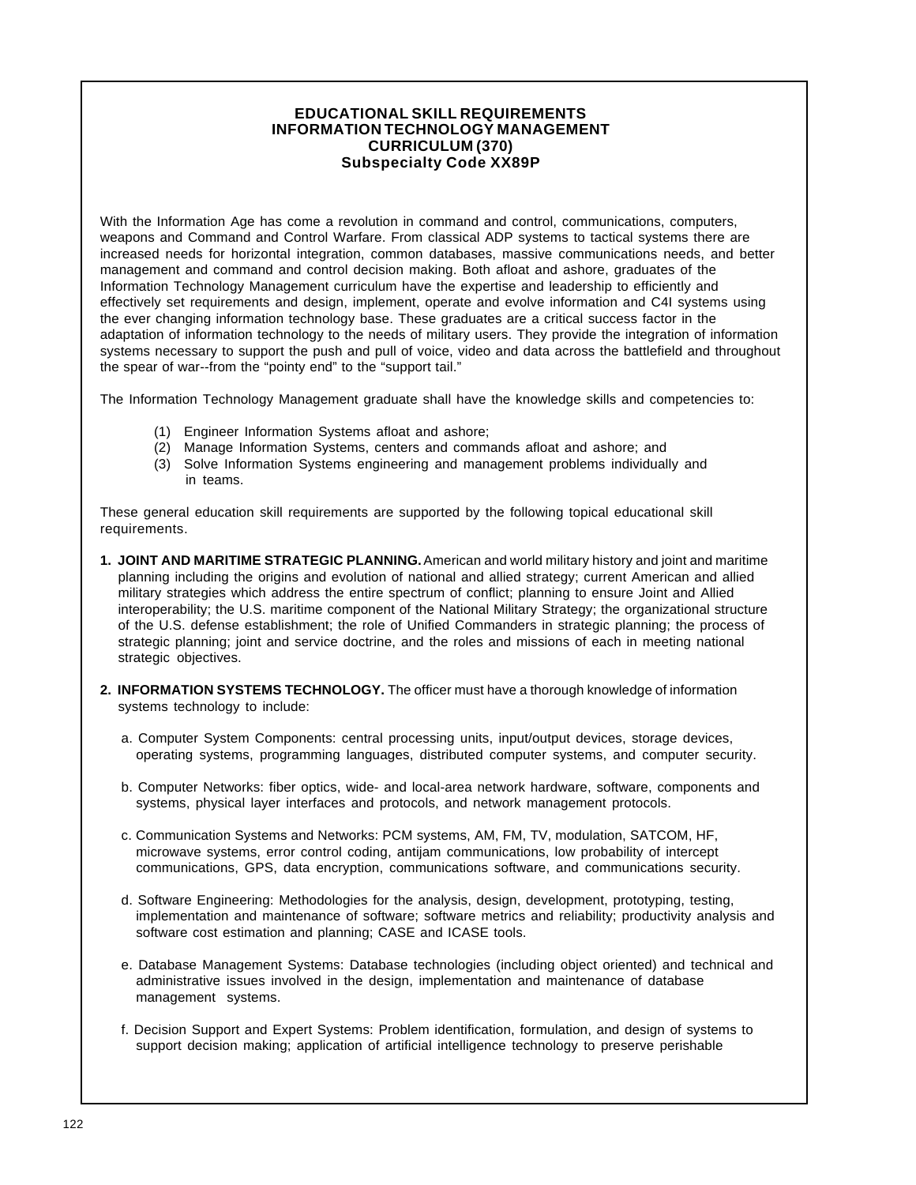# EDUCATIONAL SKILL REQUIREMENTS
# INFORMATION TECHNOLOGY MANAGEMENT
# CURRICULUM (370)
# Subspecialty Code XX89P

With the Information Age has come a revolution in command and control, communications, computers, weapons and Command and Control Warfare. From classical ADP systems to tactical systems there are increased needs for horizontal integration, common databases, massive communications needs, and better management and command and control decision making. Both afloat and ashore, graduates of the Information Technology Management curriculum have the expertise and leadership to efficiently and effectively set requirements and design, implement, operate and evolve information and C4I systems using the ever changing information technology base. These graduates are a critical success factor in the adaptation of information technology to the needs of military users. They provide the integration of information systems necessary to support the push and pull of voice, video and data across the battlefield and throughout the spear of war--from the "pointy end" to the "support tail."

The Information Technology Management graduate shall have the knowledge skills and competencies to:

(1) Engineer Information Systems afloat and ashore;
(2) Manage Information Systems, centers and commands afloat and ashore; and
(3) Solve Information Systems engineering and management problems individually and in teams.

These general education skill requirements are supported by the following topical educational skill requirements.

**1. JOINT AND MARITIME STRATEGIC PLANNING.** American and world military history and joint and maritime planning including the origins and evolution of national and allied strategy; current American and allied military strategies which address the entire spectrum of conflict; planning to ensure Joint and Allied interoperability; the U.S. maritime component of the National Military Strategy; the organizational structure of the U.S. defense establishment; the role of Unified Commanders in strategic planning; the process of strategic planning; joint and service doctrine, and the roles and missions of each in meeting national strategic objectives.

**2. INFORMATION SYSTEMS TECHNOLOGY.** The officer must have a thorough knowledge of information systems technology to include:

a. Computer System Components: central processing units, input/output devices, storage devices, operating systems, programming languages, distributed computer systems, and computer security.

b. Computer Networks: fiber optics, wide- and local-area network hardware, software, components and systems, physical layer interfaces and protocols, and network management protocols.

c. Communication Systems and Networks: PCM systems, AM, FM, TV, modulation, SATCOM, HF, microwave systems, error control coding, antijam communications, low probability of intercept communications, GPS, data encryption, communications software, and communications security.

d. Software Engineering: Methodologies for the analysis, design, development, prototyping, testing, implementation and maintenance of software; software metrics and reliability; productivity analysis and software cost estimation and planning; CASE and ICASE tools.

e. Database Management Systems: Database technologies (including object oriented) and technical and administrative issues involved in the design, implementation and maintenance of database management systems.

f. Decision Support and Expert Systems: Problem identification, formulation, and design of systems to support decision making; application of artificial intelligence technology to preserve perishable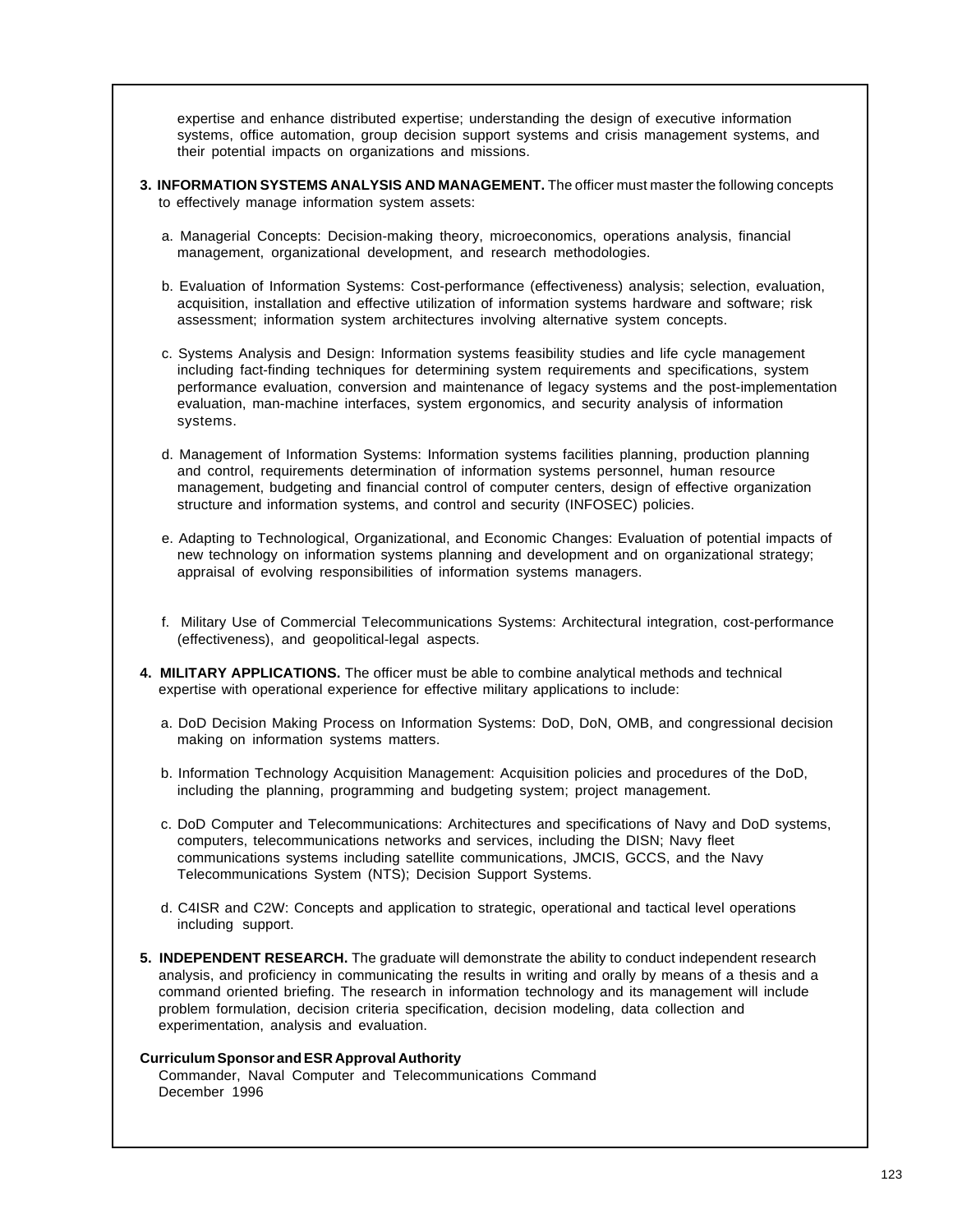expertise and enhance distributed expertise; understanding the design of executive information systems, office automation, group decision support systems and crisis management systems, and their potential impacts on organizations and missions.

**3. INFORMATION SYSTEMS ANALYSIS AND MANAGEMENT.** The officer must master the following concepts to effectively manage information system assets:

a. Managerial Concepts: Decision-making theory, microeconomics, operations analysis, financial management, organizational development, and research methodologies.

b. Evaluation of Information Systems: Cost-performance (effectiveness) analysis; selection, evaluation, acquisition, installation and effective utilization of information systems hardware and software; risk assessment; information system architectures involving alternative system concepts.

c. Systems Analysis and Design: Information systems feasibility studies and life cycle management including fact-finding techniques for determining system requirements and specifications, system performance evaluation, conversion and maintenance of legacy systems and the post-implementation evaluation, man-machine interfaces, system ergonomics, and security analysis of information systems.

d. Management of Information Systems: Information systems facilities planning, production planning and control, requirements determination of information systems personnel, human resource management, budgeting and financial control of computer centers, design of effective organization structure and information systems, and control and security (INFOSEC) policies.

e. Adapting to Technological, Organizational, and Economic Changes: Evaluation of potential impacts of new technology on information systems planning and development and on organizational strategy; appraisal of evolving responsibilities of information systems managers.

f. Military Use of Commercial Telecommunications Systems: Architectural integration, cost-performance (effectiveness), and geopolitical-legal aspects.

**4. MILITARY APPLICATIONS.** The officer must be able to combine analytical methods and technical expertise with operational experience for effective military applications to include:

a. DoD Decision Making Process on Information Systems: DoD, DoN, OMB, and congressional decision making on information systems matters.

b. Information Technology Acquisition Management: Acquisition policies and procedures of the DoD, including the planning, programming and budgeting system; project management.

c. DoD Computer and Telecommunications: Architectures and specifications of Navy and DoD systems, computers, telecommunications networks and services, including the DISN; Navy fleet communications systems including satellite communications, JMCIS, GCCS, and the Navy Telecommunications System (NTS); Decision Support Systems.

d. C4ISR and C2W: Concepts and application to strategic, operational and tactical level operations including support.

**5. INDEPENDENT RESEARCH.** The graduate will demonstrate the ability to conduct independent research analysis, and proficiency in communicating the results in writing and orally by means of a thesis and a command oriented briefing. The research in information technology and its management will include problem formulation, decision criteria specification, decision modeling, data collection and experimentation, analysis and evaluation.

**Curriculum Sponsor and ESR Approval Authority**

Commander, Naval Computer and Telecommunications Command
December 1996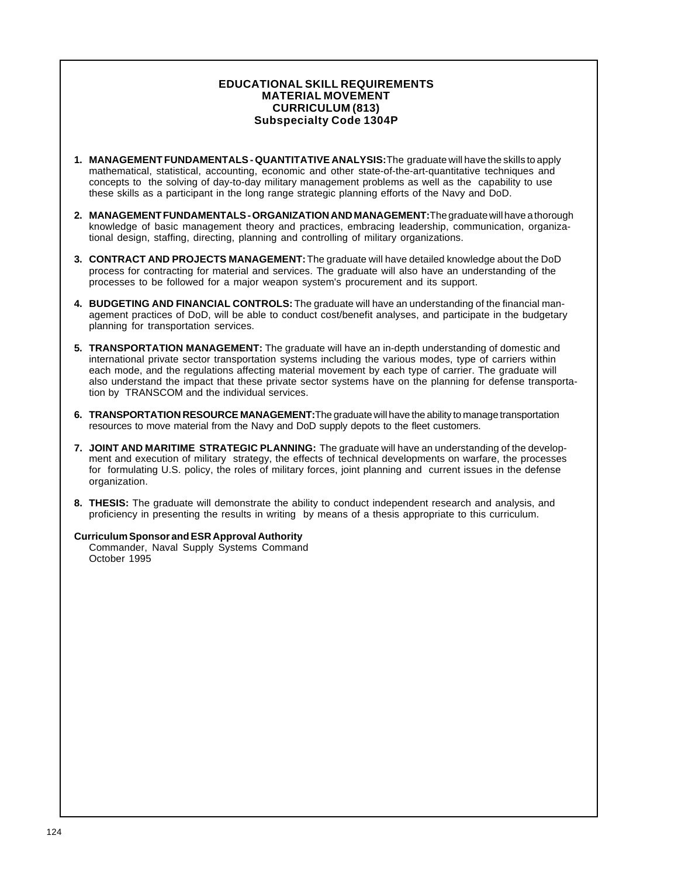# EDUCATIONAL SKILL REQUIREMENTS
## MATERIAL MOVEMENT
## CURRICULUM (813)
## Subspecialty Code 1304P

1. **MANAGEMENT FUNDAMENTALS - QUANTITATIVE ANALYSIS:** The graduate will have the skills to apply mathematical, statistical, accounting, economic and other state-of-the-art-quantitative techniques and concepts to the solving of day-to-day military management problems as well as the capability to use these skills as a participant in the long range strategic planning efforts of the Navy and DoD.

2. **MANAGEMENT FUNDAMENTALS - ORGANIZATION AND MANAGEMENT:** The graduate will have a thorough knowledge of basic management theory and practices, embracing leadership, communication, organizational design, staffing, directing, planning and controlling of military organizations.

3. **CONTRACT AND PROJECTS MANAGEMENT:** The graduate will have detailed knowledge about the DoD process for contracting for material and services. The graduate will also have an understanding of the processes to be followed for a major weapon system's procurement and its support.

4. **BUDGETING AND FINANCIAL CONTROLS:** The graduate will have an understanding of the financial management practices of DoD, will be able to conduct cost/benefit analyses, and participate in the budgetary planning for transportation services.

5. **TRANSPORTATION MANAGEMENT:** The graduate will have an in-depth understanding of domestic and international private sector transportation systems including the various modes, type of carriers within each mode, and the regulations affecting material movement by each type of carrier. The graduate will also understand the impact that these private sector systems have on the planning for defense transportation by TRANSCOM and the individual services.

6. **TRANSPORTATION RESOURCE MANAGEMENT:** The graduate will have the ability to manage transportation resources to move material from the Navy and DoD supply depots to the fleet customers.

7. **JOINT AND MARITIME STRATEGIC PLANNING:** The graduate will have an understanding of the development and execution of military strategy, the effects of technical developments on warfare, the processes for formulating U.S. policy, the roles of military forces, joint planning and current issues in the defense organization.

8. **THESIS:** The graduate will demonstrate the ability to conduct independent research and analysis, and proficiency in presenting the results in writing by means of a thesis appropriate to this curriculum.

**Curriculum Sponsor and ESR Approval Authority**
Commander, Naval Supply Systems Command
October 1995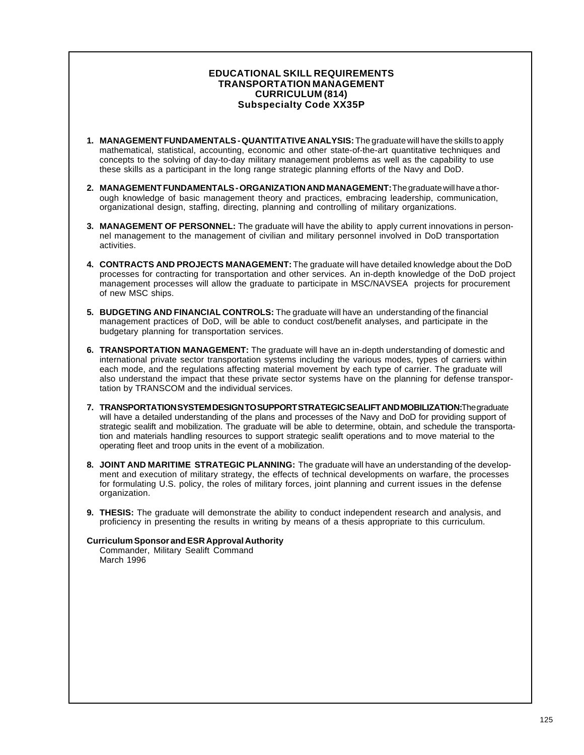# EDUCATIONAL SKILL REQUIREMENTS
## TRANSPORTATION MANAGEMENT
## CURRICULUM (814)
## Subspecialty Code XX35P

1. **MANAGEMENT FUNDAMENTALS - QUANTITATIVE ANALYSIS:** The graduate will have the skills to apply mathematical, statistical, accounting, economic and other state-of-the-art quantitative techniques and concepts to the solving of day-to-day military management problems as well as the capability to use these skills as a participant in the long range strategic planning efforts of the Navy and DoD.

2. **MANAGEMENT FUNDAMENTALS - ORGANIZATION AND MANAGEMENT:** The graduate will have a thorough knowledge of basic management theory and practices, embracing leadership, communication, organizational design, staffing, directing, planning and controlling of military organizations.

3. **MANAGEMENT OF PERSONNEL:** The graduate will have the ability to apply current innovations in personnel management to the management of civilian and military personnel involved in DoD transportation activities.

4. **CONTRACTS AND PROJECTS MANAGEMENT:** The graduate will have detailed knowledge about the DoD processes for contracting for transportation and other services. An in-depth knowledge of the DoD project management processes will allow the graduate to participate in MSC/NAVSEA projects for procurement of new MSC ships.

5. **BUDGETING AND FINANCIAL CONTROLS:** The graduate will have an understanding of the financial management practices of DoD, will be able to conduct cost/benefit analyses, and participate in the budgetary planning for transportation services.

6. **TRANSPORTATION MANAGEMENT:** The graduate will have an in-depth understanding of domestic and international private sector transportation systems including the various modes, types of carriers within each mode, and the regulations affecting material movement by each type of carrier. The graduate will also understand the impact that these private sector systems have on the planning for defense transportation by TRANSCOM and the individual services.

7. **TRANSPORTATION SYSTEM DESIGN TO SUPPORT STRATEGIC SEALIFT AND MOBILIZATION:** The graduate will have a detailed understanding of the plans and processes of the Navy and DoD for providing support of strategic sealift and mobilization. The graduate will be able to determine, obtain, and schedule the transportation and materials handling resources to support strategic sealift operations and to move material to the operating fleet and troop units in the event of a mobilization.

8. **JOINT AND MARITIME STRATEGIC PLANNING:** The graduate will have an understanding of the development and execution of military strategy, the effects of technical developments on warfare, the processes for formulating U.S. policy, the roles of military forces, joint planning and current issues in the defense organization.

9. **THESIS:** The graduate will demonstrate the ability to conduct independent research and analysis, and proficiency in presenting the results in writing by means of a thesis appropriate to this curriculum.

**Curriculum Sponsor and ESR Approval Authority**
Commander, Military Sealift Command
March 1996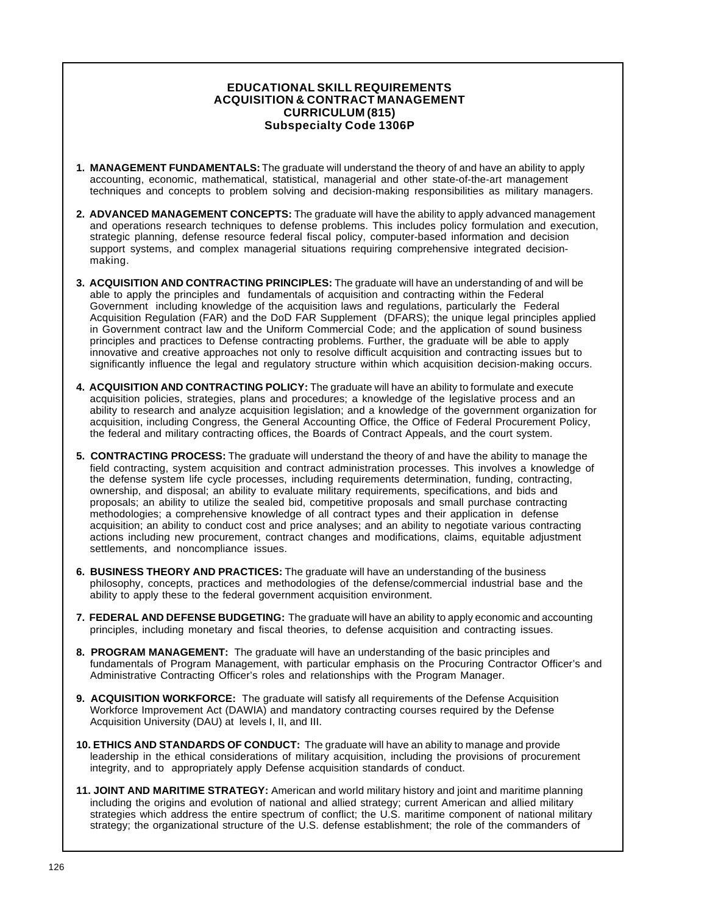**EDUCATIONAL SKILL REQUIREMENTS**
**ACQUISITION & CONTRACT MANAGEMENT**
**CURRICULUM (815)**
**Subspecialty Code 1306P**

1. **MANAGEMENT FUNDAMENTALS:** The graduate will understand the theory of and have an ability to apply accounting, economic, mathematical, statistical, managerial and other state-of-the-art management techniques and concepts to problem solving and decision-making responsibilities as military managers.

2. **ADVANCED MANAGEMENT CONCEPTS:** The graduate will have the ability to apply advanced management and operations research techniques to defense problems. This includes policy formulation and execution, strategic planning, defense resource federal fiscal policy, computer-based information and decision support systems, and complex managerial situations requiring comprehensive integrated decision-making.

3. **ACQUISITION AND CONTRACTING PRINCIPLES:** The graduate will have an understanding of and will be able to apply the principles and fundamentals of acquisition and contracting within the Federal Government including knowledge of the acquisition laws and regulations, particularly the Federal Acquisition Regulation (FAR) and the DoD FAR Supplement (DFARS); the unique legal principles applied in Government contract law and the Uniform Commercial Code; and the application of sound business principles and practices to Defense contracting problems. Further, the graduate will be able to apply innovative and creative approaches not only to resolve difficult acquisition and contracting issues but to significantly influence the legal and regulatory structure within which acquisition decision-making occurs.

4. **ACQUISITION AND CONTRACTING POLICY:** The graduate will have an ability to formulate and execute acquisition policies, strategies, plans and procedures; a knowledge of the legislative process and an ability to research and analyze acquisition legislation; and a knowledge of the government organization for acquisition, including Congress, the General Accounting Office, the Office of Federal Procurement Policy, the federal and military contracting offices, the Boards of Contract Appeals, and the court system.

5. **CONTRACTING PROCESS:** The graduate will understand the theory of and have the ability to manage the field contracting, system acquisition and contract administration processes. This involves a knowledge of the defense system life cycle processes, including requirements determination, funding, contracting, ownership, and disposal; an ability to evaluate military requirements, specifications, and bids and proposals; an ability to utilize the sealed bid, competitive proposals and small purchase contracting methodologies; a comprehensive knowledge of all contract types and their application in defense acquisition; an ability to conduct cost and price analyses; and an ability to negotiate various contracting actions including new procurement, contract changes and modifications, claims, equitable adjustment settlements, and noncompliance issues.

6. **BUSINESS THEORY AND PRACTICES:** The graduate will have an understanding of the business philosophy, concepts, practices and methodologies of the defense/commercial industrial base and the ability to apply these to the federal government acquisition environment.

7. **FEDERAL AND DEFENSE BUDGETING:** The graduate will have an ability to apply economic and accounting principles, including monetary and fiscal theories, to defense acquisition and contracting issues.

8. **PROGRAM MANAGEMENT:** The graduate will have an understanding of the basic principles and fundamentals of Program Management, with particular emphasis on the Procuring Contractor Officer's and Administrative Contracting Officer's roles and relationships with the Program Manager.

9. **ACQUISITION WORKFORCE:** The graduate will satisfy all requirements of the Defense Acquisition Workforce Improvement Act (DAWIA) and mandatory contracting courses required by the Defense Acquisition University (DAU) at levels I, II, and III.

10. **ETHICS AND STANDARDS OF CONDUCT:** The graduate will have an ability to manage and provide leadership in the ethical considerations of military acquisition, including the provisions of procurement integrity, and to appropriately apply Defense acquisition standards of conduct.

11. **JOINT AND MARITIME STRATEGY:** American and world military history and joint and maritime planning including the origins and evolution of national and allied strategy; current American and allied military strategies which address the entire spectrum of conflict; the U.S. maritime component of national military strategy; the organizational structure of the U.S. defense establishment; the role of the commanders of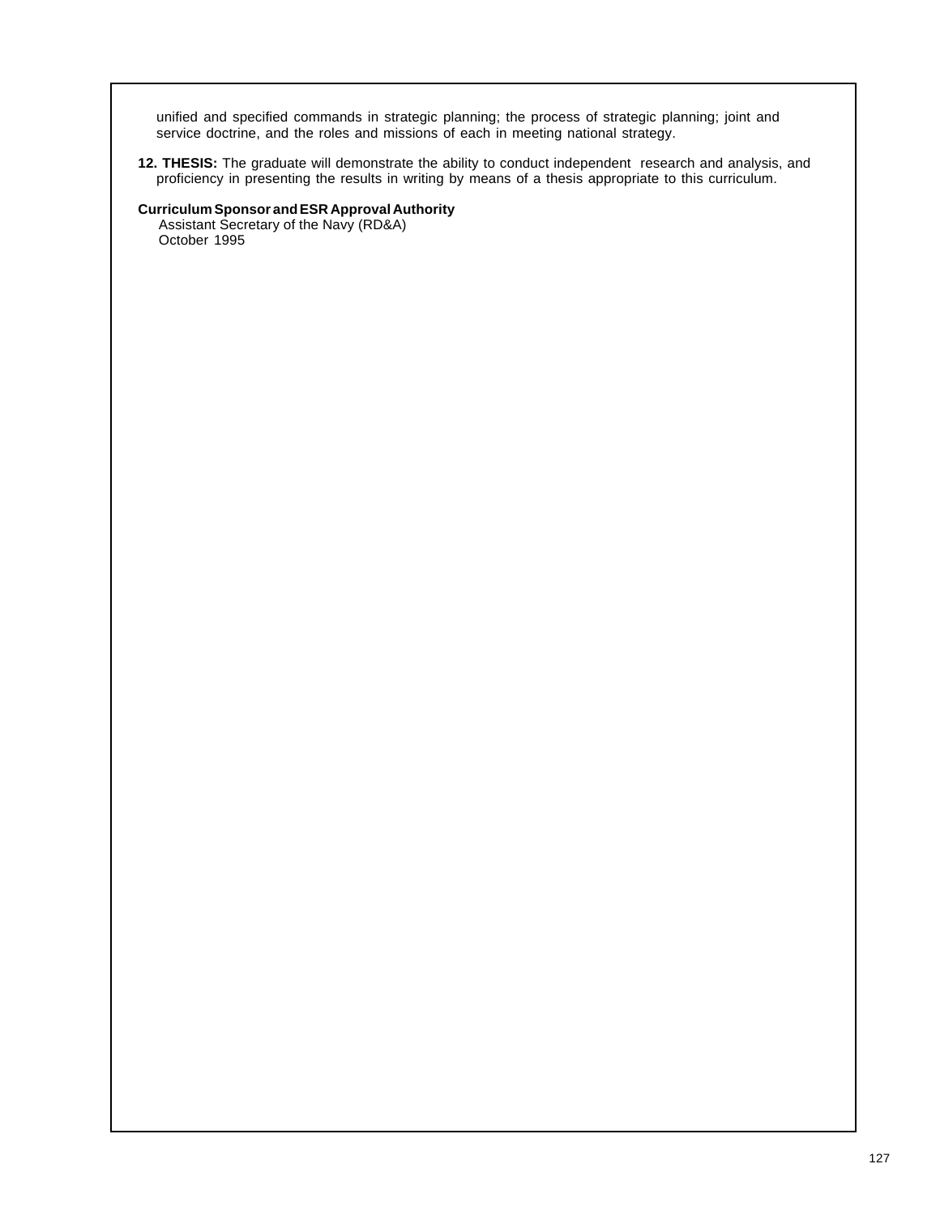unified and specified commands in strategic planning; the process of strategic planning; joint and service doctrine, and the roles and missions of each in meeting national strategy.

**12. THESIS:** The graduate will demonstrate the ability to conduct independent research and analysis, and proficiency in presenting the results in writing by means of a thesis appropriate to this curriculum.

**Curriculum Sponsor and ESR Approval Authority**

Assistant Secretary of the Navy (RD&A)
October 1995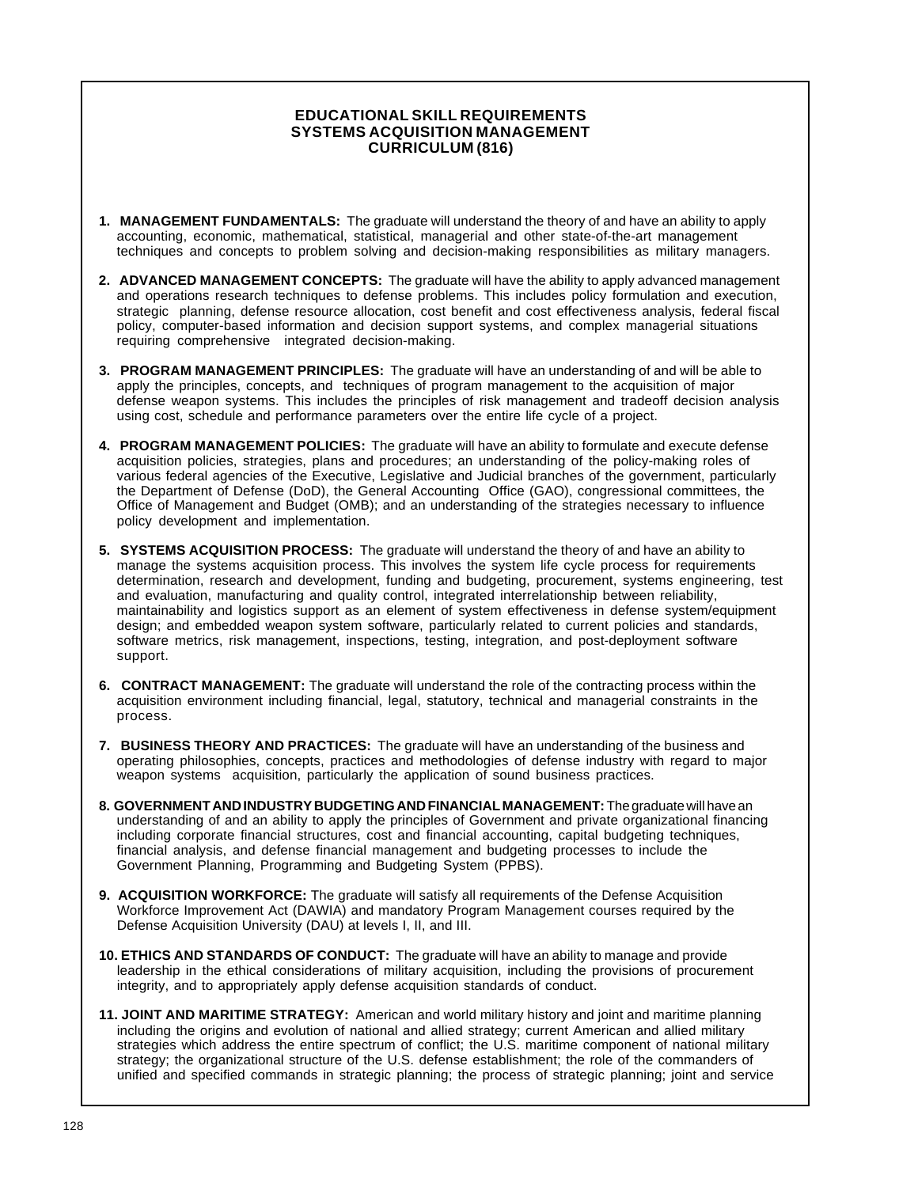## EDUCATIONAL SKILL REQUIREMENTS
## SYSTEMS ACQUISITION MANAGEMENT
## CURRICULUM (816)

1. **MANAGEMENT FUNDAMENTALS:** The graduate will understand the theory of and have an ability to apply accounting, economic, mathematical, statistical, managerial and other state-of-the-art management techniques and concepts to problem solving and decision-making responsibilities as military managers.

2. **ADVANCED MANAGEMENT CONCEPTS:** The graduate will have the ability to apply advanced management and operations research techniques to defense problems. This includes policy formulation and execution, strategic planning, defense resource allocation, cost benefit and cost effectiveness analysis, federal fiscal policy, computer-based information and decision support systems, and complex managerial situations requiring comprehensive integrated decision-making.

3. **PROGRAM MANAGEMENT PRINCIPLES:** The graduate will have an understanding of and will be able to apply the principles, concepts, and techniques of program management to the acquisition of major defense weapon systems. This includes the principles of risk management and tradeoff decision analysis using cost, schedule and performance parameters over the entire life cycle of a project.

4. **PROGRAM MANAGEMENT POLICIES:** The graduate will have an ability to formulate and execute defense acquisition policies, strategies, plans and procedures; an understanding of the policy-making roles of various federal agencies of the Executive, Legislative and Judicial branches of the government, particularly the Department of Defense (DoD), the General Accounting Office (GAO), congressional committees, the Office of Management and Budget (OMB); and an understanding of the strategies necessary to influence policy development and implementation.

5. **SYSTEMS ACQUISITION PROCESS:** The graduate will understand the theory of and have an ability to manage the systems acquisition process. This involves the system life cycle process for requirements determination, research and development, funding and budgeting, procurement, systems engineering, test and evaluation, manufacturing and quality control, integrated interrelationship between reliability, maintainability and logistics support as an element of system effectiveness in defense system/equipment design; and embedded weapon system software, particularly related to current policies and standards, software metrics, risk management, inspections, testing, integration, and post-deployment software support.

6. **CONTRACT MANAGEMENT:** The graduate will understand the role of the contracting process within the acquisition environment including financial, legal, statutory, technical and managerial constraints in the process.

7. **BUSINESS THEORY AND PRACTICES:** The graduate will have an understanding of the business and operating philosophies, concepts, practices and methodologies of defense industry with regard to major weapon systems acquisition, particularly the application of sound business practices.

8. **GOVERNMENT AND INDUSTRY BUDGETING AND FINANCIAL MANAGEMENT:** The graduate will have an understanding of and an ability to apply the principles of Government and private organizational financing including corporate financial structures, cost and financial accounting, capital budgeting techniques, financial analysis, and defense financial management and budgeting processes to include the Government Planning, Programming and Budgeting System (PPBS).

9. **ACQUISITION WORKFORCE:** The graduate will satisfy all requirements of the Defense Acquisition Workforce Improvement Act (DAWIA) and mandatory Program Management courses required by the Defense Acquisition University (DAU) at levels I, II, and III.

10. **ETHICS AND STANDARDS OF CONDUCT:** The graduate will have an ability to manage and provide leadership in the ethical considerations of military acquisition, including the provisions of procurement integrity, and to appropriately apply defense acquisition standards of conduct.

11. **JOINT AND MARITIME STRATEGY:** American and world military history and joint and maritime planning including the origins and evolution of national and allied strategy; current American and allied military strategies which address the entire spectrum of conflict; the U.S. maritime component of national military strategy; the organizational structure of the U.S. defense establishment; the role of the commanders of unified and specified commands in strategic planning; the process of strategic planning; joint and service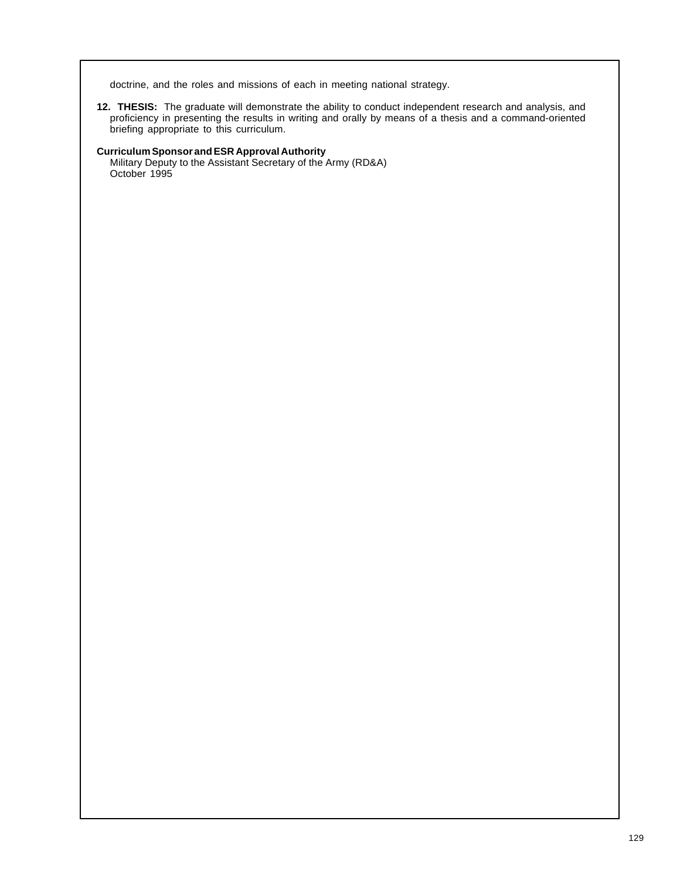doctrine, and the roles and missions of each in meeting national strategy.

**12. THESIS:** The graduate will demonstrate the ability to conduct independent research and analysis, and proficiency in presenting the results in writing and orally by means of a thesis and a command-oriented briefing appropriate to this curriculum.

**Curriculum Sponsor and ESR Approval Authority**

Military Deputy to the Assistant Secretary of the Army (RD&A)
October 1995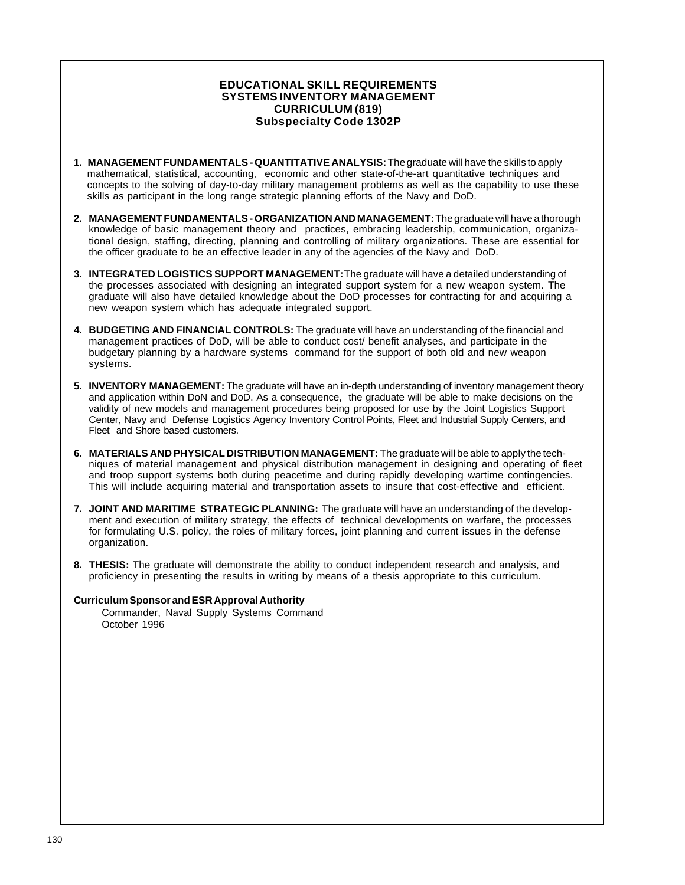# EDUCATIONAL SKILL REQUIREMENTS
# SYSTEMS INVENTORY MANAGEMENT
# CURRICULUM (819)
# Subspecialty Code 1302P

1. **MANAGEMENT FUNDAMENTALS - QUANTITATIVE ANALYSIS:** The graduate will have the skills to apply mathematical, statistical, accounting, economic and other state-of-the-art quantitative techniques and concepts to the solving of day-to-day military management problems as well as the capability to use these skills as participant in the long range strategic planning efforts of the Navy and DoD.

2. **MANAGEMENT FUNDAMENTALS - ORGANIZATION AND MANAGEMENT:** The graduate will have a thorough knowledge of basic management theory and practices, embracing leadership, communication, organizational design, staffing, directing, planning and controlling of military organizations. These are essential for the officer graduate to be an effective leader in any of the agencies of the Navy and DoD.

3. **INTEGRATED LOGISTICS SUPPORT MANAGEMENT:** The graduate will have a detailed understanding of the processes associated with designing an integrated support system for a new weapon system. The graduate will also have detailed knowledge about the DoD processes for contracting for and acquiring a new weapon system which has adequate integrated support.

4. **BUDGETING AND FINANCIAL CONTROLS:** The graduate will have an understanding of the financial and management practices of DoD, will be able to conduct cost/ benefit analyses, and participate in the budgetary planning by a hardware systems command for the support of both old and new weapon systems.

5. **INVENTORY MANAGEMENT:** The graduate will have an in-depth understanding of inventory management theory and application within DoN and DoD. As a consequence, the graduate will be able to make decisions on the validity of new models and management procedures being proposed for use by the Joint Logistics Support Center, Navy and Defense Logistics Agency Inventory Control Points, Fleet and Industrial Supply Centers, and Fleet and Shore based customers.

6. **MATERIALS AND PHYSICAL DISTRIBUTION MANAGEMENT:** The graduate will be able to apply the techniques of material management and physical distribution management in designing and operating of fleet and troop support systems both during peacetime and during rapidly developing wartime contingencies. This will include acquiring material and transportation assets to insure that cost-effective and efficient.

7. **JOINT AND MARITIME STRATEGIC PLANNING:** The graduate will have an understanding of the development and execution of military strategy, the effects of technical developments on warfare, the processes for formulating U.S. policy, the roles of military forces, joint planning and current issues in the defense organization.

8. **THESIS:** The graduate will demonstrate the ability to conduct independent research and analysis, and proficiency in presenting the results in writing by means of a thesis appropriate to this curriculum.

**Curriculum Sponsor and ESR Approval Authority**

Commander, Naval Supply Systems Command
October 1996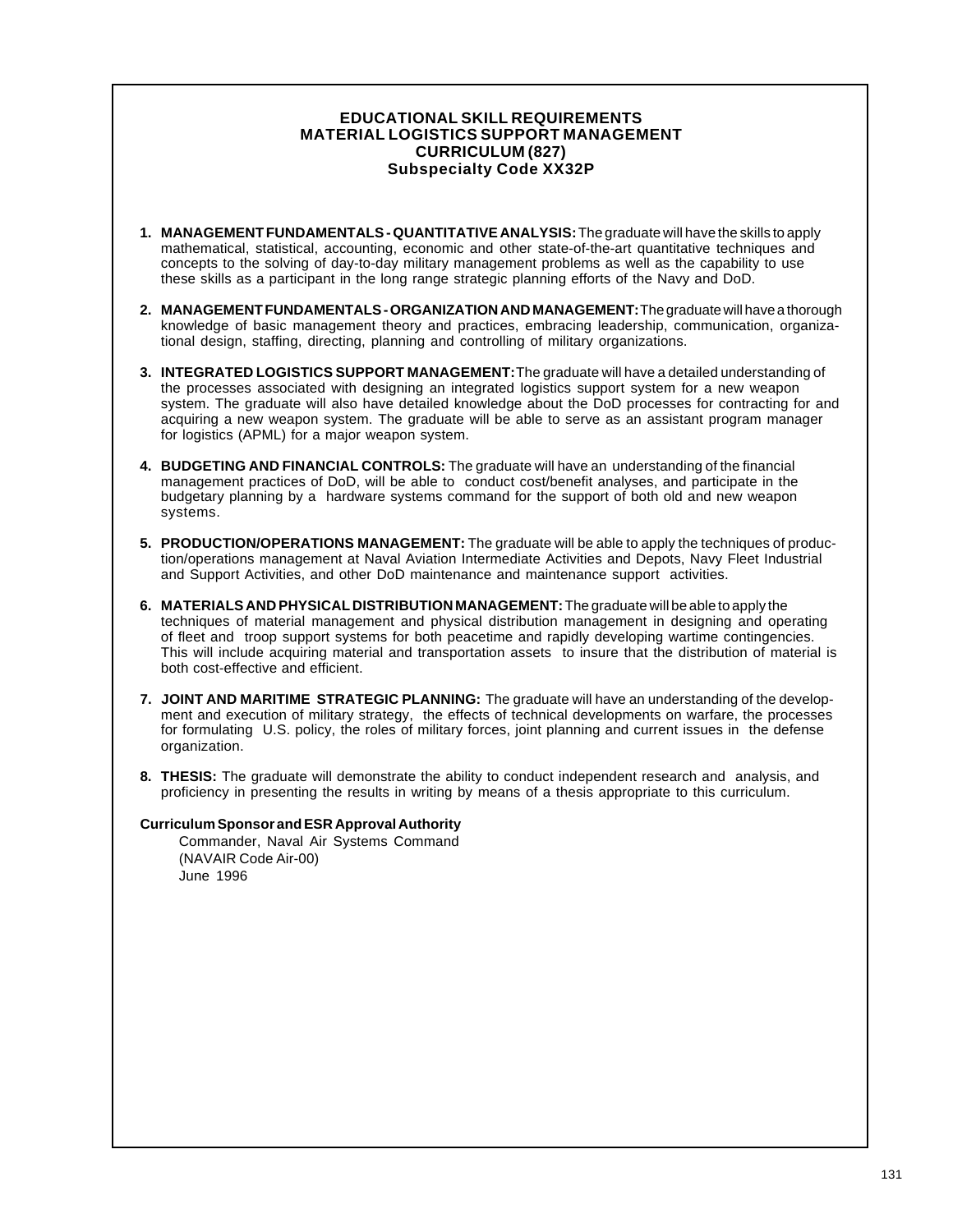# EDUCATIONAL SKILL REQUIREMENTS
## MATERIAL LOGISTICS SUPPORT MANAGEMENT
## CURRICULUM (827)
## Subspecialty Code XX32P

1. **MANAGEMENT FUNDAMENTALS - QUANTITATIVE ANALYSIS:** The graduate will have the skills to apply mathematical, statistical, accounting, economic and other state-of-the-art quantitative techniques and concepts to the solving of day-to-day military management problems as well as the capability to use these skills as a participant in the long range strategic planning efforts of the Navy and DoD.

2. **MANAGEMENT FUNDAMENTALS - ORGANIZATION AND MANAGEMENT:** The graduate will have a thorough knowledge of basic management theory and practices, embracing leadership, communication, organizational design, staffing, directing, planning and controlling of military organizations.

3. **INTEGRATED LOGISTICS SUPPORT MANAGEMENT:** The graduate will have a detailed understanding of the processes associated with designing an integrated logistics support system for a new weapon system. The graduate will also have detailed knowledge about the DoD processes for contracting for and acquiring a new weapon system. The graduate will be able to serve as an assistant program manager for logistics (APML) for a major weapon system.

4. **BUDGETING AND FINANCIAL CONTROLS:** The graduate will have an understanding of the financial management practices of DoD, will be able to conduct cost/benefit analyses, and participate in the budgetary planning by a hardware systems command for the support of both old and new weapon systems.

5. **PRODUCTION/OPERATIONS MANAGEMENT:** The graduate will be able to apply the techniques of production/operations management at Naval Aviation Intermediate Activities and Depots, Navy Fleet Industrial and Support Activities, and other DoD maintenance and maintenance support activities.

6. **MATERIALS AND PHYSICAL DISTRIBUTION MANAGEMENT:** The graduate will be able to apply the techniques of material management and physical distribution management in designing and operating of fleet and troop support systems for both peacetime and rapidly developing wartime contingencies. This will include acquiring material and transportation assets to insure that the distribution of material is both cost-effective and efficient.

7. **JOINT AND MARITIME STRATEGIC PLANNING:** The graduate will have an understanding of the development and execution of military strategy, the effects of technical developments on warfare, the processes for formulating U.S. policy, the roles of military forces, joint planning and current issues in the defense organization.

8. **THESIS:** The graduate will demonstrate the ability to conduct independent research and analysis, and proficiency in presenting the results in writing by means of a thesis appropriate to this curriculum.

**Curriculum Sponsor and ESR Approval Authority**

Commander, Naval Air Systems Command
(NAVAIR Code Air-00)
June 1996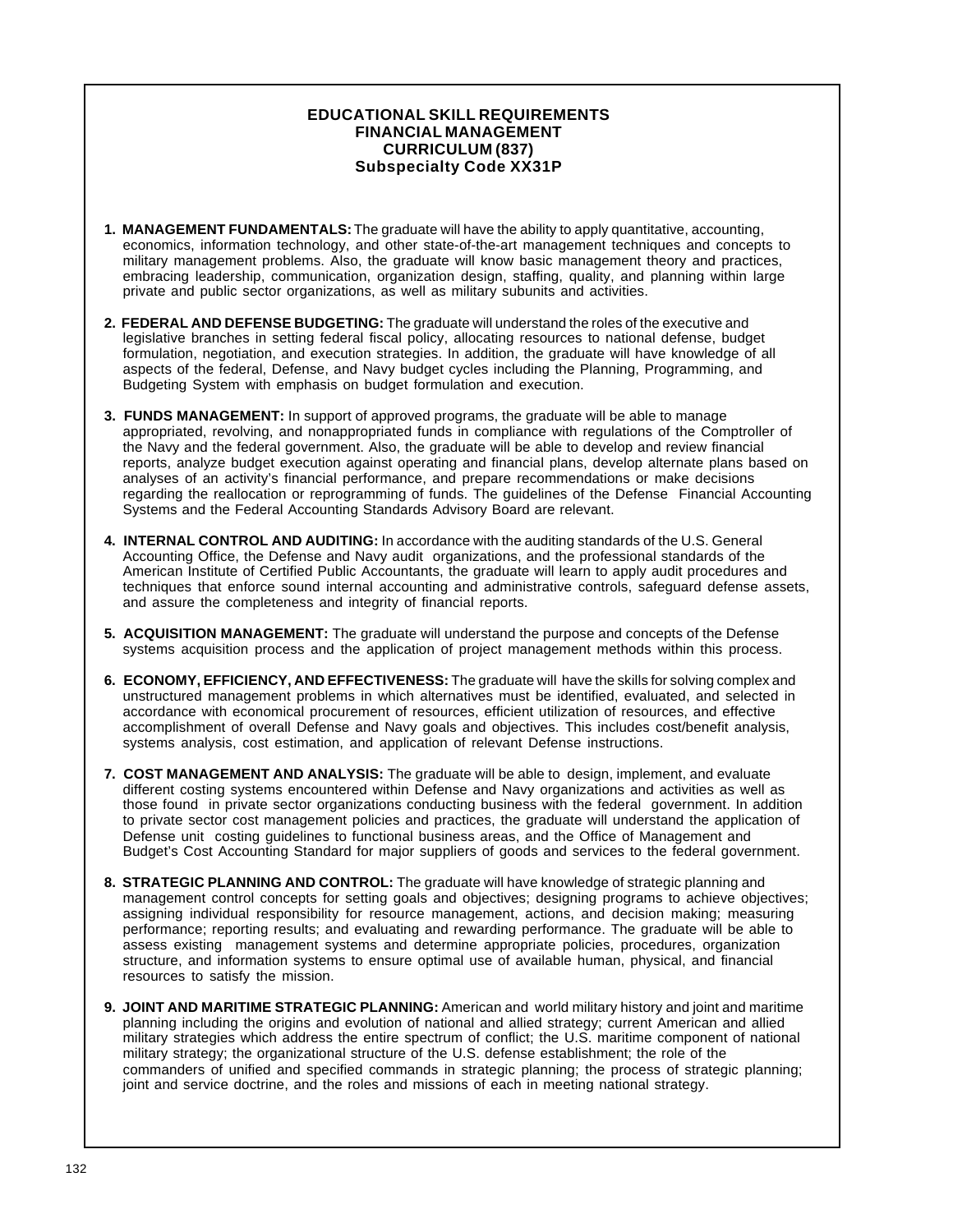# EDUCATIONAL SKILL REQUIREMENTS
## FINANCIAL MANAGEMENT
## CURRICULUM (837)
## Subspecialty Code XX31P

1. **MANAGEMENT FUNDAMENTALS:** The graduate will have the ability to apply quantitative, accounting, economics, information technology, and other state-of-the-art management techniques and concepts to military management problems. Also, the graduate will know basic management theory and practices, embracing leadership, communication, organization design, staffing, quality, and planning within large private and public sector organizations, as well as military subunits and activities.

2. **FEDERAL AND DEFENSE BUDGETING:** The graduate will understand the roles of the executive and legislative branches in setting federal fiscal policy, allocating resources to national defense, budget formulation, negotiation, and execution strategies. In addition, the graduate will have knowledge of all aspects of the federal, Defense, and Navy budget cycles including the Planning, Programming, and Budgeting System with emphasis on budget formulation and execution.

3. **FUNDS MANAGEMENT:** In support of approved programs, the graduate will be able to manage appropriated, revolving, and nonappropriated funds in compliance with regulations of the Comptroller of the Navy and the federal government. Also, the graduate will be able to develop and review financial reports, analyze budget execution against operating and financial plans, develop alternate plans based on analyses of an activity's financial performance, and prepare recommendations or make decisions regarding the reallocation or reprogramming of funds. The guidelines of the Defense Financial Accounting Systems and the Federal Accounting Standards Advisory Board are relevant.

4. **INTERNAL CONTROL AND AUDITING:** In accordance with the auditing standards of the U.S. General Accounting Office, the Defense and Navy audit organizations, and the professional standards of the American Institute of Certified Public Accountants, the graduate will learn to apply audit procedures and techniques that enforce sound internal accounting and administrative controls, safeguard defense assets, and assure the completeness and integrity of financial reports.

5. **ACQUISITION MANAGEMENT:** The graduate will understand the purpose and concepts of the Defense systems acquisition process and the application of project management methods within this process.

6. **ECONOMY, EFFICIENCY, AND EFFECTIVENESS:** The graduate will have the skills for solving complex and unstructured management problems in which alternatives must be identified, evaluated, and selected in accordance with economical procurement of resources, efficient utilization of resources, and effective accomplishment of overall Defense and Navy goals and objectives. This includes cost/benefit analysis, systems analysis, cost estimation, and application of relevant Defense instructions.

7. **COST MANAGEMENT AND ANALYSIS:** The graduate will be able to design, implement, and evaluate different costing systems encountered within Defense and Navy organizations and activities as well as those found in private sector organizations conducting business with the federal government. In addition to private sector cost management policies and practices, the graduate will understand the application of Defense unit costing guidelines to functional business areas, and the Office of Management and Budget's Cost Accounting Standard for major suppliers of goods and services to the federal government.

8. **STRATEGIC PLANNING AND CONTROL:** The graduate will have knowledge of strategic planning and management control concepts for setting goals and objectives; designing programs to achieve objectives; assigning individual responsibility for resource management, actions, and decision making; measuring performance; reporting results; and evaluating and rewarding performance. The graduate will be able to assess existing management systems and determine appropriate policies, procedures, organization structure, and information systems to ensure optimal use of available human, physical, and financial resources to satisfy the mission.

9. **JOINT AND MARITIME STRATEGIC PLANNING:** American and world military history and joint and maritime planning including the origins and evolution of national and allied strategy; current American and allied military strategies which address the entire spectrum of conflict; the U.S. maritime component of national military strategy; the organizational structure of the U.S. defense establishment; the role of the commanders of unified and specified commands in strategic planning; the process of strategic planning; joint and service doctrine, and the roles and missions of each in meeting national strategy.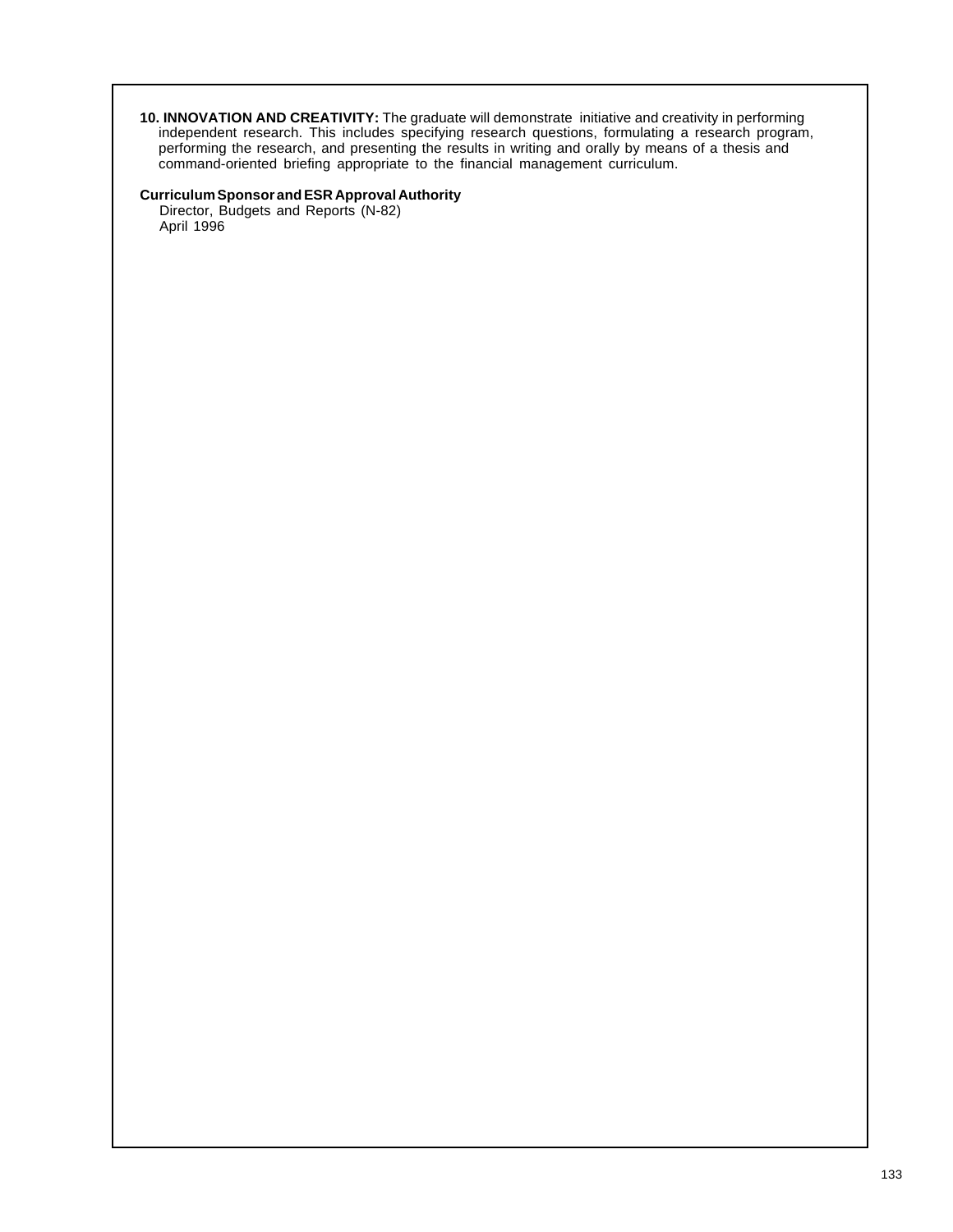**10. INNOVATION AND CREATIVITY:** The graduate will demonstrate initiative and creativity in performing independent research. This includes specifying research questions, formulating a research program, performing the research, and presenting the results in writing and orally by means of a thesis and command-oriented briefing appropriate to the financial management curriculum.

**Curriculum Sponsor and ESR Approval Authority**

Director, Budgets and Reports (N-82)
April 1996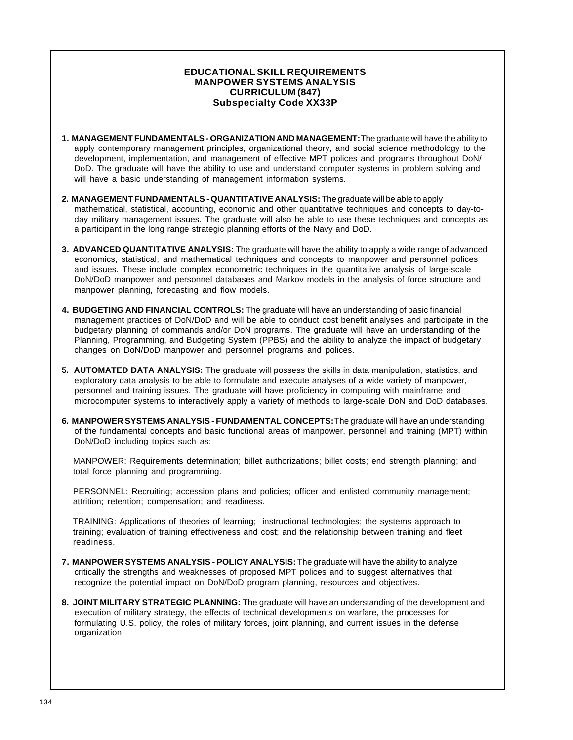# EDUCATIONAL SKILL REQUIREMENTS
## MANPOWER SYSTEMS ANALYSIS
## CURRICULUM (847)
## Subspecialty Code XX33P

1. **MANAGEMENT FUNDAMENTALS - ORGANIZATION AND MANAGEMENT:** The graduate will have the ability to apply contemporary management principles, organizational theory, and social science methodology to the development, implementation, and management of effective MPT polices and programs throughout DoN/ DoD. The graduate will have the ability to use and understand computer systems in problem solving and will have a basic understanding of management information systems.

2. **MANAGEMENT FUNDAMENTALS - QUANTITATIVE ANALYSIS:** The graduate will be able to apply mathematical, statistical, accounting, economic and other quantitative techniques and concepts to day-to-day military management issues. The graduate will also be able to use these techniques and concepts as a participant in the long range strategic planning efforts of the Navy and DoD.

3. **ADVANCED QUANTITATIVE ANALYSIS:** The graduate will have the ability to apply a wide range of advanced economics, statistical, and mathematical techniques and concepts to manpower and personnel polices and issues. These include complex econometric techniques in the quantitative analysis of large-scale DoN/DoD manpower and personnel databases and Markov models in the analysis of force structure and manpower planning, forecasting and flow models.

4. **BUDGETING AND FINANCIAL CONTROLS:** The graduate will have an understanding of basic financial management practices of DoN/DoD and will be able to conduct cost benefit analyses and participate in the budgetary planning of commands and/or DoN programs. The graduate will have an understanding of the Planning, Programming, and Budgeting System (PPBS) and the ability to analyze the impact of budgetary changes on DoN/DoD manpower and personnel programs and polices.

5. **AUTOMATED DATA ANALYSIS:** The graduate will possess the skills in data manipulation, statistics, and exploratory data analysis to be able to formulate and execute analyses of a wide variety of manpower, personnel and training issues. The graduate will have proficiency in computing with mainframe and microcomputer systems to interactively apply a variety of methods to large-scale DoN and DoD databases.

6. **MANPOWER SYSTEMS ANALYSIS - FUNDAMENTAL CONCEPTS:** The graduate will have an understanding of the fundamental concepts and basic functional areas of manpower, personnel and training (MPT) within DoN/DoD including topics such as:

   MANPOWER: Requirements determination; billet authorizations; billet costs; end strength planning; and total force planning and programming.

   PERSONNEL: Recruiting; accession plans and policies; officer and enlisted community management; attrition; retention; compensation; and readiness.

   TRAINING: Applications of theories of learning; instructional technologies; the systems approach to training; evaluation of training effectiveness and cost; and the relationship between training and fleet readiness.

7. **MANPOWER SYSTEMS ANALYSIS - POLICY ANALYSIS:** The graduate will have the ability to analyze critically the strengths and weaknesses of proposed MPT polices and to suggest alternatives that recognize the potential impact on DoN/DoD program planning, resources and objectives.

8. **JOINT MILITARY STRATEGIC PLANNING:** The graduate will have an understanding of the development and execution of military strategy, the effects of technical developments on warfare, the processes for formulating U.S. policy, the roles of military forces, joint planning, and current issues in the defense organization.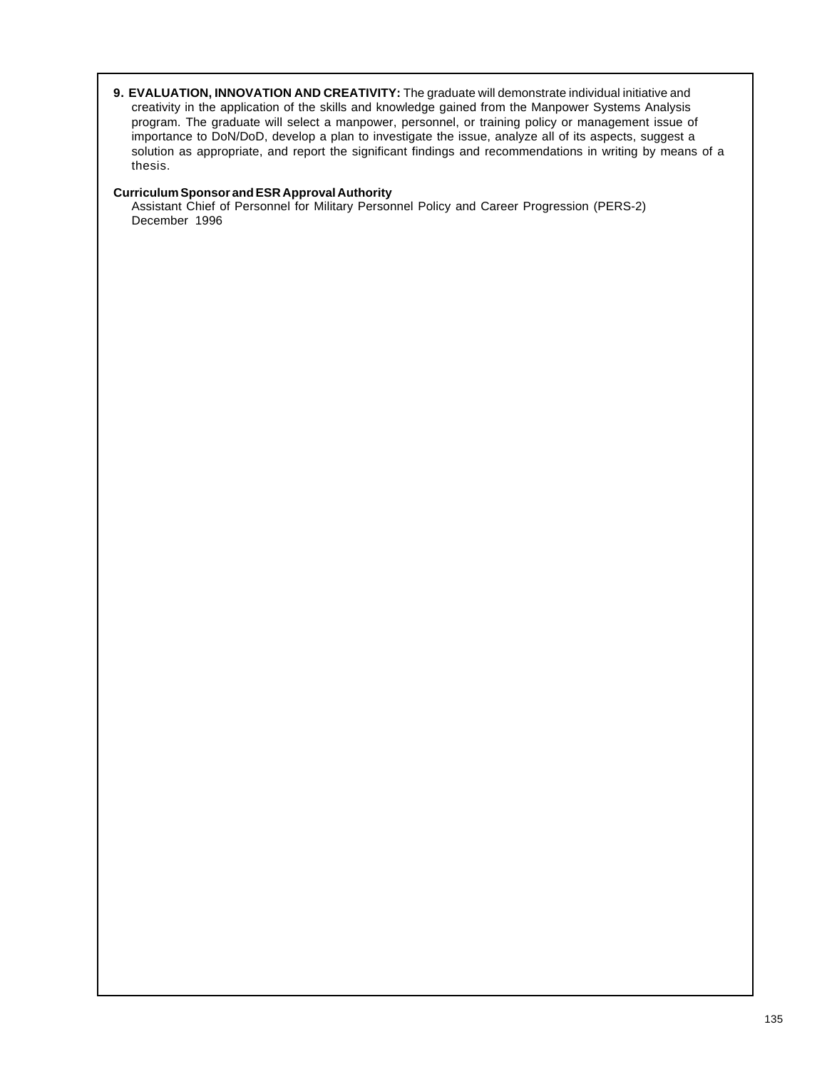9. **EVALUATION, INNOVATION AND CREATIVITY:** The graduate will demonstrate individual initiative and creativity in the application of the skills and knowledge gained from the Manpower Systems Analysis program. The graduate will select a manpower, personnel, or training policy or management issue of importance to DoN/DoD, develop a plan to investigate the issue, analyze all of its aspects, suggest a solution as appropriate, and report the significant findings and recommendations in writing by means of a thesis.

**Curriculum Sponsor and ESR Approval Authority**

Assistant Chief of Personnel for Military Personnel Policy and Career Progression (PERS-2)
December 1996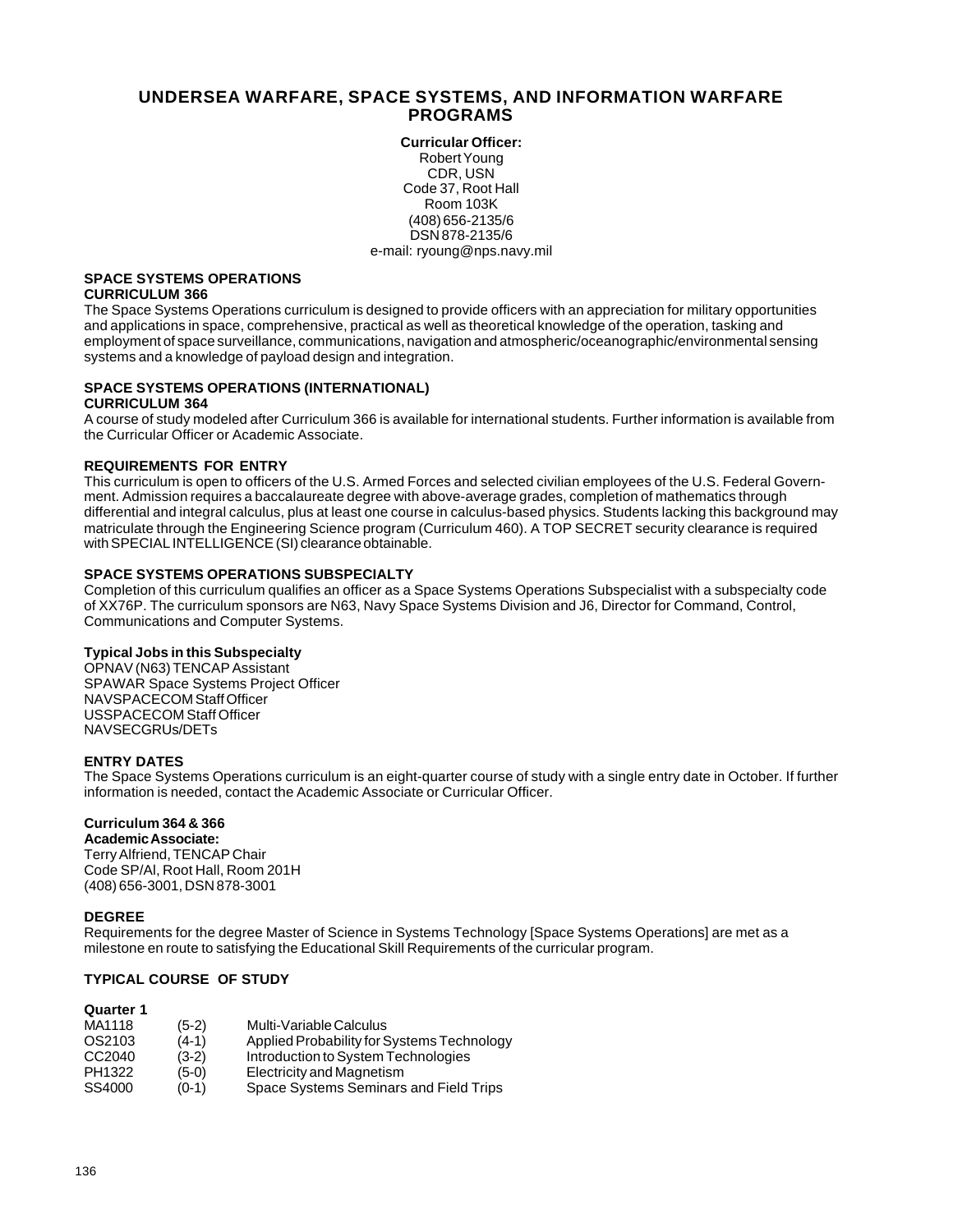# UNDERSEA WARFARE, SPACE SYSTEMS, AND INFORMATION WARFARE PROGRAMS

**Curricular Officer:**
Robert Young
CDR, USN
Code 37, Root Hall
Room 103K
(408) 656-2135/6
DSN 878-2135/6
e-mail: ryoung@nps.navy.mil

## SPACE SYSTEMS OPERATIONS
### CURRICULUM 366

The Space Systems Operations curriculum is designed to provide officers with an appreciation for military opportunities and applications in space, comprehensive, practical as well as theoretical knowledge of the operation, tasking and employment of space surveillance, communications, navigation and atmospheric/oceanographic/environmental sensing systems and a knowledge of payload design and integration.

## SPACE SYSTEMS OPERATIONS (INTERNATIONAL)
### CURRICULUM 364

A course of study modeled after Curriculum 366 is available for international students. Further information is available from the Curricular Officer or Academic Associate.

### REQUIREMENTS FOR ENTRY

This curriculum is open to officers of the U.S. Armed Forces and selected civilian employees of the U.S. Federal Government. Admission requires a baccalaureate degree with above-average grades, completion of mathematics through differential and integral calculus, plus at least one course in calculus-based physics. Students lacking this background may matriculate through the Engineering Science program (Curriculum 460). A TOP SECRET security clearance is required with SPECIAL INTELLIGENCE (SI) clearance obtainable.

### SPACE SYSTEMS OPERATIONS SUBSPECIALTY

Completion of this curriculum qualifies an officer as a Space Systems Operations Subspecialist with a subspecialty code of XX76P. The curriculum sponsors are N63, Navy Space Systems Division and J6, Director for Command, Control, Communications and Computer Systems.

**Typical Jobs in this Subspecialty**

OPNAV (N63) TENCAP Assistant
SPAWAR Space Systems Project Officer
NAVSPACECOM Staff Officer
USSPACECOM Staff Officer
NAVSECGRUs/DETs

### ENTRY DATES

The Space Systems Operations curriculum is an eight-quarter course of study with a single entry date in October. If further information is needed, contact the Academic Associate or Curricular Officer.

**Curriculum 364 & 366**
**Academic Associate:**
Terry Alfriend, TENCAP Chair
Code SP/Al, Root Hall, Room 201H
(408) 656-3001, DSN 878-3001

### DEGREE

Requirements for the degree Master of Science in Systems Technology [Space Systems Operations] are met as a milestone en route to satisfying the Educational Skill Requirements of the curricular program.

### TYPICAL COURSE OF STUDY

**Quarter 1**

| | | |
|---|---|---|
| MA1118 | (5-2) | Multi-Variable Calculus |
| OS2103 | (4-1) | Applied Probability for Systems Technology |
| CC2040 | (3-2) | Introduction to System Technologies |
| PH1322 | (5-0) | Electricity and Magnetism |
| SS4000 | (0-1) | Space Systems Seminars and Field Trips |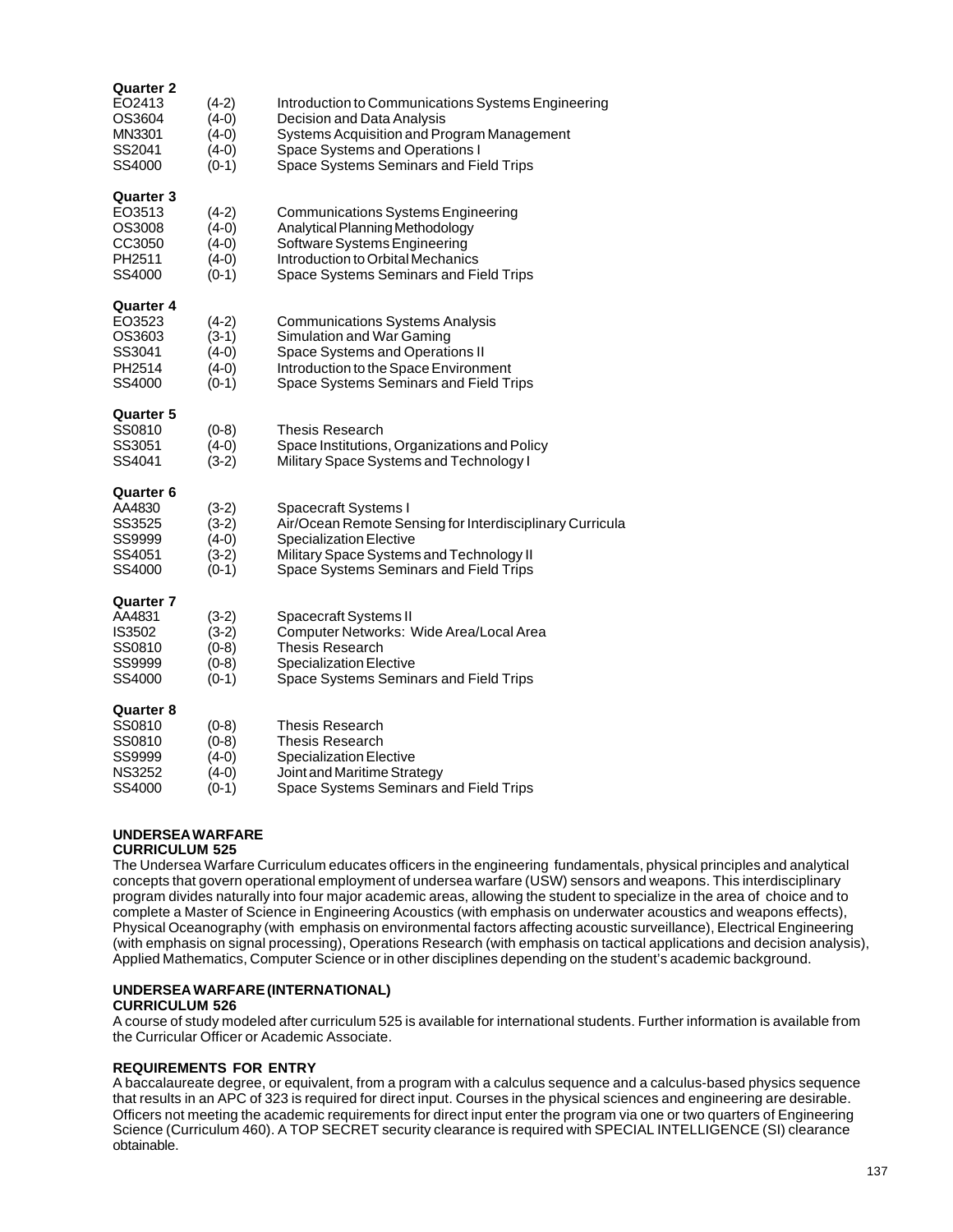**Quarter 2**

| | | |
|---|---|---|
| EO2413 | (4-2) | Introduction to Communications Systems Engineering |
| OS3604 | (4-0) | Decision and Data Analysis |
| MN3301 | (4-0) | Systems Acquisition and Program Management |
| SS2041 | (4-0) | Space Systems and Operations I |
| SS4000 | (0-1) | Space Systems Seminars and Field Trips |

**Quarter 3**

| | | |
|---|---|---|
| EO3513 | (4-2) | Communications Systems Engineering |
| OS3008 | (4-0) | Analytical Planning Methodology |
| CC3050 | (4-0) | Software Systems Engineering |
| PH2511 | (4-0) | Introduction to Orbital Mechanics |
| SS4000 | (0-1) | Space Systems Seminars and Field Trips |

**Quarter 4**

| | | |
|---|---|---|
| EO3523 | (4-2) | Communications Systems Analysis |
| OS3603 | (3-1) | Simulation and War Gaming |
| SS3041 | (4-0) | Space Systems and Operations II |
| PH2514 | (4-0) | Introduction to the Space Environment |
| SS4000 | (0-1) | Space Systems Seminars and Field Trips |

**Quarter 5**

| | | |
|---|---|---|
| SS0810 | (0-8) | Thesis Research |
| SS3051 | (4-0) | Space Institutions, Organizations and Policy |
| SS4041 | (3-2) | Military Space Systems and Technology I |

**Quarter 6**

| | | |
|---|---|---|
| AA4830 | (3-2) | Spacecraft Systems I |
| SS3525 | (3-2) | Air/Ocean Remote Sensing for Interdisciplinary Curricula |
| SS9999 | (4-0) | Specialization Elective |
| SS4051 | (3-2) | Military Space Systems and Technology II |
| SS4000 | (0-1) | Space Systems Seminars and Field Trips |

**Quarter 7**

| | | |
|---|---|---|
| AA4831 | (3-2) | Spacecraft Systems II |
| IS3502 | (3-2) | Computer Networks: Wide Area/Local Area |
| SS0810 | (0-8) | Thesis Research |
| SS9999 | (0-8) | Specialization Elective |
| SS4000 | (0-1) | Space Systems Seminars and Field Trips |

**Quarter 8**

| | | |
|---|---|---|
| SS0810 | (0-8) | Thesis Research |
| SS0810 | (0-8) | Thesis Research |
| SS9999 | (4-0) | Specialization Elective |
| NS3252 | (4-0) | Joint and Maritime Strategy |
| SS4000 | (0-1) | Space Systems Seminars and Field Trips |

## UNDERSEA WARFARE CURRICULUM 525

The Undersea Warfare Curriculum educates officers in the engineering fundamentals, physical principles and analytical concepts that govern operational employment of undersea warfare (USW) sensors and weapons. This interdisciplinary program divides naturally into four major academic areas, allowing the student to specialize in the area of choice and to complete a Master of Science in Engineering Acoustics (with emphasis on underwater acoustics and weapons effects), Physical Oceanography (with emphasis on environmental factors affecting acoustic surveillance), Electrical Engineering (with emphasis on signal processing), Operations Research (with emphasis on tactical applications and decision analysis), Applied Mathematics, Computer Science or in other disciplines depending on the student's academic background.

## UNDERSEA WARFARE (INTERNATIONAL) CURRICULUM 526

A course of study modeled after curriculum 525 is available for international students. Further information is available from the Curricular Officer or Academic Associate.

### REQUIREMENTS FOR ENTRY

A baccalaureate degree, or equivalent, from a program with a calculus sequence and a calculus-based physics sequence that results in an APC of 323 is required for direct input. Courses in the physical sciences and engineering are desirable. Officers not meeting the academic requirements for direct input enter the program via one or two quarters of Engineering Science (Curriculum 460). A TOP SECRET security clearance is required with SPECIAL INTELLIGENCE (SI) clearance obtainable.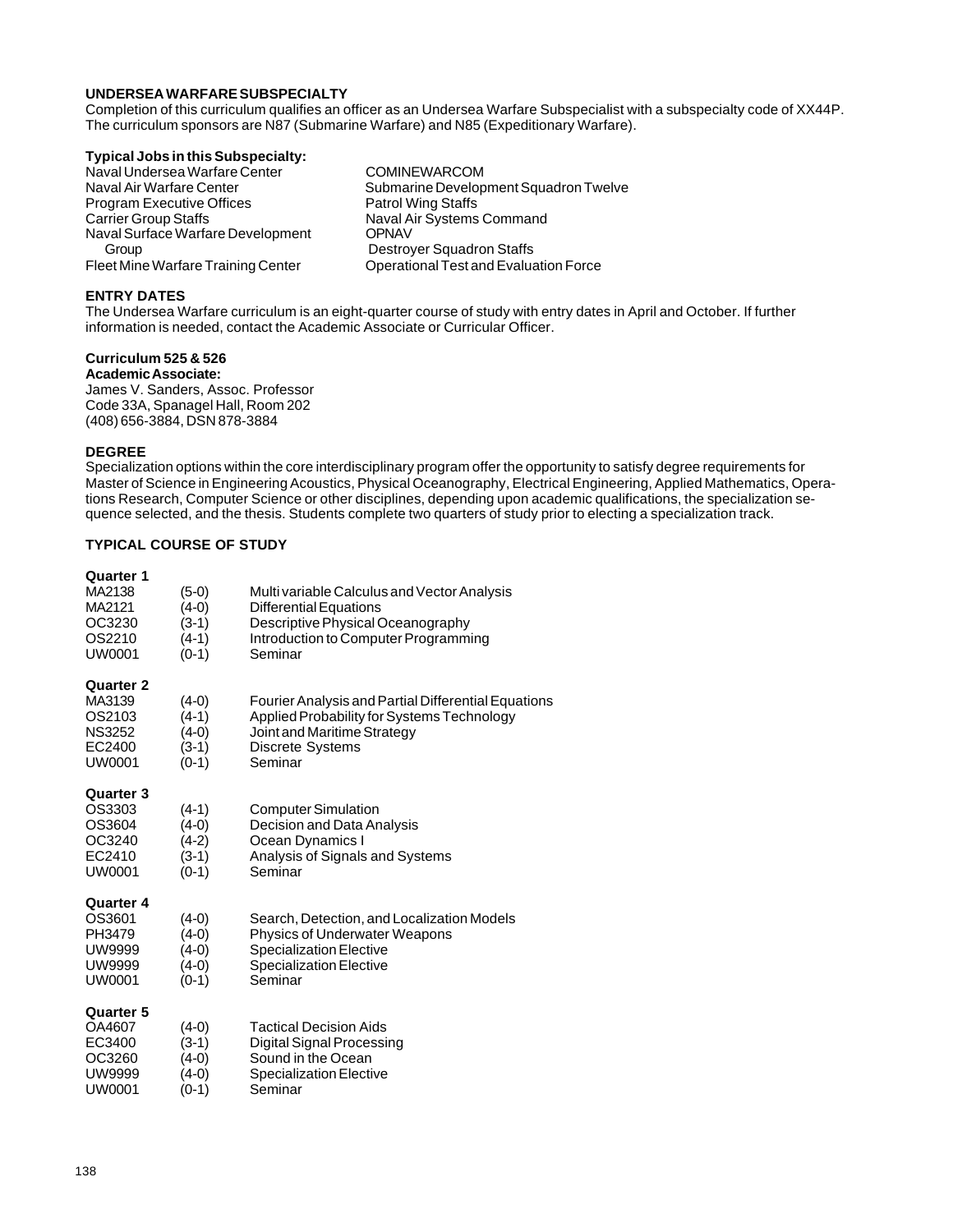## UNDERSEA WARFARE SUBSPECIALTY

Completion of this curriculum qualifies an officer as an Undersea Warfare Subspecialist with a subspecialty code of XX44P. The curriculum sponsors are N87 (Submarine Warfare) and N85 (Expeditionary Warfare).

### Typical Jobs in this Subspecialty:

Naval Undersea Warfare Center
Naval Air Warfare Center
Program Executive Offices
Carrier Group Staffs
Naval Surface Warfare Development Group
Fleet Mine Warfare Training Center
COMINEWARCOM
Submarine Development Squadron Twelve
Patrol Wing Staffs
Naval Air Systems Command
OPNAV
Destroyer Squadron Staffs
Operational Test and Evaluation Force

### ENTRY DATES

The Undersea Warfare curriculum is an eight-quarter course of study with entry dates in April and October. If further information is needed, contact the Academic Associate or Curricular Officer.

### Curriculum 525 & 526

**Academic Associate:**
James V. Sanders, Assoc. Professor
Code 33A, Spanagel Hall, Room 202
(408) 656-3884, DSN 878-3884

### DEGREE

Specialization options within the core interdisciplinary program offer the opportunity to satisfy degree requirements for Master of Science in Engineering Acoustics, Physical Oceanography, Electrical Engineering, Applied Mathematics, Operations Research, Computer Science or other disciplines, depending upon academic qualifications, the specialization sequence selected, and the thesis. Students complete two quarters of study prior to electing a specialization track.

### TYPICAL COURSE OF STUDY

**Quarter 1**

| | | |
|---|---|---|
| MA2138 | (5-0) | Multi variable Calculus and Vector Analysis |
| MA2121 | (4-0) | Differential Equations |
| OC3230 | (3-1) | Descriptive Physical Oceanography |
| OS2210 | (4-1) | Introduction to Computer Programming |
| UW0001 | (0-1) | Seminar |

**Quarter 2**

| | | |
|---|---|---|
| MA3139 | (4-0) | Fourier Analysis and Partial Differential Equations |
| OS2103 | (4-1) | Applied Probability for Systems Technology |
| NS3252 | (4-0) | Joint and Maritime Strategy |
| EC2400 | (3-1) | Discrete Systems |
| UW0001 | (0-1) | Seminar |

**Quarter 3**

| | | |
|---|---|---|
| OS3303 | (4-1) | Computer Simulation |
| OS3604 | (4-0) | Decision and Data Analysis |
| OC3240 | (4-2) | Ocean Dynamics I |
| EC2410 | (3-1) | Analysis of Signals and Systems |
| UW0001 | (0-1) | Seminar |

**Quarter 4**

| | | |
|---|---|---|
| OS3601 | (4-0) | Search, Detection, and Localization Models |
| PH3479 | (4-0) | Physics of Underwater Weapons |
| UW9999 | (4-0) | Specialization Elective |
| UW9999 | (4-0) | Specialization Elective |
| UW0001 | (0-1) | Seminar |

**Quarter 5**

| | | |
|---|---|---|
| OA4607 | (4-0) | Tactical Decision Aids |
| EC3400 | (3-1) | Digital Signal Processing |
| OC3260 | (4-0) | Sound in the Ocean |
| UW9999 | (4-0) | Specialization Elective |
| UW0001 | (0-1) | Seminar |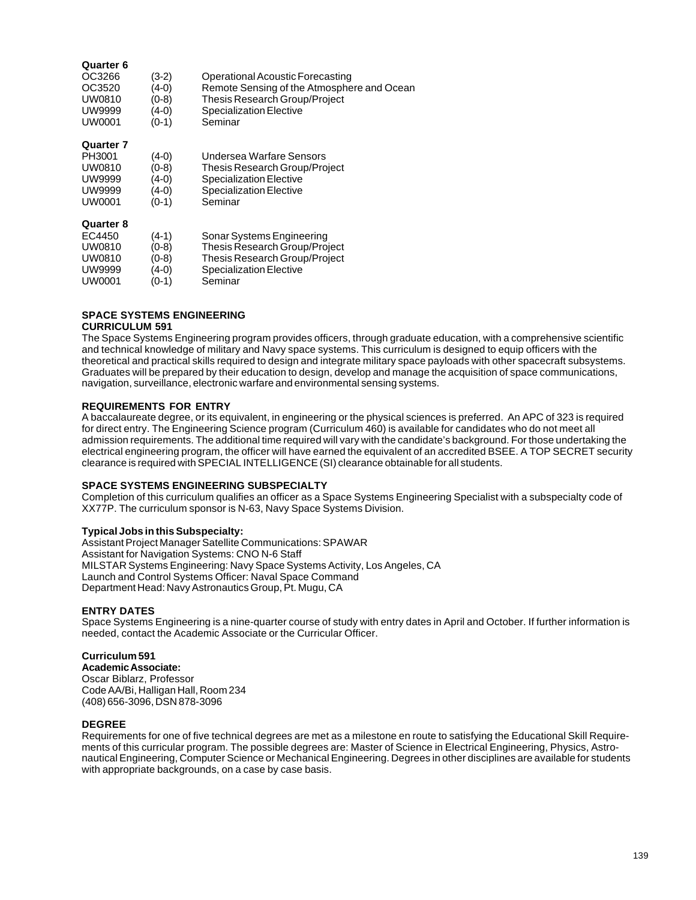**Quarter 6**

| | | |
|---|---|---|
| OC3266 | (3-2) | Operational Acoustic Forecasting |
| OC3520 | (4-0) | Remote Sensing of the Atmosphere and Ocean |
| UW0810 | (0-8) | Thesis Research Group/Project |
| UW9999 | (4-0) | Specialization Elective |
| UW0001 | (0-1) | Seminar |

**Quarter 7**

| | | |
|---|---|---|
| PH3001 | (4-0) | Undersea Warfare Sensors |
| UW0810 | (0-8) | Thesis Research Group/Project |
| UW9999 | (4-0) | Specialization Elective |
| UW9999 | (4-0) | Specialization Elective |
| UW0001 | (0-1) | Seminar |

**Quarter 8**

| | | |
|---|---|---|
| EC4450 | (4-1) | Sonar Systems Engineering |
| UW0810 | (0-8) | Thesis Research Group/Project |
| UW0810 | (0-8) | Thesis Research Group/Project |
| UW9999 | (4-0) | Specialization Elective |
| UW0001 | (0-1) | Seminar |

## SPACE SYSTEMS ENGINEERING CURRICULUM 591

The Space Systems Engineering program provides officers, through graduate education, with a comprehensive scientific and technical knowledge of military and Navy space systems. This curriculum is designed to equip officers with the theoretical and practical skills required to design and integrate military space payloads with other spacecraft subsystems. Graduates will be prepared by their education to design, develop and manage the acquisition of space communications, navigation, surveillance, electronic warfare and environmental sensing systems.

### REQUIREMENTS FOR ENTRY

A baccalaureate degree, or its equivalent, in engineering or the physical sciences is preferred. An APC of 323 is required for direct entry. The Engineering Science program (Curriculum 460) is available for candidates who do not meet all admission requirements. The additional time required will vary with the candidate's background. For those undertaking the electrical engineering program, the officer will have earned the equivalent of an accredited BSEE. A TOP SECRET security clearance is required with SPECIAL INTELLIGENCE (SI) clearance obtainable for all students.

### SPACE SYSTEMS ENGINEERING SUBSPECIALTY

Completion of this curriculum qualifies an officer as a Space Systems Engineering Specialist with a subspecialty code of XX77P. The curriculum sponsor is N-63, Navy Space Systems Division.

**Typical Jobs in this Subspecialty:**

Assistant Project Manager Satellite Communications: SPAWAR
Assistant for Navigation Systems: CNO N-6 Staff
MILSTAR Systems Engineering: Navy Space Systems Activity, Los Angeles, CA
Launch and Control Systems Officer: Naval Space Command
Department Head: Navy Astronautics Group, Pt. Mugu, CA

### ENTRY DATES

Space Systems Engineering is a nine-quarter course of study with entry dates in April and October. If further information is needed, contact the Academic Associate or the Curricular Officer.

**Curriculum 591**

**Academic Associate:**
Oscar Biblarz, Professor
Code AA/Bi, Halligan Hall, Room 234
(408) 656-3096, DSN 878-3096

### DEGREE

Requirements for one of five technical degrees are met as a milestone en route to satisfying the Educational Skill Requirements of this curricular program. The possible degrees are: Master of Science in Electrical Engineering, Physics, Astronautical Engineering, Computer Science or Mechanical Engineering. Degrees in other disciplines are available for students with appropriate backgrounds, on a case by case basis.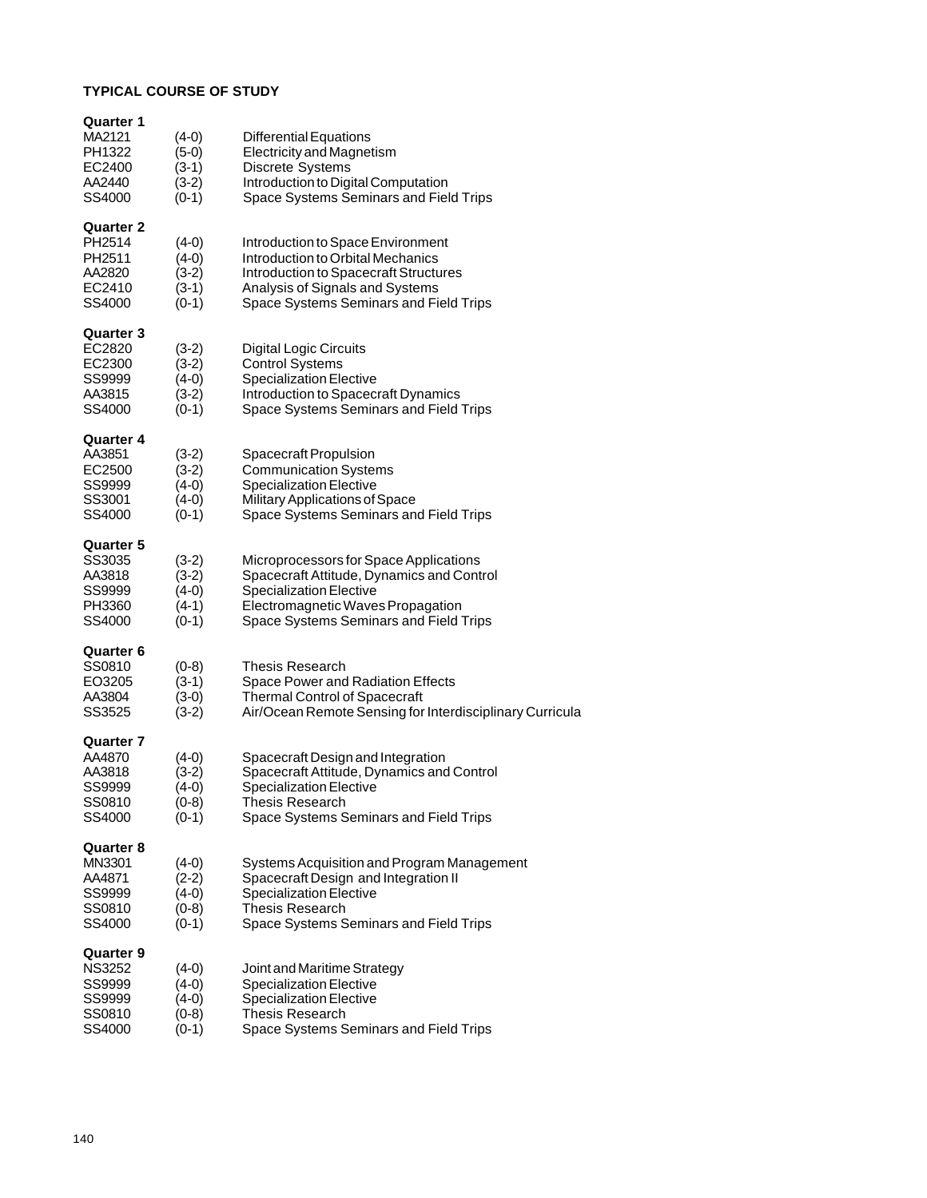#### TYPICAL COURSE OF STUDY

**Quarter 1**

| | | |
|---|---|---|
| MA2121 | (4-0) | Differential Equations |
| PH1322 | (5-0) | Electricity and Magnetism |
| EC2400 | (3-1) | Discrete Systems |
| AA2440 | (3-2) | Introduction to Digital Computation |
| SS4000 | (0-1) | Space Systems Seminars and Field Trips |

**Quarter 2**

| | | |
|---|---|---|
| PH2514 | (4-0) | Introduction to Space Environment |
| PH2511 | (4-0) | Introduction to Orbital Mechanics |
| AA2820 | (3-2) | Introduction to Spacecraft Structures |
| EC2410 | (3-1) | Analysis of Signals and Systems |
| SS4000 | (0-1) | Space Systems Seminars and Field Trips |

**Quarter 3**

| | | |
|---|---|---|
| EC2820 | (3-2) | Digital Logic Circuits |
| EC2300 | (3-2) | Control Systems |
| SS9999 | (4-0) | Specialization Elective |
| AA3815 | (3-2) | Introduction to Spacecraft Dynamics |
| SS4000 | (0-1) | Space Systems Seminars and Field Trips |

**Quarter 4**

| | | |
|---|---|---|
| AA3851 | (3-2) | Spacecraft Propulsion |
| EC2500 | (3-2) | Communication Systems |
| SS9999 | (4-0) | Specialization Elective |
| SS3001 | (4-0) | Military Applications of Space |
| SS4000 | (0-1) | Space Systems Seminars and Field Trips |

**Quarter 5**

| | | |
|---|---|---|
| SS3035 | (3-2) | Microprocessors for Space Applications |
| AA3818 | (3-2) | Spacecraft Attitude, Dynamics and Control |
| SS9999 | (4-0) | Specialization Elective |
| PH3360 | (4-1) | Electromagnetic Waves Propagation |
| SS4000 | (0-1) | Space Systems Seminars and Field Trips |

**Quarter 6**

| | | |
|---|---|---|
| SS0810 | (0-8) | Thesis Research |
| EO3205 | (3-1) | Space Power and Radiation Effects |
| AA3804 | (3-0) | Thermal Control of Spacecraft |
| SS3525 | (3-2) | Air/Ocean Remote Sensing for Interdisciplinary Curricula |

**Quarter 7**

| | | |
|---|---|---|
| AA4870 | (4-0) | Spacecraft Design and Integration |
| AA3818 | (3-2) | Spacecraft Attitude, Dynamics and Control |
| SS9999 | (4-0) | Specialization Elective |
| SS0810 | (0-8) | Thesis Research |
| SS4000 | (0-1) | Space Systems Seminars and Field Trips |

**Quarter 8**

| | | |
|---|---|---|
| MN3301 | (4-0) | Systems Acquisition and Program Management |
| AA4871 | (2-2) | Spacecraft Design and Integration II |
| SS9999 | (4-0) | Specialization Elective |
| SS0810 | (0-8) | Thesis Research |
| SS4000 | (0-1) | Space Systems Seminars and Field Trips |

**Quarter 9**

| | | |
|---|---|---|
| NS3252 | (4-0) | Joint and Maritime Strategy |
| SS9999 | (4-0) | Specialization Elective |
| SS9999 | (4-0) | Specialization Elective |
| SS0810 | (0-8) | Thesis Research |
| SS4000 | (0-1) | Space Systems Seminars and Field Trips |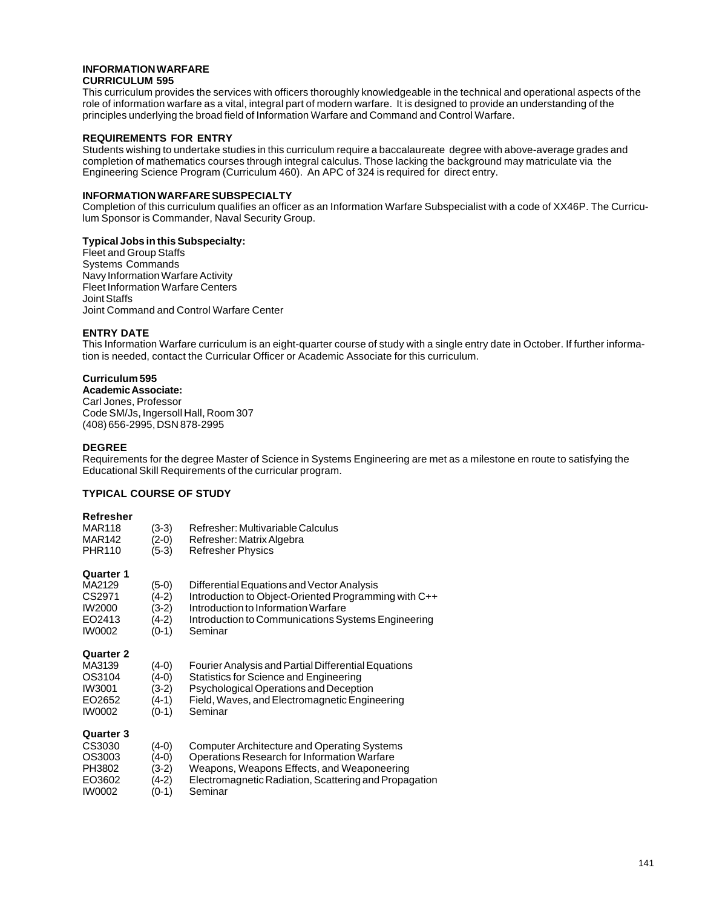## INFORMATION WARFARE
### CURRICULUM 595

This curriculum provides the services with officers thoroughly knowledgeable in the technical and operational aspects of the role of information warfare as a vital, integral part of modern warfare. It is designed to provide an understanding of the principles underlying the broad field of Information Warfare and Command and Control Warfare.

### REQUIREMENTS FOR ENTRY

Students wishing to undertake studies in this curriculum require a baccalaureate degree with above-average grades and completion of mathematics courses through integral calculus. Those lacking the background may matriculate via the Engineering Science Program (Curriculum 460). An APC of 324 is required for direct entry.

### INFORMATION WARFARE SUBSPECIALTY

Completion of this curriculum qualifies an officer as an Information Warfare Subspecialist with a code of XX46P. The Curriculum Sponsor is Commander, Naval Security Group.

**Typical Jobs in this Subspecialty:**

Fleet and Group Staffs
Systems Commands
Navy Information Warfare Activity
Fleet Information Warfare Centers
Joint Staffs
Joint Command and Control Warfare Center

### ENTRY DATE

This Information Warfare curriculum is an eight-quarter course of study with a single entry date in October. If further information is needed, contact the Curricular Officer or Academic Associate for this curriculum.

**Curriculum 595**
**Academic Associate:**
Carl Jones, Professor
Code SM/Js, Ingersoll Hall, Room 307
(408) 656-2995, DSN 878-2995

### DEGREE

Requirements for the degree Master of Science in Systems Engineering are met as a milestone en route to satisfying the Educational Skill Requirements of the curricular program.

### TYPICAL COURSE OF STUDY

**Refresher**

| | | |
|---|---|---|
| MAR118 | (3-3) | Refresher: Multivariable Calculus |
| MAR142 | (2-0) | Refresher: Matrix Algebra |
| PHR110 | (5-3) | Refresher Physics |

**Quarter 1**

| | | |
|---|---|---|
| MA2129 | (5-0) | Differential Equations and Vector Analysis |
| CS2971 | (4-2) | Introduction to Object-Oriented Programming with C++ |
| IW2000 | (3-2) | Introduction to Information Warfare |
| EO2413 | (4-2) | Introduction to Communications Systems Engineering |
| IW0002 | (0-1) | Seminar |

**Quarter 2**

| | | |
|---|---|---|
| MA3139 | (4-0) | Fourier Analysis and Partial Differential Equations |
| OS3104 | (4-0) | Statistics for Science and Engineering |
| IW3001 | (3-2) | Psychological Operations and Deception |
| EO2652 | (4-1) | Field, Waves, and Electromagnetic Engineering |
| IW0002 | (0-1) | Seminar |

**Quarter 3**

| | | |
|---|---|---|
| CS3030 | (4-0) | Computer Architecture and Operating Systems |
| OS3003 | (4-0) | Operations Research for Information Warfare |
| PH3802 | (3-2) | Weapons, Weapons Effects, and Weaponeering |
| EO3602 | (4-2) | Electromagnetic Radiation, Scattering and Propagation |
| IW0002 | (0-1) | Seminar |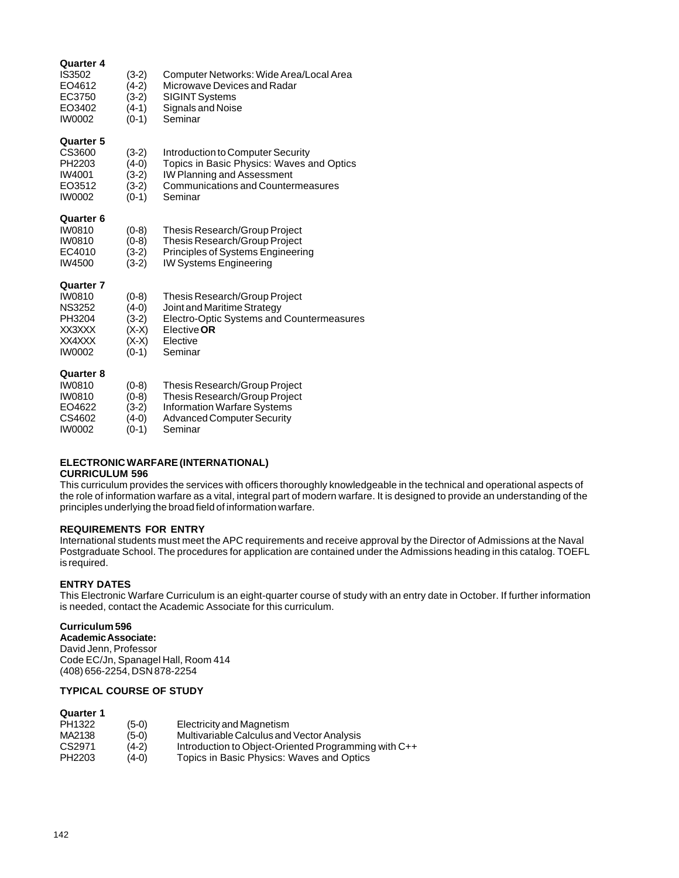**Quarter 4**

| | | |
|---|---|---|
| IS3502 | (3-2) | Computer Networks: Wide Area/Local Area |
| EO4612 | (4-2) | Microwave Devices and Radar |
| EC3750 | (3-2) | SIGINT Systems |
| EO3402 | (4-1) | Signals and Noise |
| IW0002 | (0-1) | Seminar |

**Quarter 5**

| | | |
|---|---|---|
| CS3600 | (3-2) | Introduction to Computer Security |
| PH2203 | (4-0) | Topics in Basic Physics: Waves and Optics |
| IW4001 | (3-2) | IW Planning and Assessment |
| EO3512 | (3-2) | Communications and Countermeasures |
| IW0002 | (0-1) | Seminar |

**Quarter 6**

| | | |
|---|---|---|
| IW0810 | (0-8) | Thesis Research/Group Project |
| IW0810 | (0-8) | Thesis Research/Group Project |
| EC4010 | (3-2) | Principles of Systems Engineering |
| IW4500 | (3-2) | IW Systems Engineering |

**Quarter 7**

| | | |
|---|---|---|
| IW0810 | (0-8) | Thesis Research/Group Project |
| NS3252 | (4-0) | Joint and Maritime Strategy |
| PH3204 | (3-2) | Electro-Optic Systems and Countermeasures |
| XX3XXX | (X-X) | Elective **OR** |
| XX4XXX | (X-X) | Elective |
| IW0002 | (0-1) | Seminar |

**Quarter 8**

| | | |
|---|---|---|
| IW0810 | (0-8) | Thesis Research/Group Project |
| IW0810 | (0-8) | Thesis Research/Group Project |
| EO4622 | (3-2) | Information Warfare Systems |
| CS4602 | (4-0) | Advanced Computer Security |
| IW0002 | (0-1) | Seminar |

## ELECTRONIC WARFARE (INTERNATIONAL)
## CURRICULUM 596

This curriculum provides the services with officers thoroughly knowledgeable in the technical and operational aspects of the role of information warfare as a vital, integral part of modern warfare. It is designed to provide an understanding of the principles underlying the broad field of information warfare.

### REQUIREMENTS FOR ENTRY

International students must meet the APC requirements and receive approval by the Director of Admissions at the Naval Postgraduate School. The procedures for application are contained under the Admissions heading in this catalog. TOEFL is required.

### ENTRY DATES

This Electronic Warfare Curriculum is an eight-quarter course of study with an entry date in October. If further information is needed, contact the Academic Associate for this curriculum.

**Curriculum 596**

**Academic Associate:**
David Jenn, Professor
Code EC/Jn, Spanagel Hall, Room 414
(408) 656-2254, DSN 878-2254

### TYPICAL COURSE OF STUDY

**Quarter 1**

| | | |
|---|---|---|
| PH1322 | (5-0) | Electricity and Magnetism |
| MA2138 | (5-0) | Multivariable Calculus and Vector Analysis |
| CS2971 | (4-2) | Introduction to Object-Oriented Programming with C++ |
| PH2203 | (4-0) | Topics in Basic Physics: Waves and Optics |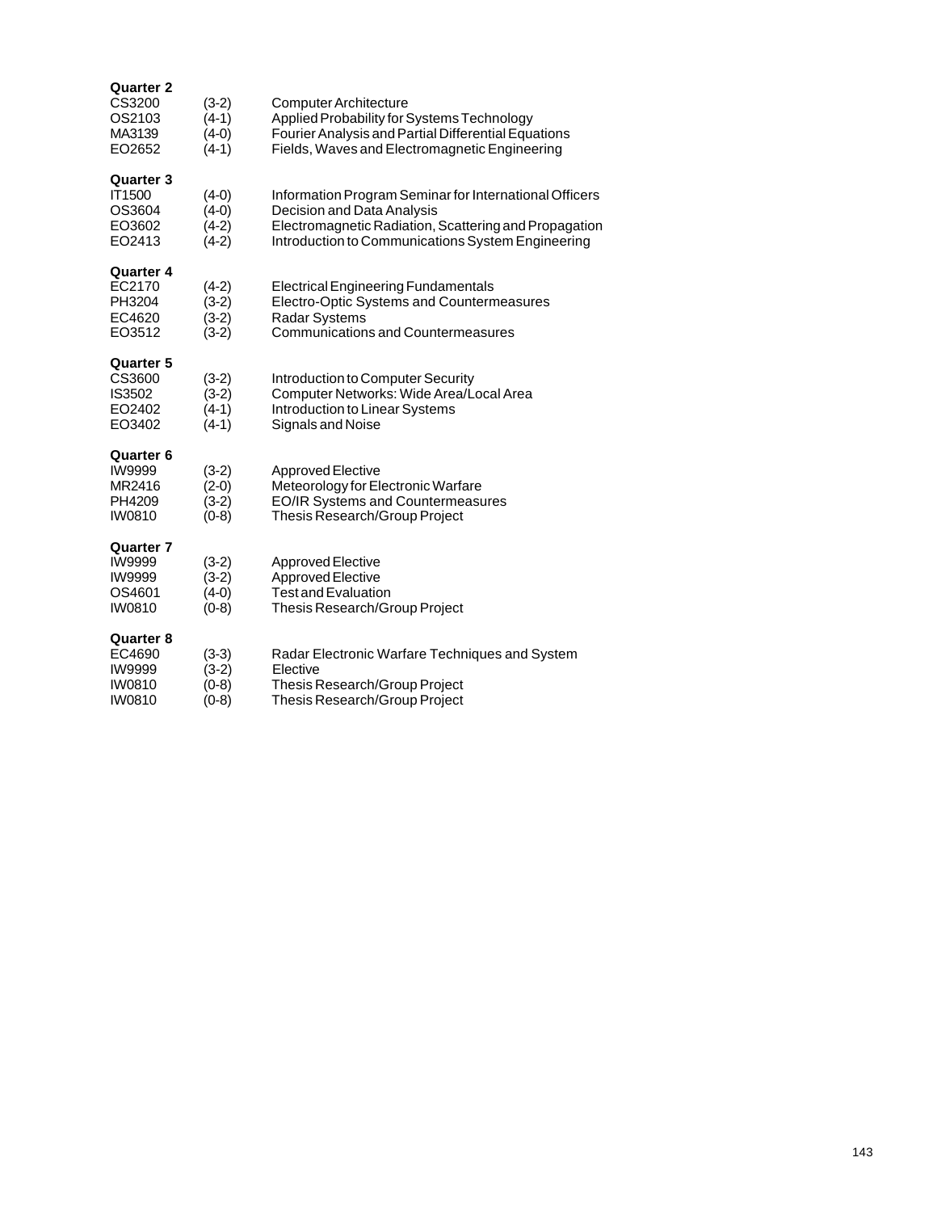**Quarter 2**

| | | |
|---|---|---|
| CS3200 | (3-2) | Computer Architecture |
| OS2103 | (4-1) | Applied Probability for Systems Technology |
| MA3139 | (4-0) | Fourier Analysis and Partial Differential Equations |
| EO2652 | (4-1) | Fields, Waves and Electromagnetic Engineering |

**Quarter 3**

| | | |
|---|---|---|
| IT1500 | (4-0) | Information Program Seminar for International Officers |
| OS3604 | (4-0) | Decision and Data Analysis |
| EO3602 | (4-2) | Electromagnetic Radiation, Scattering and Propagation |
| EO2413 | (4-2) | Introduction to Communications System Engineering |

**Quarter 4**

| | | |
|---|---|---|
| EC2170 | (4-2) | Electrical Engineering Fundamentals |
| PH3204 | (3-2) | Electro-Optic Systems and Countermeasures |
| EC4620 | (3-2) | Radar Systems |
| EO3512 | (3-2) | Communications and Countermeasures |

**Quarter 5**

| | | |
|---|---|---|
| CS3600 | (3-2) | Introduction to Computer Security |
| IS3502 | (3-2) | Computer Networks: Wide Area/Local Area |
| EO2402 | (4-1) | Introduction to Linear Systems |
| EO3402 | (4-1) | Signals and Noise |

**Quarter 6**

| | | |
|---|---|---|
| IW9999 | (3-2) | Approved Elective |
| MR2416 | (2-0) | Meteorology for Electronic Warfare |
| PH4209 | (3-2) | EO/IR Systems and Countermeasures |
| IW0810 | (0-8) | Thesis Research/Group Project |

**Quarter 7**

| | | |
|---|---|---|
| IW9999 | (3-2) | Approved Elective |
| IW9999 | (3-2) | Approved Elective |
| OS4601 | (4-0) | Test and Evaluation |
| IW0810 | (0-8) | Thesis Research/Group Project |

**Quarter 8**

| | | |
|---|---|---|
| EC4690 | (3-3) | Radar Electronic Warfare Techniques and System |
| IW9999 | (3-2) | Elective |
| IW0810 | (0-8) | Thesis Research/Group Project |
| IW0810 | (0-8) | Thesis Research/Group Project |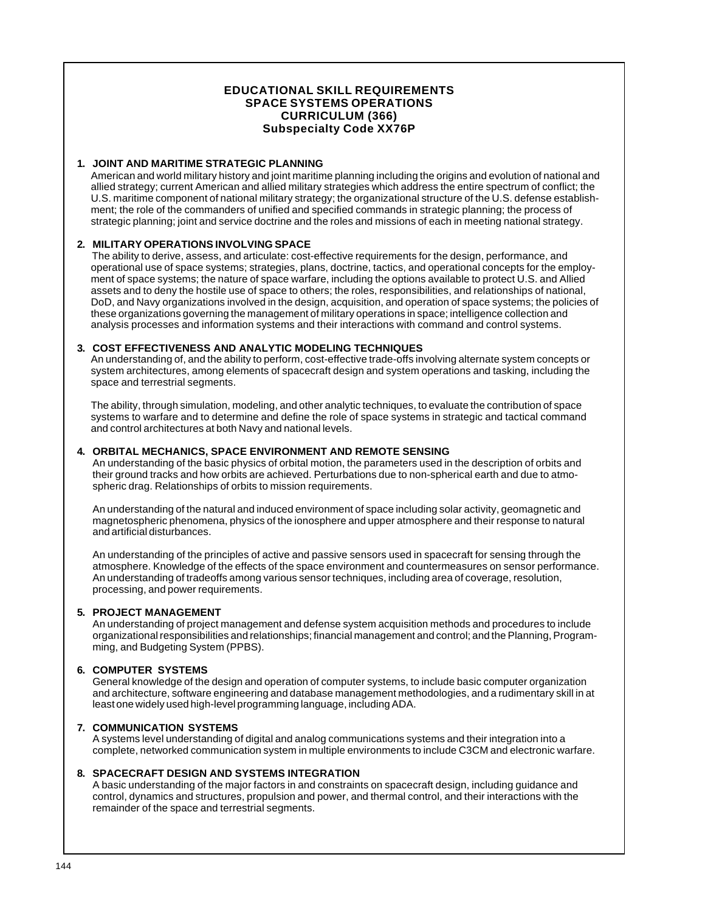# EDUCATIONAL SKILL REQUIREMENTS SPACE SYSTEMS OPERATIONS CURRICULUM (366) Subspecialty Code XX76P

**1. JOINT AND MARITIME STRATEGIC PLANNING**

American and world military history and joint maritime planning including the origins and evolution of national and allied strategy; current American and allied military strategies which address the entire spectrum of conflict; the U.S. maritime component of national military strategy; the organizational structure of the U.S. defense establishment; the role of the commanders of unified and specified commands in strategic planning; the process of strategic planning; joint and service doctrine and the roles and missions of each in meeting national strategy.

**2. MILITARY OPERATIONS INVOLVING SPACE**

The ability to derive, assess, and articulate: cost-effective requirements for the design, performance, and operational use of space systems; strategies, plans, doctrine, tactics, and operational concepts for the employment of space systems; the nature of space warfare, including the options available to protect U.S. and Allied assets and to deny the hostile use of space to others; the roles, responsibilities, and relationships of national, DoD, and Navy organizations involved in the design, acquisition, and operation of space systems; the policies of these organizations governing the management of military operations in space; intelligence collection and analysis processes and information systems and their interactions with command and control systems.

**3. COST EFFECTIVENESS AND ANALYTIC MODELING TECHNIQUES**

An understanding of, and the ability to perform, cost-effective trade-offs involving alternate system concepts or system architectures, among elements of spacecraft design and system operations and tasking, including the space and terrestrial segments.

The ability, through simulation, modeling, and other analytic techniques, to evaluate the contribution of space systems to warfare and to determine and define the role of space systems in strategic and tactical command and control architectures at both Navy and national levels.

**4. ORBITAL MECHANICS, SPACE ENVIRONMENT AND REMOTE SENSING**

An understanding of the basic physics of orbital motion, the parameters used in the description of orbits and their ground tracks and how orbits are achieved. Perturbations due to non-spherical earth and due to atmospheric drag. Relationships of orbits to mission requirements.

An understanding of the natural and induced environment of space including solar activity, geomagnetic and magnetospheric phenomena, physics of the ionosphere and upper atmosphere and their response to natural and artificial disturbances.

An understanding of the principles of active and passive sensors used in spacecraft for sensing through the atmosphere. Knowledge of the effects of the space environment and countermeasures on sensor performance. An understanding of tradeoffs among various sensor techniques, including area of coverage, resolution, processing, and power requirements.

**5. PROJECT MANAGEMENT**

An understanding of project management and defense system acquisition methods and procedures to include organizational responsibilities and relationships; financial management and control; and the Planning, Programming, and Budgeting System (PPBS).

**6. COMPUTER SYSTEMS**

General knowledge of the design and operation of computer systems, to include basic computer organization and architecture, software engineering and database management methodologies, and a rudimentary skill in at least one widely used high-level programming language, including ADA.

**7. COMMUNICATION SYSTEMS**

A systems level understanding of digital and analog communications systems and their integration into a complete, networked communication system in multiple environments to include C3CM and electronic warfare.

**8. SPACECRAFT DESIGN AND SYSTEMS INTEGRATION**

A basic understanding of the major factors in and constraints on spacecraft design, including guidance and control, dynamics and structures, propulsion and power, and thermal control, and their interactions with the remainder of the space and terrestrial segments.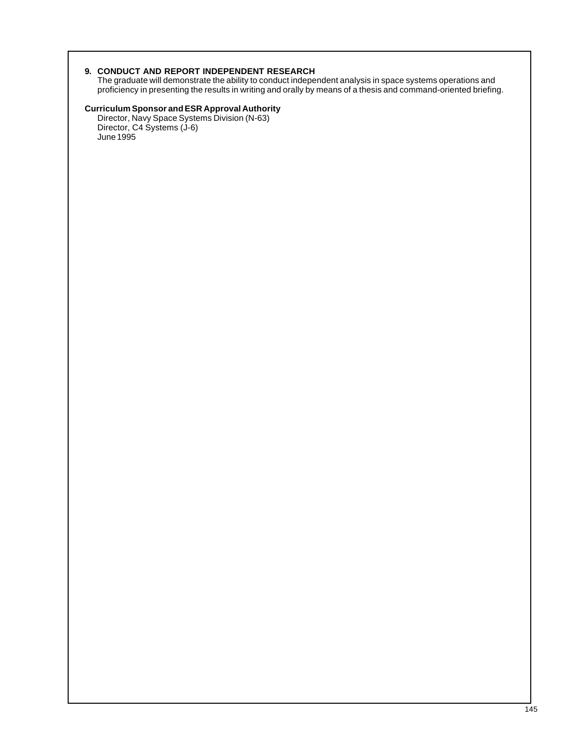**9. CONDUCT AND REPORT INDEPENDENT RESEARCH**

The graduate will demonstrate the ability to conduct independent analysis in space systems operations and proficiency in presenting the results in writing and orally by means of a thesis and command-oriented briefing.

**Curriculum Sponsor and ESR Approval Authority**

Director, Navy Space Systems Division (N-63)
Director, C4 Systems (J-6)
June 1995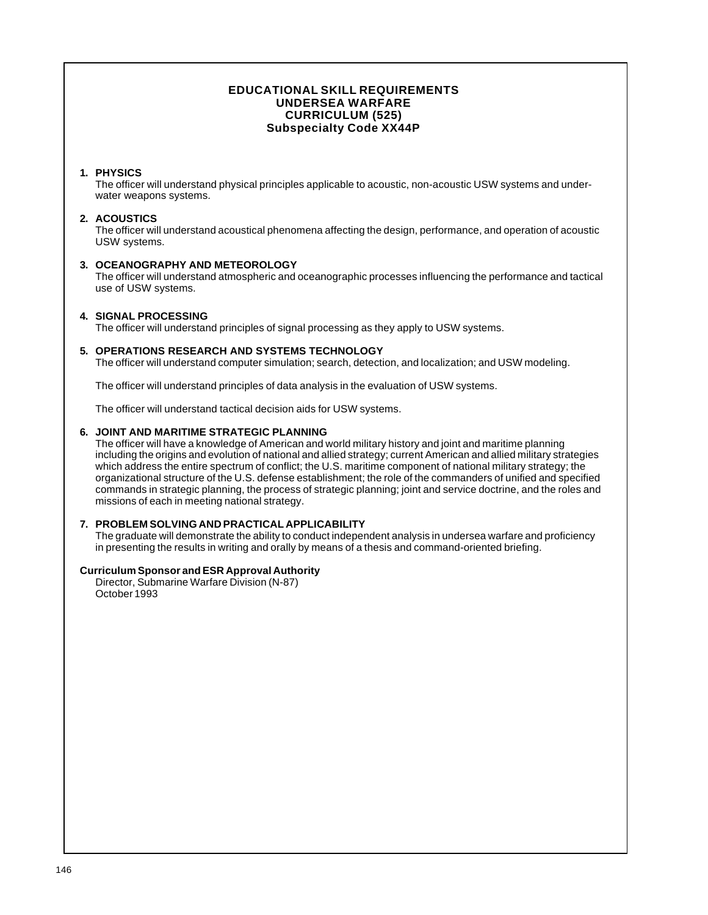# EDUCATIONAL SKILL REQUIREMENTS
# UNDERSEA WARFARE
# CURRICULUM (525)
# Subspecialty Code XX44P

**1. PHYSICS**

The officer will understand physical principles applicable to acoustic, non-acoustic USW systems and underwater weapons systems.

**2. ACOUSTICS**

The officer will understand acoustical phenomena affecting the design, performance, and operation of acoustic USW systems.

**3. OCEANOGRAPHY AND METEOROLOGY**

The officer will understand atmospheric and oceanographic processes influencing the performance and tactical use of USW systems.

**4. SIGNAL PROCESSING**

The officer will understand principles of signal processing as they apply to USW systems.

**5. OPERATIONS RESEARCH AND SYSTEMS TECHNOLOGY**

The officer will understand computer simulation; search, detection, and localization; and USW modeling.

The officer will understand principles of data analysis in the evaluation of USW systems.

The officer will understand tactical decision aids for USW systems.

**6. JOINT AND MARITIME STRATEGIC PLANNING**

The officer will have a knowledge of American and world military history and joint and maritime planning including the origins and evolution of national and allied strategy; current American and allied military strategies which address the entire spectrum of conflict; the U.S. maritime component of national military strategy; the organizational structure of the U.S. defense establishment; the role of the commanders of unified and specified commands in strategic planning, the process of strategic planning; joint and service doctrine, and the roles and missions of each in meeting national strategy.

**7. PROBLEM SOLVING AND PRACTICAL APPLICABILITY**

The graduate will demonstrate the ability to conduct independent analysis in undersea warfare and proficiency in presenting the results in writing and orally by means of a thesis and command-oriented briefing.

**Curriculum Sponsor and ESR Approval Authority**

Director, Submarine Warfare Division (N-87)
October 1993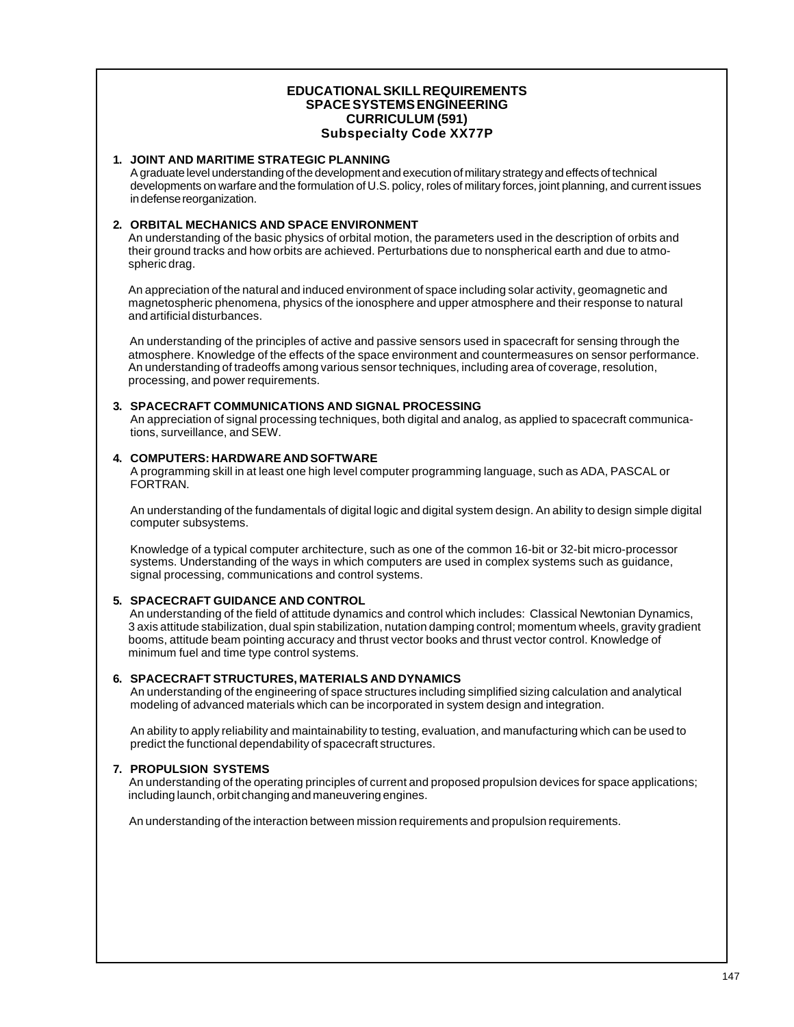# EDUCATIONAL SKILL REQUIREMENTS
# SPACE SYSTEMS ENGINEERING
# CURRICULUM (591)
## Subspecialty Code XX77P

**1. JOINT AND MARITIME STRATEGIC PLANNING**

A graduate level understanding of the development and execution of military strategy and effects of technical developments on warfare and the formulation of U.S. policy, roles of military forces, joint planning, and current issues in defense reorganization.

**2. ORBITAL MECHANICS AND SPACE ENVIRONMENT**

An understanding of the basic physics of orbital motion, the parameters used in the description of orbits and their ground tracks and how orbits are achieved. Perturbations due to nonspherical earth and due to atmospheric drag.

An appreciation of the natural and induced environment of space including solar activity, geomagnetic and magnetospheric phenomena, physics of the ionosphere and upper atmosphere and their response to natural and artificial disturbances.

An understanding of the principles of active and passive sensors used in spacecraft for sensing through the atmosphere. Knowledge of the effects of the space environment and countermeasures on sensor performance. An understanding of tradeoffs among various sensor techniques, including area of coverage, resolution, processing, and power requirements.

**3. SPACECRAFT COMMUNICATIONS AND SIGNAL PROCESSING**

An appreciation of signal processing techniques, both digital and analog, as applied to spacecraft communications, surveillance, and SEW.

**4. COMPUTERS: HARDWARE AND SOFTWARE**

A programming skill in at least one high level computer programming language, such as ADA, PASCAL or FORTRAN.

An understanding of the fundamentals of digital logic and digital system design. An ability to design simple digital computer subsystems.

Knowledge of a typical computer architecture, such as one of the common 16-bit or 32-bit micro-processor systems. Understanding of the ways in which computers are used in complex systems such as guidance, signal processing, communications and control systems.

**5. SPACECRAFT GUIDANCE AND CONTROL**

An understanding of the field of attitude dynamics and control which includes: Classical Newtonian Dynamics, 3 axis attitude stabilization, dual spin stabilization, nutation damping control; momentum wheels, gravity gradient booms, attitude beam pointing accuracy and thrust vector books and thrust vector control. Knowledge of minimum fuel and time type control systems.

**6. SPACECRAFT STRUCTURES, MATERIALS AND DYNAMICS**

An understanding of the engineering of space structures including simplified sizing calculation and analytical modeling of advanced materials which can be incorporated in system design and integration.

An ability to apply reliability and maintainability to testing, evaluation, and manufacturing which can be used to predict the functional dependability of spacecraft structures.

**7. PROPULSION SYSTEMS**

An understanding of the operating principles of current and proposed propulsion devices for space applications; including launch, orbit changing and maneuvering engines.

An understanding of the interaction between mission requirements and propulsion requirements.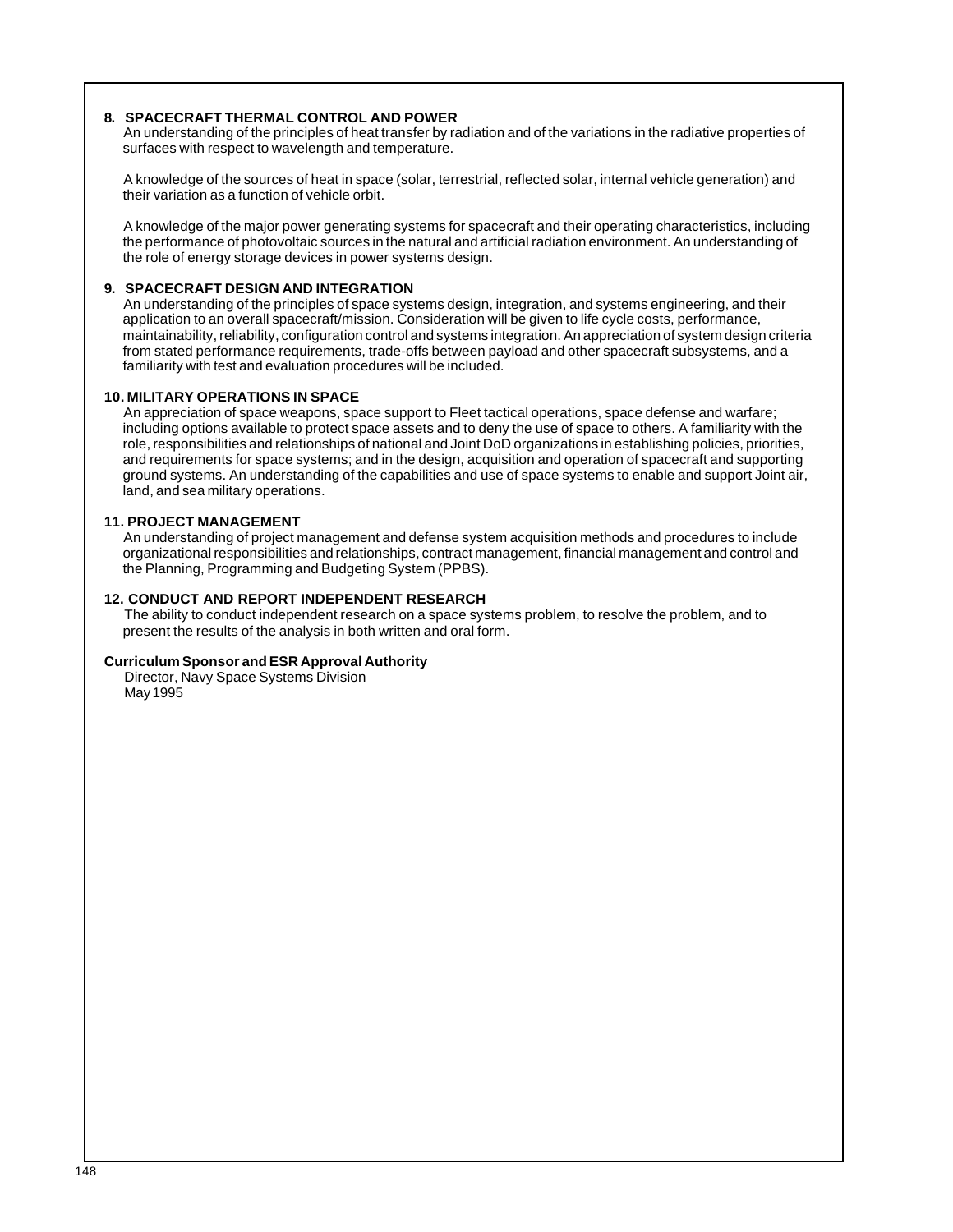**8. SPACECRAFT THERMAL CONTROL AND POWER**

An understanding of the principles of heat transfer by radiation and of the variations in the radiative properties of surfaces with respect to wavelength and temperature.

A knowledge of the sources of heat in space (solar, terrestrial, reflected solar, internal vehicle generation) and their variation as a function of vehicle orbit.

A knowledge of the major power generating systems for spacecraft and their operating characteristics, including the performance of photovoltaic sources in the natural and artificial radiation environment. An understanding of the role of energy storage devices in power systems design.

**9. SPACECRAFT DESIGN AND INTEGRATION**

An understanding of the principles of space systems design, integration, and systems engineering, and their application to an overall spacecraft/mission. Consideration will be given to life cycle costs, performance, maintainability, reliability, configuration control and systems integration. An appreciation of system design criteria from stated performance requirements, trade-offs between payload and other spacecraft subsystems, and a familiarity with test and evaluation procedures will be included.

**10. MILITARY OPERATIONS IN SPACE**

An appreciation of space weapons, space support to Fleet tactical operations, space defense and warfare; including options available to protect space assets and to deny the use of space to others. A familiarity with the role, responsibilities and relationships of national and Joint DoD organizations in establishing policies, priorities, and requirements for space systems; and in the design, acquisition and operation of spacecraft and supporting ground systems. An understanding of the capabilities and use of space systems to enable and support Joint air, land, and sea military operations.

**11. PROJECT MANAGEMENT**

An understanding of project management and defense system acquisition methods and procedures to include organizational responsibilities and relationships, contract management, financial management and control and the Planning, Programming and Budgeting System (PPBS).

**12. CONDUCT AND REPORT INDEPENDENT RESEARCH**

The ability to conduct independent research on a space systems problem, to resolve the problem, and to present the results of the analysis in both written and oral form.

**Curriculum Sponsor and ESR Approval Authority**

Director, Navy Space Systems Division
May 1995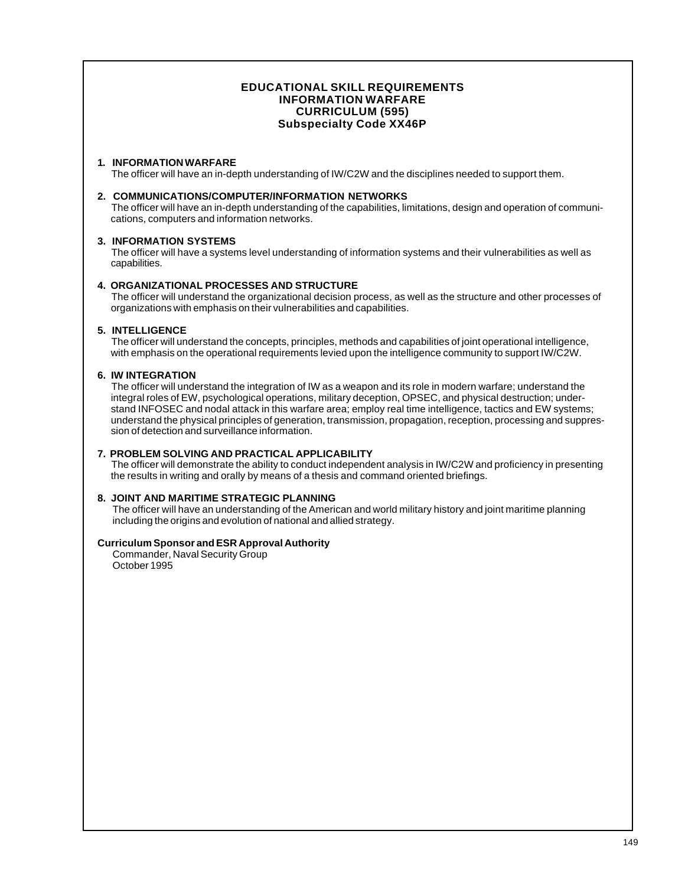# EDUCATIONAL SKILL REQUIREMENTS
## INFORMATION WARFARE
## CURRICULUM (595)
## Subspecialty Code XX46P

**1. INFORMATION WARFARE**
The officer will have an in-depth understanding of IW/C2W and the disciplines needed to support them.

**2. COMMUNICATIONS/COMPUTER/INFORMATION NETWORKS**
The officer will have an in-depth understanding of the capabilities, limitations, design and operation of communications, computers and information networks.

**3. INFORMATION SYSTEMS**
The officer will have a systems level understanding of information systems and their vulnerabilities as well as capabilities.

**4. ORGANIZATIONAL PROCESSES AND STRUCTURE**
The officer will understand the organizational decision process, as well as the structure and other processes of organizations with emphasis on their vulnerabilities and capabilities.

**5. INTELLIGENCE**
The officer will understand the concepts, principles, methods and capabilities of joint operational intelligence, with emphasis on the operational requirements levied upon the intelligence community to support IW/C2W.

**6. IW INTEGRATION**
The officer will understand the integration of IW as a weapon and its role in modern warfare; understand the integral roles of EW, psychological operations, military deception, OPSEC, and physical destruction; understand INFOSEC and nodal attack in this warfare area; employ real time intelligence, tactics and EW systems; understand the physical principles of generation, transmission, propagation, reception, processing and suppression of detection and surveillance information.

**7. PROBLEM SOLVING AND PRACTICAL APPLICABILITY**
The officer will demonstrate the ability to conduct independent analysis in IW/C2W and proficiency in presenting the results in writing and orally by means of a thesis and command oriented briefings.

**8. JOINT AND MARITIME STRATEGIC PLANNING**
The officer will have an understanding of the American and world military history and joint maritime planning including the origins and evolution of national and allied strategy.

**Curriculum Sponsor and ESR Approval Authority**
Commander, Naval Security Group
October 1995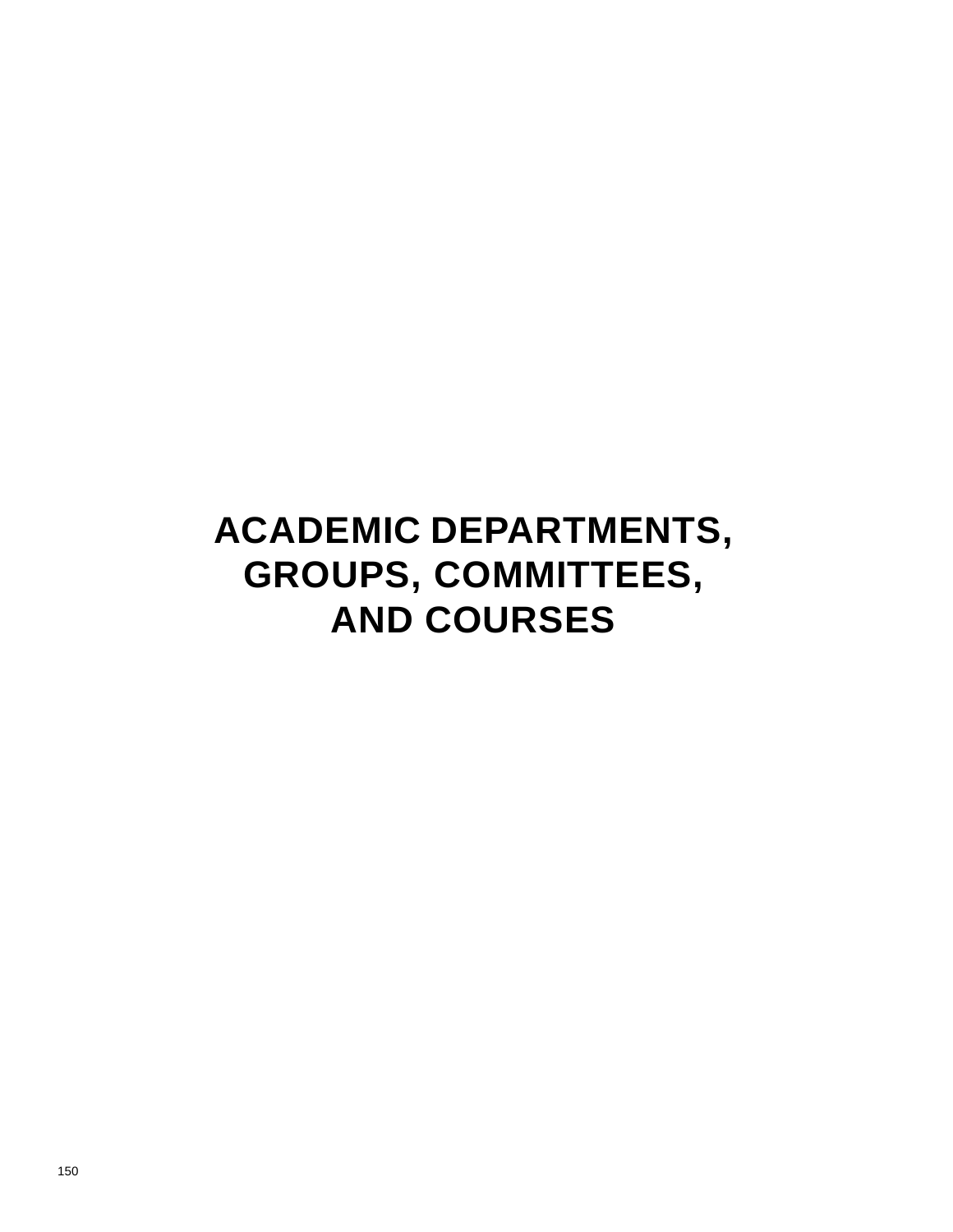# ACADEMIC DEPARTMENTS, GROUPS, COMMITTEES, AND COURSES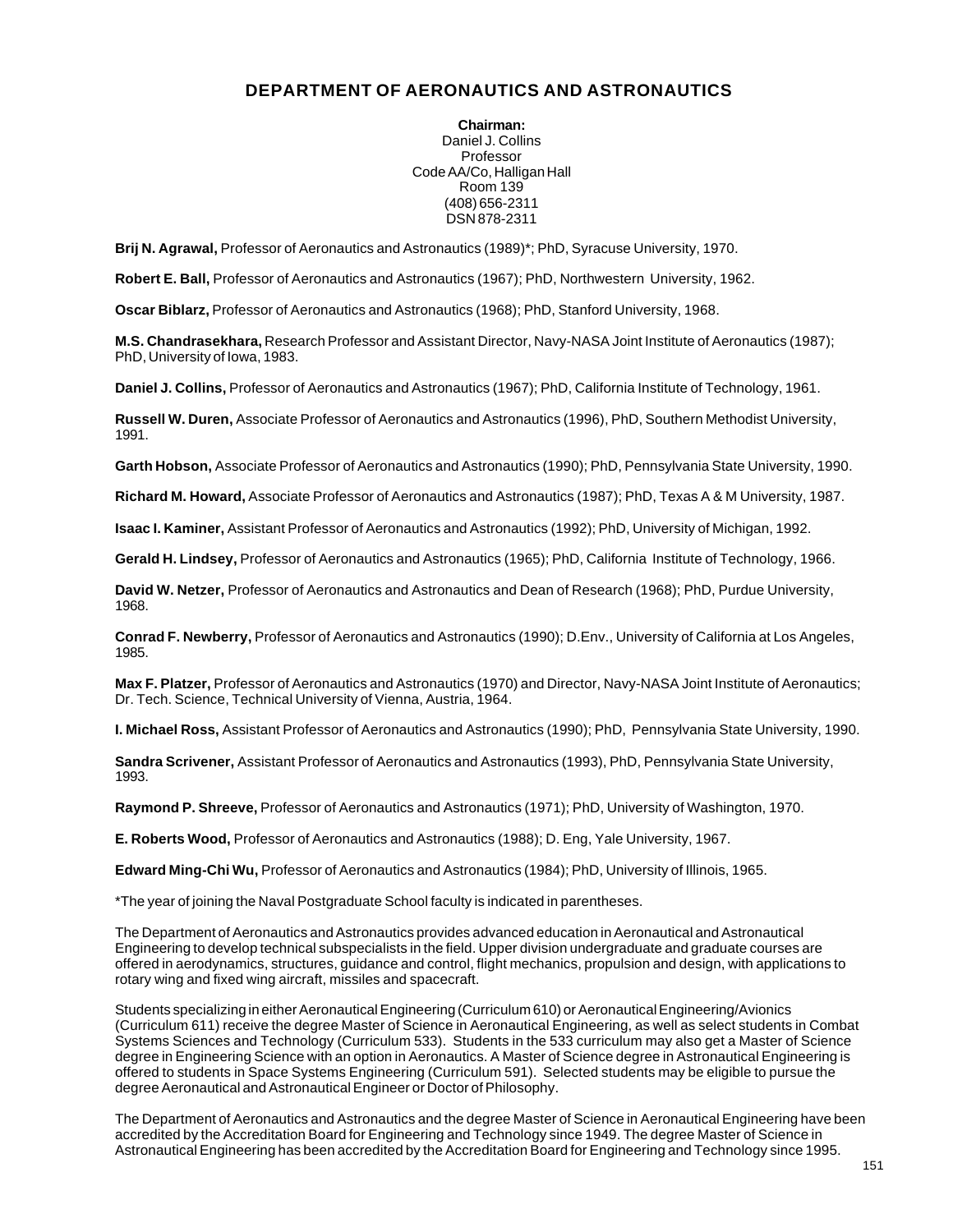# DEPARTMENT OF AERONAUTICS AND ASTRONAUTICS

**Chairman:**
Daniel J. Collins
Professor
Code AA/Co, Halligan Hall
Room 139
(408) 656-2311
DSN 878-2311

**Brij N. Agrawal,** Professor of Aeronautics and Astronautics (1989)*; PhD, Syracuse University, 1970.

**Robert E. Ball,** Professor of Aeronautics and Astronautics (1967); PhD, Northwestern University, 1962.

**Oscar Biblarz,** Professor of Aeronautics and Astronautics (1968); PhD, Stanford University, 1968.

**M.S. Chandrasekhara,** Research Professor and Assistant Director, Navy-NASA Joint Institute of Aeronautics (1987); PhD, University of Iowa, 1983.

**Daniel J. Collins,** Professor of Aeronautics and Astronautics (1967); PhD, California Institute of Technology, 1961.

**Russell W. Duren,** Associate Professor of Aeronautics and Astronautics (1996), PhD, Southern Methodist University, 1991.

**Garth Hobson,** Associate Professor of Aeronautics and Astronautics (1990); PhD, Pennsylvania State University, 1990.

**Richard M. Howard,** Associate Professor of Aeronautics and Astronautics (1987); PhD, Texas A & M University, 1987.

**Isaac I. Kaminer,** Assistant Professor of Aeronautics and Astronautics (1992); PhD, University of Michigan, 1992.

**Gerald H. Lindsey,** Professor of Aeronautics and Astronautics (1965); PhD, California Institute of Technology, 1966.

**David W. Netzer,** Professor of Aeronautics and Astronautics and Dean of Research (1968); PhD, Purdue University, 1968.

**Conrad F. Newberry,** Professor of Aeronautics and Astronautics (1990); D.Env., University of California at Los Angeles, 1985.

**Max F. Platzer,** Professor of Aeronautics and Astronautics (1970) and Director, Navy-NASA Joint Institute of Aeronautics; Dr. Tech. Science, Technical University of Vienna, Austria, 1964.

**I. Michael Ross,** Assistant Professor of Aeronautics and Astronautics (1990); PhD, Pennsylvania State University, 1990.

**Sandra Scrivener,** Assistant Professor of Aeronautics and Astronautics (1993), PhD, Pennsylvania State University, 1993.

**Raymond P. Shreeve,** Professor of Aeronautics and Astronautics (1971); PhD, University of Washington, 1970.

**E. Roberts Wood,** Professor of Aeronautics and Astronautics (1988); D. Eng, Yale University, 1967.

**Edward Ming-Chi Wu,** Professor of Aeronautics and Astronautics (1984); PhD, University of Illinois, 1965.

*The year of joining the Naval Postgraduate School faculty is indicated in parentheses.

The Department of Aeronautics and Astronautics provides advanced education in Aeronautical and Astronautical Engineering to develop technical subspecialists in the field. Upper division undergraduate and graduate courses are offered in aerodynamics, structures, guidance and control, flight mechanics, propulsion and design, with applications to rotary wing and fixed wing aircraft, missiles and spacecraft.

Students specializing in either Aeronautical Engineering (Curriculum 610) or Aeronautical Engineering/Avionics (Curriculum 611) receive the degree Master of Science in Aeronautical Engineering, as well as select students in Combat Systems Sciences and Technology (Curriculum 533). Students in the 533 curriculum may also get a Master of Science degree in Engineering Science with an option in Aeronautics. A Master of Science degree in Astronautical Engineering is offered to students in Space Systems Engineering (Curriculum 591). Selected students may be eligible to pursue the degree Aeronautical and Astronautical Engineer or Doctor of Philosophy.

The Department of Aeronautics and Astronautics and the degree Master of Science in Aeronautical Engineering have been accredited by the Accreditation Board for Engineering and Technology since 1949. The degree Master of Science in Astronautical Engineering has been accredited by the Accreditation Board for Engineering and Technology since 1995.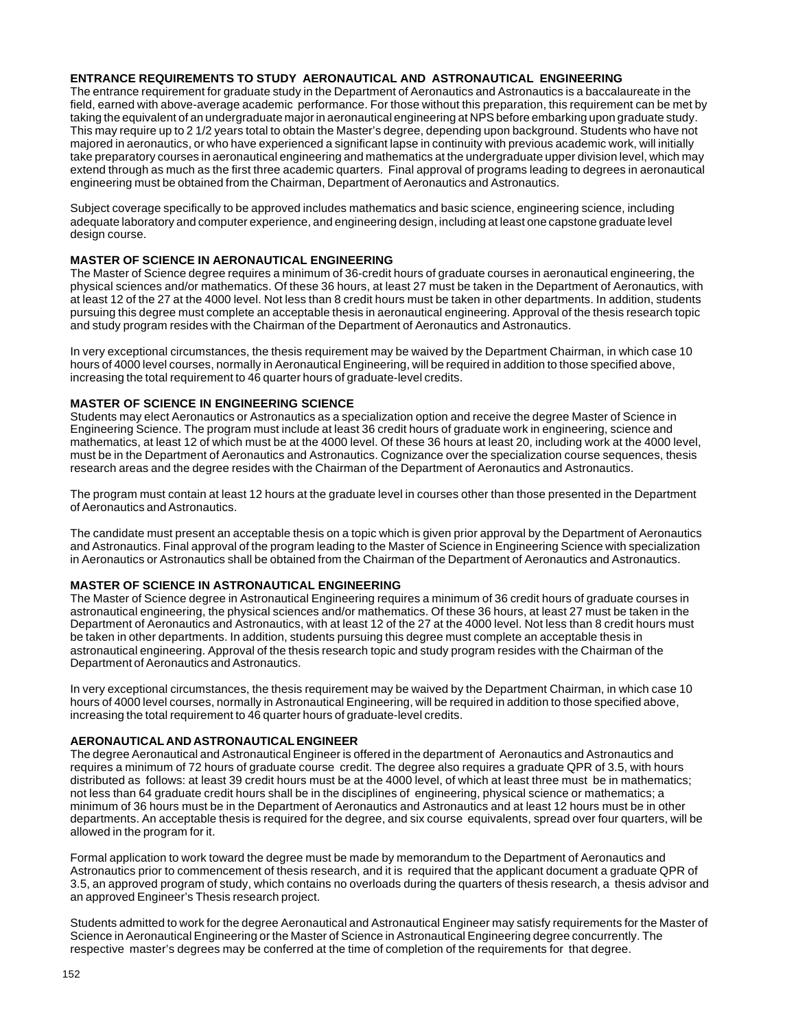## ENTRANCE REQUIREMENTS TO STUDY AERONAUTICAL AND ASTRONAUTICAL ENGINEERING

The entrance requirement for graduate study in the Department of Aeronautics and Astronautics is a baccalaureate in the field, earned with above-average academic performance. For those without this preparation, this requirement can be met by taking the equivalent of an undergraduate major in aeronautical engineering at NPS before embarking upon graduate study. This may require up to 2 1/2 years total to obtain the Master's degree, depending upon background. Students who have not majored in aeronautics, or who have experienced a significant lapse in continuity with previous academic work, will initially take preparatory courses in aeronautical engineering and mathematics at the undergraduate upper division level, which may extend through as much as the first three academic quarters. Final approval of programs leading to degrees in aeronautical engineering must be obtained from the Chairman, Department of Aeronautics and Astronautics.

Subject coverage specifically to be approved includes mathematics and basic science, engineering science, including adequate laboratory and computer experience, and engineering design, including at least one capstone graduate level design course.

## MASTER OF SCIENCE IN AERONAUTICAL ENGINEERING

The Master of Science degree requires a minimum of 36-credit hours of graduate courses in aeronautical engineering, the physical sciences and/or mathematics. Of these 36 hours, at least 27 must be taken in the Department of Aeronautics, with at least 12 of the 27 at the 4000 level. Not less than 8 credit hours must be taken in other departments. In addition, students pursuing this degree must complete an acceptable thesis in aeronautical engineering. Approval of the thesis research topic and study program resides with the Chairman of the Department of Aeronautics and Astronautics.

In very exceptional circumstances, the thesis requirement may be waived by the Department Chairman, in which case 10 hours of 4000 level courses, normally in Aeronautical Engineering, will be required in addition to those specified above, increasing the total requirement to 46 quarter hours of graduate-level credits.

## MASTER OF SCIENCE IN ENGINEERING SCIENCE

Students may elect Aeronautics or Astronautics as a specialization option and receive the degree Master of Science in Engineering Science. The program must include at least 36 credit hours of graduate work in engineering, science and mathematics, at least 12 of which must be at the 4000 level. Of these 36 hours at least 20, including work at the 4000 level, must be in the Department of Aeronautics and Astronautics. Cognizance over the specialization course sequences, thesis research areas and the degree resides with the Chairman of the Department of Aeronautics and Astronautics.

The program must contain at least 12 hours at the graduate level in courses other than those presented in the Department of Aeronautics and Astronautics.

The candidate must present an acceptable thesis on a topic which is given prior approval by the Department of Aeronautics and Astronautics. Final approval of the program leading to the Master of Science in Engineering Science with specialization in Aeronautics or Astronautics shall be obtained from the Chairman of the Department of Aeronautics and Astronautics.

## MASTER OF SCIENCE IN ASTRONAUTICAL ENGINEERING

The Master of Science degree in Astronautical Engineering requires a minimum of 36 credit hours of graduate courses in astronautical engineering, the physical sciences and/or mathematics. Of these 36 hours, at least 27 must be taken in the Department of Aeronautics and Astronautics, with at least 12 of the 27 at the 4000 level. Not less than 8 credit hours must be taken in other departments. In addition, students pursuing this degree must complete an acceptable thesis in astronautical engineering. Approval of the thesis research topic and study program resides with the Chairman of the Department of Aeronautics and Astronautics.

In very exceptional circumstances, the thesis requirement may be waived by the Department Chairman, in which case 10 hours of 4000 level courses, normally in Astronautical Engineering, will be required in addition to those specified above, increasing the total requirement to 46 quarter hours of graduate-level credits.

## AERONAUTICAL AND ASTRONAUTICAL ENGINEER

The degree Aeronautical and Astronautical Engineer is offered in the department of Aeronautics and Astronautics and requires a minimum of 72 hours of graduate course credit. The degree also requires a graduate QPR of 3.5, with hours distributed as follows: at least 39 credit hours must be at the 4000 level, of which at least three must be in mathematics; not less than 64 graduate credit hours shall be in the disciplines of engineering, physical science or mathematics; a minimum of 36 hours must be in the Department of Aeronautics and Astronautics and at least 12 hours must be in other departments. An acceptable thesis is required for the degree, and six course equivalents, spread over four quarters, will be allowed in the program for it.

Formal application to work toward the degree must be made by memorandum to the Department of Aeronautics and Astronautics prior to commencement of thesis research, and it is required that the applicant document a graduate QPR of 3.5, an approved program of study, which contains no overloads during the quarters of thesis research, a thesis advisor and an approved Engineer's Thesis research project.

Students admitted to work for the degree Aeronautical and Astronautical Engineer may satisfy requirements for the Master of Science in Aeronautical Engineering or the Master of Science in Astronautical Engineering degree concurrently. The respective master's degrees may be conferred at the time of completion of the requirements for that degree.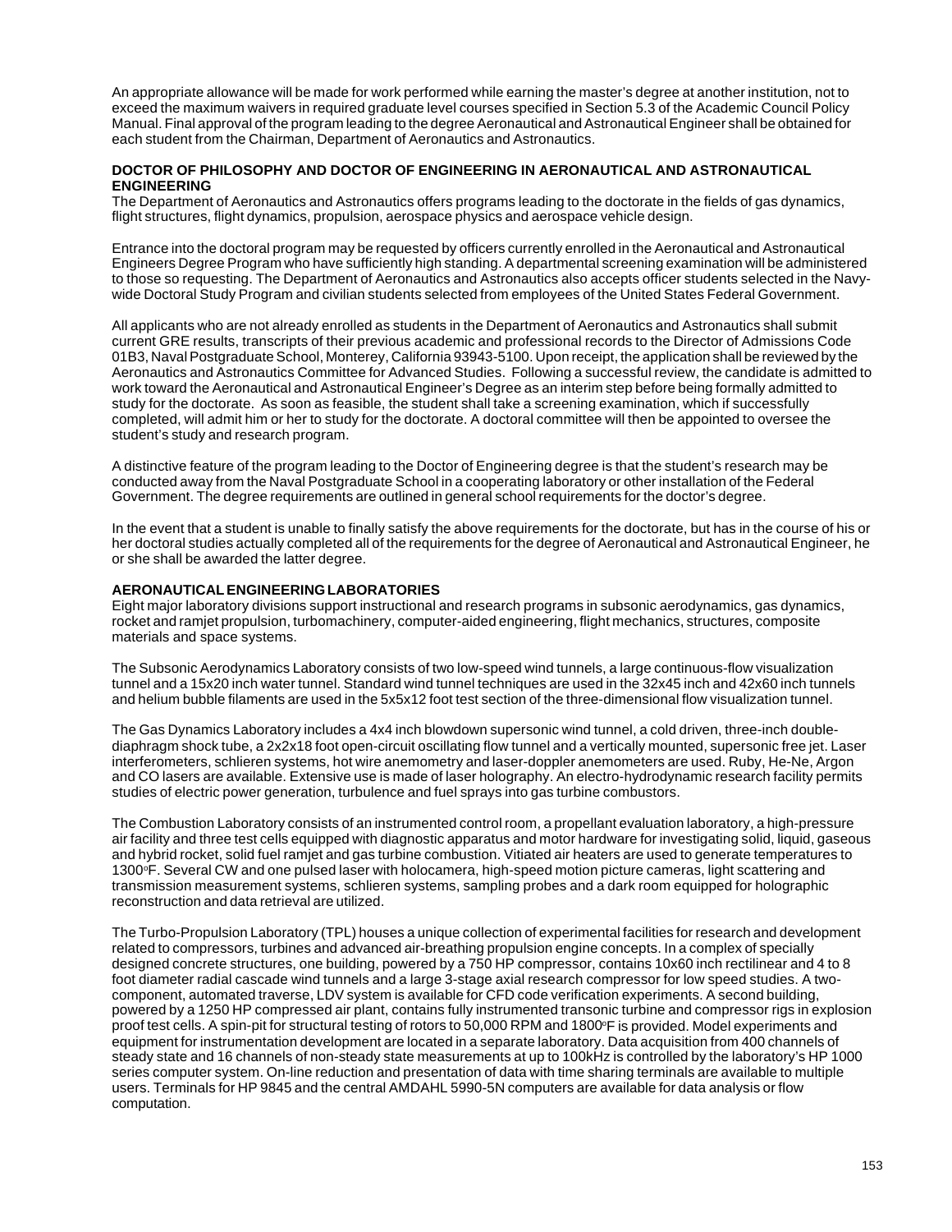An appropriate allowance will be made for work performed while earning the master's degree at another institution, not to exceed the maximum waivers in required graduate level courses specified in Section 5.3 of the Academic Council Policy Manual. Final approval of the program leading to the degree Aeronautical and Astronautical Engineer shall be obtained for each student from the Chairman, Department of Aeronautics and Astronautics.

## DOCTOR OF PHILOSOPHY AND DOCTOR OF ENGINEERING IN AERONAUTICAL AND ASTRONAUTICAL ENGINEERING

The Department of Aeronautics and Astronautics offers programs leading to the doctorate in the fields of gas dynamics, flight structures, flight dynamics, propulsion, aerospace physics and aerospace vehicle design.

Entrance into the doctoral program may be requested by officers currently enrolled in the Aeronautical and Astronautical Engineers Degree Program who have sufficiently high standing. A departmental screening examination will be administered to those so requesting. The Department of Aeronautics and Astronautics also accepts officer students selected in the Navy-wide Doctoral Study Program and civilian students selected from employees of the United States Federal Government.

All applicants who are not already enrolled as students in the Department of Aeronautics and Astronautics shall submit current GRE results, transcripts of their previous academic and professional records to the Director of Admissions Code 01B3, Naval Postgraduate School, Monterey, California 93943-5100. Upon receipt, the application shall be reviewed by the Aeronautics and Astronautics Committee for Advanced Studies. Following a successful review, the candidate is admitted to work toward the Aeronautical and Astronautical Engineer's Degree as an interim step before being formally admitted to study for the doctorate. As soon as feasible, the student shall take a screening examination, which if successfully completed, will admit him or her to study for the doctorate. A doctoral committee will then be appointed to oversee the student's study and research program.

A distinctive feature of the program leading to the Doctor of Engineering degree is that the student's research may be conducted away from the Naval Postgraduate School in a cooperating laboratory or other installation of the Federal Government. The degree requirements are outlined in general school requirements for the doctor's degree.

In the event that a student is unable to finally satisfy the above requirements for the doctorate, but has in the course of his or her doctoral studies actually completed all of the requirements for the degree of Aeronautical and Astronautical Engineer, he or she shall be awarded the latter degree.

## AERONAUTICAL ENGINEERING LABORATORIES

Eight major laboratory divisions support instructional and research programs in subsonic aerodynamics, gas dynamics, rocket and ramjet propulsion, turbomachinery, computer-aided engineering, flight mechanics, structures, composite materials and space systems.

The Subsonic Aerodynamics Laboratory consists of two low-speed wind tunnels, a large continuous-flow visualization tunnel and a 15x20 inch water tunnel. Standard wind tunnel techniques are used in the 32x45 inch and 42x60 inch tunnels and helium bubble filaments are used in the 5x5x12 foot test section of the three-dimensional flow visualization tunnel.

The Gas Dynamics Laboratory includes a 4x4 inch blowdown supersonic wind tunnel, a cold driven, three-inch double-diaphragm shock tube, a 2x2x18 foot open-circuit oscillating flow tunnel and a vertically mounted, supersonic free jet. Laser interferometers, schlieren systems, hot wire anemometry and laser-doppler anemometers are used. Ruby, He-Ne, Argon and CO lasers are available. Extensive use is made of laser holography. An electro-hydrodynamic research facility permits studies of electric power generation, turbulence and fuel sprays into gas turbine combustors.

The Combustion Laboratory consists of an instrumented control room, a propellant evaluation laboratory, a high-pressure air facility and three test cells equipped with diagnostic apparatus and motor hardware for investigating solid, liquid, gaseous and hybrid rocket, solid fuel ramjet and gas turbine combustion. Vitiated air heaters are used to generate temperatures to 1300°F. Several CW and one pulsed laser with holocamera, high-speed motion picture cameras, light scattering and transmission measurement systems, schlieren systems, sampling probes and a dark room equipped for holographic reconstruction and data retrieval are utilized.

The Turbo-Propulsion Laboratory (TPL) houses a unique collection of experimental facilities for research and development related to compressors, turbines and advanced air-breathing propulsion engine concepts. In a complex of specially designed concrete structures, one building, powered by a 750 HP compressor, contains 10x60 inch rectilinear and 4 to 8 foot diameter radial cascade wind tunnels and a large 3-stage axial research compressor for low speed studies. A two-component, automated traverse, LDV system is available for CFD code verification experiments. A second building, powered by a 1250 HP compressed air plant, contains fully instrumented transonic turbine and compressor rigs in explosion proof test cells. A spin-pit for structural testing of rotors to 50,000 RPM and 1800°F is provided. Model experiments and equipment for instrumentation development are located in a separate laboratory. Data acquisition from 400 channels of steady state and 16 channels of non-steady state measurements at up to 100kHz is controlled by the laboratory's HP 1000 series computer system. On-line reduction and presentation of data with time sharing terminals are available to multiple users. Terminals for HP 9845 and the central AMDAHL 5990-5N computers are available for data analysis or flow computation.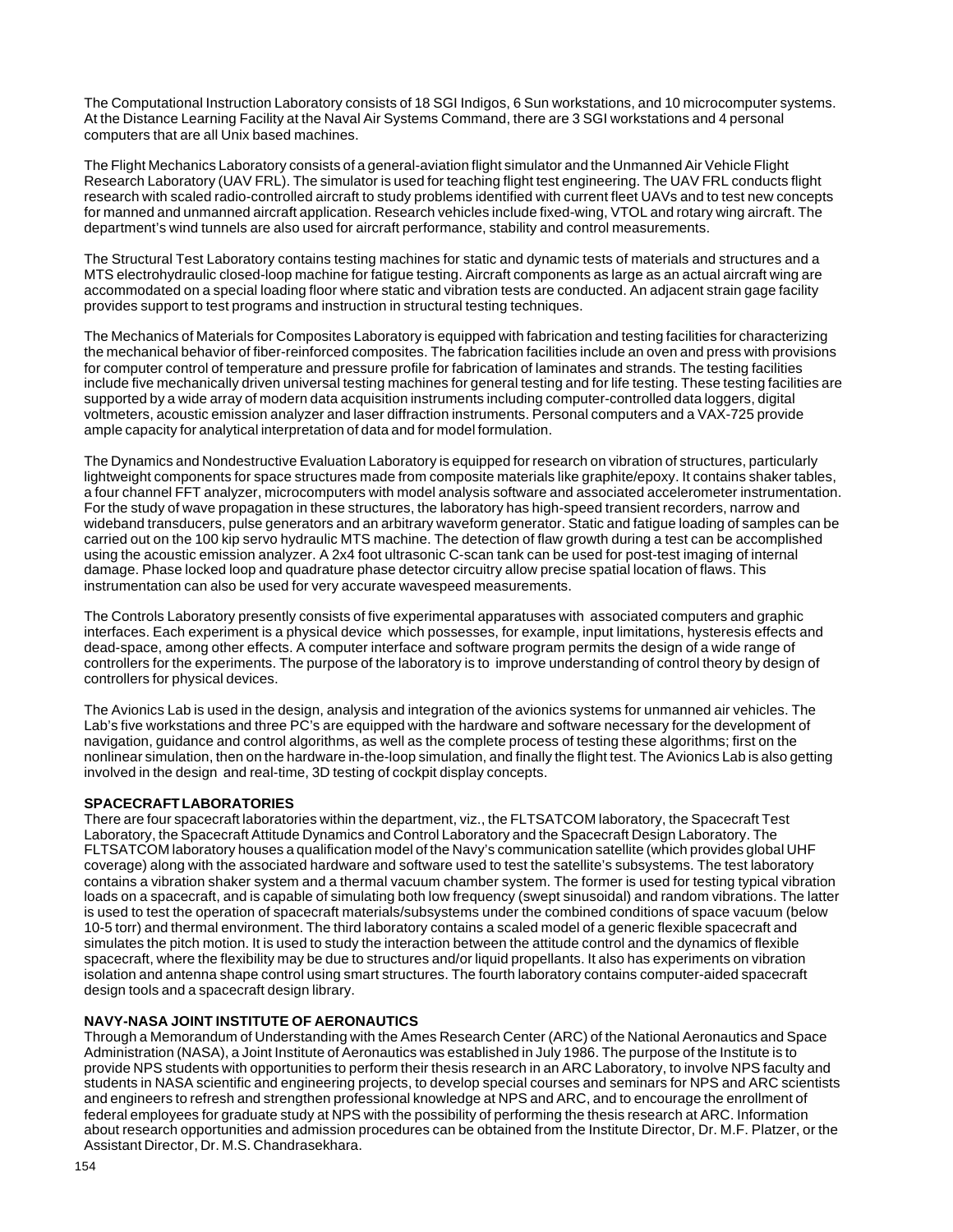The Computational Instruction Laboratory consists of 18 SGI Indigos, 6 Sun workstations, and 10 microcomputer systems. At the Distance Learning Facility at the Naval Air Systems Command, there are 3 SGI workstations and 4 personal computers that are all Unix based machines.

The Flight Mechanics Laboratory consists of a general-aviation flight simulator and the Unmanned Air Vehicle Flight Research Laboratory (UAV FRL). The simulator is used for teaching flight test engineering. The UAV FRL conducts flight research with scaled radio-controlled aircraft to study problems identified with current fleet UAVs and to test new concepts for manned and unmanned aircraft application. Research vehicles include fixed-wing, VTOL and rotary wing aircraft. The department's wind tunnels are also used for aircraft performance, stability and control measurements.

The Structural Test Laboratory contains testing machines for static and dynamic tests of materials and structures and a MTS electrohydraulic closed-loop machine for fatigue testing. Aircraft components as large as an actual aircraft wing are accommodated on a special loading floor where static and vibration tests are conducted. An adjacent strain gage facility provides support to test programs and instruction in structural testing techniques.

The Mechanics of Materials for Composites Laboratory is equipped with fabrication and testing facilities for characterizing the mechanical behavior of fiber-reinforced composites. The fabrication facilities include an oven and press with provisions for computer control of temperature and pressure profile for fabrication of laminates and strands. The testing facilities include five mechanically driven universal testing machines for general testing and for life testing. These testing facilities are supported by a wide array of modern data acquisition instruments including computer-controlled data loggers, digital voltmeters, acoustic emission analyzer and laser diffraction instruments. Personal computers and a VAX-725 provide ample capacity for analytical interpretation of data and for model formulation.

The Dynamics and Nondestructive Evaluation Laboratory is equipped for research on vibration of structures, particularly lightweight components for space structures made from composite materials like graphite/epoxy. It contains shaker tables, a four channel FFT analyzer, microcomputers with model analysis software and associated accelerometer instrumentation. For the study of wave propagation in these structures, the laboratory has high-speed transient recorders, narrow and wideband transducers, pulse generators and an arbitrary waveform generator. Static and fatigue loading of samples can be carried out on the 100 kip servo hydraulic MTS machine. The detection of flaw growth during a test can be accomplished using the acoustic emission analyzer. A 2x4 foot ultrasonic C-scan tank can be used for post-test imaging of internal damage. Phase locked loop and quadrature phase detector circuitry allow precise spatial location of flaws. This instrumentation can also be used for very accurate wavespeed measurements.

The Controls Laboratory presently consists of five experimental apparatuses with associated computers and graphic interfaces. Each experiment is a physical device which possesses, for example, input limitations, hysteresis effects and dead-space, among other effects. A computer interface and software program permits the design of a wide range of controllers for the experiments. The purpose of the laboratory is to improve understanding of control theory by design of controllers for physical devices.

The Avionics Lab is used in the design, analysis and integration of the avionics systems for unmanned air vehicles. The Lab's five workstations and three PC's are equipped with the hardware and software necessary for the development of navigation, guidance and control algorithms, as well as the complete process of testing these algorithms; first on the nonlinear simulation, then on the hardware in-the-loop simulation, and finally the flight test. The Avionics Lab is also getting involved in the design and real-time, 3D testing of cockpit display concepts.

**SPACECRAFT LABORATORIES**

There are four spacecraft laboratories within the department, viz., the FLTSATCOM laboratory, the Spacecraft Test Laboratory, the Spacecraft Attitude Dynamics and Control Laboratory and the Spacecraft Design Laboratory. The FLTSATCOM laboratory houses a qualification model of the Navy's communication satellite (which provides global UHF coverage) along with the associated hardware and software used to test the satellite's subsystems. The test laboratory contains a vibration shaker system and a thermal vacuum chamber system. The former is used for testing typical vibration loads on a spacecraft, and is capable of simulating both low frequency (swept sinusoidal) and random vibrations. The latter is used to test the operation of spacecraft materials/subsystems under the combined conditions of space vacuum (below 10-5 torr) and thermal environment. The third laboratory contains a scaled model of a generic flexible spacecraft and simulates the pitch motion. It is used to study the interaction between the attitude control and the dynamics of flexible spacecraft, where the flexibility may be due to structures and/or liquid propellants. It also has experiments on vibration isolation and antenna shape control using smart structures. The fourth laboratory contains computer-aided spacecraft design tools and a spacecraft design library.

**NAVY-NASA JOINT INSTITUTE OF AERONAUTICS**

Through a Memorandum of Understanding with the Ames Research Center (ARC) of the National Aeronautics and Space Administration (NASA), a Joint Institute of Aeronautics was established in July 1986. The purpose of the Institute is to provide NPS students with opportunities to perform their thesis research in an ARC Laboratory, to involve NPS faculty and students in NASA scientific and engineering projects, to develop special courses and seminars for NPS and ARC scientists and engineers to refresh and strengthen professional knowledge at NPS and ARC, and to encourage the enrollment of federal employees for graduate study at NPS with the possibility of performing the thesis research at ARC. Information about research opportunities and admission procedures can be obtained from the Institute Director, Dr. M.F. Platzer, or the Assistant Director, Dr. M.S. Chandrasekhara.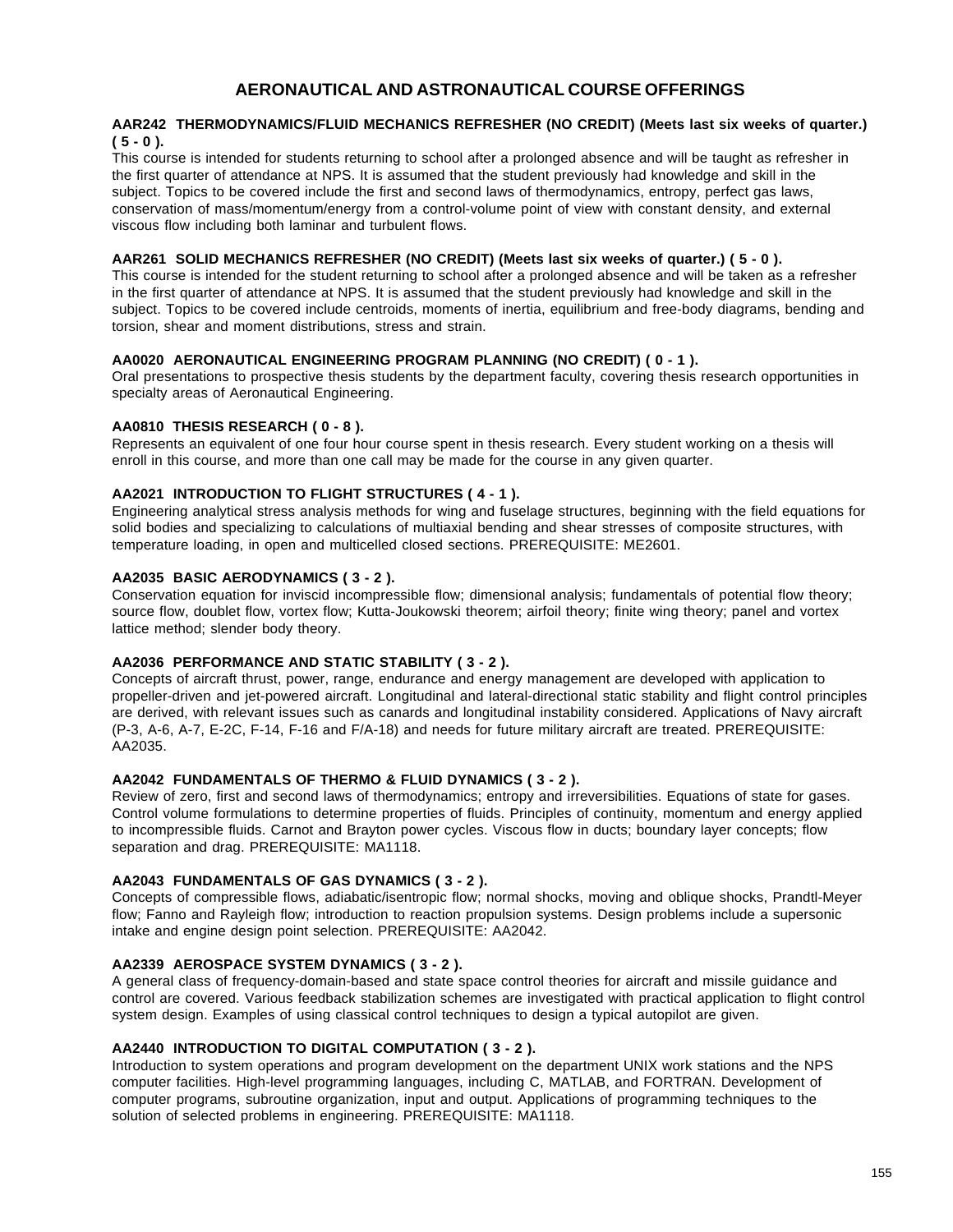# AERONAUTICAL AND ASTRONAUTICAL COURSE OFFERINGS

**AAR242 THERMODYNAMICS/FLUID MECHANICS REFRESHER (NO CREDIT) (Meets last six weeks of quarter.) ( 5 - 0 ).**
This course is intended for students returning to school after a prolonged absence and will be taught as refresher in the first quarter of attendance at NPS. It is assumed that the student previously had knowledge and skill in the subject. Topics to be covered include the first and second laws of thermodynamics, entropy, perfect gas laws, conservation of mass/momentum/energy from a control-volume point of view with constant density, and external viscous flow including both laminar and turbulent flows.

**AAR261 SOLID MECHANICS REFRESHER (NO CREDIT) (Meets last six weeks of quarter.) ( 5 - 0 ).**
This course is intended for the student returning to school after a prolonged absence and will be taken as a refresher in the first quarter of attendance at NPS. It is assumed that the student previously had knowledge and skill in the subject. Topics to be covered include centroids, moments of inertia, equilibrium and free-body diagrams, bending and torsion, shear and moment distributions, stress and strain.

**AA0020 AERONAUTICAL ENGINEERING PROGRAM PLANNING (NO CREDIT) ( 0 - 1 ).**
Oral presentations to prospective thesis students by the department faculty, covering thesis research opportunities in specialty areas of Aeronautical Engineering.

**AA0810 THESIS RESEARCH ( 0 - 8 ).**
Represents an equivalent of one four hour course spent in thesis research. Every student working on a thesis will enroll in this course, and more than one call may be made for the course in any given quarter.

**AA2021 INTRODUCTION TO FLIGHT STRUCTURES ( 4 - 1 ).**
Engineering analytical stress analysis methods for wing and fuselage structures, beginning with the field equations for solid bodies and specializing to calculations of multiaxial bending and shear stresses of composite structures, with temperature loading, in open and multicelled closed sections. PREREQUISITE: ME2601.

**AA2035 BASIC AERODYNAMICS ( 3 - 2 ).**
Conservation equation for inviscid incompressible flow; dimensional analysis; fundamentals of potential flow theory; source flow, doublet flow, vortex flow; Kutta-Joukowski theorem; airfoil theory; finite wing theory; panel and vortex lattice method; slender body theory.

**AA2036 PERFORMANCE AND STATIC STABILITY ( 3 - 2 ).**
Concepts of aircraft thrust, power, range, endurance and energy management are developed with application to propeller-driven and jet-powered aircraft. Longitudinal and lateral-directional static stability and flight control principles are derived, with relevant issues such as canards and longitudinal instability considered. Applications of Navy aircraft (P-3, A-6, A-7, E-2C, F-14, F-16 and F/A-18) and needs for future military aircraft are treated. PREREQUISITE: AA2035.

**AA2042 FUNDAMENTALS OF THERMO & FLUID DYNAMICS ( 3 - 2 ).**
Review of zero, first and second laws of thermodynamics; entropy and irreversibilities. Equations of state for gases. Control volume formulations to determine properties of fluids. Principles of continuity, momentum and energy applied to incompressible fluids. Carnot and Brayton power cycles. Viscous flow in ducts; boundary layer concepts; flow separation and drag. PREREQUISITE: MA1118.

**AA2043 FUNDAMENTALS OF GAS DYNAMICS ( 3 - 2 ).**
Concepts of compressible flows, adiabatic/isentropic flow; normal shocks, moving and oblique shocks, Prandtl-Meyer flow; Fanno and Rayleigh flow; introduction to reaction propulsion systems. Design problems include a supersonic intake and engine design point selection. PREREQUISITE: AA2042.

**AA2339 AEROSPACE SYSTEM DYNAMICS ( 3 - 2 ).**
A general class of frequency-domain-based and state space control theories for aircraft and missile guidance and control are covered. Various feedback stabilization schemes are investigated with practical application to flight control system design. Examples of using classical control techniques to design a typical autopilot are given.

**AA2440 INTRODUCTION TO DIGITAL COMPUTATION ( 3 - 2 ).**
Introduction to system operations and program development on the department UNIX work stations and the NPS computer facilities. High-level programming languages, including C, MATLAB, and FORTRAN. Development of computer programs, subroutine organization, input and output. Applications of programming techniques to the solution of selected problems in engineering. PREREQUISITE: MA1118.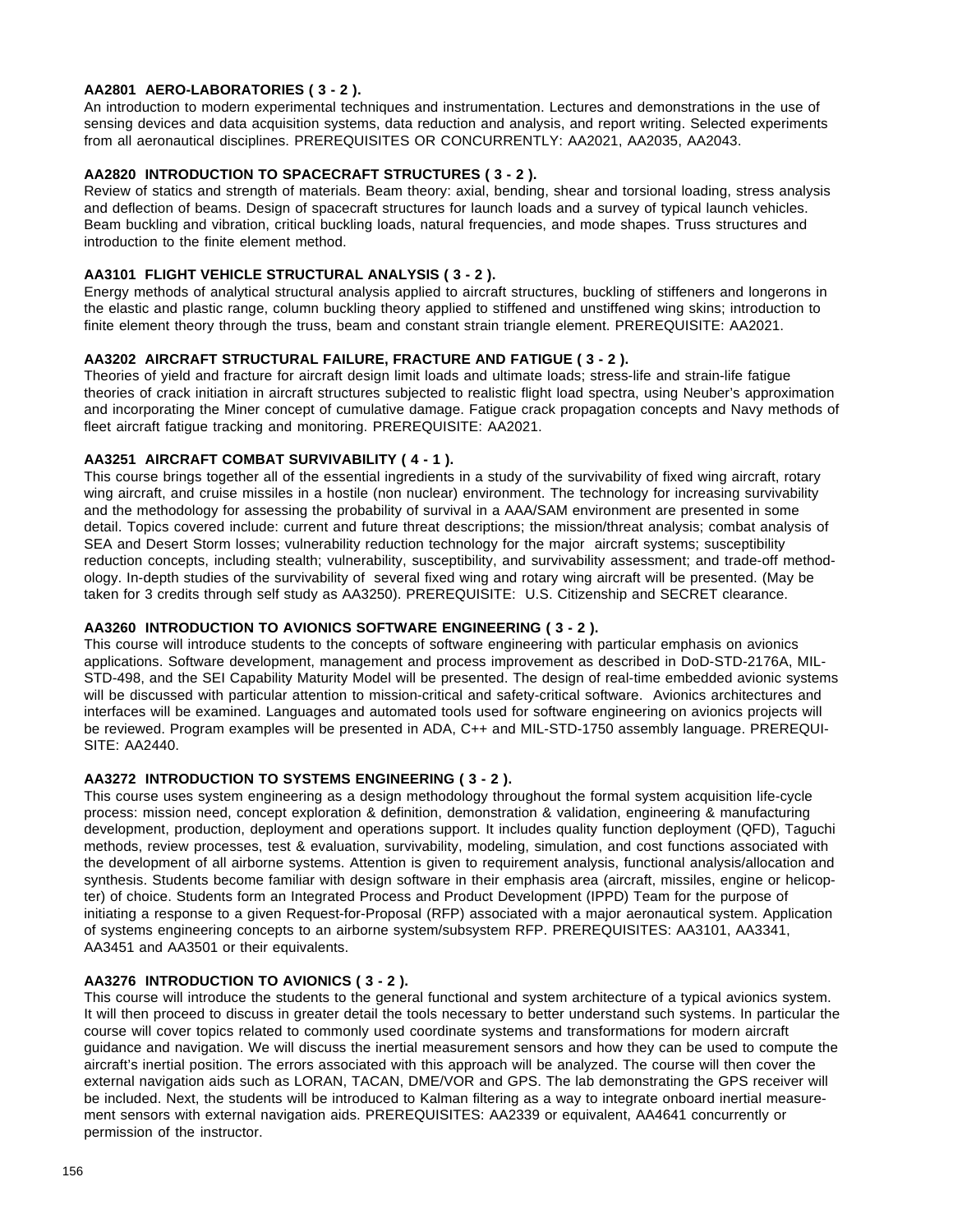**AA2801 AERO-LABORATORIES ( 3 - 2 ).**
An introduction to modern experimental techniques and instrumentation. Lectures and demonstrations in the use of sensing devices and data acquisition systems, data reduction and analysis, and report writing. Selected experiments from all aeronautical disciplines. PREREQUISITES OR CONCURRENTLY: AA2021, AA2035, AA2043.

**AA2820 INTRODUCTION TO SPACECRAFT STRUCTURES ( 3 - 2 ).**
Review of statics and strength of materials. Beam theory: axial, bending, shear and torsional loading, stress analysis and deflection of beams. Design of spacecraft structures for launch loads and a survey of typical launch vehicles. Beam buckling and vibration, critical buckling loads, natural frequencies, and mode shapes. Truss structures and introduction to the finite element method.

**AA3101 FLIGHT VEHICLE STRUCTURAL ANALYSIS ( 3 - 2 ).**
Energy methods of analytical structural analysis applied to aircraft structures, buckling of stiffeners and longerons in the elastic and plastic range, column buckling theory applied to stiffened and unstiffened wing skins; introduction to finite element theory through the truss, beam and constant strain triangle element. PREREQUISITE: AA2021.

**AA3202 AIRCRAFT STRUCTURAL FAILURE, FRACTURE AND FATIGUE ( 3 - 2 ).**
Theories of yield and fracture for aircraft design limit loads and ultimate loads; stress-life and strain-life fatigue theories of crack initiation in aircraft structures subjected to realistic flight load spectra, using Neuber's approximation and incorporating the Miner concept of cumulative damage. Fatigue crack propagation concepts and Navy methods of fleet aircraft fatigue tracking and monitoring. PREREQUISITE: AA2021.

**AA3251 AIRCRAFT COMBAT SURVIVABILITY ( 4 - 1 ).**
This course brings together all of the essential ingredients in a study of the survivability of fixed wing aircraft, rotary wing aircraft, and cruise missiles in a hostile (non nuclear) environment. The technology for increasing survivability and the methodology for assessing the probability of survival in a AAA/SAM environment are presented in some detail. Topics covered include: current and future threat descriptions; the mission/threat analysis; combat analysis of SEA and Desert Storm losses; vulnerability reduction technology for the major aircraft systems; susceptibility reduction concepts, including stealth; vulnerability, susceptibility, and survivability assessment; and trade-off methodology. In-depth studies of the survivability of several fixed wing and rotary wing aircraft will be presented. (May be taken for 3 credits through self study as AA3250). PREREQUISITE: U.S. Citizenship and SECRET clearance.

**AA3260 INTRODUCTION TO AVIONICS SOFTWARE ENGINEERING ( 3 - 2 ).**
This course will introduce students to the concepts of software engineering with particular emphasis on avionics applications. Software development, management and process improvement as described in DoD-STD-2176A, MIL-STD-498, and the SEI Capability Maturity Model will be presented. The design of real-time embedded avionic systems will be discussed with particular attention to mission-critical and safety-critical software. Avionics architectures and interfaces will be examined. Languages and automated tools used for software engineering on avionics projects will be reviewed. Program examples will be presented in ADA, C++ and MIL-STD-1750 assembly language. PREREQUISITE: AA2440.

**AA3272 INTRODUCTION TO SYSTEMS ENGINEERING ( 3 - 2 ).**
This course uses system engineering as a design methodology throughout the formal system acquisition life-cycle process: mission need, concept exploration & definition, demonstration & validation, engineering & manufacturing development, production, deployment and operations support. It includes quality function deployment (QFD), Taguchi methods, review processes, test & evaluation, survivability, modeling, simulation, and cost functions associated with the development of all airborne systems. Attention is given to requirement analysis, functional analysis/allocation and synthesis. Students become familiar with design software in their emphasis area (aircraft, missiles, engine or helicopter) of choice. Students form an Integrated Process and Product Development (IPPD) Team for the purpose of initiating a response to a given Request-for-Proposal (RFP) associated with a major aeronautical system. Application of systems engineering concepts to an airborne system/subsystem RFP. PREREQUISITES: AA3101, AA3341, AA3451 and AA3501 or their equivalents.

**AA3276 INTRODUCTION TO AVIONICS ( 3 - 2 ).**
This course will introduce the students to the general functional and system architecture of a typical avionics system. It will then proceed to discuss in greater detail the tools necessary to better understand such systems. In particular the course will cover topics related to commonly used coordinate systems and transformations for modern aircraft guidance and navigation. We will discuss the inertial measurement sensors and how they can be used to compute the aircraft's inertial position. The errors associated with this approach will be analyzed. The course will then cover the external navigation aids such as LORAN, TACAN, DME/VOR and GPS. The lab demonstrating the GPS receiver will be included. Next, the students will be introduced to Kalman filtering as a way to integrate onboard inertial measurement sensors with external navigation aids. PREREQUISITES: AA2339 or equivalent, AA4641 concurrently or permission of the instructor.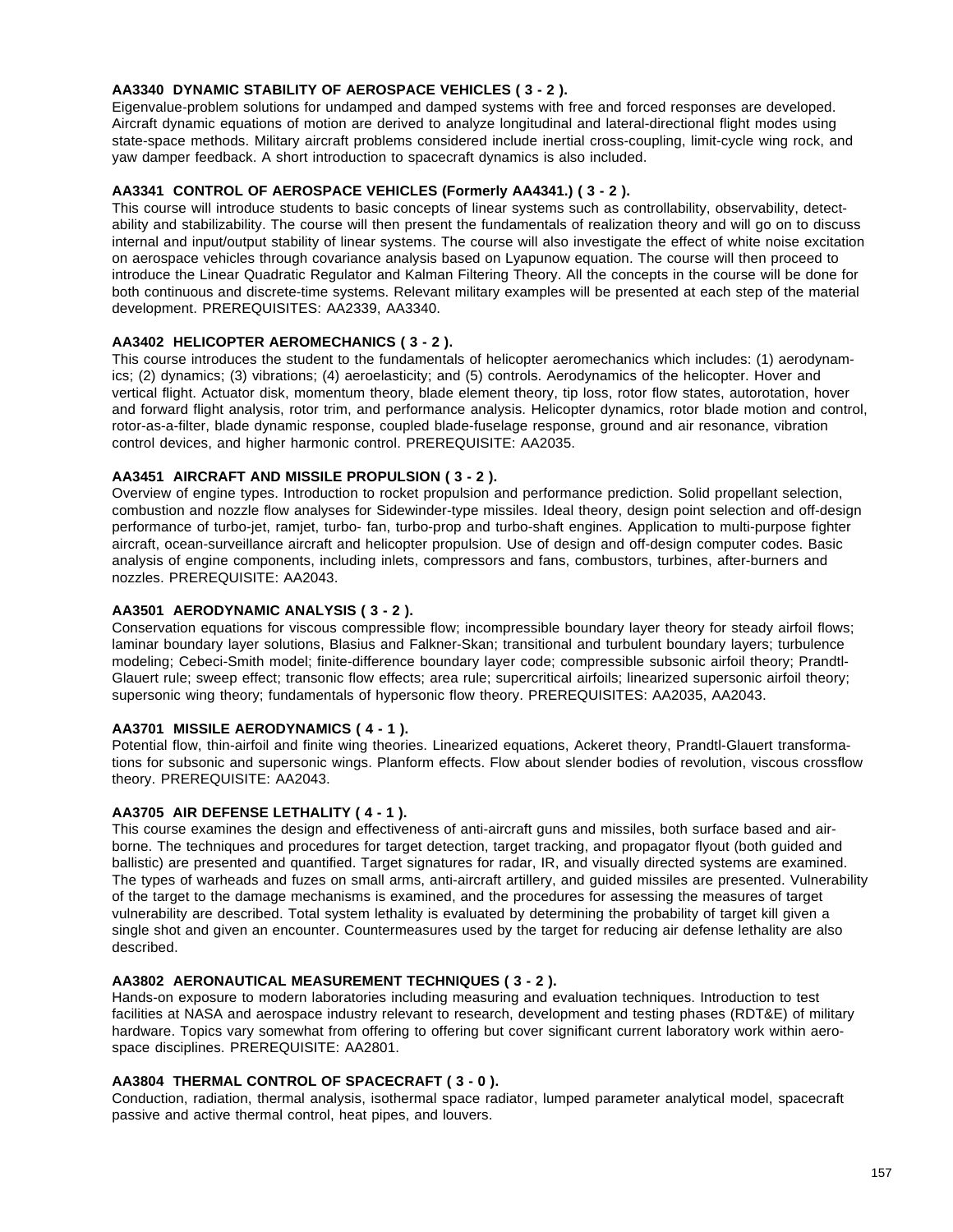**AA3340 DYNAMIC STABILITY OF AEROSPACE VEHICLES ( 3 - 2 ).**
Eigenvalue-problem solutions for undamped and damped systems with free and forced responses are developed. Aircraft dynamic equations of motion are derived to analyze longitudinal and lateral-directional flight modes using state-space methods. Military aircraft problems considered include inertial cross-coupling, limit-cycle wing rock, and yaw damper feedback. A short introduction to spacecraft dynamics is also included.

**AA3341 CONTROL OF AEROSPACE VEHICLES (Formerly AA4341.) ( 3 - 2 ).**
This course will introduce students to basic concepts of linear systems such as controllability, observability, detectability and stabilizability. The course will then present the fundamentals of realization theory and will go on to discuss internal and input/output stability of linear systems. The course will also investigate the effect of white noise excitation on aerospace vehicles through covariance analysis based on Lyapunow equation. The course will then proceed to introduce the Linear Quadratic Regulator and Kalman Filtering Theory. All the concepts in the course will be done for both continuous and discrete-time systems. Relevant military examples will be presented at each step of the material development. PREREQUISITES: AA2339, AA3340.

**AA3402 HELICOPTER AEROMECHANICS ( 3 - 2 ).**
This course introduces the student to the fundamentals of helicopter aeromechanics which includes: (1) aerodynamics; (2) dynamics; (3) vibrations; (4) aeroelasticity; and (5) controls. Aerodynamics of the helicopter. Hover and vertical flight. Actuator disk, momentum theory, blade element theory, tip loss, rotor flow states, autorotation, hover and forward flight analysis, rotor trim, and performance analysis. Helicopter dynamics, rotor blade motion and control, rotor-as-a-filter, blade dynamic response, coupled blade-fuselage response, ground and air resonance, vibration control devices, and higher harmonic control. PREREQUISITE: AA2035.

**AA3451 AIRCRAFT AND MISSILE PROPULSION ( 3 - 2 ).**
Overview of engine types. Introduction to rocket propulsion and performance prediction. Solid propellant selection, combustion and nozzle flow analyses for Sidewinder-type missiles. Ideal theory, design point selection and off-design performance of turbo-jet, ramjet, turbo- fan, turbo-prop and turbo-shaft engines. Application to multi-purpose fighter aircraft, ocean-surveillance aircraft and helicopter propulsion. Use of design and off-design computer codes. Basic analysis of engine components, including inlets, compressors and fans, combustors, turbines, after-burners and nozzles. PREREQUISITE: AA2043.

**AA3501 AERODYNAMIC ANALYSIS ( 3 - 2 ).**
Conservation equations for viscous compressible flow; incompressible boundary layer theory for steady airfoil flows; laminar boundary layer solutions, Blasius and Falkner-Skan; transitional and turbulent boundary layers; turbulence modeling; Cebeci-Smith model; finite-difference boundary layer code; compressible subsonic airfoil theory; Prandtl-Glauert rule; sweep effect; transonic flow effects; area rule; supercritical airfoils; linearized supersonic airfoil theory; supersonic wing theory; fundamentals of hypersonic flow theory. PREREQUISITES: AA2035, AA2043.

**AA3701 MISSILE AERODYNAMICS ( 4 - 1 ).**
Potential flow, thin-airfoil and finite wing theories. Linearized equations, Ackeret theory, Prandtl-Glauert transformations for subsonic and supersonic wings. Planform effects. Flow about slender bodies of revolution, viscous crossflow theory. PREREQUISITE: AA2043.

**AA3705 AIR DEFENSE LETHALITY ( 4 - 1 ).**
This course examines the design and effectiveness of anti-aircraft guns and missiles, both surface based and airborne. The techniques and procedures for target detection, target tracking, and propagator flyout (both guided and ballistic) are presented and quantified. Target signatures for radar, IR, and visually directed systems are examined. The types of warheads and fuzes on small arms, anti-aircraft artillery, and guided missiles are presented. Vulnerability of the target to the damage mechanisms is examined, and the procedures for assessing the measures of target vulnerability are described. Total system lethality is evaluated by determining the probability of target kill given a single shot and given an encounter. Countermeasures used by the target for reducing air defense lethality are also described.

**AA3802 AERONAUTICAL MEASUREMENT TECHNIQUES ( 3 - 2 ).**
Hands-on exposure to modern laboratories including measuring and evaluation techniques. Introduction to test facilities at NASA and aerospace industry relevant to research, development and testing phases (RDT&E) of military hardware. Topics vary somewhat from offering to offering but cover significant current laboratory work within aerospace disciplines. PREREQUISITE: AA2801.

**AA3804 THERMAL CONTROL OF SPACECRAFT ( 3 - 0 ).**
Conduction, radiation, thermal analysis, isothermal space radiator, lumped parameter analytical model, spacecraft passive and active thermal control, heat pipes, and louvers.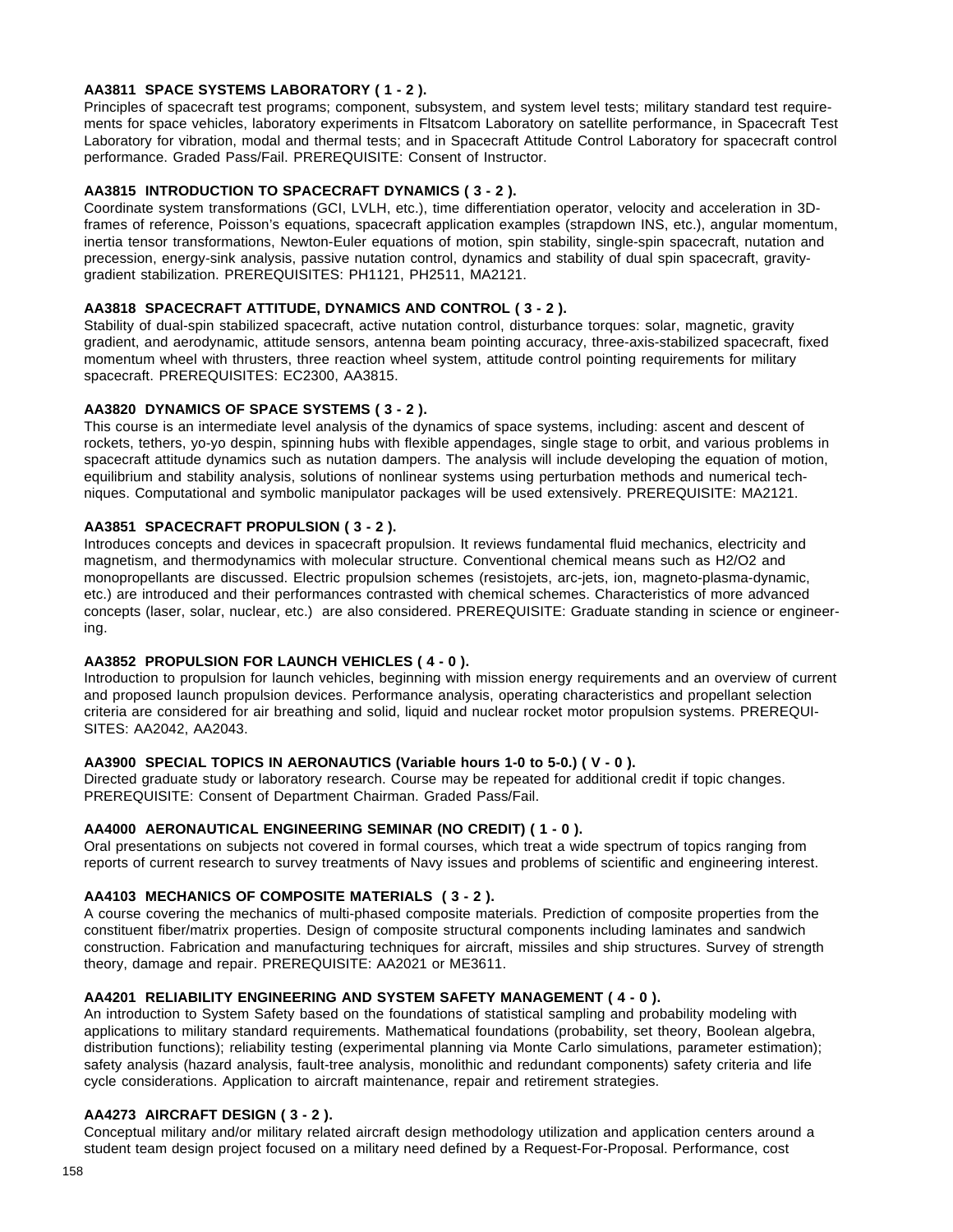**AA3811 SPACE SYSTEMS LABORATORY ( 1 - 2 ).**
Principles of spacecraft test programs; component, subsystem, and system level tests; military standard test requirements for space vehicles, laboratory experiments in Fltsatcom Laboratory on satellite performance, in Spacecraft Test Laboratory for vibration, modal and thermal tests; and in Spacecraft Attitude Control Laboratory for spacecraft control performance. Graded Pass/Fail. PREREQUISITE: Consent of Instructor.

**AA3815 INTRODUCTION TO SPACECRAFT DYNAMICS ( 3 - 2 ).**
Coordinate system transformations (GCI, LVLH, etc.), time differentiation operator, velocity and acceleration in 3D-frames of reference, Poisson's equations, spacecraft application examples (strapdown INS, etc.), angular momentum, inertia tensor transformations, Newton-Euler equations of motion, spin stability, single-spin spacecraft, nutation and precession, energy-sink analysis, passive nutation control, dynamics and stability of dual spin spacecraft, gravity-gradient stabilization. PREREQUISITES: PH1121, PH2511, MA2121.

**AA3818 SPACECRAFT ATTITUDE, DYNAMICS AND CONTROL ( 3 - 2 ).**
Stability of dual-spin stabilized spacecraft, active nutation control, disturbance torques: solar, magnetic, gravity gradient, and aerodynamic, attitude sensors, antenna beam pointing accuracy, three-axis-stabilized spacecraft, fixed momentum wheel with thrusters, three reaction wheel system, attitude control pointing requirements for military spacecraft. PREREQUISITES: EC2300, AA3815.

**AA3820 DYNAMICS OF SPACE SYSTEMS ( 3 - 2 ).**
This course is an intermediate level analysis of the dynamics of space systems, including: ascent and descent of rockets, tethers, yo-yo despin, spinning hubs with flexible appendages, single stage to orbit, and various problems in spacecraft attitude dynamics such as nutation dampers. The analysis will include developing the equation of motion, equilibrium and stability analysis, solutions of nonlinear systems using perturbation methods and numerical techniques. Computational and symbolic manipulator packages will be used extensively. PREREQUISITE: MA2121.

**AA3851 SPACECRAFT PROPULSION ( 3 - 2 ).**
Introduces concepts and devices in spacecraft propulsion. It reviews fundamental fluid mechanics, electricity and magnetism, and thermodynamics with molecular structure. Conventional chemical means such as $H_2/O_2$ and monopropellants are discussed. Electric propulsion schemes (resistojets, arc-jets, ion, magneto-plasma-dynamic, etc.) are introduced and their performances contrasted with chemical schemes. Characteristics of more advanced concepts (laser, solar, nuclear, etc.) are also considered. PREREQUISITE: Graduate standing in science or engineering.

**AA3852 PROPULSION FOR LAUNCH VEHICLES ( 4 - 0 ).**
Introduction to propulsion for launch vehicles, beginning with mission energy requirements and an overview of current and proposed launch propulsion devices. Performance analysis, operating characteristics and propellant selection criteria are considered for air breathing and solid, liquid and nuclear rocket motor propulsion systems. PREREQUISITES: AA2042, AA2043.

**AA3900 SPECIAL TOPICS IN AERONAUTICS (Variable hours 1-0 to 5-0.) ( V - 0 ).**
Directed graduate study or laboratory research. Course may be repeated for additional credit if topic changes. PREREQUISITE: Consent of Department Chairman. Graded Pass/Fail.

**AA4000 AERONAUTICAL ENGINEERING SEMINAR (NO CREDIT) ( 1 - 0 ).**
Oral presentations on subjects not covered in formal courses, which treat a wide spectrum of topics ranging from reports of current research to survey treatments of Navy issues and problems of scientific and engineering interest.

**AA4103 MECHANICS OF COMPOSITE MATERIALS ( 3 - 2 ).**
A course covering the mechanics of multi-phased composite materials. Prediction of composite properties from the constituent fiber/matrix properties. Design of composite structural components including laminates and sandwich construction. Fabrication and manufacturing techniques for aircraft, missiles and ship structures. Survey of strength theory, damage and repair. PREREQUISITE: AA2021 or ME3611.

**AA4201 RELIABILITY ENGINEERING AND SYSTEM SAFETY MANAGEMENT ( 4 - 0 ).**
An introduction to System Safety based on the foundations of statistical sampling and probability modeling with applications to military standard requirements. Mathematical foundations (probability, set theory, Boolean algebra, distribution functions); reliability testing (experimental planning via Monte Carlo simulations, parameter estimation); safety analysis (hazard analysis, fault-tree analysis, monolithic and redundant components) safety criteria and life cycle considerations. Application to aircraft maintenance, repair and retirement strategies.

**AA4273 AIRCRAFT DESIGN ( 3 - 2 ).**
Conceptual military and/or military related aircraft design methodology utilization and application centers around a student team design project focused on a military need defined by a Request-For-Proposal. Performance, cost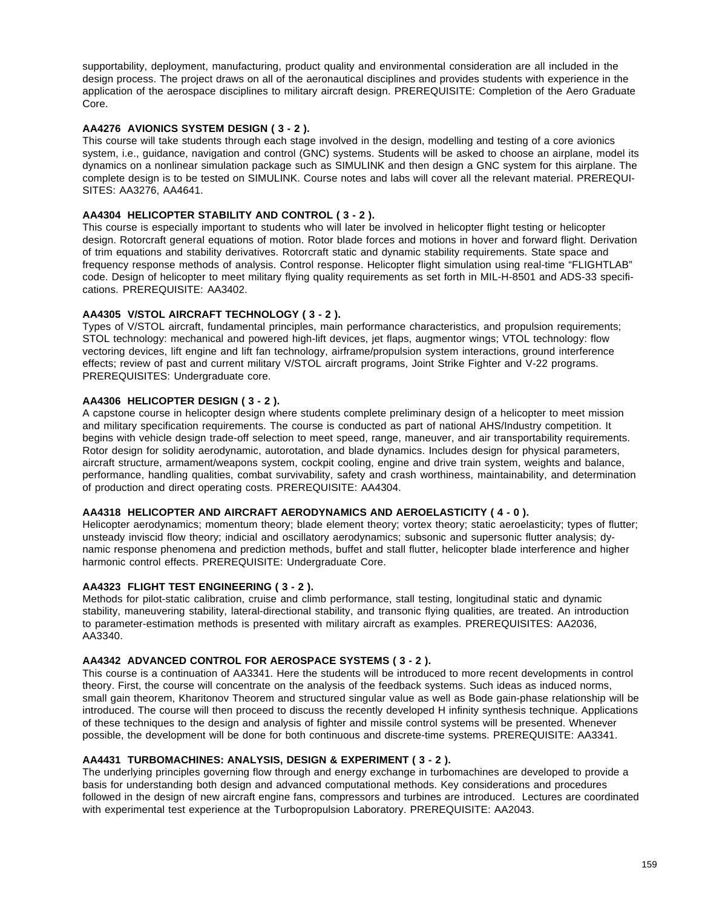supportability, deployment, manufacturing, product quality and environmental consideration are all included in the design process. The project draws on all of the aeronautical disciplines and provides students with experience in the application of the aerospace disciplines to military aircraft design. PREREQUISITE: Completion of the Aero Graduate Core.

**AA4276 AVIONICS SYSTEM DESIGN ( 3 - 2 ).**
This course will take students through each stage involved in the design, modelling and testing of a core avionics system, i.e., guidance, navigation and control (GNC) systems. Students will be asked to choose an airplane, model its dynamics on a nonlinear simulation package such as SIMULINK and then design a GNC system for this airplane. The complete design is to be tested on SIMULINK. Course notes and labs will cover all the relevant material. PREREQUISITES: AA3276, AA4641.

**AA4304 HELICOPTER STABILITY AND CONTROL ( 3 - 2 ).**
This course is especially important to students who will later be involved in helicopter flight testing or helicopter design. Rotorcraft general equations of motion. Rotor blade forces and motions in hover and forward flight. Derivation of trim equations and stability derivatives. Rotorcraft static and dynamic stability requirements. State space and frequency response methods of analysis. Control response. Helicopter flight simulation using real-time “FLIGHTLAB” code. Design of helicopter to meet military flying quality requirements as set forth in MIL-H-8501 and ADS-33 specifications. PREREQUISITE: AA3402.

**AA4305 V/STOL AIRCRAFT TECHNOLOGY ( 3 - 2 ).**
Types of V/STOL aircraft, fundamental principles, main performance characteristics, and propulsion requirements; STOL technology: mechanical and powered high-lift devices, jet flaps, augmentor wings; VTOL technology: flow vectoring devices, lift engine and lift fan technology, airframe/propulsion system interactions, ground interference effects; review of past and current military V/STOL aircraft programs, Joint Strike Fighter and V-22 programs. PREREQUISITES: Undergraduate core.

**AA4306 HELICOPTER DESIGN ( 3 - 2 ).**
A capstone course in helicopter design where students complete preliminary design of a helicopter to meet mission and military specification requirements. The course is conducted as part of national AHS/Industry competition. It begins with vehicle design trade-off selection to meet speed, range, maneuver, and air transportability requirements. Rotor design for solidity aerodynamic, autorotation, and blade dynamics. Includes design for physical parameters, aircraft structure, armament/weapons system, cockpit cooling, engine and drive train system, weights and balance, performance, handling qualities, combat survivability, safety and crash worthiness, maintainability, and determination of production and direct operating costs. PREREQUISITE: AA4304.

**AA4318 HELICOPTER AND AIRCRAFT AERODYNAMICS AND AEROELASTICITY ( 4 - 0 ).**
Helicopter aerodynamics; momentum theory; blade element theory; vortex theory; static aeroelasticity; types of flutter; unsteady inviscid flow theory; indicial and oscillatory aerodynamics; subsonic and supersonic flutter analysis; dynamic response phenomena and prediction methods, buffet and stall flutter, helicopter blade interference and higher harmonic control effects. PREREQUISITE: Undergraduate Core.

**AA4323 FLIGHT TEST ENGINEERING ( 3 - 2 ).**
Methods for pilot-static calibration, cruise and climb performance, stall testing, longitudinal static and dynamic stability, maneuvering stability, lateral-directional stability, and transonic flying qualities, are treated. An introduction to parameter-estimation methods is presented with military aircraft as examples. PREREQUISITES: AA2036, AA3340.

**AA4342 ADVANCED CONTROL FOR AEROSPACE SYSTEMS ( 3 - 2 ).**
This course is a continuation of AA3341. Here the students will be introduced to more recent developments in control theory. First, the course will concentrate on the analysis of the feedback systems. Such ideas as induced norms, small gain theorem, Kharitonov Theorem and structured singular value as well as Bode gain-phase relationship will be introduced. The course will then proceed to discuss the recently developed H infinity synthesis technique. Applications of these techniques to the design and analysis of fighter and missile control systems will be presented. Whenever possible, the development will be done for both continuous and discrete-time systems. PREREQUISITE: AA3341.

**AA4431 TURBOMACHINES: ANALYSIS, DESIGN & EXPERIMENT ( 3 - 2 ).**
The underlying principles governing flow through and energy exchange in turbomachines are developed to provide a basis for understanding both design and advanced computational methods. Key considerations and procedures followed in the design of new aircraft engine fans, compressors and turbines are introduced. Lectures are coordinated with experimental test experience at the Turbopropulsion Laboratory. PREREQUISITE: AA2043.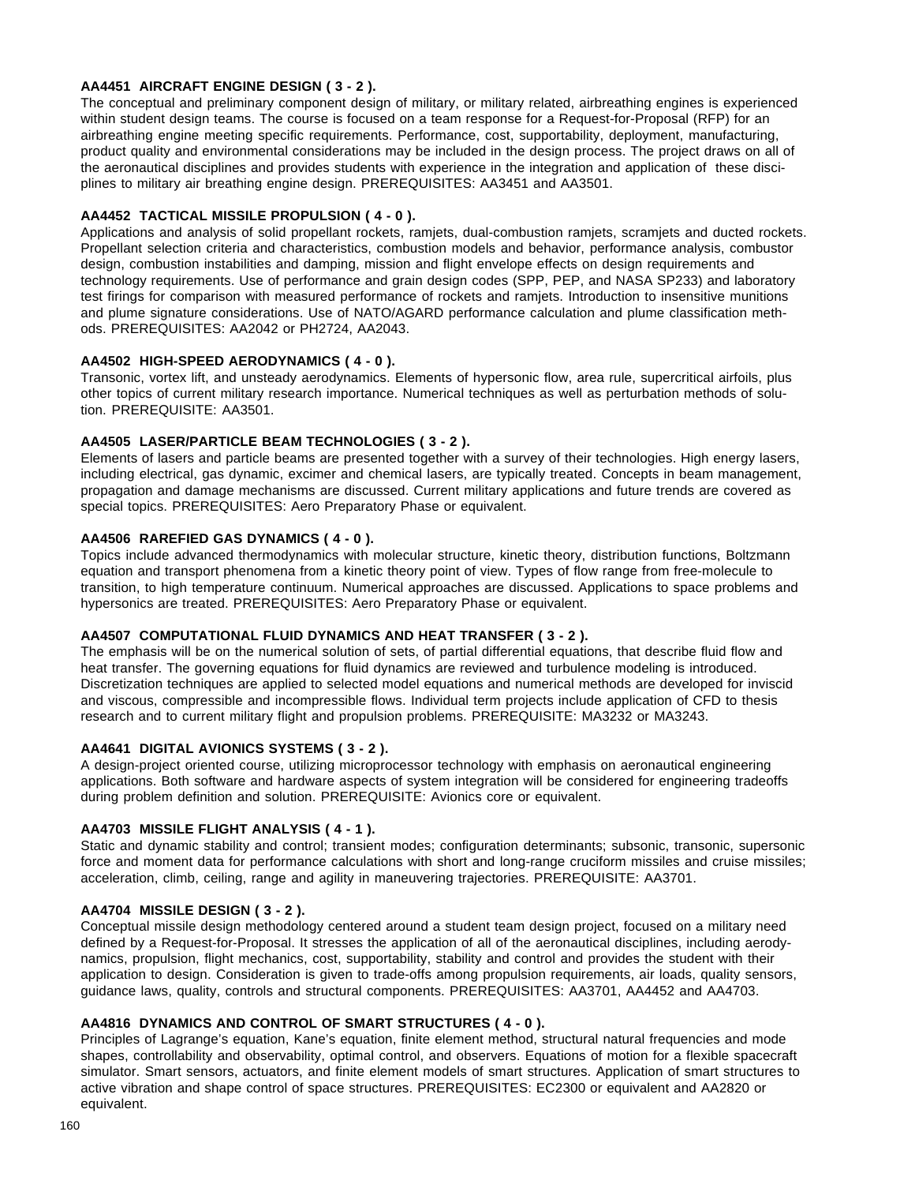**AA4451 AIRCRAFT ENGINE DESIGN ( 3 - 2 ).**
The conceptual and preliminary component design of military, or military related, airbreathing engines is experienced within student design teams. The course is focused on a team response for a Request-for-Proposal (RFP) for an airbreathing engine meeting specific requirements. Performance, cost, supportability, deployment, manufacturing, product quality and environmental considerations may be included in the design process. The project draws on all of the aeronautical disciplines and provides students with experience in the integration and application of these disciplines to military air breathing engine design. PREREQUISITES: AA3451 and AA3501.

**AA4452 TACTICAL MISSILE PROPULSION ( 4 - 0 ).**
Applications and analysis of solid propellant rockets, ramjets, dual-combustion ramjets, scramjets and ducted rockets. Propellant selection criteria and characteristics, combustion models and behavior, performance analysis, combustor design, combustion instabilities and damping, mission and flight envelope effects on design requirements and technology requirements. Use of performance and grain design codes (SPP, PEP, and NASA SP233) and laboratory test firings for comparison with measured performance of rockets and ramjets. Introduction to insensitive munitions and plume signature considerations. Use of NATO/AGARD performance calculation and plume classification methods. PREREQUISITES: AA2042 or PH2724, AA2043.

**AA4502 HIGH-SPEED AERODYNAMICS ( 4 - 0 ).**
Transonic, vortex lift, and unsteady aerodynamics. Elements of hypersonic flow, area rule, supercritical airfoils, plus other topics of current military research importance. Numerical techniques as well as perturbation methods of solution. PREREQUISITE: AA3501.

**AA4505 LASER/PARTICLE BEAM TECHNOLOGIES ( 3 - 2 ).**
Elements of lasers and particle beams are presented together with a survey of their technologies. High energy lasers, including electrical, gas dynamic, excimer and chemical lasers, are typically treated. Concepts in beam management, propagation and damage mechanisms are discussed. Current military applications and future trends are covered as special topics. PREREQUISITES: Aero Preparatory Phase or equivalent.

**AA4506 RAREFIED GAS DYNAMICS ( 4 - 0 ).**
Topics include advanced thermodynamics with molecular structure, kinetic theory, distribution functions, Boltzmann equation and transport phenomena from a kinetic theory point of view. Types of flow range from free-molecule to transition, to high temperature continuum. Numerical approaches are discussed. Applications to space problems and hypersonics are treated. PREREQUISITES: Aero Preparatory Phase or equivalent.

**AA4507 COMPUTATIONAL FLUID DYNAMICS AND HEAT TRANSFER ( 3 - 2 ).**
The emphasis will be on the numerical solution of sets, of partial differential equations, that describe fluid flow and heat transfer. The governing equations for fluid dynamics are reviewed and turbulence modeling is introduced. Discretization techniques are applied to selected model equations and numerical methods are developed for inviscid and viscous, compressible and incompressible flows. Individual term projects include application of CFD to thesis research and to current military flight and propulsion problems. PREREQUISITE: MA3232 or MA3243.

**AA4641 DIGITAL AVIONICS SYSTEMS ( 3 - 2 ).**
A design-project oriented course, utilizing microprocessor technology with emphasis on aeronautical engineering applications. Both software and hardware aspects of system integration will be considered for engineering tradeoffs during problem definition and solution. PREREQUISITE: Avionics core or equivalent.

**AA4703 MISSILE FLIGHT ANALYSIS ( 4 - 1 ).**
Static and dynamic stability and control; transient modes; configuration determinants; subsonic, transonic, supersonic force and moment data for performance calculations with short and long-range cruciform missiles and cruise missiles; acceleration, climb, ceiling, range and agility in maneuvering trajectories. PREREQUISITE: AA3701.

**AA4704 MISSILE DESIGN ( 3 - 2 ).**
Conceptual missile design methodology centered around a student team design project, focused on a military need defined by a Request-for-Proposal. It stresses the application of all of the aeronautical disciplines, including aerodynamics, propulsion, flight mechanics, cost, supportability, stability and control and provides the student with their application to design. Consideration is given to trade-offs among propulsion requirements, air loads, quality sensors, guidance laws, quality, controls and structural components. PREREQUISITES: AA3701, AA4452 and AA4703.

**AA4816 DYNAMICS AND CONTROL OF SMART STRUCTURES ( 4 - 0 ).**
Principles of Lagrange's equation, Kane's equation, finite element method, structural natural frequencies and mode shapes, controllability and observability, optimal control, and observers. Equations of motion for a flexible spacecraft simulator. Smart sensors, actuators, and finite element models of smart structures. Application of smart structures to active vibration and shape control of space structures. PREREQUISITES: EC2300 or equivalent and AA2820 or equivalent.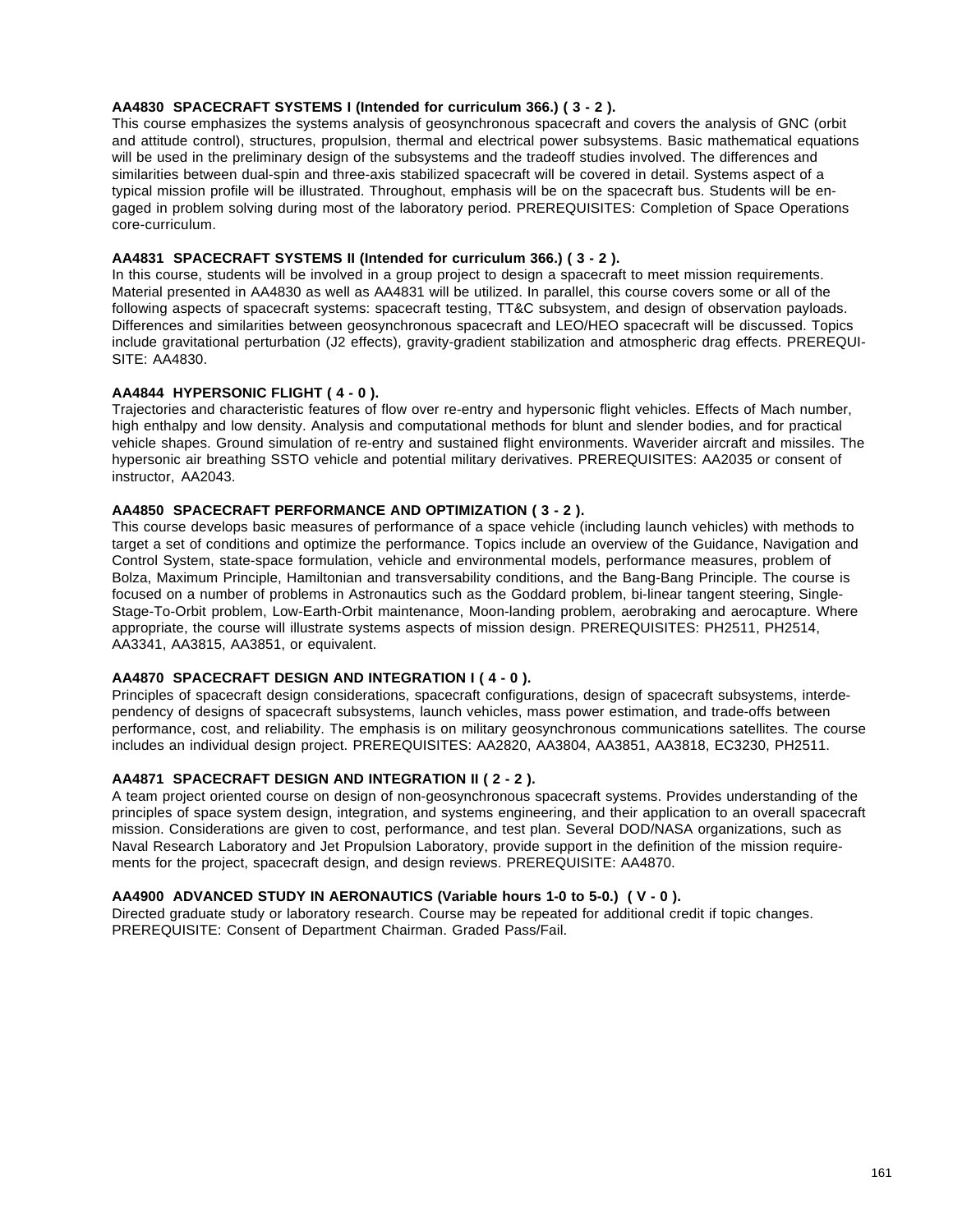**AA4830 SPACECRAFT SYSTEMS I (Intended for curriculum 366.) ( 3 - 2 ).**
This course emphasizes the systems analysis of geosynchronous spacecraft and covers the analysis of GNC (orbit and attitude control), structures, propulsion, thermal and electrical power subsystems. Basic mathematical equations will be used in the preliminary design of the subsystems and the tradeoff studies involved. The differences and similarities between dual-spin and three-axis stabilized spacecraft will be covered in detail. Systems aspect of a typical mission profile will be illustrated. Throughout, emphasis will be on the spacecraft bus. Students will be engaged in problem solving during most of the laboratory period. PREREQUISITES: Completion of Space Operations core-curriculum.

**AA4831 SPACECRAFT SYSTEMS II (Intended for curriculum 366.) ( 3 - 2 ).**
In this course, students will be involved in a group project to design a spacecraft to meet mission requirements. Material presented in AA4830 as well as AA4831 will be utilized. In parallel, this course covers some or all of the following aspects of spacecraft systems: spacecraft testing, TT&C subsystem, and design of observation payloads. Differences and similarities between geosynchronous spacecraft and LEO/HEO spacecraft will be discussed. Topics include gravitational perturbation (J2 effects), gravity-gradient stabilization and atmospheric drag effects. PREREQUISITE: AA4830.

**AA4844 HYPERSONIC FLIGHT ( 4 - 0 ).**
Trajectories and characteristic features of flow over re-entry and hypersonic flight vehicles. Effects of Mach number, high enthalpy and low density. Analysis and computational methods for blunt and slender bodies, and for practical vehicle shapes. Ground simulation of re-entry and sustained flight environments. Waverider aircraft and missiles. The hypersonic air breathing SSTO vehicle and potential military derivatives. PREREQUISITES: AA2035 or consent of instructor, AA2043.

**AA4850 SPACECRAFT PERFORMANCE AND OPTIMIZATION ( 3 - 2 ).**
This course develops basic measures of performance of a space vehicle (including launch vehicles) with methods to target a set of conditions and optimize the performance. Topics include an overview of the Guidance, Navigation and Control System, state-space formulation, vehicle and environmental models, performance measures, problem of Bolza, Maximum Principle, Hamiltonian and transversability conditions, and the Bang-Bang Principle. The course is focused on a number of problems in Astronautics such as the Goddard problem, bi-linear tangent steering, Single-Stage-To-Orbit problem, Low-Earth-Orbit maintenance, Moon-landing problem, aerobraking and aerocapture. Where appropriate, the course will illustrate systems aspects of mission design. PREREQUISITES: PH2511, PH2514, AA3341, AA3815, AA3851, or equivalent.

**AA4870 SPACECRAFT DESIGN AND INTEGRATION I ( 4 - 0 ).**
Principles of spacecraft design considerations, spacecraft configurations, design of spacecraft subsystems, interdependency of designs of spacecraft subsystems, launch vehicles, mass power estimation, and trade-offs between performance, cost, and reliability. The emphasis is on military geosynchronous communications satellites. The course includes an individual design project. PREREQUISITES: AA2820, AA3804, AA3851, AA3818, EC3230, PH2511.

**AA4871 SPACECRAFT DESIGN AND INTEGRATION II ( 2 - 2 ).**
A team project oriented course on design of non-geosynchronous spacecraft systems. Provides understanding of the principles of space system design, integration, and systems engineering, and their application to an overall spacecraft mission. Considerations are given to cost, performance, and test plan. Several DOD/NASA organizations, such as Naval Research Laboratory and Jet Propulsion Laboratory, provide support in the definition of the mission requirements for the project, spacecraft design, and design reviews. PREREQUISITE: AA4870.

**AA4900 ADVANCED STUDY IN AERONAUTICS (Variable hours 1-0 to 5-0.) ( V - 0 ).**
Directed graduate study or laboratory research. Course may be repeated for additional credit if topic changes. PREREQUISITE: Consent of Department Chairman. Graded Pass/Fail.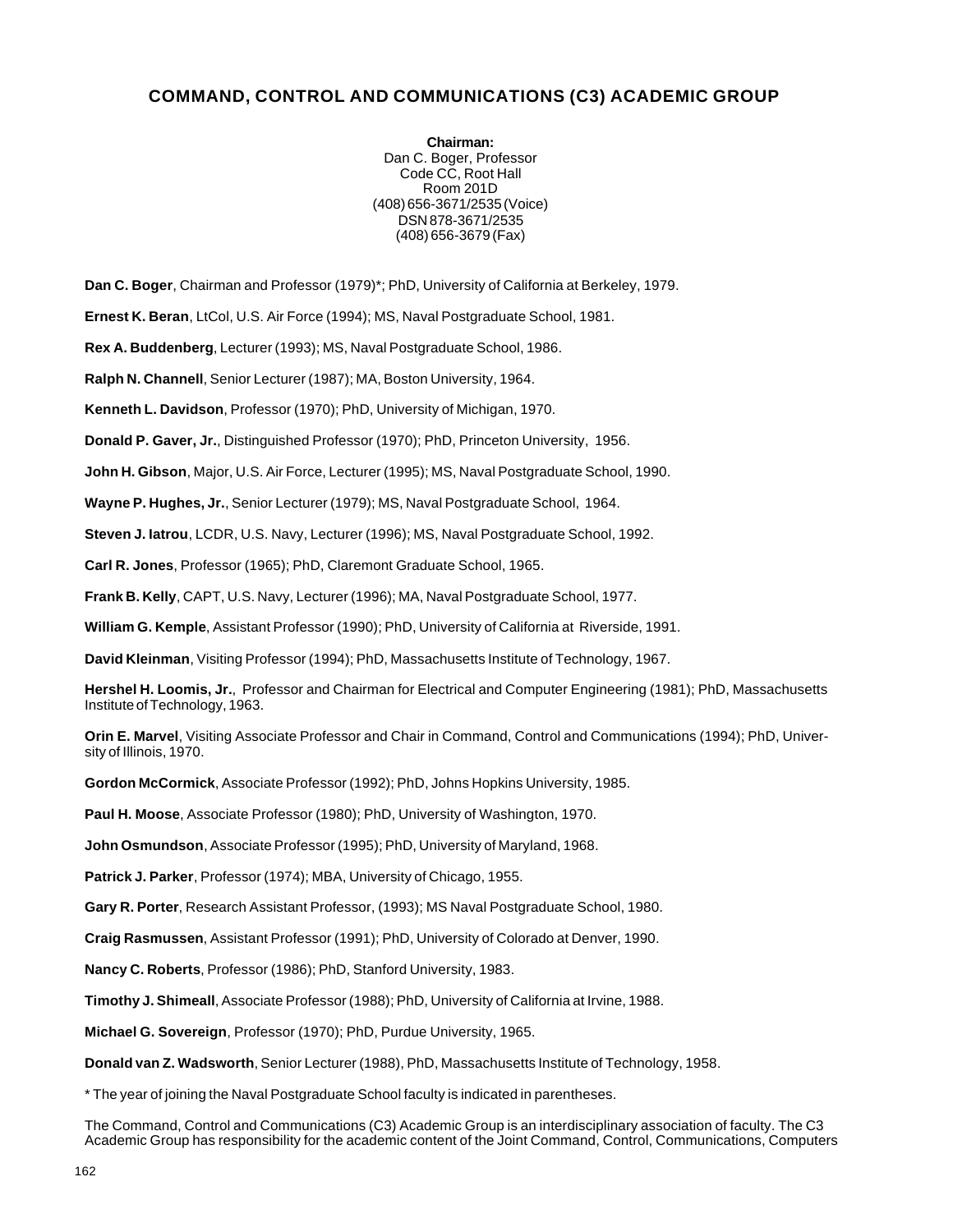## COMMAND, CONTROL AND COMMUNICATIONS (C3) ACADEMIC GROUP

**Chairman:**
Dan C. Boger, Professor
Code CC, Root Hall
Room 201D
(408) 656-3671/2535 (Voice)
DSN 878-3671/2535
(408) 656-3679 (Fax)

**Dan C. Boger**, Chairman and Professor (1979)*; PhD, University of California at Berkeley, 1979.

**Ernest K. Beran**, LtCol, U.S. Air Force (1994); MS, Naval Postgraduate School, 1981.

**Rex A. Buddenberg**, Lecturer (1993); MS, Naval Postgraduate School, 1986.

**Ralph N. Channell**, Senior Lecturer (1987); MA, Boston University, 1964.

**Kenneth L. Davidson**, Professor (1970); PhD, University of Michigan, 1970.

**Donald P. Gaver, Jr.**, Distinguished Professor (1970); PhD, Princeton University, 1956.

**John H. Gibson**, Major, U.S. Air Force, Lecturer (1995); MS, Naval Postgraduate School, 1990.

**Wayne P. Hughes, Jr.**, Senior Lecturer (1979); MS, Naval Postgraduate School, 1964.

**Steven J. Iatrou**, LCDR, U.S. Navy, Lecturer (1996); MS, Naval Postgraduate School, 1992.

**Carl R. Jones**, Professor (1965); PhD, Claremont Graduate School, 1965.

**Frank B. Kelly**, CAPT, U.S. Navy, Lecturer (1996); MA, Naval Postgraduate School, 1977.

**William G. Kemple**, Assistant Professor (1990); PhD, University of California at Riverside, 1991.

**David Kleinman**, Visiting Professor (1994); PhD, Massachusetts Institute of Technology, 1967.

**Hershel H. Loomis, Jr.**, Professor and Chairman for Electrical and Computer Engineering (1981); PhD, Massachusetts Institute of Technology, 1963.

**Orin E. Marvel**, Visiting Associate Professor and Chair in Command, Control and Communications (1994); PhD, University of Illinois, 1970.

**Gordon McCormick**, Associate Professor (1992); PhD, Johns Hopkins University, 1985.

**Paul H. Moose**, Associate Professor (1980); PhD, University of Washington, 1970.

**John Osmundson**, Associate Professor (1995); PhD, University of Maryland, 1968.

**Patrick J. Parker**, Professor (1974); MBA, University of Chicago, 1955.

**Gary R. Porter**, Research Assistant Professor, (1993); MS Naval Postgraduate School, 1980.

**Craig Rasmussen**, Assistant Professor (1991); PhD, University of Colorado at Denver, 1990.

**Nancy C. Roberts**, Professor (1986); PhD, Stanford University, 1983.

**Timothy J. Shimeall**, Associate Professor (1988); PhD, University of California at Irvine, 1988.

**Michael G. Sovereign**, Professor (1970); PhD, Purdue University, 1965.

**Donald van Z. Wadsworth**, Senior Lecturer (1988), PhD, Massachusetts Institute of Technology, 1958.

* The year of joining the Naval Postgraduate School faculty is indicated in parentheses.

The Command, Control and Communications (C3) Academic Group is an interdisciplinary association of faculty. The C3 Academic Group has responsibility for the academic content of the Joint Command, Control, Communications, Computers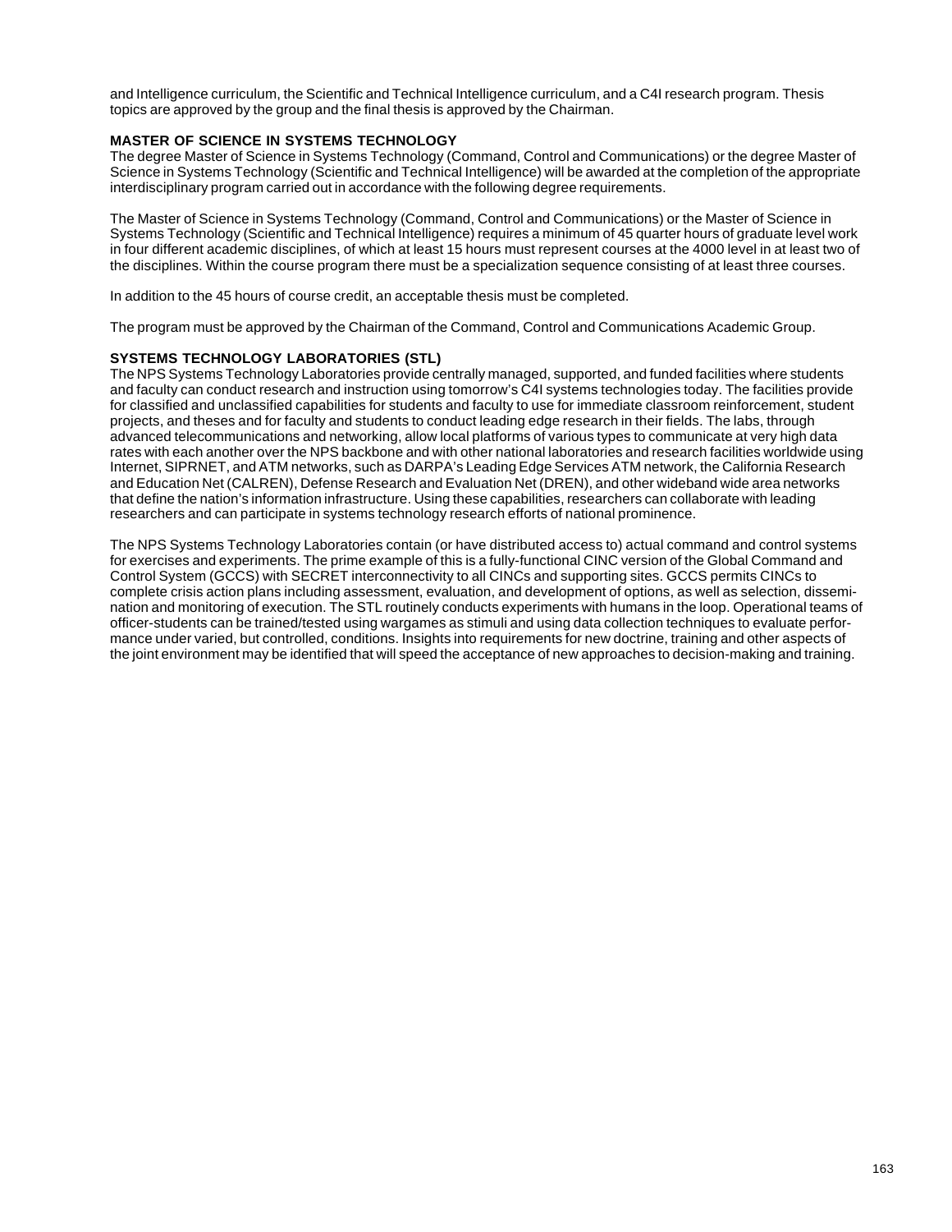and Intelligence curriculum, the Scientific and Technical Intelligence curriculum, and a C4I research program. Thesis topics are approved by the group and the final thesis is approved by the Chairman.

## MASTER OF SCIENCE IN SYSTEMS TECHNOLOGY

The degree Master of Science in Systems Technology (Command, Control and Communications) or the degree Master of Science in Systems Technology (Scientific and Technical Intelligence) will be awarded at the completion of the appropriate interdisciplinary program carried out in accordance with the following degree requirements.

The Master of Science in Systems Technology (Command, Control and Communications) or the Master of Science in Systems Technology (Scientific and Technical Intelligence) requires a minimum of 45 quarter hours of graduate level work in four different academic disciplines, of which at least 15 hours must represent courses at the 4000 level in at least two of the disciplines. Within the course program there must be a specialization sequence consisting of at least three courses.

In addition to the 45 hours of course credit, an acceptable thesis must be completed.

The program must be approved by the Chairman of the Command, Control and Communications Academic Group.

## SYSTEMS TECHNOLOGY LABORATORIES (STL)

The NPS Systems Technology Laboratories provide centrally managed, supported, and funded facilities where students and faculty can conduct research and instruction using tomorrow's C4I systems technologies today. The facilities provide for classified and unclassified capabilities for students and faculty to use for immediate classroom reinforcement, student projects, and theses and for faculty and students to conduct leading edge research in their fields. The labs, through advanced telecommunications and networking, allow local platforms of various types to communicate at very high data rates with each other over the NPS backbone and with other national laboratories and research facilities worldwide using Internet, SIPRNET, and ATM networks, such as DARPA's Leading Edge Services ATM network, the California Research and Education Net (CALREN), Defense Research and Evaluation Net (DREN), and other wideband wide area networks that define the nation's information infrastructure. Using these capabilities, researchers can collaborate with leading researchers and can participate in systems technology research efforts of national prominence.

The NPS Systems Technology Laboratories contain (or have distributed access to) actual command and control systems for exercises and experiments. The prime example of this is a fully-functional CINC version of the Global Command and Control System (GCCS) with SECRET interconnectivity to all CINCs and supporting sites. GCCS permits CINCs to complete crisis action plans including assessment, evaluation, and development of options, as well as selection, dissemination and monitoring of execution. The STL routinely conducts experiments with humans in the loop. Operational teams of officer-students can be trained/tested using wargames as stimuli and using data collection techniques to evaluate performance under varied, but controlled, conditions. Insights into requirements for new doctrine, training and other aspects of the joint environment may be identified that will speed the acceptance of new approaches to decision-making and training.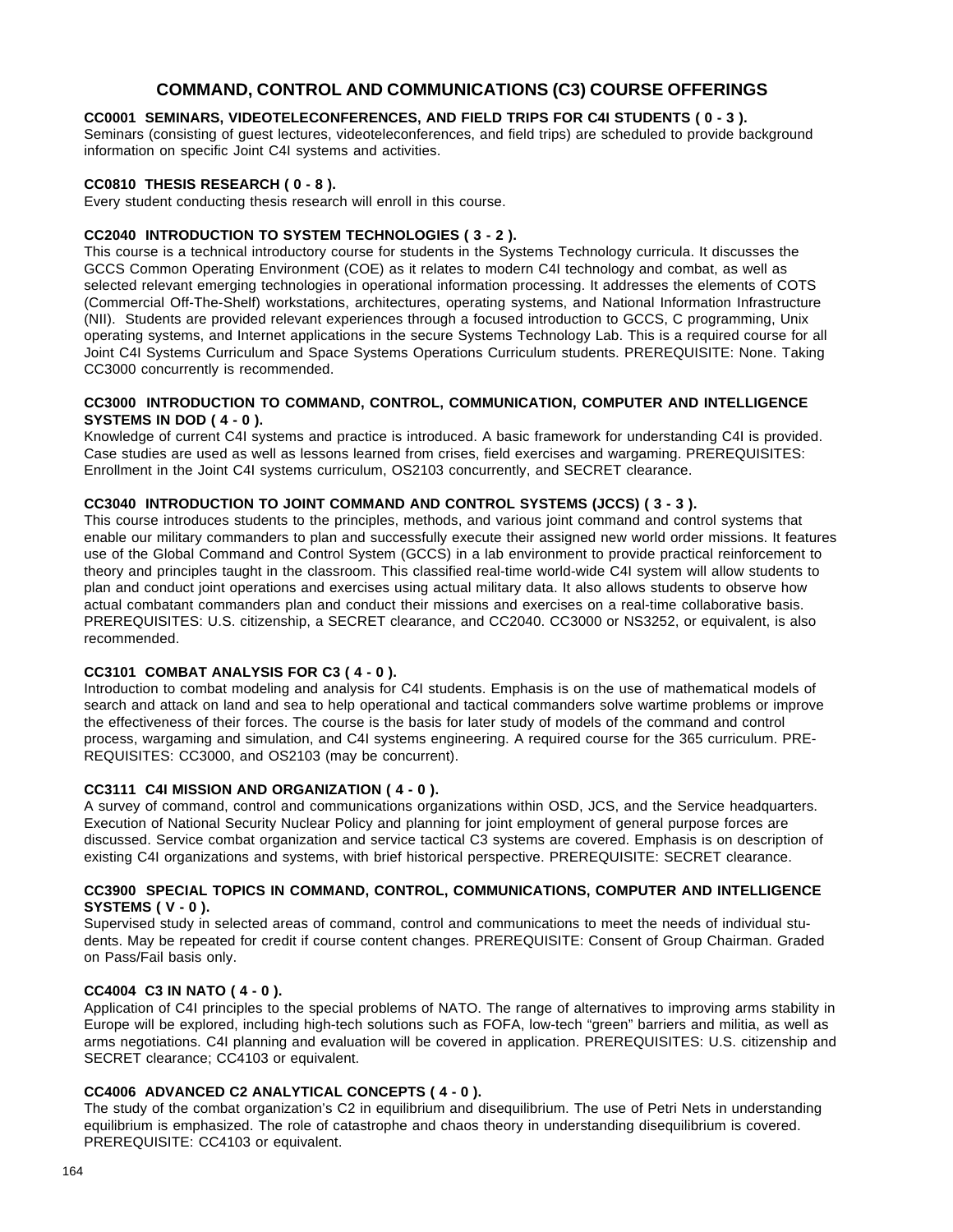# COMMAND, CONTROL AND COMMUNICATIONS (C3) COURSE OFFERINGS

**CC0001 SEMINARS, VIDEOTELECONFERENCES, AND FIELD TRIPS FOR C4I STUDENTS ( 0 - 3 ).**
Seminars (consisting of guest lectures, videoteleconferences, and field trips) are scheduled to provide background information on specific Joint C4I systems and activities.

**CC0810 THESIS RESEARCH ( 0 - 8 ).**
Every student conducting thesis research will enroll in this course.

**CC2040 INTRODUCTION TO SYSTEM TECHNOLOGIES ( 3 - 2 ).**
This course is a technical introductory course for students in the Systems Technology curricula. It discusses the GCCS Common Operating Environment (COE) as it relates to modern C4I technology and combat, as well as selected relevant emerging technologies in operational information processing. It addresses the elements of COTS (Commercial Off-The-Shelf) workstations, architectures, operating systems, and National Information Infrastructure (NII). Students are provided relevant experiences through a focused introduction to GCCS, C programming, Unix operating systems, and Internet applications in the secure Systems Technology Lab. This is a required course for all Joint C4I Systems Curriculum and Space Systems Operations Curriculum students. PREREQUISITE: None. Taking CC3000 concurrently is recommended.

**CC3000 INTRODUCTION TO COMMAND, CONTROL, COMMUNICATION, COMPUTER AND INTELLIGENCE SYSTEMS IN DOD ( 4 - 0 ).**
Knowledge of current C4I systems and practice is introduced. A basic framework for understanding C4I is provided. Case studies are used as well as lessons learned from crises, field exercises and wargaming. PREREQUISITES: Enrollment in the Joint C4I systems curriculum, OS2103 concurrently, and SECRET clearance.

**CC3040 INTRODUCTION TO JOINT COMMAND AND CONTROL SYSTEMS (JCCS) ( 3 - 3 ).**
This course introduces students to the principles, methods, and various joint command and control systems that enable our military commanders to plan and successfully execute their assigned new world order missions. It features use of the Global Command and Control System (GCCS) in a lab environment to provide practical reinforcement to theory and principles taught in the classroom. This classified real-time world-wide C4I system will allow students to plan and conduct joint operations and exercises using actual military data. It also allows students to observe how actual combatant commanders plan and conduct their missions and exercises on a real-time collaborative basis. PREREQUISITES: U.S. citizenship, a SECRET clearance, and CC2040. CC3000 or NS3252, or equivalent, is also recommended.

**CC3101 COMBAT ANALYSIS FOR C3 ( 4 - 0 ).**
Introduction to combat modeling and analysis for C4I students. Emphasis is on the use of mathematical models of search and attack on land and sea to help operational and tactical commanders solve wartime problems or improve the effectiveness of their forces. The course is the basis for later study of models of the command and control process, wargaming and simulation, and C4I systems engineering. A required course for the 365 curriculum. PRE-REQUISITES: CC3000, and OS2103 (may be concurrent).

**CC3111 C4I MISSION AND ORGANIZATION ( 4 - 0 ).**
A survey of command, control and communications organizations within OSD, JCS, and the Service headquarters. Execution of National Security Nuclear Policy and planning for joint employment of general purpose forces are discussed. Service combat organization and service tactical C3 systems are covered. Emphasis is on description of existing C4I organizations and systems, with brief historical perspective. PREREQUISITE: SECRET clearance.

**CC3900 SPECIAL TOPICS IN COMMAND, CONTROL, COMMUNICATIONS, COMPUTER AND INTELLIGENCE SYSTEMS ( V - 0 ).**
Supervised study in selected areas of command, control and communications to meet the needs of individual students. May be repeated for credit if course content changes. PREREQUISITE: Consent of Group Chairman. Graded on Pass/Fail basis only.

**CC4004 C3 IN NATO ( 4 - 0 ).**
Application of C4I principles to the special problems of NATO. The range of alternatives to improving arms stability in Europe will be explored, including high-tech solutions such as FOFA, low-tech "green" barriers and militia, as well as arms negotiations. C4I planning and evaluation will be covered in application. PREREQUISITES: U.S. citizenship and SECRET clearance; CC4103 or equivalent.

**CC4006 ADVANCED C2 ANALYTICAL CONCEPTS ( 4 - 0 ).**
The study of the combat organization's C2 in equilibrium and disequilibrium. The use of Petri Nets in understanding equilibrium is emphasized. The role of catastrophe and chaos theory in understanding disequilibrium is covered. PREREQUISITE: CC4103 or equivalent.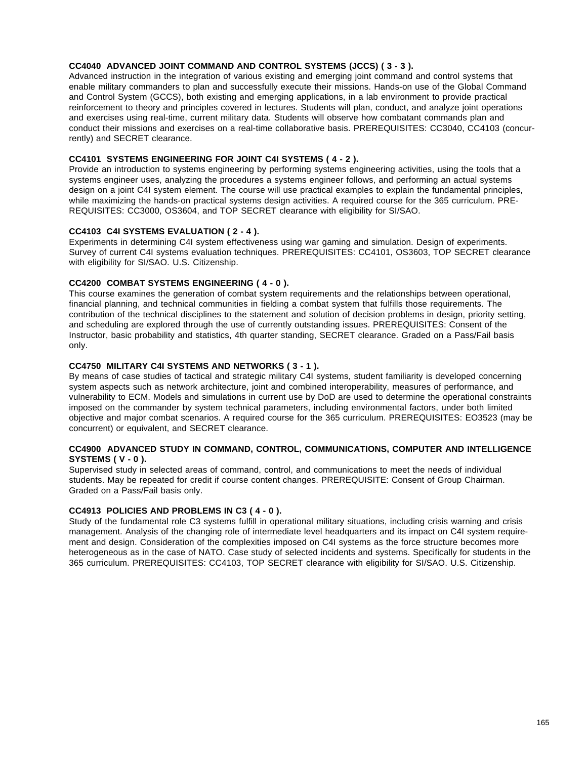**CC4040 ADVANCED JOINT COMMAND AND CONTROL SYSTEMS (JCCS) ( 3 - 3 ).**
Advanced instruction in the integration of various existing and emerging joint command and control systems that enable military commanders to plan and successfully execute their missions. Hands-on use of the Global Command and Control System (GCCS), both existing and emerging applications, in a lab environment to provide practical reinforcement to theory and principles covered in lectures. Students will plan, conduct, and analyze joint operations and exercises using real-time, current military data. Students will observe how combatant commands plan and conduct their missions and exercises on a real-time collaborative basis. PREREQUISITES: CC3040, CC4103 (concurrently) and SECRET clearance.

**CC4101 SYSTEMS ENGINEERING FOR JOINT C4I SYSTEMS ( 4 - 2 ).**
Provide an introduction to systems engineering by performing systems engineering activities, using the tools that a systems engineer uses, analyzing the procedures a systems engineer follows, and performing an actual systems design on a joint C4I system element. The course will use practical examples to explain the fundamental principles, while maximizing the hands-on practical systems design activities. A required course for the 365 curriculum. PREREQUISITES: CC3000, OS3604, and TOP SECRET clearance with eligibility for SI/SAO.

**CC4103 C4I SYSTEMS EVALUATION ( 2 - 4 ).**
Experiments in determining C4I system effectiveness using war gaming and simulation. Design of experiments. Survey of current C4I systems evaluation techniques. PREREQUISITES: CC4101, OS3603, TOP SECRET clearance with eligibility for SI/SAO. U.S. Citizenship.

**CC4200 COMBAT SYSTEMS ENGINEERING ( 4 - 0 ).**
This course examines the generation of combat system requirements and the relationships between operational, financial planning, and technical communities in fielding a combat system that fulfills those requirements. The contribution of the technical disciplines to the statement and solution of decision problems in design, priority setting, and scheduling are explored through the use of currently outstanding issues. PREREQUISITES: Consent of the Instructor, basic probability and statistics, 4th quarter standing, SECRET clearance. Graded on a Pass/Fail basis only.

**CC4750 MILITARY C4I SYSTEMS AND NETWORKS ( 3 - 1 ).**
By means of case studies of tactical and strategic military C4I systems, student familiarity is developed concerning system aspects such as network architecture, joint and combined interoperability, measures of performance, and vulnerability to ECM. Models and simulations in current use by DoD are used to determine the operational constraints imposed on the commander by system technical parameters, including environmental factors, under both limited objective and major combat scenarios. A required course for the 365 curriculum. PREREQUISITES: EO3523 (may be concurrent) or equivalent, and SECRET clearance.

**CC4900 ADVANCED STUDY IN COMMAND, CONTROL, COMMUNICATIONS, COMPUTER AND INTELLIGENCE SYSTEMS ( V - 0 ).**
Supervised study in selected areas of command, control, and communications to meet the needs of individual students. May be repeated for credit if course content changes. PREREQUISITE: Consent of Group Chairman. Graded on a Pass/Fail basis only.

**CC4913 POLICIES AND PROBLEMS IN C3 ( 4 - 0 ).**
Study of the fundamental role C3 systems fulfill in operational military situations, including crisis warning and crisis management. Analysis of the changing role of intermediate level headquarters and its impact on C4I system requirement and design. Consideration of the complexities imposed on C4I systems as the force structure becomes more heterogeneous as in the case of NATO. Case study of selected incidents and systems. Specifically for students in the 365 curriculum. PREREQUISITES: CC4103, TOP SECRET clearance with eligibility for SI/SAO. U.S. Citizenship.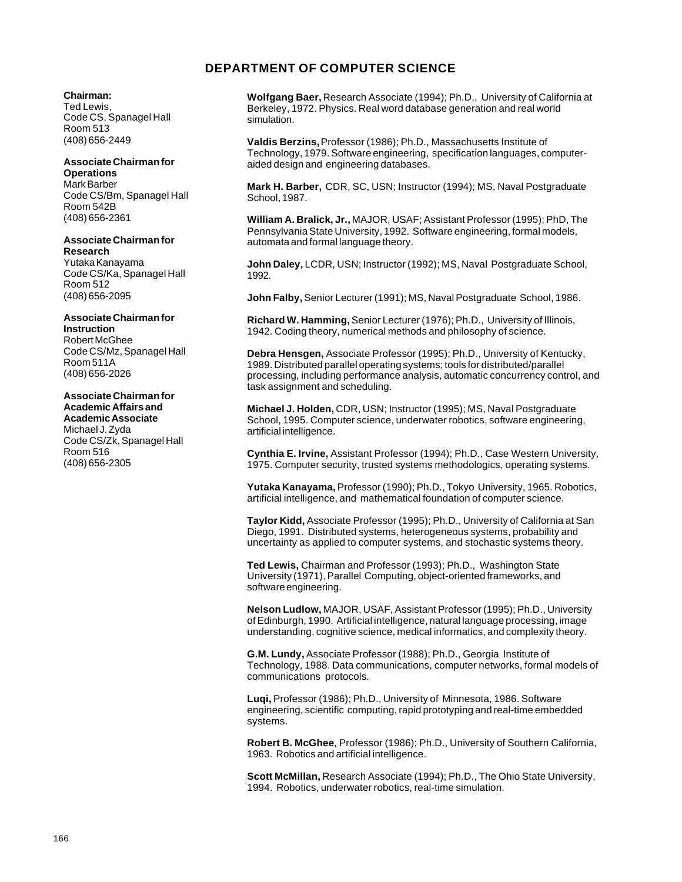# DEPARTMENT OF COMPUTER SCIENCE

**Chairman:**
Ted Lewis,
Code CS, Spanagel Hall
Room 513
(408) 656-2449

**Associate Chairman for Operations**
Mark Barber
Code CS/Bm, Spanagel Hall
Room 542B
(408) 656-2361

**Associate Chairman for Research**
Yutaka Kanayama
Code CS/Ka, Spanagel Hall
Room 512
(408) 656-2095

**Associate Chairman for Instruction**
Robert McGhee
Code CS/Mz, Spanagel Hall
Room 511A
(408) 656-2026

**Associate Chairman for Academic Affairs and Academic Associate**
Michael J. Zyda
Code CS/Zk, Spanagel Hall
Room 516
(408) 656-2305

**Wolfgang Baer,** Research Associate (1994); Ph.D., University of California at Berkeley, 1972. Physics. Real word database generation and real world simulation.

**Valdis Berzins,** Professor (1986); Ph.D., Massachusetts Institute of Technology, 1979. Software engineering, specification languages, computer-aided design and engineering databases.

**Mark H. Barber,** CDR, SC, USN; Instructor (1994); MS, Naval Postgraduate School, 1987.

**William A. Bralick, Jr.,** MAJOR, USAF; Assistant Professor (1995); PhD, The Pennsylvania State University, 1992. Software engineering, formal models, automata and formal language theory.

**John Daley,** LCDR, USN; Instructor (1992); MS, Naval Postgraduate School, 1992.

**John Falby,** Senior Lecturer (1991); MS, Naval Postgraduate School, 1986.

**Richard W. Hamming,** Senior Lecturer (1976); Ph.D., University of Illinois, 1942. Coding theory, numerical methods and philosophy of science.

**Debra Hensgen,** Associate Professor (1995); Ph.D., University of Kentucky, 1989. Distributed parallel operating systems; tools for distributed/parallel processing, including performance analysis, automatic concurrency control, and task assignment and scheduling.

**Michael J. Holden,** CDR, USN; Instructor (1995); MS, Naval Postgraduate School, 1995. Computer science, underwater robotics, software engineering, artificial intelligence.

**Cynthia E. Irvine,** Assistant Professor (1994); Ph.D., Case Western University, 1975. Computer security, trusted systems methodologics, operating systems.

**Yutaka Kanayama,** Professor (1990); Ph.D., Tokyo University, 1965. Robotics, artificial intelligence, and mathematical foundation of computer science.

**Taylor Kidd,** Associate Professor (1995); Ph.D., University of California at San Diego, 1991. Distributed systems, heterogeneous systems, probability and uncertainty as applied to computer systems, and stochastic systems theory.

**Ted Lewis,** Chairman and Professor (1993); Ph.D., Washington State University (1971), Parallel Computing, object-oriented frameworks, and software engineering.

**Nelson Ludlow,** MAJOR, USAF, Assistant Professor (1995); Ph.D., University of Edinburgh, 1990. Artificial intelligence, natural language processing, image understanding, cognitive science, medical informatics, and complexity theory.

**G.M. Lundy,** Associate Professor (1988); Ph.D., Georgia Institute of Technology, 1988. Data communications, computer networks, formal models of communications protocols.

**Luqi,** Professor (1986); Ph.D., University of Minnesota, 1986. Software engineering, scientific computing, rapid prototyping and real-time embedded systems.

**Robert B. McGhee**, Professor (1986); Ph.D., University of Southern California, 1963. Robotics and artificial intelligence.

**Scott McMillan,** Research Associate (1994); Ph.D., The Ohio State University, 1994. Robotics, underwater robotics, real-time simulation.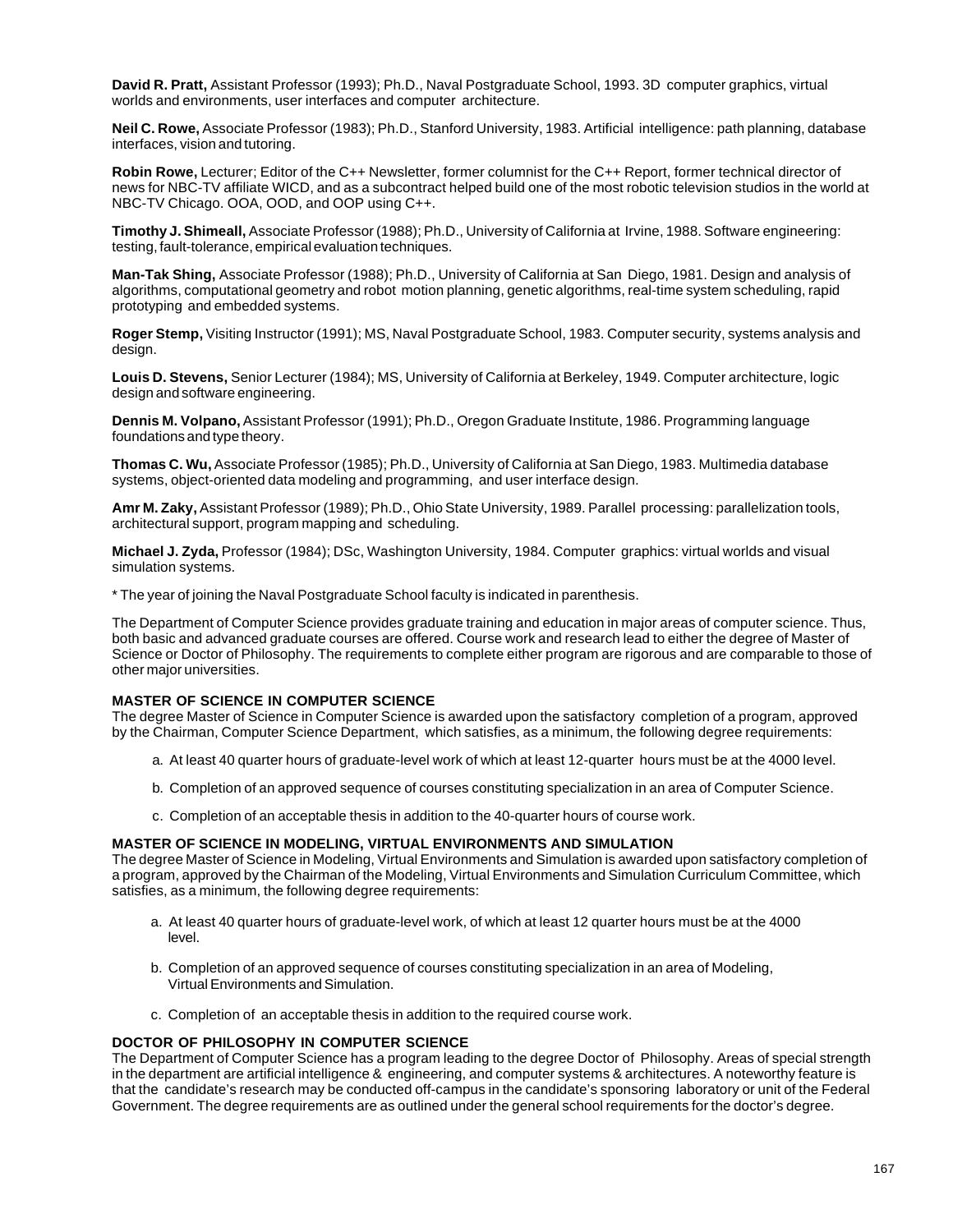**David R. Pratt,** Assistant Professor (1993); Ph.D., Naval Postgraduate School, 1993. 3D computer graphics, virtual worlds and environments, user interfaces and computer architecture.

**Neil C. Rowe,** Associate Professor (1983); Ph.D., Stanford University, 1983. Artificial intelligence: path planning, database interfaces, vision and tutoring.

**Robin Rowe,** Lecturer; Editor of the C++ Newsletter, former columnist for the C++ Report, former technical director of news for NBC-TV affiliate WICD, and as a subcontract helped build one of the most robotic television studios in the world at NBC-TV Chicago. OOA, OOD, and OOP using C++.

**Timothy J. Shimeall,** Associate Professor (1988); Ph.D., University of California at Irvine, 1988. Software engineering: testing, fault-tolerance, empirical evaluation techniques.

**Man-Tak Shing,** Associate Professor (1988); Ph.D., University of California at San Diego, 1981. Design and analysis of algorithms, computational geometry and robot motion planning, genetic algorithms, real-time system scheduling, rapid prototyping and embedded systems.

**Roger Stemp,** Visiting Instructor (1991); MS, Naval Postgraduate School, 1983. Computer security, systems analysis and design.

**Louis D. Stevens,** Senior Lecturer (1984); MS, University of California at Berkeley, 1949. Computer architecture, logic design and software engineering.

**Dennis M. Volpano,** Assistant Professor (1991); Ph.D., Oregon Graduate Institute, 1986. Programming language foundations and type theory.

**Thomas C. Wu,** Associate Professor (1985); Ph.D., University of California at San Diego, 1983. Multimedia database systems, object-oriented data modeling and programming, and user interface design.

**Amr M. Zaky,** Assistant Professor (1989); Ph.D., Ohio State University, 1989. Parallel processing: parallelization tools, architectural support, program mapping and scheduling.

**Michael J. Zyda,** Professor (1984); DSc, Washington University, 1984. Computer graphics: virtual worlds and visual simulation systems.

* The year of joining the Naval Postgraduate School faculty is indicated in parenthesis.

The Department of Computer Science provides graduate training and education in major areas of computer science. Thus, both basic and advanced graduate courses are offered. Course work and research lead to either the degree of Master of Science or Doctor of Philosophy. The requirements to complete either program are rigorous and are comparable to those of other major universities.

### MASTER OF SCIENCE IN COMPUTER SCIENCE

The degree Master of Science in Computer Science is awarded upon the satisfactory completion of a program, approved by the Chairman, Computer Science Department, which satisfies, as a minimum, the following degree requirements:

a. At least 40 quarter hours of graduate-level work of which at least 12-quarter hours must be at the 4000 level.

b. Completion of an approved sequence of courses constituting specialization in an area of Computer Science.

c. Completion of an acceptable thesis in addition to the 40-quarter hours of course work.

### MASTER OF SCIENCE IN MODELING, VIRTUAL ENVIRONMENTS AND SIMULATION

The degree Master of Science in Modeling, Virtual Environments and Simulation is awarded upon satisfactory completion of a program, approved by the Chairman of the Modeling, Virtual Environments and Simulation Curriculum Committee, which satisfies, as a minimum, the following degree requirements:

a. At least 40 quarter hours of graduate-level work, of which at least 12 quarter hours must be at the 4000 level.

b. Completion of an approved sequence of courses constituting specialization in an area of Modeling, Virtual Environments and Simulation.

c. Completion of an acceptable thesis in addition to the required course work.

### DOCTOR OF PHILOSOPHY IN COMPUTER SCIENCE

The Department of Computer Science has a program leading to the degree Doctor of Philosophy. Areas of special strength in the department are artificial intelligence & engineering, and computer systems & architectures. A noteworthy feature is that the candidate's research may be conducted off-campus in the candidate's sponsoring laboratory or unit of the Federal Government. The degree requirements are as outlined under the general school requirements for the doctor's degree.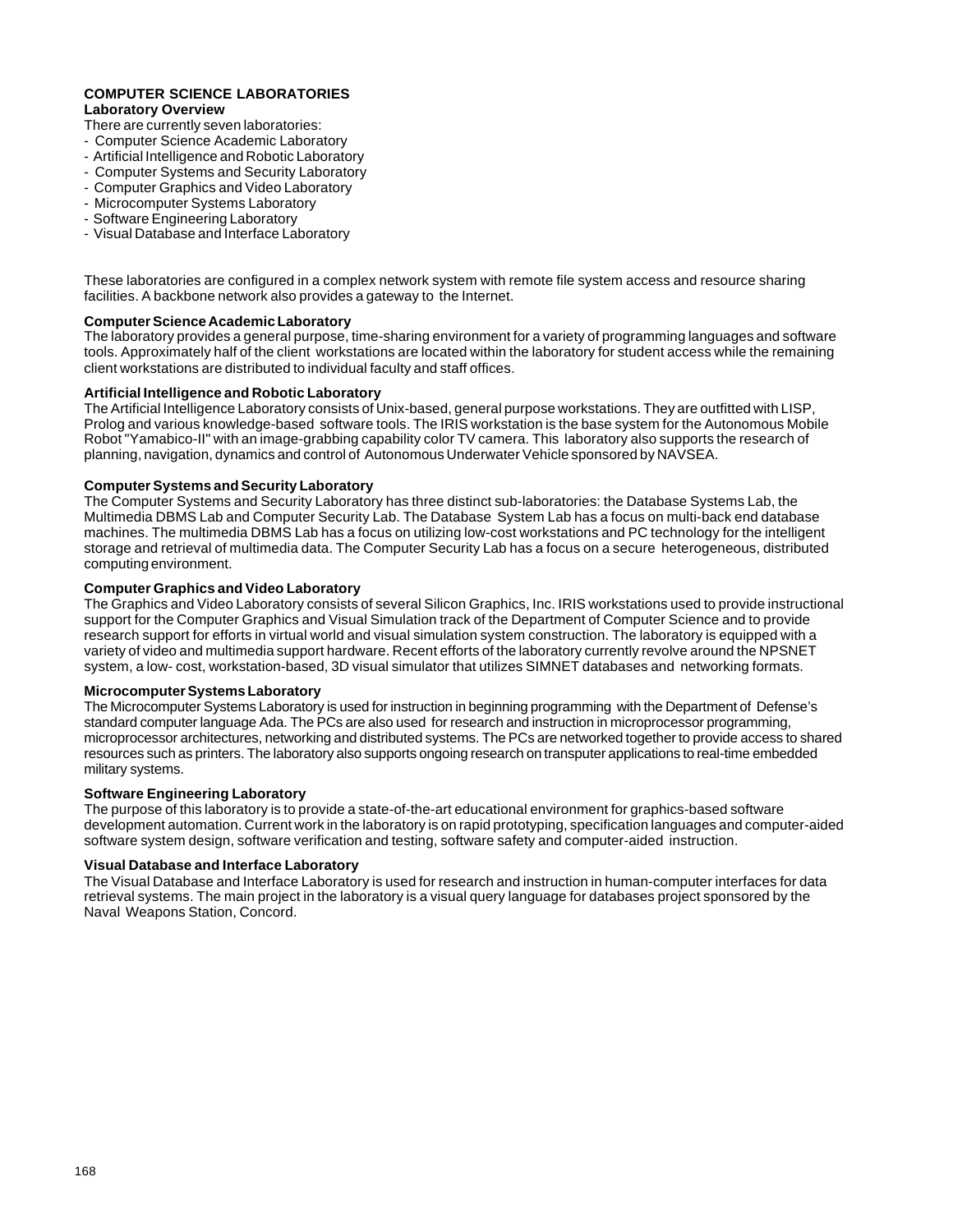## COMPUTER SCIENCE LABORATORIES

### Laboratory Overview

There are currently seven laboratories:

- Computer Science Academic Laboratory
- Artificial Intelligence and Robotic Laboratory
- Computer Systems and Security Laboratory
- Computer Graphics and Video Laboratory
- Microcomputer Systems Laboratory
- Software Engineering Laboratory
- Visual Database and Interface Laboratory

These laboratories are configured in a complex network system with remote file system access and resource sharing facilities. A backbone network also provides a gateway to the Internet.

### Computer Science Academic Laboratory

The laboratory provides a general purpose, time-sharing environment for a variety of programming languages and software tools. Approximately half of the client workstations are located within the laboratory for student access while the remaining client workstations are distributed to individual faculty and staff offices.

### Artificial Intelligence and Robotic Laboratory

The Artificial Intelligence Laboratory consists of Unix-based, general purpose workstations. They are outfitted with LISP, Prolog and various knowledge-based software tools. The IRIS workstation is the base system for the Autonomous Mobile Robot "Yamabico-II" with an image-grabbing capability color TV camera. This laboratory also supports the research of planning, navigation, dynamics and control of Autonomous Underwater Vehicle sponsored by NAVSEA.

### Computer Systems and Security Laboratory

The Computer Systems and Security Laboratory has three distinct sub-laboratories: the Database Systems Lab, the Multimedia DBMS Lab and Computer Security Lab. The Database System Lab has a focus on multi-back end database machines. The multimedia DBMS Lab has a focus on utilizing low-cost workstations and PC technology for the intelligent storage and retrieval of multimedia data. The Computer Security Lab has a focus on a secure heterogeneous, distributed computing environment.

### Computer Graphics and Video Laboratory

The Graphics and Video Laboratory consists of several Silicon Graphics, Inc. IRIS workstations used to provide instructional support for the Computer Graphics and Visual Simulation track of the Department of Computer Science and to provide research support for efforts in virtual world and visual simulation system construction. The laboratory is equipped with a variety of video and multimedia support hardware. Recent efforts of the laboratory currently revolve around the NPSNET system, a low- cost, workstation-based, 3D visual simulator that utilizes SIMNET databases and networking formats.

### Microcomputer Systems Laboratory

The Microcomputer Systems Laboratory is used for instruction in beginning programming with the Department of Defense's standard computer language Ada. The PCs are also used for research and instruction in microprocessor programming, microprocessor architectures, networking and distributed systems. The PCs are networked together to provide access to shared resources such as printers. The laboratory also supports ongoing research on transputer applications to real-time embedded military systems.

### Software Engineering Laboratory

The purpose of this laboratory is to provide a state-of-the-art educational environment for graphics-based software development automation. Current work in the laboratory is on rapid prototyping, specification languages and computer-aided software system design, software verification and testing, software safety and computer-aided instruction.

### Visual Database and Interface Laboratory

The Visual Database and Interface Laboratory is used for research and instruction in human-computer interfaces for data retrieval systems. The main project in the laboratory is a visual query language for databases project sponsored by the Naval Weapons Station, Concord.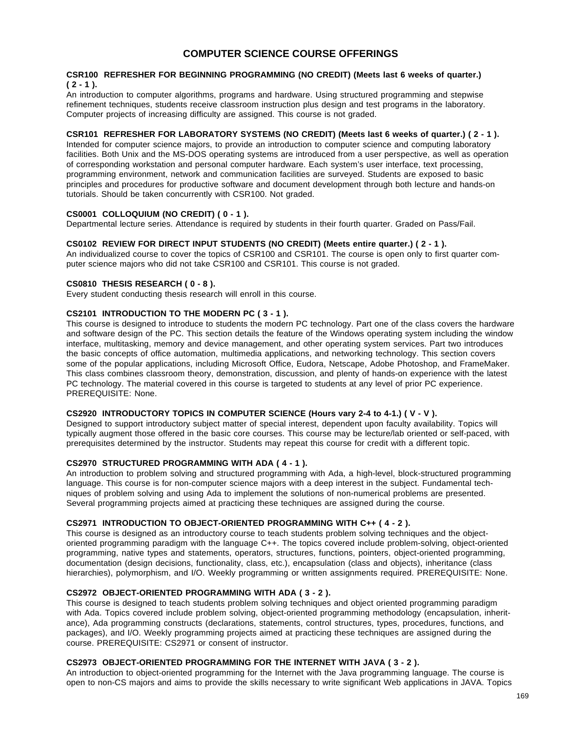# COMPUTER SCIENCE COURSE OFFERINGS

**CSR100 REFRESHER FOR BEGINNING PROGRAMMING (NO CREDIT) (Meets last 6 weeks of quarter.) ( 2 - 1 ).**
An introduction to computer algorithms, programs and hardware. Using structured programming and stepwise refinement techniques, students receive classroom instruction plus design and test programs in the laboratory. Computer projects of increasing difficulty are assigned. This course is not graded.

**CSR101 REFRESHER FOR LABORATORY SYSTEMS (NO CREDIT) (Meets last 6 weeks of quarter.) ( 2 - 1 ).**
Intended for computer science majors, to provide an introduction to computer science and computing laboratory facilities. Both Unix and the MS-DOS operating systems are introduced from a user perspective, as well as operation of corresponding workstation and personal computer hardware. Each system's user interface, text processing, programming environment, network and communication facilities are surveyed. Students are exposed to basic principles and procedures for productive software and document development through both lecture and hands-on tutorials. Should be taken concurrently with CSR100. Not graded.

**CS0001 COLLOQUIUM (NO CREDIT) ( 0 - 1 ).**
Departmental lecture series. Attendance is required by students in their fourth quarter. Graded on Pass/Fail.

**CS0102 REVIEW FOR DIRECT INPUT STUDENTS (NO CREDIT) (Meets entire quarter.) ( 2 - 1 ).**
An individualized course to cover the topics of CSR100 and CSR101. The course is open only to first quarter computer science majors who did not take CSR100 and CSR101. This course is not graded.

**CS0810 THESIS RESEARCH ( 0 - 8 ).**
Every student conducting thesis research will enroll in this course.

**CS2101 INTRODUCTION TO THE MODERN PC ( 3 - 1 ).**
This course is designed to introduce to students the modern PC technology. Part one of the class covers the hardware and software design of the PC. This section details the feature of the Windows operating system including the window interface, multitasking, memory and device management, and other operating system services. Part two introduces the basic concepts of office automation, multimedia applications, and networking technology. This section covers some of the popular applications, including Microsoft Office, Eudora, Netscape, Adobe Photoshop, and FrameMaker. This class combines classroom theory, demonstration, discussion, and plenty of hands-on experience with the latest PC technology. The material covered in this course is targeted to students at any level of prior PC experience. PREREQUISITE: None.

**CS2920 INTRODUCTORY TOPICS IN COMPUTER SCIENCE (Hours vary 2-4 to 4-1.) ( V - V ).**
Designed to support introductory subject matter of special interest, dependent upon faculty availability. Topics will typically augment those offered in the basic core courses. This course may be lecture/lab oriented or self-paced, with prerequisites determined by the instructor. Students may repeat this course for credit with a different topic.

**CS2970 STRUCTURED PROGRAMMING WITH ADA ( 4 - 1 ).**
An introduction to problem solving and structured programming with Ada, a high-level, block-structured programming language. This course is for non-computer science majors with a deep interest in the subject. Fundamental techniques of problem solving and using Ada to implement the solutions of non-numerical problems are presented. Several programming projects aimed at practicing these techniques are assigned during the course.

**CS2971 INTRODUCTION TO OBJECT-ORIENTED PROGRAMMING WITH C++ ( 4 - 2 ).**
This course is designed as an introductory course to teach students problem solving techniques and the object-oriented programming paradigm with the language C++. The topics covered include problem-solving, object-oriented programming, native types and statements, operators, structures, functions, pointers, object-oriented programming, documentation (design decisions, functionality, class, etc.), encapsulation (class and objects), inheritance (class hierarchies), polymorphism, and I/O. Weekly programming or written assignments required. PREREQUISITE: None.

**CS2972 OBJECT-ORIENTED PROGRAMMING WITH ADA ( 3 - 2 ).**
This course is designed to teach students problem solving techniques and object oriented programming paradigm with Ada. Topics covered include problem solving, object-oriented programming methodology (encapsulation, inheritance), Ada programming constructs (declarations, statements, control structures, types, procedures, functions, and packages), and I/O. Weekly programming projects aimed at practicing these techniques are assigned during the course. PREREQUISITE: CS2971 or consent of instructor.

**CS2973 OBJECT-ORIENTED PROGRAMMING FOR THE INTERNET WITH JAVA ( 3 - 2 ).**
An introduction to object-oriented programming for the Internet with the Java programming language. The course is open to non-CS majors and aims to provide the skills necessary to write significant Web applications in JAVA. Topics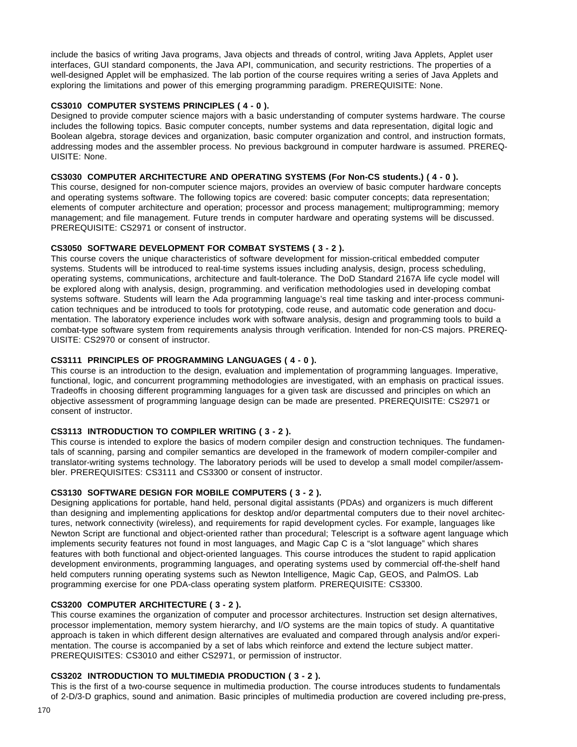include the basics of writing Java programs, Java objects and threads of control, writing Java Applets, Applet user interfaces, GUI standard components, the Java API, communication, and security restrictions. The properties of a well-designed Applet will be emphasized. The lab portion of the course requires writing a series of Java Applets and exploring the limitations and power of this emerging programming paradigm. PREREQUISITE: None.

**CS3010 COMPUTER SYSTEMS PRINCIPLES ( 4 - 0 ).**
Designed to provide computer science majors with a basic understanding of computer systems hardware. The course includes the following topics. Basic computer concepts, number systems and data representation, digital logic and Boolean algebra, storage devices and organization, basic computer organization and control, and instruction formats, addressing modes and the assembler process. No previous background in computer hardware is assumed. PREREQUISITE: None.

**CS3030 COMPUTER ARCHITECTURE AND OPERATING SYSTEMS (For Non-CS students.) ( 4 - 0 ).**
This course, designed for non-computer science majors, provides an overview of basic computer hardware concepts and operating systems software. The following topics are covered: basic computer concepts; data representation; elements of computer architecture and operation; processor and process management; multiprogramming; memory management; and file management. Future trends in computer hardware and operating systems will be discussed. PREREQUISITE: CS2971 or consent of instructor.

**CS3050 SOFTWARE DEVELOPMENT FOR COMBAT SYSTEMS ( 3 - 2 ).**
This course covers the unique characteristics of software development for mission-critical embedded computer systems. Students will be introduced to real-time systems issues including analysis, design, process scheduling, operating systems, communications, architecture and fault-tolerance. The DoD Standard 2167A life cycle model will be explored along with analysis, design, programming. and verification methodologies used in developing combat systems software. Students will learn the Ada programming language's real time tasking and inter-process communication techniques and be introduced to tools for prototyping, code reuse, and automatic code generation and documentation. The laboratory experience includes work with software analysis, design and programming tools to build a combat-type software system from requirements analysis through verification. Intended for non-CS majors. PREREQUISITE: CS2970 or consent of instructor.

**CS3111 PRINCIPLES OF PROGRAMMING LANGUAGES ( 4 - 0 ).**
This course is an introduction to the design, evaluation and implementation of programming languages. Imperative, functional, logic, and concurrent programming methodologies are investigated, with an emphasis on practical issues. Tradeoffs in choosing different programming languages for a given task are discussed and principles on which an objective assessment of programming language design can be made are presented. PREREQUISITE: CS2971 or consent of instructor.

**CS3113 INTRODUCTION TO COMPILER WRITING ( 3 - 2 ).**
This course is intended to explore the basics of modern compiler design and construction techniques. The fundamentals of scanning, parsing and compiler semantics are developed in the framework of modern compiler-compiler and translator-writing systems technology. The laboratory periods will be used to develop a small model compiler/assembler. PREREQUISITES: CS3111 and CS3300 or consent of instructor.

**CS3130 SOFTWARE DESIGN FOR MOBILE COMPUTERS ( 3 - 2 ).**
Designing applications for portable, hand held, personal digital assistants (PDAs) and organizers is much different than designing and implementing applications for desktop and/or departmental computers due to their novel architectures, network connectivity (wireless), and requirements for rapid development cycles. For example, languages like Newton Script are functional and object-oriented rather than procedural; Telescript is a software agent language which implements security features not found in most languages, and Magic Cap C is a "slot language" which shares features with both functional and object-oriented languages. This course introduces the student to rapid application development environments, programming languages, and operating systems used by commercial off-the-shelf hand held computers running operating systems such as Newton Intelligence, Magic Cap, GEOS, and PalmOS. Lab programming exercise for one PDA-class operating system platform. PREREQUISITE: CS3300.

**CS3200 COMPUTER ARCHITECTURE ( 3 - 2 ).**
This course examines the organization of computer and processor architectures. Instruction set design alternatives, processor implementation, memory system hierarchy, and I/O systems are the main topics of study. A quantitative approach is taken in which different design alternatives are evaluated and compared through analysis and/or experimentation. The course is accompanied by a set of labs which reinforce and extend the lecture subject matter. PREREQUISITES: CS3010 and either CS2971, or permission of instructor.

**CS3202 INTRODUCTION TO MULTIMEDIA PRODUCTION ( 3 - 2 ).**
This is the first of a two-course sequence in multimedia production. The course introduces students to fundamentals of 2-D/3-D graphics, sound and animation. Basic principles of multimedia production are covered including pre-press,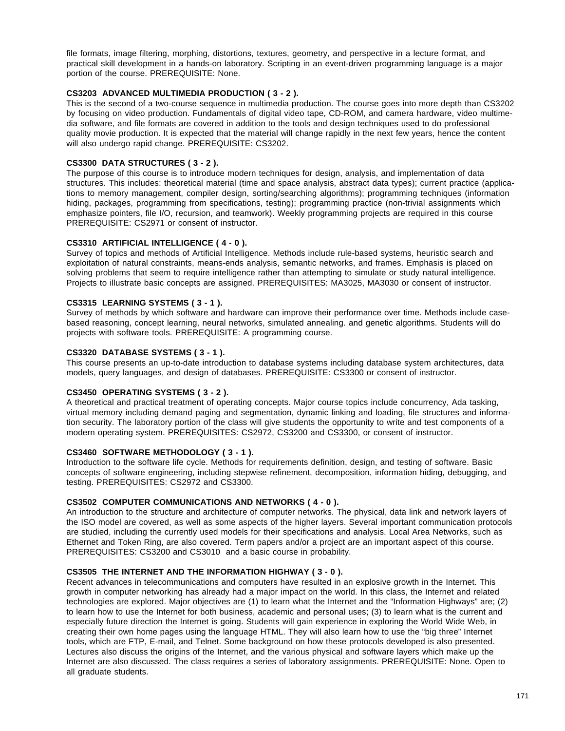file formats, image filtering, morphing, distortions, textures, geometry, and perspective in a lecture format, and practical skill development in a hands-on laboratory. Scripting in an event-driven programming language is a major portion of the course. PREREQUISITE: None.

**CS3203 ADVANCED MULTIMEDIA PRODUCTION ( 3 - 2 ).**
This is the second of a two-course sequence in multimedia production. The course goes into more depth than CS3202 by focusing on video production. Fundamentals of digital video tape, CD-ROM, and camera hardware, video multimedia software, and file formats are covered in addition to the tools and design techniques used to do professional quality movie production. It is expected that the material will change rapidly in the next few years, hence the content will also undergo rapid change. PREREQUISITE: CS3202.

**CS3300 DATA STRUCTURES ( 3 - 2 ).**
The purpose of this course is to introduce modern techniques for design, analysis, and implementation of data structures. This includes: theoretical material (time and space analysis, abstract data types); current practice (applications to memory management, compiler design, sorting/searching algorithms); programming techniques (information hiding, packages, programming from specifications, testing); programming practice (non-trivial assignments which emphasize pointers, file I/O, recursion, and teamwork). Weekly programming projects are required in this course PREREQUISITE: CS2971 or consent of instructor.

**CS3310 ARTIFICIAL INTELLIGENCE ( 4 - 0 ).**
Survey of topics and methods of Artificial Intelligence. Methods include rule-based systems, heuristic search and exploitation of natural constraints, means-ends analysis, semantic networks, and frames. Emphasis is placed on solving problems that seem to require intelligence rather than attempting to simulate or study natural intelligence. Projects to illustrate basic concepts are assigned. PREREQUISITES: MA3025, MA3030 or consent of instructor.

**CS3315 LEARNING SYSTEMS ( 3 - 1 ).**
Survey of methods by which software and hardware can improve their performance over time. Methods include case-based reasoning, concept learning, neural networks, simulated annealing. and genetic algorithms. Students will do projects with software tools. PREREQUISITE: A programming course.

**CS3320 DATABASE SYSTEMS ( 3 - 1 ).**
This course presents an up-to-date introduction to database systems including database system architectures, data models, query languages, and design of databases. PREREQUISITE: CS3300 or consent of instructor.

**CS3450 OPERATING SYSTEMS ( 3 - 2 ).**
A theoretical and practical treatment of operating concepts. Major course topics include concurrency, Ada tasking, virtual memory including demand paging and segmentation, dynamic linking and loading, file structures and information security. The laboratory portion of the class will give students the opportunity to write and test components of a modern operating system. PREREQUISITES: CS2972, CS3200 and CS3300, or consent of instructor.

**CS3460 SOFTWARE METHODOLOGY ( 3 - 1 ).**
Introduction to the software life cycle. Methods for requirements definition, design, and testing of software. Basic concepts of software engineering, including stepwise refinement, decomposition, information hiding, debugging, and testing. PREREQUISITES: CS2972 and CS3300.

**CS3502 COMPUTER COMMUNICATIONS AND NETWORKS ( 4 - 0 ).**
An introduction to the structure and architecture of computer networks. The physical, data link and network layers of the ISO model are covered, as well as some aspects of the higher layers. Several important communication protocols are studied, including the currently used models for their specifications and analysis. Local Area Networks, such as Ethernet and Token Ring, are also covered. Term papers and/or a project are an important aspect of this course. PREREQUISITES: CS3200 and CS3010 and a basic course in probability.

**CS3505 THE INTERNET AND THE INFORMATION HIGHWAY ( 3 - 0 ).**
Recent advances in telecommunications and computers have resulted in an explosive growth in the Internet. This growth in computer networking has already had a major impact on the world. In this class, the Internet and related technologies are explored. Major objectives are (1) to learn what the Internet and the "Information Highways" are; (2) to learn how to use the Internet for both business, academic and personal uses; (3) to learn what is the current and especially future direction the Internet is going. Students will gain experience in exploring the World Wide Web, in creating their own home pages using the language HTML. They will also learn how to use the "big three" Internet tools, which are FTP, E-mail, and Telnet. Some background on how these protocols developed is also presented. Lectures also discuss the origins of the Internet, and the various physical and software layers which make up the Internet are also discussed. The class requires a series of laboratory assignments. PREREQUISITE: None. Open to all graduate students.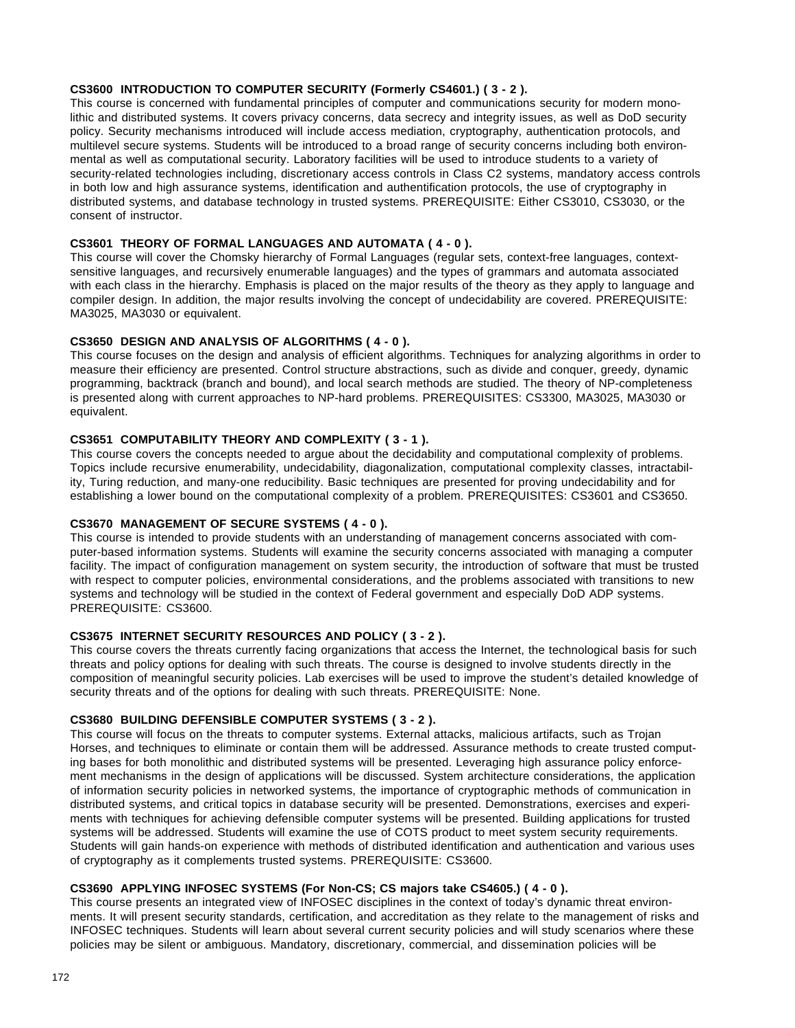**CS3600 INTRODUCTION TO COMPUTER SECURITY (Formerly CS4601.) ( 3 - 2 ).**
This course is concerned with fundamental principles of computer and communications security for modern monolithic and distributed systems. It covers privacy concerns, data secrecy and integrity issues, as well as DoD security policy. Security mechanisms introduced will include access mediation, cryptography, authentication protocols, and multilevel secure systems. Students will be introduced to a broad range of security concerns including both environmental as well as computational security. Laboratory facilities will be used to introduce students to a variety of security-related technologies including, discretionary access controls in Class C2 systems, mandatory access controls in both low and high assurance systems, identification and authentification protocols, the use of cryptography in distributed systems, and database technology in trusted systems. PREREQUISITE: Either CS3010, CS3030, or the consent of instructor.

**CS3601 THEORY OF FORMAL LANGUAGES AND AUTOMATA ( 4 - 0 ).**
This course will cover the Chomsky hierarchy of Formal Languages (regular sets, context-free languages, context-sensitive languages, and recursively enumerable languages) and the types of grammars and automata associated with each class in the hierarchy. Emphasis is placed on the major results of the theory as they apply to language and compiler design. In addition, the major results involving the concept of undecidability are covered. PREREQUISITE: MA3025, MA3030 or equivalent.

**CS3650 DESIGN AND ANALYSIS OF ALGORITHMS ( 4 - 0 ).**
This course focuses on the design and analysis of efficient algorithms. Techniques for analyzing algorithms in order to measure their efficiency are presented. Control structure abstractions, such as divide and conquer, greedy, dynamic programming, backtrack (branch and bound), and local search methods are studied. The theory of NP-completeness is presented along with current approaches to NP-hard problems. PREREQUISITES: CS3300, MA3025, MA3030 or equivalent.

**CS3651 COMPUTABILITY THEORY AND COMPLEXITY ( 3 - 1 ).**
This course covers the concepts needed to argue about the decidability and computational complexity of problems. Topics include recursive enumerability, undecidability, diagonalization, computational complexity classes, intractability, Turing reduction, and many-one reducibility. Basic techniques are presented for proving undecidability and for establishing a lower bound on the computational complexity of a problem. PREREQUISITES: CS3601 and CS3650.

**CS3670 MANAGEMENT OF SECURE SYSTEMS ( 4 - 0 ).**
This course is intended to provide students with an understanding of management concerns associated with computer-based information systems. Students will examine the security concerns associated with managing a computer facility. The impact of configuration management on system security, the introduction of software that must be trusted with respect to computer policies, environmental considerations, and the problems associated with transitions to new systems and technology will be studied in the context of Federal government and especially DoD ADP systems. PREREQUISITE: CS3600.

**CS3675 INTERNET SECURITY RESOURCES AND POLICY ( 3 - 2 ).**
This course covers the threats currently facing organizations that access the Internet, the technological basis for such threats and policy options for dealing with such threats. The course is designed to involve students directly in the composition of meaningful security policies. Lab exercises will be used to improve the student's detailed knowledge of security threats and of the options for dealing with such threats. PREREQUISITE: None.

**CS3680 BUILDING DEFENSIBLE COMPUTER SYSTEMS ( 3 - 2 ).**
This course will focus on the threats to computer systems. External attacks, malicious artifacts, such as Trojan Horses, and techniques to eliminate or contain them will be addressed. Assurance methods to create trusted computing bases for both monolithic and distributed systems will be presented. Leveraging high assurance policy enforcement mechanisms in the design of applications will be discussed. System architecture considerations, the application of information security policies in networked systems, the importance of cryptographic methods of communication in distributed systems, and critical topics in database security will be presented. Demonstrations, exercises and experiments with techniques for achieving defensible computer systems will be presented. Building applications for trusted systems will be addressed. Students will examine the use of COTS product to meet system security requirements. Students will gain hands-on experience with methods of distributed identification and authentication and various uses of cryptography as it complements trusted systems. PREREQUISITE: CS3600.

**CS3690 APPLYING INFOSEC SYSTEMS (For Non-CS; CS majors take CS4605.) ( 4 - 0 ).**
This course presents an integrated view of INFOSEC disciplines in the context of today's dynamic threat environments. It will present security standards, certification, and accreditation as they relate to the management of risks and INFOSEC techniques. Students will learn about several current security policies and will study scenarios where these policies may be silent or ambiguous. Mandatory, discretionary, commercial, and dissemination policies will be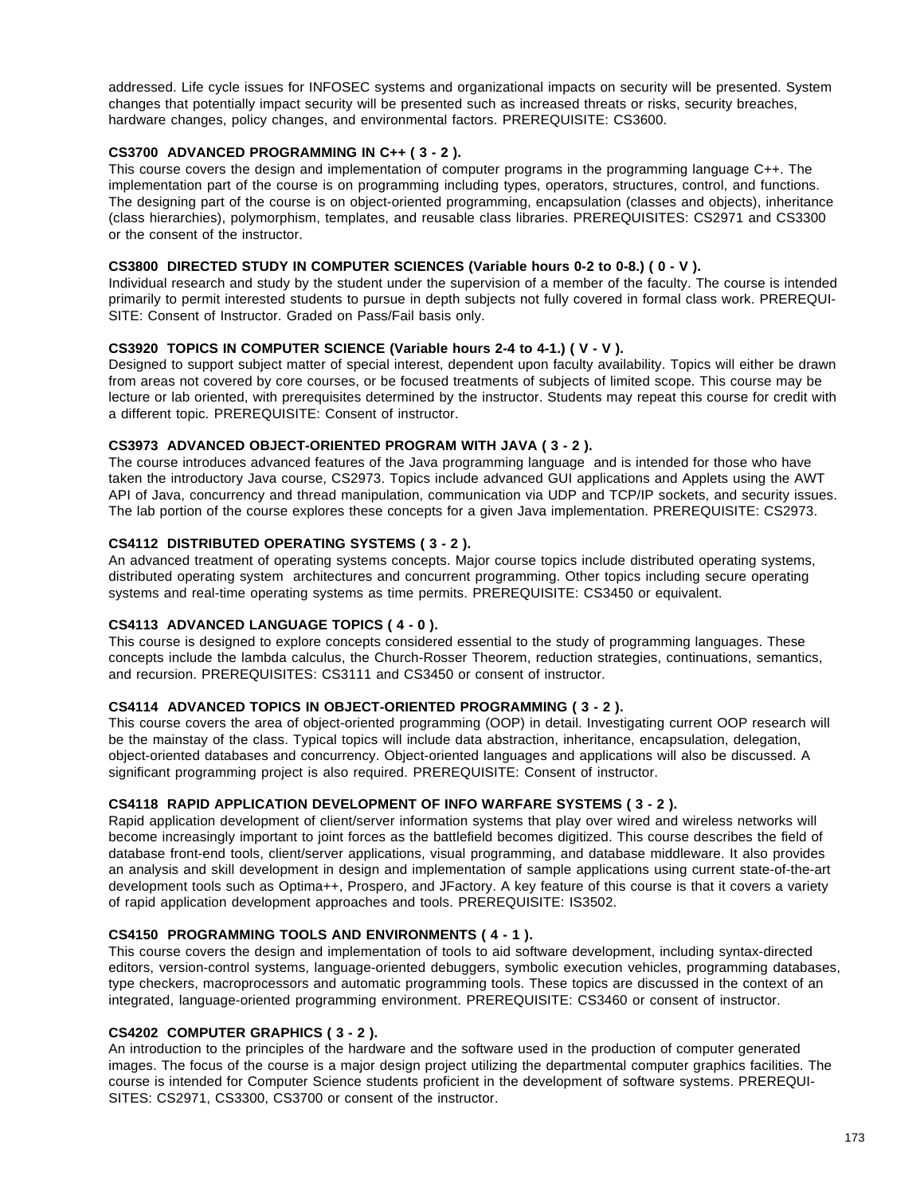addressed. Life cycle issues for INFOSEC systems and organizational impacts on security will be presented. System changes that potentially impact security will be presented such as increased threats or risks, security breaches, hardware changes, policy changes, and environmental factors. PREREQUISITE: CS3600.

**CS3700 ADVANCED PROGRAMMING IN C++ ( 3 - 2 ).**
This course covers the design and implementation of computer programs in the programming language C++. The implementation part of the course is on programming including types, operators, structures, control, and functions. The designing part of the course is on object-oriented programming, encapsulation (classes and objects), inheritance (class hierarchies), polymorphism, templates, and reusable class libraries. PREREQUISITES: CS2971 and CS3300 or the consent of the instructor.

**CS3800 DIRECTED STUDY IN COMPUTER SCIENCES (Variable hours 0-2 to 0-8.) ( 0 - V ).**
Individual research and study by the student under the supervision of a member of the faculty. The course is intended primarily to permit interested students to pursue in depth subjects not fully covered in formal class work. PREREQUISITE: Consent of Instructor. Graded on Pass/Fail basis only.

**CS3920 TOPICS IN COMPUTER SCIENCE (Variable hours 2-4 to 4-1.) ( V - V ).**
Designed to support subject matter of special interest, dependent upon faculty availability. Topics will either be drawn from areas not covered by core courses, or be focused treatments of subjects of limited scope. This course may be lecture or lab oriented, with prerequisites determined by the instructor. Students may repeat this course for credit with a different topic. PREREQUISITE: Consent of instructor.

**CS3973 ADVANCED OBJECT-ORIENTED PROGRAM WITH JAVA ( 3 - 2 ).**
The course introduces advanced features of the Java programming language and is intended for those who have taken the introductory Java course, CS2973. Topics include advanced GUI applications and Applets using the AWT API of Java, concurrency and thread manipulation, communication via UDP and TCP/IP sockets, and security issues. The lab portion of the course explores these concepts for a given Java implementation. PREREQUISITE: CS2973.

**CS4112 DISTRIBUTED OPERATING SYSTEMS ( 3 - 2 ).**
An advanced treatment of operating systems concepts. Major course topics include distributed operating systems, distributed operating system architectures and concurrent programming. Other topics including secure operating systems and real-time operating systems as time permits. PREREQUISITE: CS3450 or equivalent.

**CS4113 ADVANCED LANGUAGE TOPICS ( 4 - 0 ).**
This course is designed to explore concepts considered essential to the study of programming languages. These concepts include the lambda calculus, the Church-Rosser Theorem, reduction strategies, continuations, semantics, and recursion. PREREQUISITES: CS3111 and CS3450 or consent of instructor.

**CS4114 ADVANCED TOPICS IN OBJECT-ORIENTED PROGRAMMING ( 3 - 2 ).**
This course covers the area of object-oriented programming (OOP) in detail. Investigating current OOP research will be the mainstay of the class. Typical topics will include data abstraction, inheritance, encapsulation, delegation, object-oriented databases and concurrency. Object-oriented languages and applications will also be discussed. A significant programming project is also required. PREREQUISITE: Consent of instructor.

**CS4118 RAPID APPLICATION DEVELOPMENT OF INFO WARFARE SYSTEMS ( 3 - 2 ).**
Rapid application development of client/server information systems that play over wired and wireless networks will become increasingly important to joint forces as the battlefield becomes digitized. This course describes the field of database front-end tools, client/server applications, visual programming, and database middleware. It also provides an analysis and skill development in design and implementation of sample applications using current state-of-the-art development tools such as Optima++, Prospero, and JFactory. A key feature of this course is that it covers a variety of rapid application development approaches and tools. PREREQUISITE: IS3502.

**CS4150 PROGRAMMING TOOLS AND ENVIRONMENTS ( 4 - 1 ).**
This course covers the design and implementation of tools to aid software development, including syntax-directed editors, version-control systems, language-oriented debuggers, symbolic execution vehicles, programming databases, type checkers, macroprocessors and automatic programming tools. These topics are discussed in the context of an integrated, language-oriented programming environment. PREREQUISITE: CS3460 or consent of instructor.

**CS4202 COMPUTER GRAPHICS ( 3 - 2 ).**
An introduction to the principles of the hardware and the software used in the production of computer generated images. The focus of the course is a major design project utilizing the departmental computer graphics facilities. The course is intended for Computer Science students proficient in the development of software systems. PREREQUISITES: CS2971, CS3300, CS3700 or consent of the instructor.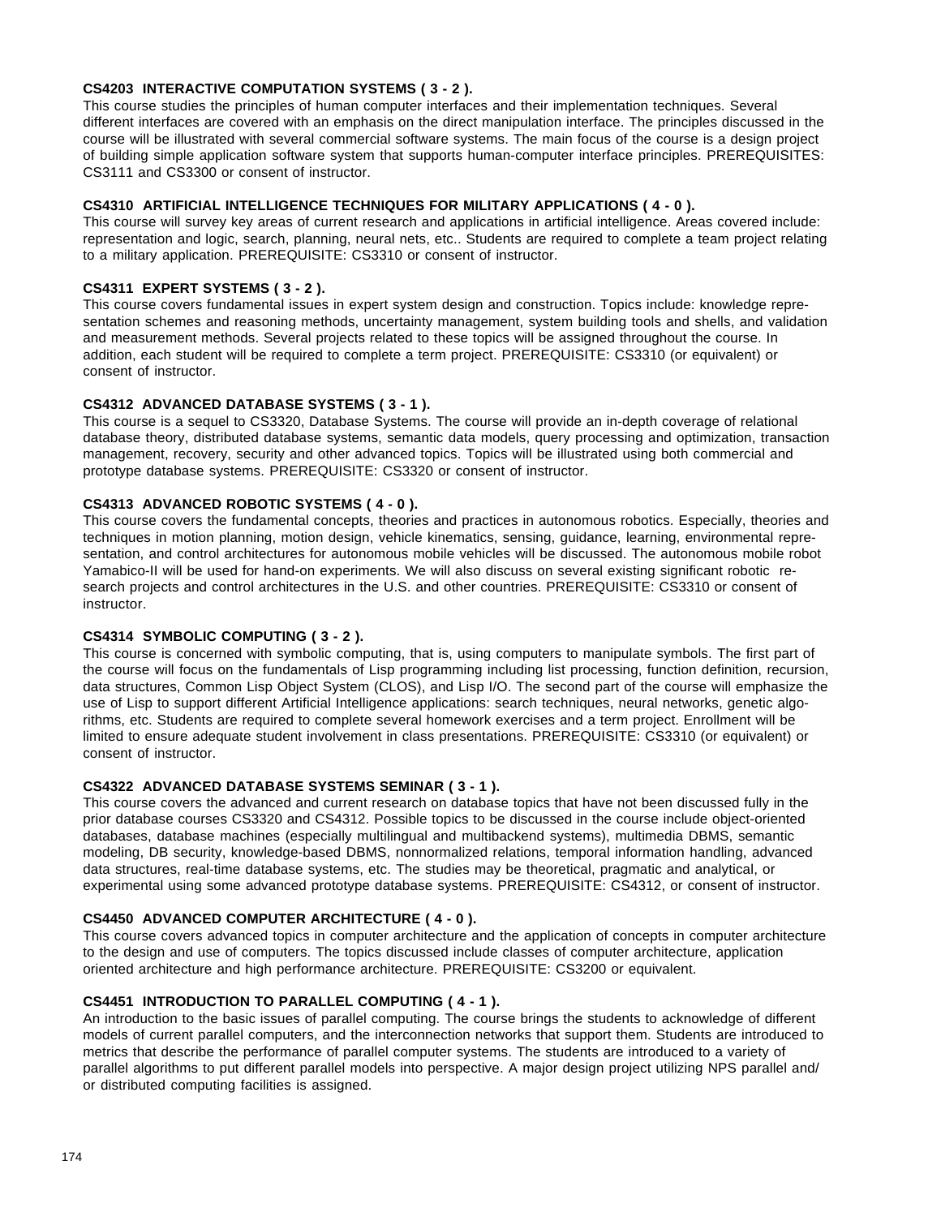**CS4203 INTERACTIVE COMPUTATION SYSTEMS ( 3 - 2 ).**
This course studies the principles of human computer interfaces and their implementation techniques. Several different interfaces are covered with an emphasis on the direct manipulation interface. The principles discussed in the course will be illustrated with several commercial software systems. The main focus of the course is a design project of building simple application software system that supports human-computer interface principles. PREREQUISITES: CS3111 and CS3300 or consent of instructor.

**CS4310 ARTIFICIAL INTELLIGENCE TECHNIQUES FOR MILITARY APPLICATIONS ( 4 - 0 ).**
This course will survey key areas of current research and applications in artificial intelligence. Areas covered include: representation and logic, search, planning, neural nets, etc.. Students are required to complete a team project relating to a military application. PREREQUISITE: CS3310 or consent of instructor.

**CS4311 EXPERT SYSTEMS ( 3 - 2 ).**
This course covers fundamental issues in expert system design and construction. Topics include: knowledge representation schemes and reasoning methods, uncertainty management, system building tools and shells, and validation and measurement methods. Several projects related to these topics will be assigned throughout the course. In addition, each student will be required to complete a term project. PREREQUISITE: CS3310 (or equivalent) or consent of instructor.

**CS4312 ADVANCED DATABASE SYSTEMS ( 3 - 1 ).**
This course is a sequel to CS3320, Database Systems. The course will provide an in-depth coverage of relational database theory, distributed database systems, semantic data models, query processing and optimization, transaction management, recovery, security and other advanced topics. Topics will be illustrated using both commercial and prototype database systems. PREREQUISITE: CS3320 or consent of instructor.

**CS4313 ADVANCED ROBOTIC SYSTEMS ( 4 - 0 ).**
This course covers the fundamental concepts, theories and practices in autonomous robotics. Especially, theories and techniques in motion planning, motion design, vehicle kinematics, sensing, guidance, learning, environmental representation, and control architectures for autonomous mobile vehicles will be discussed. The autonomous mobile robot Yamabico-II will be used for hand-on experiments. We will also discuss on several existing significant robotic research projects and control architectures in the U.S. and other countries. PREREQUISITE: CS3310 or consent of instructor.

**CS4314 SYMBOLIC COMPUTING ( 3 - 2 ).**
This course is concerned with symbolic computing, that is, using computers to manipulate symbols. The first part of the course will focus on the fundamentals of Lisp programming including list processing, function definition, recursion, data structures, Common Lisp Object System (CLOS), and Lisp I/O. The second part of the course will emphasize the use of Lisp to support different Artificial Intelligence applications: search techniques, neural networks, genetic algorithms, etc. Students are required to complete several homework exercises and a term project. Enrollment will be limited to ensure adequate student involvement in class presentations. PREREQUISITE: CS3310 (or equivalent) or consent of instructor.

**CS4322 ADVANCED DATABASE SYSTEMS SEMINAR ( 3 - 1 ).**
This course covers the advanced and current research on database topics that have not been discussed fully in the prior database courses CS3320 and CS4312. Possible topics to be discussed in the course include object-oriented databases, database machines (especially multilingual and multibackend systems), multimedia DBMS, semantic modeling, DB security, knowledge-based DBMS, nonnormalized relations, temporal information handling, advanced data structures, real-time database systems, etc. The studies may be theoretical, pragmatic and analytical, or experimental using some advanced prototype database systems. PREREQUISITE: CS4312, or consent of instructor.

**CS4450 ADVANCED COMPUTER ARCHITECTURE ( 4 - 0 ).**
This course covers advanced topics in computer architecture and the application of concepts in computer architecture to the design and use of computers. The topics discussed include classes of computer architecture, application oriented architecture and high performance architecture. PREREQUISITE: CS3200 or equivalent.

**CS4451 INTRODUCTION TO PARALLEL COMPUTING ( 4 - 1 ).**
An introduction to the basic issues of parallel computing. The course brings the students to acknowledge of different models of current parallel computers, and the interconnection networks that support them. Students are introduced to metrics that describe the performance of parallel computer systems. The students are introduced to a variety of parallel algorithms to put different parallel models into perspective. A major design project utilizing NPS parallel and/ or distributed computing facilities is assigned.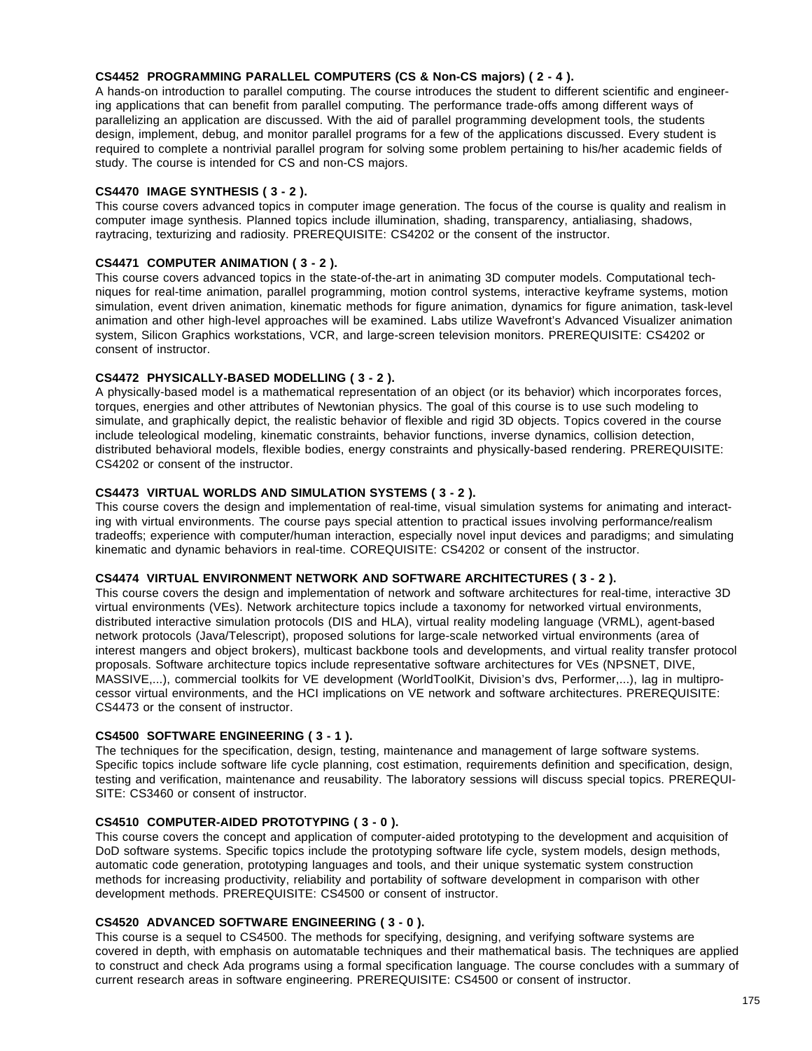**CS4452 PROGRAMMING PARALLEL COMPUTERS (CS & Non-CS majors) ( 2 - 4 ).**
A hands-on introduction to parallel computing. The course introduces the student to different scientific and engineering applications that can benefit from parallel computing. The performance trade-offs among different ways of parallelizing an application are discussed. With the aid of parallel programming development tools, the students design, implement, debug, and monitor parallel programs for a few of the applications discussed. Every student is required to complete a nontrivial parallel program for solving some problem pertaining to his/her academic fields of study. The course is intended for CS and non-CS majors.

**CS4470 IMAGE SYNTHESIS ( 3 - 2 ).**
This course covers advanced topics in computer image generation. The focus of the course is quality and realism in computer image synthesis. Planned topics include illumination, shading, transparency, antialiasing, shadows, raytracing, texturizing and radiosity. PREREQUISITE: CS4202 or the consent of the instructor.

**CS4471 COMPUTER ANIMATION ( 3 - 2 ).**
This course covers advanced topics in the state-of-the-art in animating 3D computer models. Computational techniques for real-time animation, parallel programming, motion control systems, interactive keyframe systems, motion simulation, event driven animation, kinematic methods for figure animation, dynamics for figure animation, task-level animation and other high-level approaches will be examined. Labs utilize Wavefront's Advanced Visualizer animation system, Silicon Graphics workstations, VCR, and large-screen television monitors. PREREQUISITE: CS4202 or consent of instructor.

**CS4472 PHYSICALLY-BASED MODELLING ( 3 - 2 ).**
A physically-based model is a mathematical representation of an object (or its behavior) which incorporates forces, torques, energies and other attributes of Newtonian physics. The goal of this course is to use such modeling to simulate, and graphically depict, the realistic behavior of flexible and rigid 3D objects. Topics covered in the course include teleological modeling, kinematic constraints, behavior functions, inverse dynamics, collision detection, distributed behavioral models, flexible bodies, energy constraints and physically-based rendering. PREREQUISITE: CS4202 or consent of the instructor.

**CS4473 VIRTUAL WORLDS AND SIMULATION SYSTEMS ( 3 - 2 ).**
This course covers the design and implementation of real-time, visual simulation systems for animating and interacting with virtual environments. The course pays special attention to practical issues involving performance/realism tradeoffs; experience with computer/human interaction, especially novel input devices and paradigms; and simulating kinematic and dynamic behaviors in real-time. COREQUISITE: CS4202 or consent of the instructor.

**CS4474 VIRTUAL ENVIRONMENT NETWORK AND SOFTWARE ARCHITECTURES ( 3 - 2 ).**
This course covers the design and implementation of network and software architectures for real-time, interactive 3D virtual environments (VEs). Network architecture topics include a taxonomy for networked virtual environments, distributed interactive simulation protocols (DIS and HLA), virtual reality modeling language (VRML), agent-based network protocols (Java/Telescript), proposed solutions for large-scale networked virtual environments (area of interest mangers and object brokers), multicast backbone tools and developments, and virtual reality transfer protocol proposals. Software architecture topics include representative software architectures for VEs (NPSNET, DIVE, MASSIVE,...), commercial toolkits for VE development (WorldToolKit, Division's dvs, Performer,...), lag in multiprocessor virtual environments, and the HCI implications on VE network and software architectures. PREREQUISITE: CS4473 or the consent of instructor.

**CS4500 SOFTWARE ENGINEERING ( 3 - 1 ).**
The techniques for the specification, design, testing, maintenance and management of large software systems. Specific topics include software life cycle planning, cost estimation, requirements definition and specification, design, testing and verification, maintenance and reusability. The laboratory sessions will discuss special topics. PREREQUISITE: CS3460 or consent of instructor.

**CS4510 COMPUTER-AIDED PROTOTYPING ( 3 - 0 ).**
This course covers the concept and application of computer-aided prototyping to the development and acquisition of DoD software systems. Specific topics include the prototyping software life cycle, system models, design methods, automatic code generation, prototyping languages and tools, and their unique systematic system construction methods for increasing productivity, reliability and portability of software development in comparison with other development methods. PREREQUISITE: CS4500 or consent of instructor.

**CS4520 ADVANCED SOFTWARE ENGINEERING ( 3 - 0 ).**
This course is a sequel to CS4500. The methods for specifying, designing, and verifying software systems are covered in depth, with emphasis on automatable techniques and their mathematical basis. The techniques are applied to construct and check Ada programs using a formal specification language. The course concludes with a summary of current research areas in software engineering. PREREQUISITE: CS4500 or consent of instructor.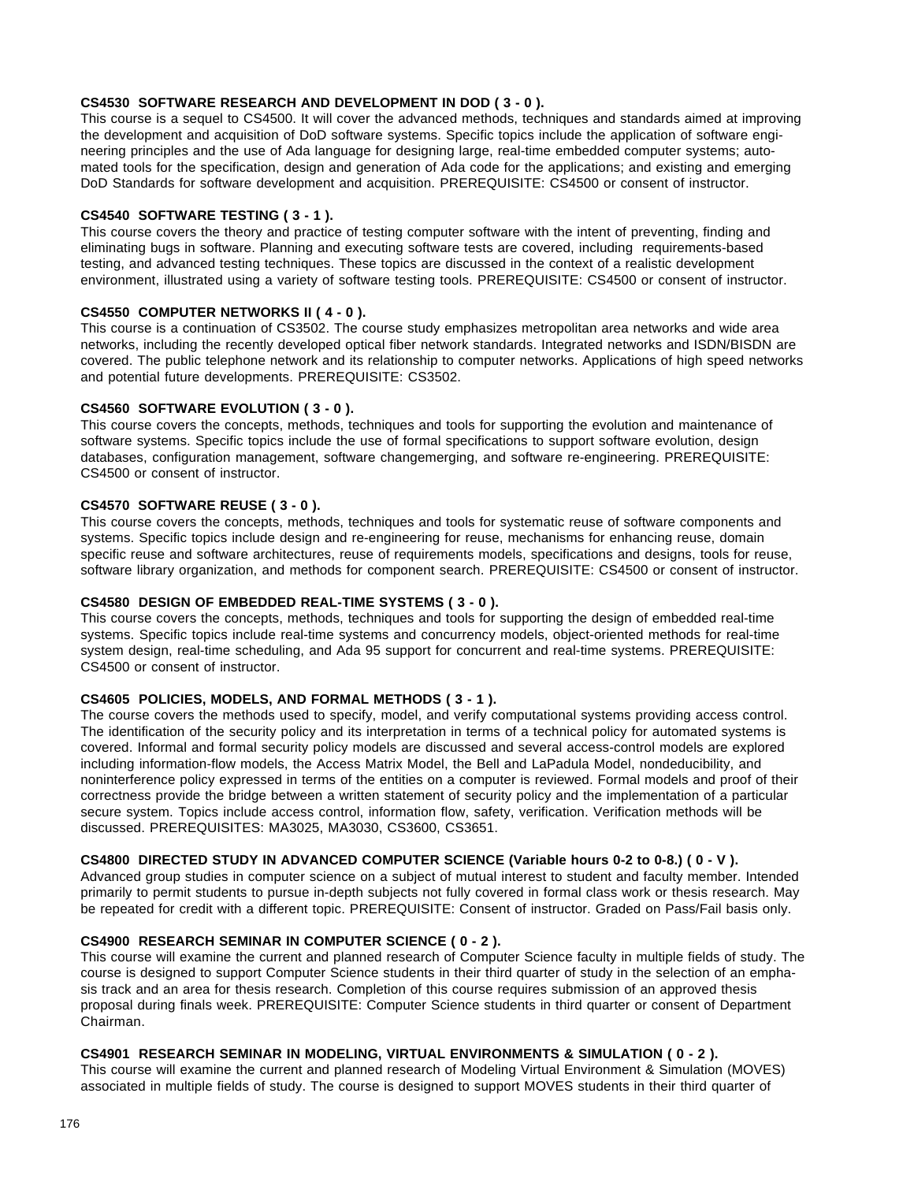**CS4530 SOFTWARE RESEARCH AND DEVELOPMENT IN DOD ( 3 - 0 ).**
This course is a sequel to CS4500. It will cover the advanced methods, techniques and standards aimed at improving the development and acquisition of DoD software systems. Specific topics include the application of software engineering principles and the use of Ada language for designing large, real-time embedded computer systems; automated tools for the specification, design and generation of Ada code for the applications; and existing and emerging DoD Standards for software development and acquisition. PREREQUISITE: CS4500 or consent of instructor.

**CS4540 SOFTWARE TESTING ( 3 - 1 ).**
This course covers the theory and practice of testing computer software with the intent of preventing, finding and eliminating bugs in software. Planning and executing software tests are covered, including requirements-based testing, and advanced testing techniques. These topics are discussed in the context of a realistic development environment, illustrated using a variety of software testing tools. PREREQUISITE: CS4500 or consent of instructor.

**CS4550 COMPUTER NETWORKS II ( 4 - 0 ).**
This course is a continuation of CS3502. The course study emphasizes metropolitan area networks and wide area networks, including the recently developed optical fiber network standards. Integrated networks and ISDN/BISDN are covered. The public telephone network and its relationship to computer networks. Applications of high speed networks and potential future developments. PREREQUISITE: CS3502.

**CS4560 SOFTWARE EVOLUTION ( 3 - 0 ).**
This course covers the concepts, methods, techniques and tools for supporting the evolution and maintenance of software systems. Specific topics include the use of formal specifications to support software evolution, design databases, configuration management, software changemerging, and software re-engineering. PREREQUISITE: CS4500 or consent of instructor.

**CS4570 SOFTWARE REUSE ( 3 - 0 ).**
This course covers the concepts, methods, techniques and tools for systematic reuse of software components and systems. Specific topics include design and re-engineering for reuse, mechanisms for enhancing reuse, domain specific reuse and software architectures, reuse of requirements models, specifications and designs, tools for reuse, software library organization, and methods for component search. PREREQUISITE: CS4500 or consent of instructor.

**CS4580 DESIGN OF EMBEDDED REAL-TIME SYSTEMS ( 3 - 0 ).**
This course covers the concepts, methods, techniques and tools for supporting the design of embedded real-time systems. Specific topics include real-time systems and concurrency models, object-oriented methods for real-time system design, real-time scheduling, and Ada 95 support for concurrent and real-time systems. PREREQUISITE: CS4500 or consent of instructor.

**CS4605 POLICIES, MODELS, AND FORMAL METHODS ( 3 - 1 ).**
The course covers the methods used to specify, model, and verify computational systems providing access control. The identification of the security policy and its interpretation in terms of a technical policy for automated systems is covered. Informal and formal security policy models are discussed and several access-control models are explored including information-flow models, the Access Matrix Model, the Bell and LaPadula Model, nondeducibility, and noninterference policy expressed in terms of the entities on a computer is reviewed. Formal models and proof of their correctness provide the bridge between a written statement of security policy and the implementation of a particular secure system. Topics include access control, information flow, safety, verification. Verification methods will be discussed. PREREQUISITES: MA3025, MA3030, CS3600, CS3651.

**CS4800 DIRECTED STUDY IN ADVANCED COMPUTER SCIENCE (Variable hours 0-2 to 0-8.) ( 0 - V ).**
Advanced group studies in computer science on a subject of mutual interest to student and faculty member. Intended primarily to permit students to pursue in-depth subjects not fully covered in formal class work or thesis research. May be repeated for credit with a different topic. PREREQUISITE: Consent of instructor. Graded on Pass/Fail basis only.

**CS4900 RESEARCH SEMINAR IN COMPUTER SCIENCE ( 0 - 2 ).**
This course will examine the current and planned research of Computer Science faculty in multiple fields of study. The course is designed to support Computer Science students in their third quarter of study in the selection of an emphasis track and an area for thesis research. Completion of this course requires submission of an approved thesis proposal during finals week. PREREQUISITE: Computer Science students in third quarter or consent of Department Chairman.

**CS4901 RESEARCH SEMINAR IN MODELING, VIRTUAL ENVIRONMENTS & SIMULATION ( 0 - 2 ).**
This course will examine the current and planned research of Modeling Virtual Environment & Simulation (MOVES) associated in multiple fields of study. The course is designed to support MOVES students in their third quarter of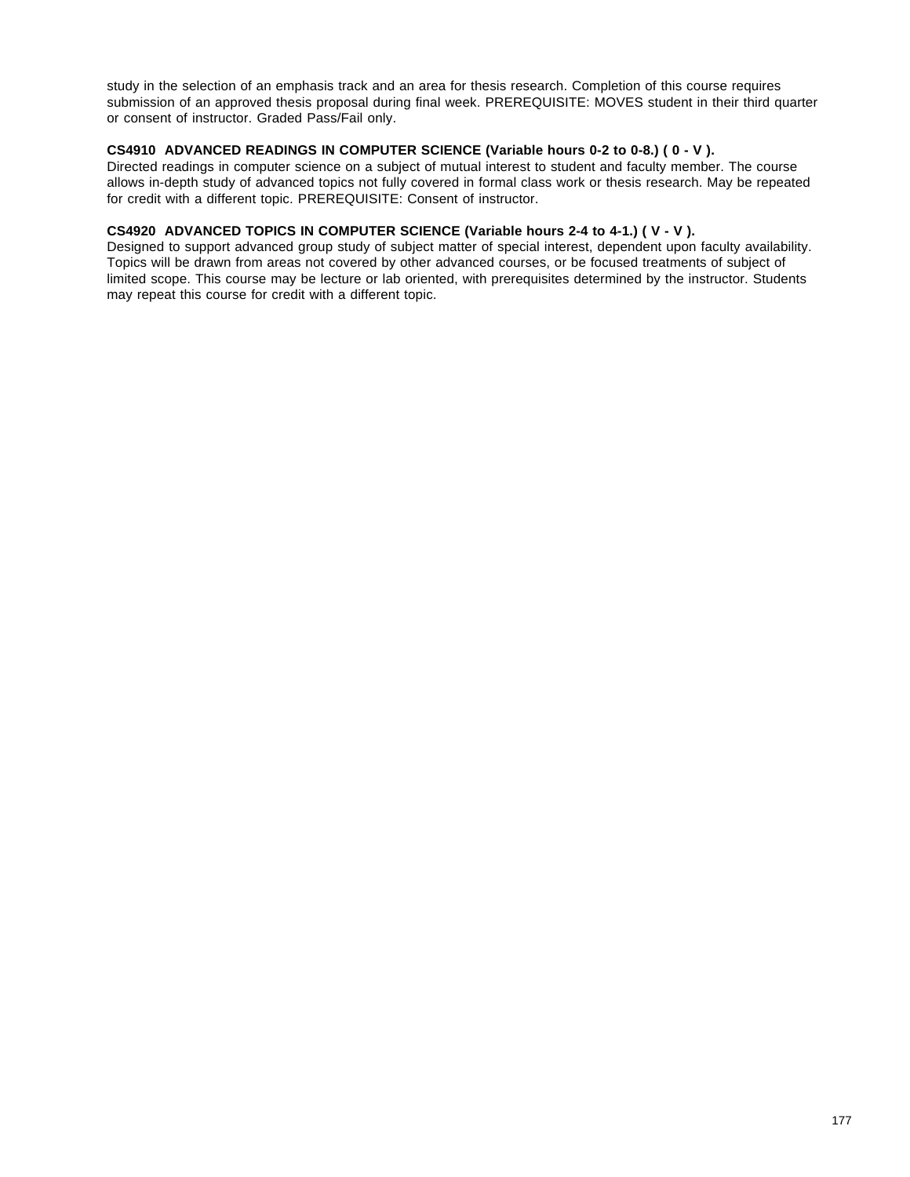study in the selection of an emphasis track and an area for thesis research. Completion of this course requires submission of an approved thesis proposal during final week. PREREQUISITE: MOVES student in their third quarter or consent of instructor. Graded Pass/Fail only.

**CS4910 ADVANCED READINGS IN COMPUTER SCIENCE (Variable hours 0-2 to 0-8.) ( 0 - V ).**
Directed readings in computer science on a subject of mutual interest to student and faculty member. The course allows in-depth study of advanced topics not fully covered in formal class work or thesis research. May be repeated for credit with a different topic. PREREQUISITE: Consent of instructor.

**CS4920 ADVANCED TOPICS IN COMPUTER SCIENCE (Variable hours 2-4 to 4-1.) ( V - V ).**
Designed to support advanced group study of subject matter of special interest, dependent upon faculty availability. Topics will be drawn from areas not covered by other advanced courses, or be focused treatments of subject of limited scope. This course may be lecture or lab oriented, with prerequisites determined by the instructor. Students may repeat this course for credit with a different topic.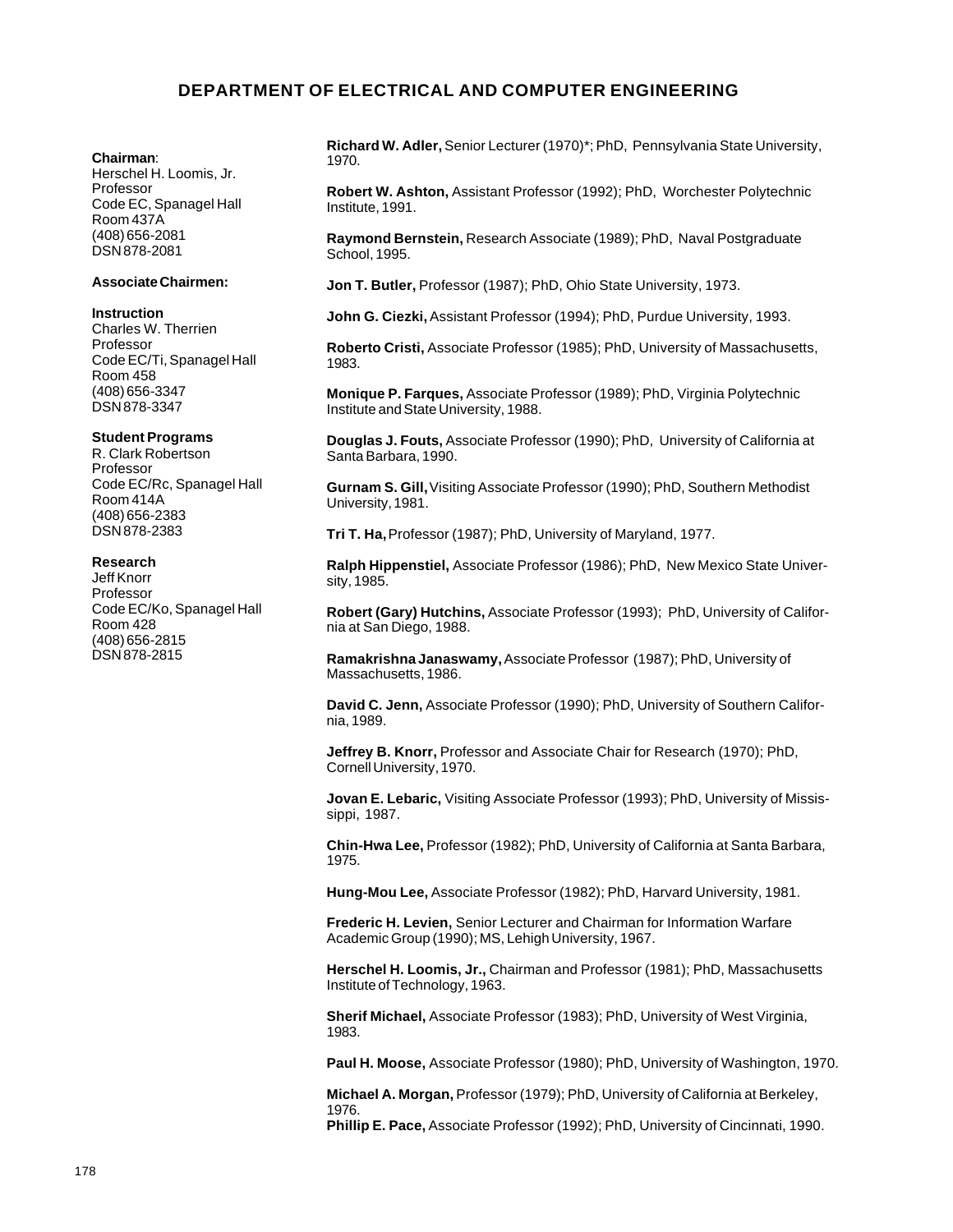## DEPARTMENT OF ELECTRICAL AND COMPUTER ENGINEERING

**Chairman**:
Herschel H. Loomis, Jr.
Professor
Code EC, Spanagel Hall
Room 437A
(408) 656-2081
DSN 878-2081

**Associate Chairmen:**

**Instruction**
Charles W. Therrien
Professor
Code EC/Ti, Spanagel Hall
Room 458
(408) 656-3347
DSN 878-3347

**Student Programs**
R. Clark Robertson
Professor
Code EC/Rc, Spanagel Hall
Room 414A
(408) 656-2383
DSN 878-2383

**Research**
Jeff Knorr
Professor
Code EC/Ko, Spanagel Hall
Room 428
(408) 656-2815
DSN 878-2815

**Richard W. Adler,** Senior Lecturer (1970)*; PhD, Pennsylvania State University, 1970.

**Robert W. Ashton,** Assistant Professor (1992); PhD, Worchester Polytechnic Institute, 1991.

**Raymond Bernstein,** Research Associate (1989); PhD, Naval Postgraduate School, 1995.

**Jon T. Butler,** Professor (1987); PhD, Ohio State University, 1973.

**John G. Ciezki,** Assistant Professor (1994); PhD, Purdue University, 1993.

**Roberto Cristi,** Associate Professor (1985); PhD, University of Massachusetts, 1983.

**Monique P. Farques,** Associate Professor (1989); PhD, Virginia Polytechnic Institute and State University, 1988.

**Douglas J. Fouts,** Associate Professor (1990); PhD, University of California at Santa Barbara, 1990.

**Gurnam S. Gill,** Visiting Associate Professor (1990); PhD, Southern Methodist University, 1981.

**Tri T. Ha,** Professor (1987); PhD, University of Maryland, 1977.

**Ralph Hippenstiel,** Associate Professor (1986); PhD, New Mexico State University, 1985.

**Robert (Gary) Hutchins,** Associate Professor (1993); PhD, University of California at San Diego, 1988.

**Ramakrishna Janaswamy,** Associate Professor (1987); PhD, University of Massachusetts, 1986.

**David C. Jenn,** Associate Professor (1990); PhD, University of Southern California, 1989.

**Jeffrey B. Knorr,** Professor and Associate Chair for Research (1970); PhD, Cornell University, 1970.

**Jovan E. Lebaric,** Visiting Associate Professor (1993); PhD, University of Mississippi, 1987.

**Chin-Hwa Lee,** Professor (1982); PhD, University of California at Santa Barbara, 1975.

**Hung-Mou Lee,** Associate Professor (1982); PhD, Harvard University, 1981.

**Frederic H. Levien,** Senior Lecturer and Chairman for Information Warfare Academic Group (1990); MS, Lehigh University, 1967.

**Herschel H. Loomis, Jr.,** Chairman and Professor (1981); PhD, Massachusetts Institute of Technology, 1963.

**Sherif Michael,** Associate Professor (1983); PhD, University of West Virginia, 1983.

**Paul H. Moose,** Associate Professor (1980); PhD, University of Washington, 1970.

**Michael A. Morgan,** Professor (1979); PhD, University of California at Berkeley, 1976.

**Phillip E. Pace,** Associate Professor (1992); PhD, University of Cincinnati, 1990.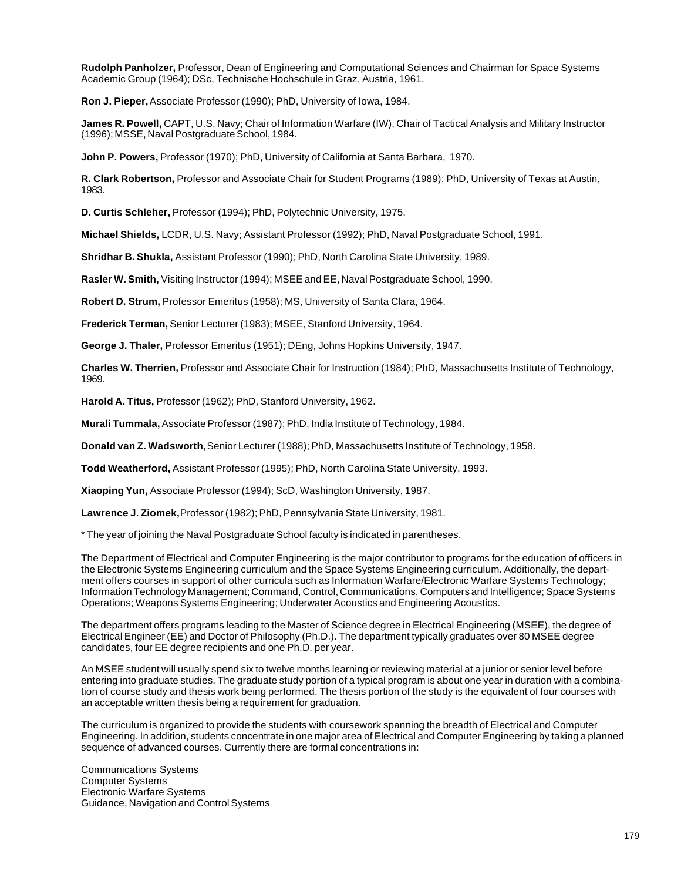**Rudolph Panholzer,** Professor, Dean of Engineering and Computational Sciences and Chairman for Space Systems Academic Group (1964); DSc, Technische Hochschule in Graz, Austria, 1961.

**Ron J. Pieper,** Associate Professor (1990); PhD, University of Iowa, 1984.

**James R. Powell,** CAPT, U.S. Navy; Chair of Information Warfare (IW), Chair of Tactical Analysis and Military Instructor (1996); MSSE, Naval Postgraduate School, 1984.

**John P. Powers,** Professor (1970); PhD, University of California at Santa Barbara, 1970.

**R. Clark Robertson,** Professor and Associate Chair for Student Programs (1989); PhD, University of Texas at Austin, 1983.

**D. Curtis Schleher,** Professor (1994); PhD, Polytechnic University, 1975.

**Michael Shields,** LCDR, U.S. Navy; Assistant Professor (1992); PhD, Naval Postgraduate School, 1991.

**Shridhar B. Shukla,** Assistant Professor (1990); PhD, North Carolina State University, 1989.

**Rasler W. Smith,** Visiting Instructor (1994); MSEE and EE, Naval Postgraduate School, 1990.

**Robert D. Strum,** Professor Emeritus (1958); MS, University of Santa Clara, 1964.

**Frederick Terman,** Senior Lecturer (1983); MSEE, Stanford University, 1964.

**George J. Thaler,** Professor Emeritus (1951); DEng, Johns Hopkins University, 1947.

**Charles W. Therrien,** Professor and Associate Chair for Instruction (1984); PhD, Massachusetts Institute of Technology, 1969.

**Harold A. Titus,** Professor (1962); PhD, Stanford University, 1962.

**Murali Tummala,** Associate Professor (1987); PhD, India Institute of Technology, 1984.

**Donald van Z. Wadsworth,** Senior Lecturer (1988); PhD, Massachusetts Institute of Technology, 1958.

**Todd Weatherford,** Assistant Professor (1995); PhD, North Carolina State University, 1993.

**Xiaoping Yun,** Associate Professor (1994); ScD, Washington University, 1987.

**Lawrence J. Ziomek,** Professor (1982); PhD, Pennsylvania State University, 1981.

* The year of joining the Naval Postgraduate School faculty is indicated in parentheses.

The Department of Electrical and Computer Engineering is the major contributor to programs for the education of officers in the Electronic Systems Engineering curriculum and the Space Systems Engineering curriculum. Additionally, the department offers courses in support of other curricula such as Information Warfare/Electronic Warfare Systems Technology; Information Technology Management; Command, Control, Communications, Computers and Intelligence; Space Systems Operations; Weapons Systems Engineering; Underwater Acoustics and Engineering Acoustics.

The department offers programs leading to the Master of Science degree in Electrical Engineering (MSEE), the degree of Electrical Engineer (EE) and Doctor of Philosophy (Ph.D.). The department typically graduates over 80 MSEE degree candidates, four EE degree recipients and one Ph.D. per year.

An MSEE student will usually spend six to twelve months learning or reviewing material at a junior or senior level before entering into graduate studies. The graduate study portion of a typical program is about one year in duration with a combination of course study and thesis work being performed. The thesis portion of the study is the equivalent of four courses with an acceptable written thesis being a requirement for graduation.

The curriculum is organized to provide the students with coursework spanning the breadth of Electrical and Computer Engineering. In addition, students concentrate in one major area of Electrical and Computer Engineering by taking a planned sequence of advanced courses. Currently there are formal concentrations in:

Communications Systems
Computer Systems
Electronic Warfare Systems
Guidance, Navigation and Control Systems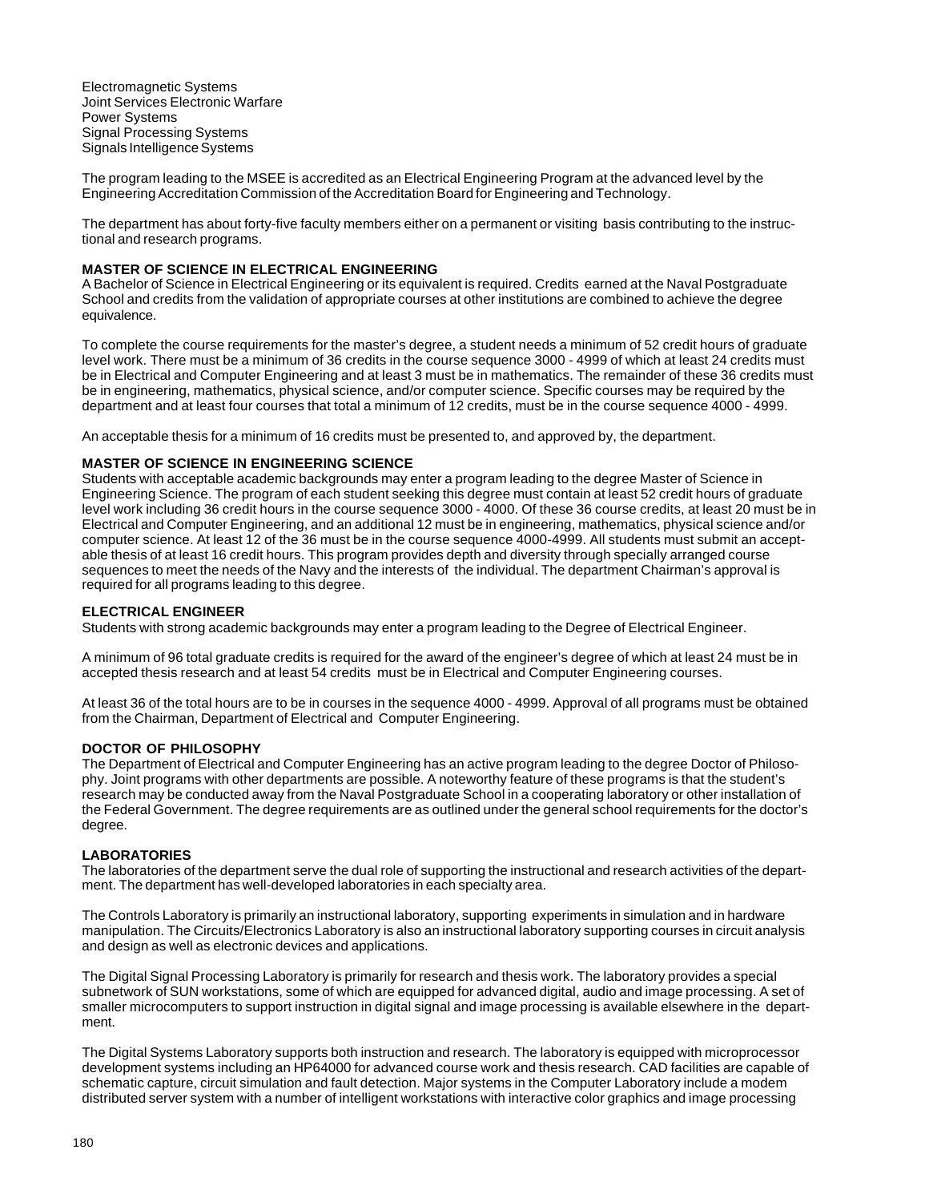Electromagnetic Systems
Joint Services Electronic Warfare
Power Systems
Signal Processing Systems
Signals Intelligence Systems

The program leading to the MSEE is accredited as an Electrical Engineering Program at the advanced level by the Engineering Accreditation Commission of the Accreditation Board for Engineering and Technology.

The department has about forty-five faculty members either on a permanent or visiting basis contributing to the instructional and research programs.

**MASTER OF SCIENCE IN ELECTRICAL ENGINEERING**

A Bachelor of Science in Electrical Engineering or its equivalent is required. Credits earned at the Naval Postgraduate School and credits from the validation of appropriate courses at other institutions are combined to achieve the degree equivalence.

To complete the course requirements for the master's degree, a student needs a minimum of 52 credit hours of graduate level work. There must be a minimum of 36 credits in the course sequence 3000 - 4999 of which at least 24 credits must be in Electrical and Computer Engineering and at least 3 must be in mathematics. The remainder of these 36 credits must be in engineering, mathematics, physical science, and/or computer science. Specific courses may be required by the department and at least four courses that total a minimum of 12 credits, must be in the course sequence 4000 - 4999.

An acceptable thesis for a minimum of 16 credits must be presented to, and approved by, the department.

**MASTER OF SCIENCE IN ENGINEERING SCIENCE**

Students with acceptable academic backgrounds may enter a program leading to the degree Master of Science in Engineering Science. The program of each student seeking this degree must contain at least 52 credit hours of graduate level work including 36 credit hours in the course sequence 3000 - 4000. Of these 36 course credits, at least 20 must be in Electrical and Computer Engineering, and an additional 12 must be in engineering, mathematics, physical science and/or computer science. At least 12 of the 36 must be in the course sequence 4000-4999. All students must submit an acceptable thesis of at least 16 credit hours. This program provides depth and diversity through specially arranged course sequences to meet the needs of the Navy and the interests of the individual. The department Chairman's approval is required for all programs leading to this degree.

**ELECTRICAL ENGINEER**

Students with strong academic backgrounds may enter a program leading to the Degree of Electrical Engineer.

A minimum of 96 total graduate credits is required for the award of the engineer's degree of which at least 24 must be in accepted thesis research and at least 54 credits must be in Electrical and Computer Engineering courses.

At least 36 of the total hours are to be in courses in the sequence 4000 - 4999. Approval of all programs must be obtained from the Chairman, Department of Electrical and Computer Engineering.

**DOCTOR OF PHILOSOPHY**

The Department of Electrical and Computer Engineering has an active program leading to the degree Doctor of Philosophy. Joint programs with other departments are possible. A noteworthy feature of these programs is that the student's research may be conducted away from the Naval Postgraduate School in a cooperating laboratory or other installation of the Federal Government. The degree requirements are as outlined under the general school requirements for the doctor's degree.

**LABORATORIES**

The laboratories of the department serve the dual role of supporting the instructional and research activities of the department. The department has well-developed laboratories in each specialty area.

The Controls Laboratory is primarily an instructional laboratory, supporting experiments in simulation and in hardware manipulation. The Circuits/Electronics Laboratory is also an instructional laboratory supporting courses in circuit analysis and design as well as electronic devices and applications.

The Digital Signal Processing Laboratory is primarily for research and thesis work. The laboratory provides a special subnetwork of SUN workstations, some of which are equipped for advanced digital, audio and image processing. A set of smaller microcomputers to support instruction in digital signal and image processing is available elsewhere in the department.

The Digital Systems Laboratory supports both instruction and research. The laboratory is equipped with microprocessor development systems including an HP64000 for advanced course work and thesis research. CAD facilities are capable of schematic capture, circuit simulation and fault detection. Major systems in the Computer Laboratory include a modem distributed server system with a number of intelligent workstations with interactive color graphics and image processing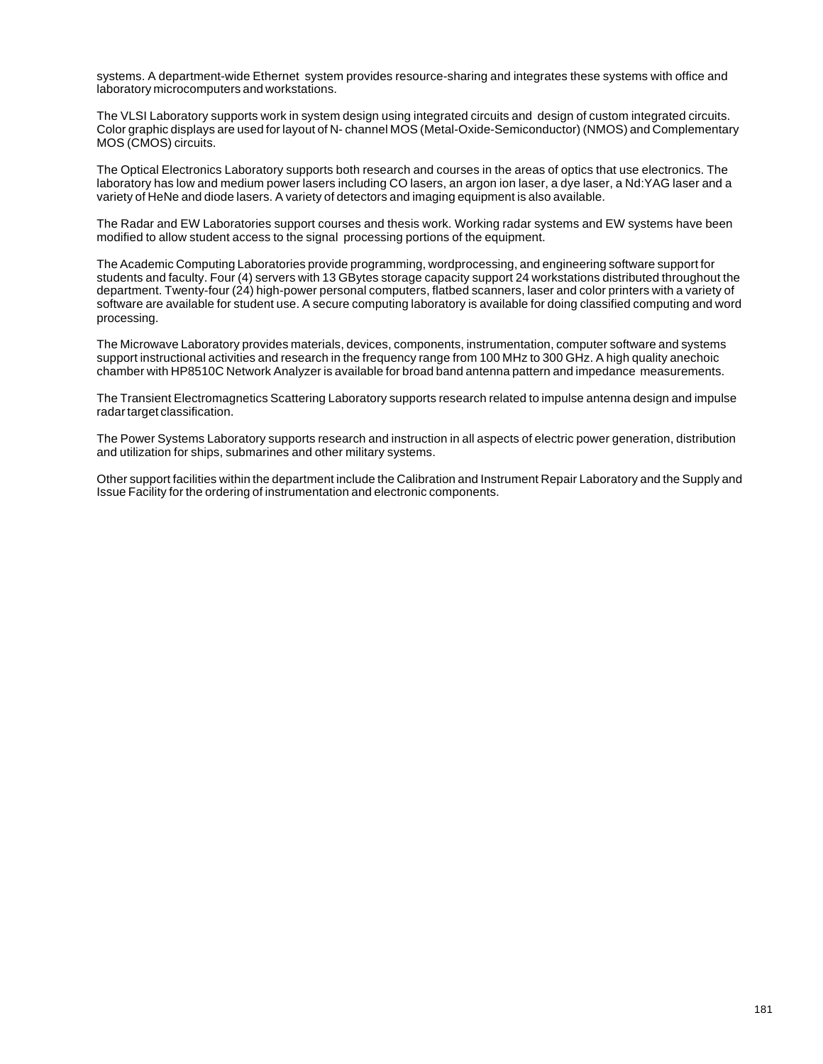systems. A department-wide Ethernet system provides resource-sharing and integrates these systems with office and laboratory microcomputers and workstations.

The VLSI Laboratory supports work in system design using integrated circuits and design of custom integrated circuits. Color graphic displays are used for layout of N- channel MOS (Metal-Oxide-Semiconductor) (NMOS) and Complementary MOS (CMOS) circuits.

The Optical Electronics Laboratory supports both research and courses in the areas of optics that use electronics. The laboratory has low and medium power lasers including CO lasers, an argon ion laser, a dye laser, a Nd:YAG laser and a variety of HeNe and diode lasers. A variety of detectors and imaging equipment is also available.

The Radar and EW Laboratories support courses and thesis work. Working radar systems and EW systems have been modified to allow student access to the signal processing portions of the equipment.

The Academic Computing Laboratories provide programming, wordprocessing, and engineering software support for students and faculty. Four (4) servers with 13 GBytes storage capacity support 24 workstations distributed throughout the department. Twenty-four (24) high-power personal computers, flatbed scanners, laser and color printers with a variety of software are available for student use. A secure computing laboratory is available for doing classified computing and word processing.

The Microwave Laboratory provides materials, devices, components, instrumentation, computer software and systems support instructional activities and research in the frequency range from 100 MHz to 300 GHz. A high quality anechoic chamber with HP8510C Network Analyzer is available for broad band antenna pattern and impedance measurements.

The Transient Electromagnetics Scattering Laboratory supports research related to impulse antenna design and impulse radar target classification.

The Power Systems Laboratory supports research and instruction in all aspects of electric power generation, distribution and utilization for ships, submarines and other military systems.

Other support facilities within the department include the Calibration and Instrument Repair Laboratory and the Supply and Issue Facility for the ordering of instrumentation and electronic components.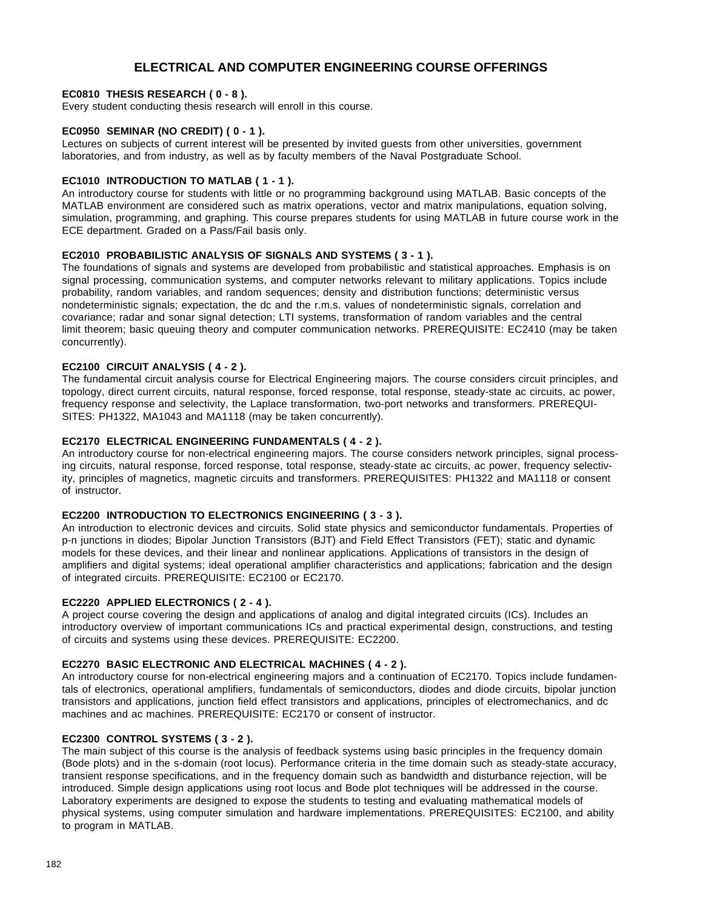# ELECTRICAL AND COMPUTER ENGINEERING COURSE OFFERINGS

**EC0810 THESIS RESEARCH ( 0 - 8 ).**
Every student conducting thesis research will enroll in this course.

**EC0950 SEMINAR (NO CREDIT) ( 0 - 1 ).**
Lectures on subjects of current interest will be presented by invited guests from other universities, government laboratories, and from industry, as well as by faculty members of the Naval Postgraduate School.

**EC1010 INTRODUCTION TO MATLAB ( 1 - 1 ).**
An introductory course for students with little or no programming background using MATLAB. Basic concepts of the MATLAB environment are considered such as matrix operations, vector and matrix manipulations, equation solving, simulation, programming, and graphing. This course prepares students for using MATLAB in future course work in the ECE department. Graded on a Pass/Fail basis only.

**EC2010 PROBABILISTIC ANALYSIS OF SIGNALS AND SYSTEMS ( 3 - 1 ).**
The foundations of signals and systems are developed from probabilistic and statistical approaches. Emphasis is on signal processing, communication systems, and computer networks relevant to military applications. Topics include probability, random variables, and random sequences; density and distribution functions; deterministic versus nondeterministic signals; expectation, the dc and the r.m.s. values of nondeterministic signals, correlation and covariance; radar and sonar signal detection; LTI systems, transformation of random variables and the central limit theorem; basic queuing theory and computer communication networks. PREREQUISITE: EC2410 (may be taken concurrently).

**EC2100 CIRCUIT ANALYSIS ( 4 - 2 ).**
The fundamental circuit analysis course for Electrical Engineering majors. The course considers circuit principles, and topology, direct current circuits, natural response, forced response, total response, steady-state ac circuits, ac power, frequency response and selectivity, the Laplace transformation, two-port networks and transformers. PREREQUISITES: PH1322, MA1043 and MA1118 (may be taken concurrently).

**EC2170 ELECTRICAL ENGINEERING FUNDAMENTALS ( 4 - 2 ).**
An introductory course for non-electrical engineering majors. The course considers network principles, signal processing circuits, natural response, forced response, total response, steady-state ac circuits, ac power, frequency selectivity, principles of magnetics, magnetic circuits and transformers. PREREQUISITES: PH1322 and MA1118 or consent of instructor.

**EC2200 INTRODUCTION TO ELECTRONICS ENGINEERING ( 3 - 3 ).**
An introduction to electronic devices and circuits. Solid state physics and semiconductor fundamentals. Properties of p-n junctions in diodes; Bipolar Junction Transistors (BJT) and Field Effect Transistors (FET); static and dynamic models for these devices, and their linear and nonlinear applications. Applications of transistors in the design of amplifiers and digital systems; ideal operational amplifier characteristics and applications; fabrication and the design of integrated circuits. PREREQUISITE: EC2100 or EC2170.

**EC2220 APPLIED ELECTRONICS ( 2 - 4 ).**
A project course covering the design and applications of analog and digital integrated circuits (ICs). Includes an introductory overview of important communications ICs and practical experimental design, constructions, and testing of circuits and systems using these devices. PREREQUISITE: EC2200.

**EC2270 BASIC ELECTRONIC AND ELECTRICAL MACHINES ( 4 - 2 ).**
An introductory course for non-electrical engineering majors and a continuation of EC2170. Topics include fundamentals of electronics, operational amplifiers, fundamentals of semiconductors, diodes and diode circuits, bipolar junction transistors and applications, junction field effect transistors and applications, principles of electromechanics, and dc machines and ac machines. PREREQUISITE: EC2170 or consent of instructor.

**EC2300 CONTROL SYSTEMS ( 3 - 2 ).**
The main subject of this course is the analysis of feedback systems using basic principles in the frequency domain (Bode plots) and in the s-domain (root locus). Performance criteria in the time domain such as steady-state accuracy, transient response specifications, and in the frequency domain such as bandwidth and disturbance rejection, will be introduced. Simple design applications using root locus and Bode plot techniques will be addressed in the course. Laboratory experiments are designed to expose the students to testing and evaluating mathematical models of physical systems, using computer simulation and hardware implementations. PREREQUISITES: EC2100, and ability to program in MATLAB.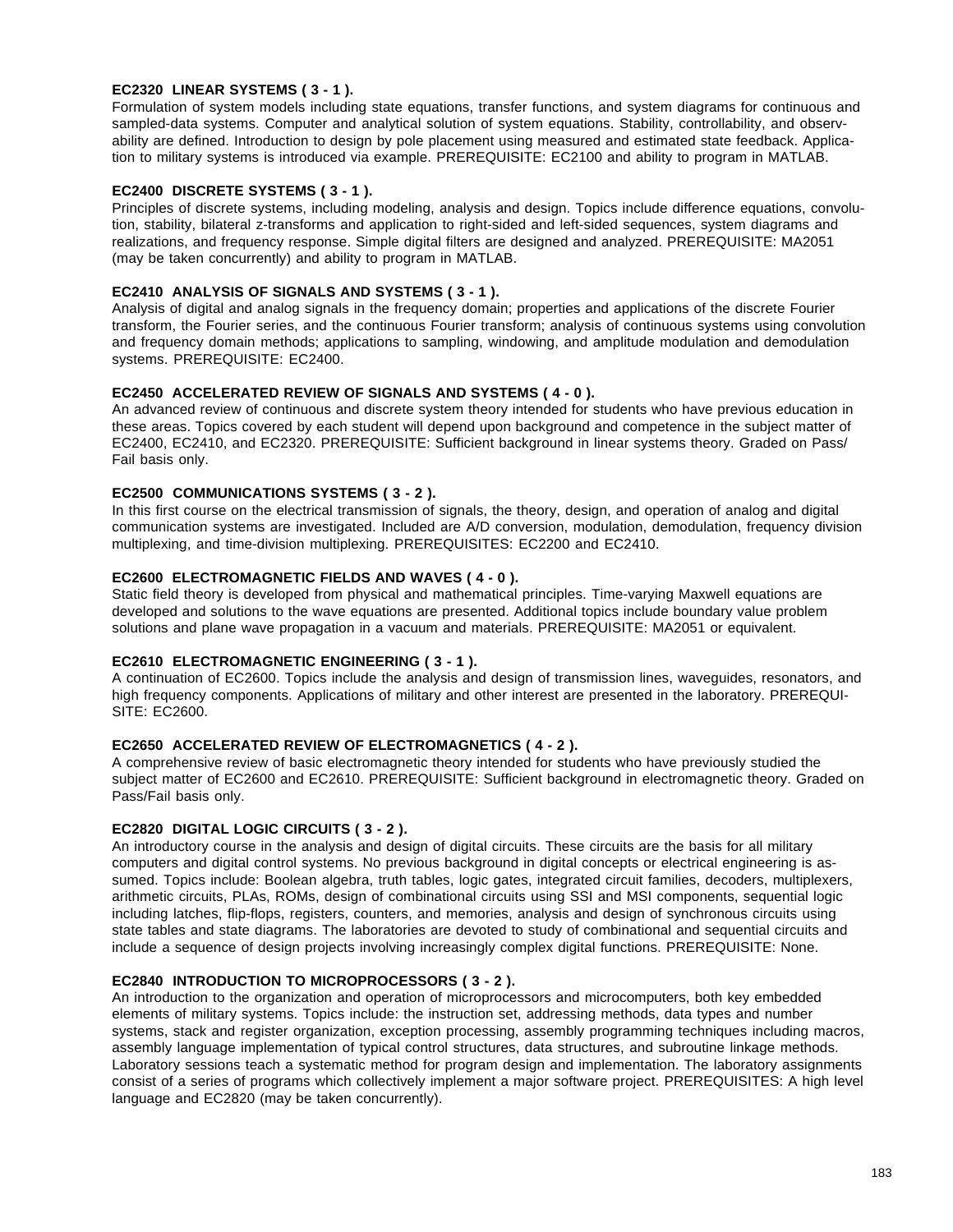**EC2320 LINEAR SYSTEMS ( 3 - 1 ).**
Formulation of system models including state equations, transfer functions, and system diagrams for continuous and sampled-data systems. Computer and analytical solution of system equations. Stability, controllability, and observability are defined. Introduction to design by pole placement using measured and estimated state feedback. Application to military systems is introduced via example. PREREQUISITE: EC2100 and ability to program in MATLAB.

**EC2400 DISCRETE SYSTEMS ( 3 - 1 ).**
Principles of discrete systems, including modeling, analysis and design. Topics include difference equations, convolution, stability, bilateral z-transforms and application to right-sided and left-sided sequences, system diagrams and realizations, and frequency response. Simple digital filters are designed and analyzed. PREREQUISITE: MA2051 (may be taken concurrently) and ability to program in MATLAB.

**EC2410 ANALYSIS OF SIGNALS AND SYSTEMS ( 3 - 1 ).**
Analysis of digital and analog signals in the frequency domain; properties and applications of the discrete Fourier transform, the Fourier series, and the continuous Fourier transform; analysis of continuous systems using convolution and frequency domain methods; applications to sampling, windowing, and amplitude modulation and demodulation systems. PREREQUISITE: EC2400.

**EC2450 ACCELERATED REVIEW OF SIGNALS AND SYSTEMS ( 4 - 0 ).**
An advanced review of continuous and discrete system theory intended for students who have previous education in these areas. Topics covered by each student will depend upon background and competence in the subject matter of EC2400, EC2410, and EC2320. PREREQUISITE: Sufficient background in linear systems theory. Graded on Pass/Fail basis only.

**EC2500 COMMUNICATIONS SYSTEMS ( 3 - 2 ).**
In this first course on the electrical transmission of signals, the theory, design, and operation of analog and digital communication systems are investigated. Included are A/D conversion, modulation, demodulation, frequency division multiplexing, and time-division multiplexing. PREREQUISITES: EC2200 and EC2410.

**EC2600 ELECTROMAGNETIC FIELDS AND WAVES ( 4 - 0 ).**
Static field theory is developed from physical and mathematical principles. Time-varying Maxwell equations are developed and solutions to the wave equations are presented. Additional topics include boundary value problem solutions and plane wave propagation in a vacuum and materials. PREREQUISITE: MA2051 or equivalent.

**EC2610 ELECTROMAGNETIC ENGINEERING ( 3 - 1 ).**
A continuation of EC2600. Topics include the analysis and design of transmission lines, waveguides, resonators, and high frequency components. Applications of military and other interest are presented in the laboratory. PREREQUISITE: EC2600.

**EC2650 ACCELERATED REVIEW OF ELECTROMAGNETICS ( 4 - 2 ).**
A comprehensive review of basic electromagnetic theory intended for students who have previously studied the subject matter of EC2600 and EC2610. PREREQUISITE: Sufficient background in electromagnetic theory. Graded on Pass/Fail basis only.

**EC2820 DIGITAL LOGIC CIRCUITS ( 3 - 2 ).**
An introductory course in the analysis and design of digital circuits. These circuits are the basis for all military computers and digital control systems. No previous background in digital concepts or electrical engineering is assumed. Topics include: Boolean algebra, truth tables, logic gates, integrated circuit families, decoders, multiplexers, arithmetic circuits, PLAs, ROMs, design of combinational circuits using SSI and MSI components, sequential logic including latches, flip-flops, registers, counters, and memories, analysis and design of synchronous circuits using state tables and state diagrams. The laboratories are devoted to study of combinational and sequential circuits and include a sequence of design projects involving increasingly complex digital functions. PREREQUISITE: None.

**EC2840 INTRODUCTION TO MICROPROCESSORS ( 3 - 2 ).**
An introduction to the organization and operation of microprocessors and microcomputers, both key embedded elements of military systems. Topics include: the instruction set, addressing methods, data types and number systems, stack and register organization, exception processing, assembly programming techniques including macros, assembly language implementation of typical control structures, data structures, and subroutine linkage methods. Laboratory sessions teach a systematic method for program design and implementation. The laboratory assignments consist of a series of programs which collectively implement a major software project. PREREQUISITES: A high level language and EC2820 (may be taken concurrently).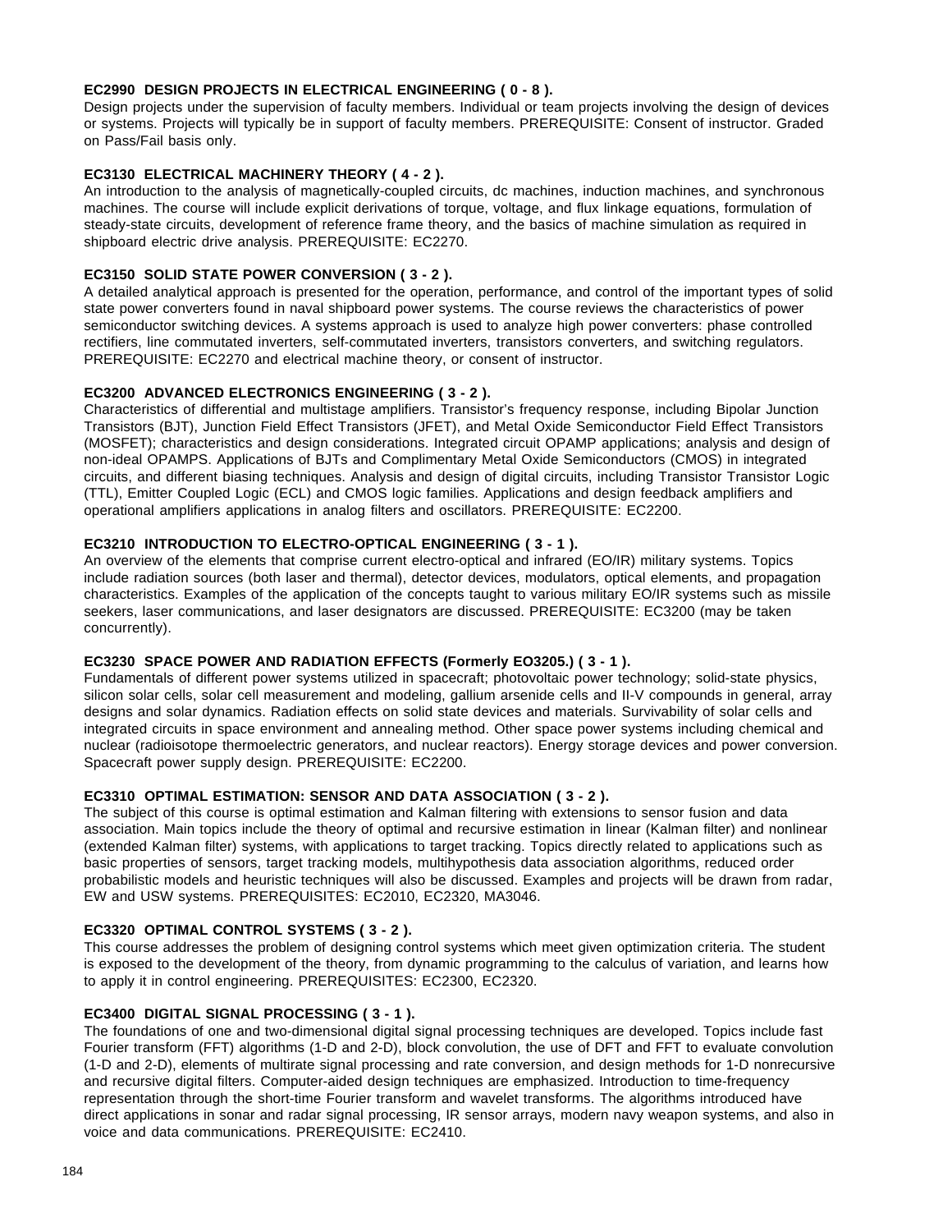**EC2990 DESIGN PROJECTS IN ELECTRICAL ENGINEERING ( 0 - 8 ).**
Design projects under the supervision of faculty members. Individual or team projects involving the design of devices or systems. Projects will typically be in support of faculty members. PREREQUISITE: Consent of instructor. Graded on Pass/Fail basis only.

**EC3130 ELECTRICAL MACHINERY THEORY ( 4 - 2 ).**
An introduction to the analysis of magnetically-coupled circuits, dc machines, induction machines, and synchronous machines. The course will include explicit derivations of torque, voltage, and flux linkage equations, formulation of steady-state circuits, development of reference frame theory, and the basics of machine simulation as required in shipboard electric drive analysis. PREREQUISITE: EC2270.

**EC3150 SOLID STATE POWER CONVERSION ( 3 - 2 ).**
A detailed analytical approach is presented for the operation, performance, and control of the important types of solid state power converters found in naval shipboard power systems. The course reviews the characteristics of power semiconductor switching devices. A systems approach is used to analyze high power converters: phase controlled rectifiers, line commutated inverters, self-commutated inverters, transistors converters, and switching regulators. PREREQUISITE: EC2270 and electrical machine theory, or consent of instructor.

**EC3200 ADVANCED ELECTRONICS ENGINEERING ( 3 - 2 ).**
Characteristics of differential and multistage amplifiers. Transistor's frequency response, including Bipolar Junction Transistors (BJT), Junction Field Effect Transistors (JFET), and Metal Oxide Semiconductor Field Effect Transistors (MOSFET); characteristics and design considerations. Integrated circuit OPAMP applications; analysis and design of non-ideal OPAMPS. Applications of BJTs and Complimentary Metal Oxide Semiconductors (CMOS) in integrated circuits, and different biasing techniques. Analysis and design of digital circuits, including Transistor Transistor Logic (TTL), Emitter Coupled Logic (ECL) and CMOS logic families. Applications and design feedback amplifiers and operational amplifiers applications in analog filters and oscillators. PREREQUISITE: EC2200.

**EC3210 INTRODUCTION TO ELECTRO-OPTICAL ENGINEERING ( 3 - 1 ).**
An overview of the elements that comprise current electro-optical and infrared (EO/IR) military systems. Topics include radiation sources (both laser and thermal), detector devices, modulators, optical elements, and propagation characteristics. Examples of the application of the concepts taught to various military EO/IR systems such as missile seekers, laser communications, and laser designators are discussed. PREREQUISITE: EC3200 (may be taken concurrently).

**EC3230 SPACE POWER AND RADIATION EFFECTS (Formerly EO3205.) ( 3 - 1 ).**
Fundamentals of different power systems utilized in spacecraft; photovoltaic power technology; solid-state physics, silicon solar cells, solar cell measurement and modeling, gallium arsenide cells and II-V compounds in general, array designs and solar dynamics. Radiation effects on solid state devices and materials. Survivability of solar cells and integrated circuits in space environment and annealing method. Other space power systems including chemical and nuclear (radioisotope thermoelectric generators, and nuclear reactors). Energy storage devices and power conversion. Spacecraft power supply design. PREREQUISITE: EC2200.

**EC3310 OPTIMAL ESTIMATION: SENSOR AND DATA ASSOCIATION ( 3 - 2 ).**
The subject of this course is optimal estimation and Kalman filtering with extensions to sensor fusion and data association. Main topics include the theory of optimal and recursive estimation in linear (Kalman filter) and nonlinear (extended Kalman filter) systems, with applications to target tracking. Topics directly related to applications such as basic properties of sensors, target tracking models, multihypothesis data association algorithms, reduced order probabilistic models and heuristic techniques will also be discussed. Examples and projects will be drawn from radar, EW and USW systems. PREREQUISITES: EC2010, EC2320, MA3046.

**EC3320 OPTIMAL CONTROL SYSTEMS ( 3 - 2 ).**
This course addresses the problem of designing control systems which meet given optimization criteria. The student is exposed to the development of the theory, from dynamic programming to the calculus of variation, and learns how to apply it in control engineering. PREREQUISITES: EC2300, EC2320.

**EC3400 DIGITAL SIGNAL PROCESSING ( 3 - 1 ).**
The foundations of one and two-dimensional digital signal processing techniques are developed. Topics include fast Fourier transform (FFT) algorithms (1-D and 2-D), block convolution, the use of DFT and FFT to evaluate convolution (1-D and 2-D), elements of multirate signal processing and rate conversion, and design methods for 1-D nonrecursive and recursive digital filters. Computer-aided design techniques are emphasized. Introduction to time-frequency representation through the short-time Fourier transform and wavelet transforms. The algorithms introduced have direct applications in sonar and radar signal processing, IR sensor arrays, modern navy weapon systems, and also in voice and data communications. PREREQUISITE: EC2410.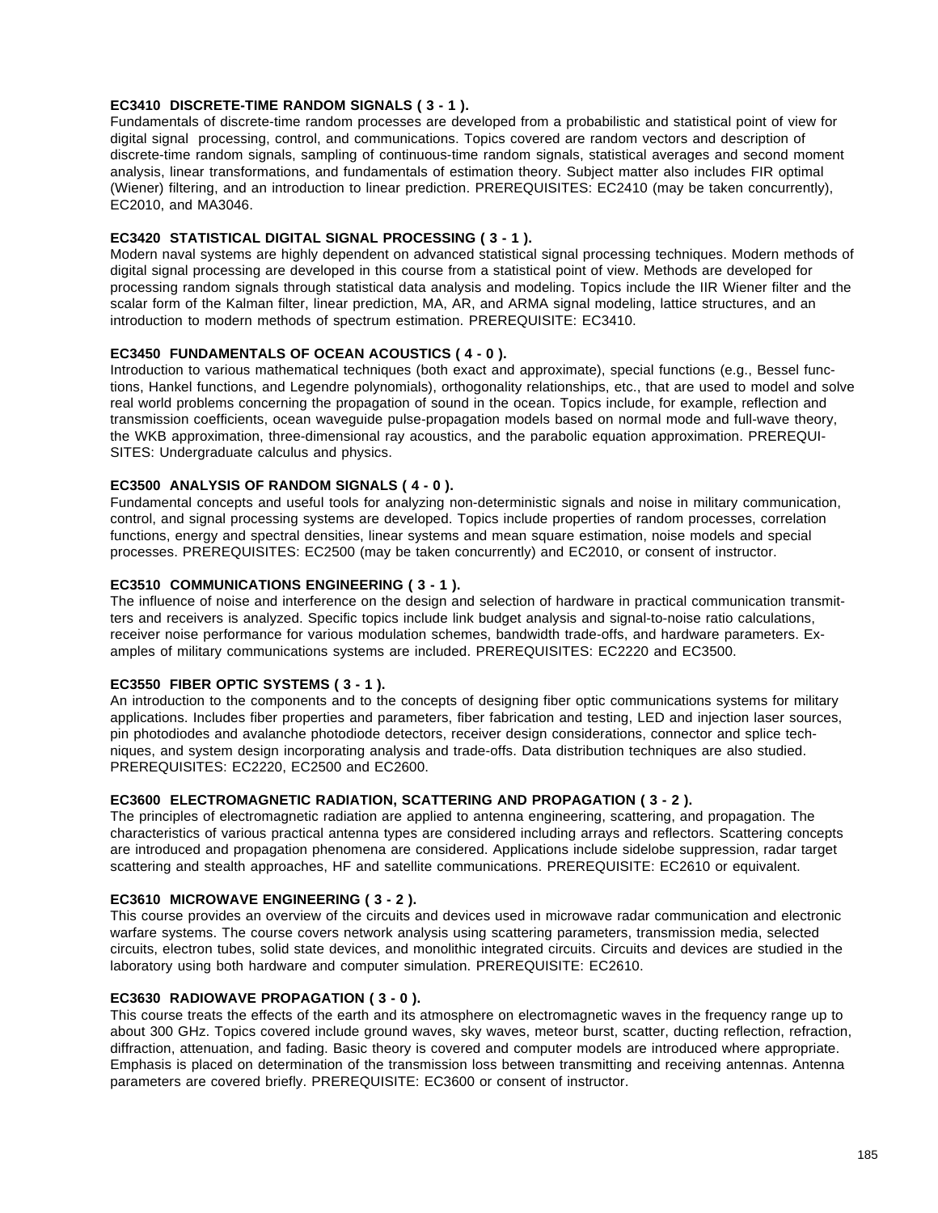**EC3410 DISCRETE-TIME RANDOM SIGNALS ( 3 - 1 ).**
Fundamentals of discrete-time random processes are developed from a probabilistic and statistical point of view for digital signal processing, control, and communications. Topics covered are random vectors and description of discrete-time random signals, sampling of continuous-time random signals, statistical averages and second moment analysis, linear transformations, and fundamentals of estimation theory. Subject matter also includes FIR optimal (Wiener) filtering, and an introduction to linear prediction. PREREQUISITES: EC2410 (may be taken concurrently), EC2010, and MA3046.

**EC3420 STATISTICAL DIGITAL SIGNAL PROCESSING ( 3 - 1 ).**
Modern naval systems are highly dependent on advanced statistical signal processing techniques. Modern methods of digital signal processing are developed in this course from a statistical point of view. Methods are developed for processing random signals through statistical data analysis and modeling. Topics include the IIR Wiener filter and the scalar form of the Kalman filter, linear prediction, MA, AR, and ARMA signal modeling, lattice structures, and an introduction to modern methods of spectrum estimation. PREREQUISITE: EC3410.

**EC3450 FUNDAMENTALS OF OCEAN ACOUSTICS ( 4 - 0 ).**
Introduction to various mathematical techniques (both exact and approximate), special functions (e.g., Bessel functions, Hankel functions, and Legendre polynomials), orthogonality relationships, etc., that are used to model and solve real world problems concerning the propagation of sound in the ocean. Topics include, for example, reflection and transmission coefficients, ocean waveguide pulse-propagation models based on normal mode and full-wave theory, the WKB approximation, three-dimensional ray acoustics, and the parabolic equation approximation. PREREQUISITES: Undergraduate calculus and physics.

**EC3500 ANALYSIS OF RANDOM SIGNALS ( 4 - 0 ).**
Fundamental concepts and useful tools for analyzing non-deterministic signals and noise in military communication, control, and signal processing systems are developed. Topics include properties of random processes, correlation functions, energy and spectral densities, linear systems and mean square estimation, noise models and special processes. PREREQUISITES: EC2500 (may be taken concurrently) and EC2010, or consent of instructor.

**EC3510 COMMUNICATIONS ENGINEERING ( 3 - 1 ).**
The influence of noise and interference on the design and selection of hardware in practical communication transmitters and receivers is analyzed. Specific topics include link budget analysis and signal-to-noise ratio calculations, receiver noise performance for various modulation schemes, bandwidth trade-offs, and hardware parameters. Examples of military communications systems are included. PREREQUISITES: EC2220 and EC3500.

**EC3550 FIBER OPTIC SYSTEMS ( 3 - 1 ).**
An introduction to the components and to the concepts of designing fiber optic communications systems for military applications. Includes fiber properties and parameters, fiber fabrication and testing, LED and injection laser sources, pin photodiodes and avalanche photodiode detectors, receiver design considerations, connector and splice techniques, and system design incorporating analysis and trade-offs. Data distribution techniques are also studied. PREREQUISITES: EC2220, EC2500 and EC2600.

**EC3600 ELECTROMAGNETIC RADIATION, SCATTERING AND PROPAGATION ( 3 - 2 ).**
The principles of electromagnetic radiation are applied to antenna engineering, scattering, and propagation. The characteristics of various practical antenna types are considered including arrays and reflectors. Scattering concepts are introduced and propagation phenomena are considered. Applications include sidelobe suppression, radar target scattering and stealth approaches, HF and satellite communications. PREREQUISITE: EC2610 or equivalent.

**EC3610 MICROWAVE ENGINEERING ( 3 - 2 ).**
This course provides an overview of the circuits and devices used in microwave radar communication and electronic warfare systems. The course covers network analysis using scattering parameters, transmission media, selected circuits, electron tubes, solid state devices, and monolithic integrated circuits. Circuits and devices are studied in the laboratory using both hardware and computer simulation. PREREQUISITE: EC2610.

**EC3630 RADIOWAVE PROPAGATION ( 3 - 0 ).**
This course treats the effects of the earth and its atmosphere on electromagnetic waves in the frequency range up to about 300 GHz. Topics covered include ground waves, sky waves, meteor burst, scatter, ducting reflection, refraction, diffraction, attenuation, and fading. Basic theory is covered and computer models are introduced where appropriate. Emphasis is placed on determination of the transmission loss between transmitting and receiving antennas. Antenna parameters are covered briefly. PREREQUISITE: EC3600 or consent of instructor.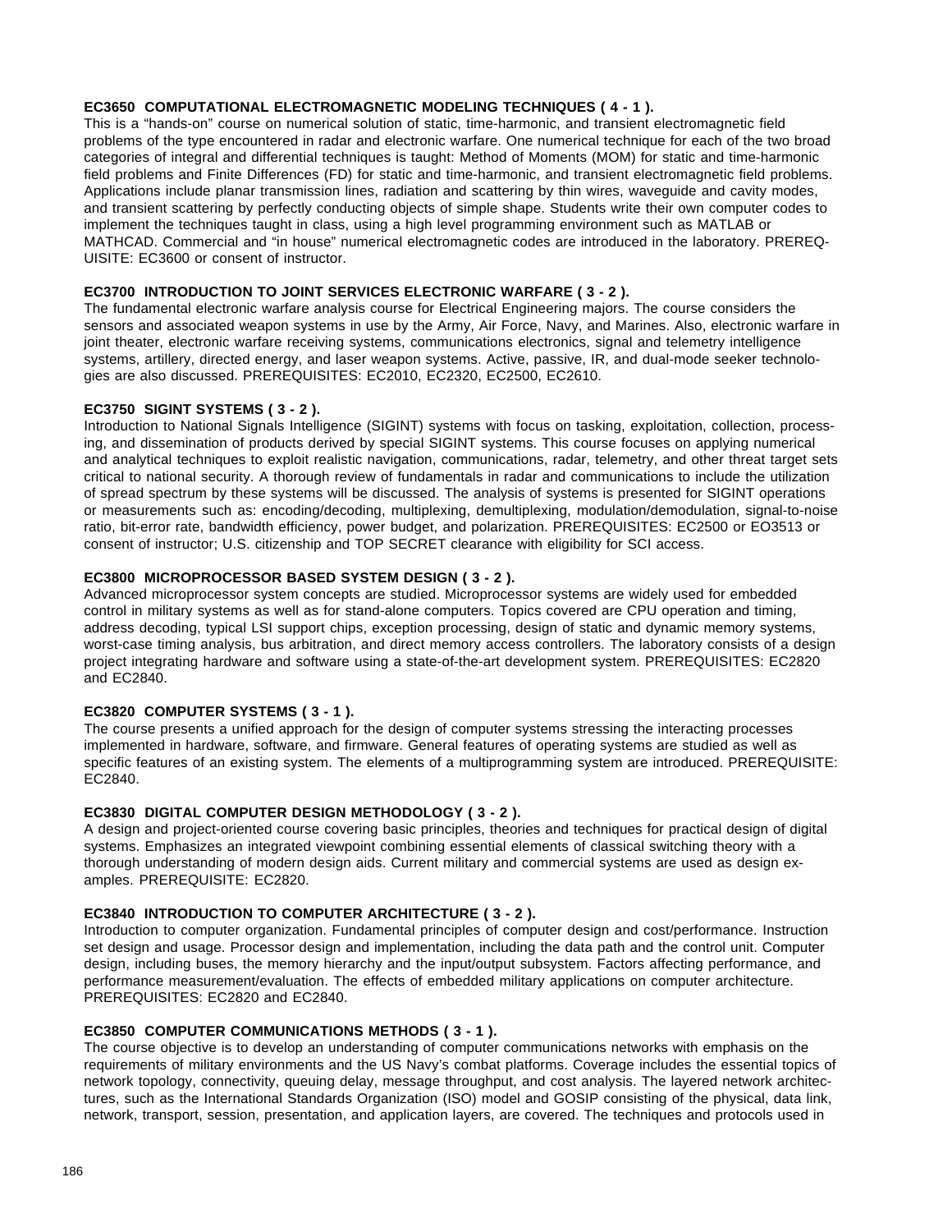**EC3650 COMPUTATIONAL ELECTROMAGNETIC MODELING TECHNIQUES ( 4 - 1 ).**
This is a "hands-on" course on numerical solution of static, time-harmonic, and transient electromagnetic field problems of the type encountered in radar and electronic warfare. One numerical technique for each of the two broad categories of integral and differential techniques is taught: Method of Moments (MOM) for static and time-harmonic field problems and Finite Differences (FD) for static and time-harmonic, and transient electromagnetic field problems. Applications include planar transmission lines, radiation and scattering by thin wires, waveguide and cavity modes, and transient scattering by perfectly conducting objects of simple shape. Students write their own computer codes to implement the techniques taught in class, using a high level programming environment such as MATLAB or MATHCAD. Commercial and "in house" numerical electromagnetic codes are introduced in the laboratory. PREREQUISITE: EC3600 or consent of instructor.

**EC3700 INTRODUCTION TO JOINT SERVICES ELECTRONIC WARFARE ( 3 - 2 ).**
The fundamental electronic warfare analysis course for Electrical Engineering majors. The course considers the sensors and associated weapon systems in use by the Army, Air Force, Navy, and Marines. Also, electronic warfare in joint theater, electronic warfare receiving systems, communications electronics, signal and telemetry intelligence systems, artillery, directed energy, and laser weapon systems. Active, passive, IR, and dual-mode seeker technologies are also discussed. PREREQUISITES: EC2010, EC2320, EC2500, EC2610.

**EC3750 SIGINT SYSTEMS ( 3 - 2 ).**
Introduction to National Signals Intelligence (SIGINT) systems with focus on tasking, exploitation, collection, processing, and dissemination of products derived by special SIGINT systems. This course focuses on applying numerical and analytical techniques to exploit realistic navigation, communications, radar, telemetry, and other threat target sets critical to national security. A thorough review of fundamentals in radar and communications to include the utilization of spread spectrum by these systems will be discussed. The analysis of systems is presented for SIGINT operations or measurements such as: encoding/decoding, multiplexing, demultiplexing, modulation/demodulation, signal-to-noise ratio, bit-error rate, bandwidth efficiency, power budget, and polarization. PREREQUISITES: EC2500 or EO3513 or consent of instructor; U.S. citizenship and TOP SECRET clearance with eligibility for SCI access.

**EC3800 MICROPROCESSOR BASED SYSTEM DESIGN ( 3 - 2 ).**
Advanced microprocessor system concepts are studied. Microprocessor systems are widely used for embedded control in military systems as well as for stand-alone computers. Topics covered are CPU operation and timing, address decoding, typical LSI support chips, exception processing, design of static and dynamic memory systems, worst-case timing analysis, bus arbitration, and direct memory access controllers. The laboratory consists of a design project integrating hardware and software using a state-of-the-art development system. PREREQUISITES: EC2820 and EC2840.

**EC3820 COMPUTER SYSTEMS ( 3 - 1 ).**
The course presents a unified approach for the design of computer systems stressing the interacting processes implemented in hardware, software, and firmware. General features of operating systems are studied as well as specific features of an existing system. The elements of a multiprogramming system are introduced. PREREQUISITE: EC2840.

**EC3830 DIGITAL COMPUTER DESIGN METHODOLOGY ( 3 - 2 ).**
A design and project-oriented course covering basic principles, theories and techniques for practical design of digital systems. Emphasizes an integrated viewpoint combining essential elements of classical switching theory with a thorough understanding of modern design aids. Current military and commercial systems are used as design examples. PREREQUISITE: EC2820.

**EC3840 INTRODUCTION TO COMPUTER ARCHITECTURE ( 3 - 2 ).**
Introduction to computer organization. Fundamental principles of computer design and cost/performance. Instruction set design and usage. Processor design and implementation, including the data path and the control unit. Computer design, including buses, the memory hierarchy and the input/output subsystem. Factors affecting performance, and performance measurement/evaluation. The effects of embedded military applications on computer architecture. PREREQUISITES: EC2820 and EC2840.

**EC3850 COMPUTER COMMUNICATIONS METHODS ( 3 - 1 ).**
The course objective is to develop an understanding of computer communications networks with emphasis on the requirements of military environments and the US Navy's combat platforms. Coverage includes the essential topics of network topology, connectivity, queuing delay, message throughput, and cost analysis. The layered network architectures, such as the International Standards Organization (ISO) model and GOSIP consisting of the physical, data link, network, transport, session, presentation, and application layers, are covered. The techniques and protocols used in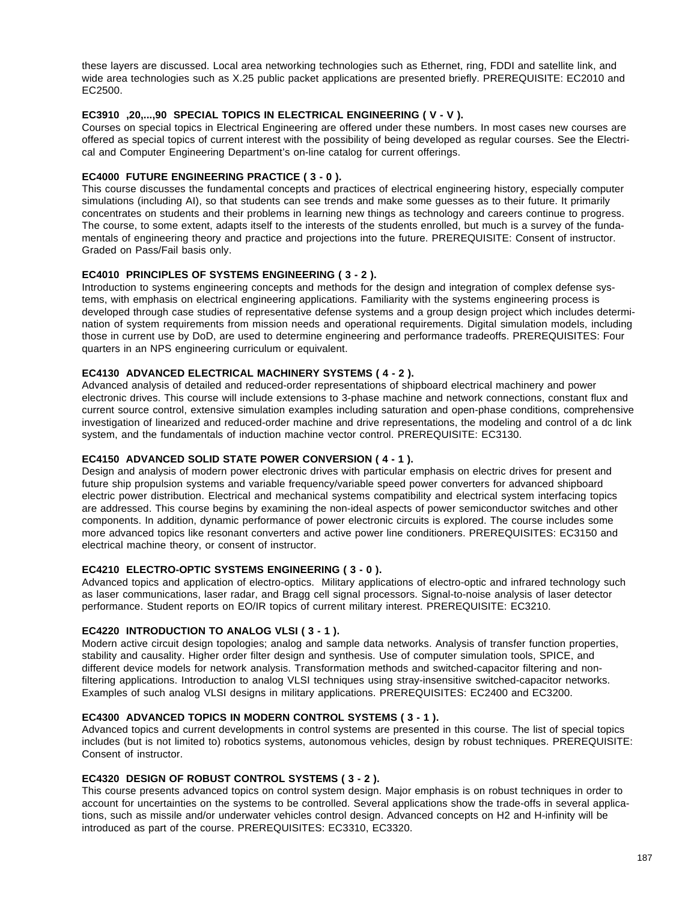these layers are discussed. Local area networking technologies such as Ethernet, ring, FDDI and satellite link, and wide area technologies such as X.25 public packet applications are presented briefly. PREREQUISITE: EC2010 and EC2500.

**EC3910 ,20,...,90 SPECIAL TOPICS IN ELECTRICAL ENGINEERING ( V - V ).**
Courses on special topics in Electrical Engineering are offered under these numbers. In most cases new courses are offered as special topics of current interest with the possibility of being developed as regular courses. See the Electrical and Computer Engineering Department's on-line catalog for current offerings.

**EC4000 FUTURE ENGINEERING PRACTICE ( 3 - 0 ).**
This course discusses the fundamental concepts and practices of electrical engineering history, especially computer simulations (including AI), so that students can see trends and make some guesses as to their future. It primarily concentrates on students and their problems in learning new things as technology and careers continue to progress. The course, to some extent, adapts itself to the interests of the students enrolled, but much is a survey of the fundamentals of engineering theory and practice and projections into the future. PREREQUISITE: Consent of instructor. Graded on Pass/Fail basis only.

**EC4010 PRINCIPLES OF SYSTEMS ENGINEERING ( 3 - 2 ).**
Introduction to systems engineering concepts and methods for the design and integration of complex defense systems, with emphasis on electrical engineering applications. Familiarity with the systems engineering process is developed through case studies of representative defense systems and a group design project which includes determination of system requirements from mission needs and operational requirements. Digital simulation models, including those in current use by DoD, are used to determine engineering and performance tradeoffs. PREREQUISITES: Four quarters in an NPS engineering curriculum or equivalent.

**EC4130 ADVANCED ELECTRICAL MACHINERY SYSTEMS ( 4 - 2 ).**
Advanced analysis of detailed and reduced-order representations of shipboard electrical machinery and power electronic drives. This course will include extensions to 3-phase machine and network connections, constant flux and current source control, extensive simulation examples including saturation and open-phase conditions, comprehensive investigation of linearized and reduced-order machine and drive representations, the modeling and control of a dc link system, and the fundamentals of induction machine vector control. PREREQUISITE: EC3130.

**EC4150 ADVANCED SOLID STATE POWER CONVERSION ( 4 - 1 ).**
Design and analysis of modern power electronic drives with particular emphasis on electric drives for present and future ship propulsion systems and variable frequency/variable speed power converters for advanced shipboard electric power distribution. Electrical and mechanical systems compatibility and electrical system interfacing topics are addressed. This course begins by examining the non-ideal aspects of power semiconductor switches and other components. In addition, dynamic performance of power electronic circuits is explored. The course includes some more advanced topics like resonant converters and active power line conditioners. PREREQUISITES: EC3150 and electrical machine theory, or consent of instructor.

**EC4210 ELECTRO-OPTIC SYSTEMS ENGINEERING ( 3 - 0 ).**
Advanced topics and application of electro-optics. Military applications of electro-optic and infrared technology such as laser communications, laser radar, and Bragg cell signal processors. Signal-to-noise analysis of laser detector performance. Student reports on EO/IR topics of current military interest. PREREQUISITE: EC3210.

**EC4220 INTRODUCTION TO ANALOG VLSI ( 3 - 1 ).**
Modern active circuit design topologies; analog and sample data networks. Analysis of transfer function properties, stability and causality. Higher order filter design and synthesis. Use of computer simulation tools, SPICE, and different device models for network analysis. Transformation methods and switched-capacitor filtering and non-filtering applications. Introduction to analog VLSI techniques using stray-insensitive switched-capacitor networks. Examples of such analog VLSI designs in military applications. PREREQUISITES: EC2400 and EC3200.

**EC4300 ADVANCED TOPICS IN MODERN CONTROL SYSTEMS ( 3 - 1 ).**
Advanced topics and current developments in control systems are presented in this course. The list of special topics includes (but is not limited to) robotics systems, autonomous vehicles, design by robust techniques. PREREQUISITE: Consent of instructor.

**EC4320 DESIGN OF ROBUST CONTROL SYSTEMS ( 3 - 2 ).**
This course presents advanced topics on control system design. Major emphasis is on robust techniques in order to account for uncertainties on the systems to be controlled. Several applications show the trade-offs in several applications, such as missile and/or underwater vehicles control design. Advanced concepts on H2 and H-infinity will be introduced as part of the course. PREREQUISITES: EC3310, EC3320.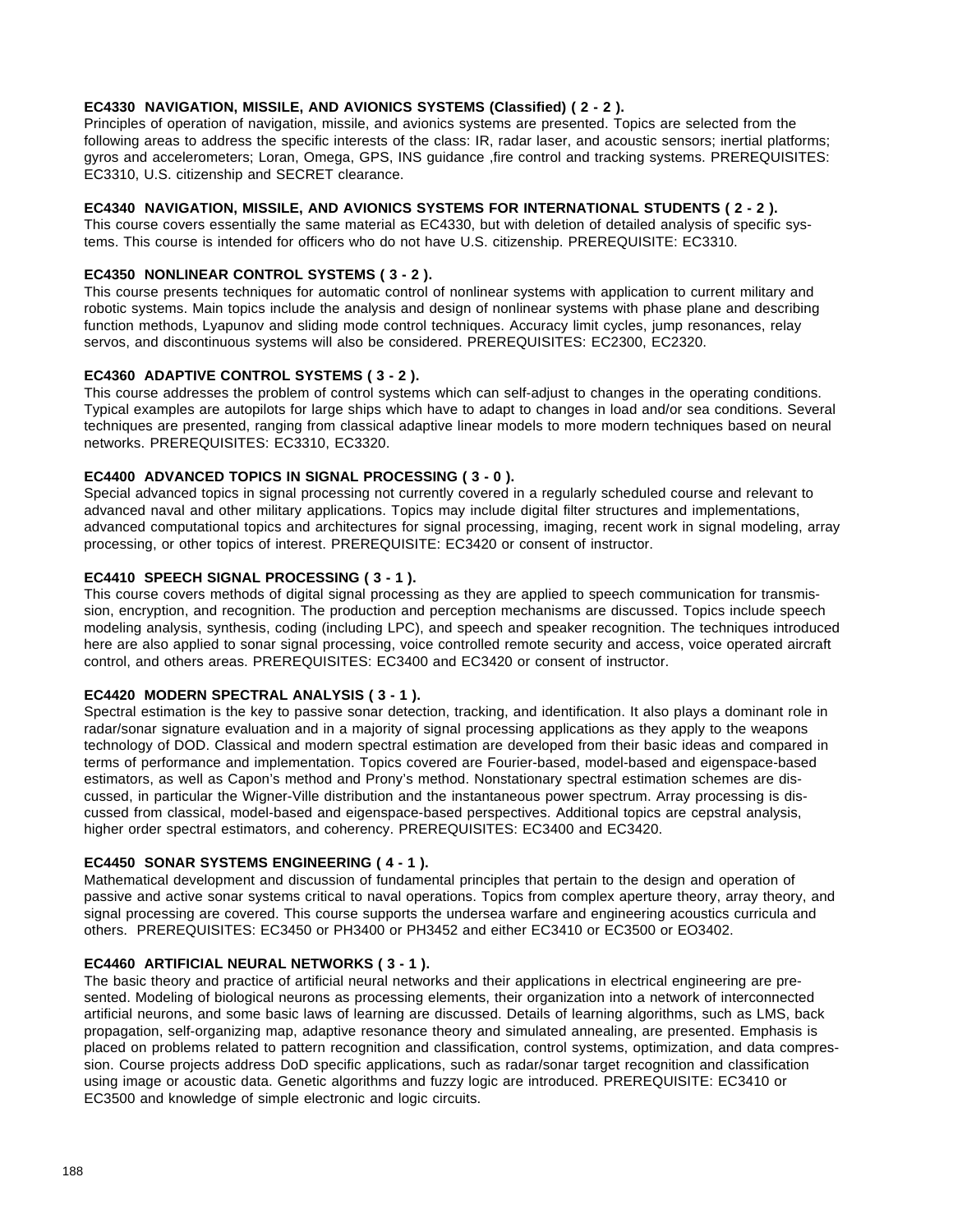**EC4330 NAVIGATION, MISSILE, AND AVIONICS SYSTEMS (Classified) ( 2 - 2 ).**
Principles of operation of navigation, missile, and avionics systems are presented. Topics are selected from the following areas to address the specific interests of the class: IR, radar laser, and acoustic sensors; inertial platforms; gyros and accelerometers; Loran, Omega, GPS, INS guidance ,fire control and tracking systems. PREREQUISITES: EC3310, U.S. citizenship and SECRET clearance.

**EC4340 NAVIGATION, MISSILE, AND AVIONICS SYSTEMS FOR INTERNATIONAL STUDENTS ( 2 - 2 ).**
This course covers essentially the same material as EC4330, but with deletion of detailed analysis of specific systems. This course is intended for officers who do not have U.S. citizenship. PREREQUISITE: EC3310.

**EC4350 NONLINEAR CONTROL SYSTEMS ( 3 - 2 ).**
This course presents techniques for automatic control of nonlinear systems with application to current military and robotic systems. Main topics include the analysis and design of nonlinear systems with phase plane and describing function methods, Lyapunov and sliding mode control techniques. Accuracy limit cycles, jump resonances, relay servos, and discontinuous systems will also be considered. PREREQUISITES: EC2300, EC2320.

**EC4360 ADAPTIVE CONTROL SYSTEMS ( 3 - 2 ).**
This course addresses the problem of control systems which can self-adjust to changes in the operating conditions. Typical examples are autopilots for large ships which have to adapt to changes in load and/or sea conditions. Several techniques are presented, ranging from classical adaptive linear models to more modern techniques based on neural networks. PREREQUISITES: EC3310, EC3320.

**EC4400 ADVANCED TOPICS IN SIGNAL PROCESSING ( 3 - 0 ).**
Special advanced topics in signal processing not currently covered in a regularly scheduled course and relevant to advanced naval and other military applications. Topics may include digital filter structures and implementations, advanced computational topics and architectures for signal processing, imaging, recent work in signal modeling, array processing, or other topics of interest. PREREQUISITE: EC3420 or consent of instructor.

**EC4410 SPEECH SIGNAL PROCESSING ( 3 - 1 ).**
This course covers methods of digital signal processing as they are applied to speech communication for transmission, encryption, and recognition. The production and perception mechanisms are discussed. Topics include speech modeling analysis, synthesis, coding (including LPC), and speech and speaker recognition. The techniques introduced here are also applied to sonar signal processing, voice controlled remote security and access, voice operated aircraft control, and others areas. PREREQUISITES: EC3400 and EC3420 or consent of instructor.

**EC4420 MODERN SPECTRAL ANALYSIS ( 3 - 1 ).**
Spectral estimation is the key to passive sonar detection, tracking, and identification. It also plays a dominant role in radar/sonar signature evaluation and in a majority of signal processing applications as they apply to the weapons technology of DOD. Classical and modern spectral estimation are developed from their basic ideas and compared in terms of performance and implementation. Topics covered are Fourier-based, model-based and eigenspace-based estimators, as well as Capon's method and Prony's method. Nonstationary spectral estimation schemes are discussed, in particular the Wigner-Ville distribution and the instantaneous power spectrum. Array processing is discussed from classical, model-based and eigenspace-based perspectives. Additional topics are cepstral analysis, higher order spectral estimators, and coherency. PREREQUISITES: EC3400 and EC3420.

**EC4450 SONAR SYSTEMS ENGINEERING ( 4 - 1 ).**
Mathematical development and discussion of fundamental principles that pertain to the design and operation of passive and active sonar systems critical to naval operations. Topics from complex aperture theory, array theory, and signal processing are covered. This course supports the undersea warfare and engineering acoustics curricula and others. PREREQUISITES: EC3450 or PH3400 or PH3452 and either EC3410 or EC3500 or EO3402.

**EC4460 ARTIFICIAL NEURAL NETWORKS ( 3 - 1 ).**
The basic theory and practice of artificial neural networks and their applications in electrical engineering are presented. Modeling of biological neurons as processing elements, their organization into a network of interconnected artificial neurons, and some basic laws of learning are discussed. Details of learning algorithms, such as LMS, back propagation, self-organizing map, adaptive resonance theory and simulated annealing, are presented. Emphasis is placed on problems related to pattern recognition and classification, control systems, optimization, and data compression. Course projects address DoD specific applications, such as radar/sonar target recognition and classification using image or acoustic data. Genetic algorithms and fuzzy logic are introduced. PREREQUISITE: EC3410 or EC3500 and knowledge of simple electronic and logic circuits.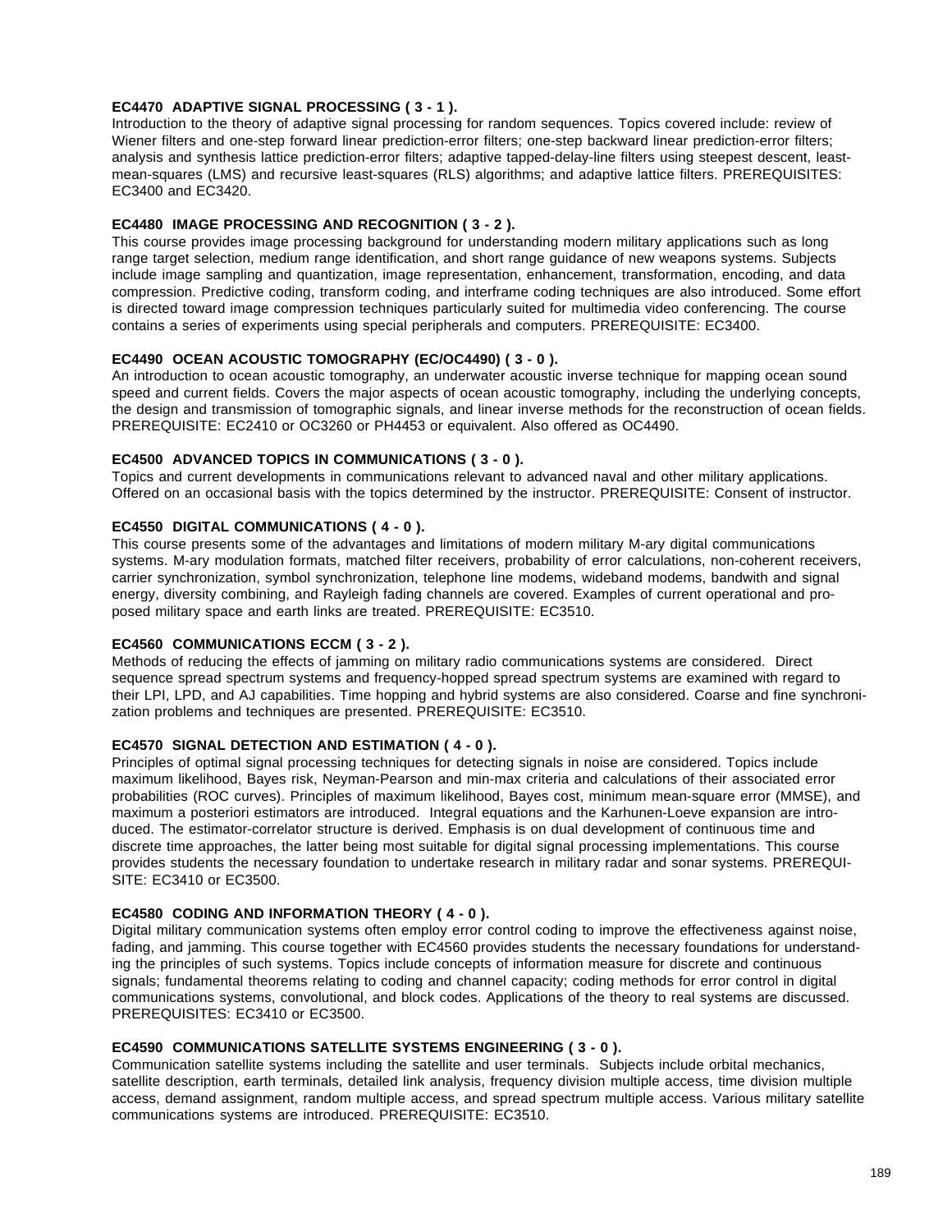**EC4470 ADAPTIVE SIGNAL PROCESSING ( 3 - 1 ).**
Introduction to the theory of adaptive signal processing for random sequences. Topics covered include: review of Wiener filters and one-step forward linear prediction-error filters; one-step backward linear prediction-error filters; analysis and synthesis lattice prediction-error filters; adaptive tapped-delay-line filters using steepest descent, least-mean-squares (LMS) and recursive least-squares (RLS) algorithms; and adaptive lattice filters. PREREQUISITES: EC3400 and EC3420.

**EC4480 IMAGE PROCESSING AND RECOGNITION ( 3 - 2 ).**
This course provides image processing background for understanding modern military applications such as long range target selection, medium range identification, and short range guidance of new weapons systems. Subjects include image sampling and quantization, image representation, enhancement, transformation, encoding, and data compression. Predictive coding, transform coding, and interframe coding techniques are also introduced. Some effort is directed toward image compression techniques particularly suited for multimedia video conferencing. The course contains a series of experiments using special peripherals and computers. PREREQUISITE: EC3400.

**EC4490 OCEAN ACOUSTIC TOMOGRAPHY (EC/OC4490) ( 3 - 0 ).**
An introduction to ocean acoustic tomography, an underwater acoustic inverse technique for mapping ocean sound speed and current fields. Covers the major aspects of ocean acoustic tomography, including the underlying concepts, the design and transmission of tomographic signals, and linear inverse methods for the reconstruction of ocean fields. PREREQUISITE: EC2410 or OC3260 or PH4453 or equivalent. Also offered as OC4490.

**EC4500 ADVANCED TOPICS IN COMMUNICATIONS ( 3 - 0 ).**
Topics and current developments in communications relevant to advanced naval and other military applications. Offered on an occasional basis with the topics determined by the instructor. PREREQUISITE: Consent of instructor.

**EC4550 DIGITAL COMMUNICATIONS ( 4 - 0 ).**
This course presents some of the advantages and limitations of modern military M-ary digital communications systems. M-ary modulation formats, matched filter receivers, probability of error calculations, non-coherent receivers, carrier synchronization, symbol synchronization, telephone line modems, wideband modems, bandwith and signal energy, diversity combining, and Rayleigh fading channels are covered. Examples of current operational and proposed military space and earth links are treated. PREREQUISITE: EC3510.

**EC4560 COMMUNICATIONS ECCM ( 3 - 2 ).**
Methods of reducing the effects of jamming on military radio communications systems are considered. Direct sequence spread spectrum systems and frequency-hopped spread spectrum systems are examined with regard to their LPI, LPD, and AJ capabilities. Time hopping and hybrid systems are also considered. Coarse and fine synchronization problems and techniques are presented. PREREQUISITE: EC3510.

**EC4570 SIGNAL DETECTION AND ESTIMATION ( 4 - 0 ).**
Principles of optimal signal processing techniques for detecting signals in noise are considered. Topics include maximum likelihood, Bayes risk, Neyman-Pearson and min-max criteria and calculations of their associated error probabilities (ROC curves). Principles of maximum likelihood, Bayes cost, minimum mean-square error (MMSE), and maximum a posteriori estimators are introduced. Integral equations and the Karhunen-Loeve expansion are introduced. The estimator-correlator structure is derived. Emphasis is on dual development of continuous time and discrete time approaches, the latter being most suitable for digital signal processing implementations. This course provides students the necessary foundation to undertake research in military radar and sonar systems. PREREQUISITE: EC3410 or EC3500.

**EC4580 CODING AND INFORMATION THEORY ( 4 - 0 ).**
Digital military communication systems often employ error control coding to improve the effectiveness against noise, fading, and jamming. This course together with EC4560 provides students the necessary foundations for understanding the principles of such systems. Topics include concepts of information measure for discrete and continuous signals; fundamental theorems relating to coding and channel capacity; coding methods for error control in digital communications systems, convolutional, and block codes. Applications of the theory to real systems are discussed. PREREQUISITES: EC3410 or EC3500.

**EC4590 COMMUNICATIONS SATELLITE SYSTEMS ENGINEERING ( 3 - 0 ).**
Communication satellite systems including the satellite and user terminals. Subjects include orbital mechanics, satellite description, earth terminals, detailed link analysis, frequency division multiple access, time division multiple access, demand assignment, random multiple access, and spread spectrum multiple access. Various military satellite communications systems are introduced. PREREQUISITE: EC3510.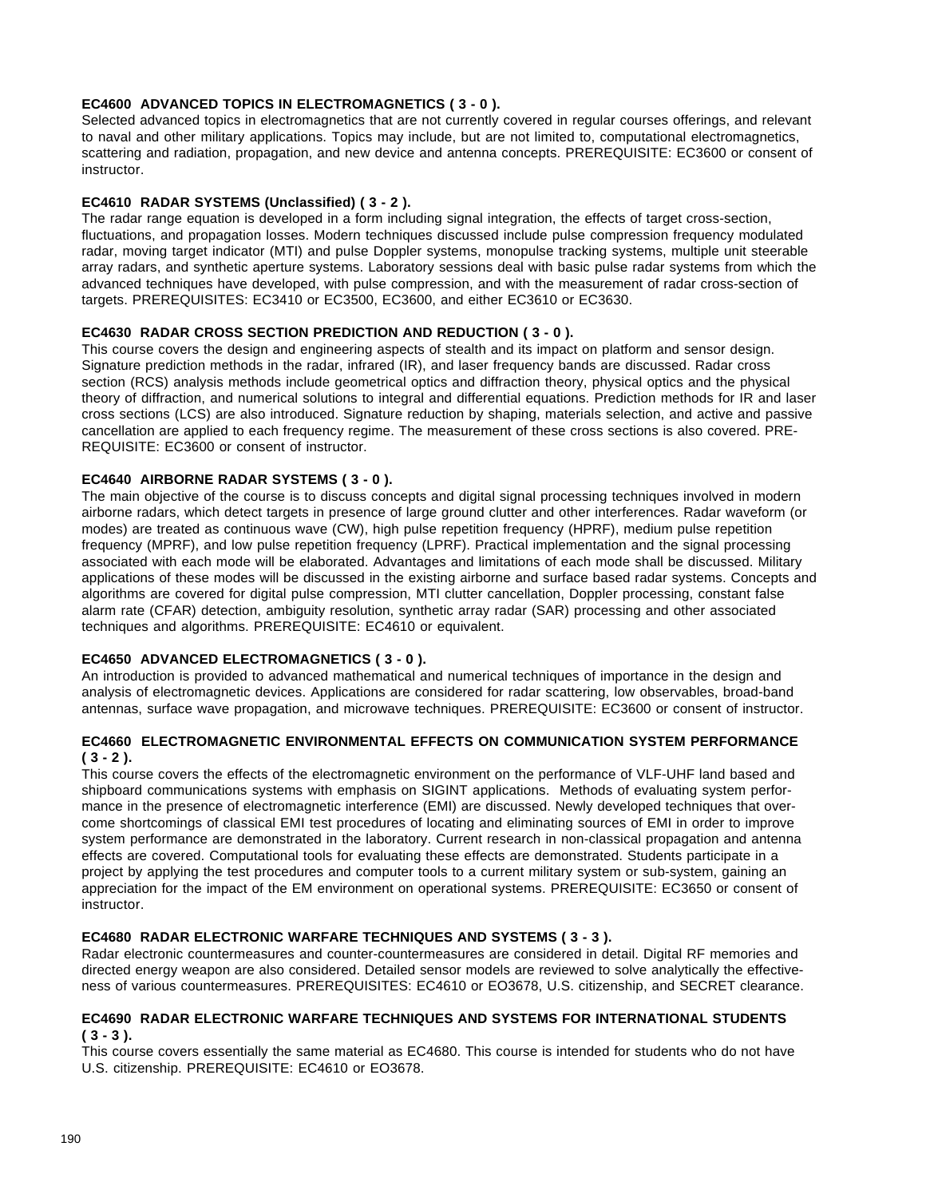**EC4600 ADVANCED TOPICS IN ELECTROMAGNETICS ( 3 - 0 ).**
Selected advanced topics in electromagnetics that are not currently covered in regular courses offerings, and relevant to naval and other military applications. Topics may include, but are not limited to, computational electromagnetics, scattering and radiation, propagation, and new device and antenna concepts. PREREQUISITE: EC3600 or consent of instructor.

**EC4610 RADAR SYSTEMS (Unclassified) ( 3 - 2 ).**
The radar range equation is developed in a form including signal integration, the effects of target cross-section, fluctuations, and propagation losses. Modern techniques discussed include pulse compression frequency modulated radar, moving target indicator (MTI) and pulse Doppler systems, monopulse tracking systems, multiple unit steerable array radars, and synthetic aperture systems. Laboratory sessions deal with basic pulse radar systems from which the advanced techniques have developed, with pulse compression, and with the measurement of radar cross-section of targets. PREREQUISITES: EC3410 or EC3500, EC3600, and either EC3610 or EC3630.

**EC4630 RADAR CROSS SECTION PREDICTION AND REDUCTION ( 3 - 0 ).**
This course covers the design and engineering aspects of stealth and its impact on platform and sensor design. Signature prediction methods in the radar, infrared (IR), and laser frequency bands are discussed. Radar cross section (RCS) analysis methods include geometrical optics and diffraction theory, physical optics and the physical theory of diffraction, and numerical solutions to integral and differential equations. Prediction methods for IR and laser cross sections (LCS) are also introduced. Signature reduction by shaping, materials selection, and active and passive cancellation are applied to each frequency regime. The measurement of these cross sections is also covered. PRE-REQUISITE: EC3600 or consent of instructor.

**EC4640 AIRBORNE RADAR SYSTEMS ( 3 - 0 ).**
The main objective of the course is to discuss concepts and digital signal processing techniques involved in modern airborne radars, which detect targets in presence of large ground clutter and other interferences. Radar waveform (or modes) are treated as continuous wave (CW), high pulse repetition frequency (HPRF), medium pulse repetition frequency (MPRF), and low pulse repetition frequency (LPRF). Practical implementation and the signal processing associated with each mode will be elaborated. Advantages and limitations of each mode shall be discussed. Military applications of these modes will be discussed in the existing airborne and surface based radar systems. Concepts and algorithms are covered for digital pulse compression, MTI clutter cancellation, Doppler processing, constant false alarm rate (CFAR) detection, ambiguity resolution, synthetic array radar (SAR) processing and other associated techniques and algorithms. PREREQUISITE: EC4610 or equivalent.

**EC4650 ADVANCED ELECTROMAGNETICS ( 3 - 0 ).**
An introduction is provided to advanced mathematical and numerical techniques of importance in the design and analysis of electromagnetic devices. Applications are considered for radar scattering, low observables, broad-band antennas, surface wave propagation, and microwave techniques. PREREQUISITE: EC3600 or consent of instructor.

**EC4660 ELECTROMAGNETIC ENVIRONMENTAL EFFECTS ON COMMUNICATION SYSTEM PERFORMANCE ( 3 - 2 ).**
This course covers the effects of the electromagnetic environment on the performance of VLF-UHF land based and shipboard communications systems with emphasis on SIGINT applications. Methods of evaluating system performance in the presence of electromagnetic interference (EMI) are discussed. Newly developed techniques that overcome shortcomings of classical EMI test procedures of locating and eliminating sources of EMI in order to improve system performance are demonstrated in the laboratory. Current research in non-classical propagation and antenna effects are covered. Computational tools for evaluating these effects are demonstrated. Students participate in a project by applying the test procedures and computer tools to a current military system or sub-system, gaining an appreciation for the impact of the EM environment on operational systems. PREREQUISITE: EC3650 or consent of instructor.

**EC4680 RADAR ELECTRONIC WARFARE TECHNIQUES AND SYSTEMS ( 3 - 3 ).**
Radar electronic countermeasures and counter-countermeasures are considered in detail. Digital RF memories and directed energy weapon are also considered. Detailed sensor models are reviewed to solve analytically the effectiveness of various countermeasures. PREREQUISITES: EC4610 or EO3678, U.S. citizenship, and SECRET clearance.

**EC4690 RADAR ELECTRONIC WARFARE TECHNIQUES AND SYSTEMS FOR INTERNATIONAL STUDENTS ( 3 - 3 ).**
This course covers essentially the same material as EC4680. This course is intended for students who do not have U.S. citizenship. PREREQUISITE: EC4610 or EO3678.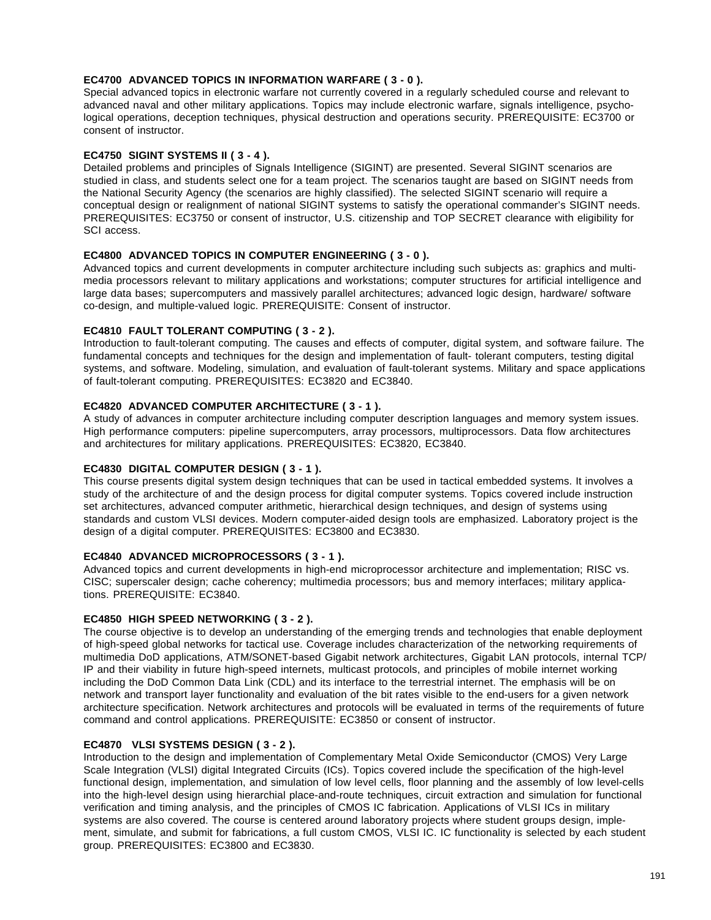**EC4700 ADVANCED TOPICS IN INFORMATION WARFARE ( 3 - 0 ).**
Special advanced topics in electronic warfare not currently covered in a regularly scheduled course and relevant to advanced naval and other military applications. Topics may include electronic warfare, signals intelligence, psychological operations, deception techniques, physical destruction and operations security. PREREQUISITE: EC3700 or consent of instructor.

**EC4750 SIGINT SYSTEMS II ( 3 - 4 ).**
Detailed problems and principles of Signals Intelligence (SIGINT) are presented. Several SIGINT scenarios are studied in class, and students select one for a team project. The scenarios taught are based on SIGINT needs from the National Security Agency (the scenarios are highly classified). The selected SIGINT scenario will require a conceptual design or realignment of national SIGINT systems to satisfy the operational commander's SIGINT needs. PREREQUISITES: EC3750 or consent of instructor, U.S. citizenship and TOP SECRET clearance with eligibility for SCI access.

**EC4800 ADVANCED TOPICS IN COMPUTER ENGINEERING ( 3 - 0 ).**
Advanced topics and current developments in computer architecture including such subjects as: graphics and multimedia processors relevant to military applications and workstations; computer structures for artificial intelligence and large data bases; supercomputers and massively parallel architectures; advanced logic design, hardware/ software co-design, and multiple-valued logic. PREREQUISITE: Consent of instructor.

**EC4810 FAULT TOLERANT COMPUTING ( 3 - 2 ).**
Introduction to fault-tolerant computing. The causes and effects of computer, digital system, and software failure. The fundamental concepts and techniques for the design and implementation of fault- tolerant computers, testing digital systems, and software. Modeling, simulation, and evaluation of fault-tolerant systems. Military and space applications of fault-tolerant computing. PREREQUISITES: EC3820 and EC3840.

**EC4820 ADVANCED COMPUTER ARCHITECTURE ( 3 - 1 ).**
A study of advances in computer architecture including computer description languages and memory system issues. High performance computers: pipeline supercomputers, array processors, multiprocessors. Data flow architectures and architectures for military applications. PREREQUISITES: EC3820, EC3840.

**EC4830 DIGITAL COMPUTER DESIGN ( 3 - 1 ).**
This course presents digital system design techniques that can be used in tactical embedded systems. It involves a study of the architecture of and the design process for digital computer systems. Topics covered include instruction set architectures, advanced computer arithmetic, hierarchical design techniques, and design of systems using standards and custom VLSI devices. Modern computer-aided design tools are emphasized. Laboratory project is the design of a digital computer. PREREQUISITES: EC3800 and EC3830.

**EC4840 ADVANCED MICROPROCESSORS ( 3 - 1 ).**
Advanced topics and current developments in high-end microprocessor architecture and implementation; RISC vs. CISC; superscaler design; cache coherency; multimedia processors; bus and memory interfaces; military applications. PREREQUISITE: EC3840.

**EC4850 HIGH SPEED NETWORKING ( 3 - 2 ).**
The course objective is to develop an understanding of the emerging trends and technologies that enable deployment of high-speed global networks for tactical use. Coverage includes characterization of the networking requirements of multimedia DoD applications, ATM/SONET-based Gigabit network architectures, Gigabit LAN protocols, internal TCP/ IP and their viability in future high-speed internets, multicast protocols, and principles of mobile internet working including the DoD Common Data Link (CDL) and its interface to the terrestrial internet. The emphasis will be on network and transport layer functionality and evaluation of the bit rates visible to the end-users for a given network architecture specification. Network architectures and protocols will be evaluated in terms of the requirements of future command and control applications. PREREQUISITE: EC3850 or consent of instructor.

**EC4870 VLSI SYSTEMS DESIGN ( 3 - 2 ).**
Introduction to the design and implementation of Complementary Metal Oxide Semiconductor (CMOS) Very Large Scale Integration (VLSI) digital Integrated Circuits (ICs). Topics covered include the specification of the high-level functional design, implementation, and simulation of low level cells, floor planning and the assembly of low level-cells into the high-level design using hierarchial place-and-route techniques, circuit extraction and simulation for functional verification and timing analysis, and the principles of CMOS IC fabrication. Applications of VLSI ICs in military systems are also covered. The course is centered around laboratory projects where student groups design, implement, simulate, and submit for fabrications, a full custom CMOS, VLSI IC. IC functionality is selected by each student group. PREREQUISITES: EC3800 and EC3830.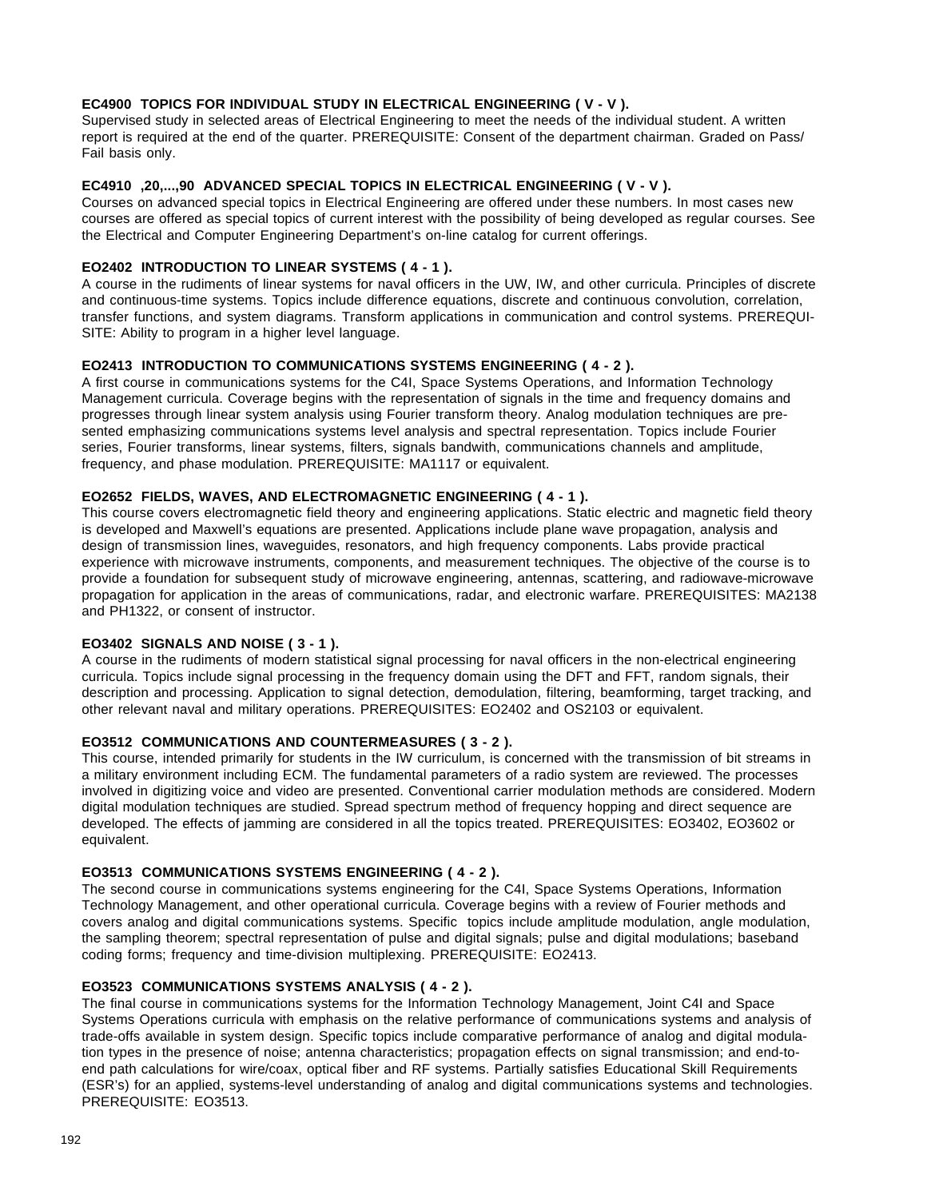**EC4900 TOPICS FOR INDIVIDUAL STUDY IN ELECTRICAL ENGINEERING ( V - V ).**
Supervised study in selected areas of Electrical Engineering to meet the needs of the individual student. A written report is required at the end of the quarter. PREREQUISITE: Consent of the department chairman. Graded on Pass/ Fail basis only.

**EC4910 ,20,...,90 ADVANCED SPECIAL TOPICS IN ELECTRICAL ENGINEERING ( V - V ).**
Courses on advanced special topics in Electrical Engineering are offered under these numbers. In most cases new courses are offered as special topics of current interest with the possibility of being developed as regular courses. See the Electrical and Computer Engineering Department's on-line catalog for current offerings.

**EO2402 INTRODUCTION TO LINEAR SYSTEMS ( 4 - 1 ).**
A course in the rudiments of linear systems for naval officers in the UW, IW, and other curricula. Principles of discrete and continuous-time systems. Topics include difference equations, discrete and continuous convolution, correlation, transfer functions, and system diagrams. Transform applications in communication and control systems. PREREQUISITE: Ability to program in a higher level language.

**EO2413 INTRODUCTION TO COMMUNICATIONS SYSTEMS ENGINEERING ( 4 - 2 ).**
A first course in communications systems for the C4I, Space Systems Operations, and Information Technology Management curricula. Coverage begins with the representation of signals in the time and frequency domains and progresses through linear system analysis using Fourier transform theory. Analog modulation techniques are presented emphasizing communications systems level analysis and spectral representation. Topics include Fourier series, Fourier transforms, linear systems, filters, signals bandwith, communications channels and amplitude, frequency, and phase modulation. PREREQUISITE: MA1117 or equivalent.

**EO2652 FIELDS, WAVES, AND ELECTROMAGNETIC ENGINEERING ( 4 - 1 ).**
This course covers electromagnetic field theory and engineering applications. Static electric and magnetic field theory is developed and Maxwell's equations are presented. Applications include plane wave propagation, analysis and design of transmission lines, waveguides, resonators, and high frequency components. Labs provide practical experience with microwave instruments, components, and measurement techniques. The objective of the course is to provide a foundation for subsequent study of microwave engineering, antennas, scattering, and radiowave-microwave propagation for application in the areas of communications, radar, and electronic warfare. PREREQUISITES: MA2138 and PH1322, or consent of instructor.

**EO3402 SIGNALS AND NOISE ( 3 - 1 ).**
A course in the rudiments of modern statistical signal processing for naval officers in the non-electrical engineering curricula. Topics include signal processing in the frequency domain using the DFT and FFT, random signals, their description and processing. Application to signal detection, demodulation, filtering, beamforming, target tracking, and other relevant naval and military operations. PREREQUISITES: EO2402 and OS2103 or equivalent.

**EO3512 COMMUNICATIONS AND COUNTERMEASURES ( 3 - 2 ).**
This course, intended primarily for students in the IW curriculum, is concerned with the transmission of bit streams in a military environment including ECM. The fundamental parameters of a radio system are reviewed. The processes involved in digitizing voice and video are presented. Conventional carrier modulation methods are considered. Modern digital modulation techniques are studied. Spread spectrum method of frequency hopping and direct sequence are developed. The effects of jamming are considered in all the topics treated. PREREQUISITES: EO3402, EO3602 or equivalent.

**EO3513 COMMUNICATIONS SYSTEMS ENGINEERING ( 4 - 2 ).**
The second course in communications systems engineering for the C4I, Space Systems Operations, Information Technology Management, and other operational curricula. Coverage begins with a review of Fourier methods and covers analog and digital communications systems. Specific topics include amplitude modulation, angle modulation, the sampling theorem; spectral representation of pulse and digital signals; pulse and digital modulations; baseband coding forms; frequency and time-division multiplexing. PREREQUISITE: EO2413.

**EO3523 COMMUNICATIONS SYSTEMS ANALYSIS ( 4 - 2 ).**
The final course in communications systems for the Information Technology Management, Joint C4I and Space Systems Operations curricula with emphasis on the relative performance of communications systems and analysis of trade-offs available in system design. Specific topics include comparative performance of analog and digital modulation types in the presence of noise; antenna characteristics; propagation effects on signal transmission; and end-to-end path calculations for wire/coax, optical fiber and RF systems. Partially satisfies Educational Skill Requirements (ESR's) for an applied, systems-level understanding of analog and digital communications systems and technologies. PREREQUISITE: EO3513.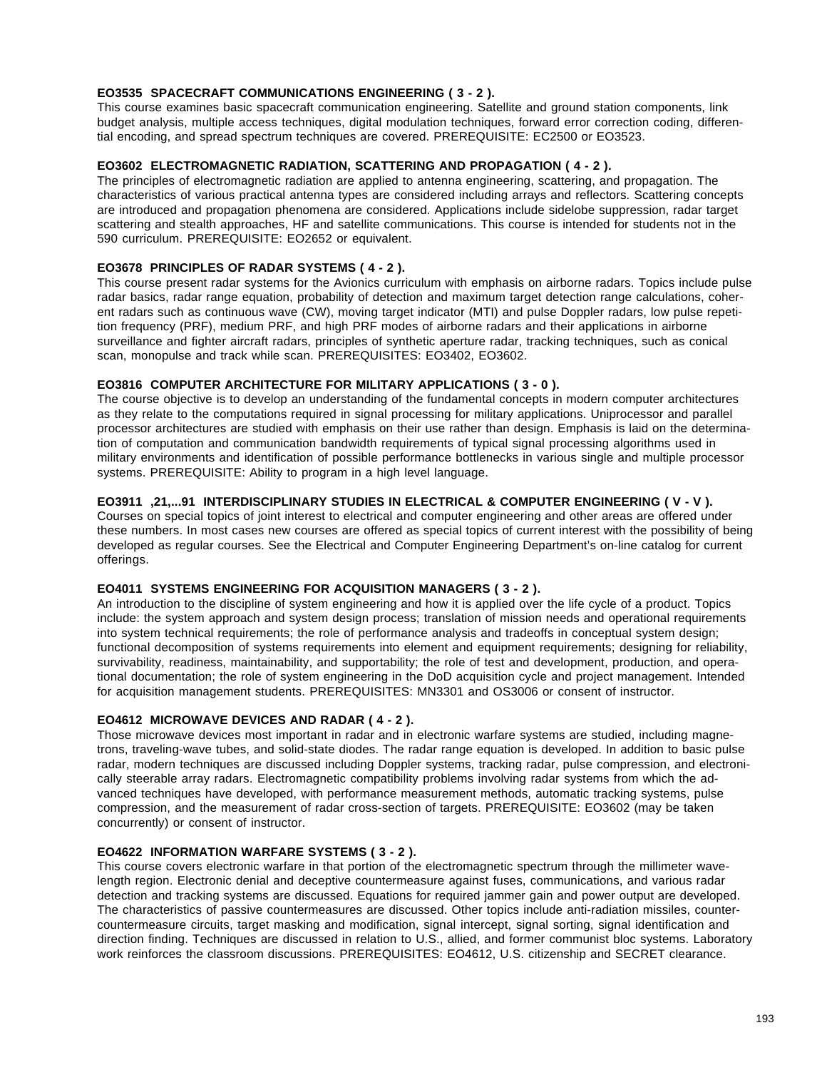**EO3535 SPACECRAFT COMMUNICATIONS ENGINEERING ( 3 - 2 ).**
This course examines basic spacecraft communication engineering. Satellite and ground station components, link budget analysis, multiple access techniques, digital modulation techniques, forward error correction coding, differential encoding, and spread spectrum techniques are covered. PREREQUISITE: EC2500 or EO3523.

**EO3602 ELECTROMAGNETIC RADIATION, SCATTERING AND PROPAGATION ( 4 - 2 ).**
The principles of electromagnetic radiation are applied to antenna engineering, scattering, and propagation. The characteristics of various practical antenna types are considered including arrays and reflectors. Scattering concepts are introduced and propagation phenomena are considered. Applications include sidelobe suppression, radar target scattering and stealth approaches, HF and satellite communications. This course is intended for students not in the 590 curriculum. PREREQUISITE: EO2652 or equivalent.

**EO3678 PRINCIPLES OF RADAR SYSTEMS ( 4 - 2 ).**
This course present radar systems for the Avionics curriculum with emphasis on airborne radars. Topics include pulse radar basics, radar range equation, probability of detection and maximum target detection range calculations, coherent radars such as continuous wave (CW), moving target indicator (MTI) and pulse Doppler radars, low pulse repetition frequency (PRF), medium PRF, and high PRF modes of airborne radars and their applications in airborne surveillance and fighter aircraft radars, principles of synthetic aperture radar, tracking techniques, such as conical scan, monopulse and track while scan. PREREQUISITES: EO3402, EO3602.

**EO3816 COMPUTER ARCHITECTURE FOR MILITARY APPLICATIONS ( 3 - 0 ).**
The course objective is to develop an understanding of the fundamental concepts in modern computer architectures as they relate to the computations required in signal processing for military applications. Uniprocessor and parallel processor architectures are studied with emphasis on their use rather than design. Emphasis is laid on the determination of computation and communication bandwidth requirements of typical signal processing algorithms used in military environments and identification of possible performance bottlenecks in various single and multiple processor systems. PREREQUISITE: Ability to program in a high level language.

**EO3911 ,21,...91 INTERDISCIPLINARY STUDIES IN ELECTRICAL & COMPUTER ENGINEERING ( V - V ).**
Courses on special topics of joint interest to electrical and computer engineering and other areas are offered under these numbers. In most cases new courses are offered as special topics of current interest with the possibility of being developed as regular courses. See the Electrical and Computer Engineering Department's on-line catalog for current offerings.

**EO4011 SYSTEMS ENGINEERING FOR ACQUISITION MANAGERS ( 3 - 2 ).**
An introduction to the discipline of system engineering and how it is applied over the life cycle of a product. Topics include: the system approach and system design process; translation of mission needs and operational requirements into system technical requirements; the role of performance analysis and tradeoffs in conceptual system design; functional decomposition of systems requirements into element and equipment requirements; designing for reliability, survivability, readiness, maintainability, and supportability; the role of test and development, production, and operational documentation; the role of system engineering in the DoD acquisition cycle and project management. Intended for acquisition management students. PREREQUISITES: MN3301 and OS3006 or consent of instructor.

**EO4612 MICROWAVE DEVICES AND RADAR ( 4 - 2 ).**
Those microwave devices most important in radar and in electronic warfare systems are studied, including magnetrons, traveling-wave tubes, and solid-state diodes. The radar range equation is developed. In addition to basic pulse radar, modern techniques are discussed including Doppler systems, tracking radar, pulse compression, and electronically steerable array radars. Electromagnetic compatibility problems involving radar systems from which the advanced techniques have developed, with performance measurement methods, automatic tracking systems, pulse compression, and the measurement of radar cross-section of targets. PREREQUISITE: EO3602 (may be taken concurrently) or consent of instructor.

**EO4622 INFORMATION WARFARE SYSTEMS ( 3 - 2 ).**
This course covers electronic warfare in that portion of the electromagnetic spectrum through the millimeter wavelength region. Electronic denial and deceptive countermeasure against fuses, communications, and various radar detection and tracking systems are discussed. Equations for required jammer gain and power output are developed. The characteristics of passive countermeasures are discussed. Other topics include anti-radiation missiles, counter-countermeasure circuits, target masking and modification, signal intercept, signal sorting, signal identification and direction finding. Techniques are discussed in relation to U.S., allied, and former communist bloc systems. Laboratory work reinforces the classroom discussions. PREREQUISITES: EO4612, U.S. citizenship and SECRET clearance.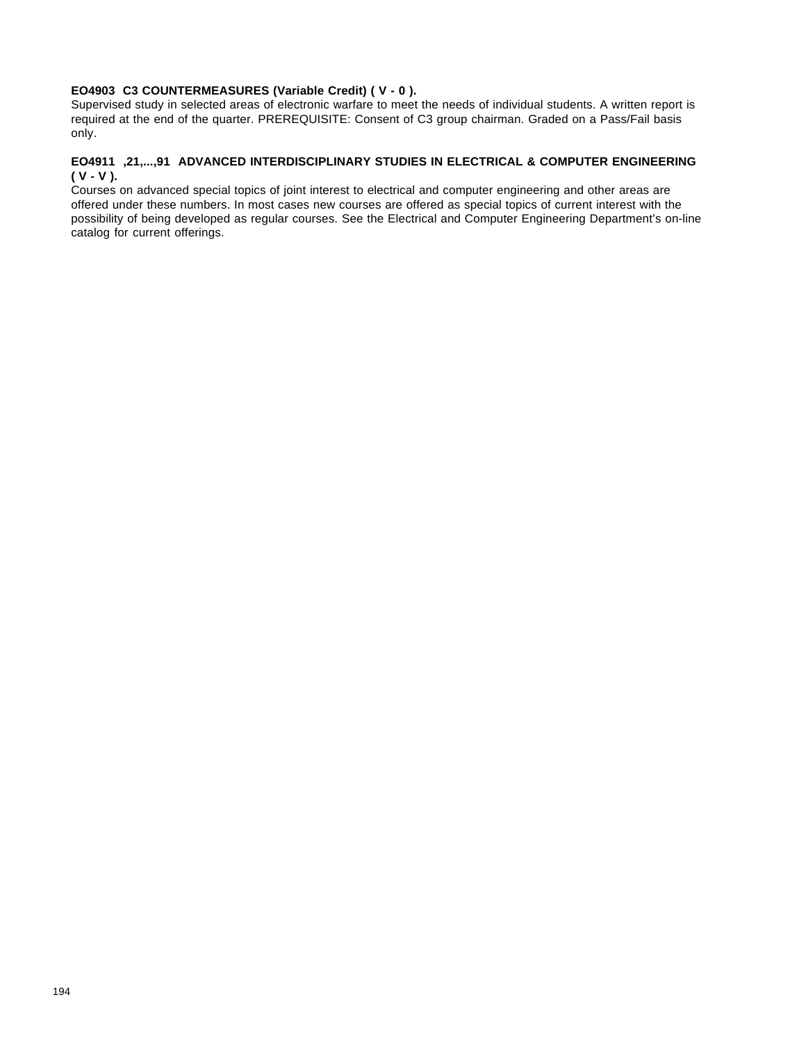**EO4903 C3 COUNTERMEASURES (Variable Credit) ( V - 0 ).**
Supervised study in selected areas of electronic warfare to meet the needs of individual students. A written report is required at the end of the quarter. PREREQUISITE: Consent of C3 group chairman. Graded on a Pass/Fail basis only.

**EO4911 ,21,...,91 ADVANCED INTERDISCIPLINARY STUDIES IN ELECTRICAL & COMPUTER ENGINEERING ( V - V ).**
Courses on advanced special topics of joint interest to electrical and computer engineering and other areas are offered under these numbers. In most cases new courses are offered as special topics of current interest with the possibility of being developed as regular courses. See the Electrical and Computer Engineering Department's on-line catalog for current offerings.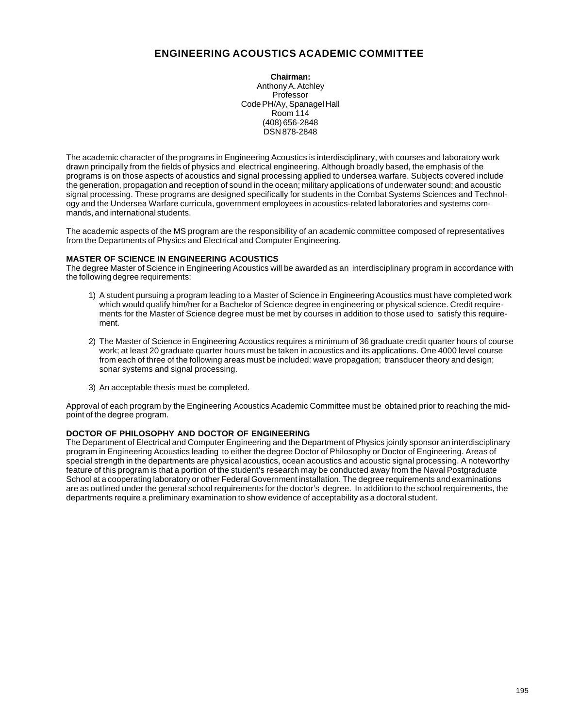# ENGINEERING ACOUSTICS ACADEMIC COMMITTEE

**Chairman:**
Anthony A. Atchley
Professor
Code PH/Ay, Spanagel Hall
Room 114
(408) 656-2848
DSN 878-2848

The academic character of the programs in Engineering Acoustics is interdisciplinary, with courses and laboratory work drawn principally from the fields of physics and electrical engineering. Although broadly based, the emphasis of the programs is on those aspects of acoustics and signal processing applied to undersea warfare. Subjects covered include the generation, propagation and reception of sound in the ocean; military applications of underwater sound; and acoustic signal processing. These programs are designed specifically for students in the Combat Systems Sciences and Technology and the Undersea Warfare curricula, government employees in acoustics-related laboratories and systems commands, and international students.

The academic aspects of the MS program are the responsibility of an academic committee composed of representatives from the Departments of Physics and Electrical and Computer Engineering.

## MASTER OF SCIENCE IN ENGINEERING ACOUSTICS

The degree Master of Science in Engineering Acoustics will be awarded as an interdisciplinary program in accordance with the following degree requirements:

1) A student pursuing a program leading to a Master of Science in Engineering Acoustics must have completed work which would qualify him/her for a Bachelor of Science degree in engineering or physical science. Credit requirements for the Master of Science degree must be met by courses in addition to those used to satisfy this requirement.

2) The Master of Science in Engineering Acoustics requires a minimum of 36 graduate credit quarter hours of course work; at least 20 graduate quarter hours must be taken in acoustics and its applications. One 4000 level course from each of three of the following areas must be included: wave propagation; transducer theory and design; sonar systems and signal processing.

3) An acceptable thesis must be completed.

Approval of each program by the Engineering Acoustics Academic Committee must be obtained prior to reaching the midpoint of the degree program.

## DOCTOR OF PHILOSOPHY AND DOCTOR OF ENGINEERING

The Department of Electrical and Computer Engineering and the Department of Physics jointly sponsor an interdisciplinary program in Engineering Acoustics leading to either the degree Doctor of Philosophy or Doctor of Engineering. Areas of special strength in the departments are physical acoustics, ocean acoustics and acoustic signal processing. A noteworthy feature of this program is that a portion of the student's research may be conducted away from the Naval Postgraduate School at a cooperating laboratory or other Federal Government installation. The degree requirements and examinations are as outlined under the general school requirements for the doctor's degree. In addition to the school requirements, the departments require a preliminary examination to show evidence of acceptability as a doctoral student.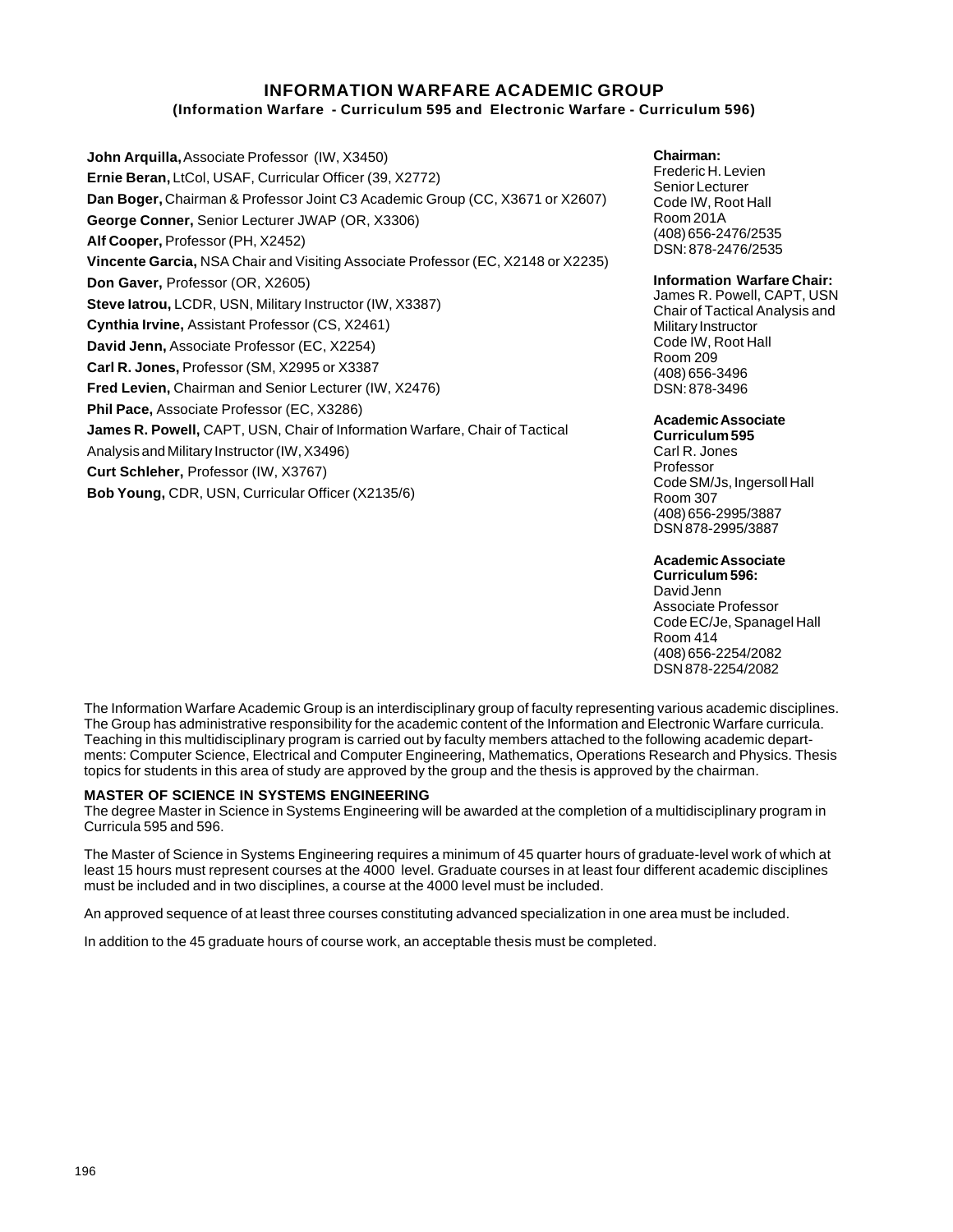# INFORMATION WARFARE ACADEMIC GROUP

### (Information Warfare - Curriculum 595 and Electronic Warfare - Curriculum 596)

**John Arquilla,** Associate Professor (IW, X3450)
**Ernie Beran,** LtCol, USAF, Curricular Officer (39, X2772)
**Dan Boger,** Chairman & Professor Joint C3 Academic Group (CC, X3671 or X2607)
**George Conner,** Senior Lecturer JWAP (OR, X3306)
**Alf Cooper,** Professor (PH, X2452)
**Vincente Garcia,** NSA Chair and Visiting Associate Professor (EC, X2148 or X2235)
**Don Gaver,** Professor (OR, X2605)
**Steve Iatrou,** LCDR, USN, Military Instructor (IW, X3387)
**Cynthia Irvine,** Assistant Professor (CS, X2461)
**David Jenn,** Associate Professor (EC, X2254)
**Carl R. Jones,** Professor (SM, X2995 or X3387)
**Fred Levien,** Chairman and Senior Lecturer (IW, X2476)
**Phil Pace,** Associate Professor (EC, X3286)
**James R. Powell,** CAPT, USN, Chair of Information Warfare, Chair of Tactical Analysis and Military Instructor (IW, X3496)
**Curt Schleher,** Professor (IW, X3767)
**Bob Young,** CDR, USN, Curricular Officer (X2135/6)

**Chairman:**
Frederic H. Levien
Senior Lecturer
Code IW, Root Hall
Room 201A
(408) 656-2476/2535
DSN: 878-2476/2535

**Information Warfare Chair:**
James R. Powell, CAPT, USN
Chair of Tactical Analysis and Military Instructor
Code IW, Root Hall
Room 209
(408) 656-3496
DSN: 878-3496

**Academic Associate Curriculum 595**
Carl R. Jones
Professor
Code SM/Js, Ingersoll Hall
Room 307
(408) 656-2995/3887
DSN 878-2995/3887

**Academic Associate Curriculum 596:**
David Jenn
Associate Professor
Code EC/Je, Spanagel Hall
Room 414
(408) 656-2254/2082
DSN 878-2254/2082

The Information Warfare Academic Group is an interdisciplinary group of faculty representing various academic disciplines. The Group has administrative responsibility for the academic content of the Information and Electronic Warfare curricula. Teaching in this multidisciplinary program is carried out by faculty members attached to the following academic departments: Computer Science, Electrical and Computer Engineering, Mathematics, Operations Research and Physics. Thesis topics for students in this area of study are approved by the group and the thesis is approved by the chairman.

## MASTER OF SCIENCE IN SYSTEMS ENGINEERING

The degree Master in Science in Systems Engineering will be awarded at the completion of a multidisciplinary program in Curricula 595 and 596.

The Master of Science in Systems Engineering requires a minimum of 45 quarter hours of graduate-level work of which at least 15 hours must represent courses at the 4000 level. Graduate courses in at least four different academic disciplines must be included and in two disciplines, a course at the 4000 level must be included.

An approved sequence of at least three courses constituting advanced specialization in one area must be included.

In addition to the 45 graduate hours of course work, an acceptable thesis must be completed.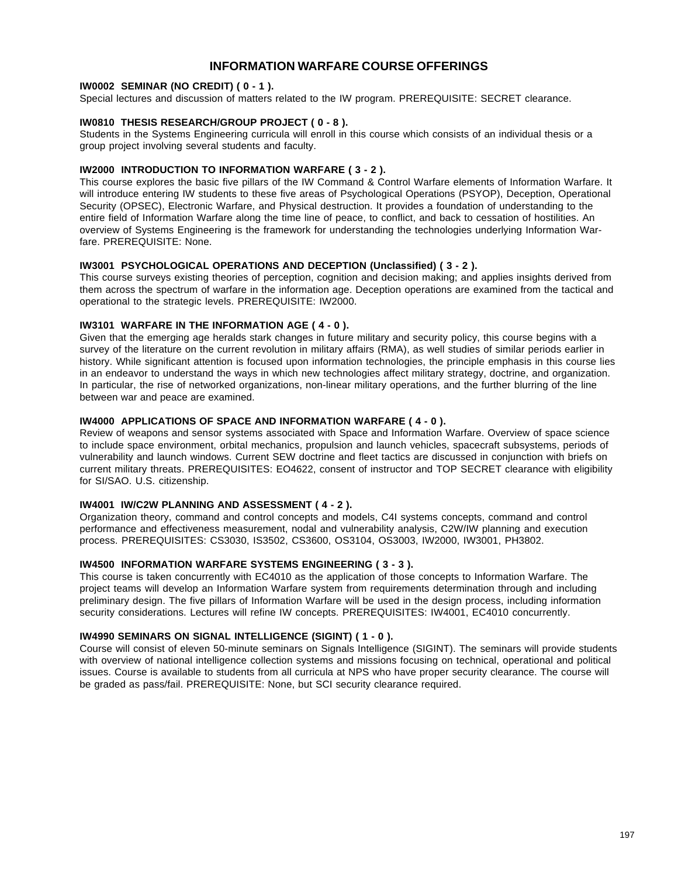# INFORMATION WARFARE COURSE OFFERINGS

**IW0002 SEMINAR (NO CREDIT) ( 0 - 1 ).**
Special lectures and discussion of matters related to the IW program. PREREQUISITE: SECRET clearance.

**IW0810 THESIS RESEARCH/GROUP PROJECT ( 0 - 8 ).**
Students in the Systems Engineering curricula will enroll in this course which consists of an individual thesis or a group project involving several students and faculty.

**IW2000 INTRODUCTION TO INFORMATION WARFARE ( 3 - 2 ).**
This course explores the basic five pillars of the IW Command & Control Warfare elements of Information Warfare. It will introduce entering IW students to these five areas of Psychological Operations (PSYOP), Deception, Operational Security (OPSEC), Electronic Warfare, and Physical destruction. It provides a foundation of understanding to the entire field of Information Warfare along the time line of peace, to conflict, and back to cessation of hostilities. An overview of Systems Engineering is the framework for understanding the technologies underlying Information Warfare. PREREQUISITE: None.

**IW3001 PSYCHOLOGICAL OPERATIONS AND DECEPTION (Unclassified) ( 3 - 2 ).**
This course surveys existing theories of perception, cognition and decision making; and applies insights derived from them across the spectrum of warfare in the information age. Deception operations are examined from the tactical and operational to the strategic levels. PREREQUISITE: IW2000.

**IW3101 WARFARE IN THE INFORMATION AGE ( 4 - 0 ).**
Given that the emerging age heralds stark changes in future military and security policy, this course begins with a survey of the literature on the current revolution in military affairs (RMA), as well studies of similar periods earlier in history. While significant attention is focused upon information technologies, the principle emphasis in this course lies in an endeavor to understand the ways in which new technologies affect military strategy, doctrine, and organization. In particular, the rise of networked organizations, non-linear military operations, and the further blurring of the line between war and peace are examined.

**IW4000 APPLICATIONS OF SPACE AND INFORMATION WARFARE ( 4 - 0 ).**
Review of weapons and sensor systems associated with Space and Information Warfare. Overview of space science to include space environment, orbital mechanics, propulsion and launch vehicles, spacecraft subsystems, periods of vulnerability and launch windows. Current SEW doctrine and fleet tactics are discussed in conjunction with briefs on current military threats. PREREQUISITES: EO4622, consent of instructor and TOP SECRET clearance with eligibility for SI/SAO. U.S. citizenship.

**IW4001 IW/C2W PLANNING AND ASSESSMENT ( 4 - 2 ).**
Organization theory, command and control concepts and models, C4I systems concepts, command and control performance and effectiveness measurement, nodal and vulnerability analysis, C2W/IW planning and execution process. PREREQUISITES: CS3030, IS3502, CS3600, OS3104, OS3003, IW2000, IW3001, PH3802.

**IW4500 INFORMATION WARFARE SYSTEMS ENGINEERING ( 3 - 3 ).**
This course is taken concurrently with EC4010 as the application of those concepts to Information Warfare. The project teams will develop an Information Warfare system from requirements determination through and including preliminary design. The five pillars of Information Warfare will be used in the design process, including information security considerations. Lectures will refine IW concepts. PREREQUISITES: IW4001, EC4010 concurrently.

**IW4990 SEMINARS ON SIGNAL INTELLIGENCE (SIGINT) ( 1 - 0 ).**
Course will consist of eleven 50-minute seminars on Signals Intelligence (SIGINT). The seminars will provide students with overview of national intelligence collection systems and missions focusing on technical, operational and political issues. Course is available to students from all curricula at NPS who have proper security clearance. The course will be graded as pass/fail. PREREQUISITE: None, but SCI security clearance required.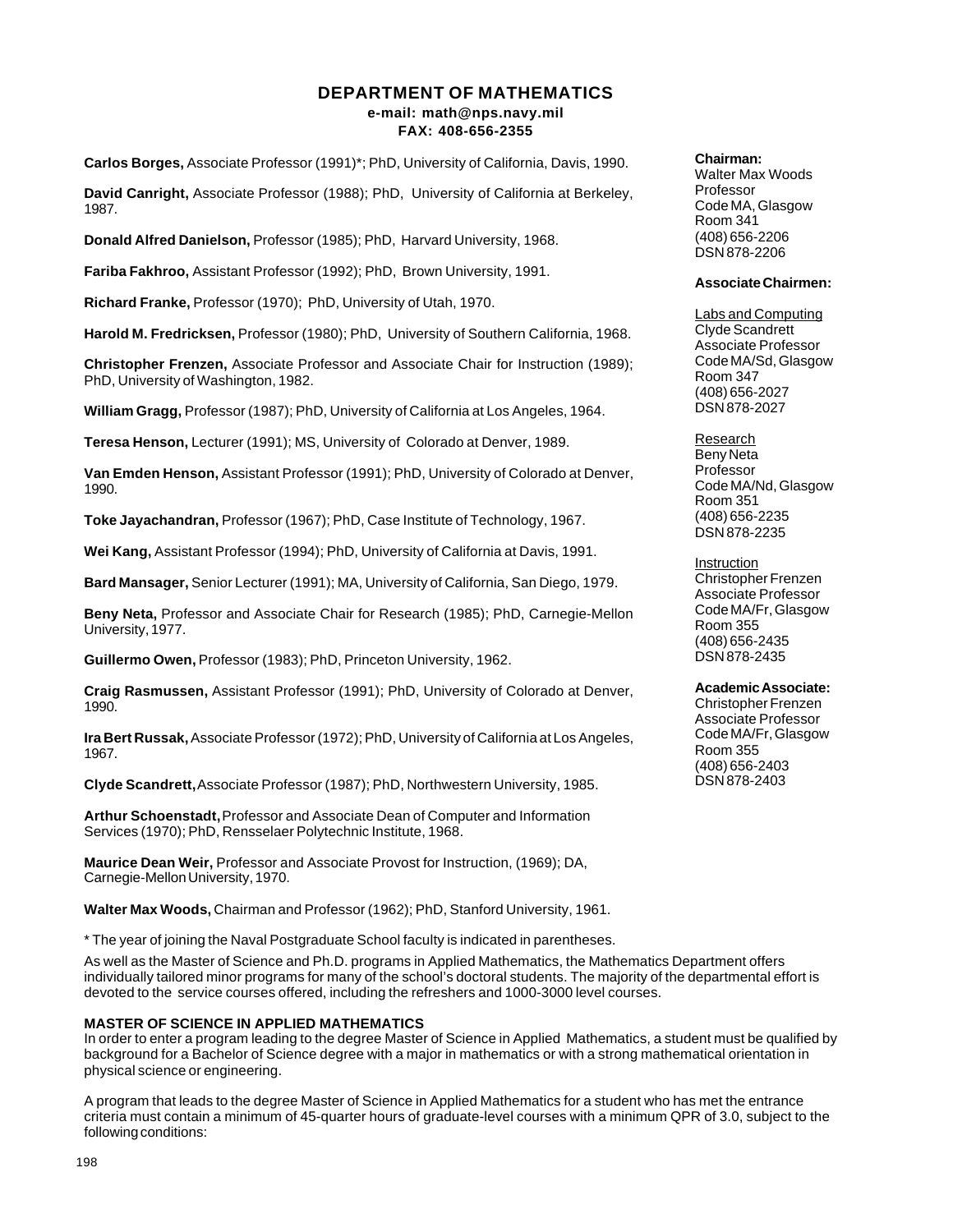# DEPARTMENT OF MATHEMATICS

**e-mail: math@nps.navy.mil**
**FAX: 408-656-2355**

**Carlos Borges,** Associate Professor (1991)*; PhD, University of California, Davis, 1990.

**David Canright,** Associate Professor (1988); PhD, University of California at Berkeley, 1987.

**Donald Alfred Danielson,** Professor (1985); PhD, Harvard University, 1968.

**Fariba Fakhroo,** Assistant Professor (1992); PhD, Brown University, 1991.

**Richard Franke,** Professor (1970); PhD, University of Utah, 1970.

**Harold M. Fredricksen,** Professor (1980); PhD, University of Southern California, 1968.

**Christopher Frenzen,** Associate Professor and Associate Chair for Instruction (1989); PhD, University of Washington, 1982.

**William Gragg,** Professor (1987); PhD, University of California at Los Angeles, 1964.

**Teresa Henson,** Lecturer (1991); MS, University of Colorado at Denver, 1989.

**Van Emden Henson,** Assistant Professor (1991); PhD, University of Colorado at Denver, 1990.

**Toke Jayachandran,** Professor (1967); PhD, Case Institute of Technology, 1967.

**Wei Kang,** Assistant Professor (1994); PhD, University of California at Davis, 1991.

**Bard Mansager,** Senior Lecturer (1991); MA, University of California, San Diego, 1979.

**Beny Neta,** Professor and Associate Chair for Research (1985); PhD, Carnegie-Mellon University, 1977.

**Guillermo Owen,** Professor (1983); PhD, Princeton University, 1962.

**Craig Rasmussen,** Assistant Professor (1991); PhD, University of Colorado at Denver, 1990.

**Ira Bert Russak,** Associate Professor (1972); PhD, University of California at Los Angeles, 1967.

**Clyde Scandrett,** Associate Professor (1987); PhD, Northwestern University, 1985.

**Arthur Schoenstadt,** Professor and Associate Dean of Computer and Information Services (1970); PhD, Rensselaer Polytechnic Institute, 1968.

**Maurice Dean Weir,** Professor and Associate Provost for Instruction, (1969); DA, Carnegie-Mellon University, 1970.

**Walter Max Woods,** Chairman and Professor (1962); PhD, Stanford University, 1961.

* The year of joining the Naval Postgraduate School faculty is indicated in parentheses.

**Chairman:**
Walter Max Woods
Professor
Code MA, Glasgow
Room 341
(408) 656-2206
DSN 878-2206

**Associate Chairmen:**

Labs and Computing
Clyde Scandrett
Associate Professor
Code MA/Sd, Glasgow
Room 347
(408) 656-2027
DSN 878-2027

Research
Beny Neta
Professor
Code MA/Nd, Glasgow
Room 351
(408) 656-2235
DSN 878-2235

Instruction
Christopher Frenzen
Associate Professor
Code MA/Fr, Glasgow
Room 355
(408) 656-2435
DSN 878-2435

**Academic Associate:**
Christopher Frenzen
Associate Professor
Code MA/Fr, Glasgow
Room 355
(408) 656-2403
DSN 878-2403

As well as the Master of Science and Ph.D. programs in Applied Mathematics, the Mathematics Department offers individually tailored minor programs for many of the school's doctoral students. The majority of the departmental effort is devoted to the service courses offered, including the refreshers and 1000-3000 level courses.

## MASTER OF SCIENCE IN APPLIED MATHEMATICS

In order to enter a program leading to the degree Master of Science in Applied Mathematics, a student must be qualified by background for a Bachelor of Science degree with a major in mathematics or with a strong mathematical orientation in physical science or engineering.

A program that leads to the degree Master of Science in Applied Mathematics for a student who has met the entrance criteria must contain a minimum of 45-quarter hours of graduate-level courses with a minimum QPR of 3.0, subject to the following conditions: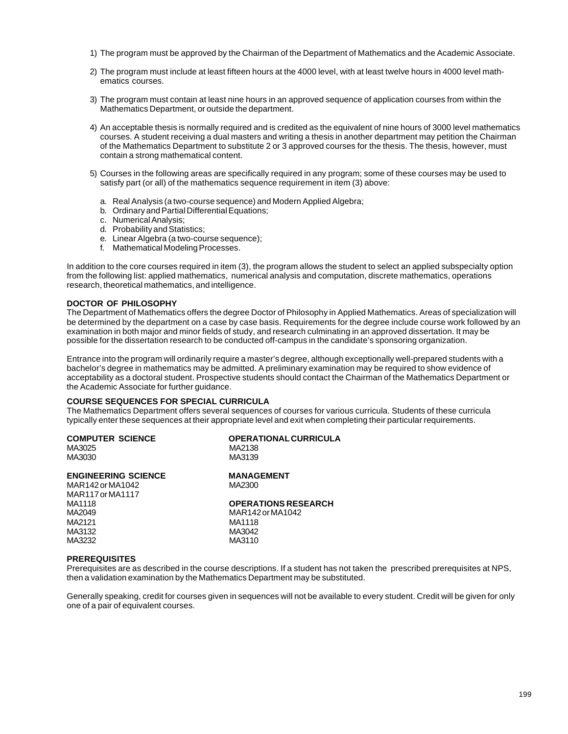1) The program must be approved by the Chairman of the Department of Mathematics and the Academic Associate.

2) The program must include at least fifteen hours at the 4000 level, with at least twelve hours in 4000 level mathematics courses.

3) The program must contain at least nine hours in an approved sequence of application courses from within the Mathematics Department, or outside the department.

4) An acceptable thesis is normally required and is credited as the equivalent of nine hours of 3000 level mathematics courses. A student receiving a dual masters and writing a thesis in another department may petition the Chairman of the Mathematics Department to substitute 2 or 3 approved courses for the thesis. The thesis, however, must contain a strong mathematical content.

5) Courses in the following areas are specifically required in any program; some of these courses may be used to satisfy part (or all) of the mathematics sequence requirement in item (3) above:

   a. Real Analysis (a two-course sequence) and Modern Applied Algebra;
   b. Ordinary and Partial Differential Equations;
   c. Numerical Analysis;
   d. Probability and Statistics;
   e. Linear Algebra (a two-course sequence);
   f. Mathematical Modeling Processes.

In addition to the core courses required in item (3), the program allows the student to select an applied subspecialty option from the following list: applied mathematics, numerical analysis and computation, discrete mathematics, operations research, theoretical mathematics, and intelligence.

**DOCTOR OF PHILOSOPHY**

The Department of Mathematics offers the degree Doctor of Philosophy in Applied Mathematics. Areas of specialization will be determined by the department on a case by case basis. Requirements for the degree include course work followed by an examination in both major and minor fields of study, and research culminating in an approved dissertation. It may be possible for the dissertation research to be conducted off-campus in the candidate's sponsoring organization.

Entrance into the program will ordinarily require a master's degree, although exceptionally well-prepared students with a bachelor's degree in mathematics may be admitted. A preliminary examination may be required to show evidence of acceptability as a doctoral student. Prospective students should contact the Chairman of the Mathematics Department or the Academic Associate for further guidance.

**COURSE SEQUENCES FOR SPECIAL CURRICULA**

The Mathematics Department offers several sequences of courses for various curricula. Students of these curricula typically enter these sequences at their appropriate level and exit when completing their particular requirements.

**COMPUTER SCIENCE**
MA3025
MA3030

**ENGINEERING SCIENCE**
MAR142 or MA1042
MAR117 or MA1117
MA1118
MA2049
MA2121
MA3132
MA3232

**OPERATIONAL CURRICULA**
MA2138
MA3139

**MANAGEMENT**
MA2300

**OPERATIONS RESEARCH**
MAR142 or MA1042
MA1118
MA3042
MA3110

**PREREQUISITES**

Prerequisites are as described in the course descriptions. If a student has not taken the prescribed prerequisites at NPS, then a validation examination by the Mathematics Department may be substituted.

Generally speaking, credit for courses given in sequences will not be available to every student. Credit will be given for only one of a pair of equivalent courses.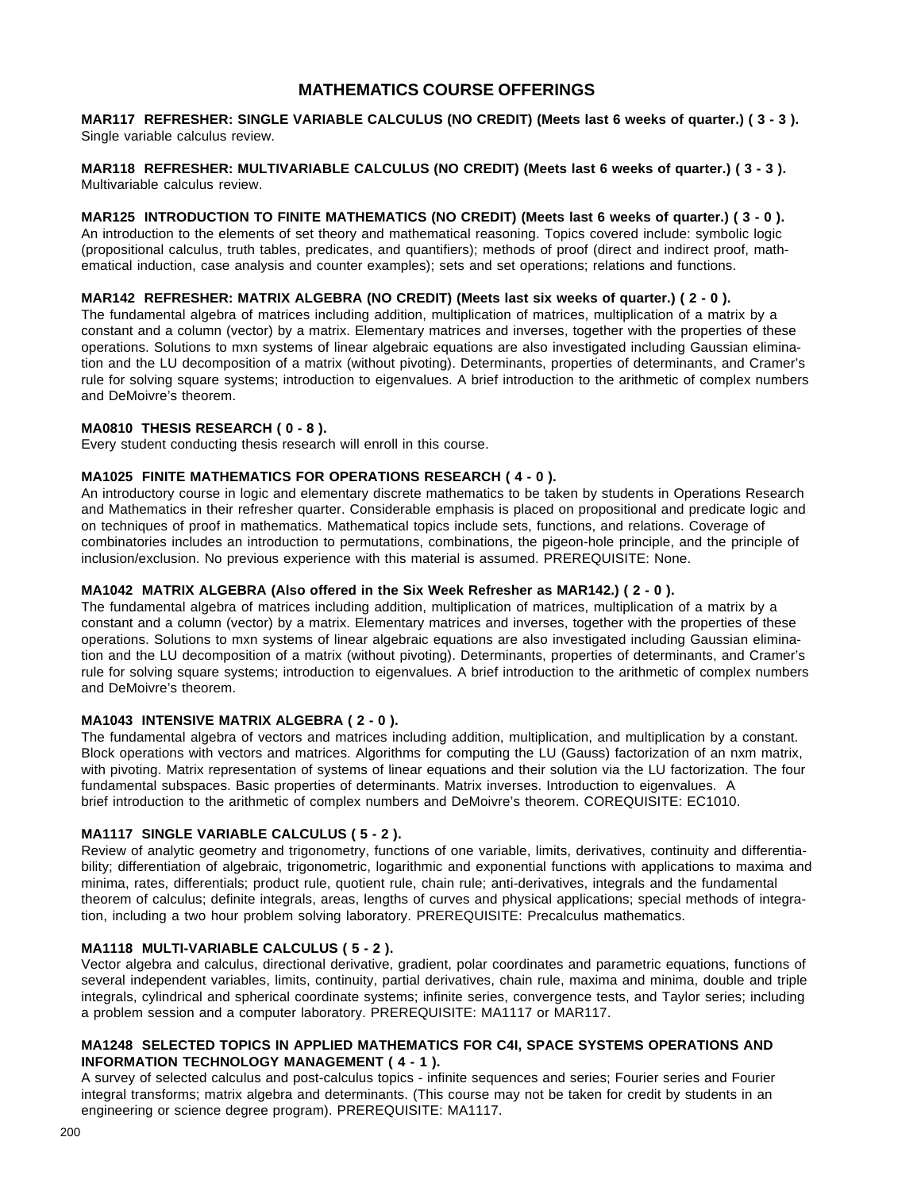# MATHEMATICS COURSE OFFERINGS

**MAR117 REFRESHER: SINGLE VARIABLE CALCULUS (NO CREDIT) (Meets last 6 weeks of quarter.) ( 3 - 3 ).**
Single variable calculus review.

**MAR118 REFRESHER: MULTIVARIABLE CALCULUS (NO CREDIT) (Meets last 6 weeks of quarter.) ( 3 - 3 ).**
Multivariable calculus review.

**MAR125 INTRODUCTION TO FINITE MATHEMATICS (NO CREDIT) (Meets last 6 weeks of quarter.) ( 3 - 0 ).**
An introduction to the elements of set theory and mathematical reasoning. Topics covered include: symbolic logic (propositional calculus, truth tables, predicates, and quantifiers); methods of proof (direct and indirect proof, mathematical induction, case analysis and counter examples); sets and set operations; relations and functions.

**MAR142 REFRESHER: MATRIX ALGEBRA (NO CREDIT) (Meets last six weeks of quarter.) ( 2 - 0 ).**
The fundamental algebra of matrices including addition, multiplication of matrices, multiplication of a matrix by a constant and a column (vector) by a matrix. Elementary matrices and inverses, together with the properties of these operations. Solutions to mxn systems of linear algebraic equations are also investigated including Gaussian elimination and the LU decomposition of a matrix (without pivoting). Determinants, properties of determinants, and Cramer's rule for solving square systems; introduction to eigenvalues. A brief introduction to the arithmetic of complex numbers and DeMoivre's theorem.

**MA0810 THESIS RESEARCH ( 0 - 8 ).**
Every student conducting thesis research will enroll in this course.

**MA1025 FINITE MATHEMATICS FOR OPERATIONS RESEARCH ( 4 - 0 ).**
An introductory course in logic and elementary discrete mathematics to be taken by students in Operations Research and Mathematics in their refresher quarter. Considerable emphasis is placed on propositional and predicate logic and on techniques of proof in mathematics. Mathematical topics include sets, functions, and relations. Coverage of combinatories includes an introduction to permutations, combinations, the pigeon-hole principle, and the principle of inclusion/exclusion. No previous experience with this material is assumed. PREREQUISITE: None.

**MA1042 MATRIX ALGEBRA (Also offered in the Six Week Refresher as MAR142.) ( 2 - 0 ).**
The fundamental algebra of matrices including addition, multiplication of matrices, multiplication of a matrix by a constant and a column (vector) by a matrix. Elementary matrices and inverses, together with the properties of these operations. Solutions to mxn systems of linear algebraic equations are also investigated including Gaussian elimination and the LU decomposition of a matrix (without pivoting). Determinants, properties of determinants, and Cramer's rule for solving square systems; introduction to eigenvalues. A brief introduction to the arithmetic of complex numbers and DeMoivre's theorem.

**MA1043 INTENSIVE MATRIX ALGEBRA ( 2 - 0 ).**
The fundamental algebra of vectors and matrices including addition, multiplication, and multiplication by a constant. Block operations with vectors and matrices. Algorithms for computing the LU (Gauss) factorization of an nxm matrix, with pivoting. Matrix representation of systems of linear equations and their solution via the LU factorization. The four fundamental subspaces. Basic properties of determinants. Matrix inverses. Introduction to eigenvalues. A brief introduction to the arithmetic of complex numbers and DeMoivre's theorem. COREQUISITE: EC1010.

**MA1117 SINGLE VARIABLE CALCULUS ( 5 - 2 ).**
Review of analytic geometry and trigonometry, functions of one variable, limits, derivatives, continuity and differentiability; differentiation of algebraic, trigonometric, logarithmic and exponential functions with applications to maxima and minima, rates, differentials; product rule, quotient rule, chain rule; anti-derivatives, integrals and the fundamental theorem of calculus; definite integrals, areas, lengths of curves and physical applications; special methods of integration, including a two hour problem solving laboratory. PREREQUISITE: Precalculus mathematics.

**MA1118 MULTI-VARIABLE CALCULUS ( 5 - 2 ).**
Vector algebra and calculus, directional derivative, gradient, polar coordinates and parametric equations, functions of several independent variables, limits, continuity, partial derivatives, chain rule, maxima and minima, double and triple integrals, cylindrical and spherical coordinate systems; infinite series, convergence tests, and Taylor series; including a problem session and a computer laboratory. PREREQUISITE: MA1117 or MAR117.

**MA1248 SELECTED TOPICS IN APPLIED MATHEMATICS FOR C4I, SPACE SYSTEMS OPERATIONS AND INFORMATION TECHNOLOGY MANAGEMENT ( 4 - 1 ).**
A survey of selected calculus and post-calculus topics - infinite sequences and series; Fourier series and Fourier integral transforms; matrix algebra and determinants. (This course may not be taken for credit by students in an engineering or science degree program). PREREQUISITE: MA1117.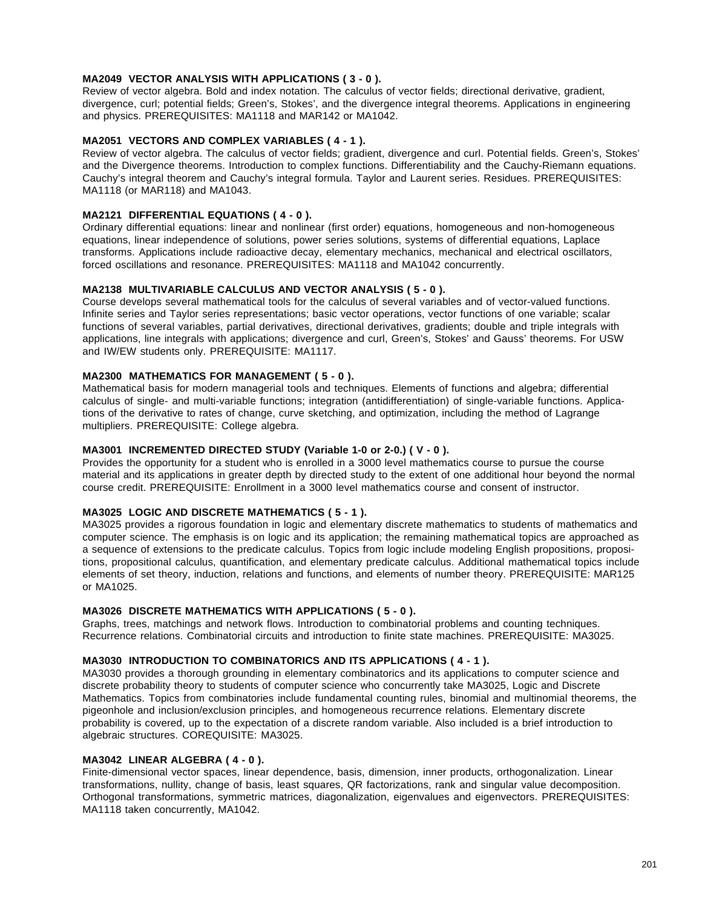**MA2049 VECTOR ANALYSIS WITH APPLICATIONS ( 3 - 0 ).**
Review of vector algebra. Bold and index notation. The calculus of vector fields; directional derivative, gradient, divergence, curl; potential fields; Green's, Stokes', and the divergence integral theorems. Applications in engineering and physics. PREREQUISITES: MA1118 and MAR142 or MA1042.

**MA2051 VECTORS AND COMPLEX VARIABLES ( 4 - 1 ).**
Review of vector algebra. The calculus of vector fields; gradient, divergence and curl. Potential fields. Green's, Stokes' and the Divergence theorems. Introduction to complex functions. Differentiability and the Cauchy-Riemann equations. Cauchy's integral theorem and Cauchy's integral formula. Taylor and Laurent series. Residues. PREREQUISITES: MA1118 (or MAR118) and MA1043.

**MA2121 DIFFERENTIAL EQUATIONS ( 4 - 0 ).**
Ordinary differential equations: linear and nonlinear (first order) equations, homogeneous and non-homogeneous equations, linear independence of solutions, power series solutions, systems of differential equations, Laplace transforms. Applications include radioactive decay, elementary mechanics, mechanical and electrical oscillators, forced oscillations and resonance. PREREQUISITES: MA1118 and MA1042 concurrently.

**MA2138 MULTIVARIABLE CALCULUS AND VECTOR ANALYSIS ( 5 - 0 ).**
Course develops several mathematical tools for the calculus of several variables and of vector-valued functions. Infinite series and Taylor series representations; basic vector operations, vector functions of one variable; scalar functions of several variables, partial derivatives, directional derivatives, gradients; double and triple integrals with applications, line integrals with applications; divergence and curl, Green's, Stokes' and Gauss' theorems. For USW and IW/EW students only. PREREQUISITE: MA1117.

**MA2300 MATHEMATICS FOR MANAGEMENT ( 5 - 0 ).**
Mathematical basis for modern managerial tools and techniques. Elements of functions and algebra; differential calculus of single- and multi-variable functions; integration (antidifferentiation) of single-variable functions. Applications of the derivative to rates of change, curve sketching, and optimization, including the method of Lagrange multipliers. PREREQUISITE: College algebra.

**MA3001 INCREMENTED DIRECTED STUDY (Variable 1-0 or 2-0.) ( V - 0 ).**
Provides the opportunity for a student who is enrolled in a 3000 level mathematics course to pursue the course material and its applications in greater depth by directed study to the extent of one additional hour beyond the normal course credit. PREREQUISITE: Enrollment in a 3000 level mathematics course and consent of instructor.

**MA3025 LOGIC AND DISCRETE MATHEMATICS ( 5 - 1 ).**
MA3025 provides a rigorous foundation in logic and elementary discrete mathematics to students of mathematics and computer science. The emphasis is on logic and its application; the remaining mathematical topics are approached as a sequence of extensions to the predicate calculus. Topics from logic include modeling English propositions, propositions, propositional calculus, quantification, and elementary predicate calculus. Additional mathematical topics include elements of set theory, induction, relations and functions, and elements of number theory. PREREQUISITE: MAR125 or MA1025.

**MA3026 DISCRETE MATHEMATICS WITH APPLICATIONS ( 5 - 0 ).**
Graphs, trees, matchings and network flows. Introduction to combinatorial problems and counting techniques. Recurrence relations. Combinatorial circuits and introduction to finite state machines. PREREQUISITE: MA3025.

**MA3030 INTRODUCTION TO COMBINATORICS AND ITS APPLICATIONS ( 4 - 1 ).**
MA3030 provides a thorough grounding in elementary combinatorics and its applications to computer science and discrete probability theory to students of computer science who concurrently take MA3025, Logic and Discrete Mathematics. Topics from combinatories include fundamental counting rules, binomial and multinomial theorems, the pigeonhole and inclusion/exclusion principles, and homogeneous recurrence relations. Elementary discrete probability is covered, up to the expectation of a discrete random variable. Also included is a brief introduction to algebraic structures. COREQUISITE: MA3025.

**MA3042 LINEAR ALGEBRA ( 4 - 0 ).**
Finite-dimensional vector spaces, linear dependence, basis, dimension, inner products, orthogonalization. Linear transformations, nullity, change of basis, least squares, QR factorizations, rank and singular value decomposition. Orthogonal transformations, symmetric matrices, diagonalization, eigenvalues and eigenvectors. PREREQUISITES: MA1118 taken concurrently, MA1042.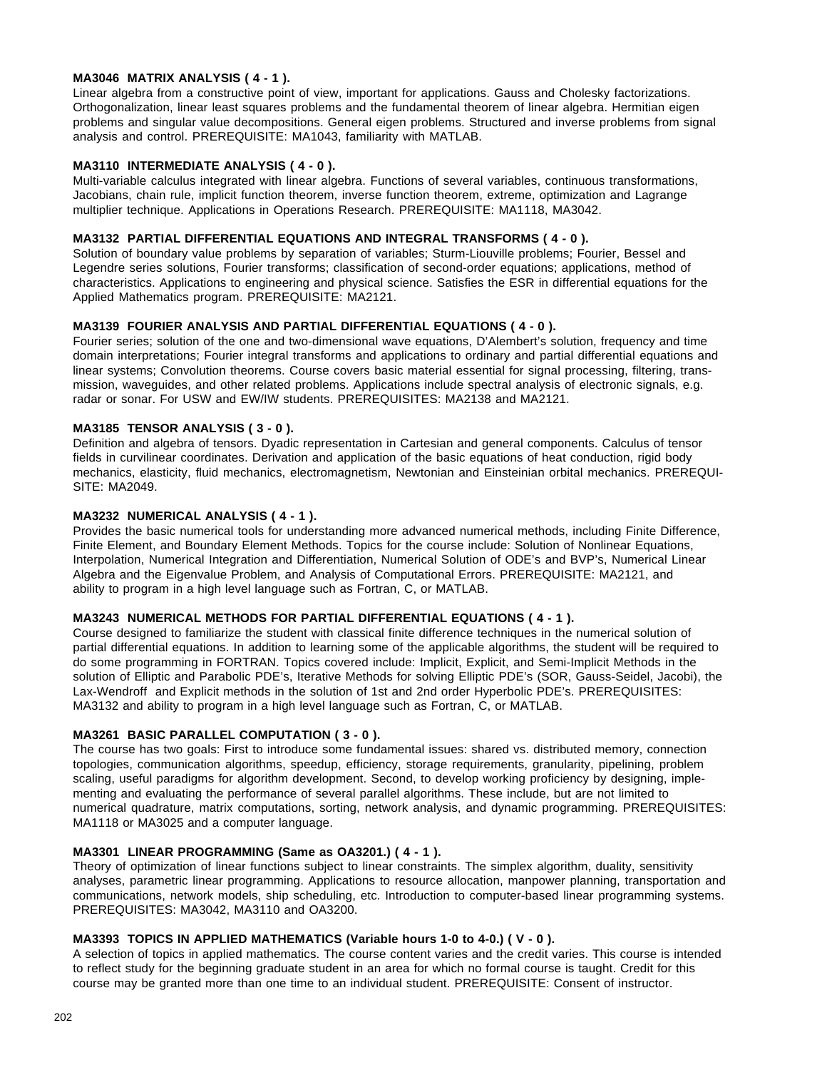**MA3046 MATRIX ANALYSIS ( 4 - 1 ).**
Linear algebra from a constructive point of view, important for applications. Gauss and Cholesky factorizations. Orthogonalization, linear least squares problems and the fundamental theorem of linear algebra. Hermitian eigen problems and singular value decompositions. General eigen problems. Structured and inverse problems from signal analysis and control. PREREQUISITE: MA1043, familiarity with MATLAB.

**MA3110 INTERMEDIATE ANALYSIS ( 4 - 0 ).**
Multi-variable calculus integrated with linear algebra. Functions of several variables, continuous transformations, Jacobians, chain rule, implicit function theorem, inverse function theorem, extreme, optimization and Lagrange multiplier technique. Applications in Operations Research. PREREQUISITE: MA1118, MA3042.

**MA3132 PARTIAL DIFFERENTIAL EQUATIONS AND INTEGRAL TRANSFORMS ( 4 - 0 ).**
Solution of boundary value problems by separation of variables; Sturm-Liouville problems; Fourier, Bessel and Legendre series solutions, Fourier transforms; classification of second-order equations; applications, method of characteristics. Applications to engineering and physical science. Satisfies the ESR in differential equations for the Applied Mathematics program. PREREQUISITE: MA2121.

**MA3139 FOURIER ANALYSIS AND PARTIAL DIFFERENTIAL EQUATIONS ( 4 - 0 ).**
Fourier series; solution of the one and two-dimensional wave equations, D'Alembert's solution, frequency and time domain interpretations; Fourier integral transforms and applications to ordinary and partial differential equations and linear systems; Convolution theorems. Course covers basic material essential for signal processing, filtering, transmission, waveguides, and other related problems. Applications include spectral analysis of electronic signals, e.g. radar or sonar. For USW and EW/IW students. PREREQUISITES: MA2138 and MA2121.

**MA3185 TENSOR ANALYSIS ( 3 - 0 ).**
Definition and algebra of tensors. Dyadic representation in Cartesian and general components. Calculus of tensor fields in curvilinear coordinates. Derivation and application of the basic equations of heat conduction, rigid body mechanics, elasticity, fluid mechanics, electromagnetism, Newtonian and Einsteinian orbital mechanics. PREREQUISITE: MA2049.

**MA3232 NUMERICAL ANALYSIS ( 4 - 1 ).**
Provides the basic numerical tools for understanding more advanced numerical methods, including Finite Difference, Finite Element, and Boundary Element Methods. Topics for the course include: Solution of Nonlinear Equations, Interpolation, Numerical Integration and Differentiation, Numerical Solution of ODE's and BVP's, Numerical Linear Algebra and the Eigenvalue Problem, and Analysis of Computational Errors. PREREQUISITE: MA2121, and ability to program in a high level language such as Fortran, C, or MATLAB.

**MA3243 NUMERICAL METHODS FOR PARTIAL DIFFERENTIAL EQUATIONS ( 4 - 1 ).**
Course designed to familiarize the student with classical finite difference techniques in the numerical solution of partial differential equations. In addition to learning some of the applicable algorithms, the student will be required to do some programming in FORTRAN. Topics covered include: Implicit, Explicit, and Semi-Implicit Methods in the solution of Elliptic and Parabolic PDE's, Iterative Methods for solving Elliptic PDE's (SOR, Gauss-Seidel, Jacobi), the Lax-Wendroff and Explicit methods in the solution of 1st and 2nd order Hyperbolic PDE's. PREREQUISITES: MA3132 and ability to program in a high level language such as Fortran, C, or MATLAB.

**MA3261 BASIC PARALLEL COMPUTATION ( 3 - 0 ).**
The course has two goals: First to introduce some fundamental issues: shared vs. distributed memory, connection topologies, communication algorithms, speedup, efficiency, storage requirements, granularity, pipelining, problem scaling, useful paradigms for algorithm development. Second, to develop working proficiency by designing, implementing and evaluating the performance of several parallel algorithms. These include, but are not limited to numerical quadrature, matrix computations, sorting, network analysis, and dynamic programming. PREREQUISITES: MA1118 or MA3025 and a computer language.

**MA3301 LINEAR PROGRAMMING (Same as OA3201.) ( 4 - 1 ).**
Theory of optimization of linear functions subject to linear constraints. The simplex algorithm, duality, sensitivity analyses, parametric linear programming. Applications to resource allocation, manpower planning, transportation and communications, network models, ship scheduling, etc. Introduction to computer-based linear programming systems. PREREQUISITES: MA3042, MA3110 and OA3200.

**MA3393 TOPICS IN APPLIED MATHEMATICS (Variable hours 1-0 to 4-0.) ( V - 0 ).**
A selection of topics in applied mathematics. The course content varies and the credit varies. This course is intended to reflect study for the beginning graduate student in an area for which no formal course is taught. Credit for this course may be granted more than one time to an individual student. PREREQUISITE: Consent of instructor.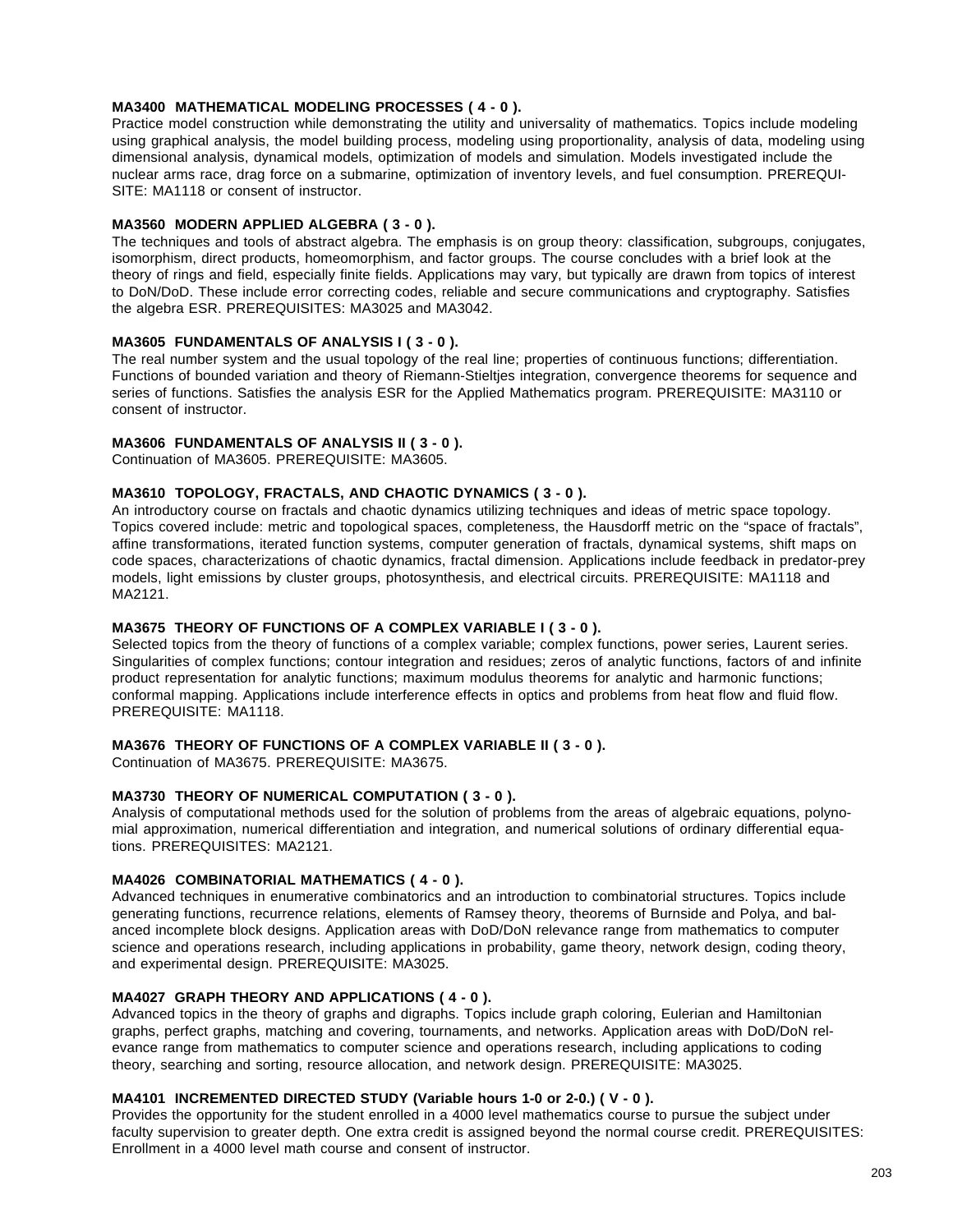**MA3400 MATHEMATICAL MODELING PROCESSES ( 4 - 0 ).**
Practice model construction while demonstrating the utility and universality of mathematics. Topics include modeling using graphical analysis, the model building process, modeling using proportionality, analysis of data, modeling using dimensional analysis, dynamical models, optimization of models and simulation. Models investigated include the nuclear arms race, drag force on a submarine, optimization of inventory levels, and fuel consumption. PREREQUISITE: MA1118 or consent of instructor.

**MA3560 MODERN APPLIED ALGEBRA ( 3 - 0 ).**
The techniques and tools of abstract algebra. The emphasis is on group theory: classification, subgroups, conjugates, isomorphism, direct products, homeomorphism, and factor groups. The course concludes with a brief look at the theory of rings and field, especially finite fields. Applications may vary, but typically are drawn from topics of interest to DoN/DoD. These include error correcting codes, reliable and secure communications and cryptography. Satisfies the algebra ESR. PREREQUISITES: MA3025 and MA3042.

**MA3605 FUNDAMENTALS OF ANALYSIS I ( 3 - 0 ).**
The real number system and the usual topology of the real line; properties of continuous functions; differentiation. Functions of bounded variation and theory of Riemann-Stieltjes integration, convergence theorems for sequence and series of functions. Satisfies the analysis ESR for the Applied Mathematics program. PREREQUISITE: MA3110 or consent of instructor.

**MA3606 FUNDAMENTALS OF ANALYSIS II ( 3 - 0 ).**
Continuation of MA3605. PREREQUISITE: MA3605.

**MA3610 TOPOLOGY, FRACTALS, AND CHAOTIC DYNAMICS ( 3 - 0 ).**
An introductory course on fractals and chaotic dynamics utilizing techniques and ideas of metric space topology. Topics covered include: metric and topological spaces, completeness, the Hausdorff metric on the "space of fractals", affine transformations, iterated function systems, computer generation of fractals, dynamical systems, shift maps on code spaces, characterizations of chaotic dynamics, fractal dimension. Applications include feedback in predator-prey models, light emissions by cluster groups, photosynthesis, and electrical circuits. PREREQUISITE: MA1118 and MA2121.

**MA3675 THEORY OF FUNCTIONS OF A COMPLEX VARIABLE I ( 3 - 0 ).**
Selected topics from the theory of functions of a complex variable; complex functions, power series, Laurent series. Singularities of complex functions; contour integration and residues; zeros of analytic functions, factors of and infinite product representation for analytic functions; maximum modulus theorems for analytic and harmonic functions; conformal mapping. Applications include interference effects in optics and problems from heat flow and fluid flow. PREREQUISITE: MA1118.

**MA3676 THEORY OF FUNCTIONS OF A COMPLEX VARIABLE II ( 3 - 0 ).**
Continuation of MA3675. PREREQUISITE: MA3675.

**MA3730 THEORY OF NUMERICAL COMPUTATION ( 3 - 0 ).**
Analysis of computational methods used for the solution of problems from the areas of algebraic equations, polynomial approximation, numerical differentiation and integration, and numerical solutions of ordinary differential equations. PREREQUISITES: MA2121.

**MA4026 COMBINATORIAL MATHEMATICS ( 4 - 0 ).**
Advanced techniques in enumerative combinatorics and an introduction to combinatorial structures. Topics include generating functions, recurrence relations, elements of Ramsey theory, theorems of Burnside and Polya, and balanced incomplete block designs. Application areas with DoD/DoN relevance range from mathematics to computer science and operations research, including applications in probability, game theory, network design, coding theory, and experimental design. PREREQUISITE: MA3025.

**MA4027 GRAPH THEORY AND APPLICATIONS ( 4 - 0 ).**
Advanced topics in the theory of graphs and digraphs. Topics include graph coloring, Eulerian and Hamiltonian graphs, perfect graphs, matching and covering, tournaments, and networks. Application areas with DoD/DoN relevance range from mathematics to computer science and operations research, including applications to coding theory, searching and sorting, resource allocation, and network design. PREREQUISITE: MA3025.

**MA4101 INCREMENTED DIRECTED STUDY (Variable hours 1-0 or 2-0.) ( V - 0 ).**
Provides the opportunity for the student enrolled in a 4000 level mathematics course to pursue the subject under faculty supervision to greater depth. One extra credit is assigned beyond the normal course credit. PREREQUISITES: Enrollment in a 4000 level math course and consent of instructor.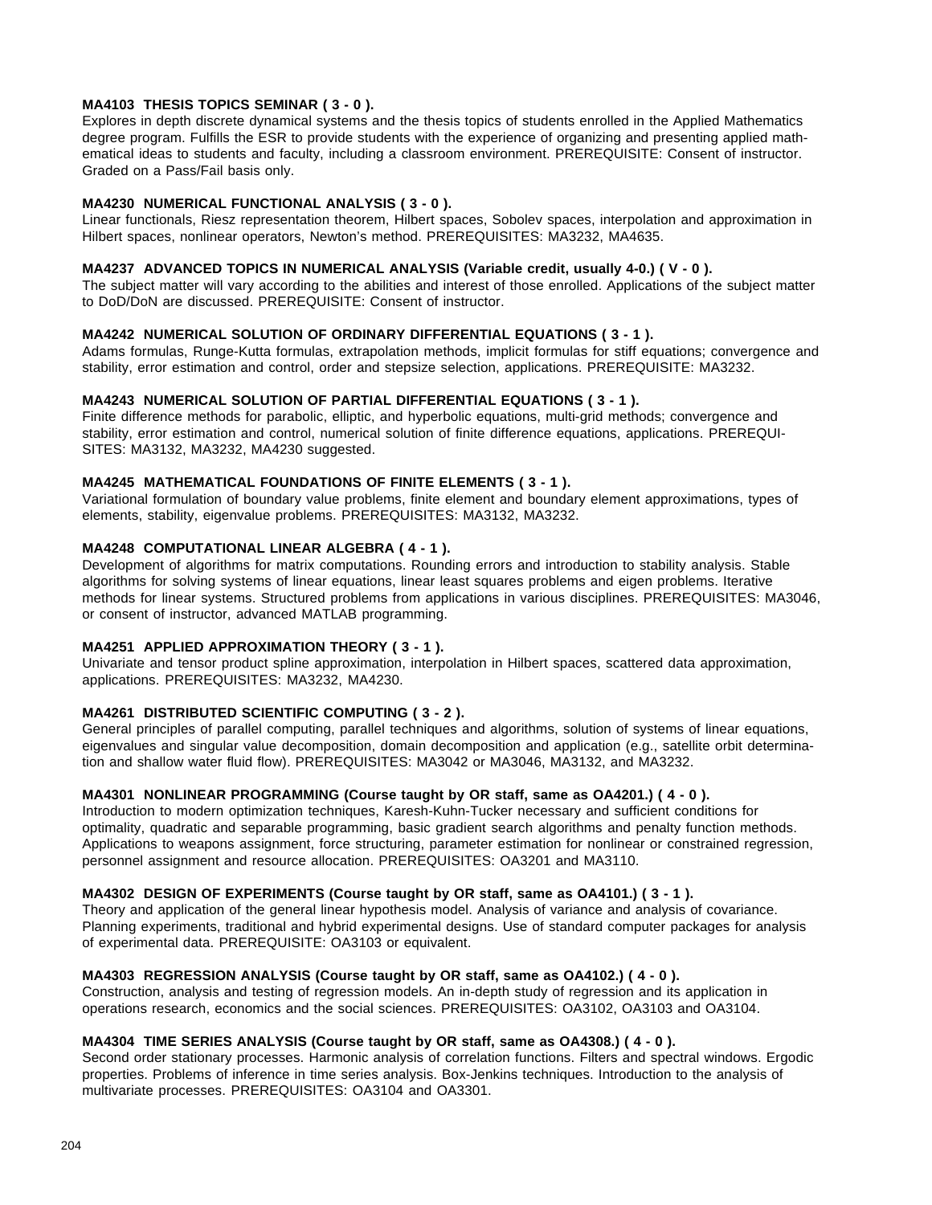**MA4103 THESIS TOPICS SEMINAR ( 3 - 0 ).**
Explores in depth discrete dynamical systems and the thesis topics of students enrolled in the Applied Mathematics degree program. Fulfills the ESR to provide students with the experience of organizing and presenting applied mathematical ideas to students and faculty, including a classroom environment. PREREQUISITE: Consent of instructor. Graded on a Pass/Fail basis only.

**MA4230 NUMERICAL FUNCTIONAL ANALYSIS ( 3 - 0 ).**
Linear functionals, Riesz representation theorem, Hilbert spaces, Sobolev spaces, interpolation and approximation in Hilbert spaces, nonlinear operators, Newton's method. PREREQUISITES: MA3232, MA4635.

**MA4237 ADVANCED TOPICS IN NUMERICAL ANALYSIS (Variable credit, usually 4-0.) ( V - 0 ).**
The subject matter will vary according to the abilities and interest of those enrolled. Applications of the subject matter to DoD/DoN are discussed. PREREQUISITE: Consent of instructor.

**MA4242 NUMERICAL SOLUTION OF ORDINARY DIFFERENTIAL EQUATIONS ( 3 - 1 ).**
Adams formulas, Runge-Kutta formulas, extrapolation methods, implicit formulas for stiff equations; convergence and stability, error estimation and control, order and stepsize selection, applications. PREREQUISITE: MA3232.

**MA4243 NUMERICAL SOLUTION OF PARTIAL DIFFERENTIAL EQUATIONS ( 3 - 1 ).**
Finite difference methods for parabolic, elliptic, and hyperbolic equations, multi-grid methods; convergence and stability, error estimation and control, numerical solution of finite difference equations, applications. PREREQUISITES: MA3132, MA3232, MA4230 suggested.

**MA4245 MATHEMATICAL FOUNDATIONS OF FINITE ELEMENTS ( 3 - 1 ).**
Variational formulation of boundary value problems, finite element and boundary element approximations, types of elements, stability, eigenvalue problems. PREREQUISITES: MA3132, MA3232.

**MA4248 COMPUTATIONAL LINEAR ALGEBRA ( 4 - 1 ).**
Development of algorithms for matrix computations. Rounding errors and introduction to stability analysis. Stable algorithms for solving systems of linear equations, linear least squares problems and eigen problems. Iterative methods for linear systems. Structured problems from applications in various disciplines. PREREQUISITES: MA3046, or consent of instructor, advanced MATLAB programming.

**MA4251 APPLIED APPROXIMATION THEORY ( 3 - 1 ).**
Univariate and tensor product spline approximation, interpolation in Hilbert spaces, scattered data approximation, applications. PREREQUISITES: MA3232, MA4230.

**MA4261 DISTRIBUTED SCIENTIFIC COMPUTING ( 3 - 2 ).**
General principles of parallel computing, parallel techniques and algorithms, solution of systems of linear equations, eigenvalues and singular value decomposition, domain decomposition and application (e.g., satellite orbit determination and shallow water fluid flow). PREREQUISITES: MA3042 or MA3046, MA3132, and MA3232.

**MA4301 NONLINEAR PROGRAMMING (Course taught by OR staff, same as OA4201.) ( 4 - 0 ).**
Introduction to modern optimization techniques, Karesh-Kuhn-Tucker necessary and sufficient conditions for optimality, quadratic and separable programming, basic gradient search algorithms and penalty function methods. Applications to weapons assignment, force structuring, parameter estimation for nonlinear or constrained regression, personnel assignment and resource allocation. PREREQUISITES: OA3201 and MA3110.

**MA4302 DESIGN OF EXPERIMENTS (Course taught by OR staff, same as OA4101.) ( 3 - 1 ).**
Theory and application of the general linear hypothesis model. Analysis of variance and analysis of covariance. Planning experiments, traditional and hybrid experimental designs. Use of standard computer packages for analysis of experimental data. PREREQUISITE: OA3103 or equivalent.

**MA4303 REGRESSION ANALYSIS (Course taught by OR staff, same as OA4102.) ( 4 - 0 ).**
Construction, analysis and testing of regression models. An in-depth study of regression and its application in operations research, economics and the social sciences. PREREQUISITES: OA3102, OA3103 and OA3104.

**MA4304 TIME SERIES ANALYSIS (Course taught by OR staff, same as OA4308.) ( 4 - 0 ).**
Second order stationary processes. Harmonic analysis of correlation functions. Filters and spectral windows. Ergodic properties. Problems of inference in time series analysis. Box-Jenkins techniques. Introduction to the analysis of multivariate processes. PREREQUISITES: OA3104 and OA3301.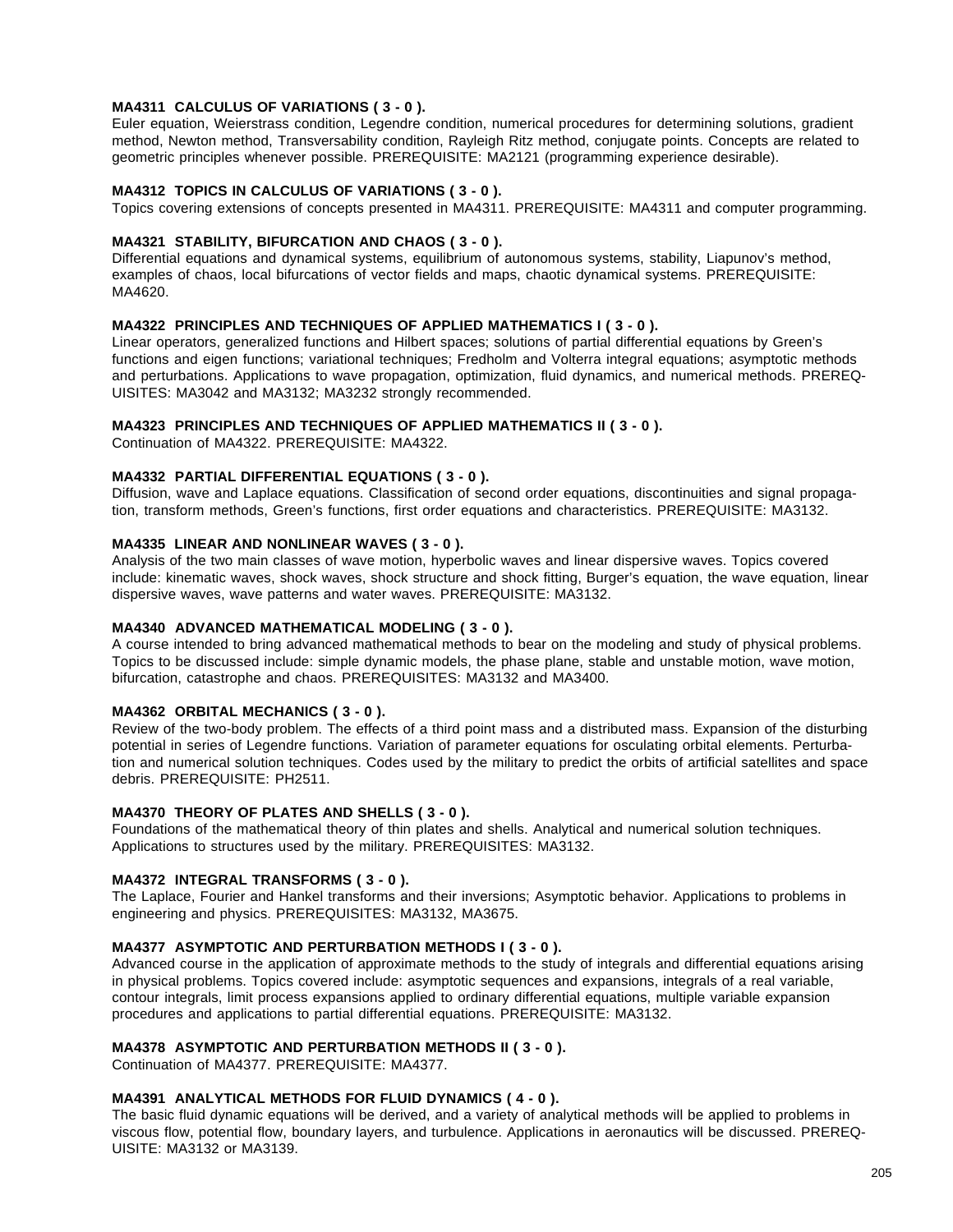**MA4311 CALCULUS OF VARIATIONS ( 3 - 0 ).**
Euler equation, Weierstrass condition, Legendre condition, numerical procedures for determining solutions, gradient method, Newton method, Transversability condition, Rayleigh Ritz method, conjugate points. Concepts are related to geometric principles whenever possible. PREREQUISITE: MA2121 (programming experience desirable).

**MA4312 TOPICS IN CALCULUS OF VARIATIONS ( 3 - 0 ).**
Topics covering extensions of concepts presented in MA4311. PREREQUISITE: MA4311 and computer programming.

**MA4321 STABILITY, BIFURCATION AND CHAOS ( 3 - 0 ).**
Differential equations and dynamical systems, equilibrium of autonomous systems, stability, Liapunov's method, examples of chaos, local bifurcations of vector fields and maps, chaotic dynamical systems. PREREQUISITE: MA4620.

**MA4322 PRINCIPLES AND TECHNIQUES OF APPLIED MATHEMATICS I ( 3 - 0 ).**
Linear operators, generalized functions and Hilbert spaces; solutions of partial differential equations by Green's functions and eigen functions; variational techniques; Fredholm and Volterra integral equations; asymptotic methods and perturbations. Applications to wave propagation, optimization, fluid dynamics, and numerical methods. PREREQUISITES: MA3042 and MA3132; MA3232 strongly recommended.

**MA4323 PRINCIPLES AND TECHNIQUES OF APPLIED MATHEMATICS II ( 3 - 0 ).**
Continuation of MA4322. PREREQUISITE: MA4322.

**MA4332 PARTIAL DIFFERENTIAL EQUATIONS ( 3 - 0 ).**
Diffusion, wave and Laplace equations. Classification of second order equations, discontinuities and signal propagation, transform methods, Green's functions, first order equations and characteristics. PREREQUISITE: MA3132.

**MA4335 LINEAR AND NONLINEAR WAVES ( 3 - 0 ).**
Analysis of the two main classes of wave motion, hyperbolic waves and linear dispersive waves. Topics covered include: kinematic waves, shock waves, shock structure and shock fitting, Burger's equation, the wave equation, linear dispersive waves, wave patterns and water waves. PREREQUISITE: MA3132.

**MA4340 ADVANCED MATHEMATICAL MODELING ( 3 - 0 ).**
A course intended to bring advanced mathematical methods to bear on the modeling and study of physical problems. Topics to be discussed include: simple dynamic models, the phase plane, stable and unstable motion, wave motion, bifurcation, catastrophe and chaos. PREREQUISITES: MA3132 and MA3400.

**MA4362 ORBITAL MECHANICS ( 3 - 0 ).**
Review of the two-body problem. The effects of a third point mass and a distributed mass. Expansion of the disturbing potential in series of Legendre functions. Variation of parameter equations for osculating orbital elements. Perturbation and numerical solution techniques. Codes used by the military to predict the orbits of artificial satellites and space debris. PREREQUISITE: PH2511.

**MA4370 THEORY OF PLATES AND SHELLS ( 3 - 0 ).**
Foundations of the mathematical theory of thin plates and shells. Analytical and numerical solution techniques. Applications to structures used by the military. PREREQUISITES: MA3132.

**MA4372 INTEGRAL TRANSFORMS ( 3 - 0 ).**
The Laplace, Fourier and Hankel transforms and their inversions; Asymptotic behavior. Applications to problems in engineering and physics. PREREQUISITES: MA3132, MA3675.

**MA4377 ASYMPTOTIC AND PERTURBATION METHODS I ( 3 - 0 ).**
Advanced course in the application of approximate methods to the study of integrals and differential equations arising in physical problems. Topics covered include: asymptotic sequences and expansions, integrals of a real variable, contour integrals, limit process expansions applied to ordinary differential equations, multiple variable expansion procedures and applications to partial differential equations. PREREQUISITE: MA3132.

**MA4378 ASYMPTOTIC AND PERTURBATION METHODS II ( 3 - 0 ).**
Continuation of MA4377. PREREQUISITE: MA4377.

**MA4391 ANALYTICAL METHODS FOR FLUID DYNAMICS ( 4 - 0 ).**
The basic fluid dynamic equations will be derived, and a variety of analytical methods will be applied to problems in viscous flow, potential flow, boundary layers, and turbulence. Applications in aeronautics will be discussed. PREREQUISITE: MA3132 or MA3139.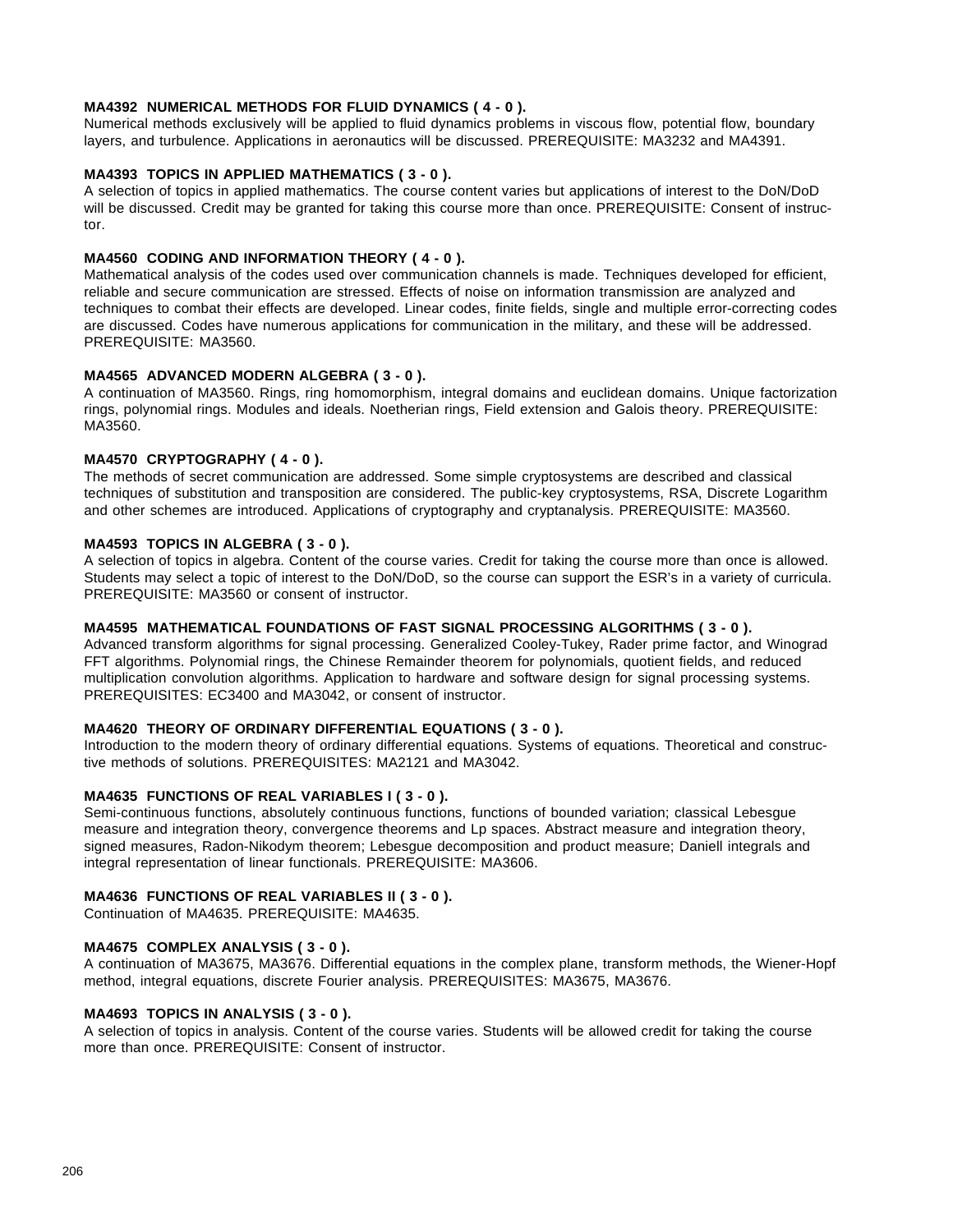**MA4392 NUMERICAL METHODS FOR FLUID DYNAMICS ( 4 - 0 ).**
Numerical methods exclusively will be applied to fluid dynamics problems in viscous flow, potential flow, boundary layers, and turbulence. Applications in aeronautics will be discussed. PREREQUISITE: MA3232 and MA4391.

**MA4393 TOPICS IN APPLIED MATHEMATICS ( 3 - 0 ).**
A selection of topics in applied mathematics. The course content varies but applications of interest to the DoN/DoD will be discussed. Credit may be granted for taking this course more than once. PREREQUISITE: Consent of instructor.

**MA4560 CODING AND INFORMATION THEORY ( 4 - 0 ).**
Mathematical analysis of the codes used over communication channels is made. Techniques developed for efficient, reliable and secure communication are stressed. Effects of noise on information transmission are analyzed and techniques to combat their effects are developed. Linear codes, finite fields, single and multiple error-correcting codes are discussed. Codes have numerous applications for communication in the military, and these will be addressed. PREREQUISITE: MA3560.

**MA4565 ADVANCED MODERN ALGEBRA ( 3 - 0 ).**
A continuation of MA3560. Rings, ring homomorphism, integral domains and euclidean domains. Unique factorization rings, polynomial rings. Modules and ideals. Noetherian rings, Field extension and Galois theory. PREREQUISITE: MA3560.

**MA4570 CRYPTOGRAPHY ( 4 - 0 ).**
The methods of secret communication are addressed. Some simple cryptosystems are described and classical techniques of substitution and transposition are considered. The public-key cryptosystems, RSA, Discrete Logarithm and other schemes are introduced. Applications of cryptography and cryptanalysis. PREREQUISITE: MA3560.

**MA4593 TOPICS IN ALGEBRA ( 3 - 0 ).**
A selection of topics in algebra. Content of the course varies. Credit for taking the course more than once is allowed. Students may select a topic of interest to the DoN/DoD, so the course can support the ESR's in a variety of curricula. PREREQUISITE: MA3560 or consent of instructor.

**MA4595 MATHEMATICAL FOUNDATIONS OF FAST SIGNAL PROCESSING ALGORITHMS ( 3 - 0 ).**
Advanced transform algorithms for signal processing. Generalized Cooley-Tukey, Rader prime factor, and Winograd FFT algorithms. Polynomial rings, the Chinese Remainder theorem for polynomials, quotient fields, and reduced multiplication convolution algorithms. Application to hardware and software design for signal processing systems. PREREQUISITES: EC3400 and MA3042, or consent of instructor.

**MA4620 THEORY OF ORDINARY DIFFERENTIAL EQUATIONS ( 3 - 0 ).**
Introduction to the modern theory of ordinary differential equations. Systems of equations. Theoretical and constructive methods of solutions. PREREQUISITES: MA2121 and MA3042.

**MA4635 FUNCTIONS OF REAL VARIABLES I ( 3 - 0 ).**
Semi-continuous functions, absolutely continuous functions, functions of bounded variation; classical Lebesgue measure and integration theory, convergence theorems and Lp spaces. Abstract measure and integration theory, signed measures, Radon-Nikodym theorem; Lebesgue decomposition and product measure; Daniell integrals and integral representation of linear functionals. PREREQUISITE: MA3606.

**MA4636 FUNCTIONS OF REAL VARIABLES II ( 3 - 0 ).**
Continuation of MA4635. PREREQUISITE: MA4635.

**MA4675 COMPLEX ANALYSIS ( 3 - 0 ).**
A continuation of MA3675, MA3676. Differential equations in the complex plane, transform methods, the Wiener-Hopf method, integral equations, discrete Fourier analysis. PREREQUISITES: MA3675, MA3676.

**MA4693 TOPICS IN ANALYSIS ( 3 - 0 ).**
A selection of topics in analysis. Content of the course varies. Students will be allowed credit for taking the course more than once. PREREQUISITE: Consent of instructor.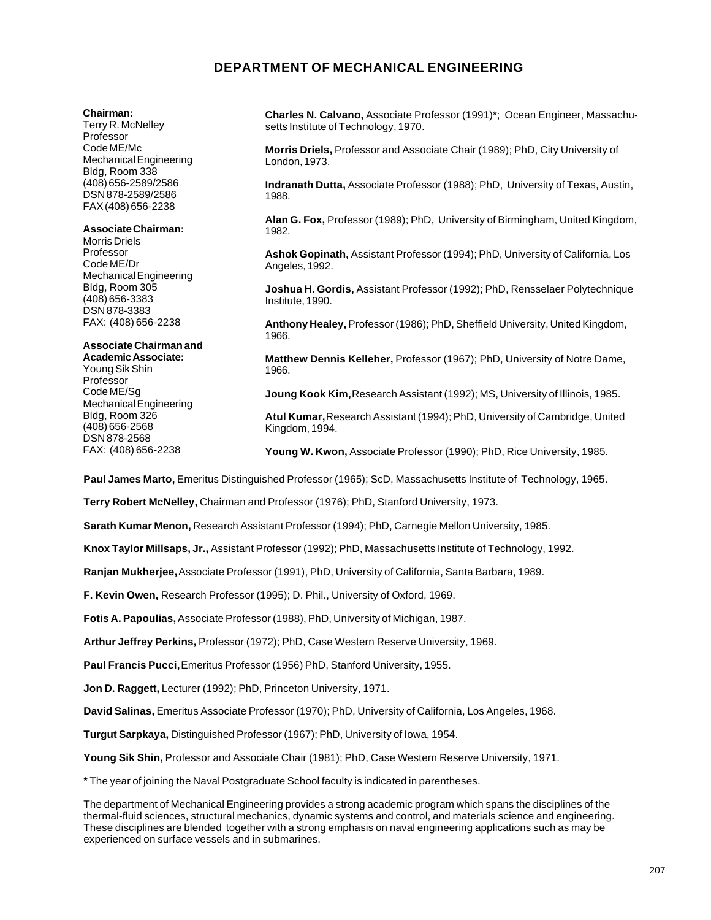# DEPARTMENT OF MECHANICAL ENGINEERING

**Chairman:**
Terry R. McNelley
Professor
Code ME/Mc
Mechanical Engineering
Bldg, Room 338
(408) 656-2589/2586
DSN 878-2589/2586
FAX (408) 656-2238

**Associate Chairman:**
Morris Driels
Professor
Code ME/Dr
Mechanical Engineering
Bldg, Room 305
(408) 656-3383
DSN 878-3383
FAX: (408) 656-2238

**Associate Chairman and Academic Associate:**
Young Sik Shin
Professor
Code ME/Sg
Mechanical Engineering
Bldg, Room 326
(408) 656-2568
DSN 878-2568
FAX: (408) 656-2238

**Charles N. Calvano,** Associate Professor (1991)*; Ocean Engineer, Massachusetts Institute of Technology, 1970.

**Morris Driels,** Professor and Associate Chair (1989); PhD, City University of London, 1973.

**Indranath Dutta,** Associate Professor (1988); PhD, University of Texas, Austin, 1988.

**Alan G. Fox,** Professor (1989); PhD, University of Birmingham, United Kingdom, 1982.

**Ashok Gopinath,** Assistant Professor (1994); PhD, University of California, Los Angeles, 1992.

**Joshua H. Gordis,** Assistant Professor (1992); PhD, Rensselaer Polytechnique Institute, 1990.

**Anthony Healey,** Professor (1986); PhD, Sheffield University, United Kingdom, 1966.

**Matthew Dennis Kelleher,** Professor (1967); PhD, University of Notre Dame, 1966.

**Joung Kook Kim,** Research Assistant (1992); MS, University of Illinois, 1985.

**Atul Kumar,** Research Assistant (1994); PhD, University of Cambridge, United Kingdom, 1994.

**Young W. Kwon,** Associate Professor (1990); PhD, Rice University, 1985.

**Paul James Marto,** Emeritus Distinguished Professor (1965); ScD, Massachusetts Institute of Technology, 1965.

**Terry Robert McNelley,** Chairman and Professor (1976); PhD, Stanford University, 1973.

**Sarath Kumar Menon,** Research Assistant Professor (1994); PhD, Carnegie Mellon University, 1985.

**Knox Taylor Millsaps, Jr.,** Assistant Professor (1992); PhD, Massachusetts Institute of Technology, 1992.

**Ranjan Mukherjee,** Associate Professor (1991), PhD, University of California, Santa Barbara, 1989.

**F. Kevin Owen,** Research Professor (1995); D. Phil., University of Oxford, 1969.

**Fotis A. Papoulias,** Associate Professor (1988), PhD, University of Michigan, 1987.

**Arthur Jeffrey Perkins,** Professor (1972); PhD, Case Western Reserve University, 1969.

**Paul Francis Pucci,** Emeritus Professor (1956) PhD, Stanford University, 1955.

**Jon D. Raggett,** Lecturer (1992); PhD, Princeton University, 1971.

**David Salinas,** Emeritus Associate Professor (1970); PhD, University of California, Los Angeles, 1968.

**Turgut Sarpkaya,** Distinguished Professor (1967); PhD, University of Iowa, 1954.

**Young Sik Shin,** Professor and Associate Chair (1981); PhD, Case Western Reserve University, 1971.

* The year of joining the Naval Postgraduate School faculty is indicated in parentheses.

The department of Mechanical Engineering provides a strong academic program which spans the disciplines of the thermal-fluid sciences, structural mechanics, dynamic systems and control, and materials science and engineering. These disciplines are blended together with a strong emphasis on naval engineering applications such as may be experienced on surface vessels and in submarines.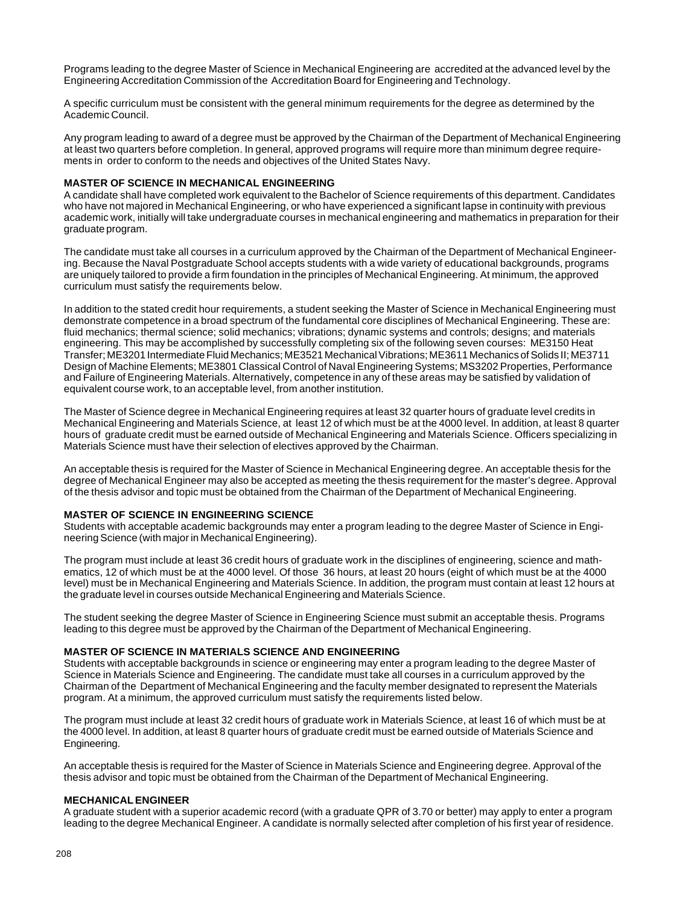Programs leading to the degree Master of Science in Mechanical Engineering are accredited at the advanced level by the Engineering Accreditation Commission of the Accreditation Board for Engineering and Technology.

A specific curriculum must be consistent with the general minimum requirements for the degree as determined by the Academic Council.

Any program leading to award of a degree must be approved by the Chairman of the Department of Mechanical Engineering at least two quarters before completion. In general, approved programs will require more than minimum degree requirements in order to conform to the needs and objectives of the United States Navy.

**MASTER OF SCIENCE IN MECHANICAL ENGINEERING**

A candidate shall have completed work equivalent to the Bachelor of Science requirements of this department. Candidates who have not majored in Mechanical Engineering, or who have experienced a significant lapse in continuity with previous academic work, initially will take undergraduate courses in mechanical engineering and mathematics in preparation for their graduate program.

The candidate must take all courses in a curriculum approved by the Chairman of the Department of Mechanical Engineering. Because the Naval Postgraduate School accepts students with a wide variety of educational backgrounds, programs are uniquely tailored to provide a firm foundation in the principles of Mechanical Engineering. At minimum, the approved curriculum must satisfy the requirements below.

In addition to the stated credit hour requirements, a student seeking the Master of Science in Mechanical Engineering must demonstrate competence in a broad spectrum of the fundamental core disciplines of Mechanical Engineering. These are: fluid mechanics; thermal science; solid mechanics; vibrations; dynamic systems and controls; designs; and materials engineering. This may be accomplished by successfully completing six of the following seven courses: ME3150 Heat Transfer; ME3201 Intermediate Fluid Mechanics; ME3521 Mechanical Vibrations; ME3611 Mechanics of Solids II; ME3711 Design of Machine Elements; ME3801 Classical Control of Naval Engineering Systems; MS3202 Properties, Performance and Failure of Engineering Materials. Alternatively, competence in any of these areas may be satisfied by validation of equivalent course work, to an acceptable level, from another institution.

The Master of Science degree in Mechanical Engineering requires at least 32 quarter hours of graduate level credits in Mechanical Engineering and Materials Science, at least 12 of which must be at the 4000 level. In addition, at least 8 quarter hours of graduate credit must be earned outside of Mechanical Engineering and Materials Science. Officers specializing in Materials Science must have their selection of electives approved by the Chairman.

An acceptable thesis is required for the Master of Science in Mechanical Engineering degree. An acceptable thesis for the degree of Mechanical Engineer may also be accepted as meeting the thesis requirement for the master's degree. Approval of the thesis advisor and topic must be obtained from the Chairman of the Department of Mechanical Engineering.

**MASTER OF SCIENCE IN ENGINEERING SCIENCE**

Students with acceptable academic backgrounds may enter a program leading to the degree Master of Science in Engineering Science (with major in Mechanical Engineering).

The program must include at least 36 credit hours of graduate work in the disciplines of engineering, science and mathematics, 12 of which must be at the 4000 level. Of those 36 hours, at least 20 hours (eight of which must be at the 4000 level) must be in Mechanical Engineering and Materials Science. In addition, the program must contain at least 12 hours at the graduate level in courses outside Mechanical Engineering and Materials Science.

The student seeking the degree Master of Science in Engineering Science must submit an acceptable thesis. Programs leading to this degree must be approved by the Chairman of the Department of Mechanical Engineering.

**MASTER OF SCIENCE IN MATERIALS SCIENCE AND ENGINEERING**

Students with acceptable backgrounds in science or engineering may enter a program leading to the degree Master of Science in Materials Science and Engineering. The candidate must take all courses in a curriculum approved by the Chairman of the Department of Mechanical Engineering and the faculty member designated to represent the Materials program. At a minimum, the approved curriculum must satisfy the requirements listed below.

The program must include at least 32 credit hours of graduate work in Materials Science, at least 16 of which must be at the 4000 level. In addition, at least 8 quarter hours of graduate credit must be earned outside of Materials Science and Engineering.

An acceptable thesis is required for the Master of Science in Materials Science and Engineering degree. Approval of the thesis advisor and topic must be obtained from the Chairman of the Department of Mechanical Engineering.

**MECHANICAL ENGINEER**

A graduate student with a superior academic record (with a graduate QPR of 3.70 or better) may apply to enter a program leading to the degree Mechanical Engineer. A candidate is normally selected after completion of his first year of residence.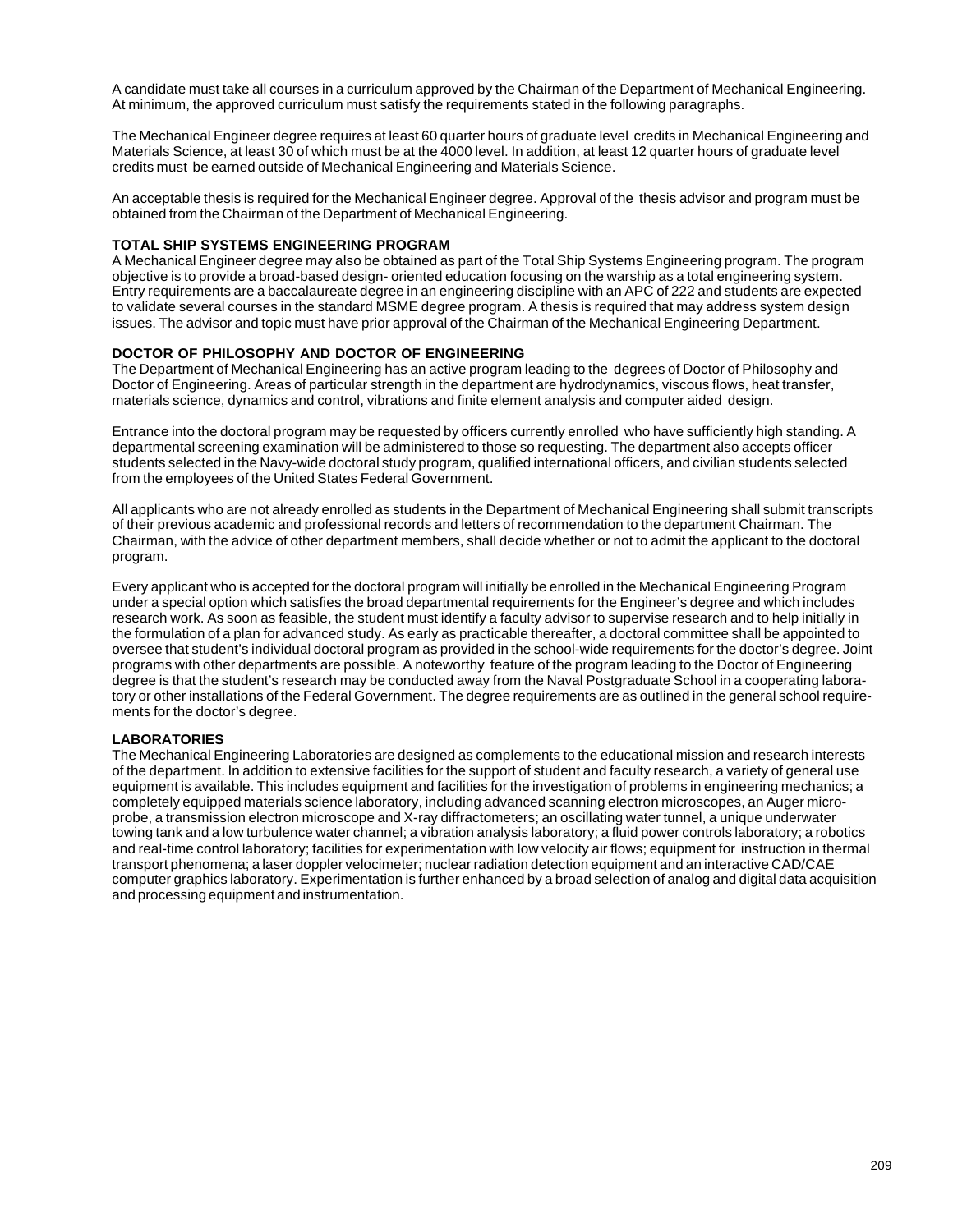A candidate must take all courses in a curriculum approved by the Chairman of the Department of Mechanical Engineering. At minimum, the approved curriculum must satisfy the requirements stated in the following paragraphs.

The Mechanical Engineer degree requires at least 60 quarter hours of graduate level credits in Mechanical Engineering and Materials Science, at least 30 of which must be at the 4000 level. In addition, at least 12 quarter hours of graduate level credits must be earned outside of Mechanical Engineering and Materials Science.

An acceptable thesis is required for the Mechanical Engineer degree. Approval of the thesis advisor and program must be obtained from the Chairman of the Department of Mechanical Engineering.

**TOTAL SHIP SYSTEMS ENGINEERING PROGRAM**

A Mechanical Engineer degree may also be obtained as part of the Total Ship Systems Engineering program. The program objective is to provide a broad-based design- oriented education focusing on the warship as a total engineering system. Entry requirements are a baccalaureate degree in an engineering discipline with an APC of 222 and students are expected to validate several courses in the standard MSME degree program. A thesis is required that may address system design issues. The advisor and topic must have prior approval of the Chairman of the Mechanical Engineering Department.

**DOCTOR OF PHILOSOPHY AND DOCTOR OF ENGINEERING**

The Department of Mechanical Engineering has an active program leading to the degrees of Doctor of Philosophy and Doctor of Engineering. Areas of particular strength in the department are hydrodynamics, viscous flows, heat transfer, materials science, dynamics and control, vibrations and finite element analysis and computer aided design.

Entrance into the doctoral program may be requested by officers currently enrolled who have sufficiently high standing. A departmental screening examination will be administered to those so requesting. The department also accepts officer students selected in the Navy-wide doctoral study program, qualified international officers, and civilian students selected from the employees of the United States Federal Government.

All applicants who are not already enrolled as students in the Department of Mechanical Engineering shall submit transcripts of their previous academic and professional records and letters of recommendation to the department Chairman. The Chairman, with the advice of other department members, shall decide whether or not to admit the applicant to the doctoral program.

Every applicant who is accepted for the doctoral program will initially be enrolled in the Mechanical Engineering Program under a special option which satisfies the broad departmental requirements for the Engineer's degree and which includes research work. As soon as feasible, the student must identify a faculty advisor to supervise research and to help initially in the formulation of a plan for advanced study. As early as practicable thereafter, a doctoral committee shall be appointed to oversee that student's individual doctoral program as provided in the school-wide requirements for the doctor's degree. Joint programs with other departments are possible. A noteworthy feature of the program leading to the Doctor of Engineering degree is that the student's research may be conducted away from the Naval Postgraduate School in a cooperating laboratory or other installations of the Federal Government. The degree requirements are as outlined in the general school requirements for the doctor's degree.

**LABORATORIES**

The Mechanical Engineering Laboratories are designed as complements to the educational mission and research interests of the department. In addition to extensive facilities for the support of student and faculty research, a variety of general use equipment is available. This includes equipment and facilities for the investigation of problems in engineering mechanics; a completely equipped materials science laboratory, including advanced scanning electron microscopes, an Auger microprobe, a transmission electron microscope and X-ray diffractometers; an oscillating water tunnel, a unique underwater towing tank and a low turbulence water channel; a vibration analysis laboratory; a fluid power controls laboratory; a robotics and real-time control laboratory; facilities for experimentation with low velocity air flows; equipment for instruction in thermal transport phenomena; a laser doppler velocimeter; nuclear radiation detection equipment and an interactive CAD/CAE computer graphics laboratory. Experimentation is further enhanced by a broad selection of analog and digital data acquisition and processing equipment and instrumentation.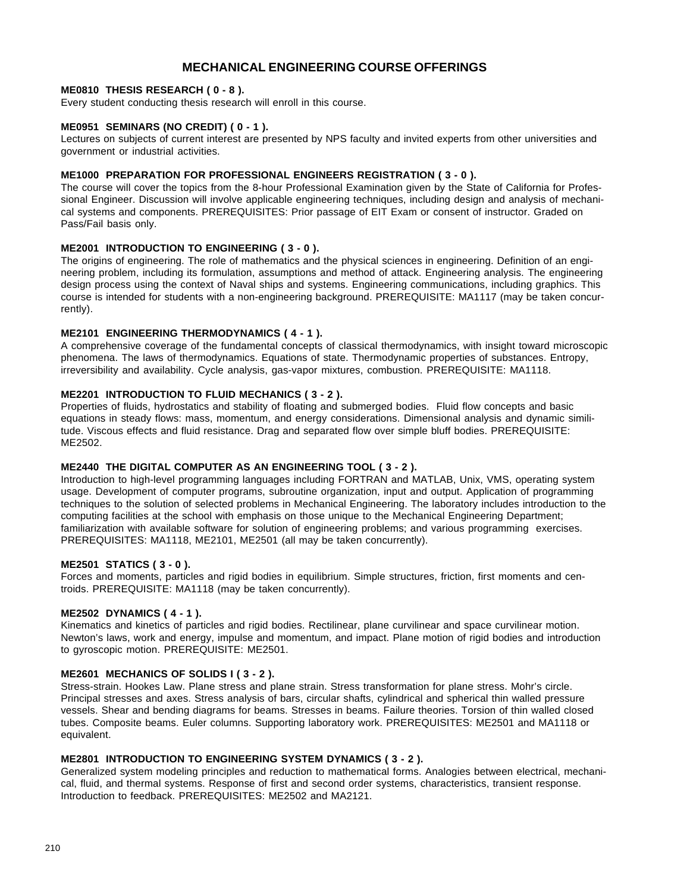# MECHANICAL ENGINEERING COURSE OFFERINGS

**ME0810 THESIS RESEARCH ( 0 - 8 ).**
Every student conducting thesis research will enroll in this course.

**ME0951 SEMINARS (NO CREDIT) ( 0 - 1 ).**
Lectures on subjects of current interest are presented by NPS faculty and invited experts from other universities and government or industrial activities.

**ME1000 PREPARATION FOR PROFESSIONAL ENGINEERS REGISTRATION ( 3 - 0 ).**
The course will cover the topics from the 8-hour Professional Examination given by the State of California for Professional Engineer. Discussion will involve applicable engineering techniques, including design and analysis of mechanical systems and components. PREREQUISITES: Prior passage of EIT Exam or consent of instructor. Graded on Pass/Fail basis only.

**ME2001 INTRODUCTION TO ENGINEERING ( 3 - 0 ).**
The origins of engineering. The role of mathematics and the physical sciences in engineering. Definition of an engineering problem, including its formulation, assumptions and method of attack. Engineering analysis. The engineering design process using the context of Naval ships and systems. Engineering communications, including graphics. This course is intended for students with a non-engineering background. PREREQUISITE: MA1117 (may be taken concurrently).

**ME2101 ENGINEERING THERMODYNAMICS ( 4 - 1 ).**
A comprehensive coverage of the fundamental concepts of classical thermodynamics, with insight toward microscopic phenomena. The laws of thermodynamics. Equations of state. Thermodynamic properties of substances. Entropy, irreversibility and availability. Cycle analysis, gas-vapor mixtures, combustion. PREREQUISITE: MA1118.

**ME2201 INTRODUCTION TO FLUID MECHANICS ( 3 - 2 ).**
Properties of fluids, hydrostatics and stability of floating and submerged bodies. Fluid flow concepts and basic equations in steady flows: mass, momentum, and energy considerations. Dimensional analysis and dynamic similitude. Viscous effects and fluid resistance. Drag and separated flow over simple bluff bodies. PREREQUISITE: ME2502.

**ME2440 THE DIGITAL COMPUTER AS AN ENGINEERING TOOL ( 3 - 2 ).**
Introduction to high-level programming languages including FORTRAN and MATLAB, Unix, VMS, operating system usage. Development of computer programs, subroutine organization, input and output. Application of programming techniques to the solution of selected problems in Mechanical Engineering. The laboratory includes introduction to the computing facilities at the school with emphasis on those unique to the Mechanical Engineering Department; familiarization with available software for solution of engineering problems; and various programming exercises. PREREQUISITES: MA1118, ME2101, ME2501 (all may be taken concurrently).

**ME2501 STATICS ( 3 - 0 ).**
Forces and moments, particles and rigid bodies in equilibrium. Simple structures, friction, first moments and centroids. PREREQUISITE: MA1118 (may be taken concurrently).

**ME2502 DYNAMICS ( 4 - 1 ).**
Kinematics and kinetics of particles and rigid bodies. Rectilinear, plane curvilinear and space curvilinear motion. Newton's laws, work and energy, impulse and momentum, and impact. Plane motion of rigid bodies and introduction to gyroscopic motion. PREREQUISITE: ME2501.

**ME2601 MECHANICS OF SOLIDS I ( 3 - 2 ).**
Stress-strain. Hookes Law. Plane stress and plane strain. Stress transformation for plane stress. Mohr's circle. Principal stresses and axes. Stress analysis of bars, circular shafts, cylindrical and spherical thin walled pressure vessels. Shear and bending diagrams for beams. Stresses in beams. Failure theories. Torsion of thin walled closed tubes. Composite beams. Euler columns. Supporting laboratory work. PREREQUISITES: ME2501 and MA1118 or equivalent.

**ME2801 INTRODUCTION TO ENGINEERING SYSTEM DYNAMICS ( 3 - 2 ).**
Generalized system modeling principles and reduction to mathematical forms. Analogies between electrical, mechanical, fluid, and thermal systems. Response of first and second order systems, characteristics, transient response. Introduction to feedback. PREREQUISITES: ME2502 and MA2121.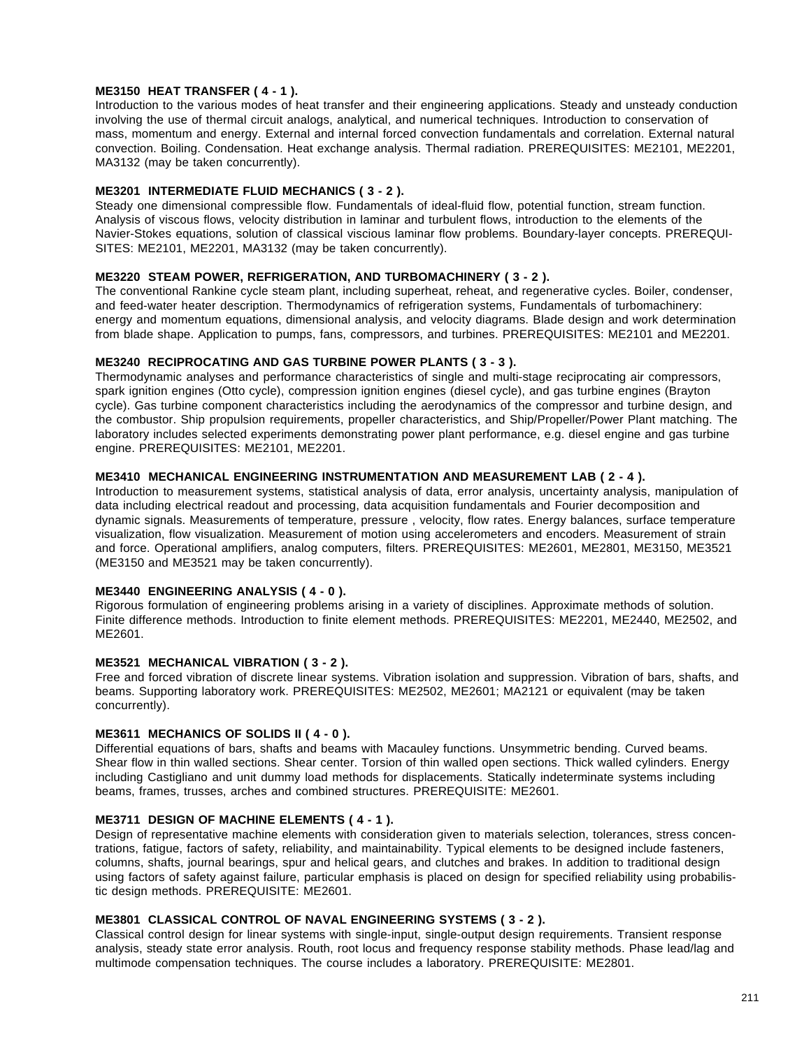**ME3150 HEAT TRANSFER ( 4 - 1 ).**
Introduction to the various modes of heat transfer and their engineering applications. Steady and unsteady conduction involving the use of thermal circuit analogs, analytical, and numerical techniques. Introduction to conservation of mass, momentum and energy. External and internal forced convection fundamentals and correlation. External natural convection. Boiling. Condensation. Heat exchange analysis. Thermal radiation. PREREQUISITES: ME2101, ME2201, MA3132 (may be taken concurrently).

**ME3201 INTERMEDIATE FLUID MECHANICS ( 3 - 2 ).**
Steady one dimensional compressible flow. Fundamentals of ideal-fluid flow, potential function, stream function. Analysis of viscous flows, velocity distribution in laminar and turbulent flows, introduction to the elements of the Navier-Stokes equations, solution of classical viscious laminar flow problems. Boundary-layer concepts. PREREQUISITES: ME2101, ME2201, MA3132 (may be taken concurrently).

**ME3220 STEAM POWER, REFRIGERATION, AND TURBOMACHINERY ( 3 - 2 ).**
The conventional Rankine cycle steam plant, including superheat, reheat, and regenerative cycles. Boiler, condenser, and feed-water heater description. Thermodynamics of refrigeration systems, Fundamentals of turbomachinery: energy and momentum equations, dimensional analysis, and velocity diagrams. Blade design and work determination from blade shape. Application to pumps, fans, compressors, and turbines. PREREQUISITES: ME2101 and ME2201.

**ME3240 RECIPROCATING AND GAS TURBINE POWER PLANTS ( 3 - 3 ).**
Thermodynamic analyses and performance characteristics of single and multi-stage reciprocating air compressors, spark ignition engines (Otto cycle), compression ignition engines (diesel cycle), and gas turbine engines (Brayton cycle). Gas turbine component characteristics including the aerodynamics of the compressor and turbine design, and the combustor. Ship propulsion requirements, propeller characteristics, and Ship/Propeller/Power Plant matching. The laboratory includes selected experiments demonstrating power plant performance, e.g. diesel engine and gas turbine engine. PREREQUISITES: ME2101, ME2201.

**ME3410 MECHANICAL ENGINEERING INSTRUMENTATION AND MEASUREMENT LAB ( 2 - 4 ).**
Introduction to measurement systems, statistical analysis of data, error analysis, uncertainty analysis, manipulation of data including electrical readout and processing, data acquisition fundamentals and Fourier decomposition and dynamic signals. Measurements of temperature, pressure , velocity, flow rates. Energy balances, surface temperature visualization, flow visualization. Measurement of motion using accelerometers and encoders. Measurement of strain and force. Operational amplifiers, analog computers, filters. PREREQUISITES: ME2601, ME2801, ME3150, ME3521 (ME3150 and ME3521 may be taken concurrently).

**ME3440 ENGINEERING ANALYSIS ( 4 - 0 ).**
Rigorous formulation of engineering problems arising in a variety of disciplines. Approximate methods of solution. Finite difference methods. Introduction to finite element methods. PREREQUISITES: ME2201, ME2440, ME2502, and ME2601.

**ME3521 MECHANICAL VIBRATION ( 3 - 2 ).**
Free and forced vibration of discrete linear systems. Vibration isolation and suppression. Vibration of bars, shafts, and beams. Supporting laboratory work. PREREQUISITES: ME2502, ME2601; MA2121 or equivalent (may be taken concurrently).

**ME3611 MECHANICS OF SOLIDS II ( 4 - 0 ).**
Differential equations of bars, shafts and beams with Macauley functions. Unsymmetric bending. Curved beams. Shear flow in thin walled sections. Shear center. Torsion of thin walled open sections. Thick walled cylinders. Energy including Castigliano and unit dummy load methods for displacements. Statically indeterminate systems including beams, frames, trusses, arches and combined structures. PREREQUISITE: ME2601.

**ME3711 DESIGN OF MACHINE ELEMENTS ( 4 - 1 ).**
Design of representative machine elements with consideration given to materials selection, tolerances, stress concentrations, fatigue, factors of safety, reliability, and maintainability. Typical elements to be designed include fasteners, columns, shafts, journal bearings, spur and helical gears, and clutches and brakes. In addition to traditional design using factors of safety against failure, particular emphasis is placed on design for specified reliability using probabilistic design methods. PREREQUISITE: ME2601.

**ME3801 CLASSICAL CONTROL OF NAVAL ENGINEERING SYSTEMS ( 3 - 2 ).**
Classical control design for linear systems with single-input, single-output design requirements. Transient response analysis, steady state error analysis. Routh, root locus and frequency response stability methods. Phase lead/lag and multimode compensation techniques. The course includes a laboratory. PREREQUISITE: ME2801.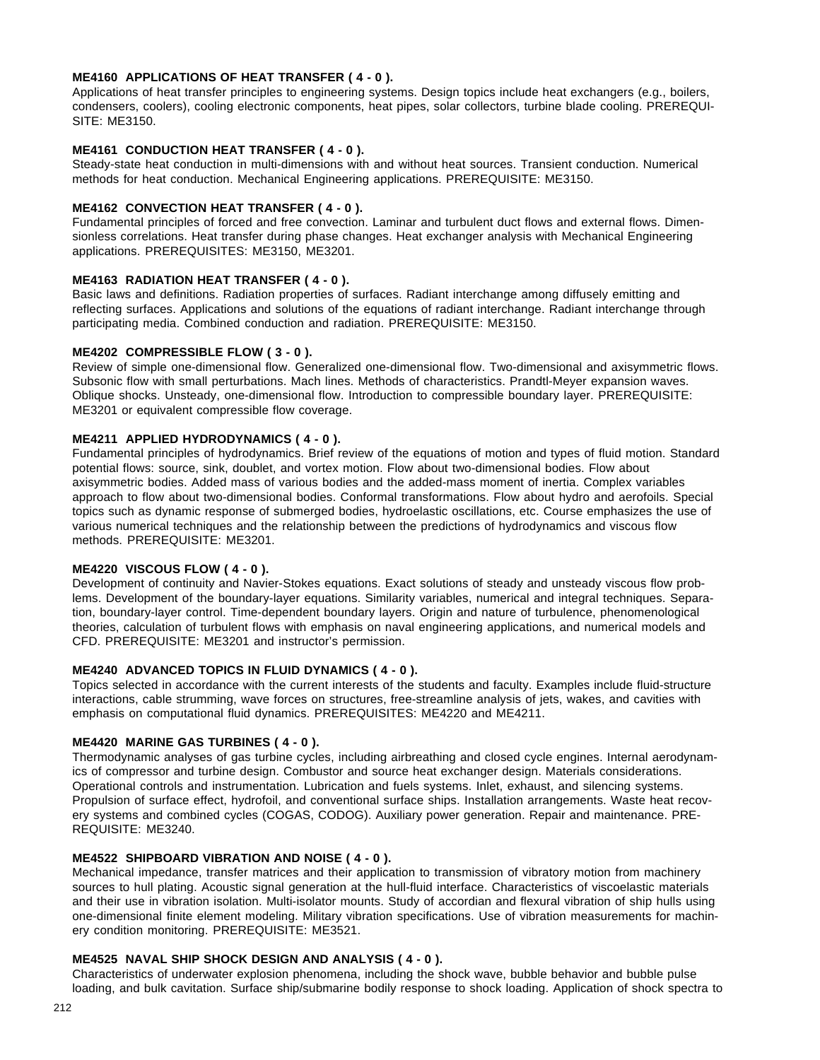**ME4160 APPLICATIONS OF HEAT TRANSFER ( 4 - 0 ).**
Applications of heat transfer principles to engineering systems. Design topics include heat exchangers (e.g., boilers, condensers, coolers), cooling electronic components, heat pipes, solar collectors, turbine blade cooling. PREREQUISITE: ME3150.

**ME4161 CONDUCTION HEAT TRANSFER ( 4 - 0 ).**
Steady-state heat conduction in multi-dimensions with and without heat sources. Transient conduction. Numerical methods for heat conduction. Mechanical Engineering applications. PREREQUISITE: ME3150.

**ME4162 CONVECTION HEAT TRANSFER ( 4 - 0 ).**
Fundamental principles of forced and free convection. Laminar and turbulent duct flows and external flows. Dimensionless correlations. Heat transfer during phase changes. Heat exchanger analysis with Mechanical Engineering applications. PREREQUISITES: ME3150, ME3201.

**ME4163 RADIATION HEAT TRANSFER ( 4 - 0 ).**
Basic laws and definitions. Radiation properties of surfaces. Radiant interchange among diffusely emitting and reflecting surfaces. Applications and solutions of the equations of radiant interchange. Radiant interchange through participating media. Combined conduction and radiation. PREREQUISITE: ME3150.

**ME4202 COMPRESSIBLE FLOW ( 3 - 0 ).**
Review of simple one-dimensional flow. Generalized one-dimensional flow. Two-dimensional and axisymmetric flows. Subsonic flow with small perturbations. Mach lines. Methods of characteristics. Prandtl-Meyer expansion waves. Oblique shocks. Unsteady, one-dimensional flow. Introduction to compressible boundary layer. PREREQUISITE: ME3201 or equivalent compressible flow coverage.

**ME4211 APPLIED HYDRODYNAMICS ( 4 - 0 ).**
Fundamental principles of hydrodynamics. Brief review of the equations of motion and types of fluid motion. Standard potential flows: source, sink, doublet, and vortex motion. Flow about two-dimensional bodies. Flow about axisymmetric bodies. Added mass of various bodies and the added-mass moment of inertia. Complex variables approach to flow about two-dimensional bodies. Conformal transformations. Flow about hydro and aerofoils. Special topics such as dynamic response of submerged bodies, hydroelastic oscillations, etc. Course emphasizes the use of various numerical techniques and the relationship between the predictions of hydrodynamics and viscous flow methods. PREREQUISITE: ME3201.

**ME4220 VISCOUS FLOW ( 4 - 0 ).**
Development of continuity and Navier-Stokes equations. Exact solutions of steady and unsteady viscous flow problems. Development of the boundary-layer equations. Similarity variables, numerical and integral techniques. Separation, boundary-layer control. Time-dependent boundary layers. Origin and nature of turbulence, phenomenological theories, calculation of turbulent flows with emphasis on naval engineering applications, and numerical models and CFD. PREREQUISITE: ME3201 and instructor's permission.

**ME4240 ADVANCED TOPICS IN FLUID DYNAMICS ( 4 - 0 ).**
Topics selected in accordance with the current interests of the students and faculty. Examples include fluid-structure interactions, cable strumming, wave forces on structures, free-streamline analysis of jets, wakes, and cavities with emphasis on computational fluid dynamics. PREREQUISITES: ME4220 and ME4211.

**ME4420 MARINE GAS TURBINES ( 4 - 0 ).**
Thermodynamic analyses of gas turbine cycles, including airbreathing and closed cycle engines. Internal aerodynamics of compressor and turbine design. Combustor and source heat exchanger design. Materials considerations. Operational controls and instrumentation. Lubrication and fuels systems. Inlet, exhaust, and silencing systems. Propulsion of surface effect, hydrofoil, and conventional surface ships. Installation arrangements. Waste heat recovery systems and combined cycles (COGAS, CODOG). Auxiliary power generation. Repair and maintenance. PREREQUISITE: ME3240.

**ME4522 SHIPBOARD VIBRATION AND NOISE ( 4 - 0 ).**
Mechanical impedance, transfer matrices and their application to transmission of vibratory motion from machinery sources to hull plating. Acoustic signal generation at the hull-fluid interface. Characteristics of viscoelastic materials and their use in vibration isolation. Multi-isolator mounts. Study of accordian and flexural vibration of ship hulls using one-dimensional finite element modeling. Military vibration specifications. Use of vibration measurements for machinery condition monitoring. PREREQUISITE: ME3521.

**ME4525 NAVAL SHIP SHOCK DESIGN AND ANALYSIS ( 4 - 0 ).**
Characteristics of underwater explosion phenomena, including the shock wave, bubble behavior and bubble pulse loading, and bulk cavitation. Surface ship/submarine bodily response to shock loading. Application of shock spectra to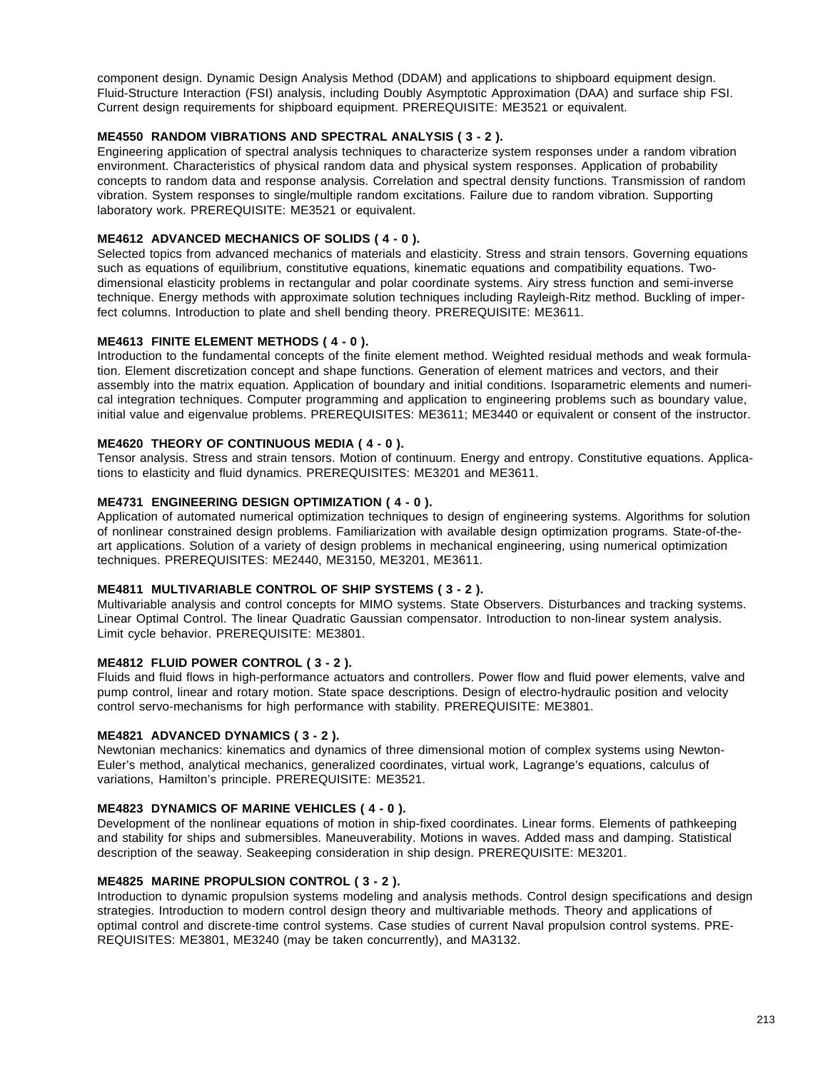component design. Dynamic Design Analysis Method (DDAM) and applications to shipboard equipment design. Fluid-Structure Interaction (FSI) analysis, including Doubly Asymptotic Approximation (DAA) and surface ship FSI. Current design requirements for shipboard equipment. PREREQUISITE: ME3521 or equivalent.

**ME4550 RANDOM VIBRATIONS AND SPECTRAL ANALYSIS ( 3 - 2 ).**
Engineering application of spectral analysis techniques to characterize system responses under a random vibration environment. Characteristics of physical random data and physical system responses. Application of probability concepts to random data and response analysis. Correlation and spectral density functions. Transmission of random vibration. System responses to single/multiple random excitations. Failure due to random vibration. Supporting laboratory work. PREREQUISITE: ME3521 or equivalent.

**ME4612 ADVANCED MECHANICS OF SOLIDS ( 4 - 0 ).**
Selected topics from advanced mechanics of materials and elasticity. Stress and strain tensors. Governing equations such as equations of equilibrium, constitutive equations, kinematic equations and compatibility equations. Two-dimensional elasticity problems in rectangular and polar coordinate systems. Airy stress function and semi-inverse technique. Energy methods with approximate solution techniques including Rayleigh-Ritz method. Buckling of imperfect columns. Introduction to plate and shell bending theory. PREREQUISITE: ME3611.

**ME4613 FINITE ELEMENT METHODS ( 4 - 0 ).**
Introduction to the fundamental concepts of the finite element method. Weighted residual methods and weak formulation. Element discretization concept and shape functions. Generation of element matrices and vectors, and their assembly into the matrix equation. Application of boundary and initial conditions. Isoparametric elements and numerical integration techniques. Computer programming and application to engineering problems such as boundary value, initial value and eigenvalue problems. PREREQUISITES: ME3611; ME3440 or equivalent or consent of the instructor.

**ME4620 THEORY OF CONTINUOUS MEDIA ( 4 - 0 ).**
Tensor analysis. Stress and strain tensors. Motion of continuum. Energy and entropy. Constitutive equations. Applications to elasticity and fluid dynamics. PREREQUISITES: ME3201 and ME3611.

**ME4731 ENGINEERING DESIGN OPTIMIZATION ( 4 - 0 ).**
Application of automated numerical optimization techniques to design of engineering systems. Algorithms for solution of nonlinear constrained design problems. Familiarization with available design optimization programs. State-of-the-art applications. Solution of a variety of design problems in mechanical engineering, using numerical optimization techniques. PREREQUISITES: ME2440, ME3150, ME3201, ME3611.

**ME4811 MULTIVARIABLE CONTROL OF SHIP SYSTEMS ( 3 - 2 ).**
Multivariable analysis and control concepts for MIMO systems. State Observers. Disturbances and tracking systems. Linear Optimal Control. The linear Quadratic Gaussian compensator. Introduction to non-linear system analysis. Limit cycle behavior. PREREQUISITE: ME3801.

**ME4812 FLUID POWER CONTROL ( 3 - 2 ).**
Fluids and fluid flows in high-performance actuators and controllers. Power flow and fluid power elements, valve and pump control, linear and rotary motion. State space descriptions. Design of electro-hydraulic position and velocity control servo-mechanisms for high performance with stability. PREREQUISITE: ME3801.

**ME4821 ADVANCED DYNAMICS ( 3 - 2 ).**
Newtonian mechanics: kinematics and dynamics of three dimensional motion of complex systems using Newton-Euler's method, analytical mechanics, generalized coordinates, virtual work, Lagrange's equations, calculus of variations, Hamilton's principle. PREREQUISITE: ME3521.

**ME4823 DYNAMICS OF MARINE VEHICLES ( 4 - 0 ).**
Development of the nonlinear equations of motion in ship-fixed coordinates. Linear forms. Elements of pathkeeping and stability for ships and submersibles. Maneuverability. Motions in waves. Added mass and damping. Statistical description of the seaway. Seakeeping consideration in ship design. PREREQUISITE: ME3201.

**ME4825 MARINE PROPULSION CONTROL ( 3 - 2 ).**
Introduction to dynamic propulsion systems modeling and analysis methods. Control design specifications and design strategies. Introduction to modern control design theory and multivariable methods. Theory and applications of optimal control and discrete-time control systems. Case studies of current Naval propulsion control systems. PREREQUISITES: ME3801, ME3240 (may be taken concurrently), and MA3132.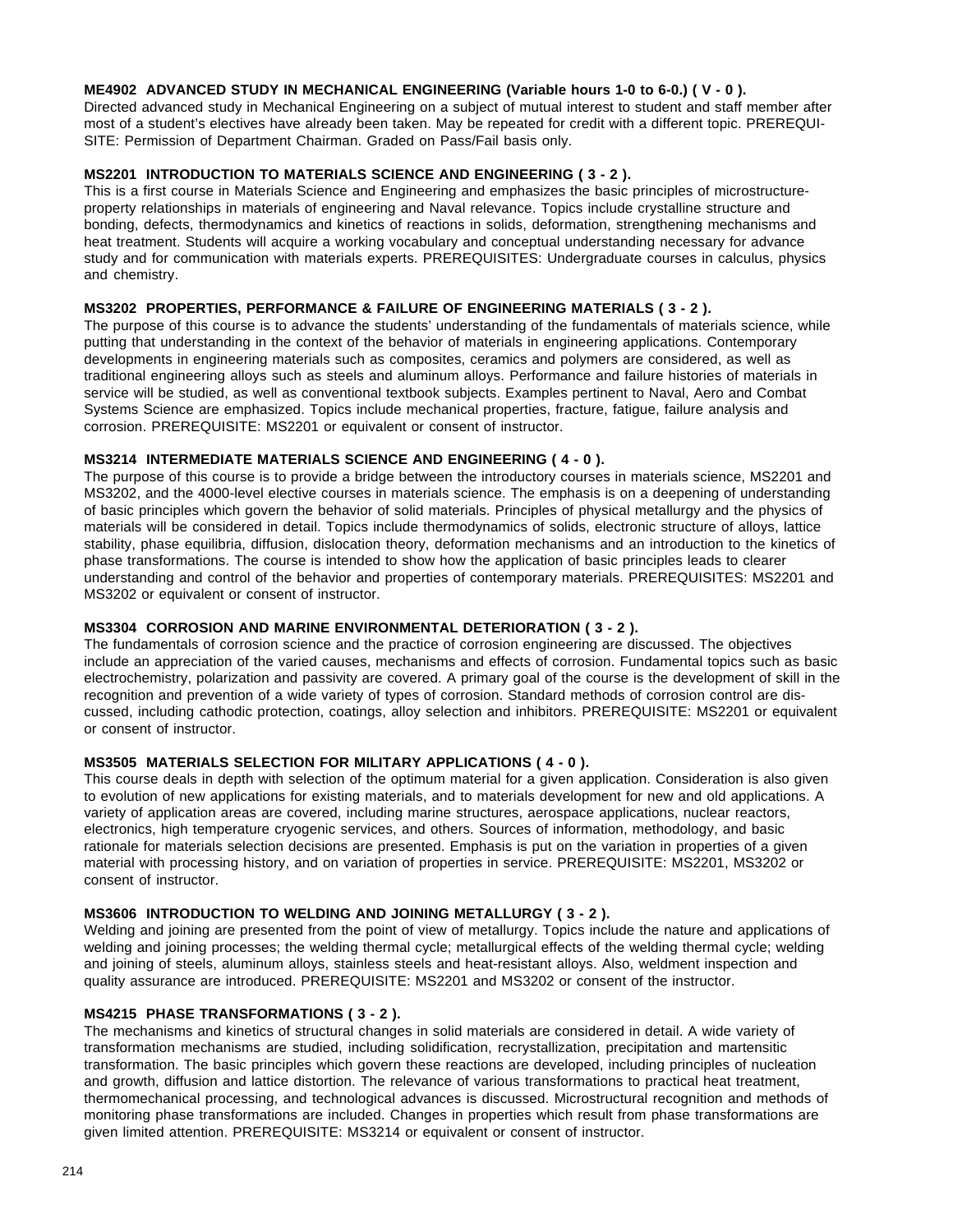**ME4902 ADVANCED STUDY IN MECHANICAL ENGINEERING (Variable hours 1-0 to 6-0.) ( V - 0 ).**
Directed advanced study in Mechanical Engineering on a subject of mutual interest to student and staff member after most of a student's electives have already been taken. May be repeated for credit with a different topic. PREREQUISITE: Permission of Department Chairman. Graded on Pass/Fail basis only.

**MS2201 INTRODUCTION TO MATERIALS SCIENCE AND ENGINEERING ( 3 - 2 ).**
This is a first course in Materials Science and Engineering and emphasizes the basic principles of microstructure-property relationships in materials of engineering and Naval relevance. Topics include crystalline structure and bonding, defects, thermodynamics and kinetics of reactions in solids, deformation, strengthening mechanisms and heat treatment. Students will acquire a working vocabulary and conceptual understanding necessary for advance study and for communication with materials experts. PREREQUISITES: Undergraduate courses in calculus, physics and chemistry.

**MS3202 PROPERTIES, PERFORMANCE & FAILURE OF ENGINEERING MATERIALS ( 3 - 2 ).**
The purpose of this course is to advance the students' understanding of the fundamentals of materials science, while putting that understanding in the context of the behavior of materials in engineering applications. Contemporary developments in engineering materials such as composites, ceramics and polymers are considered, as well as traditional engineering alloys such as steels and aluminum alloys. Performance and failure histories of materials in service will be studied, as well as conventional textbook subjects. Examples pertinent to Naval, Aero and Combat Systems Science are emphasized. Topics include mechanical properties, fracture, fatigue, failure analysis and corrosion. PREREQUISITE: MS2201 or equivalent or consent of instructor.

**MS3214 INTERMEDIATE MATERIALS SCIENCE AND ENGINEERING ( 4 - 0 ).**
The purpose of this course is to provide a bridge between the introductory courses in materials science, MS2201 and MS3202, and the 4000-level elective courses in materials science. The emphasis is on a deepening of understanding of basic principles which govern the behavior of solid materials. Principles of physical metallurgy and the physics of materials will be considered in detail. Topics include thermodynamics of solids, electronic structure of alloys, lattice stability, phase equilibria, diffusion, dislocation theory, deformation mechanisms and an introduction to the kinetics of phase transformations. The course is intended to show how the application of basic principles leads to clearer understanding and control of the behavior and properties of contemporary materials. PREREQUISITES: MS2201 and MS3202 or equivalent or consent of instructor.

**MS3304 CORROSION AND MARINE ENVIRONMENTAL DETERIORATION ( 3 - 2 ).**
The fundamentals of corrosion science and the practice of corrosion engineering are discussed. The objectives include an appreciation of the varied causes, mechanisms and effects of corrosion. Fundamental topics such as basic electrochemistry, polarization and passivity are covered. A primary goal of the course is the development of skill in the recognition and prevention of a wide variety of types of corrosion. Standard methods of corrosion control are discussed, including cathodic protection, coatings, alloy selection and inhibitors. PREREQUISITE: MS2201 or equivalent or consent of instructor.

**MS3505 MATERIALS SELECTION FOR MILITARY APPLICATIONS ( 4 - 0 ).**
This course deals in depth with selection of the optimum material for a given application. Consideration is also given to evolution of new applications for existing materials, and to materials development for new and old applications. A variety of application areas are covered, including marine structures, aerospace applications, nuclear reactors, electronics, high temperature cryogenic services, and others. Sources of information, methodology, and basic rationale for materials selection decisions are presented. Emphasis is put on the variation in properties of a given material with processing history, and on variation of properties in service. PREREQUISITE: MS2201, MS3202 or consent of instructor.

**MS3606 INTRODUCTION TO WELDING AND JOINING METALLURGY ( 3 - 2 ).**
Welding and joining are presented from the point of view of metallurgy. Topics include the nature and applications of welding and joining processes; the welding thermal cycle; metallurgical effects of the welding thermal cycle; welding and joining of steels, aluminum alloys, stainless steels and heat-resistant alloys. Also, weldment inspection and quality assurance are introduced. PREREQUISITE: MS2201 and MS3202 or consent of the instructor.

**MS4215 PHASE TRANSFORMATIONS ( 3 - 2 ).**
The mechanisms and kinetics of structural changes in solid materials are considered in detail. A wide variety of transformation mechanisms are studied, including solidification, recrystallization, precipitation and martensitic transformation. The basic principles which govern these reactions are developed, including principles of nucleation and growth, diffusion and lattice distortion. The relevance of various transformations to practical heat treatment, thermomechanical processing, and technological advances is discussed. Microstructural recognition and methods of monitoring phase transformations are included. Changes in properties which result from phase transformations are given limited attention. PREREQUISITE: MS3214 or equivalent or consent of instructor.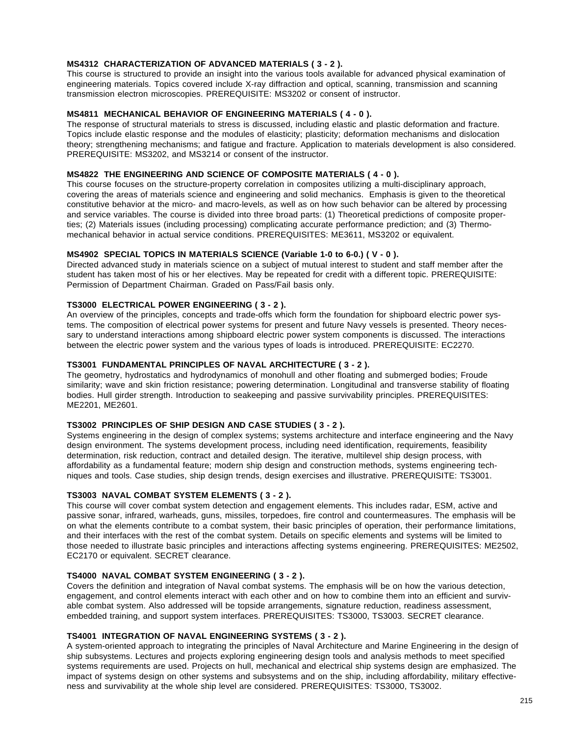**MS4312 CHARACTERIZATION OF ADVANCED MATERIALS ( 3 - 2 ).**
This course is structured to provide an insight into the various tools available for advanced physical examination of engineering materials. Topics covered include X-ray diffraction and optical, scanning, transmission and scanning transmission electron microscopies. PREREQUISITE: MS3202 or consent of instructor.

**MS4811 MECHANICAL BEHAVIOR OF ENGINEERING MATERIALS ( 4 - 0 ).**
The response of structural materials to stress is discussed, including elastic and plastic deformation and fracture. Topics include elastic response and the modules of elasticity; plasticity; deformation mechanisms and dislocation theory; strengthening mechanisms; and fatigue and fracture. Application to materials development is also considered. PREREQUISITE: MS3202, and MS3214 or consent of the instructor.

**MS4822 THE ENGINEERING AND SCIENCE OF COMPOSITE MATERIALS ( 4 - 0 ).**
This course focuses on the structure-property correlation in composites utilizing a multi-disciplinary approach, covering the areas of materials science and engineering and solid mechanics. Emphasis is given to the theoretical constitutive behavior at the micro- and macro-levels, as well as on how such behavior can be altered by processing and service variables. The course is divided into three broad parts: (1) Theoretical predictions of composite properties; (2) Materials issues (including processing) complicating accurate performance prediction; and (3) Thermo-mechanical behavior in actual service conditions. PREREQUISITES: ME3611, MS3202 or equivalent.

**MS4902 SPECIAL TOPICS IN MATERIALS SCIENCE (Variable 1-0 to 6-0.) ( V - 0 ).**
Directed advanced study in materials science on a subject of mutual interest to student and staff member after the student has taken most of his or her electives. May be repeated for credit with a different topic. PREREQUISITE: Permission of Department Chairman. Graded on Pass/Fail basis only.

**TS3000 ELECTRICAL POWER ENGINEERING ( 3 - 2 ).**
An overview of the principles, concepts and trade-offs which form the foundation for shipboard electric power systems. The composition of electrical power systems for present and future Navy vessels is presented. Theory necessary to understand interactions among shipboard electric power system components is discussed. The interactions between the electric power system and the various types of loads is introduced. PREREQUISITE: EC2270.

**TS3001 FUNDAMENTAL PRINCIPLES OF NAVAL ARCHITECTURE ( 3 - 2 ).**
The geometry, hydrostatics and hydrodynamics of monohull and other floating and submerged bodies; Froude similarity; wave and skin friction resistance; powering determination. Longitudinal and transverse stability of floating bodies. Hull girder strength. Introduction to seakeeping and passive survivability principles. PREREQUISITES: ME2201, ME2601.

**TS3002 PRINCIPLES OF SHIP DESIGN AND CASE STUDIES ( 3 - 2 ).**
Systems engineering in the design of complex systems; systems architecture and interface engineering and the Navy design environment. The systems development process, including need identification, requirements, feasibility determination, risk reduction, contract and detailed design. The iterative, multilevel ship design process, with affordability as a fundamental feature; modern ship design and construction methods, systems engineering techniques and tools. Case studies, ship design trends, design exercises and illustrative. PREREQUISITE: TS3001.

**TS3003 NAVAL COMBAT SYSTEM ELEMENTS ( 3 - 2 ).**
This course will cover combat system detection and engagement elements. This includes radar, ESM, active and passive sonar, infrared, warheads, guns, missiles, torpedoes, fire control and countermeasures. The emphasis will be on what the elements contribute to a combat system, their basic principles of operation, their performance limitations, and their interfaces with the rest of the combat system. Details on specific elements and systems will be limited to those needed to illustrate basic principles and interactions affecting systems engineering. PREREQUISITES: ME2502, EC2170 or equivalent. SECRET clearance.

**TS4000 NAVAL COMBAT SYSTEM ENGINEERING ( 3 - 2 ).**
Covers the definition and integration of Naval combat systems. The emphasis will be on how the various detection, engagement, and control elements interact with each other and on how to combine them into an efficient and survivable combat system. Also addressed will be topside arrangements, signature reduction, readiness assessment, embedded training, and support system interfaces. PREREQUISITES: TS3000, TS3003. SECRET clearance.

**TS4001 INTEGRATION OF NAVAL ENGINEERING SYSTEMS ( 3 - 2 ).**
A system-oriented approach to integrating the principles of Naval Architecture and Marine Engineering in the design of ship subsystems. Lectures and projects exploring engineering design tools and analysis methods to meet specified systems requirements are used. Projects on hull, mechanical and electrical ship systems design are emphasized. The impact of systems design on other systems and subsystems and on the ship, including affordability, military effectiveness and survivability at the whole ship level are considered. PREREQUISITES: TS3000, TS3002.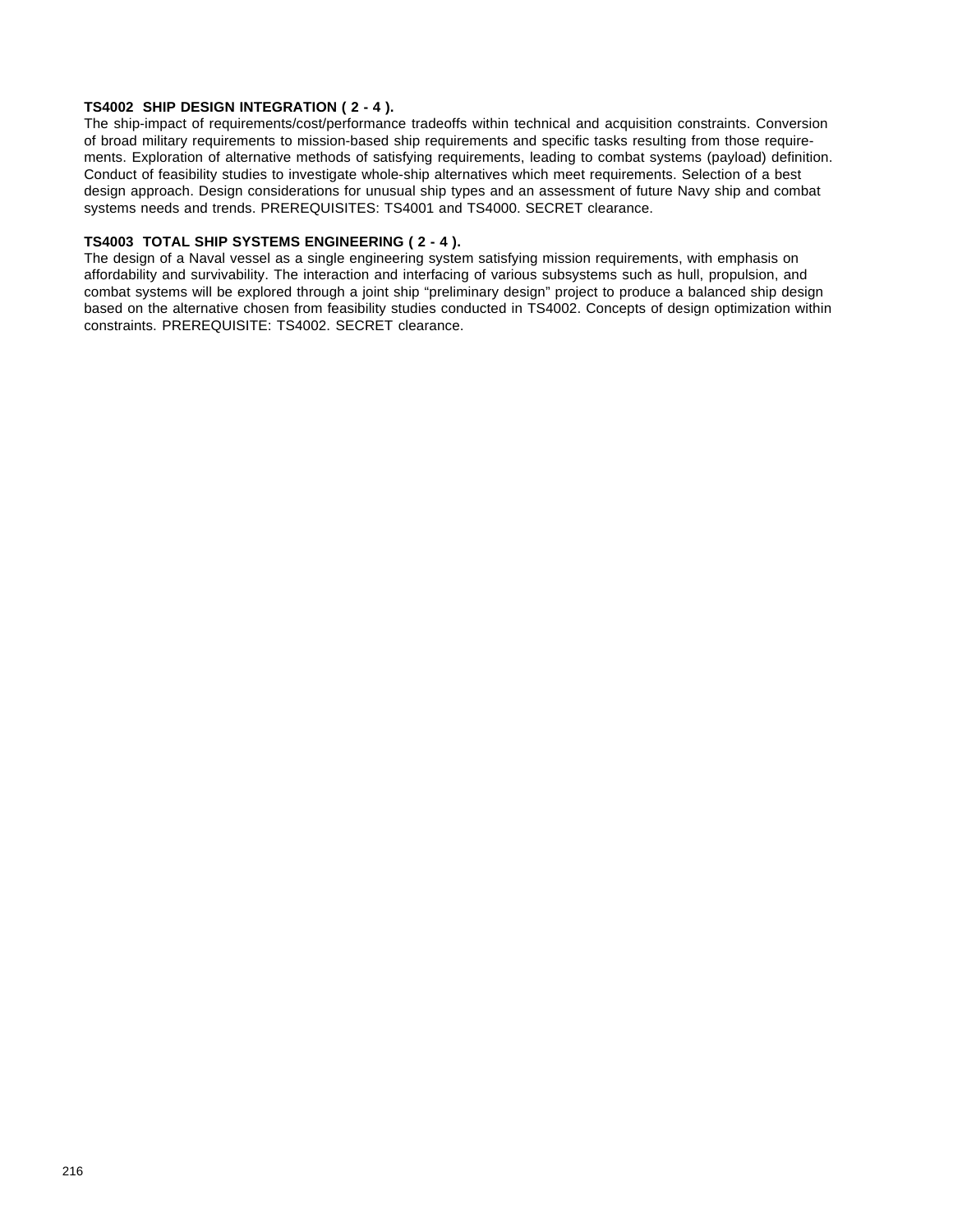**TS4002 SHIP DESIGN INTEGRATION ( 2 - 4 ).**
The ship-impact of requirements/cost/performance tradeoffs within technical and acquisition constraints. Conversion of broad military requirements to mission-based ship requirements and specific tasks resulting from those requirements. Exploration of alternative methods of satisfying requirements, leading to combat systems (payload) definition. Conduct of feasibility studies to investigate whole-ship alternatives which meet requirements. Selection of a best design approach. Design considerations for unusual ship types and an assessment of future Navy ship and combat systems needs and trends. PREREQUISITES: TS4001 and TS4000. SECRET clearance.

**TS4003 TOTAL SHIP SYSTEMS ENGINEERING ( 2 - 4 ).**
The design of a Naval vessel as a single engineering system satisfying mission requirements, with emphasis on affordability and survivability. The interaction and interfacing of various subsystems such as hull, propulsion, and combat systems will be explored through a joint ship "preliminary design" project to produce a balanced ship design based on the alternative chosen from feasibility studies conducted in TS4002. Concepts of design optimization within constraints. PREREQUISITE: TS4002. SECRET clearance.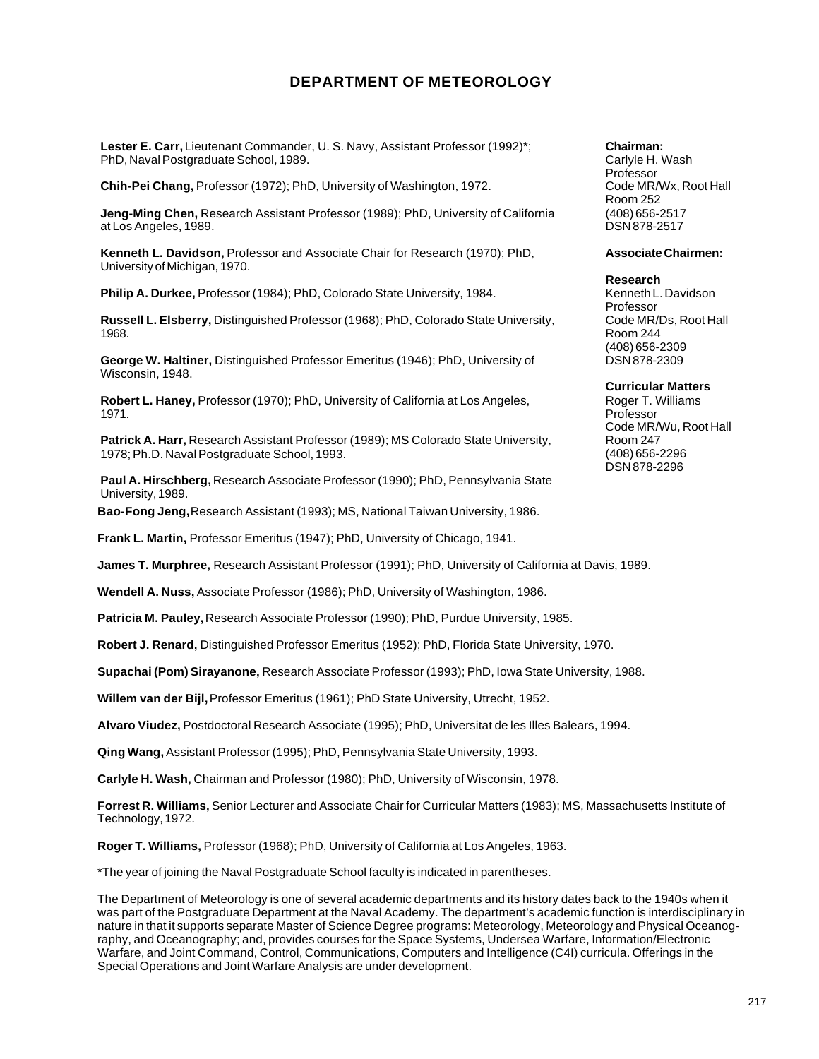# DEPARTMENT OF METEOROLOGY

**Chairman:**
Carlyle H. Wash
Professor
Code MR/Wx, Root Hall
Room 252
(408) 656-2517
DSN 878-2517

**Associate Chairmen:**

**Research**
Kenneth L. Davidson
Professor
Code MR/Ds, Root Hall
Room 244
(408) 656-2309
DSN 878-2309

**Curricular Matters**
Roger T. Williams
Professor
Code MR/Wu, Root Hall
Room 247
(408) 656-2296
DSN 878-2296

**Lester E. Carr,** Lieutenant Commander, U. S. Navy, Assistant Professor (1992)*; PhD, Naval Postgraduate School, 1989.

**Chih-Pei Chang,** Professor (1972); PhD, University of Washington, 1972.

**Jeng-Ming Chen,** Research Assistant Professor (1989); PhD, University of California at Los Angeles, 1989.

**Kenneth L. Davidson,** Professor and Associate Chair for Research (1970); PhD, University of Michigan, 1970.

**Philip A. Durkee,** Professor (1984); PhD, Colorado State University, 1984.

**Russell L. Elsberry,** Distinguished Professor (1968); PhD, Colorado State University, 1968.

**George W. Haltiner,** Distinguished Professor Emeritus (1946); PhD, University of Wisconsin, 1948.

**Robert L. Haney,** Professor (1970); PhD, University of California at Los Angeles, 1971.

**Patrick A. Harr,** Research Assistant Professor (1989); MS Colorado State University, 1978; Ph.D. Naval Postgraduate School, 1993.

**Paul A. Hirschberg,** Research Associate Professor (1990); PhD, Pennsylvania State University, 1989.

**Bao-Fong Jeng,** Research Assistant (1993); MS, National Taiwan University, 1986.

**Frank L. Martin,** Professor Emeritus (1947); PhD, University of Chicago, 1941.

**James T. Murphree,** Research Assistant Professor (1991); PhD, University of California at Davis, 1989.

**Wendell A. Nuss,** Associate Professor (1986); PhD, University of Washington, 1986.

**Patricia M. Pauley,** Research Associate Professor (1990); PhD, Purdue University, 1985.

**Robert J. Renard,** Distinguished Professor Emeritus (1952); PhD, Florida State University, 1970.

**Supachai (Pom) Sirayanone,** Research Associate Professor (1993); PhD, Iowa State University, 1988.

**Willem van der Bijl,** Professor Emeritus (1961); PhD State University, Utrecht, 1952.

**Alvaro Viudez,** Postdoctoral Research Associate (1995); PhD, Universitat de les Illes Balears, 1994.

**Qing Wang,** Assistant Professor (1995); PhD, Pennsylvania State University, 1993.

**Carlyle H. Wash,** Chairman and Professor (1980); PhD, University of Wisconsin, 1978.

**Forrest R. Williams,** Senior Lecturer and Associate Chair for Curricular Matters (1983); MS, Massachusetts Institute of Technology, 1972.

**Roger T. Williams,** Professor (1968); PhD, University of California at Los Angeles, 1963.

*The year of joining the Naval Postgraduate School faculty is indicated in parentheses.

The Department of Meteorology is one of several academic departments and its history dates back to the 1940s when it was part of the Postgraduate Department at the Naval Academy. The department's academic function is interdisciplinary in nature in that it supports separate Master of Science Degree programs: Meteorology, Meteorology and Physical Oceanography, and Oceanography; and, provides courses for the Space Systems, Undersea Warfare, Information/Electronic Warfare, and Joint Command, Control, Communications, Computers and Intelligence (C4I) curricula. Offerings in the Special Operations and Joint Warfare Analysis are under development.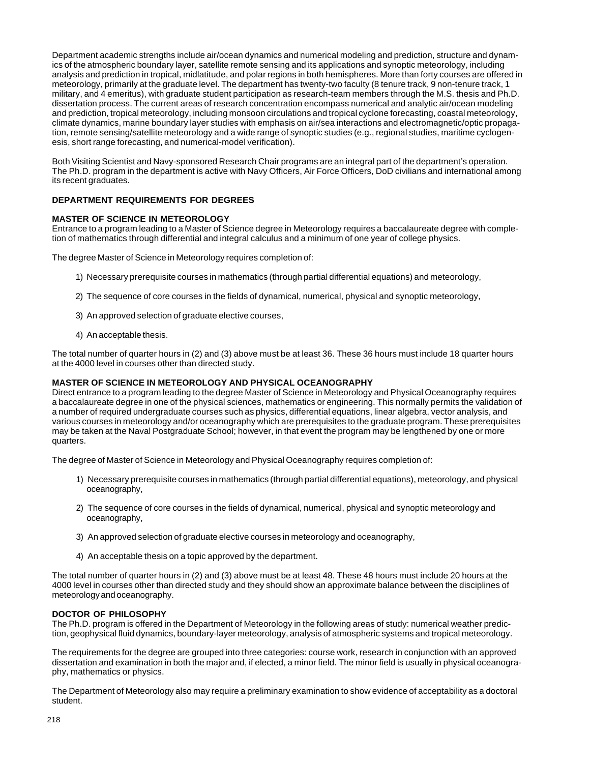Department academic strengths include air/ocean dynamics and numerical modeling and prediction, structure and dynamics of the atmospheric boundary layer, satellite remote sensing and its applications and synoptic meteorology, including analysis and prediction in tropical, midlatitude, and polar regions in both hemispheres. More than forty courses are offered in meteorology, primarily at the graduate level. The department has twenty-two faculty (8 tenure track, 9 non-tenure track, 1 military, and 4 emeritus), with graduate student participation as research-team members through the M.S. thesis and Ph.D. dissertation process. The current areas of research concentration encompass numerical and analytic air/ocean modeling and prediction, tropical meteorology, including monsoon circulations and tropical cyclone forecasting, coastal meteorology, climate dynamics, marine boundary layer studies with emphasis on air/sea interactions and electromagnetic/optic propagation, remote sensing/satellite meteorology and a wide range of synoptic studies (e.g., regional studies, maritime cyclogenesis, short range forecasting, and numerical-model verification).

Both Visiting Scientist and Navy-sponsored Research Chair programs are an integral part of the department's operation. The Ph.D. program in the department is active with Navy Officers, Air Force Officers, DoD civilians and international among its recent graduates.

## DEPARTMENT REQUIREMENTS FOR DEGREES

### MASTER OF SCIENCE IN METEOROLOGY

Entrance to a program leading to a Master of Science degree in Meteorology requires a baccalaureate degree with completion of mathematics through differential and integral calculus and a minimum of one year of college physics.

The degree Master of Science in Meteorology requires completion of:

1) Necessary prerequisite courses in mathematics (through partial differential equations) and meteorology,
2) The sequence of core courses in the fields of dynamical, numerical, physical and synoptic meteorology,
3) An approved selection of graduate elective courses,
4) An acceptable thesis.

The total number of quarter hours in (2) and (3) above must be at least 36. These 36 hours must include 18 quarter hours at the 4000 level in courses other than directed study.

### MASTER OF SCIENCE IN METEOROLOGY AND PHYSICAL OCEANOGRAPHY

Direct entrance to a program leading to the degree Master of Science in Meteorology and Physical Oceanography requires a baccalaureate degree in one of the physical sciences, mathematics or engineering. This normally permits the validation of a number of required undergraduate courses such as physics, differential equations, linear algebra, vector analysis, and various courses in meteorology and/or oceanography which are prerequisites to the graduate program. These prerequisites may be taken at the Naval Postgraduate School; however, in that event the program may be lengthened by one or more quarters.

The degree of Master of Science in Meteorology and Physical Oceanography requires completion of:

1) Necessary prerequisite courses in mathematics (through partial differential equations), meteorology, and physical oceanography,
2) The sequence of core courses in the fields of dynamical, numerical, physical and synoptic meteorology and oceanography,
3) An approved selection of graduate elective courses in meteorology and oceanography,
4) An acceptable thesis on a topic approved by the department.

The total number of quarter hours in (2) and (3) above must be at least 48. These 48 hours must include 20 hours at the 4000 level in courses other than directed study and they should show an approximate balance between the disciplines of meteorology and oceanography.

### DOCTOR OF PHILOSOPHY

The Ph.D. program is offered in the Department of Meteorology in the following areas of study: numerical weather prediction, geophysical fluid dynamics, boundary-layer meteorology, analysis of atmospheric systems and tropical meteorology.

The requirements for the degree are grouped into three categories: course work, research in conjunction with an approved dissertation and examination in both the major and, if elected, a minor field. The minor field is usually in physical oceanography, mathematics or physics.

The Department of Meteorology also may require a preliminary examination to show evidence of acceptability as a doctoral student.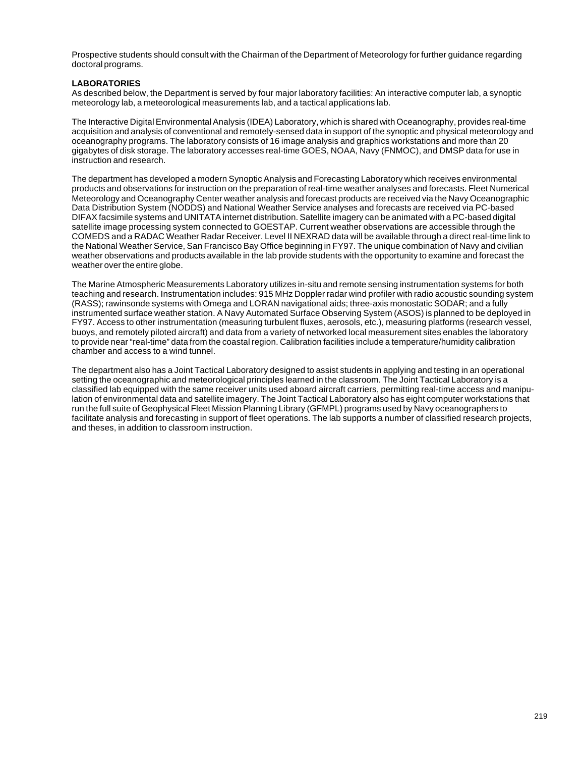Prospective students should consult with the Chairman of the Department of Meteorology for further guidance regarding doctoral programs.

**LABORATORIES**

As described below, the Department is served by four major laboratory facilities: An interactive computer lab, a synoptic meteorology lab, a meteorological measurements lab, and a tactical applications lab.

The Interactive Digital Environmental Analysis (IDEA) Laboratory, which is shared with Oceanography, provides real-time acquisition and analysis of conventional and remotely-sensed data in support of the synoptic and physical meteorology and oceanography programs. The laboratory consists of 16 image analysis and graphics workstations and more than 20 gigabytes of disk storage. The laboratory accesses real-time GOES, NOAA, Navy (FNMOC), and DMSP data for use in instruction and research.

The department has developed a modern Synoptic Analysis and Forecasting Laboratory which receives environmental products and observations for instruction on the preparation of real-time weather analyses and forecasts. Fleet Numerical Meteorology and Oceanography Center weather analysis and forecast products are received via the Navy Oceanographic Data Distribution System (NODDS) and National Weather Service analyses and forecasts are received via PC-based DIFAX facsimile systems and UNITATA internet distribution. Satellite imagery can be animated with a PC-based digital satellite image processing system connected to GOESTAP. Current weather observations are accessible through the COMEDS and a RADAC Weather Radar Receiver. Level II NEXRAD data will be available through a direct real-time link to the National Weather Service, San Francisco Bay Office beginning in FY97. The unique combination of Navy and civilian weather observations and products available in the lab provide students with the opportunity to examine and forecast the weather over the entire globe.

The Marine Atmospheric Measurements Laboratory utilizes in-situ and remote sensing instrumentation systems for both teaching and research. Instrumentation includes: 915 MHz Doppler radar wind profiler with radio acoustic sounding system (RASS); rawinsonde systems with Omega and LORAN navigational aids; three-axis monostatic SODAR; and a fully instrumented surface weather station. A Navy Automated Surface Observing System (ASOS) is planned to be deployed in FY97. Access to other instrumentation (measuring turbulent fluxes, aerosols, etc.), measuring platforms (research vessel, buoys, and remotely piloted aircraft) and data from a variety of networked local measurement sites enables the laboratory to provide near "real-time" data from the coastal region. Calibration facilities include a temperature/humidity calibration chamber and access to a wind tunnel.

The department also has a Joint Tactical Laboratory designed to assist students in applying and testing in an operational setting the oceanographic and meteorological principles learned in the classroom. The Joint Tactical Laboratory is a classified lab equipped with the same receiver units used aboard aircraft carriers, permitting real-time access and manipulation of environmental data and satellite imagery. The Joint Tactical Laboratory also has eight computer workstations that run the full suite of Geophysical Fleet Mission Planning Library (GFMPL) programs used by Navy oceanographers to facilitate analysis and forecasting in support of fleet operations. The lab supports a number of classified research projects, and theses, in addition to classroom instruction.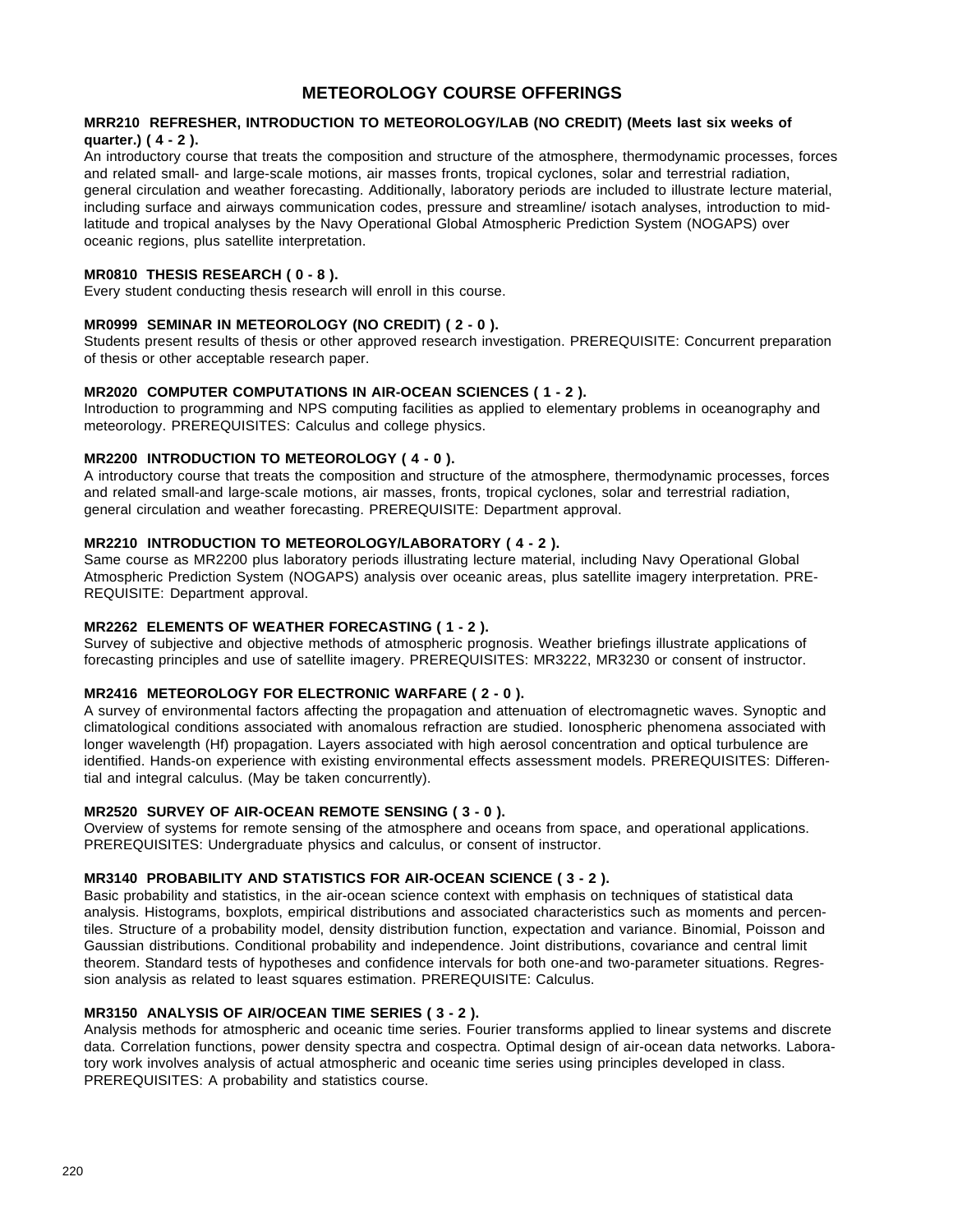# METEOROLOGY COURSE OFFERINGS

**MRR210 REFRESHER, INTRODUCTION TO METEOROLOGY/LAB (NO CREDIT) (Meets last six weeks of quarter.) ( 4 - 2 ).**
An introductory course that treats the composition and structure of the atmosphere, thermodynamic processes, forces and related small- and large-scale motions, air masses fronts, tropical cyclones, solar and terrestrial radiation, general circulation and weather forecasting. Additionally, laboratory periods are included to illustrate lecture material, including surface and airways communication codes, pressure and streamline/ isotach analyses, introduction to mid-latitude and tropical analyses by the Navy Operational Global Atmospheric Prediction System (NOGAPS) over oceanic regions, plus satellite interpretation.

**MR0810 THESIS RESEARCH ( 0 - 8 ).**
Every student conducting thesis research will enroll in this course.

**MR0999 SEMINAR IN METEOROLOGY (NO CREDIT) ( 2 - 0 ).**
Students present results of thesis or other approved research investigation. PREREQUISITE: Concurrent preparation of thesis or other acceptable research paper.

**MR2020 COMPUTER COMPUTATIONS IN AIR-OCEAN SCIENCES ( 1 - 2 ).**
Introduction to programming and NPS computing facilities as applied to elementary problems in oceanography and meteorology. PREREQUISITES: Calculus and college physics.

**MR2200 INTRODUCTION TO METEOROLOGY ( 4 - 0 ).**
A introductory course that treats the composition and structure of the atmosphere, thermodynamic processes, forces and related small-and large-scale motions, air masses, fronts, tropical cyclones, solar and terrestrial radiation, general circulation and weather forecasting. PREREQUISITE: Department approval.

**MR2210 INTRODUCTION TO METEOROLOGY/LABORATORY ( 4 - 2 ).**
Same course as MR2200 plus laboratory periods illustrating lecture material, including Navy Operational Global Atmospheric Prediction System (NOGAPS) analysis over oceanic areas, plus satellite imagery interpretation. PRE-REQUISITE: Department approval.

**MR2262 ELEMENTS OF WEATHER FORECASTING ( 1 - 2 ).**
Survey of subjective and objective methods of atmospheric prognosis. Weather briefings illustrate applications of forecasting principles and use of satellite imagery. PREREQUISITES: MR3222, MR3230 or consent of instructor.

**MR2416 METEOROLOGY FOR ELECTRONIC WARFARE ( 2 - 0 ).**
A survey of environmental factors affecting the propagation and attenuation of electromagnetic waves. Synoptic and climatological conditions associated with anomalous refraction are studied. Ionospheric phenomena associated with longer wavelength (Hf) propagation. Layers associated with high aerosol concentration and optical turbulence are identified. Hands-on experience with existing environmental effects assessment models. PREREQUISITES: Differential and integral calculus. (May be taken concurrently).

**MR2520 SURVEY OF AIR-OCEAN REMOTE SENSING ( 3 - 0 ).**
Overview of systems for remote sensing of the atmosphere and oceans from space, and operational applications. PREREQUISITES: Undergraduate physics and calculus, or consent of instructor.

**MR3140 PROBABILITY AND STATISTICS FOR AIR-OCEAN SCIENCE ( 3 - 2 ).**
Basic probability and statistics, in the air-ocean science context with emphasis on techniques of statistical data analysis. Histograms, boxplots, empirical distributions and associated characteristics such as moments and percentiles. Structure of a probability model, density distribution function, expectation and variance. Binomial, Poisson and Gaussian distributions. Conditional probability and independence. Joint distributions, covariance and central limit theorem. Standard tests of hypotheses and confidence intervals for both one-and two-parameter situations. Regression analysis as related to least squares estimation. PREREQUISITE: Calculus.

**MR3150 ANALYSIS OF AIR/OCEAN TIME SERIES ( 3 - 2 ).**
Analysis methods for atmospheric and oceanic time series. Fourier transforms applied to linear systems and discrete data. Correlation functions, power density spectra and cospectra. Optimal design of air-ocean data networks. Laboratory work involves analysis of actual atmospheric and oceanic time series using principles developed in class. PREREQUISITES: A probability and statistics course.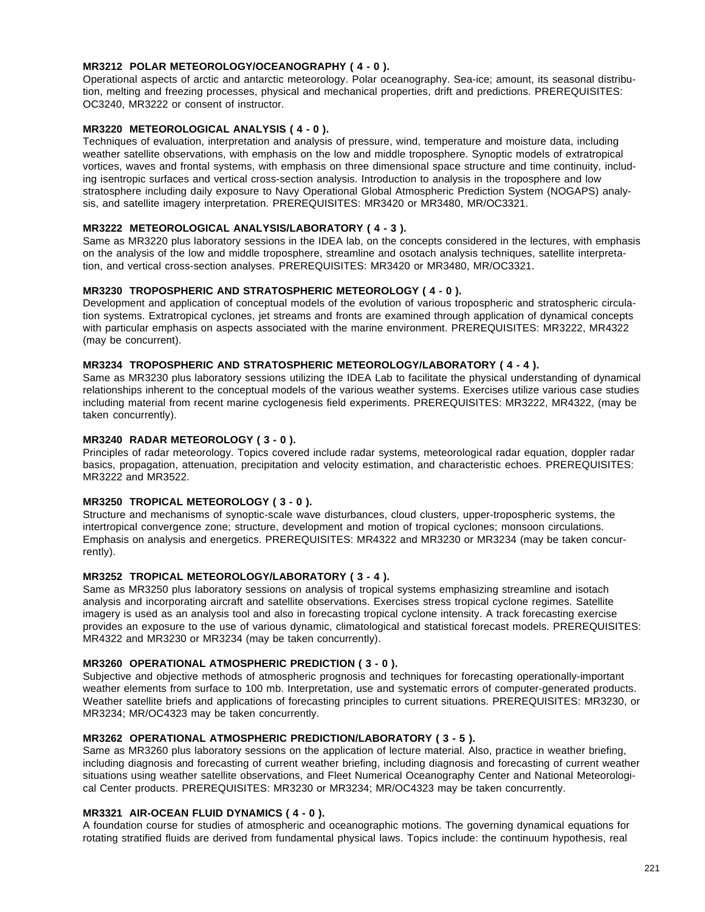**MR3212 POLAR METEOROLOGY/OCEANOGRAPHY ( 4 - 0 ).**
Operational aspects of arctic and antarctic meteorology. Polar oceanography. Sea-ice; amount, its seasonal distribution, melting and freezing processes, physical and mechanical properties, drift and predictions. PREREQUISITES: OC3240, MR3222 or consent of instructor.

**MR3220 METEOROLOGICAL ANALYSIS ( 4 - 0 ).**
Techniques of evaluation, interpretation and analysis of pressure, wind, temperature and moisture data, including weather satellite observations, with emphasis on the low and middle troposphere. Synoptic models of extratropical vortices, waves and frontal systems, with emphasis on three dimensional space structure and time continuity, including isentropic surfaces and vertical cross-section analysis. Introduction to analysis in the troposphere and low stratosphere including daily exposure to Navy Operational Global Atmospheric Prediction System (NOGAPS) analysis, and satellite imagery interpretation. PREREQUISITES: MR3420 or MR3480, MR/OC3321.

**MR3222 METEOROLOGICAL ANALYSIS/LABORATORY ( 4 - 3 ).**
Same as MR3220 plus laboratory sessions in the IDEA lab, on the concepts considered in the lectures, with emphasis on the analysis of the low and middle troposphere, streamline and osotach analysis techniques, satellite interpretation, and vertical cross-section analyses. PREREQUISITES: MR3420 or MR3480, MR/OC3321.

**MR3230 TROPOSPHERIC AND STRATOSPHERIC METEOROLOGY ( 4 - 0 ).**
Development and application of conceptual models of the evolution of various tropospheric and stratospheric circulation systems. Extratropical cyclones, jet streams and fronts are examined through application of dynamical concepts with particular emphasis on aspects associated with the marine environment. PREREQUISITES: MR3222, MR4322 (may be concurrent).

**MR3234 TROPOSPHERIC AND STRATOSPHERIC METEOROLOGY/LABORATORY ( 4 - 4 ).**
Same as MR3230 plus laboratory sessions utilizing the IDEA Lab to facilitate the physical understanding of dynamical relationships inherent to the conceptual models of the various weather systems. Exercises utilize various case studies including material from recent marine cyclogenesis field experiments. PREREQUISITES: MR3222, MR4322, (may be taken concurrently).

**MR3240 RADAR METEOROLOGY ( 3 - 0 ).**
Principles of radar meteorology. Topics covered include radar systems, meteorological radar equation, doppler radar basics, propagation, attenuation, precipitation and velocity estimation, and characteristic echoes. PREREQUISITES: MR3222 and MR3522.

**MR3250 TROPICAL METEOROLOGY ( 3 - 0 ).**
Structure and mechanisms of synoptic-scale wave disturbances, cloud clusters, upper-tropospheric systems, the intertropical convergence zone; structure, development and motion of tropical cyclones; monsoon circulations. Emphasis on analysis and energetics. PREREQUISITES: MR4322 and MR3230 or MR3234 (may be taken concurrently).

**MR3252 TROPICAL METEOROLOGY/LABORATORY ( 3 - 4 ).**
Same as MR3250 plus laboratory sessions on analysis of tropical systems emphasizing streamline and isotach analysis and incorporating aircraft and satellite observations. Exercises stress tropical cyclone regimes. Satellite imagery is used as an analysis tool and also in forecasting tropical cyclone intensity. A track forecasting exercise provides an exposure to the use of various dynamic, climatological and statistical forecast models. PREREQUISITES: MR4322 and MR3230 or MR3234 (may be taken concurrently).

**MR3260 OPERATIONAL ATMOSPHERIC PREDICTION ( 3 - 0 ).**
Subjective and objective methods of atmospheric prognosis and techniques for forecasting operationally-important weather elements from surface to 100 mb. Interpretation, use and systematic errors of computer-generated products. Weather satellite briefs and applications of forecasting principles to current situations. PREREQUISITES: MR3230, or MR3234; MR/OC4323 may be taken concurrently.

**MR3262 OPERATIONAL ATMOSPHERIC PREDICTION/LABORATORY ( 3 - 5 ).**
Same as MR3260 plus laboratory sessions on the application of lecture material. Also, practice in weather briefing, including diagnosis and forecasting of current weather briefing, including diagnosis and forecasting of current weather situations using weather satellite observations, and Fleet Numerical Oceanography Center and National Meteorological Center products. PREREQUISITES: MR3230 or MR3234; MR/OC4323 may be taken concurrently.

**MR3321 AIR-OCEAN FLUID DYNAMICS ( 4 - 0 ).**
A foundation course for studies of atmospheric and oceanographic motions. The governing dynamical equations for rotating stratified fluids are derived from fundamental physical laws. Topics include: the continuum hypothesis, real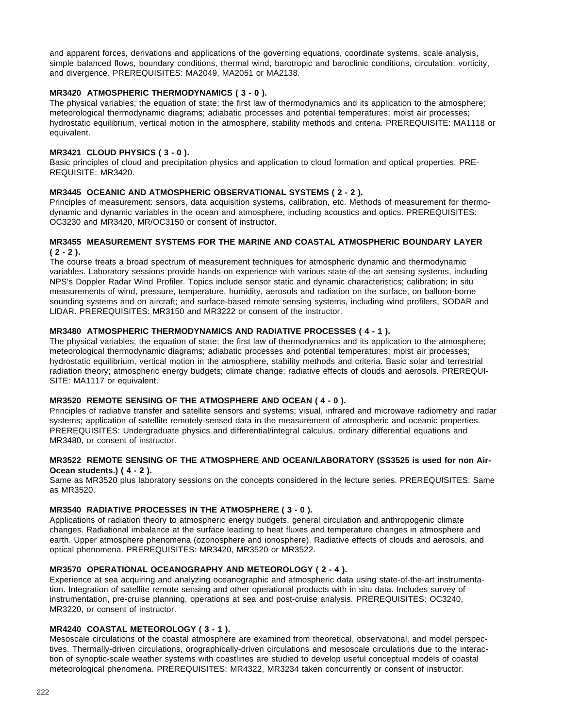and apparent forces, derivations and applications of the governing equations, coordinate systems, scale analysis, simple balanced flows, boundary conditions, thermal wind, barotropic and baroclinic conditions, circulation, vorticity, and divergence. PREREQUISITES: MA2049, MA2051 or MA2138.

**MR3420 ATMOSPHERIC THERMODYNAMICS ( 3 - 0 ).**
The physical variables; the equation of state; the first law of thermodynamics and its application to the atmosphere; meteorological thermodynamic diagrams; adiabatic processes and potential temperatures; moist air processes; hydrostatic equilibrium, vertical motion in the atmosphere, stability methods and criteria. PREREQUISITE: MA1118 or equivalent.

**MR3421 CLOUD PHYSICS ( 3 - 0 ).**
Basic principles of cloud and precipitation physics and application to cloud formation and optical properties. PREREQUISITE: MR3420.

**MR3445 OCEANIC AND ATMOSPHERIC OBSERVATIONAL SYSTEMS ( 2 - 2 ).**
Principles of measurement: sensors, data acquisition systems, calibration, etc. Methods of measurement for thermodynamic and dynamic variables in the ocean and atmosphere, including acoustics and optics. PREREQUISITES: OC3230 and MR3420, MR/OC3150 or consent of instructor.

**MR3455 MEASUREMENT SYSTEMS FOR THE MARINE AND COASTAL ATMOSPHERIC BOUNDARY LAYER ( 2 - 2 ).**
The course treats a broad spectrum of measurement techniques for atmospheric dynamic and thermodynamic variables. Laboratory sessions provide hands-on experience with various state-of-the-art sensing systems, including NPS's Doppler Radar Wind Profiler. Topics include sensor static and dynamic characteristics; calibration; in situ measurements of wind, pressure, temperature, humidity, aerosols and radiation on the surface, on balloon-borne sounding systems and on aircraft; and surface-based remote sensing systems, including wind profilers, SODAR and LIDAR. PREREQUISITES: MR3150 and MR3222 or consent of the instructor.

**MR3480 ATMOSPHERIC THERMODYNAMICS AND RADIATIVE PROCESSES ( 4 - 1 ).**
The physical variables; the equation of state; the first law of thermodynamics and its application to the atmosphere; meteorological thermodynamic diagrams; adiabatic processes and potential temperatures; moist air processes; hydrostatic equilibrium, vertical motion in the atmosphere, stability methods and criteria. Basic solar and terrestrial radiation theory; atmospheric energy budgets; climate change; radiative effects of clouds and aerosols. PREREQUISITE: MA1117 or equivalent.

**MR3520 REMOTE SENSING OF THE ATMOSPHERE AND OCEAN ( 4 - 0 ).**
Principles of radiative transfer and satellite sensors and systems; visual, infrared and microwave radiometry and radar systems; application of satellite remotely-sensed data in the measurement of atmospheric and oceanic properties. PREREQUISITES: Undergraduate physics and differential/integral calculus, ordinary differential equations and MR3480, or consent of instructor.

**MR3522 REMOTE SENSING OF THE ATMOSPHERE AND OCEAN/LABORATORY (SS3525 is used for non Air-Ocean students.) ( 4 - 2 ).**
Same as MR3520 plus laboratory sessions on the concepts considered in the lecture series. PREREQUISITES: Same as MR3520.

**MR3540 RADIATIVE PROCESSES IN THE ATMOSPHERE ( 3 - 0 ).**
Applications of radiation theory to atmospheric energy budgets, general circulation and anthropogenic climate changes. Radiational imbalance at the surface leading to heat fluxes and temperature changes in atmosphere and earth. Upper atmosphere phenomena (ozonosphere and ionosphere). Radiative effects of clouds and aerosols, and optical phenomena. PREREQUISITES: MR3420, MR3520 or MR3522.

**MR3570 OPERATIONAL OCEANOGRAPHY AND METEOROLOGY ( 2 - 4 ).**
Experience at sea acquiring and analyzing oceanographic and atmospheric data using state-of-the-art instrumentation. Integration of satellite remote sensing and other operational products with in situ data. Includes survey of instrumentation, pre-cruise planning, operations at sea and post-cruise analysis. PREREQUISITES: OC3240, MR3220, or consent of instructor.

**MR4240 COASTAL METEOROLOGY ( 3 - 1 ).**
Mesoscale circulations of the coastal atmosphere are examined from theoretical, observational, and model perspectives. Thermally-driven circulations, orographically-driven circulations and mesoscale circulations due to the interaction of synoptic-scale weather systems with coastlines are studied to develop useful conceptual models of coastal meteorological phenomena. PREREQUISITES: MR4322, MR3234 taken concurrently or consent of instructor.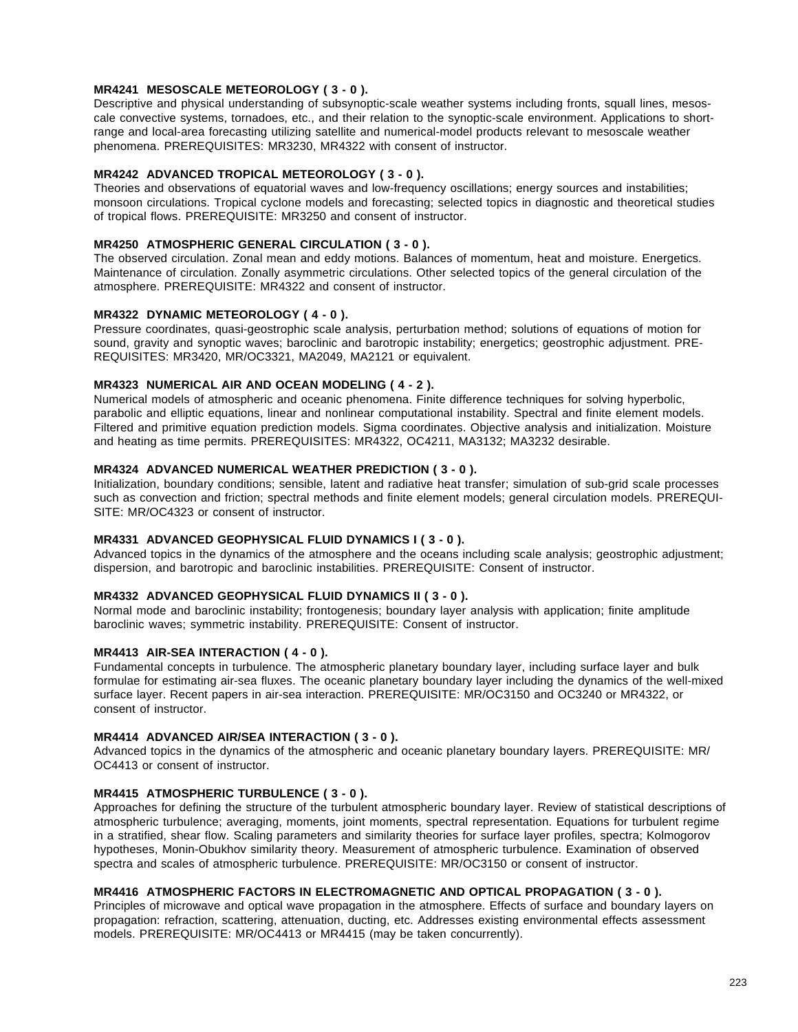**MR4241 MESOSCALE METEOROLOGY ( 3 - 0 ).**
Descriptive and physical understanding of subsynoptic-scale weather systems including fronts, squall lines, mesoscale convective systems, tornadoes, etc., and their relation to the synoptic-scale environment. Applications to short-range and local-area forecasting utilizing satellite and numerical-model products relevant to mesoscale weather phenomena. PREREQUISITES: MR3230, MR4322 with consent of instructor.

**MR4242 ADVANCED TROPICAL METEOROLOGY ( 3 - 0 ).**
Theories and observations of equatorial waves and low-frequency oscillations; energy sources and instabilities; monsoon circulations. Tropical cyclone models and forecasting; selected topics in diagnostic and theoretical studies of tropical flows. PREREQUISITE: MR3250 and consent of instructor.

**MR4250 ATMOSPHERIC GENERAL CIRCULATION ( 3 - 0 ).**
The observed circulation. Zonal mean and eddy motions. Balances of momentum, heat and moisture. Energetics. Maintenance of circulation. Zonally asymmetric circulations. Other selected topics of the general circulation of the atmosphere. PREREQUISITE: MR4322 and consent of instructor.

**MR4322 DYNAMIC METEOROLOGY ( 4 - 0 ).**
Pressure coordinates, quasi-geostrophic scale analysis, perturbation method; solutions of equations of motion for sound, gravity and synoptic waves; baroclinic and barotropic instability; energetics; geostrophic adjustment. PREREQUISITES: MR3420, MR/OC3321, MA2049, MA2121 or equivalent.

**MR4323 NUMERICAL AIR AND OCEAN MODELING ( 4 - 2 ).**
Numerical models of atmospheric and oceanic phenomena. Finite difference techniques for solving hyperbolic, parabolic and elliptic equations, linear and nonlinear computational instability. Spectral and finite element models. Filtered and primitive equation prediction models. Sigma coordinates. Objective analysis and initialization. Moisture and heating as time permits. PREREQUISITES: MR4322, OC4211, MA3132; MA3232 desirable.

**MR4324 ADVANCED NUMERICAL WEATHER PREDICTION ( 3 - 0 ).**
Initialization, boundary conditions; sensible, latent and radiative heat transfer; simulation of sub-grid scale processes such as convection and friction; spectral methods and finite element models; general circulation models. PREREQUISITE: MR/OC4323 or consent of instructor.

**MR4331 ADVANCED GEOPHYSICAL FLUID DYNAMICS I ( 3 - 0 ).**
Advanced topics in the dynamics of the atmosphere and the oceans including scale analysis; geostrophic adjustment; dispersion, and barotropic and baroclinic instabilities. PREREQUISITE: Consent of instructor.

**MR4332 ADVANCED GEOPHYSICAL FLUID DYNAMICS II ( 3 - 0 ).**
Normal mode and baroclinic instability; frontogenesis; boundary layer analysis with application; finite amplitude baroclinic waves; symmetric instability. PREREQUISITE: Consent of instructor.

**MR4413 AIR-SEA INTERACTION ( 4 - 0 ).**
Fundamental concepts in turbulence. The atmospheric planetary boundary layer, including surface layer and bulk formulae for estimating air-sea fluxes. The oceanic planetary boundary layer including the dynamics of the well-mixed surface layer. Recent papers in air-sea interaction. PREREQUISITE: MR/OC3150 and OC3240 or MR4322, or consent of instructor.

**MR4414 ADVANCED AIR/SEA INTERACTION ( 3 - 0 ).**
Advanced topics in the dynamics of the atmospheric and oceanic planetary boundary layers. PREREQUISITE: MR/OC4413 or consent of instructor.

**MR4415 ATMOSPHERIC TURBULENCE ( 3 - 0 ).**
Approaches for defining the structure of the turbulent atmospheric boundary layer. Review of statistical descriptions of atmospheric turbulence; averaging, moments, joint moments, spectral representation. Equations for turbulent regime in a stratified, shear flow. Scaling parameters and similarity theories for surface layer profiles, spectra; Kolmogorov hypotheses, Monin-Obukhov similarity theory. Measurement of atmospheric turbulence. Examination of observed spectra and scales of atmospheric turbulence. PREREQUISITE: MR/OC3150 or consent of instructor.

**MR4416 ATMOSPHERIC FACTORS IN ELECTROMAGNETIC AND OPTICAL PROPAGATION ( 3 - 0 ).**
Principles of microwave and optical wave propagation in the atmosphere. Effects of surface and boundary layers on propagation: refraction, scattering, attenuation, ducting, etc. Addresses existing environmental effects assessment models. PREREQUISITE: MR/OC4413 or MR4415 (may be taken concurrently).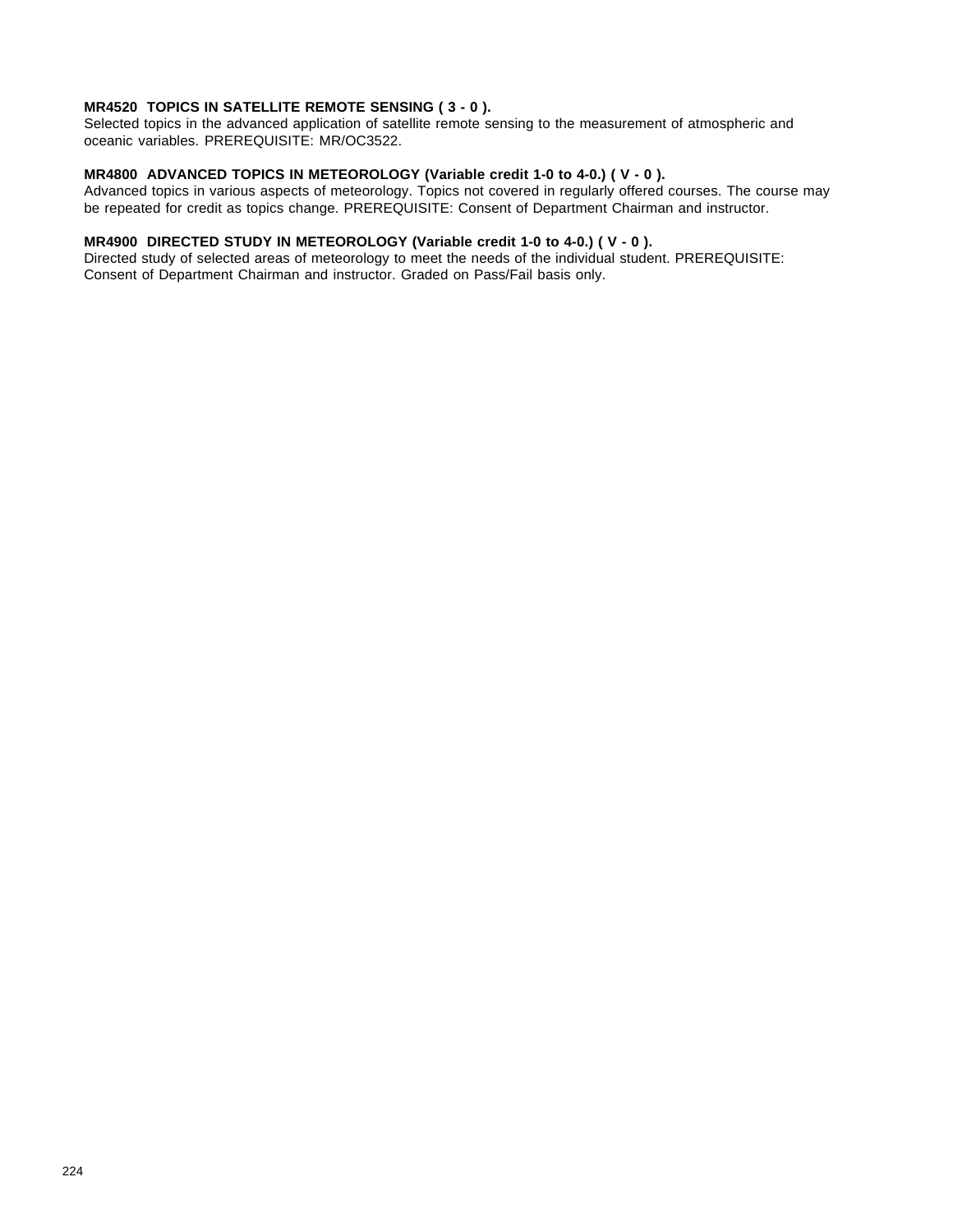**MR4520 TOPICS IN SATELLITE REMOTE SENSING ( 3 - 0 ).**
Selected topics in the advanced application of satellite remote sensing to the measurement of atmospheric and oceanic variables. PREREQUISITE: MR/OC3522.

**MR4800 ADVANCED TOPICS IN METEOROLOGY (Variable credit 1-0 to 4-0.) ( V - 0 ).**
Advanced topics in various aspects of meteorology. Topics not covered in regularly offered courses. The course may be repeated for credit as topics change. PREREQUISITE: Consent of Department Chairman and instructor.

**MR4900 DIRECTED STUDY IN METEOROLOGY (Variable credit 1-0 to 4-0.) ( V - 0 ).**
Directed study of selected areas of meteorology to meet the needs of the individual student. PREREQUISITE: Consent of Department Chairman and instructor. Graded on Pass/Fail basis only.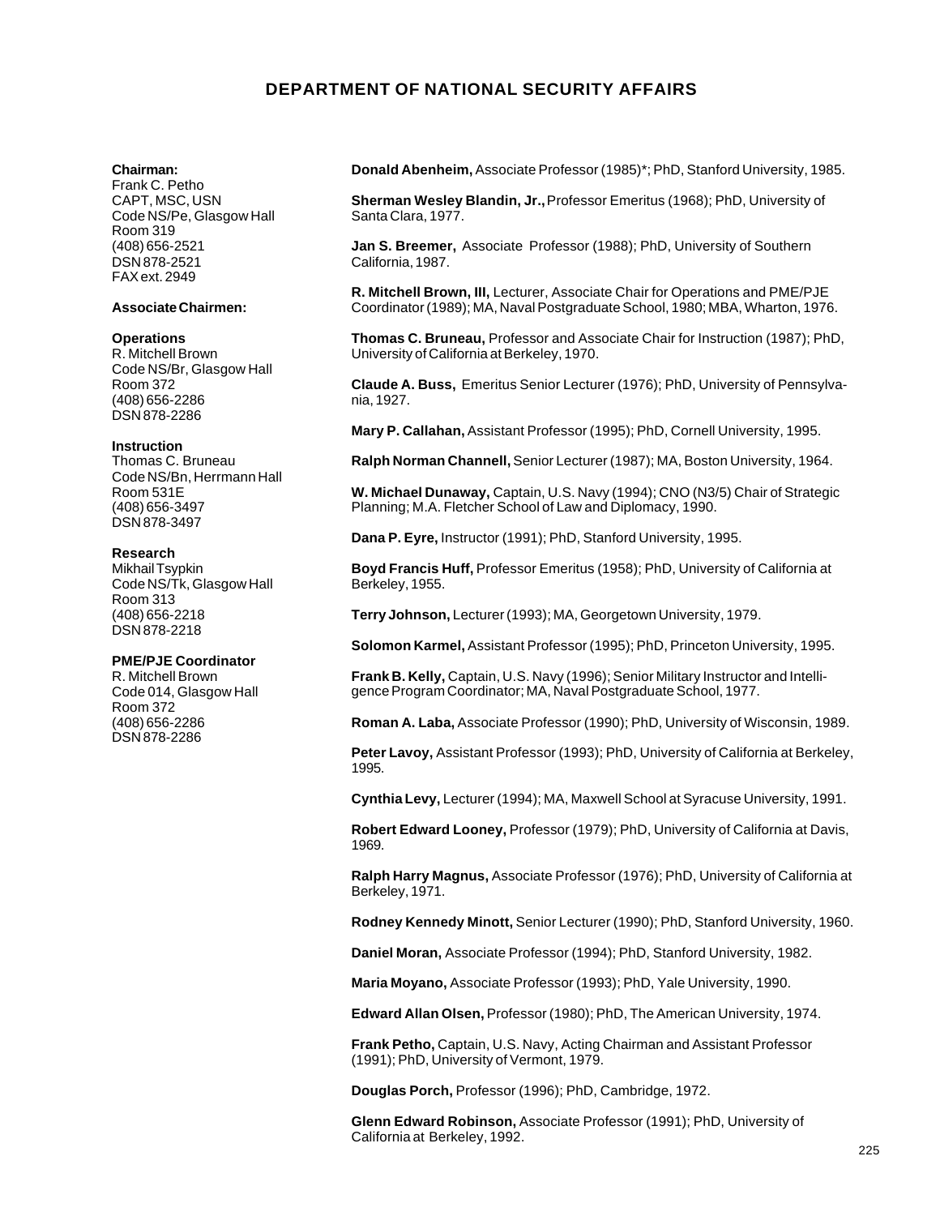# DEPARTMENT OF NATIONAL SECURITY AFFAIRS

**Chairman:**
Frank C. Petho
CAPT, MSC, USN
Code NS/Pe, Glasgow Hall
Room 319
(408) 656-2521
DSN 878-2521
FAX ext. 2949

**Associate Chairmen:**

**Operations**
R. Mitchell Brown
Code NS/Br, Glasgow Hall
Room 372
(408) 656-2286
DSN 878-2286

**Instruction**
Thomas C. Bruneau
Code NS/Bn, Herrmann Hall
Room 531E
(408) 656-3497
DSN 878-3497

**Research**
Mikhail Tsypkin
Code NS/Tk, Glasgow Hall
Room 313
(408) 656-2218
DSN 878-2218

**PME/PJE Coordinator**
R. Mitchell Brown
Code 014, Glasgow Hall
Room 372
(408) 656-2286
DSN 878-2286

**Donald Abenheim,** Associate Professor (1985)*; PhD, Stanford University, 1985.

**Sherman Wesley Blandin, Jr.,** Professor Emeritus (1968); PhD, University of Santa Clara, 1977.

**Jan S. Breemer,** Associate Professor (1988); PhD, University of Southern California, 1987.

**R. Mitchell Brown, III,** Lecturer, Associate Chair for Operations and PME/PJE Coordinator (1989); MA, Naval Postgraduate School, 1980; MBA, Wharton, 1976.

**Thomas C. Bruneau,** Professor and Associate Chair for Instruction (1987); PhD, University of California at Berkeley, 1970.

**Claude A. Buss,** Emeritus Senior Lecturer (1976); PhD, University of Pennsylvania, 1927.

**Mary P. Callahan,** Assistant Professor (1995); PhD, Cornell University, 1995.

**Ralph Norman Channell,** Senior Lecturer (1987); MA, Boston University, 1964.

**W. Michael Dunaway,** Captain, U.S. Navy (1994); CNO (N3/5) Chair of Strategic Planning; M.A. Fletcher School of Law and Diplomacy, 1990.

**Dana P. Eyre,** Instructor (1991); PhD, Stanford University, 1995.

**Boyd Francis Huff,** Professor Emeritus (1958); PhD, University of California at Berkeley, 1955.

**Terry Johnson,** Lecturer (1993); MA, Georgetown University, 1979.

**Solomon Karmel,** Assistant Professor (1995); PhD, Princeton University, 1995.

**Frank B. Kelly,** Captain, U.S. Navy (1996); Senior Military Instructor and Intelligence Program Coordinator; MA, Naval Postgraduate School, 1977.

**Roman A. Laba,** Associate Professor (1990); PhD, University of Wisconsin, 1989.

**Peter Lavoy,** Assistant Professor (1993); PhD, University of California at Berkeley, 1995.

**Cynthia Levy,** Lecturer (1994); MA, Maxwell School at Syracuse University, 1991.

**Robert Edward Looney,** Professor (1979); PhD, University of California at Davis, 1969.

**Ralph Harry Magnus,** Associate Professor (1976); PhD, University of California at Berkeley, 1971.

**Rodney Kennedy Minott,** Senior Lecturer (1990); PhD, Stanford University, 1960.

**Daniel Moran,** Associate Professor (1994); PhD, Stanford University, 1982.

**Maria Moyano,** Associate Professor (1993); PhD, Yale University, 1990.

**Edward Allan Olsen,** Professor (1980); PhD, The American University, 1974.

**Frank Petho,** Captain, U.S. Navy, Acting Chairman and Assistant Professor (1991); PhD, University of Vermont, 1979.

**Douglas Porch,** Professor (1996); PhD, Cambridge, 1972.

**Glenn Edward Robinson,** Associate Professor (1991); PhD, University of California at Berkeley, 1992.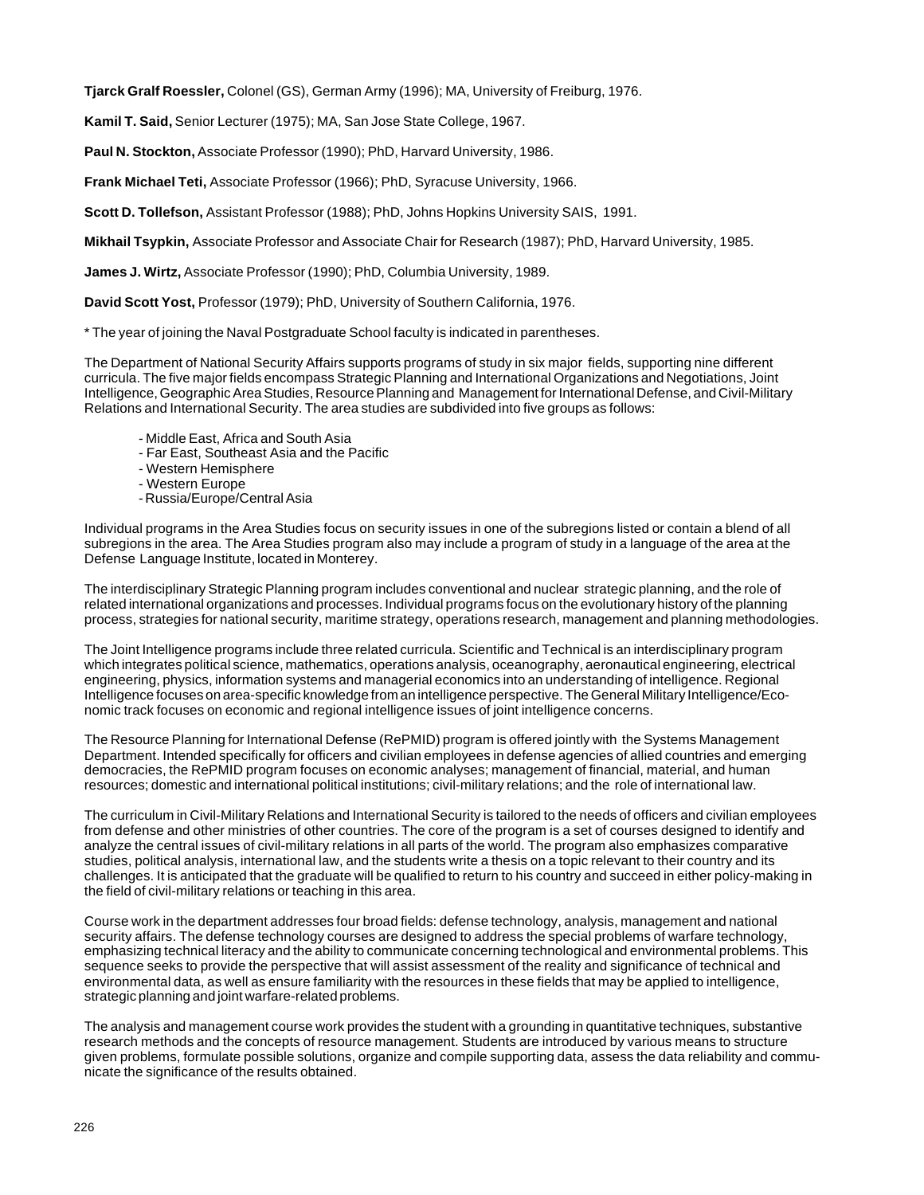**Tjarck Gralf Roessler,** Colonel (GS), German Army (1996); MA, University of Freiburg, 1976.

**Kamil T. Said,** Senior Lecturer (1975); MA, San Jose State College, 1967.

**Paul N. Stockton,** Associate Professor (1990); PhD, Harvard University, 1986.

**Frank Michael Teti,** Associate Professor (1966); PhD, Syracuse University, 1966.

**Scott D. Tollefson,** Assistant Professor (1988); PhD, Johns Hopkins University SAIS, 1991.

**Mikhail Tsypkin,** Associate Professor and Associate Chair for Research (1987); PhD, Harvard University, 1985.

**James J. Wirtz,** Associate Professor (1990); PhD, Columbia University, 1989.

**David Scott Yost,** Professor (1979); PhD, University of Southern California, 1976.

* The year of joining the Naval Postgraduate School faculty is indicated in parentheses.

The Department of National Security Affairs supports programs of study in six major fields, supporting nine different curricula. The five major fields encompass Strategic Planning and International Organizations and Negotiations, Joint Intelligence, Geographic Area Studies, Resource Planning and Management for International Defense, and Civil-Military Relations and International Security. The area studies are subdivided into five groups as follows:

- Middle East, Africa and South Asia
- Far East, Southeast Asia and the Pacific
- Western Hemisphere
- Western Europe
- Russia/Europe/Central Asia

Individual programs in the Area Studies focus on security issues in one of the subregions listed or contain a blend of all subregions in the area. The Area Studies program also may include a program of study in a language of the area at the Defense Language Institute, located in Monterey.

The interdisciplinary Strategic Planning program includes conventional and nuclear strategic planning, and the role of related international organizations and processes. Individual programs focus on the evolutionary history of the planning process, strategies for national security, maritime strategy, operations research, management and planning methodologies.

The Joint Intelligence programs include three related curricula. Scientific and Technical is an interdisciplinary program which integrates political science, mathematics, operations analysis, oceanography, aeronautical engineering, electrical engineering, physics, information systems and managerial economics into an understanding of intelligence. Regional Intelligence focuses on area-specific knowledge from an intelligence perspective. The General Military Intelligence/Economic track focuses on economic and regional intelligence issues of joint intelligence concerns.

The Resource Planning for International Defense (RePMID) program is offered jointly with the Systems Management Department. Intended specifically for officers and civilian employees in defense agencies of allied countries and emerging democracies, the RePMID program focuses on economic analyses; management of financial, material, and human resources; domestic and international political institutions; civil-military relations; and the role of international law.

The curriculum in Civil-Military Relations and International Security is tailored to the needs of officers and civilian employees from defense and other ministries of other countries. The core of the program is a set of courses designed to identify and analyze the central issues of civil-military relations in all parts of the world. The program also emphasizes comparative studies, political analysis, international law, and the students write a thesis on a topic relevant to their country and its challenges. It is anticipated that the graduate will be qualified to return to his country and succeed in either policy-making in the field of civil-military relations or teaching in this area.

Course work in the department addresses four broad fields: defense technology, analysis, management and national security affairs. The defense technology courses are designed to address the special problems of warfare technology, emphasizing technical literacy and the ability to communicate concerning technological and environmental problems. This sequence seeks to provide the perspective that will assist assessment of the reality and significance of technical and environmental data, as well as ensure familiarity with the resources in these fields that may be applied to intelligence, strategic planning and joint warfare-related problems.

The analysis and management course work provides the student with a grounding in quantitative techniques, substantive research methods and the concepts of resource management. Students are introduced by various means to structure given problems, formulate possible solutions, organize and compile supporting data, assess the data reliability and communicate the significance of the results obtained.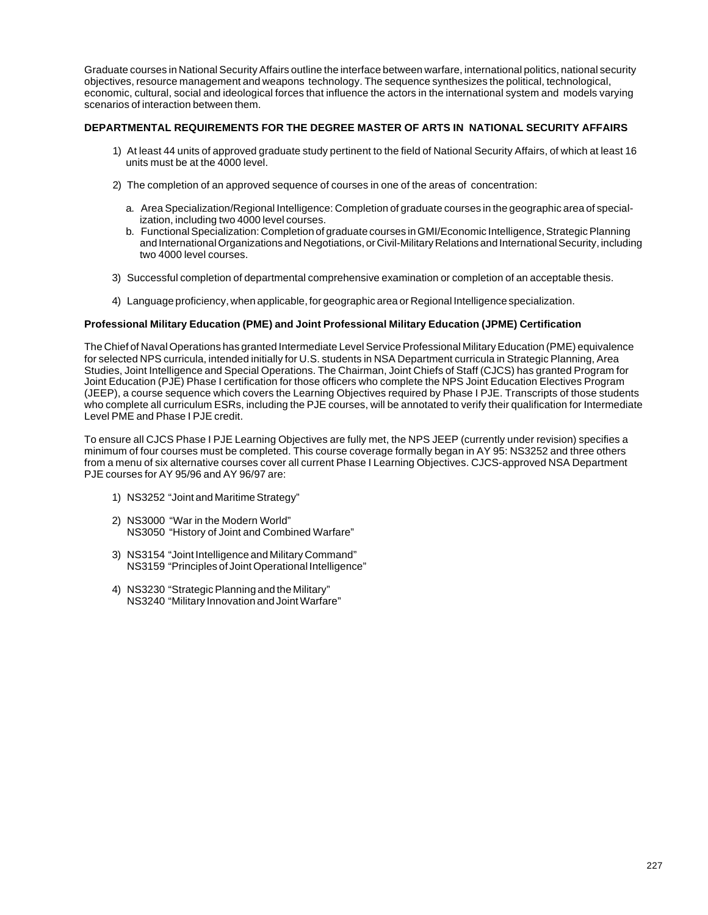Graduate courses in National Security Affairs outline the interface between warfare, international politics, national security objectives, resource management and weapons technology. The sequence synthesizes the political, technological, economic, cultural, social and ideological forces that influence the actors in the international system and models varying scenarios of interaction between them.

### DEPARTMENTAL REQUIREMENTS FOR THE DEGREE MASTER OF ARTS IN NATIONAL SECURITY AFFAIRS

1) At least 44 units of approved graduate study pertinent to the field of National Security Affairs, of which at least 16 units must be at the 4000 level.

2) The completion of an approved sequence of courses in one of the areas of concentration:

   a. Area Specialization/Regional Intelligence: Completion of graduate courses in the geographic area of specialization, including two 4000 level courses.

   b. Functional Specialization: Completion of graduate courses in GMI/Economic Intelligence, Strategic Planning and International Organizations and Negotiations, or Civil-Military Relations and International Security, including two 4000 level courses.

3) Successful completion of departmental comprehensive examination or completion of an acceptable thesis.

4) Language proficiency, when applicable, for geographic area or Regional Intelligence specialization.

#### Professional Military Education (PME) and Joint Professional Military Education (JPME) Certification

The Chief of Naval Operations has granted Intermediate Level Service Professional Military Education (PME) equivalence for selected NPS curricula, intended initially for U.S. students in NSA Department curricula in Strategic Planning, Area Studies, Joint Intelligence and Special Operations. The Chairman, Joint Chiefs of Staff (CJCS) has granted Program for Joint Education (PJE) Phase I certification for those officers who complete the NPS Joint Education Electives Program (JEEP), a course sequence which covers the Learning Objectives required by Phase I PJE. Transcripts of those students who complete all curriculum ESRs, including the PJE courses, will be annotated to verify their qualification for Intermediate Level PME and Phase I PJE credit.

To ensure all CJCS Phase I PJE Learning Objectives are fully met, the NPS JEEP (currently under revision) specifies a minimum of four courses must be completed. This course coverage formally began in AY 95: NS3252 and three others from a menu of six alternative courses cover all current Phase I Learning Objectives. CJCS-approved NSA Department PJE courses for AY 95/96 and AY 96/97 are:

1) NS3252 "Joint and Maritime Strategy"

2) NS3000 "War in the Modern World"
   NS3050 "History of Joint and Combined Warfare"

3) NS3154 "Joint Intelligence and Military Command"
   NS3159 "Principles of Joint Operational Intelligence"

4) NS3230 "Strategic Planning and the Military"
   NS3240 "Military Innovation and Joint Warfare"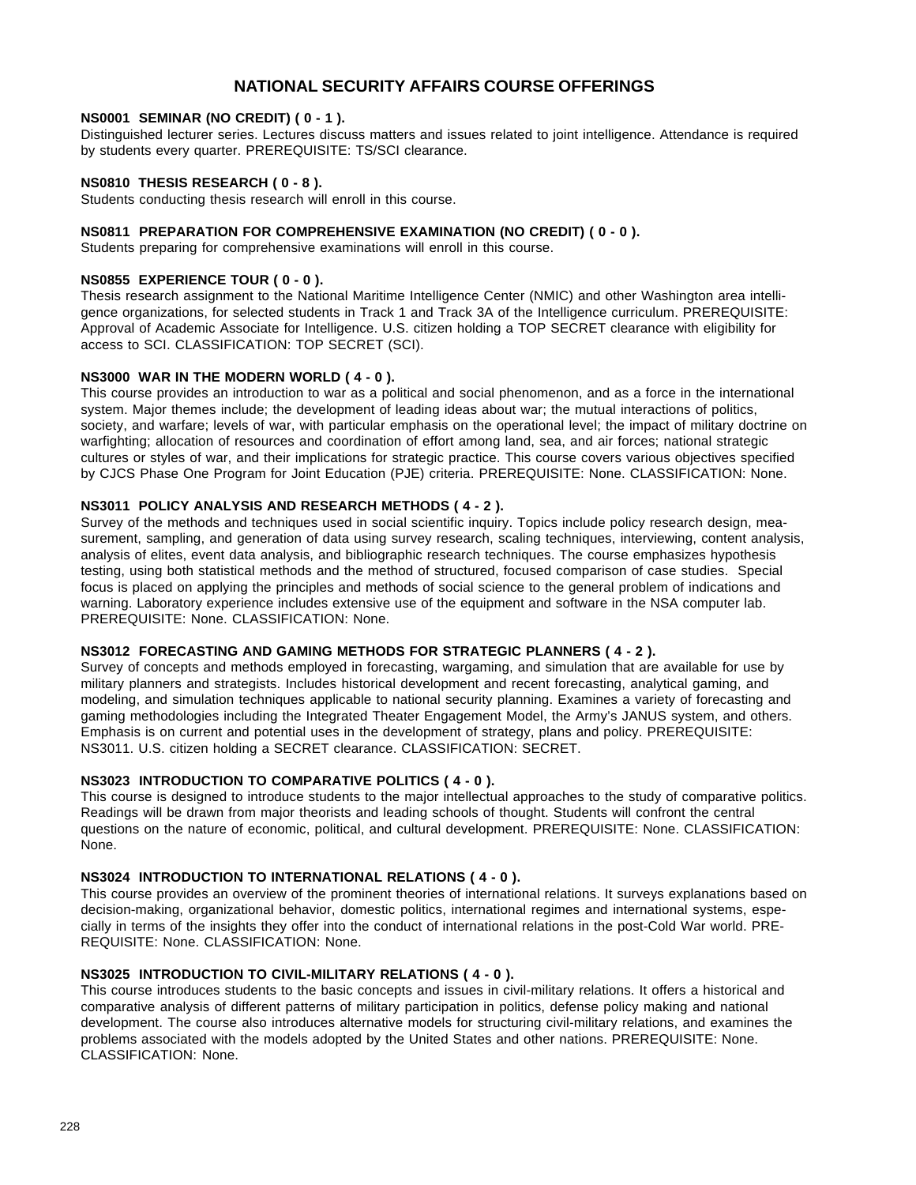# NATIONAL SECURITY AFFAIRS COURSE OFFERINGS

**NS0001 SEMINAR (NO CREDIT) ( 0 - 1 ).**
Distinguished lecturer series. Lectures discuss matters and issues related to joint intelligence. Attendance is required by students every quarter. PREREQUISITE: TS/SCI clearance.

**NS0810 THESIS RESEARCH ( 0 - 8 ).**
Students conducting thesis research will enroll in this course.

**NS0811 PREPARATION FOR COMPREHENSIVE EXAMINATION (NO CREDIT) ( 0 - 0 ).**
Students preparing for comprehensive examinations will enroll in this course.

**NS0855 EXPERIENCE TOUR ( 0 - 0 ).**
Thesis research assignment to the National Maritime Intelligence Center (NMIC) and other Washington area intelligence organizations, for selected students in Track 1 and Track 3A of the Intelligence curriculum. PREREQUISITE: Approval of Academic Associate for Intelligence. U.S. citizen holding a TOP SECRET clearance with eligibility for access to SCI. CLASSIFICATION: TOP SECRET (SCI).

**NS3000 WAR IN THE MODERN WORLD ( 4 - 0 ).**
This course provides an introduction to war as a political and social phenomenon, and as a force in the international system. Major themes include; the development of leading ideas about war; the mutual interactions of politics, society, and warfare; levels of war, with particular emphasis on the operational level; the impact of military doctrine on warfighting; allocation of resources and coordination of effort among land, sea, and air forces; national strategic cultures or styles of war, and their implications for strategic practice. This course covers various objectives specified by CJCS Phase One Program for Joint Education (PJE) criteria. PREREQUISITE: None. CLASSIFICATION: None.

**NS3011 POLICY ANALYSIS AND RESEARCH METHODS ( 4 - 2 ).**
Survey of the methods and techniques used in social scientific inquiry. Topics include policy research design, measurement, sampling, and generation of data using survey research, scaling techniques, interviewing, content analysis, analysis of elites, event data analysis, and bibliographic research techniques. The course emphasizes hypothesis testing, using both statistical methods and the method of structured, focused comparison of case studies. Special focus is placed on applying the principles and methods of social science to the general problem of indications and warning. Laboratory experience includes extensive use of the equipment and software in the NSA computer lab. PREREQUISITE: None. CLASSIFICATION: None.

**NS3012 FORECASTING AND GAMING METHODS FOR STRATEGIC PLANNERS ( 4 - 2 ).**
Survey of concepts and methods employed in forecasting, wargaming, and simulation that are available for use by military planners and strategists. Includes historical development and recent forecasting, analytical gaming, and modeling, and simulation techniques applicable to national security planning. Examines a variety of forecasting and gaming methodologies including the Integrated Theater Engagement Model, the Army's JANUS system, and others. Emphasis is on current and potential uses in the development of strategy, plans and policy. PREREQUISITE: NS3011. U.S. citizen holding a SECRET clearance. CLASSIFICATION: SECRET.

**NS3023 INTRODUCTION TO COMPARATIVE POLITICS ( 4 - 0 ).**
This course is designed to introduce students to the major intellectual approaches to the study of comparative politics. Readings will be drawn from major theorists and leading schools of thought. Students will confront the central questions on the nature of economic, political, and cultural development. PREREQUISITE: None. CLASSIFICATION: None.

**NS3024 INTRODUCTION TO INTERNATIONAL RELATIONS ( 4 - 0 ).**
This course provides an overview of the prominent theories of international relations. It surveys explanations based on decision-making, organizational behavior, domestic politics, international regimes and international systems, especially in terms of the insights they offer into the conduct of international relations in the post-Cold War world. PREREQUISITE: None. CLASSIFICATION: None.

**NS3025 INTRODUCTION TO CIVIL-MILITARY RELATIONS ( 4 - 0 ).**
This course introduces students to the basic concepts and issues in civil-military relations. It offers a historical and comparative analysis of different patterns of military participation in politics, defense policy making and national development. The course also introduces alternative models for structuring civil-military relations, and examines the problems associated with the models adopted by the United States and other nations. PREREQUISITE: None. CLASSIFICATION: None.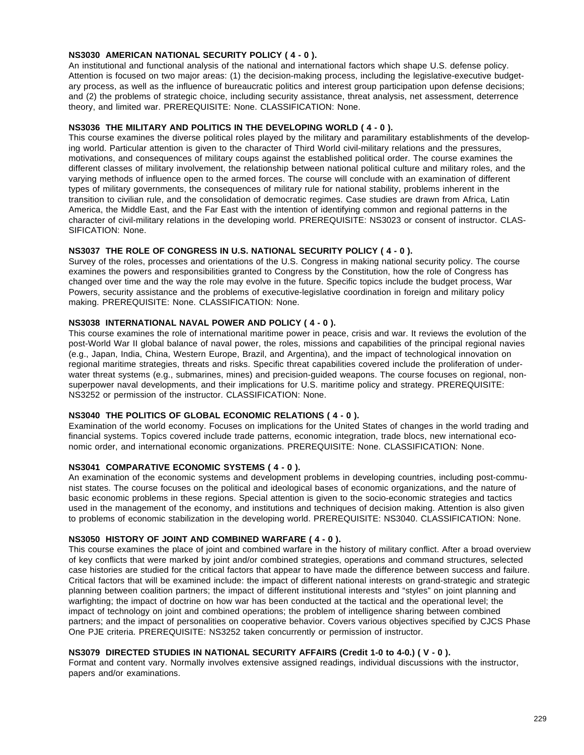**NS3030 AMERICAN NATIONAL SECURITY POLICY ( 4 - 0 ).**
An institutional and functional analysis of the national and international factors which shape U.S. defense policy. Attention is focused on two major areas: (1) the decision-making process, including the legislative-executive budgetary process, as well as the influence of bureaucratic politics and interest group participation upon defense decisions; and (2) the problems of strategic choice, including security assistance, threat analysis, net assessment, deterrence theory, and limited war. PREREQUISITE: None. CLASSIFICATION: None.

**NS3036 THE MILITARY AND POLITICS IN THE DEVELOPING WORLD ( 4 - 0 ).**
This course examines the diverse political roles played by the military and paramilitary establishments of the developing world. Particular attention is given to the character of Third World civil-military relations and the pressures, motivations, and consequences of military coups against the established political order. The course examines the different classes of military involvement, the relationship between national political culture and military roles, and the varying methods of influence open to the armed forces. The course will conclude with an examination of different types of military governments, the consequences of military rule for national stability, problems inherent in the transition to civilian rule, and the consolidation of democratic regimes. Case studies are drawn from Africa, Latin America, the Middle East, and the Far East with the intention of identifying common and regional patterns in the character of civil-military relations in the developing world. PREREQUISITE: NS3023 or consent of instructor. CLASSIFICATION: None.

**NS3037 THE ROLE OF CONGRESS IN U.S. NATIONAL SECURITY POLICY ( 4 - 0 ).**
Survey of the roles, processes and orientations of the U.S. Congress in making national security policy. The course examines the powers and responsibilities granted to Congress by the Constitution, how the role of Congress has changed over time and the way the role may evolve in the future. Specific topics include the budget process, War Powers, security assistance and the problems of executive-legislative coordination in foreign and military policy making. PREREQUISITE: None. CLASSIFICATION: None.

**NS3038 INTERNATIONAL NAVAL POWER AND POLICY ( 4 - 0 ).**
This course examines the role of international maritime power in peace, crisis and war. It reviews the evolution of the post-World War II global balance of naval power, the roles, missions and capabilities of the principal regional navies (e.g., Japan, India, China, Western Europe, Brazil, and Argentina), and the impact of technological innovation on regional maritime strategies, threats and risks. Specific threat capabilities covered include the proliferation of underwater threat systems (e.g., submarines, mines) and precision-guided weapons. The course focuses on regional, non-superpower naval developments, and their implications for U.S. maritime policy and strategy. PREREQUISITE: NS3252 or permission of the instructor. CLASSIFICATION: None.

**NS3040 THE POLITICS OF GLOBAL ECONOMIC RELATIONS ( 4 - 0 ).**
Examination of the world economy. Focuses on implications for the United States of changes in the world trading and financial systems. Topics covered include trade patterns, economic integration, trade blocs, new international economic order, and international economic organizations. PREREQUISITE: None. CLASSIFICATION: None.

**NS3041 COMPARATIVE ECONOMIC SYSTEMS ( 4 - 0 ).**
An examination of the economic systems and development problems in developing countries, including post-communist states. The course focuses on the political and ideological bases of economic organizations, and the nature of basic economic problems in these regions. Special attention is given to the socio-economic strategies and tactics used in the management of the economy, and institutions and techniques of decision making. Attention is also given to problems of economic stabilization in the developing world. PREREQUISITE: NS3040. CLASSIFICATION: None.

**NS3050 HISTORY OF JOINT AND COMBINED WARFARE ( 4 - 0 ).**
This course examines the place of joint and combined warfare in the history of military conflict. After a broad overview of key conflicts that were marked by joint and/or combined strategies, operations and command structures, selected case histories are studied for the critical factors that appear to have made the difference between success and failure. Critical factors that will be examined include: the impact of different national interests on grand-strategic and strategic planning between coalition partners; the impact of different institutional interests and "styles" on joint planning and warfighting; the impact of doctrine on how war has been conducted at the tactical and the operational level; the impact of technology on joint and combined operations; the problem of intelligence sharing between combined partners; and the impact of personalities on cooperative behavior. Covers various objectives specified by CJCS Phase One PJE criteria. PREREQUISITE: NS3252 taken concurrently or permission of instructor.

**NS3079 DIRECTED STUDIES IN NATIONAL SECURITY AFFAIRS (Credit 1-0 to 4-0.) ( V - 0 ).**
Format and content vary. Normally involves extensive assigned readings, individual discussions with the instructor, papers and/or examinations.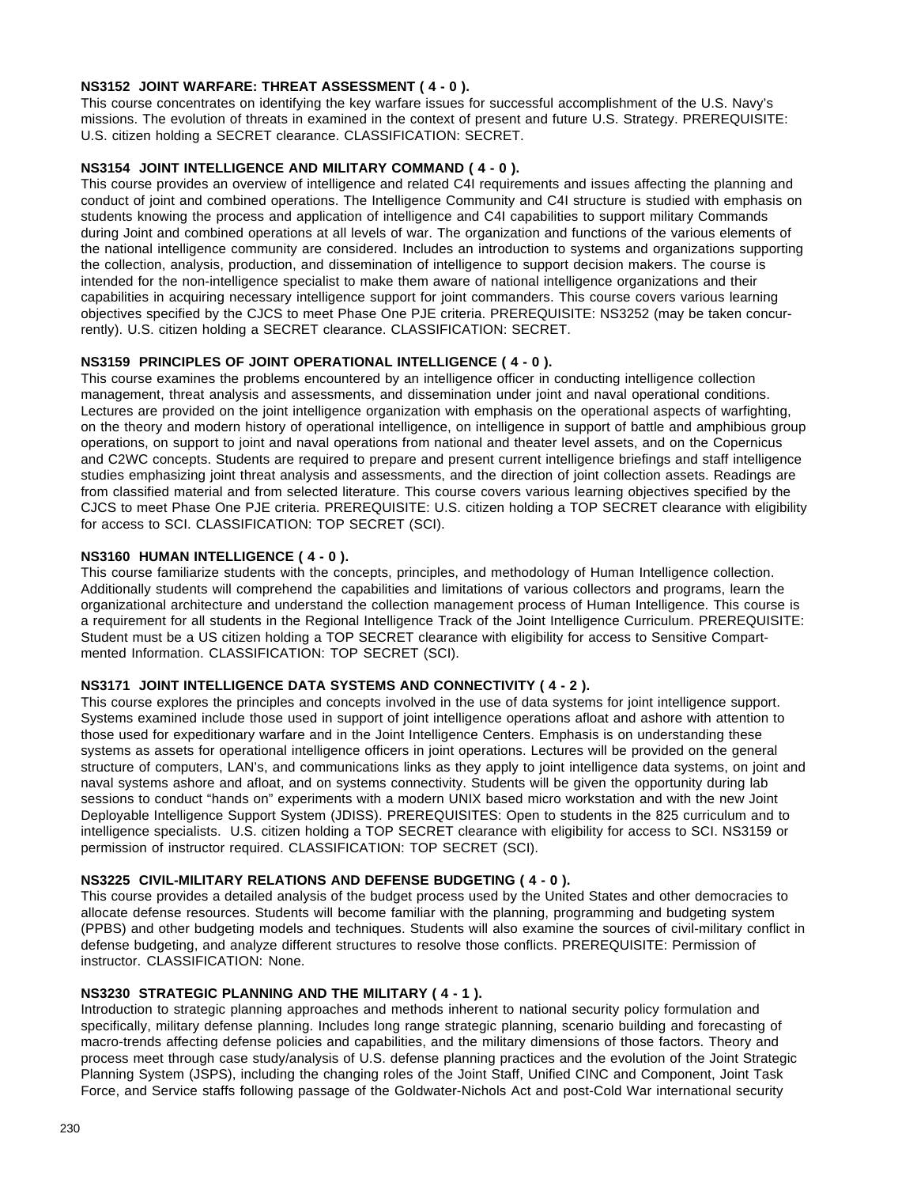**NS3152 JOINT WARFARE: THREAT ASSESSMENT ( 4 - 0 ).**
This course concentrates on identifying the key warfare issues for successful accomplishment of the U.S. Navy's missions. The evolution of threats in examined in the context of present and future U.S. Strategy. PREREQUISITE: U.S. citizen holding a SECRET clearance. CLASSIFICATION: SECRET.

**NS3154 JOINT INTELLIGENCE AND MILITARY COMMAND ( 4 - 0 ).**
This course provides an overview of intelligence and related C4I requirements and issues affecting the planning and conduct of joint and combined operations. The Intelligence Community and C4I structure is studied with emphasis on students knowing the process and application of intelligence and C4I capabilities to support military Commands during Joint and combined operations at all levels of war. The organization and functions of the various elements of the national intelligence community are considered. Includes an introduction to systems and organizations supporting the collection, analysis, production, and dissemination of intelligence to support decision makers. The course is intended for the non-intelligence specialist to make them aware of national intelligence organizations and their capabilities in acquiring necessary intelligence support for joint commanders. This course covers various learning objectives specified by the CJCS to meet Phase One PJE criteria. PREREQUISITE: NS3252 (may be taken concurrently). U.S. citizen holding a SECRET clearance. CLASSIFICATION: SECRET.

**NS3159 PRINCIPLES OF JOINT OPERATIONAL INTELLIGENCE ( 4 - 0 ).**
This course examines the problems encountered by an intelligence officer in conducting intelligence collection management, threat analysis and assessments, and dissemination under joint and naval operational conditions. Lectures are provided on the joint intelligence organization with emphasis on the operational aspects of warfighting, on the theory and modern history of operational intelligence, on intelligence in support of battle and amphibious group operations, on support to joint and naval operations from national and theater level assets, and on the Copernicus and C2WC concepts. Students are required to prepare and present current intelligence briefings and staff intelligence studies emphasizing joint threat analysis and assessments, and the direction of joint collection assets. Readings are from classified material and from selected literature. This course covers various learning objectives specified by the CJCS to meet Phase One PJE criteria. PREREQUISITE: U.S. citizen holding a TOP SECRET clearance with eligibility for access to SCI. CLASSIFICATION: TOP SECRET (SCI).

**NS3160 HUMAN INTELLIGENCE ( 4 - 0 ).**
This course familiarize students with the concepts, principles, and methodology of Human Intelligence collection. Additionally students will comprehend the capabilities and limitations of various collectors and programs, learn the organizational architecture and understand the collection management process of Human Intelligence. This course is a requirement for all students in the Regional Intelligence Track of the Joint Intelligence Curriculum. PREREQUISITE: Student must be a US citizen holding a TOP SECRET clearance with eligibility for access to Sensitive Compartmented Information. CLASSIFICATION: TOP SECRET (SCI).

**NS3171 JOINT INTELLIGENCE DATA SYSTEMS AND CONNECTIVITY ( 4 - 2 ).**
This course explores the principles and concepts involved in the use of data systems for joint intelligence support. Systems examined include those used in support of joint intelligence operations afloat and ashore with attention to those used for expeditionary warfare and in the Joint Intelligence Centers. Emphasis is on understanding these systems as assets for operational intelligence officers in joint operations. Lectures will be provided on the general structure of computers, LAN's, and communications links as they apply to joint intelligence data systems, on joint and naval systems ashore and afloat, and on systems connectivity. Students will be given the opportunity during lab sessions to conduct "hands on" experiments with a modern UNIX based micro workstation and with the new Joint Deployable Intelligence Support System (JDISS). PREREQUISITES: Open to students in the 825 curriculum and to intelligence specialists. U.S. citizen holding a TOP SECRET clearance with eligibility for access to SCI. NS3159 or permission of instructor required. CLASSIFICATION: TOP SECRET (SCI).

**NS3225 CIVIL-MILITARY RELATIONS AND DEFENSE BUDGETING ( 4 - 0 ).**
This course provides a detailed analysis of the budget process used by the United States and other democracies to allocate defense resources. Students will become familiar with the planning, programming and budgeting system (PPBS) and other budgeting models and techniques. Students will also examine the sources of civil-military conflict in defense budgeting, and analyze different structures to resolve those conflicts. PREREQUISITE: Permission of instructor. CLASSIFICATION: None.

**NS3230 STRATEGIC PLANNING AND THE MILITARY ( 4 - 1 ).**
Introduction to strategic planning approaches and methods inherent to national security policy formulation and specifically, military defense planning. Includes long range strategic planning, scenario building and forecasting of macro-trends affecting defense policies and capabilities, and the military dimensions of those factors. Theory and process meet through case study/analysis of U.S. defense planning practices and the evolution of the Joint Strategic Planning System (JSPS), including the changing roles of the Joint Staff, Unified CINC and Component, Joint Task Force, and Service staffs following passage of the Goldwater-Nichols Act and post-Cold War international security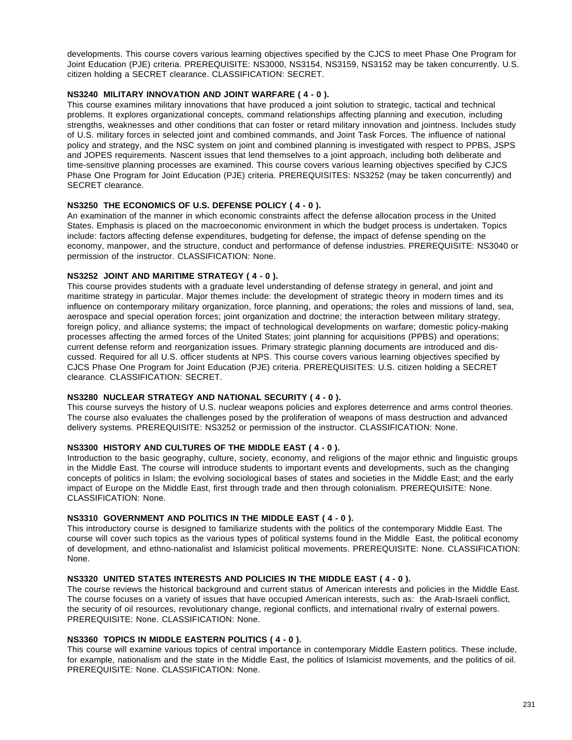developments. This course covers various learning objectives specified by the CJCS to meet Phase One Program for Joint Education (PJE) criteria. PREREQUISITE: NS3000, NS3154, NS3159, NS3152 may be taken concurrently. U.S. citizen holding a SECRET clearance. CLASSIFICATION: SECRET.

**NS3240 MILITARY INNOVATION AND JOINT WARFARE ( 4 - 0 ).**
This course examines military innovations that have produced a joint solution to strategic, tactical and technical problems. It explores organizational concepts, command relationships affecting planning and execution, including strengths, weaknesses and other conditions that can foster or retard military innovation and jointness. Includes study of U.S. military forces in selected joint and combined commands, and Joint Task Forces. The influence of national policy and strategy, and the NSC system on joint and combined planning is investigated with respect to PPBS, JSPS and JOPES requirements. Nascent issues that lend themselves to a joint approach, including both deliberate and time-sensitive planning processes are examined. This course covers various learning objectives specified by CJCS Phase One Program for Joint Education (PJE) criteria. PREREQUISITES: NS3252 (may be taken concurrently) and SECRET clearance.

**NS3250 THE ECONOMICS OF U.S. DEFENSE POLICY ( 4 - 0 ).**
An examination of the manner in which economic constraints affect the defense allocation process in the United States. Emphasis is placed on the macroeconomic environment in which the budget process is undertaken. Topics include: factors affecting defense expenditures, budgeting for defense, the impact of defense spending on the economy, manpower, and the structure, conduct and performance of defense industries. PREREQUISITE: NS3040 or permission of the instructor. CLASSIFICATION: None.

**NS3252 JOINT AND MARITIME STRATEGY ( 4 - 0 ).**
This course provides students with a graduate level understanding of defense strategy in general, and joint and maritime strategy in particular. Major themes include: the development of strategic theory in modern times and its influence on contemporary military organization, force planning, and operations; the roles and missions of land, sea, aerospace and special operation forces; joint organization and doctrine; the interaction between military strategy, foreign policy, and alliance systems; the impact of technological developments on warfare; domestic policy-making processes affecting the armed forces of the United States; joint planning for acquisitions (PPBS) and operations; current defense reform and reorganization issues. Primary strategic planning documents are introduced and discussed. Required for all U.S. officer students at NPS. This course covers various learning objectives specified by CJCS Phase One Program for Joint Education (PJE) criteria. PREREQUISITES: U.S. citizen holding a SECRET clearance. CLASSIFICATION: SECRET.

**NS3280 NUCLEAR STRATEGY AND NATIONAL SECURITY ( 4 - 0 ).**
This course surveys the history of U.S. nuclear weapons policies and explores deterrence and arms control theories. The course also evaluates the challenges posed by the proliferation of weapons of mass destruction and advanced delivery systems. PREREQUISITE: NS3252 or permission of the instructor. CLASSIFICATION: None.

**NS3300 HISTORY AND CULTURES OF THE MIDDLE EAST ( 4 - 0 ).**
Introduction to the basic geography, culture, society, economy, and religions of the major ethnic and linguistic groups in the Middle East. The course will introduce students to important events and developments, such as the changing concepts of politics in Islam; the evolving sociological bases of states and societies in the Middle East; and the early impact of Europe on the Middle East, first through trade and then through colonialism. PREREQUISITE: None. CLASSIFICATION: None.

**NS3310 GOVERNMENT AND POLITICS IN THE MIDDLE EAST ( 4 - 0 ).**
This introductory course is designed to familiarize students with the politics of the contemporary Middle East. The course will cover such topics as the various types of political systems found in the Middle East, the political economy of development, and ethno-nationalist and Islamicist political movements. PREREQUISITE: None. CLASSIFICATION: None.

**NS3320 UNITED STATES INTERESTS AND POLICIES IN THE MIDDLE EAST ( 4 - 0 ).**
The course reviews the historical background and current status of American interests and policies in the Middle East. The course focuses on a variety of issues that have occupied American interests, such as: the Arab-Israeli conflict, the security of oil resources, revolutionary change, regional conflicts, and international rivalry of external powers. PREREQUISITE: None. CLASSIFICATION: None.

**NS3360 TOPICS IN MIDDLE EASTERN POLITICS ( 4 - 0 ).**
This course will examine various topics of central importance in contemporary Middle Eastern politics. These include, for example, nationalism and the state in the Middle East, the politics of Islamicist movements, and the politics of oil. PREREQUISITE: None. CLASSIFICATION: None.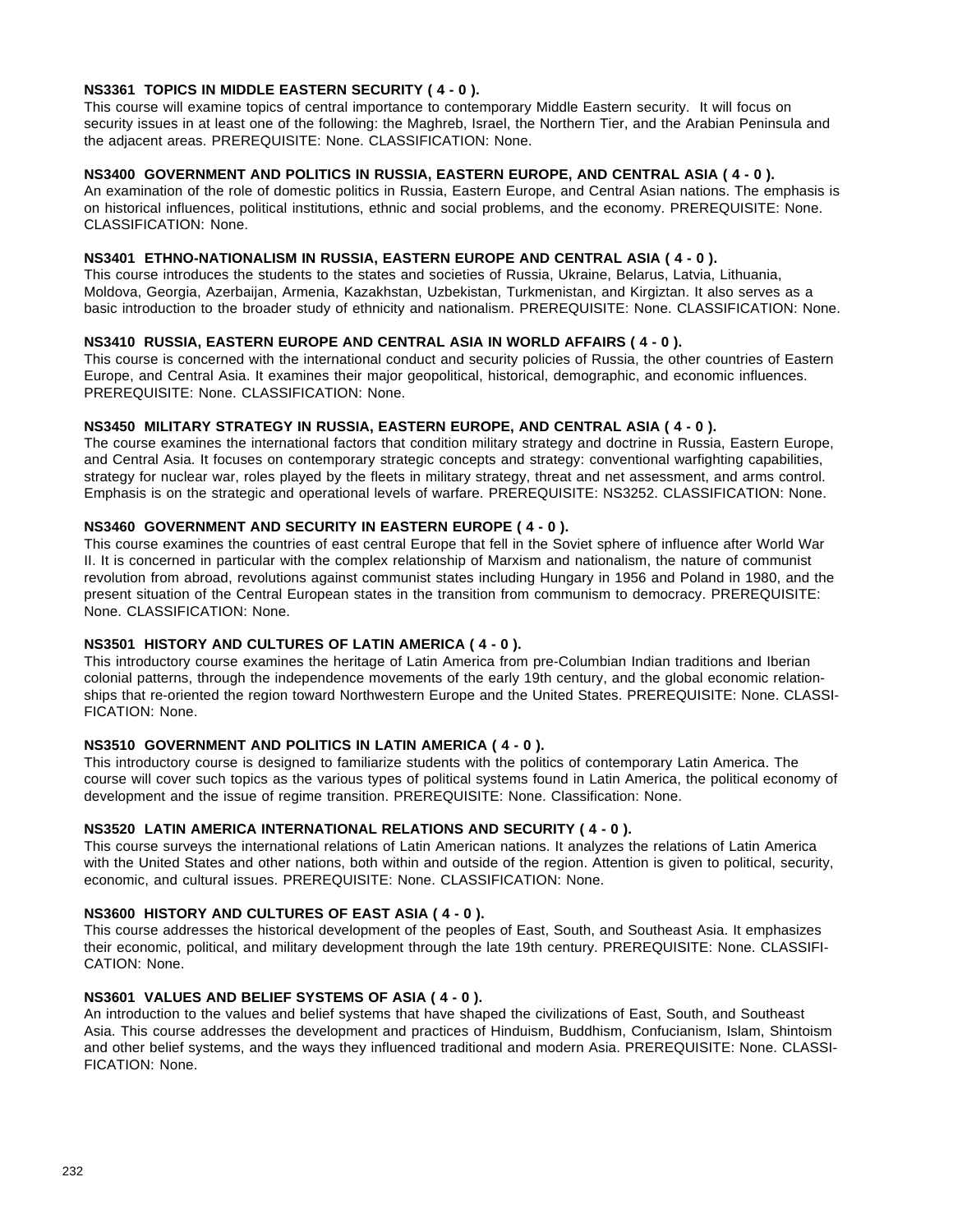**NS3361 TOPICS IN MIDDLE EASTERN SECURITY ( 4 - 0 ).**
This course will examine topics of central importance to contemporary Middle Eastern security. It will focus on security issues in at least one of the following: the Maghreb, Israel, the Northern Tier, and the Arabian Peninsula and the adjacent areas. PREREQUISITE: None. CLASSIFICATION: None.

**NS3400 GOVERNMENT AND POLITICS IN RUSSIA, EASTERN EUROPE, AND CENTRAL ASIA ( 4 - 0 ).**
An examination of the role of domestic politics in Russia, Eastern Europe, and Central Asian nations. The emphasis is on historical influences, political institutions, ethnic and social problems, and the economy. PREREQUISITE: None. CLASSIFICATION: None.

**NS3401 ETHNO-NATIONALISM IN RUSSIA, EASTERN EUROPE AND CENTRAL ASIA ( 4 - 0 ).**
This course introduces the students to the states and societies of Russia, Ukraine, Belarus, Latvia, Lithuania, Moldova, Georgia, Azerbaijan, Armenia, Kazakhstan, Uzbekistan, Turkmenistan, and Kirgiztan. It also serves as a basic introduction to the broader study of ethnicity and nationalism. PREREQUISITE: None. CLASSIFICATION: None.

**NS3410 RUSSIA, EASTERN EUROPE AND CENTRAL ASIA IN WORLD AFFAIRS ( 4 - 0 ).**
This course is concerned with the international conduct and security policies of Russia, the other countries of Eastern Europe, and Central Asia. It examines their major geopolitical, historical, demographic, and economic influences. PREREQUISITE: None. CLASSIFICATION: None.

**NS3450 MILITARY STRATEGY IN RUSSIA, EASTERN EUROPE, AND CENTRAL ASIA ( 4 - 0 ).**
The course examines the international factors that condition military strategy and doctrine in Russia, Eastern Europe, and Central Asia. It focuses on contemporary strategic concepts and strategy: conventional warfighting capabilities, strategy for nuclear war, roles played by the fleets in military strategy, threat and net assessment, and arms control. Emphasis is on the strategic and operational levels of warfare. PREREQUISITE: NS3252. CLASSIFICATION: None.

**NS3460 GOVERNMENT AND SECURITY IN EASTERN EUROPE ( 4 - 0 ).**
This course examines the countries of east central Europe that fell in the Soviet sphere of influence after World War II. It is concerned in particular with the complex relationship of Marxism and nationalism, the nature of communist revolution from abroad, revolutions against communist states including Hungary in 1956 and Poland in 1980, and the present situation of the Central European states in the transition from communism to democracy. PREREQUISITE: None. CLASSIFICATION: None.

**NS3501 HISTORY AND CULTURES OF LATIN AMERICA ( 4 - 0 ).**
This introductory course examines the heritage of Latin America from pre-Columbian Indian traditions and Iberian colonial patterns, through the independence movements of the early 19th century, and the global economic relationships that re-oriented the region toward Northwestern Europe and the United States. PREREQUISITE: None. CLASSIFICATION: None.

**NS3510 GOVERNMENT AND POLITICS IN LATIN AMERICA ( 4 - 0 ).**
This introductory course is designed to familiarize students with the politics of contemporary Latin America. The course will cover such topics as the various types of political systems found in Latin America, the political economy of development and the issue of regime transition. PREREQUISITE: None. Classification: None.

**NS3520 LATIN AMERICA INTERNATIONAL RELATIONS AND SECURITY ( 4 - 0 ).**
This course surveys the international relations of Latin American nations. It analyzes the relations of Latin America with the United States and other nations, both within and outside of the region. Attention is given to political, security, economic, and cultural issues. PREREQUISITE: None. CLASSIFICATION: None.

**NS3600 HISTORY AND CULTURES OF EAST ASIA ( 4 - 0 ).**
This course addresses the historical development of the peoples of East, South, and Southeast Asia. It emphasizes their economic, political, and military development through the late 19th century. PREREQUISITE: None. CLASSIFICATION: None.

**NS3601 VALUES AND BELIEF SYSTEMS OF ASIA ( 4 - 0 ).**
An introduction to the values and belief systems that have shaped the civilizations of East, South, and Southeast Asia. This course addresses the development and practices of Hinduism, Buddhism, Confucianism, Islam, Shintoism and other belief systems, and the ways they influenced traditional and modern Asia. PREREQUISITE: None. CLASSIFICATION: None.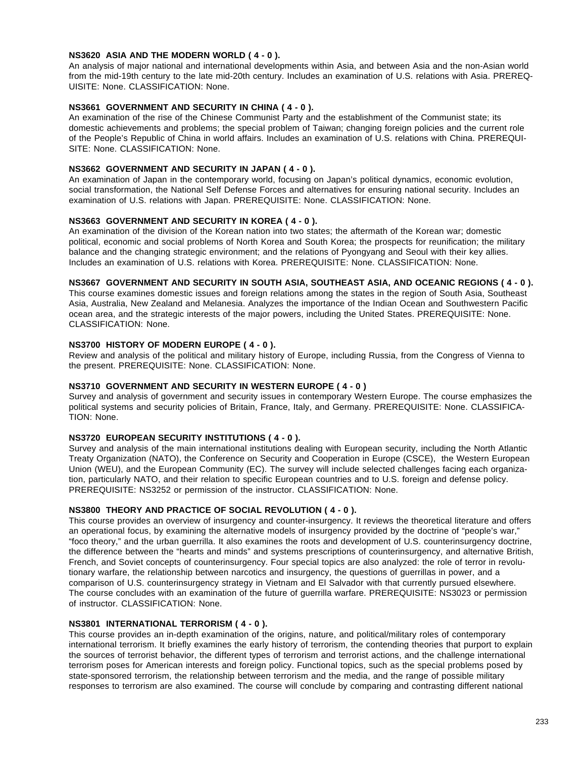**NS3620 ASIA AND THE MODERN WORLD ( 4 - 0 ).**
An analysis of major national and international developments within Asia, and between Asia and the non-Asian world from the mid-19th century to the late mid-20th century. Includes an examination of U.S. relations with Asia. PREREQUISITE: None. CLASSIFICATION: None.

**NS3661 GOVERNMENT AND SECURITY IN CHINA ( 4 - 0 ).**
An examination of the rise of the Chinese Communist Party and the establishment of the Communist state; its domestic achievements and problems; the special problem of Taiwan; changing foreign policies and the current role of the People's Republic of China in world affairs. Includes an examination of U.S. relations with China. PREREQUISITE: None. CLASSIFICATION: None.

**NS3662 GOVERNMENT AND SECURITY IN JAPAN ( 4 - 0 ).**
An examination of Japan in the contemporary world, focusing on Japan's political dynamics, economic evolution, social transformation, the National Self Defense Forces and alternatives for ensuring national security. Includes an examination of U.S. relations with Japan. PREREQUISITE: None. CLASSIFICATION: None.

**NS3663 GOVERNMENT AND SECURITY IN KOREA ( 4 - 0 ).**
An examination of the division of the Korean nation into two states; the aftermath of the Korean war; domestic political, economic and social problems of North Korea and South Korea; the prospects for reunification; the military balance and the changing strategic environment; and the relations of Pyongyang and Seoul with their key allies. Includes an examination of U.S. relations with Korea. PREREQUISITE: None. CLASSIFICATION: None.

**NS3667 GOVERNMENT AND SECURITY IN SOUTH ASIA, SOUTHEAST ASIA, AND OCEANIC REGIONS ( 4 - 0 ).**
This course examines domestic issues and foreign relations among the states in the region of South Asia, Southeast Asia, Australia, New Zealand and Melanesia. Analyzes the importance of the Indian Ocean and Southwestern Pacific ocean area, and the strategic interests of the major powers, including the United States. PREREQUISITE: None. CLASSIFICATION: None.

**NS3700 HISTORY OF MODERN EUROPE ( 4 - 0 ).**
Review and analysis of the political and military history of Europe, including Russia, from the Congress of Vienna to the present. PREREQUISITE: None. CLASSIFICATION: None.

**NS3710 GOVERNMENT AND SECURITY IN WESTERN EUROPE ( 4 - 0 )**
Survey and analysis of government and security issues in contemporary Western Europe. The course emphasizes the political systems and security policies of Britain, France, Italy, and Germany. PREREQUISITE: None. CLASSIFICATION: None.

**NS3720 EUROPEAN SECURITY INSTITUTIONS ( 4 - 0 ).**
Survey and analysis of the main international institutions dealing with European security, including the North Atlantic Treaty Organization (NATO), the Conference on Security and Cooperation in Europe (CSCE), the Western European Union (WEU), and the European Community (EC). The survey will include selected challenges facing each organization, particularly NATO, and their relation to specific European countries and to U.S. foreign and defense policy. PREREQUISITE: NS3252 or permission of the instructor. CLASSIFICATION: None.

**NS3800 THEORY AND PRACTICE OF SOCIAL REVOLUTION ( 4 - 0 ).**
This course provides an overview of insurgency and counter-insurgency. It reviews the theoretical literature and offers an operational focus, by examining the alternative models of insurgency provided by the doctrine of "people's war," "foco theory," and the urban guerrilla. It also examines the roots and development of U.S. counterinsurgency doctrine, the difference between the "hearts and minds" and systems prescriptions of counterinsurgency, and alternative British, French, and Soviet concepts of counterinsurgency. Four special topics are also analyzed: the role of terror in revolutionary warfare, the relationship between narcotics and insurgency, the questions of guerrillas in power, and a comparison of U.S. counterinsurgency strategy in Vietnam and El Salvador with that currently pursued elsewhere. The course concludes with an examination of the future of guerrilla warfare. PREREQUISITE: NS3023 or permission of instructor. CLASSIFICATION: None.

**NS3801 INTERNATIONAL TERRORISM ( 4 - 0 ).**
This course provides an in-depth examination of the origins, nature, and political/military roles of contemporary international terrorism. It briefly examines the early history of terrorism, the contending theories that purport to explain the sources of terrorist behavior, the different types of terrorism and terrorist actions, and the challenge international terrorism poses for American interests and foreign policy. Functional topics, such as the special problems posed by state-sponsored terrorism, the relationship between terrorism and the media, and the range of possible military responses to terrorism are also examined. The course will conclude by comparing and contrasting different national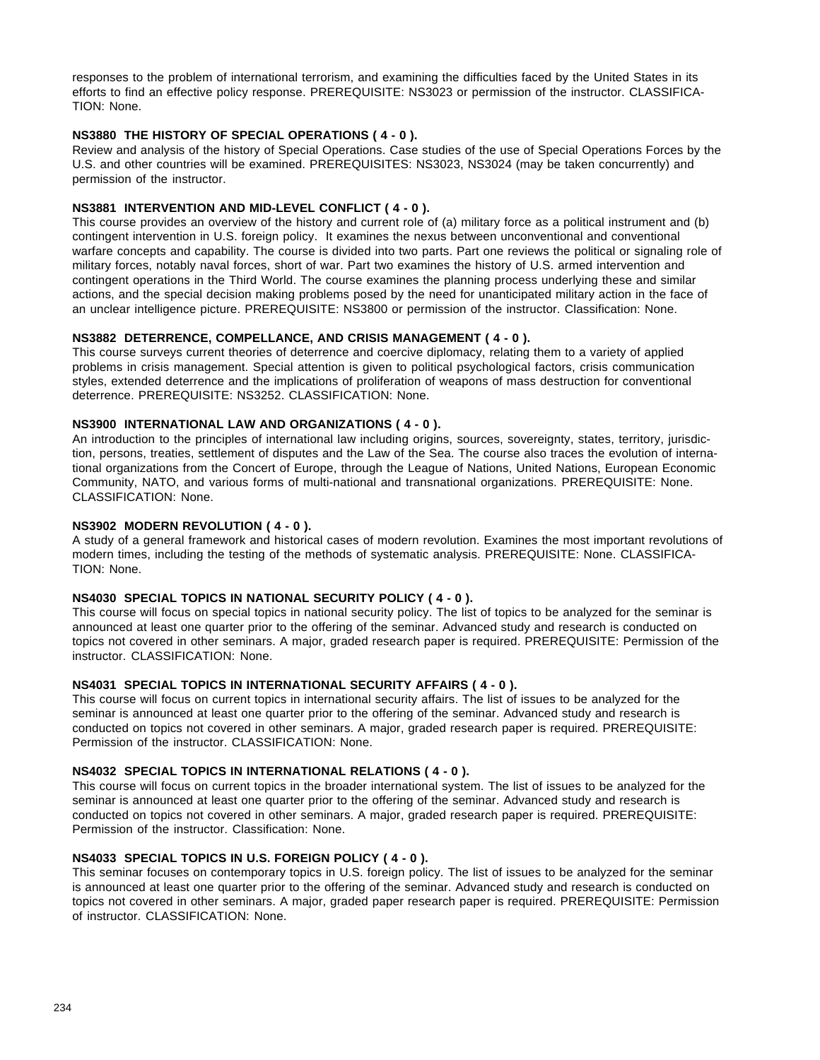responses to the problem of international terrorism, and examining the difficulties faced by the United States in its efforts to find an effective policy response. PREREQUISITE: NS3023 or permission of the instructor. CLASSIFICATION: None.

**NS3880 THE HISTORY OF SPECIAL OPERATIONS ( 4 - 0 ).**
Review and analysis of the history of Special Operations. Case studies of the use of Special Operations Forces by the U.S. and other countries will be examined. PREREQUISITES: NS3023, NS3024 (may be taken concurrently) and permission of the instructor.

**NS3881 INTERVENTION AND MID-LEVEL CONFLICT ( 4 - 0 ).**
This course provides an overview of the history and current role of (a) military force as a political instrument and (b) contingent intervention in U.S. foreign policy. It examines the nexus between unconventional and conventional warfare concepts and capability. The course is divided into two parts. Part one reviews the political or signaling role of military forces, notably naval forces, short of war. Part two examines the history of U.S. armed intervention and contingent operations in the Third World. The course examines the planning process underlying these and similar actions, and the special decision making problems posed by the need for unanticipated military action in the face of an unclear intelligence picture. PREREQUISITE: NS3800 or permission of the instructor. Classification: None.

**NS3882 DETERRENCE, COMPELLANCE, AND CRISIS MANAGEMENT ( 4 - 0 ).**
This course surveys current theories of deterrence and coercive diplomacy, relating them to a variety of applied problems in crisis management. Special attention is given to political psychological factors, crisis communication styles, extended deterrence and the implications of proliferation of weapons of mass destruction for conventional deterrence. PREREQUISITE: NS3252. CLASSIFICATION: None.

**NS3900 INTERNATIONAL LAW AND ORGANIZATIONS ( 4 - 0 ).**
An introduction to the principles of international law including origins, sources, sovereignty, states, territory, jurisdiction, persons, treaties, settlement of disputes and the Law of the Sea. The course also traces the evolution of international organizations from the Concert of Europe, through the League of Nations, United Nations, European Economic Community, NATO, and various forms of multi-national and transnational organizations. PREREQUISITE: None. CLASSIFICATION: None.

**NS3902 MODERN REVOLUTION ( 4 - 0 ).**
A study of a general framework and historical cases of modern revolution. Examines the most important revolutions of modern times, including the testing of the methods of systematic analysis. PREREQUISITE: None. CLASSIFICATION: None.

**NS4030 SPECIAL TOPICS IN NATIONAL SECURITY POLICY ( 4 - 0 ).**
This course will focus on special topics in national security policy. The list of topics to be analyzed for the seminar is announced at least one quarter prior to the offering of the seminar. Advanced study and research is conducted on topics not covered in other seminars. A major, graded research paper is required. PREREQUISITE: Permission of the instructor. CLASSIFICATION: None.

**NS4031 SPECIAL TOPICS IN INTERNATIONAL SECURITY AFFAIRS ( 4 - 0 ).**
This course will focus on current topics in international security affairs. The list of issues to be analyzed for the seminar is announced at least one quarter prior to the offering of the seminar. Advanced study and research is conducted on topics not covered in other seminars. A major, graded research paper is required. PREREQUISITE: Permission of the instructor. CLASSIFICATION: None.

**NS4032 SPECIAL TOPICS IN INTERNATIONAL RELATIONS ( 4 - 0 ).**
This course will focus on current topics in the broader international system. The list of issues to be analyzed for the seminar is announced at least one quarter prior to the offering of the seminar. Advanced study and research is conducted on topics not covered in other seminars. A major, graded research paper is required. PREREQUISITE: Permission of the instructor. Classification: None.

**NS4033 SPECIAL TOPICS IN U.S. FOREIGN POLICY ( 4 - 0 ).**
This seminar focuses on contemporary topics in U.S. foreign policy. The list of issues to be analyzed for the seminar is announced at least one quarter prior to the offering of the seminar. Advanced study and research is conducted on topics not covered in other seminars. A major, graded paper research paper is required. PREREQUISITE: Permission of instructor. CLASSIFICATION: None.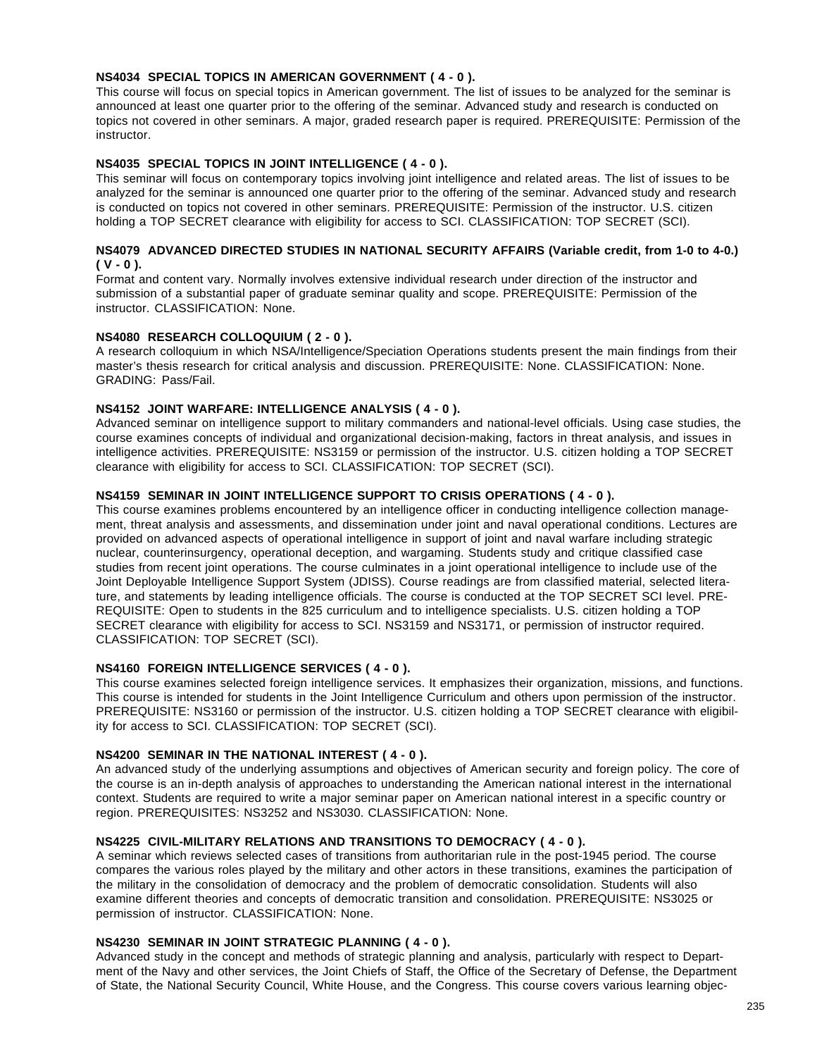**NS4034 SPECIAL TOPICS IN AMERICAN GOVERNMENT ( 4 - 0 ).**
This course will focus on special topics in American government. The list of issues to be analyzed for the seminar is announced at least one quarter prior to the offering of the seminar. Advanced study and research is conducted on topics not covered in other seminars. A major, graded research paper is required. PREREQUISITE: Permission of the instructor.

**NS4035 SPECIAL TOPICS IN JOINT INTELLIGENCE ( 4 - 0 ).**
This seminar will focus on contemporary topics involving joint intelligence and related areas. The list of issues to be analyzed for the seminar is announced one quarter prior to the offering of the seminar. Advanced study and research is conducted on topics not covered in other seminars. PREREQUISITE: Permission of the instructor. U.S. citizen holding a TOP SECRET clearance with eligibility for access to SCI. CLASSIFICATION: TOP SECRET (SCI).

**NS4079 ADVANCED DIRECTED STUDIES IN NATIONAL SECURITY AFFAIRS (Variable credit, from 1-0 to 4-0.) ( V - 0 ).**
Format and content vary. Normally involves extensive individual research under direction of the instructor and submission of a substantial paper of graduate seminar quality and scope. PREREQUISITE: Permission of the instructor. CLASSIFICATION: None.

**NS4080 RESEARCH COLLOQUIUM ( 2 - 0 ).**
A research colloquium in which NSA/Intelligence/Speciation Operations students present the main findings from their master's thesis research for critical analysis and discussion. PREREQUISITE: None. CLASSIFICATION: None. GRADING: Pass/Fail.

**NS4152 JOINT WARFARE: INTELLIGENCE ANALYSIS ( 4 - 0 ).**
Advanced seminar on intelligence support to military commanders and national-level officials. Using case studies, the course examines concepts of individual and organizational decision-making, factors in threat analysis, and issues in intelligence activities. PREREQUISITE: NS3159 or permission of the instructor. U.S. citizen holding a TOP SECRET clearance with eligibility for access to SCI. CLASSIFICATION: TOP SECRET (SCI).

**NS4159 SEMINAR IN JOINT INTELLIGENCE SUPPORT TO CRISIS OPERATIONS ( 4 - 0 ).**
This course examines problems encountered by an intelligence officer in conducting intelligence collection management, threat analysis and assessments, and dissemination under joint and naval operational conditions. Lectures are provided on advanced aspects of operational intelligence in support of joint and naval warfare including strategic nuclear, counterinsurgency, operational deception, and wargaming. Students study and critique classified case studies from recent joint operations. The course culminates in a joint operational intelligence to include use of the Joint Deployable Intelligence Support System (JDISS). Course readings are from classified material, selected literature, and statements by leading intelligence officials. The course is conducted at the TOP SECRET SCI level. PREREQUISITE: Open to students in the 825 curriculum and to intelligence specialists. U.S. citizen holding a TOP SECRET clearance with eligibility for access to SCI. NS3159 and NS3171, or permission of instructor required. CLASSIFICATION: TOP SECRET (SCI).

**NS4160 FOREIGN INTELLIGENCE SERVICES ( 4 - 0 ).**
This course examines selected foreign intelligence services. It emphasizes their organization, missions, and functions. This course is intended for students in the Joint Intelligence Curriculum and others upon permission of the instructor. PREREQUISITE: NS3160 or permission of the instructor. U.S. citizen holding a TOP SECRET clearance with eligibility for access to SCI. CLASSIFICATION: TOP SECRET (SCI).

**NS4200 SEMINAR IN THE NATIONAL INTEREST ( 4 - 0 ).**
An advanced study of the underlying assumptions and objectives of American security and foreign policy. The core of the course is an in-depth analysis of approaches to understanding the American national interest in the international context. Students are required to write a major seminar paper on American national interest in a specific country or region. PREREQUISITES: NS3252 and NS3030. CLASSIFICATION: None.

**NS4225 CIVIL-MILITARY RELATIONS AND TRANSITIONS TO DEMOCRACY ( 4 - 0 ).**
A seminar which reviews selected cases of transitions from authoritarian rule in the post-1945 period. The course compares the various roles played by the military and other actors in these transitions, examines the participation of the military in the consolidation of democracy and the problem of democratic consolidation. Students will also examine different theories and concepts of democratic transition and consolidation. PREREQUISITE: NS3025 or permission of instructor. CLASSIFICATION: None.

**NS4230 SEMINAR IN JOINT STRATEGIC PLANNING ( 4 - 0 ).**
Advanced study in the concept and methods of strategic planning and analysis, particularly with respect to Department of the Navy and other services, the Joint Chiefs of Staff, the Office of the Secretary of Defense, the Department of State, the National Security Council, White House, and the Congress. This course covers various learning objec-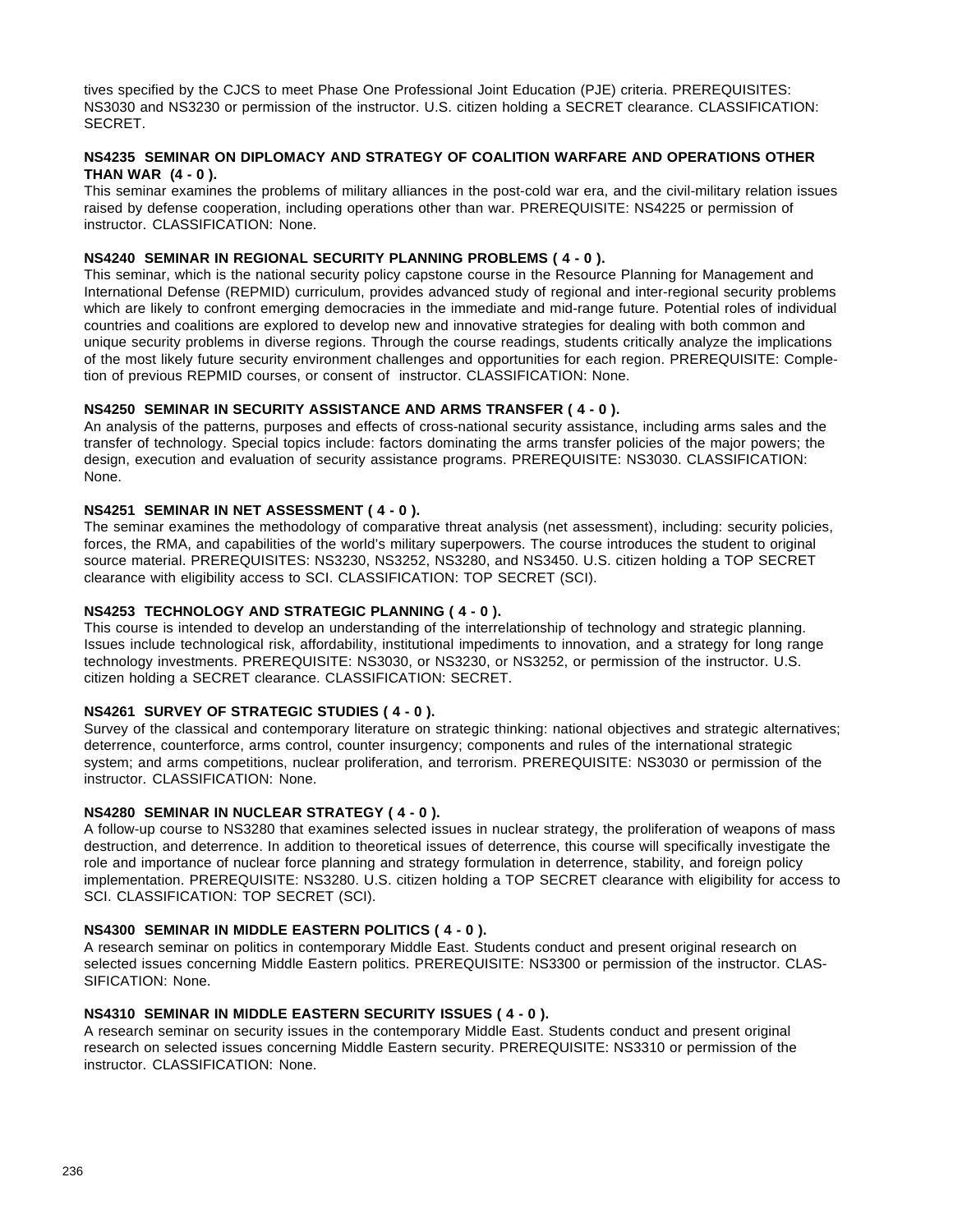tives specified by the CJCS to meet Phase One Professional Joint Education (PJE) criteria. PREREQUISITES: NS3030 and NS3230 or permission of the instructor. U.S. citizen holding a SECRET clearance. CLASSIFICATION: SECRET.

**NS4235 SEMINAR ON DIPLOMACY AND STRATEGY OF COALITION WARFARE AND OPERATIONS OTHER THAN WAR (4 - 0 ).**
This seminar examines the problems of military alliances in the post-cold war era, and the civil-military relation issues raised by defense cooperation, including operations other than war. PREREQUISITE: NS4225 or permission of instructor. CLASSIFICATION: None.

**NS4240 SEMINAR IN REGIONAL SECURITY PLANNING PROBLEMS ( 4 - 0 ).**
This seminar, which is the national security policy capstone course in the Resource Planning for Management and International Defense (REPMID) curriculum, provides advanced study of regional and inter-regional security problems which are likely to confront emerging democracies in the immediate and mid-range future. Potential roles of individual countries and coalitions are explored to develop new and innovative strategies for dealing with both common and unique security problems in diverse regions. Through the course readings, students critically analyze the implications of the most likely future security environment challenges and opportunities for each region. PREREQUISITE: Completion of previous REPMID courses, or consent of instructor. CLASSIFICATION: None.

**NS4250 SEMINAR IN SECURITY ASSISTANCE AND ARMS TRANSFER ( 4 - 0 ).**
An analysis of the patterns, purposes and effects of cross-national security assistance, including arms sales and the transfer of technology. Special topics include: factors dominating the arms transfer policies of the major powers; the design, execution and evaluation of security assistance programs. PREREQUISITE: NS3030. CLASSIFICATION: None.

**NS4251 SEMINAR IN NET ASSESSMENT ( 4 - 0 ).**
The seminar examines the methodology of comparative threat analysis (net assessment), including: security policies, forces, the RMA, and capabilities of the world's military superpowers. The course introduces the student to original source material. PREREQUISITES: NS3230, NS3252, NS3280, and NS3450. U.S. citizen holding a TOP SECRET clearance with eligibility access to SCI. CLASSIFICATION: TOP SECRET (SCI).

**NS4253 TECHNOLOGY AND STRATEGIC PLANNING ( 4 - 0 ).**
This course is intended to develop an understanding of the interrelationship of technology and strategic planning. Issues include technological risk, affordability, institutional impediments to innovation, and a strategy for long range technology investments. PREREQUISITE: NS3030, or NS3230, or NS3252, or permission of the instructor. U.S. citizen holding a SECRET clearance. CLASSIFICATION: SECRET.

**NS4261 SURVEY OF STRATEGIC STUDIES ( 4 - 0 ).**
Survey of the classical and contemporary literature on strategic thinking: national objectives and strategic alternatives; deterrence, counterforce, arms control, counter insurgency; components and rules of the international strategic system; and arms competitions, nuclear proliferation, and terrorism. PREREQUISITE: NS3030 or permission of the instructor. CLASSIFICATION: None.

**NS4280 SEMINAR IN NUCLEAR STRATEGY ( 4 - 0 ).**
A follow-up course to NS3280 that examines selected issues in nuclear strategy, the proliferation of weapons of mass destruction, and deterrence. In addition to theoretical issues of deterrence, this course will specifically investigate the role and importance of nuclear force planning and strategy formulation in deterrence, stability, and foreign policy implementation. PREREQUISITE: NS3280. U.S. citizen holding a TOP SECRET clearance with eligibility for access to SCI. CLASSIFICATION: TOP SECRET (SCI).

**NS4300 SEMINAR IN MIDDLE EASTERN POLITICS ( 4 - 0 ).**
A research seminar on politics in contemporary Middle East. Students conduct and present original research on selected issues concerning Middle Eastern politics. PREREQUISITE: NS3300 or permission of the instructor. CLASSIFICATION: None.

**NS4310 SEMINAR IN MIDDLE EASTERN SECURITY ISSUES ( 4 - 0 ).**
A research seminar on security issues in the contemporary Middle East. Students conduct and present original research on selected issues concerning Middle Eastern security. PREREQUISITE: NS3310 or permission of the instructor. CLASSIFICATION: None.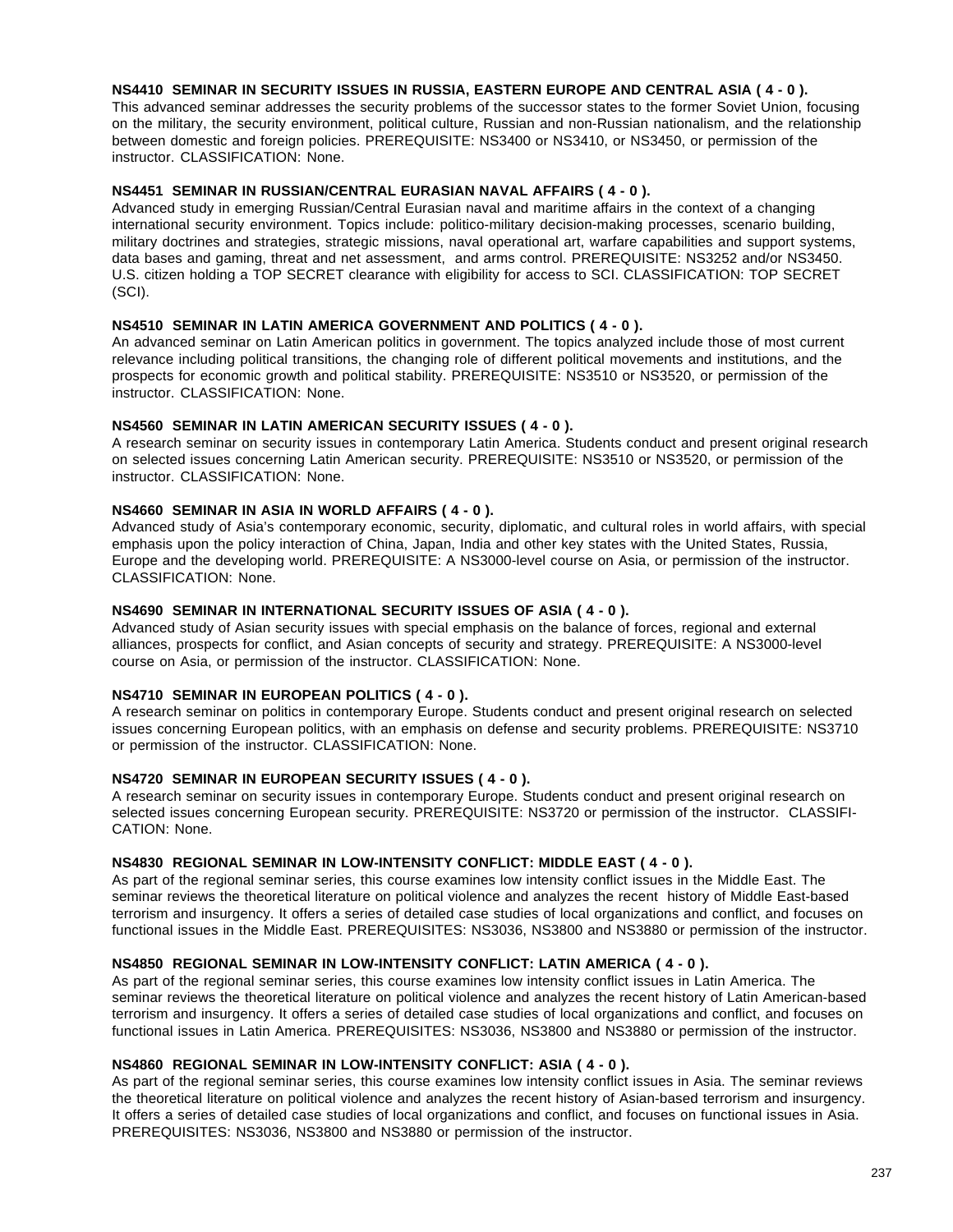**NS4410 SEMINAR IN SECURITY ISSUES IN RUSSIA, EASTERN EUROPE AND CENTRAL ASIA ( 4 - 0 ).**
This advanced seminar addresses the security problems of the successor states to the former Soviet Union, focusing on the military, the security environment, political culture, Russian and non-Russian nationalism, and the relationship between domestic and foreign policies. PREREQUISITE: NS3400 or NS3410, or NS3450, or permission of the instructor. CLASSIFICATION: None.

**NS4451 SEMINAR IN RUSSIAN/CENTRAL EURASIAN NAVAL AFFAIRS ( 4 - 0 ).**
Advanced study in emerging Russian/Central Eurasian naval and maritime affairs in the context of a changing international security environment. Topics include: politico-military decision-making processes, scenario building, military doctrines and strategies, strategic missions, naval operational art, warfare capabilities and support systems, data bases and gaming, threat and net assessment, and arms control. PREREQUISITE: NS3252 and/or NS3450. U.S. citizen holding a TOP SECRET clearance with eligibility for access to SCI. CLASSIFICATION: TOP SECRET (SCI).

**NS4510 SEMINAR IN LATIN AMERICA GOVERNMENT AND POLITICS ( 4 - 0 ).**
An advanced seminar on Latin American politics in government. The topics analyzed include those of most current relevance including political transitions, the changing role of different political movements and institutions, and the prospects for economic growth and political stability. PREREQUISITE: NS3510 or NS3520, or permission of the instructor. CLASSIFICATION: None.

**NS4560 SEMINAR IN LATIN AMERICAN SECURITY ISSUES ( 4 - 0 ).**
A research seminar on security issues in contemporary Latin America. Students conduct and present original research on selected issues concerning Latin American security. PREREQUISITE: NS3510 or NS3520, or permission of the instructor. CLASSIFICATION: None.

**NS4660 SEMINAR IN ASIA IN WORLD AFFAIRS ( 4 - 0 ).**
Advanced study of Asia's contemporary economic, security, diplomatic, and cultural roles in world affairs, with special emphasis upon the policy interaction of China, Japan, India and other key states with the United States, Russia, Europe and the developing world. PREREQUISITE: A NS3000-level course on Asia, or permission of the instructor. CLASSIFICATION: None.

**NS4690 SEMINAR IN INTERNATIONAL SECURITY ISSUES OF ASIA ( 4 - 0 ).**
Advanced study of Asian security issues with special emphasis on the balance of forces, regional and external alliances, prospects for conflict, and Asian concepts of security and strategy. PREREQUISITE: A NS3000-level course on Asia, or permission of the instructor. CLASSIFICATION: None.

**NS4710 SEMINAR IN EUROPEAN POLITICS ( 4 - 0 ).**
A research seminar on politics in contemporary Europe. Students conduct and present original research on selected issues concerning European politics, with an emphasis on defense and security problems. PREREQUISITE: NS3710 or permission of the instructor. CLASSIFICATION: None.

**NS4720 SEMINAR IN EUROPEAN SECURITY ISSUES ( 4 - 0 ).**
A research seminar on security issues in contemporary Europe. Students conduct and present original research on selected issues concerning European security. PREREQUISITE: NS3720 or permission of the instructor. CLASSIFICATION: None.

**NS4830 REGIONAL SEMINAR IN LOW-INTENSITY CONFLICT: MIDDLE EAST ( 4 - 0 ).**
As part of the regional seminar series, this course examines low intensity conflict issues in the Middle East. The seminar reviews the theoretical literature on political violence and analyzes the recent history of Middle East-based terrorism and insurgency. It offers a series of detailed case studies of local organizations and conflict, and focuses on functional issues in the Middle East. PREREQUISITES: NS3036, NS3800 and NS3880 or permission of the instructor.

**NS4850 REGIONAL SEMINAR IN LOW-INTENSITY CONFLICT: LATIN AMERICA ( 4 - 0 ).**
As part of the regional seminar series, this course examines low intensity conflict issues in Latin America. The seminar reviews the theoretical literature on political violence and analyzes the recent history of Latin American-based terrorism and insurgency. It offers a series of detailed case studies of local organizations and conflict, and focuses on functional issues in Latin America. PREREQUISITES: NS3036, NS3800 and NS3880 or permission of the instructor.

**NS4860 REGIONAL SEMINAR IN LOW-INTENSITY CONFLICT: ASIA ( 4 - 0 ).**
As part of the regional seminar series, this course examines low intensity conflict issues in Asia. The seminar reviews the theoretical literature on political violence and analyzes the recent history of Asian-based terrorism and insurgency. It offers a series of detailed case studies of local organizations and conflict, and focuses on functional issues in Asia. PREREQUISITES: NS3036, NS3800 and NS3880 or permission of the instructor.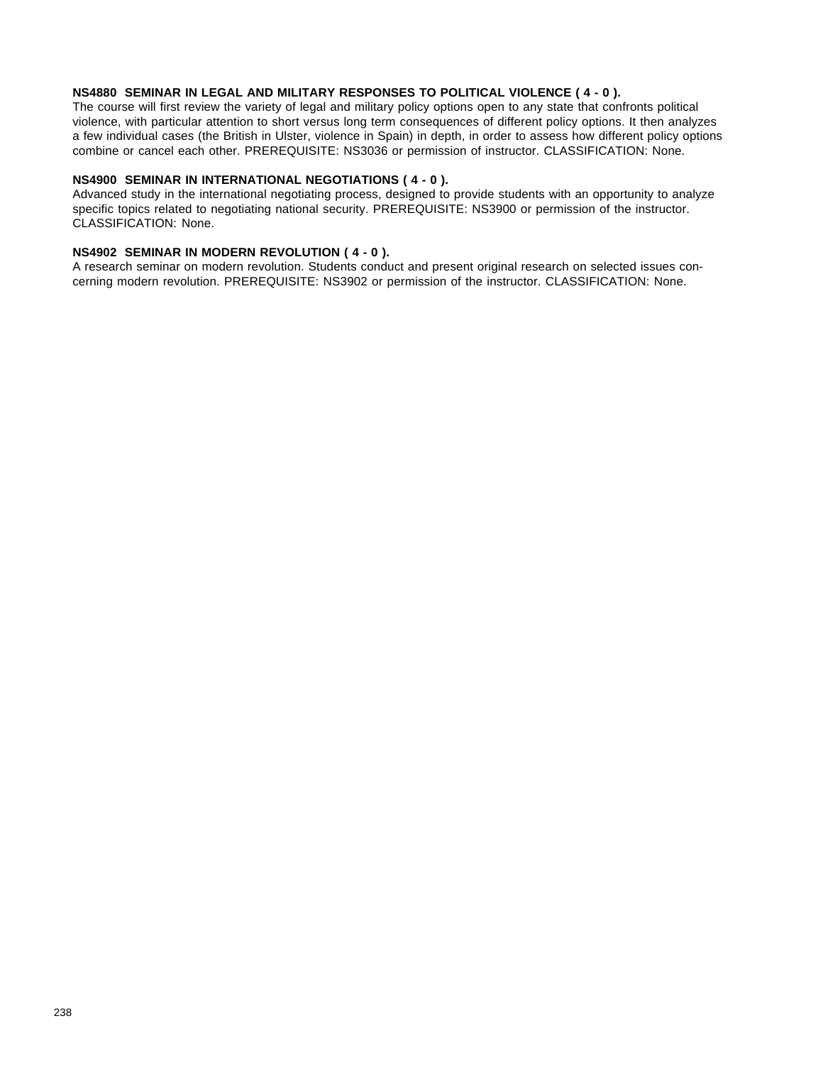**NS4880 SEMINAR IN LEGAL AND MILITARY RESPONSES TO POLITICAL VIOLENCE ( 4 - 0 ).**
The course will first review the variety of legal and military policy options open to any state that confronts political violence, with particular attention to short versus long term consequences of different policy options. It then analyzes a few individual cases (the British in Ulster, violence in Spain) in depth, in order to assess how different policy options combine or cancel each other. PREREQUISITE: NS3036 or permission of instructor. CLASSIFICATION: None.

**NS4900 SEMINAR IN INTERNATIONAL NEGOTIATIONS ( 4 - 0 ).**
Advanced study in the international negotiating process, designed to provide students with an opportunity to analyze specific topics related to negotiating national security. PREREQUISITE: NS3900 or permission of the instructor. CLASSIFICATION: None.

**NS4902 SEMINAR IN MODERN REVOLUTION ( 4 - 0 ).**
A research seminar on modern revolution. Students conduct and present original research on selected issues concerning modern revolution. PREREQUISITE: NS3902 or permission of the instructor. CLASSIFICATION: None.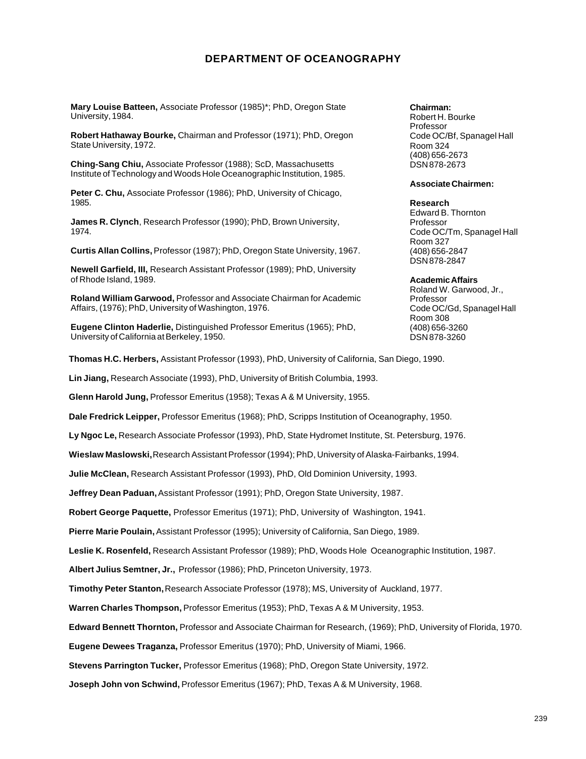# DEPARTMENT OF OCEANOGRAPHY

**Mary Louise Batteen,** Associate Professor (1985)*; PhD, Oregon State University, 1984.

**Robert Hathaway Bourke,** Chairman and Professor (1971); PhD, Oregon State University, 1972.

**Ching-Sang Chiu,** Associate Professor (1988); ScD, Massachusetts Institute of Technology and Woods Hole Oceanographic Institution, 1985.

**Peter C. Chu,** Associate Professor (1986); PhD, University of Chicago, 1985.

**James R. Clynch**, Research Professor (1990); PhD, Brown University, 1974.

**Curtis Allan Collins,** Professor (1987); PhD, Oregon State University, 1967.

**Newell Garfield, III,** Research Assistant Professor (1989); PhD, University of Rhode Island, 1989.

**Roland William Garwood,** Professor and Associate Chairman for Academic Affairs, (1976); PhD, University of Washington, 1976.

**Eugene Clinton Haderlie,** Distinguished Professor Emeritus (1965); PhD, University of California at Berkeley, 1950.

**Chairman:**
Robert H. Bourke
Professor
Code OC/Bf, Spanagel Hall
Room 324
(408) 656-2673
DSN 878-2673

**Associate Chairmen:**

**Research**
Edward B. Thornton
Professor
Code OC/Tm, Spanagel Hall
Room 327
(408) 656-2847
DSN 878-2847

**Academic Affairs**
Roland W. Garwood, Jr.,
Professor
Code OC/Gd, Spanagel Hall
Room 308
(408) 656-3260
DSN 878-3260

**Thomas H.C. Herbers,** Assistant Professor (1993), PhD, University of California, San Diego, 1990.

**Lin Jiang,** Research Associate (1993), PhD, University of British Columbia, 1993.

**Glenn Harold Jung,** Professor Emeritus (1958); Texas A & M University, 1955.

**Dale Fredrick Leipper,** Professor Emeritus (1968); PhD, Scripps Institution of Oceanography, 1950.

**Ly Ngoc Le,** Research Associate Professor (1993), PhD, State Hydromet Institute, St. Petersburg, 1976.

**Wieslaw Maslowski,** Research Assistant Professor (1994); PhD, University of Alaska-Fairbanks, 1994.

**Julie McClean,** Research Assistant Professor (1993), PhD, Old Dominion University, 1993.

**Jeffrey Dean Paduan,** Assistant Professor (1991); PhD, Oregon State University, 1987.

**Robert George Paquette,** Professor Emeritus (1971); PhD, University of Washington, 1941.

**Pierre Marie Poulain,** Assistant Professor (1995); University of California, San Diego, 1989.

**Leslie K. Rosenfeld,** Research Assistant Professor (1989); PhD, Woods Hole Oceanographic Institution, 1987.

**Albert Julius Semtner, Jr.,** Professor (1986); PhD, Princeton University, 1973.

**Timothy Peter Stanton,** Research Associate Professor (1978); MS, University of Auckland, 1977.

**Warren Charles Thompson,** Professor Emeritus (1953); PhD, Texas A & M University, 1953.

**Edward Bennett Thornton,** Professor and Associate Chairman for Research, (1969); PhD, University of Florida, 1970.

**Eugene Dewees Traganza,** Professor Emeritus (1970); PhD, University of Miami, 1966.

**Stevens Parrington Tucker,** Professor Emeritus (1968); PhD, Oregon State University, 1972.

**Joseph John von Schwind,** Professor Emeritus (1967); PhD, Texas A & M University, 1968.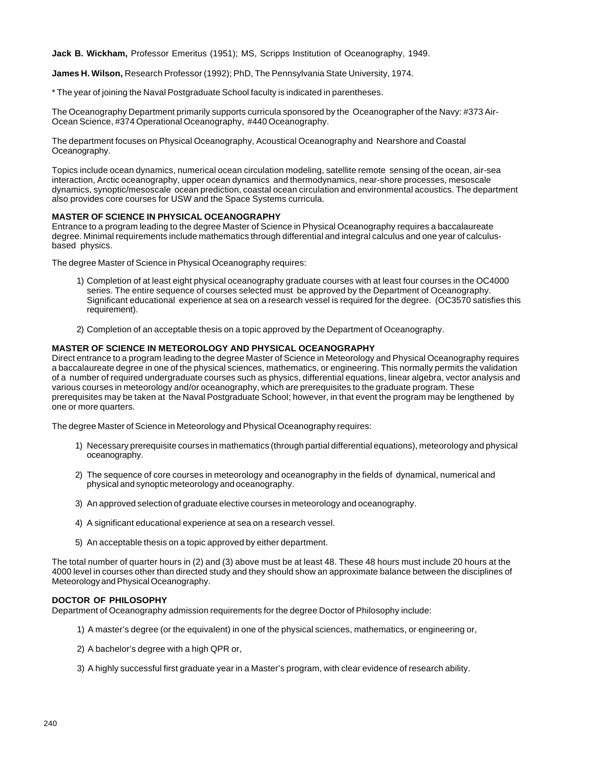**Jack B. Wickham,** Professor Emeritus (1951); MS, Scripps Institution of Oceanography, 1949.

**James H. Wilson,** Research Professor (1992); PhD, The Pennsylvania State University, 1974.

* The year of joining the Naval Postgraduate School faculty is indicated in parentheses.

The Oceanography Department primarily supports curricula sponsored by the Oceanographer of the Navy: #373 Air-Ocean Science, #374 Operational Oceanography, #440 Oceanography.

The department focuses on Physical Oceanography, Acoustical Oceanography and Nearshore and Coastal Oceanography.

Topics include ocean dynamics, numerical ocean circulation modeling, satellite remote sensing of the ocean, air-sea interaction, Arctic oceanography, upper ocean dynamics and thermodynamics, near-shore processes, mesoscale dynamics, synoptic/mesoscale ocean prediction, coastal ocean circulation and environmental acoustics. The department also provides core courses for USW and the Space Systems curricula.

### MASTER OF SCIENCE IN PHYSICAL OCEANOGRAPHY

Entrance to a program leading to the degree Master of Science in Physical Oceanography requires a baccalaureate degree. Minimal requirements include mathematics through differential and integral calculus and one year of calculus-based physics.

The degree Master of Science in Physical Oceanography requires:

1) Completion of at least eight physical oceanography graduate courses with at least four courses in the OC4000 series. The entire sequence of courses selected must be approved by the Department of Oceanography. Significant educational experience at sea on a research vessel is required for the degree. (OC3570 satisfies this requirement).

2) Completion of an acceptable thesis on a topic approved by the Department of Oceanography.

### MASTER OF SCIENCE IN METEOROLOGY AND PHYSICAL OCEANOGRAPHY

Direct entrance to a program leading to the degree Master of Science in Meteorology and Physical Oceanography requires a baccalaureate degree in one of the physical sciences, mathematics, or engineering. This normally permits the validation of a number of required undergraduate courses such as physics, differential equations, linear algebra, vector analysis and various courses in meteorology and/or oceanography, which are prerequisites to the graduate program. These prerequisites may be taken at the Naval Postgraduate School; however, in that event the program may be lengthened by one or more quarters.

The degree Master of Science in Meteorology and Physical Oceanography requires:

1) Necessary prerequisite courses in mathematics (through partial differential equations), meteorology and physical oceanography.

2) The sequence of core courses in meteorology and oceanography in the fields of dynamical, numerical and physical and synoptic meteorology and oceanography.

3) An approved selection of graduate elective courses in meteorology and oceanography.

4) A significant educational experience at sea on a research vessel.

5) An acceptable thesis on a topic approved by either department.

The total number of quarter hours in (2) and (3) above must be at least 48. These 48 hours must include 20 hours at the 4000 level in courses other than directed study and they should show an approximate balance between the disciplines of Meteorology and Physical Oceanography.

### DOCTOR OF PHILOSOPHY

Department of Oceanography admission requirements for the degree Doctor of Philosophy include:

1) A master's degree (or the equivalent) in one of the physical sciences, mathematics, or engineering or,

2) A bachelor's degree with a high QPR or,

3) A highly successful first graduate year in a Master's program, with clear evidence of research ability.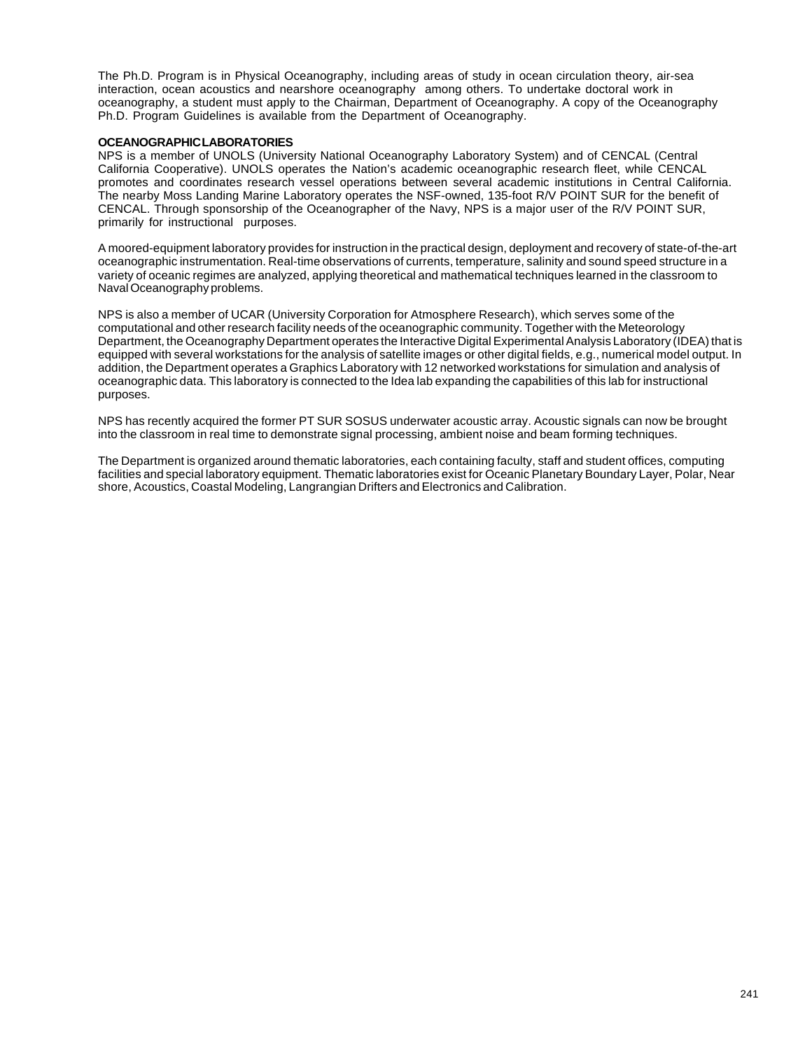The Ph.D. Program is in Physical Oceanography, including areas of study in ocean circulation theory, air-sea interaction, ocean acoustics and nearshore oceanography among others. To undertake doctoral work in oceanography, a student must apply to the Chairman, Department of Oceanography. A copy of the Oceanography Ph.D. Program Guidelines is available from the Department of Oceanography.

**OCEANOGRAPHIC LABORATORIES**

NPS is a member of UNOLS (University National Oceanography Laboratory System) and of CENCAL (Central California Cooperative). UNOLS operates the Nation's academic oceanographic research fleet, while CENCAL promotes and coordinates research vessel operations between several academic institutions in Central California. The nearby Moss Landing Marine Laboratory operates the NSF-owned, 135-foot R/V POINT SUR for the benefit of CENCAL. Through sponsorship of the Oceanographer of the Navy, NPS is a major user of the R/V POINT SUR, primarily for instructional purposes.

A moored-equipment laboratory provides for instruction in the practical design, deployment and recovery of state-of-the-art oceanographic instrumentation. Real-time observations of currents, temperature, salinity and sound speed structure in a variety of oceanic regimes are analyzed, applying theoretical and mathematical techniques learned in the classroom to Naval Oceanography problems.

NPS is also a member of UCAR (University Corporation for Atmosphere Research), which serves some of the computational and other research facility needs of the oceanographic community. Together with the Meteorology Department, the Oceanography Department operates the Interactive Digital Experimental Analysis Laboratory (IDEA) that is equipped with several workstations for the analysis of satellite images or other digital fields, e.g., numerical model output. In addition, the Department operates a Graphics Laboratory with 12 networked workstations for simulation and analysis of oceanographic data. This laboratory is connected to the Idea lab expanding the capabilities of this lab for instructional purposes.

NPS has recently acquired the former PT SUR SOSUS underwater acoustic array. Acoustic signals can now be brought into the classroom in real time to demonstrate signal processing, ambient noise and beam forming techniques.

The Department is organized around thematic laboratories, each containing faculty, staff and student offices, computing facilities and special laboratory equipment. Thematic laboratories exist for Oceanic Planetary Boundary Layer, Polar, Near shore, Acoustics, Coastal Modeling, Langrangian Drifters and Electronics and Calibration.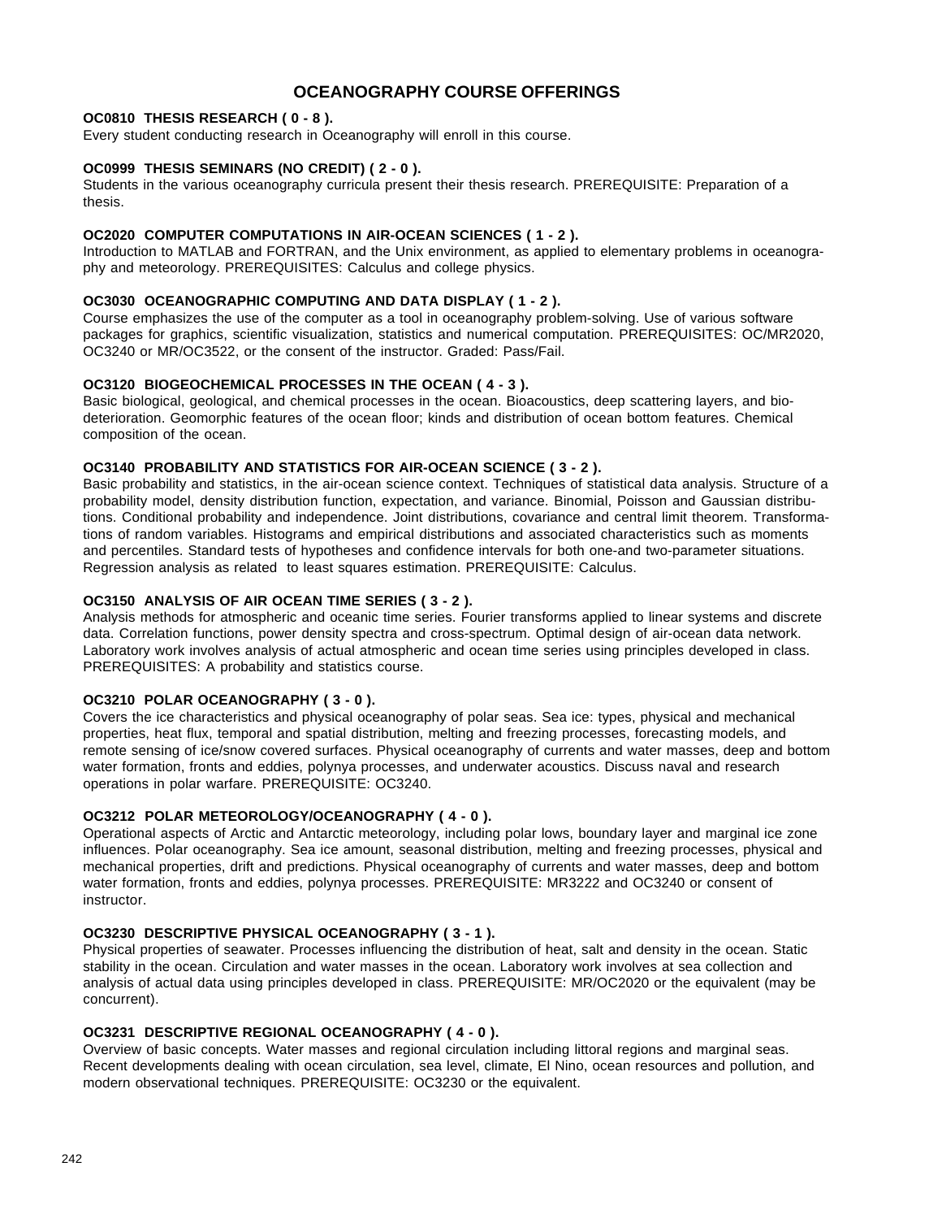# OCEANOGRAPHY COURSE OFFERINGS

**OC0810 THESIS RESEARCH ( 0 - 8 ).**
Every student conducting research in Oceanography will enroll in this course.

**OC0999 THESIS SEMINARS (NO CREDIT) ( 2 - 0 ).**
Students in the various oceanography curricula present their thesis research. PREREQUISITE: Preparation of a thesis.

**OC2020 COMPUTER COMPUTATIONS IN AIR-OCEAN SCIENCES ( 1 - 2 ).**
Introduction to MATLAB and FORTRAN, and the Unix environment, as applied to elementary problems in oceanography and meteorology. PREREQUISITES: Calculus and college physics.

**OC3030 OCEANOGRAPHIC COMPUTING AND DATA DISPLAY ( 1 - 2 ).**
Course emphasizes the use of the computer as a tool in oceanography problem-solving. Use of various software packages for graphics, scientific visualization, statistics and numerical computation. PREREQUISITES: OC/MR2020, OC3240 or MR/OC3522, or the consent of the instructor. Graded: Pass/Fail.

**OC3120 BIOGEOCHEMICAL PROCESSES IN THE OCEAN ( 4 - 3 ).**
Basic biological, geological, and chemical processes in the ocean. Bioacoustics, deep scattering layers, and biodeterioration. Geomorphic features of the ocean floor; kinds and distribution of ocean bottom features. Chemical composition of the ocean.

**OC3140 PROBABILITY AND STATISTICS FOR AIR-OCEAN SCIENCE ( 3 - 2 ).**
Basic probability and statistics, in the air-ocean science context. Techniques of statistical data analysis. Structure of a probability model, density distribution function, expectation, and variance. Binomial, Poisson and Gaussian distributions. Conditional probability and independence. Joint distributions, covariance and central limit theorem. Transformations of random variables. Histograms and empirical distributions and associated characteristics such as moments and percentiles. Standard tests of hypotheses and confidence intervals for both one-and two-parameter situations. Regression analysis as related to least squares estimation. PREREQUISITE: Calculus.

**OC3150 ANALYSIS OF AIR OCEAN TIME SERIES ( 3 - 2 ).**
Analysis methods for atmospheric and oceanic time series. Fourier transforms applied to linear systems and discrete data. Correlation functions, power density spectra and cross-spectrum. Optimal design of air-ocean data network. Laboratory work involves analysis of actual atmospheric and ocean time series using principles developed in class. PREREQUISITES: A probability and statistics course.

**OC3210 POLAR OCEANOGRAPHY ( 3 - 0 ).**
Covers the ice characteristics and physical oceanography of polar seas. Sea ice: types, physical and mechanical properties, heat flux, temporal and spatial distribution, melting and freezing processes, forecasting models, and remote sensing of ice/snow covered surfaces. Physical oceanography of currents and water masses, deep and bottom water formation, fronts and eddies, polynya processes, and underwater acoustics. Discuss naval and research operations in polar warfare. PREREQUISITE: OC3240.

**OC3212 POLAR METEOROLOGY/OCEANOGRAPHY ( 4 - 0 ).**
Operational aspects of Arctic and Antarctic meteorology, including polar lows, boundary layer and marginal ice zone influences. Polar oceanography. Sea ice amount, seasonal distribution, melting and freezing processes, physical and mechanical properties, drift and predictions. Physical oceanography of currents and water masses, deep and bottom water formation, fronts and eddies, polynya processes. PREREQUISITE: MR3222 and OC3240 or consent of instructor.

**OC3230 DESCRIPTIVE PHYSICAL OCEANOGRAPHY ( 3 - 1 ).**
Physical properties of seawater. Processes influencing the distribution of heat, salt and density in the ocean. Static stability in the ocean. Circulation and water masses in the ocean. Laboratory work involves at sea collection and analysis of actual data using principles developed in class. PREREQUISITE: MR/OC2020 or the equivalent (may be concurrent).

**OC3231 DESCRIPTIVE REGIONAL OCEANOGRAPHY ( 4 - 0 ).**
Overview of basic concepts. Water masses and regional circulation including littoral regions and marginal seas. Recent developments dealing with ocean circulation, sea level, climate, El Nino, ocean resources and pollution, and modern observational techniques. PREREQUISITE: OC3230 or the equivalent.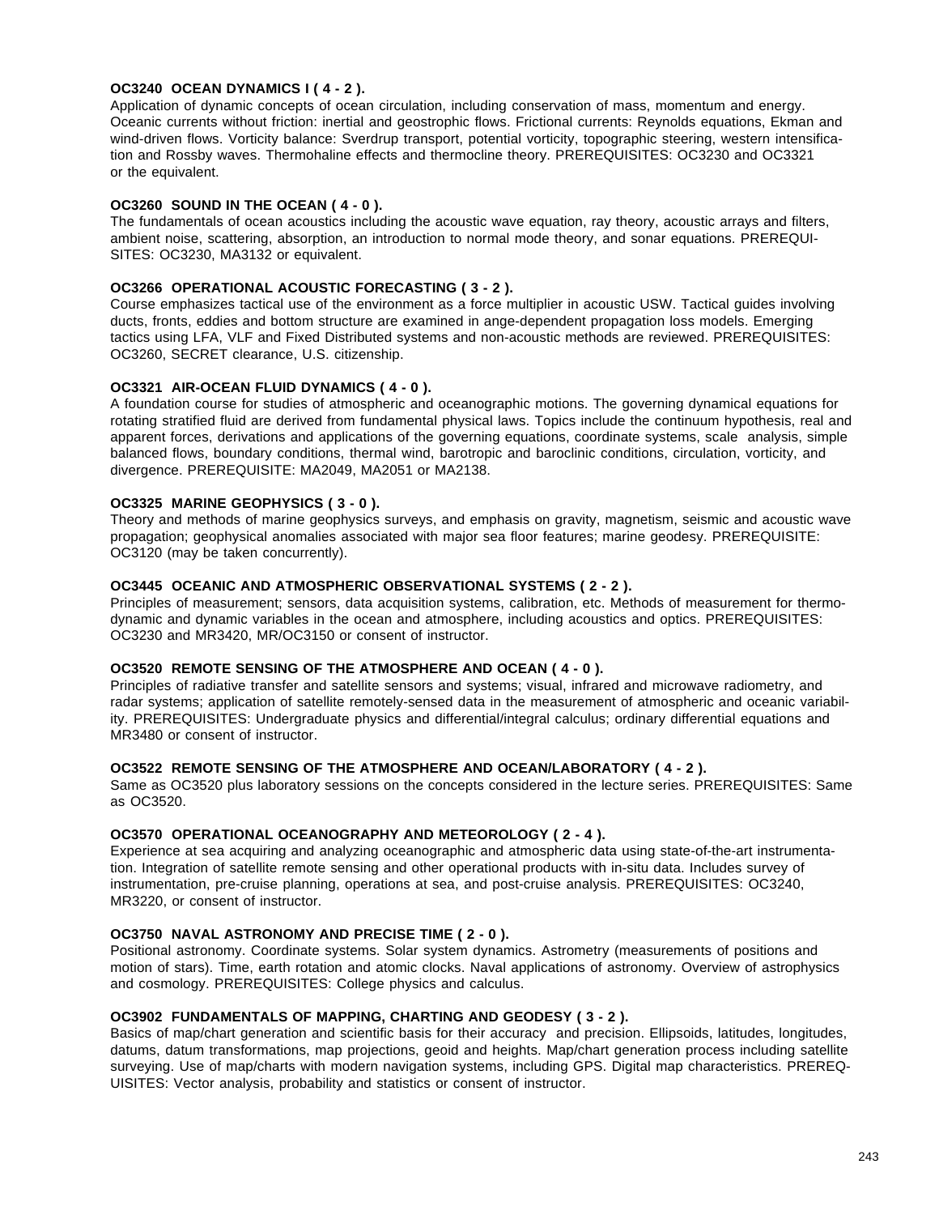**OC3240 OCEAN DYNAMICS I ( 4 - 2 ).**
Application of dynamic concepts of ocean circulation, including conservation of mass, momentum and energy. Oceanic currents without friction: inertial and geostrophic flows. Frictional currents: Reynolds equations, Ekman and wind-driven flows. Vorticity balance: Sverdrup transport, potential vorticity, topographic steering, western intensification and Rossby waves. Thermohaline effects and thermocline theory. PREREQUISITES: OC3230 and OC3321 or the equivalent.

**OC3260 SOUND IN THE OCEAN ( 4 - 0 ).**
The fundamentals of ocean acoustics including the acoustic wave equation, ray theory, acoustic arrays and filters, ambient noise, scattering, absorption, an introduction to normal mode theory, and sonar equations. PREREQUISITES: OC3230, MA3132 or equivalent.

**OC3266 OPERATIONAL ACOUSTIC FORECASTING ( 3 - 2 ).**
Course emphasizes tactical use of the environment as a force multiplier in acoustic USW. Tactical guides involving ducts, fronts, eddies and bottom structure are examined in ange-dependent propagation loss models. Emerging tactics using LFA, VLF and Fixed Distributed systems and non-acoustic methods are reviewed. PREREQUISITES: OC3260, SECRET clearance, U.S. citizenship.

**OC3321 AIR-OCEAN FLUID DYNAMICS ( 4 - 0 ).**
A foundation course for studies of atmospheric and oceanographic motions. The governing dynamical equations for rotating stratified fluid are derived from fundamental physical laws. Topics include the continuum hypothesis, real and apparent forces, derivations and applications of the governing equations, coordinate systems, scale analysis, simple balanced flows, boundary conditions, thermal wind, barotropic and baroclinic conditions, circulation, vorticity, and divergence. PREREQUISITE: MA2049, MA2051 or MA2138.

**OC3325 MARINE GEOPHYSICS ( 3 - 0 ).**
Theory and methods of marine geophysics surveys, and emphasis on gravity, magnetism, seismic and acoustic wave propagation; geophysical anomalies associated with major sea floor features; marine geodesy. PREREQUISITE: OC3120 (may be taken concurrently).

**OC3445 OCEANIC AND ATMOSPHERIC OBSERVATIONAL SYSTEMS ( 2 - 2 ).**
Principles of measurement; sensors, data acquisition systems, calibration, etc. Methods of measurement for thermodynamic and dynamic variables in the ocean and atmosphere, including acoustics and optics. PREREQUISITES: OC3230 and MR3420, MR/OC3150 or consent of instructor.

**OC3520 REMOTE SENSING OF THE ATMOSPHERE AND OCEAN ( 4 - 0 ).**
Principles of radiative transfer and satellite sensors and systems; visual, infrared and microwave radiometry, and radar systems; application of satellite remotely-sensed data in the measurement of atmospheric and oceanic variability. PREREQUISITES: Undergraduate physics and differential/integral calculus; ordinary differential equations and MR3480 or consent of instructor.

**OC3522 REMOTE SENSING OF THE ATMOSPHERE AND OCEAN/LABORATORY ( 4 - 2 ).**
Same as OC3520 plus laboratory sessions on the concepts considered in the lecture series. PREREQUISITES: Same as OC3520.

**OC3570 OPERATIONAL OCEANOGRAPHY AND METEOROLOGY ( 2 - 4 ).**
Experience at sea acquiring and analyzing oceanographic and atmospheric data using state-of-the-art instrumentation. Integration of satellite remote sensing and other operational products with in-situ data. Includes survey of instrumentation, pre-cruise planning, operations at sea, and post-cruise analysis. PREREQUISITES: OC3240, MR3220, or consent of instructor.

**OC3750 NAVAL ASTRONOMY AND PRECISE TIME ( 2 - 0 ).**
Positional astronomy. Coordinate systems. Solar system dynamics. Astrometry (measurements of positions and motion of stars). Time, earth rotation and atomic clocks. Naval applications of astronomy. Overview of astrophysics and cosmology. PREREQUISITES: College physics and calculus.

**OC3902 FUNDAMENTALS OF MAPPING, CHARTING AND GEODESY ( 3 - 2 ).**
Basics of map/chart generation and scientific basis for their accuracy and precision. Ellipsoids, latitudes, longitudes, datums, datum transformations, map projections, geoid and heights. Map/chart generation process including satellite surveying. Use of map/charts with modern navigation systems, including GPS. Digital map characteristics. PREREQUISITES: Vector analysis, probability and statistics or consent of instructor.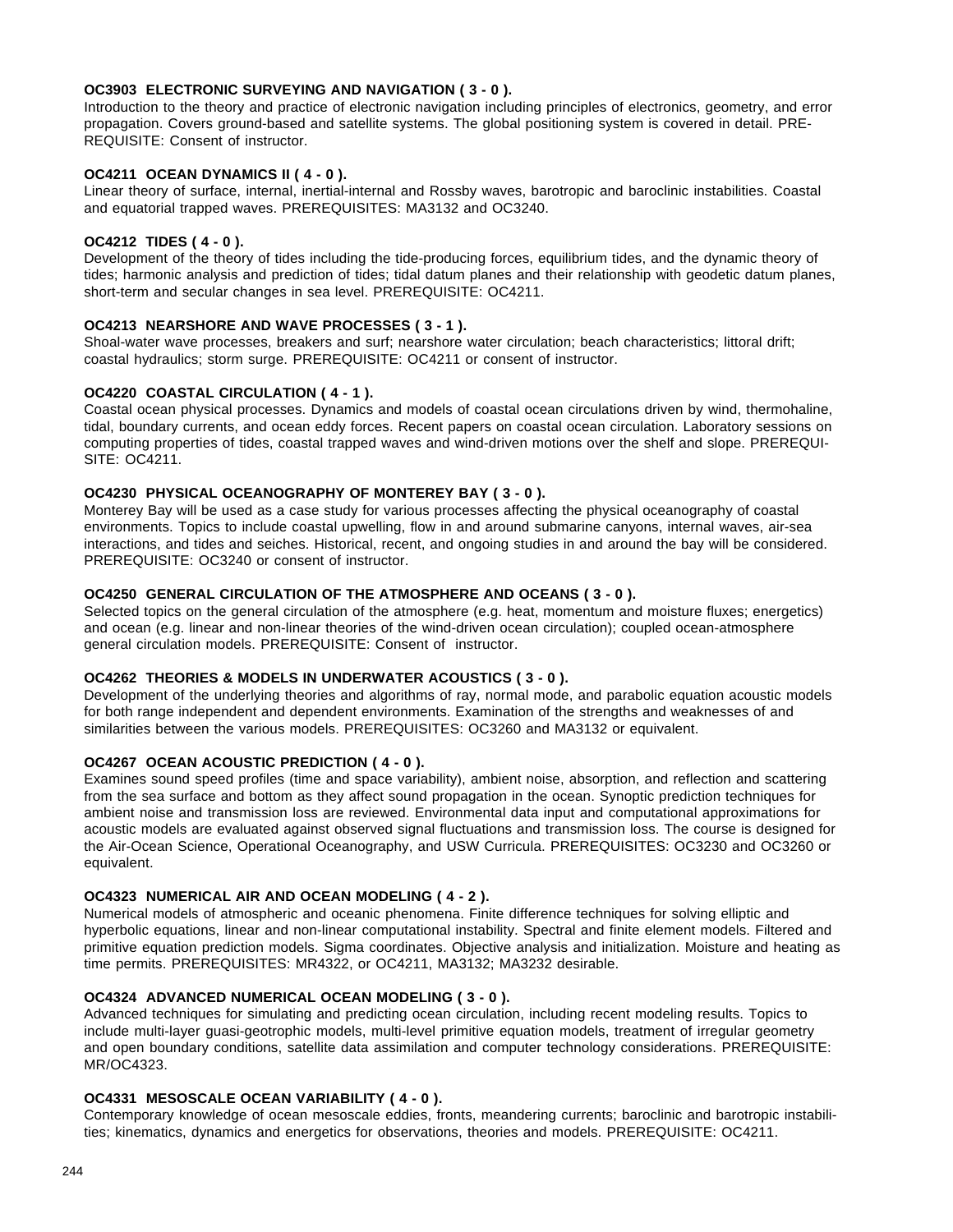**OC3903 ELECTRONIC SURVEYING AND NAVIGATION ( 3 - 0 ).**
Introduction to the theory and practice of electronic navigation including principles of electronics, geometry, and error propagation. Covers ground-based and satellite systems. The global positioning system is covered in detail. PRE-REQUISITE: Consent of instructor.

**OC4211 OCEAN DYNAMICS II ( 4 - 0 ).**
Linear theory of surface, internal, inertial-internal and Rossby waves, barotropic and baroclinic instabilities. Coastal and equatorial trapped waves. PREREQUISITES: MA3132 and OC3240.

**OC4212 TIDES ( 4 - 0 ).**
Development of the theory of tides including the tide-producing forces, equilibrium tides, and the dynamic theory of tides; harmonic analysis and prediction of tides; tidal datum planes and their relationship with geodetic datum planes, short-term and secular changes in sea level. PREREQUISITE: OC4211.

**OC4213 NEARSHORE AND WAVE PROCESSES ( 3 - 1 ).**
Shoal-water wave processes, breakers and surf; nearshore water circulation; beach characteristics; littoral drift; coastal hydraulics; storm surge. PREREQUISITE: OC4211 or consent of instructor.

**OC4220 COASTAL CIRCULATION ( 4 - 1 ).**
Coastal ocean physical processes. Dynamics and models of coastal ocean circulations driven by wind, thermohaline, tidal, boundary currents, and ocean eddy forces. Recent papers on coastal ocean circulation. Laboratory sessions on computing properties of tides, coastal trapped waves and wind-driven motions over the shelf and slope. PREREQUI-SITE: OC4211.

**OC4230 PHYSICAL OCEANOGRAPHY OF MONTEREY BAY ( 3 - 0 ).**
Monterey Bay will be used as a case study for various processes affecting the physical oceanography of coastal environments. Topics to include coastal upwelling, flow in and around submarine canyons, internal waves, air-sea interactions, and tides and seiches. Historical, recent, and ongoing studies in and around the bay will be considered. PREREQUISITE: OC3240 or consent of instructor.

**OC4250 GENERAL CIRCULATION OF THE ATMOSPHERE AND OCEANS ( 3 - 0 ).**
Selected topics on the general circulation of the atmosphere (e.g. heat, momentum and moisture fluxes; energetics) and ocean (e.g. linear and non-linear theories of the wind-driven ocean circulation); coupled ocean-atmosphere general circulation models. PREREQUISITE: Consent of instructor.

**OC4262 THEORIES & MODELS IN UNDERWATER ACOUSTICS ( 3 - 0 ).**
Development of the underlying theories and algorithms of ray, normal mode, and parabolic equation acoustic models for both range independent and dependent environments. Examination of the strengths and weaknesses of and similarities between the various models. PREREQUISITES: OC3260 and MA3132 or equivalent.

**OC4267 OCEAN ACOUSTIC PREDICTION ( 4 - 0 ).**
Examines sound speed profiles (time and space variability), ambient noise, absorption, and reflection and scattering from the sea surface and bottom as they affect sound propagation in the ocean. Synoptic prediction techniques for ambient noise and transmission loss are reviewed. Environmental data input and computational approximations for acoustic models are evaluated against observed signal fluctuations and transmission loss. The course is designed for the Air-Ocean Science, Operational Oceanography, and USW Curricula. PREREQUISITES: OC3230 and OC3260 or equivalent.

**OC4323 NUMERICAL AIR AND OCEAN MODELING ( 4 - 2 ).**
Numerical models of atmospheric and oceanic phenomena. Finite difference techniques for solving elliptic and hyperbolic equations, linear and non-linear computational instability. Spectral and finite element models. Filtered and primitive equation prediction models. Sigma coordinates. Objective analysis and initialization. Moisture and heating as time permits. PREREQUISITES: MR4322, or OC4211, MA3132; MA3232 desirable.

**OC4324 ADVANCED NUMERICAL OCEAN MODELING ( 3 - 0 ).**
Advanced techniques for simulating and predicting ocean circulation, including recent modeling results. Topics to include multi-layer guasi-geotrophic models, multi-level primitive equation models, treatment of irregular geometry and open boundary conditions, satellite data assimilation and computer technology considerations. PREREQUISITE: MR/OC4323.

**OC4331 MESOSCALE OCEAN VARIABILITY ( 4 - 0 ).**
Contemporary knowledge of ocean mesoscale eddies, fronts, meandering currents; baroclinic and barotropic instabili-ties; kinematics, dynamics and energetics for observations, theories and models. PREREQUISITE: OC4211.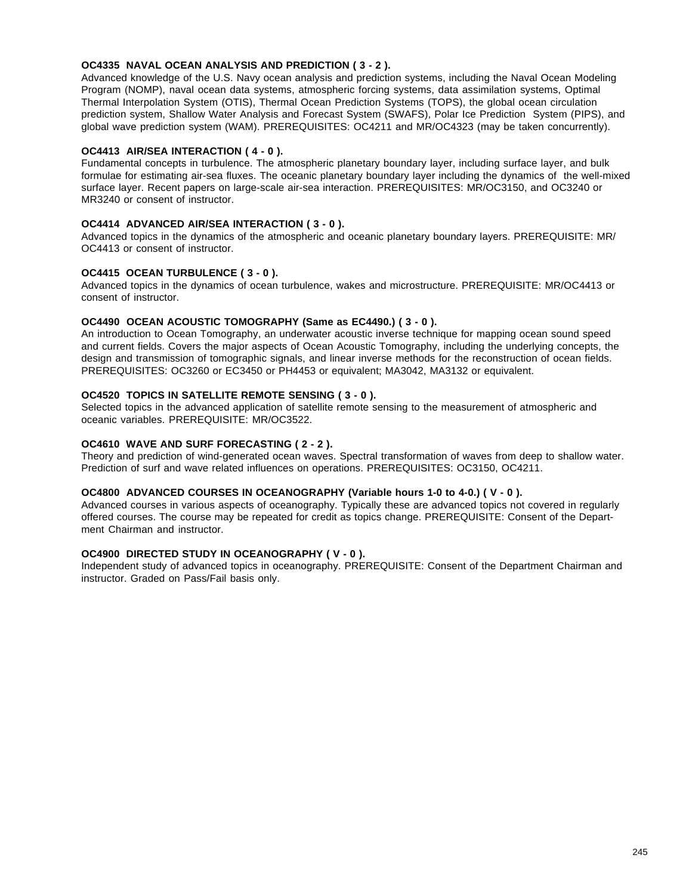**OC4335 NAVAL OCEAN ANALYSIS AND PREDICTION ( 3 - 2 ).**
Advanced knowledge of the U.S. Navy ocean analysis and prediction systems, including the Naval Ocean Modeling Program (NOMP), naval ocean data systems, atmospheric forcing systems, data assimilation systems, Optimal Thermal Interpolation System (OTIS), Thermal Ocean Prediction Systems (TOPS), the global ocean circulation prediction system, Shallow Water Analysis and Forecast System (SWAFS), Polar Ice Prediction System (PIPS), and global wave prediction system (WAM). PREREQUISITES: OC4211 and MR/OC4323 (may be taken concurrently).

**OC4413 AIR/SEA INTERACTION ( 4 - 0 ).**
Fundamental concepts in turbulence. The atmospheric planetary boundary layer, including surface layer, and bulk formulae for estimating air-sea fluxes. The oceanic planetary boundary layer including the dynamics of the well-mixed surface layer. Recent papers on large-scale air-sea interaction. PREREQUISITES: MR/OC3150, and OC3240 or MR3240 or consent of instructor.

**OC4414 ADVANCED AIR/SEA INTERACTION ( 3 - 0 ).**
Advanced topics in the dynamics of the atmospheric and oceanic planetary boundary layers. PREREQUISITE: MR/OC4413 or consent of instructor.

**OC4415 OCEAN TURBULENCE ( 3 - 0 ).**
Advanced topics in the dynamics of ocean turbulence, wakes and microstructure. PREREQUISITE: MR/OC4413 or consent of instructor.

**OC4490 OCEAN ACOUSTIC TOMOGRAPHY (Same as EC4490.) ( 3 - 0 ).**
An introduction to Ocean Tomography, an underwater acoustic inverse technique for mapping ocean sound speed and current fields. Covers the major aspects of Ocean Acoustic Tomography, including the underlying concepts, the design and transmission of tomographic signals, and linear inverse methods for the reconstruction of ocean fields. PREREQUISITES: OC3260 or EC3450 or PH4453 or equivalent; MA3042, MA3132 or equivalent.

**OC4520 TOPICS IN SATELLITE REMOTE SENSING ( 3 - 0 ).**
Selected topics in the advanced application of satellite remote sensing to the measurement of atmospheric and oceanic variables. PREREQUISITE: MR/OC3522.

**OC4610 WAVE AND SURF FORECASTING ( 2 - 2 ).**
Theory and prediction of wind-generated ocean waves. Spectral transformation of waves from deep to shallow water. Prediction of surf and wave related influences on operations. PREREQUISITES: OC3150, OC4211.

**OC4800 ADVANCED COURSES IN OCEANOGRAPHY (Variable hours 1-0 to 4-0.) ( V - 0 ).**
Advanced courses in various aspects of oceanography. Typically these are advanced topics not covered in regularly offered courses. The course may be repeated for credit as topics change. PREREQUISITE: Consent of the Department Chairman and instructor.

**OC4900 DIRECTED STUDY IN OCEANOGRAPHY ( V - 0 ).**
Independent study of advanced topics in oceanography. PREREQUISITE: Consent of the Department Chairman and instructor. Graded on Pass/Fail basis only.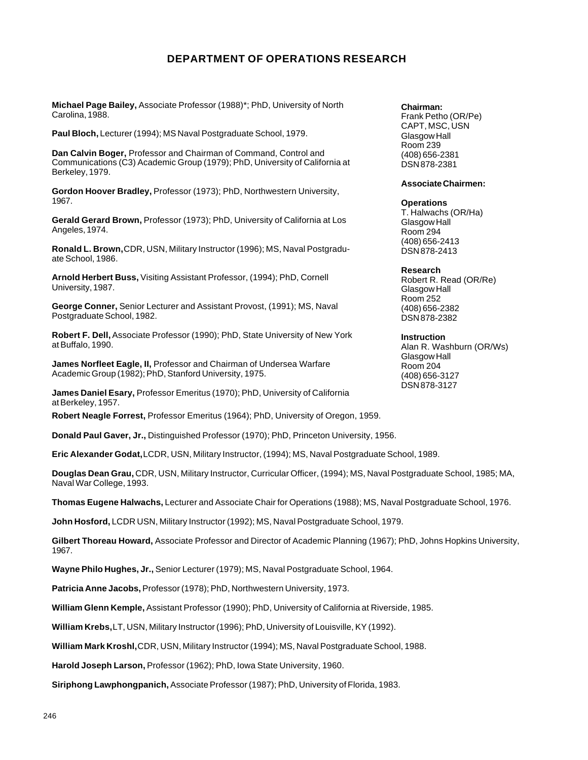## DEPARTMENT OF OPERATIONS RESEARCH

**Chairman:**
Frank Petho (OR/Pe)
CAPT, MSC, USN
Glasgow Hall
Room 239
(408) 656-2381
DSN 878-2381

**Associate Chairmen:**

**Operations**
T. Halwachs (OR/Ha)
Glasgow Hall
Room 294
(408) 656-2413
DSN 878-2413

**Research**
Robert R. Read (OR/Re)
Glasgow Hall
Room 252
(408) 656-2382
DSN 878-2382

**Instruction**
Alan R. Washburn (OR/Ws)
Glasgow Hall
Room 204
(408) 656-3127
DSN 878-3127

**Michael Page Bailey,** Associate Professor (1988)*; PhD, University of North Carolina, 1988.

**Paul Bloch,** Lecturer (1994); MS Naval Postgraduate School, 1979.

**Dan Calvin Boger,** Professor and Chairman of Command, Control and Communications (C3) Academic Group (1979); PhD, University of California at Berkeley, 1979.

**Gordon Hoover Bradley,** Professor (1973); PhD, Northwestern University, 1967.

**Gerald Gerard Brown,** Professor (1973); PhD, University of California at Los Angeles, 1974.

**Ronald L. Brown,** CDR, USN, Military Instructor (1996); MS, Naval Postgraduate School, 1986.

**Arnold Herbert Buss,** Visiting Assistant Professor, (1994); PhD, Cornell University, 1987.

**George Conner,** Senior Lecturer and Assistant Provost, (1991); MS, Naval Postgraduate School, 1982.

**Robert F. Dell,** Associate Professor (1990); PhD, State University of New York at Buffalo, 1990.

**James Norfleet Eagle, II,** Professor and Chairman of Undersea Warfare Academic Group (1982); PhD, Stanford University, 1975.

**James Daniel Esary,** Professor Emeritus (1970); PhD, University of California at Berkeley, 1957.

**Robert Neagle Forrest,** Professor Emeritus (1964); PhD, University of Oregon, 1959.

**Donald Paul Gaver, Jr.,** Distinguished Professor (1970); PhD, Princeton University, 1956.

**Eric Alexander Godat,** LCDR, USN, Military Instructor, (1994); MS, Naval Postgraduate School, 1989.

**Douglas Dean Grau,** CDR, USN, Military Instructor, Curricular Officer, (1994); MS, Naval Postgraduate School, 1985; MA, Naval War College, 1993.

**Thomas Eugene Halwachs,** Lecturer and Associate Chair for Operations (1988); MS, Naval Postgraduate School, 1976.

**John Hosford,** LCDR USN, Military Instructor (1992); MS, Naval Postgraduate School, 1979.

**Gilbert Thoreau Howard,** Associate Professor and Director of Academic Planning (1967); PhD, Johns Hopkins University, 1967.

**Wayne Philo Hughes, Jr.,** Senior Lecturer (1979); MS, Naval Postgraduate School, 1964.

**Patricia Anne Jacobs,** Professor (1978); PhD, Northwestern University, 1973.

**William Glenn Kemple,** Assistant Professor (1990); PhD, University of California at Riverside, 1985.

**William Krebs,** LT, USN, Military Instructor (1996); PhD, University of Louisville, KY (1992).

**William Mark Kroshl,** CDR, USN, Military Instructor (1994); MS, Naval Postgraduate School, 1988.

**Harold Joseph Larson,** Professor (1962); PhD, Iowa State University, 1960.

**Siriphong Lawphongpanich,** Associate Professor (1987); PhD, University of Florida, 1983.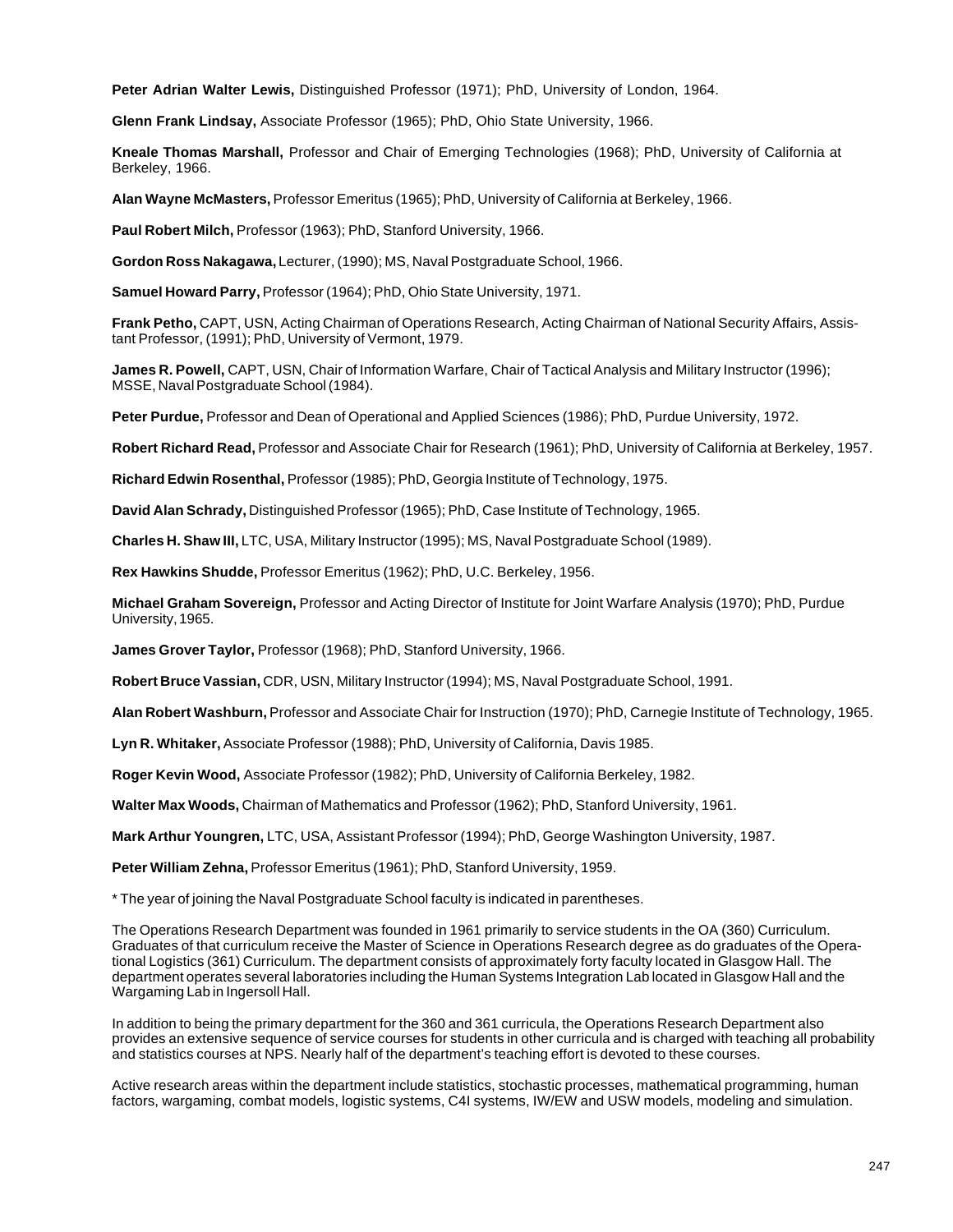**Peter Adrian Walter Lewis,** Distinguished Professor (1971); PhD, University of London, 1964.

**Glenn Frank Lindsay,** Associate Professor (1965); PhD, Ohio State University, 1966.

**Kneale Thomas Marshall,** Professor and Chair of Emerging Technologies (1968); PhD, University of California at Berkeley, 1966.

**Alan Wayne McMasters,** Professor Emeritus (1965); PhD, University of California at Berkeley, 1966.

**Paul Robert Milch,** Professor (1963); PhD, Stanford University, 1966.

**Gordon Ross Nakagawa,** Lecturer, (1990); MS, Naval Postgraduate School, 1966.

**Samuel Howard Parry,** Professor (1964); PhD, Ohio State University, 1971.

**Frank Petho,** CAPT, USN, Acting Chairman of Operations Research, Acting Chairman of National Security Affairs, Assistant Professor, (1991); PhD, University of Vermont, 1979.

**James R. Powell,** CAPT, USN, Chair of Information Warfare, Chair of Tactical Analysis and Military Instructor (1996); MSSE, Naval Postgraduate School (1984).

**Peter Purdue,** Professor and Dean of Operational and Applied Sciences (1986); PhD, Purdue University, 1972.

**Robert Richard Read,** Professor and Associate Chair for Research (1961); PhD, University of California at Berkeley, 1957.

**Richard Edwin Rosenthal,** Professor (1985); PhD, Georgia Institute of Technology, 1975.

**David Alan Schrady,** Distinguished Professor (1965); PhD, Case Institute of Technology, 1965.

**Charles H. Shaw III,** LTC, USA, Military Instructor (1995); MS, Naval Postgraduate School (1989).

**Rex Hawkins Shudde,** Professor Emeritus (1962); PhD, U.C. Berkeley, 1956.

**Michael Graham Sovereign,** Professor and Acting Director of Institute for Joint Warfare Analysis (1970); PhD, Purdue University, 1965.

**James Grover Taylor,** Professor (1968); PhD, Stanford University, 1966.

**Robert Bruce Vassian,** CDR, USN, Military Instructor (1994); MS, Naval Postgraduate School, 1991.

**Alan Robert Washburn,** Professor and Associate Chair for Instruction (1970); PhD, Carnegie Institute of Technology, 1965.

**Lyn R. Whitaker,** Associate Professor (1988); PhD, University of California, Davis 1985.

**Roger Kevin Wood,** Associate Professor (1982); PhD, University of California Berkeley, 1982.

**Walter Max Woods,** Chairman of Mathematics and Professor (1962); PhD, Stanford University, 1961.

**Mark Arthur Youngren,** LTC, USA, Assistant Professor (1994); PhD, George Washington University, 1987.

**Peter William Zehna,** Professor Emeritus (1961); PhD, Stanford University, 1959.

* The year of joining the Naval Postgraduate School faculty is indicated in parentheses.

The Operations Research Department was founded in 1961 primarily to service students in the OA (360) Curriculum. Graduates of that curriculum receive the Master of Science in Operations Research degree as do graduates of the Operational Logistics (361) Curriculum. The department consists of approximately forty faculty located in Glasgow Hall. The department operates several laboratories including the Human Systems Integration Lab located in Glasgow Hall and the Wargaming Lab in Ingersoll Hall.

In addition to being the primary department for the 360 and 361 curricula, the Operations Research Department also provides an extensive sequence of service courses for students in other curricula and is charged with teaching all probability and statistics courses at NPS. Nearly half of the department's teaching effort is devoted to these courses.

Active research areas within the department include statistics, stochastic processes, mathematical programming, human factors, wargaming, combat models, logistic systems, C4I systems, IW/EW and USW models, modeling and simulation.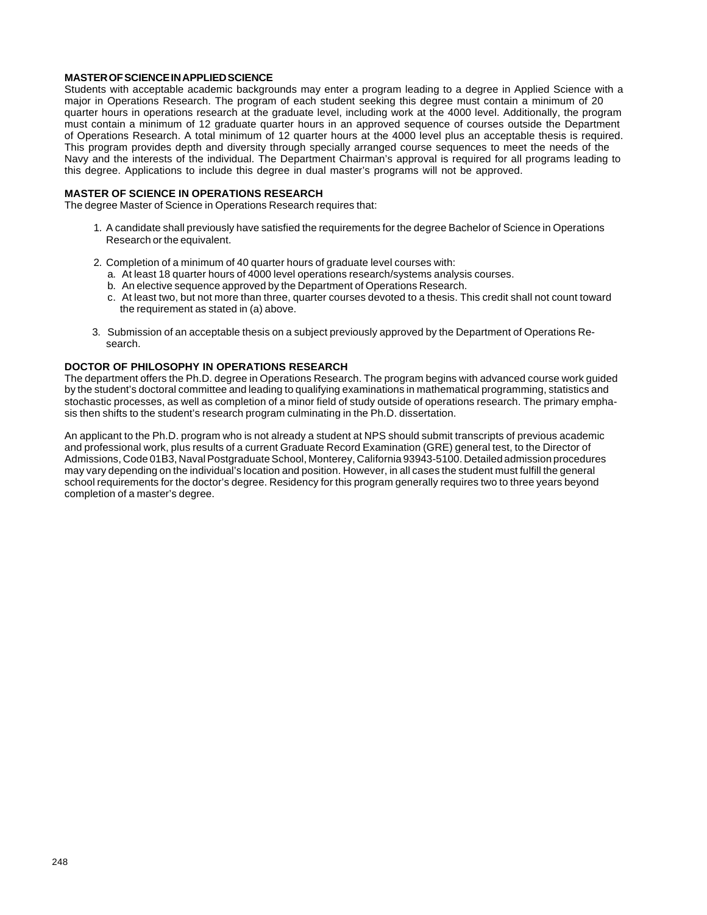### MASTER OF SCIENCE IN APPLIED SCIENCE

Students with acceptable academic backgrounds may enter a program leading to a degree in Applied Science with a major in Operations Research. The program of each student seeking this degree must contain a minimum of 20 quarter hours in operations research at the graduate level, including work at the 4000 level. Additionally, the program must contain a minimum of 12 graduate quarter hours in an approved sequence of courses outside the Department of Operations Research. A total minimum of 12 quarter hours at the 4000 level plus an acceptable thesis is required. This program provides depth and diversity through specially arranged course sequences to meet the needs of the Navy and the interests of the individual. The Department Chairman's approval is required for all programs leading to this degree. Applications to include this degree in dual master's programs will not be approved.

### MASTER OF SCIENCE IN OPERATIONS RESEARCH

The degree Master of Science in Operations Research requires that:

1. A candidate shall previously have satisfied the requirements for the degree Bachelor of Science in Operations Research or the equivalent.
2. Completion of a minimum of 40 quarter hours of graduate level courses with:
   a. At least 18 quarter hours of 4000 level operations research/systems analysis courses.
   b. An elective sequence approved by the Department of Operations Research.
   c. At least two, but not more than three, quarter courses devoted to a thesis. This credit shall not count toward the requirement as stated in (a) above.
3. Submission of an acceptable thesis on a subject previously approved by the Department of Operations Research.

### DOCTOR OF PHILOSOPHY IN OPERATIONS RESEARCH

The department offers the Ph.D. degree in Operations Research. The program begins with advanced course work guided by the student's doctoral committee and leading to qualifying examinations in mathematical programming, statistics and stochastic processes, as well as completion of a minor field of study outside of operations research. The primary emphasis then shifts to the student's research program culminating in the Ph.D. dissertation.

An applicant to the Ph.D. program who is not already a student at NPS should submit transcripts of previous academic and professional work, plus results of a current Graduate Record Examination (GRE) general test, to the Director of Admissions, Code 01B3, Naval Postgraduate School, Monterey, California 93943-5100. Detailed admission procedures may vary depending on the individual's location and position. However, in all cases the student must fulfill the general school requirements for the doctor's degree. Residency for this program generally requires two to three years beyond completion of a master's degree.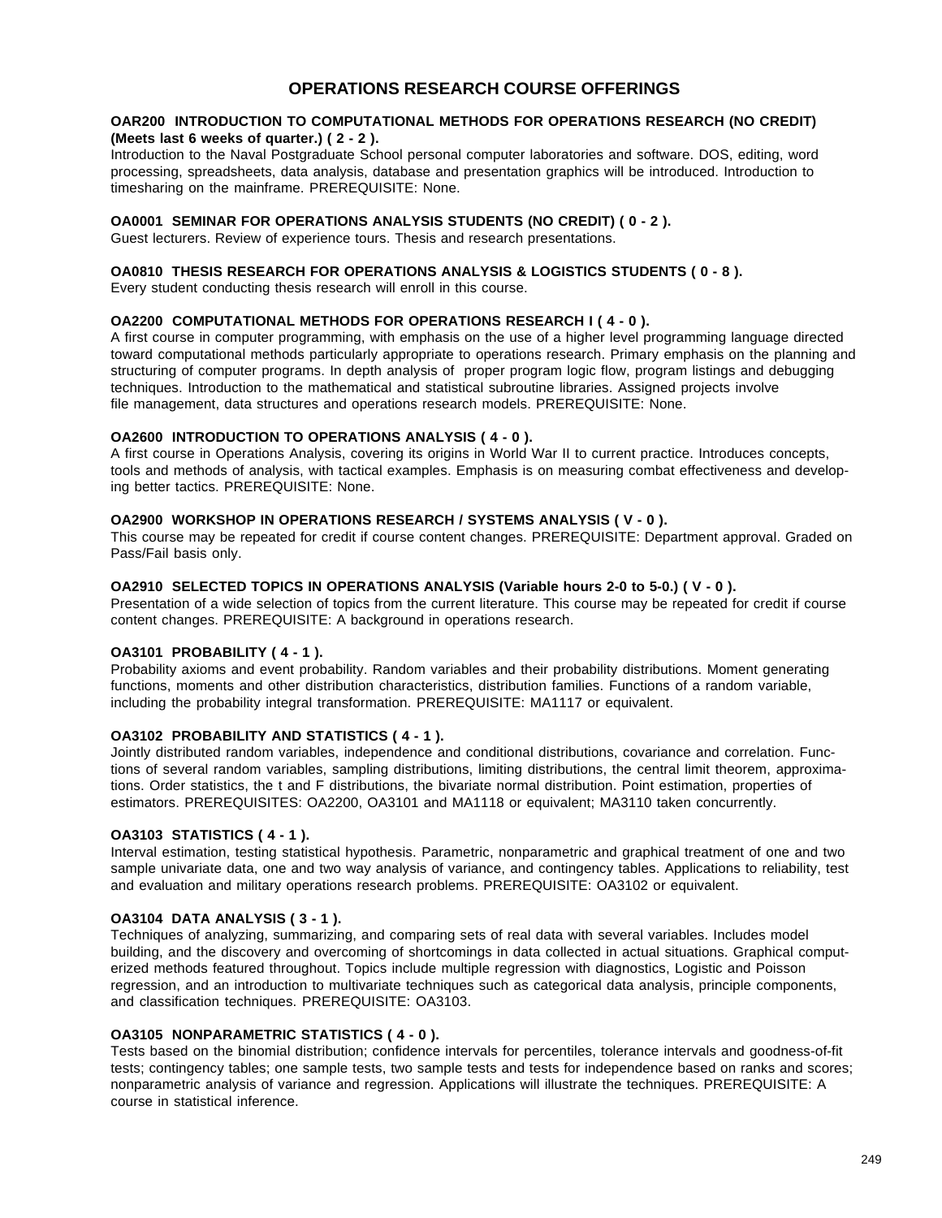# OPERATIONS RESEARCH COURSE OFFERINGS

**OAR200 INTRODUCTION TO COMPUTATIONAL METHODS FOR OPERATIONS RESEARCH (NO CREDIT) (Meets last 6 weeks of quarter.) ( 2 - 2 ).**
Introduction to the Naval Postgraduate School personal computer laboratories and software. DOS, editing, word processing, spreadsheets, data analysis, database and presentation graphics will be introduced. Introduction to timesharing on the mainframe. PREREQUISITE: None.

**OA0001 SEMINAR FOR OPERATIONS ANALYSIS STUDENTS (NO CREDIT) ( 0 - 2 ).**
Guest lecturers. Review of experience tours. Thesis and research presentations.

**OA0810 THESIS RESEARCH FOR OPERATIONS ANALYSIS & LOGISTICS STUDENTS ( 0 - 8 ).**
Every student conducting thesis research will enroll in this course.

**OA2200 COMPUTATIONAL METHODS FOR OPERATIONS RESEARCH I ( 4 - 0 ).**
A first course in computer programming, with emphasis on the use of a higher level programming language directed toward computational methods particularly appropriate to operations research. Primary emphasis on the planning and structuring of computer programs. In depth analysis of proper program logic flow, program listings and debugging techniques. Introduction to the mathematical and statistical subroutine libraries. Assigned projects involve file management, data structures and operations research models. PREREQUISITE: None.

**OA2600 INTRODUCTION TO OPERATIONS ANALYSIS ( 4 - 0 ).**
A first course in Operations Analysis, covering its origins in World War II to current practice. Introduces concepts, tools and methods of analysis, with tactical examples. Emphasis is on measuring combat effectiveness and developing better tactics. PREREQUISITE: None.

**OA2900 WORKSHOP IN OPERATIONS RESEARCH / SYSTEMS ANALYSIS ( V - 0 ).**
This course may be repeated for credit if course content changes. PREREQUISITE: Department approval. Graded on Pass/Fail basis only.

**OA2910 SELECTED TOPICS IN OPERATIONS ANALYSIS (Variable hours 2-0 to 5-0.) ( V - 0 ).**
Presentation of a wide selection of topics from the current literature. This course may be repeated for credit if course content changes. PREREQUISITE: A background in operations research.

**OA3101 PROBABILITY ( 4 - 1 ).**
Probability axioms and event probability. Random variables and their probability distributions. Moment generating functions, moments and other distribution characteristics, distribution families. Functions of a random variable, including the probability integral transformation. PREREQUISITE: MA1117 or equivalent.

**OA3102 PROBABILITY AND STATISTICS ( 4 - 1 ).**
Jointly distributed random variables, independence and conditional distributions, covariance and correlation. Functions of several random variables, sampling distributions, limiting distributions, the central limit theorem, approximations. Order statistics, the t and F distributions, the bivariate normal distribution. Point estimation, properties of estimators. PREREQUISITES: OA2200, OA3101 and MA1118 or equivalent; MA3110 taken concurrently.

**OA3103 STATISTICS ( 4 - 1 ).**
Interval estimation, testing statistical hypothesis. Parametric, nonparametric and graphical treatment of one and two sample univariate data, one and two way analysis of variance, and contingency tables. Applications to reliability, test and evaluation and military operations research problems. PREREQUISITE: OA3102 or equivalent.

**OA3104 DATA ANALYSIS ( 3 - 1 ).**
Techniques of analyzing, summarizing, and comparing sets of real data with several variables. Includes model building, and the discovery and overcoming of shortcomings in data collected in actual situations. Graphical computerized methods featured throughout. Topics include multiple regression with diagnostics, Logistic and Poisson regression, and an introduction to multivariate techniques such as categorical data analysis, principle components, and classification techniques. PREREQUISITE: OA3103.

**OA3105 NONPARAMETRIC STATISTICS ( 4 - 0 ).**
Tests based on the binomial distribution; confidence intervals for percentiles, tolerance intervals and goodness-of-fit tests; contingency tables; one sample tests, two sample tests and tests for independence based on ranks and scores; nonparametric analysis of variance and regression. Applications will illustrate the techniques. PREREQUISITE: A course in statistical inference.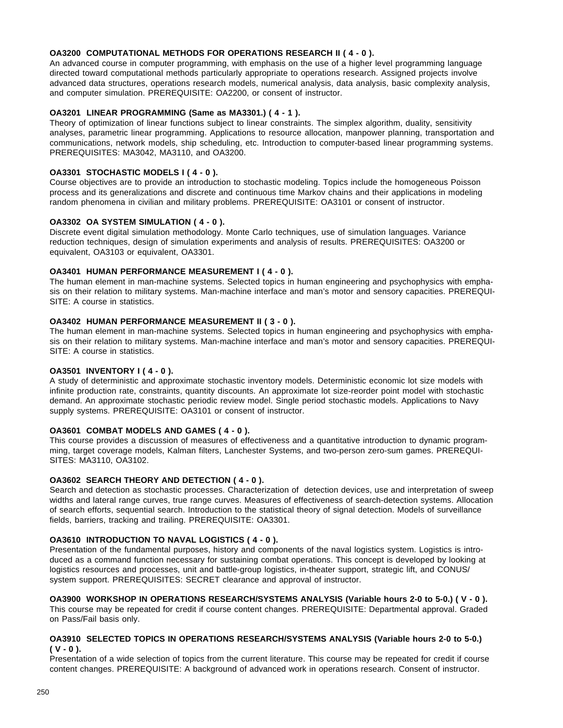**OA3200 COMPUTATIONAL METHODS FOR OPERATIONS RESEARCH II ( 4 - 0 ).**
An advanced course in computer programming, with emphasis on the use of a higher level programming language directed toward computational methods particularly appropriate to operations research. Assigned projects involve advanced data structures, operations research models, numerical analysis, data analysis, basic complexity analysis, and computer simulation. PREREQUISITE: OA2200, or consent of instructor.

**OA3201 LINEAR PROGRAMMING (Same as MA3301.) ( 4 - 1 ).**
Theory of optimization of linear functions subject to linear constraints. The simplex algorithm, duality, sensitivity analyses, parametric linear programming. Applications to resource allocation, manpower planning, transportation and communications, network models, ship scheduling, etc. Introduction to computer-based linear programming systems. PREREQUISITES: MA3042, MA3110, and OA3200.

**OA3301 STOCHASTIC MODELS I ( 4 - 0 ).**
Course objectives are to provide an introduction to stochastic modeling. Topics include the homogeneous Poisson process and its generalizations and discrete and continuous time Markov chains and their applications in modeling random phenomena in civilian and military problems. PREREQUISITE: OA3101 or consent of instructor.

**OA3302 OA SYSTEM SIMULATION ( 4 - 0 ).**
Discrete event digital simulation methodology. Monte Carlo techniques, use of simulation languages. Variance reduction techniques, design of simulation experiments and analysis of results. PREREQUISITES: OA3200 or equivalent, OA3103 or equivalent, OA3301.

**OA3401 HUMAN PERFORMANCE MEASUREMENT I ( 4 - 0 ).**
The human element in man-machine systems. Selected topics in human engineering and psychophysics with emphasis on their relation to military systems. Man-machine interface and man's motor and sensory capacities. PREREQUISITE: A course in statistics.

**OA3402 HUMAN PERFORMANCE MEASUREMENT II ( 3 - 0 ).**
The human element in man-machine systems. Selected topics in human engineering and psychophysics with emphasis on their relation to military systems. Man-machine interface and man's motor and sensory capacities. PREREQUISITE: A course in statistics.

**OA3501 INVENTORY I ( 4 - 0 ).**
A study of deterministic and approximate stochastic inventory models. Deterministic economic lot size models with infinite production rate, constraints, quantity discounts. An approximate lot size-reorder point model with stochastic demand. An approximate stochastic periodic review model. Single period stochastic models. Applications to Navy supply systems. PREREQUISITE: OA3101 or consent of instructor.

**OA3601 COMBAT MODELS AND GAMES ( 4 - 0 ).**
This course provides a discussion of measures of effectiveness and a quantitative introduction to dynamic programming, target coverage models, Kalman filters, Lanchester Systems, and two-person zero-sum games. PREREQUISITES: MA3110, OA3102.

**OA3602 SEARCH THEORY AND DETECTION ( 4 - 0 ).**
Search and detection as stochastic processes. Characterization of detection devices, use and interpretation of sweep widths and lateral range curves, true range curves. Measures of effectiveness of search-detection systems. Allocation of search efforts, sequential search. Introduction to the statistical theory of signal detection. Models of surveillance fields, barriers, tracking and trailing. PREREQUISITE: OA3301.

**OA3610 INTRODUCTION TO NAVAL LOGISTICS ( 4 - 0 ).**
Presentation of the fundamental purposes, history and components of the naval logistics system. Logistics is introduced as a command function necessary for sustaining combat operations. This concept is developed by looking at logistics resources and processes, unit and battle-group logistics, in-theater support, strategic lift, and CONUS/ system support. PREREQUISITES: SECRET clearance and approval of instructor.

**OA3900 WORKSHOP IN OPERATIONS RESEARCH/SYSTEMS ANALYSIS (Variable hours 2-0 to 5-0.) ( V - 0 ).**
This course may be repeated for credit if course content changes. PREREQUISITE: Departmental approval. Graded on Pass/Fail basis only.

**OA3910 SELECTED TOPICS IN OPERATIONS RESEARCH/SYSTEMS ANALYSIS (Variable hours 2-0 to 5-0.) ( V - 0 ).**
Presentation of a wide selection of topics from the current literature. This course may be repeated for credit if course content changes. PREREQUISITE: A background of advanced work in operations research. Consent of instructor.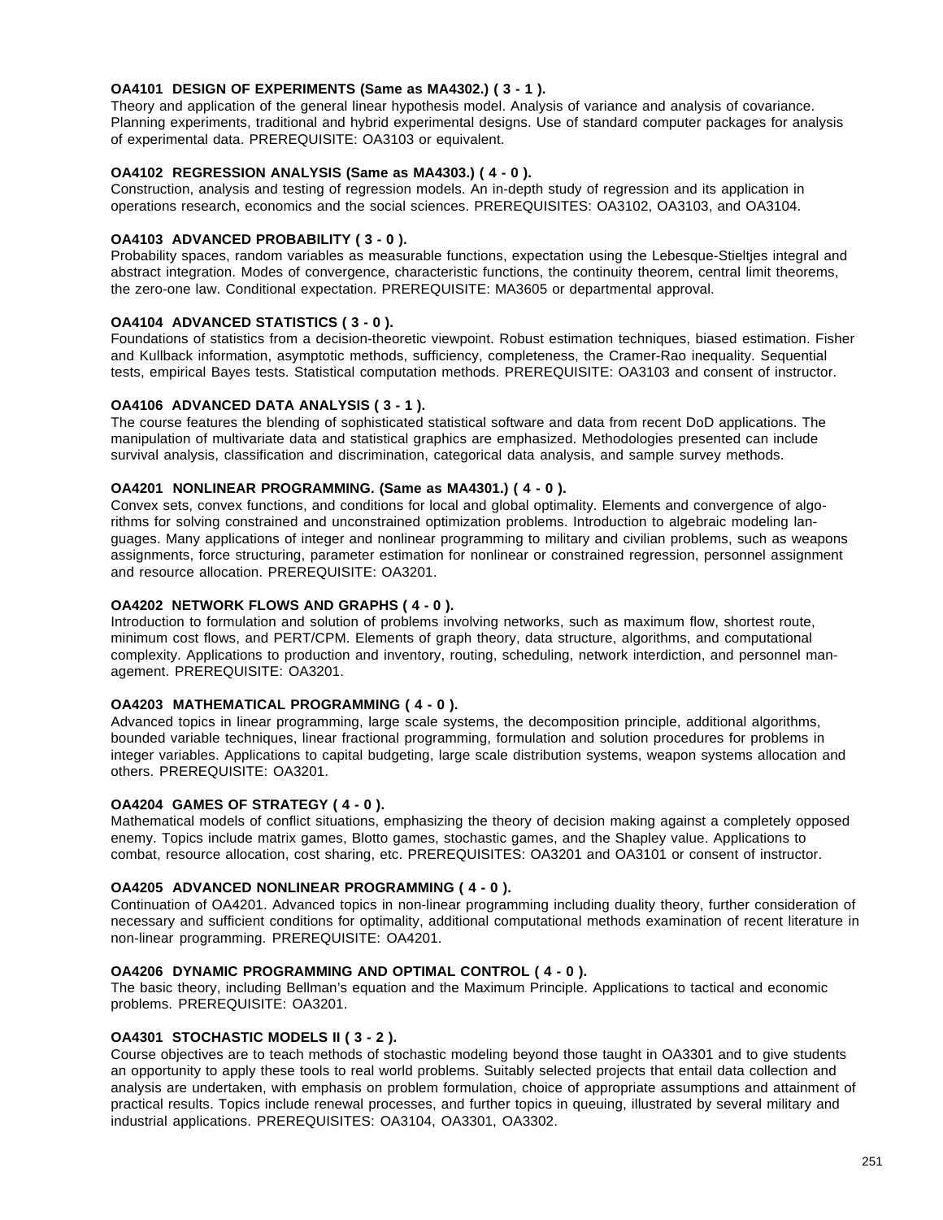**OA4101 DESIGN OF EXPERIMENTS (Same as MA4302.) ( 3 - 1 ).**
Theory and application of the general linear hypothesis model. Analysis of variance and analysis of covariance. Planning experiments, traditional and hybrid experimental designs. Use of standard computer packages for analysis of experimental data. PREREQUISITE: OA3103 or equivalent.

**OA4102 REGRESSION ANALYSIS (Same as MA4303.) ( 4 - 0 ).**
Construction, analysis and testing of regression models. An in-depth study of regression and its application in operations research, economics and the social sciences. PREREQUISITES: OA3102, OA3103, and OA3104.

**OA4103 ADVANCED PROBABILITY ( 3 - 0 ).**
Probability spaces, random variables as measurable functions, expectation using the Lebesque-Stieltjes integral and abstract integration. Modes of convergence, characteristic functions, the continuity theorem, central limit theorems, the zero-one law. Conditional expectation. PREREQUISITE: MA3605 or departmental approval.

**OA4104 ADVANCED STATISTICS ( 3 - 0 ).**
Foundations of statistics from a decision-theoretic viewpoint. Robust estimation techniques, biased estimation. Fisher and Kullback information, asymptotic methods, sufficiency, completeness, the Cramer-Rao inequality. Sequential tests, empirical Bayes tests. Statistical computation methods. PREREQUISITE: OA3103 and consent of instructor.

**OA4106 ADVANCED DATA ANALYSIS ( 3 - 1 ).**
The course features the blending of sophisticated statistical software and data from recent DoD applications. The manipulation of multivariate data and statistical graphics are emphasized. Methodologies presented can include survival analysis, classification and discrimination, categorical data analysis, and sample survey methods.

**OA4201 NONLINEAR PROGRAMMING. (Same as MA4301.) ( 4 - 0 ).**
Convex sets, convex functions, and conditions for local and global optimality. Elements and convergence of algorithms for solving constrained and unconstrained optimization problems. Introduction to algebraic modeling languages. Many applications of integer and nonlinear programming to military and civilian problems, such as weapons assignments, force structuring, parameter estimation for nonlinear or constrained regression, personnel assignment and resource allocation. PREREQUISITE: OA3201.

**OA4202 NETWORK FLOWS AND GRAPHS ( 4 - 0 ).**
Introduction to formulation and solution of problems involving networks, such as maximum flow, shortest route, minimum cost flows, and PERT/CPM. Elements of graph theory, data structure, algorithms, and computational complexity. Applications to production and inventory, routing, scheduling, network interdiction, and personnel management. PREREQUISITE: OA3201.

**OA4203 MATHEMATICAL PROGRAMMING ( 4 - 0 ).**
Advanced topics in linear programming, large scale systems, the decomposition principle, additional algorithms, bounded variable techniques, linear fractional programming, formulation and solution procedures for problems in integer variables. Applications to capital budgeting, large scale distribution systems, weapon systems allocation and others. PREREQUISITE: OA3201.

**OA4204 GAMES OF STRATEGY ( 4 - 0 ).**
Mathematical models of conflict situations, emphasizing the theory of decision making against a completely opposed enemy. Topics include matrix games, Blotto games, stochastic games, and the Shapley value. Applications to combat, resource allocation, cost sharing, etc. PREREQUISITES: OA3201 and OA3101 or consent of instructor.

**OA4205 ADVANCED NONLINEAR PROGRAMMING ( 4 - 0 ).**
Continuation of OA4201. Advanced topics in non-linear programming including duality theory, further consideration of necessary and sufficient conditions for optimality, additional computational methods examination of recent literature in non-linear programming. PREREQUISITE: OA4201.

**OA4206 DYNAMIC PROGRAMMING AND OPTIMAL CONTROL ( 4 - 0 ).**
The basic theory, including Bellman's equation and the Maximum Principle. Applications to tactical and economic problems. PREREQUISITE: OA3201.

**OA4301 STOCHASTIC MODELS II ( 3 - 2 ).**
Course objectives are to teach methods of stochastic modeling beyond those taught in OA3301 and to give students an opportunity to apply these tools to real world problems. Suitably selected projects that entail data collection and analysis are undertaken, with emphasis on problem formulation, choice of appropriate assumptions and attainment of practical results. Topics include renewal processes, and further topics in queuing, illustrated by several military and industrial applications. PREREQUISITES: OA3104, OA3301, OA3302.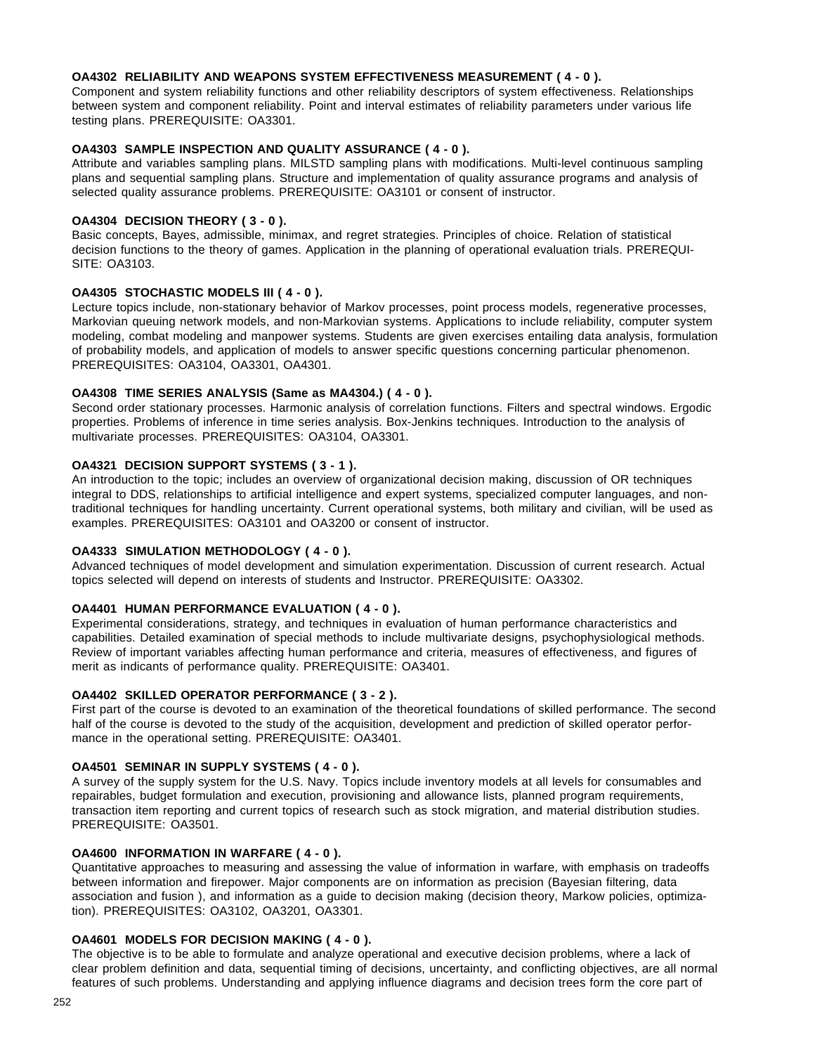**OA4302 RELIABILITY AND WEAPONS SYSTEM EFFECTIVENESS MEASUREMENT ( 4 - 0 ).**
Component and system reliability functions and other reliability descriptors of system effectiveness. Relationships between system and component reliability. Point and interval estimates of reliability parameters under various life testing plans. PREREQUISITE: OA3301.

**OA4303 SAMPLE INSPECTION AND QUALITY ASSURANCE ( 4 - 0 ).**
Attribute and variables sampling plans. MILSTD sampling plans with modifications. Multi-level continuous sampling plans and sequential sampling plans. Structure and implementation of quality assurance programs and analysis of selected quality assurance problems. PREREQUISITE: OA3101 or consent of instructor.

**OA4304 DECISION THEORY ( 3 - 0 ).**
Basic concepts, Bayes, admissible, minimax, and regret strategies. Principles of choice. Relation of statistical decision functions to the theory of games. Application in the planning of operational evaluation trials. PREREQUISITE: OA3103.

**OA4305 STOCHASTIC MODELS III ( 4 - 0 ).**
Lecture topics include, non-stationary behavior of Markov processes, point process models, regenerative processes, Markovian queuing network models, and non-Markovian systems. Applications to include reliability, computer system modeling, combat modeling and manpower systems. Students are given exercises entailing data analysis, formulation of probability models, and application of models to answer specific questions concerning particular phenomenon. PREREQUISITES: OA3104, OA3301, OA4301.

**OA4308 TIME SERIES ANALYSIS (Same as MA4304.) ( 4 - 0 ).**
Second order stationary processes. Harmonic analysis of correlation functions. Filters and spectral windows. Ergodic properties. Problems of inference in time series analysis. Box-Jenkins techniques. Introduction to the analysis of multivariate processes. PREREQUISITES: OA3104, OA3301.

**OA4321 DECISION SUPPORT SYSTEMS ( 3 - 1 ).**
An introduction to the topic; includes an overview of organizational decision making, discussion of OR techniques integral to DDS, relationships to artificial intelligence and expert systems, specialized computer languages, and non-traditional techniques for handling uncertainty. Current operational systems, both military and civilian, will be used as examples. PREREQUISITES: OA3101 and OA3200 or consent of instructor.

**OA4333 SIMULATION METHODOLOGY ( 4 - 0 ).**
Advanced techniques of model development and simulation experimentation. Discussion of current research. Actual topics selected will depend on interests of students and Instructor. PREREQUISITE: OA3302.

**OA4401 HUMAN PERFORMANCE EVALUATION ( 4 - 0 ).**
Experimental considerations, strategy, and techniques in evaluation of human performance characteristics and capabilities. Detailed examination of special methods to include multivariate designs, psychophysiological methods. Review of important variables affecting human performance and criteria, measures of effectiveness, and figures of merit as indicants of performance quality. PREREQUISITE: OA3401.

**OA4402 SKILLED OPERATOR PERFORMANCE ( 3 - 2 ).**
First part of the course is devoted to an examination of the theoretical foundations of skilled performance. The second half of the course is devoted to the study of the acquisition, development and prediction of skilled operator performance in the operational setting. PREREQUISITE: OA3401.

**OA4501 SEMINAR IN SUPPLY SYSTEMS ( 4 - 0 ).**
A survey of the supply system for the U.S. Navy. Topics include inventory models at all levels for consumables and repairables, budget formulation and execution, provisioning and allowance lists, planned program requirements, transaction item reporting and current topics of research such as stock migration, and material distribution studies. PREREQUISITE: OA3501.

**OA4600 INFORMATION IN WARFARE ( 4 - 0 ).**
Quantitative approaches to measuring and assessing the value of information in warfare, with emphasis on tradeoffs between information and firepower. Major components are on information as precision (Bayesian filtering, data association and fusion ), and information as a guide to decision making (decision theory, Markow policies, optimization). PREREQUISITES: OA3102, OA3201, OA3301.

**OA4601 MODELS FOR DECISION MAKING ( 4 - 0 ).**
The objective is to be able to formulate and analyze operational and executive decision problems, where a lack of clear problem definition and data, sequential timing of decisions, uncertainty, and conflicting objectives, are all normal features of such problems. Understanding and applying influence diagrams and decision trees form the core part of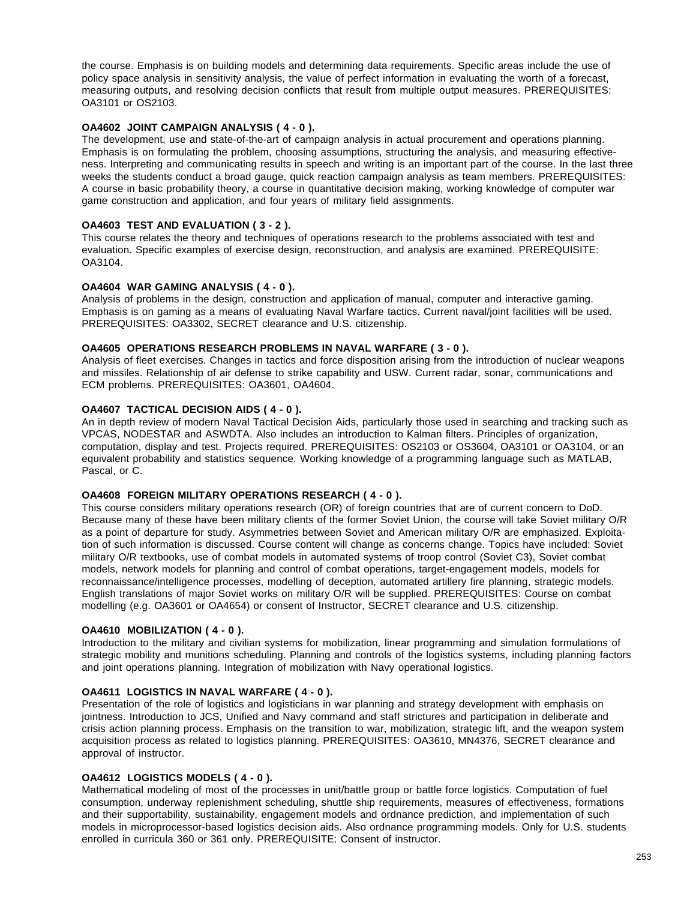the course. Emphasis is on building models and determining data requirements. Specific areas include the use of policy space analysis in sensitivity analysis, the value of perfect information in evaluating the worth of a forecast, measuring outputs, and resolving decision conflicts that result from multiple output measures. PREREQUISITES: OA3101 or OS2103.

**OA4602 JOINT CAMPAIGN ANALYSIS ( 4 - 0 ).**
The development, use and state-of-the-art of campaign analysis in actual procurement and operations planning. Emphasis is on formulating the problem, choosing assumptions, structuring the analysis, and measuring effectiveness. Interpreting and communicating results in speech and writing is an important part of the course. In the last three weeks the students conduct a broad gauge, quick reaction campaign analysis as team members. PREREQUISITES: A course in basic probability theory, a course in quantitative decision making, working knowledge of computer war game construction and application, and four years of military field assignments.

**OA4603 TEST AND EVALUATION ( 3 - 2 ).**
This course relates the theory and techniques of operations research to the problems associated with test and evaluation. Specific examples of exercise design, reconstruction, and analysis are examined. PREREQUISITE: OA3104.

**OA4604 WAR GAMING ANALYSIS ( 4 - 0 ).**
Analysis of problems in the design, construction and application of manual, computer and interactive gaming. Emphasis is on gaming as a means of evaluating Naval Warfare tactics. Current naval/joint facilities will be used. PREREQUISITES: OA3302, SECRET clearance and U.S. citizenship.

**OA4605 OPERATIONS RESEARCH PROBLEMS IN NAVAL WARFARE ( 3 - 0 ).**
Analysis of fleet exercises. Changes in tactics and force disposition arising from the introduction of nuclear weapons and missiles. Relationship of air defense to strike capability and USW. Current radar, sonar, communications and ECM problems. PREREQUISITES: OA3601, OA4604.

**OA4607 TACTICAL DECISION AIDS ( 4 - 0 ).**
An in depth review of modern Naval Tactical Decision Aids, particularly those used in searching and tracking such as VPCAS, NODESTAR and ASWDTA. Also includes an introduction to Kalman filters. Principles of organization, computation, display and test. Projects required. PREREQUISITES: OS2103 or OS3604, OA3101 or OA3104, or an equivalent probability and statistics sequence. Working knowledge of a programming language such as MATLAB, Pascal, or C.

**OA4608 FOREIGN MILITARY OPERATIONS RESEARCH ( 4 - 0 ).**
This course considers military operations research (OR) of foreign countries that are of current concern to DoD. Because many of these have been military clients of the former Soviet Union, the course will take Soviet military O/R as a point of departure for study. Asymmetries between Soviet and American military O/R are emphasized. Exploitation of such information is discussed. Course content will change as concerns change. Topics have included: Soviet military O/R textbooks, use of combat models in automated systems of troop control (Soviet C3), Soviet combat models, network models for planning and control of combat operations, target-engagement models, models for reconnaissance/intelligence processes, modelling of deception, automated artillery fire planning, strategic models. English translations of major Soviet works on military O/R will be supplied. PREREQUISITES: Course on combat modelling (e.g. OA3601 or OA4654) or consent of Instructor, SECRET clearance and U.S. citizenship.

**OA4610 MOBILIZATION ( 4 - 0 ).**
Introduction to the military and civilian systems for mobilization, linear programming and simulation formulations of strategic mobility and munitions scheduling. Planning and controls of the logistics systems, including planning factors and joint operations planning. Integration of mobilization with Navy operational logistics.

**OA4611 LOGISTICS IN NAVAL WARFARE ( 4 - 0 ).**
Presentation of the role of logistics and logisticians in war planning and strategy development with emphasis on jointness. Introduction to JCS, Unified and Navy command and staff strictures and participation in deliberate and crisis action planning process. Emphasis on the transition to war, mobilization, strategic lift, and the weapon system acquisition process as related to logistics planning. PREREQUISITES: OA3610, MN4376, SECRET clearance and approval of instructor.

**OA4612 LOGISTICS MODELS ( 4 - 0 ).**
Mathematical modeling of most of the processes in unit/battle group or battle force logistics. Computation of fuel consumption, underway replenishment scheduling, shuttle ship requirements, measures of effectiveness, formations and their supportability, sustainability, engagement models and ordnance prediction, and implementation of such models in microprocessor-based logistics decision aids. Also ordnance programming models. Only for U.S. students enrolled in curricula 360 or 361 only. PREREQUISITE: Consent of instructor.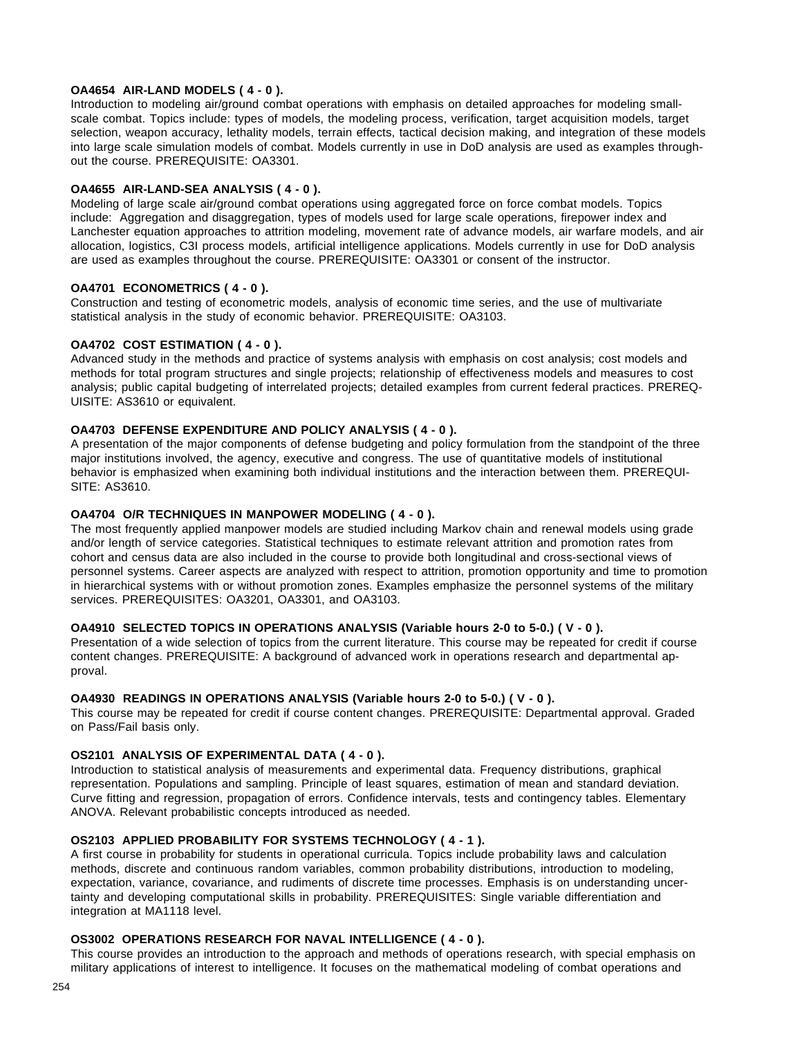**OA4654 AIR-LAND MODELS ( 4 - 0 ).**
Introduction to modeling air/ground combat operations with emphasis on detailed approaches for modeling small-scale combat. Topics include: types of models, the modeling process, verification, target acquisition models, target selection, weapon accuracy, lethality models, terrain effects, tactical decision making, and integration of these models into large scale simulation models of combat. Models currently in use in DoD analysis are used as examples throughout the course. PREREQUISITE: OA3301.

**OA4655 AIR-LAND-SEA ANALYSIS ( 4 - 0 ).**
Modeling of large scale air/ground combat operations using aggregated force on force combat models. Topics include: Aggregation and disaggregation, types of models used for large scale operations, firepower index and Lanchester equation approaches to attrition modeling, movement rate of advance models, air warfare models, and air allocation, logistics, C3I process models, artificial intelligence applications. Models currently in use for DoD analysis are used as examples throughout the course. PREREQUISITE: OA3301 or consent of the instructor.

**OA4701 ECONOMETRICS ( 4 - 0 ).**
Construction and testing of econometric models, analysis of economic time series, and the use of multivariate statistical analysis in the study of economic behavior. PREREQUISITE: OA3103.

**OA4702 COST ESTIMATION ( 4 - 0 ).**
Advanced study in the methods and practice of systems analysis with emphasis on cost analysis; cost models and methods for total program structures and single projects; relationship of effectiveness models and measures to cost analysis; public capital budgeting of interrelated projects; detailed examples from current federal practices. PREREQUISITE: AS3610 or equivalent.

**OA4703 DEFENSE EXPENDITURE AND POLICY ANALYSIS ( 4 - 0 ).**
A presentation of the major components of defense budgeting and policy formulation from the standpoint of the three major institutions involved, the agency, executive and congress. The use of quantitative models of institutional behavior is emphasized when examining both individual institutions and the interaction between them. PREREQUISITE: AS3610.

**OA4704 O/R TECHNIQUES IN MANPOWER MODELING ( 4 - 0 ).**
The most frequently applied manpower models are studied including Markov chain and renewal models using grade and/or length of service categories. Statistical techniques to estimate relevant attrition and promotion rates from cohort and census data are also included in the course to provide both longitudinal and cross-sectional views of personnel systems. Career aspects are analyzed with respect to attrition, promotion opportunity and time to promotion in hierarchical systems with or without promotion zones. Examples emphasize the personnel systems of the military services. PREREQUISITES: OA3201, OA3301, and OA3103.

**OA4910 SELECTED TOPICS IN OPERATIONS ANALYSIS (Variable hours 2-0 to 5-0.) ( V - 0 ).**
Presentation of a wide selection of topics from the current literature. This course may be repeated for credit if course content changes. PREREQUISITE: A background of advanced work in operations research and departmental approval.

**OA4930 READINGS IN OPERATIONS ANALYSIS (Variable hours 2-0 to 5-0.) ( V - 0 ).**
This course may be repeated for credit if course content changes. PREREQUISITE: Departmental approval. Graded on Pass/Fail basis only.

**OS2101 ANALYSIS OF EXPERIMENTAL DATA ( 4 - 0 ).**
Introduction to statistical analysis of measurements and experimental data. Frequency distributions, graphical representation. Populations and sampling. Principle of least squares, estimation of mean and standard deviation. Curve fitting and regression, propagation of errors. Confidence intervals, tests and contingency tables. Elementary ANOVA. Relevant probabilistic concepts introduced as needed.

**OS2103 APPLIED PROBABILITY FOR SYSTEMS TECHNOLOGY ( 4 - 1 ).**
A first course in probability for students in operational curricula. Topics include probability laws and calculation methods, discrete and continuous random variables, common probability distributions, introduction to modeling, expectation, variance, covariance, and rudiments of discrete time processes. Emphasis is on understanding uncertainty and developing computational skills in probability. PREREQUISITES: Single variable differentiation and integration at MA1118 level.

**OS3002 OPERATIONS RESEARCH FOR NAVAL INTELLIGENCE ( 4 - 0 ).**
This course provides an introduction to the approach and methods of operations research, with special emphasis on military applications of interest to intelligence. It focuses on the mathematical modeling of combat operations and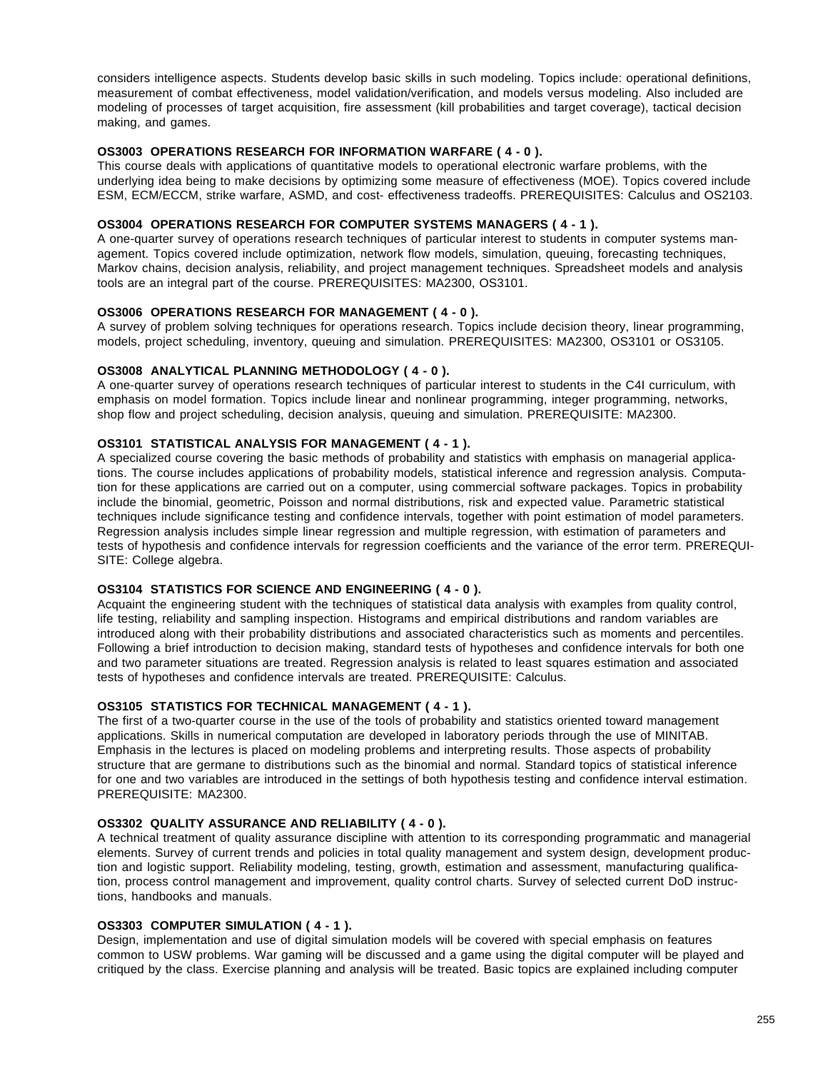considers intelligence aspects. Students develop basic skills in such modeling. Topics include: operational definitions, measurement of combat effectiveness, model validation/verification, and models versus modeling. Also included are modeling of processes of target acquisition, fire assessment (kill probabilities and target coverage), tactical decision making, and games.

**OS3003 OPERATIONS RESEARCH FOR INFORMATION WARFARE ( 4 - 0 ).**
This course deals with applications of quantitative models to operational electronic warfare problems, with the underlying idea being to make decisions by optimizing some measure of effectiveness (MOE). Topics covered include ESM, ECM/ECCM, strike warfare, ASMD, and cost- effectiveness tradeoffs. PREREQUISITES: Calculus and OS2103.

**OS3004 OPERATIONS RESEARCH FOR COMPUTER SYSTEMS MANAGERS ( 4 - 1 ).**
A one-quarter survey of operations research techniques of particular interest to students in computer systems management. Topics covered include optimization, network flow models, simulation, queuing, forecasting techniques, Markov chains, decision analysis, reliability, and project management techniques. Spreadsheet models and analysis tools are an integral part of the course. PREREQUISITES: MA2300, OS3101.

**OS3006 OPERATIONS RESEARCH FOR MANAGEMENT ( 4 - 0 ).**
A survey of problem solving techniques for operations research. Topics include decision theory, linear programming, models, project scheduling, inventory, queuing and simulation. PREREQUISITES: MA2300, OS3101 or OS3105.

**OS3008 ANALYTICAL PLANNING METHODOLOGY ( 4 - 0 ).**
A one-quarter survey of operations research techniques of particular interest to students in the C4I curriculum, with emphasis on model formation. Topics include linear and nonlinear programming, integer programming, networks, shop flow and project scheduling, decision analysis, queuing and simulation. PREREQUISITE: MA2300.

**OS3101 STATISTICAL ANALYSIS FOR MANAGEMENT ( 4 - 1 ).**
A specialized course covering the basic methods of probability and statistics with emphasis on managerial applications. The course includes applications of probability models, statistical inference and regression analysis. Computation for these applications are carried out on a computer, using commercial software packages. Topics in probability include the binomial, geometric, Poisson and normal distributions, risk and expected value. Parametric statistical techniques include significance testing and confidence intervals, together with point estimation of model parameters. Regression analysis includes simple linear regression and multiple regression, with estimation of parameters and tests of hypothesis and confidence intervals for regression coefficients and the variance of the error term. PREREQUISITE: College algebra.

**OS3104 STATISTICS FOR SCIENCE AND ENGINEERING ( 4 - 0 ).**
Acquaint the engineering student with the techniques of statistical data analysis with examples from quality control, life testing, reliability and sampling inspection. Histograms and empirical distributions and random variables are introduced along with their probability distributions and associated characteristics such as moments and percentiles. Following a brief introduction to decision making, standard tests of hypotheses and confidence intervals for both one and two parameter situations are treated. Regression analysis is related to least squares estimation and associated tests of hypotheses and confidence intervals are treated. PREREQUISITE: Calculus.

**OS3105 STATISTICS FOR TECHNICAL MANAGEMENT ( 4 - 1 ).**
The first of a two-quarter course in the use of the tools of probability and statistics oriented toward management applications. Skills in numerical computation are developed in laboratory periods through the use of MINITAB. Emphasis in the lectures is placed on modeling problems and interpreting results. Those aspects of probability structure that are germane to distributions such as the binomial and normal. Standard topics of statistical inference for one and two variables are introduced in the settings of both hypothesis testing and confidence interval estimation. PREREQUISITE: MA2300.

**OS3302 QUALITY ASSURANCE AND RELIABILITY ( 4 - 0 ).**
A technical treatment of quality assurance discipline with attention to its corresponding programmatic and managerial elements. Survey of current trends and policies in total quality management and system design, development production and logistic support. Reliability modeling, testing, growth, estimation and assessment, manufacturing qualification, process control management and improvement, quality control charts. Survey of selected current DoD instructions, handbooks and manuals.

**OS3303 COMPUTER SIMULATION ( 4 - 1 ).**
Design, implementation and use of digital simulation models will be covered with special emphasis on features common to USW problems. War gaming will be discussed and a game using the digital computer will be played and critiqued by the class. Exercise planning and analysis will be treated. Basic topics are explained including computer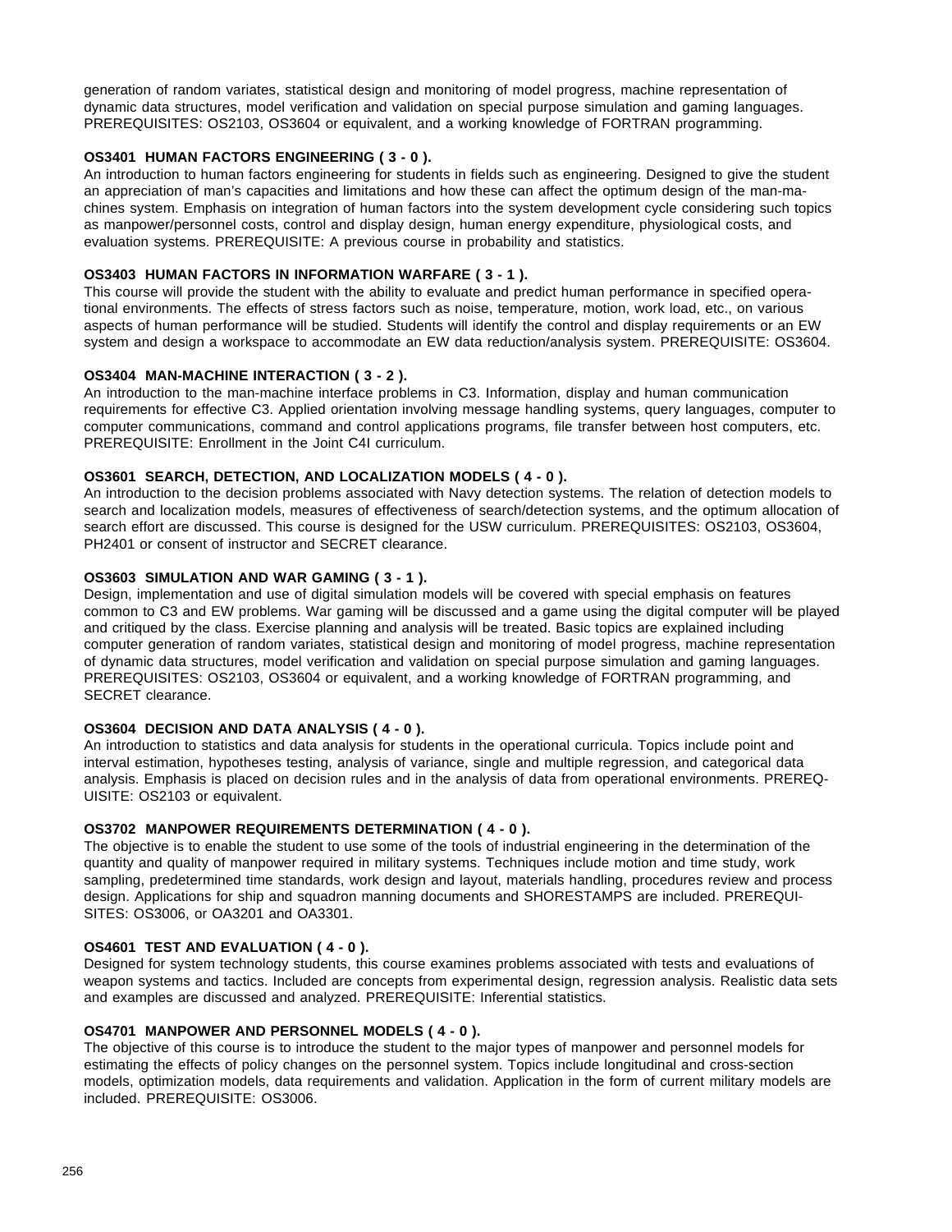generation of random variates, statistical design and monitoring of model progress, machine representation of dynamic data structures, model verification and validation on special purpose simulation and gaming languages. PREREQUISITES: OS2103, OS3604 or equivalent, and a working knowledge of FORTRAN programming.

**OS3401 HUMAN FACTORS ENGINEERING ( 3 - 0 ).**
An introduction to human factors engineering for students in fields such as engineering. Designed to give the student an appreciation of man's capacities and limitations and how these can affect the optimum design of the man-machines system. Emphasis on integration of human factors into the system development cycle considering such topics as manpower/personnel costs, control and display design, human energy expenditure, physiological costs, and evaluation systems. PREREQUISITE: A previous course in probability and statistics.

**OS3403 HUMAN FACTORS IN INFORMATION WARFARE ( 3 - 1 ).**
This course will provide the student with the ability to evaluate and predict human performance in specified operational environments. The effects of stress factors such as noise, temperature, motion, work load, etc., on various aspects of human performance will be studied. Students will identify the control and display requirements or an EW system and design a workspace to accommodate an EW data reduction/analysis system. PREREQUISITE: OS3604.

**OS3404 MAN-MACHINE INTERACTION ( 3 - 2 ).**
An introduction to the man-machine interface problems in C3. Information, display and human communication requirements for effective C3. Applied orientation involving message handling systems, query languages, computer to computer communications, command and control applications programs, file transfer between host computers, etc. PREREQUISITE: Enrollment in the Joint C4I curriculum.

**OS3601 SEARCH, DETECTION, AND LOCALIZATION MODELS ( 4 - 0 ).**
An introduction to the decision problems associated with Navy detection systems. The relation of detection models to search and localization models, measures of effectiveness of search/detection systems, and the optimum allocation of search effort are discussed. This course is designed for the USW curriculum. PREREQUISITES: OS2103, OS3604, PH2401 or consent of instructor and SECRET clearance.

**OS3603 SIMULATION AND WAR GAMING ( 3 - 1 ).**
Design, implementation and use of digital simulation models will be covered with special emphasis on features common to C3 and EW problems. War gaming will be discussed and a game using the digital computer will be played and critiqued by the class. Exercise planning and analysis will be treated. Basic topics are explained including computer generation of random variates, statistical design and monitoring of model progress, machine representation of dynamic data structures, model verification and validation on special purpose simulation and gaming languages. PREREQUISITES: OS2103, OS3604 or equivalent, and a working knowledge of FORTRAN programming, and SECRET clearance.

**OS3604 DECISION AND DATA ANALYSIS ( 4 - 0 ).**
An introduction to statistics and data analysis for students in the operational curricula. Topics include point and interval estimation, hypotheses testing, analysis of variance, single and multiple regression, and categorical data analysis. Emphasis is placed on decision rules and in the analysis of data from operational environments. PREREQUISITE: OS2103 or equivalent.

**OS3702 MANPOWER REQUIREMENTS DETERMINATION ( 4 - 0 ).**
The objective is to enable the student to use some of the tools of industrial engineering in the determination of the quantity and quality of manpower required in military systems. Techniques include motion and time study, work sampling, predetermined time standards, work design and layout, materials handling, procedures review and process design. Applications for ship and squadron manning documents and SHORESTAMPS are included. PREREQUISITES: OS3006, or OA3201 and OA3301.

**OS4601 TEST AND EVALUATION ( 4 - 0 ).**
Designed for system technology students, this course examines problems associated with tests and evaluations of weapon systems and tactics. Included are concepts from experimental design, regression analysis. Realistic data sets and examples are discussed and analyzed. PREREQUISITE: Inferential statistics.

**OS4701 MANPOWER AND PERSONNEL MODELS ( 4 - 0 ).**
The objective of this course is to introduce the student to the major types of manpower and personnel models for estimating the effects of policy changes on the personnel system. Topics include longitudinal and cross-section models, optimization models, data requirements and validation. Application in the form of current military models are included. PREREQUISITE: OS3006.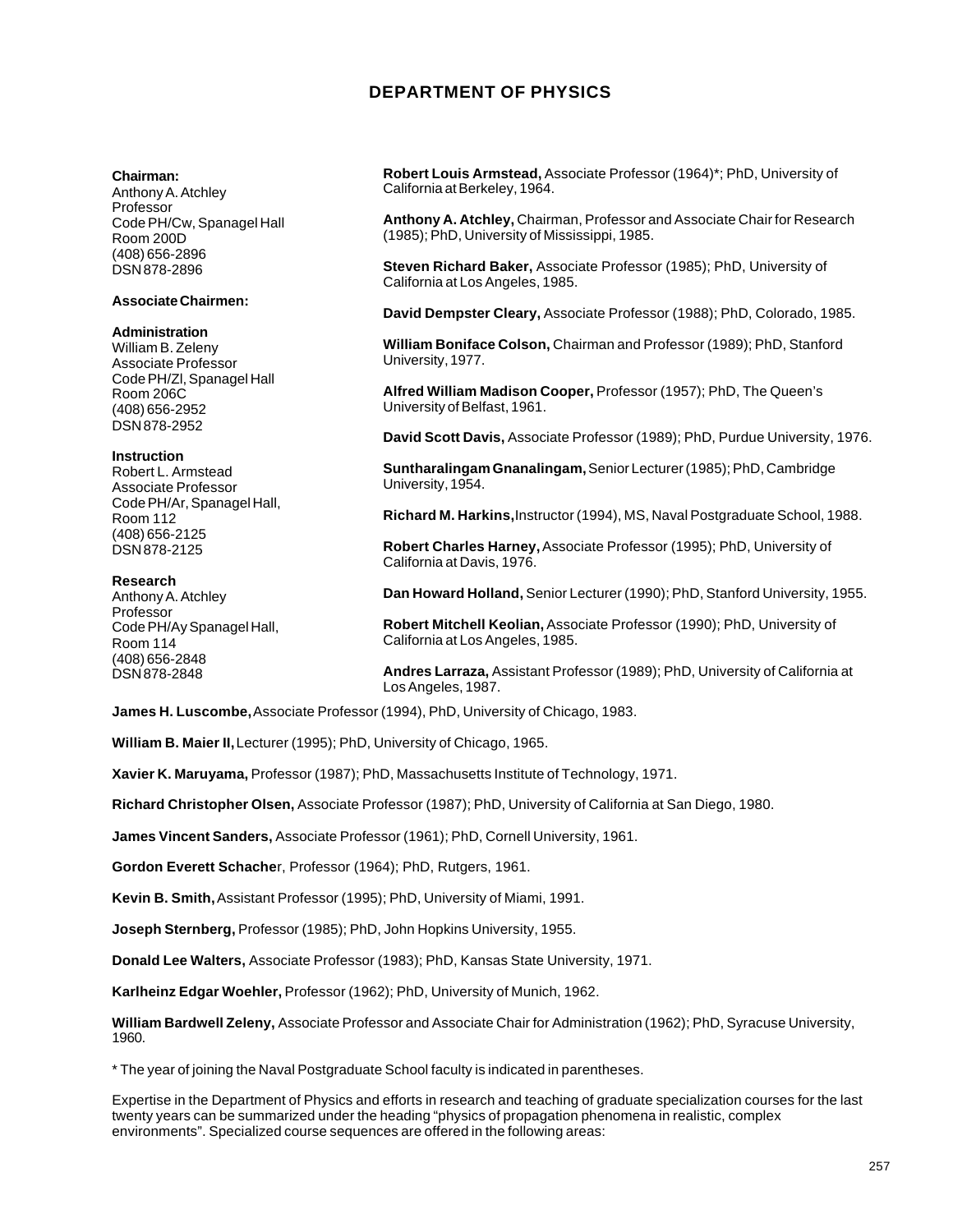# DEPARTMENT OF PHYSICS

**Chairman:**
Anthony A. Atchley
Professor
Code PH/Cw, Spanagel Hall
Room 200D
(408) 656-2896
DSN 878-2896

**Associate Chairmen:**

**Administration**
William B. Zeleny
Associate Professor
Code PH/Zl, Spanagel Hall
Room 206C
(408) 656-2952
DSN 878-2952

**Instruction**
Robert L. Armstead
Associate Professor
Code PH/Ar, Spanagel Hall,
Room 112
(408) 656-2125
DSN 878-2125

**Research**
Anthony A. Atchley
Professor
Code PH/Ay Spanagel Hall,
Room 114
(408) 656-2848
DSN 878-2848

**Robert Louis Armstead,** Associate Professor (1964)*; PhD, University of California at Berkeley, 1964.

**Anthony A. Atchley,** Chairman, Professor and Associate Chair for Research (1985); PhD, University of Mississippi, 1985.

**Steven Richard Baker,** Associate Professor (1985); PhD, University of California at Los Angeles, 1985.

**David Dempster Cleary,** Associate Professor (1988); PhD, Colorado, 1985.

**William Boniface Colson,** Chairman and Professor (1989); PhD, Stanford University, 1977.

**Alfred William Madison Cooper,** Professor (1957); PhD, The Queen's University of Belfast, 1961.

**David Scott Davis,** Associate Professor (1989); PhD, Purdue University, 1976.

**Suntharalingam Gnanalingam,** Senior Lecturer (1985); PhD, Cambridge University, 1954.

**Richard M. Harkins,** Instructor (1994), MS, Naval Postgraduate School, 1988.

**Robert Charles Harney,** Associate Professor (1995); PhD, University of California at Davis, 1976.

**Dan Howard Holland,** Senior Lecturer (1990); PhD, Stanford University, 1955.

**Robert Mitchell Keolian,** Associate Professor (1990); PhD, University of California at Los Angeles, 1985.

**Andres Larraza,** Assistant Professor (1989); PhD, University of California at Los Angeles, 1987.

**James H. Luscombe,** Associate Professor (1994), PhD, University of Chicago, 1983.

**William B. Maier II,** Lecturer (1995); PhD, University of Chicago, 1965.

**Xavier K. Maruyama,** Professor (1987); PhD, Massachusetts Institute of Technology, 1971.

**Richard Christopher Olsen,** Associate Professor (1987); PhD, University of California at San Diego, 1980.

**James Vincent Sanders,** Associate Professor (1961); PhD, Cornell University, 1961.

**Gordon Everett Schacher**, Professor (1964); PhD, Rutgers, 1961.

**Kevin B. Smith,** Assistant Professor (1995); PhD, University of Miami, 1991.

**Joseph Sternberg,** Professor (1985); PhD, John Hopkins University, 1955.

**Donald Lee Walters,** Associate Professor (1983); PhD, Kansas State University, 1971.

**Karlheinz Edgar Woehler,** Professor (1962); PhD, University of Munich, 1962.

**William Bardwell Zeleny,** Associate Professor and Associate Chair for Administration (1962); PhD, Syracuse University, 1960.

* The year of joining the Naval Postgraduate School faculty is indicated in parentheses.

Expertise in the Department of Physics and efforts in research and teaching of graduate specialization courses for the last twenty years can be summarized under the heading "physics of propagation phenomena in realistic, complex environments". Specialized course sequences are offered in the following areas: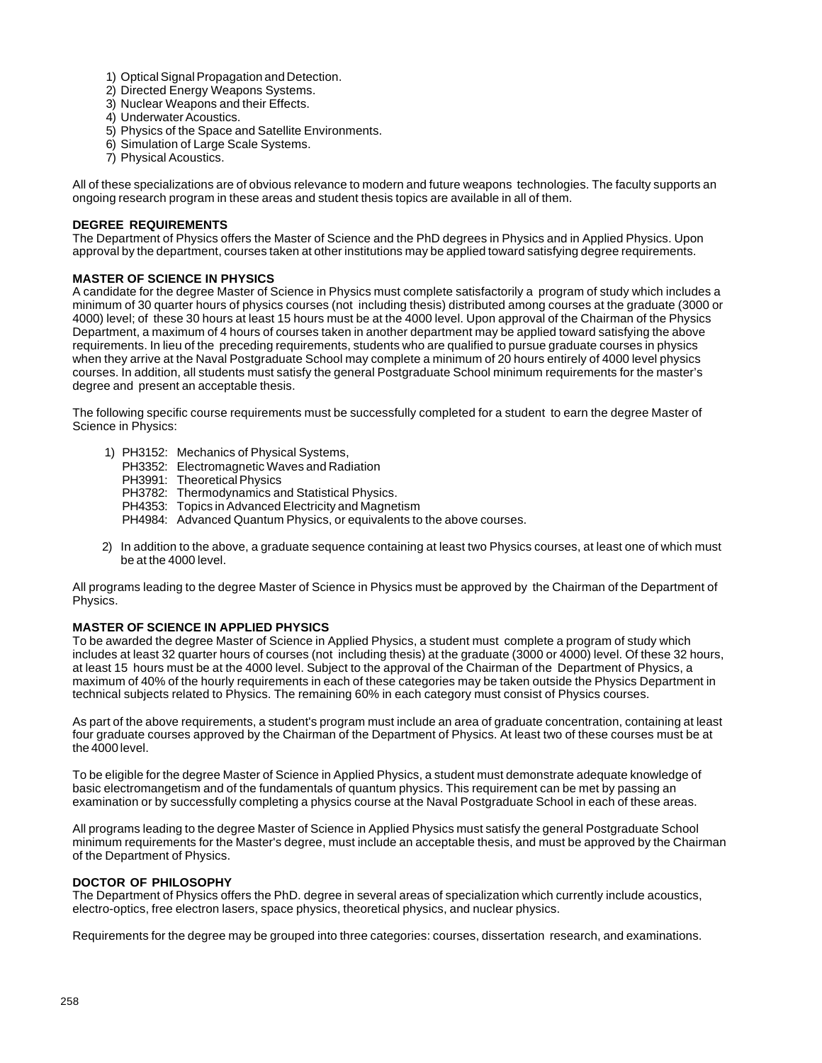1) Optical Signal Propagation and Detection.
2) Directed Energy Weapons Systems.
3) Nuclear Weapons and their Effects.
4) Underwater Acoustics.
5) Physics of the Space and Satellite Environments.
6) Simulation of Large Scale Systems.
7) Physical Acoustics.

All of these specializations are of obvious relevance to modern and future weapons technologies. The faculty supports an ongoing research program in these areas and student thesis topics are available in all of them.

**DEGREE REQUIREMENTS**

The Department of Physics offers the Master of Science and the PhD degrees in Physics and in Applied Physics. Upon approval by the department, courses taken at other institutions may be applied toward satisfying degree requirements.

**MASTER OF SCIENCE IN PHYSICS**

A candidate for the degree Master of Science in Physics must complete satisfactorily a program of study which includes a minimum of 30 quarter hours of physics courses (not including thesis) distributed among courses at the graduate (3000 or 4000) level; of these 30 hours at least 15 hours must be at the 4000 level. Upon approval of the Chairman of the Physics Department, a maximum of 4 hours of courses taken in another department may be applied toward satisfying the above requirements. In lieu of the preceding requirements, students who are qualified to pursue graduate courses in physics when they arrive at the Naval Postgraduate School may complete a minimum of 20 hours entirely of 4000 level physics courses. In addition, all students must satisfy the general Postgraduate School minimum requirements for the master's degree and present an acceptable thesis.

The following specific course requirements must be successfully completed for a student to earn the degree Master of Science in Physics:

1) PH3152: Mechanics of Physical Systems,
   PH3352: Electromagnetic Waves and Radiation
   PH3991: Theoretical Physics
   PH3782: Thermodynamics and Statistical Physics.
   PH4353: Topics in Advanced Electricity and Magnetism
   PH4984: Advanced Quantum Physics, or equivalents to the above courses.

2) In addition to the above, a graduate sequence containing at least two Physics courses, at least one of which must be at the 4000 level.

All programs leading to the degree Master of Science in Physics must be approved by the Chairman of the Department of Physics.

**MASTER OF SCIENCE IN APPLIED PHYSICS**

To be awarded the degree Master of Science in Applied Physics, a student must complete a program of study which includes at least 32 quarter hours of courses (not including thesis) at the graduate (3000 or 4000) level. Of these 32 hours, at least 15 hours must be at the 4000 level. Subject to the approval of the Chairman of the Department of Physics, a maximum of 40% of the hourly requirements in each of these categories may be taken outside the Physics Department in technical subjects related to Physics. The remaining 60% in each category must consist of Physics courses.

As part of the above requirements, a student's program must include an area of graduate concentration, containing at least four graduate courses approved by the Chairman of the Department of Physics. At least two of these courses must be at the 4000 level.

To be eligible for the degree Master of Science in Applied Physics, a student must demonstrate adequate knowledge of basic electromangetism and of the fundamentals of quantum physics. This requirement can be met by passing an examination or by successfully completing a physics course at the Naval Postgraduate School in each of these areas.

All programs leading to the degree Master of Science in Applied Physics must satisfy the general Postgraduate School minimum requirements for the Master's degree, must include an acceptable thesis, and must be approved by the Chairman of the Department of Physics.

**DOCTOR OF PHILOSOPHY**

The Department of Physics offers the PhD. degree in several areas of specialization which currently include acoustics, electro-optics, free electron lasers, space physics, theoretical physics, and nuclear physics.

Requirements for the degree may be grouped into three categories: courses, dissertation research, and examinations.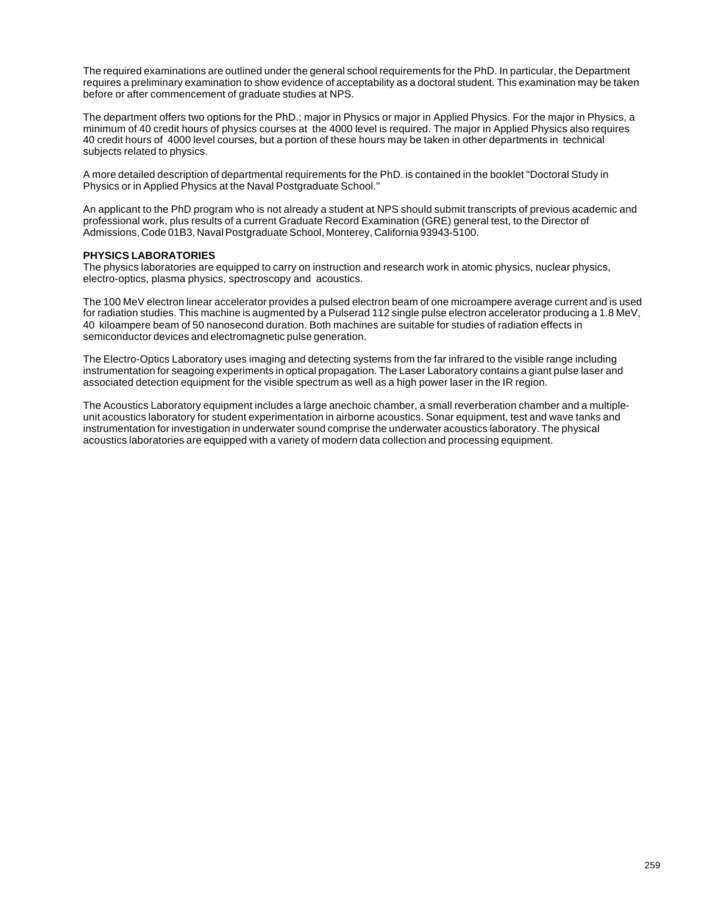The required examinations are outlined under the general school requirements for the PhD. In particular, the Department requires a preliminary examination to show evidence of acceptability as a doctoral student. This examination may be taken before or after commencement of graduate studies at NPS.

The department offers two options for the PhD.; major in Physics or major in Applied Physics. For the major in Physics, a minimum of 40 credit hours of physics courses at the 4000 level is required. The major in Applied Physics also requires 40 credit hours of 4000 level courses, but a portion of these hours may be taken in other departments in technical subjects related to physics.

A more detailed description of departmental requirements for the PhD. is contained in the booklet "Doctoral Study in Physics or in Applied Physics at the Naval Postgraduate School."

An applicant to the PhD program who is not already a student at NPS should submit transcripts of previous academic and professional work, plus results of a current Graduate Record Examination (GRE) general test, to the Director of Admissions, Code 01B3, Naval Postgraduate School, Monterey, California 93943-5100.

**PHYSICS LABORATORIES**

The physics laboratories are equipped to carry on instruction and research work in atomic physics, nuclear physics, electro-optics, plasma physics, spectroscopy and acoustics.

The 100 MeV electron linear accelerator provides a pulsed electron beam of one microampere average current and is used for radiation studies. This machine is augmented by a Pulserad 112 single pulse electron accelerator producing a 1.8 MeV, 40 kiloampere beam of 50 nanosecond duration. Both machines are suitable for studies of radiation effects in semiconductor devices and electromagnetic pulse generation.

The Electro-Optics Laboratory uses imaging and detecting systems from the far infrared to the visible range including instrumentation for seagoing experiments in optical propagation. The Laser Laboratory contains a giant pulse laser and associated detection equipment for the visible spectrum as well as a high power laser in the IR region.

The Acoustics Laboratory equipment includes a large anechoic chamber, a small reverberation chamber and a multiple-unit acoustics laboratory for student experimentation in airborne acoustics. Sonar equipment, test and wave tanks and instrumentation for investigation in underwater sound comprise the underwater acoustics laboratory. The physical acoustics laboratories are equipped with a variety of modern data collection and processing equipment.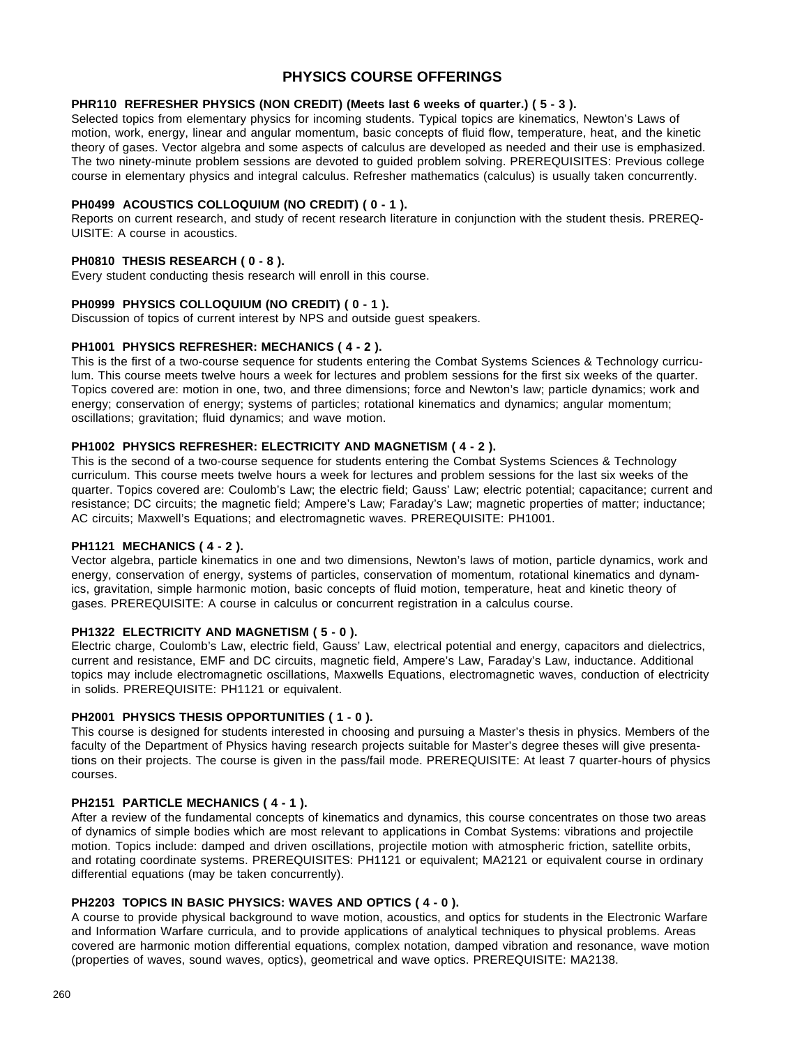# PHYSICS COURSE OFFERINGS

**PHR110 REFRESHER PHYSICS (NON CREDIT) (Meets last 6 weeks of quarter.) ( 5 - 3 ).**
Selected topics from elementary physics for incoming students. Typical topics are kinematics, Newton's Laws of motion, work, energy, linear and angular momentum, basic concepts of fluid flow, temperature, heat, and the kinetic theory of gases. Vector algebra and some aspects of calculus are developed as needed and their use is emphasized. The two ninety-minute problem sessions are devoted to guided problem solving. PREREQUISITES: Previous college course in elementary physics and integral calculus. Refresher mathematics (calculus) is usually taken concurrently.

**PH0499 ACOUSTICS COLLOQUIUM (NO CREDIT) ( 0 - 1 ).**
Reports on current research, and study of recent research literature in conjunction with the student thesis. PREREQUISITE: A course in acoustics.

**PH0810 THESIS RESEARCH ( 0 - 8 ).**
Every student conducting thesis research will enroll in this course.

**PH0999 PHYSICS COLLOQUIUM (NO CREDIT) ( 0 - 1 ).**
Discussion of topics of current interest by NPS and outside guest speakers.

**PH1001 PHYSICS REFRESHER: MECHANICS ( 4 - 2 ).**
This is the first of a two-course sequence for students entering the Combat Systems Sciences & Technology curriculum. This course meets twelve hours a week for lectures and problem sessions for the first six weeks of the quarter. Topics covered are: motion in one, two, and three dimensions; force and Newton's law; particle dynamics; work and energy; conservation of energy; systems of particles; rotational kinematics and dynamics; angular momentum; oscillations; gravitation; fluid dynamics; and wave motion.

**PH1002 PHYSICS REFRESHER: ELECTRICITY AND MAGNETISM ( 4 - 2 ).**
This is the second of a two-course sequence for students entering the Combat Systems Sciences & Technology curriculum. This course meets twelve hours a week for lectures and problem sessions for the last six weeks of the quarter. Topics covered are: Coulomb's Law; the electric field; Gauss' Law; electric potential; capacitance; current and resistance; DC circuits; the magnetic field; Ampere's Law; Faraday's Law; magnetic properties of matter; inductance; AC circuits; Maxwell's Equations; and electromagnetic waves. PREREQUISITE: PH1001.

**PH1121 MECHANICS ( 4 - 2 ).**
Vector algebra, particle kinematics in one and two dimensions, Newton's laws of motion, particle dynamics, work and energy, conservation of energy, systems of particles, conservation of momentum, rotational kinematics and dynamics, gravitation, simple harmonic motion, basic concepts of fluid motion, temperature, heat and kinetic theory of gases. PREREQUISITE: A course in calculus or concurrent registration in a calculus course.

**PH1322 ELECTRICITY AND MAGNETISM ( 5 - 0 ).**
Electric charge, Coulomb's Law, electric field, Gauss' Law, electrical potential and energy, capacitors and dielectrics, current and resistance, EMF and DC circuits, magnetic field, Ampere's Law, Faraday's Law, inductance. Additional topics may include electromagnetic oscillations, Maxwells Equations, electromagnetic waves, conduction of electricity in solids. PREREQUISITE: PH1121 or equivalent.

**PH2001 PHYSICS THESIS OPPORTUNITIES ( 1 - 0 ).**
This course is designed for students interested in choosing and pursuing a Master's thesis in physics. Members of the faculty of the Department of Physics having research projects suitable for Master's degree theses will give presentations on their projects. The course is given in the pass/fail mode. PREREQUISITE: At least 7 quarter-hours of physics courses.

**PH2151 PARTICLE MECHANICS ( 4 - 1 ).**
After a review of the fundamental concepts of kinematics and dynamics, this course concentrates on those two areas of dynamics of simple bodies which are most relevant to applications in Combat Systems: vibrations and projectile motion. Topics include: damped and driven oscillations, projectile motion with atmospheric friction, satellite orbits, and rotating coordinate systems. PREREQUISITES: PH1121 or equivalent; MA2121 or equivalent course in ordinary differential equations (may be taken concurrently).

**PH2203 TOPICS IN BASIC PHYSICS: WAVES AND OPTICS ( 4 - 0 ).**
A course to provide physical background to wave motion, acoustics, and optics for students in the Electronic Warfare and Information Warfare curricula, and to provide applications of analytical techniques to physical problems. Areas covered are harmonic motion differential equations, complex notation, damped vibration and resonance, wave motion (properties of waves, sound waves, optics), geometrical and wave optics. PREREQUISITE: MA2138.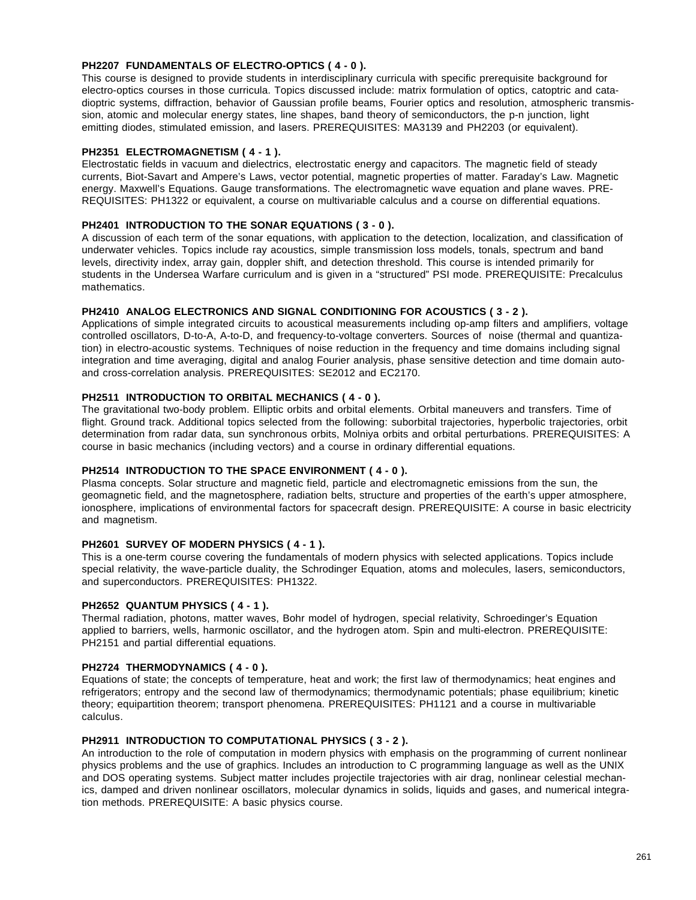**PH2207 FUNDAMENTALS OF ELECTRO-OPTICS ( 4 - 0 ).**
This course is designed to provide students in interdisciplinary curricula with specific prerequisite background for electro-optics courses in those curricula. Topics discussed include: matrix formulation of optics, catoptric and catadioptric systems, diffraction, behavior of Gaussian profile beams, Fourier optics and resolution, atmospheric transmission, atomic and molecular energy states, line shapes, band theory of semiconductors, the p-n junction, light emitting diodes, stimulated emission, and lasers. PREREQUISITES: MA3139 and PH2203 (or equivalent).

**PH2351 ELECTROMAGNETISM ( 4 - 1 ).**
Electrostatic fields in vacuum and dielectrics, electrostatic energy and capacitors. The magnetic field of steady currents, Biot-Savart and Ampere's Laws, vector potential, magnetic properties of matter. Faraday's Law. Magnetic energy. Maxwell's Equations. Gauge transformations. The electromagnetic wave equation and plane waves. PREREQUISITES: PH1322 or equivalent, a course on multivariable calculus and a course on differential equations.

**PH2401 INTRODUCTION TO THE SONAR EQUATIONS ( 3 - 0 ).**
A discussion of each term of the sonar equations, with application to the detection, localization, and classification of underwater vehicles. Topics include ray acoustics, simple transmission loss models, tonals, spectrum and band levels, directivity index, array gain, doppler shift, and detection threshold. This course is intended primarily for students in the Undersea Warfare curriculum and is given in a "structured" PSI mode. PREREQUISITE: Precalculus mathematics.

**PH2410 ANALOG ELECTRONICS AND SIGNAL CONDITIONING FOR ACOUSTICS ( 3 - 2 ).**
Applications of simple integrated circuits to acoustical measurements including op-amp filters and amplifiers, voltage controlled oscillators, D-to-A, A-to-D, and frequency-to-voltage converters. Sources of noise (thermal and quantization) in electro-acoustic systems. Techniques of noise reduction in the frequency and time domains including signal integration and time averaging, digital and analog Fourier analysis, phase sensitive detection and time domain auto- and cross-correlation analysis. PREREQUISITES: SE2012 and EC2170.

**PH2511 INTRODUCTION TO ORBITAL MECHANICS ( 4 - 0 ).**
The gravitational two-body problem. Elliptic orbits and orbital elements. Orbital maneuvers and transfers. Time of flight. Ground track. Additional topics selected from the following: suborbital trajectories, hyperbolic trajectories, orbit determination from radar data, sun synchronous orbits, Molniya orbits and orbital perturbations. PREREQUISITES: A course in basic mechanics (including vectors) and a course in ordinary differential equations.

**PH2514 INTRODUCTION TO THE SPACE ENVIRONMENT ( 4 - 0 ).**
Plasma concepts. Solar structure and magnetic field, particle and electromagnetic emissions from the sun, the geomagnetic field, and the magnetosphere, radiation belts, structure and properties of the earth's upper atmosphere, ionosphere, implications of environmental factors for spacecraft design. PREREQUISITE: A course in basic electricity and magnetism.

**PH2601 SURVEY OF MODERN PHYSICS ( 4 - 1 ).**
This is a one-term course covering the fundamentals of modern physics with selected applications. Topics include special relativity, the wave-particle duality, the Schrodinger Equation, atoms and molecules, lasers, semiconductors, and superconductors. PREREQUISITES: PH1322.

**PH2652 QUANTUM PHYSICS ( 4 - 1 ).**
Thermal radiation, photons, matter waves, Bohr model of hydrogen, special relativity, Schroedinger's Equation applied to barriers, wells, harmonic oscillator, and the hydrogen atom. Spin and multi-electron. PREREQUISITE: PH2151 and partial differential equations.

**PH2724 THERMODYNAMICS ( 4 - 0 ).**
Equations of state; the concepts of temperature, heat and work; the first law of thermodynamics; heat engines and refrigerators; entropy and the second law of thermodynamics; thermodynamic potentials; phase equilibrium; kinetic theory; equipartition theorem; transport phenomena. PREREQUISITES: PH1121 and a course in multivariable calculus.

**PH2911 INTRODUCTION TO COMPUTATIONAL PHYSICS ( 3 - 2 ).**
An introduction to the role of computation in modern physics with emphasis on the programming of current nonlinear physics problems and the use of graphics. Includes an introduction to C programming language as well as the UNIX and DOS operating systems. Subject matter includes projectile trajectories with air drag, nonlinear celestial mechanics, damped and driven nonlinear oscillators, molecular dynamics in solids, liquids and gases, and numerical integration methods. PREREQUISITE: A basic physics course.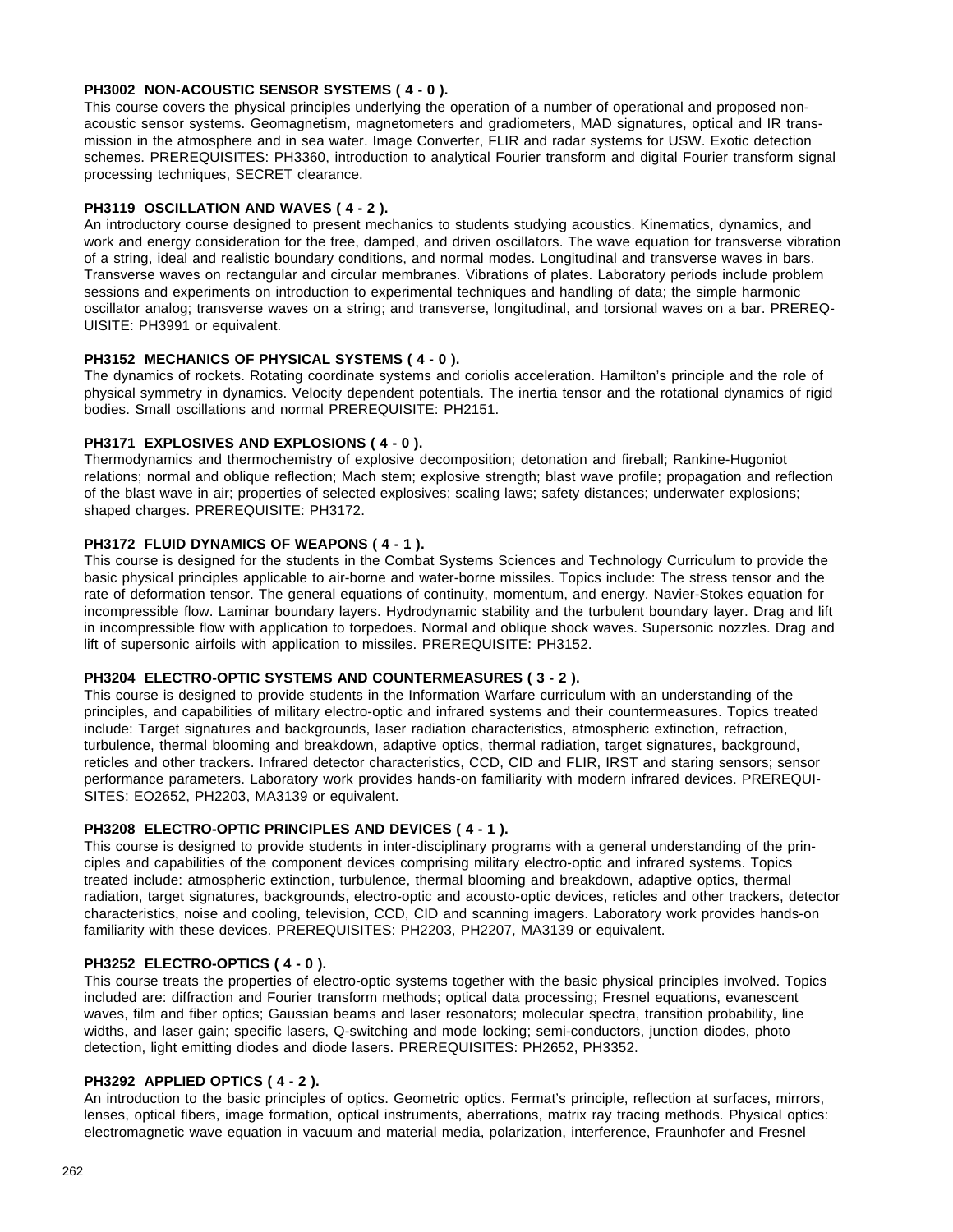**PH3002 NON-ACOUSTIC SENSOR SYSTEMS ( 4 - 0 ).**
This course covers the physical principles underlying the operation of a number of operational and proposed non-acoustic sensor systems. Geomagnetism, magnetometers and gradiometers, MAD signatures, optical and IR transmission in the atmosphere and in sea water. Image Converter, FLIR and radar systems for USW. Exotic detection schemes. PREREQUISITES: PH3360, introduction to analytical Fourier transform and digital Fourier transform signal processing techniques, SECRET clearance.

**PH3119 OSCILLATION AND WAVES ( 4 - 2 ).**
An introductory course designed to present mechanics to students studying acoustics. Kinematics, dynamics, and work and energy consideration for the free, damped, and driven oscillators. The wave equation for transverse vibration of a string, ideal and realistic boundary conditions, and normal modes. Longitudinal and transverse waves in bars. Transverse waves on rectangular and circular membranes. Vibrations of plates. Laboratory periods include problem sessions and experiments on introduction to experimental techniques and handling of data; the simple harmonic oscillator analog; transverse waves on a string; and transverse, longitudinal, and torsional waves on a bar. PREREQUISITE: PH3991 or equivalent.

**PH3152 MECHANICS OF PHYSICAL SYSTEMS ( 4 - 0 ).**
The dynamics of rockets. Rotating coordinate systems and coriolis acceleration. Hamilton's principle and the role of physical symmetry in dynamics. Velocity dependent potentials. The inertia tensor and the rotational dynamics of rigid bodies. Small oscillations and normal PREREQUISITE: PH2151.

**PH3171 EXPLOSIVES AND EXPLOSIONS ( 4 - 0 ).**
Thermodynamics and thermochemistry of explosive decomposition; detonation and fireball; Rankine-Hugoniot relations; normal and oblique reflection; Mach stem; explosive strength; blast wave profile; propagation and reflection of the blast wave in air; properties of selected explosives; scaling laws; safety distances; underwater explosions; shaped charges. PREREQUISITE: PH3172.

**PH3172 FLUID DYNAMICS OF WEAPONS ( 4 - 1 ).**
This course is designed for the students in the Combat Systems Sciences and Technology Curriculum to provide the basic physical principles applicable to air-borne and water-borne missiles. Topics include: The stress tensor and the rate of deformation tensor. The general equations of continuity, momentum, and energy. Navier-Stokes equation for incompressible flow. Laminar boundary layers. Hydrodynamic stability and the turbulent boundary layer. Drag and lift in incompressible flow with application to torpedoes. Normal and oblique shock waves. Supersonic nozzles. Drag and lift of supersonic airfoils with application to missiles. PREREQUISITE: PH3152.

**PH3204 ELECTRO-OPTIC SYSTEMS AND COUNTERMEASURES ( 3 - 2 ).**
This course is designed to provide students in the Information Warfare curriculum with an understanding of the principles, and capabilities of military electro-optic and infrared systems and their countermeasures. Topics treated include: Target signatures and backgrounds, laser radiation characteristics, atmospheric extinction, refraction, turbulence, thermal blooming and breakdown, adaptive optics, thermal radiation, target signatures, background, reticles and other trackers. Infrared detector characteristics, CCD, CID and FLIR, IRST and staring sensors; sensor performance parameters. Laboratory work provides hands-on familiarity with modern infrared devices. PREREQUISITES: EO2652, PH2203, MA3139 or equivalent.

**PH3208 ELECTRO-OPTIC PRINCIPLES AND DEVICES ( 4 - 1 ).**
This course is designed to provide students in inter-disciplinary programs with a general understanding of the principles and capabilities of the component devices comprising military electro-optic and infrared systems. Topics treated include: atmospheric extinction, turbulence, thermal blooming and breakdown, adaptive optics, thermal radiation, target signatures, backgrounds, electro-optic and acousto-optic devices, reticles and other trackers, detector characteristics, noise and cooling, television, CCD, CID and scanning imagers. Laboratory work provides hands-on familiarity with these devices. PREREQUISITES: PH2203, PH2207, MA3139 or equivalent.

**PH3252 ELECTRO-OPTICS ( 4 - 0 ).**
This course treats the properties of electro-optic systems together with the basic physical principles involved. Topics included are: diffraction and Fourier transform methods; optical data processing; Fresnel equations, evanescent waves, film and fiber optics; Gaussian beams and laser resonators; molecular spectra, transition probability, line widths, and laser gain; specific lasers, Q-switching and mode locking; semi-conductors, junction diodes, photo detection, light emitting diodes and diode lasers. PREREQUISITES: PH2652, PH3352.

**PH3292 APPLIED OPTICS ( 4 - 2 ).**
An introduction to the basic principles of optics. Geometric optics. Fermat's principle, reflection at surfaces, mirrors, lenses, optical fibers, image formation, optical instruments, aberrations, matrix ray tracing methods. Physical optics: electromagnetic wave equation in vacuum and material media, polarization, interference, Fraunhofer and Fresnel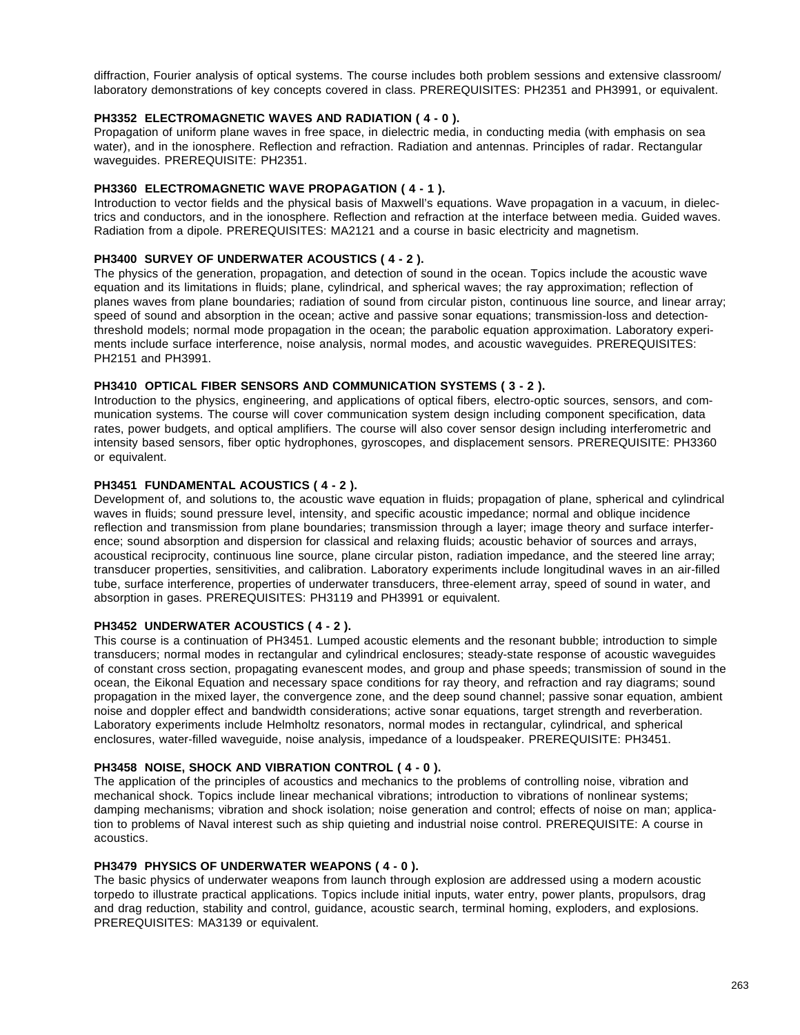diffraction, Fourier analysis of optical systems. The course includes both problem sessions and extensive classroom/ laboratory demonstrations of key concepts covered in class. PREREQUISITES: PH2351 and PH3991, or equivalent.

**PH3352 ELECTROMAGNETIC WAVES AND RADIATION ( 4 - 0 ).**
Propagation of uniform plane waves in free space, in dielectric media, in conducting media (with emphasis on sea water), and in the ionosphere. Reflection and refraction. Radiation and antennas. Principles of radar. Rectangular waveguides. PREREQUISITE: PH2351.

**PH3360 ELECTROMAGNETIC WAVE PROPAGATION ( 4 - 1 ).**
Introduction to vector fields and the physical basis of Maxwell's equations. Wave propagation in a vacuum, in dielectrics and conductors, and in the ionosphere. Reflection and refraction at the interface between media. Guided waves. Radiation from a dipole. PREREQUISITES: MA2121 and a course in basic electricity and magnetism.

**PH3400 SURVEY OF UNDERWATER ACOUSTICS ( 4 - 2 ).**
The physics of the generation, propagation, and detection of sound in the ocean. Topics include the acoustic wave equation and its limitations in fluids; plane, cylindrical, and spherical waves; the ray approximation; reflection of planes waves from plane boundaries; radiation of sound from circular piston, continuous line source, and linear array; speed of sound and absorption in the ocean; active and passive sonar equations; transmission-loss and detection-threshold models; normal mode propagation in the ocean; the parabolic equation approximation. Laboratory experiments include surface interference, noise analysis, normal modes, and acoustic waveguides. PREREQUISITES: PH2151 and PH3991.

**PH3410 OPTICAL FIBER SENSORS AND COMMUNICATION SYSTEMS ( 3 - 2 ).**
Introduction to the physics, engineering, and applications of optical fibers, electro-optic sources, sensors, and communication systems. The course will cover communication system design including component specification, data rates, power budgets, and optical amplifiers. The course will also cover sensor design including interferometric and intensity based sensors, fiber optic hydrophones, gyroscopes, and displacement sensors. PREREQUISITE: PH3360 or equivalent.

**PH3451 FUNDAMENTAL ACOUSTICS ( 4 - 2 ).**
Development of, and solutions to, the acoustic wave equation in fluids; propagation of plane, spherical and cylindrical waves in fluids; sound pressure level, intensity, and specific acoustic impedance; normal and oblique incidence reflection and transmission from plane boundaries; transmission through a layer; image theory and surface interference; sound absorption and dispersion for classical and relaxing fluids; acoustic behavior of sources and arrays, acoustical reciprocity, continuous line source, plane circular piston, radiation impedance, and the steered line array; transducer properties, sensitivities, and calibration. Laboratory experiments include longitudinal waves in an air-filled tube, surface interference, properties of underwater transducers, three-element array, speed of sound in water, and absorption in gases. PREREQUISITES: PH3119 and PH3991 or equivalent.

**PH3452 UNDERWATER ACOUSTICS ( 4 - 2 ).**
This course is a continuation of PH3451. Lumped acoustic elements and the resonant bubble; introduction to simple transducers; normal modes in rectangular and cylindrical enclosures; steady-state response of acoustic waveguides of constant cross section, propagating evanescent modes, and group and phase speeds; transmission of sound in the ocean, the Eikonal Equation and necessary space conditions for ray theory, and refraction and ray diagrams; sound propagation in the mixed layer, the convergence zone, and the deep sound channel; passive sonar equation, ambient noise and doppler effect and bandwidth considerations; active sonar equations, target strength and reverberation. Laboratory experiments include Helmholtz resonators, normal modes in rectangular, cylindrical, and spherical enclosures, water-filled waveguide, noise analysis, impedance of a loudspeaker. PREREQUISITE: PH3451.

**PH3458 NOISE, SHOCK AND VIBRATION CONTROL ( 4 - 0 ).**
The application of the principles of acoustics and mechanics to the problems of controlling noise, vibration and mechanical shock. Topics include linear mechanical vibrations; introduction to vibrations of nonlinear systems; damping mechanisms; vibration and shock isolation; noise generation and control; effects of noise on man; application to problems of Naval interest such as ship quieting and industrial noise control. PREREQUISITE: A course in acoustics.

**PH3479 PHYSICS OF UNDERWATER WEAPONS ( 4 - 0 ).**
The basic physics of underwater weapons from launch through explosion are addressed using a modern acoustic torpedo to illustrate practical applications. Topics include initial inputs, water entry, power plants, propulsors, drag and drag reduction, stability and control, guidance, acoustic search, terminal homing, exploders, and explosions. PREREQUISITES: MA3139 or equivalent.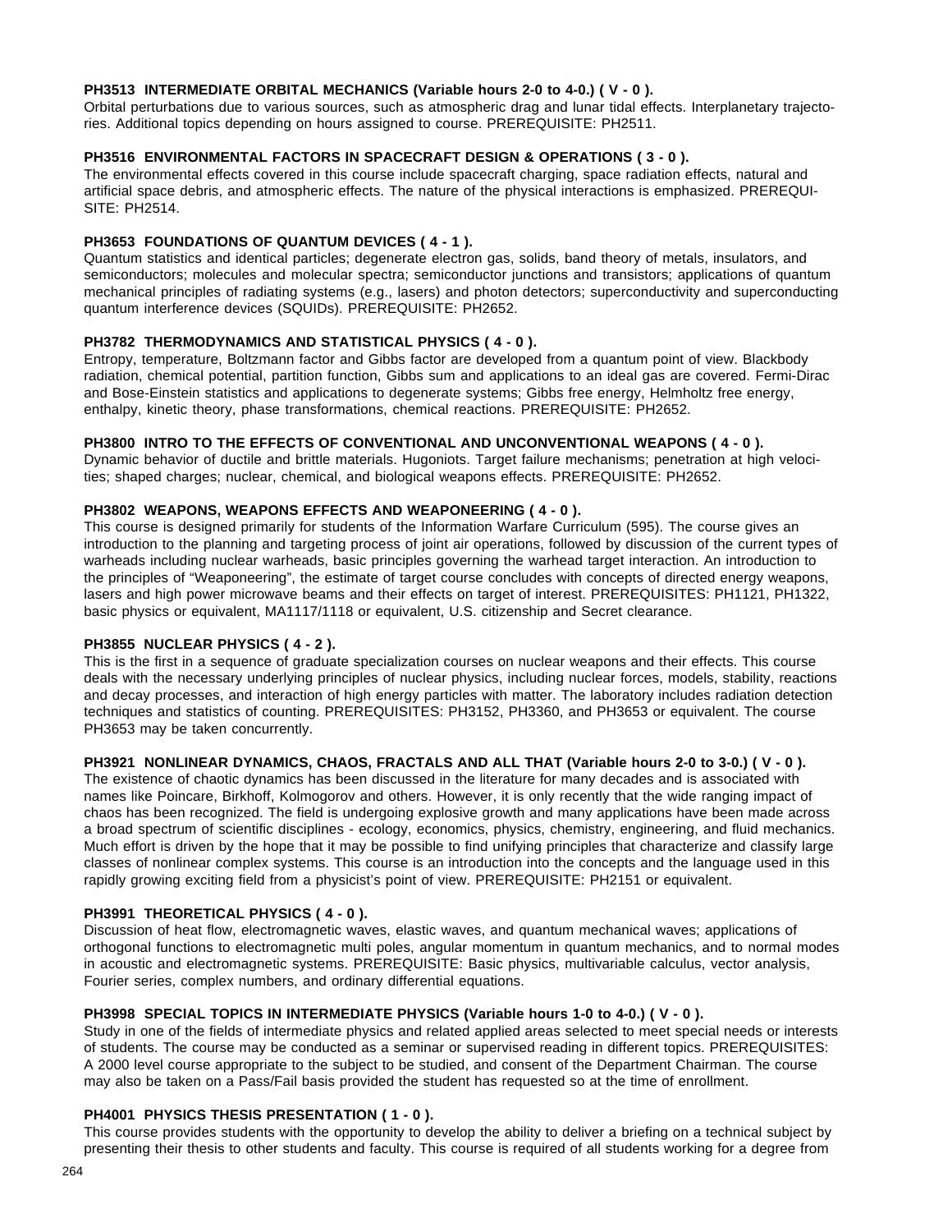**PH3513 INTERMEDIATE ORBITAL MECHANICS (Variable hours 2-0 to 4-0.) ( V - 0 ).**
Orbital perturbations due to various sources, such as atmospheric drag and lunar tidal effects. Interplanetary trajectories. Additional topics depending on hours assigned to course. PREREQUISITE: PH2511.

**PH3516 ENVIRONMENTAL FACTORS IN SPACECRAFT DESIGN & OPERATIONS ( 3 - 0 ).**
The environmental effects covered in this course include spacecraft charging, space radiation effects, natural and artificial space debris, and atmospheric effects. The nature of the physical interactions is emphasized. PREREQUISITE: PH2514.

**PH3653 FOUNDATIONS OF QUANTUM DEVICES ( 4 - 1 ).**
Quantum statistics and identical particles; degenerate electron gas, solids, band theory of metals, insulators, and semiconductors; molecules and molecular spectra; semiconductor junctions and transistors; applications of quantum mechanical principles of radiating systems (e.g., lasers) and photon detectors; superconductivity and superconducting quantum interference devices (SQUIDs). PREREQUISITE: PH2652.

**PH3782 THERMODYNAMICS AND STATISTICAL PHYSICS ( 4 - 0 ).**
Entropy, temperature, Boltzmann factor and Gibbs factor are developed from a quantum point of view. Blackbody radiation, chemical potential, partition function, Gibbs sum and applications to an ideal gas are covered. Fermi-Dirac and Bose-Einstein statistics and applications to degenerate systems; Gibbs free energy, Helmholtz free energy, enthalpy, kinetic theory, phase transformations, chemical reactions. PREREQUISITE: PH2652.

**PH3800 INTRO TO THE EFFECTS OF CONVENTIONAL AND UNCONVENTIONAL WEAPONS ( 4 - 0 ).**
Dynamic behavior of ductile and brittle materials. Hugoniots. Target failure mechanisms; penetration at high velocities; shaped charges; nuclear, chemical, and biological weapons effects. PREREQUISITE: PH2652.

**PH3802 WEAPONS, WEAPONS EFFECTS AND WEAPONEERING ( 4 - 0 ).**
This course is designed primarily for students of the Information Warfare Curriculum (595). The course gives an introduction to the planning and targeting process of joint air operations, followed by discussion of the current types of warheads including nuclear warheads, basic principles governing the warhead target interaction. An introduction to the principles of "Weaponeering", the estimate of target course concludes with concepts of directed energy weapons, lasers and high power microwave beams and their effects on target of interest. PREREQUISITES: PH1121, PH1322, basic physics or equivalent, MA1117/1118 or equivalent, U.S. citizenship and Secret clearance.

**PH3855 NUCLEAR PHYSICS ( 4 - 2 ).**
This is the first in a sequence of graduate specialization courses on nuclear weapons and their effects. This course deals with the necessary underlying principles of nuclear physics, including nuclear forces, models, stability, reactions and decay processes, and interaction of high energy particles with matter. The laboratory includes radiation detection techniques and statistics of counting. PREREQUISITES: PH3152, PH3360, and PH3653 or equivalent. The course PH3653 may be taken concurrently.

**PH3921 NONLINEAR DYNAMICS, CHAOS, FRACTALS AND ALL THAT (Variable hours 2-0 to 3-0.) ( V - 0 ).**
The existence of chaotic dynamics has been discussed in the literature for many decades and is associated with names like Poincare, Birkhoff, Kolmogorov and others. However, it is only recently that the wide ranging impact of chaos has been recognized. The field is undergoing explosive growth and many applications have been made across a broad spectrum of scientific disciplines - ecology, economics, physics, chemistry, engineering, and fluid mechanics. Much effort is driven by the hope that it may be possible to find unifying principles that characterize and classify large classes of nonlinear complex systems. This course is an introduction into the concepts and the language used in this rapidly growing exciting field from a physicist's point of view. PREREQUISITE: PH2151 or equivalent.

**PH3991 THEORETICAL PHYSICS ( 4 - 0 ).**
Discussion of heat flow, electromagnetic waves, elastic waves, and quantum mechanical waves; applications of orthogonal functions to electromagnetic multi poles, angular momentum in quantum mechanics, and to normal modes in acoustic and electromagnetic systems. PREREQUISITE: Basic physics, multivariable calculus, vector analysis, Fourier series, complex numbers, and ordinary differential equations.

**PH3998 SPECIAL TOPICS IN INTERMEDIATE PHYSICS (Variable hours 1-0 to 4-0.) ( V - 0 ).**
Study in one of the fields of intermediate physics and related applied areas selected to meet special needs or interests of students. The course may be conducted as a seminar or supervised reading in different topics. PREREQUISITES: A 2000 level course appropriate to the subject to be studied, and consent of the Department Chairman. The course may also be taken on a Pass/Fail basis provided the student has requested so at the time of enrollment.

**PH4001 PHYSICS THESIS PRESENTATION ( 1 - 0 ).**
This course provides students with the opportunity to develop the ability to deliver a briefing on a technical subject by presenting their thesis to other students and faculty. This course is required of all students working for a degree from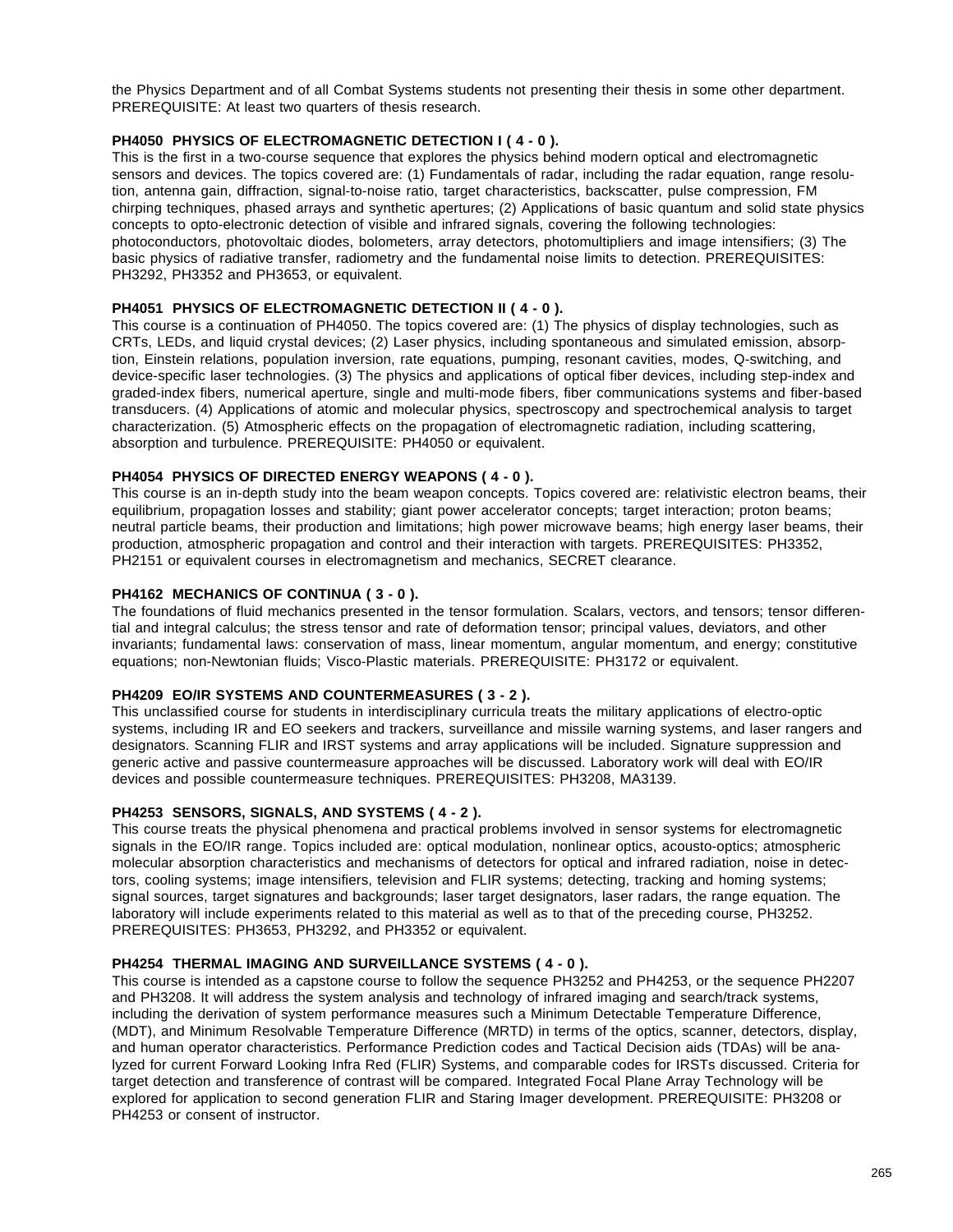the Physics Department and of all Combat Systems students not presenting their thesis in some other department. PREREQUISITE: At least two quarters of thesis research.

**PH4050 PHYSICS OF ELECTROMAGNETIC DETECTION I ( 4 - 0 ).**

This is the first in a two-course sequence that explores the physics behind modern optical and electromagnetic sensors and devices. The topics covered are: (1) Fundamentals of radar, including the radar equation, range resolution, antenna gain, diffraction, signal-to-noise ratio, target characteristics, backscatter, pulse compression, FM chirping techniques, phased arrays and synthetic apertures; (2) Applications of basic quantum and solid state physics concepts to opto-electronic detection of visible and infrared signals, covering the following technologies: photoconductors, photovoltaic diodes, bolometers, array detectors, photomultipliers and image intensifiers; (3) The basic physics of radiative transfer, radiometry and the fundamental noise limits to detection. PREREQUISITES: PH3292, PH3352 and PH3653, or equivalent.

**PH4051 PHYSICS OF ELECTROMAGNETIC DETECTION II ( 4 - 0 ).**

This course is a continuation of PH4050. The topics covered are: (1) The physics of display technologies, such as CRTs, LEDs, and liquid crystal devices; (2) Laser physics, including spontaneous and simulated emission, absorption, Einstein relations, population inversion, rate equations, pumping, resonant cavities, modes, Q-switching, and device-specific laser technologies. (3) The physics and applications of optical fiber devices, including step-index and graded-index fibers, numerical aperture, single and multi-mode fibers, fiber communications systems and fiber-based transducers. (4) Applications of atomic and molecular physics, spectroscopy and spectrochemical analysis to target characterization. (5) Atmospheric effects on the propagation of electromagnetic radiation, including scattering, absorption and turbulence. PREREQUISITE: PH4050 or equivalent.

**PH4054 PHYSICS OF DIRECTED ENERGY WEAPONS ( 4 - 0 ).**

This course is an in-depth study into the beam weapon concepts. Topics covered are: relativistic electron beams, their equilibrium, propagation losses and stability; giant power accelerator concepts; target interaction; proton beams; neutral particle beams, their production and limitations; high power microwave beams; high energy laser beams, their production, atmospheric propagation and control and their interaction with targets. PREREQUISITES: PH3352, PH2151 or equivalent courses in electromagnetism and mechanics, SECRET clearance.

**PH4162 MECHANICS OF CONTINUA ( 3 - 0 ).**

The foundations of fluid mechanics presented in the tensor formulation. Scalars, vectors, and tensors; tensor differential and integral calculus; the stress tensor and rate of deformation tensor; principal values, deviators, and other invariants; fundamental laws: conservation of mass, linear momentum, angular momentum, and energy; constitutive equations; non-Newtonian fluids; Visco-Plastic materials. PREREQUISITE: PH3172 or equivalent.

**PH4209 EO/IR SYSTEMS AND COUNTERMEASURES ( 3 - 2 ).**

This unclassified course for students in interdisciplinary curricula treats the military applications of electro-optic systems, including IR and EO seekers and trackers, surveillance and missile warning systems, and laser rangers and designators. Scanning FLIR and IRST systems and array applications will be included. Signature suppression and generic active and passive countermeasure approaches will be discussed. Laboratory work will deal with EO/IR devices and possible countermeasure techniques. PREREQUISITES: PH3208, MA3139.

**PH4253 SENSORS, SIGNALS, AND SYSTEMS ( 4 - 2 ).**

This course treats the physical phenomena and practical problems involved in sensor systems for electromagnetic signals in the EO/IR range. Topics included are: optical modulation, nonlinear optics, acousto-optics; atmospheric molecular absorption characteristics and mechanisms of detectors for optical and infrared radiation, noise in detectors, cooling systems; image intensifiers, television and FLIR systems; detecting, tracking and homing systems; signal sources, target signatures and backgrounds; laser target designators, laser radars, the range equation. The laboratory will include experiments related to this material as well as to that of the preceding course, PH3252. PREREQUISITES: PH3653, PH3292, and PH3352 or equivalent.

**PH4254 THERMAL IMAGING AND SURVEILLANCE SYSTEMS ( 4 - 0 ).**

This course is intended as a capstone course to follow the sequence PH3252 and PH4253, or the sequence PH2207 and PH3208. It will address the system analysis and technology of infrared imaging and search/track systems, including the derivation of system performance measures such a Minimum Detectable Temperature Difference, (MDT), and Minimum Resolvable Temperature Difference (MRTD) in terms of the optics, scanner, detectors, display, and human operator characteristics. Performance Prediction codes and Tactical Decision aids (TDAs) will be analyzed for current Forward Looking Infra Red (FLIR) Systems, and comparable codes for IRSTs discussed. Criteria for target detection and transference of contrast will be compared. Integrated Focal Plane Array Technology will be explored for application to second generation FLIR and Staring Imager development. PREREQUISITE: PH3208 or PH4253 or consent of instructor.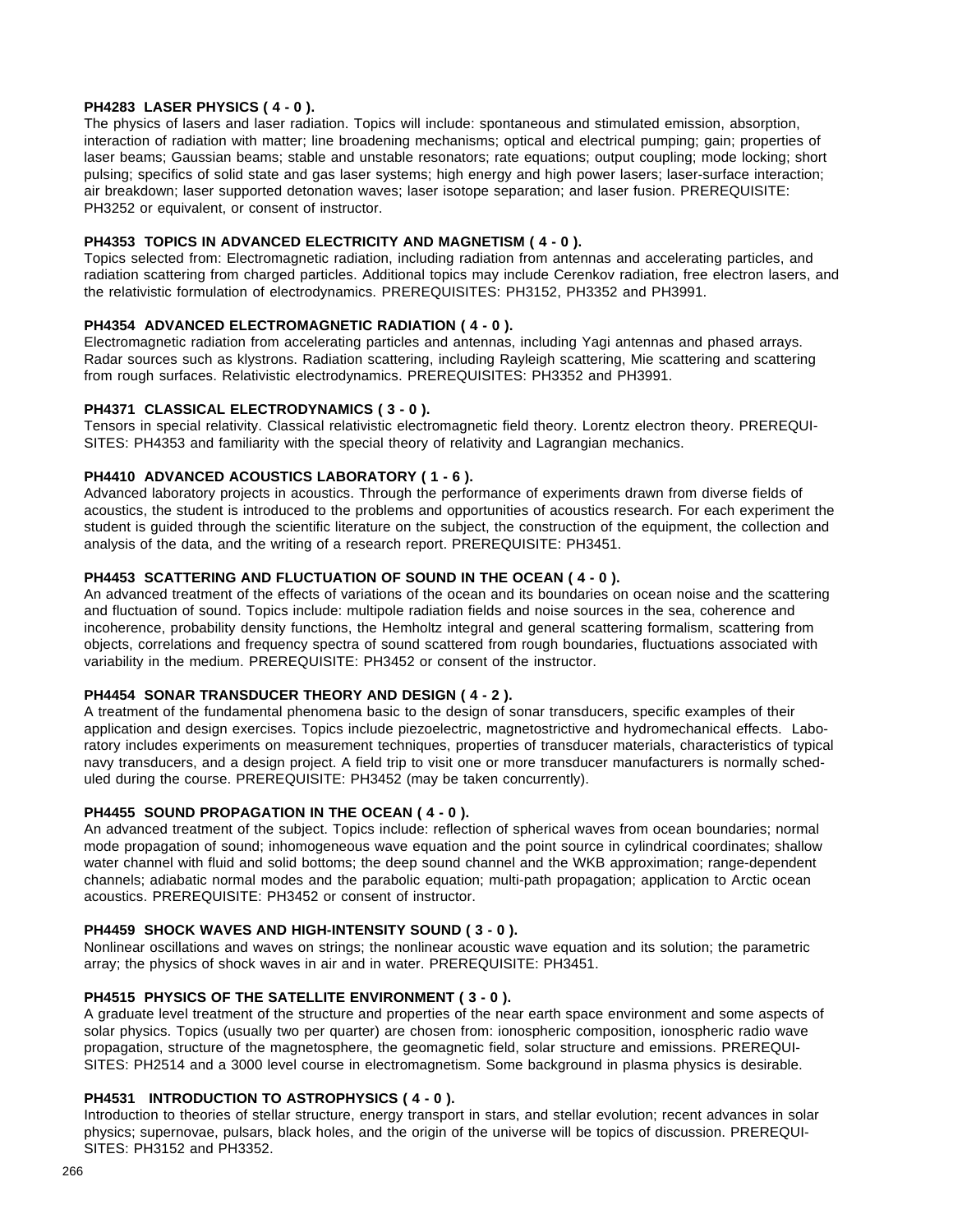**PH4283 LASER PHYSICS ( 4 - 0 ).**
The physics of lasers and laser radiation. Topics will include: spontaneous and stimulated emission, absorption, interaction of radiation with matter; line broadening mechanisms; optical and electrical pumping; gain; properties of laser beams; Gaussian beams; stable and unstable resonators; rate equations; output coupling; mode locking; short pulsing; specifics of solid state and gas laser systems; high energy and high power lasers; laser-surface interaction; air breakdown; laser supported detonation waves; laser isotope separation; and laser fusion. PREREQUISITE: PH3252 or equivalent, or consent of instructor.

**PH4353 TOPICS IN ADVANCED ELECTRICITY AND MAGNETISM ( 4 - 0 ).**
Topics selected from: Electromagnetic radiation, including radiation from antennas and accelerating particles, and radiation scattering from charged particles. Additional topics may include Cerenkov radiation, free electron lasers, and the relativistic formulation of electrodynamics. PREREQUISITES: PH3152, PH3352 and PH3991.

**PH4354 ADVANCED ELECTROMAGNETIC RADIATION ( 4 - 0 ).**
Electromagnetic radiation from accelerating particles and antennas, including Yagi antennas and phased arrays. Radar sources such as klystrons. Radiation scattering, including Rayleigh scattering, Mie scattering and scattering from rough surfaces. Relativistic electrodynamics. PREREQUISITES: PH3352 and PH3991.

**PH4371 CLASSICAL ELECTRODYNAMICS ( 3 - 0 ).**
Tensors in special relativity. Classical relativistic electromagnetic field theory. Lorentz electron theory. PREREQUISITES: PH4353 and familiarity with the special theory of relativity and Lagrangian mechanics.

**PH4410 ADVANCED ACOUSTICS LABORATORY ( 1 - 6 ).**
Advanced laboratory projects in acoustics. Through the performance of experiments drawn from diverse fields of acoustics, the student is introduced to the problems and opportunities of acoustics research. For each experiment the student is guided through the scientific literature on the subject, the construction of the equipment, the collection and analysis of the data, and the writing of a research report. PREREQUISITE: PH3451.

**PH4453 SCATTERING AND FLUCTUATION OF SOUND IN THE OCEAN ( 4 - 0 ).**
An advanced treatment of the effects of variations of the ocean and its boundaries on ocean noise and the scattering and fluctuation of sound. Topics include: multipole radiation fields and noise sources in the sea, coherence and incoherence, probability density functions, the Hemholtz integral and general scattering formalism, scattering from objects, correlations and frequency spectra of sound scattered from rough boundaries, fluctuations associated with variability in the medium. PREREQUISITE: PH3452 or consent of the instructor.

**PH4454 SONAR TRANSDUCER THEORY AND DESIGN ( 4 - 2 ).**
A treatment of the fundamental phenomena basic to the design of sonar transducers, specific examples of their application and design exercises. Topics include piezoelectric, magnetostrictive and hydromechanical effects. Laboratory includes experiments on measurement techniques, properties of transducer materials, characteristics of typical navy transducers, and a design project. A field trip to visit one or more transducer manufacturers is normally scheduled during the course. PREREQUISITE: PH3452 (may be taken concurrently).

**PH4455 SOUND PROPAGATION IN THE OCEAN ( 4 - 0 ).**
An advanced treatment of the subject. Topics include: reflection of spherical waves from ocean boundaries; normal mode propagation of sound; inhomogeneous wave equation and the point source in cylindrical coordinates; shallow water channel with fluid and solid bottoms; the deep sound channel and the WKB approximation; range-dependent channels; adiabatic normal modes and the parabolic equation; multi-path propagation; application to Arctic ocean acoustics. PREREQUISITE: PH3452 or consent of instructor.

**PH4459 SHOCK WAVES AND HIGH-INTENSITY SOUND ( 3 - 0 ).**
Nonlinear oscillations and waves on strings; the nonlinear acoustic wave equation and its solution; the parametric array; the physics of shock waves in air and in water. PREREQUISITE: PH3451.

**PH4515 PHYSICS OF THE SATELLITE ENVIRONMENT ( 3 - 0 ).**
A graduate level treatment of the structure and properties of the near earth space environment and some aspects of solar physics. Topics (usually two per quarter) are chosen from: ionospheric composition, ionospheric radio wave propagation, structure of the magnetosphere, the geomagnetic field, solar structure and emissions. PREREQUISITES: PH2514 and a 3000 level course in electromagnetism. Some background in plasma physics is desirable.

**PH4531 INTRODUCTION TO ASTROPHYSICS ( 4 - 0 ).**
Introduction to theories of stellar structure, energy transport in stars, and stellar evolution; recent advances in solar physics; supernovae, pulsars, black holes, and the origin of the universe will be topics of discussion. PREREQUISITES: PH3152 and PH3352.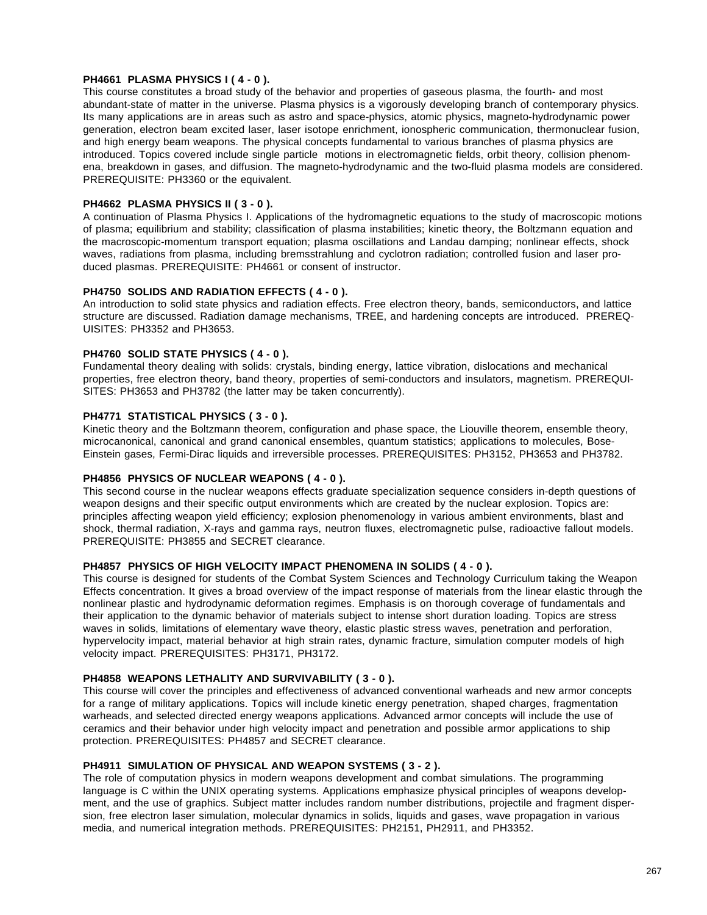**PH4661 PLASMA PHYSICS I ( 4 - 0 ).**
This course constitutes a broad study of the behavior and properties of gaseous plasma, the fourth- and most abundant-state of matter in the universe. Plasma physics is a vigorously developing branch of contemporary physics. Its many applications are in areas such as astro and space-physics, atomic physics, magneto-hydrodynamic power generation, electron beam excited laser, laser isotope enrichment, ionospheric communication, thermonuclear fusion, and high energy beam weapons. The physical concepts fundamental to various branches of plasma physics are introduced. Topics covered include single particle motions in electromagnetic fields, orbit theory, collision phenomena, breakdown in gases, and diffusion. The magneto-hydrodynamic and the two-fluid plasma models are considered. PREREQUISITE: PH3360 or the equivalent.

**PH4662 PLASMA PHYSICS II ( 3 - 0 ).**
A continuation of Plasma Physics I. Applications of the hydromagnetic equations to the study of macroscopic motions of plasma; equilibrium and stability; classification of plasma instabilities; kinetic theory, the Boltzmann equation and the macroscopic-momentum transport equation; plasma oscillations and Landau damping; nonlinear effects, shock waves, radiations from plasma, including bremsstrahlung and cyclotron radiation; controlled fusion and laser produced plasmas. PREREQUISITE: PH4661 or consent of instructor.

**PH4750 SOLIDS AND RADIATION EFFECTS ( 4 - 0 ).**
An introduction to solid state physics and radiation effects. Free electron theory, bands, semiconductors, and lattice structure are discussed. Radiation damage mechanisms, TREE, and hardening concepts are introduced. PREREQUISITES: PH3352 and PH3653.

**PH4760 SOLID STATE PHYSICS ( 4 - 0 ).**
Fundamental theory dealing with solids: crystals, binding energy, lattice vibration, dislocations and mechanical properties, free electron theory, band theory, properties of semi-conductors and insulators, magnetism. PREREQUISITES: PH3653 and PH3782 (the latter may be taken concurrently).

**PH4771 STATISTICAL PHYSICS ( 3 - 0 ).**
Kinetic theory and the Boltzmann theorem, configuration and phase space, the Liouville theorem, ensemble theory, microcanonical, canonical and grand canonical ensembles, quantum statistics; applications to molecules, Bose-Einstein gases, Fermi-Dirac liquids and irreversible processes. PREREQUISITES: PH3152, PH3653 and PH3782.

**PH4856 PHYSICS OF NUCLEAR WEAPONS ( 4 - 0 ).**
This second course in the nuclear weapons effects graduate specialization sequence considers in-depth questions of weapon designs and their specific output environments which are created by the nuclear explosion. Topics are: principles affecting weapon yield efficiency; explosion phenomenology in various ambient environments, blast and shock, thermal radiation, X-rays and gamma rays, neutron fluxes, electromagnetic pulse, radioactive fallout models. PREREQUISITE: PH3855 and SECRET clearance.

**PH4857 PHYSICS OF HIGH VELOCITY IMPACT PHENOMENA IN SOLIDS ( 4 - 0 ).**
This course is designed for students of the Combat System Sciences and Technology Curriculum taking the Weapon Effects concentration. It gives a broad overview of the impact response of materials from the linear elastic through the nonlinear plastic and hydrodynamic deformation regimes. Emphasis is on thorough coverage of fundamentals and their application to the dynamic behavior of materials subject to intense short duration loading. Topics are stress waves in solids, limitations of elementary wave theory, elastic plastic stress waves, penetration and perforation, hypervelocity impact, material behavior at high strain rates, dynamic fracture, simulation computer models of high velocity impact. PREREQUISITES: PH3171, PH3172.

**PH4858 WEAPONS LETHALITY AND SURVIVABILITY ( 3 - 0 ).**
This course will cover the principles and effectiveness of advanced conventional warheads and new armor concepts for a range of military applications. Topics will include kinetic energy penetration, shaped charges, fragmentation warheads, and selected directed energy weapons applications. Advanced armor concepts will include the use of ceramics and their behavior under high velocity impact and penetration and possible armor applications to ship protection. PREREQUISITES: PH4857 and SECRET clearance.

**PH4911 SIMULATION OF PHYSICAL AND WEAPON SYSTEMS ( 3 - 2 ).**
The role of computation physics in modern weapons development and combat simulations. The programming language is C within the UNIX operating systems. Applications emphasize physical principles of weapons development, and the use of graphics. Subject matter includes random number distributions, projectile and fragment dispersion, free electron laser simulation, molecular dynamics in solids, liquids and gases, wave propagation in various media, and numerical integration methods. PREREQUISITES: PH2151, PH2911, and PH3352.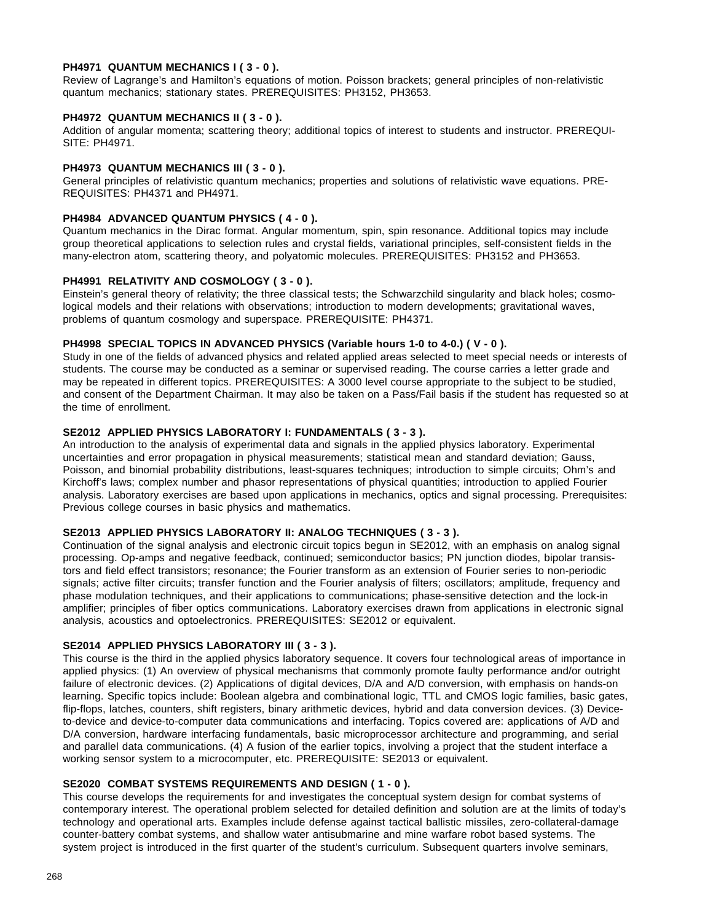**PH4971 QUANTUM MECHANICS I ( 3 - 0 ).**
Review of Lagrange's and Hamilton's equations of motion. Poisson brackets; general principles of non-relativistic quantum mechanics; stationary states. PREREQUISITES: PH3152, PH3653.

**PH4972 QUANTUM MECHANICS II ( 3 - 0 ).**
Addition of angular momenta; scattering theory; additional topics of interest to students and instructor. PREREQUISITE: PH4971.

**PH4973 QUANTUM MECHANICS III ( 3 - 0 ).**
General principles of relativistic quantum mechanics; properties and solutions of relativistic wave equations. PREREQUISITES: PH4371 and PH4971.

**PH4984 ADVANCED QUANTUM PHYSICS ( 4 - 0 ).**
Quantum mechanics in the Dirac format. Angular momentum, spin, spin resonance. Additional topics may include group theoretical applications to selection rules and crystal fields, variational principles, self-consistent fields in the many-electron atom, scattering theory, and polyatomic molecules. PREREQUISITES: PH3152 and PH3653.

**PH4991 RELATIVITY AND COSMOLOGY ( 3 - 0 ).**
Einstein's general theory of relativity; the three classical tests; the Schwarzchild singularity and black holes; cosmological models and their relations with observations; introduction to modern developments; gravitational waves, problems of quantum cosmology and superspace. PREREQUISITE: PH4371.

**PH4998 SPECIAL TOPICS IN ADVANCED PHYSICS (Variable hours 1-0 to 4-0.) ( V - 0 ).**
Study in one of the fields of advanced physics and related applied areas selected to meet special needs or interests of students. The course may be conducted as a seminar or supervised reading. The course carries a letter grade and may be repeated in different topics. PREREQUISITES: A 3000 level course appropriate to the subject to be studied, and consent of the Department Chairman. It may also be taken on a Pass/Fail basis if the student has requested so at the time of enrollment.

**SE2012 APPLIED PHYSICS LABORATORY I: FUNDAMENTALS ( 3 - 3 ).**
An introduction to the analysis of experimental data and signals in the applied physics laboratory. Experimental uncertainties and error propagation in physical measurements; statistical mean and standard deviation; Gauss, Poisson, and binomial probability distributions, least-squares techniques; introduction to simple circuits; Ohm's and Kirchoff's laws; complex number and phasor representations of physical quantities; introduction to applied Fourier analysis. Laboratory exercises are based upon applications in mechanics, optics and signal processing. Prerequisites: Previous college courses in basic physics and mathematics.

**SE2013 APPLIED PHYSICS LABORATORY II: ANALOG TECHNIQUES ( 3 - 3 ).**
Continuation of the signal analysis and electronic circuit topics begun in SE2012, with an emphasis on analog signal processing. Op-amps and negative feedback, continued; semiconductor basics; PN junction diodes, bipolar transistors and field effect transistors; resonance; the Fourier transform as an extension of Fourier series to non-periodic signals; active filter circuits; transfer function and the Fourier analysis of filters; oscillators; amplitude, frequency and phase modulation techniques, and their applications to communications; phase-sensitive detection and the lock-in amplifier; principles of fiber optics communications. Laboratory exercises drawn from applications in electronic signal analysis, acoustics and optoelectronics. PREREQUISITES: SE2012 or equivalent.

**SE2014 APPLIED PHYSICS LABORATORY III ( 3 - 3 ).**
This course is the third in the applied physics laboratory sequence. It covers four technological areas of importance in applied physics: (1) An overview of physical mechanisms that commonly promote faulty performance and/or outright failure of electronic devices. (2) Applications of digital devices, D/A and A/D conversion, with emphasis on hands-on learning. Specific topics include: Boolean algebra and combinational logic, TTL and CMOS logic families, basic gates, flip-flops, latches, counters, shift registers, binary arithmetic devices, hybrid and data conversion devices. (3) Device-to-device and device-to-computer data communications and interfacing. Topics covered are: applications of A/D and D/A conversion, hardware interfacing fundamentals, basic microprocessor architecture and programming, and serial and parallel data communications. (4) A fusion of the earlier topics, involving a project that the student interface a working sensor system to a microcomputer, etc. PREREQUISITE: SE2013 or equivalent.

**SE2020 COMBAT SYSTEMS REQUIREMENTS AND DESIGN ( 1 - 0 ).**
This course develops the requirements for and investigates the conceptual system design for combat systems of contemporary interest. The operational problem selected for detailed definition and solution are at the limits of today's technology and operational arts. Examples include defense against tactical ballistic missiles, zero-collateral-damage counter-battery combat systems, and shallow water antisubmarine and mine warfare robot based systems. The system project is introduced in the first quarter of the student's curriculum. Subsequent quarters involve seminars,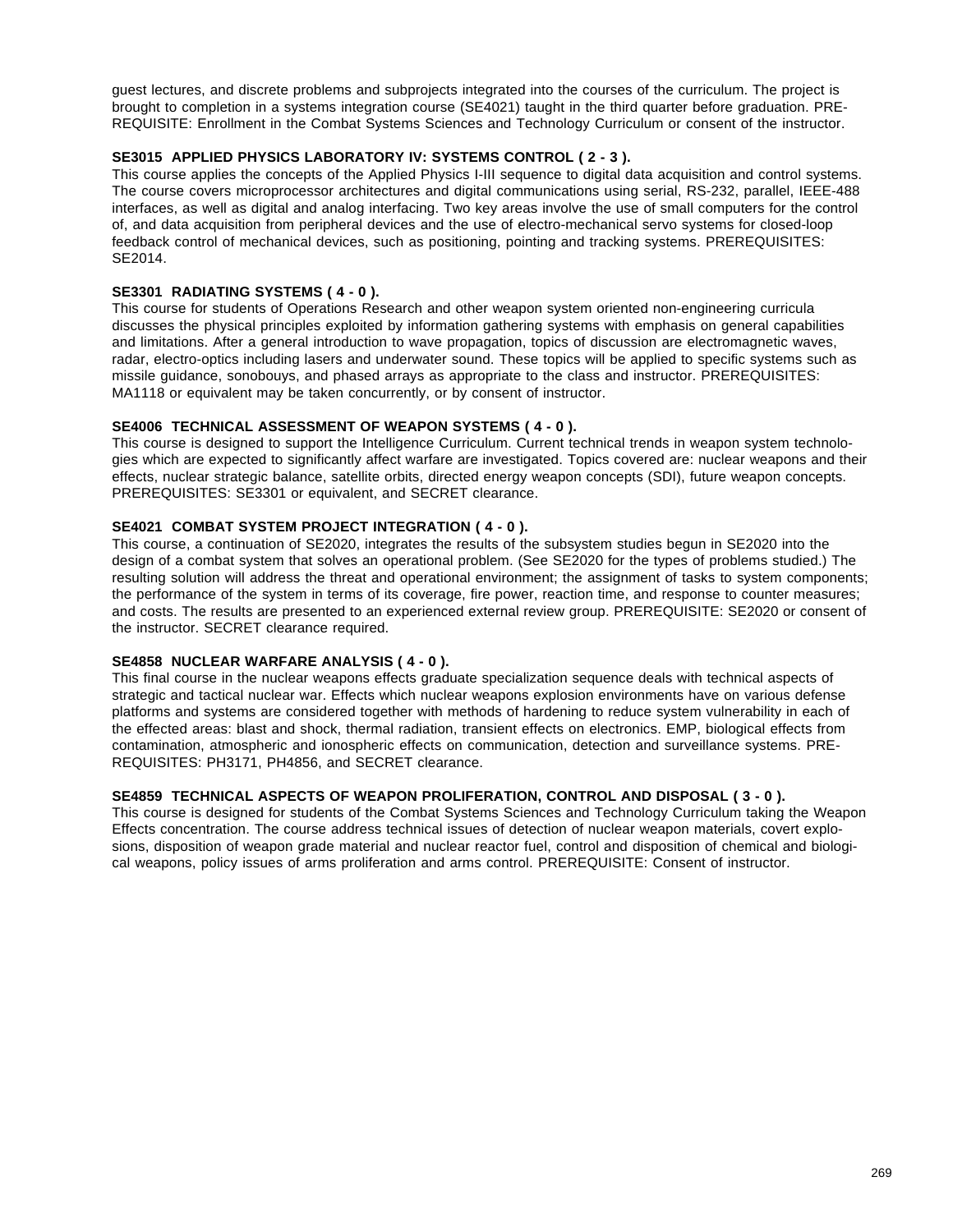guest lectures, and discrete problems and subprojects integrated into the courses of the curriculum. The project is brought to completion in a systems integration course (SE4021) taught in the third quarter before graduation. PRE-REQUISITE: Enrollment in the Combat Systems Sciences and Technology Curriculum or consent of the instructor.

**SE3015 APPLIED PHYSICS LABORATORY IV: SYSTEMS CONTROL ( 2 - 3 ).**
This course applies the concepts of the Applied Physics I-III sequence to digital data acquisition and control systems. The course covers microprocessor architectures and digital communications using serial, RS-232, parallel, IEEE-488 interfaces, as well as digital and analog interfacing. Two key areas involve the use of small computers for the control of, and data acquisition from peripheral devices and the use of electro-mechanical servo systems for closed-loop feedback control of mechanical devices, such as positioning, pointing and tracking systems. PREREQUISITES: SE2014.

**SE3301 RADIATING SYSTEMS ( 4 - 0 ).**
This course for students of Operations Research and other weapon system oriented non-engineering curricula discusses the physical principles exploited by information gathering systems with emphasis on general capabilities and limitations. After a general introduction to wave propagation, topics of discussion are electromagnetic waves, radar, electro-optics including lasers and underwater sound. These topics will be applied to specific systems such as missile guidance, sonobouys, and phased arrays as appropriate to the class and instructor. PREREQUISITES: MA1118 or equivalent may be taken concurrently, or by consent of instructor.

**SE4006 TECHNICAL ASSESSMENT OF WEAPON SYSTEMS ( 4 - 0 ).**
This course is designed to support the Intelligence Curriculum. Current technical trends in weapon system technologies which are expected to significantly affect warfare are investigated. Topics covered are: nuclear weapons and their effects, nuclear strategic balance, satellite orbits, directed energy weapon concepts (SDI), future weapon concepts. PREREQUISITES: SE3301 or equivalent, and SECRET clearance.

**SE4021 COMBAT SYSTEM PROJECT INTEGRATION ( 4 - 0 ).**
This course, a continuation of SE2020, integrates the results of the subsystem studies begun in SE2020 into the design of a combat system that solves an operational problem. (See SE2020 for the types of problems studied.) The resulting solution will address the threat and operational environment; the assignment of tasks to system components; the performance of the system in terms of its coverage, fire power, reaction time, and response to counter measures; and costs. The results are presented to an experienced external review group. PREREQUISITE: SE2020 or consent of the instructor. SECRET clearance required.

**SE4858 NUCLEAR WARFARE ANALYSIS ( 4 - 0 ).**
This final course in the nuclear weapons effects graduate specialization sequence deals with technical aspects of strategic and tactical nuclear war. Effects which nuclear weapons explosion environments have on various defense platforms and systems are considered together with methods of hardening to reduce system vulnerability in each of the effected areas: blast and shock, thermal radiation, transient effects on electronics. EMP, biological effects from contamination, atmospheric and ionospheric effects on communication, detection and surveillance systems. PRE-REQUISITES: PH3171, PH4856, and SECRET clearance.

**SE4859 TECHNICAL ASPECTS OF WEAPON PROLIFERATION, CONTROL AND DISPOSAL ( 3 - 0 ).**
This course is designed for students of the Combat Systems Sciences and Technology Curriculum taking the Weapon Effects concentration. The course address technical issues of detection of nuclear weapon materials, covert explosions, disposition of weapon grade material and nuclear reactor fuel, control and disposition of chemical and biological weapons, policy issues of arms proliferation and arms control. PREREQUISITE: Consent of instructor.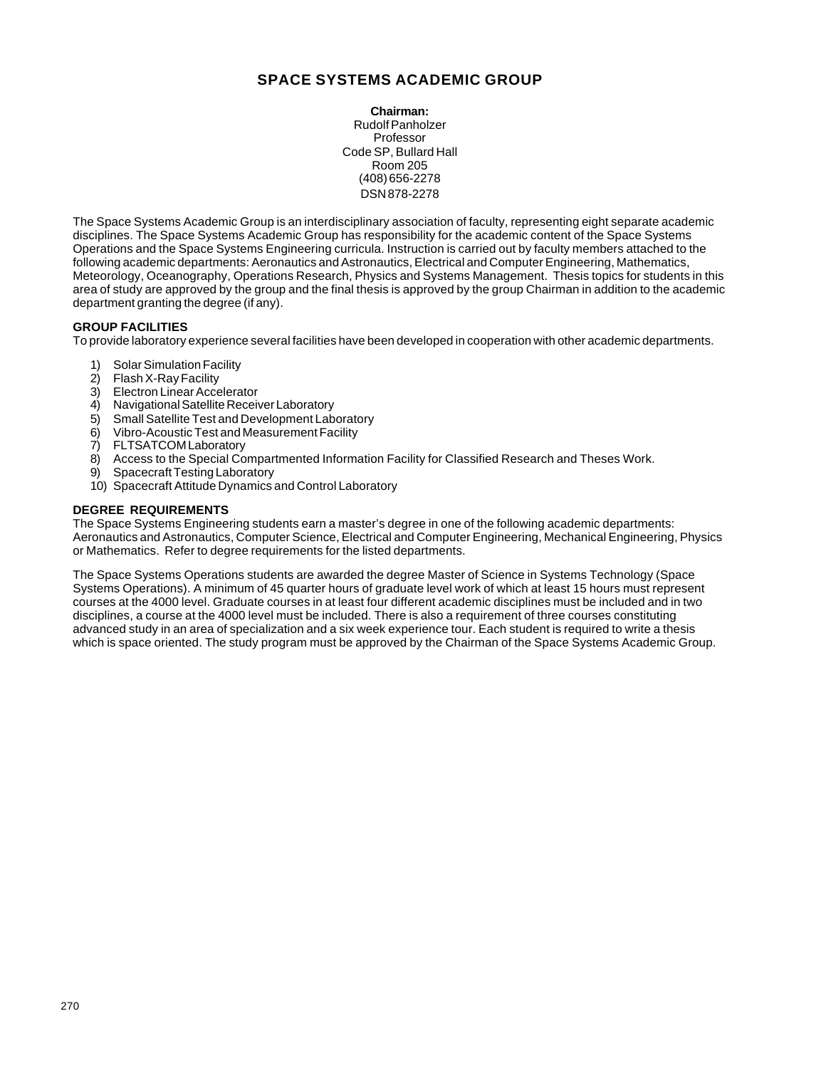# SPACE SYSTEMS ACADEMIC GROUP

**Chairman:**
Rudolf Panholzer
Professor
Code SP, Bullard Hall
Room 205
(408) 656-2278
DSN 878-2278

The Space Systems Academic Group is an interdisciplinary association of faculty, representing eight separate academic disciplines. The Space Systems Academic Group has responsibility for the academic content of the Space Systems Operations and the Space Systems Engineering curricula. Instruction is carried out by faculty members attached to the following academic departments: Aeronautics and Astronautics, Electrical and Computer Engineering, Mathematics, Meteorology, Oceanography, Operations Research, Physics and Systems Management. Thesis topics for students in this area of study are approved by the group and the final thesis is approved by the group Chairman in addition to the academic department granting the degree (if any).

## GROUP FACILITIES

To provide laboratory experience several facilities have been developed in cooperation with other academic departments.

1) Solar Simulation Facility
2) Flash X-Ray Facility
3) Electron Linear Accelerator
4) Navigational Satellite Receiver Laboratory
5) Small Satellite Test and Development Laboratory
6) Vibro-Acoustic Test and Measurement Facility
7) FLTSATCOM Laboratory
8) Access to the Special Compartmented Information Facility for Classified Research and Theses Work.
9) Spacecraft Testing Laboratory
10) Spacecraft Attitude Dynamics and Control Laboratory

## DEGREE REQUIREMENTS

The Space Systems Engineering students earn a master's degree in one of the following academic departments: Aeronautics and Astronautics, Computer Science, Electrical and Computer Engineering, Mechanical Engineering, Physics or Mathematics. Refer to degree requirements for the listed departments.

The Space Systems Operations students are awarded the degree Master of Science in Systems Technology (Space Systems Operations). A minimum of 45 quarter hours of graduate level work of which at least 15 hours must represent courses at the 4000 level. Graduate courses in at least four different academic disciplines must be included and in two disciplines, a course at the 4000 level must be included. There is also a requirement of three courses constituting advanced study in an area of specialization and a six week experience tour. Each student is required to write a thesis which is space oriented. The study program must be approved by the Chairman of the Space Systems Academic Group.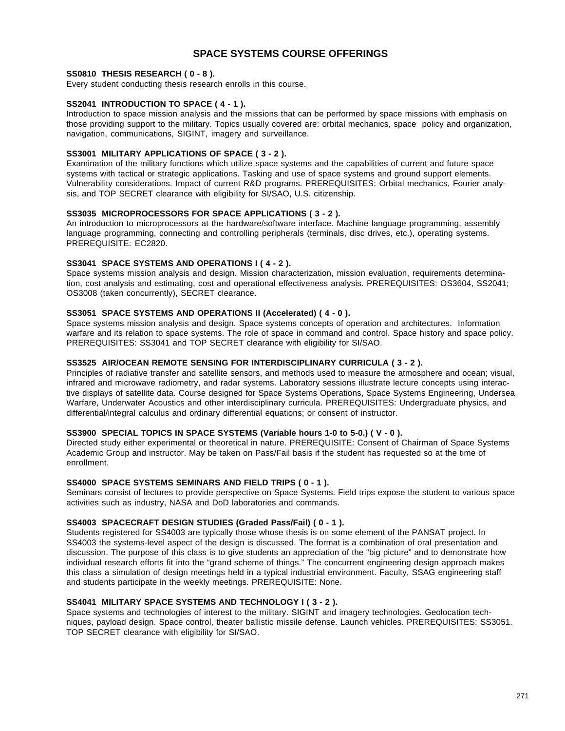# SPACE SYSTEMS COURSE OFFERINGS

**SS0810 THESIS RESEARCH ( 0 - 8 ).**
Every student conducting thesis research enrolls in this course.

**SS2041 INTRODUCTION TO SPACE ( 4 - 1 ).**
Introduction to space mission analysis and the missions that can be performed by space missions with emphasis on those providing support to the military. Topics usually covered are: orbital mechanics, space policy and organization, navigation, communications, SIGINT, imagery and surveillance.

**SS3001 MILITARY APPLICATIONS OF SPACE ( 3 - 2 ).**
Examination of the military functions which utilize space systems and the capabilities of current and future space systems with tactical or strategic applications. Tasking and use of space systems and ground support elements. Vulnerability considerations. Impact of current R&D programs. PREREQUISITES: Orbital mechanics, Fourier analysis, and TOP SECRET clearance with eligibility for SI/SAO, U.S. citizenship.

**SS3035 MICROPROCESSORS FOR SPACE APPLICATIONS ( 3 - 2 ).**
An introduction to microprocessors at the hardware/software interface. Machine language programming, assembly language programming, connecting and controlling peripherals (terminals, disc drives, etc.), operating systems. PREREQUISITE: EC2820.

**SS3041 SPACE SYSTEMS AND OPERATIONS I ( 4 - 2 ).**
Space systems mission analysis and design. Mission characterization, mission evaluation, requirements determination, cost analysis and estimating, cost and operational effectiveness analysis. PREREQUISITES: OS3604, SS2041; OS3008 (taken concurrently), SECRET clearance.

**SS3051 SPACE SYSTEMS AND OPERATIONS II (Accelerated) ( 4 - 0 ).**
Space systems mission analysis and design. Space systems concepts of operation and architectures. Information warfare and its relation to space systems. The role of space in command and control. Space history and space policy. PREREQUISITES: SS3041 and TOP SECRET clearance with eligibility for SI/SAO.

**SS3525 AIR/OCEAN REMOTE SENSING FOR INTERDISCIPLINARY CURRICULA ( 3 - 2 ).**
Principles of radiative transfer and satellite sensors, and methods used to measure the atmosphere and ocean; visual, infrared and microwave radiometry, and radar systems. Laboratory sessions illustrate lecture concepts using interactive displays of satellite data. Course designed for Space Systems Operations, Space Systems Engineering, Undersea Warfare, Underwater Acoustics and other interdisciplinary curricula. PREREQUISITES: Undergraduate physics, and differential/integral calculus and ordinary differential equations; or consent of instructor.

**SS3900 SPECIAL TOPICS IN SPACE SYSTEMS (Variable hours 1-0 to 5-0.) ( V - 0 ).**
Directed study either experimental or theoretical in nature. PREREQUISITE: Consent of Chairman of Space Systems Academic Group and instructor. May be taken on Pass/Fail basis if the student has requested so at the time of enrollment.

**SS4000 SPACE SYSTEMS SEMINARS AND FIELD TRIPS ( 0 - 1 ).**
Seminars consist of lectures to provide perspective on Space Systems. Field trips expose the student to various space activities such as industry, NASA and DoD laboratories and commands.

**SS4003 SPACECRAFT DESIGN STUDIES (Graded Pass/Fail) ( 0 - 1 ).**
Students registered for SS4003 are typically those whose thesis is on some element of the PANSAT project. In SS4003 the systems-level aspect of the design is discussed. The format is a combination of oral presentation and discussion. The purpose of this class is to give students an appreciation of the "big picture" and to demonstrate how individual research efforts fit into the "grand scheme of things." The concurrent engineering design approach makes this class a simulation of design meetings held in a typical industrial environment. Faculty, SSAG engineering staff and students participate in the weekly meetings. PREREQUISITE: None.

**SS4041 MILITARY SPACE SYSTEMS AND TECHNOLOGY I ( 3 - 2 ).**
Space systems and technologies of interest to the military. SIGINT and imagery technologies. Geolocation techniques, payload design. Space control, theater ballistic missile defense. Launch vehicles. PREREQUISITES: SS3051. TOP SECRET clearance with eligibility for SI/SAO.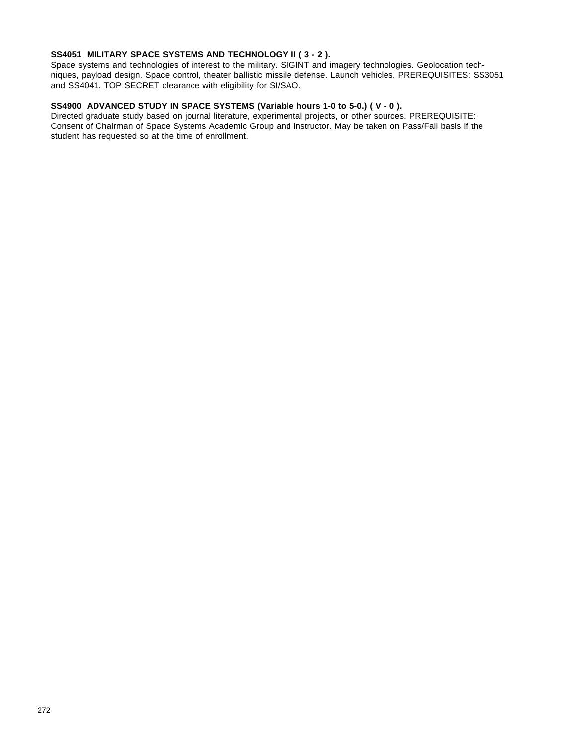**SS4051 MILITARY SPACE SYSTEMS AND TECHNOLOGY II ( 3 - 2 ).**
Space systems and technologies of interest to the military. SIGINT and imagery technologies. Geolocation techniques, payload design. Space control, theater ballistic missile defense. Launch vehicles. PREREQUISITES: SS3051 and SS4041. TOP SECRET clearance with eligibility for SI/SAO.

**SS4900 ADVANCED STUDY IN SPACE SYSTEMS (Variable hours 1-0 to 5-0.) ( V - 0 ).**
Directed graduate study based on journal literature, experimental projects, or other sources. PREREQUISITE: Consent of Chairman of Space Systems Academic Group and instructor. May be taken on Pass/Fail basis if the student has requested so at the time of enrollment.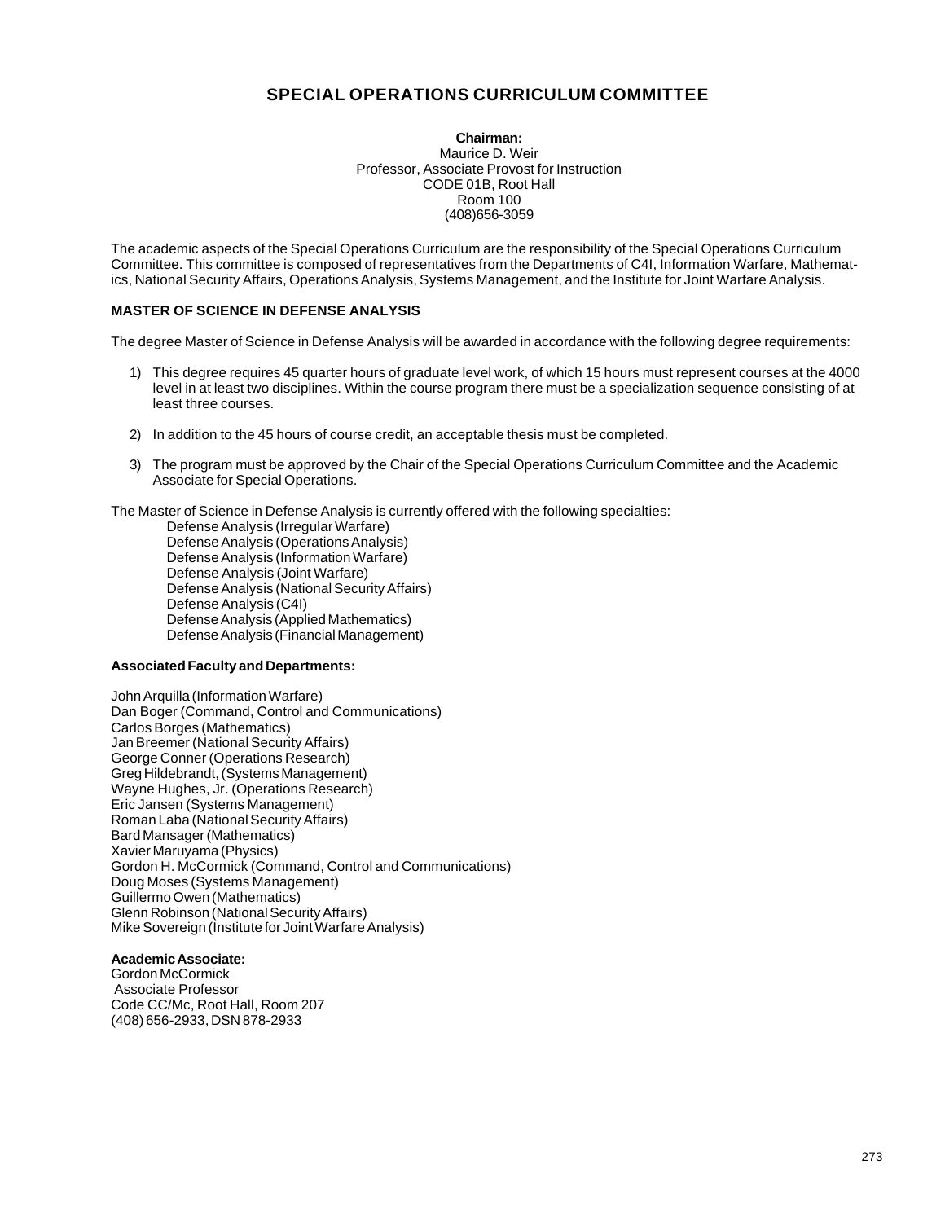# SPECIAL OPERATIONS CURRICULUM COMMITTEE

**Chairman:**
Maurice D. Weir
Professor, Associate Provost for Instruction
CODE 01B, Root Hall
Room 100
(408)656-3059

The academic aspects of the Special Operations Curriculum are the responsibility of the Special Operations Curriculum Committee. This committee is composed of representatives from the Departments of C4I, Information Warfare, Mathematics, National Security Affairs, Operations Analysis, Systems Management, and the Institute for Joint Warfare Analysis.

### MASTER OF SCIENCE IN DEFENSE ANALYSIS

The degree Master of Science in Defense Analysis will be awarded in accordance with the following degree requirements:

1) This degree requires 45 quarter hours of graduate level work, of which 15 hours must represent courses at the 4000 level in at least two disciplines. Within the course program there must be a specialization sequence consisting of at least three courses.

2) In addition to the 45 hours of course credit, an acceptable thesis must be completed.

3) The program must be approved by the Chair of the Special Operations Curriculum Committee and the Academic Associate for Special Operations.

The Master of Science in Defense Analysis is currently offered with the following specialties:

- Defense Analysis (Irregular Warfare)
- Defense Analysis (Operations Analysis)
- Defense Analysis (Information Warfare)
- Defense Analysis (Joint Warfare)
- Defense Analysis (National Security Affairs)
- Defense Analysis (C4I)
- Defense Analysis (Applied Mathematics)
- Defense Analysis (Financial Management)

**Associated Faculty and Departments:**

John Arquilla (Information Warfare)
Dan Boger (Command, Control and Communications)
Carlos Borges (Mathematics)
Jan Breemer (National Security Affairs)
George Conner (Operations Research)
Greg Hildebrandt, (Systems Management)
Wayne Hughes, Jr. (Operations Research)
Eric Jansen (Systems Management)
Roman Laba (National Security Affairs)
Bard Mansager (Mathematics)
Xavier Maruyama (Physics)
Gordon H. McCormick (Command, Control and Communications)
Doug Moses (Systems Management)
Guillermo Owen (Mathematics)
Glenn Robinson (National Security Affairs)
Mike Sovereign (Institute for Joint Warfare Analysis)

**Academic Associate:**
Gordon McCormick
Associate Professor
Code CC/Mc, Root Hall, Room 207
(408) 656-2933, DSN 878-2933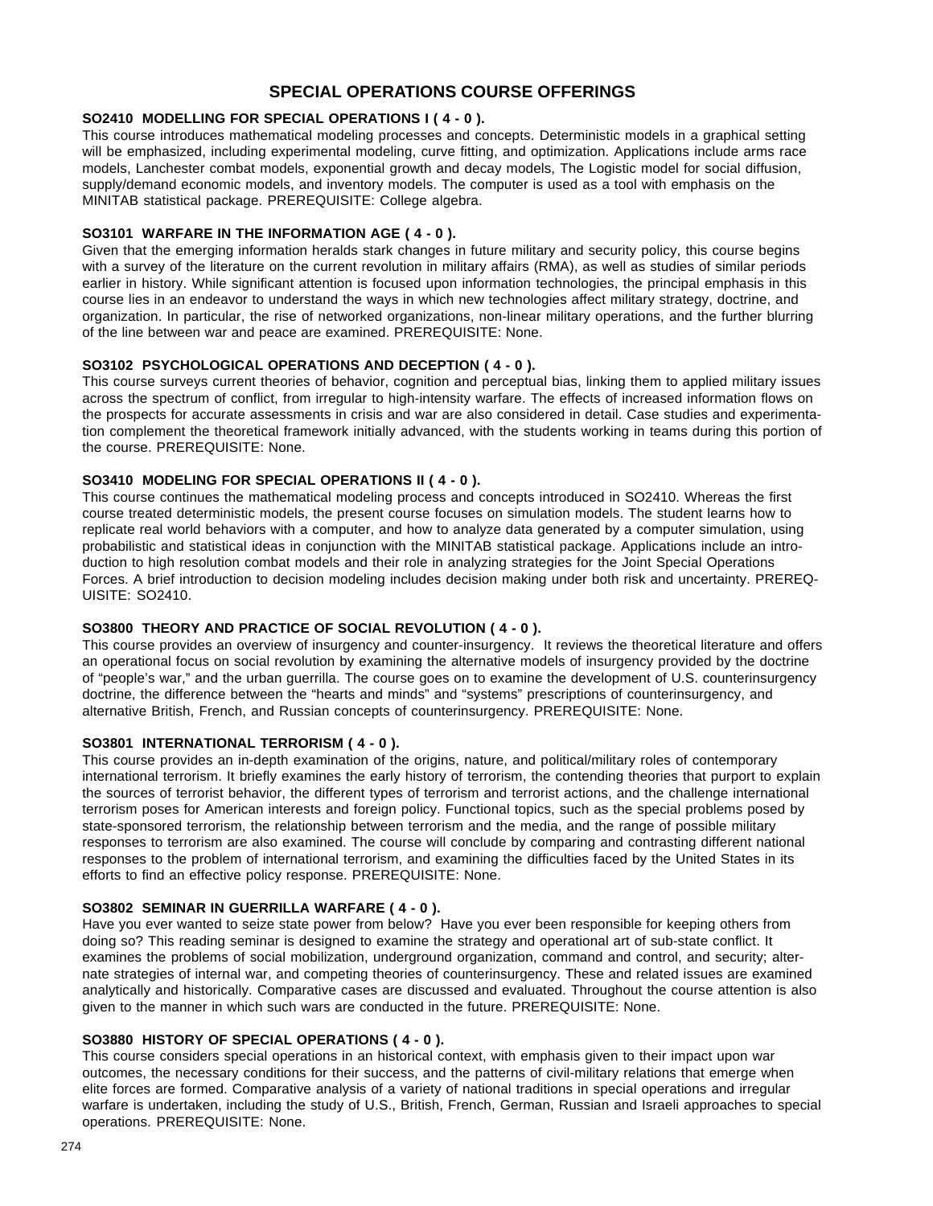# SPECIAL OPERATIONS COURSE OFFERINGS

**SO2410 MODELLING FOR SPECIAL OPERATIONS I ( 4 - 0 ).**
This course introduces mathematical modeling processes and concepts. Deterministic models in a graphical setting will be emphasized, including experimental modeling, curve fitting, and optimization. Applications include arms race models, Lanchester combat models, exponential growth and decay models, The Logistic model for social diffusion, supply/demand economic models, and inventory models. The computer is used as a tool with emphasis on the MINITAB statistical package. PREREQUISITE: College algebra.

**SO3101 WARFARE IN THE INFORMATION AGE ( 4 - 0 ).**
Given that the emerging information heralds stark changes in future military and security policy, this course begins with a survey of the literature on the current revolution in military affairs (RMA), as well as studies of similar periods earlier in history. While significant attention is focused upon information technologies, the principal emphasis in this course lies in an endeavor to understand the ways in which new technologies affect military strategy, doctrine, and organization. In particular, the rise of networked organizations, non-linear military operations, and the further blurring of the line between war and peace are examined. PREREQUISITE: None.

**SO3102 PSYCHOLOGICAL OPERATIONS AND DECEPTION ( 4 - 0 ).**
This course surveys current theories of behavior, cognition and perceptual bias, linking them to applied military issues across the spectrum of conflict, from irregular to high-intensity warfare. The effects of increased information flows on the prospects for accurate assessments in crisis and war are also considered in detail. Case studies and experimentation complement the theoretical framework initially advanced, with the students working in teams during this portion of the course. PREREQUISITE: None.

**SO3410 MODELING FOR SPECIAL OPERATIONS II ( 4 - 0 ).**
This course continues the mathematical modeling process and concepts introduced in SO2410. Whereas the first course treated deterministic models, the present course focuses on simulation models. The student learns how to replicate real world behaviors with a computer, and how to analyze data generated by a computer simulation, using probabilistic and statistical ideas in conjunction with the MINITAB statistical package. Applications include an introduction to high resolution combat models and their role in analyzing strategies for the Joint Special Operations Forces. A brief introduction to decision modeling includes decision making under both risk and uncertainty. PREREQUISITE: SO2410.

**SO3800 THEORY AND PRACTICE OF SOCIAL REVOLUTION ( 4 - 0 ).**
This course provides an overview of insurgency and counter-insurgency. It reviews the theoretical literature and offers an operational focus on social revolution by examining the alternative models of insurgency provided by the doctrine of "people's war," and the urban guerrilla. The course goes on to examine the development of U.S. counterinsurgency doctrine, the difference between the "hearts and minds" and "systems" prescriptions of counterinsurgency, and alternative British, French, and Russian concepts of counterinsurgency. PREREQUISITE: None.

**SO3801 INTERNATIONAL TERRORISM ( 4 - 0 ).**
This course provides an in-depth examination of the origins, nature, and political/military roles of contemporary international terrorism. It briefly examines the early history of terrorism, the contending theories that purport to explain the sources of terrorist behavior, the different types of terrorism and terrorist actions, and the challenge international terrorism poses for American interests and foreign policy. Functional topics, such as the special problems posed by state-sponsored terrorism, the relationship between terrorism and the media, and the range of possible military responses to terrorism are also examined. The course will conclude by comparing and contrasting different national responses to the problem of international terrorism, and examining the difficulties faced by the United States in its efforts to find an effective policy response. PREREQUISITE: None.

**SO3802 SEMINAR IN GUERRILLA WARFARE ( 4 - 0 ).**
Have you ever wanted to seize state power from below? Have you ever been responsible for keeping others from doing so? This reading seminar is designed to examine the strategy and operational art of sub-state conflict. It examines the problems of social mobilization, underground organization, command and control, and security; alternate strategies of internal war, and competing theories of counterinsurgency. These and related issues are examined analytically and historically. Comparative cases are discussed and evaluated. Throughout the course attention is also given to the manner in which such wars are conducted in the future. PREREQUISITE: None.

**SO3880 HISTORY OF SPECIAL OPERATIONS ( 4 - 0 ).**
This course considers special operations in an historical context, with emphasis given to their impact upon war outcomes, the necessary conditions for their success, and the patterns of civil-military relations that emerge when elite forces are formed. Comparative analysis of a variety of national traditions in special operations and irregular warfare is undertaken, including the study of U.S., British, French, German, Russian and Israeli approaches to special operations. PREREQUISITE: None.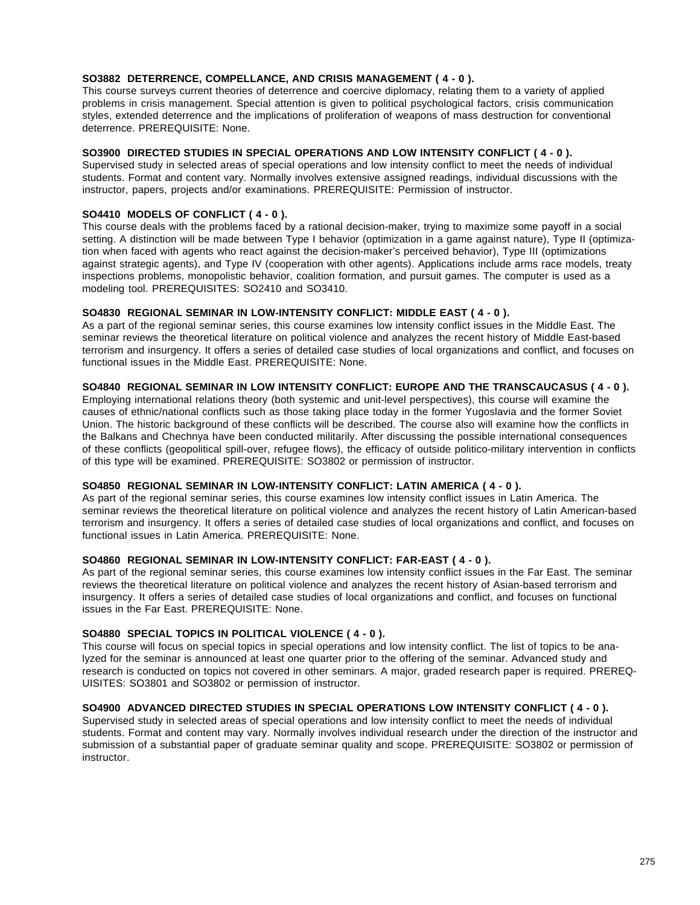**SO3882 DETERRENCE, COMPELLANCE, AND CRISIS MANAGEMENT ( 4 - 0 ).**
This course surveys current theories of deterrence and coercive diplomacy, relating them to a variety of applied problems in crisis management. Special attention is given to political psychological factors, crisis communication styles, extended deterrence and the implications of proliferation of weapons of mass destruction for conventional deterrence. PREREQUISITE: None.

**SO3900 DIRECTED STUDIES IN SPECIAL OPERATIONS AND LOW INTENSITY CONFLICT ( 4 - 0 ).**
Supervised study in selected areas of special operations and low intensity conflict to meet the needs of individual students. Format and content vary. Normally involves extensive assigned readings, individual discussions with the instructor, papers, projects and/or examinations. PREREQUISITE: Permission of instructor.

**SO4410 MODELS OF CONFLICT ( 4 - 0 ).**
This course deals with the problems faced by a rational decision-maker, trying to maximize some payoff in a social setting. A distinction will be made between Type I behavior (optimization in a game against nature), Type II (optimization when faced with agents who react against the decision-maker's perceived behavior), Type III (optimizations against strategic agents), and Type IV (cooperation with other agents). Applications include arms race models, treaty inspections problems, monopolistic behavior, coalition formation, and pursuit games. The computer is used as a modeling tool. PREREQUISITES: SO2410 and SO3410.

**SO4830 REGIONAL SEMINAR IN LOW-INTENSITY CONFLICT: MIDDLE EAST ( 4 - 0 ).**
As a part of the regional seminar series, this course examines low intensity conflict issues in the Middle East. The seminar reviews the theoretical literature on political violence and analyzes the recent history of Middle East-based terrorism and insurgency. It offers a series of detailed case studies of local organizations and conflict, and focuses on functional issues in the Middle East. PREREQUISITE: None.

**SO4840 REGIONAL SEMINAR IN LOW INTENSITY CONFLICT: EUROPE AND THE TRANSCAUCASUS ( 4 - 0 ).**
Employing international relations theory (both systemic and unit-level perspectives), this course will examine the causes of ethnic/national conflicts such as those taking place today in the former Yugoslavia and the former Soviet Union. The historic background of these conflicts will be described. The course also will examine how the conflicts in the Balkans and Chechnya have been conducted militarily. After discussing the possible international consequences of these conflicts (geopolitical spill-over, refugee flows), the efficacy of outside politico-military intervention in conflicts of this type will be examined. PREREQUISITE: SO3802 or permission of instructor.

**SO4850 REGIONAL SEMINAR IN LOW-INTENSITY CONFLICT: LATIN AMERICA ( 4 - 0 ).**
As part of the regional seminar series, this course examines low intensity conflict issues in Latin America. The seminar reviews the theoretical literature on political violence and analyzes the recent history of Latin American-based terrorism and insurgency. It offers a series of detailed case studies of local organizations and conflict, and focuses on functional issues in Latin America. PREREQUISITE: None.

**SO4860 REGIONAL SEMINAR IN LOW-INTENSITY CONFLICT: FAR-EAST ( 4 - 0 ).**
As part of the regional seminar series, this course examines low intensity conflict issues in the Far East. The seminar reviews the theoretical literature on political violence and analyzes the recent history of Asian-based terrorism and insurgency. It offers a series of detailed case studies of local organizations and conflict, and focuses on functional issues in the Far East. PREREQUISITE: None.

**SO4880 SPECIAL TOPICS IN POLITICAL VIOLENCE ( 4 - 0 ).**
This course will focus on special topics in special operations and low intensity conflict. The list of topics to be analyzed for the seminar is announced at least one quarter prior to the offering of the seminar. Advanced study and research is conducted on topics not covered in other seminars. A major, graded research paper is required. PREREQUISITES: SO3801 and SO3802 or permission of instructor.

**SO4900 ADVANCED DIRECTED STUDIES IN SPECIAL OPERATIONS LOW INTENSITY CONFLICT ( 4 - 0 ).**
Supervised study in selected areas of special operations and low intensity conflict to meet the needs of individual students. Format and content may vary. Normally involves individual research under the direction of the instructor and submission of a substantial paper of graduate seminar quality and scope. PREREQUISITE: SO3802 or permission of instructor.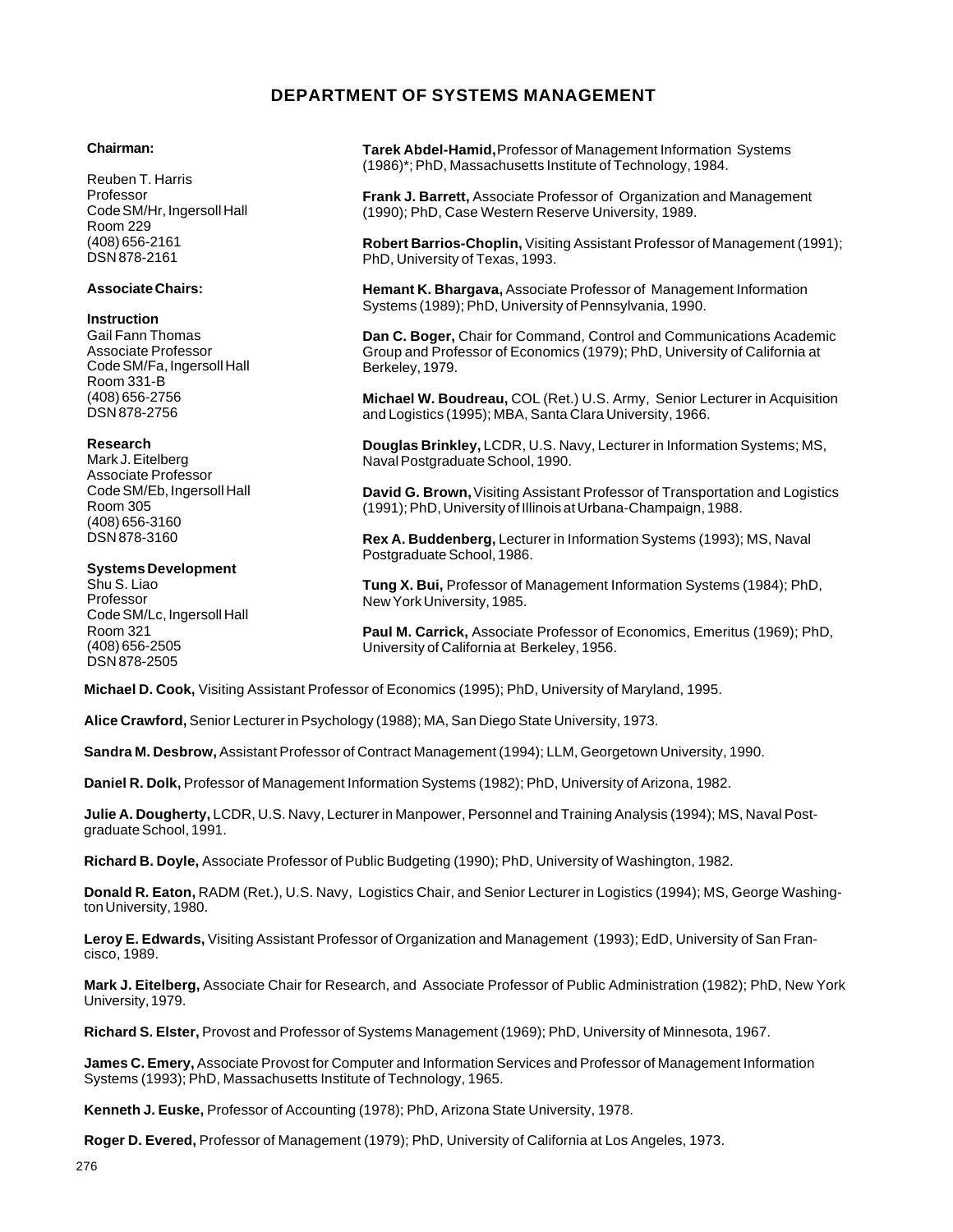# DEPARTMENT OF SYSTEMS MANAGEMENT

**Chairman:**

Reuben T. Harris
Professor
Code SM/Hr, Ingersoll Hall
Room 229
(408) 656-2161
DSN 878-2161

**Associate Chairs:**

**Instruction**
Gail Fann Thomas
Associate Professor
Code SM/Fa, Ingersoll Hall
Room 331-B
(408) 656-2756
DSN 878-2756

**Research**
Mark J. Eitelberg
Associate Professor
Code SM/Eb, Ingersoll Hall
Room 305
(408) 656-3160
DSN 878-3160

**Systems Development**
Shu S. Liao
Professor
Code SM/Lc, Ingersoll Hall
Room 321
(408) 656-2505
DSN 878-2505

**Tarek Abdel-Hamid,** Professor of Management Information Systems (1986)*; PhD, Massachusetts Institute of Technology, 1984.

**Frank J. Barrett,** Associate Professor of Organization and Management (1990); PhD, Case Western Reserve University, 1989.

**Robert Barrios-Choplin,** Visiting Assistant Professor of Management (1991); PhD, University of Texas, 1993.

**Hemant K. Bhargava,** Associate Professor of Management Information Systems (1989); PhD, University of Pennsylvania, 1990.

**Dan C. Boger,** Chair for Command, Control and Communications Academic Group and Professor of Economics (1979); PhD, University of California at Berkeley, 1979.

**Michael W. Boudreau,** COL (Ret.) U.S. Army, Senior Lecturer in Acquisition and Logistics (1995); MBA, Santa Clara University, 1966.

**Douglas Brinkley,** LCDR, U.S. Navy, Lecturer in Information Systems; MS, Naval Postgraduate School, 1990.

**David G. Brown,** Visiting Assistant Professor of Transportation and Logistics (1991); PhD, University of Illinois at Urbana-Champaign, 1988.

**Rex A. Buddenberg,** Lecturer in Information Systems (1993); MS, Naval Postgraduate School, 1986.

**Tung X. Bui,** Professor of Management Information Systems (1984); PhD, New York University, 1985.

**Paul M. Carrick,** Associate Professor of Economics, Emeritus (1969); PhD, University of California at Berkeley, 1956.

**Michael D. Cook,** Visiting Assistant Professor of Economics (1995); PhD, University of Maryland, 1995.

**Alice Crawford,** Senior Lecturer in Psychology (1988); MA, San Diego State University, 1973.

**Sandra M. Desbrow,** Assistant Professor of Contract Management (1994); LLM, Georgetown University, 1990.

**Daniel R. Dolk,** Professor of Management Information Systems (1982); PhD, University of Arizona, 1982.

**Julie A. Dougherty,** LCDR, U.S. Navy, Lecturer in Manpower, Personnel and Training Analysis (1994); MS, Naval Postgraduate School, 1991.

**Richard B. Doyle,** Associate Professor of Public Budgeting (1990); PhD, University of Washington, 1982.

**Donald R. Eaton,** RADM (Ret.), U.S. Navy, Logistics Chair, and Senior Lecturer in Logistics (1994); MS, George Washington University, 1980.

**Leroy E. Edwards,** Visiting Assistant Professor of Organization and Management (1993); EdD, University of San Francisco, 1989.

**Mark J. Eitelberg,** Associate Chair for Research, and Associate Professor of Public Administration (1982); PhD, New York University, 1979.

**Richard S. Elster,** Provost and Professor of Systems Management (1969); PhD, University of Minnesota, 1967.

**James C. Emery,** Associate Provost for Computer and Information Services and Professor of Management Information Systems (1993); PhD, Massachusetts Institute of Technology, 1965.

**Kenneth J. Euske,** Professor of Accounting (1978); PhD, Arizona State University, 1978.

**Roger D. Evered,** Professor of Management (1979); PhD, University of California at Los Angeles, 1973.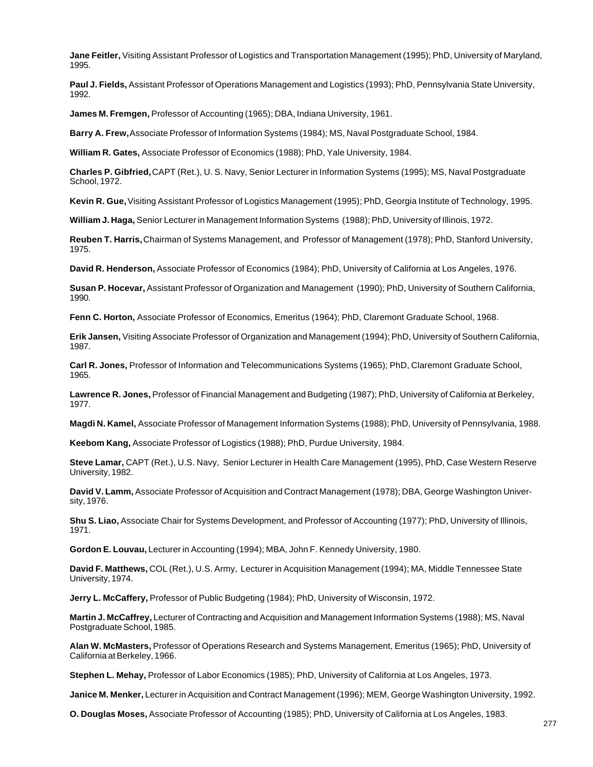**Jane Feitler,** Visiting Assistant Professor of Logistics and Transportation Management (1995); PhD, University of Maryland, 1995.

**Paul J. Fields,** Assistant Professor of Operations Management and Logistics (1993); PhD, Pennsylvania State University, 1992.

**James M. Fremgen,** Professor of Accounting (1965); DBA, Indiana University, 1961.

**Barry A. Frew,** Associate Professor of Information Systems (1984); MS, Naval Postgraduate School, 1984.

**William R. Gates,** Associate Professor of Economics (1988); PhD, Yale University, 1984.

**Charles P. Gibfried,** CAPT (Ret.), U. S. Navy, Senior Lecturer in Information Systems (1995); MS, Naval Postgraduate School, 1972.

**Kevin R. Gue,** Visiting Assistant Professor of Logistics Management (1995); PhD, Georgia Institute of Technology, 1995.

**William J. Haga,** Senior Lecturer in Management Information Systems (1988); PhD, University of Illinois, 1972.

**Reuben T. Harris,** Chairman of Systems Management, and Professor of Management (1978); PhD, Stanford University, 1975.

**David R. Henderson,** Associate Professor of Economics (1984); PhD, University of California at Los Angeles, 1976.

**Susan P. Hocevar,** Assistant Professor of Organization and Management (1990); PhD, University of Southern California, 1990.

**Fenn C. Horton,** Associate Professor of Economics, Emeritus (1964); PhD, Claremont Graduate School, 1968.

**Erik Jansen,** Visiting Associate Professor of Organization and Management (1994); PhD, University of Southern California, 1987.

**Carl R. Jones,** Professor of Information and Telecommunications Systems (1965); PhD, Claremont Graduate School, 1965.

**Lawrence R. Jones,** Professor of Financial Management and Budgeting (1987); PhD, University of California at Berkeley, 1977.

**Magdi N. Kamel,** Associate Professor of Management Information Systems (1988); PhD, University of Pennsylvania, 1988.

**Keebom Kang,** Associate Professor of Logistics (1988); PhD, Purdue University, 1984.

**Steve Lamar,** CAPT (Ret.), U.S. Navy, Senior Lecturer in Health Care Management (1995), PhD, Case Western Reserve University, 1982.

**David V. Lamm,** Associate Professor of Acquisition and Contract Management (1978); DBA, George Washington University, 1976.

**Shu S. Liao,** Associate Chair for Systems Development, and Professor of Accounting (1977); PhD, University of Illinois, 1971.

**Gordon E. Louvau,** Lecturer in Accounting (1994); MBA, John F. Kennedy University, 1980.

**David F. Matthews,** COL (Ret.), U.S. Army, Lecturer in Acquisition Management (1994); MA, Middle Tennessee State University, 1974.

**Jerry L. McCaffery,** Professor of Public Budgeting (1984); PhD, University of Wisconsin, 1972.

**Martin J. McCaffrey,** Lecturer of Contracting and Acquisition and Management Information Systems (1988); MS, Naval Postgraduate School, 1985.

**Alan W. McMasters,** Professor of Operations Research and Systems Management, Emeritus (1965); PhD, University of California at Berkeley, 1966.

**Stephen L. Mehay,** Professor of Labor Economics (1985); PhD, University of California at Los Angeles, 1973.

**Janice M. Menker,** Lecturer in Acquisition and Contract Management (1996); MEM, George Washington University, 1992.

**O. Douglas Moses,** Associate Professor of Accounting (1985); PhD, University of California at Los Angeles, 1983.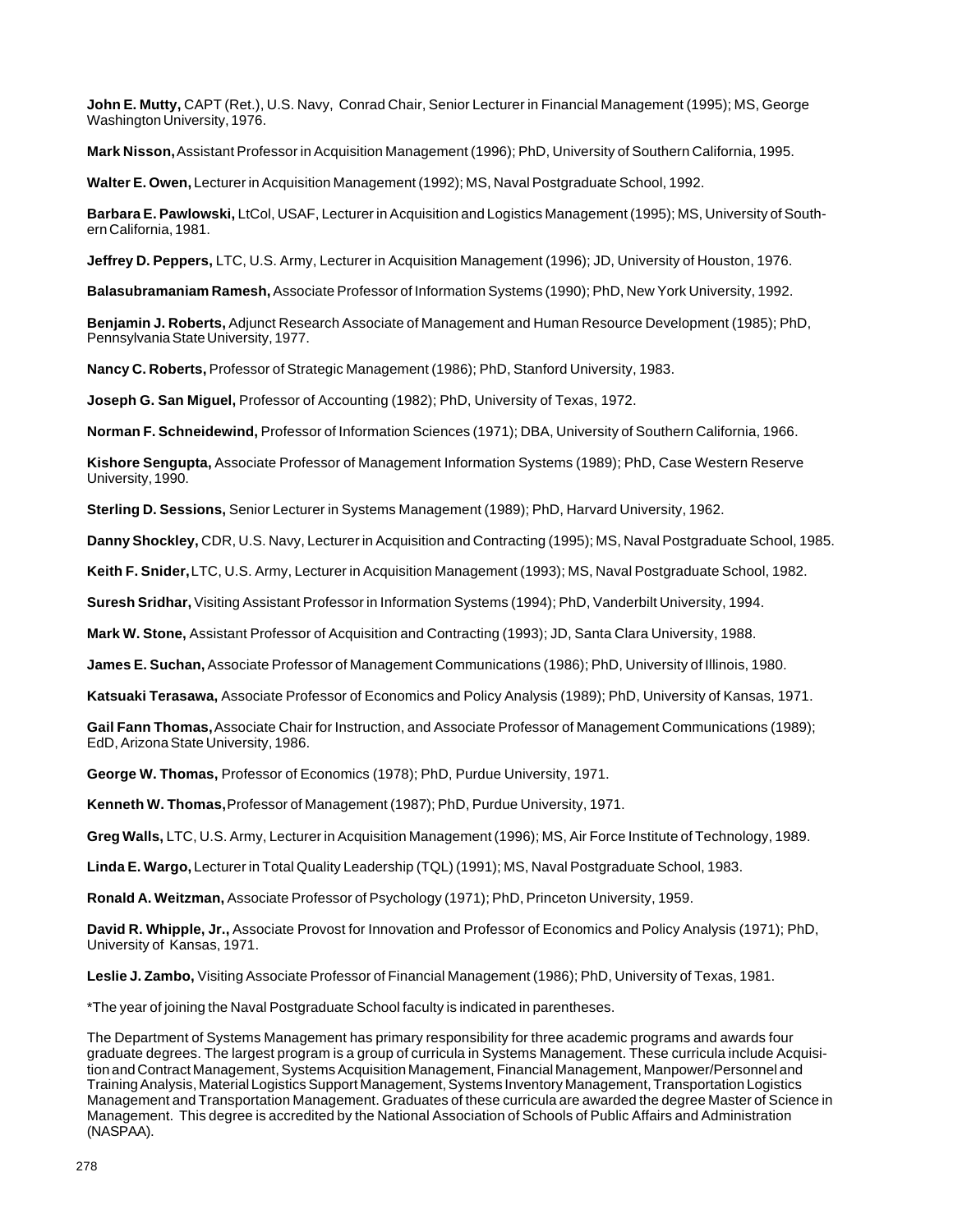**John E. Mutty,** CAPT (Ret.), U.S. Navy, Conrad Chair, Senior Lecturer in Financial Management (1995); MS, George Washington University, 1976.

**Mark Nisson,** Assistant Professor in Acquisition Management (1996); PhD, University of Southern California, 1995.

**Walter E. Owen,** Lecturer in Acquisition Management (1992); MS, Naval Postgraduate School, 1992.

**Barbara E. Pawlowski,** LtCol, USAF, Lecturer in Acquisition and Logistics Management (1995); MS, University of Southern California, 1981.

**Jeffrey D. Peppers,** LTC, U.S. Army, Lecturer in Acquisition Management (1996); JD, University of Houston, 1976.

**Balasubramaniam Ramesh,** Associate Professor of Information Systems (1990); PhD, New York University, 1992.

**Benjamin J. Roberts,** Adjunct Research Associate of Management and Human Resource Development (1985); PhD, Pennsylvania State University, 1977.

**Nancy C. Roberts,** Professor of Strategic Management (1986); PhD, Stanford University, 1983.

**Joseph G. San Miguel,** Professor of Accounting (1982); PhD, University of Texas, 1972.

**Norman F. Schneidewind,** Professor of Information Sciences (1971); DBA, University of Southern California, 1966.

**Kishore Sengupta,** Associate Professor of Management Information Systems (1989); PhD, Case Western Reserve University, 1990.

**Sterling D. Sessions,** Senior Lecturer in Systems Management (1989); PhD, Harvard University, 1962.

**Danny Shockley,** CDR, U.S. Navy, Lecturer in Acquisition and Contracting (1995); MS, Naval Postgraduate School, 1985.

**Keith F. Snider,** LTC, U.S. Army, Lecturer in Acquisition Management (1993); MS, Naval Postgraduate School, 1982.

**Suresh Sridhar,** Visiting Assistant Professor in Information Systems (1994); PhD, Vanderbilt University, 1994.

**Mark W. Stone,** Assistant Professor of Acquisition and Contracting (1993); JD, Santa Clara University, 1988.

**James E. Suchan,** Associate Professor of Management Communications (1986); PhD, University of Illinois, 1980.

**Katsuaki Terasawa,** Associate Professor of Economics and Policy Analysis (1989); PhD, University of Kansas, 1971.

**Gail Fann Thomas,** Associate Chair for Instruction, and Associate Professor of Management Communications (1989); EdD, Arizona State University, 1986.

**George W. Thomas,** Professor of Economics (1978); PhD, Purdue University, 1971.

**Kenneth W. Thomas,** Professor of Management (1987); PhD, Purdue University, 1971.

**Greg Walls,** LTC, U.S. Army, Lecturer in Acquisition Management (1996); MS, Air Force Institute of Technology, 1989.

**Linda E. Wargo,** Lecturer in Total Quality Leadership (TQL) (1991); MS, Naval Postgraduate School, 1983.

**Ronald A. Weitzman,** Associate Professor of Psychology (1971); PhD, Princeton University, 1959.

**David R. Whipple, Jr.,** Associate Provost for Innovation and Professor of Economics and Policy Analysis (1971); PhD, University of Kansas, 1971.

**Leslie J. Zambo,** Visiting Associate Professor of Financial Management (1986); PhD, University of Texas, 1981.

*The year of joining the Naval Postgraduate School faculty is indicated in parentheses.

The Department of Systems Management has primary responsibility for three academic programs and awards four graduate degrees. The largest program is a group of curricula in Systems Management. These curricula include Acquisition and Contract Management, Systems Acquisition Management, Financial Management, Manpower/Personnel and Training Analysis, Material Logistics Support Management, Systems Inventory Management, Transportation Logistics Management and Transportation Management. Graduates of these curricula are awarded the degree Master of Science in Management. This degree is accredited by the National Association of Schools of Public Affairs and Administration (NASPAA).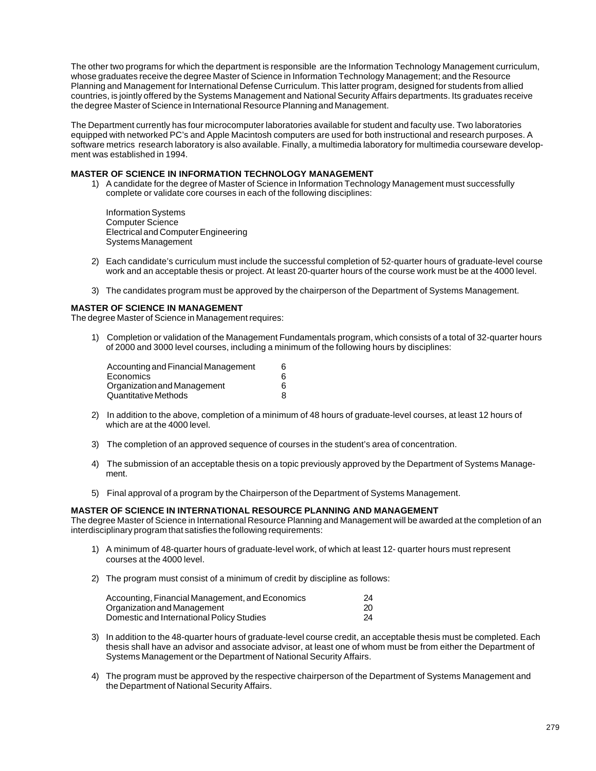The other two programs for which the department is responsible are the Information Technology Management curriculum, whose graduates receive the degree Master of Science in Information Technology Management; and the Resource Planning and Management for International Defense Curriculum. This latter program, designed for students from allied countries, is jointly offered by the Systems Management and National Security Affairs departments. Its graduates receive the degree Master of Science in International Resource Planning and Management.

The Department currently has four microcomputer laboratories available for student and faculty use. Two laboratories equipped with networked PC's and Apple Macintosh computers are used for both instructional and research purposes. A software metrics research laboratory is also available. Finally, a multimedia laboratory for multimedia courseware development was established in 1994.

### MASTER OF SCIENCE IN INFORMATION TECHNOLOGY MANAGEMENT

1) A candidate for the degree of Master of Science in Information Technology Management must successfully complete or validate core courses in each of the following disciplines:

   Information Systems
   Computer Science
   Electrical and Computer Engineering
   Systems Management

2) Each candidate's curriculum must include the successful completion of 52-quarter hours of graduate-level course work and an acceptable thesis or project. At least 20-quarter hours of the course work must be at the 4000 level.

3) The candidates program must be approved by the chairperson of the Department of Systems Management.

### MASTER OF SCIENCE IN MANAGEMENT

The degree Master of Science in Management requires:

1) Completion or validation of the Management Fundamentals program, which consists of a total of 32-quarter hours of 2000 and 3000 level courses, including a minimum of the following hours by disciplines:

| Discipline | Hours |
|---|---|
| Accounting and Financial Management | 6 |
| Economics | 6 |
| Organization and Management | 6 |
| Quantitative Methods | 8 |

2) In addition to the above, completion of a minimum of 48 hours of graduate-level courses, at least 12 hours of which are at the 4000 level.

3) The completion of an approved sequence of courses in the student's area of concentration.

4) The submission of an acceptable thesis on a topic previously approved by the Department of Systems Management.

5) Final approval of a program by the Chairperson of the Department of Systems Management.

### MASTER OF SCIENCE IN INTERNATIONAL RESOURCE PLANNING AND MANAGEMENT

The degree Master of Science in International Resource Planning and Management will be awarded at the completion of an interdisciplinary program that satisfies the following requirements:

1) A minimum of 48-quarter hours of graduate-level work, of which at least 12- quarter hours must represent courses at the 4000 level.

2) The program must consist of a minimum of credit by discipline as follows:

| Discipline | Credit |
|---|---|
| Accounting, Financial Management, and Economics | 24 |
| Organization and Management | 20 |
| Domestic and International Policy Studies | 24 |

3) In addition to the 48-quarter hours of graduate-level course credit, an acceptable thesis must be completed. Each thesis shall have an advisor and associate advisor, at least one of whom must be from either the Department of Systems Management or the Department of National Security Affairs.

4) The program must be approved by the respective chairperson of the Department of Systems Management and the Department of National Security Affairs.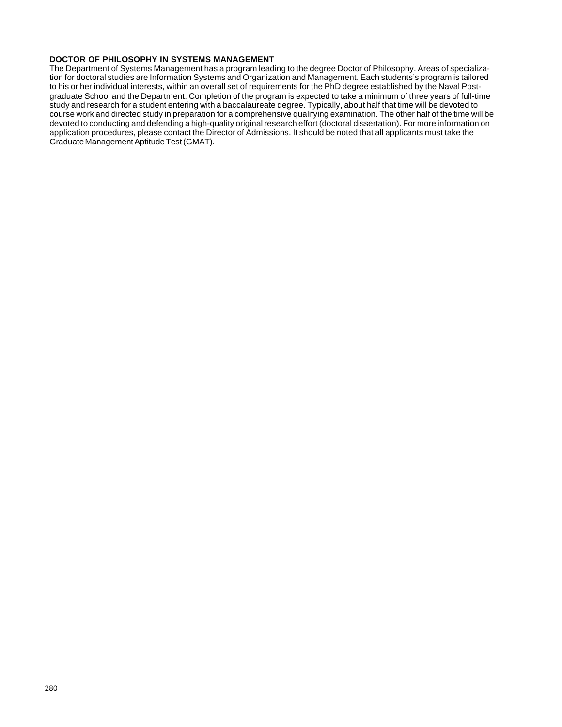**DOCTOR OF PHILOSOPHY IN SYSTEMS MANAGEMENT**

The Department of Systems Management has a program leading to the degree Doctor of Philosophy. Areas of specialization for doctoral studies are Information Systems and Organization and Management. Each students's program is tailored to his or her individual interests, within an overall set of requirements for the PhD degree established by the Naval Postgraduate School and the Department. Completion of the program is expected to take a minimum of three years of full-time study and research for a student entering with a baccalaureate degree. Typically, about half that time will be devoted to course work and directed study in preparation for a comprehensive qualifying examination. The other half of the time will be devoted to conducting and defending a high-quality original research effort (doctoral dissertation). For more information on application procedures, please contact the Director of Admissions. It should be noted that all applicants must take the Graduate Management Aptitude Test (GMAT).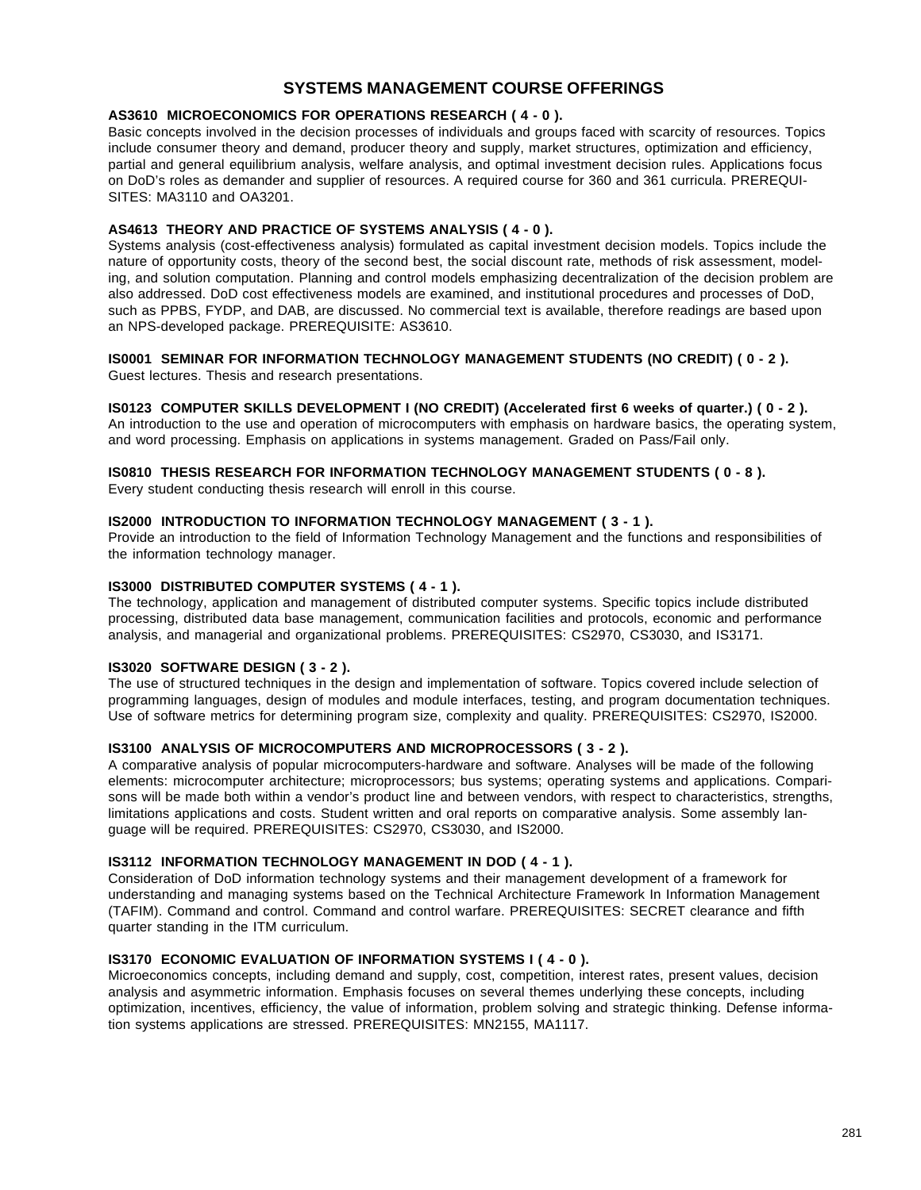# SYSTEMS MANAGEMENT COURSE OFFERINGS

**AS3610 MICROECONOMICS FOR OPERATIONS RESEARCH ( 4 - 0 ).**
Basic concepts involved in the decision processes of individuals and groups faced with scarcity of resources. Topics include consumer theory and demand, producer theory and supply, market structures, optimization and efficiency, partial and general equilibrium analysis, welfare analysis, and optimal investment decision rules. Applications focus on DoD's roles as demander and supplier of resources. A required course for 360 and 361 curricula. PREREQUISITES: MA3110 and OA3201.

**AS4613 THEORY AND PRACTICE OF SYSTEMS ANALYSIS ( 4 - 0 ).**
Systems analysis (cost-effectiveness analysis) formulated as capital investment decision models. Topics include the nature of opportunity costs, theory of the second best, the social discount rate, methods of risk assessment, modeling, and solution computation. Planning and control models emphasizing decentralization of the decision problem are also addressed. DoD cost effectiveness models are examined, and institutional procedures and processes of DoD, such as PPBS, FYDP, and DAB, are discussed. No commercial text is available, therefore readings are based upon an NPS-developed package. PREREQUISITE: AS3610.

**IS0001 SEMINAR FOR INFORMATION TECHNOLOGY MANAGEMENT STUDENTS (NO CREDIT) ( 0 - 2 ).**
Guest lectures. Thesis and research presentations.

**IS0123 COMPUTER SKILLS DEVELOPMENT I (NO CREDIT) (Accelerated first 6 weeks of quarter.) ( 0 - 2 ).**
An introduction to the use and operation of microcomputers with emphasis on hardware basics, the operating system, and word processing. Emphasis on applications in systems management. Graded on Pass/Fail only.

**IS0810 THESIS RESEARCH FOR INFORMATION TECHNOLOGY MANAGEMENT STUDENTS ( 0 - 8 ).**
Every student conducting thesis research will enroll in this course.

**IS2000 INTRODUCTION TO INFORMATION TECHNOLOGY MANAGEMENT ( 3 - 1 ).**
Provide an introduction to the field of Information Technology Management and the functions and responsibilities of the information technology manager.

**IS3000 DISTRIBUTED COMPUTER SYSTEMS ( 4 - 1 ).**
The technology, application and management of distributed computer systems. Specific topics include distributed processing, distributed data base management, communication facilities and protocols, economic and performance analysis, and managerial and organizational problems. PREREQUISITES: CS2970, CS3030, and IS3171.

**IS3020 SOFTWARE DESIGN ( 3 - 2 ).**
The use of structured techniques in the design and implementation of software. Topics covered include selection of programming languages, design of modules and module interfaces, testing, and program documentation techniques. Use of software metrics for determining program size, complexity and quality. PREREQUISITES: CS2970, IS2000.

**IS3100 ANALYSIS OF MICROCOMPUTERS AND MICROPROCESSORS ( 3 - 2 ).**
A comparative analysis of popular microcomputers-hardware and software. Analyses will be made of the following elements: microcomputer architecture; microprocessors; bus systems; operating systems and applications. Comparisons will be made both within a vendor's product line and between vendors, with respect to characteristics, strengths, limitations applications and costs. Student written and oral reports on comparative analysis. Some assembly language will be required. PREREQUISITES: CS2970, CS3030, and IS2000.

**IS3112 INFORMATION TECHNOLOGY MANAGEMENT IN DOD ( 4 - 1 ).**
Consideration of DoD information technology systems and their management development of a framework for understanding and managing systems based on the Technical Architecture Framework In Information Management (TAFIM). Command and control. Command and control warfare. PREREQUISITES: SECRET clearance and fifth quarter standing in the ITM curriculum.

**IS3170 ECONOMIC EVALUATION OF INFORMATION SYSTEMS I ( 4 - 0 ).**
Microeconomics concepts, including demand and supply, cost, competition, interest rates, present values, decision analysis and asymmetric information. Emphasis focuses on several themes underlying these concepts, including optimization, incentives, efficiency, the value of information, problem solving and strategic thinking. Defense information systems applications are stressed. PREREQUISITES: MN2155, MA1117.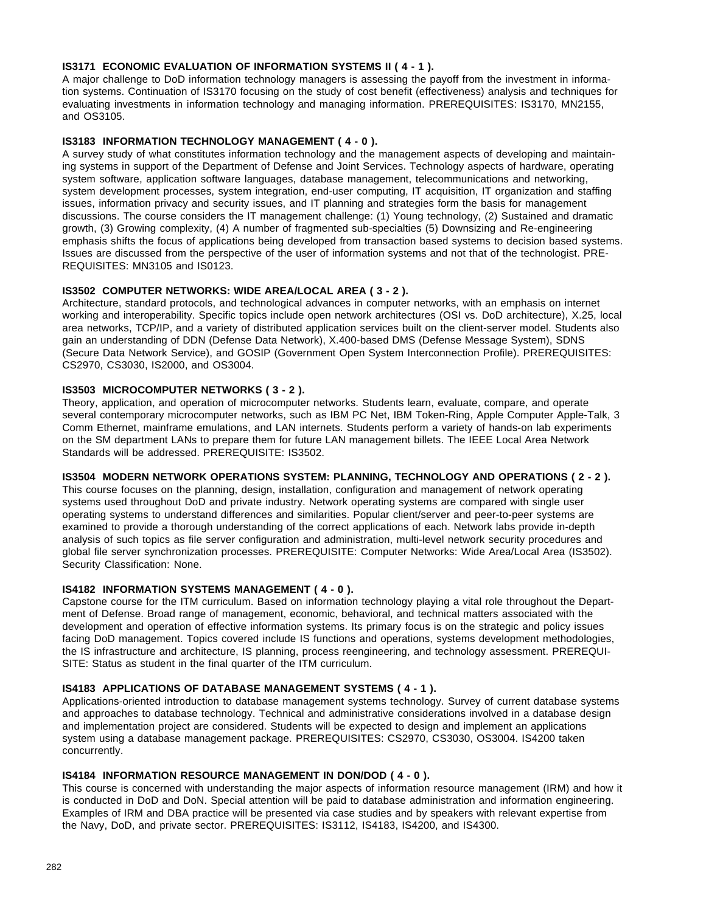**IS3171 ECONOMIC EVALUATION OF INFORMATION SYSTEMS II ( 4 - 1 ).**
A major challenge to DoD information technology managers is assessing the payoff from the investment in information systems. Continuation of IS3170 focusing on the study of cost benefit (effectiveness) analysis and techniques for evaluating investments in information technology and managing information. PREREQUISITES: IS3170, MN2155, and OS3105.

**IS3183 INFORMATION TECHNOLOGY MANAGEMENT ( 4 - 0 ).**
A survey study of what constitutes information technology and the management aspects of developing and maintaining systems in support of the Department of Defense and Joint Services. Technology aspects of hardware, operating system software, application software languages, database management, telecommunications and networking, system development processes, system integration, end-user computing, IT acquisition, IT organization and staffing issues, information privacy and security issues, and IT planning and strategies form the basis for management discussions. The course considers the IT management challenge: (1) Young technology, (2) Sustained and dramatic growth, (3) Growing complexity, (4) A number of fragmented sub-specialties (5) Downsizing and Re-engineering emphasis shifts the focus of applications being developed from transaction based systems to decision based systems. Issues are discussed from the perspective of the user of information systems and not that of the technologist. PREREQUISITES: MN3105 and IS0123.

**IS3502 COMPUTER NETWORKS: WIDE AREA/LOCAL AREA ( 3 - 2 ).**
Architecture, standard protocols, and technological advances in computer networks, with an emphasis on internet working and interoperability. Specific topics include open network architectures (OSI vs. DoD architecture), X.25, local area networks, TCP/IP, and a variety of distributed application services built on the client-server model. Students also gain an understanding of DDN (Defense Data Network), X.400-based DMS (Defense Message System), SDNS (Secure Data Network Service), and GOSIP (Government Open System Interconnection Profile). PREREQUISITES: CS2970, CS3030, IS2000, and OS3004.

**IS3503 MICROCOMPUTER NETWORKS ( 3 - 2 ).**
Theory, application, and operation of microcomputer networks. Students learn, evaluate, compare, and operate several contemporary microcomputer networks, such as IBM PC Net, IBM Token-Ring, Apple Computer Apple-Talk, 3 Comm Ethernet, mainframe emulations, and LAN internets. Students perform a variety of hands-on lab experiments on the SM department LANs to prepare them for future LAN management billets. The IEEE Local Area Network Standards will be addressed. PREREQUISITE: IS3502.

**IS3504 MODERN NETWORK OPERATIONS SYSTEM: PLANNING, TECHNOLOGY AND OPERATIONS ( 2 - 2 ).**
This course focuses on the planning, design, installation, configuration and management of network operating systems used throughout DoD and private industry. Network operating systems are compared with single user operating systems to understand differences and similarities. Popular client/server and peer-to-peer systems are examined to provide a thorough understanding of the correct applications of each. Network labs provide in-depth analysis of such topics as file server configuration and administration, multi-level network security procedures and global file server synchronization processes. PREREQUISITE: Computer Networks: Wide Area/Local Area (IS3502). Security Classification: None.

**IS4182 INFORMATION SYSTEMS MANAGEMENT ( 4 - 0 ).**
Capstone course for the ITM curriculum. Based on information technology playing a vital role throughout the Department of Defense. Broad range of management, economic, behavioral, and technical matters associated with the development and operation of effective information systems. Its primary focus is on the strategic and policy issues facing DoD management. Topics covered include IS functions and operations, systems development methodologies, the IS infrastructure and architecture, IS planning, process reengineering, and technology assessment. PREREQUISITE: Status as student in the final quarter of the ITM curriculum.

**IS4183 APPLICATIONS OF DATABASE MANAGEMENT SYSTEMS ( 4 - 1 ).**
Applications-oriented introduction to database management systems technology. Survey of current database systems and approaches to database technology. Technical and administrative considerations involved in a database design and implementation project are considered. Students will be expected to design and implement an applications system using a database management package. PREREQUISITES: CS2970, CS3030, OS3004. IS4200 taken concurrently.

**IS4184 INFORMATION RESOURCE MANAGEMENT IN DON/DOD ( 4 - 0 ).**
This course is concerned with understanding the major aspects of information resource management (IRM) and how it is conducted in DoD and DoN. Special attention will be paid to database administration and information engineering. Examples of IRM and DBA practice will be presented via case studies and by speakers with relevant expertise from the Navy, DoD, and private sector. PREREQUISITES: IS3112, IS4183, IS4200, and IS4300.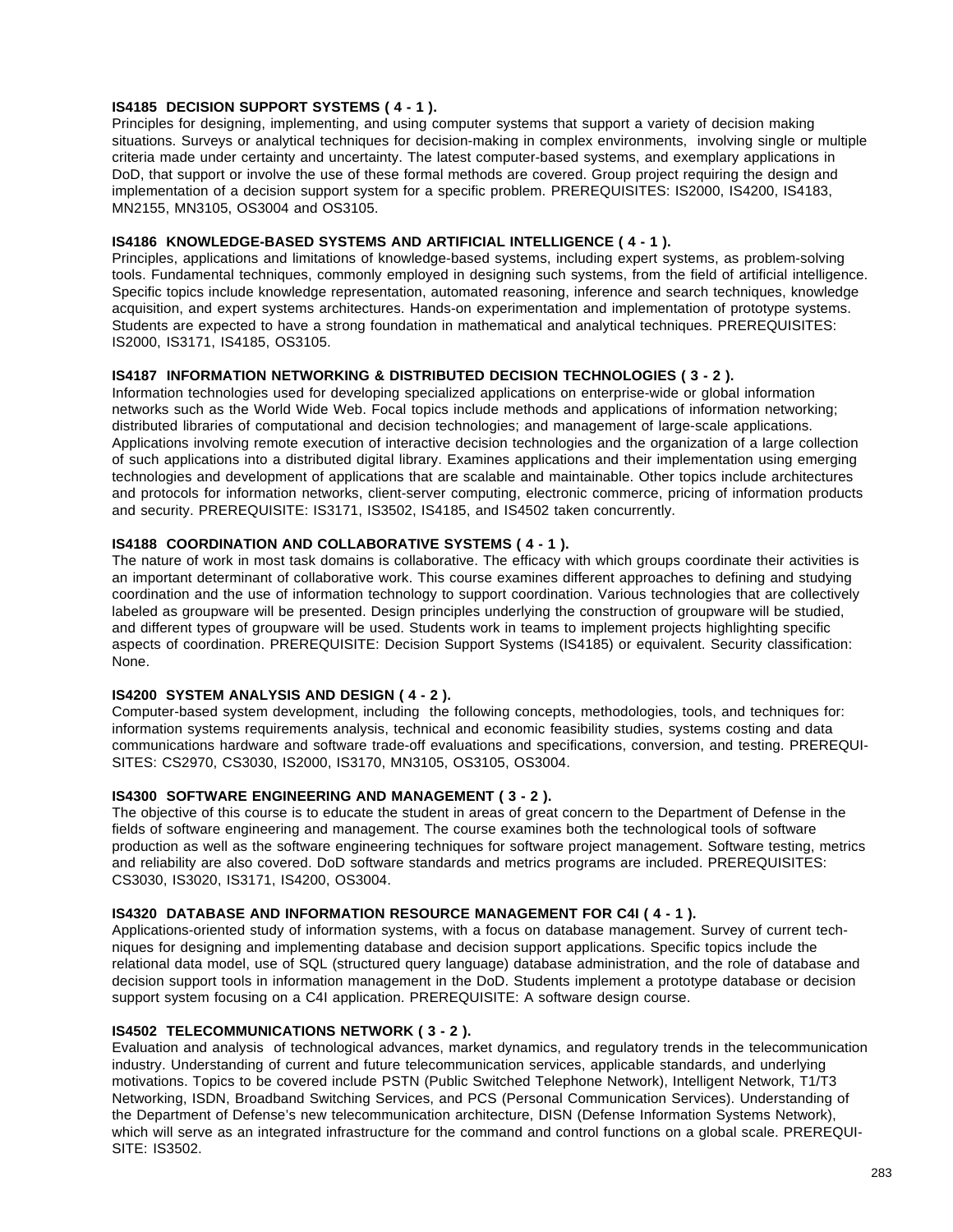**IS4185 DECISION SUPPORT SYSTEMS ( 4 - 1 ).**
Principles for designing, implementing, and using computer systems that support a variety of decision making situations. Surveys or analytical techniques for decision-making in complex environments, involving single or multiple criteria made under certainty and uncertainty. The latest computer-based systems, and exemplary applications in DoD, that support or involve the use of these formal methods are covered. Group project requiring the design and implementation of a decision support system for a specific problem. PREREQUISITES: IS2000, IS4200, IS4183, MN2155, MN3105, OS3004 and OS3105.

**IS4186 KNOWLEDGE-BASED SYSTEMS AND ARTIFICIAL INTELLIGENCE ( 4 - 1 ).**
Principles, applications and limitations of knowledge-based systems, including expert systems, as problem-solving tools. Fundamental techniques, commonly employed in designing such systems, from the field of artificial intelligence. Specific topics include knowledge representation, automated reasoning, inference and search techniques, knowledge acquisition, and expert systems architectures. Hands-on experimentation and implementation of prototype systems. Students are expected to have a strong foundation in mathematical and analytical techniques. PREREQUISITES: IS2000, IS3171, IS4185, OS3105.

**IS4187 INFORMATION NETWORKING & DISTRIBUTED DECISION TECHNOLOGIES ( 3 - 2 ).**
Information technologies used for developing specialized applications on enterprise-wide or global information networks such as the World Wide Web. Focal topics include methods and applications of information networking; distributed libraries of computational and decision technologies; and management of large-scale applications. Applications involving remote execution of interactive decision technologies and the organization of a large collection of such applications into a distributed digital library. Examines applications and their implementation using emerging technologies and development of applications that are scalable and maintainable. Other topics include architectures and protocols for information networks, client-server computing, electronic commerce, pricing of information products and security. PREREQUISITE: IS3171, IS3502, IS4185, and IS4502 taken concurrently.

**IS4188 COORDINATION AND COLLABORATIVE SYSTEMS ( 4 - 1 ).**
The nature of work in most task domains is collaborative. The efficacy with which groups coordinate their activities is an important determinant of collaborative work. This course examines different approaches to defining and studying coordination and the use of information technology to support coordination. Various technologies that are collectively labeled as groupware will be presented. Design principles underlying the construction of groupware will be studied, and different types of groupware will be used. Students work in teams to implement projects highlighting specific aspects of coordination. PREREQUISITE: Decision Support Systems (IS4185) or equivalent. Security classification: None.

**IS4200 SYSTEM ANALYSIS AND DESIGN ( 4 - 2 ).**
Computer-based system development, including the following concepts, methodologies, tools, and techniques for: information systems requirements analysis, technical and economic feasibility studies, systems costing and data communications hardware and software trade-off evaluations and specifications, conversion, and testing. PREREQUISITES: CS2970, CS3030, IS2000, IS3170, MN3105, OS3105, OS3004.

**IS4300 SOFTWARE ENGINEERING AND MANAGEMENT ( 3 - 2 ).**
The objective of this course is to educate the student in areas of great concern to the Department of Defense in the fields of software engineering and management. The course examines both the technological tools of software production as well as the software engineering techniques for software project management. Software testing, metrics and reliability are also covered. DoD software standards and metrics programs are included. PREREQUISITES: CS3030, IS3020, IS3171, IS4200, OS3004.

**IS4320 DATABASE AND INFORMATION RESOURCE MANAGEMENT FOR C4I ( 4 - 1 ).**
Applications-oriented study of information systems, with a focus on database management. Survey of current techniques for designing and implementing database and decision support applications. Specific topics include the relational data model, use of SQL (structured query language) database administration, and the role of database and decision support tools in information management in the DoD. Students implement a prototype database or decision support system focusing on a C4I application. PREREQUISITE: A software design course.

**IS4502 TELECOMMUNICATIONS NETWORK ( 3 - 2 ).**
Evaluation and analysis of technological advances, market dynamics, and regulatory trends in the telecommunication industry. Understanding of current and future telecommunication services, applicable standards, and underlying motivations. Topics to be covered include PSTN (Public Switched Telephone Network), Intelligent Network, T1/T3 Networking, ISDN, Broadband Switching Services, and PCS (Personal Communication Services). Understanding of the Department of Defense's new telecommunication architecture, DISN (Defense Information Systems Network), which will serve as an integrated infrastructure for the command and control functions on a global scale. PREREQUISITE: IS3502.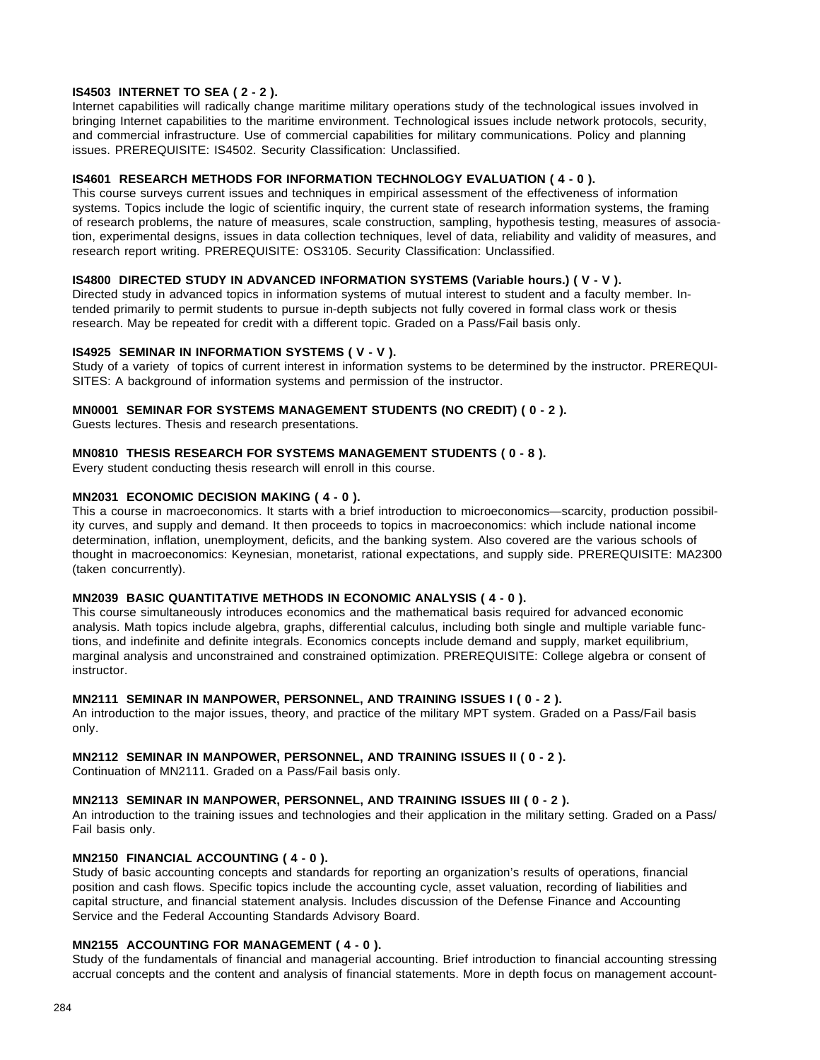**IS4503 INTERNET TO SEA ( 2 - 2 ).**
Internet capabilities will radically change maritime military operations study of the technological issues involved in bringing Internet capabilities to the maritime environment. Technological issues include network protocols, security, and commercial infrastructure. Use of commercial capabilities for military communications. Policy and planning issues. PREREQUISITE: IS4502. Security Classification: Unclassified.

**IS4601 RESEARCH METHODS FOR INFORMATION TECHNOLOGY EVALUATION ( 4 - 0 ).**
This course surveys current issues and techniques in empirical assessment of the effectiveness of information systems. Topics include the logic of scientific inquiry, the current state of research information systems, the framing of research problems, the nature of measures, scale construction, sampling, hypothesis testing, measures of association, experimental designs, issues in data collection techniques, level of data, reliability and validity of measures, and research report writing. PREREQUISITE: OS3105. Security Classification: Unclassified.

**IS4800 DIRECTED STUDY IN ADVANCED INFORMATION SYSTEMS (Variable hours.) ( V - V ).**
Directed study in advanced topics in information systems of mutual interest to student and a faculty member. Intended primarily to permit students to pursue in-depth subjects not fully covered in formal class work or thesis research. May be repeated for credit with a different topic. Graded on a Pass/Fail basis only.

**IS4925 SEMINAR IN INFORMATION SYSTEMS ( V - V ).**
Study of a variety of topics of current interest in information systems to be determined by the instructor. PREREQUISITES: A background of information systems and permission of the instructor.

**MN0001 SEMINAR FOR SYSTEMS MANAGEMENT STUDENTS (NO CREDIT) ( 0 - 2 ).**
Guests lectures. Thesis and research presentations.

**MN0810 THESIS RESEARCH FOR SYSTEMS MANAGEMENT STUDENTS ( 0 - 8 ).**
Every student conducting thesis research will enroll in this course.

**MN2031 ECONOMIC DECISION MAKING ( 4 - 0 ).**
This a course in macroeconomics. It starts with a brief introduction to microeconomics—scarcity, production possibility curves, and supply and demand. It then proceeds to topics in macroeconomics: which include national income determination, inflation, unemployment, deficits, and the banking system. Also covered are the various schools of thought in macroeconomics: Keynesian, monetarist, rational expectations, and supply side. PREREQUISITE: MA2300 (taken concurrently).

**MN2039 BASIC QUANTITATIVE METHODS IN ECONOMIC ANALYSIS ( 4 - 0 ).**
This course simultaneously introduces economics and the mathematical basis required for advanced economic analysis. Math topics include algebra, graphs, differential calculus, including both single and multiple variable functions, and indefinite and definite integrals. Economics concepts include demand and supply, market equilibrium, marginal analysis and unconstrained and constrained optimization. PREREQUISITE: College algebra or consent of instructor.

**MN2111 SEMINAR IN MANPOWER, PERSONNEL, AND TRAINING ISSUES I ( 0 - 2 ).**
An introduction to the major issues, theory, and practice of the military MPT system. Graded on a Pass/Fail basis only.

**MN2112 SEMINAR IN MANPOWER, PERSONNEL, AND TRAINING ISSUES II ( 0 - 2 ).**
Continuation of MN2111. Graded on a Pass/Fail basis only.

**MN2113 SEMINAR IN MANPOWER, PERSONNEL, AND TRAINING ISSUES III ( 0 - 2 ).**
An introduction to the training issues and technologies and their application in the military setting. Graded on a Pass/Fail basis only.

**MN2150 FINANCIAL ACCOUNTING ( 4 - 0 ).**
Study of basic accounting concepts and standards for reporting an organization's results of operations, financial position and cash flows. Specific topics include the accounting cycle, asset valuation, recording of liabilities and capital structure, and financial statement analysis. Includes discussion of the Defense Finance and Accounting Service and the Federal Accounting Standards Advisory Board.

**MN2155 ACCOUNTING FOR MANAGEMENT ( 4 - 0 ).**
Study of the fundamentals of financial and managerial accounting. Brief introduction to financial accounting stressing accrual concepts and the content and analysis of financial statements. More in depth focus on management account-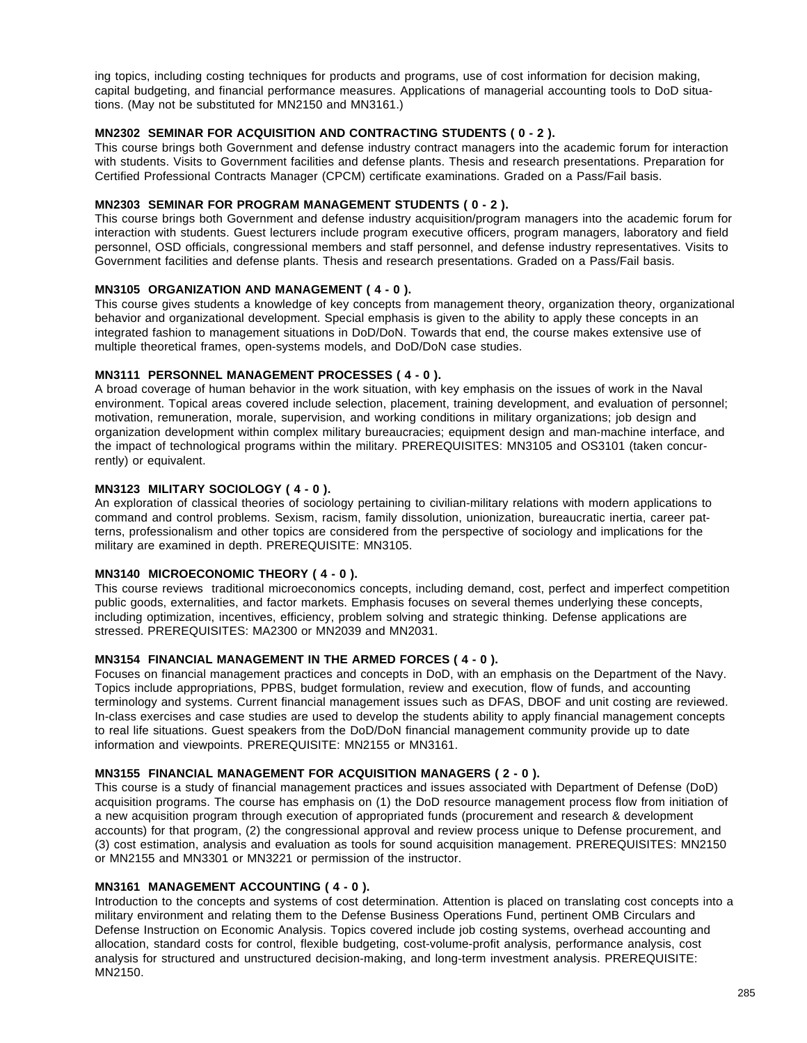ing topics, including costing techniques for products and programs, use of cost information for decision making, capital budgeting, and financial performance measures. Applications of managerial accounting tools to DoD situations. (May not be substituted for MN2150 and MN3161.)

**MN2302 SEMINAR FOR ACQUISITION AND CONTRACTING STUDENTS ( 0 - 2 ).**
This course brings both Government and defense industry contract managers into the academic forum for interaction with students. Visits to Government facilities and defense plants. Thesis and research presentations. Preparation for Certified Professional Contracts Manager (CPCM) certificate examinations. Graded on a Pass/Fail basis.

**MN2303 SEMINAR FOR PROGRAM MANAGEMENT STUDENTS ( 0 - 2 ).**
This course brings both Government and defense industry acquisition/program managers into the academic forum for interaction with students. Guest lecturers include program executive officers, program managers, laboratory and field personnel, OSD officials, congressional members and staff personnel, and defense industry representatives. Visits to Government facilities and defense plants. Thesis and research presentations. Graded on a Pass/Fail basis.

**MN3105 ORGANIZATION AND MANAGEMENT ( 4 - 0 ).**
This course gives students a knowledge of key concepts from management theory, organization theory, organizational behavior and organizational development. Special emphasis is given to the ability to apply these concepts in an integrated fashion to management situations in DoD/DoN. Towards that end, the course makes extensive use of multiple theoretical frames, open-systems models, and DoD/DoN case studies.

**MN3111 PERSONNEL MANAGEMENT PROCESSES ( 4 - 0 ).**
A broad coverage of human behavior in the work situation, with key emphasis on the issues of work in the Naval environment. Topical areas covered include selection, placement, training development, and evaluation of personnel; motivation, remuneration, morale, supervision, and working conditions in military organizations; job design and organization development within complex military bureaucracies; equipment design and man-machine interface, and the impact of technological programs within the military. PREREQUISITES: MN3105 and OS3101 (taken concurrently) or equivalent.

**MN3123 MILITARY SOCIOLOGY ( 4 - 0 ).**
An exploration of classical theories of sociology pertaining to civilian-military relations with modern applications to command and control problems. Sexism, racism, family dissolution, unionization, bureaucratic inertia, career patterns, professionalism and other topics are considered from the perspective of sociology and implications for the military are examined in depth. PREREQUISITE: MN3105.

**MN3140 MICROECONOMIC THEORY ( 4 - 0 ).**
This course reviews traditional microeconomics concepts, including demand, cost, perfect and imperfect competition public goods, externalities, and factor markets. Emphasis focuses on several themes underlying these concepts, including optimization, incentives, efficiency, problem solving and strategic thinking. Defense applications are stressed. PREREQUISITES: MA2300 or MN2039 and MN2031.

**MN3154 FINANCIAL MANAGEMENT IN THE ARMED FORCES ( 4 - 0 ).**
Focuses on financial management practices and concepts in DoD, with an emphasis on the Department of the Navy. Topics include appropriations, PPBS, budget formulation, review and execution, flow of funds, and accounting terminology and systems. Current financial management issues such as DFAS, DBOF and unit costing are reviewed. In-class exercises and case studies are used to develop the students ability to apply financial management concepts to real life situations. Guest speakers from the DoD/DoN financial management community provide up to date information and viewpoints. PREREQUISITE: MN2155 or MN3161.

**MN3155 FINANCIAL MANAGEMENT FOR ACQUISITION MANAGERS ( 2 - 0 ).**
This course is a study of financial management practices and issues associated with Department of Defense (DoD) acquisition programs. The course has emphasis on (1) the DoD resource management process flow from initiation of a new acquisition program through execution of appropriated funds (procurement and research & development accounts) for that program, (2) the congressional approval and review process unique to Defense procurement, and (3) cost estimation, analysis and evaluation as tools for sound acquisition management. PREREQUISITES: MN2150 or MN2155 and MN3301 or MN3221 or permission of the instructor.

**MN3161 MANAGEMENT ACCOUNTING ( 4 - 0 ).**
Introduction to the concepts and systems of cost determination. Attention is placed on translating cost concepts into a military environment and relating them to the Defense Business Operations Fund, pertinent OMB Circulars and Defense Instruction on Economic Analysis. Topics covered include job costing systems, overhead accounting and allocation, standard costs for control, flexible budgeting, cost-volume-profit analysis, performance analysis, cost analysis for structured and unstructured decision-making, and long-term investment analysis. PREREQUISITE: MN2150.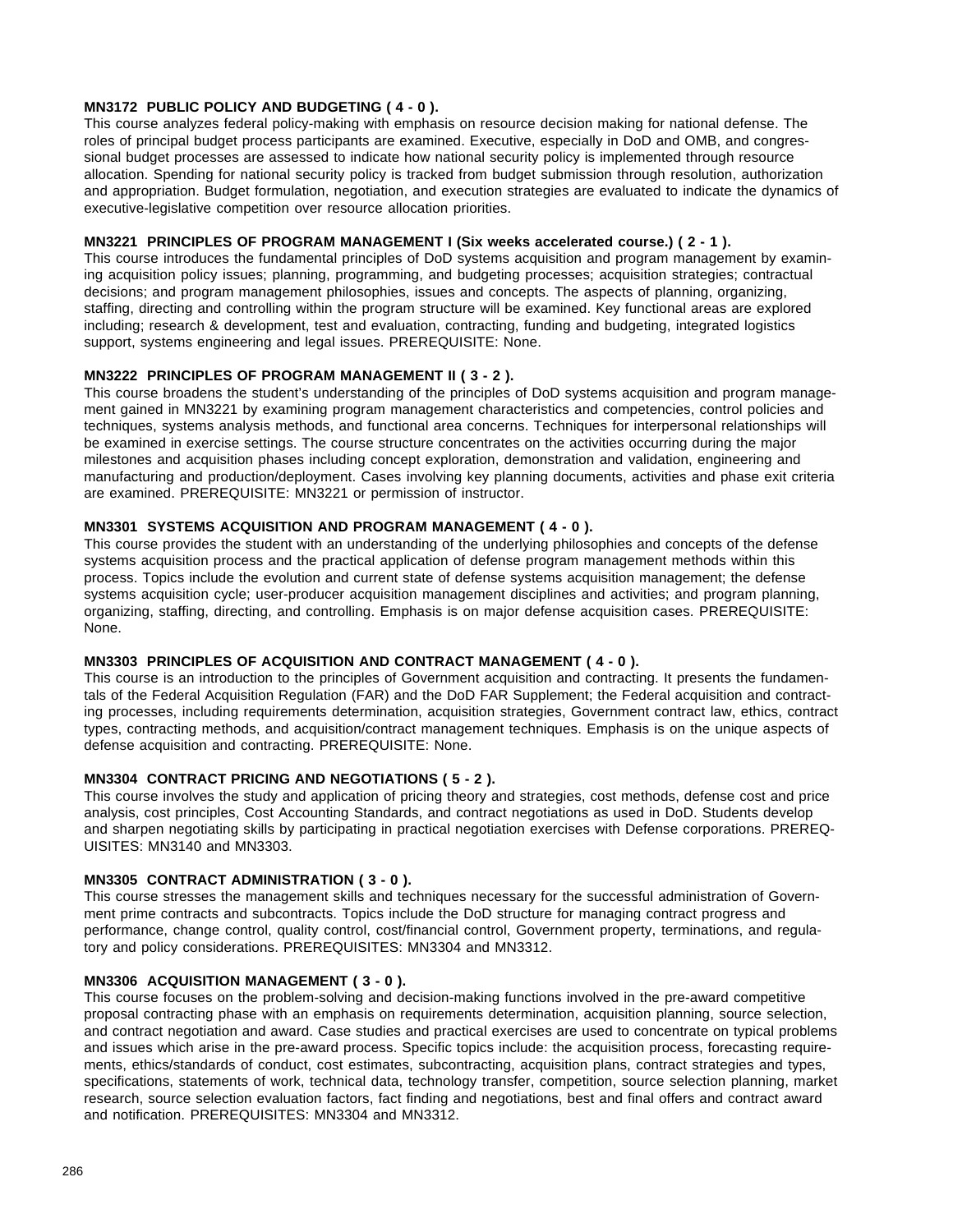**MN3172 PUBLIC POLICY AND BUDGETING ( 4 - 0 ).**
This course analyzes federal policy-making with emphasis on resource decision making for national defense. The roles of principal budget process participants are examined. Executive, especially in DoD and OMB, and congressional budget processes are assessed to indicate how national security policy is implemented through resource allocation. Spending for national security policy is tracked from budget submission through resolution, authorization and appropriation. Budget formulation, negotiation, and execution strategies are evaluated to indicate the dynamics of executive-legislative competition over resource allocation priorities.

**MN3221 PRINCIPLES OF PROGRAM MANAGEMENT I (Six weeks accelerated course.) ( 2 - 1 ).**
This course introduces the fundamental principles of DoD systems acquisition and program management by examining acquisition policy issues; planning, programming, and budgeting processes; acquisition strategies; contractual decisions; and program management philosophies, issues and concepts. The aspects of planning, organizing, staffing, directing and controlling within the program structure will be examined. Key functional areas are explored including; research & development, test and evaluation, contracting, funding and budgeting, integrated logistics support, systems engineering and legal issues. PREREQUISITE: None.

**MN3222 PRINCIPLES OF PROGRAM MANAGEMENT II ( 3 - 2 ).**
This course broadens the student's understanding of the principles of DoD systems acquisition and program management gained in MN3221 by examining program management characteristics and competencies, control policies and techniques, systems analysis methods, and functional area concerns. Techniques for interpersonal relationships will be examined in exercise settings. The course structure concentrates on the activities occurring during the major milestones and acquisition phases including concept exploration, demonstration and validation, engineering and manufacturing and production/deployment. Cases involving key planning documents, activities and phase exit criteria are examined. PREREQUISITE: MN3221 or permission of instructor.

**MN3301 SYSTEMS ACQUISITION AND PROGRAM MANAGEMENT ( 4 - 0 ).**
This course provides the student with an understanding of the underlying philosophies and concepts of the defense systems acquisition process and the practical application of defense program management methods within this process. Topics include the evolution and current state of defense systems acquisition management; the defense systems acquisition cycle; user-producer acquisition management disciplines and activities; and program planning, organizing, staffing, directing, and controlling. Emphasis is on major defense acquisition cases. PREREQUISITE: None.

**MN3303 PRINCIPLES OF ACQUISITION AND CONTRACT MANAGEMENT ( 4 - 0 ).**
This course is an introduction to the principles of Government acquisition and contracting. It presents the fundamentals of the Federal Acquisition Regulation (FAR) and the DoD FAR Supplement; the Federal acquisition and contracting processes, including requirements determination, acquisition strategies, Government contract law, ethics, contract types, contracting methods, and acquisition/contract management techniques. Emphasis is on the unique aspects of defense acquisition and contracting. PREREQUISITE: None.

**MN3304 CONTRACT PRICING AND NEGOTIATIONS ( 5 - 2 ).**
This course involves the study and application of pricing theory and strategies, cost methods, defense cost and price analysis, cost principles, Cost Accounting Standards, and contract negotiations as used in DoD. Students develop and sharpen negotiating skills by participating in practical negotiation exercises with Defense corporations. PREREQUISITES: MN3140 and MN3303.

**MN3305 CONTRACT ADMINISTRATION ( 3 - 0 ).**
This course stresses the management skills and techniques necessary for the successful administration of Government prime contracts and subcontracts. Topics include the DoD structure for managing contract progress and performance, change control, quality control, cost/financial control, Government property, terminations, and regulatory and policy considerations. PREREQUISITES: MN3304 and MN3312.

**MN3306 ACQUISITION MANAGEMENT ( 3 - 0 ).**
This course focuses on the problem-solving and decision-making functions involved in the pre-award competitive proposal contracting phase with an emphasis on requirements determination, acquisition planning, source selection, and contract negotiation and award. Case studies and practical exercises are used to concentrate on typical problems and issues which arise in the pre-award process. Specific topics include: the acquisition process, forecasting requirements, ethics/standards of conduct, cost estimates, subcontracting, acquisition plans, contract strategies and types, specifications, statements of work, technical data, technology transfer, competition, source selection planning, market research, source selection evaluation factors, fact finding and negotiations, best and final offers and contract award and notification. PREREQUISITES: MN3304 and MN3312.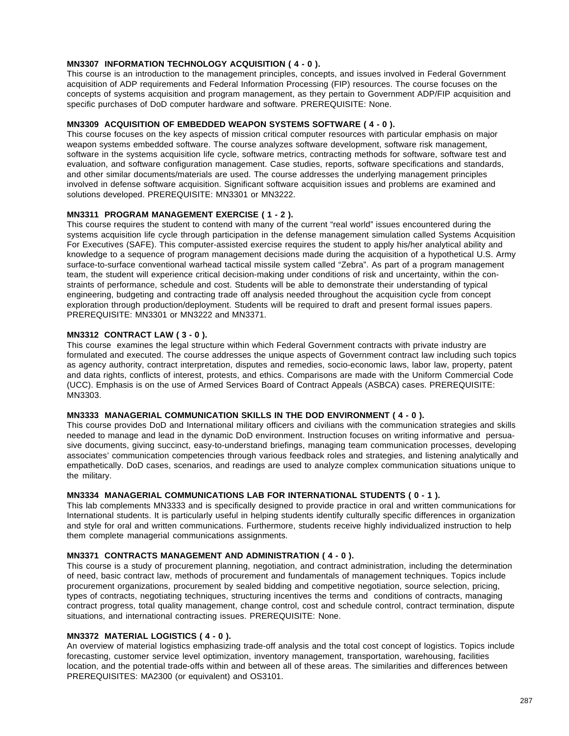**MN3307 INFORMATION TECHNOLOGY ACQUISITION ( 4 - 0 ).**
This course is an introduction to the management principles, concepts, and issues involved in Federal Government acquisition of ADP requirements and Federal Information Processing (FIP) resources. The course focuses on the concepts of systems acquisition and program management, as they pertain to Government ADP/FIP acquisition and specific purchases of DoD computer hardware and software. PREREQUISITE: None.

**MN3309 ACQUISITION OF EMBEDDED WEAPON SYSTEMS SOFTWARE ( 4 - 0 ).**
This course focuses on the key aspects of mission critical computer resources with particular emphasis on major weapon systems embedded software. The course analyzes software development, software risk management, software in the systems acquisition life cycle, software metrics, contracting methods for software, software test and evaluation, and software configuration management. Case studies, reports, software specifications and standards, and other similar documents/materials are used. The course addresses the underlying management principles involved in defense software acquisition. Significant software acquisition issues and problems are examined and solutions developed. PREREQUISITE: MN3301 or MN3222.

**MN3311 PROGRAM MANAGEMENT EXERCISE ( 1 - 2 ).**
This course requires the student to contend with many of the current "real world" issues encountered during the systems acquisition life cycle through participation in the defense management simulation called Systems Acquisition For Executives (SAFE). This computer-assisted exercise requires the student to apply his/her analytical ability and knowledge to a sequence of program management decisions made during the acquisition of a hypothetical U.S. Army surface-to-surface conventional warhead tactical missile system called "Zebra". As part of a program management team, the student will experience critical decision-making under conditions of risk and uncertainty, within the constraints of performance, schedule and cost. Students will be able to demonstrate their understanding of typical engineering, budgeting and contracting trade off analysis needed throughout the acquisition cycle from concept exploration through production/deployment. Students will be required to draft and present formal issues papers. PREREQUISITE: MN3301 or MN3222 and MN3371.

**MN3312 CONTRACT LAW ( 3 - 0 ).**
This course examines the legal structure within which Federal Government contracts with private industry are formulated and executed. The course addresses the unique aspects of Government contract law including such topics as agency authority, contract interpretation, disputes and remedies, socio-economic laws, labor law, property, patent and data rights, conflicts of interest, protests, and ethics. Comparisons are made with the Uniform Commercial Code (UCC). Emphasis is on the use of Armed Services Board of Contract Appeals (ASBCA) cases. PREREQUISITE: MN3303.

**MN3333 MANAGERIAL COMMUNICATION SKILLS IN THE DOD ENVIRONMENT ( 4 - 0 ).**
This course provides DoD and International military officers and civilians with the communication strategies and skills needed to manage and lead in the dynamic DoD environment. Instruction focuses on writing informative and persuasive documents, giving succinct, easy-to-understand briefings, managing team communication processes, developing associates' communication competencies through various feedback roles and strategies, and listening analytically and empathetically. DoD cases, scenarios, and readings are used to analyze complex communication situations unique to the military.

**MN3334 MANAGERIAL COMMUNICATIONS LAB FOR INTERNATIONAL STUDENTS ( 0 - 1 ).**
This lab complements MN3333 and is specifically designed to provide practice in oral and written communications for International students. It is particularly useful in helping students identify culturally specific differences in organization and style for oral and written communications. Furthermore, students receive highly individualized instruction to help them complete managerial communications assignments.

**MN3371 CONTRACTS MANAGEMENT AND ADMINISTRATION ( 4 - 0 ).**
This course is a study of procurement planning, negotiation, and contract administration, including the determination of need, basic contract law, methods of procurement and fundamentals of management techniques. Topics include procurement organizations, procurement by sealed bidding and competitive negotiation, source selection, pricing, types of contracts, negotiating techniques, structuring incentives the terms and conditions of contracts, managing contract progress, total quality management, change control, cost and schedule control, contract termination, dispute situations, and international contracting issues. PREREQUISITE: None.

**MN3372 MATERIAL LOGISTICS ( 4 - 0 ).**
An overview of material logistics emphasizing trade-off analysis and the total cost concept of logistics. Topics include forecasting, customer service level optimization, inventory management, transportation, warehousing, facilities location, and the potential trade-offs within and between all of these areas. The similarities and differences between PREREQUISITES: MA2300 (or equivalent) and OS3101.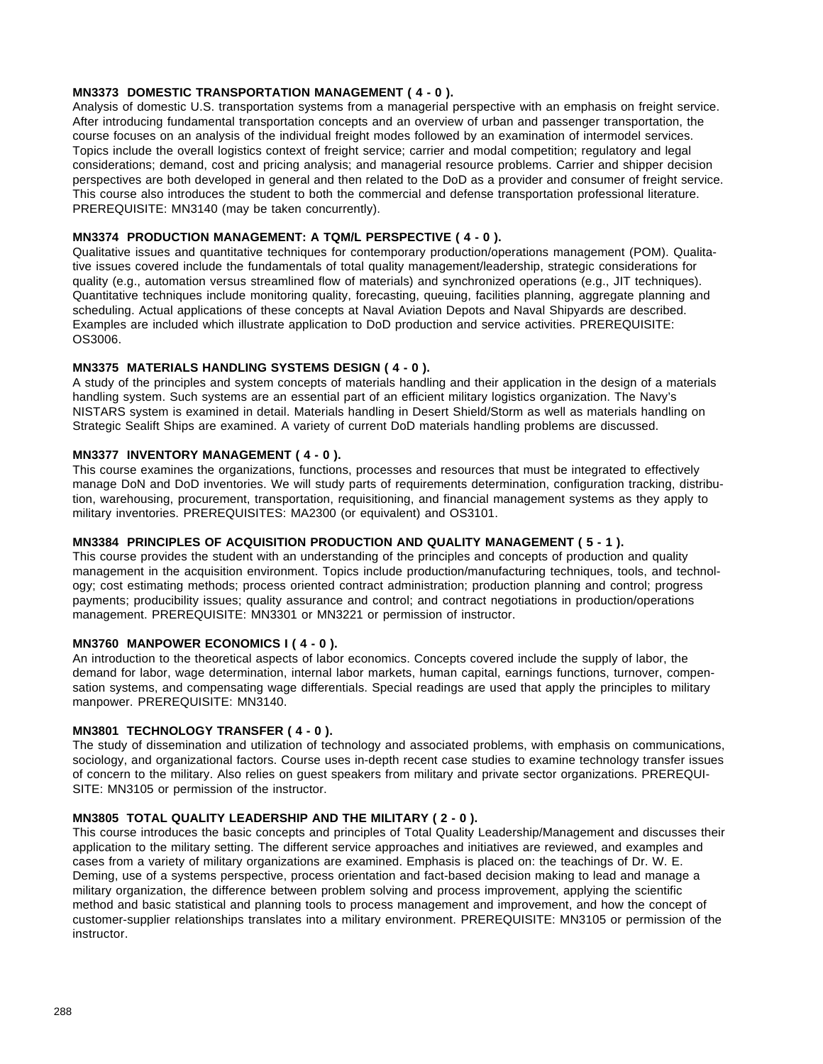**MN3373 DOMESTIC TRANSPORTATION MANAGEMENT ( 4 - 0 ).**
Analysis of domestic U.S. transportation systems from a managerial perspective with an emphasis on freight service. After introducing fundamental transportation concepts and an overview of urban and passenger transportation, the course focuses on an analysis of the individual freight modes followed by an examination of intermodel services. Topics include the overall logistics context of freight service; carrier and modal competition; regulatory and legal considerations; demand, cost and pricing analysis; and managerial resource problems. Carrier and shipper decision perspectives are both developed in general and then related to the DoD as a provider and consumer of freight service. This course also introduces the student to both the commercial and defense transportation professional literature. PREREQUISITE: MN3140 (may be taken concurrently).

**MN3374 PRODUCTION MANAGEMENT: A TQM/L PERSPECTIVE ( 4 - 0 ).**
Qualitative issues and quantitative techniques for contemporary production/operations management (POM). Qualitative issues covered include the fundamentals of total quality management/leadership, strategic considerations for quality (e.g., automation versus streamlined flow of materials) and synchronized operations (e.g., JIT techniques). Quantitative techniques include monitoring quality, forecasting, queuing, facilities planning, aggregate planning and scheduling. Actual applications of these concepts at Naval Aviation Depots and Naval Shipyards are described. Examples are included which illustrate application to DoD production and service activities. PREREQUISITE: OS3006.

**MN3375 MATERIALS HANDLING SYSTEMS DESIGN ( 4 - 0 ).**
A study of the principles and system concepts of materials handling and their application in the design of a materials handling system. Such systems are an essential part of an efficient military logistics organization. The Navy's NISTARS system is examined in detail. Materials handling in Desert Shield/Storm as well as materials handling on Strategic Sealift Ships are examined. A variety of current DoD materials handling problems are discussed.

**MN3377 INVENTORY MANAGEMENT ( 4 - 0 ).**
This course examines the organizations, functions, processes and resources that must be integrated to effectively manage DoN and DoD inventories. We will study parts of requirements determination, configuration tracking, distribution, warehousing, procurement, transportation, requisitioning, and financial management systems as they apply to military inventories. PREREQUISITES: MA2300 (or equivalent) and OS3101.

**MN3384 PRINCIPLES OF ACQUISITION PRODUCTION AND QUALITY MANAGEMENT ( 5 - 1 ).**
This course provides the student with an understanding of the principles and concepts of production and quality management in the acquisition environment. Topics include production/manufacturing techniques, tools, and technology; cost estimating methods; process oriented contract administration; production planning and control; progress payments; producibility issues; quality assurance and control; and contract negotiations in production/operations management. PREREQUISITE: MN3301 or MN3221 or permission of instructor.

**MN3760 MANPOWER ECONOMICS I ( 4 - 0 ).**
An introduction to the theoretical aspects of labor economics. Concepts covered include the supply of labor, the demand for labor, wage determination, internal labor markets, human capital, earnings functions, turnover, compensation systems, and compensating wage differentials. Special readings are used that apply the principles to military manpower. PREREQUISITE: MN3140.

**MN3801 TECHNOLOGY TRANSFER ( 4 - 0 ).**
The study of dissemination and utilization of technology and associated problems, with emphasis on communications, sociology, and organizational factors. Course uses in-depth recent case studies to examine technology transfer issues of concern to the military. Also relies on guest speakers from military and private sector organizations. PREREQUISITE: MN3105 or permission of the instructor.

**MN3805 TOTAL QUALITY LEADERSHIP AND THE MILITARY ( 2 - 0 ).**
This course introduces the basic concepts and principles of Total Quality Leadership/Management and discusses their application to the military setting. The different service approaches and initiatives are reviewed, and examples and cases from a variety of military organizations are examined. Emphasis is placed on: the teachings of Dr. W. E. Deming, use of a systems perspective, process orientation and fact-based decision making to lead and manage a military organization, the difference between problem solving and process improvement, applying the scientific method and basic statistical and planning tools to process management and improvement, and how the concept of customer-supplier relationships translates into a military environment. PREREQUISITE: MN3105 or permission of the instructor.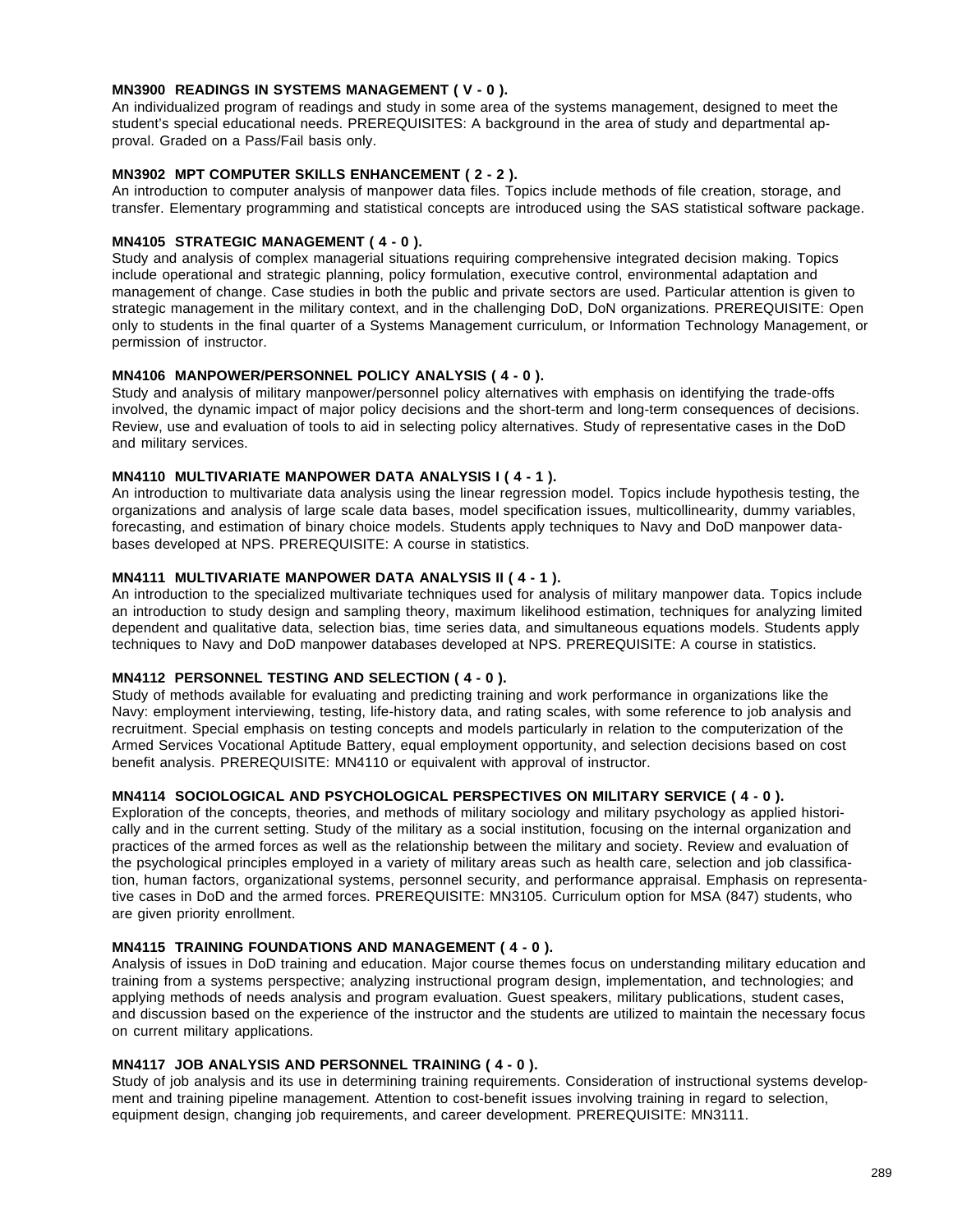**MN3900 READINGS IN SYSTEMS MANAGEMENT ( V - 0 ).**
An individualized program of readings and study in some area of the systems management, designed to meet the student's special educational needs. PREREQUISITES: A background in the area of study and departmental approval. Graded on a Pass/Fail basis only.

**MN3902 MPT COMPUTER SKILLS ENHANCEMENT ( 2 - 2 ).**
An introduction to computer analysis of manpower data files. Topics include methods of file creation, storage, and transfer. Elementary programming and statistical concepts are introduced using the SAS statistical software package.

**MN4105 STRATEGIC MANAGEMENT ( 4 - 0 ).**
Study and analysis of complex managerial situations requiring comprehensive integrated decision making. Topics include operational and strategic planning, policy formulation, executive control, environmental adaptation and management of change. Case studies in both the public and private sectors are used. Particular attention is given to strategic management in the military context, and in the challenging DoD, DoN organizations. PREREQUISITE: Open only to students in the final quarter of a Systems Management curriculum, or Information Technology Management, or permission of instructor.

**MN4106 MANPOWER/PERSONNEL POLICY ANALYSIS ( 4 - 0 ).**
Study and analysis of military manpower/personnel policy alternatives with emphasis on identifying the trade-offs involved, the dynamic impact of major policy decisions and the short-term and long-term consequences of decisions. Review, use and evaluation of tools to aid in selecting policy alternatives. Study of representative cases in the DoD and military services.

**MN4110 MULTIVARIATE MANPOWER DATA ANALYSIS I ( 4 - 1 ).**
An introduction to multivariate data analysis using the linear regression model. Topics include hypothesis testing, the organizations and analysis of large scale data bases, model specification issues, multicollinearity, dummy variables, forecasting, and estimation of binary choice models. Students apply techniques to Navy and DoD manpower databases developed at NPS. PREREQUISITE: A course in statistics.

**MN4111 MULTIVARIATE MANPOWER DATA ANALYSIS II ( 4 - 1 ).**
An introduction to the specialized multivariate techniques used for analysis of military manpower data. Topics include an introduction to study design and sampling theory, maximum likelihood estimation, techniques for analyzing limited dependent and qualitative data, selection bias, time series data, and simultaneous equations models. Students apply techniques to Navy and DoD manpower databases developed at NPS. PREREQUISITE: A course in statistics.

**MN4112 PERSONNEL TESTING AND SELECTION ( 4 - 0 ).**
Study of methods available for evaluating and predicting training and work performance in organizations like the Navy: employment interviewing, testing, life-history data, and rating scales, with some reference to job analysis and recruitment. Special emphasis on testing concepts and models particularly in relation to the computerization of the Armed Services Vocational Aptitude Battery, equal employment opportunity, and selection decisions based on cost benefit analysis. PREREQUISITE: MN4110 or equivalent with approval of instructor.

**MN4114 SOCIOLOGICAL AND PSYCHOLOGICAL PERSPECTIVES ON MILITARY SERVICE ( 4 - 0 ).**
Exploration of the concepts, theories, and methods of military sociology and military psychology as applied historically and in the current setting. Study of the military as a social institution, focusing on the internal organization and practices of the armed forces as well as the relationship between the military and society. Review and evaluation of the psychological principles employed in a variety of military areas such as health care, selection and job classification, human factors, organizational systems, personnel security, and performance appraisal. Emphasis on representative cases in DoD and the armed forces. PREREQUISITE: MN3105. Curriculum option for MSA (847) students, who are given priority enrollment.

**MN4115 TRAINING FOUNDATIONS AND MANAGEMENT ( 4 - 0 ).**
Analysis of issues in DoD training and education. Major course themes focus on understanding military education and training from a systems perspective; analyzing instructional program design, implementation, and technologies; and applying methods of needs analysis and program evaluation. Guest speakers, military publications, student cases, and discussion based on the experience of the instructor and the students are utilized to maintain the necessary focus on current military applications.

**MN4117 JOB ANALYSIS AND PERSONNEL TRAINING ( 4 - 0 ).**
Study of job analysis and its use in determining training requirements. Consideration of instructional systems development and training pipeline management. Attention to cost-benefit issues involving training in regard to selection, equipment design, changing job requirements, and career development. PREREQUISITE: MN3111.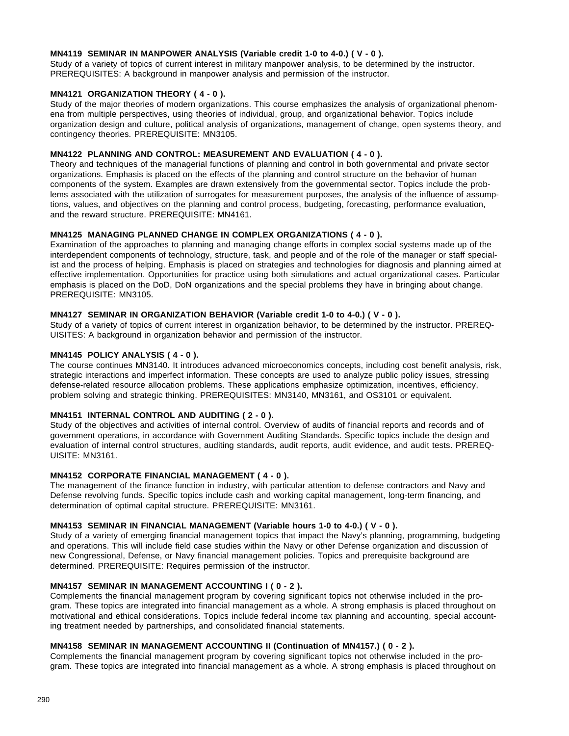**MN4119 SEMINAR IN MANPOWER ANALYSIS (Variable credit 1-0 to 4-0.) ( V - 0 ).**
Study of a variety of topics of current interest in military manpower analysis, to be determined by the instructor. PREREQUISITES: A background in manpower analysis and permission of the instructor.

**MN4121 ORGANIZATION THEORY ( 4 - 0 ).**
Study of the major theories of modern organizations. This course emphasizes the analysis of organizational phenomena from multiple perspectives, using theories of individual, group, and organizational behavior. Topics include organization design and culture, political analysis of organizations, management of change, open systems theory, and contingency theories. PREREQUISITE: MN3105.

**MN4122 PLANNING AND CONTROL: MEASUREMENT AND EVALUATION ( 4 - 0 ).**
Theory and techniques of the managerial functions of planning and control in both governmental and private sector organizations. Emphasis is placed on the effects of the planning and control structure on the behavior of human components of the system. Examples are drawn extensively from the governmental sector. Topics include the problems associated with the utilization of surrogates for measurement purposes, the analysis of the influence of assumptions, values, and objectives on the planning and control process, budgeting, forecasting, performance evaluation, and the reward structure. PREREQUISITE: MN4161.

**MN4125 MANAGING PLANNED CHANGE IN COMPLEX ORGANIZATIONS ( 4 - 0 ).**
Examination of the approaches to planning and managing change efforts in complex social systems made up of the interdependent components of technology, structure, task, and people and of the role of the manager or staff specialist and the process of helping. Emphasis is placed on strategies and technologies for diagnosis and planning aimed at effective implementation. Opportunities for practice using both simulations and actual organizational cases. Particular emphasis is placed on the DoD, DoN organizations and the special problems they have in bringing about change. PREREQUISITE: MN3105.

**MN4127 SEMINAR IN ORGANIZATION BEHAVIOR (Variable credit 1-0 to 4-0.) ( V - 0 ).**
Study of a variety of topics of current interest in organization behavior, to be determined by the instructor. PREREQUISITES: A background in organization behavior and permission of the instructor.

**MN4145 POLICY ANALYSIS ( 4 - 0 ).**
The course continues MN3140. It introduces advanced microeconomics concepts, including cost benefit analysis, risk, strategic interactions and imperfect information. These concepts are used to analyze public policy issues, stressing defense-related resource allocation problems. These applications emphasize optimization, incentives, efficiency, problem solving and strategic thinking. PREREQUISITES: MN3140, MN3161, and OS3101 or equivalent.

**MN4151 INTERNAL CONTROL AND AUDITING ( 2 - 0 ).**
Study of the objectives and activities of internal control. Overview of audits of financial reports and records and of government operations, in accordance with Government Auditing Standards. Specific topics include the design and evaluation of internal control structures, auditing standards, audit reports, audit evidence, and audit tests. PREREQUISITE: MN3161.

**MN4152 CORPORATE FINANCIAL MANAGEMENT ( 4 - 0 ).**
The management of the finance function in industry, with particular attention to defense contractors and Navy and Defense revolving funds. Specific topics include cash and working capital management, long-term financing, and determination of optimal capital structure. PREREQUISITE: MN3161.

**MN4153 SEMINAR IN FINANCIAL MANAGEMENT (Variable hours 1-0 to 4-0.) ( V - 0 ).**
Study of a variety of emerging financial management topics that impact the Navy's planning, programming, budgeting and operations. This will include field case studies within the Navy or other Defense organization and discussion of new Congressional, Defense, or Navy financial management policies. Topics and prerequisite background are determined. PREREQUISITE: Requires permission of the instructor.

**MN4157 SEMINAR IN MANAGEMENT ACCOUNTING I ( 0 - 2 ).**
Complements the financial management program by covering significant topics not otherwise included in the program. These topics are integrated into financial management as a whole. A strong emphasis is placed throughout on motivational and ethical considerations. Topics include federal income tax planning and accounting, special accounting treatment needed by partnerships, and consolidated financial statements.

**MN4158 SEMINAR IN MANAGEMENT ACCOUNTING II (Continuation of MN4157.) ( 0 - 2 ).**
Complements the financial management program by covering significant topics not otherwise included in the program. These topics are integrated into financial management as a whole. A strong emphasis is placed throughout on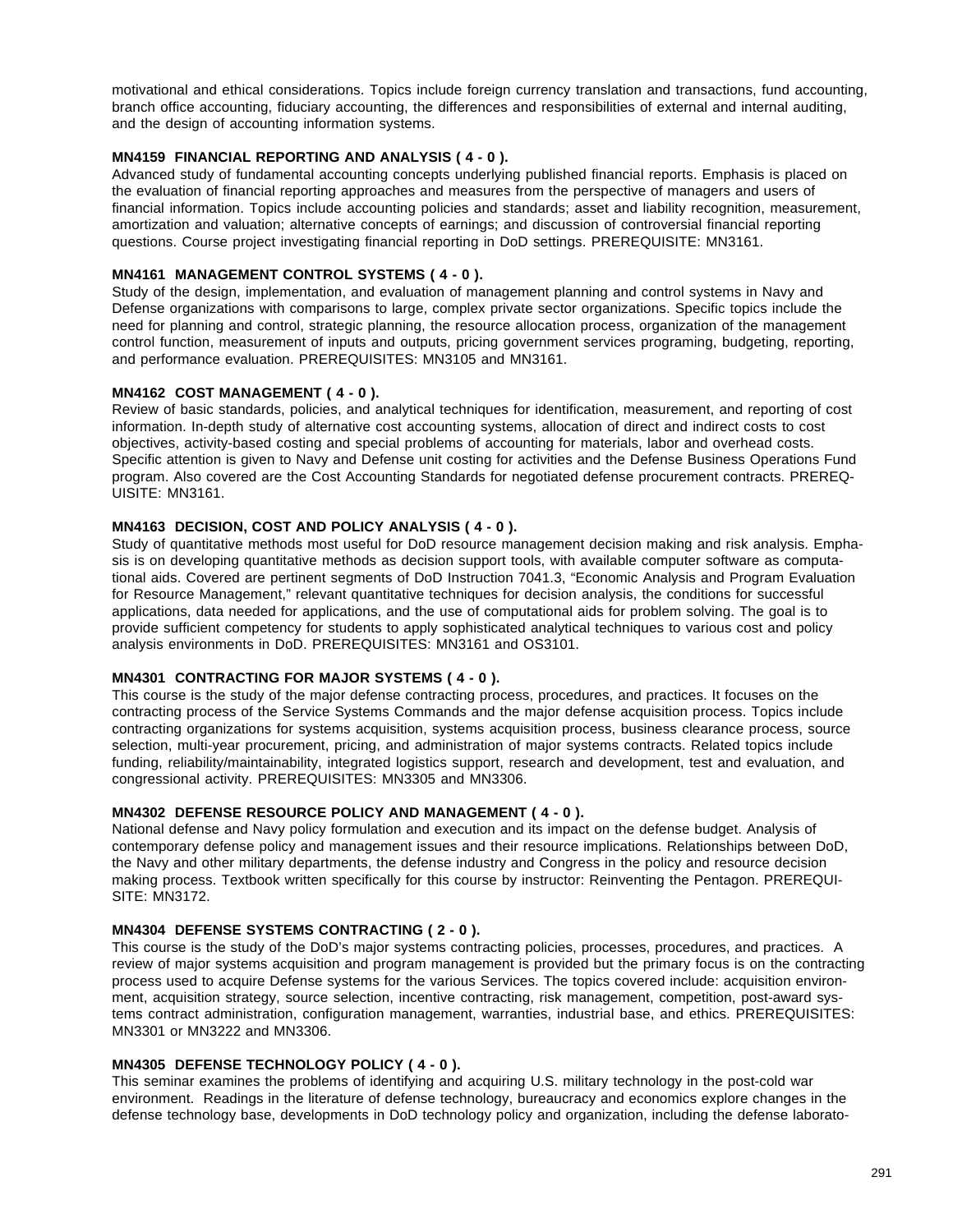motivational and ethical considerations. Topics include foreign currency translation and transactions, fund accounting, branch office accounting, fiduciary accounting, the differences and responsibilities of external and internal auditing, and the design of accounting information systems.

**MN4159 FINANCIAL REPORTING AND ANALYSIS ( 4 - 0 ).**
Advanced study of fundamental accounting concepts underlying published financial reports. Emphasis is placed on the evaluation of financial reporting approaches and measures from the perspective of managers and users of financial information. Topics include accounting policies and standards; asset and liability recognition, measurement, amortization and valuation; alternative concepts of earnings; and discussion of controversial financial reporting questions. Course project investigating financial reporting in DoD settings. PREREQUISITE: MN3161.

**MN4161 MANAGEMENT CONTROL SYSTEMS ( 4 - 0 ).**
Study of the design, implementation, and evaluation of management planning and control systems in Navy and Defense organizations with comparisons to large, complex private sector organizations. Specific topics include the need for planning and control, strategic planning, the resource allocation process, organization of the management control function, measurement of inputs and outputs, pricing government services programing, budgeting, reporting, and performance evaluation. PREREQUISITES: MN3105 and MN3161.

**MN4162 COST MANAGEMENT ( 4 - 0 ).**
Review of basic standards, policies, and analytical techniques for identification, measurement, and reporting of cost information. In-depth study of alternative cost accounting systems, allocation of direct and indirect costs to cost objectives, activity-based costing and special problems of accounting for materials, labor and overhead costs. Specific attention is given to Navy and Defense unit costing for activities and the Defense Business Operations Fund program. Also covered are the Cost Accounting Standards for negotiated defense procurement contracts. PREREQUISITE: MN3161.

**MN4163 DECISION, COST AND POLICY ANALYSIS ( 4 - 0 ).**
Study of quantitative methods most useful for DoD resource management decision making and risk analysis. Emphasis is on developing quantitative methods as decision support tools, with available computer software as computational aids. Covered are pertinent segments of DoD Instruction 7041.3, "Economic Analysis and Program Evaluation for Resource Management," relevant quantitative techniques for decision analysis, the conditions for successful applications, data needed for applications, and the use of computational aids for problem solving. The goal is to provide sufficient competency for students to apply sophisticated analytical techniques to various cost and policy analysis environments in DoD. PREREQUISITES: MN3161 and OS3101.

**MN4301 CONTRACTING FOR MAJOR SYSTEMS ( 4 - 0 ).**
This course is the study of the major defense contracting process, procedures, and practices. It focuses on the contracting process of the Service Systems Commands and the major defense acquisition process. Topics include contracting organizations for systems acquisition, systems acquisition process, business clearance process, source selection, multi-year procurement, pricing, and administration of major systems contracts. Related topics include funding, reliability/maintainability, integrated logistics support, research and development, test and evaluation, and congressional activity. PREREQUISITES: MN3305 and MN3306.

**MN4302 DEFENSE RESOURCE POLICY AND MANAGEMENT ( 4 - 0 ).**
National defense and Navy policy formulation and execution and its impact on the defense budget. Analysis of contemporary defense policy and management issues and their resource implications. Relationships between DoD, the Navy and other military departments, the defense industry and Congress in the policy and resource decision making process. Textbook written specifically for this course by instructor: Reinventing the Pentagon. PREREQUISITE: MN3172.

**MN4304 DEFENSE SYSTEMS CONTRACTING ( 2 - 0 ).**
This course is the study of the DoD's major systems contracting policies, processes, procedures, and practices. A review of major systems acquisition and program management is provided but the primary focus is on the contracting process used to acquire Defense systems for the various Services. The topics covered include: acquisition environment, acquisition strategy, source selection, incentive contracting, risk management, competition, post-award systems contract administration, configuration management, warranties, industrial base, and ethics. PREREQUISITES: MN3301 or MN3222 and MN3306.

**MN4305 DEFENSE TECHNOLOGY POLICY ( 4 - 0 ).**
This seminar examines the problems of identifying and acquiring U.S. military technology in the post-cold war environment. Readings in the literature of defense technology, bureaucracy and economics explore changes in the defense technology base, developments in DoD technology policy and organization, including the defense laborato-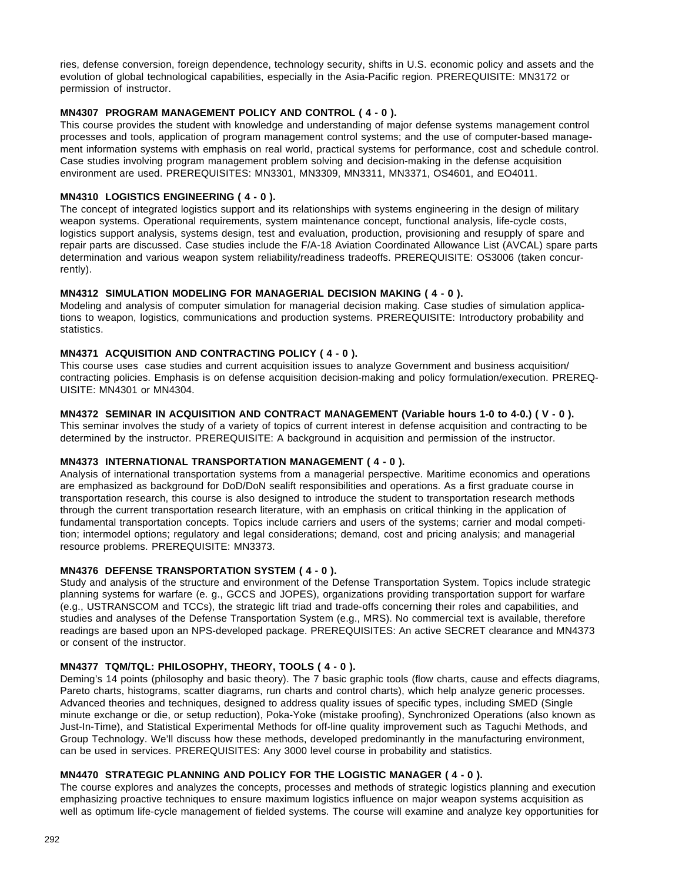ries, defense conversion, foreign dependence, technology security, shifts in U.S. economic policy and assets and the evolution of global technological capabilities, especially in the Asia-Pacific region. PREREQUISITE: MN3172 or permission of instructor.

**MN4307 PROGRAM MANAGEMENT POLICY AND CONTROL ( 4 - 0 ).**

This course provides the student with knowledge and understanding of major defense systems management control processes and tools, application of program management control systems; and the use of computer-based management information systems with emphasis on real world, practical systems for performance, cost and schedule control. Case studies involving program management problem solving and decision-making in the defense acquisition environment are used. PREREQUISITES: MN3301, MN3309, MN3311, MN3371, OS4601, and EO4011.

**MN4310 LOGISTICS ENGINEERING ( 4 - 0 ).**

The concept of integrated logistics support and its relationships with systems engineering in the design of military weapon systems. Operational requirements, system maintenance concept, functional analysis, life-cycle costs, logistics support analysis, systems design, test and evaluation, production, provisioning and resupply of spare and repair parts are discussed. Case studies include the F/A-18 Aviation Coordinated Allowance List (AVCAL) spare parts determination and various weapon system reliability/readiness tradeoffs. PREREQUISITE: OS3006 (taken concurrently).

**MN4312 SIMULATION MODELING FOR MANAGERIAL DECISION MAKING ( 4 - 0 ).**

Modeling and analysis of computer simulation for managerial decision making. Case studies of simulation applications to weapon, logistics, communications and production systems. PREREQUISITE: Introductory probability and statistics.

**MN4371 ACQUISITION AND CONTRACTING POLICY ( 4 - 0 ).**

This course uses case studies and current acquisition issues to analyze Government and business acquisition/contracting policies. Emphasis is on defense acquisition decision-making and policy formulation/execution. PREREQUISITE: MN4301 or MN4304.

**MN4372 SEMINAR IN ACQUISITION AND CONTRACT MANAGEMENT (Variable hours 1-0 to 4-0.) ( V - 0 ).**

This seminar involves the study of a variety of topics of current interest in defense acquisition and contracting to be determined by the instructor. PREREQUISITE: A background in acquisition and permission of the instructor.

**MN4373 INTERNATIONAL TRANSPORTATION MANAGEMENT ( 4 - 0 ).**

Analysis of international transportation systems from a managerial perspective. Maritime economics and operations are emphasized as background for DoD/DoN sealift responsibilities and operations. As a first graduate course in transportation research, this course is also designed to introduce the student to transportation research methods through the current transportation research literature, with an emphasis on critical thinking in the application of fundamental transportation concepts. Topics include carriers and users of the systems; carrier and modal competition; intermodel options; regulatory and legal considerations; demand, cost and pricing analysis; and managerial resource problems. PREREQUISITE: MN3373.

**MN4376 DEFENSE TRANSPORTATION SYSTEM ( 4 - 0 ).**

Study and analysis of the structure and environment of the Defense Transportation System. Topics include strategic planning systems for warfare (e. g., GCCS and JOPES), organizations providing transportation support for warfare (e.g., USTRANSCOM and TCCs), the strategic lift triad and trade-offs concerning their roles and capabilities, and studies and analyses of the Defense Transportation System (e.g., MRS). No commercial text is available, therefore readings are based upon an NPS-developed package. PREREQUISITES: An active SECRET clearance and MN4373 or consent of the instructor.

**MN4377 TQM/TQL: PHILOSOPHY, THEORY, TOOLS ( 4 - 0 ).**

Deming's 14 points (philosophy and basic theory). The 7 basic graphic tools (flow charts, cause and effects diagrams, Pareto charts, histograms, scatter diagrams, run charts and control charts), which help analyze generic processes. Advanced theories and techniques, designed to address quality issues of specific types, including SMED (Single minute exchange or die, or setup reduction), Poka-Yoke (mistake proofing), Synchronized Operations (also known as Just-In-Time), and Statistical Experimental Methods for off-line quality improvement such as Taguchi Methods, and Group Technology. We'll discuss how these methods, developed predominantly in the manufacturing environment, can be used in services. PREREQUISITES: Any 3000 level course in probability and statistics.

**MN4470 STRATEGIC PLANNING AND POLICY FOR THE LOGISTIC MANAGER ( 4 - 0 ).**

The course explores and analyzes the concepts, processes and methods of strategic logistics planning and execution emphasizing proactive techniques to ensure maximum logistics influence on major weapon systems acquisition as well as optimum life-cycle management of fielded systems. The course will examine and analyze key opportunities for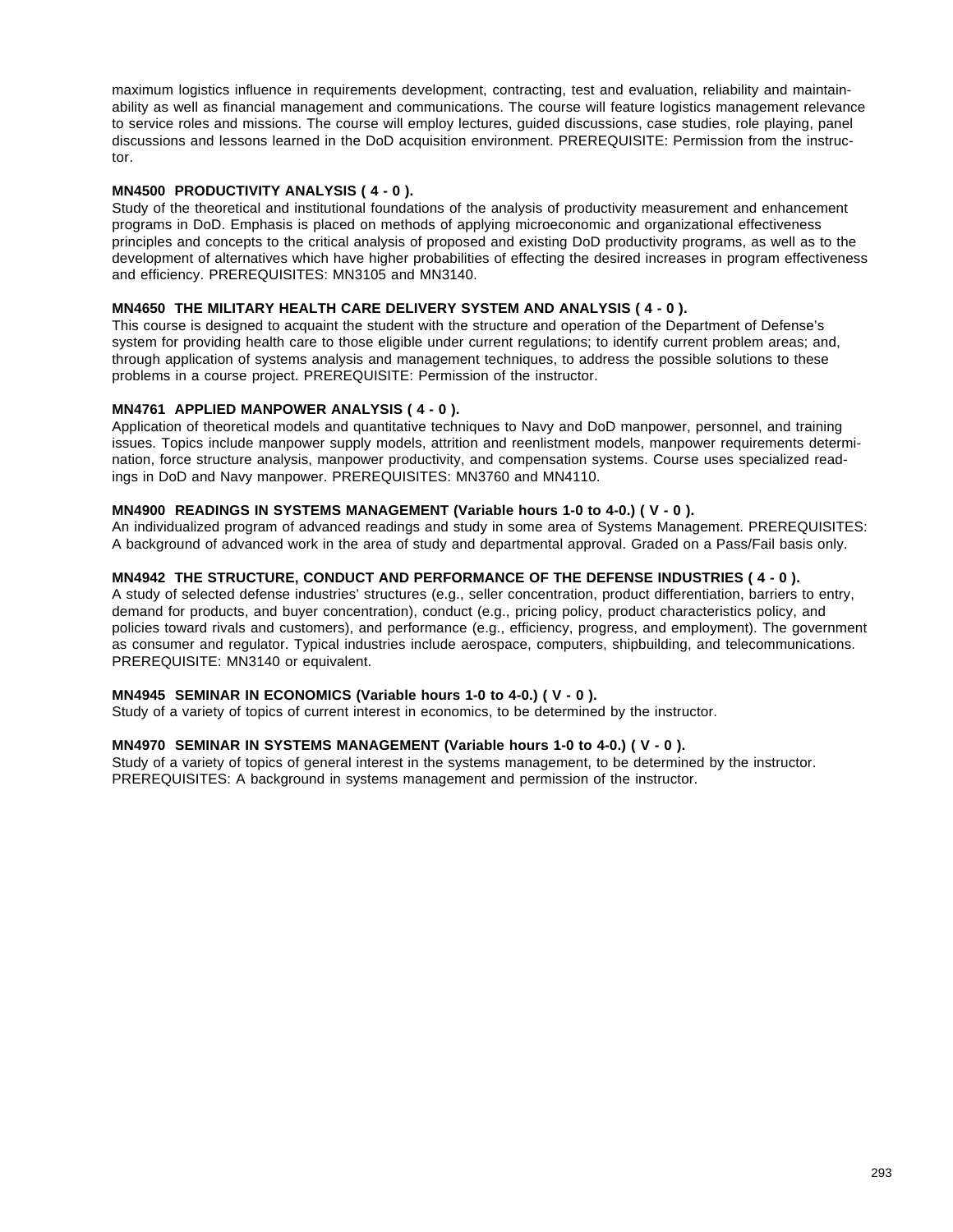maximum logistics influence in requirements development, contracting, test and evaluation, reliability and maintainability as well as financial management and communications. The course will feature logistics management relevance to service roles and missions. The course will employ lectures, guided discussions, case studies, role playing, panel discussions and lessons learned in the DoD acquisition environment. PREREQUISITE: Permission from the instructor.

**MN4500 PRODUCTIVITY ANALYSIS ( 4 - 0 ).**
Study of the theoretical and institutional foundations of the analysis of productivity measurement and enhancement programs in DoD. Emphasis is placed on methods of applying microeconomic and organizational effectiveness principles and concepts to the critical analysis of proposed and existing DoD productivity programs, as well as to the development of alternatives which have higher probabilities of effecting the desired increases in program effectiveness and efficiency. PREREQUISITES: MN3105 and MN3140.

**MN4650 THE MILITARY HEALTH CARE DELIVERY SYSTEM AND ANALYSIS ( 4 - 0 ).**
This course is designed to acquaint the student with the structure and operation of the Department of Defense's system for providing health care to those eligible under current regulations; to identify current problem areas; and, through application of systems analysis and management techniques, to address the possible solutions to these problems in a course project. PREREQUISITE: Permission of the instructor.

**MN4761 APPLIED MANPOWER ANALYSIS ( 4 - 0 ).**
Application of theoretical models and quantitative techniques to Navy and DoD manpower, personnel, and training issues. Topics include manpower supply models, attrition and reenlistment models, manpower requirements determination, force structure analysis, manpower productivity, and compensation systems. Course uses specialized readings in DoD and Navy manpower. PREREQUISITES: MN3760 and MN4110.

**MN4900 READINGS IN SYSTEMS MANAGEMENT (Variable hours 1-0 to 4-0.) ( V - 0 ).**
An individualized program of advanced readings and study in some area of Systems Management. PREREQUISITES: A background of advanced work in the area of study and departmental approval. Graded on a Pass/Fail basis only.

**MN4942 THE STRUCTURE, CONDUCT AND PERFORMANCE OF THE DEFENSE INDUSTRIES ( 4 - 0 ).**
A study of selected defense industries' structures (e.g., seller concentration, product differentiation, barriers to entry, demand for products, and buyer concentration), conduct (e.g., pricing policy, product characteristics policy, and policies toward rivals and customers), and performance (e.g., efficiency, progress, and employment). The government as consumer and regulator. Typical industries include aerospace, computers, shipbuilding, and telecommunications. PREREQUISITE: MN3140 or equivalent.

**MN4945 SEMINAR IN ECONOMICS (Variable hours 1-0 to 4-0.) ( V - 0 ).**
Study of a variety of topics of current interest in economics, to be determined by the instructor.

**MN4970 SEMINAR IN SYSTEMS MANAGEMENT (Variable hours 1-0 to 4-0.) ( V - 0 ).**
Study of a variety of topics of general interest in the systems management, to be determined by the instructor. PREREQUISITES: A background in systems management and permission of the instructor.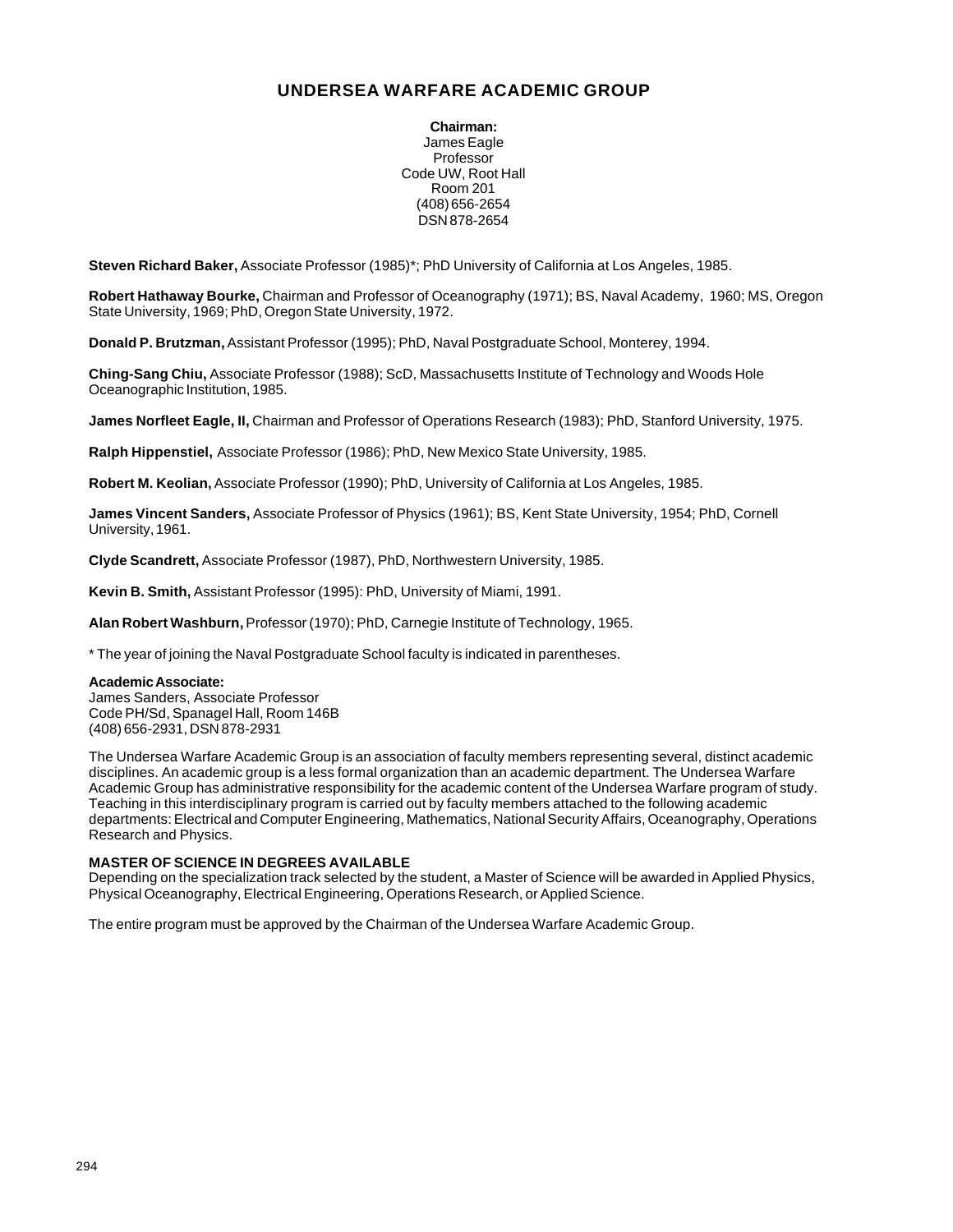# UNDERSEA WARFARE ACADEMIC GROUP

**Chairman:**
James Eagle
Professor
Code UW, Root Hall
Room 201
(408) 656-2654
DSN 878-2654

**Steven Richard Baker,** Associate Professor (1985)*; PhD University of California at Los Angeles, 1985.

**Robert Hathaway Bourke,** Chairman and Professor of Oceanography (1971); BS, Naval Academy, 1960; MS, Oregon State University, 1969; PhD, Oregon State University, 1972.

**Donald P. Brutzman,** Assistant Professor (1995); PhD, Naval Postgraduate School, Monterey, 1994.

**Ching-Sang Chiu,** Associate Professor (1988); ScD, Massachusetts Institute of Technology and Woods Hole Oceanographic Institution, 1985.

**James Norfleet Eagle, II,** Chairman and Professor of Operations Research (1983); PhD, Stanford University, 1975.

**Ralph Hippenstiel,** Associate Professor (1986); PhD, New Mexico State University, 1985.

**Robert M. Keolian,** Associate Professor (1990); PhD, University of California at Los Angeles, 1985.

**James Vincent Sanders,** Associate Professor of Physics (1961); BS, Kent State University, 1954; PhD, Cornell University, 1961.

**Clyde Scandrett,** Associate Professor (1987), PhD, Northwestern University, 1985.

**Kevin B. Smith,** Assistant Professor (1995): PhD, University of Miami, 1991.

**Alan Robert Washburn,** Professor (1970); PhD, Carnegie Institute of Technology, 1965.

* The year of joining the Naval Postgraduate School faculty is indicated in parentheses.

**Academic Associate:**
James Sanders, Associate Professor
Code PH/Sd, Spanagel Hall, Room 146B
(408) 656-2931, DSN 878-2931

The Undersea Warfare Academic Group is an association of faculty members representing several, distinct academic disciplines. An academic group is a less formal organization than an academic department. The Undersea Warfare Academic Group has administrative responsibility for the academic content of the Undersea Warfare program of study. Teaching in this interdisciplinary program is carried out by faculty members attached to the following academic departments: Electrical and Computer Engineering, Mathematics, National Security Affairs, Oceanography, Operations Research and Physics.

**MASTER OF SCIENCE IN DEGREES AVAILABLE**

Depending on the specialization track selected by the student, a Master of Science will be awarded in Applied Physics, Physical Oceanography, Electrical Engineering, Operations Research, or Applied Science.

The entire program must be approved by the Chairman of the Undersea Warfare Academic Group.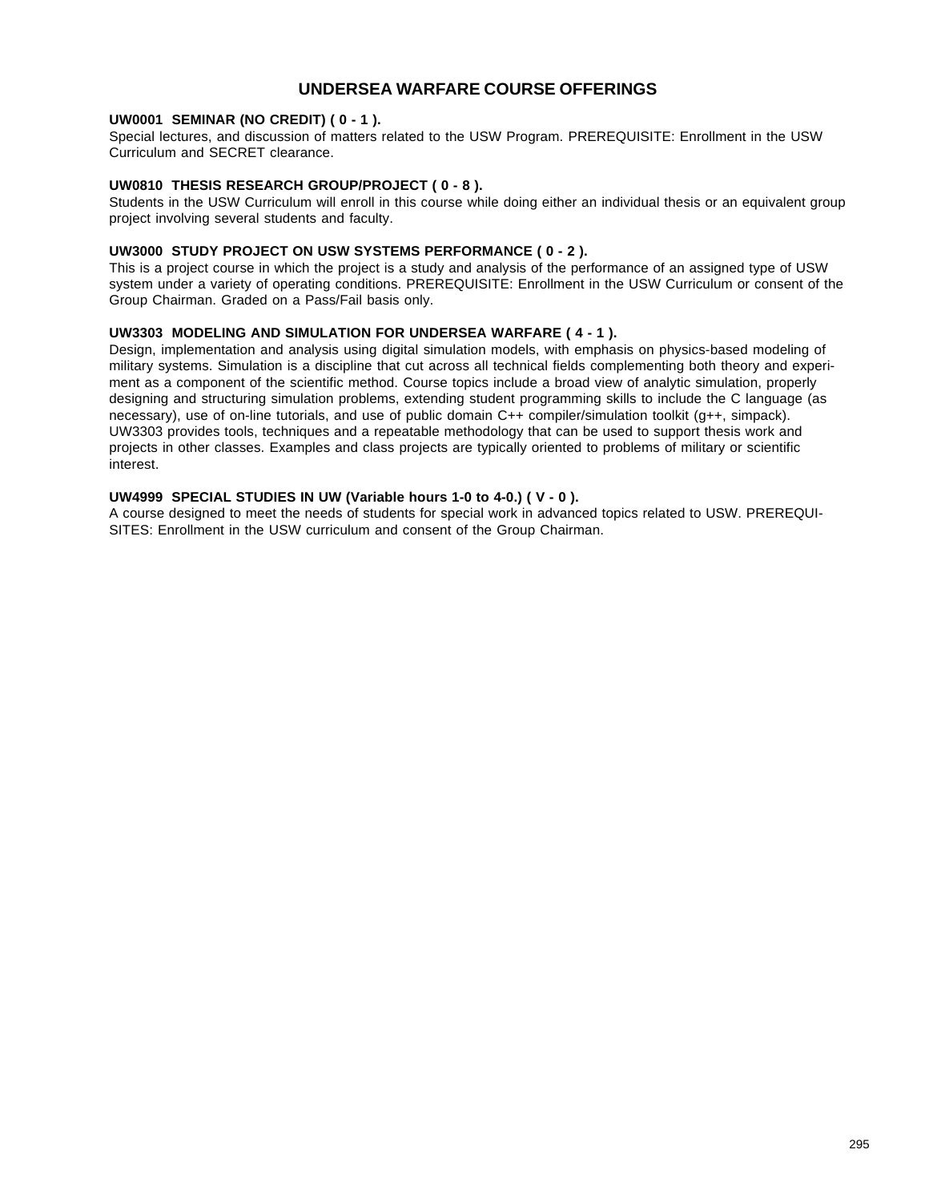## UNDERSEA WARFARE COURSE OFFERINGS

**UW0001 SEMINAR (NO CREDIT) ( 0 - 1 ).**
Special lectures, and discussion of matters related to the USW Program. PREREQUISITE: Enrollment in the USW Curriculum and SECRET clearance.

**UW0810 THESIS RESEARCH GROUP/PROJECT ( 0 - 8 ).**
Students in the USW Curriculum will enroll in this course while doing either an individual thesis or an equivalent group project involving several students and faculty.

**UW3000 STUDY PROJECT ON USW SYSTEMS PERFORMANCE ( 0 - 2 ).**
This is a project course in which the project is a study and analysis of the performance of an assigned type of USW system under a variety of operating conditions. PREREQUISITE: Enrollment in the USW Curriculum or consent of the Group Chairman. Graded on a Pass/Fail basis only.

**UW3303 MODELING AND SIMULATION FOR UNDERSEA WARFARE ( 4 - 1 ).**
Design, implementation and analysis using digital simulation models, with emphasis on physics-based modeling of military systems. Simulation is a discipline that cut across all technical fields complementing both theory and experiment as a component of the scientific method. Course topics include a broad view of analytic simulation, properly designing and structuring simulation problems, extending student programming skills to include the C language (as necessary), use of on-line tutorials, and use of public domain C++ compiler/simulation toolkit (g++, simpack). UW3303 provides tools, techniques and a repeatable methodology that can be used to support thesis work and projects in other classes. Examples and class projects are typically oriented to problems of military or scientific interest.

**UW4999 SPECIAL STUDIES IN UW (Variable hours 1-0 to 4-0.) ( V - 0 ).**
A course designed to meet the needs of students for special work in advanced topics related to USW. PREREQUISITES: Enrollment in the USW curriculum and consent of the Group Chairman.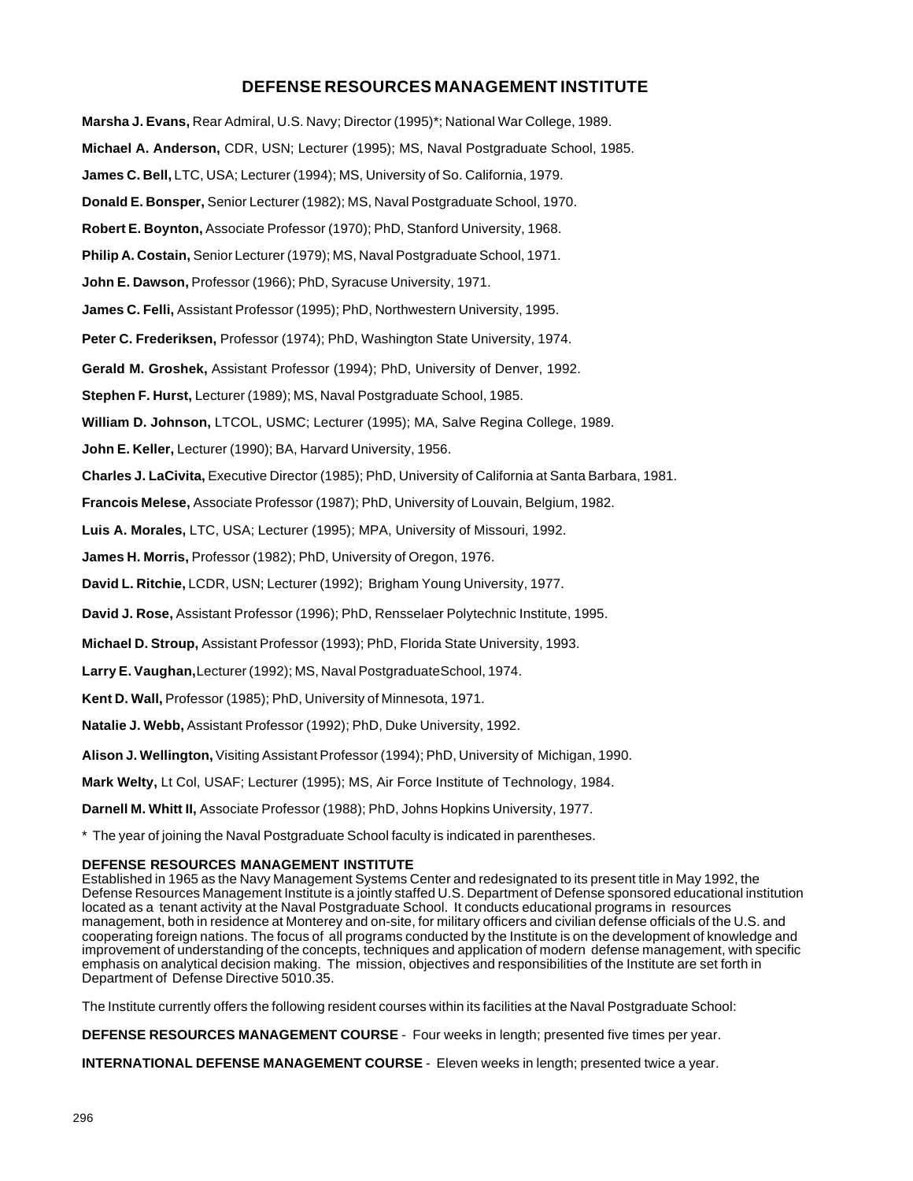# DEFENSE RESOURCES MANAGEMENT INSTITUTE

**Marsha J. Evans,** Rear Admiral, U.S. Navy; Director (1995)*; National War College, 1989.

**Michael A. Anderson,** CDR, USN; Lecturer (1995); MS, Naval Postgraduate School, 1985.

**James C. Bell,** LTC, USA; Lecturer (1994); MS, University of So. California, 1979.

**Donald E. Bonsper,** Senior Lecturer (1982); MS, Naval Postgraduate School, 1970.

**Robert E. Boynton,** Associate Professor (1970); PhD, Stanford University, 1968.

**Philip A. Costain,** Senior Lecturer (1979); MS, Naval Postgraduate School, 1971.

**John E. Dawson,** Professor (1966); PhD, Syracuse University, 1971.

**James C. Felli,** Assistant Professor (1995); PhD, Northwestern University, 1995.

**Peter C. Frederiksen,** Professor (1974); PhD, Washington State University, 1974.

**Gerald M. Groshek,** Assistant Professor (1994); PhD, University of Denver, 1992.

**Stephen F. Hurst,** Lecturer (1989); MS, Naval Postgraduate School, 1985.

**William D. Johnson,** LTCOL, USMC; Lecturer (1995); MA, Salve Regina College, 1989.

**John E. Keller,** Lecturer (1990); BA, Harvard University, 1956.

**Charles J. LaCivita,** Executive Director (1985); PhD, University of California at Santa Barbara, 1981.

**Francois Melese,** Associate Professor (1987); PhD, University of Louvain, Belgium, 1982.

**Luis A. Morales,** LTC, USA; Lecturer (1995); MPA, University of Missouri, 1992.

**James H. Morris,** Professor (1982); PhD, University of Oregon, 1976.

**David L. Ritchie,** LCDR, USN; Lecturer (1992); Brigham Young University, 1977.

**David J. Rose,** Assistant Professor (1996); PhD, Rensselaer Polytechnic Institute, 1995.

**Michael D. Stroup,** Assistant Professor (1993); PhD, Florida State University, 1993.

**Larry E. Vaughan,** Lecturer (1992); MS, Naval Postgraduate School, 1974.

**Kent D. Wall,** Professor (1985); PhD, University of Minnesota, 1971.

**Natalie J. Webb,** Assistant Professor (1992); PhD, Duke University, 1992.

**Alison J. Wellington,** Visiting Assistant Professor (1994); PhD, University of Michigan, 1990.

**Mark Welty,** Lt Col, USAF; Lecturer (1995); MS, Air Force Institute of Technology, 1984.

**Darnell M. Whitt II,** Associate Professor (1988); PhD, Johns Hopkins University, 1977.

* The year of joining the Naval Postgraduate School faculty is indicated in parentheses.

## DEFENSE RESOURCES MANAGEMENT INSTITUTE

Established in 1965 as the Navy Management Systems Center and redesignated to its present title in May 1992, the Defense Resources Management Institute is a jointly staffed U.S. Department of Defense sponsored educational institution located as a tenant activity at the Naval Postgraduate School. It conducts educational programs in resources management, both in residence at Monterey and on-site, for military officers and civilian defense officials of the U.S. and cooperating foreign nations. The focus of all programs conducted by the Institute is on the development of knowledge and improvement of understanding of the concepts, techniques and application of modern defense management, with specific emphasis on analytical decision making. The mission, objectives and responsibilities of the Institute are set forth in Department of Defense Directive 5010.35.

The Institute currently offers the following resident courses within its facilities at the Naval Postgraduate School:

**DEFENSE RESOURCES MANAGEMENT COURSE** - Four weeks in length; presented five times per year.

**INTERNATIONAL DEFENSE MANAGEMENT COURSE** - Eleven weeks in length; presented twice a year.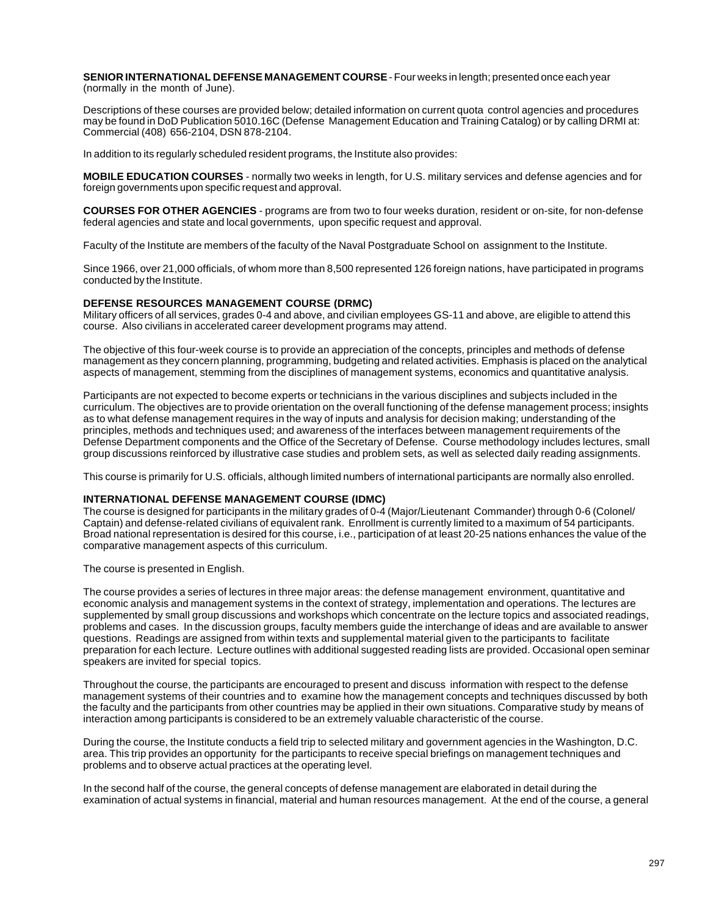**SENIOR INTERNATIONAL DEFENSE MANAGEMENT COURSE** - Four weeks in length; presented once each year (normally in the month of June).

Descriptions of these courses are provided below; detailed information on current quota control agencies and procedures may be found in DoD Publication 5010.16C (Defense Management Education and Training Catalog) or by calling DRMI at: Commercial (408) 656-2104, DSN 878-2104.

In addition to its regularly scheduled resident programs, the Institute also provides:

**MOBILE EDUCATION COURSES** - normally two weeks in length, for U.S. military services and defense agencies and for foreign governments upon specific request and approval.

**COURSES FOR OTHER AGENCIES** - programs are from two to four weeks duration, resident or on-site, for non-defense federal agencies and state and local governments, upon specific request and approval.

Faculty of the Institute are members of the faculty of the Naval Postgraduate School on assignment to the Institute.

Since 1966, over 21,000 officials, of whom more than 8,500 represented 126 foreign nations, have participated in programs conducted by the Institute.

### DEFENSE RESOURCES MANAGEMENT COURSE (DRMC)

Military officers of all services, grades 0-4 and above, and civilian employees GS-11 and above, are eligible to attend this course. Also civilians in accelerated career development programs may attend.

The objective of this four-week course is to provide an appreciation of the concepts, principles and methods of defense management as they concern planning, programming, budgeting and related activities. Emphasis is placed on the analytical aspects of management, stemming from the disciplines of management systems, economics and quantitative analysis.

Participants are not expected to become experts or technicians in the various disciplines and subjects included in the curriculum. The objectives are to provide orientation on the overall functioning of the defense management process; insights as to what defense management requires in the way of inputs and analysis for decision making; understanding of the principles, methods and techniques used; and awareness of the interfaces between management requirements of the Defense Department components and the Office of the Secretary of Defense. Course methodology includes lectures, small group discussions reinforced by illustrative case studies and problem sets, as well as selected daily reading assignments.

This course is primarily for U.S. officials, although limited numbers of international participants are normally also enrolled.

### INTERNATIONAL DEFENSE MANAGEMENT COURSE (IDMC)

The course is designed for participants in the military grades of 0-4 (Major/Lieutenant Commander) through 0-6 (Colonel/ Captain) and defense-related civilians of equivalent rank. Enrollment is currently limited to a maximum of 54 participants. Broad national representation is desired for this course, i.e., participation of at least 20-25 nations enhances the value of the comparative management aspects of this curriculum.

The course is presented in English.

The course provides a series of lectures in three major areas: the defense management environment, quantitative and economic analysis and management systems in the context of strategy, implementation and operations. The lectures are supplemented by small group discussions and workshops which concentrate on the lecture topics and associated readings, problems and cases. In the discussion groups, faculty members guide the interchange of ideas and are available to answer questions. Readings are assigned from within texts and supplemental material given to the participants to facilitate preparation for each lecture. Lecture outlines with additional suggested reading lists are provided. Occasional open seminar speakers are invited for special topics.

Throughout the course, the participants are encouraged to present and discuss information with respect to the defense management systems of their countries and to examine how the management concepts and techniques discussed by both the faculty and the participants from other countries may be applied in their own situations. Comparative study by means of interaction among participants is considered to be an extremely valuable characteristic of the course.

During the course, the Institute conducts a field trip to selected military and government agencies in the Washington, D.C. area. This trip provides an opportunity for the participants to receive special briefings on management techniques and problems and to observe actual practices at the operating level.

In the second half of the course, the general concepts of defense management are elaborated in detail during the examination of actual systems in financial, material and human resources management. At the end of the course, a general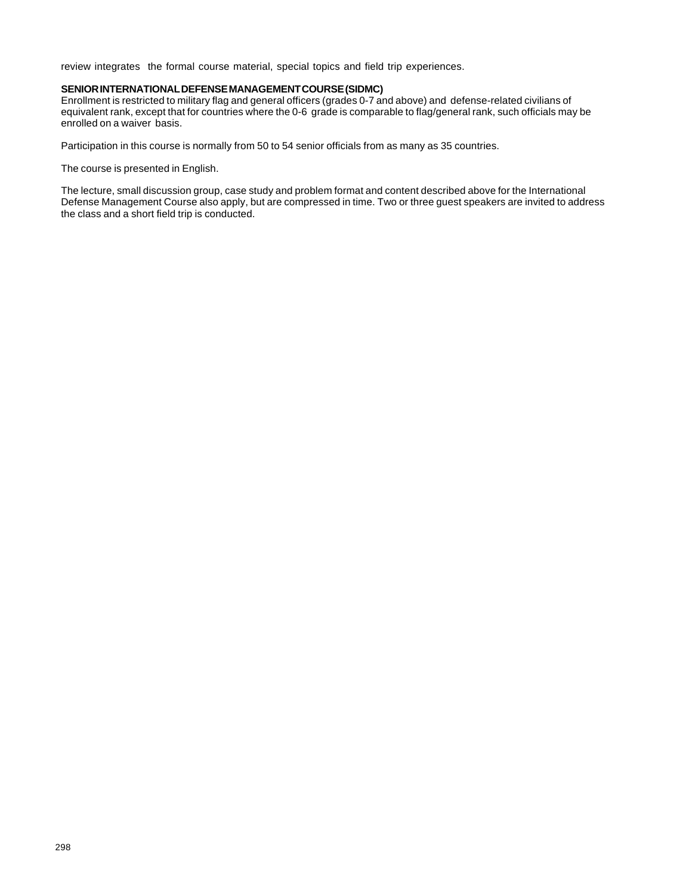review integrates the formal course material, special topics and field trip experiences.

**SENIOR INTERNATIONAL DEFENSE MANAGEMENT COURSE (SIDMC)**
Enrollment is restricted to military flag and general officers (grades 0-7 and above) and defense-related civilians of equivalent rank, except that for countries where the 0-6 grade is comparable to flag/general rank, such officials may be enrolled on a waiver basis.

Participation in this course is normally from 50 to 54 senior officials from as many as 35 countries.

The course is presented in English.

The lecture, small discussion group, case study and problem format and content described above for the International Defense Management Course also apply, but are compressed in time. Two or three guest speakers are invited to address the class and a short field trip is conducted.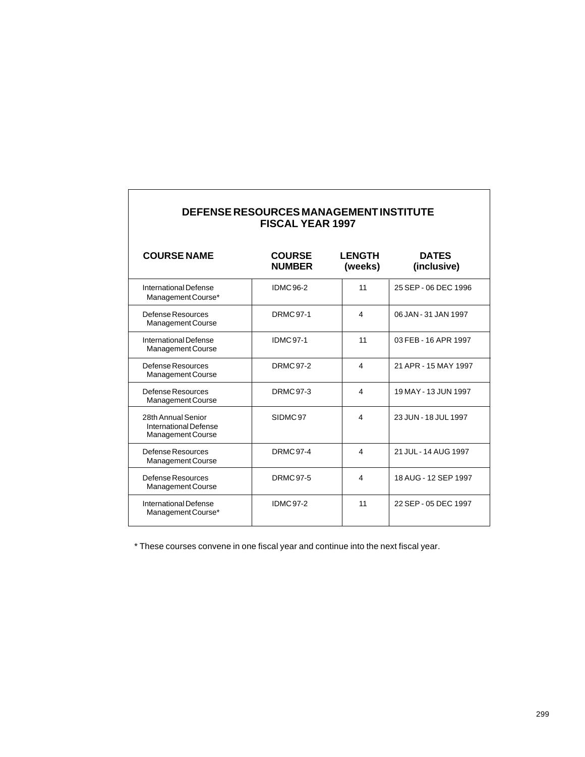## DEFENSE RESOURCES MANAGEMENT INSTITUTE
## FISCAL YEAR 1997

| COURSE NAME | COURSE NUMBER | LENGTH (weeks) | DATES (inclusive) |
|---|---|---|---|
| International Defense Management Course* | IDMC 96-2 | 11 | 25 SEP - 06 DEC 1996 |
| Defense Resources Management Course | DRMC 97-1 | 4 | 06 JAN - 31 JAN 1997 |
| International Defense Management Course | IDMC 97-1 | 11 | 03 FEB - 16 APR 1997 |
| Defense Resources Management Course | DRMC 97-2 | 4 | 21 APR - 15 MAY 1997 |
| Defense Resources Management Course | DRMC 97-3 | 4 | 19 MAY - 13 JUN 1997 |
| 28th Annual Senior International Defense Management Course | SIDMC 97 | 4 | 23 JUN - 18 JUL 1997 |
| Defense Resources Management Course | DRMC 97-4 | 4 | 21 JUL - 14 AUG 1997 |
| Defense Resources Management Course | DRMC 97-5 | 4 | 18 AUG - 12 SEP 1997 |
| International Defense Management Course* | IDMC 97-2 | 11 | 22 SEP - 05 DEC 1997 |

* These courses convene in one fiscal year and continue into the next fiscal year.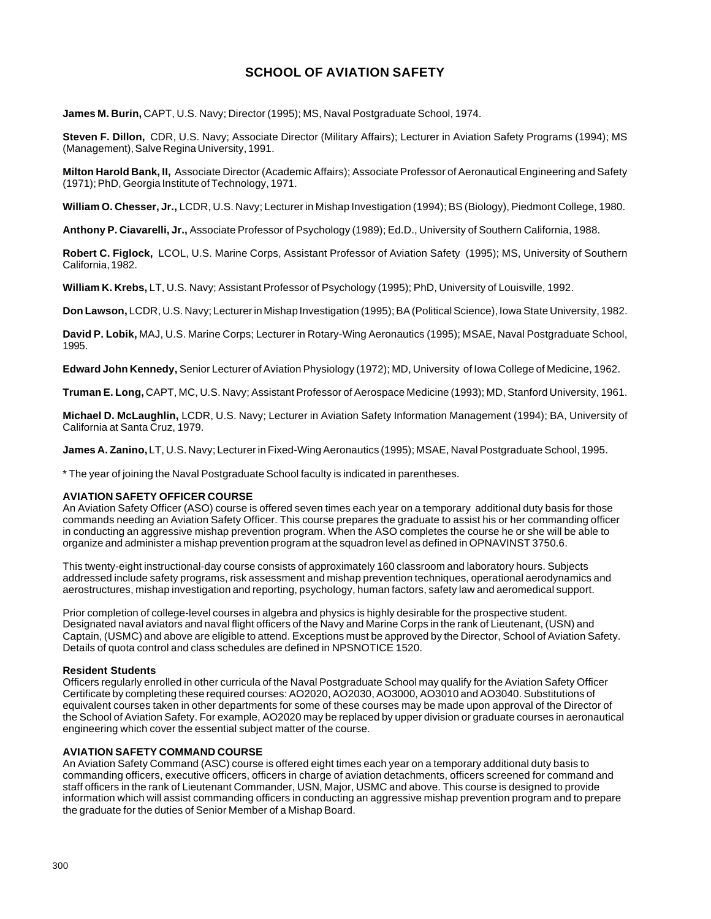# SCHOOL OF AVIATION SAFETY

**James M. Burin,** CAPT, U.S. Navy; Director (1995); MS, Naval Postgraduate School, 1974.

**Steven F. Dillon,** CDR, U.S. Navy; Associate Director (Military Affairs); Lecturer in Aviation Safety Programs (1994); MS (Management), Salve Regina University, 1991.

**Milton Harold Bank, II,** Associate Director (Academic Affairs); Associate Professor of Aeronautical Engineering and Safety (1971); PhD, Georgia Institute of Technology, 1971.

**William O. Chesser, Jr.,** LCDR, U.S. Navy; Lecturer in Mishap Investigation (1994); BS (Biology), Piedmont College, 1980.

**Anthony P. Ciavarelli, Jr.,** Associate Professor of Psychology (1989); Ed.D., University of Southern California, 1988.

**Robert C. Figlock,** LCOL, U.S. Marine Corps, Assistant Professor of Aviation Safety (1995); MS, University of Southern California, 1982.

**William K. Krebs,** LT, U.S. Navy; Assistant Professor of Psychology (1995); PhD, University of Louisville, 1992.

**Don Lawson,** LCDR, U.S. Navy; Lecturer in Mishap Investigation (1995); BA (Political Science), Iowa State University, 1982.

**David P. Lobik,** MAJ, U.S. Marine Corps; Lecturer in Rotary-Wing Aeronautics (1995); MSAE, Naval Postgraduate School, 1995.

**Edward John Kennedy,** Senior Lecturer of Aviation Physiology (1972); MD, University of Iowa College of Medicine, 1962.

**Truman E. Long,** CAPT, MC, U.S. Navy; Assistant Professor of Aerospace Medicine (1993); MD, Stanford University, 1961.

**Michael D. McLaughlin,** LCDR, U.S. Navy; Lecturer in Aviation Safety Information Management (1994); BA, University of California at Santa Cruz, 1979.

**James A. Zanino,** LT, U.S. Navy; Lecturer in Fixed-Wing Aeronautics (1995); MSAE, Naval Postgraduate School, 1995.

* The year of joining the Naval Postgraduate School faculty is indicated in parentheses.

### AVIATION SAFETY OFFICER COURSE

An Aviation Safety Officer (ASO) course is offered seven times each year on a temporary additional duty basis for those commands needing an Aviation Safety Officer. This course prepares the graduate to assist his or her commanding officer in conducting an aggressive mishap prevention program. When the ASO completes the course he or she will be able to organize and administer a mishap prevention program at the squadron level as defined in OPNAVINST 3750.6.

This twenty-eight instructional-day course consists of approximately 160 classroom and laboratory hours. Subjects addressed include safety programs, risk assessment and mishap prevention techniques, operational aerodynamics and aerostructures, mishap investigation and reporting, psychology, human factors, safety law and aeromedical support.

Prior completion of college-level courses in algebra and physics is highly desirable for the prospective student. Designated naval aviators and naval flight officers of the Navy and Marine Corps in the rank of Lieutenant, (USN) and Captain, (USMC) and above are eligible to attend. Exceptions must be approved by the Director, School of Aviation Safety. Details of quota control and class schedules are defined in NPSNOTICE 1520.

#### Resident Students

Officers regularly enrolled in other curricula of the Naval Postgraduate School may qualify for the Aviation Safety Officer Certificate by completing these required courses: AO2020, AO2030, AO3000, AO3010 and AO3040. Substitutions of equivalent courses taken in other departments for some of these courses may be made upon approval of the Director of the School of Aviation Safety. For example, AO2020 may be replaced by upper division or graduate courses in aeronautical engineering which cover the essential subject matter of the course.

### AVIATION SAFETY COMMAND COURSE

An Aviation Safety Command (ASC) course is offered eight times each year on a temporary additional duty basis to commanding officers, executive officers, officers in charge of aviation detachments, officers screened for command and staff officers in the rank of Lieutenant Commander, USN, Major, USMC and above. This course is designed to provide information which will assist commanding officers in conducting an aggressive mishap prevention program and to prepare the graduate for the duties of Senior Member of a Mishap Board.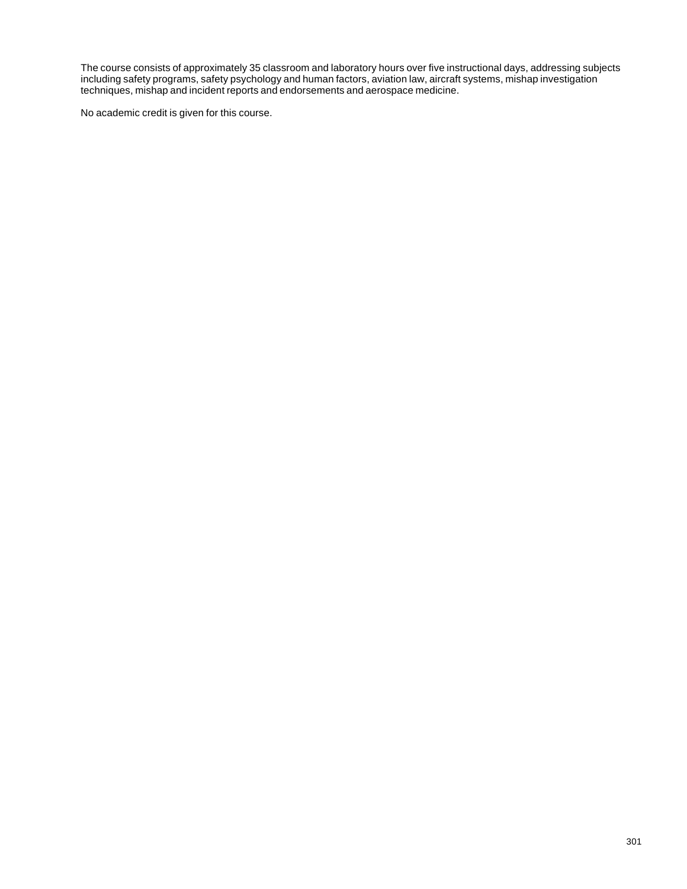The course consists of approximately 35 classroom and laboratory hours over five instructional days, addressing subjects including safety programs, safety psychology and human factors, aviation law, aircraft systems, mishap investigation techniques, mishap and incident reports and endorsements and aerospace medicine.

No academic credit is given for this course.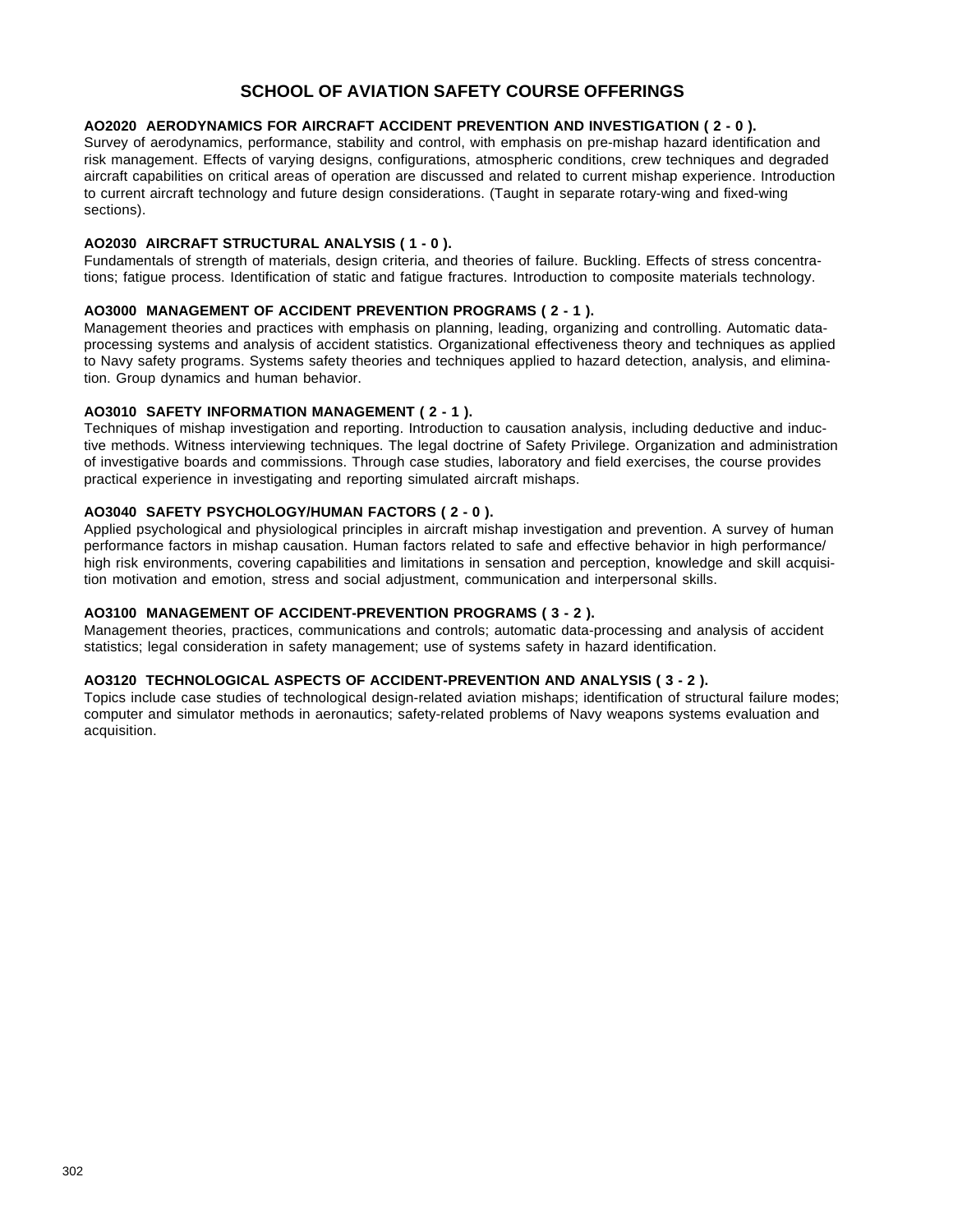# SCHOOL OF AVIATION SAFETY COURSE OFFERINGS

**AO2020 AERODYNAMICS FOR AIRCRAFT ACCIDENT PREVENTION AND INVESTIGATION ( 2 - 0 ).**
Survey of aerodynamics, performance, stability and control, with emphasis on pre-mishap hazard identification and risk management. Effects of varying designs, configurations, atmospheric conditions, crew techniques and degraded aircraft capabilities on critical areas of operation are discussed and related to current mishap experience. Introduction to current aircraft technology and future design considerations. (Taught in separate rotary-wing and fixed-wing sections).

**AO2030 AIRCRAFT STRUCTURAL ANALYSIS ( 1 - 0 ).**
Fundamentals of strength of materials, design criteria, and theories of failure. Buckling. Effects of stress concentrations; fatigue process. Identification of static and fatigue fractures. Introduction to composite materials technology.

**AO3000 MANAGEMENT OF ACCIDENT PREVENTION PROGRAMS ( 2 - 1 ).**
Management theories and practices with emphasis on planning, leading, organizing and controlling. Automatic data-processing systems and analysis of accident statistics. Organizational effectiveness theory and techniques as applied to Navy safety programs. Systems safety theories and techniques applied to hazard detection, analysis, and elimination. Group dynamics and human behavior.

**AO3010 SAFETY INFORMATION MANAGEMENT ( 2 - 1 ).**
Techniques of mishap investigation and reporting. Introduction to causation analysis, including deductive and inductive methods. Witness interviewing techniques. The legal doctrine of Safety Privilege. Organization and administration of investigative boards and commissions. Through case studies, laboratory and field exercises, the course provides practical experience in investigating and reporting simulated aircraft mishaps.

**AO3040 SAFETY PSYCHOLOGY/HUMAN FACTORS ( 2 - 0 ).**
Applied psychological and physiological principles in aircraft mishap investigation and prevention. A survey of human performance factors in mishap causation. Human factors related to safe and effective behavior in high performance/ high risk environments, covering capabilities and limitations in sensation and perception, knowledge and skill acquisition motivation and emotion, stress and social adjustment, communication and interpersonal skills.

**AO3100 MANAGEMENT OF ACCIDENT-PREVENTION PROGRAMS ( 3 - 2 ).**
Management theories, practices, communications and controls; automatic data-processing and analysis of accident statistics; legal consideration in safety management; use of systems safety in hazard identification.

**AO3120 TECHNOLOGICAL ASPECTS OF ACCIDENT-PREVENTION AND ANALYSIS ( 3 - 2 ).**
Topics include case studies of technological design-related aviation mishaps; identification of structural failure modes; computer and simulator methods in aeronautics; safety-related problems of Navy weapons systems evaluation and acquisition.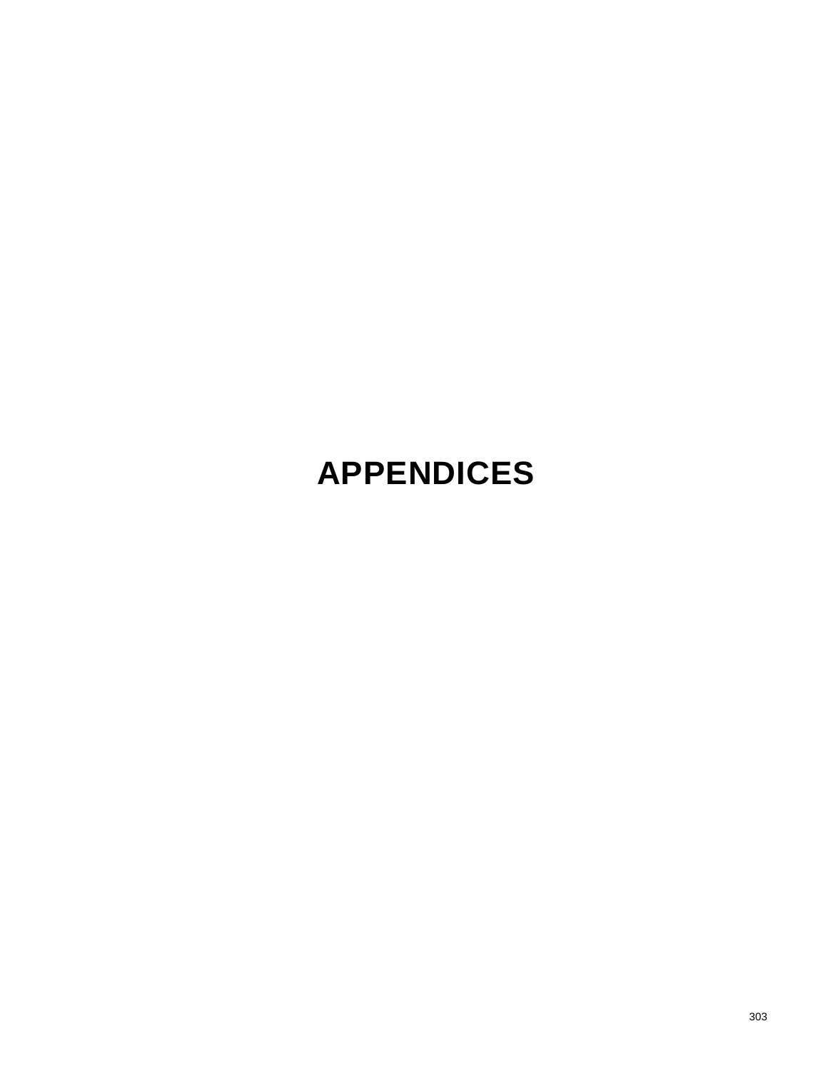# APPENDICES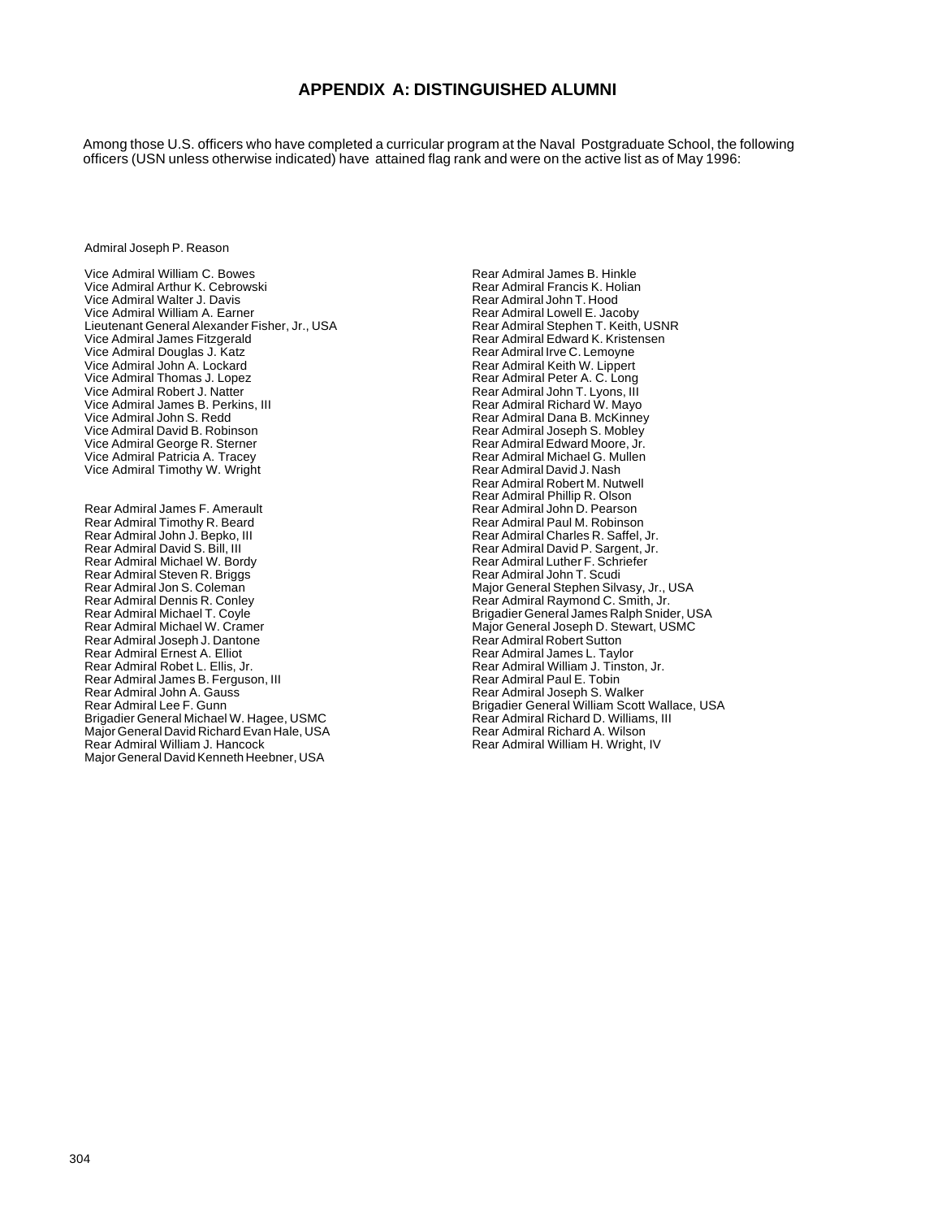## APPENDIX A: DISTINGUISHED ALUMNI

Among those U.S. officers who have completed a curricular program at the Naval Postgraduate School, the following officers (USN unless otherwise indicated) have attained flag rank and were on the active list as of May 1996:

Admiral Joseph P. Reason

Vice Admiral William C. Bowes
Vice Admiral Arthur K. Cebrowski
Vice Admiral Walter J. Davis
Vice Admiral William A. Earner
Lieutenant General Alexander Fisher, Jr., USA
Vice Admiral James Fitzgerald
Vice Admiral Douglas J. Katz
Vice Admiral John A. Lockard
Vice Admiral Thomas J. Lopez
Vice Admiral Robert J. Natter
Vice Admiral James B. Perkins, III
Vice Admiral John S. Redd
Vice Admiral David B. Robinson
Vice Admiral George R. Sterner
Vice Admiral Patricia A. Tracey
Vice Admiral Timothy W. Wright

Rear Admiral James F. Amerault
Rear Admiral Timothy R. Beard
Rear Admiral John J. Bepko, III
Rear Admiral David S. Bill, III
Rear Admiral Michael W. Bordy
Rear Admiral Steven R. Briggs
Rear Admiral Jon S. Coleman
Rear Admiral Dennis R. Conley
Rear Admiral Michael T. Coyle
Rear Admiral Michael W. Cramer
Rear Admiral Joseph J. Dantone
Rear Admiral Ernest A. Elliot
Rear Admiral Robet L. Ellis, Jr.
Rear Admiral James B. Ferguson, III
Rear Admiral John A. Gauss
Rear Admiral Lee F. Gunn
Brigadier General Michael W. Hagee, USMC
Major General David Richard Evan Hale, USA
Rear Admiral William J. Hancock
Major General David Kenneth Heebner, USA
Rear Admiral James B. Hinkle
Rear Admiral Francis K. Holian
Rear Admiral John T. Hood
Rear Admiral Lowell E. Jacoby
Rear Admiral Stephen T. Keith, USNR
Rear Admiral Edward K. Kristensen
Rear Admiral Irve C. Lemoyne
Rear Admiral Keith W. Lippert
Rear Admiral Peter A. C. Long
Rear Admiral John T. Lyons, III
Rear Admiral Richard W. Mayo
Rear Admiral Dana B. McKinney
Rear Admiral Joseph S. Mobley
Rear Admiral Edward Moore, Jr.
Rear Admiral Michael G. Mullen
Rear Admiral David J. Nash
Rear Admiral Robert M. Nutwell
Rear Admiral Phillip R. Olson
Rear Admiral John D. Pearson
Rear Admiral Paul M. Robinson
Rear Admiral Charles R. Saffel, Jr.
Rear Admiral David P. Sargent, Jr.
Rear Admiral Luther F. Schriefer
Rear Admiral John T. Scudi
Major General Stephen Silvasy, Jr., USA
Rear Admiral Raymond C. Smith, Jr.
Brigadier General James Ralph Snider, USA
Major General Joseph D. Stewart, USMC
Rear Admiral Robert Sutton
Rear Admiral James L. Taylor
Rear Admiral William J. Tinston, Jr.
Rear Admiral Paul E. Tobin
Rear Admiral Joseph S. Walker
Brigadier General William Scott Wallace, USA
Rear Admiral Richard D. Williams, III
Rear Admiral Richard A. Wilson
Rear Admiral William H. Wright, IV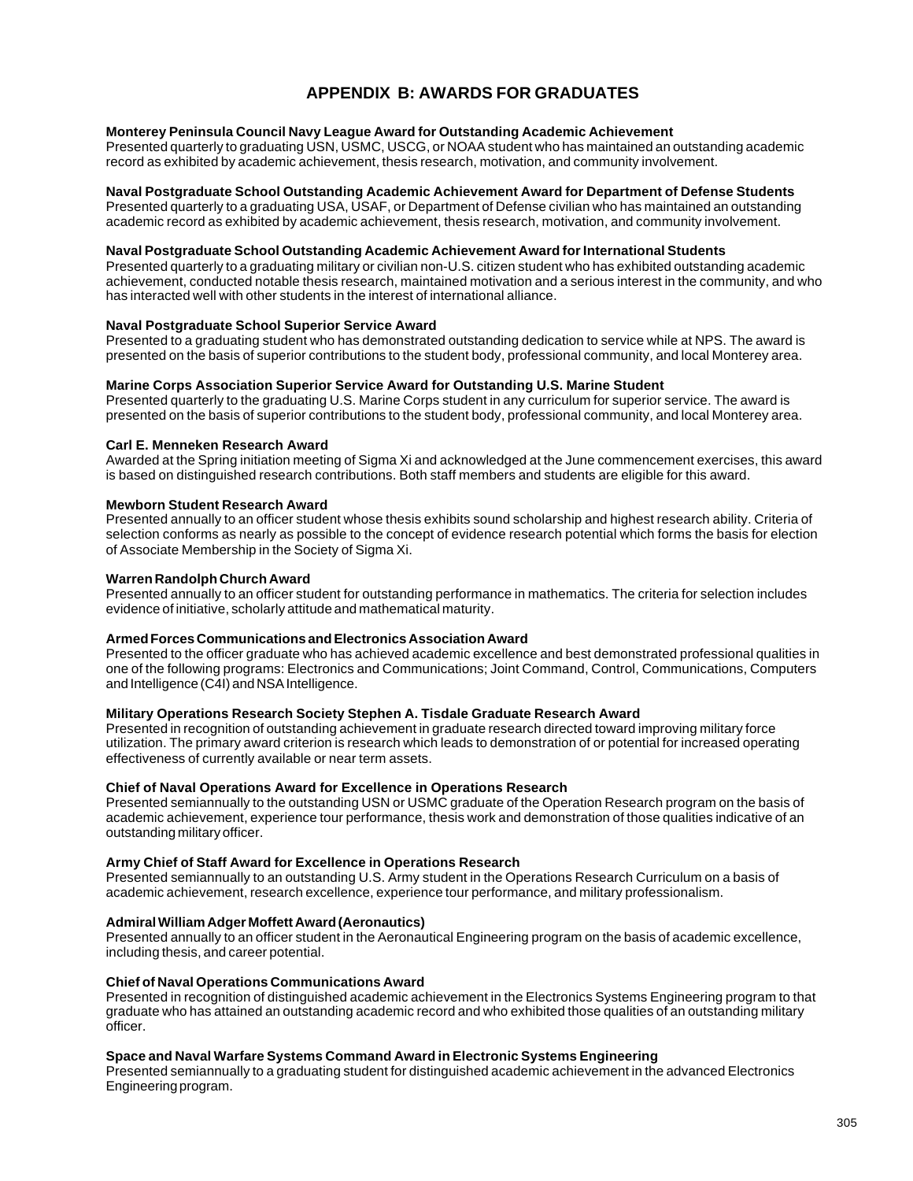# APPENDIX B: AWARDS FOR GRADUATES

**Monterey Peninsula Council Navy League Award for Outstanding Academic Achievement**
Presented quarterly to graduating USN, USMC, USCG, or NOAA student who has maintained an outstanding academic record as exhibited by academic achievement, thesis research, motivation, and community involvement.

**Naval Postgraduate School Outstanding Academic Achievement Award for Department of Defense Students**
Presented quarterly to a graduating USA, USAF, or Department of Defense civilian who has maintained an outstanding academic record as exhibited by academic achievement, thesis research, motivation, and community involvement.

**Naval Postgraduate School Outstanding Academic Achievement Award for International Students**
Presented quarterly to a graduating military or civilian non-U.S. citizen student who has exhibited outstanding academic achievement, conducted notable thesis research, maintained motivation and a serious interest in the community, and who has interacted well with other students in the interest of international alliance.

**Naval Postgraduate School Superior Service Award**
Presented to a graduating student who has demonstrated outstanding dedication to service while at NPS. The award is presented on the basis of superior contributions to the student body, professional community, and local Monterey area.

**Marine Corps Association Superior Service Award for Outstanding U.S. Marine Student**
Presented quarterly to the graduating U.S. Marine Corps student in any curriculum for superior service. The award is presented on the basis of superior contributions to the student body, professional community, and local Monterey area.

**Carl E. Menneken Research Award**
Awarded at the Spring initiation meeting of Sigma Xi and acknowledged at the June commencement exercises, this award is based on distinguished research contributions. Both staff members and students are eligible for this award.

**Mewborn Student Research Award**
Presented annually to an officer student whose thesis exhibits sound scholarship and highest research ability. Criteria of selection conforms as nearly as possible to the concept of evidence research potential which forms the basis for election of Associate Membership in the Society of Sigma Xi.

**Warren Randolph Church Award**
Presented annually to an officer student for outstanding performance in mathematics. The criteria for selection includes evidence of initiative, scholarly attitude and mathematical maturity.

**Armed Forces Communications and Electronics Association Award**
Presented to the officer graduate who has achieved academic excellence and best demonstrated professional qualities in one of the following programs: Electronics and Communications; Joint Command, Control, Communications, Computers and Intelligence (C4I) and NSA Intelligence.

**Military Operations Research Society Stephen A. Tisdale Graduate Research Award**
Presented in recognition of outstanding achievement in graduate research directed toward improving military force utilization. The primary award criterion is research which leads to demonstration of or potential for increased operating effectiveness of currently available or near term assets.

**Chief of Naval Operations Award for Excellence in Operations Research**
Presented semiannually to the outstanding USN or USMC graduate of the Operation Research program on the basis of academic achievement, experience tour performance, thesis work and demonstration of those qualities indicative of an outstanding military officer.

**Army Chief of Staff Award for Excellence in Operations Research**
Presented semiannually to an outstanding U.S. Army student in the Operations Research Curriculum on a basis of academic achievement, research excellence, experience tour performance, and military professionalism.

**Admiral William Adger Moffett Award (Aeronautics)**
Presented annually to an officer student in the Aeronautical Engineering program on the basis of academic excellence, including thesis, and career potential.

**Chief of Naval Operations Communications Award**
Presented in recognition of distinguished academic achievement in the Electronics Systems Engineering program to that graduate who has attained an outstanding academic record and who exhibited those qualities of an outstanding military officer.

**Space and Naval Warfare Systems Command Award in Electronic Systems Engineering**
Presented semiannually to a graduating student for distinguished academic achievement in the advanced Electronics Engineering program.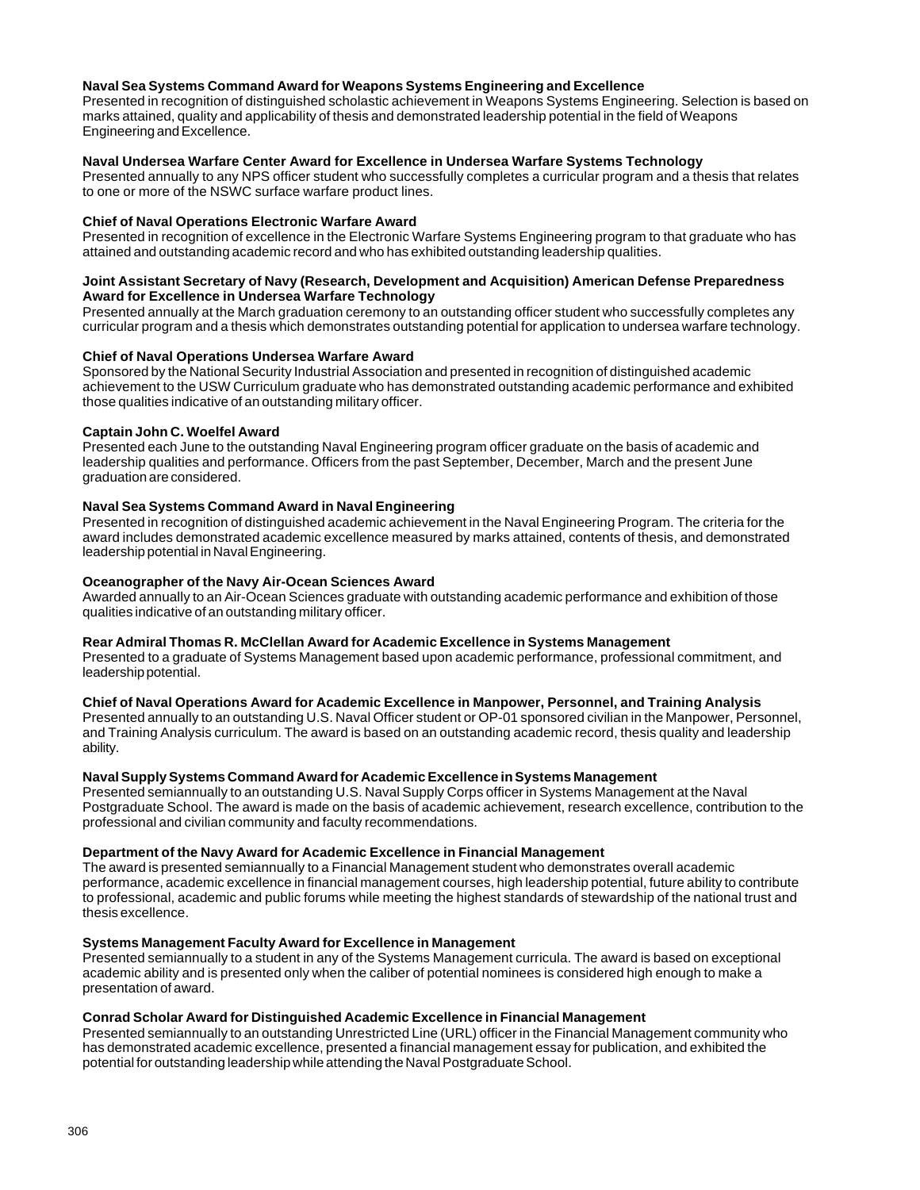**Naval Sea Systems Command Award for Weapons Systems Engineering and Excellence**
Presented in recognition of distinguished scholastic achievement in Weapons Systems Engineering. Selection is based on marks attained, quality and applicability of thesis and demonstrated leadership potential in the field of Weapons Engineering and Excellence.

**Naval Undersea Warfare Center Award for Excellence in Undersea Warfare Systems Technology**
Presented annually to any NPS officer student who successfully completes a curricular program and a thesis that relates to one or more of the NSWC surface warfare product lines.

**Chief of Naval Operations Electronic Warfare Award**
Presented in recognition of excellence in the Electronic Warfare Systems Engineering program to that graduate who has attained and outstanding academic record and who has exhibited outstanding leadership qualities.

**Joint Assistant Secretary of Navy (Research, Development and Acquisition) American Defense Preparedness Award for Excellence in Undersea Warfare Technology**
Presented annually at the March graduation ceremony to an outstanding officer student who successfully completes any curricular program and a thesis which demonstrates outstanding potential for application to undersea warfare technology.

**Chief of Naval Operations Undersea Warfare Award**
Sponsored by the National Security Industrial Association and presented in recognition of distinguished academic achievement to the USW Curriculum graduate who has demonstrated outstanding academic performance and exhibited those qualities indicative of an outstanding military officer.

**Captain John C. Woelfel Award**
Presented each June to the outstanding Naval Engineering program officer graduate on the basis of academic and leadership qualities and performance. Officers from the past September, December, March and the present June graduation are considered.

**Naval Sea Systems Command Award in Naval Engineering**
Presented in recognition of distinguished academic achievement in the Naval Engineering Program. The criteria for the award includes demonstrated academic excellence measured by marks attained, contents of thesis, and demonstrated leadership potential in Naval Engineering.

**Oceanographer of the Navy Air-Ocean Sciences Award**
Awarded annually to an Air-Ocean Sciences graduate with outstanding academic performance and exhibition of those qualities indicative of an outstanding military officer.

**Rear Admiral Thomas R. McClellan Award for Academic Excellence in Systems Management**
Presented to a graduate of Systems Management based upon academic performance, professional commitment, and leadership potential.

**Chief of Naval Operations Award for Academic Excellence in Manpower, Personnel, and Training Analysis**
Presented annually to an outstanding U.S. Naval Officer student or OP-01 sponsored civilian in the Manpower, Personnel, and Training Analysis curriculum. The award is based on an outstanding academic record, thesis quality and leadership ability.

**Naval Supply Systems Command Award for Academic Excellence in Systems Management**
Presented semiannually to an outstanding U.S. Naval Supply Corps officer in Systems Management at the Naval Postgraduate School. The award is made on the basis of academic achievement, research excellence, contribution to the professional and civilian community and faculty recommendations.

**Department of the Navy Award for Academic Excellence in Financial Management**
The award is presented semiannually to a Financial Management student who demonstrates overall academic performance, academic excellence in financial management courses, high leadership potential, future ability to contribute to professional, academic and public forums while meeting the highest standards of stewardship of the national trust and thesis excellence.

**Systems Management Faculty Award for Excellence in Management**
Presented semiannually to a student in any of the Systems Management curricula. The award is based on exceptional academic ability and is presented only when the caliber of potential nominees is considered high enough to make a presentation of award.

**Conrad Scholar Award for Distinguished Academic Excellence in Financial Management**
Presented semiannually to an outstanding Unrestricted Line (URL) officer in the Financial Management community who has demonstrated academic excellence, presented a financial management essay for publication, and exhibited the potential for outstanding leadership while attending the Naval Postgraduate School.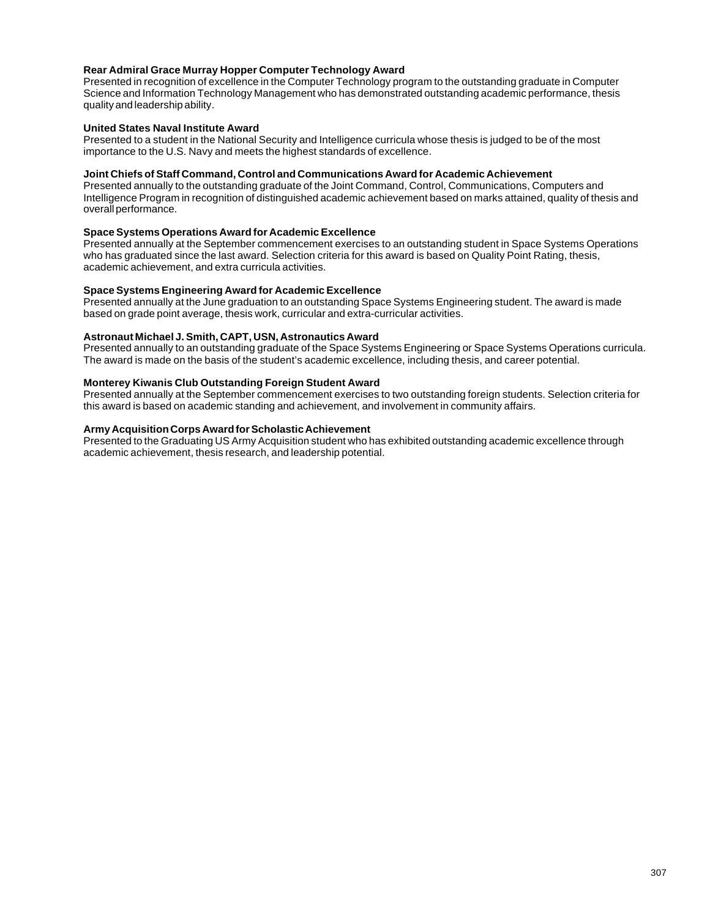**Rear Admiral Grace Murray Hopper Computer Technology Award**
Presented in recognition of excellence in the Computer Technology program to the outstanding graduate in Computer Science and Information Technology Management who has demonstrated outstanding academic performance, thesis quality and leadership ability.

**United States Naval Institute Award**
Presented to a student in the National Security and Intelligence curricula whose thesis is judged to be of the most importance to the U.S. Navy and meets the highest standards of excellence.

**Joint Chiefs of Staff Command, Control and Communications Award for Academic Achievement**
Presented annually to the outstanding graduate of the Joint Command, Control, Communications, Computers and Intelligence Program in recognition of distinguished academic achievement based on marks attained, quality of thesis and overall performance.

**Space Systems Operations Award for Academic Excellence**
Presented annually at the September commencement exercises to an outstanding student in Space Systems Operations who has graduated since the last award. Selection criteria for this award is based on Quality Point Rating, thesis, academic achievement, and extra curricula activities.

**Space Systems Engineering Award for Academic Excellence**
Presented annually at the June graduation to an outstanding Space Systems Engineering student. The award is made based on grade point average, thesis work, curricular and extra-curricular activities.

**Astronaut Michael J. Smith, CAPT, USN, Astronautics Award**
Presented annually to an outstanding graduate of the Space Systems Engineering or Space Systems Operations curricula. The award is made on the basis of the student's academic excellence, including thesis, and career potential.

**Monterey Kiwanis Club Outstanding Foreign Student Award**
Presented annually at the September commencement exercises to two outstanding foreign students. Selection criteria for this award is based on academic standing and achievement, and involvement in community affairs.

**Army Acquisition Corps Award for Scholastic Achievement**
Presented to the Graduating US Army Acquisition student who has exhibited outstanding academic excellence through academic achievement, thesis research, and leadership potential.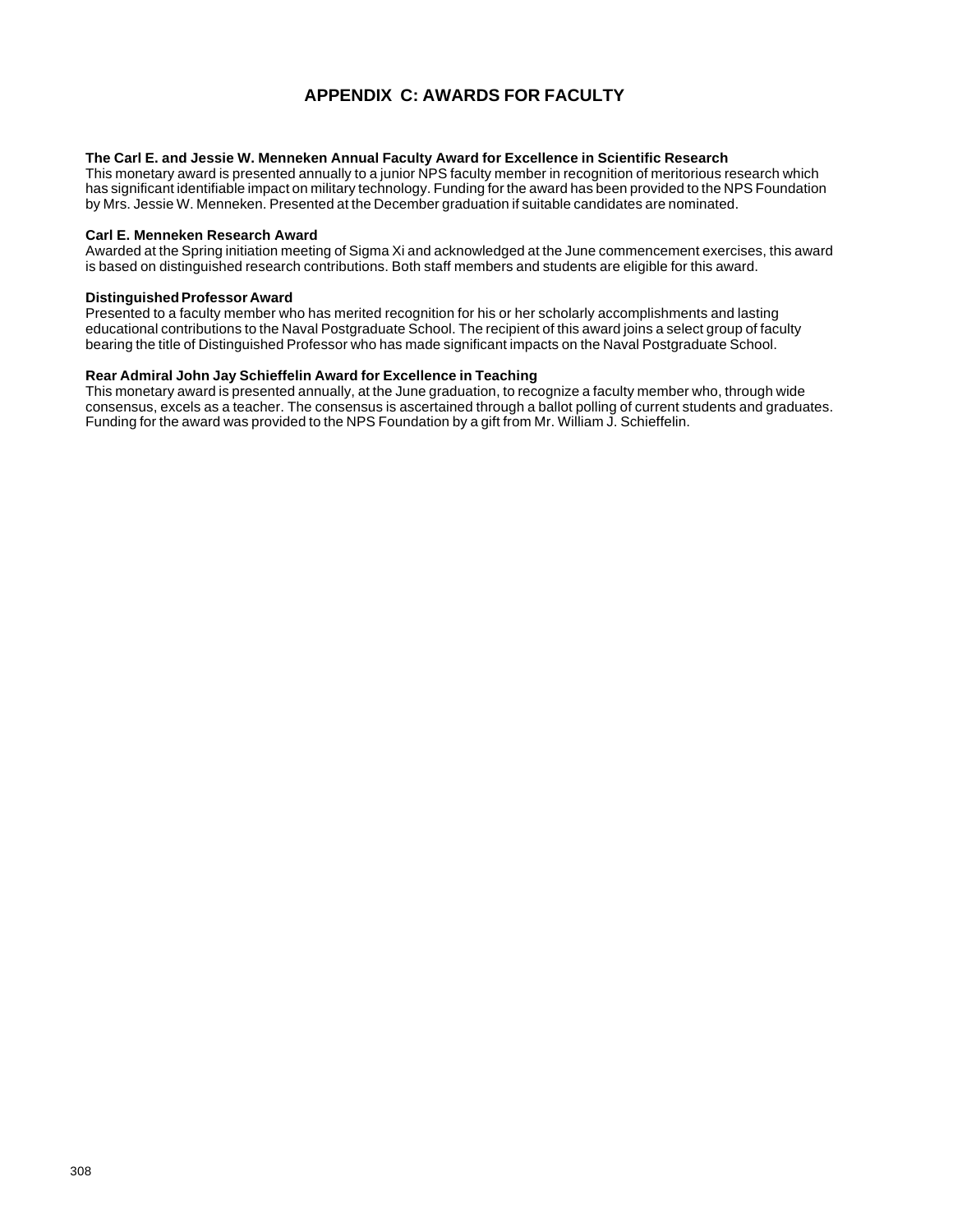# APPENDIX C: AWARDS FOR FACULTY

**The Carl E. and Jessie W. Menneken Annual Faculty Award for Excellence in Scientific Research**
This monetary award is presented annually to a junior NPS faculty member in recognition of meritorious research which has significant identifiable impact on military technology. Funding for the award has been provided to the NPS Foundation by Mrs. Jessie W. Menneken. Presented at the December graduation if suitable candidates are nominated.

**Carl E. Menneken Research Award**
Awarded at the Spring initiation meeting of Sigma Xi and acknowledged at the June commencement exercises, this award is based on distinguished research contributions. Both staff members and students are eligible for this award.

**Distinguished Professor Award**
Presented to a faculty member who has merited recognition for his or her scholarly accomplishments and lasting educational contributions to the Naval Postgraduate School. The recipient of this award joins a select group of faculty bearing the title of Distinguished Professor who has made significant impacts on the Naval Postgraduate School.

**Rear Admiral John Jay Schieffelin Award for Excellence in Teaching**
This monetary award is presented annually, at the June graduation, to recognize a faculty member who, through wide consensus, excels as a teacher. The consensus is ascertained through a ballot polling of current students and graduates. Funding for the award was provided to the NPS Foundation by a gift from Mr. William J. Schieffelin.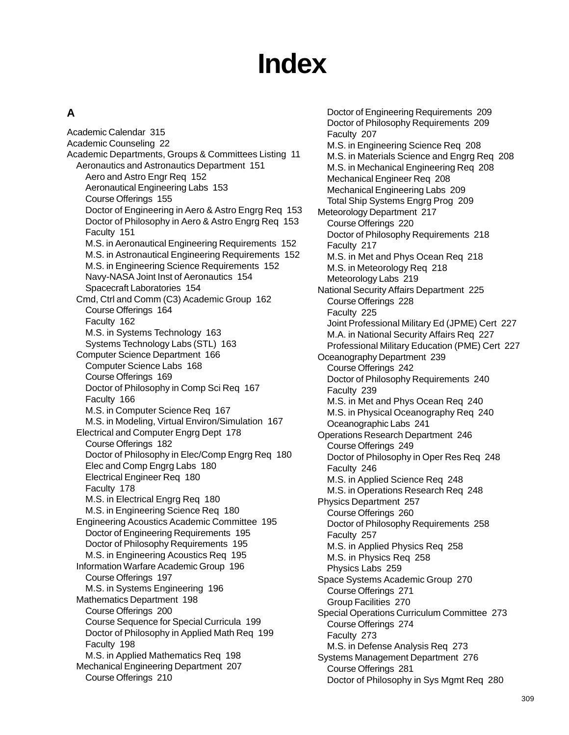# Index

## A

- Academic Calendar 315
- Academic Counseling 22
- Academic Departments, Groups & Committees Listing 11
  - Aeronautics and Astronautics Department 151
    - Aero and Astro Engr Req 152
    - Aeronautical Engineering Labs 153
    - Course Offerings 155
    - Doctor of Engineering in Aero & Astro Engrg Req 153
    - Doctor of Philosophy in Aero & Astro Engrg Req 153
    - Faculty 151
    - M.S. in Aeronautical Engineering Requirements 152
    - M.S. in Astronautical Engineering Requirements 152
    - M.S. in Engineering Science Requirements 152
    - Navy-NASA Joint Inst of Aeronautics 154
    - Spacecraft Laboratories 154
  - Cmd, Ctrl and Comm (C3) Academic Group 162
    - Course Offerings 164
    - Faculty 162
    - M.S. in Systems Technology 163
    - Systems Technology Labs (STL) 163
  - Computer Science Department 166
    - Computer Science Labs 168
    - Course Offerings 169
    - Doctor of Philosophy in Comp Sci Req 167
    - Faculty 166
    - M.S. in Computer Science Req 167
    - M.S. in Modeling, Virtual Environ/Simulation 167
  - Electrical and Computer Engrg Dept 178
    - Course Offerings 182
    - Doctor of Philosophy in Elec/Comp Engrg Req 180
    - Elec and Comp Engrg Labs 180
    - Electrical Engineer Req 180
    - Faculty 178
    - M.S. in Electrical Engrg Req 180
    - M.S. in Engineering Science Req 180
  - Engineering Acoustics Academic Committee 195
    - Doctor of Engineering Requirements 195
    - Doctor of Philosophy Requirements 195
    - M.S. in Engineering Acoustics Req 195
  - Information Warfare Academic Group 196
    - Course Offerings 197
    - M.S. in Systems Engineering 196
  - Mathematics Department 198
    - Course Offerings 200
    - Course Sequence for Special Curricula 199
    - Doctor of Philosophy in Applied Math Req 199
    - Faculty 198
    - M.S. in Applied Mathematics Req 198
  - Mechanical Engineering Department 207
    - Course Offerings 210
    - Doctor of Engineering Requirements 209
    - Doctor of Philosophy Requirements 209
    - Faculty 207
    - M.S. in Engineering Science Req 208
    - M.S. in Materials Science and Engrg Req 208
    - M.S. in Mechanical Engineering Req 208
    - Mechanical Engineer Req 208
    - Mechanical Engineering Labs 209
    - Total Ship Systems Engrg Prog 209
  - Meteorology Department 217
    - Course Offerings 220
    - Doctor of Philosophy Requirements 218
    - Faculty 217
    - M.S. in Met and Phys Ocean Req 218
    - M.S. in Meteorology Req 218
    - Meteorology Labs 219
  - National Security Affairs Department 225
    - Course Offerings 228
    - Faculty 225
    - Joint Professional Military Ed (JPME) Cert 227
    - M.A. in National Security Affairs Req 227
    - Professional Military Education (PME) Cert 227
  - Oceanography Department 239
    - Course Offerings 242
    - Doctor of Philosophy Requirements 240
    - Faculty 239
    - M.S. in Met and Phys Ocean Req 240
    - M.S. in Physical Oceanography Req 240
    - Oceanographic Labs 241
  - Operations Research Department 246
    - Course Offerings 249
    - Doctor of Philosophy in Oper Res Req 248
    - Faculty 246
    - M.S. in Applied Science Req 248
    - M.S. in Operations Research Req 248
  - Physics Department 257
    - Course Offerings 260
    - Doctor of Philosophy Requirements 258
    - Faculty 257
    - M.S. in Applied Physics Req 258
    - M.S. in Physics Req 258
    - Physics Labs 259
  - Space Systems Academic Group 270
    - Course Offerings 271
    - Group Facilities 270
  - Special Operations Curriculum Committee 273
    - Course Offerings 274
    - Faculty 273
    - M.S. in Defense Analysis Req 273
  - Systems Management Department 276
    - Course Offerings 281
    - Doctor of Philosophy in Sys Mgmt Req 280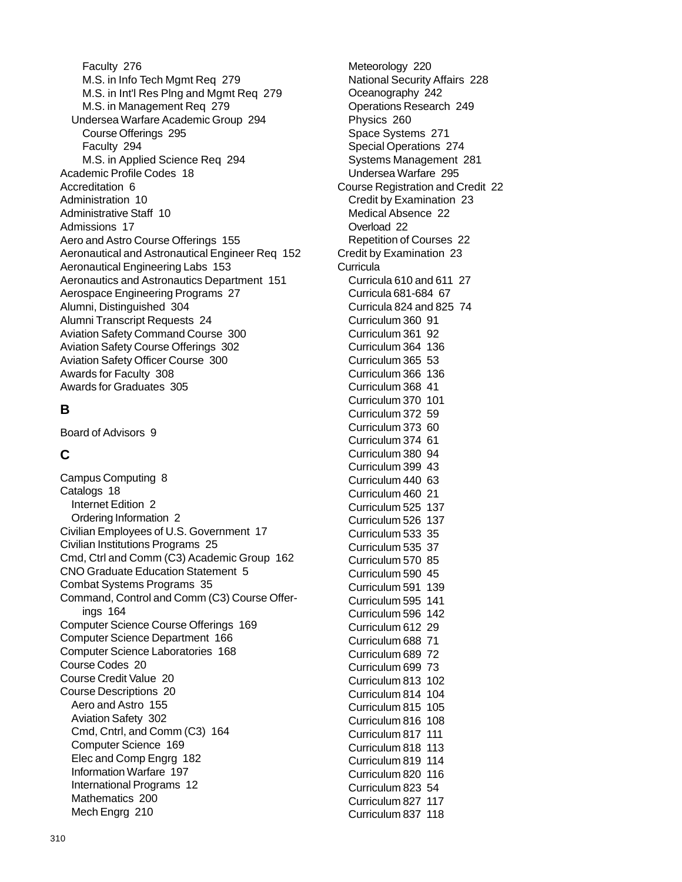Faculty 276
M.S. in Info Tech Mgmt Req 279
M.S. in Int'l Res Plng and Mgmt Req 279
M.S. in Management Req 279
Undersea Warfare Academic Group 294
Course Offerings 295
Faculty 294
M.S. in Applied Science Req 294
Academic Profile Codes 18
Accreditation 6
Administration 10
Administrative Staff 10
Admissions 17
Aero and Astro Course Offerings 155
Aeronautical and Astronautical Engineer Req 152
Aeronautical Engineering Labs 153
Aeronautics and Astronautics Department 151
Aerospace Engineering Programs 27
Alumni, Distinguished 304
Alumni Transcript Requests 24
Aviation Safety Command Course 300
Aviation Safety Course Offerings 302
Aviation Safety Officer Course 300
Awards for Faculty 308
Awards for Graduates 305

## B

Board of Advisors 9

## C

Campus Computing 8
Catalogs 18
Internet Edition 2
Ordering Information 2
Civilian Employees of U.S. Government 17
Civilian Institutions Programs 25
Cmd, Ctrl and Comm (C3) Academic Group 162
CNO Graduate Education Statement 5
Combat Systems Programs 35
Command, Control and Comm (C3) Course Offerings 164
Computer Science Course Offerings 169
Computer Science Department 166
Computer Science Laboratories 168
Course Codes 20
Course Credit Value 20
Course Descriptions 20
Aero and Astro 155
Aviation Safety 302
Cmd, Cntrl, and Comm (C3) 164
Computer Science 169
Elec and Comp Engrg 182
Information Warfare 197
International Programs 12
Mathematics 200
Mech Engrg 210
Meteorology 220
National Security Affairs 228
Oceanography 242
Operations Research 249
Physics 260
Space Systems 271
Special Operations 274
Systems Management 281
Undersea Warfare 295
Course Registration and Credit 22
Credit by Examination 23
Medical Absence 22
Overload 22
Repetition of Courses 22
Credit by Examination 23
Curricula
Curricula 610 and 611 27
Curricula 681-684 67
Curricula 824 and 825 74
Curriculum 360 91
Curriculum 361 92
Curriculum 364 136
Curriculum 365 53
Curriculum 366 136
Curriculum 368 41
Curriculum 370 101
Curriculum 372 59
Curriculum 373 60
Curriculum 374 61
Curriculum 380 94
Curriculum 399 43
Curriculum 440 63
Curriculum 460 21
Curriculum 525 137
Curriculum 526 137
Curriculum 533 35
Curriculum 535 37
Curriculum 570 85
Curriculum 590 45
Curriculum 591 139
Curriculum 595 141
Curriculum 596 142
Curriculum 612 29
Curriculum 688 71
Curriculum 689 72
Curriculum 699 73
Curriculum 813 102
Curriculum 814 104
Curriculum 815 105
Curriculum 816 108
Curriculum 817 111
Curriculum 818 113
Curriculum 819 114
Curriculum 820 116
Curriculum 823 54
Curriculum 827 117
Curriculum 837 118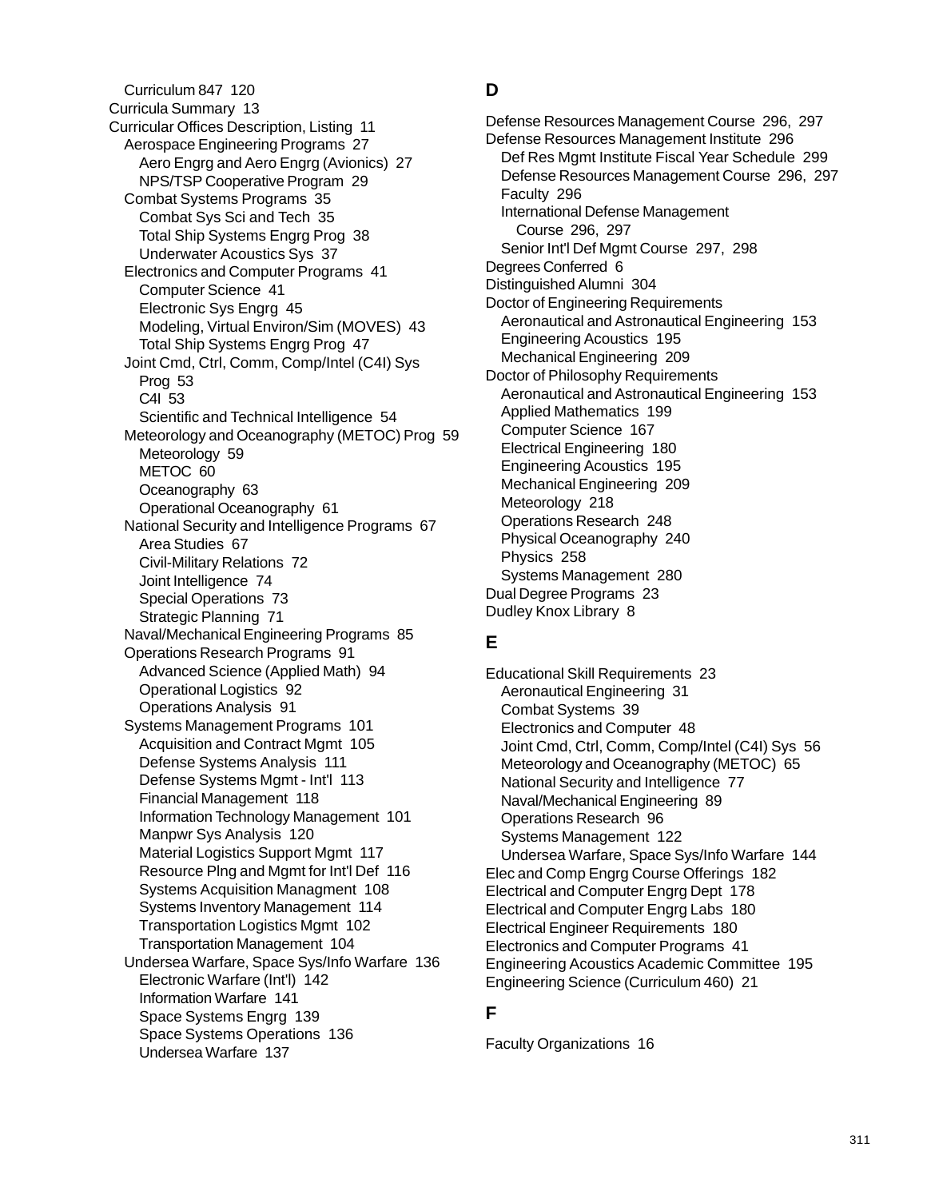- Curriculum 847 120
- Curricula Summary 13
- Curricular Offices Description, Listing 11
  - Aerospace Engineering Programs 27
    - Aero Engrg and Aero Engrg (Avionics) 27
    - NPS/TSP Cooperative Program 29
  - Combat Systems Programs 35
    - Combat Sys Sci and Tech 35
    - Total Ship Systems Engrg Prog 38
    - Underwater Acoustics Sys 37
  - Electronics and Computer Programs 41
    - Computer Science 41
    - Electronic Sys Engrg 45
    - Modeling, Virtual Environ/Sim (MOVES) 43
    - Total Ship Systems Engrg Prog 47
  - Joint Cmd, Ctrl, Comm, Comp/Intel (C4I) Sys Prog 53
    - C4I 53
    - Scientific and Technical Intelligence 54
  - Meteorology and Oceanography (METOC) Prog 59
    - Meteorology 59
    - METOC 60
    - Oceanography 63
    - Operational Oceanography 61
  - National Security and Intelligence Programs 67
    - Area Studies 67
    - Civil-Military Relations 72
    - Joint Intelligence 74
    - Special Operations 73
    - Strategic Planning 71
  - Naval/Mechanical Engineering Programs 85
  - Operations Research Programs 91
    - Advanced Science (Applied Math) 94
    - Operational Logistics 92
    - Operations Analysis 91
  - Systems Management Programs 101
    - Acquisition and Contract Mgmt 105
    - Defense Systems Analysis 111
    - Defense Systems Mgmt - Int'l 113
    - Financial Management 118
    - Information Technology Management 101
    - Manpwr Sys Analysis 120
    - Material Logistics Support Mgmt 117
    - Resource Plng and Mgmt for Int'l Def 116
    - Systems Acquisition Managment 108
    - Systems Inventory Management 114
    - Transportation Logistics Mgmt 102
    - Transportation Management 104
  - Undersea Warfare, Space Sys/Info Warfare 136
    - Electronic Warfare (Int'l) 142
    - Information Warfare 141
    - Space Systems Engrg 139
    - Space Systems Operations 136
    - Undersea Warfare 137

## D

- Defense Resources Management Course 296, 297
- Defense Resources Management Institute 296
  - Def Res Mgmt Institute Fiscal Year Schedule 299
  - Defense Resources Management Course 296, 297
  - Faculty 296
  - International Defense Management Course 296, 297
  - Senior Int'l Def Mgmt Course 297, 298
- Degrees Conferred 6
- Distinguished Alumni 304
- Doctor of Engineering Requirements
  - Aeronautical and Astronautical Engineering 153
  - Engineering Acoustics 195
  - Mechanical Engineering 209
- Doctor of Philosophy Requirements
  - Aeronautical and Astronautical Engineering 153
  - Applied Mathematics 199
  - Computer Science 167
  - Electrical Engineering 180
  - Engineering Acoustics 195
  - Mechanical Engineering 209
  - Meteorology 218
  - Operations Research 248
  - Physical Oceanography 240
  - Physics 258
  - Systems Management 280
- Dual Degree Programs 23
- Dudley Knox Library 8

## E

- Educational Skill Requirements 23
  - Aeronautical Engineering 31
  - Combat Systems 39
  - Electronics and Computer 48
  - Joint Cmd, Ctrl, Comm, Comp/Intel (C4I) Sys 56
  - Meteorology and Oceanography (METOC) 65
  - National Security and Intelligence 77
  - Naval/Mechanical Engineering 89
  - Operations Research 96
  - Systems Management 122
  - Undersea Warfare, Space Sys/Info Warfare 144
- Elec and Comp Engrg Course Offerings 182
- Electrical and Computer Engrg Dept 178
- Electrical and Computer Engrg Labs 180
- Electrical Engineer Requirements 180
- Electronics and Computer Programs 41
- Engineering Acoustics Academic Committee 195
- Engineering Science (Curriculum 460) 21

## F

- Faculty Organizations 16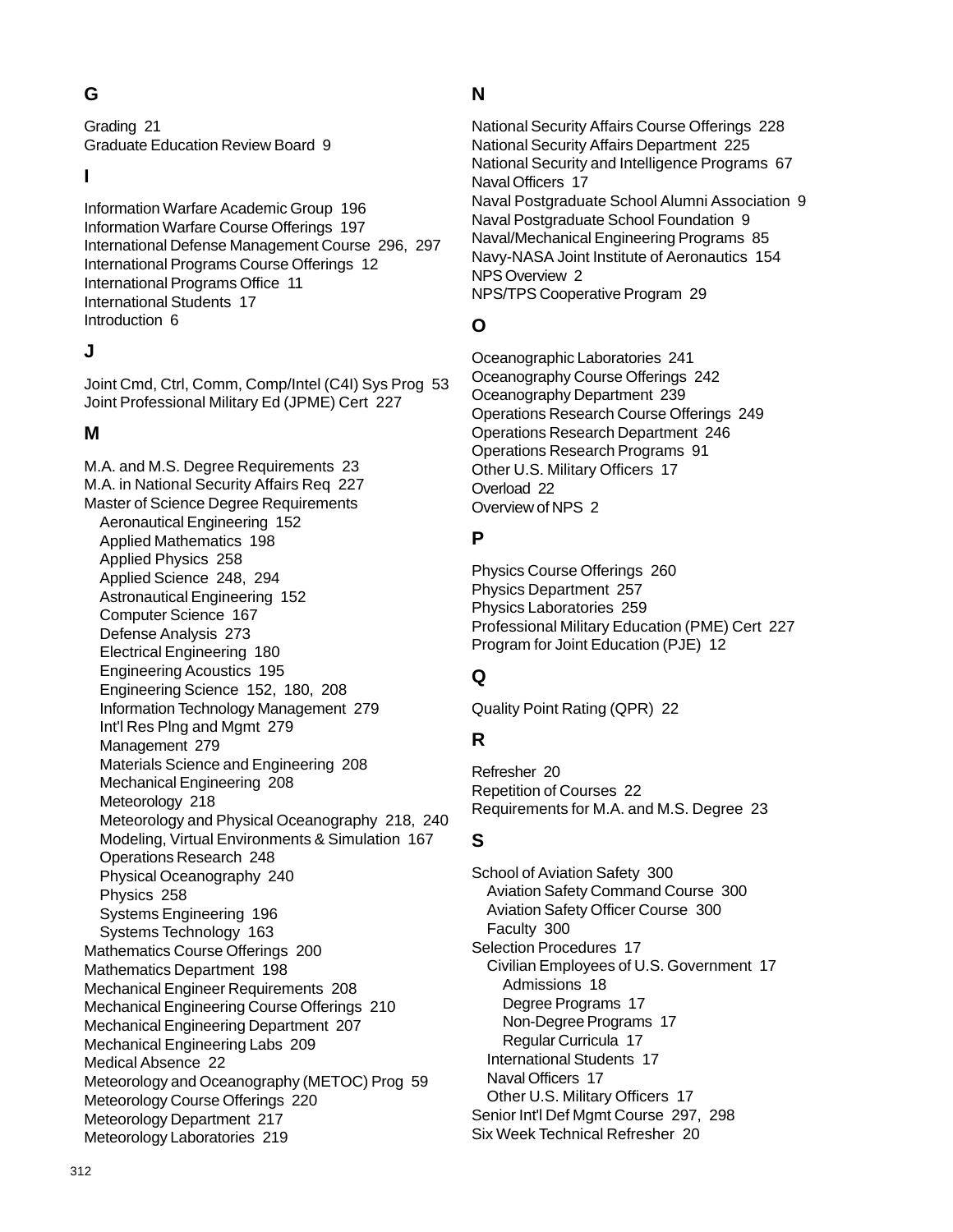## G

Grading 21
Graduate Education Review Board 9

## I

Information Warfare Academic Group 196
Information Warfare Course Offerings 197
International Defense Management Course 296, 297
International Programs Course Offerings 12
International Programs Office 11
International Students 17
Introduction 6

## J

Joint Cmd, Ctrl, Comm, Comp/Intel (C4I) Sys Prog 53
Joint Professional Military Ed (JPME) Cert 227

## M

M.A. and M.S. Degree Requirements 23
M.A. in National Security Affairs Req 227
Master of Science Degree Requirements
- Aeronautical Engineering 152
- Applied Mathematics 198
- Applied Physics 258
- Applied Science 248, 294
- Astronautical Engineering 152
- Computer Science 167
- Defense Analysis 273
- Electrical Engineering 180
- Engineering Acoustics 195
- Engineering Science 152, 180, 208
- Information Technology Management 279
- Int'l Res Plng and Mgmt 279
- Management 279
- Materials Science and Engineering 208
- Mechanical Engineering 208
- Meteorology 218
- Meteorology and Physical Oceanography 218, 240
- Modeling, Virtual Environments & Simulation 167
- Operations Research 248
- Physical Oceanography 240
- Physics 258
- Systems Engineering 196
- Systems Technology 163

Mathematics Course Offerings 200
Mathematics Department 198
Mechanical Engineer Requirements 208
Mechanical Engineering Course Offerings 210
Mechanical Engineering Department 207
Mechanical Engineering Labs 209
Medical Absence 22
Meteorology and Oceanography (METOC) Prog 59
Meteorology Course Offerings 220
Meteorology Department 217
Meteorology Laboratories 219

## N

National Security Affairs Course Offerings 228
National Security Affairs Department 225
National Security and Intelligence Programs 67
Naval Officers 17
Naval Postgraduate School Alumni Association 9
Naval Postgraduate School Foundation 9
Naval/Mechanical Engineering Programs 85
Navy-NASA Joint Institute of Aeronautics 154
NPS Overview 2
NPS/TPS Cooperative Program 29

## O

Oceanographic Laboratories 241
Oceanography Course Offerings 242
Oceanography Department 239
Operations Research Course Offerings 249
Operations Research Department 246
Operations Research Programs 91
Other U.S. Military Officers 17
Overload 22
Overview of NPS 2

## P

Physics Course Offerings 260
Physics Department 257
Physics Laboratories 259
Professional Military Education (PME) Cert 227
Program for Joint Education (PJE) 12

## Q

Quality Point Rating (QPR) 22

## R

Refresher 20
Repetition of Courses 22
Requirements for M.A. and M.S. Degree 23

## S

School of Aviation Safety 300
- Aviation Safety Command Course 300
- Aviation Safety Officer Course 300
- Faculty 300

Selection Procedures 17
- Civilian Employees of U.S. Government 17
  - Admissions 18
  - Degree Programs 17
  - Non-Degree Programs 17
  - Regular Curricula 17
- International Students 17
- Naval Officers 17
- Other U.S. Military Officers 17

Senior Int'l Def Mgmt Course 297, 298
Six Week Technical Refresher 20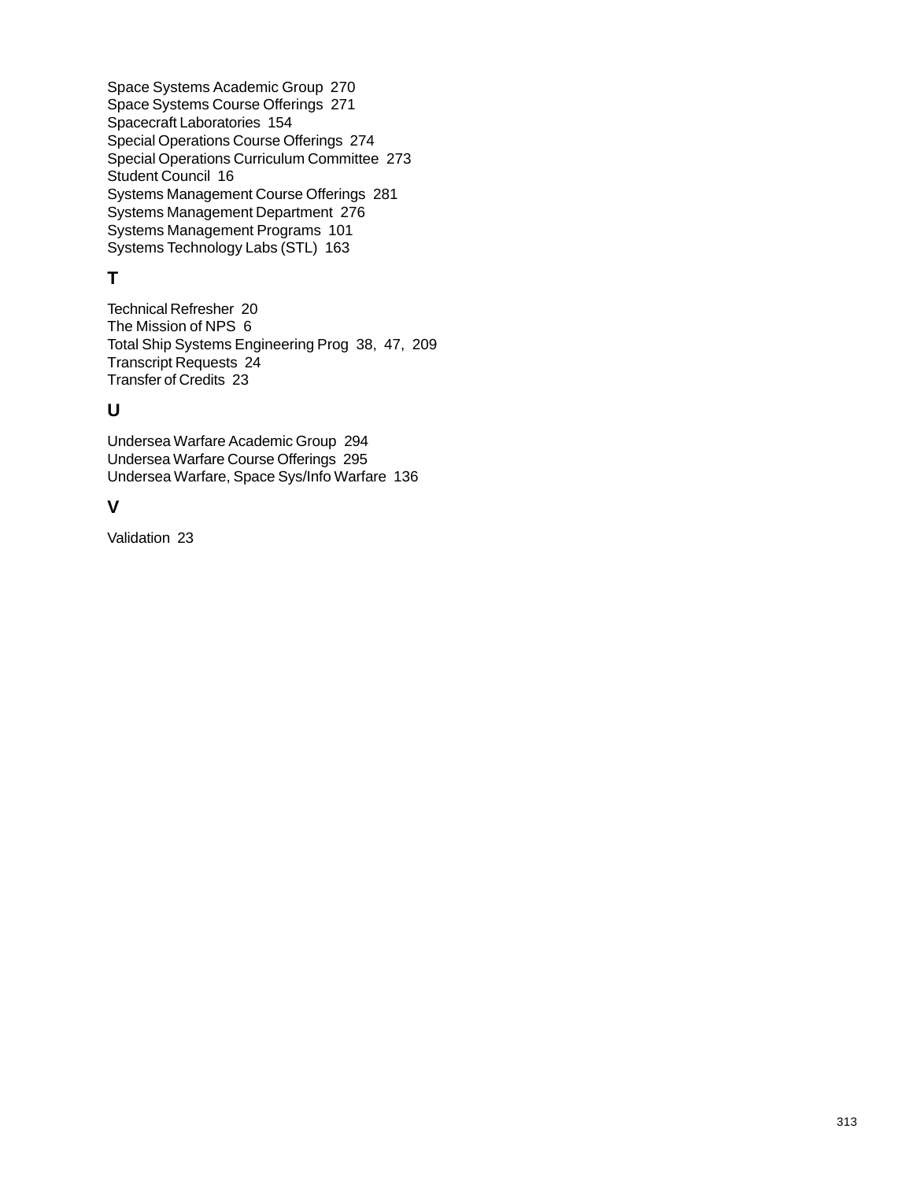Space Systems Academic Group 270
Space Systems Course Offerings 271
Spacecraft Laboratories 154
Special Operations Course Offerings 274
Special Operations Curriculum Committee 273
Student Council 16
Systems Management Course Offerings 281
Systems Management Department 276
Systems Management Programs 101
Systems Technology Labs (STL) 163

## T

Technical Refresher 20
The Mission of NPS 6
Total Ship Systems Engineering Prog 38, 47, 209
Transcript Requests 24
Transfer of Credits 23

## U

Undersea Warfare Academic Group 294
Undersea Warfare Course Offerings 295
Undersea Warfare, Space Sys/Info Warfare 136

## V

Validation 23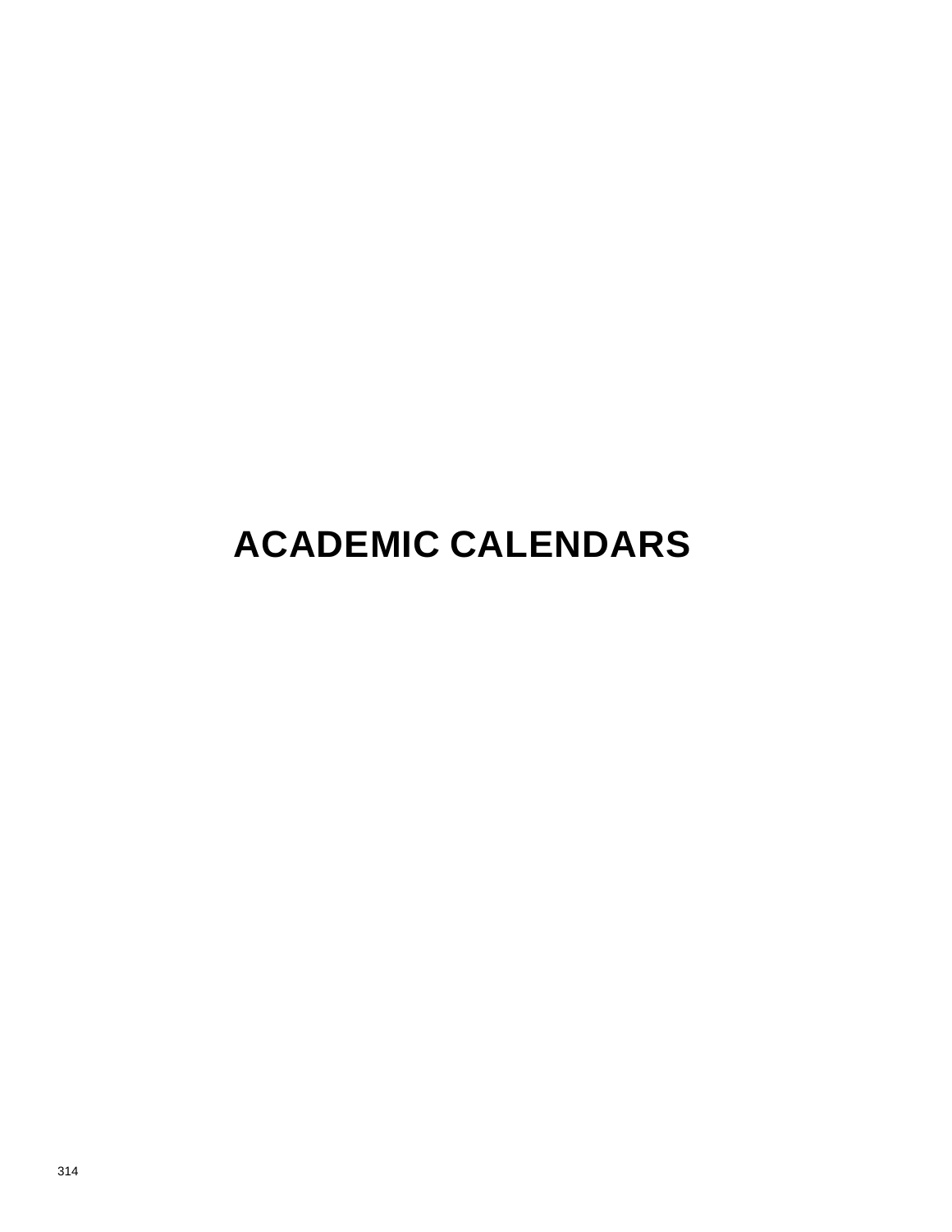# ACADEMIC CALENDARS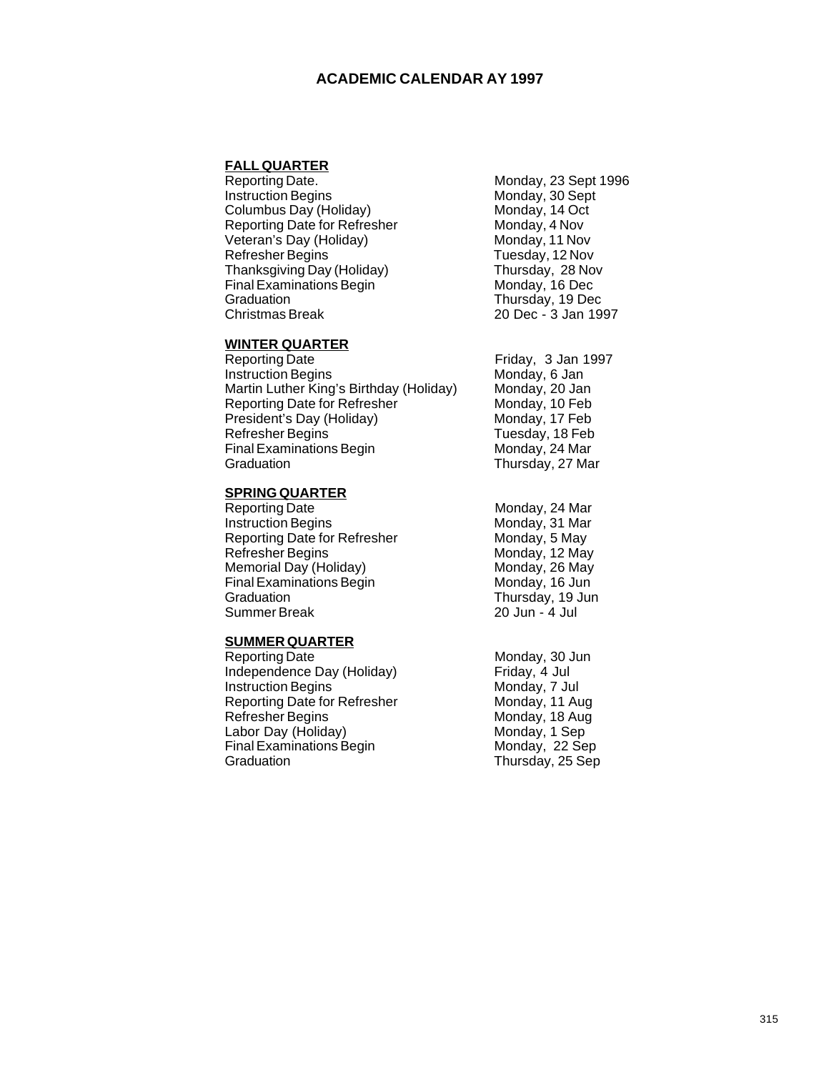# ACADEMIC CALENDAR AY 1997

## FALL QUARTER

| | |
|---|---|
| Reporting Date. | Monday, 23 Sept 1996 |
| Instruction Begins | Monday, 30 Sept |
| Columbus Day (Holiday) | Monday, 14 Oct |
| Reporting Date for Refresher | Monday, 4 Nov |
| Veteran's Day (Holiday) | Monday, 11 Nov |
| Refresher Begins | Tuesday, 12 Nov |
| Thanksgiving Day (Holiday) | Thursday, 28 Nov |
| Final Examinations Begin | Monday, 16 Dec |
| Graduation | Thursday, 19 Dec |
| Christmas Break | 20 Dec - 3 Jan 1997 |

## WINTER QUARTER

| | |
|---|---|
| Reporting Date | Friday, 3 Jan 1997 |
| Instruction Begins | Monday, 6 Jan |
| Martin Luther King's Birthday (Holiday) | Monday, 20 Jan |
| Reporting Date for Refresher | Monday, 10 Feb |
| President's Day (Holiday) | Monday, 17 Feb |
| Refresher Begins | Tuesday, 18 Feb |
| Final Examinations Begin | Monday, 24 Mar |
| Graduation | Thursday, 27 Mar |

## SPRING QUARTER

| | |
|---|---|
| Reporting Date | Monday, 24 Mar |
| Instruction Begins | Monday, 31 Mar |
| Reporting Date for Refresher | Monday, 5 May |
| Refresher Begins | Monday, 12 May |
| Memorial Day (Holiday) | Monday, 26 May |
| Final Examinations Begin | Monday, 16 Jun |
| Graduation | Thursday, 19 Jun |
| Summer Break | 20 Jun - 4 Jul |

## SUMMER QUARTER

| | |
|---|---|
| Reporting Date | Monday, 30 Jun |
| Independence Day (Holiday) | Friday, 4 Jul |
| Instruction Begins | Monday, 7 Jul |
| Reporting Date for Refresher | Monday, 11 Aug |
| Refresher Begins | Monday, 18 Aug |
| Labor Day (Holiday) | Monday, 1 Sep |
| Final Examinations Begin | Monday, 22 Sep |
| Graduation | Thursday, 25 Sep |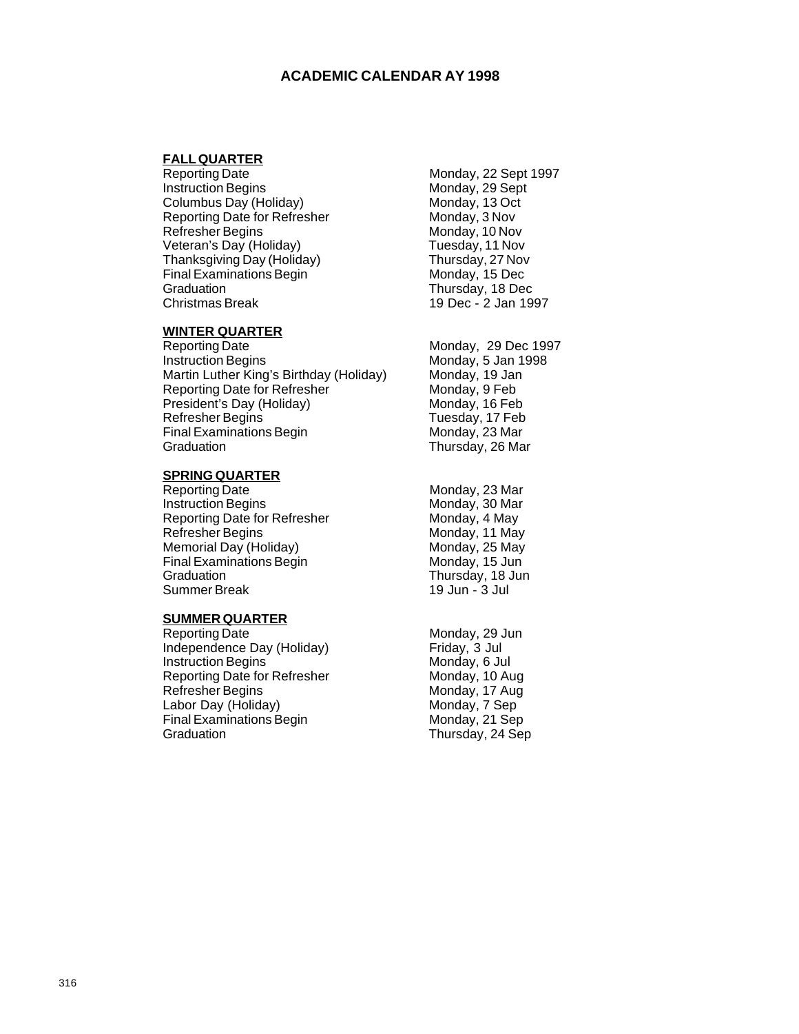# ACADEMIC CALENDAR AY 1998

## FALL QUARTER

| | |
|---|---|
| Reporting Date | Monday, 22 Sept 1997 |
| Instruction Begins | Monday, 29 Sept |
| Columbus Day (Holiday) | Monday, 13 Oct |
| Reporting Date for Refresher | Monday, 3 Nov |
| Refresher Begins | Monday, 10 Nov |
| Veteran's Day (Holiday) | Tuesday, 11 Nov |
| Thanksgiving Day (Holiday) | Thursday, 27 Nov |
| Final Examinations Begin | Monday, 15 Dec |
| Graduation | Thursday, 18 Dec |
| Christmas Break | 19 Dec - 2 Jan 1997 |

## WINTER QUARTER

| | |
|---|---|
| Reporting Date | Monday, 29 Dec 1997 |
| Instruction Begins | Monday, 5 Jan 1998 |
| Martin Luther King's Birthday (Holiday) | Monday, 19 Jan |
| Reporting Date for Refresher | Monday, 9 Feb |
| President's Day (Holiday) | Monday, 16 Feb |
| Refresher Begins | Tuesday, 17 Feb |
| Final Examinations Begin | Monday, 23 Mar |
| Graduation | Thursday, 26 Mar |

## SPRING QUARTER

| | |
|---|---|
| Reporting Date | Monday, 23 Mar |
| Instruction Begins | Monday, 30 Mar |
| Reporting Date for Refresher | Monday, 4 May |
| Refresher Begins | Monday, 11 May |
| Memorial Day (Holiday) | Monday, 25 May |
| Final Examinations Begin | Monday, 15 Jun |
| Graduation | Thursday, 18 Jun |
| Summer Break | 19 Jun - 3 Jul |

## SUMMER QUARTER

| | |
|---|---|
| Reporting Date | Monday, 29 Jun |
| Independence Day (Holiday) | Friday, 3 Jul |
| Instruction Begins | Monday, 6 Jul |
| Reporting Date for Refresher | Monday, 10 Aug |
| Refresher Begins | Monday, 17 Aug |
| Labor Day (Holiday) | Monday, 7 Sep |
| Final Examinations Begin | Monday, 21 Sep |
| Graduation | Thursday, 24 Sep |